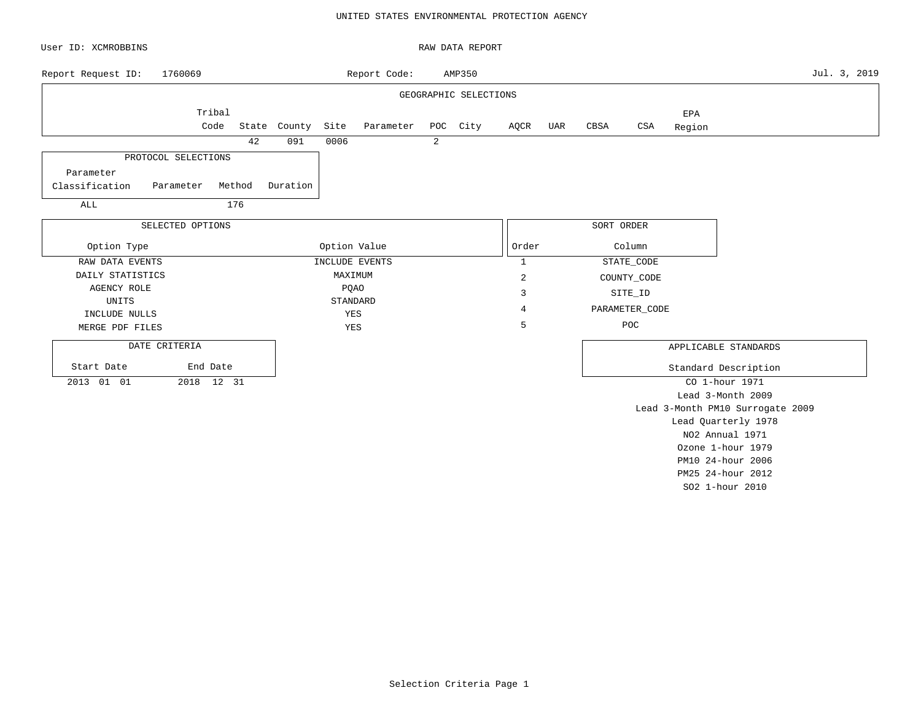# UNITED STATES ENVIRONMENTAL PROTECTION AGENCY

User ID: XCMROBBINS

## RAW DATA REPORT

Report Request ID: 1760069    Report Code: AMP350    Jul. 3, 2019

### GEOGRAPHIC SELECTIONS

| Tribal Code | State | County | Site | Parameter | POC | City | AQCR | UAR | CBSA | CSA | EPA Region |
|---|---|---|---|---|---|---|---|---|---|---|---|
| | 42 | 091 | 0006 | | 2 | | | | | | |

### PROTOCOL SELECTIONS

| Parameter Classification | Parameter | Method | Duration |
|---|---|---|---|
| ALL | | 176 | |

### SELECTED OPTIONS

| Option Type | Option Value |
|---|---|
| RAW DATA EVENTS | INCLUDE EVENTS |
| DAILY STATISTICS | MAXIMUM |
| AGENCY ROLE | PQAO |
| UNITS | STANDARD |
| INCLUDE NULLS | YES |
| MERGE PDF FILES | YES |

### SORT ORDER

| Order | Column |
|---|---|
| 1 | STATE_CODE |
| 2 | COUNTY_CODE |
| 3 | SITE_ID |
| 4 | PARAMETER_CODE |
| 5 | POC |

### DATE CRITERIA

| Start Date | End Date |
|---|---|
| 2013 01 01 | 2018 12 31 |

### APPLICABLE STANDARDS

| Standard Description |
|---|
| CO 1-hour 1971 |
| Lead 3-Month 2009 |
| Lead 3-Month PM10 Surrogate 2009 |
| Lead Quarterly 1978 |
| NO2 Annual 1971 |
| Ozone 1-hour 1979 |
| PM10 24-hour 2006 |
| PM25 24-hour 2012 |
| SO2 1-hour 2010 |

Selection Criteria Page 1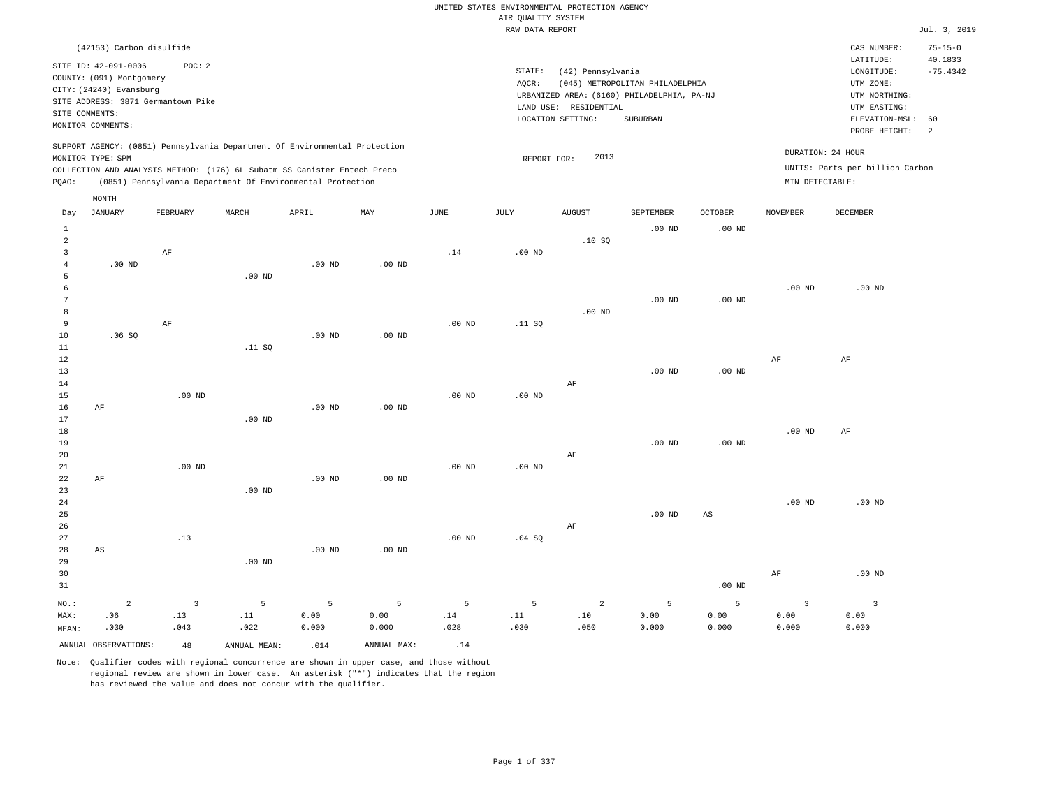UNITED STATES ENVIRONMENTAL PROTECTION AGENCY
AIR QUALITY SYSTEM
RAW DATA REPORT

Jul. 3, 2019

(42153) Carbon disulfide

SITE ID: 42-091-0006 POC: 2
COUNTY: (091) Montgomery
CITY: (24240) Evansburg
SITE ADDRESS: 3871 Germantown Pike
SITE COMMENTS:
MONITOR COMMENTS:

STATE: (42) Pennsylvania
AQCR: (045) METROPOLITAN PHILADELPHIA
URBANIZED AREA: (6160) PHILADELPHIA, PA-NJ
LAND USE: RESIDENTIAL
LOCATION SETTING: SUBURBAN

CAS NUMBER: 75-15-0
LATITUDE: 40.1833
LONGITUDE: -75.4342
UTM ZONE:
UTM NORTHING:
UTM EASTING:
ELEVATION-MSL: 60
PROBE HEIGHT: 2

SUPPORT AGENCY: (0851) Pennsylvania Department Of Environmental Protection
MONITOR TYPE: SPM
COLLECTION AND ANALYSIS METHOD: (176) 6L Subatm SS Canister Entech Preco
PQAO: (0851) Pennsylvania Department Of Environmental Protection

REPORT FOR: 2013

DURATION: 24 HOUR
UNITS: Parts per billion Carbon
MIN DETECTABLE:

| Day | JANUARY | FEBRUARY | MARCH | APRIL | MAY | JUNE | JULY | AUGUST | SEPTEMBER | OCTOBER | NOVEMBER | DECEMBER |
|---|---|---|---|---|---|---|---|---|---|---|---|---|
| 1 | | | | | | | | | .00 ND | .00 ND | | |
| 2 | | | | | | | | .10 SQ | | | | |
| 3 | | AF | | | | .14 | .00 ND | | | | | |
| 4 | .00 ND | | | .00 ND | .00 ND | | | | | | | |
| 5 | | | .00 ND | | | | | | | | | |
| 6 | | | | | | | | | | | .00 ND | .00 ND |
| 7 | | | | | | | | | .00 ND | .00 ND | | |
| 8 | | | | | | | | .00 ND | | | | |
| 9 | | AF | | | | .00 ND | .11 SQ | | | | | |
| 10 | .06 SQ | | | .00 ND | .00 ND | | | | | | | |
| 11 | | | .11 SQ | | | | | | | | | |
| 12 | | | | | | | | | | | AF | AF |
| 13 | | | | | | | | | .00 ND | .00 ND | | |
| 14 | | | | | | | | AF | | | | |
| 15 | | .00 ND | | | | .00 ND | .00 ND | | | | | |
| 16 | AF | | | .00 ND | .00 ND | | | | | | | |
| 17 | | | .00 ND | | | | | | | | | |
| 18 | | | | | | | | | | | .00 ND | AF |
| 19 | | | | | | | | | .00 ND | .00 ND | | |
| 20 | | | | | | | | AF | | | | |
| 21 | | .00 ND | | | | .00 ND | .00 ND | | | | | |
| 22 | AF | | | .00 ND | .00 ND | | | | | | | |
| 23 | | | .00 ND | | | | | | | | | |
| 24 | | | | | | | | | | | .00 ND | .00 ND |
| 25 | | | | | | | | | .00 ND | AS | | |
| 26 | | | | | | | | AF | | | | |
| 27 | | .13 | | | | .00 ND | .04 SQ | | | | | |
| 28 | AS | | | .00 ND | .00 ND | | | | | | | |
| 29 | | | .00 ND | | | | | | | | | |
| 30 | | | | | | | | | | | AF | .00 ND |
| 31 | | | | | | | | | | .00 ND | | |
| NO.: | 2 | 3 | 5 | 5 | 5 | 5 | 5 | 2 | 5 | 5 | 3 | 3 |
| MAX: | .06 | .13 | .11 | 0.00 | 0.00 | .14 | .11 | .10 | 0.00 | 0.00 | 0.00 | 0.00 |
| MEAN: | .030 | .043 | .022 | 0.000 | 0.000 | .028 | .030 | .050 | 0.000 | 0.000 | 0.000 | 0.000 |

ANNUAL OBSERVATIONS: 48 ANNUAL MEAN: .014 ANNUAL MAX: .14

Note: Qualifier codes with regional concurrence are shown in upper case, and those without regional review are shown in lower case. An asterisk ("*") indicates that the region has reviewed the value and does not concur with the qualifier.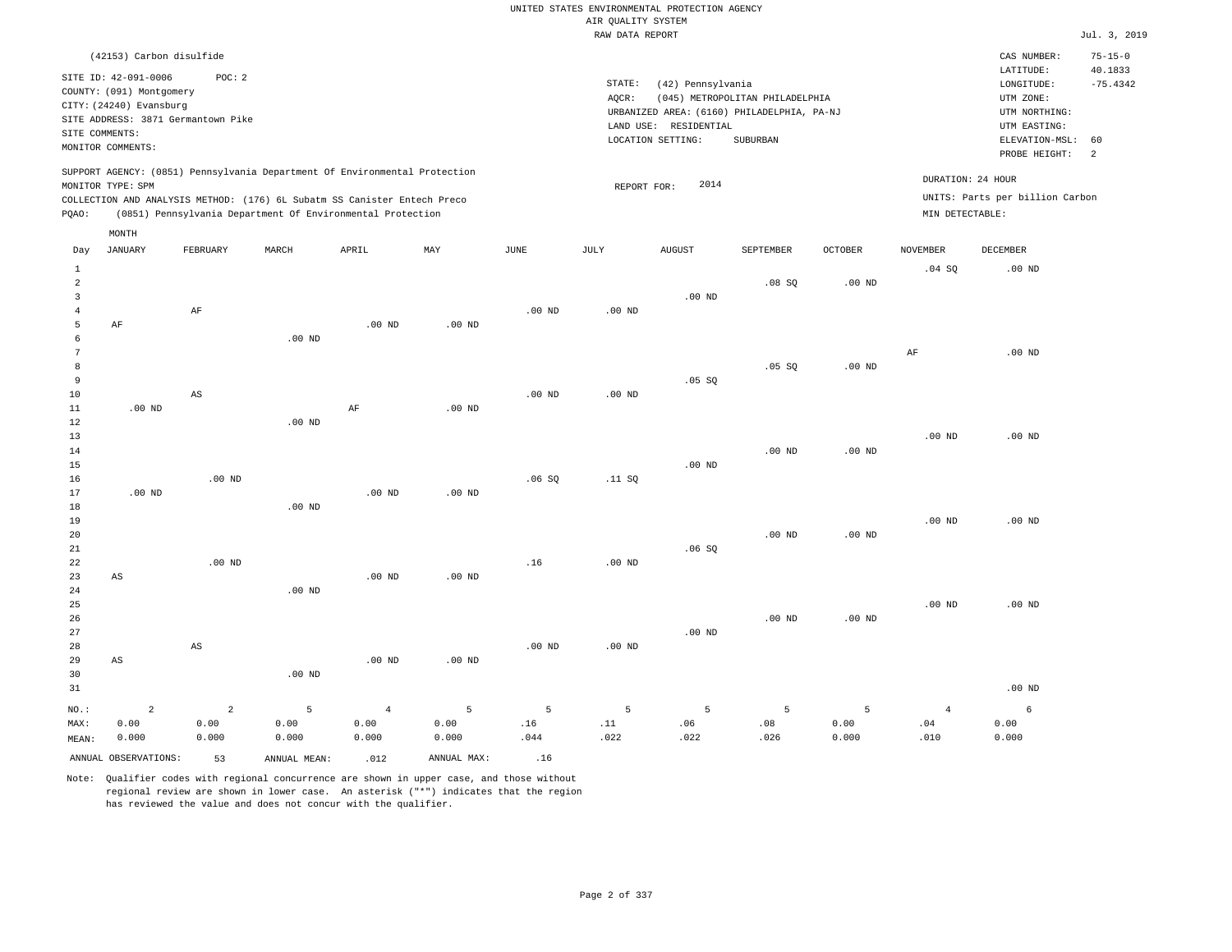UNITED STATES ENVIRONMENTAL PROTECTION AGENCY
AIR QUALITY SYSTEM
RAW DATA REPORT

Jul. 3, 2019

(42153) Carbon disulfide

SITE ID: 42-091-0006 POC: 2
COUNTY: (091) Montgomery
CITY: (24240) Evansburg
SITE ADDRESS: 3871 Germantown Pike
SITE COMMENTS:
MONITOR COMMENTS:

STATE: (42) Pennsylvania
AQCR: (045) METROPOLITAN PHILADELPHIA
URBANIZED AREA: (6160) PHILADELPHIA, PA-NJ
LAND USE: RESIDENTIAL
LOCATION SETTING: SUBURBAN

CAS NUMBER: 75-15-0
LATITUDE: 40.1833
LONGITUDE: -75.4342
UTM ZONE:
UTM NORTHING:
UTM EASTING:
ELEVATION-MSL: 60
PROBE HEIGHT: 2

SUPPORT AGENCY: (0851) Pennsylvania Department Of Environmental Protection
MONITOR TYPE: SPM
COLLECTION AND ANALYSIS METHOD: (176) 6L Subatm SS Canister Entech Preco
PQAO: (0851) Pennsylvania Department Of Environmental Protection

REPORT FOR: 2014

DURATION: 24 HOUR
UNITS: Parts per billion Carbon
MIN DETECTABLE:

| Day | JANUARY | FEBRUARY | MARCH | APRIL | MAY | JUNE | JULY | AUGUST | SEPTEMBER | OCTOBER | NOVEMBER | DECEMBER |
|---|---|---|---|---|---|---|---|---|---|---|---|---|
| 1 | | | | | | | | | | | .04 SQ | .00 ND |
| 2 | | | | | | | | | .08 SQ | .00 ND | | |
| 3 | | | | | | | | .00 ND | | | | |
| 4 | | AF | | | | .00 ND | .00 ND | | | | | |
| 5 | AF | | | .00 ND | .00 ND | | | | | | | |
| 6 | | | .00 ND | | | | | | | | | |
| 7 | | | | | | | | | | | AF | .00 ND |
| 8 | | | | | | | | | .05 SQ | .00 ND | | |
| 9 | | | | | | | | .05 SQ | | | | |
| 10 | | AS | | | | .00 ND | .00 ND | | | | | |
| 11 | .00 ND | | | AF | .00 ND | | | | | | | |
| 12 | | | .00 ND | | | | | | | | | |
| 13 | | | | | | | | | | | .00 ND | .00 ND |
| 14 | | | | | | | | | .00 ND | .00 ND | | |
| 15 | | | | | | | | .00 ND | | | | |
| 16 | | .00 ND | | | | .06 SQ | .11 SQ | | | | | |
| 17 | .00 ND | | | .00 ND | .00 ND | | | | | | | |
| 18 | | | .00 ND | | | | | | | | | |
| 19 | | | | | | | | | | | .00 ND | .00 ND |
| 20 | | | | | | | | | .00 ND | .00 ND | | |
| 21 | | | | | | | | .06 SQ | | | | |
| 22 | | .00 ND | | | | .16 | .00 ND | | | | | |
| 23 | AS | | | .00 ND | .00 ND | | | | | | | |
| 24 | | | .00 ND | | | | | | | | | |
| 25 | | | | | | | | | | | .00 ND | .00 ND |
| 26 | | | | | | | | | .00 ND | .00 ND | | |
| 27 | | | | | | | | .00 ND | | | | |
| 28 | | AS | | | | .00 ND | .00 ND | | | | | |
| 29 | AS | | | .00 ND | .00 ND | | | | | | | |
| 30 | | | .00 ND | | | | | | | | | |
| 31 | | | | | | | | | | | | .00 ND |
| NO.: | 2 | 2 | 5 | 4 | 5 | 5 | 5 | 5 | 5 | 5 | 4 | 6 |
| MAX: | 0.00 | 0.00 | 0.00 | 0.00 | 0.00 | .16 | .11 | .06 | .08 | 0.00 | .04 | 0.00 |
| MEAN: | 0.000 | 0.000 | 0.000 | 0.000 | 0.000 | .044 | .022 | .022 | .026 | 0.000 | .010 | 0.000 |

ANNUAL OBSERVATIONS: 53 ANNUAL MEAN: .012 ANNUAL MAX: .16

Note: Qualifier codes with regional concurrence are shown in upper case, and those without regional review are shown in lower case. An asterisk ("*") indicates that the region has reviewed the value and does not concur with the qualifier.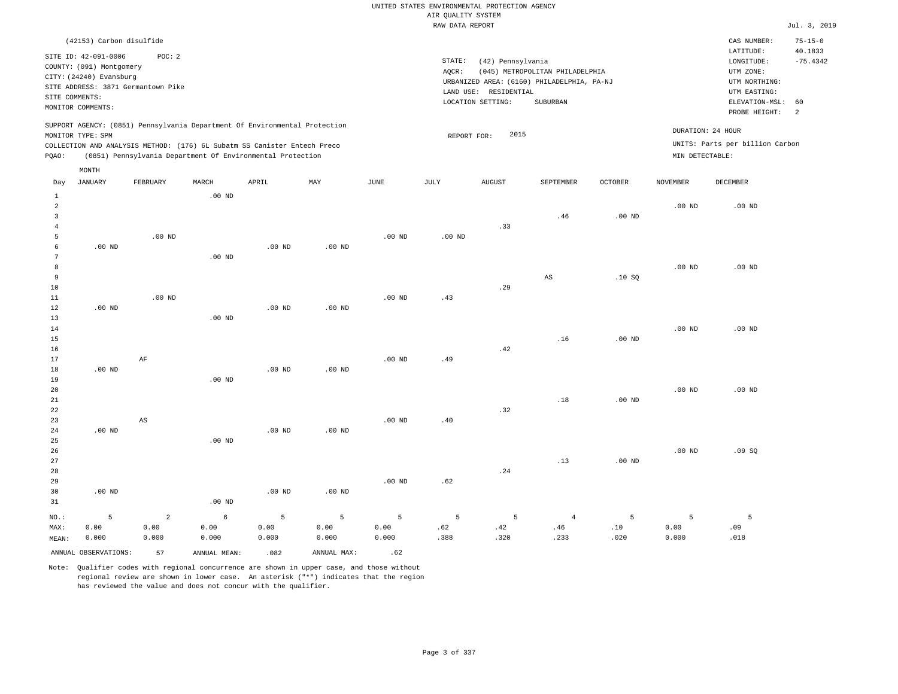UNITED STATES ENVIRONMENTAL PROTECTION AGENCY
AIR QUALITY SYSTEM
RAW DATA REPORT

Jul. 3, 2019

(42153) Carbon disulfide

SITE ID: 42-091-0006 POC: 2
COUNTY: (091) Montgomery
CITY: (24240) Evansburg
SITE ADDRESS: 3871 Germantown Pike
SITE COMMENTS:
MONITOR COMMENTS:

STATE: (42) Pennsylvania
AQCR: (045) METROPOLITAN PHILADELPHIA
URBANIZED AREA: (6160) PHILADELPHIA, PA-NJ
LAND USE: RESIDENTIAL
LOCATION SETTING: SUBURBAN

CAS NUMBER: 75-15-0
LATITUDE: 40.1833
LONGITUDE: -75.4342
UTM ZONE:
UTM NORTHING:
UTM EASTING:
ELEVATION-MSL: 60
PROBE HEIGHT: 2

SUPPORT AGENCY: (0851) Pennsylvania Department Of Environmental Protection
MONITOR TYPE: SPM
COLLECTION AND ANALYSIS METHOD: (176) 6L Subatm SS Canister Entech Preco
PQAO: (0851) Pennsylvania Department Of Environmental Protection

REPORT FOR: 2015

DURATION: 24 HOUR
UNITS: Parts per billion Carbon
MIN DETECTABLE:

| Day | JANUARY | FEBRUARY | MARCH | APRIL | MAY | JUNE | JULY | AUGUST | SEPTEMBER | OCTOBER | NOVEMBER | DECEMBER |
|---|---|---|---|---|---|---|---|---|---|---|---|---|
| 1 | | | .00 ND | | | | | | | | | |
| 2 | | | | | | | | | | | .00 ND | .00 ND |
| 3 | | | | | | | | | .46 | .00 ND | | |
| 4 | | | | | | | | .33 | | | | |
| 5 | | .00 ND | | | | .00 ND | .00 ND | | | | | |
| 6 | .00 ND | | | .00 ND | .00 ND | | | | | | | |
| 7 | | | .00 ND | | | | | | | | | |
| 8 | | | | | | | | | | | .00 ND | .00 ND |
| 9 | | | | | | | | | AS | .10 SQ | | |
| 10 | | | | | | | | .29 | | | | |
| 11 | | .00 ND | | | | .00 ND | .43 | | | | | |
| 12 | .00 ND | | | .00 ND | .00 ND | | | | | | | |
| 13 | | | .00 ND | | | | | | | | | |
| 14 | | | | | | | | | | | .00 ND | .00 ND |
| 15 | | | | | | | | | .16 | .00 ND | | |
| 16 | | | | | | | | .42 | | | | |
| 17 | | AF | | | | .00 ND | .49 | | | | | |
| 18 | .00 ND | | | .00 ND | .00 ND | | | | | | | |
| 19 | | | .00 ND | | | | | | | | | |
| 20 | | | | | | | | | | | .00 ND | .00 ND |
| 21 | | | | | | | | | .18 | .00 ND | | |
| 22 | | | | | | | | .32 | | | | |
| 23 | | AS | | | | .00 ND | .40 | | | | | |
| 24 | .00 ND | | | .00 ND | .00 ND | | | | | | | |
| 25 | | | .00 ND | | | | | | | | | |
| 26 | | | | | | | | | | | .00 ND | .09 SQ |
| 27 | | | | | | | | | .13 | .00 ND | | |
| 28 | | | | | | | | .24 | | | | |
| 29 | | | | | | .00 ND | .62 | | | | | |
| 30 | .00 ND | | | .00 ND | .00 ND | | | | | | | |
| 31 | | | .00 ND | | | | | | | | | |
| NO.: | 5 | 2 | 6 | 5 | 5 | 5 | 5 | 5 | 4 | 5 | 5 | 5 |
| MAX: | 0.00 | 0.00 | 0.00 | 0.00 | 0.00 | 0.00 | .62 | .42 | .46 | .10 | 0.00 | .09 |
| MEAN: | 0.000 | 0.000 | 0.000 | 0.000 | 0.000 | 0.000 | .388 | .320 | .233 | .020 | 0.000 | .018 |

ANNUAL OBSERVATIONS: 57 ANNUAL MEAN: .082 ANNUAL MAX: .62

Note: Qualifier codes with regional concurrence are shown in upper case, and those without regional review are shown in lower case. An asterisk ("*") indicates that the region has reviewed the value and does not concur with the qualifier.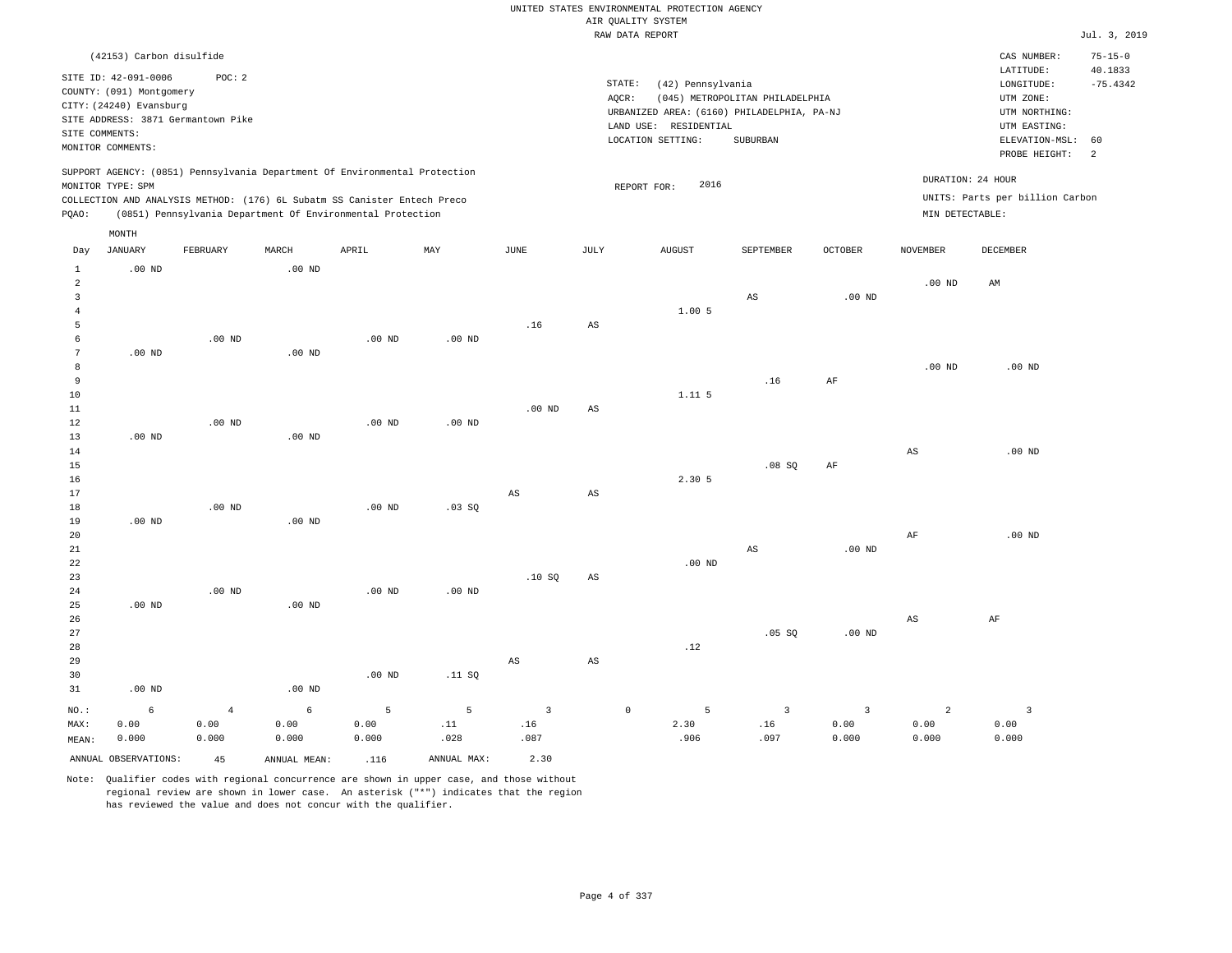UNITED STATES ENVIRONMENTAL PROTECTION AGENCY
AIR QUALITY SYSTEM
RAW DATA REPORT

Jul. 3, 2019

(42153) Carbon disulfide

SITE ID: 42-091-0006 POC: 2
COUNTY: (091) Montgomery
CITY: (24240) Evansburg
SITE ADDRESS: 3871 Germantown Pike
SITE COMMENTS:
MONITOR COMMENTS:

STATE: (42) Pennsylvania
AQCR: (045) METROPOLITAN PHILADELPHIA
URBANIZED AREA: (6160) PHILADELPHIA, PA-NJ
LAND USE: RESIDENTIAL
LOCATION SETTING: SUBURBAN

CAS NUMBER: 75-15-0
LATITUDE: 40.1833
LONGITUDE: -75.4342
UTM ZONE:
UTM NORTHING:
UTM EASTING:
ELEVATION-MSL: 60
PROBE HEIGHT: 2

SUPPORT AGENCY: (0851) Pennsylvania Department Of Environmental Protection
MONITOR TYPE: SPM
COLLECTION AND ANALYSIS METHOD: (176) 6L Subatm SS Canister Entech Preco
PQAO: (0851) Pennsylvania Department Of Environmental Protection

REPORT FOR: 2016

DURATION: 24 HOUR
UNITS: Parts per billion Carbon
MIN DETECTABLE:

| Day | JANUARY | FEBRUARY | MARCH | APRIL | MAY | JUNE | JULY | AUGUST | SEPTEMBER | OCTOBER | NOVEMBER | DECEMBER |
|---|---|---|---|---|---|---|---|---|---|---|---|---|
| 1 | .00 ND | | .00 ND | | | | | | | | | |
| 2 | | | | | | | | | | | .00 ND | AM |
| 3 | | | | | | | | | AS | .00 ND | | |
| 4 | | | | | | | | 1.00 5 | | | | |
| 5 | | | | | | .16 | AS | | | | | |
| 6 | | .00 ND | | .00 ND | .00 ND | | | | | | | |
| 7 | .00 ND | | .00 ND | | | | | | | | | |
| 8 | | | | | | | | | | | .00 ND | .00 ND |
| 9 | | | | | | | | | .16 | AF | | |
| 10 | | | | | | | | 1.11 5 | | | | |
| 11 | | | | | | .00 ND | AS | | | | | |
| 12 | | .00 ND | | .00 ND | .00 ND | | | | | | | |
| 13 | .00 ND | | .00 ND | | | | | | | | | |
| 14 | | | | | | | | | | | AS | .00 ND |
| 15 | | | | | | | | | .08 SQ | AF | | |
| 16 | | | | | | | | 2.30 5 | | | | |
| 17 | | | | | | AS | AS | | | | | |
| 18 | | .00 ND | | .00 ND | .03 SQ | | | | | | | |
| 19 | .00 ND | | .00 ND | | | | | | | | | |
| 20 | | | | | | | | | | | AF | .00 ND |
| 21 | | | | | | | | | AS | .00 ND | | |
| 22 | | | | | | | | .00 ND | | | | |
| 23 | | | | | | .10 SQ | AS | | | | | |
| 24 | | .00 ND | | .00 ND | .00 ND | | | | | | | |
| 25 | .00 ND | | .00 ND | | | | | | | | | |
| 26 | | | | | | | | | | | AS | AF |
| 27 | | | | | | | | | .05 SQ | .00 ND | | |
| 28 | | | | | | | | .12 | | | | |
| 29 | | | | | | AS | AS | | | | | |
| 30 | | | | .00 ND | .11 SQ | | | | | | | |
| 31 | .00 ND | | .00 ND | | | | | | | | | |
| NO.: | 6 | 4 | 6 | 5 | 5 | 3 | 0 | 5 | 3 | 3 | 2 | 3 |
| MAX: | 0.00 | 0.00 | 0.00 | 0.00 | .11 | .16 | | 2.30 | .16 | 0.00 | 0.00 | 0.00 |
| MEAN: | 0.000 | 0.000 | 0.000 | 0.000 | .028 | .087 | | .906 | .097 | 0.000 | 0.000 | 0.000 |

ANNUAL OBSERVATIONS: 45 ANNUAL MEAN: .116 ANNUAL MAX: 2.30

Note: Qualifier codes with regional concurrence are shown in upper case, and those without regional review are shown in lower case. An asterisk ("*") indicates that the region has reviewed the value and does not concur with the qualifier.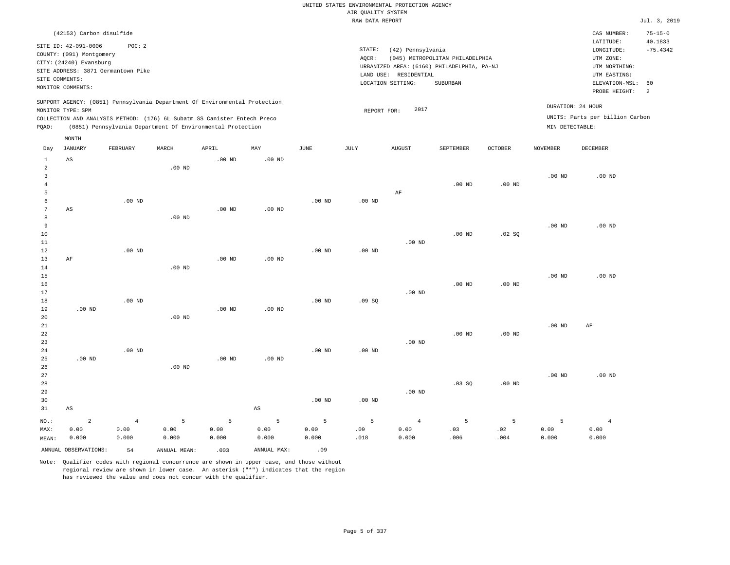UNITED STATES ENVIRONMENTAL PROTECTION AGENCY
AIR QUALITY SYSTEM
RAW DATA REPORT

Jul. 3, 2019

(42153) Carbon disulfide

SITE ID: 42-091-0006 POC: 2
COUNTY: (091) Montgomery
CITY: (24240) Evansburg
SITE ADDRESS: 3871 Germantown Pike
SITE COMMENTS:
MONITOR COMMENTS:

STATE: (42) Pennsylvania
AQCR: (045) METROPOLITAN PHILADELPHIA
URBANIZED AREA: (6160) PHILADELPHIA, PA-NJ
LAND USE: RESIDENTIAL
LOCATION SETTING: SUBURBAN

CAS NUMBER: 75-15-0
LATITUDE: 40.1833
LONGITUDE: -75.4342
UTM ZONE:
UTM NORTHING:
UTM EASTING:
ELEVATION-MSL: 60
PROBE HEIGHT: 2

SUPPORT AGENCY: (0851) Pennsylvania Department Of Environmental Protection
MONITOR TYPE: SPM
COLLECTION AND ANALYSIS METHOD: (176) 6L Subatm SS Canister Entech Preco
PQAO: (0851) Pennsylvania Department Of Environmental Protection

REPORT FOR: 2017

DURATION: 24 HOUR
UNITS: Parts per billion Carbon
MIN DETECTABLE:

| Day | JANUARY | FEBRUARY | MARCH | APRIL | MAY | JUNE | JULY | AUGUST | SEPTEMBER | OCTOBER | NOVEMBER | DECEMBER |
|---|---|---|---|---|---|---|---|---|---|---|---|---|
| 1 | AS | | | .00 ND | .00 ND | | | | | | | |
| 2 | | | .00 ND | | | | | | | | | |
| 3 | | | | | | | | | | | .00 ND | .00 ND |
| 4 | | | | | | | | | .00 ND | .00 ND | | |
| 5 | | | | | | | | AF | | | | |
| 6 | | .00 ND | | | | .00 ND | .00 ND | | | | | |
| 7 | AS | | | .00 ND | .00 ND | | | | | | | |
| 8 | | | .00 ND | | | | | | | | | |
| 9 | | | | | | | | | | | .00 ND | .00 ND |
| 10 | | | | | | | | | .00 ND | .02 SQ | | |
| 11 | | | | | | | | .00 ND | | | | |
| 12 | | .00 ND | | | | .00 ND | .00 ND | | | | | |
| 13 | AF | | | .00 ND | .00 ND | | | | | | | |
| 14 | | | .00 ND | | | | | | | | | |
| 15 | | | | | | | | | | | .00 ND | .00 ND |
| 16 | | | | | | | | | .00 ND | .00 ND | | |
| 17 | | | | | | | | .00 ND | | | | |
| 18 | | .00 ND | | | | .00 ND | .09 SQ | | | | | |
| 19 | .00 ND | | | .00 ND | .00 ND | | | | | | | |
| 20 | | | .00 ND | | | | | | | | | |
| 21 | | | | | | | | | | | .00 ND | AF |
| 22 | | | | | | | | | .00 ND | .00 ND | | |
| 23 | | | | | | | | .00 ND | | | | |
| 24 | | .00 ND | | | | .00 ND | .00 ND | | | | | |
| 25 | .00 ND | | | .00 ND | .00 ND | | | | | | | |
| 26 | | | .00 ND | | | | | | | | | |
| 27 | | | | | | | | | | | .00 ND | .00 ND |
| 28 | | | | | | | | | .03 SQ | .00 ND | | |
| 29 | | | | | | | | .00 ND | | | | |
| 30 | | | | | | .00 ND | .00 ND | | | | | |
| 31 | AS | | | | AS | | | | | | | |
| NO.: | 2 | 4 | 5 | 5 | 5 | 5 | 5 | 4 | 5 | 5 | 5 | 4 |
| MAX: | 0.00 | 0.00 | 0.00 | 0.00 | 0.00 | 0.00 | .09 | 0.00 | .03 | .02 | 0.00 | 0.00 |
| MEAN: | 0.000 | 0.000 | 0.000 | 0.000 | 0.000 | 0.000 | .018 | 0.000 | .006 | .004 | 0.000 | 0.000 |

ANNUAL OBSERVATIONS: 54 ANNUAL MEAN: .003 ANNUAL MAX: .09

Note: Qualifier codes with regional concurrence are shown in upper case, and those without regional review are shown in lower case. An asterisk ("*") indicates that the region has reviewed the value and does not concur with the qualifier.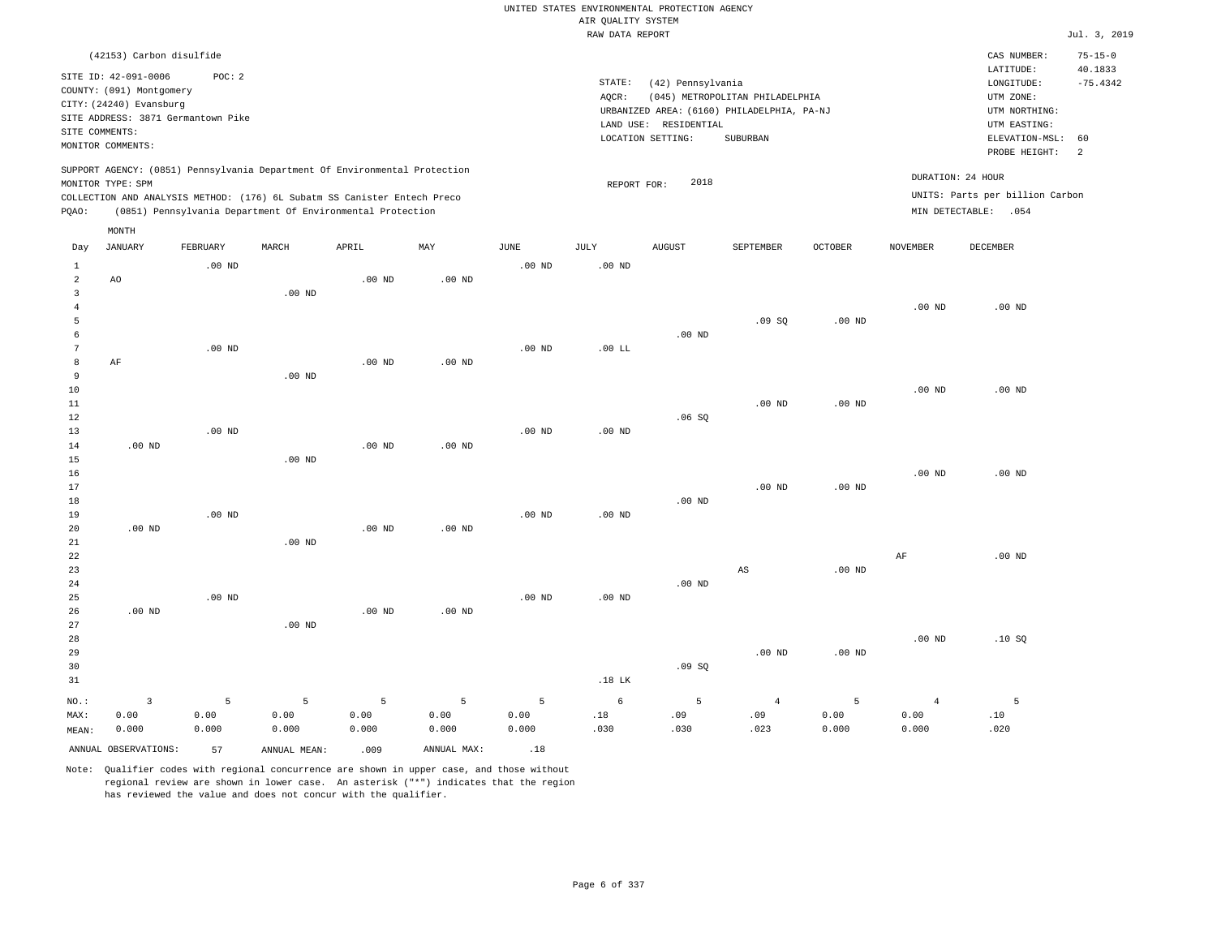UNITED STATES ENVIRONMENTAL PROTECTION AGENCY
AIR QUALITY SYSTEM
RAW DATA REPORT

Jul. 3, 2019

(42153) Carbon disulfide

SITE ID: 42-091-0006  POC: 2
COUNTY: (091) Montgomery
CITY: (24240) Evansburg
SITE ADDRESS: 3871 Germantown Pike
SITE COMMENTS:
MONITOR COMMENTS:

STATE: (42) Pennsylvania
AQCR: (045) METROPOLITAN PHILADELPHIA
URBANIZED AREA: (6160) PHILADELPHIA, PA-NJ
LAND USE: RESIDENTIAL
LOCATION SETTING: SUBURBAN

CAS NUMBER: 75-15-0
LATITUDE: 40.1833
LONGITUDE: -75.4342
UTM ZONE:
UTM NORTHING:
UTM EASTING:
ELEVATION-MSL: 60
PROBE HEIGHT: 2

SUPPORT AGENCY: (0851) Pennsylvania Department Of Environmental Protection
MONITOR TYPE: SPM
COLLECTION AND ANALYSIS METHOD: (176) 6L Subatm SS Canister Entech Preco
PQAO: (0851) Pennsylvania Department Of Environmental Protection

REPORT FOR: 2018

DURATION: 24 HOUR
UNITS: Parts per billion Carbon
MIN DETECTABLE: .054

| Day | JANUARY | FEBRUARY | MARCH | APRIL | MAY | JUNE | JULY | AUGUST | SEPTEMBER | OCTOBER | NOVEMBER | DECEMBER |
|---|---|---|---|---|---|---|---|---|---|---|---|---|
| 1 | | .00 ND | | | | .00 ND | .00 ND | | | | | |
| 2 | AO | | | .00 ND | .00 ND | | | | | | | |
| 3 | | | .00 ND | | | | | | | | | |
| 4 | | | | | | | | | | | .00 ND | .00 ND |
| 5 | | | | | | | | | .09 SQ | .00 ND | | |
| 6 | | | | | | | | .00 ND | | | | |
| 7 | | .00 ND | | | | .00 ND | .00 LL | | | | | |
| 8 | AF | | | .00 ND | .00 ND | | | | | | | |
| 9 | | | .00 ND | | | | | | | | | |
| 10 | | | | | | | | | | | .00 ND | .00 ND |
| 11 | | | | | | | | | .00 ND | .00 ND | | |
| 12 | | | | | | | | .06 SQ | | | | |
| 13 | | .00 ND | | | | .00 ND | .00 ND | | | | | |
| 14 | .00 ND | | | .00 ND | .00 ND | | | | | | | |
| 15 | | | .00 ND | | | | | | | | | |
| 16 | | | | | | | | | | | .00 ND | .00 ND |
| 17 | | | | | | | | | .00 ND | .00 ND | | |
| 18 | | | | | | | | .00 ND | | | | |
| 19 | | .00 ND | | | | .00 ND | .00 ND | | | | | |
| 20 | .00 ND | | | .00 ND | .00 ND | | | | | | | |
| 21 | | | .00 ND | | | | | | | | | |
| 22 | | | | | | | | | | | AF | .00 ND |
| 23 | | | | | | | | | AS | .00 ND | | |
| 24 | | | | | | | | .00 ND | | | | |
| 25 | | .00 ND | | | | .00 ND | .00 ND | | | | | |
| 26 | .00 ND | | | .00 ND | .00 ND | | | | | | | |
| 27 | | | .00 ND | | | | | | | | | |
| 28 | | | | | | | | | | | .00 ND | .10 SQ |
| 29 | | | | | | | | | .00 ND | .00 ND | | |
| 30 | | | | | | | | .09 SQ | | | | |
| 31 | | | | | | | .18 LK | | | | | |
| NO.: | 3 | 5 | 5 | 5 | 5 | 5 | 6 | 5 | 4 | 5 | 4 | 5 |
| MAX: | 0.00 | 0.00 | 0.00 | 0.00 | 0.00 | 0.00 | .18 | .09 | .09 | 0.00 | 0.00 | .10 |
| MEAN: | 0.000 | 0.000 | 0.000 | 0.000 | 0.000 | 0.000 | .030 | .030 | .023 | 0.000 | 0.000 | .020 |

ANNUAL OBSERVATIONS: 57  ANNUAL MEAN: .009  ANNUAL MAX: .18

Note: Qualifier codes with regional concurrence are shown in upper case, and those without regional review are shown in lower case. An asterisk ("*") indicates that the region has reviewed the value and does not concur with the qualifier.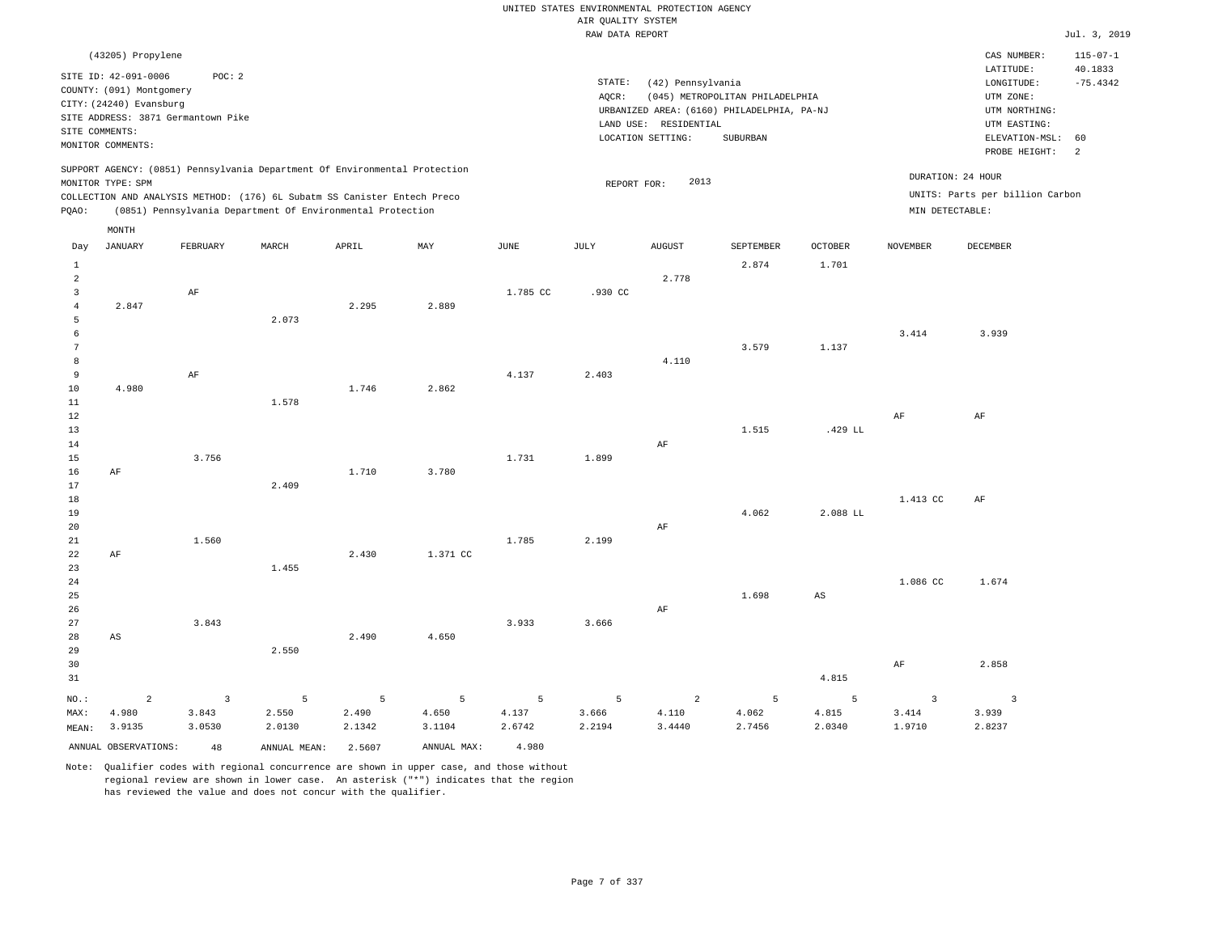UNITED STATES ENVIRONMENTAL PROTECTION AGENCY
AIR QUALITY SYSTEM
RAW DATA REPORT

Jul. 3, 2019

(43205) Propylene

SITE ID: 42-091-0006 POC: 2
COUNTY: (091) Montgomery
CITY: (24240) Evansburg
SITE ADDRESS: 3871 Germantown Pike
SITE COMMENTS:
MONITOR COMMENTS:

STATE: (42) Pennsylvania
AQCR: (045) METROPOLITAN PHILADELPHIA
URBANIZED AREA: (6160) PHILADELPHIA, PA-NJ
LAND USE: RESIDENTIAL
LOCATION SETTING: SUBURBAN

CAS NUMBER: 115-07-1
LATITUDE: 40.1833
LONGITUDE: -75.4342
UTM ZONE:
UTM NORTHING:
UTM EASTING:
ELEVATION-MSL: 60
PROBE HEIGHT: 2

SUPPORT AGENCY: (0851) Pennsylvania Department Of Environmental Protection
MONITOR TYPE: SPM
COLLECTION AND ANALYSIS METHOD: (176) 6L Subatm SS Canister Entech Preco
PQAO: (0851) Pennsylvania Department Of Environmental Protection

REPORT FOR: 2013

DURATION: 24 HOUR
UNITS: Parts per billion Carbon
MIN DETECTABLE:

| Day | JANUARY | FEBRUARY | MARCH | APRIL | MAY | JUNE | JULY | AUGUST | SEPTEMBER | OCTOBER | NOVEMBER | DECEMBER |
|---|---|---|---|---|---|---|---|---|---|---|---|---|
| 1 | | | | | | | | | 2.874 | 1.701 | | |
| 2 | | | | | | | | 2.778 | | | | |
| 3 | | AF | | | | 1.785 CC | .930 CC | | | | | |
| 4 | 2.847 | | | 2.295 | 2.889 | | | | | | | |
| 5 | | | 2.073 | | | | | | | | | |
| 6 | | | | | | | | | | | 3.414 | 3.939 |
| 7 | | | | | | | | | 3.579 | 1.137 | | |
| 8 | | | | | | | | 4.110 | | | | |
| 9 | | AF | | | | 4.137 | 2.403 | | | | | |
| 10 | 4.980 | | | 1.746 | 2.862 | | | | | | | |
| 11 | | | 1.578 | | | | | | | | | |
| 12 | | | | | | | | | | | AF | AF |
| 13 | | | | | | | | | 1.515 | .429 LL | | |
| 14 | | | | | | | | AF | | | | |
| 15 | | 3.756 | | | | 1.731 | 1.899 | | | | | |
| 16 | AF | | | 1.710 | 3.780 | | | | | | | |
| 17 | | | 2.409 | | | | | | | | | |
| 18 | | | | | | | | | | | 1.413 CC | AF |
| 19 | | | | | | | | | 4.062 | 2.088 LL | | |
| 20 | | | | | | | | AF | | | | |
| 21 | | 1.560 | | | | 1.785 | 2.199 | | | | | |
| 22 | AF | | | 2.430 | 1.371 CC | | | | | | | |
| 23 | | | 1.455 | | | | | | | | | |
| 24 | | | | | | | | | | | 1.086 CC | 1.674 |
| 25 | | | | | | | | | 1.698 | AS | | |
| 26 | | | | | | | | AF | | | | |
| 27 | | 3.843 | | | | 3.933 | 3.666 | | | | | |
| 28 | AS | | | 2.490 | 4.650 | | | | | | | |
| 29 | | | 2.550 | | | | | | | | | |
| 30 | | | | | | | | | | | AF | 2.858 |
| 31 | | | | | | | | | | 4.815 | | |
| NO.: | 2 | 3 | 5 | 5 | 5 | 5 | 5 | 2 | 5 | 5 | 3 | 3 |
| MAX: | 4.980 | 3.843 | 2.550 | 2.490 | 4.650 | 4.137 | 3.666 | 4.110 | 4.062 | 4.815 | 3.414 | 3.939 |
| MEAN: | 3.9135 | 3.0530 | 2.0130 | 2.1342 | 3.1104 | 2.6742 | 2.2194 | 3.4440 | 2.7456 | 2.0340 | 1.9710 | 2.8237 |

ANNUAL OBSERVATIONS: 48 ANNUAL MEAN: 2.5607 ANNUAL MAX: 4.980

Note: Qualifier codes with regional concurrence are shown in upper case, and those without regional review are shown in lower case. An asterisk ("*") indicates that the region has reviewed the value and does not concur with the qualifier.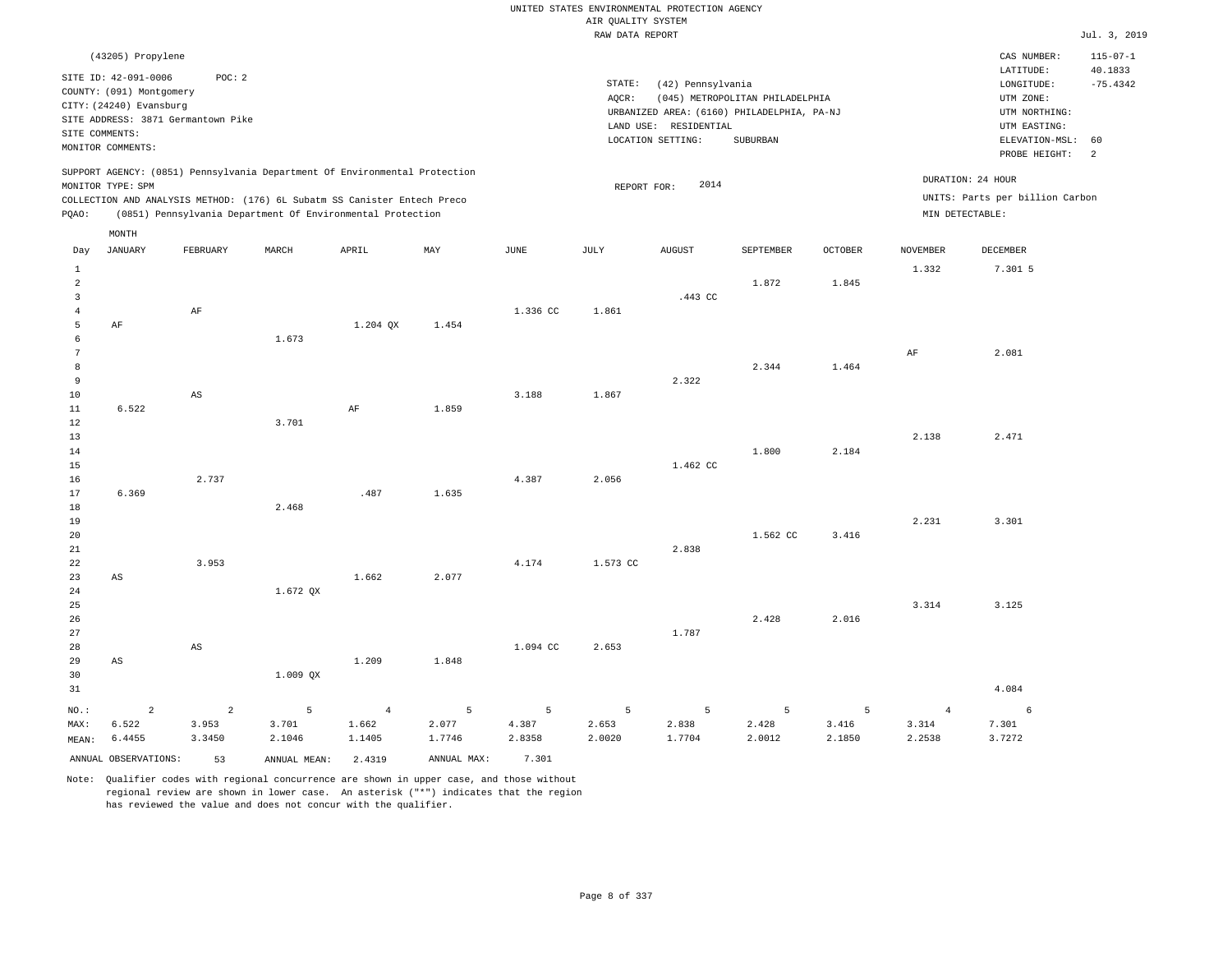UNITED STATES ENVIRONMENTAL PROTECTION AGENCY
AIR QUALITY SYSTEM
RAW DATA REPORT

Jul. 3, 2019

(43205) Propylene

SITE ID: 42-091-0006 POC: 2
COUNTY: (091) Montgomery
CITY: (24240) Evansburg
SITE ADDRESS: 3871 Germantown Pike
SITE COMMENTS:
MONITOR COMMENTS:

STATE: (42) Pennsylvania
AQCR: (045) METROPOLITAN PHILADELPHIA
URBANIZED AREA: (6160) PHILADELPHIA, PA-NJ
LAND USE: RESIDENTIAL
LOCATION SETTING: SUBURBAN

CAS NUMBER: 115-07-1
LATITUDE: 40.1833
LONGITUDE: -75.4342
UTM ZONE:
UTM NORTHING:
UTM EASTING:
ELEVATION-MSL: 60
PROBE HEIGHT: 2

SUPPORT AGENCY: (0851) Pennsylvania Department Of Environmental Protection
MONITOR TYPE: SPM
COLLECTION AND ANALYSIS METHOD: (176) 6L Subatm SS Canister Entech Preco
PQAO: (0851) Pennsylvania Department Of Environmental Protection

REPORT FOR: 2014

DURATION: 24 HOUR
UNITS: Parts per billion Carbon
MIN DETECTABLE:

| Day | JANUARY | FEBRUARY | MARCH | APRIL | MAY | JUNE | JULY | AUGUST | SEPTEMBER | OCTOBER | NOVEMBER | DECEMBER |
|---|---|---|---|---|---|---|---|---|---|---|---|---|
| 1 | | | | | | | | | | | 1.332 | 7.301 5 |
| 2 | | | | | | | | | 1.872 | 1.845 | | |
| 3 | | | | | | | | .443 CC | | | | |
| 4 | | AF | | | | 1.336 CC | 1.861 | | | | | |
| 5 | AF | | | 1.204 QX | 1.454 | | | | | | | |
| 6 | | | 1.673 | | | | | | | | | |
| 7 | | | | | | | | | | | AF | 2.081 |
| 8 | | | | | | | | | 2.344 | 1.464 | | |
| 9 | | | | | | | | 2.322 | | | | |
| 10 | | AS | | | | 3.188 | 1.867 | | | | | |
| 11 | 6.522 | | | AF | 1.859 | | | | | | | |
| 12 | | | 3.701 | | | | | | | | | |
| 13 | | | | | | | | | | | 2.138 | 2.471 |
| 14 | | | | | | | | | 1.800 | 2.184 | | |
| 15 | | | | | | | | 1.462 CC | | | | |
| 16 | | 2.737 | | | | 4.387 | 2.056 | | | | | |
| 17 | 6.369 | | | .487 | 1.635 | | | | | | | |
| 18 | | | 2.468 | | | | | | | | | |
| 19 | | | | | | | | | | | 2.231 | 3.301 |
| 20 | | | | | | | | | 1.562 CC | 3.416 | | |
| 21 | | | | | | | | 2.838 | | | | |
| 22 | | 3.953 | | | | 4.174 | 1.573 CC | | | | | |
| 23 | AS | | | 1.662 | 2.077 | | | | | | | |
| 24 | | | 1.672 QX | | | | | | | | | |
| 25 | | | | | | | | | | | 3.314 | 3.125 |
| 26 | | | | | | | | | 2.428 | 2.016 | | |
| 27 | | | | | | | | 1.787 | | | | |
| 28 | | AS | | | | 1.094 CC | 2.653 | | | | | |
| 29 | AS | | | 1.209 | 1.848 | | | | | | | |
| 30 | | | 1.009 QX | | | | | | | | | |
| 31 | | | | | | | | | | | | 4.084 |
| NO.: | 2 | 2 | 5 | 4 | 5 | 5 | 5 | 5 | 5 | 5 | 4 | 6 |
| MAX: | 6.522 | 3.953 | 3.701 | 1.662 | 2.077 | 4.387 | 2.653 | 2.838 | 2.428 | 3.416 | 3.314 | 7.301 |
| MEAN: | 6.4455 | 3.3450 | 2.1046 | 1.1405 | 1.7746 | 2.8358 | 2.0020 | 1.7704 | 2.0012 | 2.1850 | 2.2538 | 3.7272 |

ANNUAL OBSERVATIONS: 53 ANNUAL MEAN: 2.4319 ANNUAL MAX: 7.301

Note: Qualifier codes with regional concurrence are shown in upper case, and those without regional review are shown in lower case. An asterisk ("*") indicates that the region has reviewed the value and does not concur with the qualifier.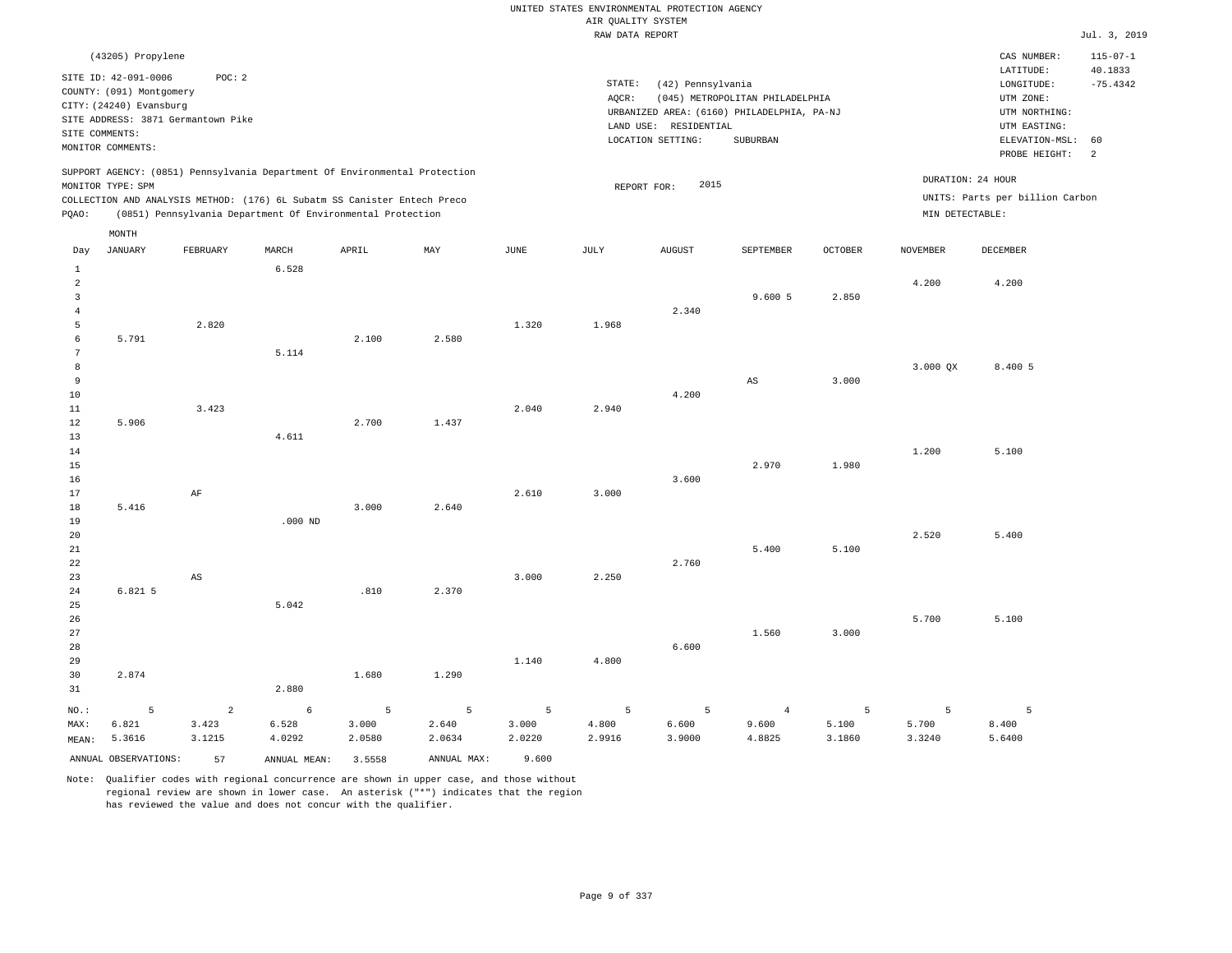UNITED STATES ENVIRONMENTAL PROTECTION AGENCY
AIR QUALITY SYSTEM
RAW DATA REPORT

Jul. 3, 2019

(43205) Propylene

SITE ID: 42-091-0006 POC: 2
COUNTY: (091) Montgomery
CITY: (24240) Evansburg
SITE ADDRESS: 3871 Germantown Pike
SITE COMMENTS:
MONITOR COMMENTS:

STATE: (42) Pennsylvania
AQCR: (045) METROPOLITAN PHILADELPHIA
URBANIZED AREA: (6160) PHILADELPHIA, PA-NJ
LAND USE: RESIDENTIAL
LOCATION SETTING: SUBURBAN

CAS NUMBER: 115-07-1
LATITUDE: 40.1833
LONGITUDE: -75.4342
UTM ZONE:
UTM NORTHING:
UTM EASTING:
ELEVATION-MSL: 60
PROBE HEIGHT: 2

SUPPORT AGENCY: (0851) Pennsylvania Department Of Environmental Protection
MONITOR TYPE: SPM
COLLECTION AND ANALYSIS METHOD: (176) 6L Subatm SS Canister Entech Preco
PQAO: (0851) Pennsylvania Department Of Environmental Protection

REPORT FOR: 2015

DURATION: 24 HOUR
UNITS: Parts per billion Carbon
MIN DETECTABLE:

| Day | JANUARY | FEBRUARY | MARCH | APRIL | MAY | JUNE | JULY | AUGUST | SEPTEMBER | OCTOBER | NOVEMBER | DECEMBER |
|---|---|---|---|---|---|---|---|---|---|---|---|---|
| 1 | | | 6.528 | | | | | | | | | |
| 2 | | | | | | | | | | | 4.200 | 4.200 |
| 3 | | | | | | | | | 9.600 5 | 2.850 | | |
| 4 | | | | | | | | 2.340 | | | | |
| 5 | | 2.820 | | | | 1.320 | 1.968 | | | | | |
| 6 | 5.791 | | | 2.100 | 2.580 | | | | | | | |
| 7 | | | 5.114 | | | | | | | | | |
| 8 | | | | | | | | | | | 3.000 QX | 8.400 5 |
| 9 | | | | | | | | | AS | 3.000 | | |
| 10 | | | | | | | | 4.200 | | | | |
| 11 | | 3.423 | | | | 2.040 | 2.940 | | | | | |
| 12 | 5.906 | | | 2.700 | 1.437 | | | | | | | |
| 13 | | | 4.611 | | | | | | | | | |
| 14 | | | | | | | | | | | 1.200 | 5.100 |
| 15 | | | | | | | | | 2.970 | 1.980 | | |
| 16 | | | | | | | | 3.600 | | | | |
| 17 | | AF | | | | 2.610 | 3.000 | | | | | |
| 18 | 5.416 | | | 3.000 | 2.640 | | | | | | | |
| 19 | | | .000 ND | | | | | | | | | |
| 20 | | | | | | | | | | | 2.520 | 5.400 |
| 21 | | | | | | | | | 5.400 | 5.100 | | |
| 22 | | | | | | | | 2.760 | | | | |
| 23 | | AS | | | | 3.000 | 2.250 | | | | | |
| 24 | 6.821 5 | | | .810 | 2.370 | | | | | | | |
| 25 | | | 5.042 | | | | | | | | | |
| 26 | | | | | | | | | | | 5.700 | 5.100 |
| 27 | | | | | | | | | 1.560 | 3.000 | | |
| 28 | | | | | | | | 6.600 | | | | |
| 29 | | | | | | 1.140 | 4.800 | | | | | |
| 30 | 2.874 | | | 1.680 | 1.290 | | | | | | | |
| 31 | | | 2.880 | | | | | | | | | |
| NO.: | 5 | 2 | 6 | 5 | 5 | 5 | 5 | 5 | 4 | 5 | 5 | 5 |
| MAX: | 6.821 | 3.423 | 6.528 | 3.000 | 2.640 | 3.000 | 4.800 | 6.600 | 9.600 | 5.100 | 5.700 | 8.400 |
| MEAN: | 5.3616 | 3.1215 | 4.0292 | 2.0580 | 2.0634 | 2.0220 | 2.9916 | 3.9000 | 4.8825 | 3.1860 | 3.3240 | 5.6400 |

ANNUAL OBSERVATIONS: 57 ANNUAL MEAN: 3.5558 ANNUAL MAX: 9.600

Note: Qualifier codes with regional concurrence are shown in upper case, and those without regional review are shown in lower case. An asterisk ("*") indicates that the region has reviewed the value and does not concur with the qualifier.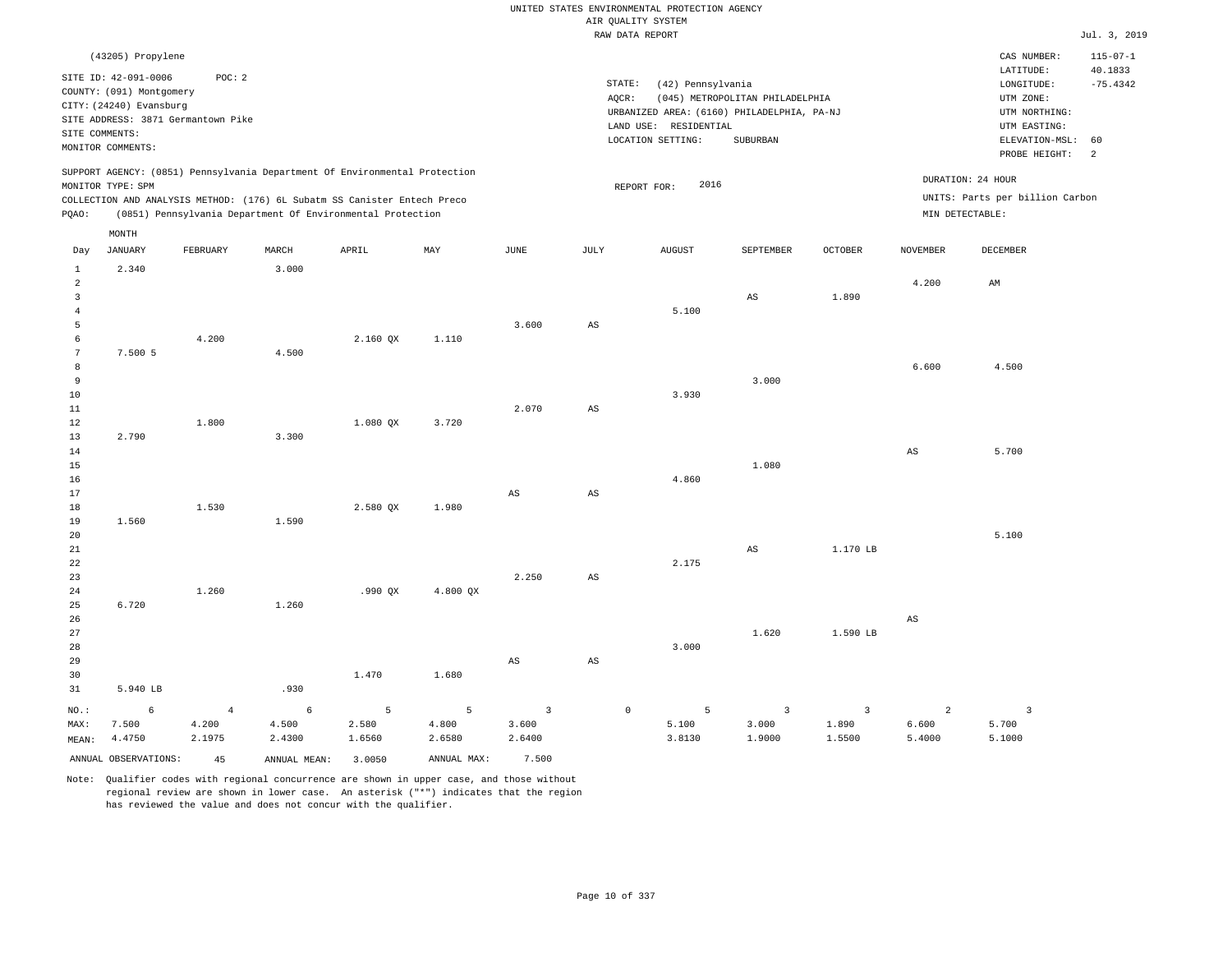UNITED STATES ENVIRONMENTAL PROTECTION AGENCY
AIR QUALITY SYSTEM
RAW DATA REPORT

Jul. 3, 2019

(43205) Propylene

SITE ID: 42-091-0006 POC: 2
COUNTY: (091) Montgomery
CITY: (24240) Evansburg
SITE ADDRESS: 3871 Germantown Pike
SITE COMMENTS:
MONITOR COMMENTS:

STATE: (42) Pennsylvania
AQCR: (045) METROPOLITAN PHILADELPHIA
URBANIZED AREA: (6160) PHILADELPHIA, PA-NJ
LAND USE: RESIDENTIAL
LOCATION SETTING: SUBURBAN

CAS NUMBER: 115-07-1
LATITUDE: 40.1833
LONGITUDE: -75.4342
UTM ZONE:
UTM NORTHING:
UTM EASTING:
ELEVATION-MSL: 60
PROBE HEIGHT: 2

SUPPORT AGENCY: (0851) Pennsylvania Department Of Environmental Protection
MONITOR TYPE: SPM
COLLECTION AND ANALYSIS METHOD: (176) 6L Subatm SS Canister Entech Preco
PQAO: (0851) Pennsylvania Department Of Environmental Protection

REPORT FOR: 2016

DURATION: 24 HOUR
UNITS: Parts per billion Carbon
MIN DETECTABLE:

| Day | JANUARY | FEBRUARY | MARCH | APRIL | MAY | JUNE | JULY | AUGUST | SEPTEMBER | OCTOBER | NOVEMBER | DECEMBER |
|---|---|---|---|---|---|---|---|---|---|---|---|---|
| 1 | 2.340 | | 3.000 | | | | | | | | | |
| 2 | | | | | | | | | | | 4.200 | AM |
| 3 | | | | | | | | | AS | 1.890 | | |
| 4 | | | | | | | | 5.100 | | | | |
| 5 | | | | | | 3.600 | AS | | | | | |
| 6 | | 4.200 | | 2.160 QX | 1.110 | | | | | | | |
| 7 | 7.500 5 | | 4.500 | | | | | | | | | |
| 8 | | | | | | | | | | | 6.600 | 4.500 |
| 9 | | | | | | | | | 3.000 | | | |
| 10 | | | | | | | | 3.930 | | | | |
| 11 | | | | | | 2.070 | AS | | | | | |
| 12 | | 1.800 | | 1.080 QX | 3.720 | | | | | | | |
| 13 | 2.790 | | 3.300 | | | | | | | | | |
| 14 | | | | | | | | | | | AS | 5.700 |
| 15 | | | | | | | | | 1.080 | | | |
| 16 | | | | | | | | 4.860 | | | | |
| 17 | | | | | | AS | AS | | | | | |
| 18 | | 1.530 | | 2.580 QX | 1.980 | | | | | | | |
| 19 | 1.560 | | 1.590 | | | | | | | | | |
| 20 | | | | | | | | | | | | 5.100 |
| 21 | | | | | | | | | AS | 1.170 LB | | |
| 22 | | | | | | | | 2.175 | | | | |
| 23 | | | | | | 2.250 | AS | | | | | |
| 24 | | 1.260 | | .990 QX | 4.800 QX | | | | | | | |
| 25 | 6.720 | | 1.260 | | | | | | | | | |
| 26 | | | | | | | | | | | AS | |
| 27 | | | | | | | | | 1.620 | 1.590 LB | | |
| 28 | | | | | | | | 3.000 | | | | |
| 29 | | | | | | AS | AS | | | | | |
| 30 | | | | 1.470 | 1.680 | | | | | | | |
| 31 | 5.940 LB | | .930 | | | | | | | | | |
| NO.: | 6 | 4 | 6 | 5 | 5 | 3 | 0 | 5 | 3 | 3 | 2 | 3 |
| MAX: | 7.500 | 4.200 | 4.500 | 2.580 | 4.800 | 3.600 | | 5.100 | 3.000 | 1.890 | 6.600 | 5.700 |
| MEAN: | 4.4750 | 2.1975 | 2.4300 | 1.6560 | 2.6580 | 2.6400 | | 3.8130 | 1.9000 | 1.5500 | 5.4000 | 5.1000 |

ANNUAL OBSERVATIONS: 45 ANNUAL MEAN: 3.0050 ANNUAL MAX: 7.500

Note: Qualifier codes with regional concurrence are shown in upper case, and those without regional review are shown in lower case. An asterisk ("*") indicates that the region has reviewed the value and does not concur with the qualifier.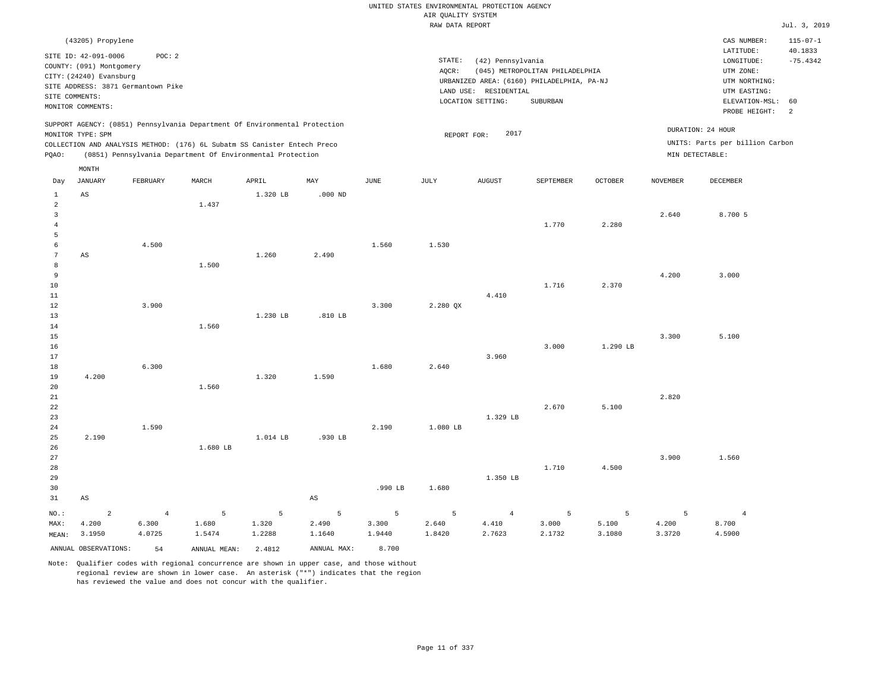UNITED STATES ENVIRONMENTAL PROTECTION AGENCY
AIR QUALITY SYSTEM
RAW DATA REPORT

Jul. 3, 2019

(43205) Propylene

SITE ID: 42-091-0006 POC: 2
COUNTY: (091) Montgomery
CITY: (24240) Evansburg
SITE ADDRESS: 3871 Germantown Pike
SITE COMMENTS:
MONITOR COMMENTS:

STATE: (42) Pennsylvania
AQCR: (045) METROPOLITAN PHILADELPHIA
URBANIZED AREA: (6160) PHILADELPHIA, PA-NJ
LAND USE: RESIDENTIAL
LOCATION SETTING: SUBURBAN

CAS NUMBER: 115-07-1
LATITUDE: 40.1833
LONGITUDE: -75.4342
UTM ZONE:
UTM NORTHING:
UTM EASTING:
ELEVATION-MSL: 60
PROBE HEIGHT: 2

SUPPORT AGENCY: (0851) Pennsylvania Department Of Environmental Protection
MONITOR TYPE: SPM
COLLECTION AND ANALYSIS METHOD: (176) 6L Subatm SS Canister Entech Preco
PQAO: (0851) Pennsylvania Department Of Environmental Protection

REPORT FOR: 2017

DURATION: 24 HOUR
UNITS: Parts per billion Carbon
MIN DETECTABLE:

| Day | JANUARY | FEBRUARY | MARCH | APRIL | MAY | JUNE | JULY | AUGUST | SEPTEMBER | OCTOBER | NOVEMBER | DECEMBER |
|---|---|---|---|---|---|---|---|---|---|---|---|---|
| 1 | AS | | | 1.320 LB | .000 ND | | | | | | | |
| 2 | | | 1.437 | | | | | | | | | |
| 3 | | | | | | | | | | | 2.640 | 8.700 5 |
| 4 | | | | | | | | | 1.770 | 2.280 | | |
| 5 | | | | | | | | | | | | |
| 6 | | 4.500 | | | | 1.560 | 1.530 | | | | | |
| 7 | AS | | | 1.260 | 2.490 | | | | | | | |
| 8 | | | 1.500 | | | | | | | | | |
| 9 | | | | | | | | | | | 4.200 | 3.000 |
| 10 | | | | | | | | | 1.716 | 2.370 | | |
| 11 | | | | | | | | 4.410 | | | | |
| 12 | | 3.900 | | | | 3.300 | 2.280 QX | | | | | |
| 13 | | | | 1.230 LB | .810 LB | | | | | | | |
| 14 | | | 1.560 | | | | | | | | | |
| 15 | | | | | | | | | | | 3.300 | 5.100 |
| 16 | | | | | | | | | 3.000 | 1.290 LB | | |
| 17 | | | | | | | | 3.960 | | | | |
| 18 | | 6.300 | | | | 1.680 | 2.640 | | | | | |
| 19 | 4.200 | | | 1.320 | 1.590 | | | | | | | |
| 20 | | | 1.560 | | | | | | | | | |
| 21 | | | | | | | | | | | 2.820 | |
| 22 | | | | | | | | | 2.670 | 5.100 | | |
| 23 | | | | | | | | 1.329 LB | | | | |
| 24 | | 1.590 | | | | 2.190 | 1.080 LB | | | | | |
| 25 | 2.190 | | | 1.014 LB | .930 LB | | | | | | | |
| 26 | | | 1.680 LB | | | | | | | | | |
| 27 | | | | | | | | | | | 3.900 | 1.560 |
| 28 | | | | | | | | | 1.710 | 4.500 | | |
| 29 | | | | | | | | 1.350 LB | | | | |
| 30 | | | | | | .990 LB | 1.680 | | | | | |
| 31 | AS | | | | AS | | | | | | | |
| NO.: | 2 | 4 | 5 | 5 | 5 | 5 | 5 | 4 | 5 | 5 | 5 | 4 |
| MAX: | 4.200 | 6.300 | 1.680 | 1.320 | 2.490 | 3.300 | 2.640 | 4.410 | 3.000 | 5.100 | 4.200 | 8.700 |
| MEAN: | 3.1950 | 4.0725 | 1.5474 | 1.2288 | 1.1640 | 1.9440 | 1.8420 | 2.7623 | 2.1732 | 3.1080 | 3.3720 | 4.5900 |

ANNUAL OBSERVATIONS: 54 ANNUAL MEAN: 2.4812 ANNUAL MAX: 8.700

Note: Qualifier codes with regional concurrence are shown in upper case, and those without regional review are shown in lower case. An asterisk ("*") indicates that the region has reviewed the value and does not concur with the qualifier.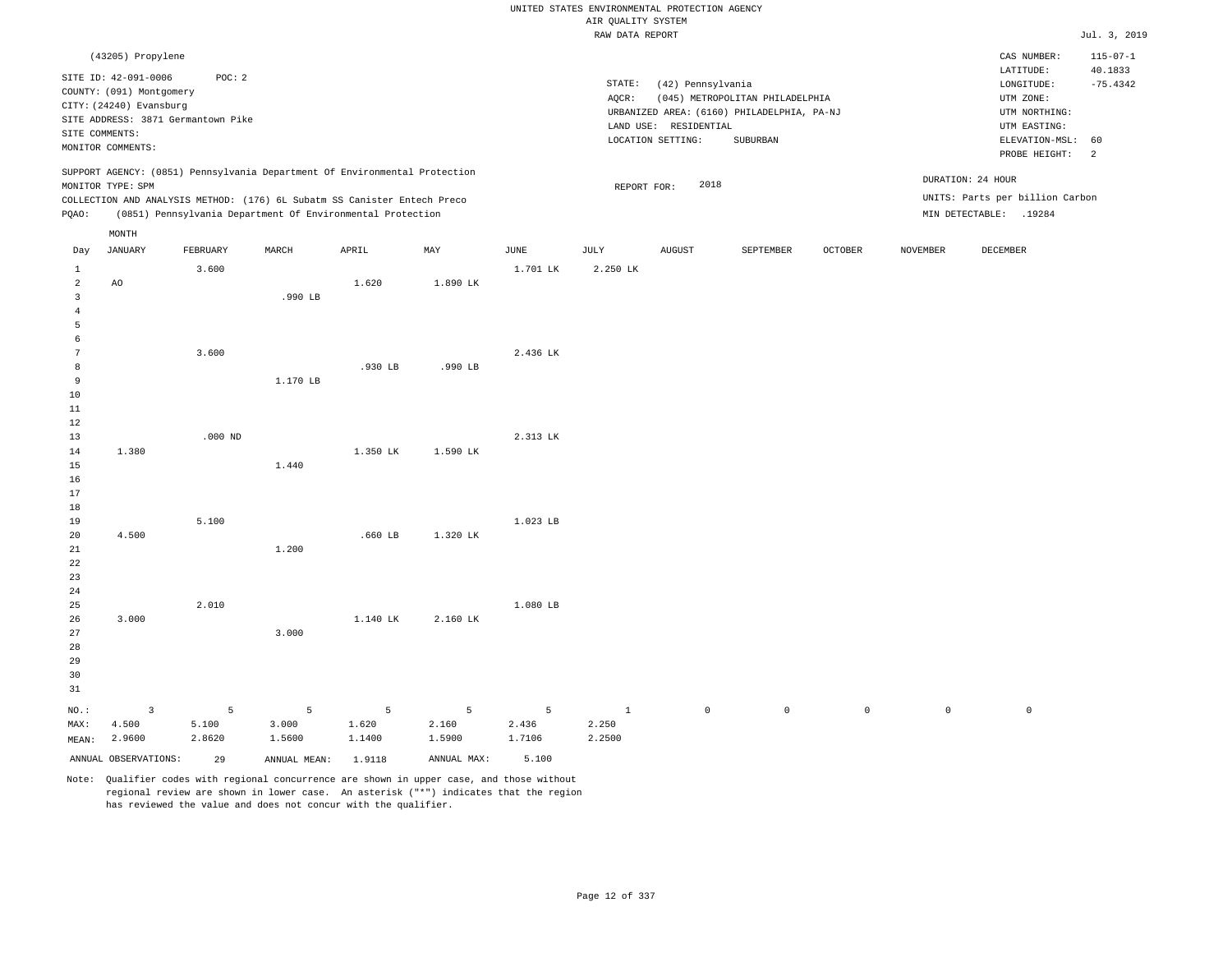UNITED STATES ENVIRONMENTAL PROTECTION AGENCY
AIR QUALITY SYSTEM
RAW DATA REPORT

Jul. 3, 2019

(43205) Propylene

SITE ID: 42-091-0006 POC: 2
COUNTY: (091) Montgomery
CITY: (24240) Evansburg
SITE ADDRESS: 3871 Germantown Pike
SITE COMMENTS:
MONITOR COMMENTS:

STATE: (42) Pennsylvania
AQCR: (045) METROPOLITAN PHILADELPHIA
URBANIZED AREA: (6160) PHILADELPHIA, PA-NJ
LAND USE: RESIDENTIAL
LOCATION SETTING: SUBURBAN

CAS NUMBER: 115-07-1
LATITUDE: 40.1833
LONGITUDE: -75.4342
UTM ZONE:
UTM NORTHING:
UTM EASTING:
ELEVATION-MSL: 60
PROBE HEIGHT: 2

SUPPORT AGENCY: (0851) Pennsylvania Department Of Environmental Protection
MONITOR TYPE: SPM
COLLECTION AND ANALYSIS METHOD: (176) 6L Subatm SS Canister Entech Preco
PQAO: (0851) Pennsylvania Department Of Environmental Protection

REPORT FOR: 2018

DURATION: 24 HOUR
UNITS: Parts per billion Carbon
MIN DETECTABLE: .19284

| Day | JANUARY | FEBRUARY | MARCH | APRIL | MAY | JUNE | JULY | AUGUST | SEPTEMBER | OCTOBER | NOVEMBER | DECEMBER |
|---|---|---|---|---|---|---|---|---|---|---|---|---|
| 1 | | 3.600 | | | | 1.701 LK | 2.250 LK | | | | | |
| 2 | AO | | | 1.620 | 1.890 LK | | | | | | | |
| 3 | | | .990 LB | | | | | | | | | |
| 4 | | | | | | | | | | | | |
| 5 | | | | | | | | | | | | |
| 6 | | | | | | | | | | | | |
| 7 | | 3.600 | | | | 2.436 LK | | | | | | |
| 8 | | | | .930 LB | .990 LB | | | | | | | |
| 9 | | | 1.170 LB | | | | | | | | | |
| 10 | | | | | | | | | | | | |
| 11 | | | | | | | | | | | | |
| 12 | | | | | | | | | | | | |
| 13 | | .000 ND | | | | 2.313 LK | | | | | | |
| 14 | 1.380 | | | 1.350 LK | 1.590 LK | | | | | | | |
| 15 | | | 1.440 | | | | | | | | | |
| 16 | | | | | | | | | | | | |
| 17 | | | | | | | | | | | | |
| 18 | | | | | | | | | | | | |
| 19 | | 5.100 | | | | 1.023 LB | | | | | | |
| 20 | 4.500 | | | .660 LB | 1.320 LK | | | | | | | |
| 21 | | | 1.200 | | | | | | | | | |
| 22 | | | | | | | | | | | | |
| 23 | | | | | | | | | | | | |
| 24 | | | | | | | | | | | | |
| 25 | | 2.010 | | | | 1.080 LB | | | | | | |
| 26 | 3.000 | | | 1.140 LK | 2.160 LK | | | | | | | |
| 27 | | | 3.000 | | | | | | | | | |
| 28 | | | | | | | | | | | | |
| 29 | | | | | | | | | | | | |
| 30 | | | | | | | | | | | | |
| 31 | | | | | | | | | | | | |
| NO.: | 3 | 5 | 5 | 5 | 5 | 5 | 1 | 0 | 0 | 0 | 0 | 0 |
| MAX: | 4.500 | 5.100 | 3.000 | 1.620 | 2.160 | 2.436 | 2.250 | | | | | |
| MEAN: | 2.9600 | 2.8620 | 1.5600 | 1.1400 | 1.5900 | 1.7106 | 2.2500 | | | | | |

ANNUAL OBSERVATIONS: 29 ANNUAL MEAN: 1.9118 ANNUAL MAX: 5.100

Note: Qualifier codes with regional concurrence are shown in upper case, and those without regional review are shown in lower case. An asterisk ("*") indicates that the region has reviewed the value and does not concur with the qualifier.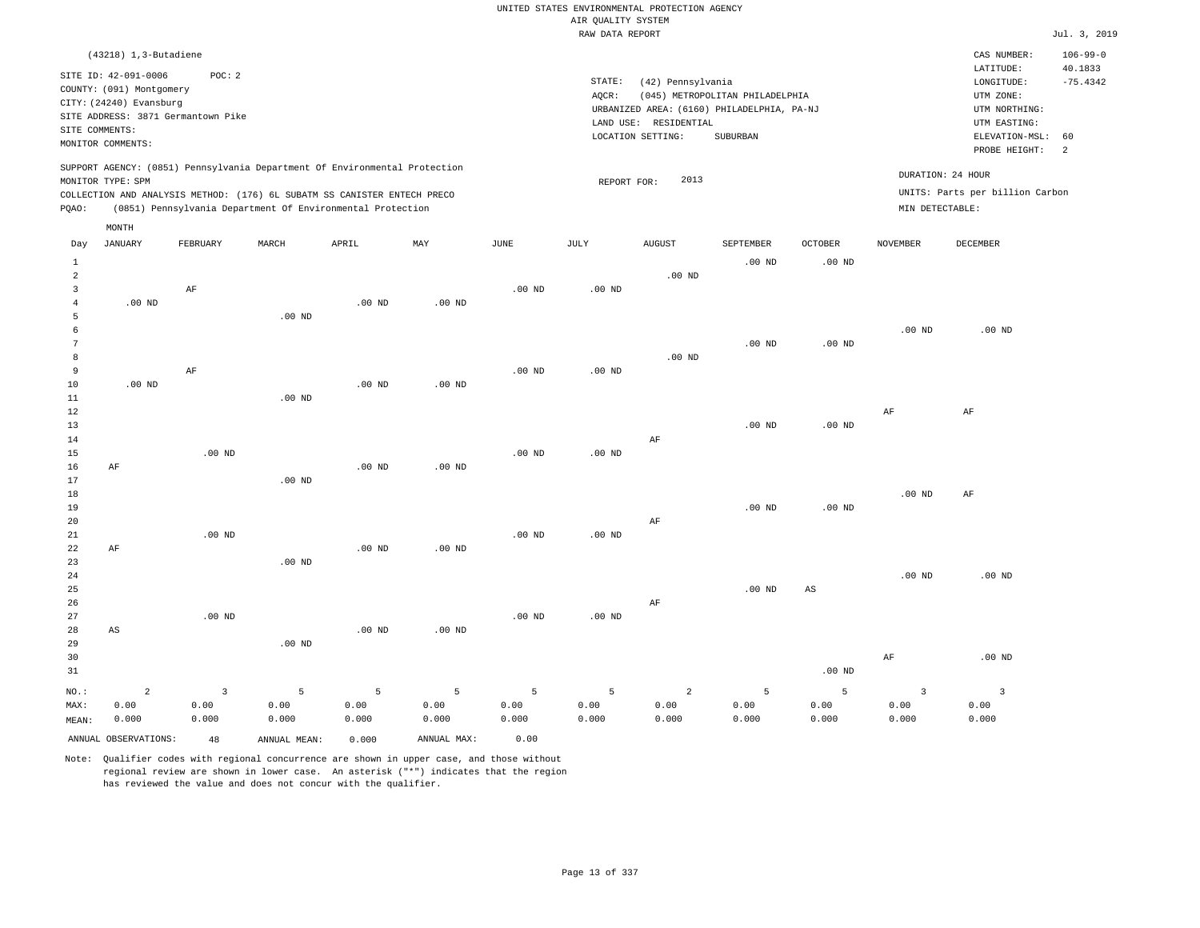UNITED STATES ENVIRONMENTAL PROTECTION AGENCY
AIR QUALITY SYSTEM
RAW DATA REPORT

Jul. 3, 2019

(43218) 1,3-Butadiene

SITE ID: 42-091-0006 POC: 2
COUNTY: (091) Montgomery
CITY: (24240) Evansburg
SITE ADDRESS: 3871 Germantown Pike
SITE COMMENTS:
MONITOR COMMENTS:

STATE: (42) Pennsylvania
AQCR: (045) METROPOLITAN PHILADELPHIA
URBANIZED AREA: (6160) PHILADELPHIA, PA-NJ
LAND USE: RESIDENTIAL
LOCATION SETTING: SUBURBAN

CAS NUMBER: 106-99-0
LATITUDE: 40.1833
LONGITUDE: -75.4342
UTM ZONE:
UTM NORTHING:
UTM EASTING:
ELEVATION-MSL: 60
PROBE HEIGHT: 2

SUPPORT AGENCY: (0851) Pennsylvania Department Of Environmental Protection
MONITOR TYPE: SPM
COLLECTION AND ANALYSIS METHOD: (176) 6L SUBATM SS CANISTER ENTECH PRECO
PQAO: (0851) Pennsylvania Department Of Environmental Protection

REPORT FOR: 2013

DURATION: 24 HOUR
UNITS: Parts per billion Carbon
MIN DETECTABLE:

| Day | JANUARY | FEBRUARY | MARCH | APRIL | MAY | JUNE | JULY | AUGUST | SEPTEMBER | OCTOBER | NOVEMBER | DECEMBER |
|---|---|---|---|---|---|---|---|---|---|---|---|---|
| 1 | | | | | | | | | .00 ND | .00 ND | | |
| 2 | | | | | | | | .00 ND | | | | |
| 3 | | AF | | | | .00 ND | .00 ND | | | | | |
| 4 | .00 ND | | | .00 ND | .00 ND | | | | | | | |
| 5 | | | .00 ND | | | | | | | | | |
| 6 | | | | | | | | | | | .00 ND | .00 ND |
| 7 | | | | | | | | | .00 ND | .00 ND | | |
| 8 | | | | | | | | .00 ND | | | | |
| 9 | | AF | | | | .00 ND | .00 ND | | | | | |
| 10 | .00 ND | | | .00 ND | .00 ND | | | | | | | |
| 11 | | | .00 ND | | | | | | | | | |
| 12 | | | | | | | | | | | AF | AF |
| 13 | | | | | | | | | .00 ND | .00 ND | | |
| 14 | | | | | | | | AF | | | | |
| 15 | | .00 ND | | | | .00 ND | .00 ND | | | | | |
| 16 | AF | | | .00 ND | .00 ND | | | | | | | |
| 17 | | | .00 ND | | | | | | | | | |
| 18 | | | | | | | | | | | .00 ND | AF |
| 19 | | | | | | | | | .00 ND | .00 ND | | |
| 20 | | | | | | | | AF | | | | |
| 21 | | .00 ND | | | | .00 ND | .00 ND | | | | | |
| 22 | AF | | | .00 ND | .00 ND | | | | | | | |
| 23 | | | .00 ND | | | | | | | | | |
| 24 | | | | | | | | | | | .00 ND | .00 ND |
| 25 | | | | | | | | | .00 ND | AS | | |
| 26 | | | | | | | | AF | | | | |
| 27 | | .00 ND | | | | .00 ND | .00 ND | | | | | |
| 28 | AS | | | .00 ND | .00 ND | | | | | | | |
| 29 | | | .00 ND | | | | | | | | | |
| 30 | | | | | | | | | | | AF | .00 ND |
| 31 | | | | | | | | | | .00 ND | | |
| NO.: | 2 | 3 | 5 | 5 | 5 | 5 | 5 | 2 | 5 | 5 | 3 | 3 |
| MAX: | 0.00 | 0.00 | 0.00 | 0.00 | 0.00 | 0.00 | 0.00 | 0.00 | 0.00 | 0.00 | 0.00 | 0.00 |
| MEAN: | 0.000 | 0.000 | 0.000 | 0.000 | 0.000 | 0.000 | 0.000 | 0.000 | 0.000 | 0.000 | 0.000 | 0.000 |

ANNUAL OBSERVATIONS: 48 ANNUAL MEAN: 0.000 ANNUAL MAX: 0.00

Note: Qualifier codes with regional concurrence are shown in upper case, and those without regional review are shown in lower case. An asterisk ("*") indicates that the region has reviewed the value and does not concur with the qualifier.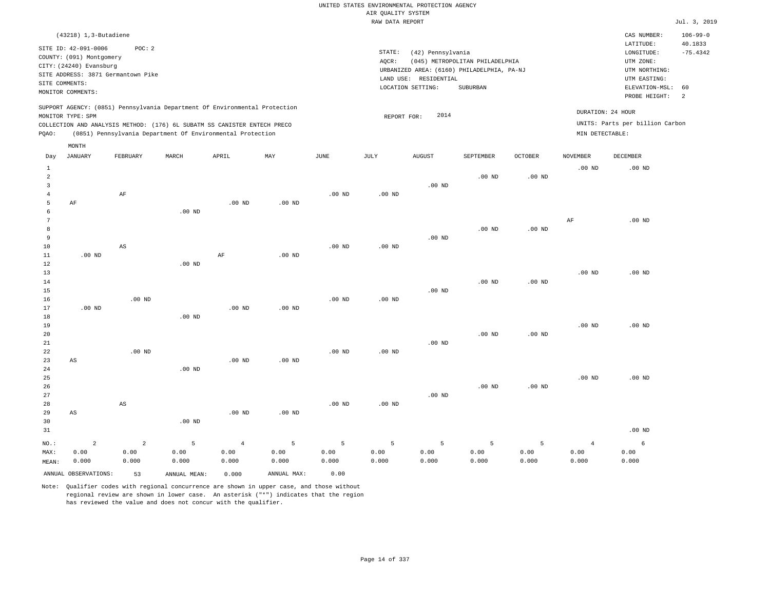UNITED STATES ENVIRONMENTAL PROTECTION AGENCY
AIR QUALITY SYSTEM
RAW DATA REPORT

Jul. 3, 2019

(43218) 1,3-Butadiene

SITE ID: 42-091-0006  POC: 2
COUNTY: (091) Montgomery
CITY: (24240) Evansburg
SITE ADDRESS: 3871 Germantown Pike
SITE COMMENTS:
MONITOR COMMENTS:

STATE: (42) Pennsylvania
AQCR: (045) METROPOLITAN PHILADELPHIA
URBANIZED AREA: (6160) PHILADELPHIA, PA-NJ
LAND USE: RESIDENTIAL
LOCATION SETTING: SUBURBAN

CAS NUMBER: 106-99-0
LATITUDE: 40.1833
LONGITUDE: -75.4342
UTM ZONE:
UTM NORTHING:
UTM EASTING:
ELEVATION-MSL: 60
PROBE HEIGHT: 2

SUPPORT AGENCY: (0851) Pennsylvania Department Of Environmental Protection
MONITOR TYPE: SPM
COLLECTION AND ANALYSIS METHOD: (176) 6L SUBATM SS CANISTER ENTECH PRECO
PQAO: (0851) Pennsylvania Department Of Environmental Protection

REPORT FOR: 2014

DURATION: 24 HOUR
UNITS: Parts per billion Carbon
MIN DETECTABLE:

| Day | JANUARY | FEBRUARY | MARCH | APRIL | MAY | JUNE | JULY | AUGUST | SEPTEMBER | OCTOBER | NOVEMBER | DECEMBER |
|---|---|---|---|---|---|---|---|---|---|---|---|---|
| 1 | | | | | | | | | | | .00 ND | .00 ND |
| 2 | | | | | | | | | .00 ND | .00 ND | | |
| 3 | | | | | | | | .00 ND | | | | |
| 4 | | AF | | | | .00 ND | .00 ND | | | | | |
| 5 | AF | | | .00 ND | .00 ND | | | | | | | |
| 6 | | | .00 ND | | | | | | | | | |
| 7 | | | | | | | | | | | AF | .00 ND |
| 8 | | | | | | | | | .00 ND | .00 ND | | |
| 9 | | | | | | | | .00 ND | | | | |
| 10 | | AS | | | | .00 ND | .00 ND | | | | | |
| 11 | .00 ND | | | AF | .00 ND | | | | | | | |
| 12 | | | .00 ND | | | | | | | | | |
| 13 | | | | | | | | | | | .00 ND | .00 ND |
| 14 | | | | | | | | | .00 ND | .00 ND | | |
| 15 | | | | | | | | .00 ND | | | | |
| 16 | | .00 ND | | | | .00 ND | .00 ND | | | | | |
| 17 | .00 ND | | | .00 ND | .00 ND | | | | | | | |
| 18 | | | .00 ND | | | | | | | | | |
| 19 | | | | | | | | | | | .00 ND | .00 ND |
| 20 | | | | | | | | | .00 ND | .00 ND | | |
| 21 | | | | | | | | .00 ND | | | | |
| 22 | | .00 ND | | | | .00 ND | .00 ND | | | | | |
| 23 | AS | | | .00 ND | .00 ND | | | | | | | |
| 24 | | | .00 ND | | | | | | | | | |
| 25 | | | | | | | | | | | .00 ND | .00 ND |
| 26 | | | | | | | | | .00 ND | .00 ND | | |
| 27 | | | | | | | | .00 ND | | | | |
| 28 | | AS | | | | .00 ND | .00 ND | | | | | |
| 29 | AS | | | .00 ND | .00 ND | | | | | | | |
| 30 | | | .00 ND | | | | | | | | | |
| 31 | | | | | | | | | | | | .00 ND |
| NO.: | 2 | 2 | 5 | 4 | 5 | 5 | 5 | 5 | 5 | 5 | 4 | 6 |
| MAX: | 0.00 | 0.00 | 0.00 | 0.00 | 0.00 | 0.00 | 0.00 | 0.00 | 0.00 | 0.00 | 0.00 | 0.00 |
| MEAN: | 0.000 | 0.000 | 0.000 | 0.000 | 0.000 | 0.000 | 0.000 | 0.000 | 0.000 | 0.000 | 0.000 | 0.000 |

ANNUAL OBSERVATIONS: 53  ANNUAL MEAN: 0.000  ANNUAL MAX: 0.00

Note: Qualifier codes with regional concurrence are shown in upper case, and those without regional review are shown in lower case. An asterisk ("*") indicates that the region has reviewed the value and does not concur with the qualifier.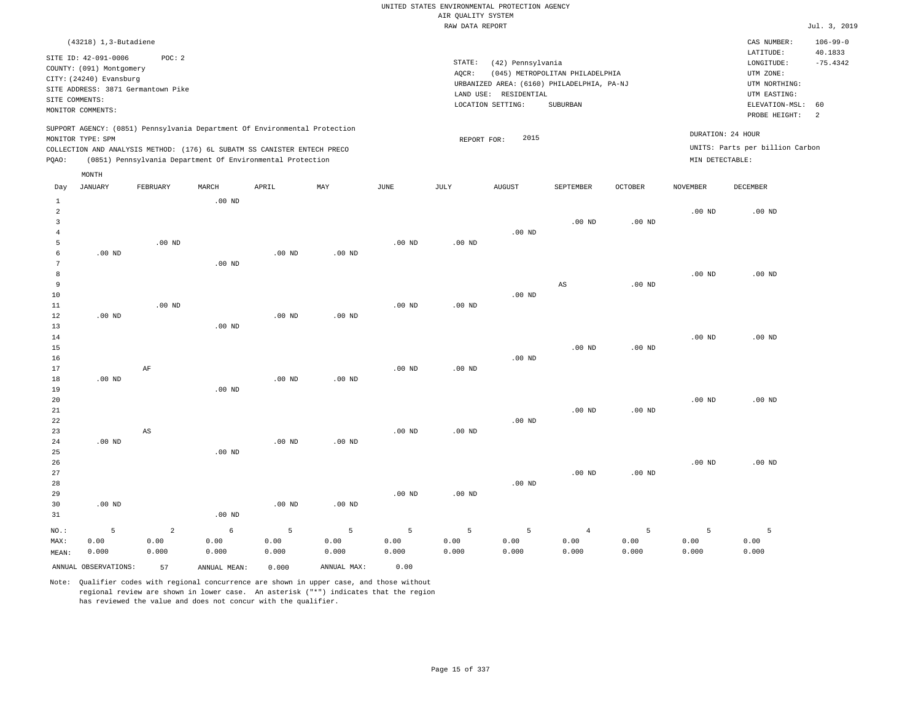UNITED STATES ENVIRONMENTAL PROTECTION AGENCY
AIR QUALITY SYSTEM
RAW DATA REPORT

Jul. 3, 2019

(43218) 1,3-Butadiene

SITE ID: 42-091-0006 POC: 2
COUNTY: (091) Montgomery
CITY: (24240) Evansburg
SITE ADDRESS: 3871 Germantown Pike
SITE COMMENTS:
MONITOR COMMENTS:

STATE: (42) Pennsylvania
AQCR: (045) METROPOLITAN PHILADELPHIA
URBANIZED AREA: (6160) PHILADELPHIA, PA-NJ
LAND USE: RESIDENTIAL
LOCATION SETTING: SUBURBAN

CAS NUMBER: 106-99-0
LATITUDE: 40.1833
LONGITUDE: -75.4342
UTM ZONE:
UTM NORTHING:
UTM EASTING:
ELEVATION-MSL: 60
PROBE HEIGHT: 2

SUPPORT AGENCY: (0851) Pennsylvania Department Of Environmental Protection
MONITOR TYPE: SPM
COLLECTION AND ANALYSIS METHOD: (176) 6L SUBATM SS CANISTER ENTECH PRECO
PQAO: (0851) Pennsylvania Department Of Environmental Protection

REPORT FOR: 2015

DURATION: 24 HOUR
UNITS: Parts per billion Carbon
MIN DETECTABLE:

| Day | JANUARY | FEBRUARY | MARCH | APRIL | MAY | JUNE | JULY | AUGUST | SEPTEMBER | OCTOBER | NOVEMBER | DECEMBER |
|---|---|---|---|---|---|---|---|---|---|---|---|---|
| 1 | | | .00 ND | | | | | | | | | |
| 2 | | | | | | | | | | | .00 ND | .00 ND |
| 3 | | | | | | | | | .00 ND | .00 ND | | |
| 4 | | | | | | | | .00 ND | | | | |
| 5 | | .00 ND | | | | .00 ND | .00 ND | | | | | |
| 6 | .00 ND | | | .00 ND | .00 ND | | | | | | | |
| 7 | | | .00 ND | | | | | | | | | |
| 8 | | | | | | | | | | | .00 ND | .00 ND |
| 9 | | | | | | | | | AS | .00 ND | | |
| 10 | | | | | | | | .00 ND | | | | |
| 11 | | .00 ND | | | | .00 ND | .00 ND | | | | | |
| 12 | .00 ND | | | .00 ND | .00 ND | | | | | | | |
| 13 | | | .00 ND | | | | | | | | | |
| 14 | | | | | | | | | | | .00 ND | .00 ND |
| 15 | | | | | | | | | .00 ND | .00 ND | | |
| 16 | | | | | | | | .00 ND | | | | |
| 17 | | AF | | | | .00 ND | .00 ND | | | | | |
| 18 | .00 ND | | | .00 ND | .00 ND | | | | | | | |
| 19 | | | .00 ND | | | | | | | | | |
| 20 | | | | | | | | | | | .00 ND | .00 ND |
| 21 | | | | | | | | | .00 ND | .00 ND | | |
| 22 | | | | | | | | .00 ND | | | | |
| 23 | | AS | | | | .00 ND | .00 ND | | | | | |
| 24 | .00 ND | | | .00 ND | .00 ND | | | | | | | |
| 25 | | | .00 ND | | | | | | | | | |
| 26 | | | | | | | | | | | .00 ND | .00 ND |
| 27 | | | | | | | | | .00 ND | .00 ND | | |
| 28 | | | | | | | | .00 ND | | | | |
| 29 | | | | | | .00 ND | .00 ND | | | | | |
| 30 | .00 ND | | | .00 ND | .00 ND | | | | | | | |
| 31 | | | .00 ND | | | | | | | | | |
| NO.: | 5 | 2 | 6 | 5 | 5 | 5 | 5 | 5 | 4 | 5 | 5 | 5 |
| MAX: | 0.00 | 0.00 | 0.00 | 0.00 | 0.00 | 0.00 | 0.00 | 0.00 | 0.00 | 0.00 | 0.00 | 0.00 |
| MEAN: | 0.000 | 0.000 | 0.000 | 0.000 | 0.000 | 0.000 | 0.000 | 0.000 | 0.000 | 0.000 | 0.000 | 0.000 |

ANNUAL OBSERVATIONS: 57 ANNUAL MEAN: 0.000 ANNUAL MAX: 0.00

Note: Qualifier codes with regional concurrence are shown in upper case, and those without regional review are shown in lower case. An asterisk ("*") indicates that the region has reviewed the value and does not concur with the qualifier.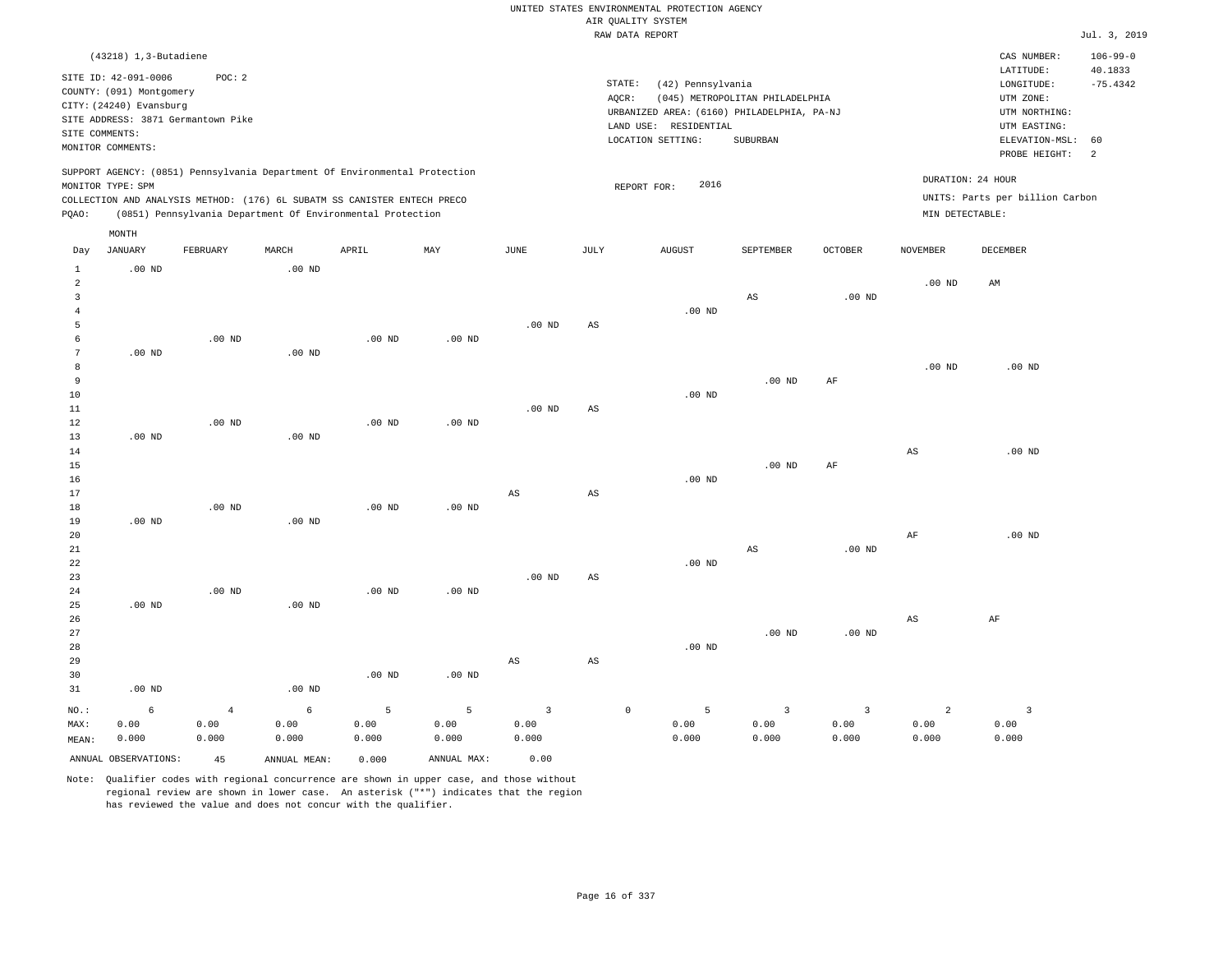UNITED STATES ENVIRONMENTAL PROTECTION AGENCY
AIR QUALITY SYSTEM
RAW DATA REPORT

Jul. 3, 2019

(43218) 1,3-Butadiene

SITE ID: 42-091-0006 POC: 2
COUNTY: (091) Montgomery
CITY: (24240) Evansburg
SITE ADDRESS: 3871 Germantown Pike
SITE COMMENTS:
MONITOR COMMENTS:

STATE: (42) Pennsylvania
AQCR: (045) METROPOLITAN PHILADELPHIA
URBANIZED AREA: (6160) PHILADELPHIA, PA-NJ
LAND USE: RESIDENTIAL
LOCATION SETTING: SUBURBAN

CAS NUMBER: 106-99-0
LATITUDE: 40.1833
LONGITUDE: -75.4342
UTM ZONE:
UTM NORTHING:
UTM EASTING:
ELEVATION-MSL: 60
PROBE HEIGHT: 2

SUPPORT AGENCY: (0851) Pennsylvania Department Of Environmental Protection
MONITOR TYPE: SPM
COLLECTION AND ANALYSIS METHOD: (176) 6L SUBATM SS CANISTER ENTECH PRECO
PQAO: (0851) Pennsylvania Department Of Environmental Protection

REPORT FOR: 2016

DURATION: 24 HOUR
UNITS: Parts per billion Carbon
MIN DETECTABLE:

| Day | JANUARY | FEBRUARY | MARCH | APRIL | MAY | JUNE | JULY | AUGUST | SEPTEMBER | OCTOBER | NOVEMBER | DECEMBER |
|---|---|---|---|---|---|---|---|---|---|---|---|---|
| 1 | .00 ND | | .00 ND | | | | | | | | | |
| 2 | | | | | | | | | | | .00 ND | AM |
| 3 | | | | | | | | | AS | .00 ND | | |
| 4 | | | | | | | | .00 ND | | | | |
| 5 | | | | | | .00 ND | AS | | | | | |
| 6 | | .00 ND | | .00 ND | .00 ND | | | | | | | |
| 7 | .00 ND | | .00 ND | | | | | | | | | |
| 8 | | | | | | | | | | | .00 ND | .00 ND |
| 9 | | | | | | | | | .00 ND | AF | | |
| 10 | | | | | | | | .00 ND | | | | |
| 11 | | | | | | .00 ND | AS | | | | | |
| 12 | | .00 ND | | .00 ND | .00 ND | | | | | | | |
| 13 | .00 ND | | .00 ND | | | | | | | | | |
| 14 | | | | | | | | | | | AS | .00 ND |
| 15 | | | | | | | | | .00 ND | AF | | |
| 16 | | | | | | | | .00 ND | | | | |
| 17 | | | | | | AS | AS | | | | | |
| 18 | | .00 ND | | .00 ND | .00 ND | | | | | | | |
| 19 | .00 ND | | .00 ND | | | | | | | | | |
| 20 | | | | | | | | | | | AF | .00 ND |
| 21 | | | | | | | | | AS | .00 ND | | |
| 22 | | | | | | | | .00 ND | | | | |
| 23 | | | | | | .00 ND | AS | | | | | |
| 24 | | .00 ND | | .00 ND | .00 ND | | | | | | | |
| 25 | .00 ND | | .00 ND | | | | | | | | | |
| 26 | | | | | | | | | | | AS | AF |
| 27 | | | | | | | | | .00 ND | .00 ND | | |
| 28 | | | | | | | | .00 ND | | | | |
| 29 | | | | | | AS | AS | | | | | |
| 30 | | | | .00 ND | .00 ND | | | | | | | |
| 31 | .00 ND | | .00 ND | | | | | | | | | |
| NO.: | 6 | 4 | 6 | 5 | 5 | 3 | 0 | 5 | 3 | 3 | 2 | 3 |
| MAX: | 0.00 | 0.00 | 0.00 | 0.00 | 0.00 | 0.00 | | 0.00 | 0.00 | 0.00 | 0.00 | 0.00 |
| MEAN: | 0.000 | 0.000 | 0.000 | 0.000 | 0.000 | 0.000 | | 0.000 | 0.000 | 0.000 | 0.000 | 0.000 |

ANNUAL OBSERVATIONS: 45 ANNUAL MEAN: 0.000 ANNUAL MAX: 0.00

Note: Qualifier codes with regional concurrence are shown in upper case, and those without regional review are shown in lower case. An asterisk ("*") indicates that the region has reviewed the value and does not concur with the qualifier.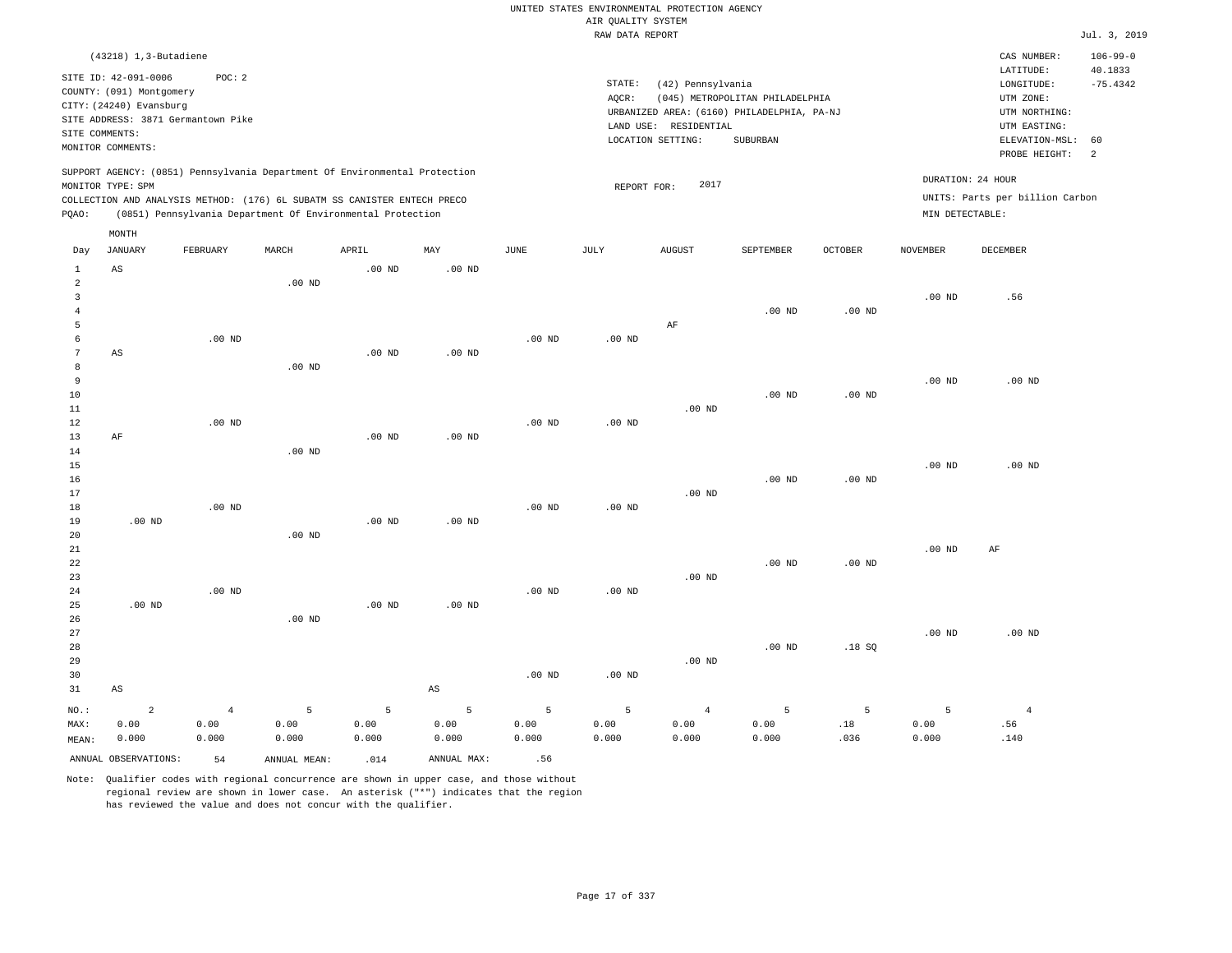UNITED STATES ENVIRONMENTAL PROTECTION AGENCY
AIR QUALITY SYSTEM
RAW DATA REPORT

Jul. 3, 2019

(43218) 1,3-Butadiene

SITE ID: 42-091-0006 POC: 2
COUNTY: (091) Montgomery
CITY: (24240) Evansburg
SITE ADDRESS: 3871 Germantown Pike
SITE COMMENTS:
MONITOR COMMENTS:

STATE: (42) Pennsylvania
AQCR: (045) METROPOLITAN PHILADELPHIA
URBANIZED AREA: (6160) PHILADELPHIA, PA-NJ
LAND USE: RESIDENTIAL
LOCATION SETTING: SUBURBAN

CAS NUMBER: 106-99-0
LATITUDE: 40.1833
LONGITUDE: -75.4342
UTM ZONE:
UTM NORTHING:
UTM EASTING:
ELEVATION-MSL: 60
PROBE HEIGHT: 2

SUPPORT AGENCY: (0851) Pennsylvania Department Of Environmental Protection
MONITOR TYPE: SPM
COLLECTION AND ANALYSIS METHOD: (176) 6L SUBATM SS CANISTER ENTECH PRECO
PQAO: (0851) Pennsylvania Department Of Environmental Protection

REPORT FOR: 2017

DURATION: 24 HOUR
UNITS: Parts per billion Carbon
MIN DETECTABLE:

| Day | JANUARY | FEBRUARY | MARCH | APRIL | MAY | JUNE | JULY | AUGUST | SEPTEMBER | OCTOBER | NOVEMBER | DECEMBER |
|---|---|---|---|---|---|---|---|---|---|---|---|---|
| 1 | AS | | | .00 ND | .00 ND | | | | | | | |
| 2 | | | .00 ND | | | | | | | | | |
| 3 | | | | | | | | | | | .00 ND | .56 |
| 4 | | | | | | | | | .00 ND | .00 ND | | |
| 5 | | | | | | | | AF | | | | |
| 6 | | .00 ND | | | | .00 ND | .00 ND | | | | | |
| 7 | AS | | | .00 ND | .00 ND | | | | | | | |
| 8 | | | .00 ND | | | | | | | | | |
| 9 | | | | | | | | | | | .00 ND | .00 ND |
| 10 | | | | | | | | | .00 ND | .00 ND | | |
| 11 | | | | | | | | .00 ND | | | | |
| 12 | | .00 ND | | | | .00 ND | .00 ND | | | | | |
| 13 | AF | | | .00 ND | .00 ND | | | | | | | |
| 14 | | | .00 ND | | | | | | | | | |
| 15 | | | | | | | | | | | .00 ND | .00 ND |
| 16 | | | | | | | | | .00 ND | .00 ND | | |
| 17 | | | | | | | | .00 ND | | | | |
| 18 | | .00 ND | | | | .00 ND | .00 ND | | | | | |
| 19 | .00 ND | | | .00 ND | .00 ND | | | | | | | |
| 20 | | | .00 ND | | | | | | | | | |
| 21 | | | | | | | | | | | .00 ND | AF |
| 22 | | | | | | | | | .00 ND | .00 ND | | |
| 23 | | | | | | | | .00 ND | | | | |
| 24 | | .00 ND | | | | .00 ND | .00 ND | | | | | |
| 25 | .00 ND | | | .00 ND | .00 ND | | | | | | | |
| 26 | | | .00 ND | | | | | | | | | |
| 27 | | | | | | | | | | | .00 ND | .00 ND |
| 28 | | | | | | | | | .00 ND | .18 SQ | | |
| 29 | | | | | | | | .00 ND | | | | |
| 30 | | | | | | .00 ND | .00 ND | | | | | |
| 31 | AS | | | | AS | | | | | | | |
| NO.: | 2 | 4 | 5 | 5 | 5 | 5 | 5 | 4 | 5 | 5 | 5 | 4 |
| MAX: | 0.00 | 0.00 | 0.00 | 0.00 | 0.00 | 0.00 | 0.00 | 0.00 | 0.00 | .18 | 0.00 | .56 |
| MEAN: | 0.000 | 0.000 | 0.000 | 0.000 | 0.000 | 0.000 | 0.000 | 0.000 | 0.000 | .036 | 0.000 | .140 |

ANNUAL OBSERVATIONS: 54 ANNUAL MEAN: .014 ANNUAL MAX: .56

Note: Qualifier codes with regional concurrence are shown in upper case, and those without regional review are shown in lower case. An asterisk ("*") indicates that the region has reviewed the value and does not concur with the qualifier.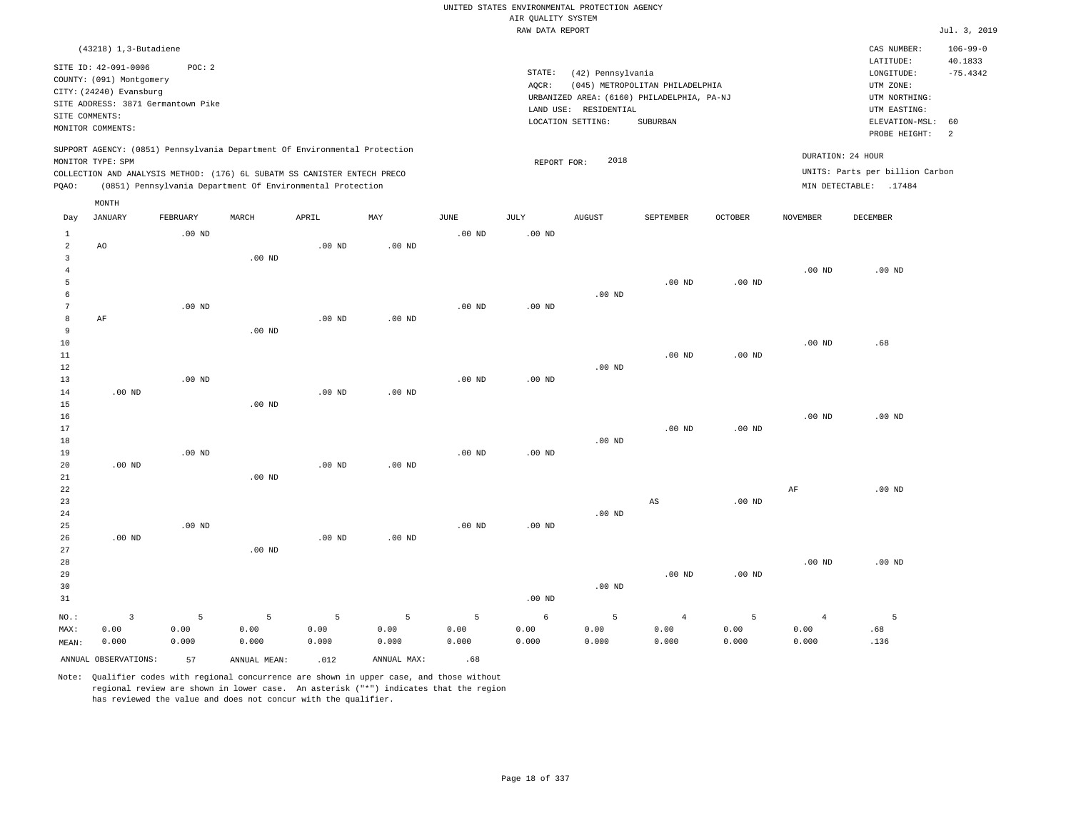UNITED STATES ENVIRONMENTAL PROTECTION AGENCY
AIR QUALITY SYSTEM
RAW DATA REPORT

Jul. 3, 2019

(43218) 1,3-Butadiene

SITE ID: 42-091-0006 POC: 2
COUNTY: (091) Montgomery
CITY: (24240) Evansburg
SITE ADDRESS: 3871 Germantown Pike
SITE COMMENTS:
MONITOR COMMENTS:

STATE: (42) Pennsylvania
AQCR: (045) METROPOLITAN PHILADELPHIA
URBANIZED AREA: (6160) PHILADELPHIA, PA-NJ
LAND USE: RESIDENTIAL
LOCATION SETTING: SUBURBAN

CAS NUMBER: 106-99-0
LATITUDE: 40.1833
LONGITUDE: -75.4342
UTM ZONE:
UTM NORTHING:
UTM EASTING:
ELEVATION-MSL: 60
PROBE HEIGHT: 2

SUPPORT AGENCY: (0851) Pennsylvania Department Of Environmental Protection
MONITOR TYPE: SPM
COLLECTION AND ANALYSIS METHOD: (176) 6L SUBATM SS CANISTER ENTECH PRECO
PQAO: (0851) Pennsylvania Department Of Environmental Protection

REPORT FOR: 2018

DURATION: 24 HOUR
UNITS: Parts per billion Carbon
MIN DETECTABLE: .17484

| Day | JANUARY | FEBRUARY | MARCH | APRIL | MAY | JUNE | JULY | AUGUST | SEPTEMBER | OCTOBER | NOVEMBER | DECEMBER |
|---|---|---|---|---|---|---|---|---|---|---|---|---|
| 1 | | .00 ND | | | | .00 ND | .00 ND | | | | | |
| 2 | AO | | | .00 ND | .00 ND | | | | | | | |
| 3 | | | .00 ND | | | | | | | | | |
| 4 | | | | | | | | | | | .00 ND | .00 ND |
| 5 | | | | | | | | | .00 ND | .00 ND | | |
| 6 | | | | | | | | .00 ND | | | | |
| 7 | | .00 ND | | | | .00 ND | .00 ND | | | | | |
| 8 | AF | | | .00 ND | .00 ND | | | | | | | |
| 9 | | | .00 ND | | | | | | | | | |
| 10 | | | | | | | | | | | .00 ND | .68 |
| 11 | | | | | | | | | .00 ND | .00 ND | | |
| 12 | | | | | | | | .00 ND | | | | |
| 13 | | .00 ND | | | | .00 ND | .00 ND | | | | | |
| 14 | .00 ND | | | .00 ND | .00 ND | | | | | | | |
| 15 | | | .00 ND | | | | | | | | | |
| 16 | | | | | | | | | | | .00 ND | .00 ND |
| 17 | | | | | | | | | .00 ND | .00 ND | | |
| 18 | | | | | | | | .00 ND | | | | |
| 19 | | .00 ND | | | | .00 ND | .00 ND | | | | | |
| 20 | .00 ND | | | .00 ND | .00 ND | | | | | | | |
| 21 | | | .00 ND | | | | | | | | | |
| 22 | | | | | | | | | | | AF | .00 ND |
| 23 | | | | | | | | | AS | .00 ND | | |
| 24 | | | | | | | | .00 ND | | | | |
| 25 | | .00 ND | | | | .00 ND | .00 ND | | | | | |
| 26 | .00 ND | | | .00 ND | .00 ND | | | | | | | |
| 27 | | | .00 ND | | | | | | | | | |
| 28 | | | | | | | | | | | .00 ND | .00 ND |
| 29 | | | | | | | | | .00 ND | .00 ND | | |
| 30 | | | | | | | | .00 ND | | | | |
| 31 | | | | | | | .00 ND | | | | | |
| NO.: | 3 | 5 | 5 | 5 | 5 | 5 | 6 | 5 | 4 | 5 | 4 | 5 |
| MAX: | 0.00 | 0.00 | 0.00 | 0.00 | 0.00 | 0.00 | 0.00 | 0.00 | 0.00 | 0.00 | 0.00 | .68 |
| MEAN: | 0.000 | 0.000 | 0.000 | 0.000 | 0.000 | 0.000 | 0.000 | 0.000 | 0.000 | 0.000 | 0.000 | .136 |

ANNUAL OBSERVATIONS: 57 ANNUAL MEAN: .012 ANNUAL MAX: .68

Note: Qualifier codes with regional concurrence are shown in upper case, and those without regional review are shown in lower case. An asterisk ("*") indicates that the region has reviewed the value and does not concur with the qualifier.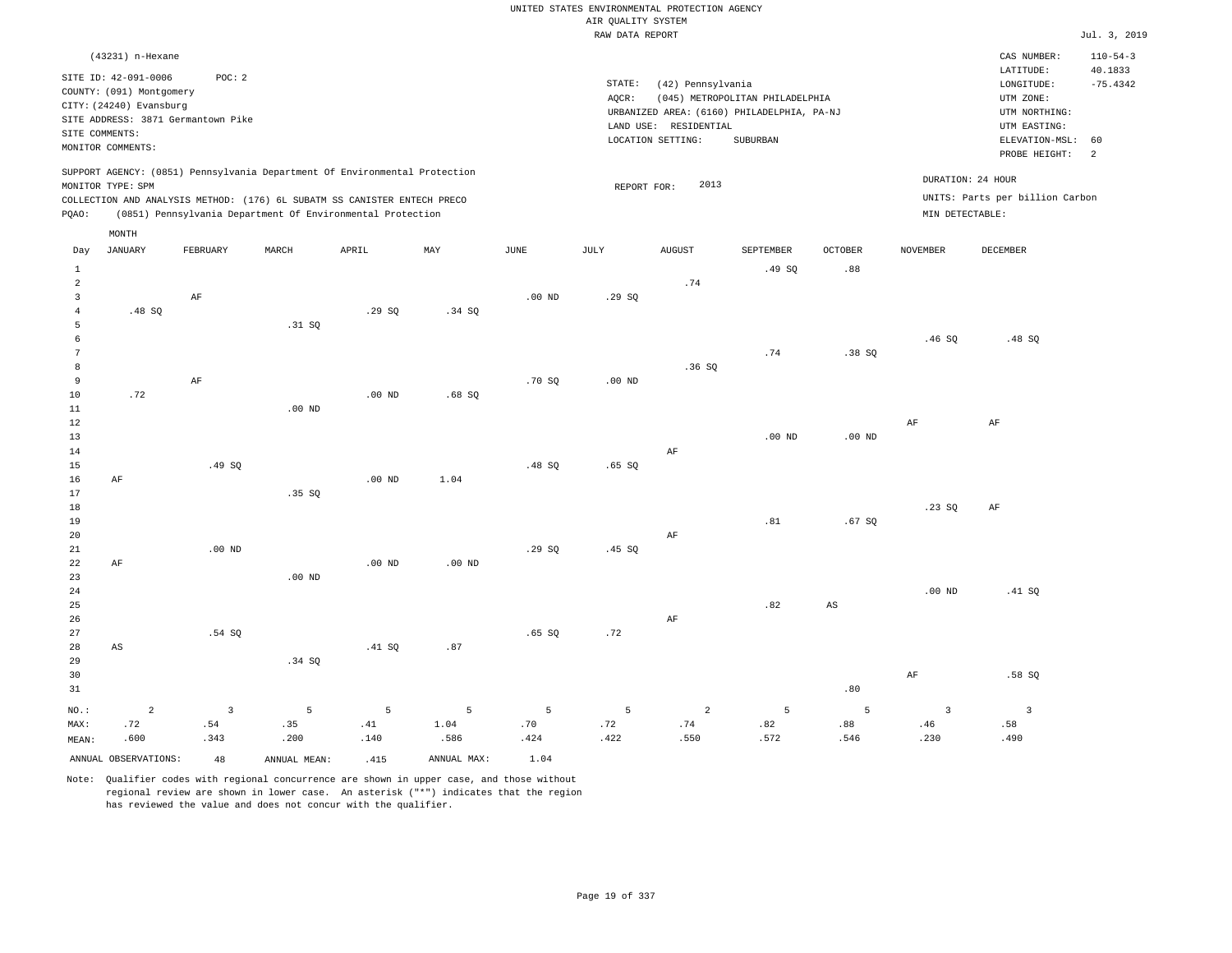UNITED STATES ENVIRONMENTAL PROTECTION AGENCY
AIR QUALITY SYSTEM
RAW DATA REPORT

Jul. 3, 2019

(43231) n-Hexane

SITE ID: 42-091-0006 POC: 2
COUNTY: (091) Montgomery
CITY: (24240) Evansburg
SITE ADDRESS: 3871 Germantown Pike
SITE COMMENTS:
MONITOR COMMENTS:

STATE: (42) Pennsylvania
AQCR: (045) METROPOLITAN PHILADELPHIA
URBANIZED AREA: (6160) PHILADELPHIA, PA-NJ
LAND USE: RESIDENTIAL
LOCATION SETTING: SUBURBAN

CAS NUMBER: 110-54-3
LATITUDE: 40.1833
LONGITUDE: -75.4342
UTM ZONE:
UTM NORTHING:
UTM EASTING:
ELEVATION-MSL: 60
PROBE HEIGHT: 2

SUPPORT AGENCY: (0851) Pennsylvania Department Of Environmental Protection
MONITOR TYPE: SPM
COLLECTION AND ANALYSIS METHOD: (176) 6L SUBATM SS CANISTER ENTECH PRECO
PQAO: (0851) Pennsylvania Department Of Environmental Protection

REPORT FOR: 2013

DURATION: 24 HOUR
UNITS: Parts per billion Carbon
MIN DETECTABLE:

| Day | JANUARY | FEBRUARY | MARCH | APRIL | MAY | JUNE | JULY | AUGUST | SEPTEMBER | OCTOBER | NOVEMBER | DECEMBER |
|---|---|---|---|---|---|---|---|---|---|---|---|---|
| 1 | | | | | | | | | .49 SQ | .88 | | |
| 2 | | | | | | | | .74 | | | | |
| 3 | | AF | | | | .00 ND | .29 SQ | | | | | |
| 4 | .48 SQ | | | .29 SQ | .34 SQ | | | | | | | |
| 5 | | | .31 SQ | | | | | | | | | |
| 6 | | | | | | | | | | | .46 SQ | .48 SQ |
| 7 | | | | | | | | | .74 | .38 SQ | | |
| 8 | | | | | | | | .36 SQ | | | | |
| 9 | | AF | | | | .70 SQ | .00 ND | | | | | |
| 10 | .72 | | | .00 ND | .68 SQ | | | | | | | |
| 11 | | | .00 ND | | | | | | | | | |
| 12 | | | | | | | | | | | AF | AF |
| 13 | | | | | | | | | .00 ND | .00 ND | | |
| 14 | | | | | | | | AF | | | | |
| 15 | | .49 SQ | | | | .48 SQ | .65 SQ | | | | | |
| 16 | AF | | | .00 ND | 1.04 | | | | | | | |
| 17 | | | .35 SQ | | | | | | | | | |
| 18 | | | | | | | | | | | .23 SQ | AF |
| 19 | | | | | | | | | .81 | .67 SQ | | |
| 20 | | | | | | | | AF | | | | |
| 21 | | .00 ND | | | | .29 SQ | .45 SQ | | | | | |
| 22 | AF | | | .00 ND | .00 ND | | | | | | | |
| 23 | | | .00 ND | | | | | | | | | |
| 24 | | | | | | | | | | | .00 ND | .41 SQ |
| 25 | | | | | | | | | .82 | AS | | |
| 26 | | | | | | | | AF | | | | |
| 27 | | .54 SQ | | | | .65 SQ | .72 | | | | | |
| 28 | AS | | | .41 SQ | .87 | | | | | | | |
| 29 | | | .34 SQ | | | | | | | | | |
| 30 | | | | | | | | | | | AF | .58 SQ |
| 31 | | | | | | | | | | .80 | | |
| NO.: | 2 | 3 | 5 | 5 | 5 | 5 | 5 | 2 | 5 | 5 | 3 | 3 |
| MAX: | .72 | .54 | .35 | .41 | 1.04 | .70 | .72 | .74 | .82 | .88 | .46 | .58 |
| MEAN: | .600 | .343 | .200 | .140 | .586 | .424 | .422 | .550 | .572 | .546 | .230 | .490 |

ANNUAL OBSERVATIONS: 48 ANNUAL MEAN: .415 ANNUAL MAX: 1.04

Note: Qualifier codes with regional concurrence are shown in upper case, and those without regional review are shown in lower case. An asterisk ("*") indicates that the region has reviewed the value and does not concur with the qualifier.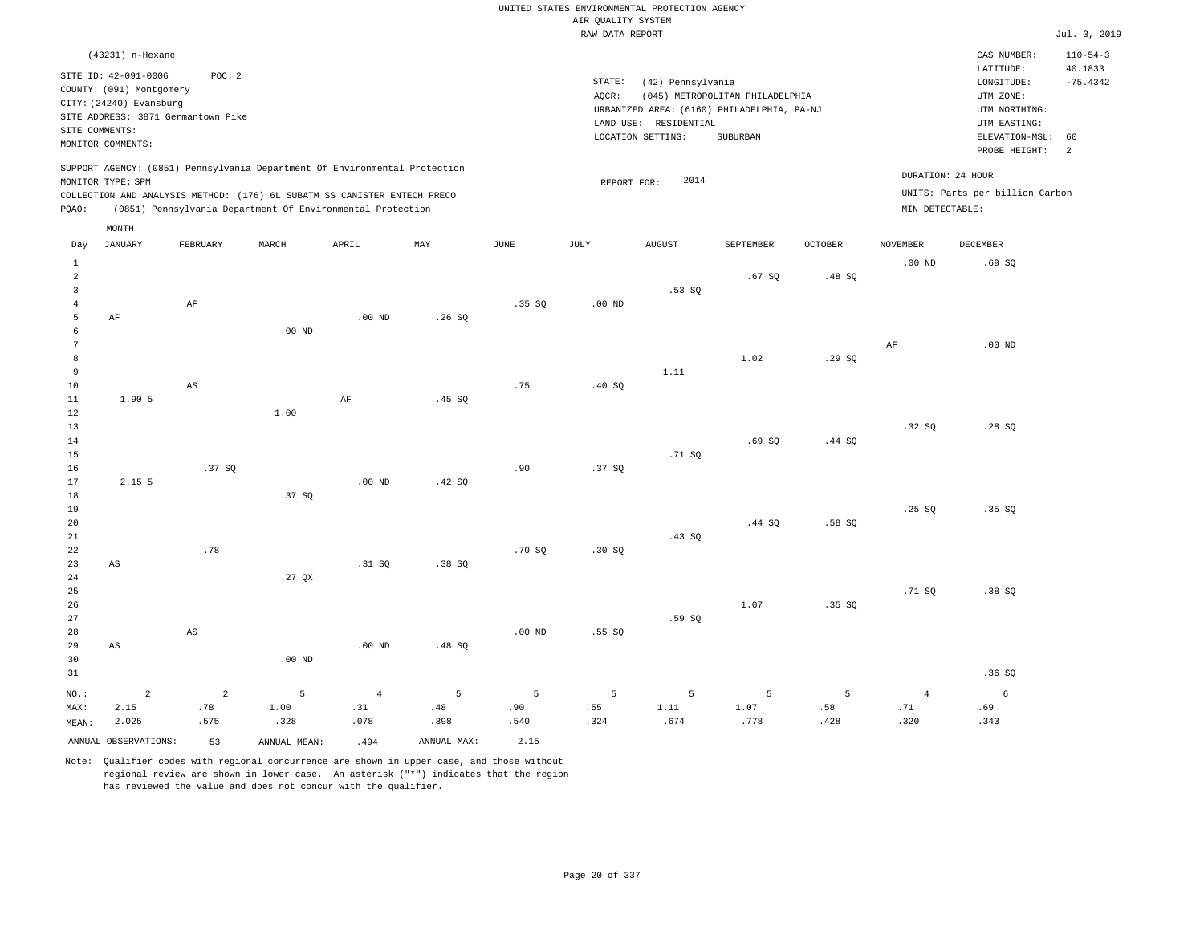UNITED STATES ENVIRONMENTAL PROTECTION AGENCY
AIR QUALITY SYSTEM
RAW DATA REPORT

Jul. 3, 2019

(43231) n-Hexane

SITE ID: 42-091-0006 POC: 2
COUNTY: (091) Montgomery
CITY: (24240) Evansburg
SITE ADDRESS: 3871 Germantown Pike
SITE COMMENTS:
MONITOR COMMENTS:

STATE: (42) Pennsylvania
AQCR: (045) METROPOLITAN PHILADELPHIA
URBANIZED AREA: (6160) PHILADELPHIA, PA-NJ
LAND USE: RESIDENTIAL
LOCATION SETTING: SUBURBAN

CAS NUMBER: 110-54-3
LATITUDE: 40.1833
LONGITUDE: -75.4342
UTM ZONE:
UTM NORTHING:
UTM EASTING:
ELEVATION-MSL: 60
PROBE HEIGHT: 2

SUPPORT AGENCY: (0851) Pennsylvania Department Of Environmental Protection
MONITOR TYPE: SPM
COLLECTION AND ANALYSIS METHOD: (176) 6L SUBATM SS CANISTER ENTECH PRECO
PQAO: (0851) Pennsylvania Department Of Environmental Protection

REPORT FOR: 2014

DURATION: 24 HOUR
UNITS: Parts per billion Carbon
MIN DETECTABLE:

| Day | JANUARY | FEBRUARY | MARCH | APRIL | MAY | JUNE | JULY | AUGUST | SEPTEMBER | OCTOBER | NOVEMBER | DECEMBER |
|---|---|---|---|---|---|---|---|---|---|---|---|---|
| 1 | | | | | | | | | | | .00 ND | .69 SQ |
| 2 | | | | | | | | | .67 SQ | .48 SQ | | |
| 3 | | | | | | | | .53 SQ | | | | |
| 4 | | AF | | | | .35 SQ | .00 ND | | | | | |
| 5 | AF | | | .00 ND | .26 SQ | | | | | | | |
| 6 | | | .00 ND | | | | | | | | | |
| 7 | | | | | | | | | | | AF | .00 ND |
| 8 | | | | | | | | | 1.02 | .29 SQ | | |
| 9 | | | | | | | | 1.11 | | | | |
| 10 | | AS | | | | .75 | .40 SQ | | | | | |
| 11 | 1.90 5 | | | AF | .45 SQ | | | | | | | |
| 12 | | | 1.00 | | | | | | | | | |
| 13 | | | | | | | | | | | .32 SQ | .28 SQ |
| 14 | | | | | | | | | .69 SQ | .44 SQ | | |
| 15 | | | | | | | | .71 SQ | | | | |
| 16 | | .37 SQ | | | | .90 | .37 SQ | | | | | |
| 17 | 2.15 5 | | | .00 ND | .42 SQ | | | | | | | |
| 18 | | | .37 SQ | | | | | | | | | |
| 19 | | | | | | | | | | | .25 SQ | .35 SQ |
| 20 | | | | | | | | | .44 SQ | .58 SQ | | |
| 21 | | | | | | | | .43 SQ | | | | |
| 22 | | .78 | | | | .70 SQ | .30 SQ | | | | | |
| 23 | AS | | | .31 SQ | .38 SQ | | | | | | | |
| 24 | | | .27 QX | | | | | | | | | |
| 25 | | | | | | | | | | | .71 SQ | .38 SQ |
| 26 | | | | | | | | | 1.07 | .35 SQ | | |
| 27 | | | | | | | | .59 SQ | | | | |
| 28 | | AS | | | | .00 ND | .55 SQ | | | | | |
| 29 | AS | | | .00 ND | .48 SQ | | | | | | | |
| 30 | | | .00 ND | | | | | | | | | |
| 31 | | | | | | | | | | | | .36 SQ |
| NO.: | 2 | 2 | 5 | 4 | 5 | 5 | 5 | 5 | 5 | 5 | 4 | 6 |
| MAX: | 2.15 | .78 | 1.00 | .31 | .48 | .90 | .55 | 1.11 | 1.07 | .58 | .71 | .69 |
| MEAN: | 2.025 | .575 | .328 | .078 | .398 | .540 | .324 | .674 | .778 | .428 | .320 | .343 |

ANNUAL OBSERVATIONS: 53 ANNUAL MEAN: .494 ANNUAL MAX: 2.15

Note: Qualifier codes with regional concurrence are shown in upper case, and those without regional review are shown in lower case. An asterisk ("*") indicates that the region has reviewed the value and does not concur with the qualifier.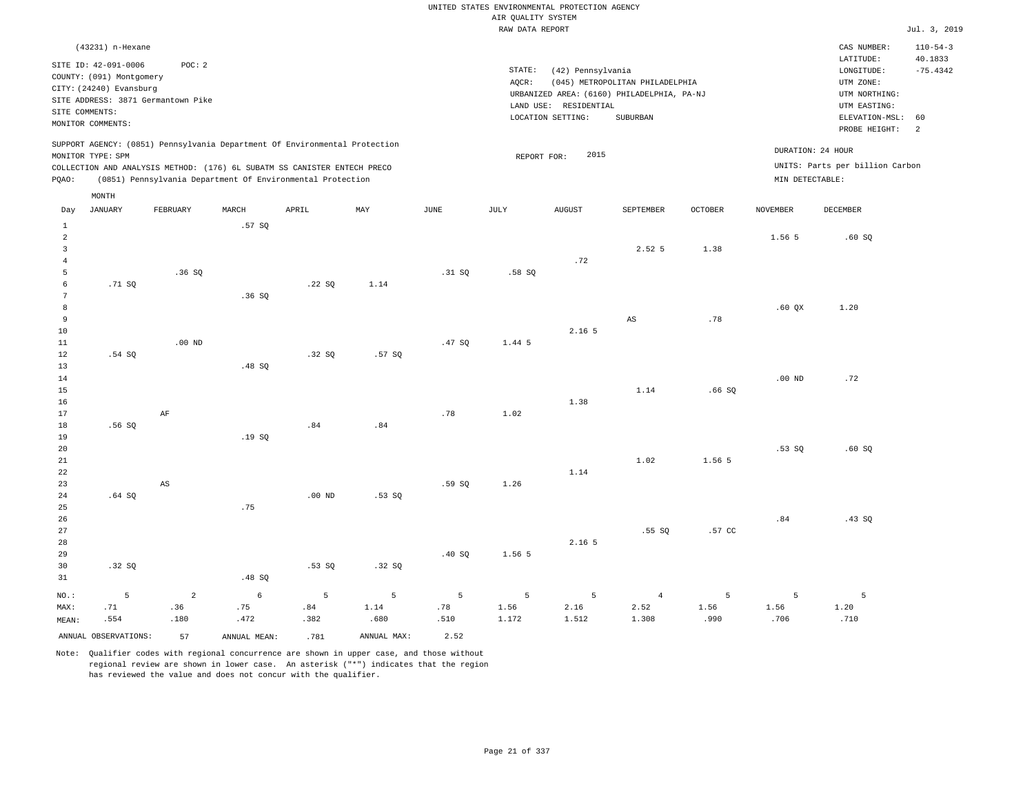UNITED STATES ENVIRONMENTAL PROTECTION AGENCY
AIR QUALITY SYSTEM
RAW DATA REPORT

Jul. 3, 2019

(43231) n-Hexane

SITE ID: 42-091-0006 POC: 2
COUNTY: (091) Montgomery
CITY: (24240) Evansburg
SITE ADDRESS: 3871 Germantown Pike
SITE COMMENTS:
MONITOR COMMENTS:

STATE: (42) Pennsylvania
AQCR: (045) METROPOLITAN PHILADELPHIA
URBANIZED AREA: (6160) PHILADELPHIA, PA-NJ
LAND USE: RESIDENTIAL
LOCATION SETTING: SUBURBAN

CAS NUMBER: 110-54-3
LATITUDE: 40.1833
LONGITUDE: -75.4342
UTM ZONE:
UTM NORTHING:
UTM EASTING:
ELEVATION-MSL: 60
PROBE HEIGHT: 2

SUPPORT AGENCY: (0851) Pennsylvania Department Of Environmental Protection
MONITOR TYPE: SPM
COLLECTION AND ANALYSIS METHOD: (176) 6L SUBATM SS CANISTER ENTECH PRECO
PQAO: (0851) Pennsylvania Department Of Environmental Protection

REPORT FOR: 2015

DURATION: 24 HOUR
UNITS: Parts per billion Carbon
MIN DETECTABLE:

| Day | JANUARY | FEBRUARY | MARCH | APRIL | MAY | JUNE | JULY | AUGUST | SEPTEMBER | OCTOBER | NOVEMBER | DECEMBER |
|---|---|---|---|---|---|---|---|---|---|---|---|---|
| 1 | | | .57 SQ | | | | | | | | | |
| 2 | | | | | | | | | | | 1.56 5 | .60 SQ |
| 3 | | | | | | | | | 2.52 5 | 1.38 | | |
| 4 | | | | | | | | .72 | | | | |
| 5 | | .36 SQ | | | | .31 SQ | .58 SQ | | | | | |
| 6 | .71 SQ | | | .22 SQ | 1.14 | | | | | | | |
| 7 | | | .36 SQ | | | | | | | | | |
| 8 | | | | | | | | | | | .60 QX | 1.20 |
| 9 | | | | | | | | | AS | .78 | | |
| 10 | | | | | | | | 2.16 5 | | | | |
| 11 | | .00 ND | | | | .47 SQ | 1.44 5 | | | | | |
| 12 | .54 SQ | | | .32 SQ | .57 SQ | | | | | | | |
| 13 | | | .48 SQ | | | | | | | | | |
| 14 | | | | | | | | | | | .00 ND | .72 |
| 15 | | | | | | | | | 1.14 | .66 SQ | | |
| 16 | | | | | | | | 1.38 | | | | |
| 17 | | AF | | | | .78 | 1.02 | | | | | |
| 18 | .56 SQ | | | .84 | .84 | | | | | | | |
| 19 | | | .19 SQ | | | | | | | | | |
| 20 | | | | | | | | | | | .53 SQ | .60 SQ |
| 21 | | | | | | | | | 1.02 | 1.56 5 | | |
| 22 | | | | | | | | 1.14 | | | | |
| 23 | | AS | | | | .59 SQ | 1.26 | | | | | |
| 24 | .64 SQ | | | .00 ND | .53 SQ | | | | | | | |
| 25 | | | .75 | | | | | | | | | |
| 26 | | | | | | | | | | | .84 | .43 SQ |
| 27 | | | | | | | | | .55 SQ | .57 CC | | |
| 28 | | | | | | | | 2.16 5 | | | | |
| 29 | | | | | | .40 SQ | 1.56 5 | | | | | |
| 30 | .32 SQ | | | .53 SQ | .32 SQ | | | | | | | |
| 31 | | | .48 SQ | | | | | | | | | |
| NO.: | 5 | 2 | 6 | 5 | 5 | 5 | 5 | 5 | 4 | 5 | 5 | 5 |
| MAX: | .71 | .36 | .75 | .84 | 1.14 | .78 | 1.56 | 2.16 | 2.52 | 1.56 | 1.56 | 1.20 |
| MEAN: | .554 | .180 | .472 | .382 | .680 | .510 | 1.172 | 1.512 | 1.308 | .990 | .706 | .710 |

ANNUAL OBSERVATIONS: 57 ANNUAL MEAN: .781 ANNUAL MAX: 2.52

Note: Qualifier codes with regional concurrence are shown in upper case, and those without regional review are shown in lower case. An asterisk ("*") indicates that the region has reviewed the value and does not concur with the qualifier.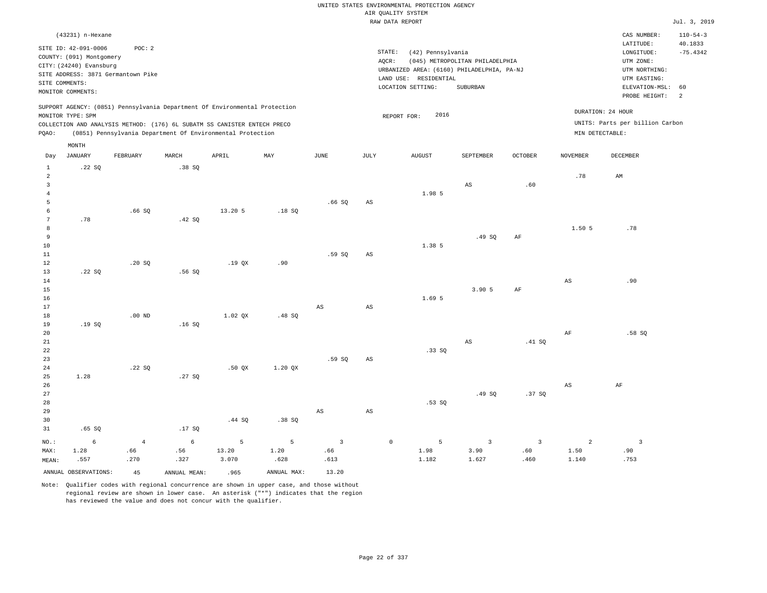UNITED STATES ENVIRONMENTAL PROTECTION AGENCY
AIR QUALITY SYSTEM
RAW DATA REPORT

Jul. 3, 2019

(43231) n-Hexane

SITE ID: 42-091-0006 POC: 2
COUNTY: (091) Montgomery
CITY: (24240) Evansburg
SITE ADDRESS: 3871 Germantown Pike
SITE COMMENTS:
MONITOR COMMENTS:

STATE: (42) Pennsylvania
AQCR: (045) METROPOLITAN PHILADELPHIA
URBANIZED AREA: (6160) PHILADELPHIA, PA-NJ
LAND USE: RESIDENTIAL
LOCATION SETTING: SUBURBAN

CAS NUMBER: 110-54-3
LATITUDE: 40.1833
LONGITUDE: -75.4342
UTM ZONE:
UTM NORTHING:
UTM EASTING:
ELEVATION-MSL: 60
PROBE HEIGHT: 2

SUPPORT AGENCY: (0851) Pennsylvania Department Of Environmental Protection
MONITOR TYPE: SPM
COLLECTION AND ANALYSIS METHOD: (176) 6L SUBATM SS CANISTER ENTECH PRECO
PQAO: (0851) Pennsylvania Department Of Environmental Protection

REPORT FOR: 2016

DURATION: 24 HOUR
UNITS: Parts per billion Carbon
MIN DETECTABLE:

| Day | JANUARY | FEBRUARY | MARCH | APRIL | MAY | JUNE | JULY | AUGUST | SEPTEMBER | OCTOBER | NOVEMBER | DECEMBER |
|---|---|---|---|---|---|---|---|---|---|---|---|---|
| 1 | .22 SQ | | .38 SQ | | | | | | | | | |
| 2 | | | | | | | | | | | .78 | AM |
| 3 | | | | | | | | | AS | .60 | | |
| 4 | | | | | | | | 1.98 5 | | | | |
| 5 | | | | | | .66 SQ | AS | | | | | |
| 6 | | .66 SQ | | 13.20 5 | .18 SQ | | | | | | | |
| 7 | .78 | | .42 SQ | | | | | | | | | |
| 8 | | | | | | | | | | | 1.50 5 | .78 |
| 9 | | | | | | | | | .49 SQ | AF | | |
| 10 | | | | | | | | 1.38 5 | | | | |
| 11 | | | | | | .59 SQ | AS | | | | | |
| 12 | | .20 SQ | | .19 QX | .90 | | | | | | | |
| 13 | .22 SQ | | .56 SQ | | | | | | | | | |
| 14 | | | | | | | | | | | AS | .90 |
| 15 | | | | | | | | | 3.90 5 | AF | | |
| 16 | | | | | | | | 1.69 5 | | | | |
| 17 | | | | | | AS | AS | | | | | |
| 18 | | .00 ND | | 1.02 QX | .48 SQ | | | | | | | |
| 19 | .19 SQ | | .16 SQ | | | | | | | | | |
| 20 | | | | | | | | | | | AF | .58 SQ |
| 21 | | | | | | | | | AS | .41 SQ | | |
| 22 | | | | | | | | .33 SQ | | | | |
| 23 | | | | | | .59 SQ | AS | | | | | |
| 24 | | .22 SQ | | .50 QX | 1.20 QX | | | | | | | |
| 25 | 1.28 | | .27 SQ | | | | | | | | | |
| 26 | | | | | | | | | | | AS | AF |
| 27 | | | | | | | | | .49 SQ | .37 SQ | | |
| 28 | | | | | | | | .53 SQ | | | | |
| 29 | | | | | | AS | AS | | | | | |
| 30 | | | | .44 SQ | .38 SQ | | | | | | | |
| 31 | .65 SQ | | .17 SQ | | | | | | | | | |
| NO.: | 6 | 4 | 6 | 5 | 5 | 3 | 0 | 5 | 3 | 3 | 2 | 3 |
| MAX: | 1.28 | .66 | .56 | 13.20 | 1.20 | .66 | | 1.98 | 3.90 | .60 | 1.50 | .90 |
| MEAN: | .557 | .270 | .327 | 3.070 | .628 | .613 | | 1.182 | 1.627 | .460 | 1.140 | .753 |

ANNUAL OBSERVATIONS: 45 ANNUAL MEAN: .965 ANNUAL MAX: 13.20

Note: Qualifier codes with regional concurrence are shown in upper case, and those without regional review are shown in lower case. An asterisk ("*") indicates that the region has reviewed the value and does not concur with the qualifier.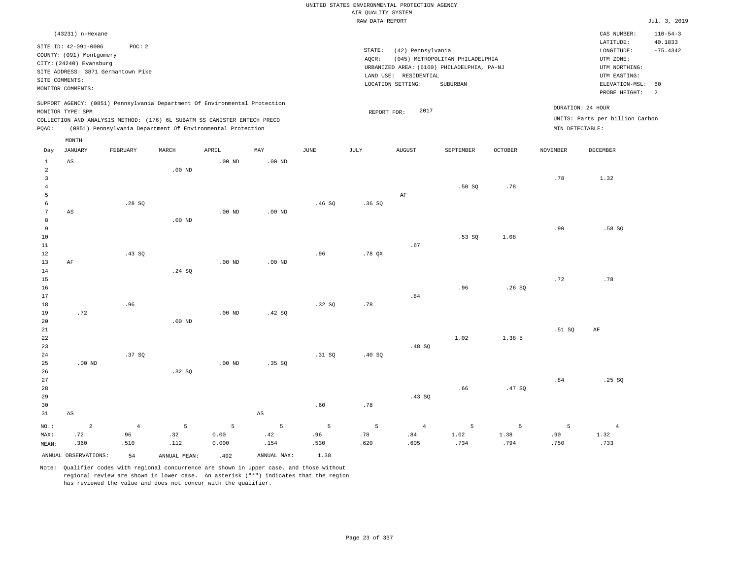UNITED STATES ENVIRONMENTAL PROTECTION AGENCY
AIR QUALITY SYSTEM
RAW DATA REPORT

Jul. 3, 2019

(43231) n-Hexane

SITE ID: 42-091-0006  POC: 2
COUNTY: (091) Montgomery
CITY: (24240) Evansburg
SITE ADDRESS: 3871 Germantown Pike
SITE COMMENTS:
MONITOR COMMENTS:

STATE: (42) Pennsylvania
AQCR: (045) METROPOLITAN PHILADELPHIA
URBANIZED AREA: (6160) PHILADELPHIA, PA-NJ
LAND USE: RESIDENTIAL
LOCATION SETTING: SUBURBAN

CAS NUMBER: 110-54-3
LATITUDE: 40.1833
LONGITUDE: -75.4342
UTM ZONE:
UTM NORTHING:
UTM EASTING:
ELEVATION-MSL: 60
PROBE HEIGHT: 2

SUPPORT AGENCY: (0851) Pennsylvania Department Of Environmental Protection
MONITOR TYPE: SPM
COLLECTION AND ANALYSIS METHOD: (176) 6L SUBATM SS CANISTER ENTECH PRECO
PQAO: (0851) Pennsylvania Department Of Environmental Protection

REPORT FOR: 2017

DURATION: 24 HOUR
UNITS: Parts per billion Carbon
MIN DETECTABLE:

| Day | JANUARY | FEBRUARY | MARCH | APRIL | MAY | JUNE | JULY | AUGUST | SEPTEMBER | OCTOBER | NOVEMBER | DECEMBER |
|---|---|---|---|---|---|---|---|---|---|---|---|---|
| 1 | AS | | | .00 ND | .00 ND | | | | | | | |
| 2 | | | .00 ND | | | | | | | | | |
| 3 | | | | | | | | | | | .78 | 1.32 |
| 4 | | | | | | | | | .50 SQ | .78 | | |
| 5 | | | | | | | | AF | | | | |
| 6 | | .28 SQ | | | | .46 SQ | .36 SQ | | | | | |
| 7 | AS | | | .00 ND | .00 ND | | | | | | | |
| 8 | | | .00 ND | | | | | | | | | |
| 9 | | | | | | | | | | | .90 | .58 SQ |
| 10 | | | | | | | | | .53 SQ | 1.08 | | |
| 11 | | | | | | | | .67 | | | | |
| 12 | | .43 SQ | | | | .96 | .78 QX | | | | | |
| 13 | AF | | | .00 ND | .00 ND | | | | | | | |
| 14 | | | .24 SQ | | | | | | | | | |
| 15 | | | | | | | | | | | .72 | .78 |
| 16 | | | | | | | | | .96 | .26 SQ | | |
| 17 | | | | | | | | .84 | | | | |
| 18 | | .96 | | | | .32 SQ | .78 | | | | | |
| 19 | .72 | | | .00 ND | .42 SQ | | | | | | | |
| 20 | | | .00 ND | | | | | | | | | |
| 21 | | | | | | | | | | | .51 SQ | AF |
| 22 | | | | | | | | | 1.02 | 1.38 5 | | |
| 23 | | | | | | | | .48 SQ | | | | |
| 24 | | .37 SQ | | | | .31 SQ | .40 SQ | | | | | |
| 25 | .00 ND | | | .00 ND | .35 SQ | | | | | | | |
| 26 | | | .32 SQ | | | | | | | | | |
| 27 | | | | | | | | | | | .84 | .25 SQ |
| 28 | | | | | | | | | .66 | .47 SQ | | |
| 29 | | | | | | | | .43 SQ | | | | |
| 30 | | | | | | .60 | .78 | | | | | |
| 31 | AS | | | | AS | | | | | | | |
| NO.: | 2 | 4 | 5 | 5 | 5 | 5 | 5 | 4 | 5 | 5 | 5 | 4 |
| MAX: | .72 | .96 | .32 | 0.00 | .42 | .96 | .78 | .84 | 1.02 | 1.38 | .90 | 1.32 |
| MEAN: | .360 | .510 | .112 | 0.000 | .154 | .530 | .620 | .605 | .734 | .794 | .750 | .733 |

ANNUAL OBSERVATIONS: 54  ANNUAL MEAN: .492  ANNUAL MAX: 1.38

Note: Qualifier codes with regional concurrence are shown in upper case, and those without regional review are shown in lower case. An asterisk ("*") indicates that the region has reviewed the value and does not concur with the qualifier.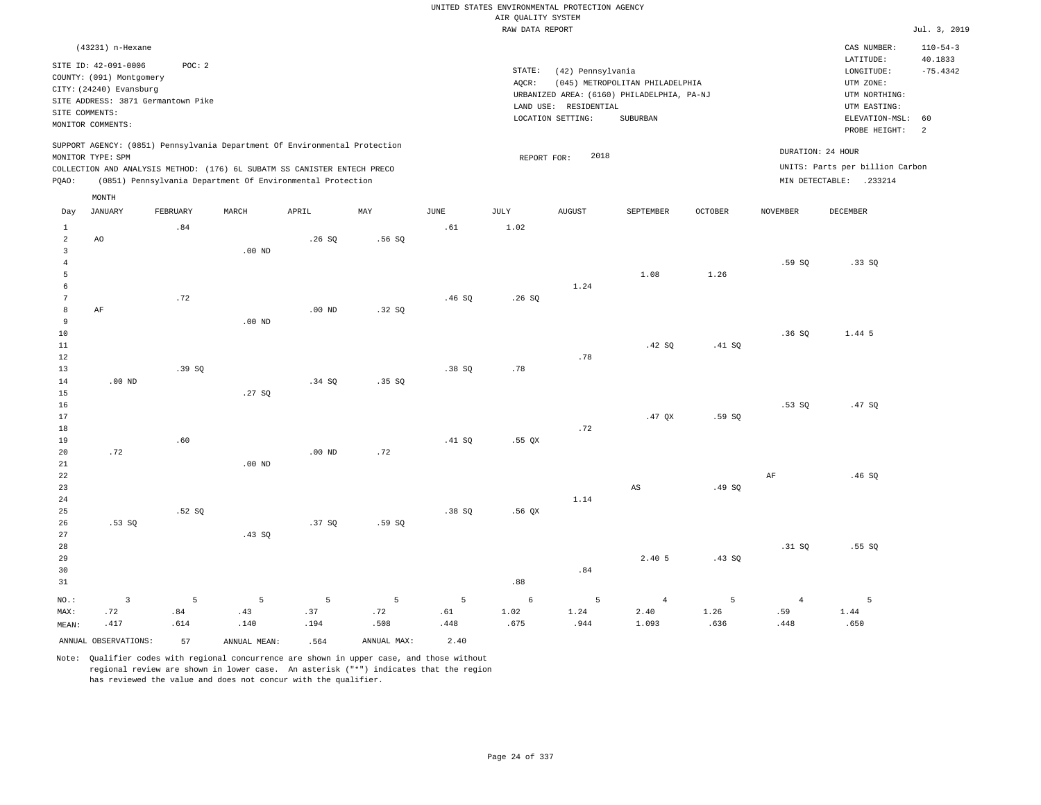UNITED STATES ENVIRONMENTAL PROTECTION AGENCY
AIR QUALITY SYSTEM
RAW DATA REPORT

Jul. 3, 2019

(43231) n-Hexane

SITE ID: 42-091-0006 POC: 2
COUNTY: (091) Montgomery
CITY: (24240) Evansburg
SITE ADDRESS: 3871 Germantown Pike
SITE COMMENTS:
MONITOR COMMENTS:

STATE: (42) Pennsylvania
AQCR: (045) METROPOLITAN PHILADELPHIA
URBANIZED AREA: (6160) PHILADELPHIA, PA-NJ
LAND USE: RESIDENTIAL
LOCATION SETTING: SUBURBAN

CAS NUMBER: 110-54-3
LATITUDE: 40.1833
LONGITUDE: -75.4342
UTM ZONE:
UTM NORTHING:
UTM EASTING:
ELEVATION-MSL: 60
PROBE HEIGHT: 2

SUPPORT AGENCY: (0851) Pennsylvania Department Of Environmental Protection
MONITOR TYPE: SPM
COLLECTION AND ANALYSIS METHOD: (176) 6L SUBATM SS CANISTER ENTECH PRECO
PQAO: (0851) Pennsylvania Department Of Environmental Protection

REPORT FOR: 2018

DURATION: 24 HOUR
UNITS: Parts per billion Carbon
MIN DETECTABLE: .233214

| Day | JANUARY | FEBRUARY | MARCH | APRIL | MAY | JUNE | JULY | AUGUST | SEPTEMBER | OCTOBER | NOVEMBER | DECEMBER |
|---|---|---|---|---|---|---|---|---|---|---|---|---|
| 1 | | .84 | | | | .61 | 1.02 | | | | | |
| 2 | AO | | | .26 SQ | .56 SQ | | | | | | | |
| 3 | | | .00 ND | | | | | | | | | |
| 4 | | | | | | | | | | | .59 SQ | .33 SQ |
| 5 | | | | | | | | | 1.08 | 1.26 | | |
| 6 | | | | | | | | 1.24 | | | | |
| 7 | | .72 | | | | .46 SQ | .26 SQ | | | | | |
| 8 | AF | | | .00 ND | .32 SQ | | | | | | | |
| 9 | | | .00 ND | | | | | | | | | |
| 10 | | | | | | | | | | | .36 SQ | 1.44 5 |
| 11 | | | | | | | | | .42 SQ | .41 SQ | | |
| 12 | | | | | | | | .78 | | | | |
| 13 | | .39 SQ | | | | .38 SQ | .78 | | | | | |
| 14 | .00 ND | | | .34 SQ | .35 SQ | | | | | | | |
| 15 | | | .27 SQ | | | | | | | | | |
| 16 | | | | | | | | | | | .53 SQ | .47 SQ |
| 17 | | | | | | | | | .47 QX | .59 SQ | | |
| 18 | | | | | | | | .72 | | | | |
| 19 | | .60 | | | | .41 SQ | .55 QX | | | | | |
| 20 | .72 | | | .00 ND | .72 | | | | | | | |
| 21 | | | .00 ND | | | | | | | | | |
| 22 | | | | | | | | | | | AF | .46 SQ |
| 23 | | | | | | | | | AS | .49 SQ | | |
| 24 | | | | | | | | 1.14 | | | | |
| 25 | | .52 SQ | | | | .38 SQ | .56 QX | | | | | |
| 26 | .53 SQ | | | .37 SQ | .59 SQ | | | | | | | |
| 27 | | | .43 SQ | | | | | | | | | |
| 28 | | | | | | | | | | | .31 SQ | .55 SQ |
| 29 | | | | | | | | | 2.40 5 | .43 SQ | | |
| 30 | | | | | | | | .84 | | | | |
| 31 | | | | | | | .88 | | | | | |
| NO.: | 3 | 5 | 5 | 5 | 5 | 5 | 6 | 5 | 4 | 5 | 4 | 5 |
| MAX: | .72 | .84 | .43 | .37 | .72 | .61 | 1.02 | 1.24 | 2.40 | 1.26 | .59 | 1.44 |
| MEAN: | .417 | .614 | .140 | .194 | .508 | .448 | .675 | .944 | 1.093 | .636 | .448 | .650 |

ANNUAL OBSERVATIONS: 57 ANNUAL MEAN: .564 ANNUAL MAX: 2.40

Note: Qualifier codes with regional concurrence are shown in upper case, and those without regional review are shown in lower case. An asterisk ("*") indicates that the region has reviewed the value and does not concur with the qualifier.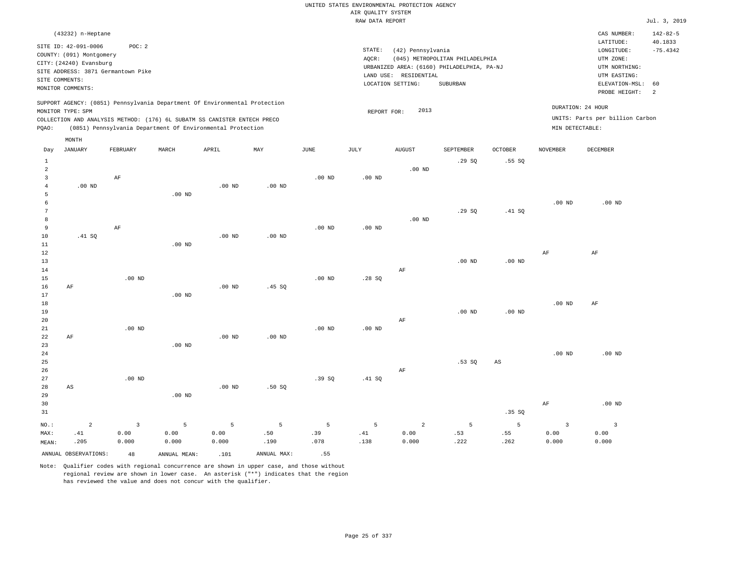UNITED STATES ENVIRONMENTAL PROTECTION AGENCY
AIR QUALITY SYSTEM
RAW DATA REPORT

Jul. 3, 2019

(43232) n-Heptane

SITE ID: 42-091-0006 POC: 2
COUNTY: (091) Montgomery
CITY: (24240) Evansburg
SITE ADDRESS: 3871 Germantown Pike
SITE COMMENTS:
MONITOR COMMENTS:

STATE: (42) Pennsylvania
AQCR: (045) METROPOLITAN PHILADELPHIA
URBANIZED AREA: (6160) PHILADELPHIA, PA-NJ
LAND USE: RESIDENTIAL
LOCATION SETTING: SUBURBAN

CAS NUMBER: 142-82-5
LATITUDE: 40.1833
LONGITUDE: -75.4342
UTM ZONE:
UTM NORTHING:
UTM EASTING:
ELEVATION-MSL: 60
PROBE HEIGHT: 2

SUPPORT AGENCY: (0851) Pennsylvania Department Of Environmental Protection
MONITOR TYPE: SPM
COLLECTION AND ANALYSIS METHOD: (176) 6L SUBATM SS CANISTER ENTECH PRECO
PQAO: (0851) Pennsylvania Department Of Environmental Protection

REPORT FOR: 2013

DURATION: 24 HOUR
UNITS: Parts per billion Carbon
MIN DETECTABLE:

| Day | JANUARY | FEBRUARY | MARCH | APRIL | MAY | JUNE | JULY | AUGUST | SEPTEMBER | OCTOBER | NOVEMBER | DECEMBER |
|---|---|---|---|---|---|---|---|---|---|---|---|---|
| 1 | | | | | | | | | .29 SQ | .55 SQ | | |
| 2 | | | | | | | | .00 ND | | | | |
| 3 | | AF | | | | .00 ND | .00 ND | | | | | |
| 4 | .00 ND | | | .00 ND | .00 ND | | | | | | | |
| 5 | | | .00 ND | | | | | | | | | |
| 6 | | | | | | | | | | | .00 ND | .00 ND |
| 7 | | | | | | | | | .29 SQ | .41 SQ | | |
| 8 | | | | | | | | .00 ND | | | | |
| 9 | | AF | | | | .00 ND | .00 ND | | | | | |
| 10 | .41 SQ | | | .00 ND | .00 ND | | | | | | | |
| 11 | | | .00 ND | | | | | | | | | |
| 12 | | | | | | | | | | | AF | AF |
| 13 | | | | | | | | | .00 ND | .00 ND | | |
| 14 | | | | | | | | AF | | | | |
| 15 | | .00 ND | | | | .00 ND | .28 SQ | | | | | |
| 16 | AF | | | .00 ND | .45 SQ | | | | | | | |
| 17 | | | .00 ND | | | | | | | | | |
| 18 | | | | | | | | | | | .00 ND | AF |
| 19 | | | | | | | | | .00 ND | .00 ND | | |
| 20 | | | | | | | | AF | | | | |
| 21 | | .00 ND | | | | .00 ND | .00 ND | | | | | |
| 22 | AF | | | .00 ND | .00 ND | | | | | | | |
| 23 | | | .00 ND | | | | | | | | | |
| 24 | | | | | | | | | | | .00 ND | .00 ND |
| 25 | | | | | | | | | .53 SQ | AS | | |
| 26 | | | | | | | | AF | | | | |
| 27 | | .00 ND | | | | .39 SQ | .41 SQ | | | | | |
| 28 | AS | | | .00 ND | .50 SQ | | | | | | | |
| 29 | | | .00 ND | | | | | | | | | |
| 30 | | | | | | | | | | | AF | .00 ND |
| 31 | | | | | | | | | | .35 SQ | | |
| NO.: | 2 | 3 | 5 | 5 | 5 | 5 | 5 | 2 | 5 | 5 | 3 | 3 |
| MAX: | .41 | 0.00 | 0.00 | 0.00 | .50 | .39 | .41 | 0.00 | .53 | .55 | 0.00 | 0.00 |
| MEAN: | .205 | 0.000 | 0.000 | 0.000 | .190 | .078 | .138 | 0.000 | .222 | .262 | 0.000 | 0.000 |

ANNUAL OBSERVATIONS: 48 ANNUAL MEAN: .101 ANNUAL MAX: .55

Note: Qualifier codes with regional concurrence are shown in upper case, and those without regional review are shown in lower case. An asterisk ("*") indicates that the region has reviewed the value and does not concur with the qualifier.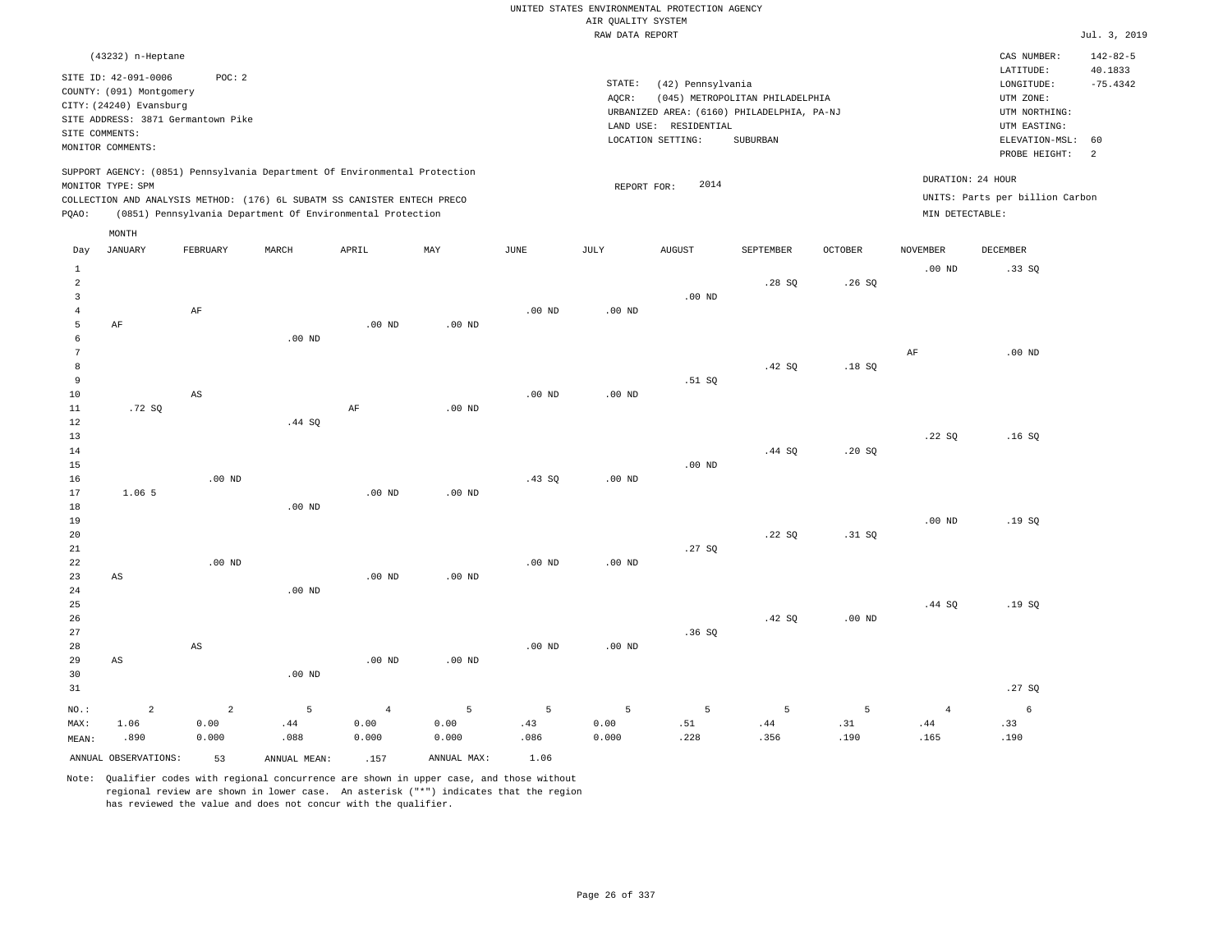UNITED STATES ENVIRONMENTAL PROTECTION AGENCY
AIR QUALITY SYSTEM
RAW DATA REPORT

Jul. 3, 2019

(43232) n-Heptane

SITE ID: 42-091-0006 POC: 2
COUNTY: (091) Montgomery
CITY: (24240) Evansburg
SITE ADDRESS: 3871 Germantown Pike
SITE COMMENTS:
MONITOR COMMENTS:

STATE: (42) Pennsylvania
AQCR: (045) METROPOLITAN PHILADELPHIA
URBANIZED AREA: (6160) PHILADELPHIA, PA-NJ
LAND USE: RESIDENTIAL
LOCATION SETTING: SUBURBAN

CAS NUMBER: 142-82-5
LATITUDE: 40.1833
LONGITUDE: -75.4342
UTM ZONE:
UTM NORTHING:
UTM EASTING:
ELEVATION-MSL: 60
PROBE HEIGHT: 2

SUPPORT AGENCY: (0851) Pennsylvania Department Of Environmental Protection
MONITOR TYPE: SPM
COLLECTION AND ANALYSIS METHOD: (176) 6L SUBATM SS CANISTER ENTECH PRECO
PQAO: (0851) Pennsylvania Department Of Environmental Protection

REPORT FOR: 2014

DURATION: 24 HOUR
UNITS: Parts per billion Carbon
MIN DETECTABLE:

| Day | JANUARY | FEBRUARY | MARCH | APRIL | MAY | JUNE | JULY | AUGUST | SEPTEMBER | OCTOBER | NOVEMBER | DECEMBER |
|---|---|---|---|---|---|---|---|---|---|---|---|---|
| 1 | | | | | | | | | | | .00 ND | .33 SQ |
| 2 | | | | | | | | | .28 SQ | .26 SQ | | |
| 3 | | | | | | | | .00 ND | | | | |
| 4 | | AF | | | | .00 ND | .00 ND | | | | | |
| 5 | AF | | | .00 ND | .00 ND | | | | | | | |
| 6 | | | .00 ND | | | | | | | | | |
| 7 | | | | | | | | | | | AF | .00 ND |
| 8 | | | | | | | | | .42 SQ | .18 SQ | | |
| 9 | | | | | | | | .51 SQ | | | | |
| 10 | | AS | | | | .00 ND | .00 ND | | | | | |
| 11 | .72 SQ | | | AF | .00 ND | | | | | | | |
| 12 | | | .44 SQ | | | | | | | | | |
| 13 | | | | | | | | | | | .22 SQ | .16 SQ |
| 14 | | | | | | | | | .44 SQ | .20 SQ | | |
| 15 | | | | | | | | .00 ND | | | | |
| 16 | | .00 ND | | | | .43 SQ | .00 ND | | | | | |
| 17 | 1.06 5 | | | .00 ND | .00 ND | | | | | | | |
| 18 | | | .00 ND | | | | | | | | | |
| 19 | | | | | | | | | | | .00 ND | .19 SQ |
| 20 | | | | | | | | | .22 SQ | .31 SQ | | |
| 21 | | | | | | | | .27 SQ | | | | |
| 22 | | .00 ND | | | | .00 ND | .00 ND | | | | | |
| 23 | AS | | | .00 ND | .00 ND | | | | | | | |
| 24 | | | .00 ND | | | | | | | | | |
| 25 | | | | | | | | | | | .44 SQ | .19 SQ |
| 26 | | | | | | | | | .42 SQ | .00 ND | | |
| 27 | | | | | | | | .36 SQ | | | | |
| 28 | | AS | | | | .00 ND | .00 ND | | | | | |
| 29 | AS | | | .00 ND | .00 ND | | | | | | | |
| 30 | | | .00 ND | | | | | | | | | |
| 31 | | | | | | | | | | | | .27 SQ |
| NO.: | 2 | 2 | 5 | 4 | 5 | 5 | 5 | 5 | 5 | 5 | 4 | 6 |
| MAX: | 1.06 | 0.00 | .44 | 0.00 | 0.00 | .43 | 0.00 | .51 | .44 | .31 | .44 | .33 |
| MEAN: | .890 | 0.000 | .088 | 0.000 | 0.000 | .086 | 0.000 | .228 | .356 | .190 | .165 | .190 |

ANNUAL OBSERVATIONS: 53 ANNUAL MEAN: .157 ANNUAL MAX: 1.06

Note: Qualifier codes with regional concurrence are shown in upper case, and those without regional review are shown in lower case. An asterisk ("*") indicates that the region has reviewed the value and does not concur with the qualifier.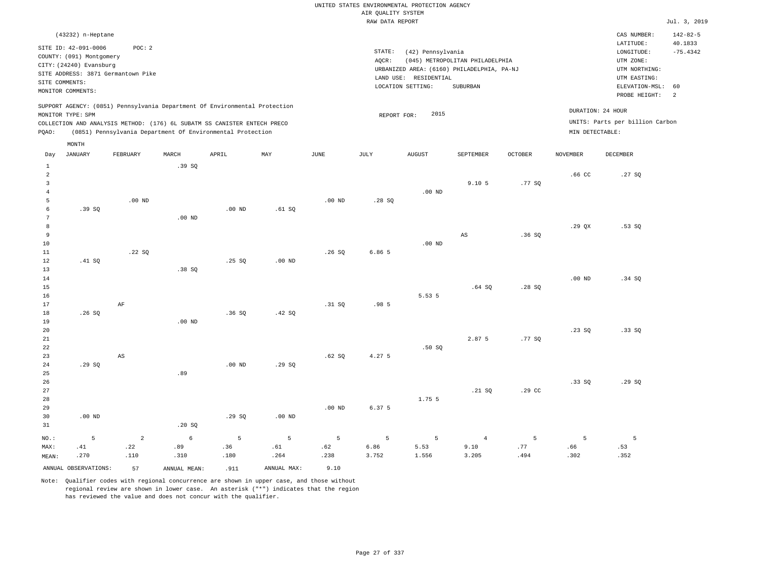UNITED STATES ENVIRONMENTAL PROTECTION AGENCY
AIR QUALITY SYSTEM
RAW DATA REPORT

Jul. 3, 2019

(43232) n-Heptane

SITE ID: 42-091-0006 POC: 2
COUNTY: (091) Montgomery
CITY: (24240) Evansburg
SITE ADDRESS: 3871 Germantown Pike
SITE COMMENTS:
MONITOR COMMENTS:

STATE: (42) Pennsylvania
AQCR: (045) METROPOLITAN PHILADELPHIA
URBANIZED AREA: (6160) PHILADELPHIA, PA-NJ
LAND USE: RESIDENTIAL
LOCATION SETTING: SUBURBAN

CAS NUMBER: 142-82-5
LATITUDE: 40.1833
LONGITUDE: -75.4342
UTM ZONE:
UTM NORTHING:
UTM EASTING:
ELEVATION-MSL: 60
PROBE HEIGHT: 2

SUPPORT AGENCY: (0851) Pennsylvania Department Of Environmental Protection
MONITOR TYPE: SPM
COLLECTION AND ANALYSIS METHOD: (176) 6L SUBATM SS CANISTER ENTECH PRECO
PQAO: (0851) Pennsylvania Department Of Environmental Protection

REPORT FOR: 2015

DURATION: 24 HOUR
UNITS: Parts per billion Carbon
MIN DETECTABLE:

| Day | JANUARY | FEBRUARY | MARCH | APRIL | MAY | JUNE | JULY | AUGUST | SEPTEMBER | OCTOBER | NOVEMBER | DECEMBER |
|---|---|---|---|---|---|---|---|---|---|---|---|---|
| 1 | | | .39 SQ | | | | | | | | | |
| 2 | | | | | | | | | | | .66 CC | .27 SQ |
| 3 | | | | | | | | | 9.10 5 | .77 SQ | | |
| 4 | | | | | | | | .00 ND | | | | |
| 5 | | .00 ND | | | | .00 ND | .28 SQ | | | | | |
| 6 | .39 SQ | | | .00 ND | .61 SQ | | | | | | | |
| 7 | | | .00 ND | | | | | | | | | |
| 8 | | | | | | | | | | | .29 QX | .53 SQ |
| 9 | | | | | | | | | AS | .36 SQ | | |
| 10 | | | | | | | | .00 ND | | | | |
| 11 | | .22 SQ | | | | .26 SQ | 6.86 5 | | | | | |
| 12 | .41 SQ | | | .25 SQ | .00 ND | | | | | | | |
| 13 | | | .38 SQ | | | | | | | | | |
| 14 | | | | | | | | | | | .00 ND | .34 SQ |
| 15 | | | | | | | | | .64 SQ | .28 SQ | | |
| 16 | | | | | | | | 5.53 5 | | | | |
| 17 | | AF | | | | .31 SQ | .98 5 | | | | | |
| 18 | .26 SQ | | | .36 SQ | .42 SQ | | | | | | | |
| 19 | | | .00 ND | | | | | | | | | |
| 20 | | | | | | | | | | | .23 SQ | .33 SQ |
| 21 | | | | | | | | | 2.87 5 | .77 SQ | | |
| 22 | | | | | | | | .50 SQ | | | | |
| 23 | | AS | | | | .62 SQ | 4.27 5 | | | | | |
| 24 | .29 SQ | | | .00 ND | .29 SQ | | | | | | | |
| 25 | | | .89 | | | | | | | | | |
| 26 | | | | | | | | | | | .33 SQ | .29 SQ |
| 27 | | | | | | | | | .21 SQ | .29 CC | | |
| 28 | | | | | | | | 1.75 5 | | | | |
| 29 | | | | | | .00 ND | 6.37 5 | | | | | |
| 30 | .00 ND | | | .29 SQ | .00 ND | | | | | | | |
| 31 | | | .20 SQ | | | | | | | | | |
| NO.: | 5 | 2 | 6 | 5 | 5 | 5 | 5 | 5 | 4 | 5 | 5 | 5 |
| MAX: | .41 | .22 | .89 | .36 | .61 | .62 | 6.86 | 5.53 | 9.10 | .77 | .66 | .53 |
| MEAN: | .270 | .110 | .310 | .180 | .264 | .238 | 3.752 | 1.556 | 3.205 | .494 | .302 | .352 |

ANNUAL OBSERVATIONS: 57 ANNUAL MEAN: .911 ANNUAL MAX: 9.10

Note: Qualifier codes with regional concurrence are shown in upper case, and those without regional review are shown in lower case. An asterisk ("*") indicates that the region has reviewed the value and does not concur with the qualifier.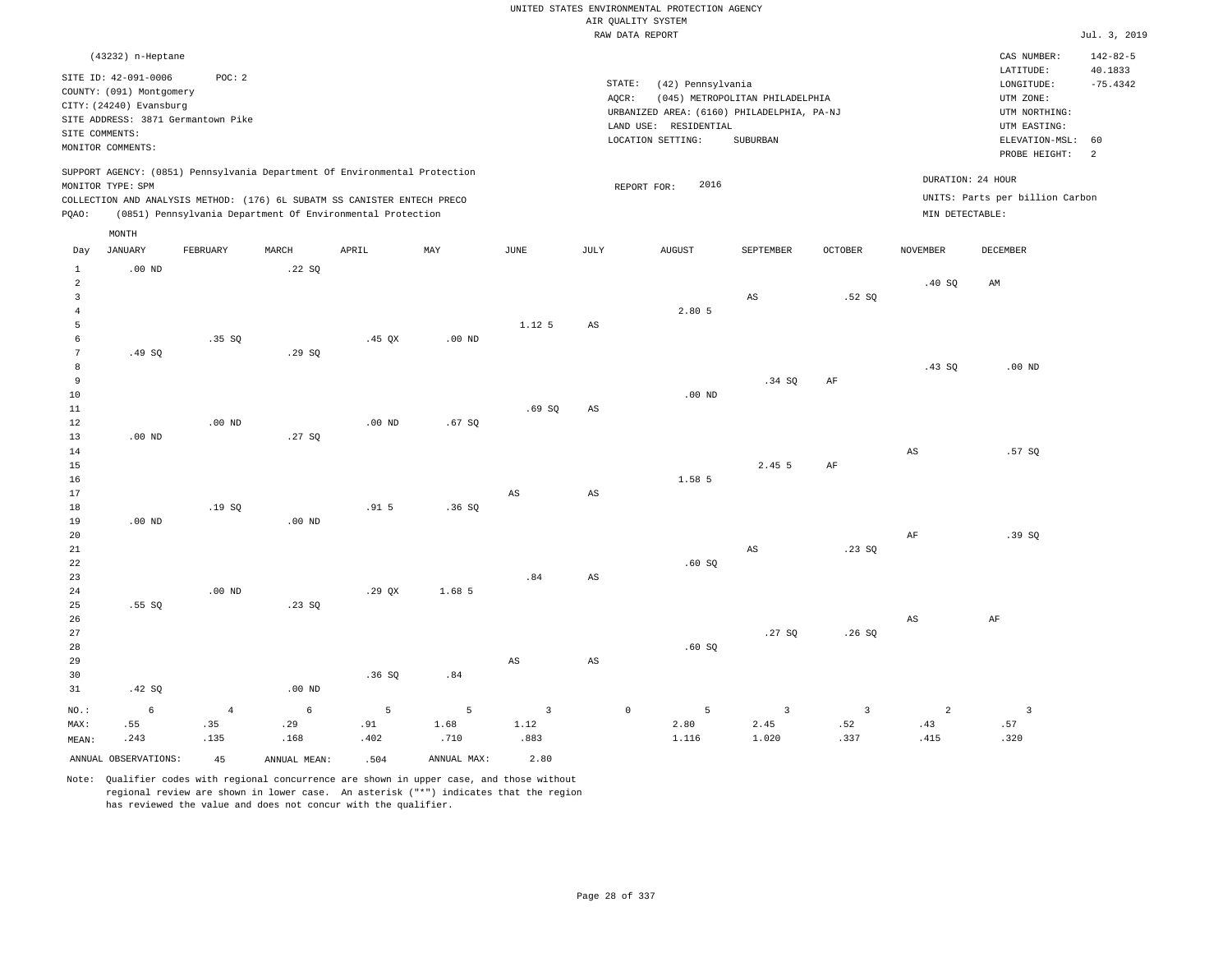UNITED STATES ENVIRONMENTAL PROTECTION AGENCY
AIR QUALITY SYSTEM
RAW DATA REPORT

Jul. 3, 2019

(43232) n-Heptane

SITE ID: 42-091-0006 POC: 2
COUNTY: (091) Montgomery
CITY: (24240) Evansburg
SITE ADDRESS: 3871 Germantown Pike
SITE COMMENTS:
MONITOR COMMENTS:

STATE: (42) Pennsylvania
AQCR: (045) METROPOLITAN PHILADELPHIA
URBANIZED AREA: (6160) PHILADELPHIA, PA-NJ
LAND USE: RESIDENTIAL
LOCATION SETTING: SUBURBAN

CAS NUMBER: 142-82-5
LATITUDE: 40.1833
LONGITUDE: -75.4342
UTM ZONE:
UTM NORTHING:
UTM EASTING:
ELEVATION-MSL: 60
PROBE HEIGHT: 2

SUPPORT AGENCY: (0851) Pennsylvania Department Of Environmental Protection
MONITOR TYPE: SPM
COLLECTION AND ANALYSIS METHOD: (176) 6L SUBATM SS CANISTER ENTECH PRECO
PQAO: (0851) Pennsylvania Department Of Environmental Protection

REPORT FOR: 2016

DURATION: 24 HOUR
UNITS: Parts per billion Carbon
MIN DETECTABLE:

| Day | JANUARY | FEBRUARY | MARCH | APRIL | MAY | JUNE | JULY | AUGUST | SEPTEMBER | OCTOBER | NOVEMBER | DECEMBER |
|---|---|---|---|---|---|---|---|---|---|---|---|---|
| 1 | .00 ND | | .22 SQ | | | | | | | | | |
| 2 | | | | | | | | | | | .40 SQ | AM |
| 3 | | | | | | | | | AS | .52 SQ | | |
| 4 | | | | | | | | 2.80 5 | | | | |
| 5 | | | | | | 1.12 5 | AS | | | | | |
| 6 | | .35 SQ | | .45 QX | .00 ND | | | | | | | |
| 7 | .49 SQ | | .29 SQ | | | | | | | | | |
| 8 | | | | | | | | | | | .43 SQ | .00 ND |
| 9 | | | | | | | | | .34 SQ | AF | | |
| 10 | | | | | | | | .00 ND | | | | |
| 11 | | | | | | .69 SQ | AS | | | | | |
| 12 | | .00 ND | | .00 ND | .67 SQ | | | | | | | |
| 13 | .00 ND | | .27 SQ | | | | | | | | | |
| 14 | | | | | | | | | | | AS | .57 SQ |
| 15 | | | | | | | | | 2.45 5 | AF | | |
| 16 | | | | | | | | 1.58 5 | | | | |
| 17 | | | | | | AS | AS | | | | | |
| 18 | | .19 SQ | | .91 5 | .36 SQ | | | | | | | |
| 19 | .00 ND | | .00 ND | | | | | | | | | |
| 20 | | | | | | | | | | | AF | .39 SQ |
| 21 | | | | | | | | | AS | .23 SQ | | |
| 22 | | | | | | | | .60 SQ | | | | |
| 23 | | | | | | .84 | AS | | | | | |
| 24 | | .00 ND | | .29 QX | 1.68 5 | | | | | | | |
| 25 | .55 SQ | | .23 SQ | | | | | | | | | |
| 26 | | | | | | | | | | | AS | AF |
| 27 | | | | | | | | | .27 SQ | .26 SQ | | |
| 28 | | | | | | | | .60 SQ | | | | |
| 29 | | | | | | AS | AS | | | | | |
| 30 | | | | .36 SQ | .84 | | | | | | | |
| 31 | .42 SQ | | .00 ND | | | | | | | | | |
| NO.: | 6 | 4 | 6 | 5 | 5 | 3 | 0 | 5 | 3 | 3 | 2 | 3 |
| MAX: | .55 | .35 | .29 | .91 | 1.68 | 1.12 | | 2.80 | 2.45 | .52 | .43 | .57 |
| MEAN: | .243 | .135 | .168 | .402 | .710 | .883 | | 1.116 | 1.020 | .337 | .415 | .320 |

ANNUAL OBSERVATIONS: 45 ANNUAL MEAN: .504 ANNUAL MAX: 2.80

Note: Qualifier codes with regional concurrence are shown in upper case, and those without regional review are shown in lower case. An asterisk ("*") indicates that the region has reviewed the value and does not concur with the qualifier.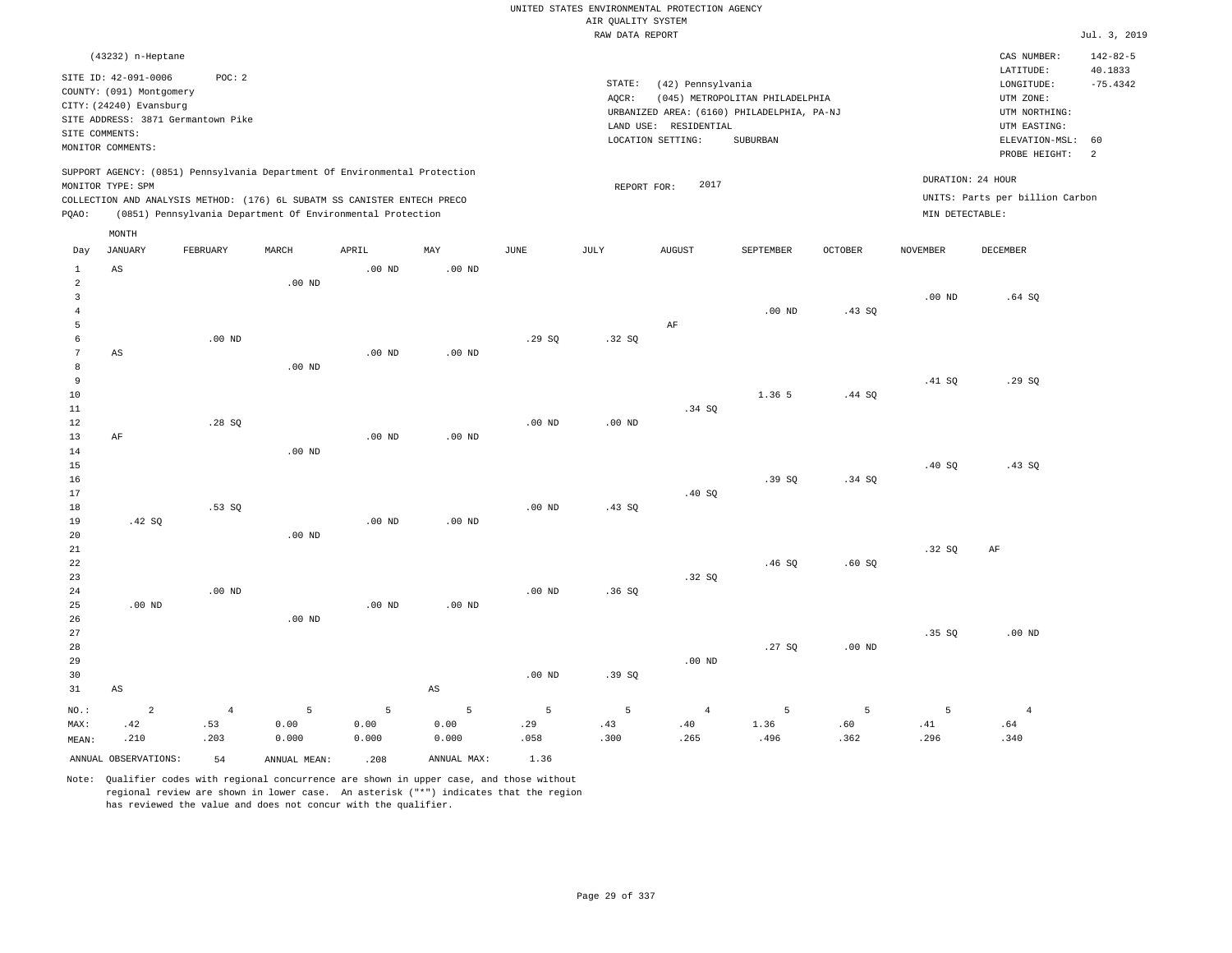UNITED STATES ENVIRONMENTAL PROTECTION AGENCY
AIR QUALITY SYSTEM
RAW DATA REPORT

Jul. 3, 2019

(43232) n-Heptane

SITE ID: 42-091-0006 POC: 2
COUNTY: (091) Montgomery
CITY: (24240) Evansburg
SITE ADDRESS: 3871 Germantown Pike
SITE COMMENTS:
MONITOR COMMENTS:

STATE: (42) Pennsylvania
AQCR: (045) METROPOLITAN PHILADELPHIA
URBANIZED AREA: (6160) PHILADELPHIA, PA-NJ
LAND USE: RESIDENTIAL
LOCATION SETTING: SUBURBAN

CAS NUMBER: 142-82-5
LATITUDE: 40.1833
LONGITUDE: -75.4342
UTM ZONE:
UTM NORTHING:
UTM EASTING:
ELEVATION-MSL: 60
PROBE HEIGHT: 2

SUPPORT AGENCY: (0851) Pennsylvania Department Of Environmental Protection
MONITOR TYPE: SPM
COLLECTION AND ANALYSIS METHOD: (176) 6L SUBATM SS CANISTER ENTECH PRECO
PQAO: (0851) Pennsylvania Department Of Environmental Protection

REPORT FOR: 2017

DURATION: 24 HOUR
UNITS: Parts per billion Carbon
MIN DETECTABLE:

| Day | JANUARY | FEBRUARY | MARCH | APRIL | MAY | JUNE | JULY | AUGUST | SEPTEMBER | OCTOBER | NOVEMBER | DECEMBER |
|---|---|---|---|---|---|---|---|---|---|---|---|---|
| 1 | AS | | | .00 ND | .00 ND | | | | | | | |
| 2 | | | .00 ND | | | | | | | | | |
| 3 | | | | | | | | | | | .00 ND | .64 SQ |
| 4 | | | | | | | | | .00 ND | .43 SQ | | |
| 5 | | | | | | | | AF | | | | |
| 6 | | .00 ND | | | | .29 SQ | .32 SQ | | | | | |
| 7 | AS | | | .00 ND | .00 ND | | | | | | | |
| 8 | | | .00 ND | | | | | | | | | |
| 9 | | | | | | | | | | | .41 SQ | .29 SQ |
| 10 | | | | | | | | | 1.36 5 | .44 SQ | | |
| 11 | | | | | | | | .34 SQ | | | | |
| 12 | | .28 SQ | | | | .00 ND | .00 ND | | | | | |
| 13 | AF | | | .00 ND | .00 ND | | | | | | | |
| 14 | | | .00 ND | | | | | | | | | |
| 15 | | | | | | | | | | | .40 SQ | .43 SQ |
| 16 | | | | | | | | | .39 SQ | .34 SQ | | |
| 17 | | | | | | | | .40 SQ | | | | |
| 18 | | .53 SQ | | | | .00 ND | .43 SQ | | | | | |
| 19 | .42 SQ | | | .00 ND | .00 ND | | | | | | | |
| 20 | | | .00 ND | | | | | | | | | |
| 21 | | | | | | | | | | | .32 SQ | AF |
| 22 | | | | | | | | | .46 SQ | .60 SQ | | |
| 23 | | | | | | | | .32 SQ | | | | |
| 24 | | .00 ND | | | | .00 ND | .36 SQ | | | | | |
| 25 | .00 ND | | | .00 ND | .00 ND | | | | | | | |
| 26 | | | .00 ND | | | | | | | | | |
| 27 | | | | | | | | | | | .35 SQ | .00 ND |
| 28 | | | | | | | | | .27 SQ | .00 ND | | |
| 29 | | | | | | | | .00 ND | | | | |
| 30 | | | | | | .00 ND | .39 SQ | | | | | |
| 31 | AS | | | | AS | | | | | | | |
| NO.: | 2 | 4 | 5 | 5 | 5 | 5 | 5 | 4 | 5 | 5 | 5 | 4 |
| MAX: | .42 | .53 | 0.00 | 0.00 | 0.00 | .29 | .43 | .40 | 1.36 | .60 | .41 | .64 |
| MEAN: | .210 | .203 | 0.000 | 0.000 | 0.000 | .058 | .300 | .265 | .496 | .362 | .296 | .340 |

ANNUAL OBSERVATIONS: 54 ANNUAL MEAN: .208 ANNUAL MAX: 1.36

Note: Qualifier codes with regional concurrence are shown in upper case, and those without regional review are shown in lower case. An asterisk ("*") indicates that the region has reviewed the value and does not concur with the qualifier.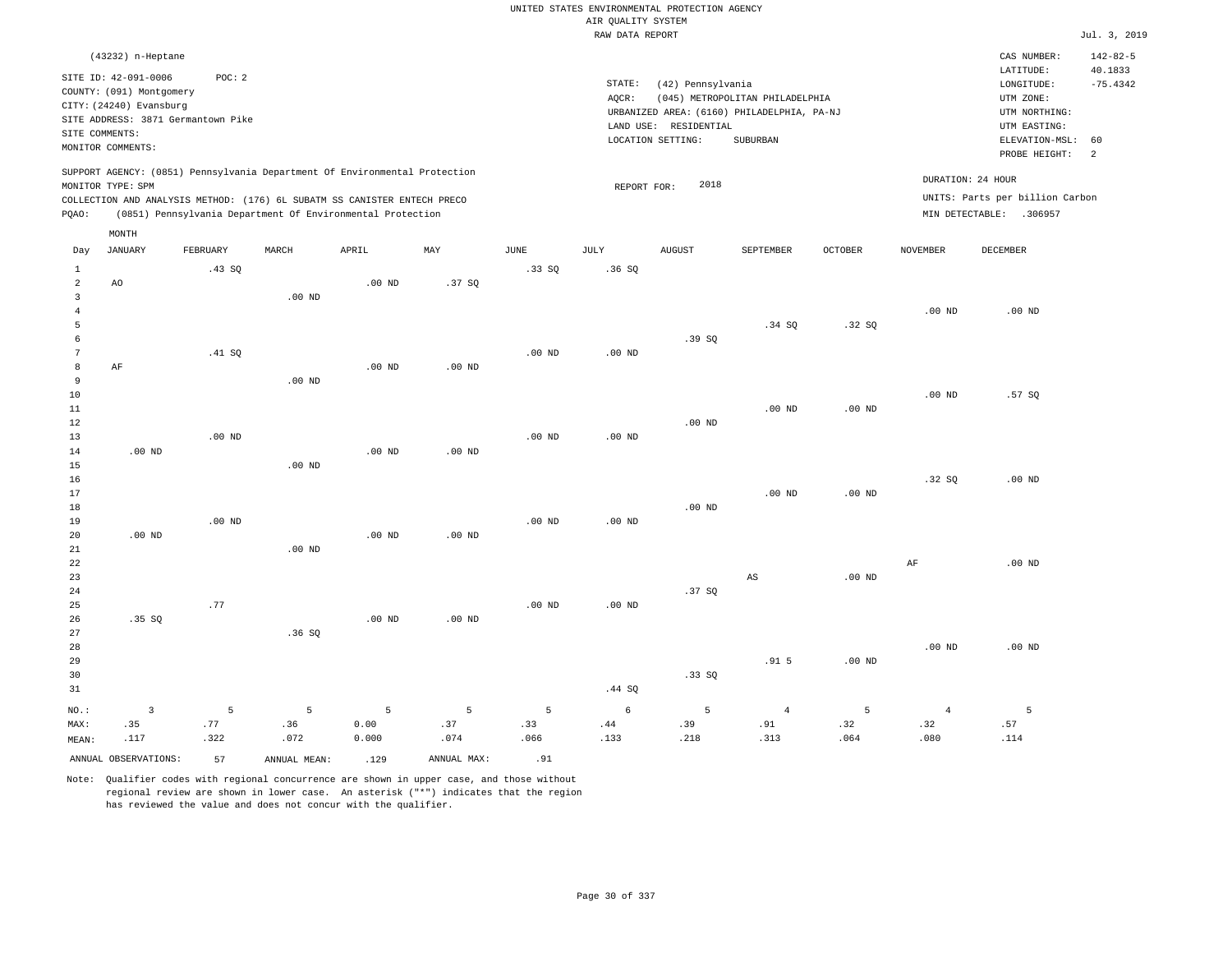UNITED STATES ENVIRONMENTAL PROTECTION AGENCY
AIR QUALITY SYSTEM
RAW DATA REPORT

Jul. 3, 2019

(43232) n-Heptane

SITE ID: 42-091-0006 POC: 2
COUNTY: (091) Montgomery
CITY: (24240) Evansburg
SITE ADDRESS: 3871 Germantown Pike
SITE COMMENTS:
MONITOR COMMENTS:

STATE: (42) Pennsylvania
AQCR: (045) METROPOLITAN PHILADELPHIA
URBANIZED AREA: (6160) PHILADELPHIA, PA-NJ
LAND USE: RESIDENTIAL
LOCATION SETTING: SUBURBAN

CAS NUMBER: 142-82-5
LATITUDE: 40.1833
LONGITUDE: -75.4342
UTM ZONE:
UTM NORTHING:
UTM EASTING:
ELEVATION-MSL: 60
PROBE HEIGHT: 2

SUPPORT AGENCY: (0851) Pennsylvania Department Of Environmental Protection
MONITOR TYPE: SPM
COLLECTION AND ANALYSIS METHOD: (176) 6L SUBATM SS CANISTER ENTECH PRECO
PQAO: (0851) Pennsylvania Department Of Environmental Protection

REPORT FOR: 2018

DURATION: 24 HOUR
UNITS: Parts per billion Carbon
MIN DETECTABLE: .306957

| Day | JANUARY | FEBRUARY | MARCH | APRIL | MAY | JUNE | JULY | AUGUST | SEPTEMBER | OCTOBER | NOVEMBER | DECEMBER |
|---|---|---|---|---|---|---|---|---|---|---|---|---|
| 1 | | .43 SQ | | | | .33 SQ | .36 SQ | | | | | |
| 2 | AO | | | .00 ND | .37 SQ | | | | | | | |
| 3 | | | .00 ND | | | | | | | | | |
| 4 | | | | | | | | | | | .00 ND | .00 ND |
| 5 | | | | | | | | | .34 SQ | .32 SQ | | |
| 6 | | | | | | | | .39 SQ | | | | |
| 7 | | .41 SQ | | | | .00 ND | .00 ND | | | | | |
| 8 | AF | | | .00 ND | .00 ND | | | | | | | |
| 9 | | | .00 ND | | | | | | | | | |
| 10 | | | | | | | | | | | .00 ND | .57 SQ |
| 11 | | | | | | | | | .00 ND | .00 ND | | |
| 12 | | | | | | | | .00 ND | | | | |
| 13 | | .00 ND | | | | .00 ND | .00 ND | | | | | |
| 14 | .00 ND | | | .00 ND | .00 ND | | | | | | | |
| 15 | | | .00 ND | | | | | | | | | |
| 16 | | | | | | | | | | | .32 SQ | .00 ND |
| 17 | | | | | | | | | .00 ND | .00 ND | | |
| 18 | | | | | | | | .00 ND | | | | |
| 19 | | .00 ND | | | | .00 ND | .00 ND | | | | | |
| 20 | .00 ND | | | .00 ND | .00 ND | | | | | | | |
| 21 | | | .00 ND | | | | | | | | | |
| 22 | | | | | | | | | | | AF | .00 ND |
| 23 | | | | | | | | | AS | .00 ND | | |
| 24 | | | | | | | | .37 SQ | | | | |
| 25 | | .77 | | | | .00 ND | .00 ND | | | | | |
| 26 | .35 SQ | | | .00 ND | .00 ND | | | | | | | |
| 27 | | | .36 SQ | | | | | | | | | |
| 28 | | | | | | | | | | | .00 ND | .00 ND |
| 29 | | | | | | | | | .91 5 | .00 ND | | |
| 30 | | | | | | | | .33 SQ | | | | |
| 31 | | | | | | | .44 SQ | | | | | |
| NO.: | 3 | 5 | 5 | 5 | 5 | 5 | 6 | 5 | 4 | 5 | 4 | 5 |
| MAX: | .35 | .77 | .36 | 0.00 | .37 | .33 | .44 | .39 | .91 | .32 | .32 | .57 |
| MEAN: | .117 | .322 | .072 | 0.000 | .074 | .066 | .133 | .218 | .313 | .064 | .080 | .114 |

ANNUAL OBSERVATIONS: 57 ANNUAL MEAN: .129 ANNUAL MAX: .91

Note: Qualifier codes with regional concurrence are shown in upper case, and those without regional review are shown in lower case. An asterisk ("*") indicates that the region has reviewed the value and does not concur with the qualifier.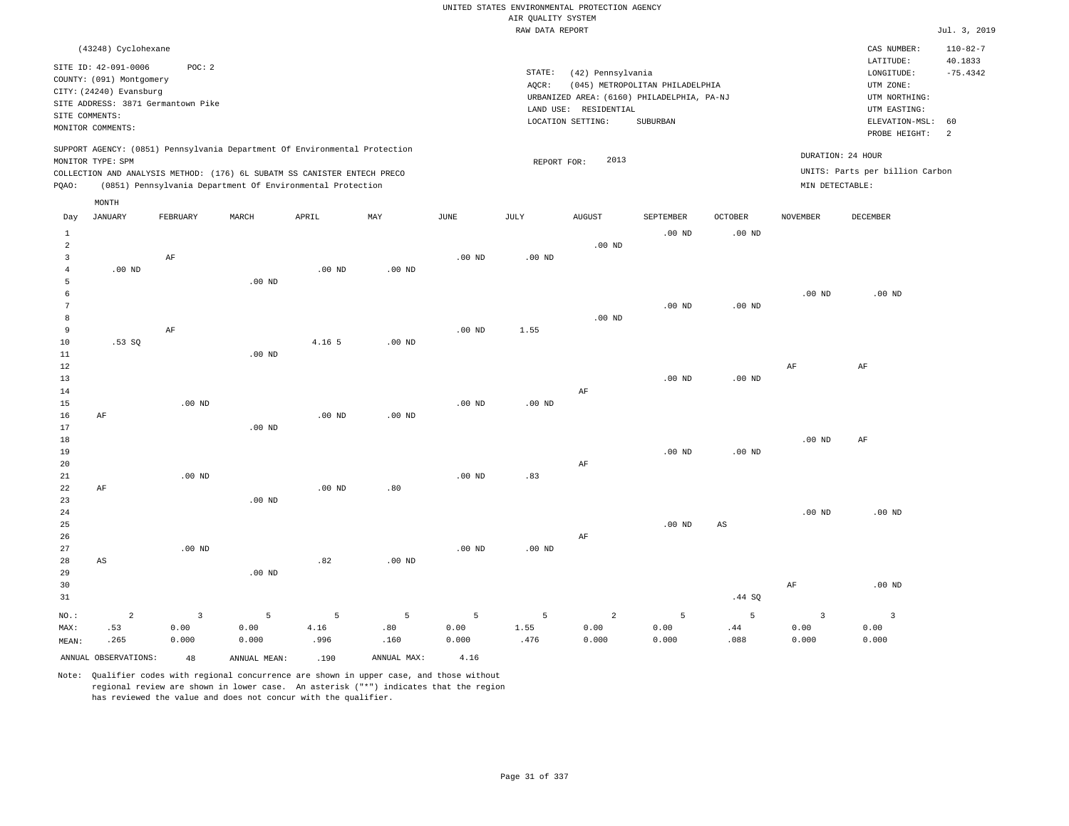UNITED STATES ENVIRONMENTAL PROTECTION AGENCY
AIR QUALITY SYSTEM
RAW DATA REPORT

Jul. 3, 2019

(43248) Cyclohexane

SITE ID: 42-091-0006 POC: 2
COUNTY: (091) Montgomery
CITY: (24240) Evansburg
SITE ADDRESS: 3871 Germantown Pike
SITE COMMENTS:
MONITOR COMMENTS:

STATE: (42) Pennsylvania
AQCR: (045) METROPOLITAN PHILADELPHIA
URBANIZED AREA: (6160) PHILADELPHIA, PA-NJ
LAND USE: RESIDENTIAL
LOCATION SETTING: SUBURBAN

CAS NUMBER: 110-82-7
LATITUDE: 40.1833
LONGITUDE: -75.4342
UTM ZONE:
UTM NORTHING:
UTM EASTING:
ELEVATION-MSL: 60
PROBE HEIGHT: 2

SUPPORT AGENCY: (0851) Pennsylvania Department Of Environmental Protection
MONITOR TYPE: SPM
COLLECTION AND ANALYSIS METHOD: (176) 6L SUBATM SS CANISTER ENTECH PRECO
PQAO: (0851) Pennsylvania Department Of Environmental Protection

REPORT FOR: 2013

DURATION: 24 HOUR
UNITS: Parts per billion Carbon
MIN DETECTABLE:

| Day | JANUARY | FEBRUARY | MARCH | APRIL | MAY | JUNE | JULY | AUGUST | SEPTEMBER | OCTOBER | NOVEMBER | DECEMBER |
|---|---|---|---|---|---|---|---|---|---|---|---|---|
| 1 | | | | | | | | | .00 ND | .00 ND | | |
| 2 | | | | | | | | .00 ND | | | | |
| 3 | | AF | | | | .00 ND | .00 ND | | | | | |
| 4 | .00 ND | | | .00 ND | .00 ND | | | | | | | |
| 5 | | | .00 ND | | | | | | | | | |
| 6 | | | | | | | | | | | .00 ND | .00 ND |
| 7 | | | | | | | | | .00 ND | .00 ND | | |
| 8 | | | | | | | | .00 ND | | | | |
| 9 | | AF | | | | .00 ND | 1.55 | | | | | |
| 10 | .53 SQ | | | 4.16 5 | .00 ND | | | | | | | |
| 11 | | | .00 ND | | | | | | | | | |
| 12 | | | | | | | | | | | AF | AF |
| 13 | | | | | | | | | .00 ND | .00 ND | | |
| 14 | | | | | | | | AF | | | | |
| 15 | | .00 ND | | | | .00 ND | .00 ND | | | | | |
| 16 | AF | | | .00 ND | .00 ND | | | | | | | |
| 17 | | | .00 ND | | | | | | | | | |
| 18 | | | | | | | | | | | .00 ND | AF |
| 19 | | | | | | | | | .00 ND | .00 ND | | |
| 20 | | | | | | | | AF | | | | |
| 21 | | .00 ND | | | | .00 ND | .83 | | | | | |
| 22 | AF | | | .00 ND | .80 | | | | | | | |
| 23 | | | .00 ND | | | | | | | | | |
| 24 | | | | | | | | | | | .00 ND | .00 ND |
| 25 | | | | | | | | | .00 ND | AS | | |
| 26 | | | | | | | | AF | | | | |
| 27 | | .00 ND | | | | .00 ND | .00 ND | | | | | |
| 28 | AS | | | .82 | .00 ND | | | | | | | |
| 29 | | | .00 ND | | | | | | | | | |
| 30 | | | | | | | | | | | AF | .00 ND |
| 31 | | | | | | | | | | .44 SQ | | |
| NO.: | 2 | 3 | 5 | 5 | 5 | 5 | 5 | 2 | 5 | 5 | 3 | 3 |
| MAX: | .53 | 0.00 | 0.00 | 4.16 | .80 | 0.00 | 1.55 | 0.00 | 0.00 | .44 | 0.00 | 0.00 |
| MEAN: | .265 | 0.000 | 0.000 | .996 | .160 | 0.000 | .476 | 0.000 | 0.000 | .088 | 0.000 | 0.000 |

ANNUAL OBSERVATIONS: 48 ANNUAL MEAN: .190 ANNUAL MAX: 4.16

Note: Qualifier codes with regional concurrence are shown in upper case, and those without regional review are shown in lower case. An asterisk ("*") indicates that the region has reviewed the value and does not concur with the qualifier.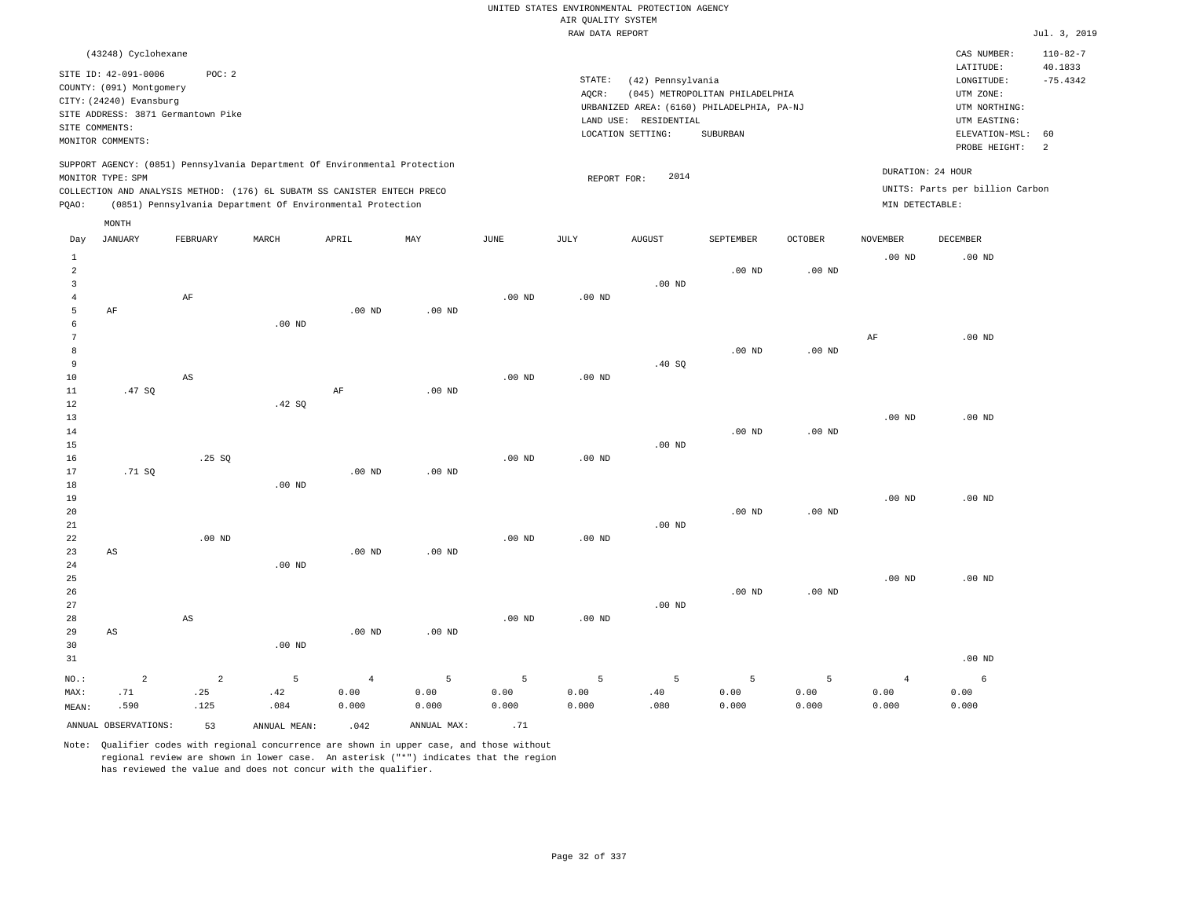UNITED STATES ENVIRONMENTAL PROTECTION AGENCY
AIR QUALITY SYSTEM
RAW DATA REPORT

Jul. 3, 2019

(43248) Cyclohexane

SITE ID: 42-091-0006 POC: 2
COUNTY: (091) Montgomery
CITY: (24240) Evansburg
SITE ADDRESS: 3871 Germantown Pike
SITE COMMENTS:
MONITOR COMMENTS:

STATE: (42) Pennsylvania
AQCR: (045) METROPOLITAN PHILADELPHIA
URBANIZED AREA: (6160) PHILADELPHIA, PA-NJ
LAND USE: RESIDENTIAL
LOCATION SETTING: SUBURBAN

CAS NUMBER: 110-82-7
LATITUDE: 40.1833
LONGITUDE: -75.4342
UTM ZONE:
UTM NORTHING:
UTM EASTING:
ELEVATION-MSL: 60
PROBE HEIGHT: 2

SUPPORT AGENCY: (0851) Pennsylvania Department Of Environmental Protection
MONITOR TYPE: SPM
COLLECTION AND ANALYSIS METHOD: (176) 6L SUBATM SS CANISTER ENTECH PRECO
PQAO: (0851) Pennsylvania Department Of Environmental Protection

REPORT FOR: 2014

DURATION: 24 HOUR
UNITS: Parts per billion Carbon
MIN DETECTABLE:

| Day | JANUARY | FEBRUARY | MARCH | APRIL | MAY | JUNE | JULY | AUGUST | SEPTEMBER | OCTOBER | NOVEMBER | DECEMBER |
|---|---|---|---|---|---|---|---|---|---|---|---|---|
| 1 | | | | | | | | | | | .00 ND | .00 ND |
| 2 | | | | | | | | | .00 ND | .00 ND | | |
| 3 | | | | | | | | .00 ND | | | | |
| 4 | | AF | | | | .00 ND | .00 ND | | | | | |
| 5 | AF | | | .00 ND | .00 ND | | | | | | | |
| 6 | | | .00 ND | | | | | | | | | |
| 7 | | | | | | | | | | | AF | .00 ND |
| 8 | | | | | | | | | .00 ND | .00 ND | | |
| 9 | | | | | | | | .40 SQ | | | | |
| 10 | | AS | | | | .00 ND | .00 ND | | | | | |
| 11 | .47 SQ | | | AF | .00 ND | | | | | | | |
| 12 | | | .42 SQ | | | | | | | | | |
| 13 | | | | | | | | | | | .00 ND | .00 ND |
| 14 | | | | | | | | | .00 ND | .00 ND | | |
| 15 | | | | | | | | .00 ND | | | | |
| 16 | | .25 SQ | | | | .00 ND | .00 ND | | | | | |
| 17 | .71 SQ | | | .00 ND | .00 ND | | | | | | | |
| 18 | | | .00 ND | | | | | | | | | |
| 19 | | | | | | | | | | | .00 ND | .00 ND |
| 20 | | | | | | | | | .00 ND | .00 ND | | |
| 21 | | | | | | | | .00 ND | | | | |
| 22 | | .00 ND | | | | .00 ND | .00 ND | | | | | |
| 23 | AS | | | .00 ND | .00 ND | | | | | | | |
| 24 | | | .00 ND | | | | | | | | | |
| 25 | | | | | | | | | | | .00 ND | .00 ND |
| 26 | | | | | | | | | .00 ND | .00 ND | | |
| 27 | | | | | | | | .00 ND | | | | |
| 28 | | AS | | | | .00 ND | .00 ND | | | | | |
| 29 | AS | | | .00 ND | .00 ND | | | | | | | |
| 30 | | | .00 ND | | | | | | | | | |
| 31 | | | | | | | | | | | | .00 ND |
| NO.: | 2 | 2 | 5 | 4 | 5 | 5 | 5 | 5 | 5 | 5 | 4 | 6 |
| MAX: | .71 | .25 | .42 | 0.00 | 0.00 | 0.00 | 0.00 | .40 | 0.00 | 0.00 | 0.00 | 0.00 |
| MEAN: | .590 | .125 | .084 | 0.000 | 0.000 | 0.000 | 0.000 | .080 | 0.000 | 0.000 | 0.000 | 0.000 |

ANNUAL OBSERVATIONS: 53 ANNUAL MEAN: .042 ANNUAL MAX: .71

Note: Qualifier codes with regional concurrence are shown in upper case, and those without regional review are shown in lower case. An asterisk ("*") indicates that the region has reviewed the value and does not concur with the qualifier.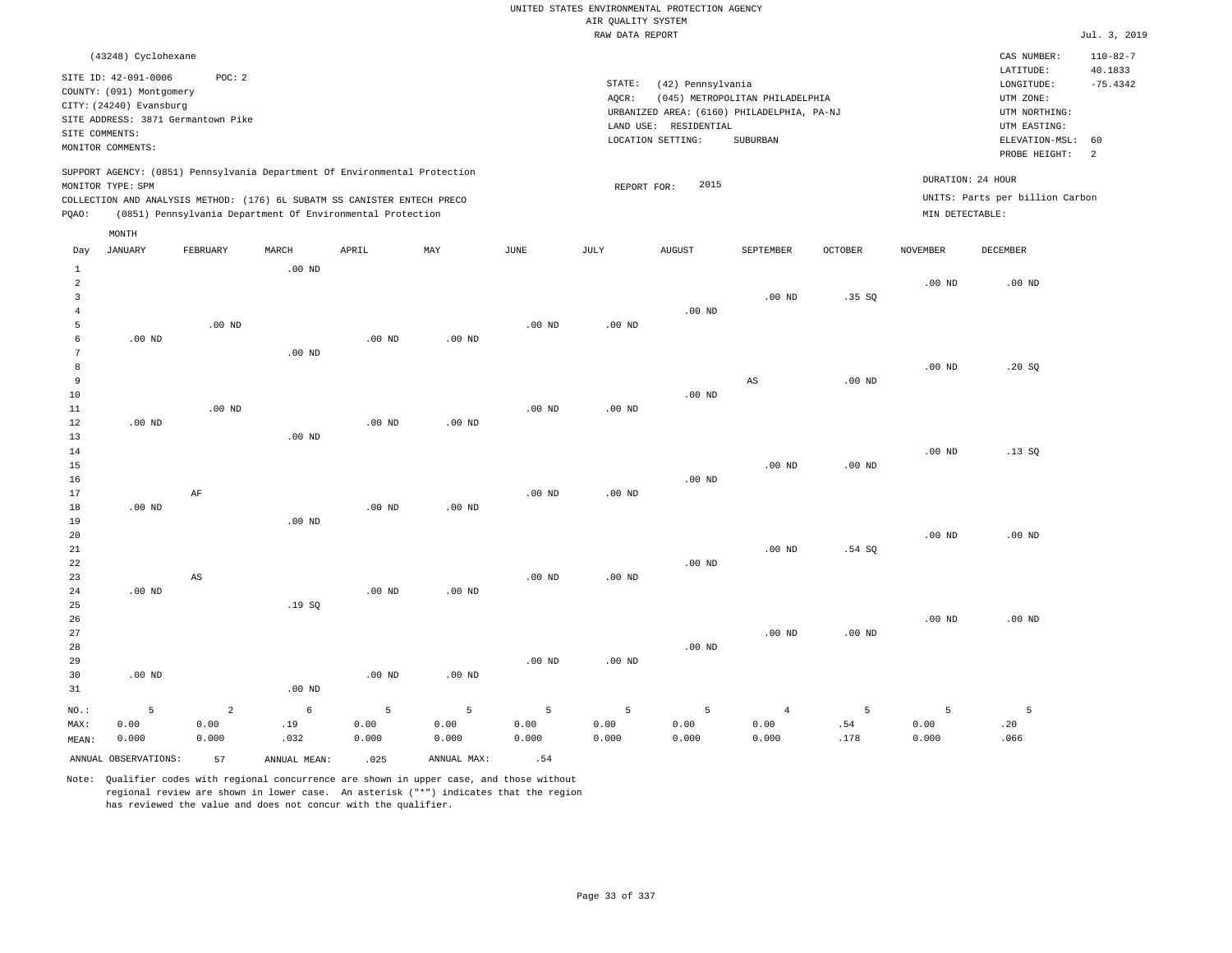UNITED STATES ENVIRONMENTAL PROTECTION AGENCY
AIR QUALITY SYSTEM
RAW DATA REPORT

Jul. 3, 2019

(43248) Cyclohexane

SITE ID: 42-091-0006 POC: 2
COUNTY: (091) Montgomery
CITY: (24240) Evansburg
SITE ADDRESS: 3871 Germantown Pike
SITE COMMENTS:
MONITOR COMMENTS:

STATE: (42) Pennsylvania
AQCR: (045) METROPOLITAN PHILADELPHIA
URBANIZED AREA: (6160) PHILADELPHIA, PA-NJ
LAND USE: RESIDENTIAL
LOCATION SETTING: SUBURBAN

CAS NUMBER: 110-82-7
LATITUDE: 40.1833
LONGITUDE: -75.4342
UTM ZONE:
UTM NORTHING:
UTM EASTING:
ELEVATION-MSL: 60
PROBE HEIGHT: 2

SUPPORT AGENCY: (0851) Pennsylvania Department Of Environmental Protection
MONITOR TYPE: SPM
COLLECTION AND ANALYSIS METHOD: (176) 6L SUBATM SS CANISTER ENTECH PRECO
PQAO: (0851) Pennsylvania Department Of Environmental Protection

REPORT FOR: 2015

DURATION: 24 HOUR
UNITS: Parts per billion Carbon
MIN DETECTABLE:

| Day | JANUARY | FEBRUARY | MARCH | APRIL | MAY | JUNE | JULY | AUGUST | SEPTEMBER | OCTOBER | NOVEMBER | DECEMBER |
|---|---|---|---|---|---|---|---|---|---|---|---|---|
| 1 | | | .00 ND | | | | | | | | | |
| 2 | | | | | | | | | | | .00 ND | .00 ND |
| 3 | | | | | | | | | .00 ND | .35 SQ | | |
| 4 | | | | | | | | .00 ND | | | | |
| 5 | | .00 ND | | | | .00 ND | .00 ND | | | | | |
| 6 | .00 ND | | | .00 ND | .00 ND | | | | | | | |
| 7 | | | .00 ND | | | | | | | | | |
| 8 | | | | | | | | | | | .00 ND | .20 SQ |
| 9 | | | | | | | | | AS | .00 ND | | |
| 10 | | | | | | | | .00 ND | | | | |
| 11 | | .00 ND | | | | .00 ND | .00 ND | | | | | |
| 12 | .00 ND | | | .00 ND | .00 ND | | | | | | | |
| 13 | | | .00 ND | | | | | | | | | |
| 14 | | | | | | | | | | | .00 ND | .13 SQ |
| 15 | | | | | | | | | .00 ND | .00 ND | | |
| 16 | | | | | | | | .00 ND | | | | |
| 17 | | AF | | | | .00 ND | .00 ND | | | | | |
| 18 | .00 ND | | | .00 ND | .00 ND | | | | | | | |
| 19 | | | .00 ND | | | | | | | | | |
| 20 | | | | | | | | | | | .00 ND | .00 ND |
| 21 | | | | | | | | | .00 ND | .54 SQ | | |
| 22 | | | | | | | | .00 ND | | | | |
| 23 | | AS | | | | .00 ND | .00 ND | | | | | |
| 24 | .00 ND | | | .00 ND | .00 ND | | | | | | | |
| 25 | | | .19 SQ | | | | | | | | | |
| 26 | | | | | | | | | | | .00 ND | .00 ND |
| 27 | | | | | | | | | .00 ND | .00 ND | | |
| 28 | | | | | | | | .00 ND | | | | |
| 29 | | | | | | .00 ND | .00 ND | | | | | |
| 30 | .00 ND | | | .00 ND | .00 ND | | | | | | | |
| 31 | | | .00 ND | | | | | | | | | |
| NO.: | 5 | 2 | 6 | 5 | 5 | 5 | 5 | 5 | 4 | 5 | 5 | 5 |
| MAX: | 0.00 | 0.00 | .19 | 0.00 | 0.00 | 0.00 | 0.00 | 0.00 | 0.00 | .54 | 0.00 | .20 |
| MEAN: | 0.000 | 0.000 | .032 | 0.000 | 0.000 | 0.000 | 0.000 | 0.000 | 0.000 | .178 | 0.000 | .066 |

ANNUAL OBSERVATIONS: 57 ANNUAL MEAN: .025 ANNUAL MAX: .54

Note: Qualifier codes with regional concurrence are shown in upper case, and those without regional review are shown in lower case. An asterisk ("*") indicates that the region has reviewed the value and does not concur with the qualifier.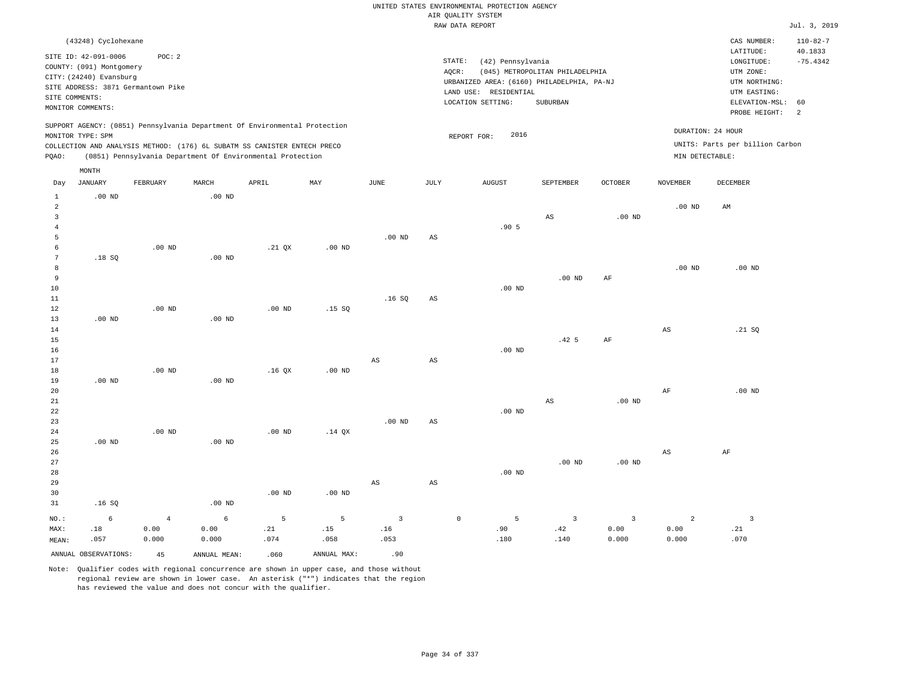UNITED STATES ENVIRONMENTAL PROTECTION AGENCY
AIR QUALITY SYSTEM
RAW DATA REPORT

Jul. 3, 2019

(43248) Cyclohexane

SITE ID: 42-091-0006 POC: 2
COUNTY: (091) Montgomery
CITY: (24240) Evansburg
SITE ADDRESS: 3871 Germantown Pike
SITE COMMENTS:
MONITOR COMMENTS:

STATE: (42) Pennsylvania
AQCR: (045) METROPOLITAN PHILADELPHIA
URBANIZED AREA: (6160) PHILADELPHIA, PA-NJ
LAND USE: RESIDENTIAL
LOCATION SETTING: SUBURBAN

CAS NUMBER: 110-82-7
LATITUDE: 40.1833
LONGITUDE: -75.4342
UTM ZONE:
UTM NORTHING:
UTM EASTING:
ELEVATION-MSL: 60
PROBE HEIGHT: 2

SUPPORT AGENCY: (0851) Pennsylvania Department Of Environmental Protection
MONITOR TYPE: SPM
COLLECTION AND ANALYSIS METHOD: (176) 6L SUBATM SS CANISTER ENTECH PRECO
PQAO: (0851) Pennsylvania Department Of Environmental Protection

REPORT FOR: 2016

DURATION: 24 HOUR
UNITS: Parts per billion Carbon
MIN DETECTABLE:

| Day | JANUARY | FEBRUARY | MARCH | APRIL | MAY | JUNE | JULY | AUGUST | SEPTEMBER | OCTOBER | NOVEMBER | DECEMBER |
|---|---|---|---|---|---|---|---|---|---|---|---|---|
| 1 | .00 ND | | .00 ND | | | | | | | | | |
| 2 | | | | | | | | | | | .00 ND | AM |
| 3 | | | | | | | | | AS | .00 ND | | |
| 4 | | | | | | | | .90 5 | | | | |
| 5 | | | | | | .00 ND | AS | | | | | |
| 6 | | .00 ND | | .21 QX | .00 ND | | | | | | | |
| 7 | .18 SQ | | .00 ND | | | | | | | | | |
| 8 | | | | | | | | | | | .00 ND | .00 ND |
| 9 | | | | | | | | | .00 ND | AF | | |
| 10 | | | | | | | | .00 ND | | | | |
| 11 | | | | | | .16 SQ | AS | | | | | |
| 12 | | .00 ND | | .00 ND | .15 SQ | | | | | | | |
| 13 | .00 ND | | .00 ND | | | | | | | | | |
| 14 | | | | | | | | | | | AS | .21 SQ |
| 15 | | | | | | | | | .42 5 | AF | | |
| 16 | | | | | | | | .00 ND | | | | |
| 17 | | | | | | AS | AS | | | | | |
| 18 | | .00 ND | | .16 QX | .00 ND | | | | | | | |
| 19 | .00 ND | | .00 ND | | | | | | | | | |
| 20 | | | | | | | | | | | AF | .00 ND |
| 21 | | | | | | | | | AS | .00 ND | | |
| 22 | | | | | | | | .00 ND | | | | |
| 23 | | | | | | .00 ND | AS | | | | | |
| 24 | | .00 ND | | .00 ND | .14 QX | | | | | | | |
| 25 | .00 ND | | .00 ND | | | | | | | | | |
| 26 | | | | | | | | | | | AS | AF |
| 27 | | | | | | | | | .00 ND | .00 ND | | |
| 28 | | | | | | | | .00 ND | | | | |
| 29 | | | | | | AS | AS | | | | | |
| 30 | | | | .00 ND | .00 ND | | | | | | | |
| 31 | .16 SQ | | .00 ND | | | | | | | | | |
| NO.: | 6 | 4 | 6 | 5 | 5 | 3 | 0 | 5 | 3 | 3 | 2 | 3 |
| MAX: | .18 | 0.00 | 0.00 | .21 | .15 | .16 | | .90 | .42 | 0.00 | 0.00 | .21 |
| MEAN: | .057 | 0.000 | 0.000 | .074 | .058 | .053 | | .180 | .140 | 0.000 | 0.000 | .070 |

ANNUAL OBSERVATIONS: 45 ANNUAL MEAN: .060 ANNUAL MAX: .90

Note: Qualifier codes with regional concurrence are shown in upper case, and those without regional review are shown in lower case. An asterisk ("*") indicates that the region has reviewed the value and does not concur with the qualifier.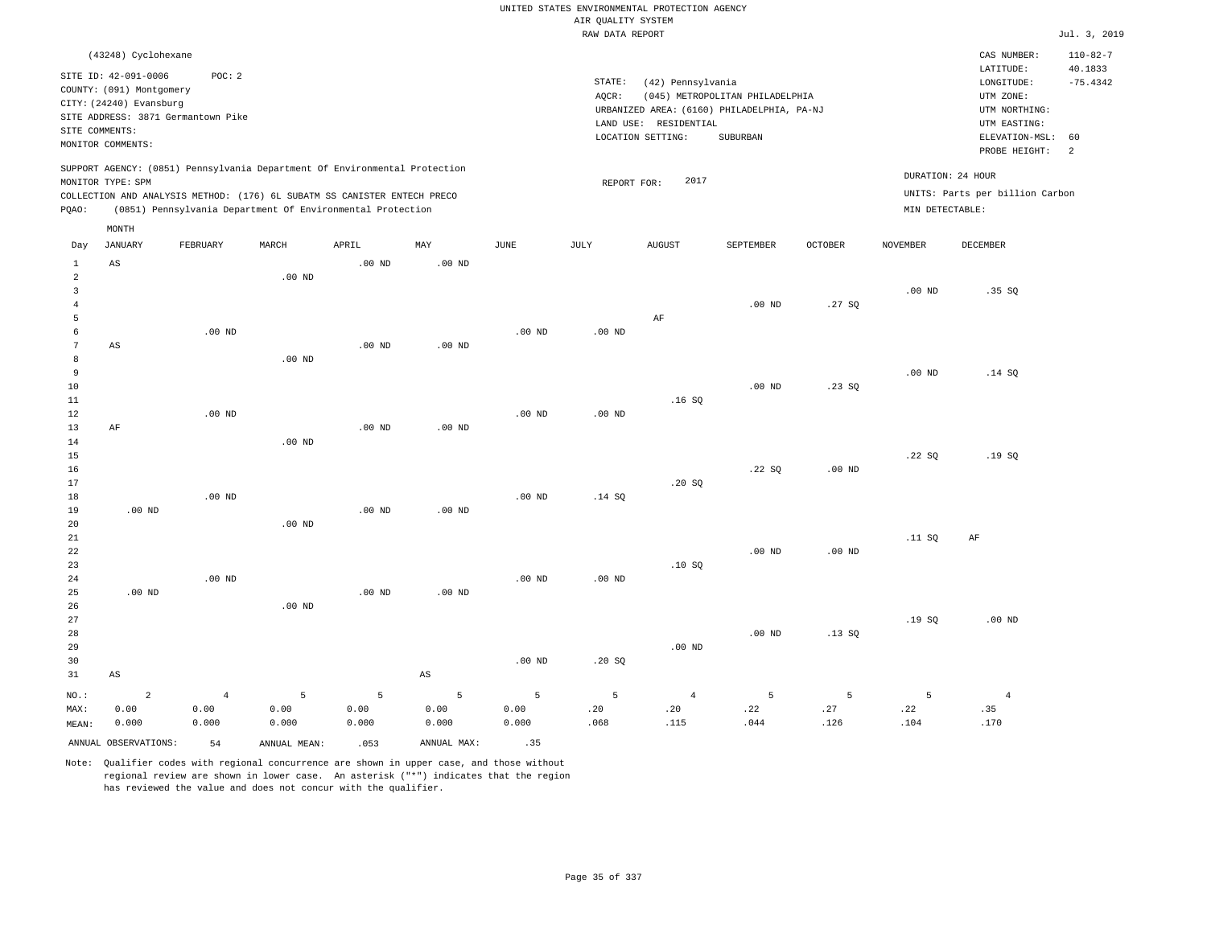UNITED STATES ENVIRONMENTAL PROTECTION AGENCY
AIR QUALITY SYSTEM
RAW DATA REPORT

Jul. 3, 2019

(43248) Cyclohexane

SITE ID: 42-091-0006 POC: 2
COUNTY: (091) Montgomery
CITY: (24240) Evansburg
SITE ADDRESS: 3871 Germantown Pike
SITE COMMENTS:
MONITOR COMMENTS:

STATE: (42) Pennsylvania
AQCR: (045) METROPOLITAN PHILADELPHIA
URBANIZED AREA: (6160) PHILADELPHIA, PA-NJ
LAND USE: RESIDENTIAL
LOCATION SETTING: SUBURBAN

CAS NUMBER: 110-82-7
LATITUDE: 40.1833
LONGITUDE: -75.4342
UTM ZONE:
UTM NORTHING:
UTM EASTING:
ELEVATION-MSL: 60
PROBE HEIGHT: 2

SUPPORT AGENCY: (0851) Pennsylvania Department Of Environmental Protection
MONITOR TYPE: SPM
COLLECTION AND ANALYSIS METHOD: (176) 6L SUBATM SS CANISTER ENTECH PRECO
PQAO: (0851) Pennsylvania Department Of Environmental Protection

REPORT FOR: 2017

DURATION: 24 HOUR
UNITS: Parts per billion Carbon
MIN DETECTABLE:

| Day | JANUARY | FEBRUARY | MARCH | APRIL | MAY | JUNE | JULY | AUGUST | SEPTEMBER | OCTOBER | NOVEMBER | DECEMBER |
|---|---|---|---|---|---|---|---|---|---|---|---|---|
| 1 | AS | | | .00 ND | .00 ND | | | | | | | |
| 2 | | | .00 ND | | | | | | | | | |
| 3 | | | | | | | | | | | .00 ND | .35 SQ |
| 4 | | | | | | | | | .00 ND | .27 SQ | | |
| 5 | | | | | | | | AF | | | | |
| 6 | | .00 ND | | | | .00 ND | .00 ND | | | | | |
| 7 | AS | | | .00 ND | .00 ND | | | | | | | |
| 8 | | | .00 ND | | | | | | | | | |
| 9 | | | | | | | | | | | .00 ND | .14 SQ |
| 10 | | | | | | | | | .00 ND | .23 SQ | | |
| 11 | | | | | | | | .16 SQ | | | | |
| 12 | | .00 ND | | | | .00 ND | .00 ND | | | | | |
| 13 | AF | | | .00 ND | .00 ND | | | | | | | |
| 14 | | | .00 ND | | | | | | | | | |
| 15 | | | | | | | | | | | .22 SQ | .19 SQ |
| 16 | | | | | | | | | .22 SQ | .00 ND | | |
| 17 | | | | | | | | .20 SQ | | | | |
| 18 | | .00 ND | | | | .00 ND | .14 SQ | | | | | |
| 19 | .00 ND | | | .00 ND | .00 ND | | | | | | | |
| 20 | | | .00 ND | | | | | | | | | |
| 21 | | | | | | | | | | | .11 SQ | AF |
| 22 | | | | | | | | | .00 ND | .00 ND | | |
| 23 | | | | | | | | .10 SQ | | | | |
| 24 | | .00 ND | | | | .00 ND | .00 ND | | | | | |
| 25 | .00 ND | | | .00 ND | .00 ND | | | | | | | |
| 26 | | | .00 ND | | | | | | | | | |
| 27 | | | | | | | | | | | .19 SQ | .00 ND |
| 28 | | | | | | | | | .00 ND | .13 SQ | | |
| 29 | | | | | | | | .00 ND | | | | |
| 30 | | | | | | .00 ND | .20 SQ | | | | | |
| 31 | AS | | | | AS | | | | | | | |
| NO.: | 2 | 4 | 5 | 5 | 5 | 5 | 5 | 4 | 5 | 5 | 5 | 4 |
| MAX: | 0.00 | 0.00 | 0.00 | 0.00 | 0.00 | 0.00 | .20 | .20 | .22 | .27 | .22 | .35 |
| MEAN: | 0.000 | 0.000 | 0.000 | 0.000 | 0.000 | 0.000 | .068 | .115 | .044 | .126 | .104 | .170 |

ANNUAL OBSERVATIONS: 54 ANNUAL MEAN: .053 ANNUAL MAX: .35

Note: Qualifier codes with regional concurrence are shown in upper case, and those without regional review are shown in lower case. An asterisk ("*") indicates that the region has reviewed the value and does not concur with the qualifier.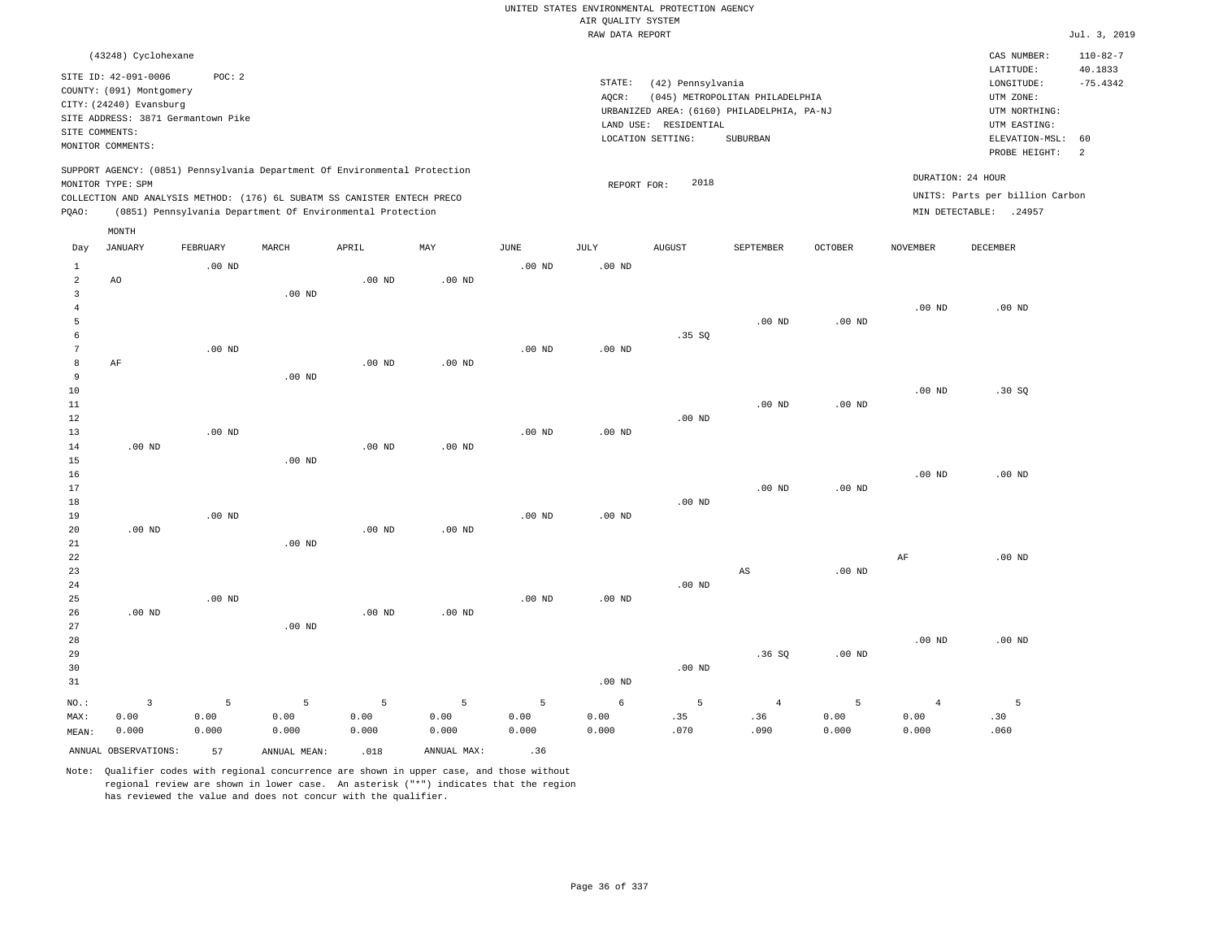UNITED STATES ENVIRONMENTAL PROTECTION AGENCY
AIR QUALITY SYSTEM
RAW DATA REPORT

Jul. 3, 2019

(43248) Cyclohexane

SITE ID: 42-091-0006 POC: 2
COUNTY: (091) Montgomery
CITY: (24240) Evansburg
SITE ADDRESS: 3871 Germantown Pike
SITE COMMENTS:
MONITOR COMMENTS:

STATE: (42) Pennsylvania
AQCR: (045) METROPOLITAN PHILADELPHIA
URBANIZED AREA: (6160) PHILADELPHIA, PA-NJ
LAND USE: RESIDENTIAL
LOCATION SETTING: SUBURBAN

CAS NUMBER: 110-82-7
LATITUDE: 40.1833
LONGITUDE: -75.4342
UTM ZONE:
UTM NORTHING:
UTM EASTING:
ELEVATION-MSL: 60
PROBE HEIGHT: 2

SUPPORT AGENCY: (0851) Pennsylvania Department Of Environmental Protection
MONITOR TYPE: SPM
COLLECTION AND ANALYSIS METHOD: (176) 6L SUBATM SS CANISTER ENTECH PRECO
PQAO: (0851) Pennsylvania Department Of Environmental Protection

REPORT FOR: 2018

DURATION: 24 HOUR
UNITS: Parts per billion Carbon
MIN DETECTABLE: .24957

| Day | JANUARY | FEBRUARY | MARCH | APRIL | MAY | JUNE | JULY | AUGUST | SEPTEMBER | OCTOBER | NOVEMBER | DECEMBER |
|---|---|---|---|---|---|---|---|---|---|---|---|---|
| 1 | | .00 ND | | | | .00 ND | .00 ND | | | | | |
| 2 | AO | | | .00 ND | .00 ND | | | | | | | |
| 3 | | | .00 ND | | | | | | | | | |
| 4 | | | | | | | | | | | .00 ND | .00 ND |
| 5 | | | | | | | | | .00 ND | .00 ND | | |
| 6 | | | | | | | | .35 SQ | | | | |
| 7 | | .00 ND | | | | .00 ND | .00 ND | | | | | |
| 8 | AF | | | .00 ND | .00 ND | | | | | | | |
| 9 | | | .00 ND | | | | | | | | | |
| 10 | | | | | | | | | | | .00 ND | .30 SQ |
| 11 | | | | | | | | | .00 ND | .00 ND | | |
| 12 | | | | | | | | .00 ND | | | | |
| 13 | | .00 ND | | | | .00 ND | .00 ND | | | | | |
| 14 | .00 ND | | | .00 ND | .00 ND | | | | | | | |
| 15 | | | .00 ND | | | | | | | | | |
| 16 | | | | | | | | | | | .00 ND | .00 ND |
| 17 | | | | | | | | | .00 ND | .00 ND | | |
| 18 | | | | | | | | .00 ND | | | | |
| 19 | | .00 ND | | | | .00 ND | .00 ND | | | | | |
| 20 | .00 ND | | | .00 ND | .00 ND | | | | | | | |
| 21 | | | .00 ND | | | | | | | | | |
| 22 | | | | | | | | | | | AF | .00 ND |
| 23 | | | | | | | | | AS | .00 ND | | |
| 24 | | | | | | | | .00 ND | | | | |
| 25 | | .00 ND | | | | .00 ND | .00 ND | | | | | |
| 26 | .00 ND | | | .00 ND | .00 ND | | | | | | | |
| 27 | | | .00 ND | | | | | | | | | |
| 28 | | | | | | | | | | | .00 ND | .00 ND |
| 29 | | | | | | | | | .36 SQ | .00 ND | | |
| 30 | | | | | | | | .00 ND | | | | |
| 31 | | | | | | | .00 ND | | | | | |
| NO.: | 3 | 5 | 5 | 5 | 5 | 5 | 6 | 5 | 4 | 5 | 4 | 5 |
| MAX: | 0.00 | 0.00 | 0.00 | 0.00 | 0.00 | 0.00 | 0.00 | .35 | .36 | 0.00 | 0.00 | .30 |
| MEAN: | 0.000 | 0.000 | 0.000 | 0.000 | 0.000 | 0.000 | 0.000 | .070 | .090 | 0.000 | 0.000 | .060 |

ANNUAL OBSERVATIONS: 57 ANNUAL MEAN: .018 ANNUAL MAX: .36

Note: Qualifier codes with regional concurrence are shown in upper case, and those without regional review are shown in lower case. An asterisk ("*") indicates that the region has reviewed the value and does not concur with the qualifier.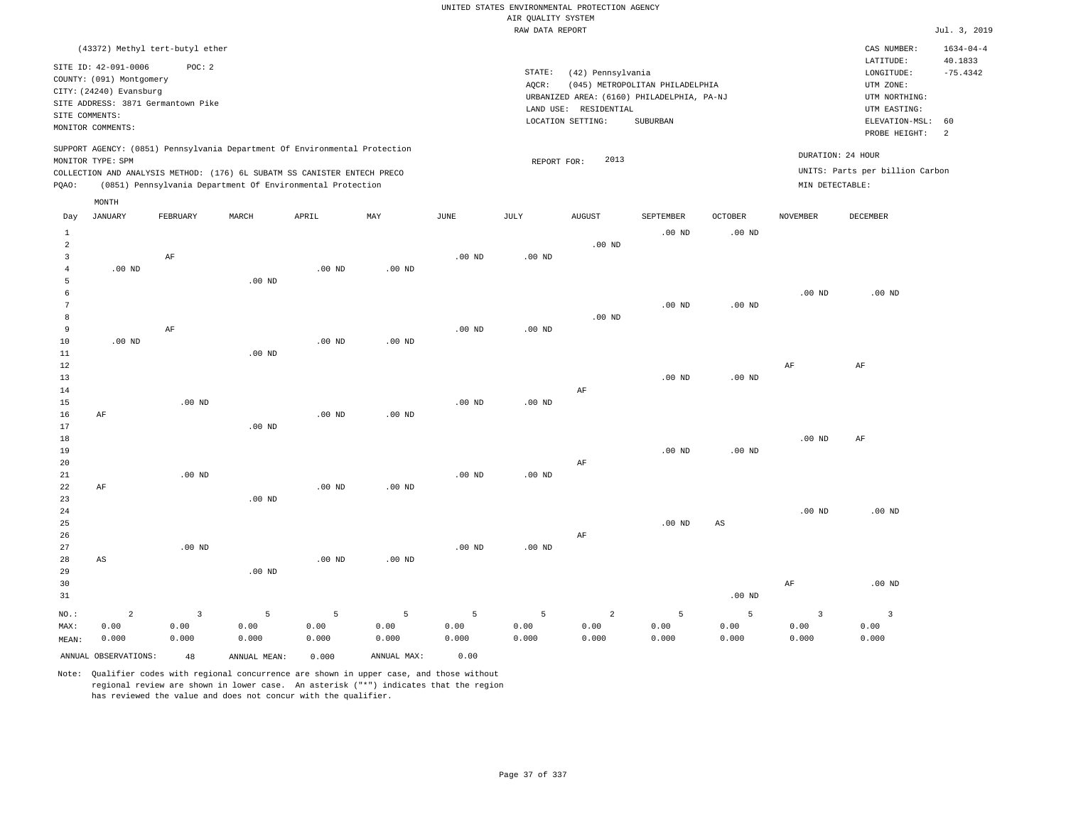UNITED STATES ENVIRONMENTAL PROTECTION AGENCY
AIR QUALITY SYSTEM
RAW DATA REPORT

Jul. 3, 2019

(43372) Methyl tert-butyl ether

SITE ID: 42-091-0006 POC: 2
COUNTY: (091) Montgomery
CITY: (24240) Evansburg
SITE ADDRESS: 3871 Germantown Pike
SITE COMMENTS:
MONITOR COMMENTS:

STATE: (42) Pennsylvania
AQCR: (045) METROPOLITAN PHILADELPHIA
URBANIZED AREA: (6160) PHILADELPHIA, PA-NJ
LAND USE: RESIDENTIAL
LOCATION SETTING: SUBURBAN

CAS NUMBER: 1634-04-4
LATITUDE: 40.1833
LONGITUDE: -75.4342
UTM ZONE:
UTM NORTHING:
UTM EASTING:
ELEVATION-MSL: 60
PROBE HEIGHT: 2

SUPPORT AGENCY: (0851) Pennsylvania Department Of Environmental Protection
MONITOR TYPE: SPM
COLLECTION AND ANALYSIS METHOD: (176) 6L SUBATM SS CANISTER ENTECH PRECO
PQAO: (0851) Pennsylvania Department Of Environmental Protection

REPORT FOR: 2013

DURATION: 24 HOUR
UNITS: Parts per billion Carbon
MIN DETECTABLE:

| Day | JANUARY | FEBRUARY | MARCH | APRIL | MAY | JUNE | JULY | AUGUST | SEPTEMBER | OCTOBER | NOVEMBER | DECEMBER |
|---|---|---|---|---|---|---|---|---|---|---|---|---|
| 1 | | | | | | | | | .00 ND | .00 ND | | |
| 2 | | | | | | | | .00 ND | | | | |
| 3 | | AF | | | | .00 ND | .00 ND | | | | | |
| 4 | .00 ND | | | .00 ND | .00 ND | | | | | | | |
| 5 | | | .00 ND | | | | | | | | | |
| 6 | | | | | | | | | | | .00 ND | .00 ND |
| 7 | | | | | | | | | .00 ND | .00 ND | | |
| 8 | | | | | | | | .00 ND | | | | |
| 9 | | AF | | | | .00 ND | .00 ND | | | | | |
| 10 | .00 ND | | | .00 ND | .00 ND | | | | | | | |
| 11 | | | .00 ND | | | | | | | | | |
| 12 | | | | | | | | | | | AF | AF |
| 13 | | | | | | | | | .00 ND | .00 ND | | |
| 14 | | | | | | | | AF | | | | |
| 15 | | .00 ND | | | | .00 ND | .00 ND | | | | | |
| 16 | AF | | | .00 ND | .00 ND | | | | | | | |
| 17 | | | .00 ND | | | | | | | | | |
| 18 | | | | | | | | | | | .00 ND | AF |
| 19 | | | | | | | | | .00 ND | .00 ND | | |
| 20 | | | | | | | | AF | | | | |
| 21 | | .00 ND | | | | .00 ND | .00 ND | | | | | |
| 22 | AF | | | .00 ND | .00 ND | | | | | | | |
| 23 | | | .00 ND | | | | | | | | | |
| 24 | | | | | | | | | | | .00 ND | .00 ND |
| 25 | | | | | | | | | .00 ND | AS | | |
| 26 | | | | | | | | AF | | | | |
| 27 | | .00 ND | | | | .00 ND | .00 ND | | | | | |
| 28 | AS | | | .00 ND | .00 ND | | | | | | | |
| 29 | | | .00 ND | | | | | | | | | |
| 30 | | | | | | | | | | | AF | .00 ND |
| 31 | | | | | | | | | | .00 ND | | |
| NO.: | 2 | 3 | 5 | 5 | 5 | 5 | 5 | 2 | 5 | 5 | 3 | 3 |
| MAX: | 0.00 | 0.00 | 0.00 | 0.00 | 0.00 | 0.00 | 0.00 | 0.00 | 0.00 | 0.00 | 0.00 | 0.00 |
| MEAN: | 0.000 | 0.000 | 0.000 | 0.000 | 0.000 | 0.000 | 0.000 | 0.000 | 0.000 | 0.000 | 0.000 | 0.000 |

ANNUAL OBSERVATIONS: 48 ANNUAL MEAN: 0.000 ANNUAL MAX: 0.00

Note: Qualifier codes with regional concurrence are shown in upper case, and those without regional review are shown in lower case. An asterisk ("*") indicates that the region has reviewed the value and does not concur with the qualifier.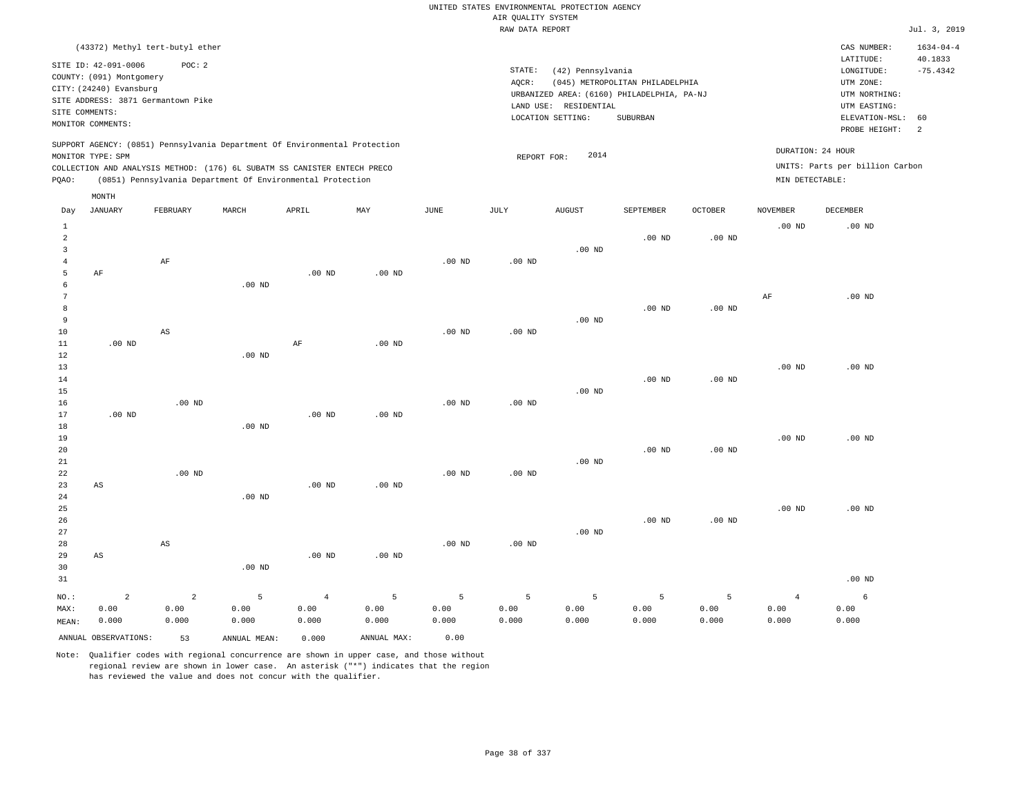UNITED STATES ENVIRONMENTAL PROTECTION AGENCY
AIR QUALITY SYSTEM
RAW DATA REPORT

Jul. 3, 2019

(43372) Methyl tert-butyl ether

SITE ID: 42-091-0006 POC: 2
COUNTY: (091) Montgomery
CITY: (24240) Evansburg
SITE ADDRESS: 3871 Germantown Pike
SITE COMMENTS:
MONITOR COMMENTS:

STATE: (42) Pennsylvania
AQCR: (045) METROPOLITAN PHILADELPHIA
URBANIZED AREA: (6160) PHILADELPHIA, PA-NJ
LAND USE: RESIDENTIAL
LOCATION SETTING: SUBURBAN

CAS NUMBER: 1634-04-4
LATITUDE: 40.1833
LONGITUDE: -75.4342
UTM ZONE:
UTM NORTHING:
UTM EASTING:
ELEVATION-MSL: 60
PROBE HEIGHT: 2

SUPPORT AGENCY: (0851) Pennsylvania Department Of Environmental Protection
MONITOR TYPE: SPM
COLLECTION AND ANALYSIS METHOD: (176) 6L SUBATM SS CANISTER ENTECH PRECO
PQAO: (0851) Pennsylvania Department Of Environmental Protection

REPORT FOR: 2014

DURATION: 24 HOUR
UNITS: Parts per billion Carbon
MIN DETECTABLE:

| Day | JANUARY | FEBRUARY | MARCH | APRIL | MAY | JUNE | JULY | AUGUST | SEPTEMBER | OCTOBER | NOVEMBER | DECEMBER |
|---|---|---|---|---|---|---|---|---|---|---|---|---|
| 1 | | | | | | | | | | | .00 ND | .00 ND |
| 2 | | | | | | | | | .00 ND | .00 ND | | |
| 3 | | | | | | | | .00 ND | | | | |
| 4 | | AF | | | | .00 ND | .00 ND | | | | | |
| 5 | AF | | | .00 ND | .00 ND | | | | | | | |
| 6 | | | .00 ND | | | | | | | | | |
| 7 | | | | | | | | | | | AF | .00 ND |
| 8 | | | | | | | | | .00 ND | .00 ND | | |
| 9 | | | | | | | | .00 ND | | | | |
| 10 | | AS | | | | .00 ND | .00 ND | | | | | |
| 11 | .00 ND | | | AF | .00 ND | | | | | | | |
| 12 | | | .00 ND | | | | | | | | | |
| 13 | | | | | | | | | | | .00 ND | .00 ND |
| 14 | | | | | | | | | .00 ND | .00 ND | | |
| 15 | | | | | | | | .00 ND | | | | |
| 16 | | .00 ND | | | | .00 ND | .00 ND | | | | | |
| 17 | .00 ND | | | .00 ND | .00 ND | | | | | | | |
| 18 | | | .00 ND | | | | | | | | | |
| 19 | | | | | | | | | | | .00 ND | .00 ND |
| 20 | | | | | | | | | .00 ND | .00 ND | | |
| 21 | | | | | | | | .00 ND | | | | |
| 22 | | .00 ND | | | | .00 ND | .00 ND | | | | | |
| 23 | AS | | | .00 ND | .00 ND | | | | | | | |
| 24 | | | .00 ND | | | | | | | | | |
| 25 | | | | | | | | | | | .00 ND | .00 ND |
| 26 | | | | | | | | | .00 ND | .00 ND | | |
| 27 | | | | | | | | .00 ND | | | | |
| 28 | | AS | | | | .00 ND | .00 ND | | | | | |
| 29 | AS | | | .00 ND | .00 ND | | | | | | | |
| 30 | | | .00 ND | | | | | | | | | |
| 31 | | | | | | | | | | | | .00 ND |
| NO.: | 2 | 2 | 5 | 4 | 5 | 5 | 5 | 5 | 5 | 5 | 4 | 6 |
| MAX: | 0.00 | 0.00 | 0.00 | 0.00 | 0.00 | 0.00 | 0.00 | 0.00 | 0.00 | 0.00 | 0.00 | 0.00 |
| MEAN: | 0.000 | 0.000 | 0.000 | 0.000 | 0.000 | 0.000 | 0.000 | 0.000 | 0.000 | 0.000 | 0.000 | 0.000 |

ANNUAL OBSERVATIONS: 53 ANNUAL MEAN: 0.000 ANNUAL MAX: 0.00

Note: Qualifier codes with regional concurrence are shown in upper case, and those without regional review are shown in lower case. An asterisk ("*") indicates that the region has reviewed the value and does not concur with the qualifier.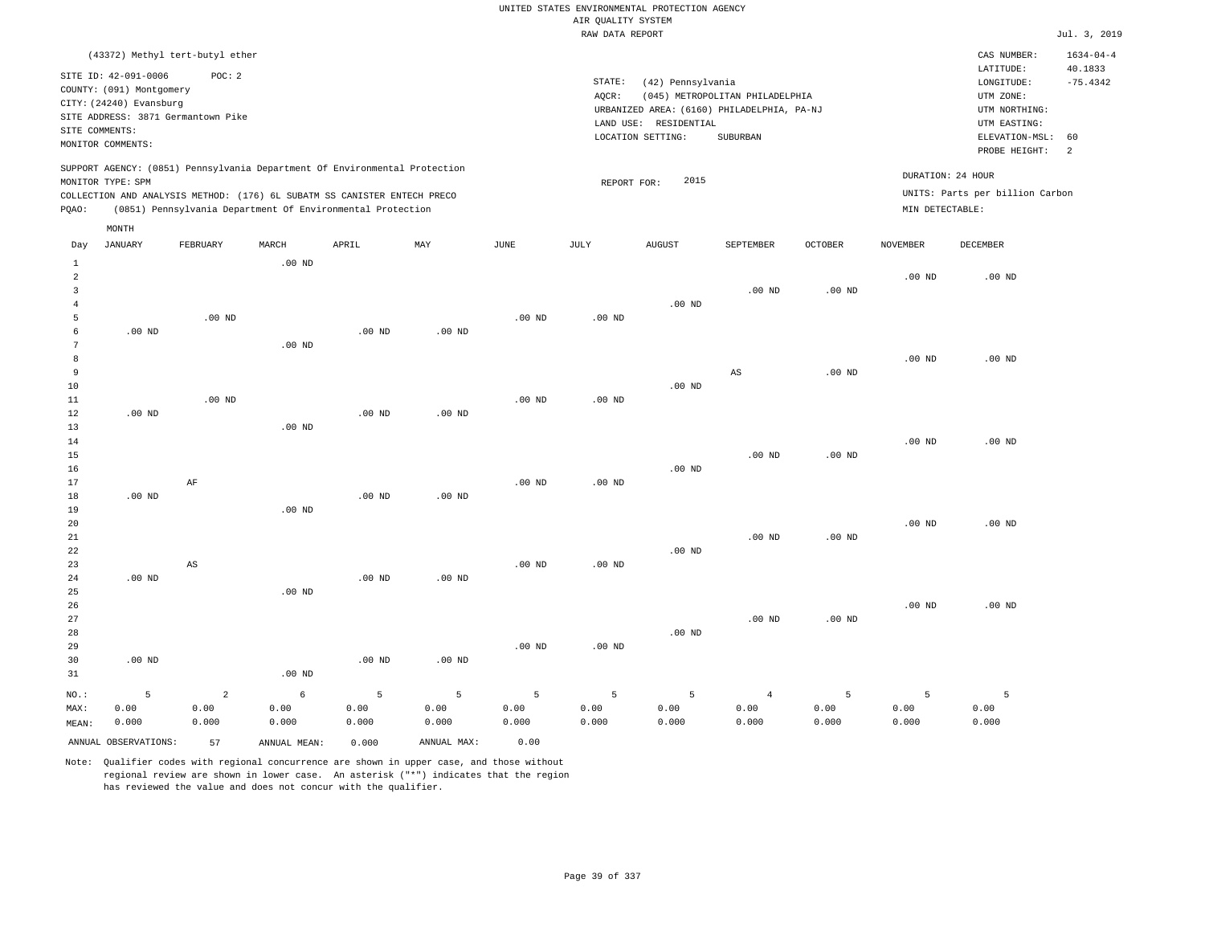UNITED STATES ENVIRONMENTAL PROTECTION AGENCY
AIR QUALITY SYSTEM
RAW DATA REPORT

Jul. 3, 2019

(43372) Methyl tert-butyl ether

SITE ID: 42-091-0006 POC: 2
COUNTY: (091) Montgomery
CITY: (24240) Evansburg
SITE ADDRESS: 3871 Germantown Pike
SITE COMMENTS:
MONITOR COMMENTS:

STATE: (42) Pennsylvania
AQCR: (045) METROPOLITAN PHILADELPHIA
URBANIZED AREA: (6160) PHILADELPHIA, PA-NJ
LAND USE: RESIDENTIAL
LOCATION SETTING: SUBURBAN

CAS NUMBER: 1634-04-4
LATITUDE: 40.1833
LONGITUDE: -75.4342
UTM ZONE:
UTM NORTHING:
UTM EASTING:
ELEVATION-MSL: 60
PROBE HEIGHT: 2

SUPPORT AGENCY: (0851) Pennsylvania Department Of Environmental Protection
MONITOR TYPE: SPM
COLLECTION AND ANALYSIS METHOD: (176) 6L SUBATM SS CANISTER ENTECH PRECO
PQAO: (0851) Pennsylvania Department Of Environmental Protection

REPORT FOR: 2015

DURATION: 24 HOUR
UNITS: Parts per billion Carbon
MIN DETECTABLE:

| Day | JANUARY | FEBRUARY | MARCH | APRIL | MAY | JUNE | JULY | AUGUST | SEPTEMBER | OCTOBER | NOVEMBER | DECEMBER |
|---|---|---|---|---|---|---|---|---|---|---|---|---|
| 1 | | | .00 ND | | | | | | | | | |
| 2 | | | | | | | | | | | .00 ND | .00 ND |
| 3 | | | | | | | | | .00 ND | .00 ND | | |
| 4 | | | | | | | | .00 ND | | | | |
| 5 | | .00 ND | | | | .00 ND | .00 ND | | | | | |
| 6 | .00 ND | | | .00 ND | .00 ND | | | | | | | |
| 7 | | | .00 ND | | | | | | | | | |
| 8 | | | | | | | | | | | .00 ND | .00 ND |
| 9 | | | | | | | | | AS | .00 ND | | |
| 10 | | | | | | | | .00 ND | | | | |
| 11 | | .00 ND | | | | .00 ND | .00 ND | | | | | |
| 12 | .00 ND | | | .00 ND | .00 ND | | | | | | | |
| 13 | | | .00 ND | | | | | | | | | |
| 14 | | | | | | | | | | | .00 ND | .00 ND |
| 15 | | | | | | | | | .00 ND | .00 ND | | |
| 16 | | | | | | | | .00 ND | | | | |
| 17 | | AF | | | | .00 ND | .00 ND | | | | | |
| 18 | .00 ND | | | .00 ND | .00 ND | | | | | | | |
| 19 | | | .00 ND | | | | | | | | | |
| 20 | | | | | | | | | | | .00 ND | .00 ND |
| 21 | | | | | | | | | .00 ND | .00 ND | | |
| 22 | | | | | | | | .00 ND | | | | |
| 23 | | AS | | | | .00 ND | .00 ND | | | | | |
| 24 | .00 ND | | | .00 ND | .00 ND | | | | | | | |
| 25 | | | .00 ND | | | | | | | | | |
| 26 | | | | | | | | | | | .00 ND | .00 ND |
| 27 | | | | | | | | | .00 ND | .00 ND | | |
| 28 | | | | | | | | .00 ND | | | | |
| 29 | | | | | | .00 ND | .00 ND | | | | | |
| 30 | .00 ND | | | .00 ND | .00 ND | | | | | | | |
| 31 | | | .00 ND | | | | | | | | | |
| NO.: | 5 | 2 | 6 | 5 | 5 | 5 | 5 | 5 | 4 | 5 | 5 | 5 |
| MAX: | 0.00 | 0.00 | 0.00 | 0.00 | 0.00 | 0.00 | 0.00 | 0.00 | 0.00 | 0.00 | 0.00 | 0.00 |
| MEAN: | 0.000 | 0.000 | 0.000 | 0.000 | 0.000 | 0.000 | 0.000 | 0.000 | 0.000 | 0.000 | 0.000 | 0.000 |

ANNUAL OBSERVATIONS: 57 ANNUAL MEAN: 0.000 ANNUAL MAX: 0.00

Note: Qualifier codes with regional concurrence are shown in upper case, and those without regional review are shown in lower case. An asterisk ("*") indicates that the region has reviewed the value and does not concur with the qualifier.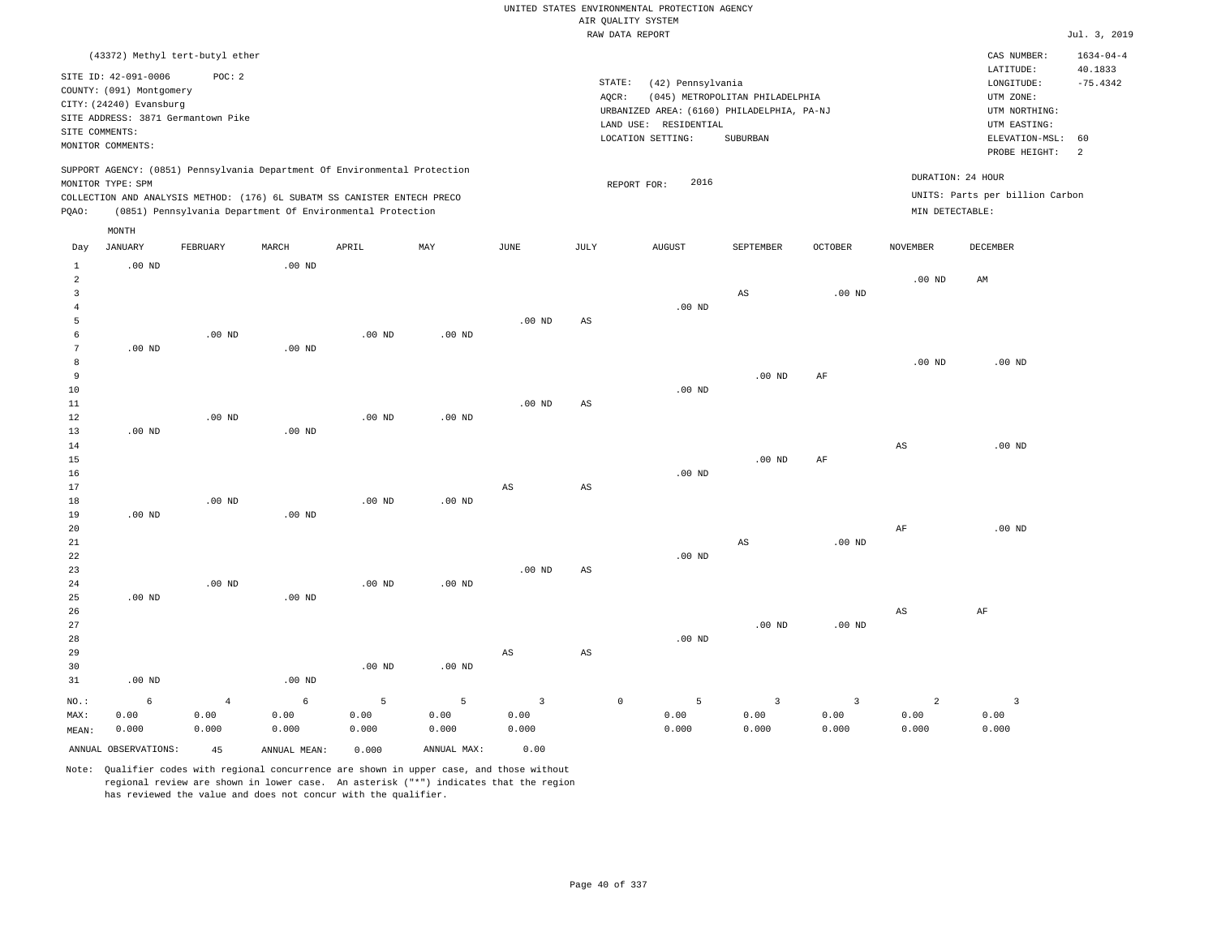UNITED STATES ENVIRONMENTAL PROTECTION AGENCY
AIR QUALITY SYSTEM
RAW DATA REPORT

Jul. 3, 2019

(43372) Methyl tert-butyl ether

SITE ID: 42-091-0006    POC: 2
COUNTY: (091) Montgomery
CITY: (24240) Evansburg
SITE ADDRESS: 3871 Germantown Pike
SITE COMMENTS:
MONITOR COMMENTS:

STATE: (42) Pennsylvania
AQCR: (045) METROPOLITAN PHILADELPHIA
URBANIZED AREA: (6160) PHILADELPHIA, PA-NJ
LAND USE: RESIDENTIAL
LOCATION SETTING: SUBURBAN

CAS NUMBER: 1634-04-4
LATITUDE: 40.1833
LONGITUDE: -75.4342
UTM ZONE:
UTM NORTHING:
UTM EASTING:
ELEVATION-MSL: 60
PROBE HEIGHT: 2

SUPPORT AGENCY: (0851) Pennsylvania Department Of Environmental Protection
MONITOR TYPE: SPM
COLLECTION AND ANALYSIS METHOD: (176) 6L SUBATM SS CANISTER ENTECH PRECO
PQAO: (0851) Pennsylvania Department Of Environmental Protection

REPORT FOR: 2016

DURATION: 24 HOUR
UNITS: Parts per billion Carbon
MIN DETECTABLE:

| Day | JANUARY | FEBRUARY | MARCH | APRIL | MAY | JUNE | JULY | AUGUST | SEPTEMBER | OCTOBER | NOVEMBER | DECEMBER |
|---|---|---|---|---|---|---|---|---|---|---|---|---|
| 1 | .00 ND | | .00 ND | | | | | | | | | |
| 2 | | | | | | | | | | | .00 ND | AM |
| 3 | | | | | | | | | AS | .00 ND | | |
| 4 | | | | | | | | .00 ND | | | | |
| 5 | | | | | | .00 ND | AS | | | | | |
| 6 | | .00 ND | | .00 ND | .00 ND | | | | | | | |
| 7 | .00 ND | | .00 ND | | | | | | | | | |
| 8 | | | | | | | | | | | .00 ND | .00 ND |
| 9 | | | | | | | | | .00 ND | AF | | |
| 10 | | | | | | | | .00 ND | | | | |
| 11 | | | | | | .00 ND | AS | | | | | |
| 12 | | .00 ND | | .00 ND | .00 ND | | | | | | | |
| 13 | .00 ND | | .00 ND | | | | | | | | | |
| 14 | | | | | | | | | | | AS | .00 ND |
| 15 | | | | | | | | | .00 ND | AF | | |
| 16 | | | | | | | | .00 ND | | | | |
| 17 | | | | | | AS | AS | | | | | |
| 18 | | .00 ND | | .00 ND | .00 ND | | | | | | | |
| 19 | .00 ND | | .00 ND | | | | | | | | | |
| 20 | | | | | | | | | | | AF | .00 ND |
| 21 | | | | | | | | | AS | .00 ND | | |
| 22 | | | | | | | | .00 ND | | | | |
| 23 | | | | | | .00 ND | AS | | | | | |
| 24 | | .00 ND | | .00 ND | .00 ND | | | | | | | |
| 25 | .00 ND | | .00 ND | | | | | | | | | |
| 26 | | | | | | | | | | | AS | AF |
| 27 | | | | | | | | | .00 ND | .00 ND | | |
| 28 | | | | | | | | .00 ND | | | | |
| 29 | | | | | | AS | AS | | | | | |
| 30 | | | | .00 ND | .00 ND | | | | | | | |
| 31 | .00 ND | | .00 ND | | | | | | | | | |
| NO.: | 6 | 4 | 6 | 5 | 5 | 3 | 0 | 5 | 3 | 3 | 2 | 3 |
| MAX: | 0.00 | 0.00 | 0.00 | 0.00 | 0.00 | 0.00 | | 0.00 | 0.00 | 0.00 | 0.00 | 0.00 |
| MEAN: | 0.000 | 0.000 | 0.000 | 0.000 | 0.000 | 0.000 | | 0.000 | 0.000 | 0.000 | 0.000 | 0.000 |

ANNUAL OBSERVATIONS: 45    ANNUAL MEAN: 0.000    ANNUAL MAX: 0.00

Note: Qualifier codes with regional concurrence are shown in upper case, and those without regional review are shown in lower case. An asterisk ("*") indicates that the region has reviewed the value and does not concur with the qualifier.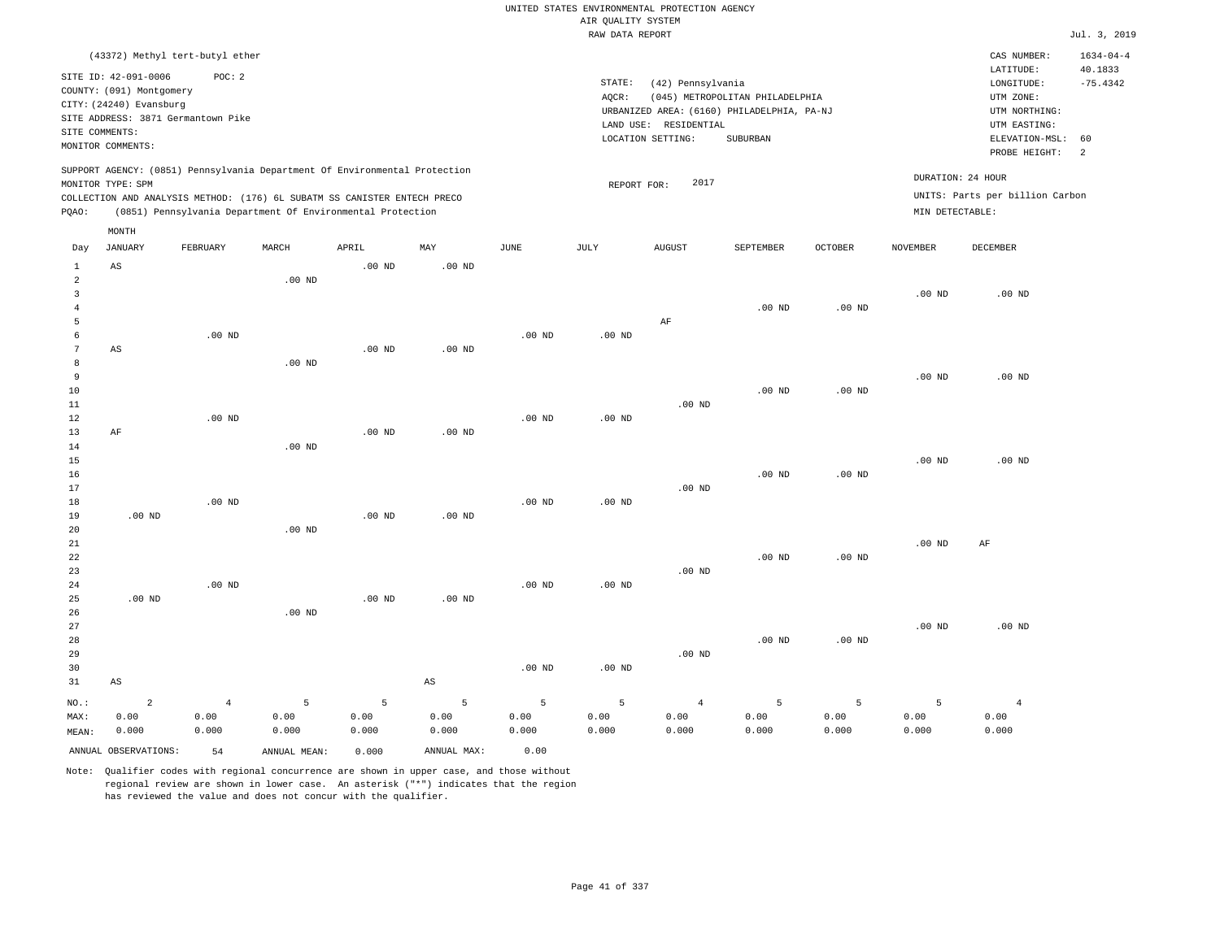UNITED STATES ENVIRONMENTAL PROTECTION AGENCY
AIR QUALITY SYSTEM
RAW DATA REPORT

Jul. 3, 2019

(43372) Methyl tert-butyl ether

SITE ID: 42-091-0006  POC: 2
COUNTY: (091) Montgomery
CITY: (24240) Evansburg
SITE ADDRESS: 3871 Germantown Pike
SITE COMMENTS:
MONITOR COMMENTS:

STATE: (42) Pennsylvania
AQCR: (045) METROPOLITAN PHILADELPHIA
URBANIZED AREA: (6160) PHILADELPHIA, PA-NJ
LAND USE: RESIDENTIAL
LOCATION SETTING: SUBURBAN

CAS NUMBER: 1634-04-4
LATITUDE: 40.1833
LONGITUDE: -75.4342
UTM ZONE:
UTM NORTHING:
UTM EASTING:
ELEVATION-MSL: 60
PROBE HEIGHT: 2

SUPPORT AGENCY: (0851) Pennsylvania Department Of Environmental Protection
MONITOR TYPE: SPM
COLLECTION AND ANALYSIS METHOD: (176) 6L SUBATM SS CANISTER ENTECH PRECO
PQAO: (0851) Pennsylvania Department Of Environmental Protection

REPORT FOR: 2017

DURATION: 24 HOUR
UNITS: Parts per billion Carbon
MIN DETECTABLE:

| Day | JANUARY | FEBRUARY | MARCH | APRIL | MAY | JUNE | JULY | AUGUST | SEPTEMBER | OCTOBER | NOVEMBER | DECEMBER |
|---|---|---|---|---|---|---|---|---|---|---|---|---|
| 1 | AS | | | .00 ND | .00 ND | | | | | | | |
| 2 | | | .00 ND | | | | | | | | | |
| 3 | | | | | | | | | | | .00 ND | .00 ND |
| 4 | | | | | | | | | .00 ND | .00 ND | | |
| 5 | | | | | | | | AF | | | | |
| 6 | | .00 ND | | | | .00 ND | .00 ND | | | | | |
| 7 | AS | | | .00 ND | .00 ND | | | | | | | |
| 8 | | | .00 ND | | | | | | | | | |
| 9 | | | | | | | | | | | .00 ND | .00 ND |
| 10 | | | | | | | | | .00 ND | .00 ND | | |
| 11 | | | | | | | | .00 ND | | | | |
| 12 | | .00 ND | | | | .00 ND | .00 ND | | | | | |
| 13 | AF | | | .00 ND | .00 ND | | | | | | | |
| 14 | | | .00 ND | | | | | | | | | |
| 15 | | | | | | | | | | | .00 ND | .00 ND |
| 16 | | | | | | | | | .00 ND | .00 ND | | |
| 17 | | | | | | | | .00 ND | | | | |
| 18 | | .00 ND | | | | .00 ND | .00 ND | | | | | |
| 19 | .00 ND | | | .00 ND | .00 ND | | | | | | | |
| 20 | | | .00 ND | | | | | | | | | |
| 21 | | | | | | | | | | | .00 ND | AF |
| 22 | | | | | | | | | .00 ND | .00 ND | | |
| 23 | | | | | | | | .00 ND | | | | |
| 24 | | .00 ND | | | | .00 ND | .00 ND | | | | | |
| 25 | .00 ND | | | .00 ND | .00 ND | | | | | | | |
| 26 | | | .00 ND | | | | | | | | | |
| 27 | | | | | | | | | | | .00 ND | .00 ND |
| 28 | | | | | | | | | .00 ND | .00 ND | | |
| 29 | | | | | | | | .00 ND | | | | |
| 30 | | | | | | .00 ND | .00 ND | | | | | |
| 31 | AS | | | | AS | | | | | | | |
| NO.: | 2 | 4 | 5 | 5 | 5 | 5 | 5 | 4 | 5 | 5 | 5 | 4 |
| MAX: | 0.00 | 0.00 | 0.00 | 0.00 | 0.00 | 0.00 | 0.00 | 0.00 | 0.00 | 0.00 | 0.00 | 0.00 |
| MEAN: | 0.000 | 0.000 | 0.000 | 0.000 | 0.000 | 0.000 | 0.000 | 0.000 | 0.000 | 0.000 | 0.000 | 0.000 |

ANNUAL OBSERVATIONS: 54  ANNUAL MEAN: 0.000  ANNUAL MAX: 0.00

Note: Qualifier codes with regional concurrence are shown in upper case, and those without regional review are shown in lower case. An asterisk ("*") indicates that the region has reviewed the value and does not concur with the qualifier.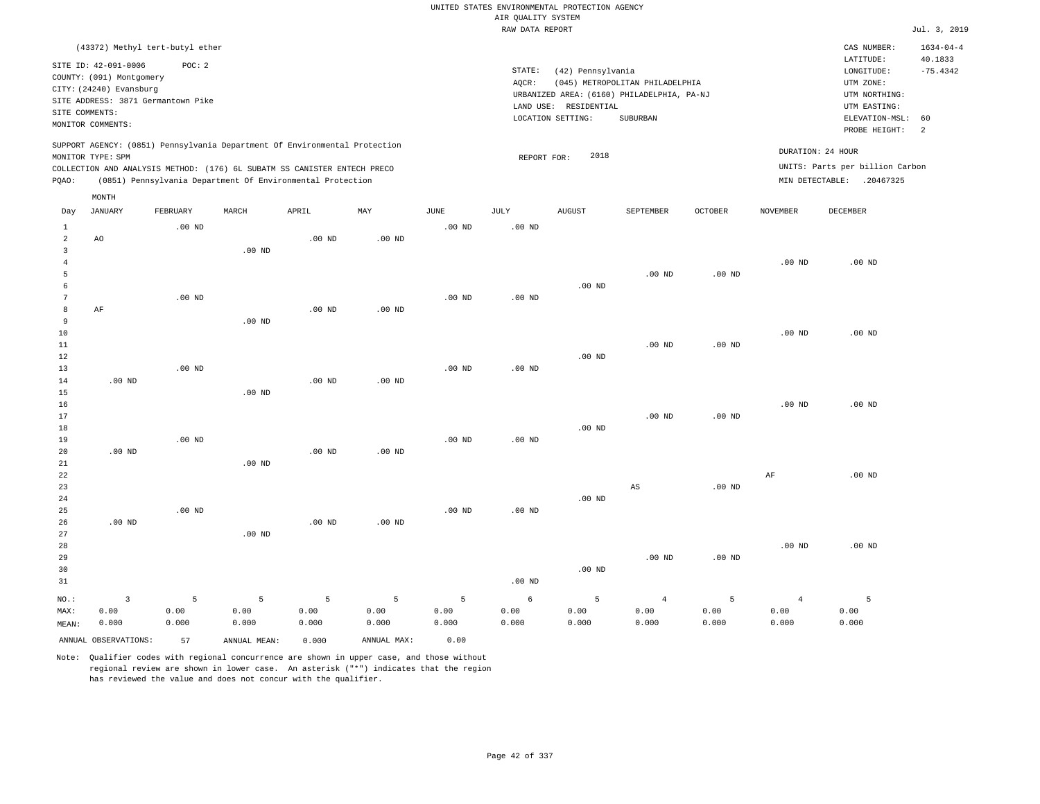UNITED STATES ENVIRONMENTAL PROTECTION AGENCY
AIR QUALITY SYSTEM
RAW DATA REPORT

Jul. 3, 2019

(43372) Methyl tert-butyl ether

SITE ID: 42-091-0006  POC: 2
COUNTY: (091) Montgomery
CITY: (24240) Evansburg
SITE ADDRESS: 3871 Germantown Pike
SITE COMMENTS:
MONITOR COMMENTS:

STATE: (42) Pennsylvania
AQCR: (045) METROPOLITAN PHILADELPHIA
URBANIZED AREA: (6160) PHILADELPHIA, PA-NJ
LAND USE: RESIDENTIAL
LOCATION SETTING: SUBURBAN

CAS NUMBER: 1634-04-4
LATITUDE: 40.1833
LONGITUDE: -75.4342
UTM ZONE:
UTM NORTHING:
UTM EASTING:
ELEVATION-MSL: 60
PROBE HEIGHT: 2

SUPPORT AGENCY: (0851) Pennsylvania Department Of Environmental Protection
MONITOR TYPE: SPM
COLLECTION AND ANALYSIS METHOD: (176) 6L SUBATM SS CANISTER ENTECH PRECO
PQAO: (0851) Pennsylvania Department Of Environmental Protection

REPORT FOR: 2018

DURATION: 24 HOUR
UNITS: Parts per billion Carbon
MIN DETECTABLE: .20467325

| Day | JANUARY | FEBRUARY | MARCH | APRIL | MAY | JUNE | JULY | AUGUST | SEPTEMBER | OCTOBER | NOVEMBER | DECEMBER |
|---|---|---|---|---|---|---|---|---|---|---|---|---|
| 1 | | .00 ND | | | | .00 ND | .00 ND | | | | | |
| 2 | AO | | | .00 ND | .00 ND | | | | | | | |
| 3 | | | .00 ND | | | | | | | | | |
| 4 | | | | | | | | | | | .00 ND | .00 ND |
| 5 | | | | | | | | | .00 ND | .00 ND | | |
| 6 | | | | | | | | .00 ND | | | | |
| 7 | | .00 ND | | | | .00 ND | .00 ND | | | | | |
| 8 | AF | | | .00 ND | .00 ND | | | | | | | |
| 9 | | | .00 ND | | | | | | | | | |
| 10 | | | | | | | | | | | .00 ND | .00 ND |
| 11 | | | | | | | | | .00 ND | .00 ND | | |
| 12 | | | | | | | | .00 ND | | | | |
| 13 | | .00 ND | | | | .00 ND | .00 ND | | | | | |
| 14 | .00 ND | | | .00 ND | .00 ND | | | | | | | |
| 15 | | | .00 ND | | | | | | | | | |
| 16 | | | | | | | | | | | .00 ND | .00 ND |
| 17 | | | | | | | | | .00 ND | .00 ND | | |
| 18 | | | | | | | | .00 ND | | | | |
| 19 | | .00 ND | | | | .00 ND | .00 ND | | | | | |
| 20 | .00 ND | | | .00 ND | .00 ND | | | | | | | |
| 21 | | | .00 ND | | | | | | | | | |
| 22 | | | | | | | | | | | AF | .00 ND |
| 23 | | | | | | | | | AS | .00 ND | | |
| 24 | | | | | | | | .00 ND | | | | |
| 25 | | .00 ND | | | | .00 ND | .00 ND | | | | | |
| 26 | .00 ND | | | .00 ND | .00 ND | | | | | | | |
| 27 | | | .00 ND | | | | | | | | | |
| 28 | | | | | | | | | | | .00 ND | .00 ND |
| 29 | | | | | | | | | .00 ND | .00 ND | | |
| 30 | | | | | | | | .00 ND | | | | |
| 31 | | | | | | | .00 ND | | | | | |
| NO.: | 3 | 5 | 5 | 5 | 5 | 5 | 6 | 5 | 4 | 5 | 4 | 5 |
| MAX: | 0.00 | 0.00 | 0.00 | 0.00 | 0.00 | 0.00 | 0.00 | 0.00 | 0.00 | 0.00 | 0.00 | 0.00 |
| MEAN: | 0.000 | 0.000 | 0.000 | 0.000 | 0.000 | 0.000 | 0.000 | 0.000 | 0.000 | 0.000 | 0.000 | 0.000 |

ANNUAL OBSERVATIONS: 57  ANNUAL MEAN: 0.000  ANNUAL MAX: 0.00

Note: Qualifier codes with regional concurrence are shown in upper case, and those without regional review are shown in lower case. An asterisk ("*") indicates that the region has reviewed the value and does not concur with the qualifier.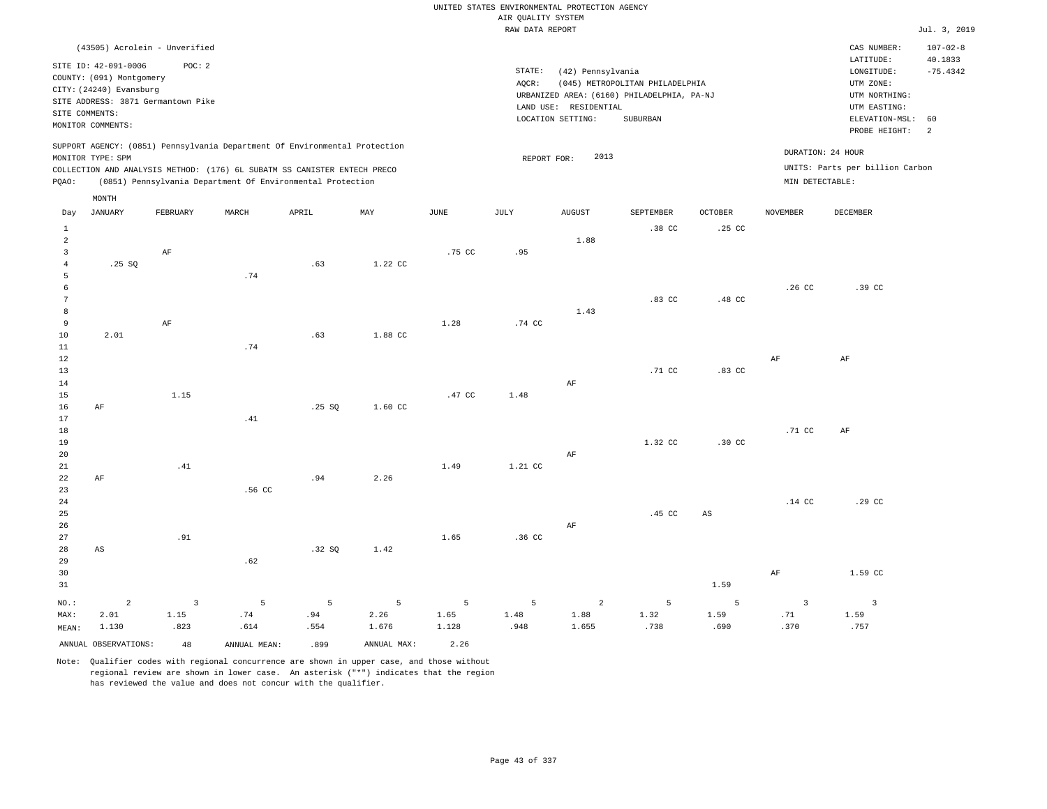UNITED STATES ENVIRONMENTAL PROTECTION AGENCY
AIR QUALITY SYSTEM
RAW DATA REPORT

Jul. 3, 2019

(43505) Acrolein - Unverified

SITE ID: 42-091-0006 POC: 2
COUNTY: (091) Montgomery
CITY: (24240) Evansburg
SITE ADDRESS: 3871 Germantown Pike
SITE COMMENTS:
MONITOR COMMENTS:

STATE: (42) Pennsylvania
AQCR: (045) METROPOLITAN PHILADELPHIA
URBANIZED AREA: (6160) PHILADELPHIA, PA-NJ
LAND USE: RESIDENTIAL
LOCATION SETTING: SUBURBAN

CAS NUMBER: 107-02-8
LATITUDE: 40.1833
LONGITUDE: -75.4342
UTM ZONE:
UTM NORTHING:
UTM EASTING:
ELEVATION-MSL: 60
PROBE HEIGHT: 2

SUPPORT AGENCY: (0851) Pennsylvania Department Of Environmental Protection
MONITOR TYPE: SPM
COLLECTION AND ANALYSIS METHOD: (176) 6L SUBATM SS CANISTER ENTECH PRECO
PQAO: (0851) Pennsylvania Department Of Environmental Protection

REPORT FOR: 2013

DURATION: 24 HOUR
UNITS: Parts per billion Carbon
MIN DETECTABLE:

| Day | JANUARY | FEBRUARY | MARCH | APRIL | MAY | JUNE | JULY | AUGUST | SEPTEMBER | OCTOBER | NOVEMBER | DECEMBER |
|---|---|---|---|---|---|---|---|---|---|---|---|---|
| 1 | | | | | | | | | .38 CC | .25 CC | | |
| 2 | | | | | | | | 1.88 | | | | |
| 3 | | AF | | | | .75 CC | .95 | | | | | |
| 4 | .25 SQ | | | .63 | 1.22 CC | | | | | | | |
| 5 | | | .74 | | | | | | | | | |
| 6 | | | | | | | | | | | .26 CC | .39 CC |
| 7 | | | | | | | | | .83 CC | .48 CC | | |
| 8 | | | | | | | | 1.43 | | | | |
| 9 | | AF | | | | 1.28 | .74 CC | | | | | |
| 10 | 2.01 | | | .63 | 1.88 CC | | | | | | | |
| 11 | | | .74 | | | | | | | | | |
| 12 | | | | | | | | | | | AF | AF |
| 13 | | | | | | | | | .71 CC | .83 CC | | |
| 14 | | | | | | | | AF | | | | |
| 15 | | 1.15 | | | | .47 CC | 1.48 | | | | | |
| 16 | AF | | | .25 SQ | 1.60 CC | | | | | | | |
| 17 | | | .41 | | | | | | | | | |
| 18 | | | | | | | | | | | .71 CC | AF |
| 19 | | | | | | | | | 1.32 CC | .30 CC | | |
| 20 | | | | | | | | AF | | | | |
| 21 | | .41 | | | | 1.49 | 1.21 CC | | | | | |
| 22 | AF | | | .94 | 2.26 | | | | | | | |
| 23 | | | .56 CC | | | | | | | | | |
| 24 | | | | | | | | | | | .14 CC | .29 CC |
| 25 | | | | | | | | | .45 CC | AS | | |
| 26 | | | | | | | | AF | | | | |
| 27 | | .91 | | | | 1.65 | .36 CC | | | | | |
| 28 | AS | | | .32 SQ | 1.42 | | | | | | | |
| 29 | | | .62 | | | | | | | | | |
| 30 | | | | | | | | | | | AF | 1.59 CC |
| 31 | | | | | | | | | | 1.59 | | |
| NO.: | 2 | 3 | 5 | 5 | 5 | 5 | 5 | 2 | 5 | 5 | 3 | 3 |
| MAX: | 2.01 | 1.15 | .74 | .94 | 2.26 | 1.65 | 1.48 | 1.88 | 1.32 | 1.59 | .71 | 1.59 |
| MEAN: | 1.130 | .823 | .614 | .554 | 1.676 | 1.128 | .948 | 1.655 | .738 | .690 | .370 | .757 |

ANNUAL OBSERVATIONS: 48 ANNUAL MEAN: .899 ANNUAL MAX: 2.26

Note: Qualifier codes with regional concurrence are shown in upper case, and those without regional review are shown in lower case. An asterisk ("*") indicates that the region has reviewed the value and does not concur with the qualifier.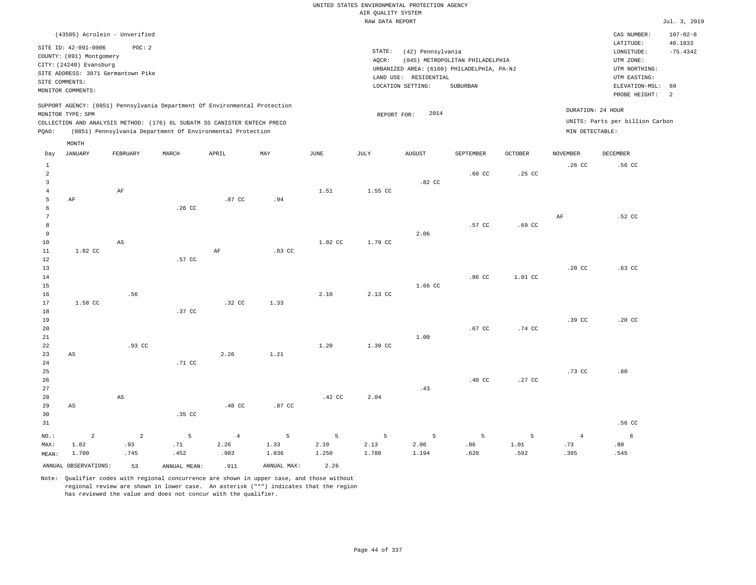UNITED STATES ENVIRONMENTAL PROTECTION AGENCY
AIR QUALITY SYSTEM
RAW DATA REPORT

Jul. 3, 2019

(43505) Acrolein - Unverified

SITE ID: 42-091-0006 POC: 2
COUNTY: (091) Montgomery
CITY: (24240) Evansburg
SITE ADDRESS: 3871 Germantown Pike
SITE COMMENTS:
MONITOR COMMENTS:

STATE: (42) Pennsylvania
AQCR: (045) METROPOLITAN PHILADELPHIA
URBANIZED AREA: (6160) PHILADELPHIA, PA-NJ
LAND USE: RESIDENTIAL
LOCATION SETTING: SUBURBAN

CAS NUMBER: 107-02-8
LATITUDE: 40.1833
LONGITUDE: -75.4342
UTM ZONE:
UTM NORTHING:
UTM EASTING:
ELEVATION-MSL: 60
PROBE HEIGHT: 2

SUPPORT AGENCY: (0851) Pennsylvania Department Of Environmental Protection
MONITOR TYPE: SPM
COLLECTION AND ANALYSIS METHOD: (176) 6L SUBATM SS CANISTER ENTECH PRECO
PQAO: (0851) Pennsylvania Department Of Environmental Protection

REPORT FOR: 2014

DURATION: 24 HOUR
UNITS: Parts per billion Carbon
MIN DETECTABLE:

| Day | JANUARY | FEBRUARY | MARCH | APRIL | MAY | JUNE | JULY | AUGUST | SEPTEMBER | OCTOBER | NOVEMBER | DECEMBER |
|---|---|---|---|---|---|---|---|---|---|---|---|---|
| 1 | | | | | | | | | | | .26 CC | .56 CC |
| 2 | | | | | | | | | .60 CC | .25 CC | | |
| 3 | | | | | | | | .82 CC | | | | |
| 4 | | AF | | | | 1.51 | 1.55 CC | | | | | |
| 5 | AF | | | .87 CC | .94 | | | | | | | |
| 6 | | | .26 CC | | | | | | | | | |
| 7 | | | | | | | | | | | AF | .52 CC |
| 8 | | | | | | | | | .57 CC | .69 CC | | |
| 9 | | | | | | | | 2.06 | | | | |
| 10 | | AS | | | | 1.02 CC | 1.79 CC | | | | | |
| 11 | 1.82 CC | | | AF | .83 CC | | | | | | | |
| 12 | | | .57 CC | | | | | | | | | |
| 13 | | | | | | | | | | | .20 CC | .63 CC |
| 14 | | | | | | | | | .86 CC | 1.01 CC | | |
| 15 | | | | | | | | 1.66 CC | | | | |
| 16 | | .56 | | | | 2.10 | 2.13 CC | | | | | |
| 17 | 1.58 CC | | | .32 CC | 1.33 | | | | | | | |
| 18 | | | .37 CC | | | | | | | | | |
| 19 | | | | | | | | | | | .39 CC | .20 CC |
| 20 | | | | | | | | | .67 CC | .74 CC | | |
| 21 | | | | | | | | 1.00 | | | | |
| 22 | | .93 CC | | | | 1.20 | 1.39 CC | | | | | |
| 23 | AS | | | 2.26 | 1.21 | | | | | | | |
| 24 | | | .71 CC | | | | | | | | | |
| 25 | | | | | | | | | | | .73 CC | .80 |
| 26 | | | | | | | | | .40 CC | .27 CC | | |
| 27 | | | | | | | | .43 | | | | |
| 28 | | AS | | | | .42 CC | 2.04 | | | | | |
| 29 | AS | | | .48 CC | .87 CC | | | | | | | |
| 30 | | | .35 CC | | | | | | | | | |
| 31 | | | | | | | | | | | | .56 CC |
| NO.: | 2 | 2 | 5 | 4 | 5 | 5 | 5 | 5 | 5 | 5 | 4 | 6 |
| MAX: | 1.82 | .93 | .71 | 2.26 | 1.33 | 2.10 | 2.13 | 2.06 | .86 | 1.01 | .73 | .80 |
| MEAN: | 1.700 | .745 | .452 | .983 | 1.036 | 1.250 | 1.780 | 1.194 | .620 | .592 | .395 | .545 |

ANNUAL OBSERVATIONS: 53 ANNUAL MEAN: .911 ANNUAL MAX: 2.26

Note: Qualifier codes with regional concurrence are shown in upper case, and those without regional review are shown in lower case. An asterisk ("*") indicates that the region has reviewed the value and does not concur with the qualifier.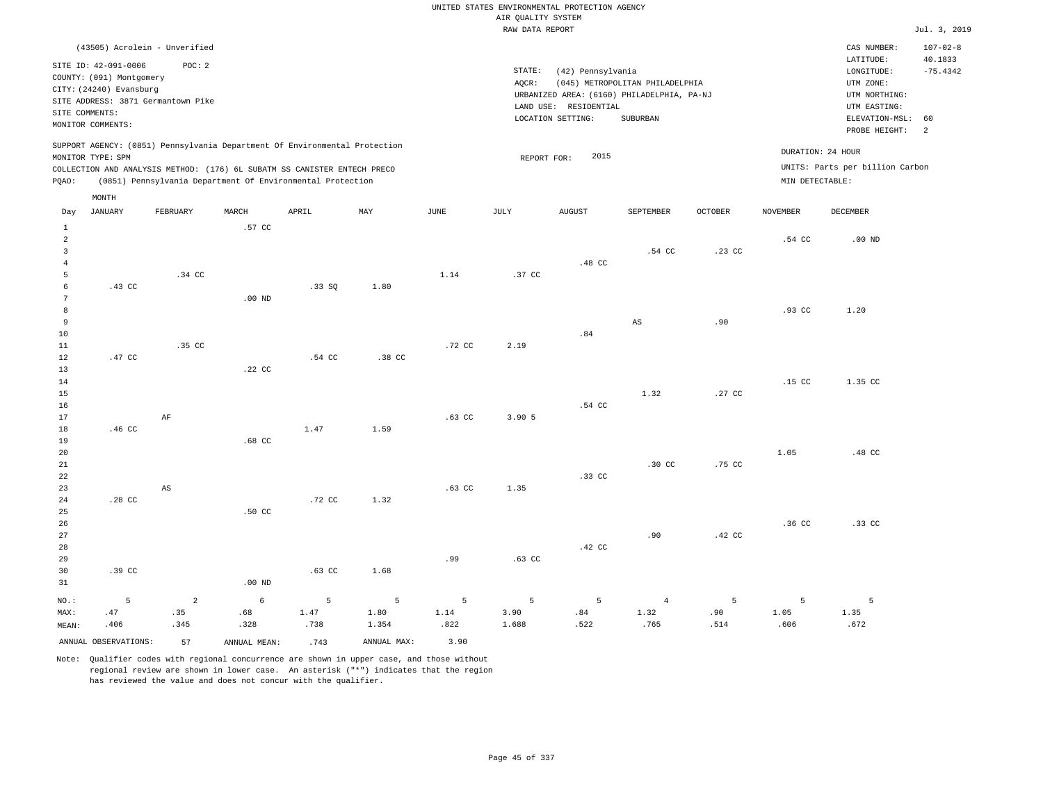UNITED STATES ENVIRONMENTAL PROTECTION AGENCY
AIR QUALITY SYSTEM
RAW DATA REPORT

Jul. 3, 2019

(43505) Acrolein - Unverified

SITE ID: 42-091-0006 POC: 2
COUNTY: (091) Montgomery
CITY: (24240) Evansburg
SITE ADDRESS: 3871 Germantown Pike
SITE COMMENTS:
MONITOR COMMENTS:

STATE: (42) Pennsylvania
AQCR: (045) METROPOLITAN PHILADELPHIA
URBANIZED AREA: (6160) PHILADELPHIA, PA-NJ
LAND USE: RESIDENTIAL
LOCATION SETTING: SUBURBAN

CAS NUMBER: 107-02-8
LATITUDE: 40.1833
LONGITUDE: -75.4342
UTM ZONE:
UTM NORTHING:
UTM EASTING:
ELEVATION-MSL: 60
PROBE HEIGHT: 2

SUPPORT AGENCY: (0851) Pennsylvania Department Of Environmental Protection
MONITOR TYPE: SPM
COLLECTION AND ANALYSIS METHOD: (176) 6L SUBATM SS CANISTER ENTECH PRECO
PQAO: (0851) Pennsylvania Department Of Environmental Protection

REPORT FOR: 2015

DURATION: 24 HOUR
UNITS: Parts per billion Carbon
MIN DETECTABLE:

| Day | JANUARY | FEBRUARY | MARCH | APRIL | MAY | JUNE | JULY | AUGUST | SEPTEMBER | OCTOBER | NOVEMBER | DECEMBER |
|---|---|---|---|---|---|---|---|---|---|---|---|---|
| 1 | | | .57 CC | | | | | | | | | |
| 2 | | | | | | | | | | | .54 CC | .00 ND |
| 3 | | | | | | | | | .54 CC | .23 CC | | |
| 4 | | | | | | | | .48 CC | | | | |
| 5 | | .34 CC | | | | 1.14 | .37 CC | | | | | |
| 6 | .43 CC | | | .33 SQ | 1.80 | | | | | | | |
| 7 | | | .00 ND | | | | | | | | | |
| 8 | | | | | | | | | | | .93 CC | 1.20 |
| 9 | | | | | | | | | AS | .90 | | |
| 10 | | | | | | | | .84 | | | | |
| 11 | | .35 CC | | | | .72 CC | 2.19 | | | | | |
| 12 | .47 CC | | | .54 CC | .38 CC | | | | | | | |
| 13 | | | .22 CC | | | | | | | | | |
| 14 | | | | | | | | | | | .15 CC | 1.35 CC |
| 15 | | | | | | | | | 1.32 | .27 CC | | |
| 16 | | | | | | | | .54 CC | | | | |
| 17 | | AF | | | | .63 CC | 3.90 5 | | | | | |
| 18 | .46 CC | | | 1.47 | 1.59 | | | | | | | |
| 19 | | | .68 CC | | | | | | | | | |
| 20 | | | | | | | | | | | 1.05 | .48 CC |
| 21 | | | | | | | | | .30 CC | .75 CC | | |
| 22 | | | | | | | | .33 CC | | | | |
| 23 | | AS | | | | .63 CC | 1.35 | | | | | |
| 24 | .28 CC | | | .72 CC | 1.32 | | | | | | | |
| 25 | | | .50 CC | | | | | | | | | |
| 26 | | | | | | | | | | | .36 CC | .33 CC |
| 27 | | | | | | | | | .90 | .42 CC | | |
| 28 | | | | | | | | .42 CC | | | | |
| 29 | | | | | | .99 | .63 CC | | | | | |
| 30 | .39 CC | | | .63 CC | 1.68 | | | | | | | |
| 31 | | | .00 ND | | | | | | | | | |
| NO.: | 5 | 2 | 6 | 5 | 5 | 5 | 5 | 5 | 4 | 5 | 5 | 5 |
| MAX: | .47 | .35 | .68 | 1.47 | 1.80 | 1.14 | 3.90 | .84 | 1.32 | .90 | 1.05 | 1.35 |
| MEAN: | .406 | .345 | .328 | .738 | 1.354 | .822 | 1.688 | .522 | .765 | .514 | .606 | .672 |

ANNUAL OBSERVATIONS: 57 ANNUAL MEAN: .743 ANNUAL MAX: 3.90

Note: Qualifier codes with regional concurrence are shown in upper case, and those without regional review are shown in lower case. An asterisk ("*") indicates that the region has reviewed the value and does not concur with the qualifier.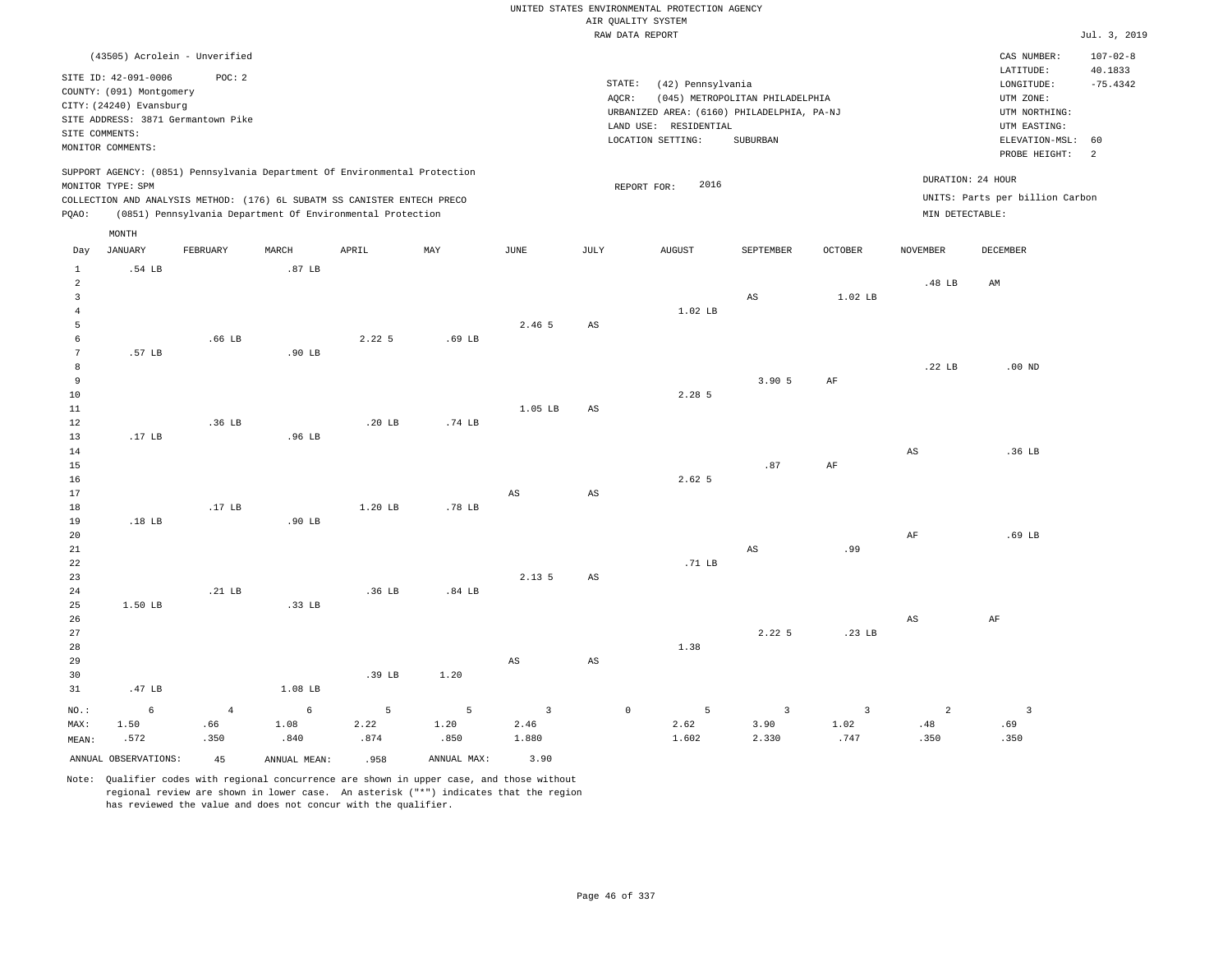UNITED STATES ENVIRONMENTAL PROTECTION AGENCY
AIR QUALITY SYSTEM
RAW DATA REPORT

Jul. 3, 2019

(43505) Acrolein - Unverified

SITE ID: 42-091-0006 POC: 2
COUNTY: (091) Montgomery
CITY: (24240) Evansburg
SITE ADDRESS: 3871 Germantown Pike
SITE COMMENTS:
MONITOR COMMENTS:

STATE: (42) Pennsylvania
AQCR: (045) METROPOLITAN PHILADELPHIA
URBANIZED AREA: (6160) PHILADELPHIA, PA-NJ
LAND USE: RESIDENTIAL
LOCATION SETTING: SUBURBAN

CAS NUMBER: 107-02-8
LATITUDE: 40.1833
LONGITUDE: -75.4342
UTM ZONE:
UTM NORTHING:
UTM EASTING:
ELEVATION-MSL: 60
PROBE HEIGHT: 2

SUPPORT AGENCY: (0851) Pennsylvania Department Of Environmental Protection
MONITOR TYPE: SPM
COLLECTION AND ANALYSIS METHOD: (176) 6L SUBATM SS CANISTER ENTECH PRECO
PQAO: (0851) Pennsylvania Department Of Environmental Protection

REPORT FOR: 2016

DURATION: 24 HOUR
UNITS: Parts per billion Carbon
MIN DETECTABLE:

| Day | JANUARY | FEBRUARY | MARCH | APRIL | MAY | JUNE | JULY | AUGUST | SEPTEMBER | OCTOBER | NOVEMBER | DECEMBER |
|---|---|---|---|---|---|---|---|---|---|---|---|---|
| 1 | .54 LB | | .87 LB | | | | | | | | | |
| 2 | | | | | | | | | | | .48 LB | AM |
| 3 | | | | | | | | | AS | 1.02 LB | | |
| 4 | | | | | | | | 1.02 LB | | | | |
| 5 | | | | | | 2.46 5 | AS | | | | | |
| 6 | | .66 LB | | 2.22 5 | .69 LB | | | | | | | |
| 7 | .57 LB | | .90 LB | | | | | | | | | |
| 8 | | | | | | | | | | | .22 LB | .00 ND |
| 9 | | | | | | | | | 3.90 5 | AF | | |
| 10 | | | | | | | | 2.28 5 | | | | |
| 11 | | | | | | 1.05 LB | AS | | | | | |
| 12 | | .36 LB | | .20 LB | .74 LB | | | | | | | |
| 13 | .17 LB | | .96 LB | | | | | | | | | |
| 14 | | | | | | | | | | | AS | .36 LB |
| 15 | | | | | | | | | .87 | AF | | |
| 16 | | | | | | | | 2.62 5 | | | | |
| 17 | | | | | | AS | AS | | | | | |
| 18 | | .17 LB | | 1.20 LB | .78 LB | | | | | | | |
| 19 | .18 LB | | .90 LB | | | | | | | | | |
| 20 | | | | | | | | | | | AF | .69 LB |
| 21 | | | | | | | | | AS | .99 | | |
| 22 | | | | | | | | .71 LB | | | | |
| 23 | | | | | | 2.13 5 | AS | | | | | |
| 24 | | .21 LB | | .36 LB | .84 LB | | | | | | | |
| 25 | 1.50 LB | | .33 LB | | | | | | | | | |
| 26 | | | | | | | | | | | AS | AF |
| 27 | | | | | | | | | 2.22 5 | .23 LB | | |
| 28 | | | | | | | | 1.38 | | | | |
| 29 | | | | | | AS | AS | | | | | |
| 30 | | | | .39 LB | 1.20 | | | | | | | |
| 31 | .47 LB | | 1.08 LB | | | | | | | | | |
| NO.: | 6 | 4 | 6 | 5 | 5 | 3 | 0 | 5 | 3 | 3 | 2 | 3 |
| MAX: | 1.50 | .66 | 1.08 | 2.22 | 1.20 | 2.46 | | 2.62 | 3.90 | 1.02 | .48 | .69 |
| MEAN: | .572 | .350 | .840 | .874 | .850 | 1.880 | | 1.602 | 2.330 | .747 | .350 | .350 |

ANNUAL OBSERVATIONS: 45 ANNUAL MEAN: .958 ANNUAL MAX: 3.90

Note: Qualifier codes with regional concurrence are shown in upper case, and those without regional review are shown in lower case. An asterisk ("*") indicates that the region has reviewed the value and does not concur with the qualifier.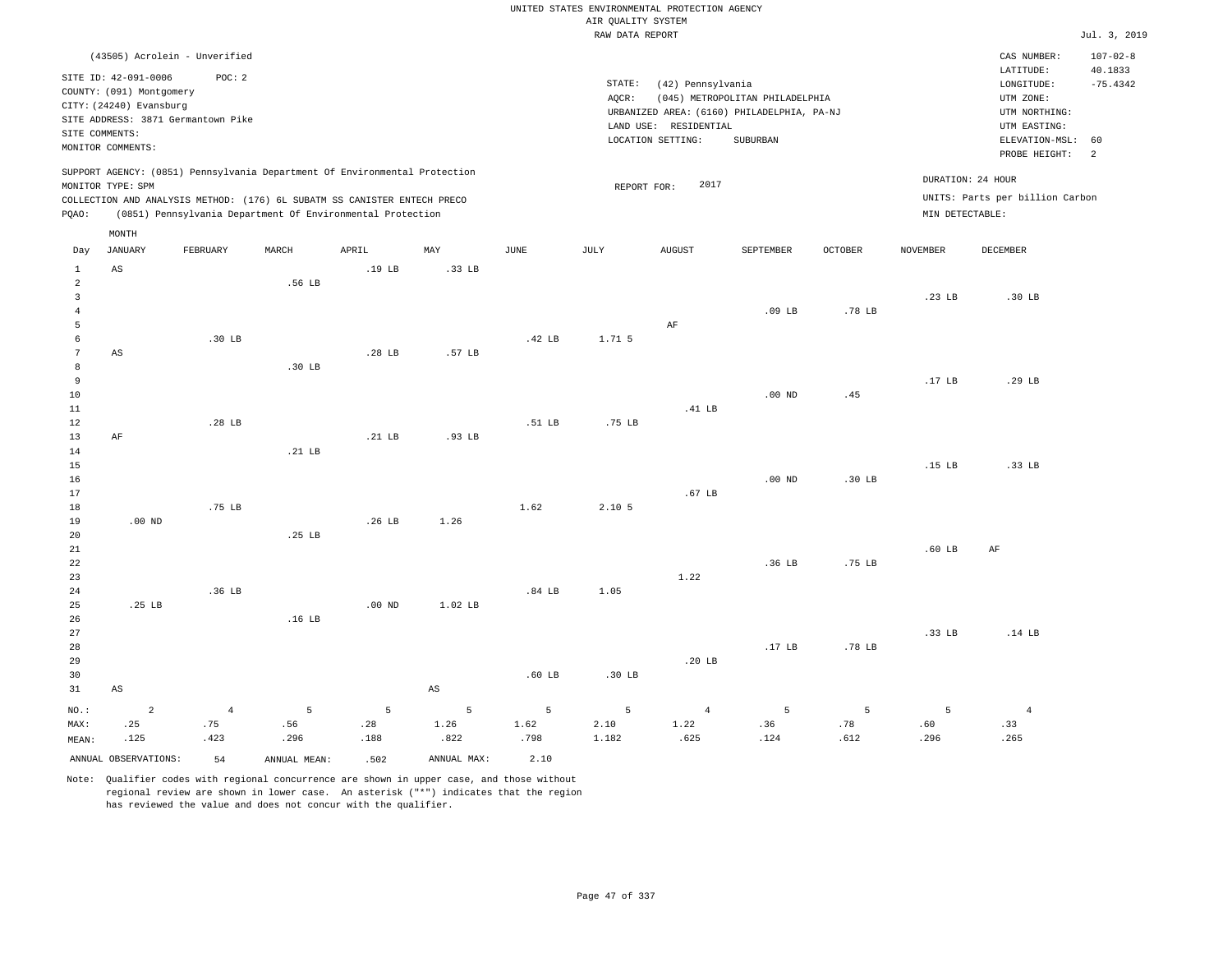UNITED STATES ENVIRONMENTAL PROTECTION AGENCY
AIR QUALITY SYSTEM
RAW DATA REPORT

Jul. 3, 2019

(43505) Acrolein - Unverified

SITE ID: 42-091-0006 POC: 2
COUNTY: (091) Montgomery
CITY: (24240) Evansburg
SITE ADDRESS: 3871 Germantown Pike
SITE COMMENTS:
MONITOR COMMENTS:

STATE: (42) Pennsylvania
AQCR: (045) METROPOLITAN PHILADELPHIA
URBANIZED AREA: (6160) PHILADELPHIA, PA-NJ
LAND USE: RESIDENTIAL
LOCATION SETTING: SUBURBAN

CAS NUMBER: 107-02-8
LATITUDE: 40.1833
LONGITUDE: -75.4342
UTM ZONE:
UTM NORTHING:
UTM EASTING:
ELEVATION-MSL: 60
PROBE HEIGHT: 2

SUPPORT AGENCY: (0851) Pennsylvania Department Of Environmental Protection
MONITOR TYPE: SPM
COLLECTION AND ANALYSIS METHOD: (176) 6L SUBATM SS CANISTER ENTECH PRECO
PQAO: (0851) Pennsylvania Department Of Environmental Protection

REPORT FOR: 2017

DURATION: 24 HOUR
UNITS: Parts per billion Carbon
MIN DETECTABLE:

| Day | JANUARY | FEBRUARY | MARCH | APRIL | MAY | JUNE | JULY | AUGUST | SEPTEMBER | OCTOBER | NOVEMBER | DECEMBER |
|---|---|---|---|---|---|---|---|---|---|---|---|---|
| 1 | AS | | | .19 LB | .33 LB | | | | | | | |
| 2 | | | .56 LB | | | | | | | | | |
| 3 | | | | | | | | | | | .23 LB | .30 LB |
| 4 | | | | | | | | | .09 LB | .78 LB | | |
| 5 | | | | | | | | AF | | | | |
| 6 | | .30 LB | | | | .42 LB | 1.71 5 | | | | | |
| 7 | AS | | | .28 LB | .57 LB | | | | | | | |
| 8 | | | .30 LB | | | | | | | | | |
| 9 | | | | | | | | | | | .17 LB | .29 LB |
| 10 | | | | | | | | | .00 ND | .45 | | |
| 11 | | | | | | | | .41 LB | | | | |
| 12 | | .28 LB | | | | .51 LB | .75 LB | | | | | |
| 13 | AF | | | .21 LB | .93 LB | | | | | | | |
| 14 | | | .21 LB | | | | | | | | | |
| 15 | | | | | | | | | | | .15 LB | .33 LB |
| 16 | | | | | | | | | .00 ND | .30 LB | | |
| 17 | | | | | | | | .67 LB | | | | |
| 18 | | .75 LB | | | | 1.62 | 2.10 5 | | | | | |
| 19 | .00 ND | | | .26 LB | 1.26 | | | | | | | |
| 20 | | | .25 LB | | | | | | | | | |
| 21 | | | | | | | | | | | .60 LB | AF |
| 22 | | | | | | | | | .36 LB | .75 LB | | |
| 23 | | | | | | | | 1.22 | | | | |
| 24 | | .36 LB | | | | .84 LB | 1.05 | | | | | |
| 25 | .25 LB | | | .00 ND | 1.02 LB | | | | | | | |
| 26 | | | .16 LB | | | | | | | | | |
| 27 | | | | | | | | | | | .33 LB | .14 LB |
| 28 | | | | | | | | | .17 LB | .78 LB | | |
| 29 | | | | | | | | .20 LB | | | | |
| 30 | | | | | | .60 LB | .30 LB | | | | | |
| 31 | AS | | | | AS | | | | | | | |
| NO.: | 2 | 4 | 5 | 5 | 5 | 5 | 5 | 4 | 5 | 5 | 5 | 4 |
| MAX: | .25 | .75 | .56 | .28 | 1.26 | 1.62 | 2.10 | 1.22 | .36 | .78 | .60 | .33 |
| MEAN: | .125 | .423 | .296 | .188 | .822 | .798 | 1.182 | .625 | .124 | .612 | .296 | .265 |

ANNUAL OBSERVATIONS: 54 ANNUAL MEAN: .502 ANNUAL MAX: 2.10

Note: Qualifier codes with regional concurrence are shown in upper case, and those without regional review are shown in lower case. An asterisk ("*") indicates that the region has reviewed the value and does not concur with the qualifier.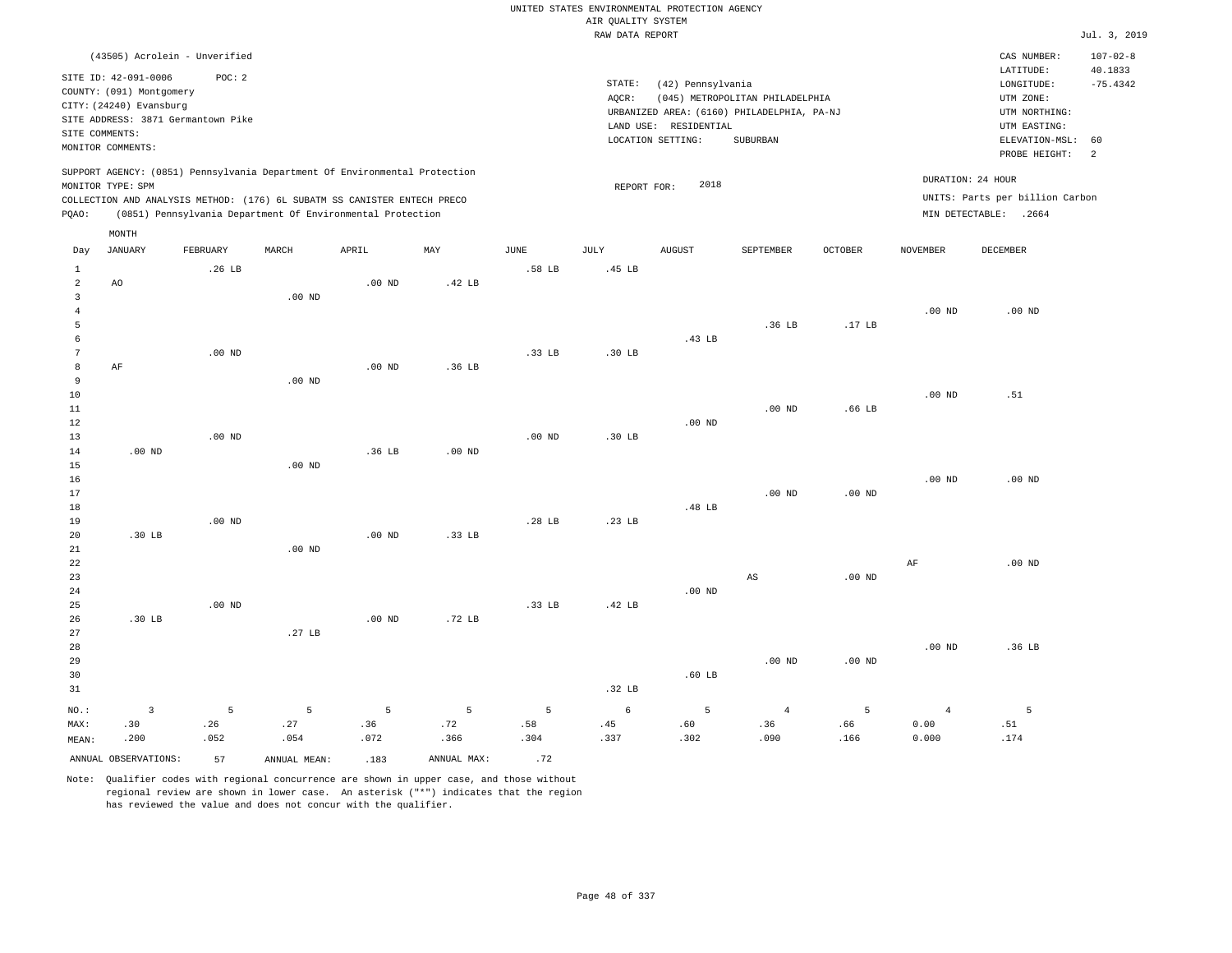UNITED STATES ENVIRONMENTAL PROTECTION AGENCY
AIR QUALITY SYSTEM
RAW DATA REPORT

Jul. 3, 2019

(43505) Acrolein - Unverified

SITE ID: 42-091-0006 POC: 2
COUNTY: (091) Montgomery
CITY: (24240) Evansburg
SITE ADDRESS: 3871 Germantown Pike
SITE COMMENTS:
MONITOR COMMENTS:

STATE: (42) Pennsylvania
AQCR: (045) METROPOLITAN PHILADELPHIA
URBANIZED AREA: (6160) PHILADELPHIA, PA-NJ
LAND USE: RESIDENTIAL
LOCATION SETTING: SUBURBAN

CAS NUMBER: 107-02-8
LATITUDE: 40.1833
LONGITUDE: -75.4342
UTM ZONE:
UTM NORTHING:
UTM EASTING:
ELEVATION-MSL: 60
PROBE HEIGHT: 2

SUPPORT AGENCY: (0851) Pennsylvania Department Of Environmental Protection
MONITOR TYPE: SPM
COLLECTION AND ANALYSIS METHOD: (176) 6L SUBATM SS CANISTER ENTECH PRECO
PQAO: (0851) Pennsylvania Department Of Environmental Protection

REPORT FOR: 2018

DURATION: 24 HOUR
UNITS: Parts per billion Carbon
MIN DETECTABLE: .2664

| Day | JANUARY | FEBRUARY | MARCH | APRIL | MAY | JUNE | JULY | AUGUST | SEPTEMBER | OCTOBER | NOVEMBER | DECEMBER |
|---|---|---|---|---|---|---|---|---|---|---|---|---|
| 1 | | .26 LB | | | | .58 LB | .45 LB | | | | | |
| 2 | AO | | | .00 ND | .42 LB | | | | | | | |
| 3 | | | .00 ND | | | | | | | | | |
| 4 | | | | | | | | | | | .00 ND | .00 ND |
| 5 | | | | | | | | | .36 LB | .17 LB | | |
| 6 | | | | | | | | .43 LB | | | | |
| 7 | | .00 ND | | | | .33 LB | .30 LB | | | | | |
| 8 | AF | | | .00 ND | .36 LB | | | | | | | |
| 9 | | | .00 ND | | | | | | | | | |
| 10 | | | | | | | | | | | .00 ND | .51 |
| 11 | | | | | | | | | .00 ND | .66 LB | | |
| 12 | | | | | | | | .00 ND | | | | |
| 13 | | .00 ND | | | | .00 ND | .30 LB | | | | | |
| 14 | .00 ND | | | .36 LB | .00 ND | | | | | | | |
| 15 | | | .00 ND | | | | | | | | | |
| 16 | | | | | | | | | | | .00 ND | .00 ND |
| 17 | | | | | | | | | .00 ND | .00 ND | | |
| 18 | | | | | | | | .48 LB | | | | |
| 19 | | .00 ND | | | | .28 LB | .23 LB | | | | | |
| 20 | .30 LB | | | .00 ND | .33 LB | | | | | | | |
| 21 | | | .00 ND | | | | | | | | | |
| 22 | | | | | | | | | | | AF | .00 ND |
| 23 | | | | | | | | | AS | .00 ND | | |
| 24 | | | | | | | | .00 ND | | | | |
| 25 | | .00 ND | | | | .33 LB | .42 LB | | | | | |
| 26 | .30 LB | | | .00 ND | .72 LB | | | | | | | |
| 27 | | | .27 LB | | | | | | | | | |
| 28 | | | | | | | | | | | .00 ND | .36 LB |
| 29 | | | | | | | | | .00 ND | .00 ND | | |
| 30 | | | | | | | | .60 LB | | | | |
| 31 | | | | | | | .32 LB | | | | | |
| NO.: | 3 | 5 | 5 | 5 | 5 | 5 | 6 | 5 | 4 | 5 | 4 | 5 |
| MAX: | .30 | .26 | .27 | .36 | .72 | .58 | .45 | .60 | .36 | .66 | 0.00 | .51 |
| MEAN: | .200 | .052 | .054 | .072 | .366 | .304 | .337 | .302 | .090 | .166 | 0.000 | .174 |

ANNUAL OBSERVATIONS: 57 ANNUAL MEAN: .183 ANNUAL MAX: .72

Note: Qualifier codes with regional concurrence are shown in upper case, and those without regional review are shown in lower case. An asterisk ("*") indicates that the region has reviewed the value and does not concur with the qualifier.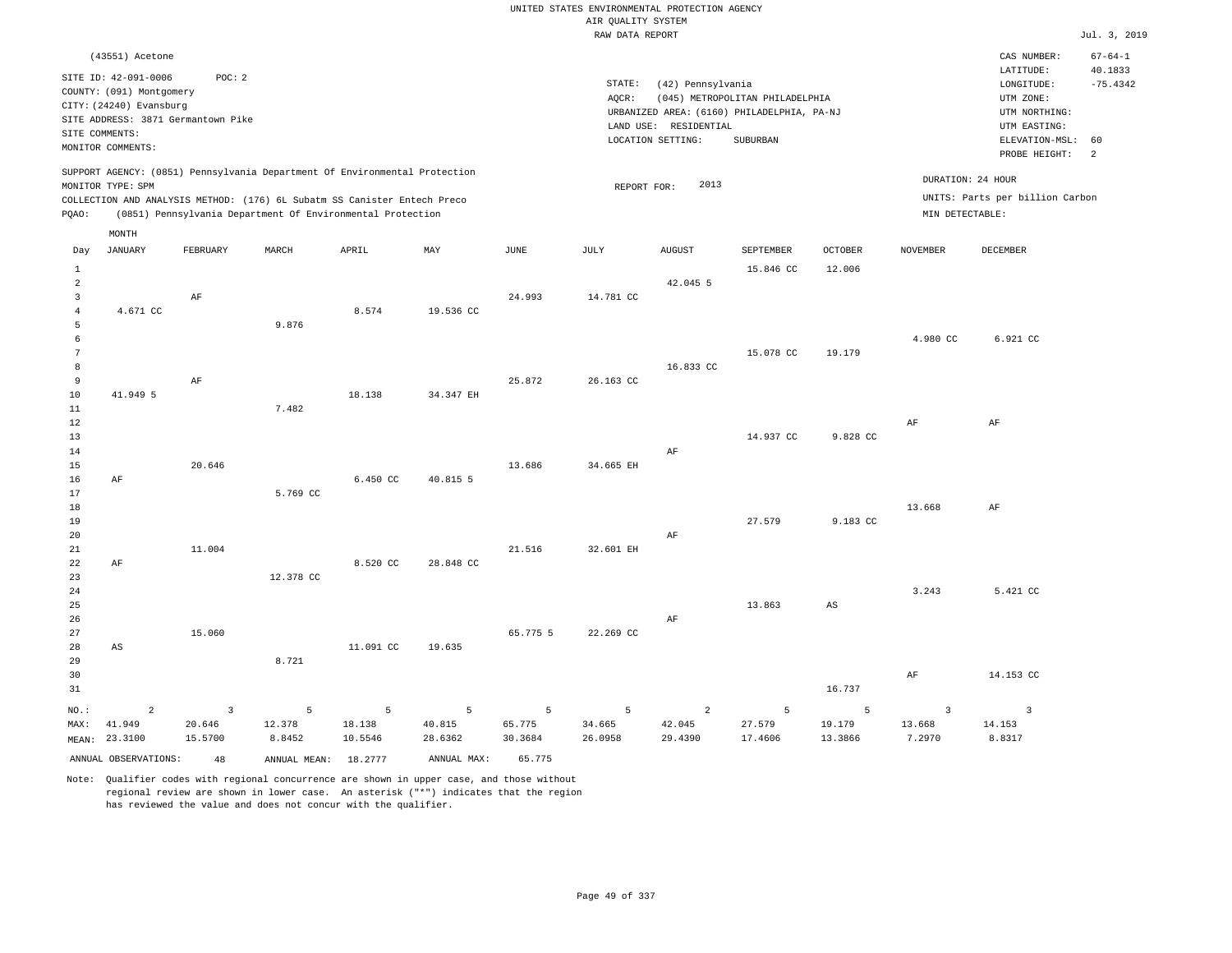UNITED STATES ENVIRONMENTAL PROTECTION AGENCY
AIR QUALITY SYSTEM
RAW DATA REPORT

Jul. 3, 2019

(43551) Acetone

SITE ID: 42-091-0006 POC: 2
COUNTY: (091) Montgomery
CITY: (24240) Evansburg
SITE ADDRESS: 3871 Germantown Pike
SITE COMMENTS:
MONITOR COMMENTS:

STATE: (42) Pennsylvania
AQCR: (045) METROPOLITAN PHILADELPHIA
URBANIZED AREA: (6160) PHILADELPHIA, PA-NJ
LAND USE: RESIDENTIAL
LOCATION SETTING: SUBURBAN

CAS NUMBER: 67-64-1
LATITUDE: 40.1833
LONGITUDE: -75.4342
UTM ZONE:
UTM NORTHING:
UTM EASTING:
ELEVATION-MSL: 60
PROBE HEIGHT: 2

SUPPORT AGENCY: (0851) Pennsylvania Department Of Environmental Protection
MONITOR TYPE: SPM
COLLECTION AND ANALYSIS METHOD: (176) 6L Subatm SS Canister Entech Preco
PQAO: (0851) Pennsylvania Department Of Environmental Protection

REPORT FOR: 2013

DURATION: 24 HOUR
UNITS: Parts per billion Carbon
MIN DETECTABLE:

| Day | JANUARY | FEBRUARY | MARCH | APRIL | MAY | JUNE | JULY | AUGUST | SEPTEMBER | OCTOBER | NOVEMBER | DECEMBER |
|---|---|---|---|---|---|---|---|---|---|---|---|---|
| 1 | | | | | | | | | 15.846 CC | 12.006 | | |
| 2 | | | | | | | | 42.045 5 | | | | |
| 3 | | AF | | | | 24.993 | 14.781 CC | | | | | |
| 4 | 4.671 CC | | | 8.574 | 19.536 CC | | | | | | | |
| 5 | | | 9.876 | | | | | | | | | |
| 6 | | | | | | | | | | | 4.980 CC | 6.921 CC |
| 7 | | | | | | | | | 15.078 CC | 19.179 | | |
| 8 | | | | | | | | 16.833 CC | | | | |
| 9 | | AF | | | | 25.872 | 26.163 CC | | | | | |
| 10 | 41.949 5 | | | 18.138 | 34.347 EH | | | | | | | |
| 11 | | | 7.482 | | | | | | | | | |
| 12 | | | | | | | | | | | AF | AF |
| 13 | | | | | | | | | 14.937 CC | 9.828 CC | | |
| 14 | | | | | | | | AF | | | | |
| 15 | | 20.646 | | | | 13.686 | 34.665 EH | | | | | |
| 16 | AF | | | 6.450 CC | 40.815 5 | | | | | | | |
| 17 | | | 5.769 CC | | | | | | | | | |
| 18 | | | | | | | | | | | 13.668 | AF |
| 19 | | | | | | | | | 27.579 | 9.183 CC | | |
| 20 | | | | | | | | AF | | | | |
| 21 | | 11.004 | | | | 21.516 | 32.601 EH | | | | | |
| 22 | AF | | | 8.520 CC | 28.848 CC | | | | | | | |
| 23 | | | 12.378 CC | | | | | | | | | |
| 24 | | | | | | | | | | | 3.243 | 5.421 CC |
| 25 | | | | | | | | | 13.863 | AS | | |
| 26 | | | | | | | | AF | | | | |
| 27 | | 15.060 | | | | 65.775 5 | 22.269 CC | | | | | |
| 28 | AS | | | 11.091 CC | 19.635 | | | | | | | |
| 29 | | | 8.721 | | | | | | | | | |
| 30 | | | | | | | | | | | AF | 14.153 CC |
| 31 | | | | | | | | | | 16.737 | | |
| NO.: | 2 | 3 | 5 | 5 | 5 | 5 | 5 | 2 | 5 | 5 | 3 | 3 |
| MAX: | 41.949 | 20.646 | 12.378 | 18.138 | 40.815 | 65.775 | 34.665 | 42.045 | 27.579 | 19.179 | 13.668 | 14.153 |
| MEAN: | 23.3100 | 15.5700 | 8.8452 | 10.5546 | 28.6362 | 30.3684 | 26.0958 | 29.4390 | 17.4606 | 13.3866 | 7.2970 | 8.8317 |

ANNUAL OBSERVATIONS: 48 ANNUAL MEAN: 18.2777 ANNUAL MAX: 65.775

Note: Qualifier codes with regional concurrence are shown in upper case, and those without regional review are shown in lower case. An asterisk ("*") indicates that the region has reviewed the value and does not concur with the qualifier.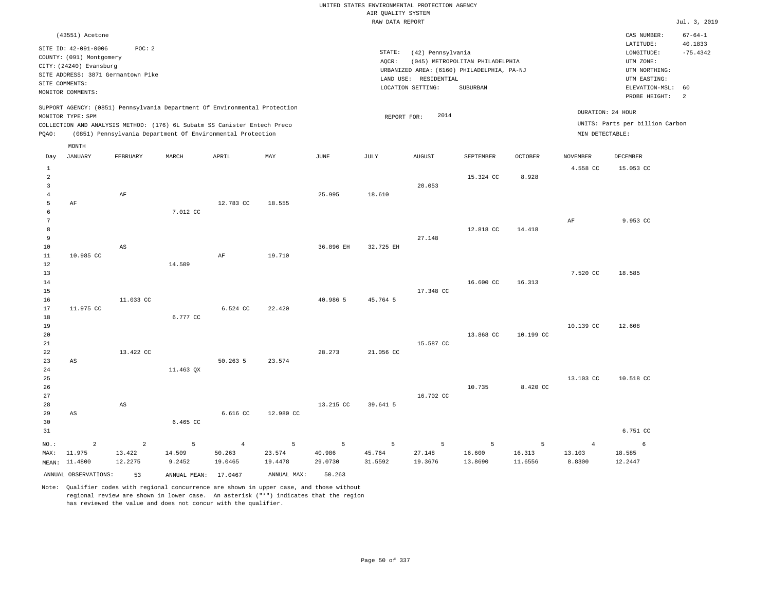UNITED STATES ENVIRONMENTAL PROTECTION AGENCY
AIR QUALITY SYSTEM
RAW DATA REPORT

Jul. 3, 2019

(43551) Acetone

SITE ID: 42-091-0006 POC: 2
COUNTY: (091) Montgomery
CITY: (24240) Evansburg
SITE ADDRESS: 3871 Germantown Pike
SITE COMMENTS:
MONITOR COMMENTS:

STATE: (42) Pennsylvania
AQCR: (045) METROPOLITAN PHILADELPHIA
URBANIZED AREA: (6160) PHILADELPHIA, PA-NJ
LAND USE: RESIDENTIAL
LOCATION SETTING: SUBURBAN

CAS NUMBER: 67-64-1
LATITUDE: 40.1833
LONGITUDE: -75.4342
UTM ZONE:
UTM NORTHING:
UTM EASTING:
ELEVATION-MSL: 60
PROBE HEIGHT: 2

SUPPORT AGENCY: (0851) Pennsylvania Department Of Environmental Protection
MONITOR TYPE: SPM
COLLECTION AND ANALYSIS METHOD: (176) 6L Subatm SS Canister Entech Preco
PQAO: (0851) Pennsylvania Department Of Environmental Protection

REPORT FOR: 2014

DURATION: 24 HOUR
UNITS: Parts per billion Carbon
MIN DETECTABLE:

| Day | JANUARY | FEBRUARY | MARCH | APRIL | MAY | JUNE | JULY | AUGUST | SEPTEMBER | OCTOBER | NOVEMBER | DECEMBER |
|---|---|---|---|---|---|---|---|---|---|---|---|---|
| 1 | | | | | | | | | | | 4.558 CC | 15.053 CC |
| 2 | | | | | | | | | 15.324 CC | 8.928 | | |
| 3 | | | | | | | | 20.053 | | | | |
| 4 | | AF | | | | 25.995 | 18.610 | | | | | |
| 5 | AF | | | 12.783 CC | 18.555 | | | | | | | |
| 6 | | | 7.012 CC | | | | | | | | | |
| 7 | | | | | | | | | | | AF | 9.953 CC |
| 8 | | | | | | | | | 12.818 CC | 14.418 | | |
| 9 | | | | | | | | 27.148 | | | | |
| 10 | | AS | | | | 36.896 EH | 32.725 EH | | | | | |
| 11 | 10.985 CC | | | AF | 19.710 | | | | | | | |
| 12 | | | 14.509 | | | | | | | | | |
| 13 | | | | | | | | | | | 7.520 CC | 18.585 |
| 14 | | | | | | | | | 16.600 CC | 16.313 | | |
| 15 | | | | | | | | 17.348 CC | | | | |
| 16 | | 11.033 CC | | | | 40.986 5 | 45.764 5 | | | | | |
| 17 | 11.975 CC | | | 6.524 CC | 22.420 | | | | | | | |
| 18 | | | 6.777 CC | | | | | | | | | |
| 19 | | | | | | | | | | | 10.139 CC | 12.608 |
| 20 | | | | | | | | | 13.868 CC | 10.199 CC | | |
| 21 | | | | | | | | 15.587 CC | | | | |
| 22 | | 13.422 CC | | | | 28.273 | 21.056 CC | | | | | |
| 23 | AS | | | 50.263 5 | 23.574 | | | | | | | |
| 24 | | | 11.463 QX | | | | | | | | | |
| 25 | | | | | | | | | | | 13.103 CC | 10.518 CC |
| 26 | | | | | | | | | 10.735 | 8.420 CC | | |
| 27 | | | | | | | | 16.702 CC | | | | |
| 28 | | AS | | | | 13.215 CC | 39.641 5 | | | | | |
| 29 | AS | | | 6.616 CC | 12.980 CC | | | | | | | |
| 30 | | | 6.465 CC | | | | | | | | | |
| 31 | | | | | | | | | | | | 6.751 CC |
| NO.: | 2 | 2 | 5 | 4 | 5 | 5 | 5 | 5 | 5 | 5 | 4 | 6 |
| MAX: | 11.975 | 13.422 | 14.509 | 50.263 | 23.574 | 40.986 | 45.764 | 27.148 | 16.600 | 16.313 | 13.103 | 18.585 |
| MEAN: | 11.4800 | 12.2275 | 9.2452 | 19.0465 | 19.4478 | 29.0730 | 31.5592 | 19.3676 | 13.8690 | 11.6556 | 8.8300 | 12.2447 |

ANNUAL OBSERVATIONS: 53 ANNUAL MEAN: 17.0467 ANNUAL MAX: 50.263

Note: Qualifier codes with regional concurrence are shown in upper case, and those without regional review are shown in lower case. An asterisk ("*") indicates that the region has reviewed the value and does not concur with the qualifier.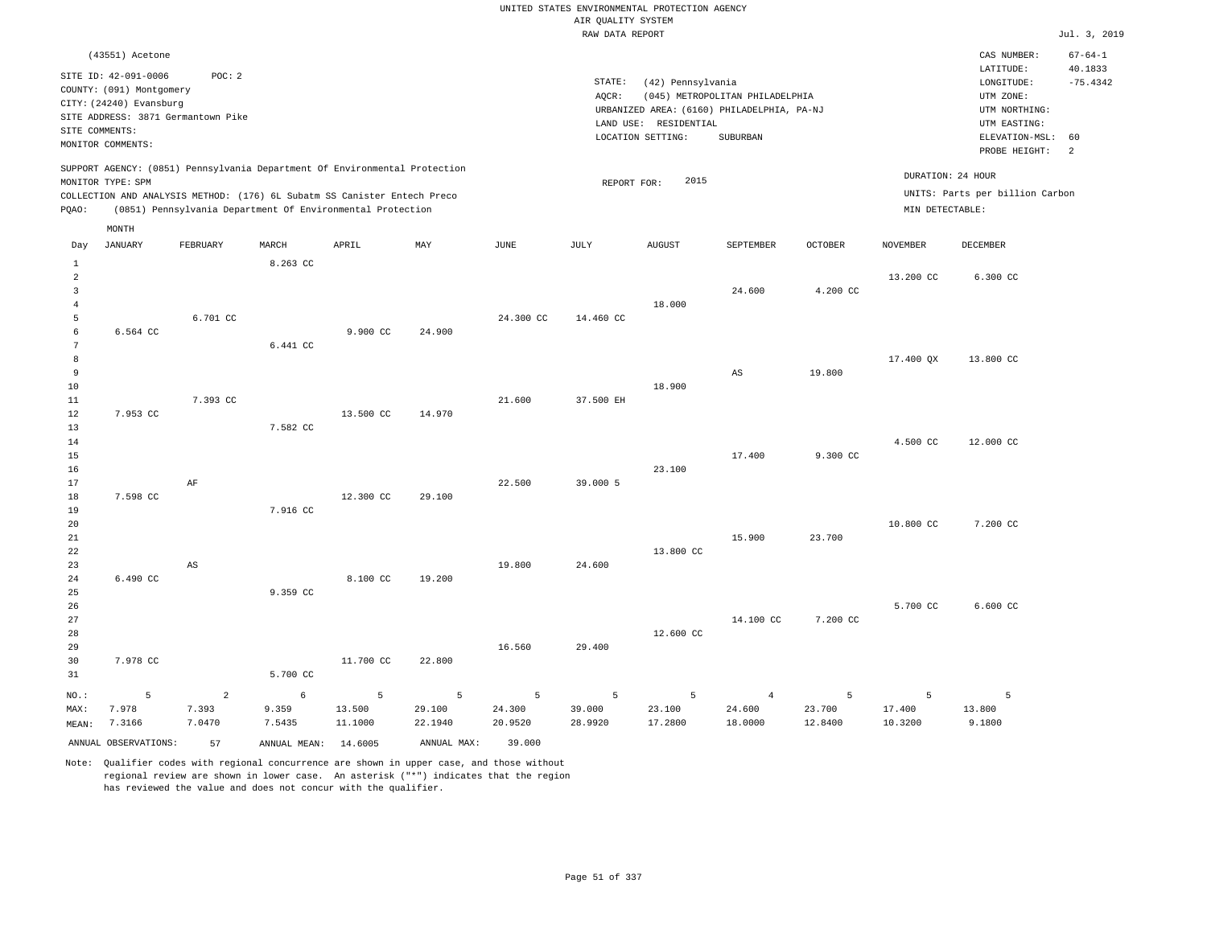UNITED STATES ENVIRONMENTAL PROTECTION AGENCY
AIR QUALITY SYSTEM
RAW DATA REPORT

Jul. 3, 2019

(43551) Acetone

SITE ID: 42-091-0006 POC: 2
COUNTY: (091) Montgomery
CITY: (24240) Evansburg
SITE ADDRESS: 3871 Germantown Pike
SITE COMMENTS:
MONITOR COMMENTS:

STATE: (42) Pennsylvania
AQCR: (045) METROPOLITAN PHILADELPHIA
URBANIZED AREA: (6160) PHILADELPHIA, PA-NJ
LAND USE: RESIDENTIAL
LOCATION SETTING: SUBURBAN

CAS NUMBER: 67-64-1
LATITUDE: 40.1833
LONGITUDE: -75.4342
UTM ZONE:
UTM NORTHING:
UTM EASTING:
ELEVATION-MSL: 60
PROBE HEIGHT: 2

SUPPORT AGENCY: (0851) Pennsylvania Department Of Environmental Protection
MONITOR TYPE: SPM
COLLECTION AND ANALYSIS METHOD: (176) 6L Subatm SS Canister Entech Preco
PQAO: (0851) Pennsylvania Department Of Environmental Protection

REPORT FOR: 2015

DURATION: 24 HOUR
UNITS: Parts per billion Carbon
MIN DETECTABLE:

| Day | JANUARY | FEBRUARY | MARCH | APRIL | MAY | JUNE | JULY | AUGUST | SEPTEMBER | OCTOBER | NOVEMBER | DECEMBER |
|---|---|---|---|---|---|---|---|---|---|---|---|---|
| 1 | | | 8.263 CC | | | | | | | | | |
| 2 | | | | | | | | | | | 13.200 CC | 6.300 CC |
| 3 | | | | | | | | | 24.600 | 4.200 CC | | |
| 4 | | | | | | | | 18.000 | | | | |
| 5 | | 6.701 CC | | | | 24.300 CC | 14.460 CC | | | | | |
| 6 | 6.564 CC | | | 9.900 CC | 24.900 | | | | | | | |
| 7 | | | 6.441 CC | | | | | | | | | |
| 8 | | | | | | | | | | | 17.400 QX | 13.800 CC |
| 9 | | | | | | | | | AS | 19.800 | | |
| 10 | | | | | | | | 18.900 | | | | |
| 11 | | 7.393 CC | | | | 21.600 | 37.500 EH | | | | | |
| 12 | 7.953 CC | | | 13.500 CC | 14.970 | | | | | | | |
| 13 | | | 7.582 CC | | | | | | | | | |
| 14 | | | | | | | | | | | 4.500 CC | 12.000 CC |
| 15 | | | | | | | | | 17.400 | 9.300 CC | | |
| 16 | | | | | | | | 23.100 | | | | |
| 17 | | AF | | | | 22.500 | 39.000 5 | | | | | |
| 18 | 7.598 CC | | | 12.300 CC | 29.100 | | | | | | | |
| 19 | | | 7.916 CC | | | | | | | | | |
| 20 | | | | | | | | | | | 10.800 CC | 7.200 CC |
| 21 | | | | | | | | | 15.900 | 23.700 | | |
| 22 | | | | | | | | 13.800 CC | | | | |
| 23 | | AS | | | | 19.800 | 24.600 | | | | | |
| 24 | 6.490 CC | | | 8.100 CC | 19.200 | | | | | | | |
| 25 | | | 9.359 CC | | | | | | | | | |
| 26 | | | | | | | | | | | 5.700 CC | 6.600 CC |
| 27 | | | | | | | | | 14.100 CC | 7.200 CC | | |
| 28 | | | | | | | | 12.600 CC | | | | |
| 29 | | | | | | 16.560 | 29.400 | | | | | |
| 30 | 7.978 CC | | | 11.700 CC | 22.800 | | | | | | | |
| 31 | | | 5.700 CC | | | | | | | | | |
| NO.: | 5 | 2 | 6 | 5 | 5 | 5 | 5 | 5 | 4 | 5 | 5 | 5 |
| MAX: | 7.978 | 7.393 | 9.359 | 13.500 | 29.100 | 24.300 | 39.000 | 23.100 | 24.600 | 23.700 | 17.400 | 13.800 |
| MEAN: | 7.3166 | 7.0470 | 7.5435 | 11.1000 | 22.1940 | 20.9520 | 28.9920 | 17.2800 | 18.0000 | 12.8400 | 10.3200 | 9.1800 |

ANNUAL OBSERVATIONS: 57 ANNUAL MEAN: 14.6005 ANNUAL MAX: 39.000

Note: Qualifier codes with regional concurrence are shown in upper case, and those without regional review are shown in lower case. An asterisk ("*") indicates that the region has reviewed the value and does not concur with the qualifier.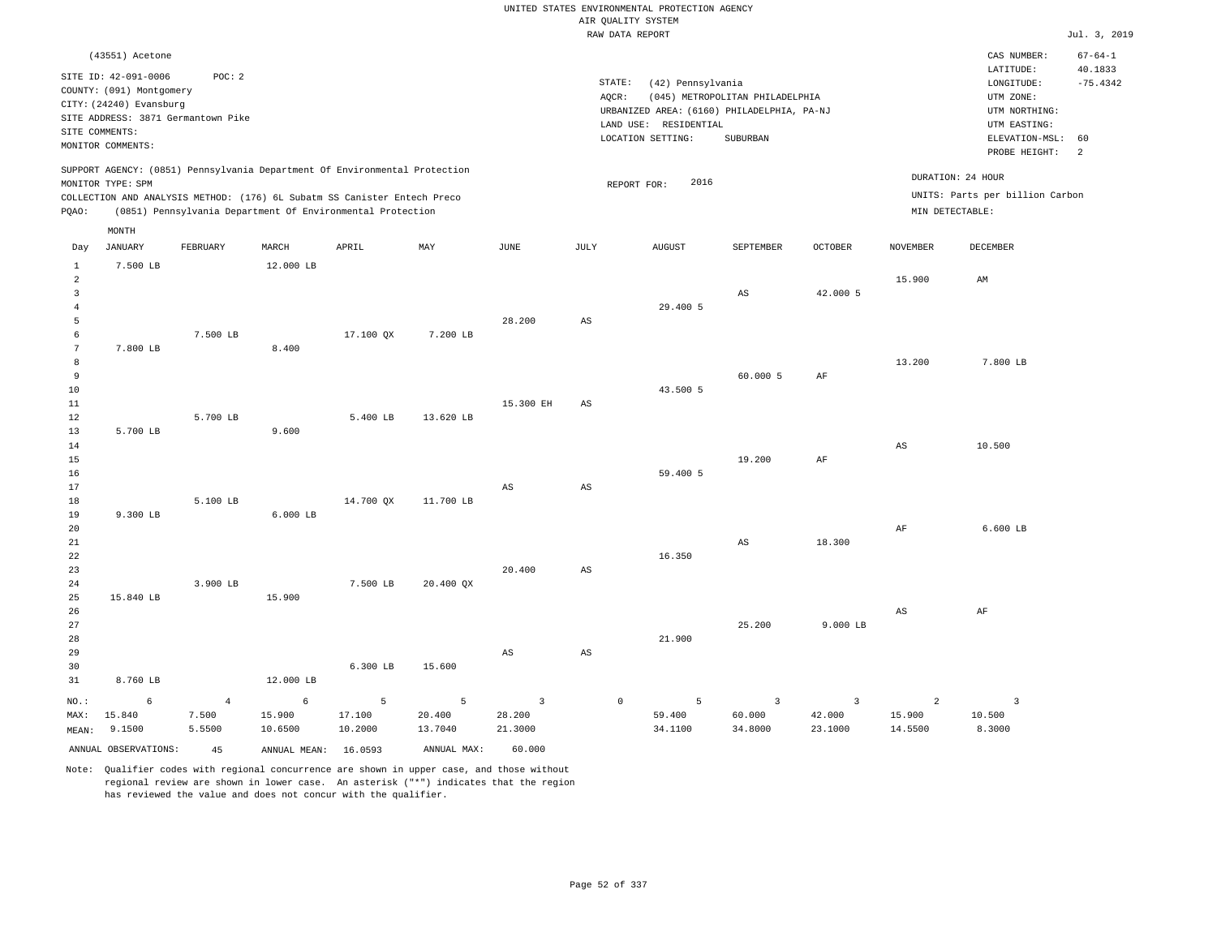UNITED STATES ENVIRONMENTAL PROTECTION AGENCY
AIR QUALITY SYSTEM
RAW DATA REPORT

Jul. 3, 2019

(43551) Acetone

SITE ID: 42-091-0006 POC: 2
COUNTY: (091) Montgomery
CITY: (24240) Evansburg
SITE ADDRESS: 3871 Germantown Pike
SITE COMMENTS:
MONITOR COMMENTS:

STATE: (42) Pennsylvania
AQCR: (045) METROPOLITAN PHILADELPHIA
URBANIZED AREA: (6160) PHILADELPHIA, PA-NJ
LAND USE: RESIDENTIAL
LOCATION SETTING: SUBURBAN

CAS NUMBER: 67-64-1
LATITUDE: 40.1833
LONGITUDE: -75.4342
UTM ZONE:
UTM NORTHING:
UTM EASTING:
ELEVATION-MSL: 60
PROBE HEIGHT: 2

SUPPORT AGENCY: (0851) Pennsylvania Department Of Environmental Protection
MONITOR TYPE: SPM
COLLECTION AND ANALYSIS METHOD: (176) 6L Subatm SS Canister Entech Preco
PQAO: (0851) Pennsylvania Department Of Environmental Protection

REPORT FOR: 2016

DURATION: 24 HOUR
UNITS: Parts per billion Carbon
MIN DETECTABLE:

| Day | JANUARY | FEBRUARY | MARCH | APRIL | MAY | JUNE | JULY | AUGUST | SEPTEMBER | OCTOBER | NOVEMBER | DECEMBER |
|---|---|---|---|---|---|---|---|---|---|---|---|---|
| 1 | 7.500 LB | | 12.000 LB | | | | | | | | | |
| 2 | | | | | | | | | | | 15.900 | AM |
| 3 | | | | | | | | | AS | 42.000 5 | | |
| 4 | | | | | | | | 29.400 5 | | | | |
| 5 | | | | | | 28.200 | AS | | | | | |
| 6 | | 7.500 LB | | 17.100 QX | 7.200 LB | | | | | | | |
| 7 | 7.800 LB | | 8.400 | | | | | | | | | |
| 8 | | | | | | | | | | | 13.200 | 7.800 LB |
| 9 | | | | | | | | | 60.000 5 | AF | | |
| 10 | | | | | | | | 43.500 5 | | | | |
| 11 | | | | | | 15.300 EH | AS | | | | | |
| 12 | | 5.700 LB | | 5.400 LB | 13.620 LB | | | | | | | |
| 13 | 5.700 LB | | 9.600 | | | | | | | | | |
| 14 | | | | | | | | | | | AS | 10.500 |
| 15 | | | | | | | | | 19.200 | AF | | |
| 16 | | | | | | | | 59.400 5 | | | | |
| 17 | | | | | | AS | AS | | | | | |
| 18 | | 5.100 LB | | 14.700 QX | 11.700 LB | | | | | | | |
| 19 | 9.300 LB | | 6.000 LB | | | | | | | | | |
| 20 | | | | | | | | | | | AF | 6.600 LB |
| 21 | | | | | | | | | AS | 18.300 | | |
| 22 | | | | | | | | 16.350 | | | | |
| 23 | | | | | | 20.400 | AS | | | | | |
| 24 | | 3.900 LB | | 7.500 LB | 20.400 QX | | | | | | | |
| 25 | 15.840 LB | | 15.900 | | | | | | | | | |
| 26 | | | | | | | | | | | AS | AF |
| 27 | | | | | | | | | 25.200 | 9.000 LB | | |
| 28 | | | | | | | | 21.900 | | | | |
| 29 | | | | | | AS | AS | | | | | |
| 30 | | | | 6.300 LB | 15.600 | | | | | | | |
| 31 | 8.760 LB | | 12.000 LB | | | | | | | | | |
| NO.: | 6 | 4 | 6 | 5 | 5 | 3 | 0 | 5 | 3 | 3 | 2 | 3 |
| MAX: | 15.840 | 7.500 | 15.900 | 17.100 | 20.400 | 28.200 | | 59.400 | 60.000 | 42.000 | 15.900 | 10.500 |
| MEAN: | 9.1500 | 5.5500 | 10.6500 | 10.2000 | 13.7040 | 21.3000 | | 34.1100 | 34.8000 | 23.1000 | 14.5500 | 8.3000 |

ANNUAL OBSERVATIONS: 45 ANNUAL MEAN: 16.0593 ANNUAL MAX: 60.000

Note: Qualifier codes with regional concurrence are shown in upper case, and those without regional review are shown in lower case. An asterisk ("*") indicates that the region has reviewed the value and does not concur with the qualifier.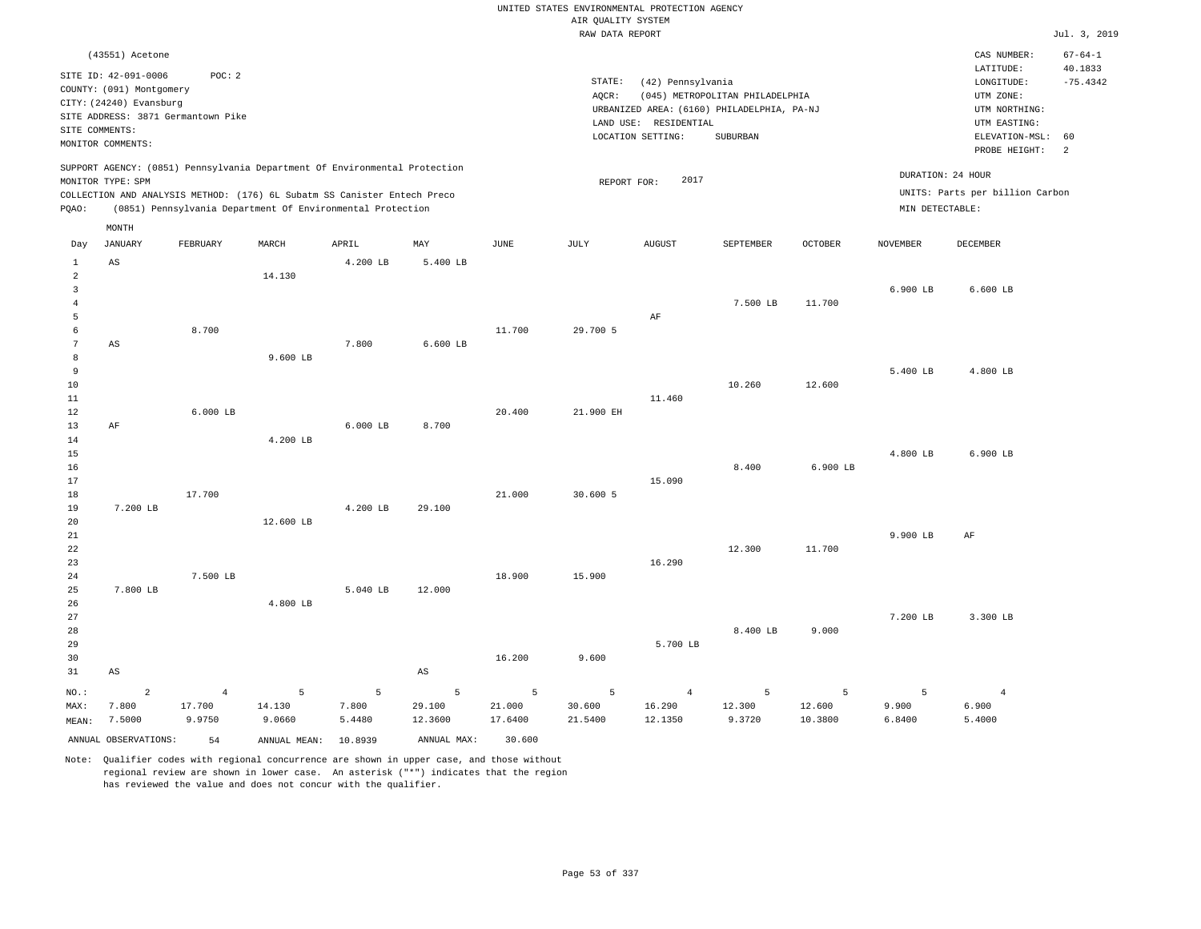UNITED STATES ENVIRONMENTAL PROTECTION AGENCY
AIR QUALITY SYSTEM
RAW DATA REPORT

Jul. 3, 2019

(43551) Acetone

SITE ID: 42-091-0006 POC: 2
COUNTY: (091) Montgomery
CITY: (24240) Evansburg
SITE ADDRESS: 3871 Germantown Pike
SITE COMMENTS:
MONITOR COMMENTS:

STATE: (42) Pennsylvania
AQCR: (045) METROPOLITAN PHILADELPHIA
URBANIZED AREA: (6160) PHILADELPHIA, PA-NJ
LAND USE: RESIDENTIAL
LOCATION SETTING: SUBURBAN

CAS NUMBER: 67-64-1
LATITUDE: 40.1833
LONGITUDE: -75.4342
UTM ZONE:
UTM NORTHING:
UTM EASTING:
ELEVATION-MSL: 60
PROBE HEIGHT: 2

SUPPORT AGENCY: (0851) Pennsylvania Department Of Environmental Protection
MONITOR TYPE: SPM
COLLECTION AND ANALYSIS METHOD: (176) 6L Subatm SS Canister Entech Preco
PQAO: (0851) Pennsylvania Department Of Environmental Protection

REPORT FOR: 2017

DURATION: 24 HOUR
UNITS: Parts per billion Carbon
MIN DETECTABLE:

| Day | JANUARY | FEBRUARY | MARCH | APRIL | MAY | JUNE | JULY | AUGUST | SEPTEMBER | OCTOBER | NOVEMBER | DECEMBER |
|---|---|---|---|---|---|---|---|---|---|---|---|---|
| 1 | AS | | | 4.200 LB | 5.400 LB | | | | | | | |
| 2 | | | 14.130 | | | | | | | | | |
| 3 | | | | | | | | | | | 6.900 LB | 6.600 LB |
| 4 | | | | | | | | | 7.500 LB | 11.700 | | |
| 5 | | | | | | | | AF | | | | |
| 6 | | 8.700 | | | | 11.700 | 29.700 5 | | | | | |
| 7 | AS | | | 7.800 | 6.600 LB | | | | | | | |
| 8 | | | 9.600 LB | | | | | | | | | |
| 9 | | | | | | | | | | | 5.400 LB | 4.800 LB |
| 10 | | | | | | | | | 10.260 | 12.600 | | |
| 11 | | | | | | | | 11.460 | | | | |
| 12 | | 6.000 LB | | | | 20.400 | 21.900 EH | | | | | |
| 13 | AF | | | 6.000 LB | 8.700 | | | | | | | |
| 14 | | | 4.200 LB | | | | | | | | | |
| 15 | | | | | | | | | | | 4.800 LB | 6.900 LB |
| 16 | | | | | | | | | 8.400 | 6.900 LB | | |
| 17 | | | | | | | | 15.090 | | | | |
| 18 | | 17.700 | | | | 21.000 | 30.600 5 | | | | | |
| 19 | 7.200 LB | | | 4.200 LB | 29.100 | | | | | | | |
| 20 | | | 12.600 LB | | | | | | | | | |
| 21 | | | | | | | | | | | 9.900 LB | AF |
| 22 | | | | | | | | | 12.300 | 11.700 | | |
| 23 | | | | | | | | 16.290 | | | | |
| 24 | | 7.500 LB | | | | 18.900 | 15.900 | | | | | |
| 25 | 7.800 LB | | | 5.040 LB | 12.000 | | | | | | | |
| 26 | | | 4.800 LB | | | | | | | | | |
| 27 | | | | | | | | | | | 7.200 LB | 3.300 LB |
| 28 | | | | | | | | | 8.400 LB | 9.000 | | |
| 29 | | | | | | | | 5.700 LB | | | | |
| 30 | | | | | | 16.200 | 9.600 | | | | | |
| 31 | AS | | | | AS | | | | | | | |
| NO.: | 2 | 4 | 5 | 5 | 5 | 5 | 5 | 4 | 5 | 5 | 5 | 4 |
| MAX: | 7.800 | 17.700 | 14.130 | 7.800 | 29.100 | 21.000 | 30.600 | 16.290 | 12.300 | 12.600 | 9.900 | 6.900 |
| MEAN: | 7.5000 | 9.9750 | 9.0660 | 5.4480 | 12.3600 | 17.6400 | 21.5400 | 12.1350 | 9.3720 | 10.3800 | 6.8400 | 5.4000 |

ANNUAL OBSERVATIONS: 54 ANNUAL MEAN: 10.8939 ANNUAL MAX: 30.600

Note: Qualifier codes with regional concurrence are shown in upper case, and those without regional review are shown in lower case. An asterisk ("*") indicates that the region has reviewed the value and does not concur with the qualifier.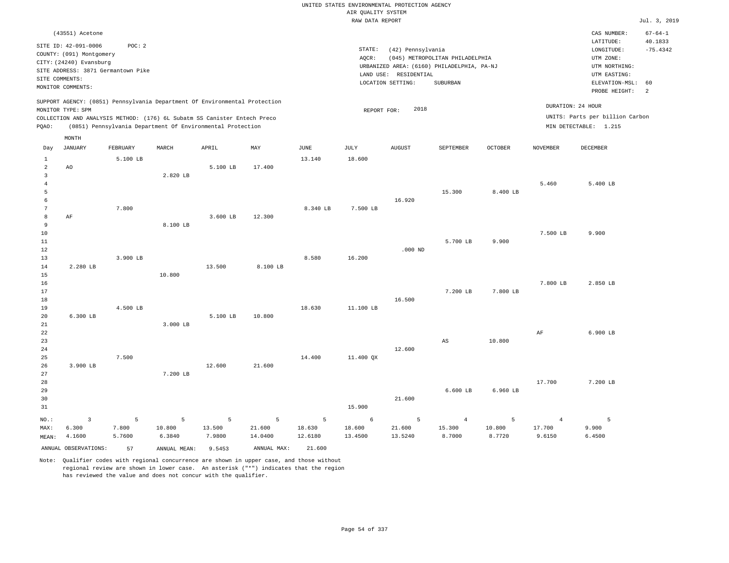UNITED STATES ENVIRONMENTAL PROTECTION AGENCY
AIR QUALITY SYSTEM
RAW DATA REPORT

Jul. 3, 2019

(43551) Acetone

SITE ID: 42-091-0006 POC: 2
COUNTY: (091) Montgomery
CITY: (24240) Evansburg
SITE ADDRESS: 3871 Germantown Pike
SITE COMMENTS:
MONITOR COMMENTS:

STATE: (42) Pennsylvania
AQCR: (045) METROPOLITAN PHILADELPHIA
URBANIZED AREA: (6160) PHILADELPHIA, PA-NJ
LAND USE: RESIDENTIAL
LOCATION SETTING: SUBURBAN

CAS NUMBER: 67-64-1
LATITUDE: 40.1833
LONGITUDE: -75.4342
UTM ZONE:
UTM NORTHING:
UTM EASTING:
ELEVATION-MSL: 60
PROBE HEIGHT: 2

SUPPORT AGENCY: (0851) Pennsylvania Department Of Environmental Protection
MONITOR TYPE: SPM
COLLECTION AND ANALYSIS METHOD: (176) 6L Subatm SS Canister Entech Preco
PQAO: (0851) Pennsylvania Department Of Environmental Protection

REPORT FOR: 2018

DURATION: 24 HOUR
UNITS: Parts per billion Carbon
MIN DETECTABLE: 1.215

| Day | JANUARY | FEBRUARY | MARCH | APRIL | MAY | JUNE | JULY | AUGUST | SEPTEMBER | OCTOBER | NOVEMBER | DECEMBER |
|---|---|---|---|---|---|---|---|---|---|---|---|---|
| 1 | | 5.100 LB | | | | 13.140 | 18.600 | | | | | |
| 2 | AO | | | 5.100 LB | 17.400 | | | | | | | |
| 3 | | | 2.820 LB | | | | | | | | | |
| 4 | | | | | | | | | | | 5.460 | 5.400 LB |
| 5 | | | | | | | | | 15.300 | 8.400 LB | | |
| 6 | | | | | | | | 16.920 | | | | |
| 7 | | 7.800 | | | | 8.340 LB | 7.500 LB | | | | | |
| 8 | AF | | | 3.600 LB | 12.300 | | | | | | | |
| 9 | | | 8.100 LB | | | | | | | | | |
| 10 | | | | | | | | | | | 7.500 LB | 9.900 |
| 11 | | | | | | | | | 5.700 LB | 9.900 | | |
| 12 | | | | | | | | .000 ND | | | | |
| 13 | | 3.900 LB | | | | 8.580 | 16.200 | | | | | |
| 14 | 2.280 LB | | | 13.500 | 8.100 LB | | | | | | | |
| 15 | | | 10.800 | | | | | | | | | |
| 16 | | | | | | | | | | | 7.800 LB | 2.850 LB |
| 17 | | | | | | | | | 7.200 LB | 7.800 LB | | |
| 18 | | | | | | | | 16.500 | | | | |
| 19 | | 4.500 LB | | | | 18.630 | 11.100 LB | | | | | |
| 20 | 6.300 LB | | | 5.100 LB | 10.800 | | | | | | | |
| 21 | | | 3.000 LB | | | | | | | | | |
| 22 | | | | | | | | | | | AF | 6.900 LB |
| 23 | | | | | | | | | AS | 10.800 | | |
| 24 | | | | | | | | 12.600 | | | | |
| 25 | | 7.500 | | | | 14.400 | 11.400 QX | | | | | |
| 26 | 3.900 LB | | | 12.600 | 21.600 | | | | | | | |
| 27 | | | 7.200 LB | | | | | | | | | |
| 28 | | | | | | | | | | | 17.700 | 7.200 LB |
| 29 | | | | | | | | | 6.600 LB | 6.960 LB | | |
| 30 | | | | | | | | 21.600 | | | | |
| 31 | | | | | | | 15.900 | | | | | |
| NO.: | 3 | 5 | 5 | 5 | 5 | 5 | 6 | 5 | 4 | 5 | 4 | 5 |
| MAX: | 6.300 | 7.800 | 10.800 | 13.500 | 21.600 | 18.630 | 18.600 | 21.600 | 15.300 | 10.800 | 17.700 | 9.900 |
| MEAN: | 4.1600 | 5.7600 | 6.3840 | 7.9800 | 14.0400 | 12.6180 | 13.4500 | 13.5240 | 8.7000 | 8.7720 | 9.6150 | 6.4500 |

ANNUAL OBSERVATIONS: 57 ANNUAL MEAN: 9.5453 ANNUAL MAX: 21.600

Note: Qualifier codes with regional concurrence are shown in upper case, and those without regional review are shown in lower case. An asterisk ("*") indicates that the region has reviewed the value and does not concur with the qualifier.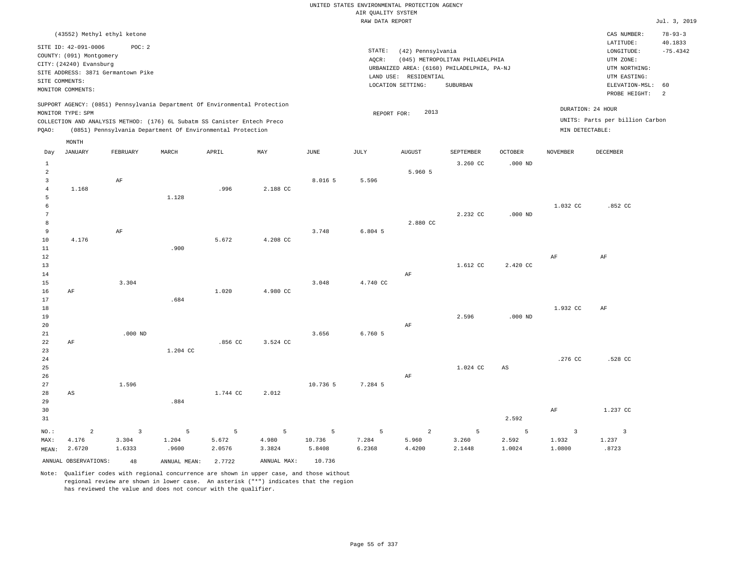UNITED STATES ENVIRONMENTAL PROTECTION AGENCY
AIR QUALITY SYSTEM
RAW DATA REPORT

Jul. 3, 2019

(43552) Methyl ethyl ketone

SITE ID: 42-091-0006 POC: 2
COUNTY: (091) Montgomery
CITY: (24240) Evansburg
SITE ADDRESS: 3871 Germantown Pike
SITE COMMENTS:
MONITOR COMMENTS:

STATE: (42) Pennsylvania
AQCR: (045) METROPOLITAN PHILADELPHIA
URBANIZED AREA: (6160) PHILADELPHIA, PA-NJ
LAND USE: RESIDENTIAL
LOCATION SETTING: SUBURBAN

CAS NUMBER: 78-93-3
LATITUDE: 40.1833
LONGITUDE: -75.4342
UTM ZONE:
UTM NORTHING:
UTM EASTING:
ELEVATION-MSL: 60
PROBE HEIGHT: 2

SUPPORT AGENCY: (0851) Pennsylvania Department Of Environmental Protection
MONITOR TYPE: SPM
COLLECTION AND ANALYSIS METHOD: (176) 6L Subatm SS Canister Entech Preco
PQAO: (0851) Pennsylvania Department Of Environmental Protection

REPORT FOR: 2013

DURATION: 24 HOUR
UNITS: Parts per billion Carbon
MIN DETECTABLE:

| Day | JANUARY | FEBRUARY | MARCH | APRIL | MAY | JUNE | JULY | AUGUST | SEPTEMBER | OCTOBER | NOVEMBER | DECEMBER |
|---|---|---|---|---|---|---|---|---|---|---|---|---|
| 1 | | | | | | | | | 3.260 CC | .000 ND | | |
| 2 | | | | | | | | 5.960 5 | | | | |
| 3 | | AF | | | | 8.016 5 | 5.596 | | | | | |
| 4 | 1.168 | | | .996 | 2.188 CC | | | | | | | |
| 5 | | | 1.128 | | | | | | | | | |
| 6 | | | | | | | | | | | 1.032 CC | .852 CC |
| 7 | | | | | | | | | 2.232 CC | .000 ND | | |
| 8 | | | | | | | | 2.880 CC | | | | |
| 9 | | AF | | | | 3.748 | 6.804 5 | | | | | |
| 10 | 4.176 | | | 5.672 | 4.208 CC | | | | | | | |
| 11 | | | .900 | | | | | | | | | |
| 12 | | | | | | | | | | | AF | AF |
| 13 | | | | | | | | | 1.612 CC | 2.420 CC | | |
| 14 | | | | | | | | AF | | | | |
| 15 | | 3.304 | | | | 3.048 | 4.740 CC | | | | | |
| 16 | AF | | | 1.020 | 4.980 CC | | | | | | | |
| 17 | | | .684 | | | | | | | | | |
| 18 | | | | | | | | | | | 1.932 CC | AF |
| 19 | | | | | | | | | 2.596 | .000 ND | | |
| 20 | | | | | | | | AF | | | | |
| 21 | | .000 ND | | | | 3.656 | 6.760 5 | | | | | |
| 22 | AF | | | .856 CC | 3.524 CC | | | | | | | |
| 23 | | | 1.204 CC | | | | | | | | | |
| 24 | | | | | | | | | | | .276 CC | .528 CC |
| 25 | | | | | | | | | 1.024 CC | AS | | |
| 26 | | | | | | | | AF | | | | |
| 27 | | 1.596 | | | | 10.736 5 | 7.284 5 | | | | | |
| 28 | AS | | | 1.744 CC | 2.012 | | | | | | | |
| 29 | | | .884 | | | | | | | | | |
| 30 | | | | | | | | | | | AF | 1.237 CC |
| 31 | | | | | | | | | | 2.592 | | |
| NO.: | 2 | 3 | 5 | 5 | 5 | 5 | 5 | 2 | 5 | 5 | 3 | 3 |
| MAX: | 4.176 | 3.304 | 1.204 | 5.672 | 4.980 | 10.736 | 7.284 | 5.960 | 3.260 | 2.592 | 1.932 | 1.237 |
| MEAN: | 2.6720 | 1.6333 | .9600 | 2.0576 | 3.3824 | 5.8408 | 6.2368 | 4.4200 | 2.1448 | 1.0024 | 1.0800 | .8723 |

ANNUAL OBSERVATIONS: 48  ANNUAL MEAN: 2.7722  ANNUAL MAX: 10.736

Note: Qualifier codes with regional concurrence are shown in upper case, and those without regional review are shown in lower case. An asterisk ("*") indicates that the region has reviewed the value and does not concur with the qualifier.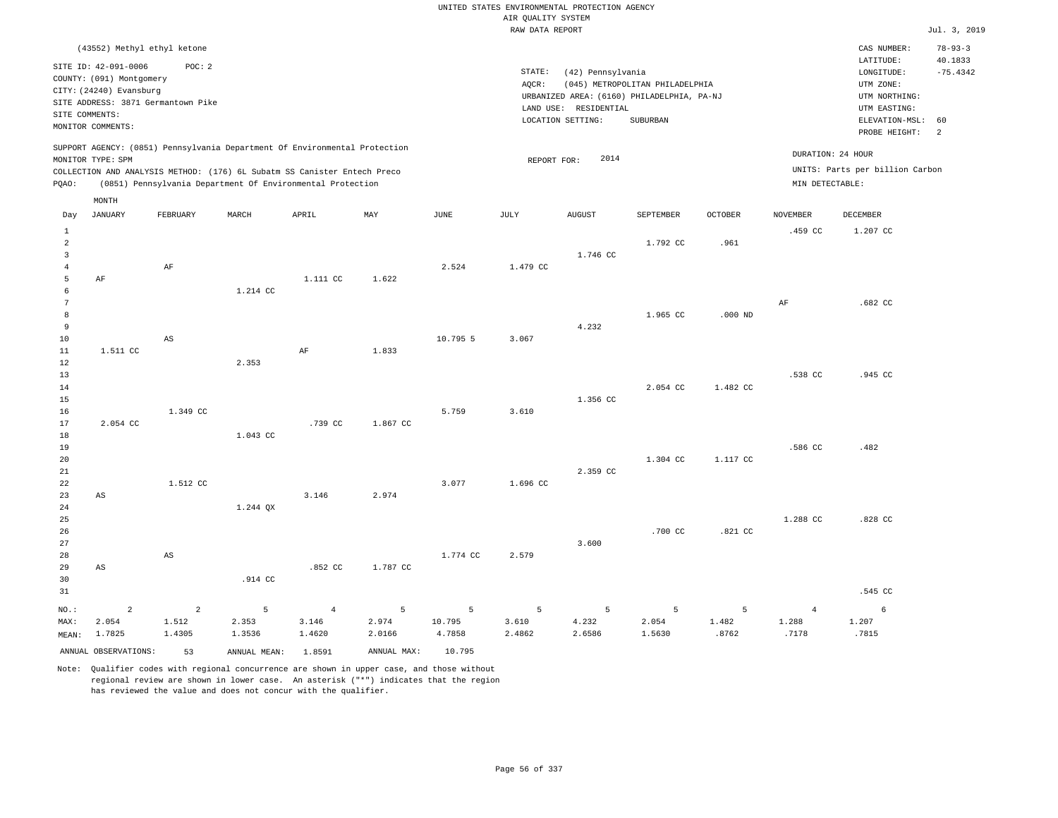UNITED STATES ENVIRONMENTAL PROTECTION AGENCY
AIR QUALITY SYSTEM
RAW DATA REPORT

Jul. 3, 2019

(43552) Methyl ethyl ketone

SITE ID: 42-091-0006 POC: 2
COUNTY: (091) Montgomery
CITY: (24240) Evansburg
SITE ADDRESS: 3871 Germantown Pike
SITE COMMENTS:
MONITOR COMMENTS:

STATE: (42) Pennsylvania
AQCR: (045) METROPOLITAN PHILADELPHIA
URBANIZED AREA: (6160) PHILADELPHIA, PA-NJ
LAND USE: RESIDENTIAL
LOCATION SETTING: SUBURBAN

CAS NUMBER: 78-93-3
LATITUDE: 40.1833
LONGITUDE: -75.4342
UTM ZONE:
UTM NORTHING:
UTM EASTING:
ELEVATION-MSL: 60
PROBE HEIGHT: 2

SUPPORT AGENCY: (0851) Pennsylvania Department Of Environmental Protection
MONITOR TYPE: SPM
COLLECTION AND ANALYSIS METHOD: (176) 6L Subatm SS Canister Entech Preco
PQAO: (0851) Pennsylvania Department Of Environmental Protection

REPORT FOR: 2014

DURATION: 24 HOUR
UNITS: Parts per billion Carbon
MIN DETECTABLE:

| Day | JANUARY | FEBRUARY | MARCH | APRIL | MAY | JUNE | JULY | AUGUST | SEPTEMBER | OCTOBER | NOVEMBER | DECEMBER |
|---|---|---|---|---|---|---|---|---|---|---|---|---|
| 1 | | | | | | | | | | | .459 CC | 1.207 CC |
| 2 | | | | | | | | | 1.792 CC | .961 | | |
| 3 | | | | | | | | 1.746 CC | | | | |
| 4 | | AF | | | | 2.524 | 1.479 CC | | | | | |
| 5 | AF | | | 1.111 CC | 1.622 | | | | | | | |
| 6 | | | 1.214 CC | | | | | | | | | |
| 7 | | | | | | | | | | | AF | .682 CC |
| 8 | | | | | | | | | 1.965 CC | .000 ND | | |
| 9 | | | | | | | | 4.232 | | | | |
| 10 | | AS | | | | 10.795 5 | 3.067 | | | | | |
| 11 | 1.511 CC | | | AF | 1.833 | | | | | | | |
| 12 | | | 2.353 | | | | | | | | | |
| 13 | | | | | | | | | | | .538 CC | .945 CC |
| 14 | | | | | | | | | 2.054 CC | 1.482 CC | | |
| 15 | | | | | | | | 1.356 CC | | | | |
| 16 | | 1.349 CC | | | | 5.759 | 3.610 | | | | | |
| 17 | 2.054 CC | | | .739 CC | 1.867 CC | | | | | | | |
| 18 | | | 1.043 CC | | | | | | | | | |
| 19 | | | | | | | | | | | .586 CC | .482 |
| 20 | | | | | | | | | 1.304 CC | 1.117 CC | | |
| 21 | | | | | | | | 2.359 CC | | | | |
| 22 | | 1.512 CC | | | | 3.077 | 1.696 CC | | | | | |
| 23 | AS | | | 3.146 | 2.974 | | | | | | | |
| 24 | | | 1.244 QX | | | | | | | | | |
| 25 | | | | | | | | | | | 1.288 CC | .828 CC |
| 26 | | | | | | | | | .700 CC | .821 CC | | |
| 27 | | | | | | | | 3.600 | | | | |
| 28 | | AS | | | | 1.774 CC | 2.579 | | | | | |
| 29 | AS | | | .852 CC | 1.787 CC | | | | | | | |
| 30 | | | .914 CC | | | | | | | | | |
| 31 | | | | | | | | | | | | .545 CC |
| NO.: | 2 | 2 | 5 | 4 | 5 | 5 | 5 | 5 | 5 | 5 | 4 | 6 |
| MAX: | 2.054 | 1.512 | 2.353 | 3.146 | 2.974 | 10.795 | 3.610 | 4.232 | 2.054 | 1.482 | 1.288 | 1.207 |
| MEAN: | 1.7825 | 1.4305 | 1.3536 | 1.4620 | 2.0166 | 4.7858 | 2.4862 | 2.6586 | 1.5630 | .8762 | .7178 | .7815 |

ANNUAL OBSERVATIONS: 53 ANNUAL MEAN: 1.8591 ANNUAL MAX: 10.795

Note: Qualifier codes with regional concurrence are shown in upper case, and those without regional review are shown in lower case. An asterisk ("*") indicates that the region has reviewed the value and does not concur with the qualifier.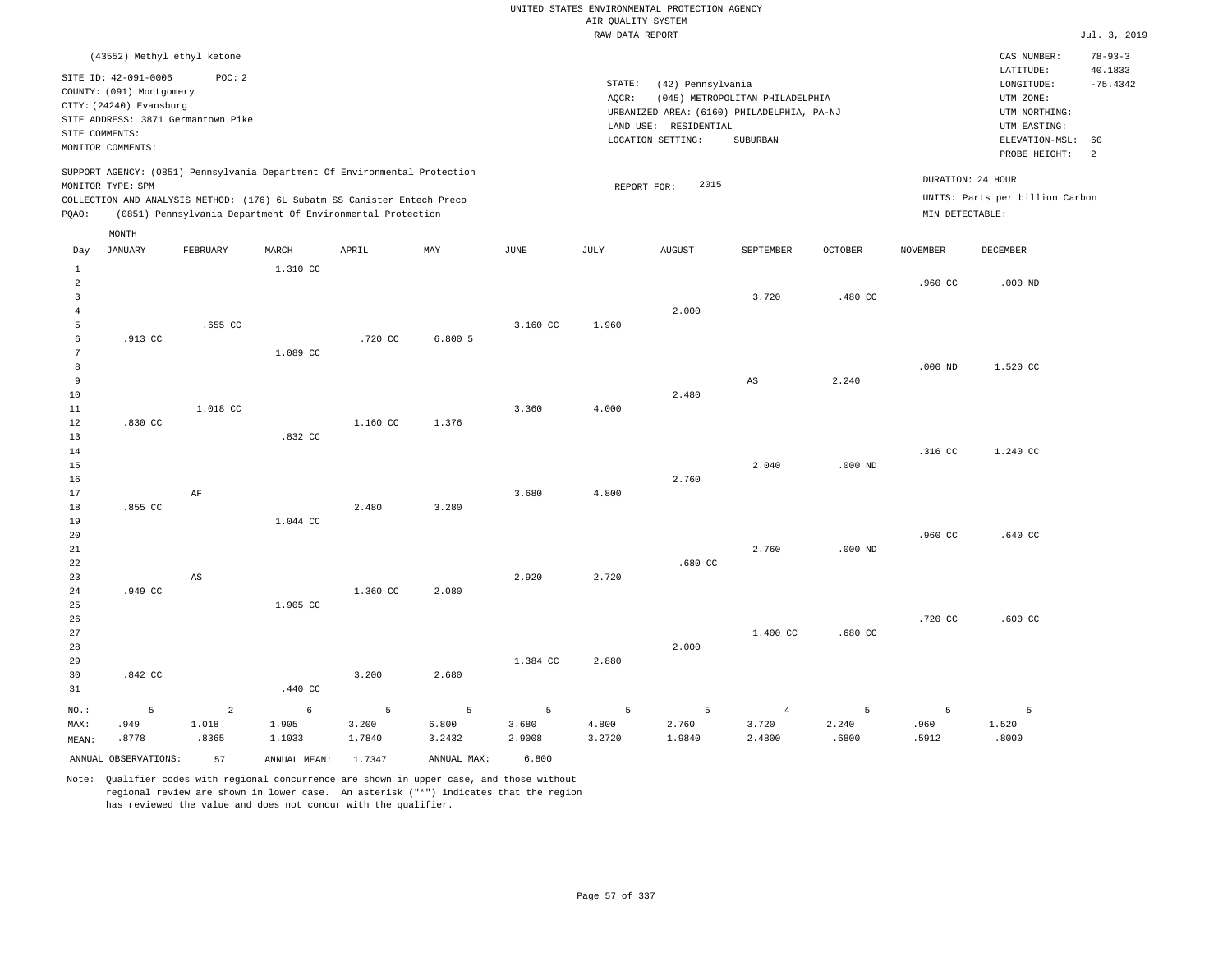UNITED STATES ENVIRONMENTAL PROTECTION AGENCY
AIR QUALITY SYSTEM
RAW DATA REPORT

Jul. 3, 2019

(43552) Methyl ethyl ketone

SITE ID: 42-091-0006 POC: 2
COUNTY: (091) Montgomery
CITY: (24240) Evansburg
SITE ADDRESS: 3871 Germantown Pike
SITE COMMENTS:
MONITOR COMMENTS:

STATE: (42) Pennsylvania
AQCR: (045) METROPOLITAN PHILADELPHIA
URBANIZED AREA: (6160) PHILADELPHIA, PA-NJ
LAND USE: RESIDENTIAL
LOCATION SETTING: SUBURBAN

CAS NUMBER: 78-93-3
LATITUDE: 40.1833
LONGITUDE: -75.4342
UTM ZONE:
UTM NORTHING:
UTM EASTING:
ELEVATION-MSL: 60
PROBE HEIGHT: 2

SUPPORT AGENCY: (0851) Pennsylvania Department Of Environmental Protection
MONITOR TYPE: SPM
COLLECTION AND ANALYSIS METHOD: (176) 6L Subatm SS Canister Entech Preco
PQAO: (0851) Pennsylvania Department Of Environmental Protection

REPORT FOR: 2015

DURATION: 24 HOUR
UNITS: Parts per billion Carbon
MIN DETECTABLE:

| Day | JANUARY | FEBRUARY | MARCH | APRIL | MAY | JUNE | JULY | AUGUST | SEPTEMBER | OCTOBER | NOVEMBER | DECEMBER |
|---|---|---|---|---|---|---|---|---|---|---|---|---|
| 1 | | | 1.310 CC | | | | | | | | | |
| 2 | | | | | | | | | | | .960 CC | .000 ND |
| 3 | | | | | | | | | 3.720 | .480 CC | | |
| 4 | | | | | | | | 2.000 | | | | |
| 5 | | .655 CC | | | | 3.160 CC | 1.960 | | | | | |
| 6 | .913 CC | | | .720 CC | 6.800 5 | | | | | | | |
| 7 | | | 1.089 CC | | | | | | | | | |
| 8 | | | | | | | | | | | .000 ND | 1.520 CC |
| 9 | | | | | | | | | AS | 2.240 | | |
| 10 | | | | | | | | 2.480 | | | | |
| 11 | | 1.018 CC | | | | 3.360 | 4.000 | | | | | |
| 12 | .830 CC | | | 1.160 CC | 1.376 | | | | | | | |
| 13 | | | .832 CC | | | | | | | | | |
| 14 | | | | | | | | | | | .316 CC | 1.240 CC |
| 15 | | | | | | | | | 2.040 | .000 ND | | |
| 16 | | | | | | | | 2.760 | | | | |
| 17 | | AF | | | | 3.680 | 4.800 | | | | | |
| 18 | .855 CC | | | 2.480 | 3.280 | | | | | | | |
| 19 | | | 1.044 CC | | | | | | | | | |
| 20 | | | | | | | | | | | .960 CC | .640 CC |
| 21 | | | | | | | | | 2.760 | .000 ND | | |
| 22 | | | | | | | | .680 CC | | | | |
| 23 | | AS | | | | 2.920 | 2.720 | | | | | |
| 24 | .949 CC | | | 1.360 CC | 2.080 | | | | | | | |
| 25 | | | 1.905 CC | | | | | | | | | |
| 26 | | | | | | | | | | | .720 CC | .600 CC |
| 27 | | | | | | | | | 1.400 CC | .680 CC | | |
| 28 | | | | | | | | 2.000 | | | | |
| 29 | | | | | | 1.384 CC | 2.880 | | | | | |
| 30 | .842 CC | | | 3.200 | 2.680 | | | | | | | |
| 31 | | | .440 CC | | | | | | | | | |
| NO.: | 5 | 2 | 6 | 5 | 5 | 5 | 5 | 5 | 4 | 5 | 5 | 5 |
| MAX: | .949 | 1.018 | 1.905 | 3.200 | 6.800 | 3.680 | 4.800 | 2.760 | 3.720 | 2.240 | .960 | 1.520 |
| MEAN: | .8778 | .8365 | 1.1033 | 1.7840 | 3.2432 | 2.9008 | 3.2720 | 1.9840 | 2.4800 | .6800 | .5912 | .8000 |

ANNUAL OBSERVATIONS: 57 ANNUAL MEAN: 1.7347 ANNUAL MAX: 6.800

Note: Qualifier codes with regional concurrence are shown in upper case, and those without regional review are shown in lower case. An asterisk ("*") indicates that the region has reviewed the value and does not concur with the qualifier.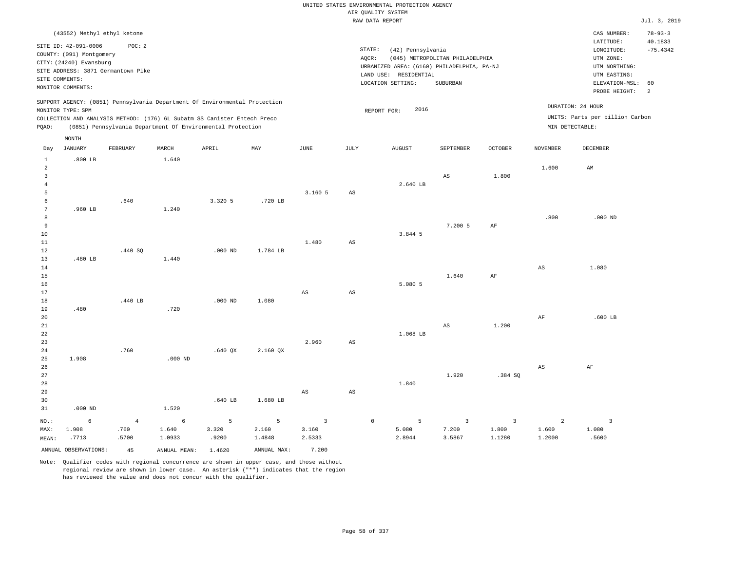UNITED STATES ENVIRONMENTAL PROTECTION AGENCY
AIR QUALITY SYSTEM
RAW DATA REPORT

Jul. 3, 2019

(43552) Methyl ethyl ketone

SITE ID: 42-091-0006 POC: 2
COUNTY: (091) Montgomery
CITY: (24240) Evansburg
SITE ADDRESS: 3871 Germantown Pike
SITE COMMENTS:
MONITOR COMMENTS:

STATE: (42) Pennsylvania
AQCR: (045) METROPOLITAN PHILADELPHIA
URBANIZED AREA: (6160) PHILADELPHIA, PA-NJ
LAND USE: RESIDENTIAL
LOCATION SETTING: SUBURBAN

CAS NUMBER: 78-93-3
LATITUDE: 40.1833
LONGITUDE: -75.4342
UTM ZONE:
UTM NORTHING:
UTM EASTING:
ELEVATION-MSL: 60
PROBE HEIGHT: 2

SUPPORT AGENCY: (0851) Pennsylvania Department Of Environmental Protection
MONITOR TYPE: SPM
COLLECTION AND ANALYSIS METHOD: (176) 6L Subatm SS Canister Entech Preco
PQAO: (0851) Pennsylvania Department Of Environmental Protection

REPORT FOR: 2016

DURATION: 24 HOUR
UNITS: Parts per billion Carbon
MIN DETECTABLE:

| Day | JANUARY | FEBRUARY | MARCH | APRIL | MAY | JUNE | JULY | AUGUST | SEPTEMBER | OCTOBER | NOVEMBER | DECEMBER |
|---|---|---|---|---|---|---|---|---|---|---|---|---|
| 1 | .800 LB | | 1.640 | | | | | | | | | |
| 2 | | | | | | | | | | | 1.600 | AM |
| 3 | | | | | | | | | AS | 1.800 | | |
| 4 | | | | | | | | 2.640 LB | | | | |
| 5 | | | | | | 3.160 5 | AS | | | | | |
| 6 | | .640 | | 3.320 5 | .720 LB | | | | | | | |
| 7 | .960 LB | | 1.240 | | | | | | | | | |
| 8 | | | | | | | | | | | .800 | .000 ND |
| 9 | | | | | | | | | 7.200 5 | AF | | |
| 10 | | | | | | | | 3.844 5 | | | | |
| 11 | | | | | | 1.480 | AS | | | | | |
| 12 | | .440 SQ | | .000 ND | 1.784 LB | | | | | | | |
| 13 | .480 LB | | 1.440 | | | | | | | | | |
| 14 | | | | | | | | | | | AS | 1.080 |
| 15 | | | | | | | | | 1.640 | AF | | |
| 16 | | | | | | | | 5.080 5 | | | | |
| 17 | | | | | | AS | AS | | | | | |
| 18 | | .440 LB | | .000 ND | 1.080 | | | | | | | |
| 19 | .480 | | .720 | | | | | | | | | |
| 20 | | | | | | | | | | | AF | .600 LB |
| 21 | | | | | | | | | AS | 1.200 | | |
| 22 | | | | | | | | 1.068 LB | | | | |
| 23 | | | | | | 2.960 | AS | | | | | |
| 24 | | .760 | | .640 QX | 2.160 QX | | | | | | | |
| 25 | 1.908 | | .000 ND | | | | | | | | | |
| 26 | | | | | | | | | | | AS | AF |
| 27 | | | | | | | | | 1.920 | .384 SQ | | |
| 28 | | | | | | | | 1.840 | | | | |
| 29 | | | | | | AS | AS | | | | | |
| 30 | | | | .640 LB | 1.680 LB | | | | | | | |
| 31 | .000 ND | | 1.520 | | | | | | | | | |
| NO.: | 6 | 4 | 6 | 5 | 5 | 3 | 0 | 5 | 3 | 3 | 2 | 3 |
| MAX: | 1.908 | .760 | 1.640 | 3.320 | 2.160 | 3.160 | | 5.080 | 7.200 | 1.800 | 1.600 | 1.080 |
| MEAN: | .7713 | .5700 | 1.0933 | .9200 | 1.4848 | 2.5333 | | 2.8944 | 3.5867 | 1.1280 | 1.2000 | .5600 |

ANNUAL OBSERVATIONS: 45 ANNUAL MEAN: 1.4620 ANNUAL MAX: 7.200

Note: Qualifier codes with regional concurrence are shown in upper case, and those without regional review are shown in lower case. An asterisk ("*") indicates that the region has reviewed the value and does not concur with the qualifier.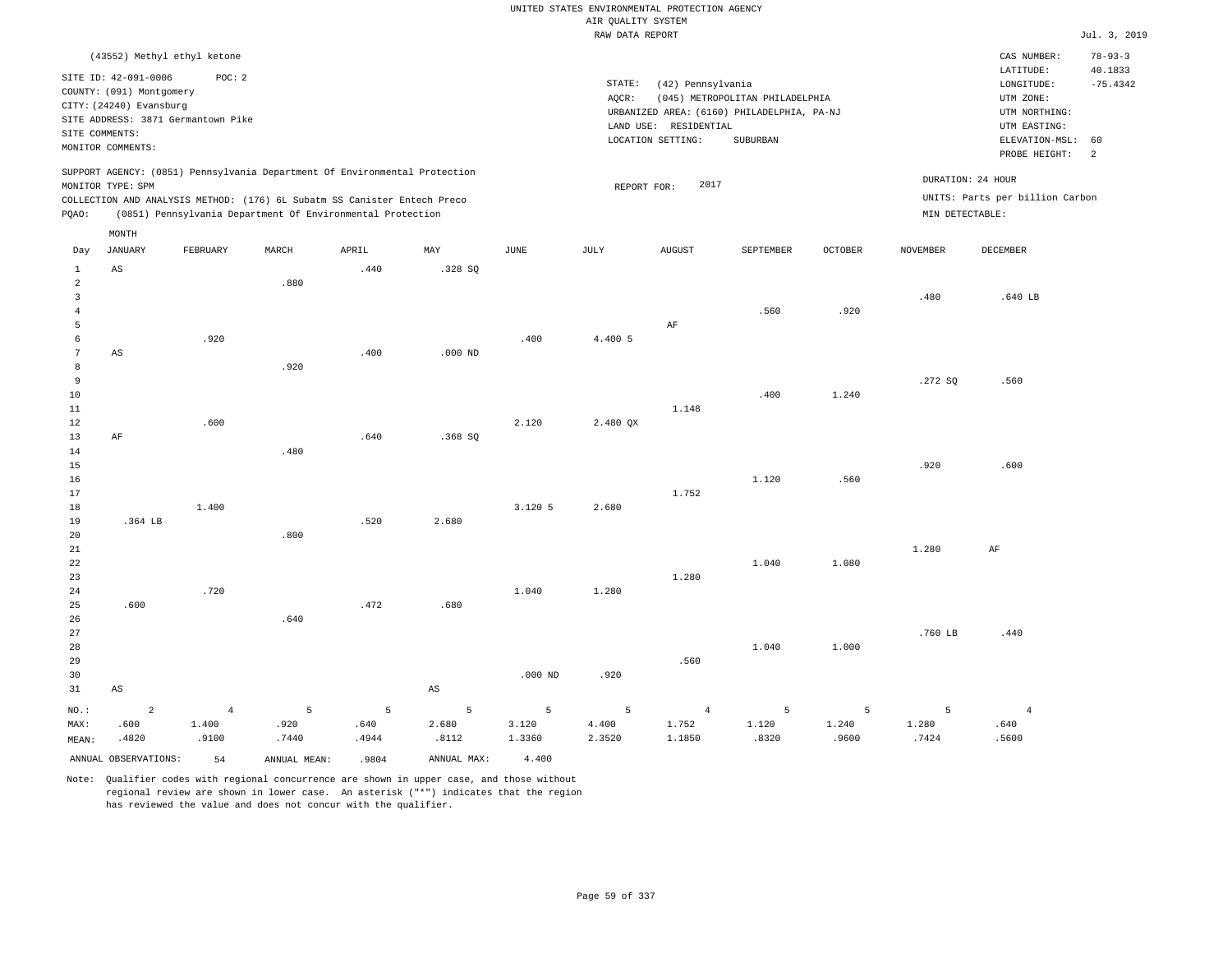UNITED STATES ENVIRONMENTAL PROTECTION AGENCY
AIR QUALITY SYSTEM
RAW DATA REPORT

Jul. 3, 2019

(43552) Methyl ethyl ketone

SITE ID: 42-091-0006 POC: 2
COUNTY: (091) Montgomery
CITY: (24240) Evansburg
SITE ADDRESS: 3871 Germantown Pike
SITE COMMENTS:
MONITOR COMMENTS:

STATE: (42) Pennsylvania
AQCR: (045) METROPOLITAN PHILADELPHIA
URBANIZED AREA: (6160) PHILADELPHIA, PA-NJ
LAND USE: RESIDENTIAL
LOCATION SETTING: SUBURBAN

CAS NUMBER: 78-93-3
LATITUDE: 40.1833
LONGITUDE: -75.4342
UTM ZONE:
UTM NORTHING:
UTM EASTING:
ELEVATION-MSL: 60
PROBE HEIGHT: 2

SUPPORT AGENCY: (0851) Pennsylvania Department Of Environmental Protection
MONITOR TYPE: SPM
COLLECTION AND ANALYSIS METHOD: (176) 6L Subatm SS Canister Entech Preco
PQAO: (0851) Pennsylvania Department Of Environmental Protection

REPORT FOR: 2017

DURATION: 24 HOUR
UNITS: Parts per billion Carbon
MIN DETECTABLE:

| Day | JANUARY | FEBRUARY | MARCH | APRIL | MAY | JUNE | JULY | AUGUST | SEPTEMBER | OCTOBER | NOVEMBER | DECEMBER |
|---|---|---|---|---|---|---|---|---|---|---|---|---|
| 1 | AS | | | .440 | .328 SQ | | | | | | | |
| 2 | | | .880 | | | | | | | | | |
| 3 | | | | | | | | | | | .480 | .640 LB |
| 4 | | | | | | | | | .560 | .920 | | |
| 5 | | | | | | | | AF | | | | |
| 6 | | .920 | | | | .400 | 4.400 5 | | | | | |
| 7 | AS | | | .400 | .000 ND | | | | | | | |
| 8 | | | .920 | | | | | | | | | |
| 9 | | | | | | | | | | | .272 SQ | .560 |
| 10 | | | | | | | | | .400 | 1.240 | | |
| 11 | | | | | | | | 1.148 | | | | |
| 12 | | .600 | | | | 2.120 | 2.480 QX | | | | | |
| 13 | AF | | | .640 | .368 SQ | | | | | | | |
| 14 | | | .480 | | | | | | | | | |
| 15 | | | | | | | | | | | .920 | .600 |
| 16 | | | | | | | | | 1.120 | .560 | | |
| 17 | | | | | | | | 1.752 | | | | |
| 18 | | 1.400 | | | | 3.120 5 | 2.680 | | | | | |
| 19 | .364 LB | | | .520 | 2.680 | | | | | | | |
| 20 | | | .800 | | | | | | | | | |
| 21 | | | | | | | | | | | 1.280 | AF |
| 22 | | | | | | | | | 1.040 | 1.080 | | |
| 23 | | | | | | | | 1.280 | | | | |
| 24 | | .720 | | | | 1.040 | 1.280 | | | | | |
| 25 | .600 | | | .472 | .680 | | | | | | | |
| 26 | | | .640 | | | | | | | | | |
| 27 | | | | | | | | | | | .760 LB | .440 |
| 28 | | | | | | | | | 1.040 | 1.000 | | |
| 29 | | | | | | | | .560 | | | | |
| 30 | | | | | | .000 ND | .920 | | | | | |
| 31 | AS | | | | AS | | | | | | | |
| NO.: | 2 | 4 | 5 | 5 | 5 | 5 | 5 | 4 | 5 | 5 | 5 | 4 |
| MAX: | .600 | 1.400 | .920 | .640 | 2.680 | 3.120 | 4.400 | 1.752 | 1.120 | 1.240 | 1.280 | .640 |
| MEAN: | .4820 | .9100 | .7440 | .4944 | .8112 | 1.3360 | 2.3520 | 1.1850 | .8320 | .9600 | .7424 | .5600 |

ANNUAL OBSERVATIONS: 54 ANNUAL MEAN: .9804 ANNUAL MAX: 4.400

Note: Qualifier codes with regional concurrence are shown in upper case, and those without regional review are shown in lower case. An asterisk ("*") indicates that the region has reviewed the value and does not concur with the qualifier.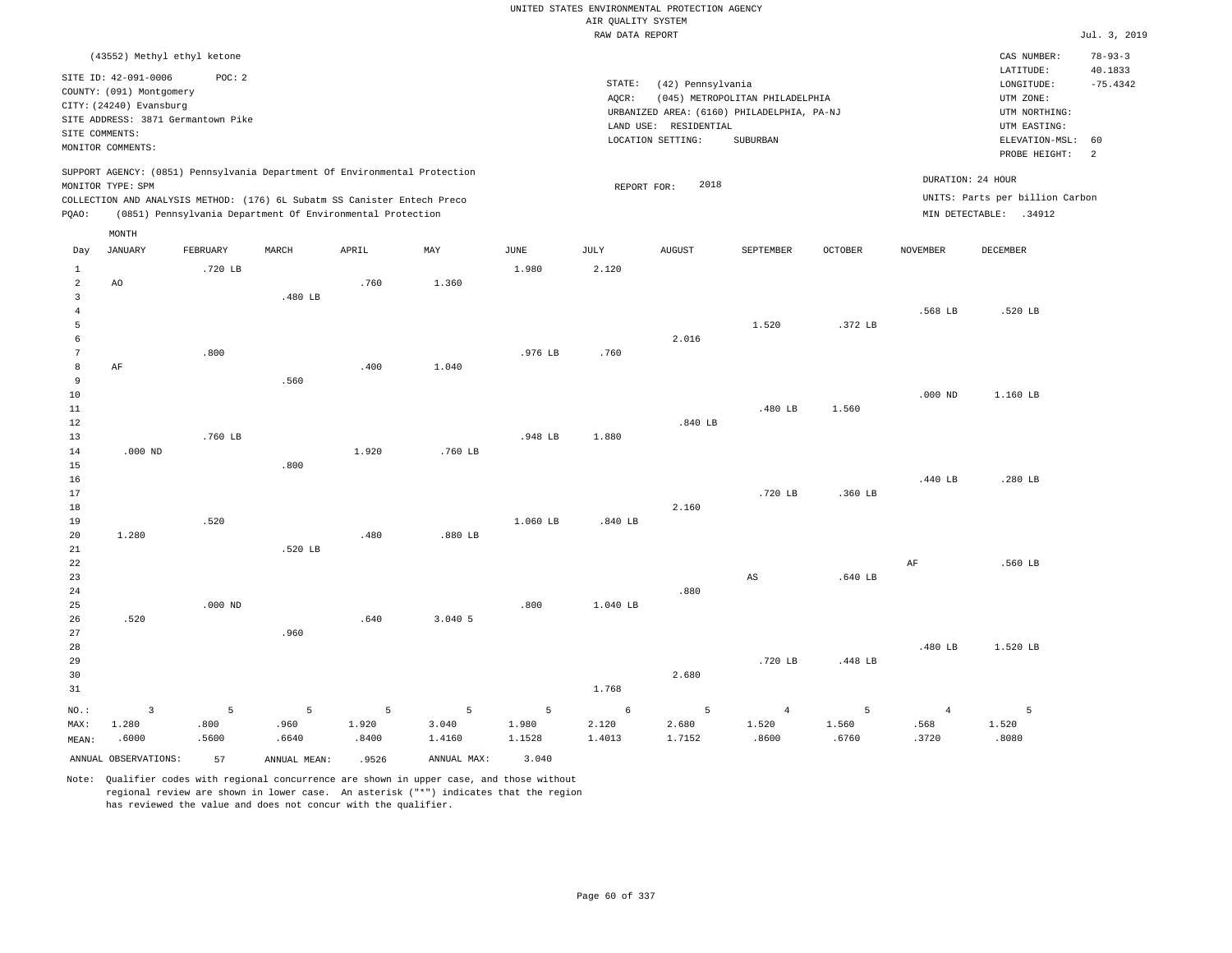UNITED STATES ENVIRONMENTAL PROTECTION AGENCY
AIR QUALITY SYSTEM
RAW DATA REPORT

Jul. 3, 2019

(43552) Methyl ethyl ketone

SITE ID: 42-091-0006 POC: 2
COUNTY: (091) Montgomery
CITY: (24240) Evansburg
SITE ADDRESS: 3871 Germantown Pike
SITE COMMENTS:
MONITOR COMMENTS:

STATE: (42) Pennsylvania
AQCR: (045) METROPOLITAN PHILADELPHIA
URBANIZED AREA: (6160) PHILADELPHIA, PA-NJ
LAND USE: RESIDENTIAL
LOCATION SETTING: SUBURBAN

CAS NUMBER: 78-93-3
LATITUDE: 40.1833
LONGITUDE: -75.4342
UTM ZONE:
UTM NORTHING:
UTM EASTING:
ELEVATION-MSL: 60
PROBE HEIGHT: 2

SUPPORT AGENCY: (0851) Pennsylvania Department Of Environmental Protection
MONITOR TYPE: SPM
COLLECTION AND ANALYSIS METHOD: (176) 6L Subatm SS Canister Entech Preco
PQAO: (0851) Pennsylvania Department Of Environmental Protection

REPORT FOR: 2018

DURATION: 24 HOUR
UNITS: Parts per billion Carbon
MIN DETECTABLE: .34912

| Day | JANUARY | FEBRUARY | MARCH | APRIL | MAY | JUNE | JULY | AUGUST | SEPTEMBER | OCTOBER | NOVEMBER | DECEMBER |
|---|---|---|---|---|---|---|---|---|---|---|---|---|
| 1 | | .720 LB | | | | 1.980 | 2.120 | | | | | |
| 2 | AO | | | .760 | 1.360 | | | | | | | |
| 3 | | | .480 LB | | | | | | | | | |
| 4 | | | | | | | | | | | .568 LB | .520 LB |
| 5 | | | | | | | | | 1.520 | .372 LB | | |
| 6 | | | | | | | | 2.016 | | | | |
| 7 | | .800 | | | | .976 LB | .760 | | | | | |
| 8 | AF | | | .400 | 1.040 | | | | | | | |
| 9 | | | .560 | | | | | | | | | |
| 10 | | | | | | | | | | | .000 ND | 1.160 LB |
| 11 | | | | | | | | | .480 LB | 1.560 | | |
| 12 | | | | | | | | .840 LB | | | | |
| 13 | | .760 LB | | | | .948 LB | 1.880 | | | | | |
| 14 | .000 ND | | | 1.920 | .760 LB | | | | | | | |
| 15 | | | .800 | | | | | | | | | |
| 16 | | | | | | | | | | | .440 LB | .280 LB |
| 17 | | | | | | | | | .720 LB | .360 LB | | |
| 18 | | | | | | | | 2.160 | | | | |
| 19 | | .520 | | | | 1.060 LB | .840 LB | | | | | |
| 20 | 1.280 | | | .480 | .880 LB | | | | | | | |
| 21 | | | .520 LB | | | | | | | | | |
| 22 | | | | | | | | | | | AF | .560 LB |
| 23 | | | | | | | | | AS | .640 LB | | |
| 24 | | | | | | | | .880 | | | | |
| 25 | | .000 ND | | | | .800 | 1.040 LB | | | | | |
| 26 | .520 | | | .640 | 3.040 5 | | | | | | | |
| 27 | | | .960 | | | | | | | | | |
| 28 | | | | | | | | | | | .480 LB | 1.520 LB |
| 29 | | | | | | | | | .720 LB | .448 LB | | |
| 30 | | | | | | | | 2.680 | | | | |
| 31 | | | | | | | 1.768 | | | | | |
| NO.: | 3 | 5 | 5 | 5 | 5 | 5 | 6 | 5 | 4 | 5 | 4 | 5 |
| MAX: | 1.280 | .800 | .960 | 1.920 | 3.040 | 1.980 | 2.120 | 2.680 | 1.520 | 1.560 | .568 | 1.520 |
| MEAN: | .6000 | .5600 | .6640 | .8400 | 1.4160 | 1.1528 | 1.4013 | 1.7152 | .8600 | .6760 | .3720 | .8080 |

ANNUAL OBSERVATIONS: 57 ANNUAL MEAN: .9526 ANNUAL MAX: 3.040

Note: Qualifier codes with regional concurrence are shown in upper case, and those without regional review are shown in lower case. An asterisk ("*") indicates that the region has reviewed the value and does not concur with the qualifier.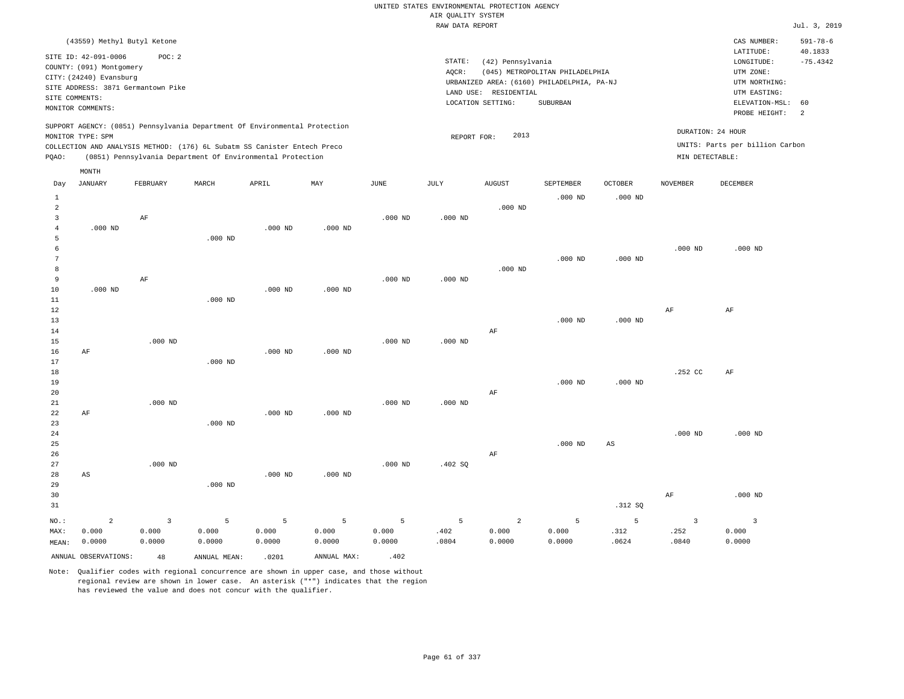UNITED STATES ENVIRONMENTAL PROTECTION AGENCY
AIR QUALITY SYSTEM
RAW DATA REPORT

Jul. 3, 2019

(43559) Methyl Butyl Ketone

SITE ID: 42-091-0006 POC: 2
COUNTY: (091) Montgomery
CITY: (24240) Evansburg
SITE ADDRESS: 3871 Germantown Pike
SITE COMMENTS:
MONITOR COMMENTS:

STATE: (42) Pennsylvania
AQCR: (045) METROPOLITAN PHILADELPHIA
URBANIZED AREA: (6160) PHILADELPHIA, PA-NJ
LAND USE: RESIDENTIAL
LOCATION SETTING: SUBURBAN

CAS NUMBER: 591-78-6
LATITUDE: 40.1833
LONGITUDE: -75.4342
UTM ZONE:
UTM NORTHING:
UTM EASTING:
ELEVATION-MSL: 60
PROBE HEIGHT: 2

SUPPORT AGENCY: (0851) Pennsylvania Department Of Environmental Protection
MONITOR TYPE: SPM
COLLECTION AND ANALYSIS METHOD: (176) 6L Subatm SS Canister Entech Preco
PQAO: (0851) Pennsylvania Department Of Environmental Protection

REPORT FOR: 2013

DURATION: 24 HOUR
UNITS: Parts per billion Carbon
MIN DETECTABLE:

| Day | JANUARY | FEBRUARY | MARCH | APRIL | MAY | JUNE | JULY | AUGUST | SEPTEMBER | OCTOBER | NOVEMBER | DECEMBER |
|---|---|---|---|---|---|---|---|---|---|---|---|---|
| 1 | | | | | | | | | .000 ND | .000 ND | | |
| 2 | | | | | | | | .000 ND | | | | |
| 3 | | AF | | | | .000 ND | .000 ND | | | | | |
| 4 | .000 ND | | | .000 ND | .000 ND | | | | | | | |
| 5 | | | .000 ND | | | | | | | | | |
| 6 | | | | | | | | | | | .000 ND | .000 ND |
| 7 | | | | | | | | | .000 ND | .000 ND | | |
| 8 | | | | | | | | .000 ND | | | | |
| 9 | | AF | | | | .000 ND | .000 ND | | | | | |
| 10 | .000 ND | | | .000 ND | .000 ND | | | | | | | |
| 11 | | | .000 ND | | | | | | | | | |
| 12 | | | | | | | | | | | AF | AF |
| 13 | | | | | | | | | .000 ND | .000 ND | | |
| 14 | | | | | | | | AF | | | | |
| 15 | | .000 ND | | | | .000 ND | .000 ND | | | | | |
| 16 | AF | | | .000 ND | .000 ND | | | | | | | |
| 17 | | | .000 ND | | | | | | | | | |
| 18 | | | | | | | | | | | .252 CC | AF |
| 19 | | | | | | | | | .000 ND | .000 ND | | |
| 20 | | | | | | | | AF | | | | |
| 21 | | .000 ND | | | | .000 ND | .000 ND | | | | | |
| 22 | AF | | | .000 ND | .000 ND | | | | | | | |
| 23 | | | .000 ND | | | | | | | | | |
| 24 | | | | | | | | | | | .000 ND | .000 ND |
| 25 | | | | | | | | | .000 ND | AS | | |
| 26 | | | | | | | | AF | | | | |
| 27 | | .000 ND | | | | .000 ND | .402 SQ | | | | | |
| 28 | AS | | | .000 ND | .000 ND | | | | | | | |
| 29 | | | .000 ND | | | | | | | | | |
| 30 | | | | | | | | | | | AF | .000 ND |
| 31 | | | | | | | | | | .312 SQ | | |
| NO.: | 2 | 3 | 5 | 5 | 5 | 5 | 5 | 2 | 5 | 5 | 3 | 3 |
| MAX: | 0.000 | 0.000 | 0.000 | 0.000 | 0.000 | 0.000 | .402 | 0.000 | 0.000 | .312 | .252 | 0.000 |
| MEAN: | 0.0000 | 0.0000 | 0.0000 | 0.0000 | 0.0000 | 0.0000 | .0804 | 0.0000 | 0.0000 | .0624 | .0840 | 0.0000 |

ANNUAL OBSERVATIONS: 48 ANNUAL MEAN: .0201 ANNUAL MAX: .402

Note: Qualifier codes with regional concurrence are shown in upper case, and those without regional review are shown in lower case. An asterisk ("*") indicates that the region has reviewed the value and does not concur with the qualifier.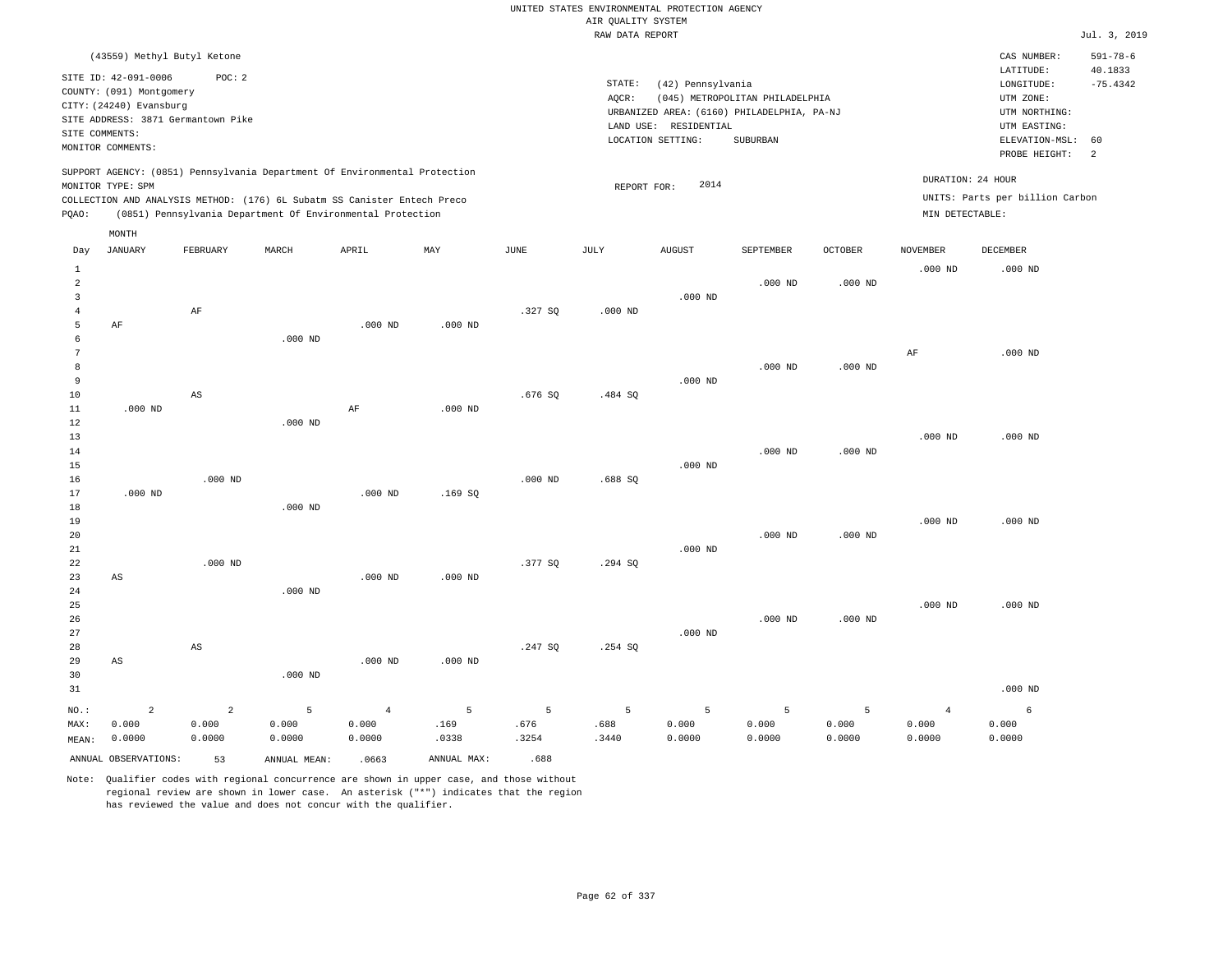UNITED STATES ENVIRONMENTAL PROTECTION AGENCY
AIR QUALITY SYSTEM
RAW DATA REPORT

Jul. 3, 2019

(43559) Methyl Butyl Ketone

SITE ID: 42-091-0006 POC: 2
COUNTY: (091) Montgomery
CITY: (24240) Evansburg
SITE ADDRESS: 3871 Germantown Pike
SITE COMMENTS:
MONITOR COMMENTS:

STATE: (42) Pennsylvania
AQCR: (045) METROPOLITAN PHILADELPHIA
URBANIZED AREA: (6160) PHILADELPHIA, PA-NJ
LAND USE: RESIDENTIAL
LOCATION SETTING: SUBURBAN

CAS NUMBER: 591-78-6
LATITUDE: 40.1833
LONGITUDE: -75.4342
UTM ZONE:
UTM NORTHING:
UTM EASTING:
ELEVATION-MSL: 60
PROBE HEIGHT: 2

SUPPORT AGENCY: (0851) Pennsylvania Department Of Environmental Protection
MONITOR TYPE: SPM
COLLECTION AND ANALYSIS METHOD: (176) 6L Subatm SS Canister Entech Preco
PQAO: (0851) Pennsylvania Department Of Environmental Protection

REPORT FOR: 2014

DURATION: 24 HOUR
UNITS: Parts per billion Carbon
MIN DETECTABLE:

| Day | JANUARY | FEBRUARY | MARCH | APRIL | MAY | JUNE | JULY | AUGUST | SEPTEMBER | OCTOBER | NOVEMBER | DECEMBER |
|---|---|---|---|---|---|---|---|---|---|---|---|---|
| 1 | | | | | | | | | | | .000 ND | .000 ND |
| 2 | | | | | | | | | .000 ND | .000 ND | | |
| 3 | | | | | | | | .000 ND | | | | |
| 4 | | AF | | | | .327 SQ | .000 ND | | | | | |
| 5 | AF | | | .000 ND | .000 ND | | | | | | | |
| 6 | | | .000 ND | | | | | | | | | |
| 7 | | | | | | | | | | | AF | .000 ND |
| 8 | | | | | | | | | .000 ND | .000 ND | | |
| 9 | | | | | | | | .000 ND | | | | |
| 10 | | AS | | | | .676 SQ | .484 SQ | | | | | |
| 11 | .000 ND | | | AF | .000 ND | | | | | | | |
| 12 | | | .000 ND | | | | | | | | | |
| 13 | | | | | | | | | | | .000 ND | .000 ND |
| 14 | | | | | | | | | .000 ND | .000 ND | | |
| 15 | | | | | | | | .000 ND | | | | |
| 16 | | .000 ND | | | | .000 ND | .688 SQ | | | | | |
| 17 | .000 ND | | | .000 ND | .169 SQ | | | | | | | |
| 18 | | | .000 ND | | | | | | | | | |
| 19 | | | | | | | | | | | .000 ND | .000 ND |
| 20 | | | | | | | | | .000 ND | .000 ND | | |
| 21 | | | | | | | | .000 ND | | | | |
| 22 | | .000 ND | | | | .377 SQ | .294 SQ | | | | | |
| 23 | AS | | | .000 ND | .000 ND | | | | | | | |
| 24 | | | .000 ND | | | | | | | | | |
| 25 | | | | | | | | | | | .000 ND | .000 ND |
| 26 | | | | | | | | | .000 ND | .000 ND | | |
| 27 | | | | | | | | .000 ND | | | | |
| 28 | | AS | | | | .247 SQ | .254 SQ | | | | | |
| 29 | AS | | | .000 ND | .000 ND | | | | | | | |
| 30 | | | .000 ND | | | | | | | | | |
| 31 | | | | | | | | | | | | .000 ND |
| NO.: | 2 | 2 | 5 | 4 | 5 | 5 | 5 | 5 | 5 | 5 | 4 | 6 |
| MAX: | 0.000 | 0.000 | 0.000 | 0.000 | .169 | .676 | .688 | 0.000 | 0.000 | 0.000 | 0.000 | 0.000 |
| MEAN: | 0.0000 | 0.0000 | 0.0000 | 0.0000 | .0338 | .3254 | .3440 | 0.0000 | 0.0000 | 0.0000 | 0.0000 | 0.0000 |

ANNUAL OBSERVATIONS: 53 ANNUAL MEAN: .0663 ANNUAL MAX: .688

Note: Qualifier codes with regional concurrence are shown in upper case, and those without regional review are shown in lower case. An asterisk ("*") indicates that the region has reviewed the value and does not concur with the qualifier.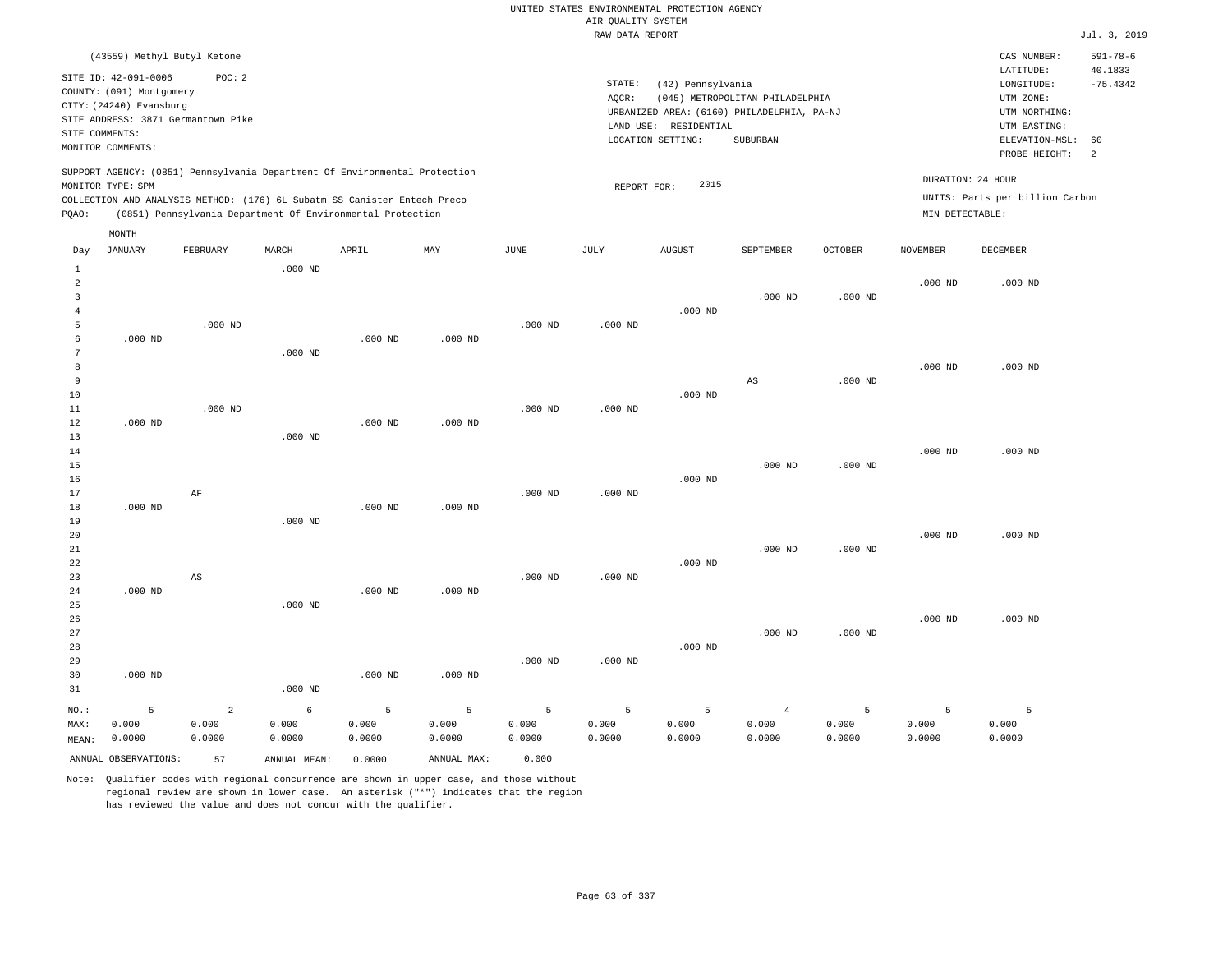UNITED STATES ENVIRONMENTAL PROTECTION AGENCY
AIR QUALITY SYSTEM
RAW DATA REPORT

Jul. 3, 2019

(43559) Methyl Butyl Ketone

SITE ID: 42-091-0006 POC: 2
COUNTY: (091) Montgomery
CITY: (24240) Evansburg
SITE ADDRESS: 3871 Germantown Pike
SITE COMMENTS:
MONITOR COMMENTS:

STATE: (42) Pennsylvania
AQCR: (045) METROPOLITAN PHILADELPHIA
URBANIZED AREA: (6160) PHILADELPHIA, PA-NJ
LAND USE: RESIDENTIAL
LOCATION SETTING: SUBURBAN

CAS NUMBER: 591-78-6
LATITUDE: 40.1833
LONGITUDE: -75.4342
UTM ZONE:
UTM NORTHING:
UTM EASTING:
ELEVATION-MSL: 60
PROBE HEIGHT: 2

SUPPORT AGENCY: (0851) Pennsylvania Department Of Environmental Protection
MONITOR TYPE: SPM
COLLECTION AND ANALYSIS METHOD: (176) 6L Subatm SS Canister Entech Preco
PQAO: (0851) Pennsylvania Department Of Environmental Protection

REPORT FOR: 2015

DURATION: 24 HOUR
UNITS: Parts per billion Carbon
MIN DETECTABLE:

| Day | JANUARY | FEBRUARY | MARCH | APRIL | MAY | JUNE | JULY | AUGUST | SEPTEMBER | OCTOBER | NOVEMBER | DECEMBER |
|---|---|---|---|---|---|---|---|---|---|---|---|---|
| 1 | | | .000 ND | | | | | | | | | |
| 2 | | | | | | | | | | | .000 ND | .000 ND |
| 3 | | | | | | | | | .000 ND | .000 ND | | |
| 4 | | | | | | | | .000 ND | | | | |
| 5 | | .000 ND | | | | .000 ND | .000 ND | | | | | |
| 6 | .000 ND | | | .000 ND | .000 ND | | | | | | | |
| 7 | | | .000 ND | | | | | | | | | |
| 8 | | | | | | | | | | | .000 ND | .000 ND |
| 9 | | | | | | | | | AS | .000 ND | | |
| 10 | | | | | | | | .000 ND | | | | |
| 11 | | .000 ND | | | | .000 ND | .000 ND | | | | | |
| 12 | .000 ND | | | .000 ND | .000 ND | | | | | | | |
| 13 | | | .000 ND | | | | | | | | | |
| 14 | | | | | | | | | | | .000 ND | .000 ND |
| 15 | | | | | | | | | .000 ND | .000 ND | | |
| 16 | | | | | | | | .000 ND | | | | |
| 17 | | AF | | | | .000 ND | .000 ND | | | | | |
| 18 | .000 ND | | | .000 ND | .000 ND | | | | | | | |
| 19 | | | .000 ND | | | | | | | | | |
| 20 | | | | | | | | | | | .000 ND | .000 ND |
| 21 | | | | | | | | | .000 ND | .000 ND | | |
| 22 | | | | | | | | .000 ND | | | | |
| 23 | | AS | | | | .000 ND | .000 ND | | | | | |
| 24 | .000 ND | | | .000 ND | .000 ND | | | | | | | |
| 25 | | | .000 ND | | | | | | | | | |
| 26 | | | | | | | | | | | .000 ND | .000 ND |
| 27 | | | | | | | | | .000 ND | .000 ND | | |
| 28 | | | | | | | | .000 ND | | | | |
| 29 | | | | | | .000 ND | .000 ND | | | | | |
| 30 | .000 ND | | | .000 ND | .000 ND | | | | | | | |
| 31 | | | .000 ND | | | | | | | | | |
| NO.: | 5 | 2 | 6 | 5 | 5 | 5 | 5 | 5 | 4 | 5 | 5 | 5 |
| MAX: | 0.000 | 0.000 | 0.000 | 0.000 | 0.000 | 0.000 | 0.000 | 0.000 | 0.000 | 0.000 | 0.000 | 0.000 |
| MEAN: | 0.0000 | 0.0000 | 0.0000 | 0.0000 | 0.0000 | 0.0000 | 0.0000 | 0.0000 | 0.0000 | 0.0000 | 0.0000 | 0.0000 |

ANNUAL OBSERVATIONS: 57 ANNUAL MEAN: 0.0000 ANNUAL MAX: 0.000

Note: Qualifier codes with regional concurrence are shown in upper case, and those without regional review are shown in lower case. An asterisk ("*") indicates that the region has reviewed the value and does not concur with the qualifier.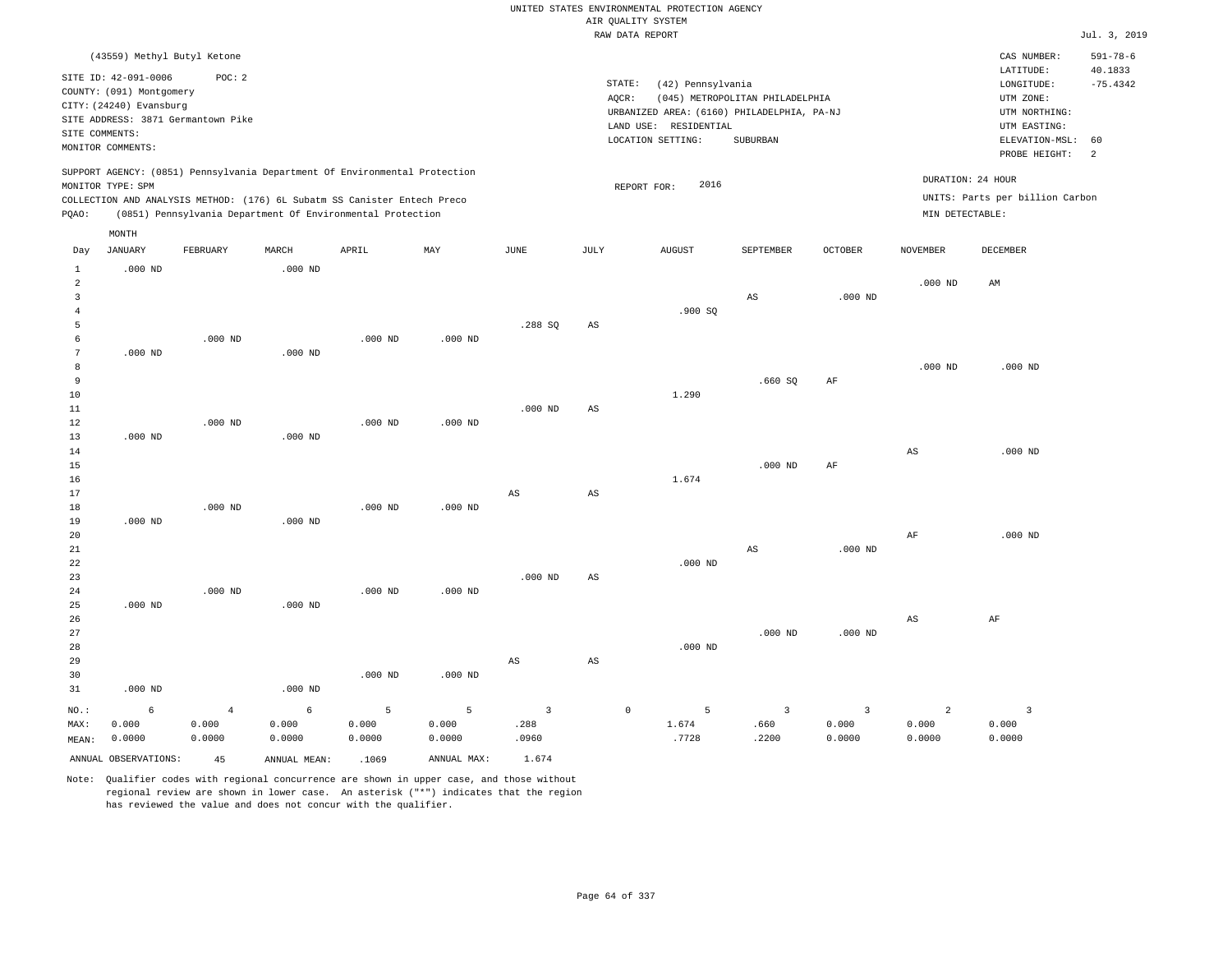UNITED STATES ENVIRONMENTAL PROTECTION AGENCY
AIR QUALITY SYSTEM
RAW DATA REPORT

Jul. 3, 2019

(43559) Methyl Butyl Ketone

SITE ID: 42-091-0006 POC: 2
COUNTY: (091) Montgomery
CITY: (24240) Evansburg
SITE ADDRESS: 3871 Germantown Pike
SITE COMMENTS:
MONITOR COMMENTS:

STATE: (42) Pennsylvania
AQCR: (045) METROPOLITAN PHILADELPHIA
URBANIZED AREA: (6160) PHILADELPHIA, PA-NJ
LAND USE: RESIDENTIAL
LOCATION SETTING: SUBURBAN

CAS NUMBER: 591-78-6
LATITUDE: 40.1833
LONGITUDE: -75.4342
UTM ZONE:
UTM NORTHING:
UTM EASTING:
ELEVATION-MSL: 60
PROBE HEIGHT: 2

SUPPORT AGENCY: (0851) Pennsylvania Department Of Environmental Protection
MONITOR TYPE: SPM
COLLECTION AND ANALYSIS METHOD: (176) 6L Subatm SS Canister Entech Preco
PQAO: (0851) Pennsylvania Department Of Environmental Protection

REPORT FOR: 2016

DURATION: 24 HOUR
UNITS: Parts per billion Carbon
MIN DETECTABLE:

| Day | JANUARY | FEBRUARY | MARCH | APRIL | MAY | JUNE | JULY | AUGUST | SEPTEMBER | OCTOBER | NOVEMBER | DECEMBER |
|---|---|---|---|---|---|---|---|---|---|---|---|---|
| 1 | .000 ND | | .000 ND | | | | | | | | | |
| 2 | | | | | | | | | | | .000 ND | AM |
| 3 | | | | | | | | | AS | .000 ND | | |
| 4 | | | | | | | | .900 SQ | | | | |
| 5 | | | | | | .288 SQ | AS | | | | | |
| 6 | | .000 ND | | .000 ND | .000 ND | | | | | | | |
| 7 | .000 ND | | .000 ND | | | | | | | | | |
| 8 | | | | | | | | | | | .000 ND | .000 ND |
| 9 | | | | | | | | | .660 SQ | AF | | |
| 10 | | | | | | | | 1.290 | | | | |
| 11 | | | | | | .000 ND | AS | | | | | |
| 12 | | .000 ND | | .000 ND | .000 ND | | | | | | | |
| 13 | .000 ND | | .000 ND | | | | | | | | | |
| 14 | | | | | | | | | | | AS | .000 ND |
| 15 | | | | | | | | | .000 ND | AF | | |
| 16 | | | | | | | | 1.674 | | | | |
| 17 | | | | | | AS | AS | | | | | |
| 18 | | .000 ND | | .000 ND | .000 ND | | | | | | | |
| 19 | .000 ND | | .000 ND | | | | | | | | | |
| 20 | | | | | | | | | | | AF | .000 ND |
| 21 | | | | | | | | | AS | .000 ND | | |
| 22 | | | | | | | | .000 ND | | | | |
| 23 | | | | | | .000 ND | AS | | | | | |
| 24 | | .000 ND | | .000 ND | .000 ND | | | | | | | |
| 25 | .000 ND | | .000 ND | | | | | | | | | |
| 26 | | | | | | | | | | | AS | AF |
| 27 | | | | | | | | | .000 ND | .000 ND | | |
| 28 | | | | | | | | .000 ND | | | | |
| 29 | | | | | | AS | AS | | | | | |
| 30 | | | | .000 ND | .000 ND | | | | | | | |
| 31 | .000 ND | | .000 ND | | | | | | | | | |
| NO.: | 6 | 4 | 6 | 5 | 5 | 3 | 0 | 5 | 3 | 3 | 2 | 3 |
| MAX: | 0.000 | 0.000 | 0.000 | 0.000 | 0.000 | .288 | | 1.674 | .660 | 0.000 | 0.000 | 0.000 |
| MEAN: | 0.0000 | 0.0000 | 0.0000 | 0.0000 | 0.0000 | .0960 | | .7728 | .2200 | 0.0000 | 0.0000 | 0.0000 |

ANNUAL OBSERVATIONS: 45 ANNUAL MEAN: .1069 ANNUAL MAX: 1.674

Note: Qualifier codes with regional concurrence are shown in upper case, and those without regional review are shown in lower case. An asterisk ("*") indicates that the region has reviewed the value and does not concur with the qualifier.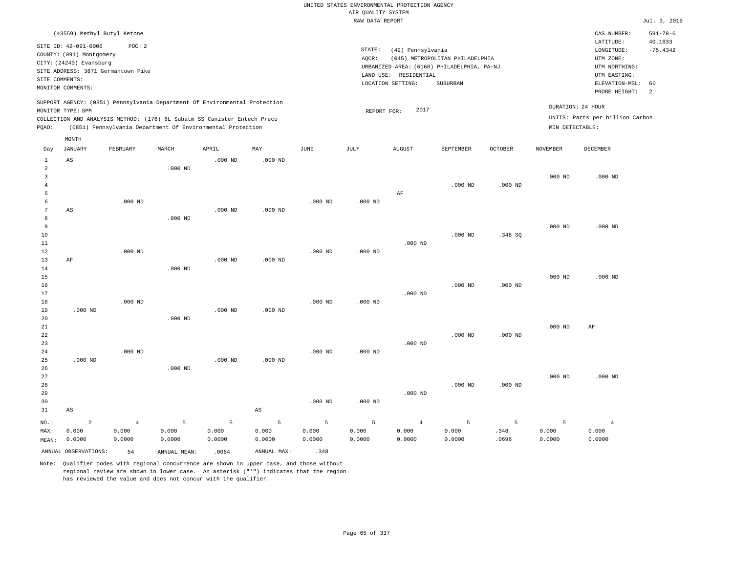UNITED STATES ENVIRONMENTAL PROTECTION AGENCY
AIR QUALITY SYSTEM
RAW DATA REPORT

Jul. 3, 2019

(43559) Methyl Butyl Ketone

SITE ID: 42-091-0006 POC: 2
COUNTY: (091) Montgomery
CITY: (24240) Evansburg
SITE ADDRESS: 3871 Germantown Pike
SITE COMMENTS:
MONITOR COMMENTS:

STATE: (42) Pennsylvania
AQCR: (045) METROPOLITAN PHILADELPHIA
URBANIZED AREA: (6160) PHILADELPHIA, PA-NJ
LAND USE: RESIDENTIAL
LOCATION SETTING: SUBURBAN

CAS NUMBER: 591-78-6
LATITUDE: 40.1833
LONGITUDE: -75.4342
UTM ZONE:
UTM NORTHING:
UTM EASTING:
ELEVATION-MSL: 60
PROBE HEIGHT: 2

SUPPORT AGENCY: (0851) Pennsylvania Department Of Environmental Protection
MONITOR TYPE: SPM
COLLECTION AND ANALYSIS METHOD: (176) 6L Subatm SS Canister Entech Preco
PQAO: (0851) Pennsylvania Department Of Environmental Protection

REPORT FOR: 2017

DURATION: 24 HOUR
UNITS: Parts per billion Carbon
MIN DETECTABLE:

| Day | JANUARY | FEBRUARY | MARCH | APRIL | MAY | JUNE | JULY | AUGUST | SEPTEMBER | OCTOBER | NOVEMBER | DECEMBER |
|---|---|---|---|---|---|---|---|---|---|---|---|---|
| 1 | AS | | | .000 ND | .000 ND | | | | | | | |
| 2 | | | .000 ND | | | | | | | | | |
| 3 | | | | | | | | | | | .000 ND | .000 ND |
| 4 | | | | | | | | | .000 ND | .000 ND | | |
| 5 | | | | | | | | AF | | | | |
| 6 | | .000 ND | | | | .000 ND | .000 ND | | | | | |
| 7 | AS | | | .000 ND | .000 ND | | | | | | | |
| 8 | | | .000 ND | | | | | | | | | |
| 9 | | | | | | | | | | | .000 ND | .000 ND |
| 10 | | | | | | | | | .000 ND | .348 SQ | | |
| 11 | | | | | | | | .000 ND | | | | |
| 12 | | .000 ND | | | | .000 ND | .000 ND | | | | | |
| 13 | AF | | | .000 ND | .000 ND | | | | | | | |
| 14 | | | .000 ND | | | | | | | | | |
| 15 | | | | | | | | | | | .000 ND | .000 ND |
| 16 | | | | | | | | | .000 ND | .000 ND | | |
| 17 | | | | | | | | .000 ND | | | | |
| 18 | | .000 ND | | | | .000 ND | .000 ND | | | | | |
| 19 | .000 ND | | | .000 ND | .000 ND | | | | | | | |
| 20 | | | .000 ND | | | | | | | | | |
| 21 | | | | | | | | | | | .000 ND | AF |
| 22 | | | | | | | | | .000 ND | .000 ND | | |
| 23 | | | | | | | | .000 ND | | | | |
| 24 | | .000 ND | | | | .000 ND | .000 ND | | | | | |
| 25 | .000 ND | | | .000 ND | .000 ND | | | | | | | |
| 26 | | | .000 ND | | | | | | | | | |
| 27 | | | | | | | | | | | .000 ND | .000 ND |
| 28 | | | | | | | | | .000 ND | .000 ND | | |
| 29 | | | | | | | | .000 ND | | | | |
| 30 | | | | | | .000 ND | .000 ND | | | | | |
| 31 | AS | | | | AS | | | | | | | |
| NO.: | 2 | 4 | 5 | 5 | 5 | 5 | 5 | 4 | 5 | 5 | 5 | 4 |
| MAX: | 0.000 | 0.000 | 0.000 | 0.000 | 0.000 | 0.000 | 0.000 | 0.000 | 0.000 | .348 | 0.000 | 0.000 |
| MEAN: | 0.0000 | 0.0000 | 0.0000 | 0.0000 | 0.0000 | 0.0000 | 0.0000 | 0.0000 | 0.0000 | .0696 | 0.0000 | 0.0000 |

ANNUAL OBSERVATIONS: 54 ANNUAL MEAN: .0064 ANNUAL MAX: .348

Note: Qualifier codes with regional concurrence are shown in upper case, and those without regional review are shown in lower case. An asterisk ("*") indicates that the region has reviewed the value and does not concur with the qualifier.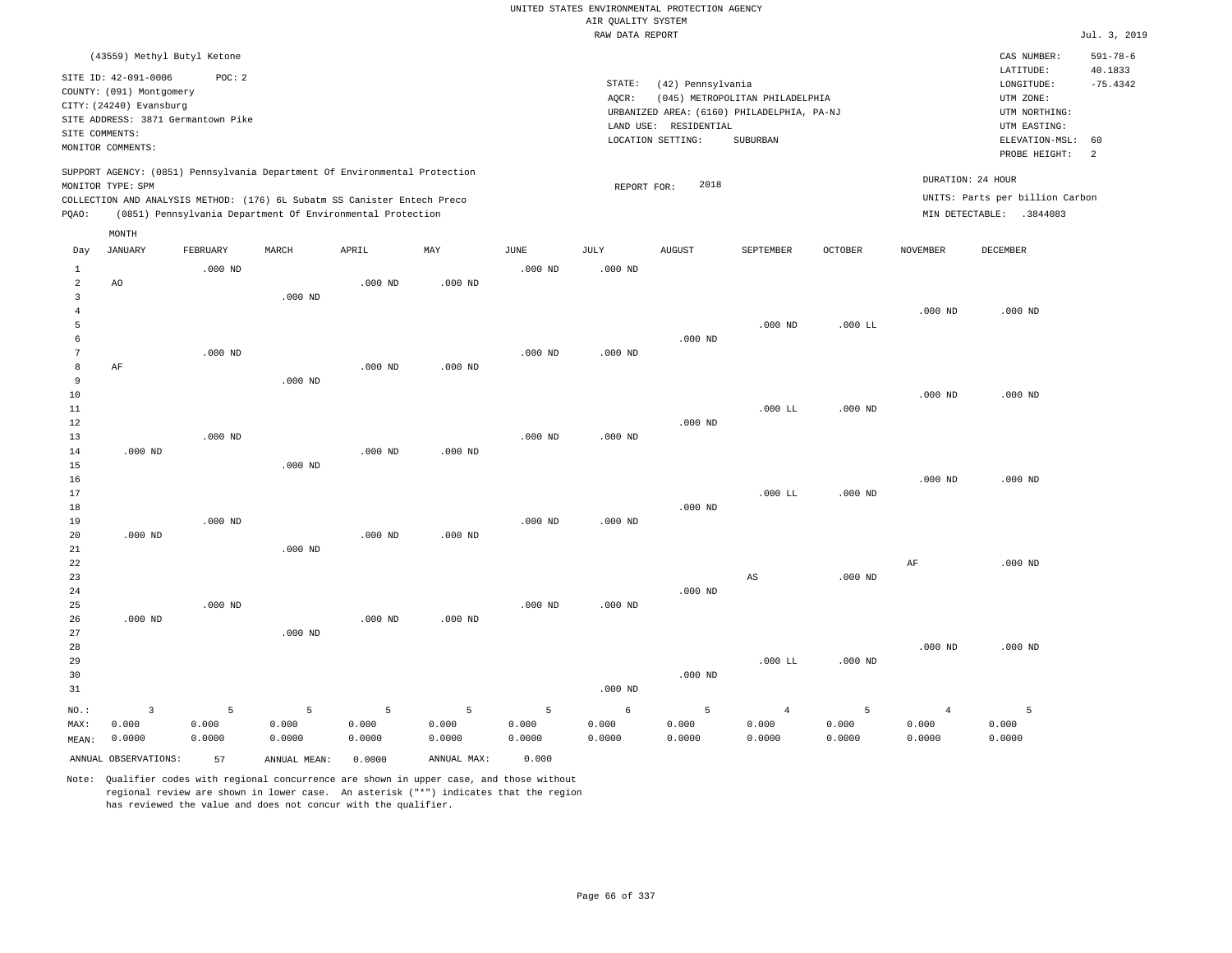UNITED STATES ENVIRONMENTAL PROTECTION AGENCY
AIR QUALITY SYSTEM
RAW DATA REPORT

Jul. 3, 2019

(43559) Methyl Butyl Ketone

SITE ID: 42-091-0006 POC: 2
COUNTY: (091) Montgomery
CITY: (24240) Evansburg
SITE ADDRESS: 3871 Germantown Pike
SITE COMMENTS:
MONITOR COMMENTS:

STATE: (42) Pennsylvania
AQCR: (045) METROPOLITAN PHILADELPHIA
URBANIZED AREA: (6160) PHILADELPHIA, PA-NJ
LAND USE: RESIDENTIAL
LOCATION SETTING: SUBURBAN

CAS NUMBER: 591-78-6
LATITUDE: 40.1833
LONGITUDE: -75.4342
UTM ZONE:
UTM NORTHING:
UTM EASTING:
ELEVATION-MSL: 60
PROBE HEIGHT: 2

SUPPORT AGENCY: (0851) Pennsylvania Department Of Environmental Protection
MONITOR TYPE: SPM
COLLECTION AND ANALYSIS METHOD: (176) 6L Subatm SS Canister Entech Preco
PQAO: (0851) Pennsylvania Department Of Environmental Protection

REPORT FOR: 2018

DURATION: 24 HOUR
UNITS: Parts per billion Carbon
MIN DETECTABLE: .3844083

| Day | JANUARY | FEBRUARY | MARCH | APRIL | MAY | JUNE | JULY | AUGUST | SEPTEMBER | OCTOBER | NOVEMBER | DECEMBER |
|---|---|---|---|---|---|---|---|---|---|---|---|---|
| 1 | | .000 ND | | | | .000 ND | .000 ND | | | | | |
| 2 | AO | | | .000 ND | .000 ND | | | | | | | |
| 3 | | | .000 ND | | | | | | | | | |
| 4 | | | | | | | | | | | .000 ND | .000 ND |
| 5 | | | | | | | | | .000 ND | .000 LL | | |
| 6 | | | | | | | | .000 ND | | | | |
| 7 | | .000 ND | | | | .000 ND | .000 ND | | | | | |
| 8 | AF | | | .000 ND | .000 ND | | | | | | | |
| 9 | | | .000 ND | | | | | | | | | |
| 10 | | | | | | | | | | | .000 ND | .000 ND |
| 11 | | | | | | | | | .000 LL | .000 ND | | |
| 12 | | | | | | | | .000 ND | | | | |
| 13 | | .000 ND | | | | .000 ND | .000 ND | | | | | |
| 14 | .000 ND | | | .000 ND | .000 ND | | | | | | | |
| 15 | | | .000 ND | | | | | | | | | |
| 16 | | | | | | | | | | | .000 ND | .000 ND |
| 17 | | | | | | | | | .000 LL | .000 ND | | |
| 18 | | | | | | | | .000 ND | | | | |
| 19 | | .000 ND | | | | .000 ND | .000 ND | | | | | |
| 20 | .000 ND | | | .000 ND | .000 ND | | | | | | | |
| 21 | | | .000 ND | | | | | | | | | |
| 22 | | | | | | | | | | | AF | .000 ND |
| 23 | | | | | | | | | AS | .000 ND | | |
| 24 | | | | | | | | .000 ND | | | | |
| 25 | | .000 ND | | | | .000 ND | .000 ND | | | | | |
| 26 | .000 ND | | | .000 ND | .000 ND | | | | | | | |
| 27 | | | .000 ND | | | | | | | | | |
| 28 | | | | | | | | | | | .000 ND | .000 ND |
| 29 | | | | | | | | | .000 LL | .000 ND | | |
| 30 | | | | | | | | .000 ND | | | | |
| 31 | | | | | | | .000 ND | | | | | |
| NO.: | 3 | 5 | 5 | 5 | 5 | 5 | 6 | 5 | 4 | 5 | 4 | 5 |
| MAX: | 0.000 | 0.000 | 0.000 | 0.000 | 0.000 | 0.000 | 0.000 | 0.000 | 0.000 | 0.000 | 0.000 | 0.000 |
| MEAN: | 0.0000 | 0.0000 | 0.0000 | 0.0000 | 0.0000 | 0.0000 | 0.0000 | 0.0000 | 0.0000 | 0.0000 | 0.0000 | 0.0000 |

ANNUAL OBSERVATIONS: 57 ANNUAL MEAN: 0.0000 ANNUAL MAX: 0.000

Note: Qualifier codes with regional concurrence are shown in upper case, and those without regional review are shown in lower case. An asterisk ("*") indicates that the region has reviewed the value and does not concur with the qualifier.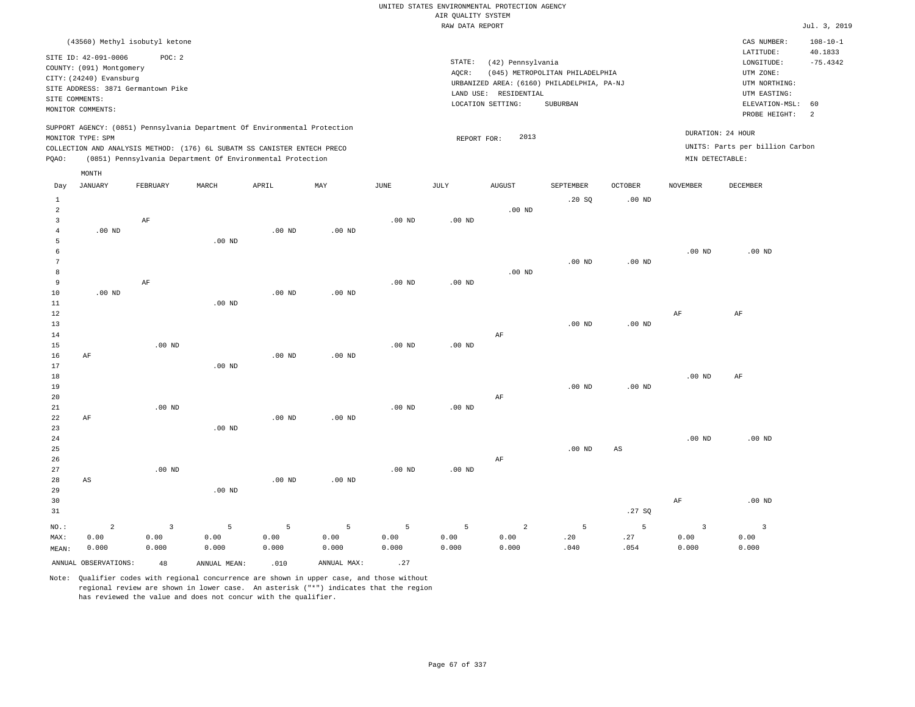UNITED STATES ENVIRONMENTAL PROTECTION AGENCY
AIR QUALITY SYSTEM
RAW DATA REPORT

Jul. 3, 2019

(43560) Methyl isobutyl ketone

SITE ID: 42-091-0006 POC: 2
COUNTY: (091) Montgomery
CITY: (24240) Evansburg
SITE ADDRESS: 3871 Germantown Pike
SITE COMMENTS:
MONITOR COMMENTS:

STATE: (42) Pennsylvania
AQCR: (045) METROPOLITAN PHILADELPHIA
URBANIZED AREA: (6160) PHILADELPHIA, PA-NJ
LAND USE: RESIDENTIAL
LOCATION SETTING: SUBURBAN

CAS NUMBER: 108-10-1
LATITUDE: 40.1833
LONGITUDE: -75.4342
UTM ZONE:
UTM NORTHING:
UTM EASTING:
ELEVATION-MSL: 60
PROBE HEIGHT: 2

SUPPORT AGENCY: (0851) Pennsylvania Department Of Environmental Protection
MONITOR TYPE: SPM
COLLECTION AND ANALYSIS METHOD: (176) 6L SUBATM SS CANISTER ENTECH PRECO
PQAO: (0851) Pennsylvania Department Of Environmental Protection

REPORT FOR: 2013

DURATION: 24 HOUR
UNITS: Parts per billion Carbon
MIN DETECTABLE:

| Day | JANUARY | FEBRUARY | MARCH | APRIL | MAY | JUNE | JULY | AUGUST | SEPTEMBER | OCTOBER | NOVEMBER | DECEMBER |
|---|---|---|---|---|---|---|---|---|---|---|---|---|
| 1 | | | | | | | | | .20 SQ | .00 ND | | |
| 2 | | | | | | | | .00 ND | | | | |
| 3 | | AF | | | | .00 ND | .00 ND | | | | | |
| 4 | .00 ND | | | .00 ND | .00 ND | | | | | | | |
| 5 | | | .00 ND | | | | | | | | | |
| 6 | | | | | | | | | | | .00 ND | .00 ND |
| 7 | | | | | | | | | .00 ND | .00 ND | | |
| 8 | | | | | | | | .00 ND | | | | |
| 9 | | AF | | | | .00 ND | .00 ND | | | | | |
| 10 | .00 ND | | | .00 ND | .00 ND | | | | | | | |
| 11 | | | .00 ND | | | | | | | | | |
| 12 | | | | | | | | | | | AF | AF |
| 13 | | | | | | | | | .00 ND | .00 ND | | |
| 14 | | | | | | | | AF | | | | |
| 15 | | .00 ND | | | | .00 ND | .00 ND | | | | | |
| 16 | AF | | | .00 ND | .00 ND | | | | | | | |
| 17 | | | .00 ND | | | | | | | | | |
| 18 | | | | | | | | | | | .00 ND | AF |
| 19 | | | | | | | | | .00 ND | .00 ND | | |
| 20 | | | | | | | | AF | | | | |
| 21 | | .00 ND | | | | .00 ND | .00 ND | | | | | |
| 22 | AF | | | .00 ND | .00 ND | | | | | | | |
| 23 | | | .00 ND | | | | | | | | | |
| 24 | | | | | | | | | | | .00 ND | .00 ND |
| 25 | | | | | | | | | .00 ND | AS | | |
| 26 | | | | | | | | AF | | | | |
| 27 | | .00 ND | | | | .00 ND | .00 ND | | | | | |
| 28 | AS | | | .00 ND | .00 ND | | | | | | | |
| 29 | | | .00 ND | | | | | | | | | |
| 30 | | | | | | | | | | | AF | .00 ND |
| 31 | | | | | | | | | | .27 SQ | | |
| NO.: | 2 | 3 | 5 | 5 | 5 | 5 | 5 | 2 | 5 | 5 | 3 | 3 |
| MAX: | 0.00 | 0.00 | 0.00 | 0.00 | 0.00 | 0.00 | 0.00 | 0.00 | .20 | .27 | 0.00 | 0.00 |
| MEAN: | 0.000 | 0.000 | 0.000 | 0.000 | 0.000 | 0.000 | 0.000 | 0.000 | .040 | .054 | 0.000 | 0.000 |

ANNUAL OBSERVATIONS: 48 ANNUAL MEAN: .010 ANNUAL MAX: .27

Note: Qualifier codes with regional concurrence are shown in upper case, and those without regional review are shown in lower case. An asterisk ("*") indicates that the region has reviewed the value and does not concur with the qualifier.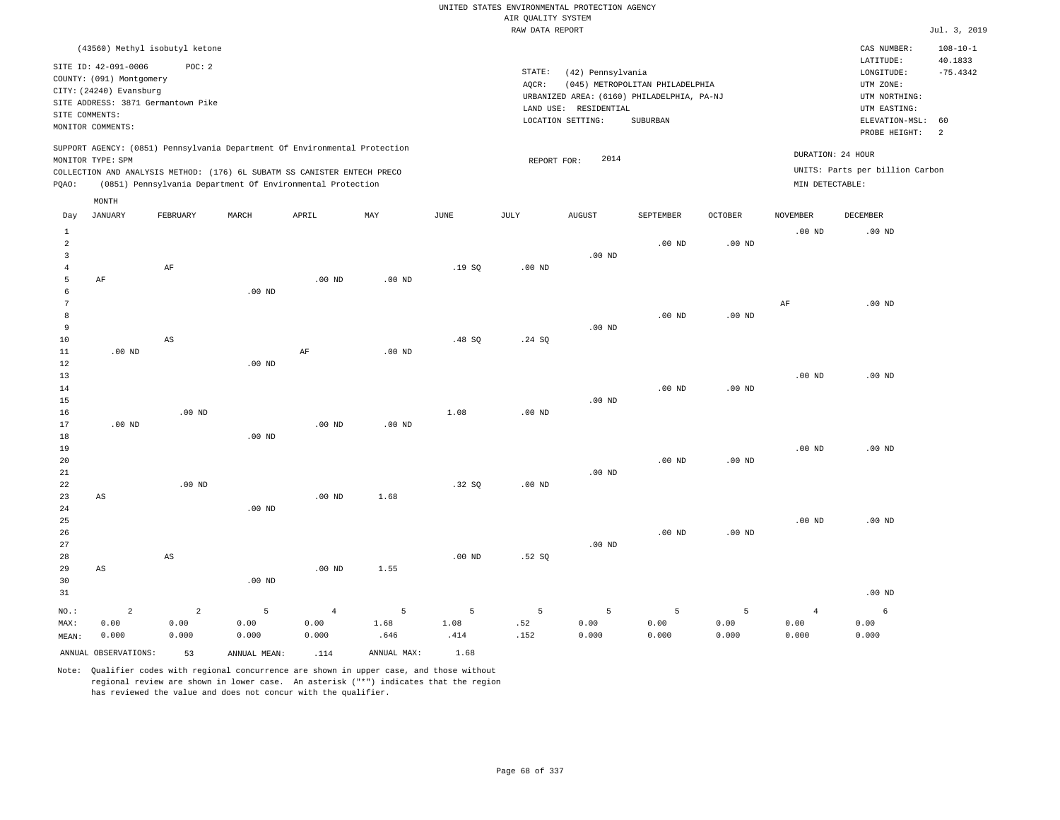UNITED STATES ENVIRONMENTAL PROTECTION AGENCY
AIR QUALITY SYSTEM
RAW DATA REPORT

Jul. 3, 2019

(43560) Methyl isobutyl ketone

SITE ID: 42-091-0006 POC: 2
COUNTY: (091) Montgomery
CITY: (24240) Evansburg
SITE ADDRESS: 3871 Germantown Pike
SITE COMMENTS:
MONITOR COMMENTS:

STATE: (42) Pennsylvania
AQCR: (045) METROPOLITAN PHILADELPHIA
URBANIZED AREA: (6160) PHILADELPHIA, PA-NJ
LAND USE: RESIDENTIAL
LOCATION SETTING: SUBURBAN

CAS NUMBER: 108-10-1
LATITUDE: 40.1833
LONGITUDE: -75.4342
UTM ZONE:
UTM NORTHING:
UTM EASTING:
ELEVATION-MSL: 60
PROBE HEIGHT: 2

SUPPORT AGENCY: (0851) Pennsylvania Department Of Environmental Protection
MONITOR TYPE: SPM
COLLECTION AND ANALYSIS METHOD: (176) 6L SUBATM SS CANISTER ENTECH PRECO
PQAO: (0851) Pennsylvania Department Of Environmental Protection

REPORT FOR: 2014

DURATION: 24 HOUR
UNITS: Parts per billion Carbon
MIN DETECTABLE:

| Day | JANUARY | FEBRUARY | MARCH | APRIL | MAY | JUNE | JULY | AUGUST | SEPTEMBER | OCTOBER | NOVEMBER | DECEMBER |
|---|---|---|---|---|---|---|---|---|---|---|---|---|
| 1 | | | | | | | | | | | .00 ND | .00 ND |
| 2 | | | | | | | | | .00 ND | .00 ND | | |
| 3 | | | | | | | | .00 ND | | | | |
| 4 | | AF | | | | .19 SQ | .00 ND | | | | | |
| 5 | AF | | | .00 ND | .00 ND | | | | | | | |
| 6 | | | .00 ND | | | | | | | | | |
| 7 | | | | | | | | | | | AF | .00 ND |
| 8 | | | | | | | | | .00 ND | .00 ND | | |
| 9 | | | | | | | | .00 ND | | | | |
| 10 | | AS | | | | .48 SQ | .24 SQ | | | | | |
| 11 | .00 ND | | | AF | .00 ND | | | | | | | |
| 12 | | | .00 ND | | | | | | | | | |
| 13 | | | | | | | | | | | .00 ND | .00 ND |
| 14 | | | | | | | | | .00 ND | .00 ND | | |
| 15 | | | | | | | | .00 ND | | | | |
| 16 | | .00 ND | | | | 1.08 | .00 ND | | | | | |
| 17 | .00 ND | | | .00 ND | .00 ND | | | | | | | |
| 18 | | | .00 ND | | | | | | | | | |
| 19 | | | | | | | | | | | .00 ND | .00 ND |
| 20 | | | | | | | | | .00 ND | .00 ND | | |
| 21 | | | | | | | | .00 ND | | | | |
| 22 | | .00 ND | | | | .32 SQ | .00 ND | | | | | |
| 23 | AS | | | .00 ND | 1.68 | | | | | | | |
| 24 | | | .00 ND | | | | | | | | | |
| 25 | | | | | | | | | | | .00 ND | .00 ND |
| 26 | | | | | | | | | .00 ND | .00 ND | | |
| 27 | | | | | | | | .00 ND | | | | |
| 28 | | AS | | | | .00 ND | .52 SQ | | | | | |
| 29 | AS | | | .00 ND | 1.55 | | | | | | | |
| 30 | | | .00 ND | | | | | | | | | |
| 31 | | | | | | | | | | | | .00 ND |
| NO.: | 2 | 2 | 5 | 4 | 5 | 5 | 5 | 5 | 5 | 5 | 4 | 6 |
| MAX: | 0.00 | 0.00 | 0.00 | 0.00 | 1.68 | 1.08 | .52 | 0.00 | 0.00 | 0.00 | 0.00 | 0.00 |
| MEAN: | 0.000 | 0.000 | 0.000 | 0.000 | .646 | .414 | .152 | 0.000 | 0.000 | 0.000 | 0.000 | 0.000 |

ANNUAL OBSERVATIONS: 53 ANNUAL MEAN: .114 ANNUAL MAX: 1.68

Note: Qualifier codes with regional concurrence are shown in upper case, and those without regional review are shown in lower case. An asterisk ("*") indicates that the region has reviewed the value and does not concur with the qualifier.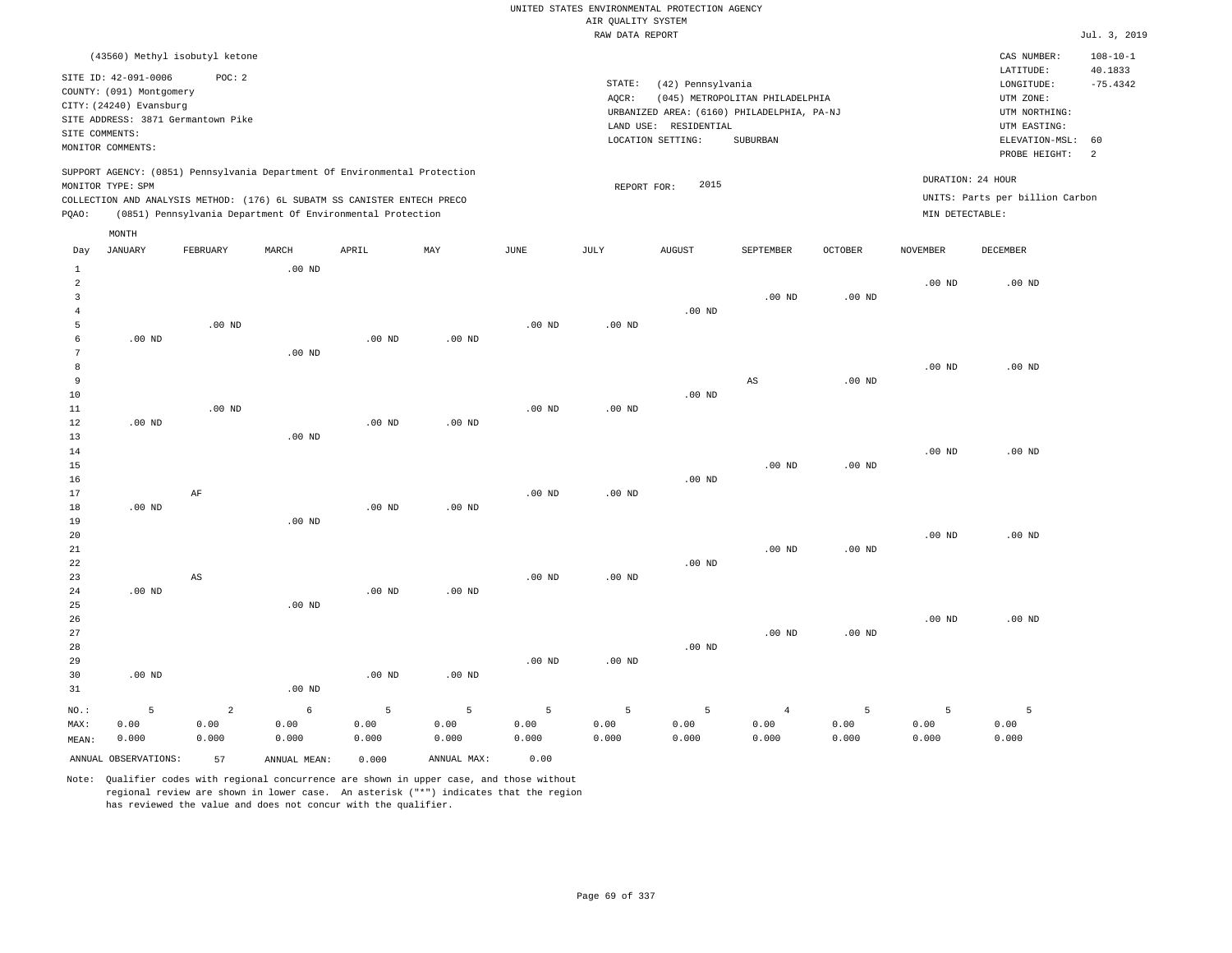UNITED STATES ENVIRONMENTAL PROTECTION AGENCY
AIR QUALITY SYSTEM
RAW DATA REPORT

Jul. 3, 2019

(43560) Methyl isobutyl ketone

SITE ID: 42-091-0006 POC: 2
COUNTY: (091) Montgomery
CITY: (24240) Evansburg
SITE ADDRESS: 3871 Germantown Pike
SITE COMMENTS:
MONITOR COMMENTS:

STATE: (42) Pennsylvania
AQCR: (045) METROPOLITAN PHILADELPHIA
URBANIZED AREA: (6160) PHILADELPHIA, PA-NJ
LAND USE: RESIDENTIAL
LOCATION SETTING: SUBURBAN

CAS NUMBER: 108-10-1
LATITUDE: 40.1833
LONGITUDE: -75.4342
UTM ZONE:
UTM NORTHING:
UTM EASTING:
ELEVATION-MSL: 60
PROBE HEIGHT: 2

SUPPORT AGENCY: (0851) Pennsylvania Department Of Environmental Protection
MONITOR TYPE: SPM
COLLECTION AND ANALYSIS METHOD: (176) 6L SUBATM SS CANISTER ENTECH PRECO
PQAO: (0851) Pennsylvania Department Of Environmental Protection

REPORT FOR: 2015

DURATION: 24 HOUR
UNITS: Parts per billion Carbon
MIN DETECTABLE:

| Day | JANUARY | FEBRUARY | MARCH | APRIL | MAY | JUNE | JULY | AUGUST | SEPTEMBER | OCTOBER | NOVEMBER | DECEMBER |
|---|---|---|---|---|---|---|---|---|---|---|---|---|
| 1 | | | .00 ND | | | | | | | | | |
| 2 | | | | | | | | | | | .00 ND | .00 ND |
| 3 | | | | | | | | | .00 ND | .00 ND | | |
| 4 | | | | | | | | .00 ND | | | | |
| 5 | | .00 ND | | | | .00 ND | .00 ND | | | | | |
| 6 | .00 ND | | | .00 ND | .00 ND | | | | | | | |
| 7 | | | .00 ND | | | | | | | | | |
| 8 | | | | | | | | | | | .00 ND | .00 ND |
| 9 | | | | | | | | | AS | .00 ND | | |
| 10 | | | | | | | | .00 ND | | | | |
| 11 | | .00 ND | | | | .00 ND | .00 ND | | | | | |
| 12 | .00 ND | | | .00 ND | .00 ND | | | | | | | |
| 13 | | | .00 ND | | | | | | | | | |
| 14 | | | | | | | | | | | .00 ND | .00 ND |
| 15 | | | | | | | | | .00 ND | .00 ND | | |
| 16 | | | | | | | | .00 ND | | | | |
| 17 | | AF | | | | .00 ND | .00 ND | | | | | |
| 18 | .00 ND | | | .00 ND | .00 ND | | | | | | | |
| 19 | | | .00 ND | | | | | | | | | |
| 20 | | | | | | | | | | | .00 ND | .00 ND |
| 21 | | | | | | | | | .00 ND | .00 ND | | |
| 22 | | | | | | | | .00 ND | | | | |
| 23 | | AS | | | | .00 ND | .00 ND | | | | | |
| 24 | .00 ND | | | .00 ND | .00 ND | | | | | | | |
| 25 | | | .00 ND | | | | | | | | | |
| 26 | | | | | | | | | | | .00 ND | .00 ND |
| 27 | | | | | | | | | .00 ND | .00 ND | | |
| 28 | | | | | | | | .00 ND | | | | |
| 29 | | | | | | .00 ND | .00 ND | | | | | |
| 30 | .00 ND | | | .00 ND | .00 ND | | | | | | | |
| 31 | | | .00 ND | | | | | | | | | |
| NO.: | 5 | 2 | 6 | 5 | 5 | 5 | 5 | 5 | 4 | 5 | 5 | 5 |
| MAX: | 0.00 | 0.00 | 0.00 | 0.00 | 0.00 | 0.00 | 0.00 | 0.00 | 0.00 | 0.00 | 0.00 | 0.00 |
| MEAN: | 0.000 | 0.000 | 0.000 | 0.000 | 0.000 | 0.000 | 0.000 | 0.000 | 0.000 | 0.000 | 0.000 | 0.000 |

ANNUAL OBSERVATIONS: 57 ANNUAL MEAN: 0.000 ANNUAL MAX: 0.00

Note: Qualifier codes with regional concurrence are shown in upper case, and those without regional review are shown in lower case. An asterisk ("*") indicates that the region has reviewed the value and does not concur with the qualifier.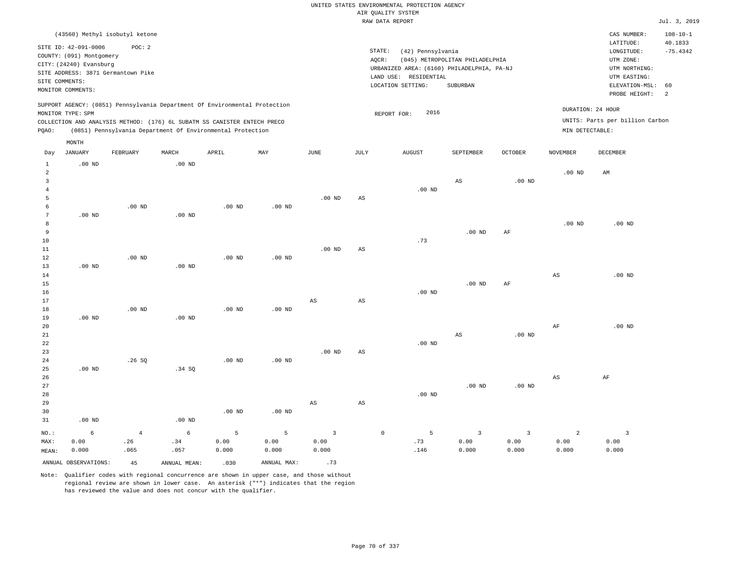UNITED STATES ENVIRONMENTAL PROTECTION AGENCY
AIR QUALITY SYSTEM
RAW DATA REPORT

Jul. 3, 2019

(43560) Methyl isobutyl ketone

SITE ID: 42-091-0006 POC: 2
COUNTY: (091) Montgomery
CITY: (24240) Evansburg
SITE ADDRESS: 3871 Germantown Pike
SITE COMMENTS:
MONITOR COMMENTS:

STATE: (42) Pennsylvania
AQCR: (045) METROPOLITAN PHILADELPHIA
URBANIZED AREA: (6160) PHILADELPHIA, PA-NJ
LAND USE: RESIDENTIAL
LOCATION SETTING: SUBURBAN

CAS NUMBER: 108-10-1
LATITUDE: 40.1833
LONGITUDE: -75.4342
UTM ZONE:
UTM NORTHING:
UTM EASTING:
ELEVATION-MSL: 60
PROBE HEIGHT: 2

SUPPORT AGENCY: (0851) Pennsylvania Department Of Environmental Protection
MONITOR TYPE: SPM
COLLECTION AND ANALYSIS METHOD: (176) 6L SUBATM SS CANISTER ENTECH PRECO
PQAO: (0851) Pennsylvania Department Of Environmental Protection

REPORT FOR: 2016

DURATION: 24 HOUR
UNITS: Parts per billion Carbon
MIN DETECTABLE:

| Day | JANUARY | FEBRUARY | MARCH | APRIL | MAY | JUNE | JULY | AUGUST | SEPTEMBER | OCTOBER | NOVEMBER | DECEMBER |
|---|---|---|---|---|---|---|---|---|---|---|---|---|
| 1 | .00 ND | | .00 ND | | | | | | | | | |
| 2 | | | | | | | | | | | .00 ND | AM |
| 3 | | | | | | | | | AS | .00 ND | | |
| 4 | | | | | | | | .00 ND | | | | |
| 5 | | | | | | .00 ND | AS | | | | | |
| 6 | | .00 ND | | .00 ND | .00 ND | | | | | | | |
| 7 | .00 ND | | .00 ND | | | | | | | | | |
| 8 | | | | | | | | | | | .00 ND | .00 ND |
| 9 | | | | | | | | | .00 ND | AF | | |
| 10 | | | | | | | | .73 | | | | |
| 11 | | | | | | .00 ND | AS | | | | | |
| 12 | | .00 ND | | .00 ND | .00 ND | | | | | | | |
| 13 | .00 ND | | .00 ND | | | | | | | | | |
| 14 | | | | | | | | | | | AS | .00 ND |
| 15 | | | | | | | | | .00 ND | AF | | |
| 16 | | | | | | | | .00 ND | | | | |
| 17 | | | | | | AS | AS | | | | | |
| 18 | | .00 ND | | .00 ND | .00 ND | | | | | | | |
| 19 | .00 ND | | .00 ND | | | | | | | | | |
| 20 | | | | | | | | | | | AF | .00 ND |
| 21 | | | | | | | | | AS | .00 ND | | |
| 22 | | | | | | | | .00 ND | | | | |
| 23 | | | | | | .00 ND | AS | | | | | |
| 24 | | .26 SQ | | .00 ND | .00 ND | | | | | | | |
| 25 | .00 ND | | .34 SQ | | | | | | | | | |
| 26 | | | | | | | | | | | AS | AF |
| 27 | | | | | | | | | .00 ND | .00 ND | | |
| 28 | | | | | | | | .00 ND | | | | |
| 29 | | | | | | AS | AS | | | | | |
| 30 | | | | .00 ND | .00 ND | | | | | | | |
| 31 | .00 ND | | .00 ND | | | | | | | | | |
| NO.: | 6 | 4 | 6 | 5 | 5 | 3 | 0 | 5 | 3 | 3 | 2 | 3 |
| MAX: | 0.00 | .26 | .34 | 0.00 | 0.00 | 0.00 | | .73 | 0.00 | 0.00 | 0.00 | 0.00 |
| MEAN: | 0.000 | .065 | .057 | 0.000 | 0.000 | 0.000 | | .146 | 0.000 | 0.000 | 0.000 | 0.000 |

ANNUAL OBSERVATIONS: 45 ANNUAL MEAN: .030 ANNUAL MAX: .73

Note: Qualifier codes with regional concurrence are shown in upper case, and those without regional review are shown in lower case. An asterisk ("*") indicates that the region has reviewed the value and does not concur with the qualifier.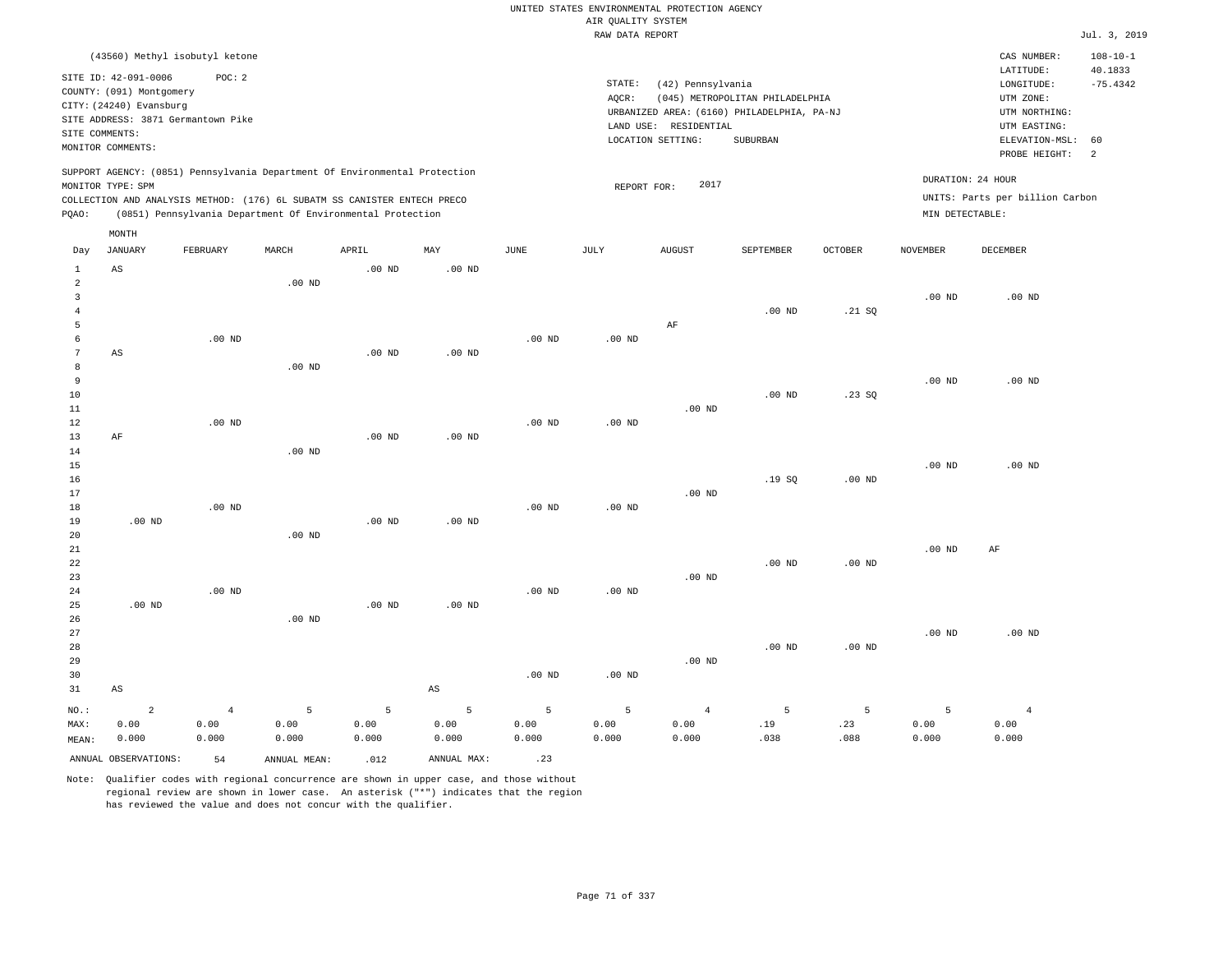UNITED STATES ENVIRONMENTAL PROTECTION AGENCY
AIR QUALITY SYSTEM
RAW DATA REPORT

Jul. 3, 2019

(43560) Methyl isobutyl ketone

SITE ID: 42-091-0006 POC: 2
COUNTY: (091) Montgomery
CITY: (24240) Evansburg
SITE ADDRESS: 3871 Germantown Pike
SITE COMMENTS:
MONITOR COMMENTS:

STATE: (42) Pennsylvania
AQCR: (045) METROPOLITAN PHILADELPHIA
URBANIZED AREA: (6160) PHILADELPHIA, PA-NJ
LAND USE: RESIDENTIAL
LOCATION SETTING: SUBURBAN

CAS NUMBER: 108-10-1
LATITUDE: 40.1833
LONGITUDE: -75.4342
UTM ZONE:
UTM NORTHING:
UTM EASTING:
ELEVATION-MSL: 60
PROBE HEIGHT: 2

SUPPORT AGENCY: (0851) Pennsylvania Department Of Environmental Protection
MONITOR TYPE: SPM
COLLECTION AND ANALYSIS METHOD: (176) 6L SUBATM SS CANISTER ENTECH PRECO
PQAO: (0851) Pennsylvania Department Of Environmental Protection

REPORT FOR: 2017

DURATION: 24 HOUR
UNITS: Parts per billion Carbon
MIN DETECTABLE:

| Day | JANUARY | FEBRUARY | MARCH | APRIL | MAY | JUNE | JULY | AUGUST | SEPTEMBER | OCTOBER | NOVEMBER | DECEMBER |
|---|---|---|---|---|---|---|---|---|---|---|---|---|
| 1 | AS | | | .00 ND | .00 ND | | | | | | | |
| 2 | | | .00 ND | | | | | | | | | |
| 3 | | | | | | | | | | | .00 ND | .00 ND |
| 4 | | | | | | | | | .00 ND | .21 SQ | | |
| 5 | | | | | | | | AF | | | | |
| 6 | | .00 ND | | | | .00 ND | .00 ND | | | | | |
| 7 | AS | | | .00 ND | .00 ND | | | | | | | |
| 8 | | | .00 ND | | | | | | | | | |
| 9 | | | | | | | | | | | .00 ND | .00 ND |
| 10 | | | | | | | | | .00 ND | .23 SQ | | |
| 11 | | | | | | | | .00 ND | | | | |
| 12 | | .00 ND | | | | .00 ND | .00 ND | | | | | |
| 13 | AF | | | .00 ND | .00 ND | | | | | | | |
| 14 | | | .00 ND | | | | | | | | | |
| 15 | | | | | | | | | | | .00 ND | .00 ND |
| 16 | | | | | | | | | .19 SQ | .00 ND | | |
| 17 | | | | | | | | .00 ND | | | | |
| 18 | | .00 ND | | | | .00 ND | .00 ND | | | | | |
| 19 | .00 ND | | | .00 ND | .00 ND | | | | | | | |
| 20 | | | .00 ND | | | | | | | | | |
| 21 | | | | | | | | | | | .00 ND | AF |
| 22 | | | | | | | | | .00 ND | .00 ND | | |
| 23 | | | | | | | | .00 ND | | | | |
| 24 | | .00 ND | | | | .00 ND | .00 ND | | | | | |
| 25 | .00 ND | | | .00 ND | .00 ND | | | | | | | |
| 26 | | | .00 ND | | | | | | | | | |
| 27 | | | | | | | | | | | .00 ND | .00 ND |
| 28 | | | | | | | | | .00 ND | .00 ND | | |
| 29 | | | | | | | | .00 ND | | | | |
| 30 | | | | | | .00 ND | .00 ND | | | | | |
| 31 | AS | | | | AS | | | | | | | |
| NO.: | 2 | 4 | 5 | 5 | 5 | 5 | 5 | 4 | 5 | 5 | 5 | 4 |
| MAX: | 0.00 | 0.00 | 0.00 | 0.00 | 0.00 | 0.00 | 0.00 | 0.00 | .19 | .23 | 0.00 | 0.00 |
| MEAN: | 0.000 | 0.000 | 0.000 | 0.000 | 0.000 | 0.000 | 0.000 | 0.000 | .038 | .088 | 0.000 | 0.000 |

ANNUAL OBSERVATIONS: 54  ANNUAL MEAN: .012  ANNUAL MAX: .23

Note: Qualifier codes with regional concurrence are shown in upper case, and those without regional review are shown in lower case. An asterisk ("*") indicates that the region has reviewed the value and does not concur with the qualifier.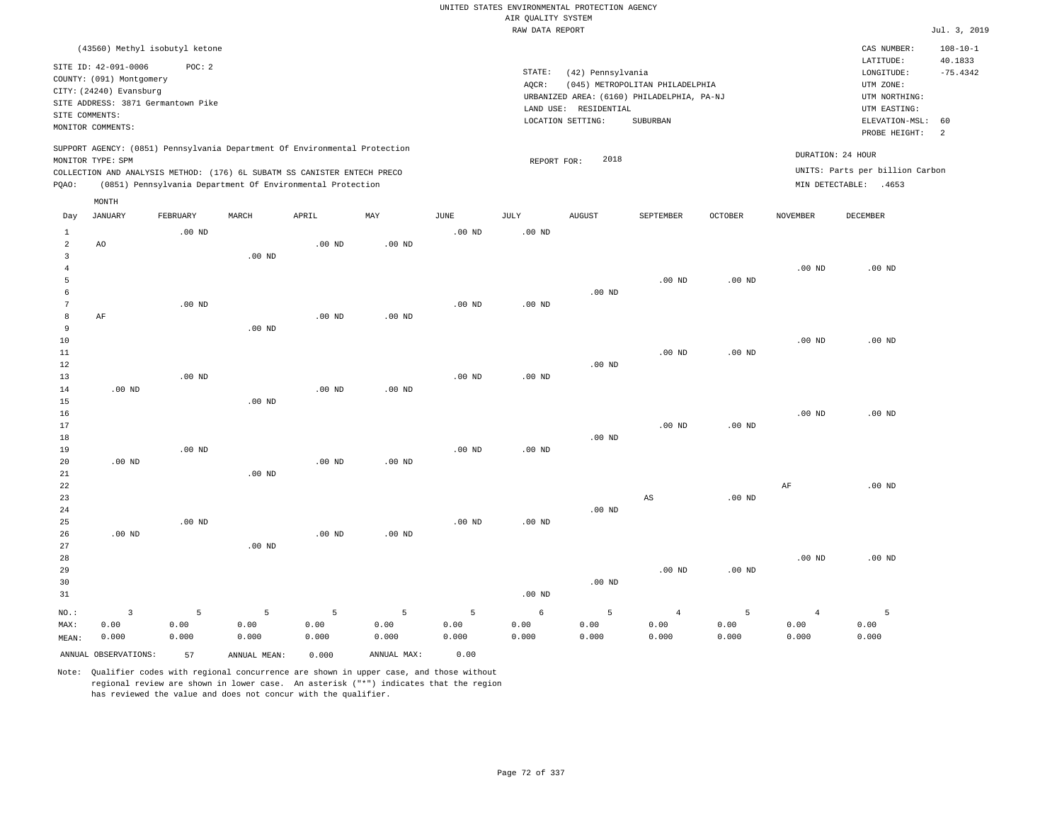UNITED STATES ENVIRONMENTAL PROTECTION AGENCY
AIR QUALITY SYSTEM
RAW DATA REPORT

Jul. 3, 2019

(43560) Methyl isobutyl ketone

SITE ID: 42-091-0006 POC: 2
COUNTY: (091) Montgomery
CITY: (24240) Evansburg
SITE ADDRESS: 3871 Germantown Pike
SITE COMMENTS:
MONITOR COMMENTS:

STATE: (42) Pennsylvania
AQCR: (045) METROPOLITAN PHILADELPHIA
URBANIZED AREA: (6160) PHILADELPHIA, PA-NJ
LAND USE: RESIDENTIAL
LOCATION SETTING: SUBURBAN

CAS NUMBER: 108-10-1
LATITUDE: 40.1833
LONGITUDE: -75.4342
UTM ZONE:
UTM NORTHING:
UTM EASTING:
ELEVATION-MSL: 60
PROBE HEIGHT: 2

SUPPORT AGENCY: (0851) Pennsylvania Department Of Environmental Protection
MONITOR TYPE: SPM
COLLECTION AND ANALYSIS METHOD: (176) 6L SUBATM SS CANISTER ENTECH PRECO
PQAO: (0851) Pennsylvania Department Of Environmental Protection

REPORT FOR: 2018

DURATION: 24 HOUR
UNITS: Parts per billion Carbon
MIN DETECTABLE: .4653

| Day | JANUARY | FEBRUARY | MARCH | APRIL | MAY | JUNE | JULY | AUGUST | SEPTEMBER | OCTOBER | NOVEMBER | DECEMBER |
|---|---|---|---|---|---|---|---|---|---|---|---|---|
| 1 | | .00 ND | | | | .00 ND | .00 ND | | | | | |
| 2 | AO | | | .00 ND | .00 ND | | | | | | | |
| 3 | | | .00 ND | | | | | | | | | |
| 4 | | | | | | | | | | | .00 ND | .00 ND |
| 5 | | | | | | | | | .00 ND | .00 ND | | |
| 6 | | | | | | | | .00 ND | | | | |
| 7 | | .00 ND | | | | .00 ND | .00 ND | | | | | |
| 8 | AF | | | .00 ND | .00 ND | | | | | | | |
| 9 | | | .00 ND | | | | | | | | | |
| 10 | | | | | | | | | | | .00 ND | .00 ND |
| 11 | | | | | | | | | .00 ND | .00 ND | | |
| 12 | | | | | | | | .00 ND | | | | |
| 13 | | .00 ND | | | | .00 ND | .00 ND | | | | | |
| 14 | .00 ND | | | .00 ND | .00 ND | | | | | | | |
| 15 | | | .00 ND | | | | | | | | | |
| 16 | | | | | | | | | | | .00 ND | .00 ND |
| 17 | | | | | | | | | .00 ND | .00 ND | | |
| 18 | | | | | | | | .00 ND | | | | |
| 19 | | .00 ND | | | | .00 ND | .00 ND | | | | | |
| 20 | .00 ND | | | .00 ND | .00 ND | | | | | | | |
| 21 | | | .00 ND | | | | | | | | | |
| 22 | | | | | | | | | | | AF | .00 ND |
| 23 | | | | | | | | | AS | .00 ND | | |
| 24 | | | | | | | | .00 ND | | | | |
| 25 | | .00 ND | | | | .00 ND | .00 ND | | | | | |
| 26 | .00 ND | | | .00 ND | .00 ND | | | | | | | |
| 27 | | | .00 ND | | | | | | | | | |
| 28 | | | | | | | | | | | .00 ND | .00 ND |
| 29 | | | | | | | | | .00 ND | .00 ND | | |
| 30 | | | | | | | | .00 ND | | | | |
| 31 | | | | | | | .00 ND | | | | | |
| NO.: | 3 | 5 | 5 | 5 | 5 | 5 | 6 | 5 | 4 | 5 | 4 | 5 |
| MAX: | 0.00 | 0.00 | 0.00 | 0.00 | 0.00 | 0.00 | 0.00 | 0.00 | 0.00 | 0.00 | 0.00 | 0.00 |
| MEAN: | 0.000 | 0.000 | 0.000 | 0.000 | 0.000 | 0.000 | 0.000 | 0.000 | 0.000 | 0.000 | 0.000 | 0.000 |

ANNUAL OBSERVATIONS: 57 ANNUAL MEAN: 0.000 ANNUAL MAX: 0.00

Note: Qualifier codes with regional concurrence are shown in upper case, and those without regional review are shown in lower case. An asterisk ("*") indicates that the region has reviewed the value and does not concur with the qualifier.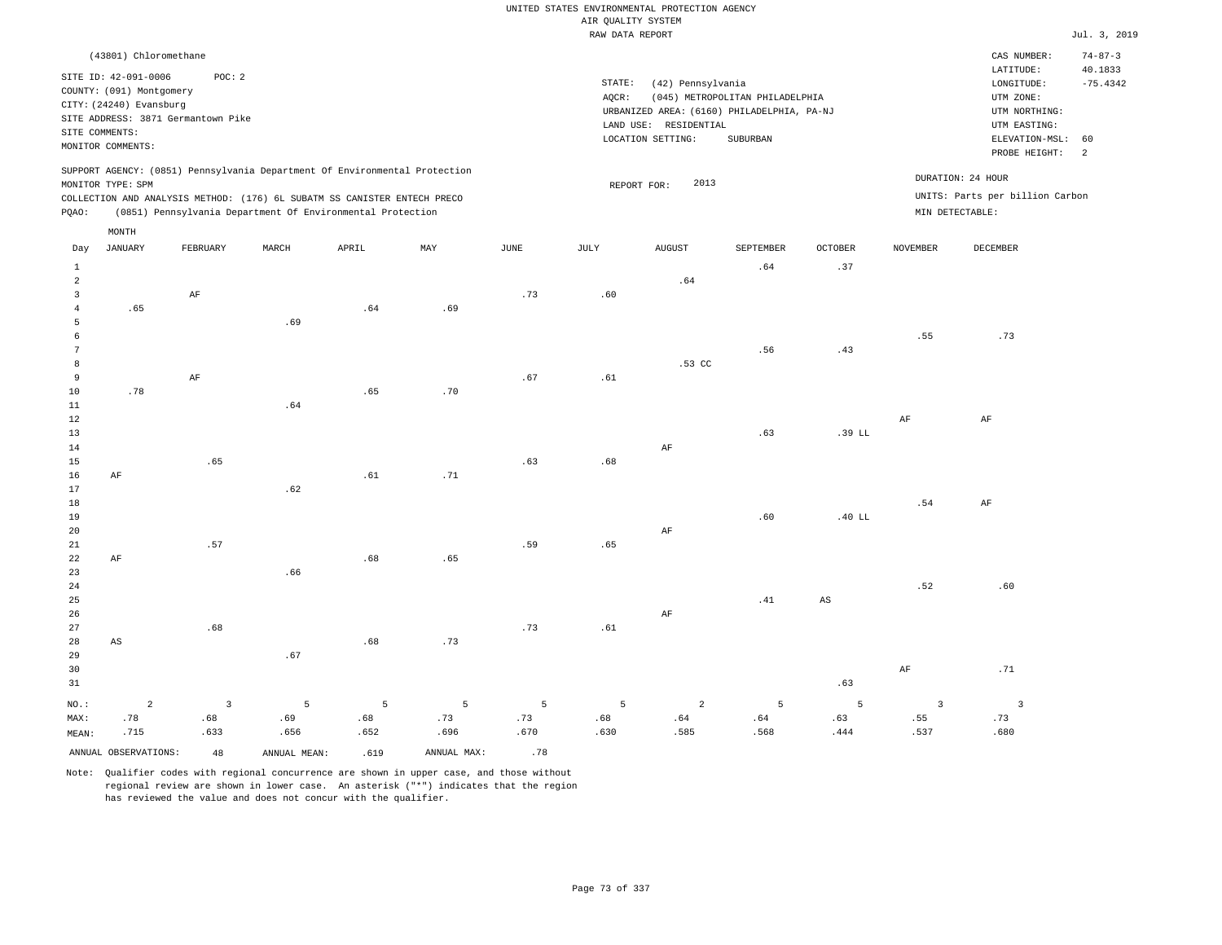UNITED STATES ENVIRONMENTAL PROTECTION AGENCY
AIR QUALITY SYSTEM
RAW DATA REPORT

Jul. 3, 2019

(43801) Chloromethane

SITE ID: 42-091-0006 POC: 2
COUNTY: (091) Montgomery
CITY: (24240) Evansburg
SITE ADDRESS: 3871 Germantown Pike
SITE COMMENTS:
MONITOR COMMENTS:

STATE: (42) Pennsylvania
AQCR: (045) METROPOLITAN PHILADELPHIA
URBANIZED AREA: (6160) PHILADELPHIA, PA-NJ
LAND USE: RESIDENTIAL
LOCATION SETTING: SUBURBAN

CAS NUMBER: 74-87-3
LATITUDE: 40.1833
LONGITUDE: -75.4342
UTM ZONE:
UTM NORTHING:
UTM EASTING:
ELEVATION-MSL: 60
PROBE HEIGHT: 2

SUPPORT AGENCY: (0851) Pennsylvania Department Of Environmental Protection
MONITOR TYPE: SPM
COLLECTION AND ANALYSIS METHOD: (176) 6L SUBATM SS CANISTER ENTECH PRECO
PQAO: (0851) Pennsylvania Department Of Environmental Protection

REPORT FOR: 2013

DURATION: 24 HOUR
UNITS: Parts per billion Carbon
MIN DETECTABLE:

| Day | JANUARY | FEBRUARY | MARCH | APRIL | MAY | JUNE | JULY | AUGUST | SEPTEMBER | OCTOBER | NOVEMBER | DECEMBER |
|---|---|---|---|---|---|---|---|---|---|---|---|---|
| 1 | | | | | | | | | .64 | .37 | | |
| 2 | | | | | | | | .64 | | | | |
| 3 | | AF | | | | .73 | .60 | | | | | |
| 4 | .65 | | | .64 | .69 | | | | | | | |
| 5 | | | .69 | | | | | | | | | |
| 6 | | | | | | | | | | | .55 | .73 |
| 7 | | | | | | | | | .56 | .43 | | |
| 8 | | | | | | | | .53 CC | | | | |
| 9 | | AF | | | | .67 | .61 | | | | | |
| 10 | .78 | | | .65 | .70 | | | | | | | |
| 11 | | | .64 | | | | | | | | | |
| 12 | | | | | | | | | | | AF | AF |
| 13 | | | | | | | | | .63 | .39 LL | | |
| 14 | | | | | | | | AF | | | | |
| 15 | | .65 | | | | .63 | .68 | | | | | |
| 16 | AF | | | .61 | .71 | | | | | | | |
| 17 | | | .62 | | | | | | | | | |
| 18 | | | | | | | | | | | .54 | AF |
| 19 | | | | | | | | | .60 | .40 LL | | |
| 20 | | | | | | | | AF | | | | |
| 21 | | .57 | | | | .59 | .65 | | | | | |
| 22 | AF | | | .68 | .65 | | | | | | | |
| 23 | | | .66 | | | | | | | | | |
| 24 | | | | | | | | | | | .52 | .60 |
| 25 | | | | | | | | | .41 | AS | | |
| 26 | | | | | | | | AF | | | | |
| 27 | | .68 | | | | .73 | .61 | | | | | |
| 28 | AS | | | .68 | .73 | | | | | | | |
| 29 | | | .67 | | | | | | | | | |
| 30 | | | | | | | | | | | AF | .71 |
| 31 | | | | | | | | | | .63 | | |
| NO.: | 2 | 3 | 5 | 5 | 5 | 5 | 5 | 2 | 5 | 5 | 3 | 3 |
| MAX: | .78 | .68 | .69 | .68 | .73 | .73 | .68 | .64 | .64 | .63 | .55 | .73 |
| MEAN: | .715 | .633 | .656 | .652 | .696 | .670 | .630 | .585 | .568 | .444 | .537 | .680 |

ANNUAL OBSERVATIONS: 48 ANNUAL MEAN: .619 ANNUAL MAX: .78

Note: Qualifier codes with regional concurrence are shown in upper case, and those without regional review are shown in lower case. An asterisk ("*") indicates that the region has reviewed the value and does not concur with the qualifier.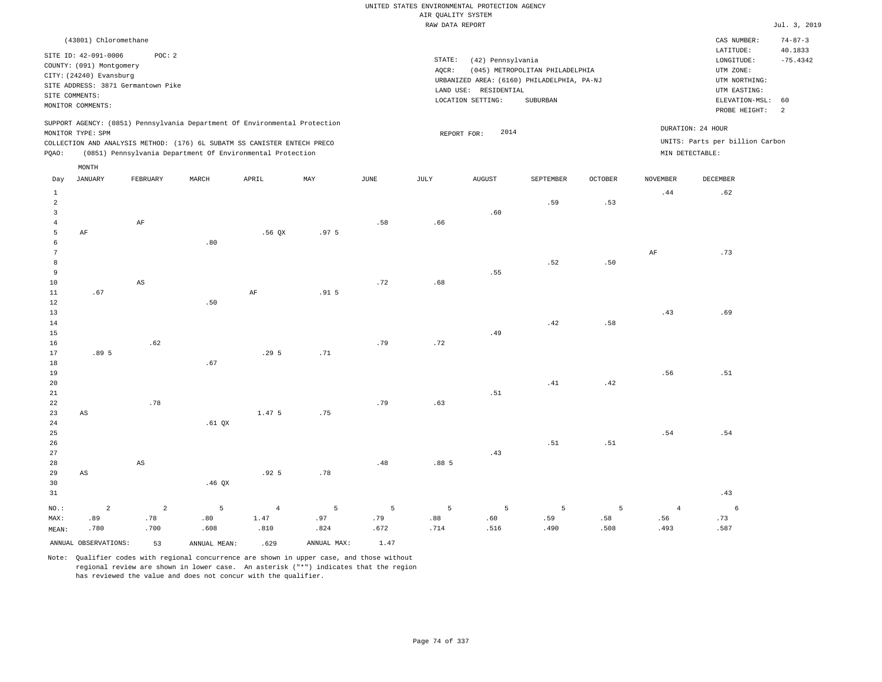UNITED STATES ENVIRONMENTAL PROTECTION AGENCY
AIR QUALITY SYSTEM
RAW DATA REPORT

Jul. 3, 2019

(43801) Chloromethane

SITE ID: 42-091-0006 POC: 2
COUNTY: (091) Montgomery
CITY: (24240) Evansburg
SITE ADDRESS: 3871 Germantown Pike
SITE COMMENTS:
MONITOR COMMENTS:

STATE: (42) Pennsylvania
AQCR: (045) METROPOLITAN PHILADELPHIA
URBANIZED AREA: (6160) PHILADELPHIA, PA-NJ
LAND USE: RESIDENTIAL
LOCATION SETTING: SUBURBAN

CAS NUMBER: 74-87-3
LATITUDE: 40.1833
LONGITUDE: -75.4342
UTM ZONE:
UTM NORTHING:
UTM EASTING:
ELEVATION-MSL: 60
PROBE HEIGHT: 2

SUPPORT AGENCY: (0851) Pennsylvania Department Of Environmental Protection
MONITOR TYPE: SPM
COLLECTION AND ANALYSIS METHOD: (176) 6L SUBATM SS CANISTER ENTECH PRECO
PQAO: (0851) Pennsylvania Department Of Environmental Protection

REPORT FOR: 2014

DURATION: 24 HOUR
UNITS: Parts per billion Carbon
MIN DETECTABLE:

| Day | JANUARY | FEBRUARY | MARCH | APRIL | MAY | JUNE | JULY | AUGUST | SEPTEMBER | OCTOBER | NOVEMBER | DECEMBER |
|---|---|---|---|---|---|---|---|---|---|---|---|---|
| 1 | | | | | | | | | | | .44 | .62 |
| 2 | | | | | | | | | .59 | .53 | | |
| 3 | | | | | | | | .60 | | | | |
| 4 | | AF | | | | .58 | .66 | | | | | |
| 5 | AF | | | .56 QX | .97 5 | | | | | | | |
| 6 | | | .80 | | | | | | | | | |
| 7 | | | | | | | | | | | AF | .73 |
| 8 | | | | | | | | | .52 | .50 | | |
| 9 | | | | | | | | .55 | | | | |
| 10 | | AS | | | | .72 | .68 | | | | | |
| 11 | .67 | | | AF | .91 5 | | | | | | | |
| 12 | | | .50 | | | | | | | | | |
| 13 | | | | | | | | | | | .43 | .69 |
| 14 | | | | | | | | | .42 | .58 | | |
| 15 | | | | | | | | .49 | | | | |
| 16 | | .62 | | | | .79 | .72 | | | | | |
| 17 | .89 5 | | | .29 5 | .71 | | | | | | | |
| 18 | | | .67 | | | | | | | | | |
| 19 | | | | | | | | | | | .56 | .51 |
| 20 | | | | | | | | | .41 | .42 | | |
| 21 | | | | | | | | .51 | | | | |
| 22 | | .78 | | | | .79 | .63 | | | | | |
| 23 | AS | | | 1.47 5 | .75 | | | | | | | |
| 24 | | | .61 QX | | | | | | | | | |
| 25 | | | | | | | | | | | .54 | .54 |
| 26 | | | | | | | | | .51 | .51 | | |
| 27 | | | | | | | | .43 | | | | |
| 28 | | AS | | | | .48 | .88 5 | | | | | |
| 29 | AS | | | .92 5 | .78 | | | | | | | |
| 30 | | | .46 QX | | | | | | | | | |
| 31 | | | | | | | | | | | | .43 |
| NO.: | 2 | 2 | 5 | 4 | 5 | 5 | 5 | 5 | 5 | 5 | 4 | 6 |
| MAX: | .89 | .78 | .80 | 1.47 | .97 | .79 | .88 | .60 | .59 | .58 | .56 | .73 |
| MEAN: | .780 | .700 | .608 | .810 | .824 | .672 | .714 | .516 | .490 | .508 | .493 | .587 |

ANNUAL OBSERVATIONS: 53 ANNUAL MEAN: .629 ANNUAL MAX: 1.47

Note: Qualifier codes with regional concurrence are shown in upper case, and those without regional review are shown in lower case. An asterisk ("*") indicates that the region has reviewed the value and does not concur with the qualifier.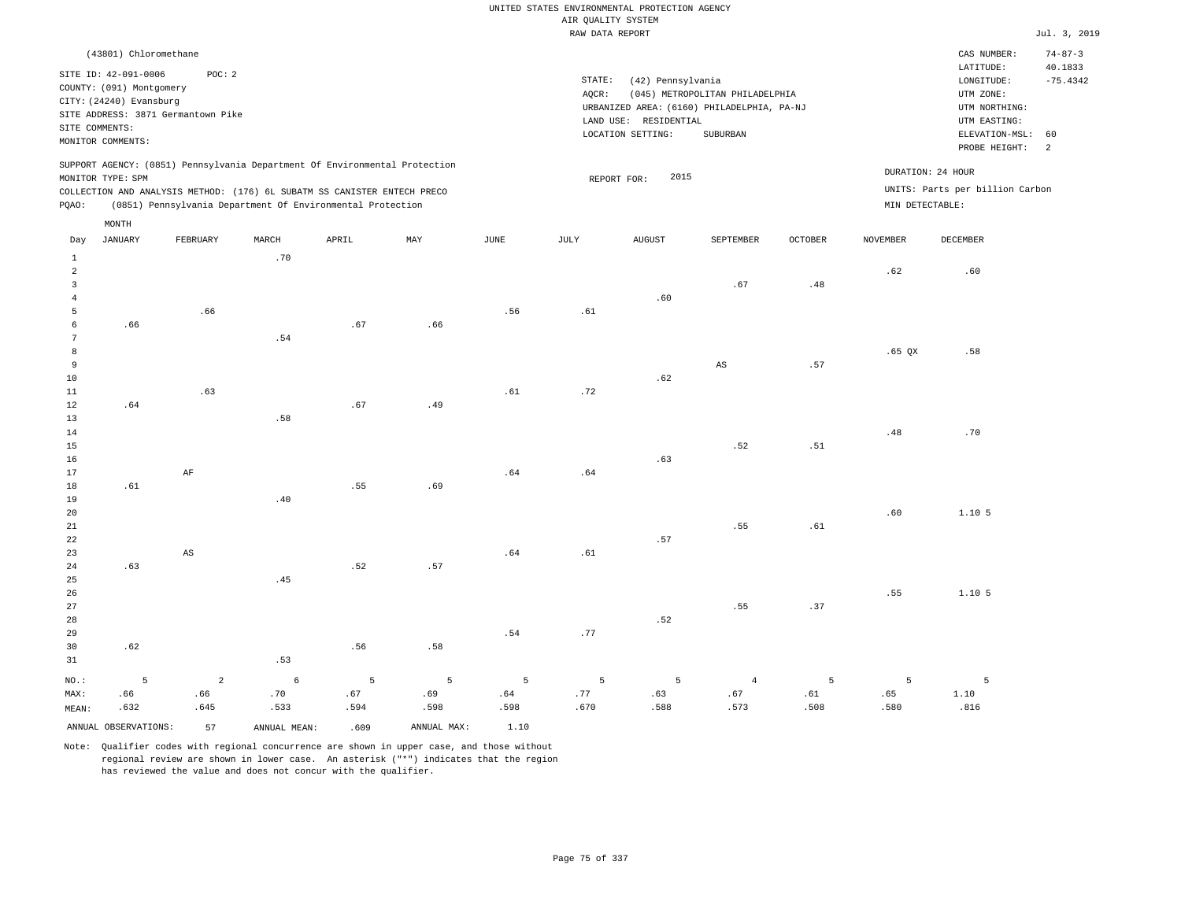UNITED STATES ENVIRONMENTAL PROTECTION AGENCY
AIR QUALITY SYSTEM
RAW DATA REPORT

Jul. 3, 2019

(43801) Chloromethane

SITE ID: 42-091-0006 POC: 2
COUNTY: (091) Montgomery
CITY: (24240) Evansburg
SITE ADDRESS: 3871 Germantown Pike
SITE COMMENTS:
MONITOR COMMENTS:

STATE: (42) Pennsylvania
AQCR: (045) METROPOLITAN PHILADELPHIA
URBANIZED AREA: (6160) PHILADELPHIA, PA-NJ
LAND USE: RESIDENTIAL
LOCATION SETTING: SUBURBAN

CAS NUMBER: 74-87-3
LATITUDE: 40.1833
LONGITUDE: -75.4342
UTM ZONE:
UTM NORTHING:
UTM EASTING:
ELEVATION-MSL: 60
PROBE HEIGHT: 2

SUPPORT AGENCY: (0851) Pennsylvania Department Of Environmental Protection
MONITOR TYPE: SPM
COLLECTION AND ANALYSIS METHOD: (176) 6L SUBATM SS CANISTER ENTECH PRECO
PQAO: (0851) Pennsylvania Department Of Environmental Protection

REPORT FOR: 2015

DURATION: 24 HOUR
UNITS: Parts per billion Carbon
MIN DETECTABLE:

| Day | JANUARY | FEBRUARY | MARCH | APRIL | MAY | JUNE | JULY | AUGUST | SEPTEMBER | OCTOBER | NOVEMBER | DECEMBER |
|---|---|---|---|---|---|---|---|---|---|---|---|---|
| 1 | | | .70 | | | | | | | | | |
| 2 | | | | | | | | | | | .62 | .60 |
| 3 | | | | | | | | | .67 | .48 | | |
| 4 | | | | | | | | .60 | | | | |
| 5 | | .66 | | | | .56 | .61 | | | | | |
| 6 | .66 | | | .67 | .66 | | | | | | | |
| 7 | | | .54 | | | | | | | | | |
| 8 | | | | | | | | | | | .65 QX | .58 |
| 9 | | | | | | | | | AS | .57 | | |
| 10 | | | | | | | | .62 | | | | |
| 11 | | .63 | | | | .61 | .72 | | | | | |
| 12 | .64 | | | .67 | .49 | | | | | | | |
| 13 | | | .58 | | | | | | | | | |
| 14 | | | | | | | | | | | .48 | .70 |
| 15 | | | | | | | | | .52 | .51 | | |
| 16 | | | | | | | | .63 | | | | |
| 17 | | AF | | | | .64 | .64 | | | | | |
| 18 | .61 | | | .55 | .69 | | | | | | | |
| 19 | | | .40 | | | | | | | | | |
| 20 | | | | | | | | | | | .60 | 1.10 5 |
| 21 | | | | | | | | | .55 | .61 | | |
| 22 | | | | | | | | .57 | | | | |
| 23 | | AS | | | | .64 | .61 | | | | | |
| 24 | .63 | | | .52 | .57 | | | | | | | |
| 25 | | | .45 | | | | | | | | | |
| 26 | | | | | | | | | | | .55 | 1.10 5 |
| 27 | | | | | | | | | .55 | .37 | | |
| 28 | | | | | | | | .52 | | | | |
| 29 | | | | | | .54 | .77 | | | | | |
| 30 | .62 | | | .56 | .58 | | | | | | | |
| 31 | | | .53 | | | | | | | | | |
| NO.: | 5 | 2 | 6 | 5 | 5 | 5 | 5 | 5 | 4 | 5 | 5 | 5 |
| MAX: | .66 | .66 | .70 | .67 | .69 | .64 | .77 | .63 | .67 | .61 | .65 | 1.10 |
| MEAN: | .632 | .645 | .533 | .594 | .598 | .598 | .670 | .588 | .573 | .508 | .580 | .816 |

ANNUAL OBSERVATIONS: 57 ANNUAL MEAN: .609 ANNUAL MAX: 1.10

Note: Qualifier codes with regional concurrence are shown in upper case, and those without regional review are shown in lower case. An asterisk ("*") indicates that the region has reviewed the value and does not concur with the qualifier.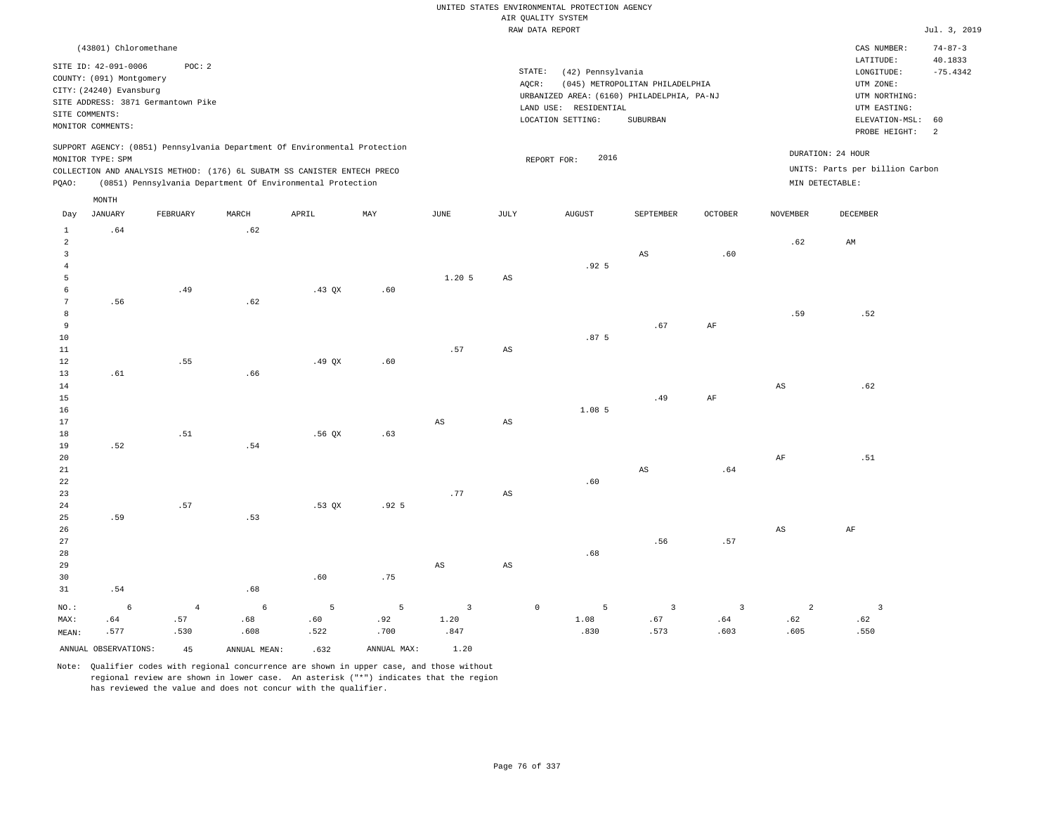UNITED STATES ENVIRONMENTAL PROTECTION AGENCY
AIR QUALITY SYSTEM
RAW DATA REPORT

Jul. 3, 2019

(43801) Chloromethane

SITE ID: 42-091-0006    POC: 2
COUNTY: (091) Montgomery
CITY: (24240) Evansburg
SITE ADDRESS: 3871 Germantown Pike
SITE COMMENTS:
MONITOR COMMENTS:

STATE: (42) Pennsylvania
AQCR: (045) METROPOLITAN PHILADELPHIA
URBANIZED AREA: (6160) PHILADELPHIA, PA-NJ
LAND USE: RESIDENTIAL
LOCATION SETTING: SUBURBAN

CAS NUMBER: 74-87-3
LATITUDE: 40.1833
LONGITUDE: -75.4342
UTM ZONE:
UTM NORTHING:
UTM EASTING:
ELEVATION-MSL: 60
PROBE HEIGHT: 2

SUPPORT AGENCY: (0851) Pennsylvania Department Of Environmental Protection
MONITOR TYPE: SPM
COLLECTION AND ANALYSIS METHOD: (176) 6L SUBATM SS CANISTER ENTECH PRECO
PQAO: (0851) Pennsylvania Department Of Environmental Protection

REPORT FOR: 2016

DURATION: 24 HOUR
UNITS: Parts per billion Carbon
MIN DETECTABLE:

| Day | JANUARY | FEBRUARY | MARCH | APRIL | MAY | JUNE | JULY | AUGUST | SEPTEMBER | OCTOBER | NOVEMBER | DECEMBER |
|---|---|---|---|---|---|---|---|---|---|---|---|---|
| 1 | .64 | | .62 | | | | | | | | | |
| 2 | | | | | | | | | | | .62 | AM |
| 3 | | | | | | | | | AS | .60 | | |
| 4 | | | | | | | | .92 5 | | | | |
| 5 | | | | | | 1.20 5 | AS | | | | | |
| 6 | | .49 | | .43 QX | .60 | | | | | | | |
| 7 | .56 | | .62 | | | | | | | | | |
| 8 | | | | | | | | | | | .59 | .52 |
| 9 | | | | | | | | | .67 | AF | | |
| 10 | | | | | | | | .87 5 | | | | |
| 11 | | | | | | .57 | AS | | | | | |
| 12 | | .55 | | .49 QX | .60 | | | | | | | |
| 13 | .61 | | .66 | | | | | | | | | |
| 14 | | | | | | | | | | | AS | .62 |
| 15 | | | | | | | | | .49 | AF | | |
| 16 | | | | | | | | 1.08 5 | | | | |
| 17 | | | | | | AS | AS | | | | | |
| 18 | | .51 | | .56 QX | .63 | | | | | | | |
| 19 | .52 | | .54 | | | | | | | | | |
| 20 | | | | | | | | | | | AF | .51 |
| 21 | | | | | | | | | AS | .64 | | |
| 22 | | | | | | | | .60 | | | | |
| 23 | | | | | | .77 | AS | | | | | |
| 24 | | .57 | | .53 QX | .92 5 | | | | | | | |
| 25 | .59 | | .53 | | | | | | | | | |
| 26 | | | | | | | | | | | AS | AF |
| 27 | | | | | | | | | .56 | .57 | | |
| 28 | | | | | | | | .68 | | | | |
| 29 | | | | | | AS | AS | | | | | |
| 30 | | | | .60 | .75 | | | | | | | |
| 31 | .54 | | .68 | | | | | | | | | |
| NO.: | 6 | 4 | 6 | 5 | 5 | 3 | 0 | 5 | 3 | 3 | 2 | 3 |
| MAX: | .64 | .57 | .68 | .60 | .92 | 1.20 | | 1.08 | .67 | .64 | .62 | .62 |
| MEAN: | .577 | .530 | .608 | .522 | .700 | .847 | | .830 | .573 | .603 | .605 | .550 |

ANNUAL OBSERVATIONS: 45    ANNUAL MEAN: .632    ANNUAL MAX: 1.20

Note: Qualifier codes with regional concurrence are shown in upper case, and those without regional review are shown in lower case. An asterisk ("*") indicates that the region has reviewed the value and does not concur with the qualifier.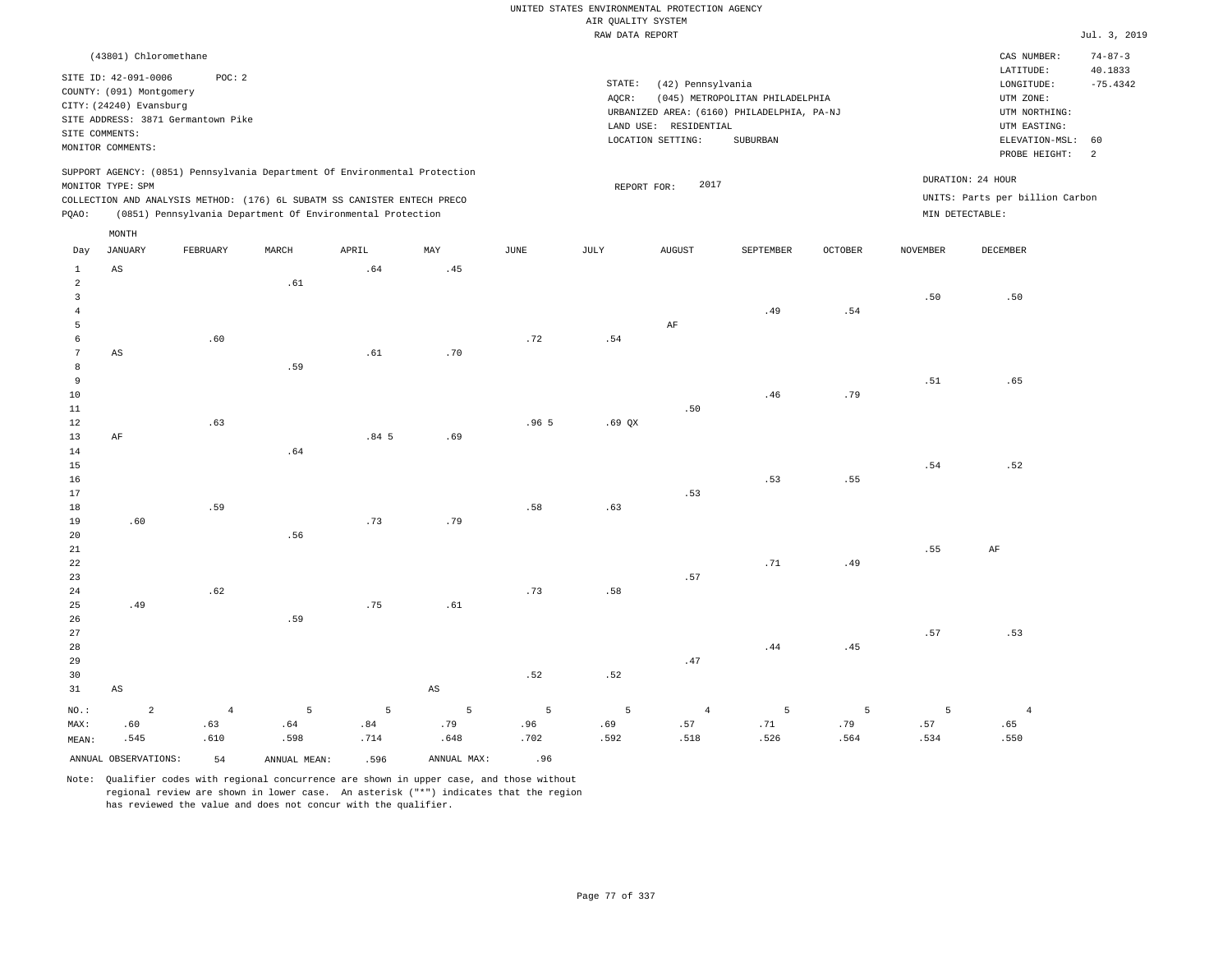UNITED STATES ENVIRONMENTAL PROTECTION AGENCY
AIR QUALITY SYSTEM
RAW DATA REPORT

Jul. 3, 2019

(43801) Chloromethane

SITE ID: 42-091-0006 POC: 2
COUNTY: (091) Montgomery
CITY: (24240) Evansburg
SITE ADDRESS: 3871 Germantown Pike
SITE COMMENTS:
MONITOR COMMENTS:

STATE: (42) Pennsylvania
AQCR: (045) METROPOLITAN PHILADELPHIA
URBANIZED AREA: (6160) PHILADELPHIA, PA-NJ
LAND USE: RESIDENTIAL
LOCATION SETTING: SUBURBAN

CAS NUMBER: 74-87-3
LATITUDE: 40.1833
LONGITUDE: -75.4342
UTM ZONE:
UTM NORTHING:
UTM EASTING:
ELEVATION-MSL: 60
PROBE HEIGHT: 2

SUPPORT AGENCY: (0851) Pennsylvania Department Of Environmental Protection
MONITOR TYPE: SPM
COLLECTION AND ANALYSIS METHOD: (176) 6L SUBATM SS CANISTER ENTECH PRECO
PQAO: (0851) Pennsylvania Department Of Environmental Protection

REPORT FOR: 2017

DURATION: 24 HOUR
UNITS: Parts per billion Carbon
MIN DETECTABLE:

| Day | JANUARY | FEBRUARY | MARCH | APRIL | MAY | JUNE | JULY | AUGUST | SEPTEMBER | OCTOBER | NOVEMBER | DECEMBER |
|---|---|---|---|---|---|---|---|---|---|---|---|---|
| 1 | AS | | | .64 | .45 | | | | | | | |
| 2 | | | .61 | | | | | | | | | |
| 3 | | | | | | | | | | | .50 | .50 |
| 4 | | | | | | | | | .49 | .54 | | |
| 5 | | | | | | | | AF | | | | |
| 6 | | .60 | | | | .72 | .54 | | | | | |
| 7 | AS | | | .61 | .70 | | | | | | | |
| 8 | | | .59 | | | | | | | | | |
| 9 | | | | | | | | | | | .51 | .65 |
| 10 | | | | | | | | | .46 | .79 | | |
| 11 | | | | | | | | .50 | | | | |
| 12 | | .63 | | | | .96 5 | .69 QX | | | | | |
| 13 | AF | | | .84 5 | .69 | | | | | | | |
| 14 | | | .64 | | | | | | | | | |
| 15 | | | | | | | | | | | .54 | .52 |
| 16 | | | | | | | | | .53 | .55 | | |
| 17 | | | | | | | | .53 | | | | |
| 18 | | .59 | | | | .58 | .63 | | | | | |
| 19 | .60 | | | .73 | .79 | | | | | | | |
| 20 | | | .56 | | | | | | | | | |
| 21 | | | | | | | | | | | .55 | AF |
| 22 | | | | | | | | | .71 | .49 | | |
| 23 | | | | | | | | .57 | | | | |
| 24 | | .62 | | | | .73 | .58 | | | | | |
| 25 | .49 | | | .75 | .61 | | | | | | | |
| 26 | | | .59 | | | | | | | | | |
| 27 | | | | | | | | | | | .57 | .53 |
| 28 | | | | | | | | | .44 | .45 | | |
| 29 | | | | | | | | .47 | | | | |
| 30 | | | | | | .52 | .52 | | | | | |
| 31 | AS | | | | AS | | | | | | | |
| NO.: | 2 | 4 | 5 | 5 | 5 | 5 | 5 | 4 | 5 | 5 | 5 | 4 |
| MAX: | .60 | .63 | .64 | .84 | .79 | .96 | .69 | .57 | .71 | .79 | .57 | .65 |
| MEAN: | .545 | .610 | .598 | .714 | .648 | .702 | .592 | .518 | .526 | .564 | .534 | .550 |

ANNUAL OBSERVATIONS: 54 ANNUAL MEAN: .596 ANNUAL MAX: .96

Note: Qualifier codes with regional concurrence are shown in upper case, and those without regional review are shown in lower case. An asterisk ("*") indicates that the region has reviewed the value and does not concur with the qualifier.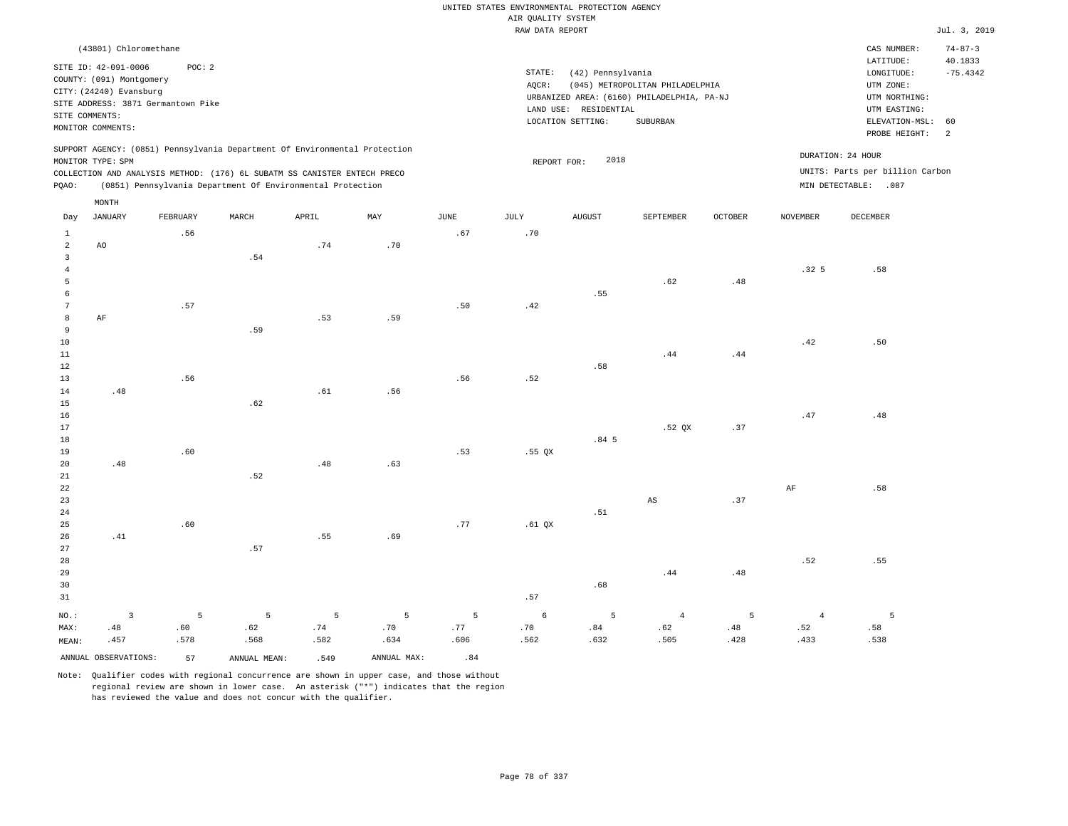UNITED STATES ENVIRONMENTAL PROTECTION AGENCY
AIR QUALITY SYSTEM
RAW DATA REPORT

Jul. 3, 2019

(43801) Chloromethane

SITE ID: 42-091-0006 POC: 2
COUNTY: (091) Montgomery
CITY: (24240) Evansburg
SITE ADDRESS: 3871 Germantown Pike
SITE COMMENTS:
MONITOR COMMENTS:

STATE: (42) Pennsylvania
AQCR: (045) METROPOLITAN PHILADELPHIA
URBANIZED AREA: (6160) PHILADELPHIA, PA-NJ
LAND USE: RESIDENTIAL
LOCATION SETTING: SUBURBAN

CAS NUMBER: 74-87-3
LATITUDE: 40.1833
LONGITUDE: -75.4342
UTM ZONE:
UTM NORTHING:
UTM EASTING:
ELEVATION-MSL: 60
PROBE HEIGHT: 2

SUPPORT AGENCY: (0851) Pennsylvania Department Of Environmental Protection
MONITOR TYPE: SPM
COLLECTION AND ANALYSIS METHOD: (176) 6L SUBATM SS CANISTER ENTECH PRECO
PQAO: (0851) Pennsylvania Department Of Environmental Protection

REPORT FOR: 2018

DURATION: 24 HOUR
UNITS: Parts per billion Carbon
MIN DETECTABLE: .087

| Day | JANUARY | FEBRUARY | MARCH | APRIL | MAY | JUNE | JULY | AUGUST | SEPTEMBER | OCTOBER | NOVEMBER | DECEMBER |
|---|---|---|---|---|---|---|---|---|---|---|---|---|
| 1 | | .56 | | | | .67 | .70 | | | | | |
| 2 | AO | | | .74 | .70 | | | | | | | |
| 3 | | | .54 | | | | | | | | | |
| 4 | | | | | | | | | | | .32 5 | .58 |
| 5 | | | | | | | | | .62 | .48 | | |
| 6 | | | | | | | | .55 | | | | |
| 7 | | .57 | | | | .50 | .42 | | | | | |
| 8 | AF | | | .53 | .59 | | | | | | | |
| 9 | | | .59 | | | | | | | | | |
| 10 | | | | | | | | | | | .42 | .50 |
| 11 | | | | | | | | | .44 | .44 | | |
| 12 | | | | | | | | .58 | | | | |
| 13 | | .56 | | | | .56 | .52 | | | | | |
| 14 | .48 | | | .61 | .56 | | | | | | | |
| 15 | | | .62 | | | | | | | | | |
| 16 | | | | | | | | | | | .47 | .48 |
| 17 | | | | | | | | | .52 QX | .37 | | |
| 18 | | | | | | | | .84 5 | | | | |
| 19 | | .60 | | | | .53 | .55 QX | | | | | |
| 20 | .48 | | | .48 | .63 | | | | | | | |
| 21 | | | .52 | | | | | | | | | |
| 22 | | | | | | | | | | | AF | .58 |
| 23 | | | | | | | | | AS | .37 | | |
| 24 | | | | | | | | .51 | | | | |
| 25 | | .60 | | | | .77 | .61 QX | | | | | |
| 26 | .41 | | | .55 | .69 | | | | | | | |
| 27 | | | .57 | | | | | | | | | |
| 28 | | | | | | | | | | | .52 | .55 |
| 29 | | | | | | | | | .44 | .48 | | |
| 30 | | | | | | | | .68 | | | | |
| 31 | | | | | | | .57 | | | | | |
| NO.: | 3 | 5 | 5 | 5 | 5 | 5 | 6 | 5 | 4 | 5 | 4 | 5 |
| MAX: | .48 | .60 | .62 | .74 | .70 | .77 | .70 | .84 | .62 | .48 | .52 | .58 |
| MEAN: | .457 | .578 | .568 | .582 | .634 | .606 | .562 | .632 | .505 | .428 | .433 | .538 |

ANNUAL OBSERVATIONS: 57 ANNUAL MEAN: .549 ANNUAL MAX: .84

Note: Qualifier codes with regional concurrence are shown in upper case, and those without regional review are shown in lower case. An asterisk ("*") indicates that the region has reviewed the value and does not concur with the qualifier.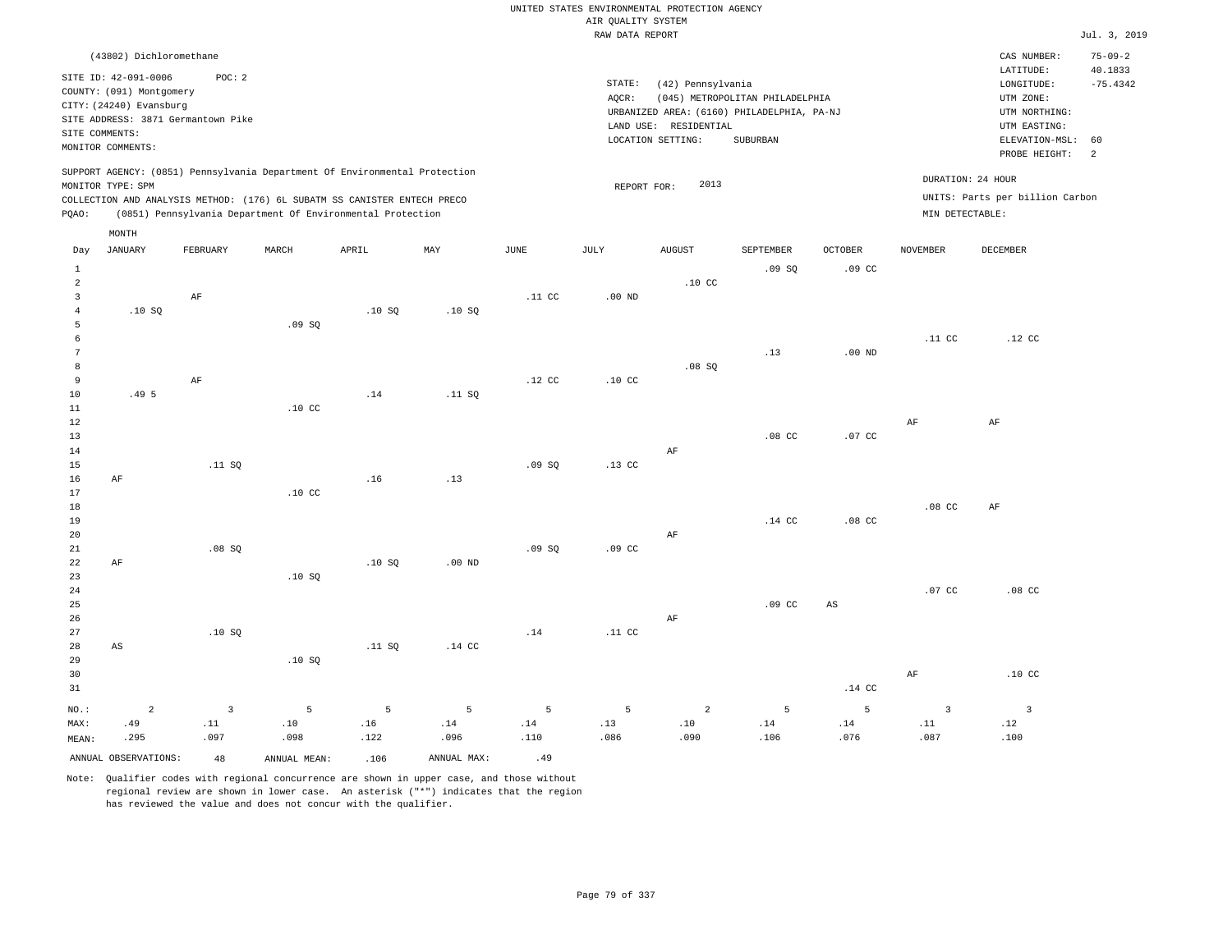UNITED STATES ENVIRONMENTAL PROTECTION AGENCY
AIR QUALITY SYSTEM
RAW DATA REPORT

Jul. 3, 2019

(43802) Dichloromethane

SITE ID: 42-091-0006 POC: 2
COUNTY: (091) Montgomery
CITY: (24240) Evansburg
SITE ADDRESS: 3871 Germantown Pike
SITE COMMENTS:
MONITOR COMMENTS:

STATE: (42) Pennsylvania
AQCR: (045) METROPOLITAN PHILADELPHIA
URBANIZED AREA: (6160) PHILADELPHIA, PA-NJ
LAND USE: RESIDENTIAL
LOCATION SETTING: SUBURBAN

CAS NUMBER: 75-09-2
LATITUDE: 40.1833
LONGITUDE: -75.4342
UTM ZONE:
UTM NORTHING:
UTM EASTING:
ELEVATION-MSL: 60
PROBE HEIGHT: 2

SUPPORT AGENCY: (0851) Pennsylvania Department Of Environmental Protection
MONITOR TYPE: SPM
COLLECTION AND ANALYSIS METHOD: (176) 6L SUBATM SS CANISTER ENTECH PRECO
PQAO: (0851) Pennsylvania Department Of Environmental Protection

REPORT FOR: 2013

DURATION: 24 HOUR
UNITS: Parts per billion Carbon
MIN DETECTABLE:

| Day | JANUARY | FEBRUARY | MARCH | APRIL | MAY | JUNE | JULY | AUGUST | SEPTEMBER | OCTOBER | NOVEMBER | DECEMBER |
|---|---|---|---|---|---|---|---|---|---|---|---|---|
| 1 | | | | | | | | | .09 SQ | .09 CC | | |
| 2 | | | | | | | | .10 CC | | | | |
| 3 | | AF | | | | .11 CC | .00 ND | | | | | |
| 4 | .10 SQ | | | .10 SQ | .10 SQ | | | | | | | |
| 5 | | | .09 SQ | | | | | | | | | |
| 6 | | | | | | | | | | | .11 CC | .12 CC |
| 7 | | | | | | | | | .13 | .00 ND | | |
| 8 | | | | | | | | .08 SQ | | | | |
| 9 | | AF | | | | .12 CC | .10 CC | | | | | |
| 10 | .49 5 | | | .14 | .11 SQ | | | | | | | |
| 11 | | | .10 CC | | | | | | | | | |
| 12 | | | | | | | | | | | AF | AF |
| 13 | | | | | | | | | .08 CC | .07 CC | | |
| 14 | | | | | | | | AF | | | | |
| 15 | | .11 SQ | | | | .09 SQ | .13 CC | | | | | |
| 16 | AF | | | .16 | .13 | | | | | | | |
| 17 | | | .10 CC | | | | | | | | | |
| 18 | | | | | | | | | | | .08 CC | AF |
| 19 | | | | | | | | | .14 CC | .08 CC | | |
| 20 | | | | | | | | AF | | | | |
| 21 | | .08 SQ | | | | .09 SQ | .09 CC | | | | | |
| 22 | AF | | | .10 SQ | .00 ND | | | | | | | |
| 23 | | | .10 SQ | | | | | | | | | |
| 24 | | | | | | | | | | | .07 CC | .08 CC |
| 25 | | | | | | | | | .09 CC | AS | | |
| 26 | | | | | | | | AF | | | | |
| 27 | | .10 SQ | | | | .14 | .11 CC | | | | | |
| 28 | AS | | | .11 SQ | .14 CC | | | | | | | |
| 29 | | | .10 SQ | | | | | | | | | |
| 30 | | | | | | | | | | | AF | .10 CC |
| 31 | | | | | | | | | | .14 CC | | |
| NO.: | 2 | 3 | 5 | 5 | 5 | 5 | 5 | 2 | 5 | 5 | 3 | 3 |
| MAX: | .49 | .11 | .10 | .16 | .14 | .14 | .13 | .10 | .14 | .14 | .11 | .12 |
| MEAN: | .295 | .097 | .098 | .122 | .096 | .110 | .086 | .090 | .106 | .076 | .087 | .100 |

ANNUAL OBSERVATIONS: 48 ANNUAL MEAN: .106 ANNUAL MAX: .49

Note: Qualifier codes with regional concurrence are shown in upper case, and those without regional review are shown in lower case. An asterisk ("*") indicates that the region has reviewed the value and does not concur with the qualifier.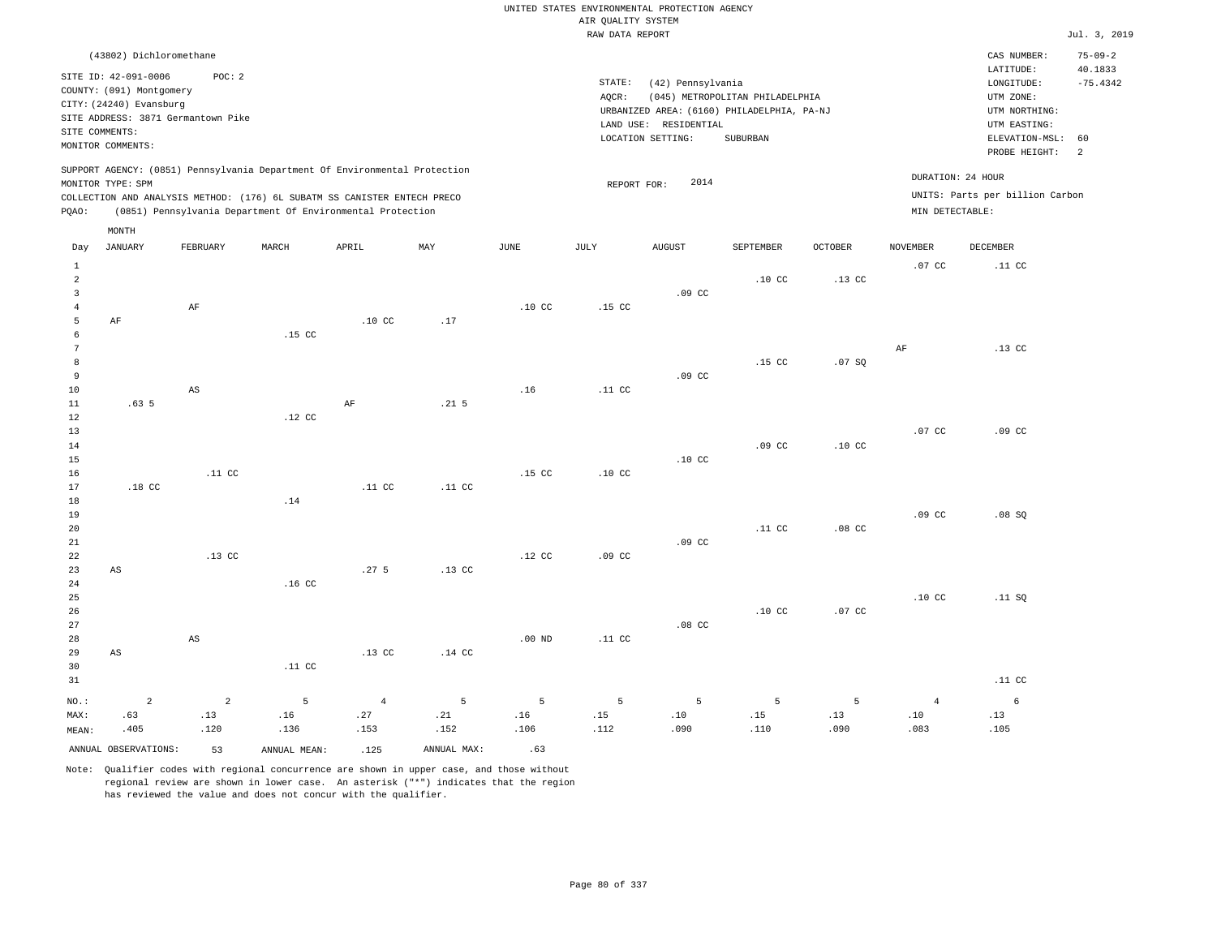UNITED STATES ENVIRONMENTAL PROTECTION AGENCY
AIR QUALITY SYSTEM
RAW DATA REPORT

Jul. 3, 2019

(43802) Dichloromethane

SITE ID: 42-091-0006 POC: 2
COUNTY: (091) Montgomery
CITY: (24240) Evansburg
SITE ADDRESS: 3871 Germantown Pike
SITE COMMENTS:
MONITOR COMMENTS:

STATE: (42) Pennsylvania
AQCR: (045) METROPOLITAN PHILADELPHIA
URBANIZED AREA: (6160) PHILADELPHIA, PA-NJ
LAND USE: RESIDENTIAL
LOCATION SETTING: SUBURBAN

CAS NUMBER: 75-09-2
LATITUDE: 40.1833
LONGITUDE: -75.4342
UTM ZONE:
UTM NORTHING:
UTM EASTING:
ELEVATION-MSL: 60
PROBE HEIGHT: 2

SUPPORT AGENCY: (0851) Pennsylvania Department Of Environmental Protection
MONITOR TYPE: SPM
COLLECTION AND ANALYSIS METHOD: (176) 6L SUBATM SS CANISTER ENTECH PRECO
PQAO: (0851) Pennsylvania Department Of Environmental Protection

REPORT FOR: 2014

DURATION: 24 HOUR
UNITS: Parts per billion Carbon
MIN DETECTABLE:

| Day | JANUARY | FEBRUARY | MARCH | APRIL | MAY | JUNE | JULY | AUGUST | SEPTEMBER | OCTOBER | NOVEMBER | DECEMBER |
|---|---|---|---|---|---|---|---|---|---|---|---|---|
| 1 | | | | | | | | | | | .07 CC | .11 CC |
| 2 | | | | | | | | | .10 CC | .13 CC | | |
| 3 | | | | | | | | .09 CC | | | | |
| 4 | | AF | | | | .10 CC | .15 CC | | | | | |
| 5 | AF | | | .10 CC | .17 | | | | | | | |
| 6 | | | .15 CC | | | | | | | | | |
| 7 | | | | | | | | | | | AF | .13 CC |
| 8 | | | | | | | | | .15 CC | .07 SQ | | |
| 9 | | | | | | | | .09 CC | | | | |
| 10 | | AS | | | | .16 | .11 CC | | | | | |
| 11 | .63 5 | | | AF | .21 5 | | | | | | | |
| 12 | | | .12 CC | | | | | | | | | |
| 13 | | | | | | | | | | | .07 CC | .09 CC |
| 14 | | | | | | | | | .09 CC | .10 CC | | |
| 15 | | | | | | | | .10 CC | | | | |
| 16 | | .11 CC | | | | .15 CC | .10 CC | | | | | |
| 17 | .18 CC | | | .11 CC | .11 CC | | | | | | | |
| 18 | | | .14 | | | | | | | | | |
| 19 | | | | | | | | | | | .09 CC | .08 SQ |
| 20 | | | | | | | | | .11 CC | .08 CC | | |
| 21 | | | | | | | | .09 CC | | | | |
| 22 | | .13 CC | | | | .12 CC | .09 CC | | | | | |
| 23 | AS | | | .27 5 | .13 CC | | | | | | | |
| 24 | | | .16 CC | | | | | | | | | |
| 25 | | | | | | | | | | | .10 CC | .11 SQ |
| 26 | | | | | | | | | .10 CC | .07 CC | | |
| 27 | | | | | | | | .08 CC | | | | |
| 28 | | AS | | | | .00 ND | .11 CC | | | | | |
| 29 | AS | | | .13 CC | .14 CC | | | | | | | |
| 30 | | | .11 CC | | | | | | | | | |
| 31 | | | | | | | | | | | | .11 CC |
| NO.: | 2 | 2 | 5 | 4 | 5 | 5 | 5 | 5 | 5 | 5 | 4 | 6 |
| MAX: | .63 | .13 | .16 | .27 | .21 | .16 | .15 | .10 | .15 | .13 | .10 | .13 |
| MEAN: | .405 | .120 | .136 | .153 | .152 | .106 | .112 | .090 | .110 | .090 | .083 | .105 |

ANNUAL OBSERVATIONS: 53 ANNUAL MEAN: .125 ANNUAL MAX: .63

Note: Qualifier codes with regional concurrence are shown in upper case, and those without regional review are shown in lower case. An asterisk ("*") indicates that the region has reviewed the value and does not concur with the qualifier.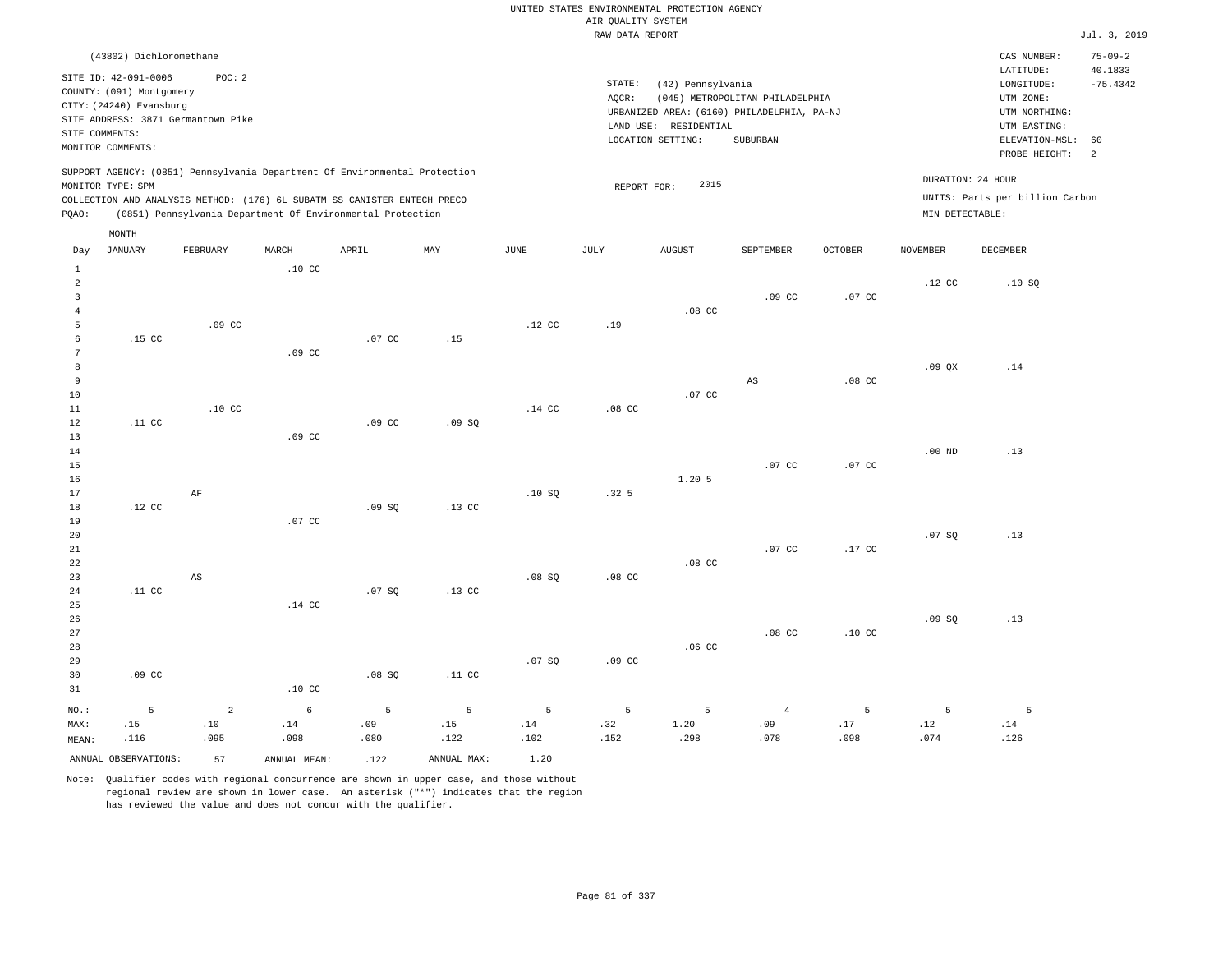UNITED STATES ENVIRONMENTAL PROTECTION AGENCY
AIR QUALITY SYSTEM
RAW DATA REPORT

Jul. 3, 2019

(43802) Dichloromethane

SITE ID: 42-091-0006 POC: 2
COUNTY: (091) Montgomery
CITY: (24240) Evansburg
SITE ADDRESS: 3871 Germantown Pike
SITE COMMENTS:
MONITOR COMMENTS:

STATE: (42) Pennsylvania
AQCR: (045) METROPOLITAN PHILADELPHIA
URBANIZED AREA: (6160) PHILADELPHIA, PA-NJ
LAND USE: RESIDENTIAL
LOCATION SETTING: SUBURBAN

CAS NUMBER: 75-09-2
LATITUDE: 40.1833
LONGITUDE: -75.4342
UTM ZONE:
UTM NORTHING:
UTM EASTING:
ELEVATION-MSL: 60
PROBE HEIGHT: 2

SUPPORT AGENCY: (0851) Pennsylvania Department Of Environmental Protection
MONITOR TYPE: SPM
COLLECTION AND ANALYSIS METHOD: (176) 6L SUBATM SS CANISTER ENTECH PRECO
PQAO: (0851) Pennsylvania Department Of Environmental Protection

REPORT FOR: 2015

DURATION: 24 HOUR
UNITS: Parts per billion Carbon
MIN DETECTABLE:

| Day | JANUARY | FEBRUARY | MARCH | APRIL | MAY | JUNE | JULY | AUGUST | SEPTEMBER | OCTOBER | NOVEMBER | DECEMBER |
|---|---|---|---|---|---|---|---|---|---|---|---|---|
| 1 | | | .10 CC | | | | | | | | | |
| 2 | | | | | | | | | | | .12 CC | .10 SQ |
| 3 | | | | | | | | | .09 CC | .07 CC | | |
| 4 | | | | | | | | .08 CC | | | | |
| 5 | | .09 CC | | | | .12 CC | .19 | | | | | |
| 6 | .15 CC | | | .07 CC | .15 | | | | | | | |
| 7 | | | .09 CC | | | | | | | | | |
| 8 | | | | | | | | | | | .09 QX | .14 |
| 9 | | | | | | | | | AS | .08 CC | | |
| 10 | | | | | | | | .07 CC | | | | |
| 11 | | .10 CC | | | | .14 CC | .08 CC | | | | | |
| 12 | .11 CC | | | .09 CC | .09 SQ | | | | | | | |
| 13 | | | .09 CC | | | | | | | | | |
| 14 | | | | | | | | | | | .00 ND | .13 |
| 15 | | | | | | | | | .07 CC | .07 CC | | |
| 16 | | | | | | | | 1.20 5 | | | | |
| 17 | | AF | | | | .10 SQ | .32 5 | | | | | |
| 18 | .12 CC | | | .09 SQ | .13 CC | | | | | | | |
| 19 | | | .07 CC | | | | | | | | | |
| 20 | | | | | | | | | | | .07 SQ | .13 |
| 21 | | | | | | | | | .07 CC | .17 CC | | |
| 22 | | | | | | | | .08 CC | | | | |
| 23 | | AS | | | | .08 SQ | .08 CC | | | | | |
| 24 | .11 CC | | | .07 SQ | .13 CC | | | | | | | |
| 25 | | | .14 CC | | | | | | | | | |
| 26 | | | | | | | | | | | .09 SQ | .13 |
| 27 | | | | | | | | | .08 CC | .10 CC | | |
| 28 | | | | | | | | .06 CC | | | | |
| 29 | | | | | | .07 SQ | .09 CC | | | | | |
| 30 | .09 CC | | | .08 SQ | .11 CC | | | | | | | |
| 31 | | | .10 CC | | | | | | | | | |
| NO.: | 5 | 2 | 6 | 5 | 5 | 5 | 5 | 5 | 4 | 5 | 5 | 5 |
| MAX: | .15 | .10 | .14 | .09 | .15 | .14 | .32 | 1.20 | .09 | .17 | .12 | .14 |
| MEAN: | .116 | .095 | .098 | .080 | .122 | .102 | .152 | .298 | .078 | .098 | .074 | .126 |

ANNUAL OBSERVATIONS: 57 ANNUAL MEAN: .122 ANNUAL MAX: 1.20

Note: Qualifier codes with regional concurrence are shown in upper case, and those without regional review are shown in lower case. An asterisk ("*") indicates that the region has reviewed the value and does not concur with the qualifier.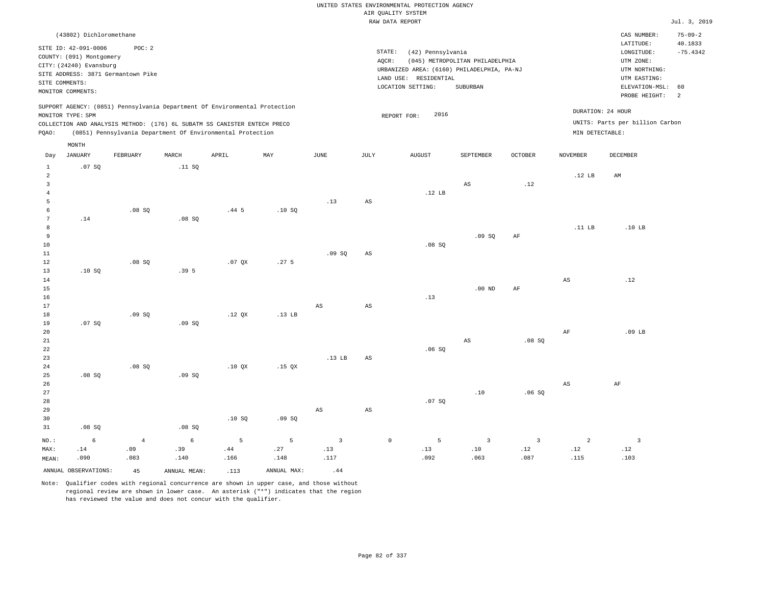UNITED STATES ENVIRONMENTAL PROTECTION AGENCY
AIR QUALITY SYSTEM
RAW DATA REPORT

Jul. 3, 2019

(43802) Dichloromethane

SITE ID: 42-091-0006 POC: 2
COUNTY: (091) Montgomery
CITY: (24240) Evansburg
SITE ADDRESS: 3871 Germantown Pike
SITE COMMENTS:
MONITOR COMMENTS:

STATE: (42) Pennsylvania
AQCR: (045) METROPOLITAN PHILADELPHIA
URBANIZED AREA: (6160) PHILADELPHIA, PA-NJ
LAND USE: RESIDENTIAL
LOCATION SETTING: SUBURBAN

CAS NUMBER: 75-09-2
LATITUDE: 40.1833
LONGITUDE: -75.4342
UTM ZONE:
UTM NORTHING:
UTM EASTING:
ELEVATION-MSL: 60
PROBE HEIGHT: 2

SUPPORT AGENCY: (0851) Pennsylvania Department Of Environmental Protection
MONITOR TYPE: SPM
COLLECTION AND ANALYSIS METHOD: (176) 6L SUBATM SS CANISTER ENTECH PRECO
PQAO: (0851) Pennsylvania Department Of Environmental Protection

REPORT FOR: 2016

DURATION: 24 HOUR
UNITS: Parts per billion Carbon
MIN DETECTABLE:

| Day | JANUARY | FEBRUARY | MARCH | APRIL | MAY | JUNE | JULY | AUGUST | SEPTEMBER | OCTOBER | NOVEMBER | DECEMBER |
|---|---|---|---|---|---|---|---|---|---|---|---|---|
| 1 | .07 SQ | | .11 SQ | | | | | | | | | |
| 2 | | | | | | | | | | | .12 LB | AM |
| 3 | | | | | | | | | AS | .12 | | |
| 4 | | | | | | | | .12 LB | | | | |
| 5 | | | | | | .13 | AS | | | | | |
| 6 | | .08 SQ | | .44 5 | .10 SQ | | | | | | | |
| 7 | .14 | | .08 SQ | | | | | | | | | |
| 8 | | | | | | | | | | | .11 LB | .10 LB |
| 9 | | | | | | | | | .09 SQ | AF | | |
| 10 | | | | | | | | .08 SQ | | | | |
| 11 | | | | | | .09 SQ | AS | | | | | |
| 12 | | .08 SQ | | .07 QX | .27 5 | | | | | | | |
| 13 | .10 SQ | | .39 5 | | | | | | | | | |
| 14 | | | | | | | | | | | AS | .12 |
| 15 | | | | | | | | | .00 ND | AF | | |
| 16 | | | | | | | | .13 | | | | |
| 17 | | | | | | AS | AS | | | | | |
| 18 | | .09 SQ | | .12 QX | .13 LB | | | | | | | |
| 19 | .07 SQ | | .09 SQ | | | | | | | | | |
| 20 | | | | | | | | | | | AF | .09 LB |
| 21 | | | | | | | | | AS | .08 SQ | | |
| 22 | | | | | | | | .06 SQ | | | | |
| 23 | | | | | | .13 LB | AS | | | | | |
| 24 | | .08 SQ | | .10 QX | .15 QX | | | | | | | |
| 25 | .08 SQ | | .09 SQ | | | | | | | | | |
| 26 | | | | | | | | | | | AS | AF |
| 27 | | | | | | | | | .10 | .06 SQ | | |
| 28 | | | | | | | | .07 SQ | | | | |
| 29 | | | | | | AS | AS | | | | | |
| 30 | | | | .10 SQ | .09 SQ | | | | | | | |
| 31 | .08 SQ | | .08 SQ | | | | | | | | | |
| NO.: | 6 | 4 | 6 | 5 | 5 | 3 | 0 | 5 | 3 | 3 | 2 | 3 |
| MAX: | .14 | .09 | .39 | .44 | .27 | .13 | | .13 | .10 | .12 | .12 | .12 |
| MEAN: | .090 | .083 | .140 | .166 | .148 | .117 | | .092 | .063 | .087 | .115 | .103 |

ANNUAL OBSERVATIONS: 45 ANNUAL MEAN: .113 ANNUAL MAX: .44

Note: Qualifier codes with regional concurrence are shown in upper case, and those without regional review are shown in lower case. An asterisk ("*") indicates that the region has reviewed the value and does not concur with the qualifier.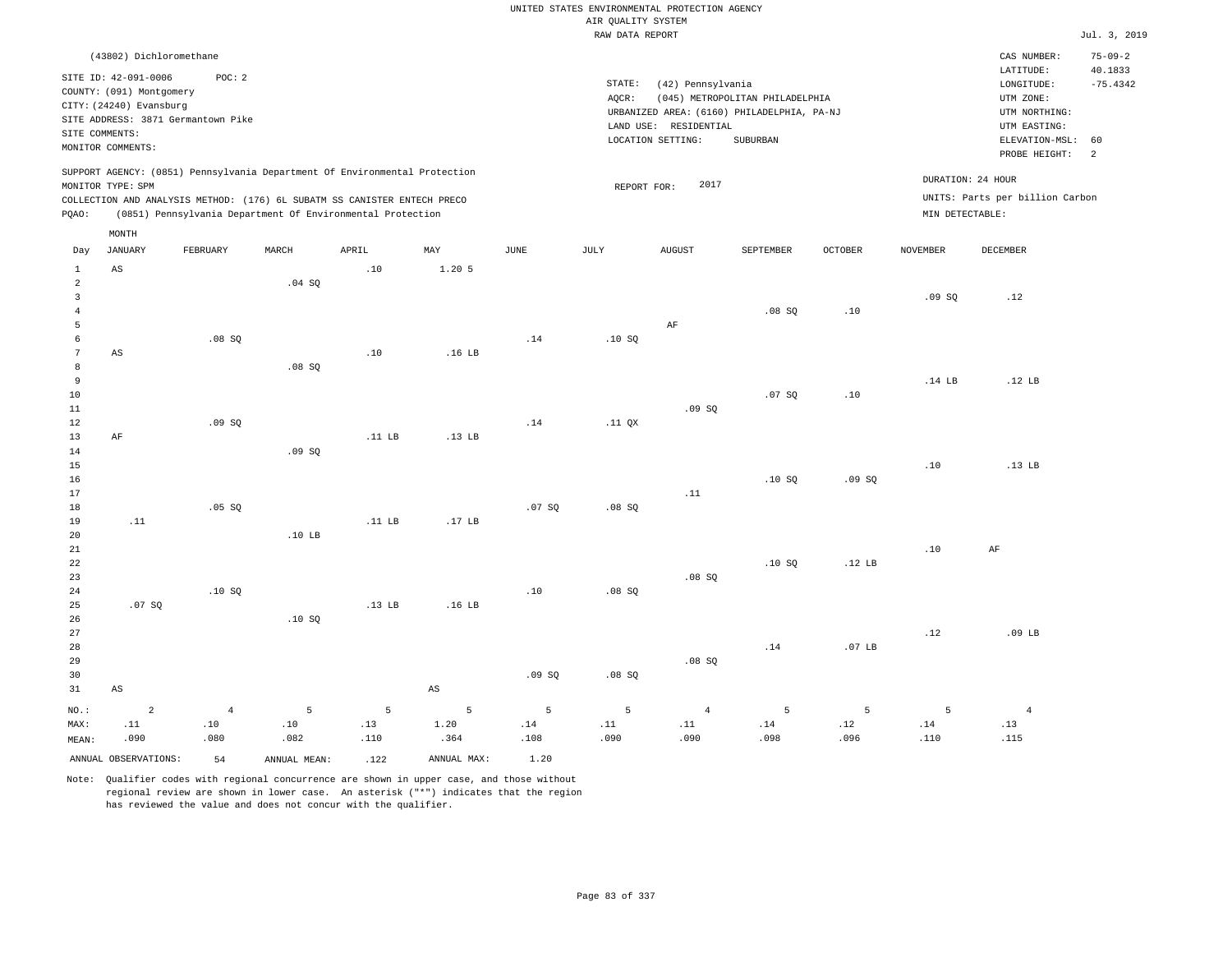UNITED STATES ENVIRONMENTAL PROTECTION AGENCY
AIR QUALITY SYSTEM
RAW DATA REPORT

Jul. 3, 2019

(43802) Dichloromethane

SITE ID: 42-091-0006 POC: 2
COUNTY: (091) Montgomery
CITY: (24240) Evansburg
SITE ADDRESS: 3871 Germantown Pike
SITE COMMENTS:
MONITOR COMMENTS:

STATE: (42) Pennsylvania
AQCR: (045) METROPOLITAN PHILADELPHIA
URBANIZED AREA: (6160) PHILADELPHIA, PA-NJ
LAND USE: RESIDENTIAL
LOCATION SETTING: SUBURBAN

CAS NUMBER: 75-09-2
LATITUDE: 40.1833
LONGITUDE: -75.4342
UTM ZONE:
UTM NORTHING:
UTM EASTING:
ELEVATION-MSL: 60
PROBE HEIGHT: 2

SUPPORT AGENCY: (0851) Pennsylvania Department Of Environmental Protection
MONITOR TYPE: SPM
COLLECTION AND ANALYSIS METHOD: (176) 6L SUBATM SS CANISTER ENTECH PRECO
PQAO: (0851) Pennsylvania Department Of Environmental Protection

REPORT FOR: 2017

DURATION: 24 HOUR
UNITS: Parts per billion Carbon
MIN DETECTABLE:

| Day | JANUARY | FEBRUARY | MARCH | APRIL | MAY | JUNE | JULY | AUGUST | SEPTEMBER | OCTOBER | NOVEMBER | DECEMBER |
|---|---|---|---|---|---|---|---|---|---|---|---|---|
| 1 | AS | | | .10 | 1.20 5 | | | | | | | |
| 2 | | | .04 SQ | | | | | | | | | |
| 3 | | | | | | | | | | | .09 SQ | .12 |
| 4 | | | | | | | | | .08 SQ | .10 | | |
| 5 | | | | | | | | AF | | | | |
| 6 | | .08 SQ | | | | .14 | .10 SQ | | | | | |
| 7 | AS | | | .10 | .16 LB | | | | | | | |
| 8 | | | .08 SQ | | | | | | | | | |
| 9 | | | | | | | | | | | .14 LB | .12 LB |
| 10 | | | | | | | | | .07 SQ | .10 | | |
| 11 | | | | | | | | .09 SQ | | | | |
| 12 | | .09 SQ | | | | .14 | .11 QX | | | | | |
| 13 | AF | | | .11 LB | .13 LB | | | | | | | |
| 14 | | | .09 SQ | | | | | | | | | |
| 15 | | | | | | | | | | | .10 | .13 LB |
| 16 | | | | | | | | | .10 SQ | .09 SQ | | |
| 17 | | | | | | | | .11 | | | | |
| 18 | | .05 SQ | | | | .07 SQ | .08 SQ | | | | | |
| 19 | .11 | | | .11 LB | .17 LB | | | | | | | |
| 20 | | | .10 LB | | | | | | | | | |
| 21 | | | | | | | | | | | .10 | AF |
| 22 | | | | | | | | | .10 SQ | .12 LB | | |
| 23 | | | | | | | | .08 SQ | | | | |
| 24 | | .10 SQ | | | | .10 | .08 SQ | | | | | |
| 25 | .07 SQ | | | .13 LB | .16 LB | | | | | | | |
| 26 | | | .10 SQ | | | | | | | | | |
| 27 | | | | | | | | | | | .12 | .09 LB |
| 28 | | | | | | | | | .14 | .07 LB | | |
| 29 | | | | | | | | .08 SQ | | | | |
| 30 | | | | | | .09 SQ | .08 SQ | | | | | |
| 31 | AS | | | | AS | | | | | | | |
| NO.: | 2 | 4 | 5 | 5 | 5 | 5 | 5 | 4 | 5 | 5 | 5 | 4 |
| MAX: | .11 | .10 | .10 | .13 | 1.20 | .14 | .11 | .11 | .14 | .12 | .14 | .13 |
| MEAN: | .090 | .080 | .082 | .110 | .364 | .108 | .090 | .090 | .098 | .096 | .110 | .115 |

ANNUAL OBSERVATIONS: 54 ANNUAL MEAN: .122 ANNUAL MAX: 1.20

Note: Qualifier codes with regional concurrence are shown in upper case, and those without regional review are shown in lower case. An asterisk ("*") indicates that the region has reviewed the value and does not concur with the qualifier.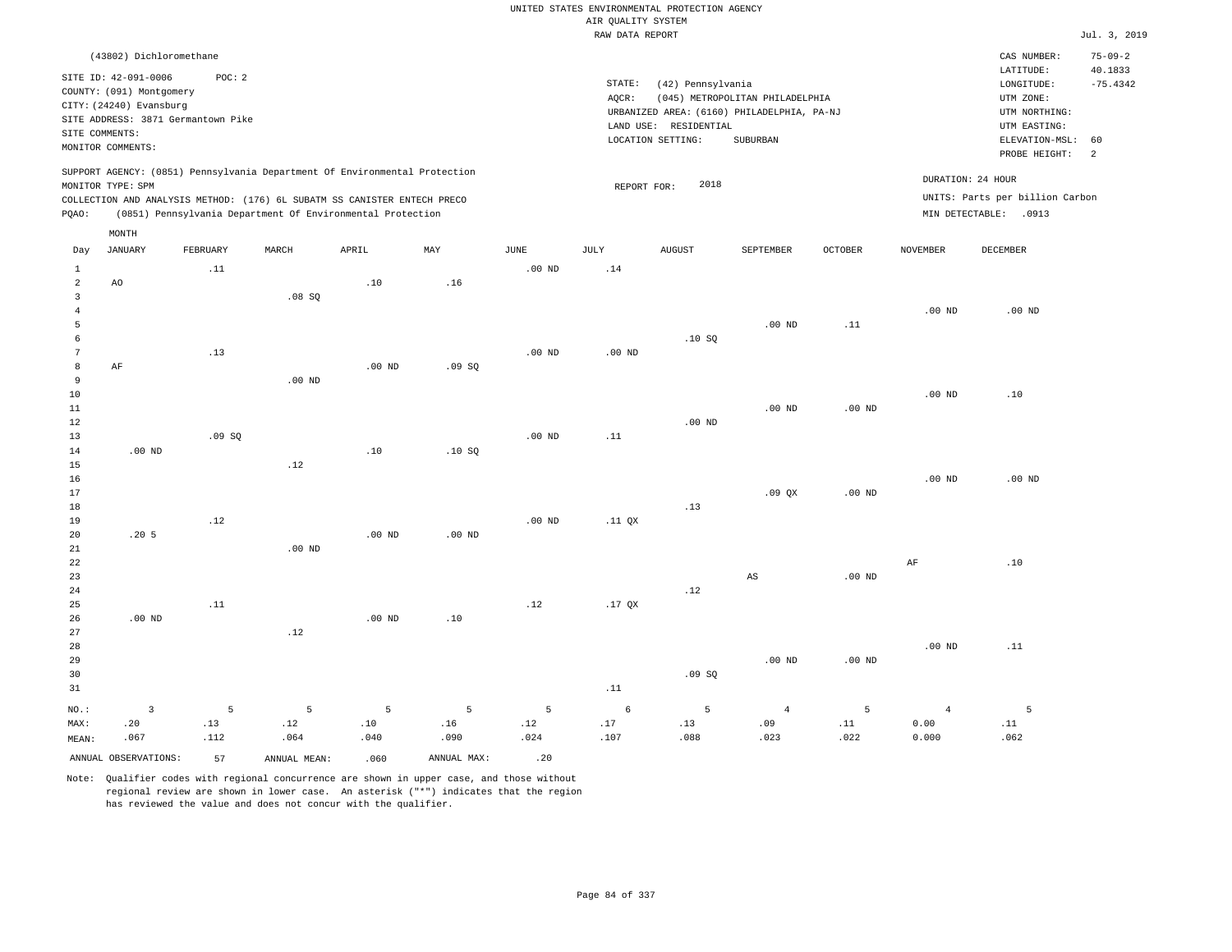UNITED STATES ENVIRONMENTAL PROTECTION AGENCY
AIR QUALITY SYSTEM
RAW DATA REPORT

Jul. 3, 2019

(43802) Dichloromethane

SITE ID: 42-091-0006 POC: 2
COUNTY: (091) Montgomery
CITY: (24240) Evansburg
SITE ADDRESS: 3871 Germantown Pike
SITE COMMENTS:
MONITOR COMMENTS:

STATE: (42) Pennsylvania
AQCR: (045) METROPOLITAN PHILADELPHIA
URBANIZED AREA: (6160) PHILADELPHIA, PA-NJ
LAND USE: RESIDENTIAL
LOCATION SETTING: SUBURBAN

CAS NUMBER: 75-09-2
LATITUDE: 40.1833
LONGITUDE: -75.4342
UTM ZONE:
UTM NORTHING:
UTM EASTING:
ELEVATION-MSL: 60
PROBE HEIGHT: 2

SUPPORT AGENCY: (0851) Pennsylvania Department Of Environmental Protection
MONITOR TYPE: SPM
COLLECTION AND ANALYSIS METHOD: (176) 6L SUBATM SS CANISTER ENTECH PRECO
PQAO: (0851) Pennsylvania Department Of Environmental Protection

REPORT FOR: 2018

DURATION: 24 HOUR
UNITS: Parts per billion Carbon
MIN DETECTABLE: .0913

| Day | JANUARY | FEBRUARY | MARCH | APRIL | MAY | JUNE | JULY | AUGUST | SEPTEMBER | OCTOBER | NOVEMBER | DECEMBER |
|---|---|---|---|---|---|---|---|---|---|---|---|---|
| 1 | | .11 | | | | .00 ND | .14 | | | | | |
| 2 | AO | | | .10 | .16 | | | | | | | |
| 3 | | | .08 SQ | | | | | | | | | |
| 4 | | | | | | | | | | | .00 ND | .00 ND |
| 5 | | | | | | | | | .00 ND | .11 | | |
| 6 | | | | | | | | .10 SQ | | | | |
| 7 | | .13 | | | | .00 ND | .00 ND | | | | | |
| 8 | AF | | | .00 ND | .09 SQ | | | | | | | |
| 9 | | | .00 ND | | | | | | | | | |
| 10 | | | | | | | | | | | .00 ND | .10 |
| 11 | | | | | | | | | .00 ND | .00 ND | | |
| 12 | | | | | | | | .00 ND | | | | |
| 13 | | .09 SQ | | | | .00 ND | .11 | | | | | |
| 14 | .00 ND | | | .10 | .10 SQ | | | | | | | |
| 15 | | | .12 | | | | | | | | | |
| 16 | | | | | | | | | | | .00 ND | .00 ND |
| 17 | | | | | | | | | .09 QX | .00 ND | | |
| 18 | | | | | | | | .13 | | | | |
| 19 | | .12 | | | | .00 ND | .11 QX | | | | | |
| 20 | .20 5 | | | .00 ND | .00 ND | | | | | | | |
| 21 | | | .00 ND | | | | | | | | | |
| 22 | | | | | | | | | | | AF | .10 |
| 23 | | | | | | | | | AS | .00 ND | | |
| 24 | | | | | | | | .12 | | | | |
| 25 | | .11 | | | | .12 | .17 QX | | | | | |
| 26 | .00 ND | | | .00 ND | .10 | | | | | | | |
| 27 | | | .12 | | | | | | | | | |
| 28 | | | | | | | | | | | .00 ND | .11 |
| 29 | | | | | | | | | .00 ND | .00 ND | | |
| 30 | | | | | | | | .09 SQ | | | | |
| 31 | | | | | | | .11 | | | | | |
| NO.: | 3 | 5 | 5 | 5 | 5 | 5 | 6 | 5 | 4 | 5 | 4 | 5 |
| MAX: | .20 | .13 | .12 | .10 | .16 | .12 | .17 | .13 | .09 | .11 | 0.00 | .11 |
| MEAN: | .067 | .112 | .064 | .040 | .090 | .024 | .107 | .088 | .023 | .022 | 0.000 | .062 |

ANNUAL OBSERVATIONS: 57 ANNUAL MEAN: .060 ANNUAL MAX: .20

Note: Qualifier codes with regional concurrence are shown in upper case, and those without regional review are shown in lower case. An asterisk ("*") indicates that the region has reviewed the value and does not concur with the qualifier.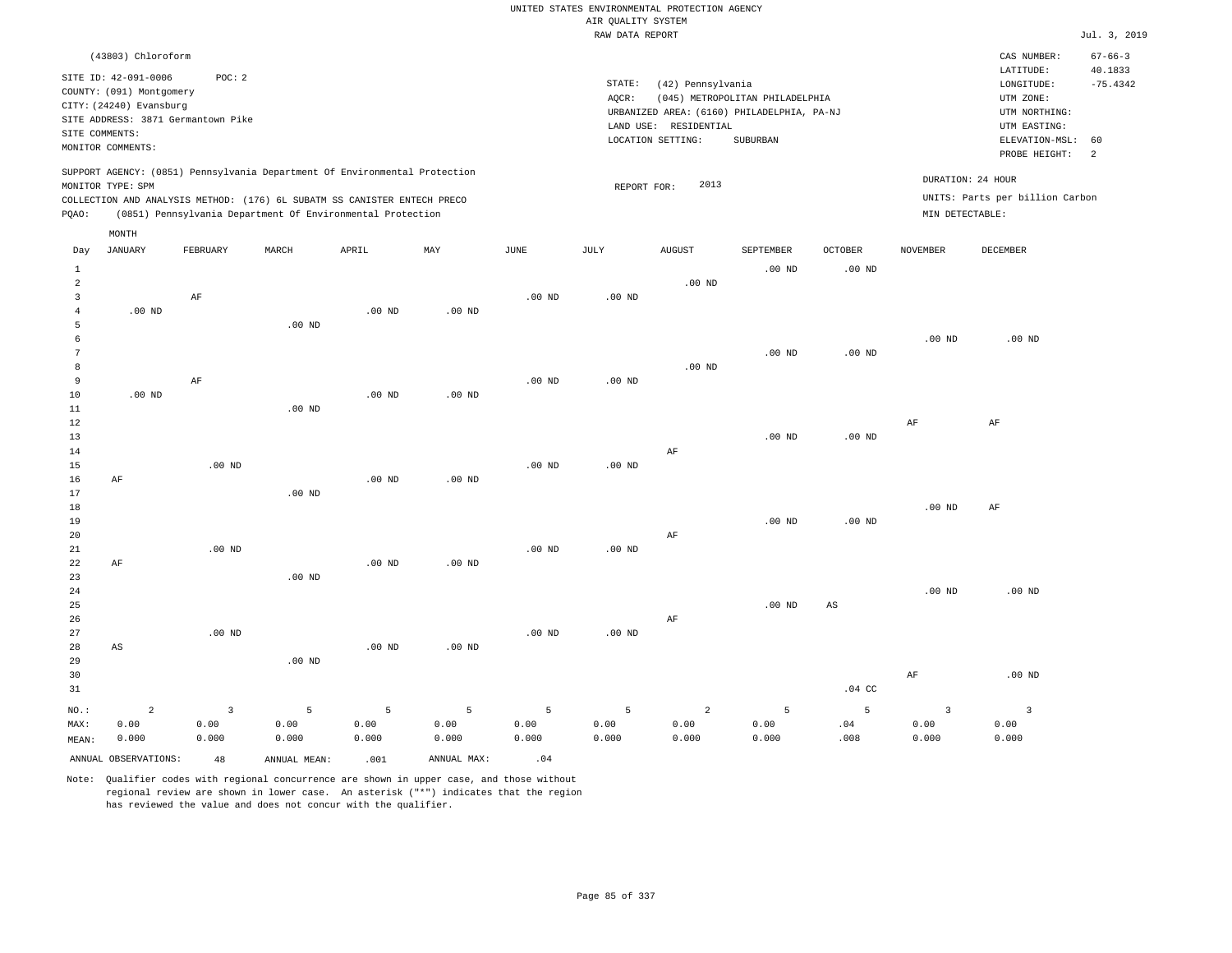UNITED STATES ENVIRONMENTAL PROTECTION AGENCY
AIR QUALITY SYSTEM
RAW DATA REPORT

Jul. 3, 2019

(43803) Chloroform

SITE ID: 42-091-0006 POC: 2
COUNTY: (091) Montgomery
CITY: (24240) Evansburg
SITE ADDRESS: 3871 Germantown Pike
SITE COMMENTS:
MONITOR COMMENTS:

STATE: (42) Pennsylvania
AQCR: (045) METROPOLITAN PHILADELPHIA
URBANIZED AREA: (6160) PHILADELPHIA, PA-NJ
LAND USE: RESIDENTIAL
LOCATION SETTING: SUBURBAN

CAS NUMBER: 67-66-3
LATITUDE: 40.1833
LONGITUDE: -75.4342
UTM ZONE:
UTM NORTHING:
UTM EASTING:
ELEVATION-MSL: 60
PROBE HEIGHT: 2

SUPPORT AGENCY: (0851) Pennsylvania Department Of Environmental Protection
MONITOR TYPE: SPM
COLLECTION AND ANALYSIS METHOD: (176) 6L SUBATM SS CANISTER ENTECH PRECO
PQAO: (0851) Pennsylvania Department Of Environmental Protection

REPORT FOR: 2013

DURATION: 24 HOUR
UNITS: Parts per billion Carbon
MIN DETECTABLE:

| Day | JANUARY | FEBRUARY | MARCH | APRIL | MAY | JUNE | JULY | AUGUST | SEPTEMBER | OCTOBER | NOVEMBER | DECEMBER |
|---|---|---|---|---|---|---|---|---|---|---|---|---|
| 1 | | | | | | | | | .00 ND | .00 ND | | |
| 2 | | | | | | | | .00 ND | | | | |
| 3 | | AF | | | | .00 ND | .00 ND | | | | | |
| 4 | .00 ND | | | .00 ND | .00 ND | | | | | | | |
| 5 | | | .00 ND | | | | | | | | | |
| 6 | | | | | | | | | | | .00 ND | .00 ND |
| 7 | | | | | | | | | .00 ND | .00 ND | | |
| 8 | | | | | | | | .00 ND | | | | |
| 9 | | AF | | | | .00 ND | .00 ND | | | | | |
| 10 | .00 ND | | | .00 ND | .00 ND | | | | | | | |
| 11 | | | .00 ND | | | | | | | | | |
| 12 | | | | | | | | | | | AF | AF |
| 13 | | | | | | | | | .00 ND | .00 ND | | |
| 14 | | | | | | | | AF | | | | |
| 15 | | .00 ND | | | | .00 ND | .00 ND | | | | | |
| 16 | AF | | | .00 ND | .00 ND | | | | | | | |
| 17 | | | .00 ND | | | | | | | | | |
| 18 | | | | | | | | | | | .00 ND | AF |
| 19 | | | | | | | | | .00 ND | .00 ND | | |
| 20 | | | | | | | | AF | | | | |
| 21 | | .00 ND | | | | .00 ND | .00 ND | | | | | |
| 22 | AF | | | .00 ND | .00 ND | | | | | | | |
| 23 | | | .00 ND | | | | | | | | | |
| 24 | | | | | | | | | | | .00 ND | .00 ND |
| 25 | | | | | | | | | .00 ND | AS | | |
| 26 | | | | | | | | AF | | | | |
| 27 | | .00 ND | | | | .00 ND | .00 ND | | | | | |
| 28 | AS | | | .00 ND | .00 ND | | | | | | | |
| 29 | | | .00 ND | | | | | | | | | |
| 30 | | | | | | | | | | | AF | .00 ND |
| 31 | | | | | | | | | | .04 CC | | |
| NO.: | 2 | 3 | 5 | 5 | 5 | 5 | 5 | 2 | 5 | 5 | 3 | 3 |
| MAX: | 0.00 | 0.00 | 0.00 | 0.00 | 0.00 | 0.00 | 0.00 | 0.00 | 0.00 | .04 | 0.00 | 0.00 |
| MEAN: | 0.000 | 0.000 | 0.000 | 0.000 | 0.000 | 0.000 | 0.000 | 0.000 | 0.000 | .008 | 0.000 | 0.000 |

ANNUAL OBSERVATIONS: 48 ANNUAL MEAN: .001 ANNUAL MAX: .04

Note: Qualifier codes with regional concurrence are shown in upper case, and those without regional review are shown in lower case. An asterisk ("*") indicates that the region has reviewed the value and does not concur with the qualifier.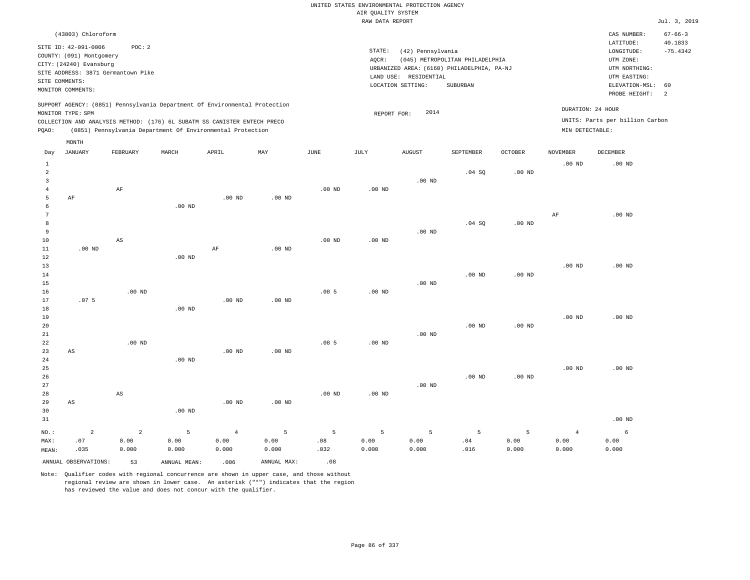UNITED STATES ENVIRONMENTAL PROTECTION AGENCY
AIR QUALITY SYSTEM
RAW DATA REPORT

Jul. 3, 2019

(43803) Chloroform

SITE ID: 42-091-0006 POC: 2
COUNTY: (091) Montgomery
CITY: (24240) Evansburg
SITE ADDRESS: 3871 Germantown Pike
SITE COMMENTS:
MONITOR COMMENTS:

STATE: (42) Pennsylvania
AQCR: (045) METROPOLITAN PHILADELPHIA
URBANIZED AREA: (6160) PHILADELPHIA, PA-NJ
LAND USE: RESIDENTIAL
LOCATION SETTING: SUBURBAN

CAS NUMBER: 67-66-3
LATITUDE: 40.1833
LONGITUDE: -75.4342
UTM ZONE:
UTM NORTHING:
UTM EASTING:
ELEVATION-MSL: 60
PROBE HEIGHT: 2

SUPPORT AGENCY: (0851) Pennsylvania Department Of Environmental Protection
MONITOR TYPE: SPM
COLLECTION AND ANALYSIS METHOD: (176) 6L SUBATM SS CANISTER ENTECH PRECO
PQAO: (0851) Pennsylvania Department Of Environmental Protection

REPORT FOR: 2014

DURATION: 24 HOUR
UNITS: Parts per billion Carbon
MIN DETECTABLE:

| Day | JANUARY | FEBRUARY | MARCH | APRIL | MAY | JUNE | JULY | AUGUST | SEPTEMBER | OCTOBER | NOVEMBER | DECEMBER |
|---|---|---|---|---|---|---|---|---|---|---|---|---|
| 1 | | | | | | | | | | | .00 ND | .00 ND |
| 2 | | | | | | | | | .04 SQ | .00 ND | | |
| 3 | | | | | | | | .00 ND | | | | |
| 4 | | AF | | | | .00 ND | .00 ND | | | | | |
| 5 | AF | | | .00 ND | .00 ND | | | | | | | |
| 6 | | | .00 ND | | | | | | | | | |
| 7 | | | | | | | | | | | AF | .00 ND |
| 8 | | | | | | | | | .04 SQ | .00 ND | | |
| 9 | | | | | | | | .00 ND | | | | |
| 10 | | AS | | | | .00 ND | .00 ND | | | | | |
| 11 | .00 ND | | | AF | .00 ND | | | | | | | |
| 12 | | | .00 ND | | | | | | | | | |
| 13 | | | | | | | | | | | .00 ND | .00 ND |
| 14 | | | | | | | | | .00 ND | .00 ND | | |
| 15 | | | | | | | | .00 ND | | | | |
| 16 | | .00 ND | | | | .08 5 | .00 ND | | | | | |
| 17 | .07 5 | | | .00 ND | .00 ND | | | | | | | |
| 18 | | | .00 ND | | | | | | | | | |
| 19 | | | | | | | | | | | .00 ND | .00 ND |
| 20 | | | | | | | | | .00 ND | .00 ND | | |
| 21 | | | | | | | | .00 ND | | | | |
| 22 | | .00 ND | | | | .08 5 | .00 ND | | | | | |
| 23 | AS | | | .00 ND | .00 ND | | | | | | | |
| 24 | | | .00 ND | | | | | | | | | |
| 25 | | | | | | | | | | | .00 ND | .00 ND |
| 26 | | | | | | | | | .00 ND | .00 ND | | |
| 27 | | | | | | | | .00 ND | | | | |
| 28 | | AS | | | | .00 ND | .00 ND | | | | | |
| 29 | AS | | | .00 ND | .00 ND | | | | | | | |
| 30 | | | .00 ND | | | | | | | | | |
| 31 | | | | | | | | | | | | .00 ND |
| NO.: | 2 | 2 | 5 | 4 | 5 | 5 | 5 | 5 | 5 | 5 | 4 | 6 |
| MAX: | .07 | 0.00 | 0.00 | 0.00 | 0.00 | .08 | 0.00 | 0.00 | .04 | 0.00 | 0.00 | 0.00 |
| MEAN: | .035 | 0.000 | 0.000 | 0.000 | 0.000 | .032 | 0.000 | 0.000 | .016 | 0.000 | 0.000 | 0.000 |

ANNUAL OBSERVATIONS: 53 ANNUAL MEAN: .006 ANNUAL MAX: .08

Note: Qualifier codes with regional concurrence are shown in upper case, and those without regional review are shown in lower case. An asterisk ("*") indicates that the region has reviewed the value and does not concur with the qualifier.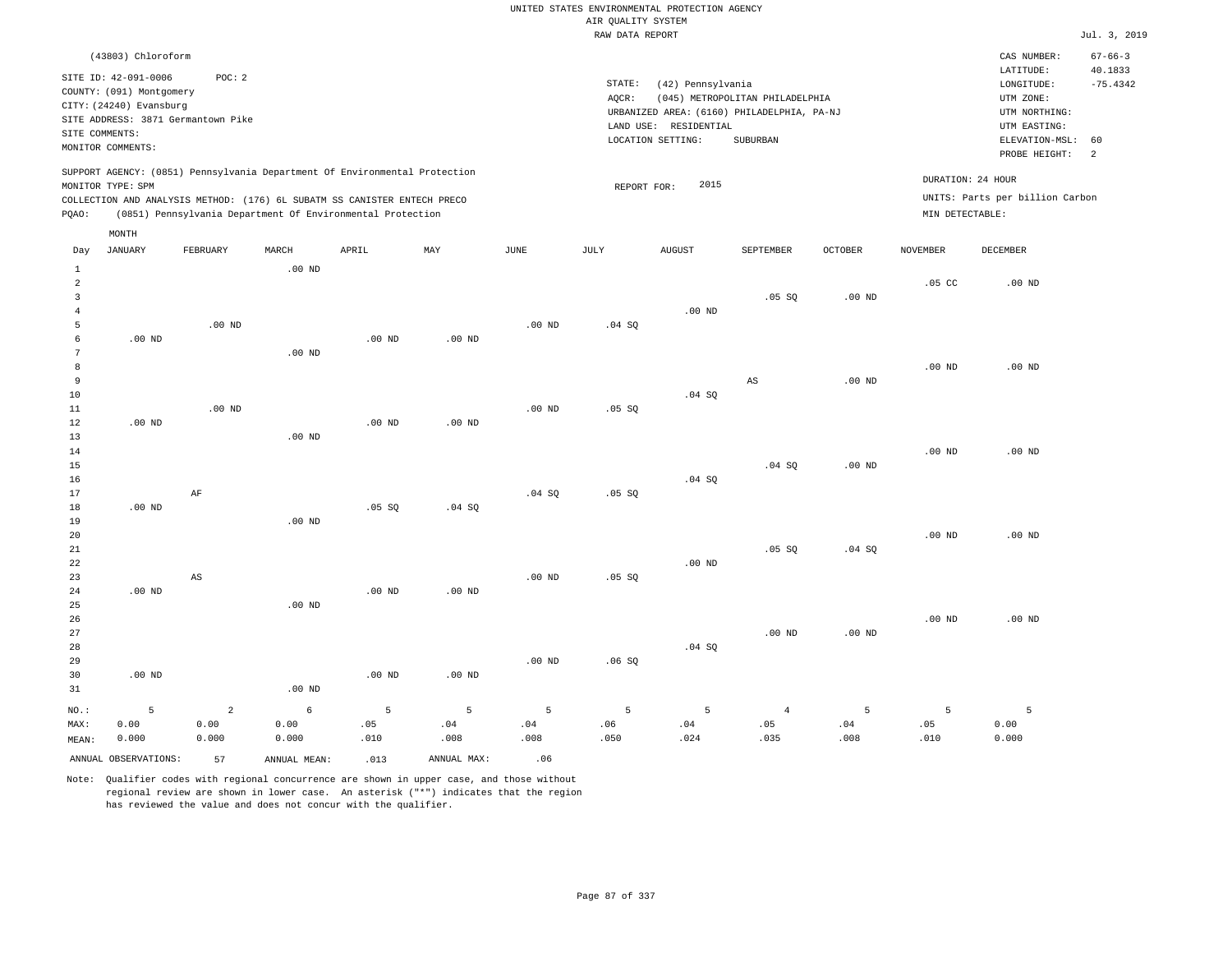UNITED STATES ENVIRONMENTAL PROTECTION AGENCY
AIR QUALITY SYSTEM
RAW DATA REPORT

Jul. 3, 2019

(43803) Chloroform

SITE ID: 42-091-0006 POC: 2
COUNTY: (091) Montgomery
CITY: (24240) Evansburg
SITE ADDRESS: 3871 Germantown Pike
SITE COMMENTS:
MONITOR COMMENTS:

STATE: (42) Pennsylvania
AQCR: (045) METROPOLITAN PHILADELPHIA
URBANIZED AREA: (6160) PHILADELPHIA, PA-NJ
LAND USE: RESIDENTIAL
LOCATION SETTING: SUBURBAN

CAS NUMBER: 67-66-3
LATITUDE: 40.1833
LONGITUDE: -75.4342
UTM ZONE:
UTM NORTHING:
UTM EASTING:
ELEVATION-MSL: 60
PROBE HEIGHT: 2

SUPPORT AGENCY: (0851) Pennsylvania Department Of Environmental Protection
MONITOR TYPE: SPM
COLLECTION AND ANALYSIS METHOD: (176) 6L SUBATM SS CANISTER ENTECH PRECO
PQAO: (0851) Pennsylvania Department Of Environmental Protection

REPORT FOR: 2015

DURATION: 24 HOUR
UNITS: Parts per billion Carbon
MIN DETECTABLE:

| Day | JANUARY | FEBRUARY | MARCH | APRIL | MAY | JUNE | JULY | AUGUST | SEPTEMBER | OCTOBER | NOVEMBER | DECEMBER |
|---|---|---|---|---|---|---|---|---|---|---|---|---|
| 1 | | | .00 ND | | | | | | | | | |
| 2 | | | | | | | | | | | .05 CC | .00 ND |
| 3 | | | | | | | | | .05 SQ | .00 ND | | |
| 4 | | | | | | | | .00 ND | | | | |
| 5 | | .00 ND | | | | .00 ND | .04 SQ | | | | | |
| 6 | .00 ND | | | .00 ND | .00 ND | | | | | | | |
| 7 | | | .00 ND | | | | | | | | | |
| 8 | | | | | | | | | | | .00 ND | .00 ND |
| 9 | | | | | | | | | AS | .00 ND | | |
| 10 | | | | | | | | .04 SQ | | | | |
| 11 | | .00 ND | | | | .00 ND | .05 SQ | | | | | |
| 12 | .00 ND | | | .00 ND | .00 ND | | | | | | | |
| 13 | | | .00 ND | | | | | | | | | |
| 14 | | | | | | | | | | | .00 ND | .00 ND |
| 15 | | | | | | | | | .04 SQ | .00 ND | | |
| 16 | | | | | | | | .04 SQ | | | | |
| 17 | | AF | | | | .04 SQ | .05 SQ | | | | | |
| 18 | .00 ND | | | .05 SQ | .04 SQ | | | | | | | |
| 19 | | | .00 ND | | | | | | | | | |
| 20 | | | | | | | | | | | .00 ND | .00 ND |
| 21 | | | | | | | | | .05 SQ | .04 SQ | | |
| 22 | | | | | | | | .00 ND | | | | |
| 23 | | AS | | | | .00 ND | .05 SQ | | | | | |
| 24 | .00 ND | | | .00 ND | .00 ND | | | | | | | |
| 25 | | | .00 ND | | | | | | | | | |
| 26 | | | | | | | | | | | .00 ND | .00 ND |
| 27 | | | | | | | | | .00 ND | .00 ND | | |
| 28 | | | | | | | | .04 SQ | | | | |
| 29 | | | | | | .00 ND | .06 SQ | | | | | |
| 30 | .00 ND | | | .00 ND | .00 ND | | | | | | | |
| 31 | | | .00 ND | | | | | | | | | |
| NO.: | 5 | 2 | 6 | 5 | 5 | 5 | 5 | 5 | 4 | 5 | 5 | 5 |
| MAX: | 0.00 | 0.00 | 0.00 | .05 | .04 | .04 | .06 | .04 | .05 | .04 | .05 | 0.00 |
| MEAN: | 0.000 | 0.000 | 0.000 | .010 | .008 | .008 | .050 | .024 | .035 | .008 | .010 | 0.000 |

ANNUAL OBSERVATIONS: 57 ANNUAL MEAN: .013 ANNUAL MAX: .06

Note: Qualifier codes with regional concurrence are shown in upper case, and those without regional review are shown in lower case. An asterisk ("*") indicates that the region has reviewed the value and does not concur with the qualifier.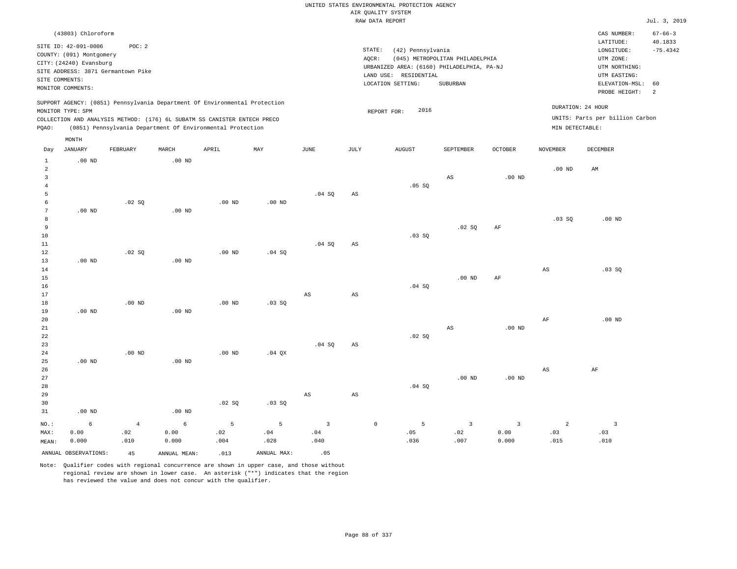UNITED STATES ENVIRONMENTAL PROTECTION AGENCY
AIR QUALITY SYSTEM
RAW DATA REPORT

Jul. 3, 2019

(43803) Chloroform

SITE ID: 42-091-0006 POC: 2
COUNTY: (091) Montgomery
CITY: (24240) Evansburg
SITE ADDRESS: 3871 Germantown Pike
SITE COMMENTS:
MONITOR COMMENTS:

STATE: (42) Pennsylvania
AQCR: (045) METROPOLITAN PHILADELPHIA
URBANIZED AREA: (6160) PHILADELPHIA, PA-NJ
LAND USE: RESIDENTIAL
LOCATION SETTING: SUBURBAN

CAS NUMBER: 67-66-3
LATITUDE: 40.1833
LONGITUDE: -75.4342
UTM ZONE:
UTM NORTHING:
UTM EASTING:
ELEVATION-MSL: 60
PROBE HEIGHT: 2

SUPPORT AGENCY: (0851) Pennsylvania Department Of Environmental Protection
MONITOR TYPE: SPM
COLLECTION AND ANALYSIS METHOD: (176) 6L SUBATM SS CANISTER ENTECH PRECO
PQAO: (0851) Pennsylvania Department Of Environmental Protection

REPORT FOR: 2016

DURATION: 24 HOUR
UNITS: Parts per billion Carbon
MIN DETECTABLE:

| Day | JANUARY | FEBRUARY | MARCH | APRIL | MAY | JUNE | JULY | AUGUST | SEPTEMBER | OCTOBER | NOVEMBER | DECEMBER |
|---|---|---|---|---|---|---|---|---|---|---|---|---|
| 1 | .00 ND | | .00 ND | | | | | | | | | |
| 2 | | | | | | | | | | | .00 ND | AM |
| 3 | | | | | | | | | AS | .00 ND | | |
| 4 | | | | | | | | .05 SQ | | | | |
| 5 | | | | | | .04 SQ | AS | | | | | |
| 6 | | .02 SQ | | .00 ND | .00 ND | | | | | | | |
| 7 | .00 ND | | .00 ND | | | | | | | | | |
| 8 | | | | | | | | | | | .03 SQ | .00 ND |
| 9 | | | | | | | | | .02 SQ | AF | | |
| 10 | | | | | | | | .03 SQ | | | | |
| 11 | | | | | | .04 SQ | AS | | | | | |
| 12 | | .02 SQ | | .00 ND | .04 SQ | | | | | | | |
| 13 | .00 ND | | .00 ND | | | | | | | | | |
| 14 | | | | | | | | | | | AS | .03 SQ |
| 15 | | | | | | | | | .00 ND | AF | | |
| 16 | | | | | | | | .04 SQ | | | | |
| 17 | | | | | | AS | AS | | | | | |
| 18 | | .00 ND | | .00 ND | .03 SQ | | | | | | | |
| 19 | .00 ND | | .00 ND | | | | | | | | | |
| 20 | | | | | | | | | | | AF | .00 ND |
| 21 | | | | | | | | | AS | .00 ND | | |
| 22 | | | | | | | | .02 SQ | | | | |
| 23 | | | | | | .04 SQ | AS | | | | | |
| 24 | | .00 ND | | .00 ND | .04 QX | | | | | | | |
| 25 | .00 ND | | .00 ND | | | | | | | | | |
| 26 | | | | | | | | | | | AS | AF |
| 27 | | | | | | | | | .00 ND | .00 ND | | |
| 28 | | | | | | | | .04 SQ | | | | |
| 29 | | | | | | AS | AS | | | | | |
| 30 | | | | .02 SQ | .03 SQ | | | | | | | |
| 31 | .00 ND | | .00 ND | | | | | | | | | |
| NO.: | 6 | 4 | 6 | 5 | 5 | 3 | 0 | 5 | 3 | 3 | 2 | 3 |
| MAX: | 0.00 | .02 | 0.00 | .02 | .04 | .04 | | .05 | .02 | 0.00 | .03 | .03 |
| MEAN: | 0.000 | .010 | 0.000 | .004 | .028 | .040 | | .036 | .007 | 0.000 | .015 | .010 |

ANNUAL OBSERVATIONS: 45 ANNUAL MEAN: .013 ANNUAL MAX: .05

Note: Qualifier codes with regional concurrence are shown in upper case, and those without regional review are shown in lower case. An asterisk ("*") indicates that the region has reviewed the value and does not concur with the qualifier.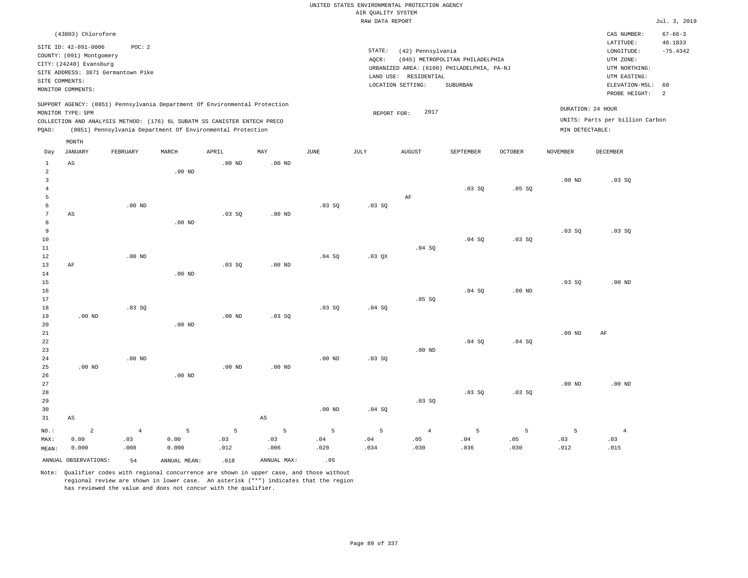UNITED STATES ENVIRONMENTAL PROTECTION AGENCY
AIR QUALITY SYSTEM
RAW DATA REPORT

Jul. 3, 2019

(43803) Chloroform

SITE ID: 42-091-0006 POC: 2
COUNTY: (091) Montgomery
CITY: (24240) Evansburg
SITE ADDRESS: 3871 Germantown Pike
SITE COMMENTS:
MONITOR COMMENTS:

STATE: (42) Pennsylvania
AQCR: (045) METROPOLITAN PHILADELPHIA
URBANIZED AREA: (6160) PHILADELPHIA, PA-NJ
LAND USE: RESIDENTIAL
LOCATION SETTING: SUBURBAN

CAS NUMBER: 67-66-3
LATITUDE: 40.1833
LONGITUDE: -75.4342
UTM ZONE:
UTM NORTHING:
UTM EASTING:
ELEVATION-MSL: 60
PROBE HEIGHT: 2

SUPPORT AGENCY: (0851) Pennsylvania Department Of Environmental Protection
MONITOR TYPE: SPM
COLLECTION AND ANALYSIS METHOD: (176) 6L SUBATM SS CANISTER ENTECH PRECO
PQAO: (0851) Pennsylvania Department Of Environmental Protection

REPORT FOR: 2017

DURATION: 24 HOUR
UNITS: Parts per billion Carbon
MIN DETECTABLE:

| Day | JANUARY | FEBRUARY | MARCH | APRIL | MAY | JUNE | JULY | AUGUST | SEPTEMBER | OCTOBER | NOVEMBER | DECEMBER |
|---|---|---|---|---|---|---|---|---|---|---|---|---|
| 1 | AS | | | .00 ND | .00 ND | | | | | | | |
| 2 | | | .00 ND | | | | | | | | | |
| 3 | | | | | | | | | | | .00 ND | .03 SQ |
| 4 | | | | | | | | | .03 SQ | .05 SQ | | |
| 5 | | | | | | | | AF | | | | |
| 6 | | .00 ND | | | | .03 SQ | .03 SQ | | | | | |
| 7 | AS | | | .03 SQ | .00 ND | | | | | | | |
| 8 | | | .00 ND | | | | | | | | | |
| 9 | | | | | | | | | | | .03 SQ | .03 SQ |
| 10 | | | | | | | | | .04 SQ | .03 SQ | | |
| 11 | | | | | | | | .04 SQ | | | | |
| 12 | | .00 ND | | | | .04 SQ | .03 QX | | | | | |
| 13 | AF | | | .03 SQ | .00 ND | | | | | | | |
| 14 | | | .00 ND | | | | | | | | | |
| 15 | | | | | | | | | | | .03 SQ | .00 ND |
| 16 | | | | | | | | | .04 SQ | .00 ND | | |
| 17 | | | | | | | | .05 SQ | | | | |
| 18 | | .03 SQ | | | | .03 SQ | .04 SQ | | | | | |
| 19 | .00 ND | | | .00 ND | .03 SQ | | | | | | | |
| 20 | | | .00 ND | | | | | | | | | |
| 21 | | | | | | | | | | | .00 ND | AF |
| 22 | | | | | | | | | .04 SQ | .04 SQ | | |
| 23 | | | | | | | | .00 ND | | | | |
| 24 | | .00 ND | | | | .00 ND | .03 SQ | | | | | |
| 25 | .00 ND | | | .00 ND | .00 ND | | | | | | | |
| 26 | | | .00 ND | | | | | | | | | |
| 27 | | | | | | | | | | | .00 ND | .00 ND |
| 28 | | | | | | | | | .03 SQ | .03 SQ | | |
| 29 | | | | | | | | .03 SQ | | | | |
| 30 | | | | | | .00 ND | .04 SQ | | | | | |
| 31 | AS | | | | AS | | | | | | | |
| NO.: | 2 | 4 | 5 | 5 | 5 | 5 | 5 | 4 | 5 | 5 | 5 | 4 |
| MAX: | 0.00 | .03 | 0.00 | .03 | .03 | .04 | .04 | .05 | .04 | .05 | .03 | .03 |
| MEAN: | 0.000 | .008 | 0.000 | .012 | .006 | .020 | .034 | .030 | .036 | .030 | .012 | .015 |

ANNUAL OBSERVATIONS: 54 ANNUAL MEAN: .018 ANNUAL MAX: .05

Note: Qualifier codes with regional concurrence are shown in upper case, and those without regional review are shown in lower case. An asterisk ("*") indicates that the region has reviewed the value and does not concur with the qualifier.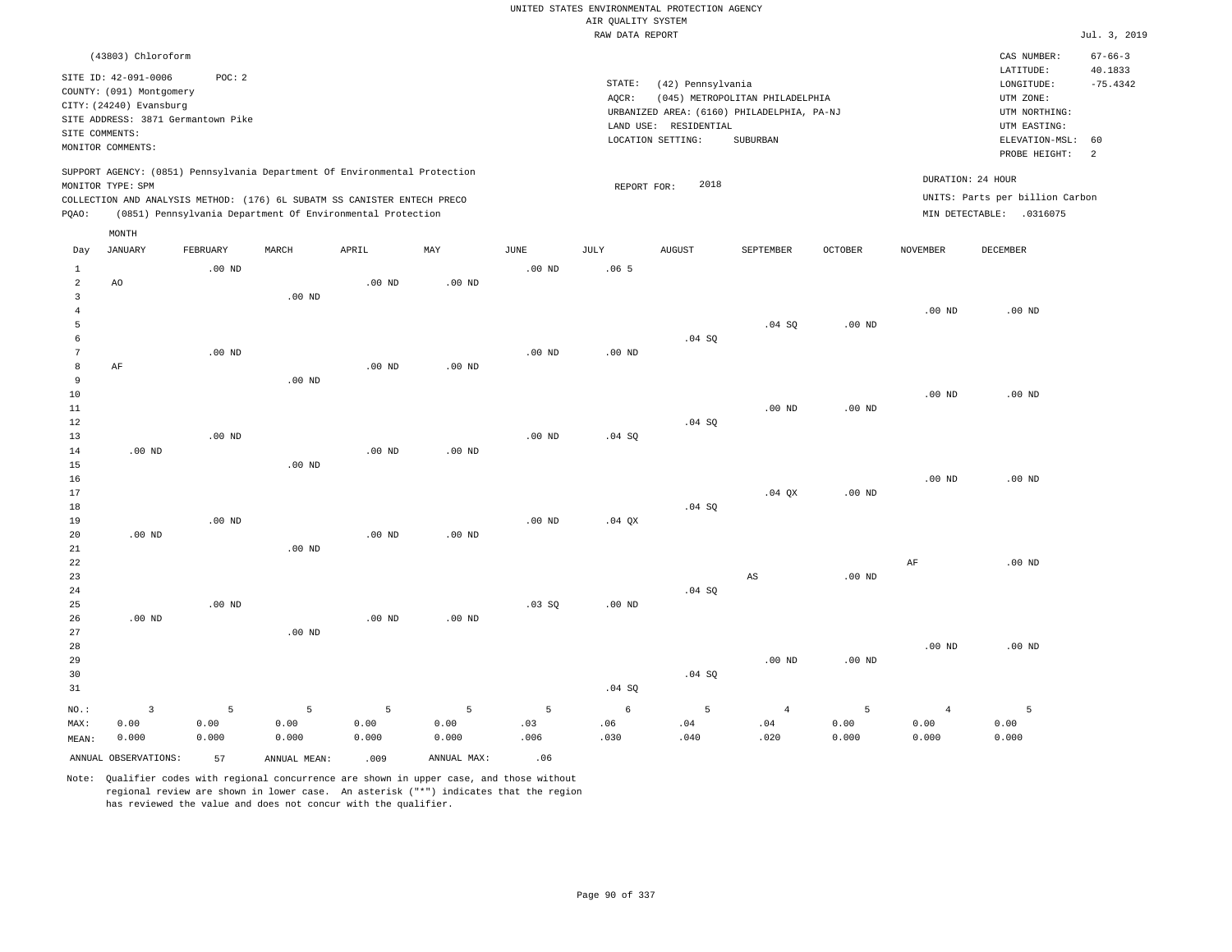UNITED STATES ENVIRONMENTAL PROTECTION AGENCY
AIR QUALITY SYSTEM
RAW DATA REPORT

Jul. 3, 2019

(43803) Chloroform

SITE ID: 42-091-0006 POC: 2
COUNTY: (091) Montgomery
CITY: (24240) Evansburg
SITE ADDRESS: 3871 Germantown Pike
SITE COMMENTS:
MONITOR COMMENTS:

STATE: (42) Pennsylvania
AQCR: (045) METROPOLITAN PHILADELPHIA
URBANIZED AREA: (6160) PHILADELPHIA, PA-NJ
LAND USE: RESIDENTIAL
LOCATION SETTING: SUBURBAN

CAS NUMBER: 67-66-3
LATITUDE: 40.1833
LONGITUDE: -75.4342
UTM ZONE:
UTM NORTHING:
UTM EASTING:
ELEVATION-MSL: 60
PROBE HEIGHT: 2

SUPPORT AGENCY: (0851) Pennsylvania Department Of Environmental Protection
MONITOR TYPE: SPM
COLLECTION AND ANALYSIS METHOD: (176) 6L SUBATM SS CANISTER ENTECH PRECO
PQAO: (0851) Pennsylvania Department Of Environmental Protection

REPORT FOR: 2018

DURATION: 24 HOUR
UNITS: Parts per billion Carbon
MIN DETECTABLE: .0316075

| Day | JANUARY | FEBRUARY | MARCH | APRIL | MAY | JUNE | JULY | AUGUST | SEPTEMBER | OCTOBER | NOVEMBER | DECEMBER |
|---|---|---|---|---|---|---|---|---|---|---|---|---|
| 1 | | .00 ND | | | | .00 ND | .06 5 | | | | | |
| 2 | AO | | | .00 ND | .00 ND | | | | | | | |
| 3 | | | .00 ND | | | | | | | | | |
| 4 | | | | | | | | | | | .00 ND | .00 ND |
| 5 | | | | | | | | | .04 SQ | .00 ND | | |
| 6 | | | | | | | | .04 SQ | | | | |
| 7 | | .00 ND | | | | .00 ND | .00 ND | | | | | |
| 8 | AF | | | .00 ND | .00 ND | | | | | | | |
| 9 | | | .00 ND | | | | | | | | | |
| 10 | | | | | | | | | | | .00 ND | .00 ND |
| 11 | | | | | | | | | .00 ND | .00 ND | | |
| 12 | | | | | | | | .04 SQ | | | | |
| 13 | | .00 ND | | | | .00 ND | .04 SQ | | | | | |
| 14 | .00 ND | | | .00 ND | .00 ND | | | | | | | |
| 15 | | | .00 ND | | | | | | | | | |
| 16 | | | | | | | | | | | .00 ND | .00 ND |
| 17 | | | | | | | | | .04 QX | .00 ND | | |
| 18 | | | | | | | | .04 SQ | | | | |
| 19 | | .00 ND | | | | .00 ND | .04 QX | | | | | |
| 20 | .00 ND | | | .00 ND | .00 ND | | | | | | | |
| 21 | | | .00 ND | | | | | | | | | |
| 22 | | | | | | | | | | | AF | .00 ND |
| 23 | | | | | | | | | AS | .00 ND | | |
| 24 | | | | | | | | .04 SQ | | | | |
| 25 | | .00 ND | | | | .03 SQ | .00 ND | | | | | |
| 26 | .00 ND | | | .00 ND | .00 ND | | | | | | | |
| 27 | | | .00 ND | | | | | | | | | |
| 28 | | | | | | | | | | | .00 ND | .00 ND |
| 29 | | | | | | | | | .00 ND | .00 ND | | |
| 30 | | | | | | | | .04 SQ | | | | |
| 31 | | | | | | | .04 SQ | | | | | |
| NO.: | 3 | 5 | 5 | 5 | 5 | 5 | 6 | 5 | 4 | 5 | 4 | 5 |
| MAX: | 0.00 | 0.00 | 0.00 | 0.00 | 0.00 | .03 | .06 | .04 | .04 | 0.00 | 0.00 | 0.00 |
| MEAN: | 0.000 | 0.000 | 0.000 | 0.000 | 0.000 | .006 | .030 | .040 | .020 | 0.000 | 0.000 | 0.000 |

ANNUAL OBSERVATIONS: 57 ANNUAL MEAN: .009 ANNUAL MAX: .06

Note: Qualifier codes with regional concurrence are shown in upper case, and those without regional review are shown in lower case. An asterisk ("*") indicates that the region has reviewed the value and does not concur with the qualifier.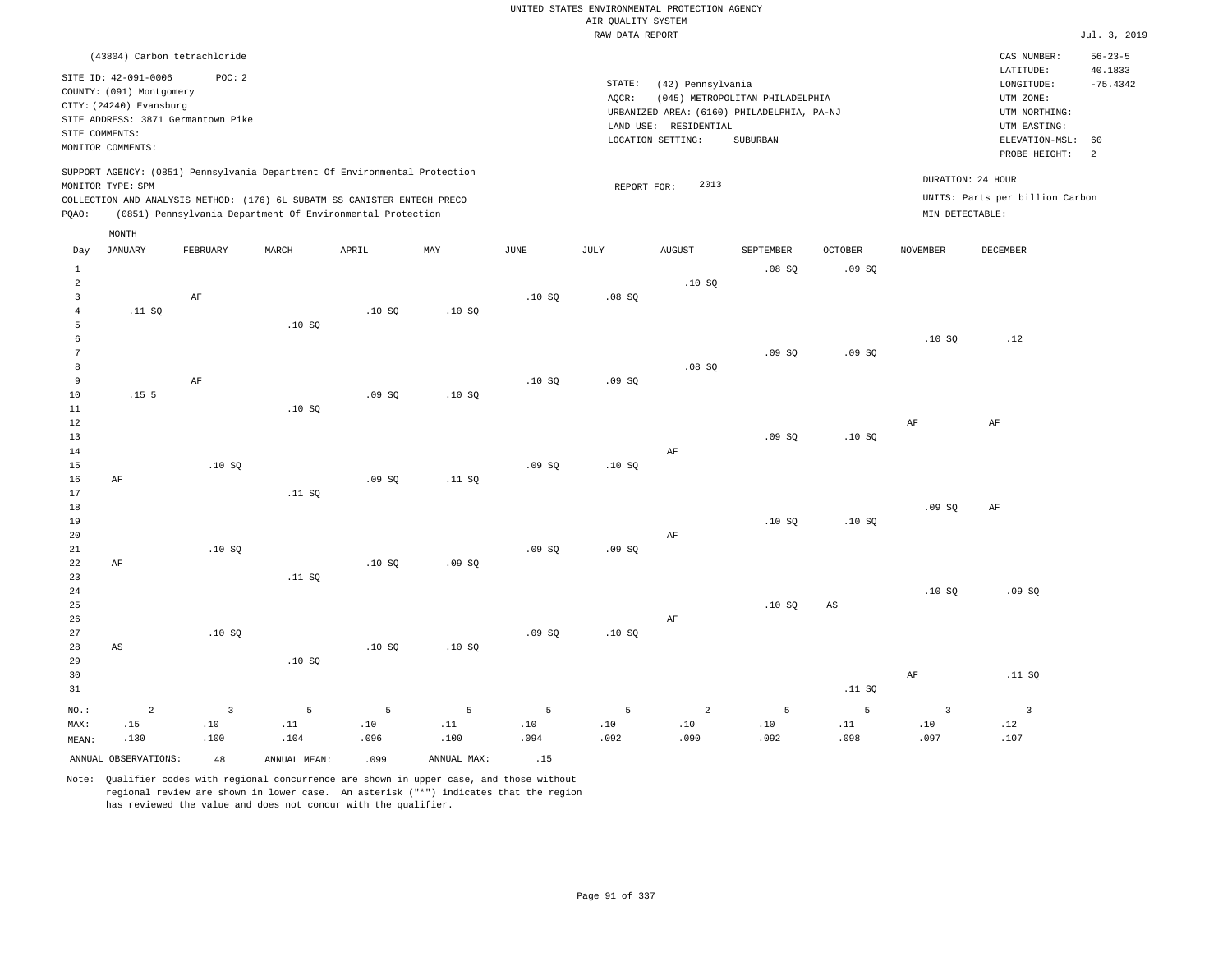UNITED STATES ENVIRONMENTAL PROTECTION AGENCY
AIR QUALITY SYSTEM
RAW DATA REPORT

Jul. 3, 2019

(43804) Carbon tetrachloride

SITE ID: 42-091-0006 POC: 2
COUNTY: (091) Montgomery
CITY: (24240) Evansburg
SITE ADDRESS: 3871 Germantown Pike
SITE COMMENTS:
MONITOR COMMENTS:

STATE: (42) Pennsylvania
AQCR: (045) METROPOLITAN PHILADELPHIA
URBANIZED AREA: (6160) PHILADELPHIA, PA-NJ
LAND USE: RESIDENTIAL
LOCATION SETTING: SUBURBAN

CAS NUMBER: 56-23-5
LATITUDE: 40.1833
LONGITUDE: -75.4342
UTM ZONE:
UTM NORTHING:
UTM EASTING:
ELEVATION-MSL: 60
PROBE HEIGHT: 2

SUPPORT AGENCY: (0851) Pennsylvania Department Of Environmental Protection
MONITOR TYPE: SPM
COLLECTION AND ANALYSIS METHOD: (176) 6L SUBATM SS CANISTER ENTECH PRECO
PQAO: (0851) Pennsylvania Department Of Environmental Protection

REPORT FOR: 2013

DURATION: 24 HOUR
UNITS: Parts per billion Carbon
MIN DETECTABLE:

| Day | JANUARY | FEBRUARY | MARCH | APRIL | MAY | JUNE | JULY | AUGUST | SEPTEMBER | OCTOBER | NOVEMBER | DECEMBER |
|---|---|---|---|---|---|---|---|---|---|---|---|---|
| 1 | | | | | | | | | .08 SQ | .09 SQ | | |
| 2 | | | | | | | | .10 SQ | | | | |
| 3 | | AF | | | | .10 SQ | .08 SQ | | | | | |
| 4 | .11 SQ | | | .10 SQ | .10 SQ | | | | | | | |
| 5 | | | .10 SQ | | | | | | | | | |
| 6 | | | | | | | | | | | .10 SQ | .12 |
| 7 | | | | | | | | | .09 SQ | .09 SQ | | |
| 8 | | | | | | | | .08 SQ | | | | |
| 9 | | AF | | | | .10 SQ | .09 SQ | | | | | |
| 10 | .15 5 | | | .09 SQ | .10 SQ | | | | | | | |
| 11 | | | .10 SQ | | | | | | | | | |
| 12 | | | | | | | | | | | AF | AF |
| 13 | | | | | | | | | .09 SQ | .10 SQ | | |
| 14 | | | | | | | | AF | | | | |
| 15 | | .10 SQ | | | | .09 SQ | .10 SQ | | | | | |
| 16 | AF | | | .09 SQ | .11 SQ | | | | | | | |
| 17 | | | .11 SQ | | | | | | | | | |
| 18 | | | | | | | | | | | .09 SQ | AF |
| 19 | | | | | | | | | .10 SQ | .10 SQ | | |
| 20 | | | | | | | | AF | | | | |
| 21 | | .10 SQ | | | | .09 SQ | .09 SQ | | | | | |
| 22 | AF | | | .10 SQ | .09 SQ | | | | | | | |
| 23 | | | .11 SQ | | | | | | | | | |
| 24 | | | | | | | | | | | .10 SQ | .09 SQ |
| 25 | | | | | | | | | .10 SQ | AS | | |
| 26 | | | | | | | | AF | | | | |
| 27 | | .10 SQ | | | | .09 SQ | .10 SQ | | | | | |
| 28 | AS | | | .10 SQ | .10 SQ | | | | | | | |
| 29 | | | .10 SQ | | | | | | | | | |
| 30 | | | | | | | | | | | AF | .11 SQ |
| 31 | | | | | | | | | | .11 SQ | | |
| NO.: | 2 | 3 | 5 | 5 | 5 | 5 | 5 | 2 | 5 | 5 | 3 | 3 |
| MAX: | .15 | .10 | .11 | .10 | .11 | .10 | .10 | .10 | .10 | .11 | .10 | .12 |
| MEAN: | .130 | .100 | .104 | .096 | .100 | .094 | .092 | .090 | .092 | .098 | .097 | .107 |

ANNUAL OBSERVATIONS: 48 ANNUAL MEAN: .099 ANNUAL MAX: .15

Note: Qualifier codes with regional concurrence are shown in upper case, and those without regional review are shown in lower case. An asterisk ("*") indicates that the region has reviewed the value and does not concur with the qualifier.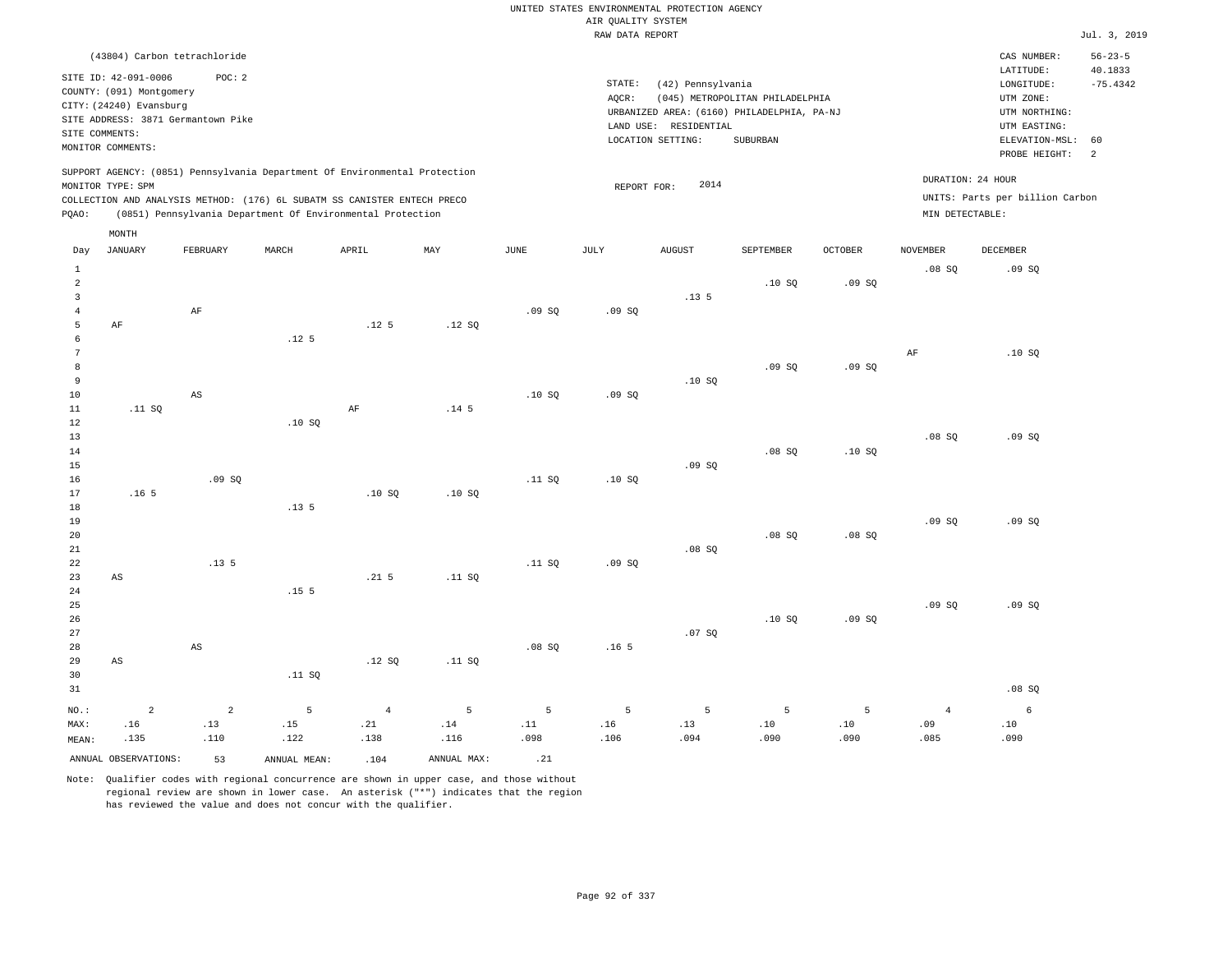UNITED STATES ENVIRONMENTAL PROTECTION AGENCY
AIR QUALITY SYSTEM
RAW DATA REPORT

Jul. 3, 2019

(43804) Carbon tetrachloride

SITE ID: 42-091-0006 POC: 2
COUNTY: (091) Montgomery
CITY: (24240) Evansburg
SITE ADDRESS: 3871 Germantown Pike
SITE COMMENTS:
MONITOR COMMENTS:

STATE: (42) Pennsylvania
AQCR: (045) METROPOLITAN PHILADELPHIA
URBANIZED AREA: (6160) PHILADELPHIA, PA-NJ
LAND USE: RESIDENTIAL
LOCATION SETTING: SUBURBAN

CAS NUMBER: 56-23-5
LATITUDE: 40.1833
LONGITUDE: -75.4342
UTM ZONE:
UTM NORTHING:
UTM EASTING:
ELEVATION-MSL: 60
PROBE HEIGHT: 2

SUPPORT AGENCY: (0851) Pennsylvania Department Of Environmental Protection
MONITOR TYPE: SPM
COLLECTION AND ANALYSIS METHOD: (176) 6L SUBATM SS CANISTER ENTECH PRECO
PQAO: (0851) Pennsylvania Department Of Environmental Protection

REPORT FOR: 2014

DURATION: 24 HOUR
UNITS: Parts per billion Carbon
MIN DETECTABLE:

| Day | JANUARY | FEBRUARY | MARCH | APRIL | MAY | JUNE | JULY | AUGUST | SEPTEMBER | OCTOBER | NOVEMBER | DECEMBER |
|---|---|---|---|---|---|---|---|---|---|---|---|---|
| 1 | | | | | | | | | | | .08 SQ | .09 SQ |
| 2 | | | | | | | | | .10 SQ | .09 SQ | | |
| 3 | | | | | | | | .13 5 | | | | |
| 4 | | AF | | | | .09 SQ | .09 SQ | | | | | |
| 5 | AF | | | .12 5 | .12 SQ | | | | | | | |
| 6 | | | .12 5 | | | | | | | | | |
| 7 | | | | | | | | | | | AF | .10 SQ |
| 8 | | | | | | | | | .09 SQ | .09 SQ | | |
| 9 | | | | | | | | .10 SQ | | | | |
| 10 | | AS | | | | .10 SQ | .09 SQ | | | | | |
| 11 | .11 SQ | | | AF | .14 5 | | | | | | | |
| 12 | | | .10 SQ | | | | | | | | | |
| 13 | | | | | | | | | | | .08 SQ | .09 SQ |
| 14 | | | | | | | | | .08 SQ | .10 SQ | | |
| 15 | | | | | | | | .09 SQ | | | | |
| 16 | | .09 SQ | | | | .11 SQ | .10 SQ | | | | | |
| 17 | .16 5 | | | .10 SQ | .10 SQ | | | | | | | |
| 18 | | | .13 5 | | | | | | | | | |
| 19 | | | | | | | | | | | .09 SQ | .09 SQ |
| 20 | | | | | | | | | .08 SQ | .08 SQ | | |
| 21 | | | | | | | | .08 SQ | | | | |
| 22 | | .13 5 | | | | .11 SQ | .09 SQ | | | | | |
| 23 | AS | | | .21 5 | .11 SQ | | | | | | | |
| 24 | | | .15 5 | | | | | | | | | |
| 25 | | | | | | | | | | | .09 SQ | .09 SQ |
| 26 | | | | | | | | | .10 SQ | .09 SQ | | |
| 27 | | | | | | | | .07 SQ | | | | |
| 28 | | AS | | | | .08 SQ | .16 5 | | | | | |
| 29 | AS | | | .12 SQ | .11 SQ | | | | | | | |
| 30 | | | .11 SQ | | | | | | | | | |
| 31 | | | | | | | | | | | | .08 SQ |
| NO.: | 2 | 2 | 5 | 4 | 5 | 5 | 5 | 5 | 5 | 5 | 4 | 6 |
| MAX: | .16 | .13 | .15 | .21 | .14 | .11 | .16 | .13 | .10 | .10 | .09 | .10 |
| MEAN: | .135 | .110 | .122 | .138 | .116 | .098 | .106 | .094 | .090 | .090 | .085 | .090 |

ANNUAL OBSERVATIONS: 53 ANNUAL MEAN: .104 ANNUAL MAX: .21

Note: Qualifier codes with regional concurrence are shown in upper case, and those without regional review are shown in lower case. An asterisk ("*") indicates that the region has reviewed the value and does not concur with the qualifier.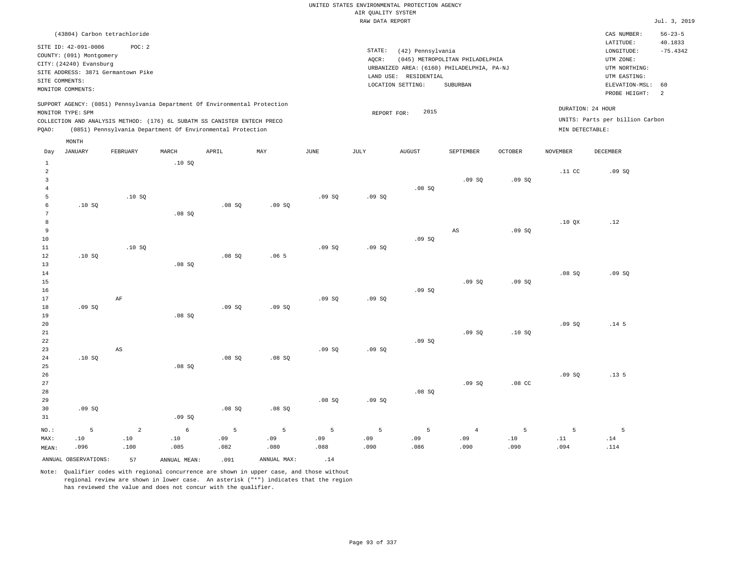UNITED STATES ENVIRONMENTAL PROTECTION AGENCY
AIR QUALITY SYSTEM
RAW DATA REPORT

Jul. 3, 2019

(43804) Carbon tetrachloride

SITE ID: 42-091-0006 POC: 2
COUNTY: (091) Montgomery
CITY: (24240) Evansburg
SITE ADDRESS: 3871 Germantown Pike
SITE COMMENTS:
MONITOR COMMENTS:

STATE: (42) Pennsylvania
AQCR: (045) METROPOLITAN PHILADELPHIA
URBANIZED AREA: (6160) PHILADELPHIA, PA-NJ
LAND USE: RESIDENTIAL
LOCATION SETTING: SUBURBAN

CAS NUMBER: 56-23-5
LATITUDE: 40.1833
LONGITUDE: -75.4342
UTM ZONE:
UTM NORTHING:
UTM EASTING:
ELEVATION-MSL: 60
PROBE HEIGHT: 2

SUPPORT AGENCY: (0851) Pennsylvania Department Of Environmental Protection
MONITOR TYPE: SPM
COLLECTION AND ANALYSIS METHOD: (176) 6L SUBATM SS CANISTER ENTECH PRECO
PQAO: (0851) Pennsylvania Department Of Environmental Protection

REPORT FOR: 2015

DURATION: 24 HOUR
UNITS: Parts per billion Carbon
MIN DETECTABLE:

| Day | JANUARY | FEBRUARY | MARCH | APRIL | MAY | JUNE | JULY | AUGUST | SEPTEMBER | OCTOBER | NOVEMBER | DECEMBER |
|---|---|---|---|---|---|---|---|---|---|---|---|---|
| 1 | | | .10 SQ | | | | | | | | | |
| 2 | | | | | | | | | | | .11 CC | .09 SQ |
| 3 | | | | | | | | | .09 SQ | .09 SQ | | |
| 4 | | | | | | | | .08 SQ | | | | |
| 5 | | .10 SQ | | | | .09 SQ | .09 SQ | | | | | |
| 6 | .10 SQ | | | .08 SQ | .09 SQ | | | | | | | |
| 7 | | | .08 SQ | | | | | | | | | |
| 8 | | | | | | | | | | | .10 QX | .12 |
| 9 | | | | | | | | | AS | .09 SQ | | |
| 10 | | | | | | | | .09 SQ | | | | |
| 11 | | .10 SQ | | | | .09 SQ | .09 SQ | | | | | |
| 12 | .10 SQ | | | .08 SQ | .06 5 | | | | | | | |
| 13 | | | .08 SQ | | | | | | | | | |
| 14 | | | | | | | | | | | .08 SQ | .09 SQ |
| 15 | | | | | | | | | .09 SQ | .09 SQ | | |
| 16 | | | | | | | | .09 SQ | | | | |
| 17 | | AF | | | | .09 SQ | .09 SQ | | | | | |
| 18 | .09 SQ | | | .09 SQ | .09 SQ | | | | | | | |
| 19 | | | .08 SQ | | | | | | | | | |
| 20 | | | | | | | | | | | .09 SQ | .14 5 |
| 21 | | | | | | | | | .09 SQ | .10 SQ | | |
| 22 | | | | | | | | .09 SQ | | | | |
| 23 | | AS | | | | .09 SQ | .09 SQ | | | | | |
| 24 | .10 SQ | | | .08 SQ | .08 SQ | | | | | | | |
| 25 | | | .08 SQ | | | | | | | | | |
| 26 | | | | | | | | | | | .09 SQ | .13 5 |
| 27 | | | | | | | | | .09 SQ | .08 CC | | |
| 28 | | | | | | | | .08 SQ | | | | |
| 29 | | | | | | .08 SQ | .09 SQ | | | | | |
| 30 | .09 SQ | | | .08 SQ | .08 SQ | | | | | | | |
| 31 | | | .09 SQ | | | | | | | | | |
| NO.: | 5 | 2 | 6 | 5 | 5 | 5 | 5 | 5 | 4 | 5 | 5 | 5 |
| MAX: | .10 | .10 | .10 | .09 | .09 | .09 | .09 | .09 | .09 | .10 | .11 | .14 |
| MEAN: | .096 | .100 | .085 | .082 | .080 | .088 | .090 | .086 | .090 | .090 | .094 | .114 |

ANNUAL OBSERVATIONS: 57 ANNUAL MEAN: .091 ANNUAL MAX: .14

Note: Qualifier codes with regional concurrence are shown in upper case, and those without regional review are shown in lower case. An asterisk ("*") indicates that the region has reviewed the value and does not concur with the qualifier.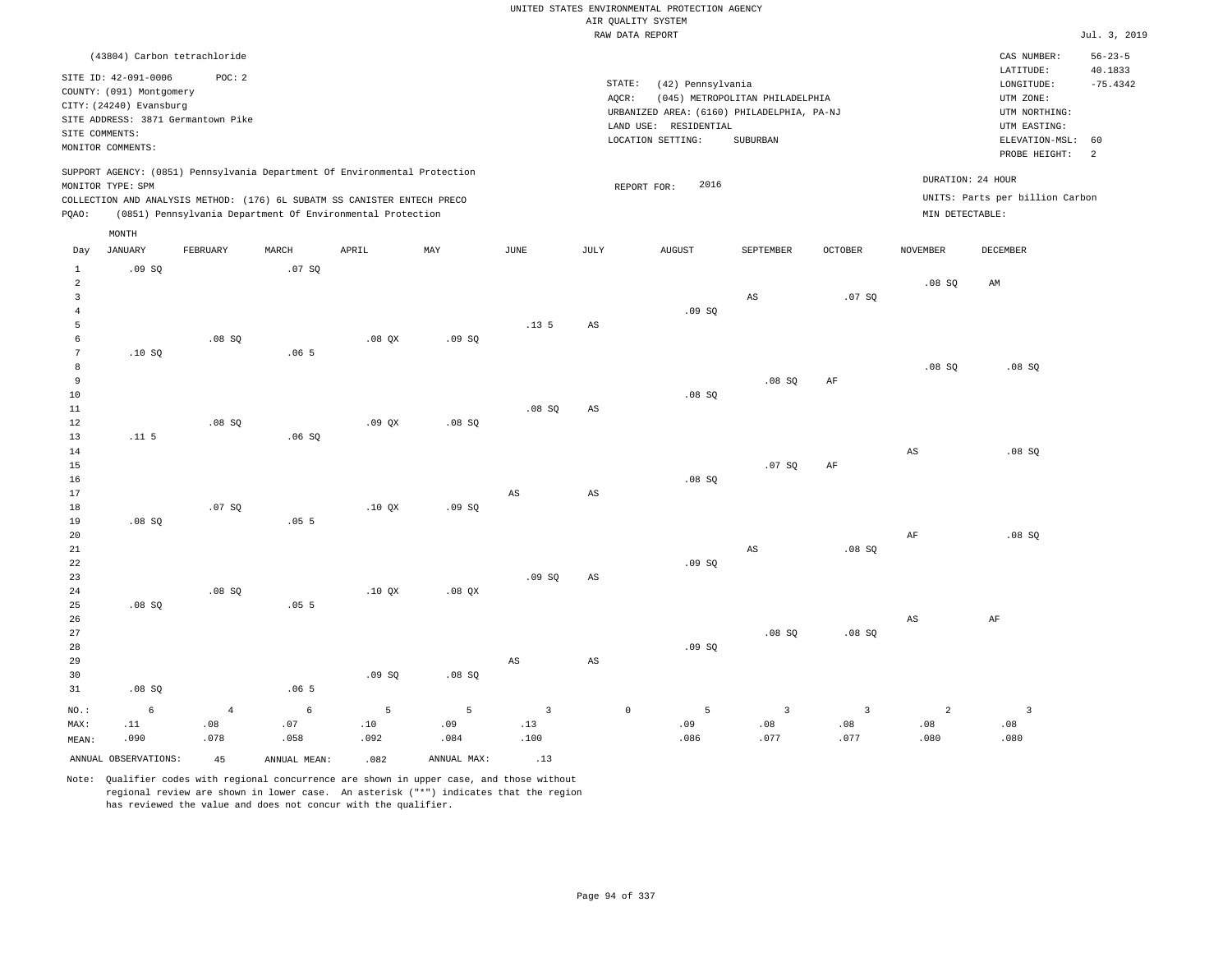UNITED STATES ENVIRONMENTAL PROTECTION AGENCY
AIR QUALITY SYSTEM
RAW DATA REPORT

Jul. 3, 2019

(43804) Carbon tetrachloride

SITE ID: 42-091-0006 POC: 2
COUNTY: (091) Montgomery
CITY: (24240) Evansburg
SITE ADDRESS: 3871 Germantown Pike
SITE COMMENTS:
MONITOR COMMENTS:

STATE: (42) Pennsylvania
AQCR: (045) METROPOLITAN PHILADELPHIA
URBANIZED AREA: (6160) PHILADELPHIA, PA-NJ
LAND USE: RESIDENTIAL
LOCATION SETTING: SUBURBAN

CAS NUMBER: 56-23-5
LATITUDE: 40.1833
LONGITUDE: -75.4342
UTM ZONE:
UTM NORTHING:
UTM EASTING:
ELEVATION-MSL: 60
PROBE HEIGHT: 2

SUPPORT AGENCY: (0851) Pennsylvania Department Of Environmental Protection
MONITOR TYPE: SPM
COLLECTION AND ANALYSIS METHOD: (176) 6L SUBATM SS CANISTER ENTECH PRECO
PQAO: (0851) Pennsylvania Department Of Environmental Protection

REPORT FOR: 2016

DURATION: 24 HOUR
UNITS: Parts per billion Carbon
MIN DETECTABLE:

| Day | JANUARY | FEBRUARY | MARCH | APRIL | MAY | JUNE | JULY | AUGUST | SEPTEMBER | OCTOBER | NOVEMBER | DECEMBER |
|---|---|---|---|---|---|---|---|---|---|---|---|---|
| 1 | .09 SQ | | .07 SQ | | | | | | | | | |
| 2 | | | | | | | | | | | .08 SQ | AM |
| 3 | | | | | | | | | AS | .07 SQ | | |
| 4 | | | | | | | | .09 SQ | | | | |
| 5 | | | | | | .13 5 | AS | | | | | |
| 6 | | .08 SQ | | .08 QX | .09 SQ | | | | | | | |
| 7 | .10 SQ | | .06 5 | | | | | | | | | |
| 8 | | | | | | | | | | | .08 SQ | .08 SQ |
| 9 | | | | | | | | | .08 SQ | AF | | |
| 10 | | | | | | | | .08 SQ | | | | |
| 11 | | | | | | .08 SQ | AS | | | | | |
| 12 | | .08 SQ | | .09 QX | .08 SQ | | | | | | | |
| 13 | .11 5 | | .06 SQ | | | | | | | | | |
| 14 | | | | | | | | | | | AS | .08 SQ |
| 15 | | | | | | | | | .07 SQ | AF | | |
| 16 | | | | | | | | .08 SQ | | | | |
| 17 | | | | | | AS | AS | | | | | |
| 18 | | .07 SQ | | .10 QX | .09 SQ | | | | | | | |
| 19 | .08 SQ | | .05 5 | | | | | | | | | |
| 20 | | | | | | | | | | | AF | .08 SQ |
| 21 | | | | | | | | | AS | .08 SQ | | |
| 22 | | | | | | | | .09 SQ | | | | |
| 23 | | | | | | .09 SQ | AS | | | | | |
| 24 | | .08 SQ | | .10 QX | .08 QX | | | | | | | |
| 25 | .08 SQ | | .05 5 | | | | | | | | | |
| 26 | | | | | | | | | | | AS | AF |
| 27 | | | | | | | | | .08 SQ | .08 SQ | | |
| 28 | | | | | | | | .09 SQ | | | | |
| 29 | | | | | | AS | AS | | | | | |
| 30 | | | | .09 SQ | .08 SQ | | | | | | | |
| 31 | .08 SQ | | .06 5 | | | | | | | | | |
| NO.: | 6 | 4 | 6 | 5 | 5 | 3 | 0 | 5 | 3 | 3 | 2 | 3 |
| MAX: | .11 | .08 | .07 | .10 | .09 | .13 | | .09 | .08 | .08 | .08 | .08 |
| MEAN: | .090 | .078 | .058 | .092 | .084 | .100 | | .086 | .077 | .077 | .080 | .080 |

ANNUAL OBSERVATIONS: 45 ANNUAL MEAN: .082 ANNUAL MAX: .13

Note: Qualifier codes with regional concurrence are shown in upper case, and those without regional review are shown in lower case. An asterisk ("*") indicates that the region has reviewed the value and does not concur with the qualifier.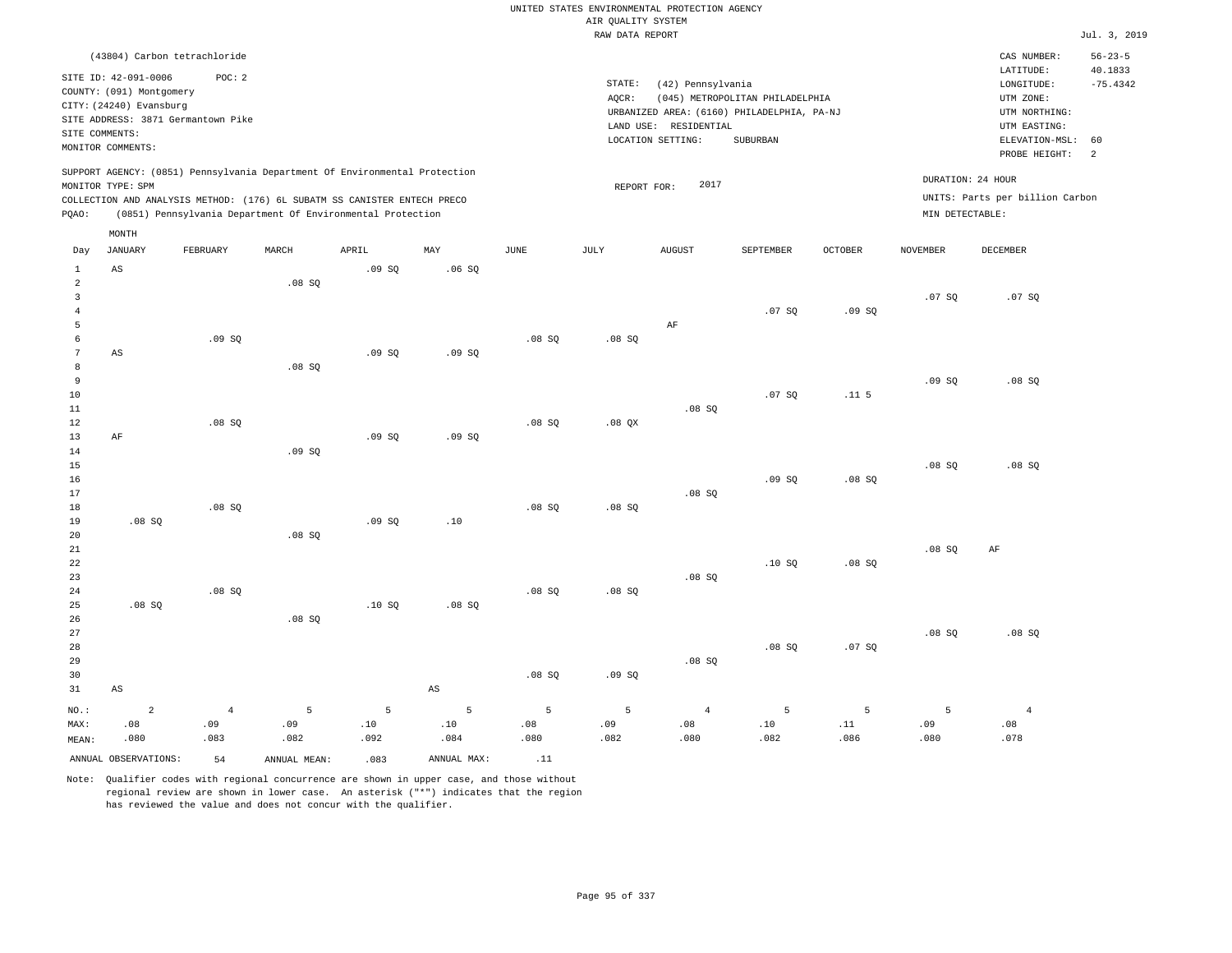UNITED STATES ENVIRONMENTAL PROTECTION AGENCY
AIR QUALITY SYSTEM
RAW DATA REPORT

Jul. 3, 2019

(43804) Carbon tetrachloride

SITE ID: 42-091-0006 POC: 2
COUNTY: (091) Montgomery
CITY: (24240) Evansburg
SITE ADDRESS: 3871 Germantown Pike
SITE COMMENTS:
MONITOR COMMENTS:

STATE: (42) Pennsylvania
AQCR: (045) METROPOLITAN PHILADELPHIA
URBANIZED AREA: (6160) PHILADELPHIA, PA-NJ
LAND USE: RESIDENTIAL
LOCATION SETTING: SUBURBAN

CAS NUMBER: 56-23-5
LATITUDE: 40.1833
LONGITUDE: -75.4342
UTM ZONE:
UTM NORTHING:
UTM EASTING:
ELEVATION-MSL: 60
PROBE HEIGHT: 2

SUPPORT AGENCY: (0851) Pennsylvania Department Of Environmental Protection
MONITOR TYPE: SPM
COLLECTION AND ANALYSIS METHOD: (176) 6L SUBATM SS CANISTER ENTECH PRECO
PQAO: (0851) Pennsylvania Department Of Environmental Protection

REPORT FOR: 2017

DURATION: 24 HOUR
UNITS: Parts per billion Carbon
MIN DETECTABLE:

| Day | JANUARY | FEBRUARY | MARCH | APRIL | MAY | JUNE | JULY | AUGUST | SEPTEMBER | OCTOBER | NOVEMBER | DECEMBER |
|---|---|---|---|---|---|---|---|---|---|---|---|---|
| 1 | AS | | | .09 SQ | .06 SQ | | | | | | | |
| 2 | | | .08 SQ | | | | | | | | | |
| 3 | | | | | | | | | | | .07 SQ | .07 SQ |
| 4 | | | | | | | | | .07 SQ | .09 SQ | | |
| 5 | | | | | | | | AF | | | | |
| 6 | | .09 SQ | | | | .08 SQ | .08 SQ | | | | | |
| 7 | AS | | | .09 SQ | .09 SQ | | | | | | | |
| 8 | | | .08 SQ | | | | | | | | | |
| 9 | | | | | | | | | | | .09 SQ | .08 SQ |
| 10 | | | | | | | | | .07 SQ | .11 5 | | |
| 11 | | | | | | | | .08 SQ | | | | |
| 12 | | .08 SQ | | | | .08 SQ | .08 QX | | | | | |
| 13 | AF | | | .09 SQ | .09 SQ | | | | | | | |
| 14 | | | .09 SQ | | | | | | | | | |
| 15 | | | | | | | | | | | .08 SQ | .08 SQ |
| 16 | | | | | | | | | .09 SQ | .08 SQ | | |
| 17 | | | | | | | | .08 SQ | | | | |
| 18 | | .08 SQ | | | | .08 SQ | .08 SQ | | | | | |
| 19 | .08 SQ | | | .09 SQ | .10 | | | | | | | |
| 20 | | | .08 SQ | | | | | | | | | |
| 21 | | | | | | | | | | | .08 SQ | AF |
| 22 | | | | | | | | | .10 SQ | .08 SQ | | |
| 23 | | | | | | | | .08 SQ | | | | |
| 24 | | .08 SQ | | | | .08 SQ | .08 SQ | | | | | |
| 25 | .08 SQ | | | .10 SQ | .08 SQ | | | | | | | |
| 26 | | | .08 SQ | | | | | | | | | |
| 27 | | | | | | | | | | | .08 SQ | .08 SQ |
| 28 | | | | | | | | | .08 SQ | .07 SQ | | |
| 29 | | | | | | | | .08 SQ | | | | |
| 30 | | | | | | .08 SQ | .09 SQ | | | | | |
| 31 | AS | | | | AS | | | | | | | |
| NO.: | 2 | 4 | 5 | 5 | 5 | 5 | 5 | 4 | 5 | 5 | 5 | 4 |
| MAX: | .08 | .09 | .09 | .10 | .10 | .08 | .09 | .08 | .10 | .11 | .09 | .08 |
| MEAN: | .080 | .083 | .082 | .092 | .084 | .080 | .082 | .080 | .082 | .086 | .080 | .078 |

ANNUAL OBSERVATIONS: 54 ANNUAL MEAN: .083 ANNUAL MAX: .11

Note: Qualifier codes with regional concurrence are shown in upper case, and those without regional review are shown in lower case. An asterisk ("*") indicates that the region has reviewed the value and does not concur with the qualifier.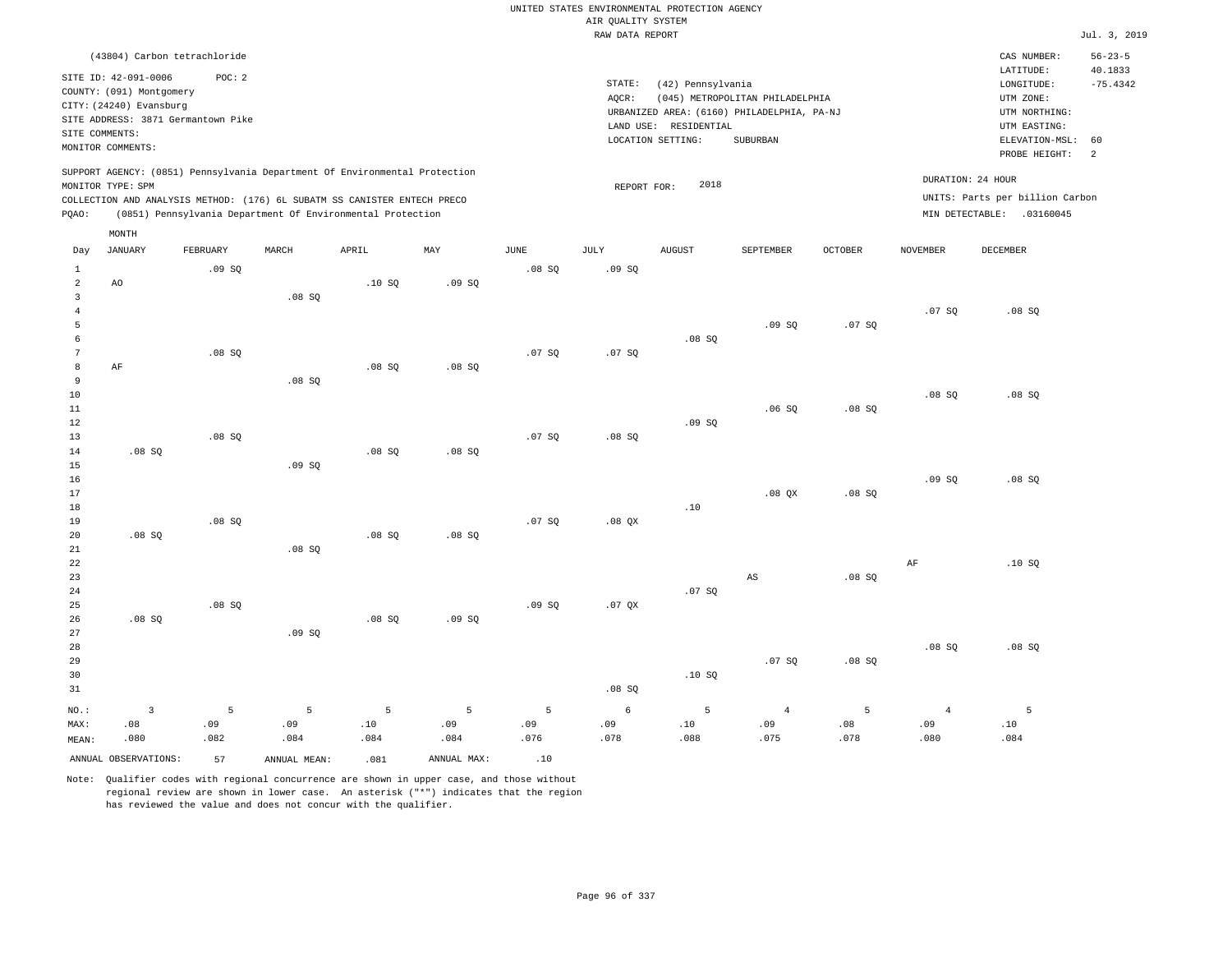UNITED STATES ENVIRONMENTAL PROTECTION AGENCY
AIR QUALITY SYSTEM
RAW DATA REPORT

Jul. 3, 2019

(43804) Carbon tetrachloride

SITE ID: 42-091-0006 POC: 2
COUNTY: (091) Montgomery
CITY: (24240) Evansburg
SITE ADDRESS: 3871 Germantown Pike
SITE COMMENTS:
MONITOR COMMENTS:

STATE: (42) Pennsylvania
AQCR: (045) METROPOLITAN PHILADELPHIA
URBANIZED AREA: (6160) PHILADELPHIA, PA-NJ
LAND USE: RESIDENTIAL
LOCATION SETTING: SUBURBAN

CAS NUMBER: 56-23-5
LATITUDE: 40.1833
LONGITUDE: -75.4342
UTM ZONE:
UTM NORTHING:
UTM EASTING:
ELEVATION-MSL: 60
PROBE HEIGHT: 2

SUPPORT AGENCY: (0851) Pennsylvania Department Of Environmental Protection
MONITOR TYPE: SPM
COLLECTION AND ANALYSIS METHOD: (176) 6L SUBATM SS CANISTER ENTECH PRECO
PQAO: (0851) Pennsylvania Department Of Environmental Protection

REPORT FOR: 2018

DURATION: 24 HOUR
UNITS: Parts per billion Carbon
MIN DETECTABLE: .03160045

| Day | JANUARY | FEBRUARY | MARCH | APRIL | MAY | JUNE | JULY | AUGUST | SEPTEMBER | OCTOBER | NOVEMBER | DECEMBER |
|---|---|---|---|---|---|---|---|---|---|---|---|---|
| 1 | | .09 SQ | | | | .08 SQ | .09 SQ | | | | | |
| 2 | AO | | | .10 SQ | .09 SQ | | | | | | | |
| 3 | | | .08 SQ | | | | | | | | | |
| 4 | | | | | | | | | | | .07 SQ | .08 SQ |
| 5 | | | | | | | | | .09 SQ | .07 SQ | | |
| 6 | | | | | | | | .08 SQ | | | | |
| 7 | | .08 SQ | | | | .07 SQ | .07 SQ | | | | | |
| 8 | AF | | | .08 SQ | .08 SQ | | | | | | | |
| 9 | | | .08 SQ | | | | | | | | | |
| 10 | | | | | | | | | | | .08 SQ | .08 SQ |
| 11 | | | | | | | | | .06 SQ | .08 SQ | | |
| 12 | | | | | | | | .09 SQ | | | | |
| 13 | | .08 SQ | | | | .07 SQ | .08 SQ | | | | | |
| 14 | .08 SQ | | | .08 SQ | .08 SQ | | | | | | | |
| 15 | | | .09 SQ | | | | | | | | | |
| 16 | | | | | | | | | | | .09 SQ | .08 SQ |
| 17 | | | | | | | | | .08 QX | .08 SQ | | |
| 18 | | | | | | | | .10 | | | | |
| 19 | | .08 SQ | | | | .07 SQ | .08 QX | | | | | |
| 20 | .08 SQ | | | .08 SQ | .08 SQ | | | | | | | |
| 21 | | | .08 SQ | | | | | | | | | |
| 22 | | | | | | | | | | | AF | .10 SQ |
| 23 | | | | | | | | | AS | .08 SQ | | |
| 24 | | | | | | | | .07 SQ | | | | |
| 25 | | .08 SQ | | | | .09 SQ | .07 QX | | | | | |
| 26 | .08 SQ | | | .08 SQ | .09 SQ | | | | | | | |
| 27 | | | .09 SQ | | | | | | | | | |
| 28 | | | | | | | | | | | .08 SQ | .08 SQ |
| 29 | | | | | | | | | .07 SQ | .08 SQ | | |
| 30 | | | | | | | | .10 SQ | | | | |
| 31 | | | | | | | .08 SQ | | | | | |
| NO.: | 3 | 5 | 5 | 5 | 5 | 5 | 6 | 5 | 4 | 5 | 4 | 5 |
| MAX: | .08 | .09 | .09 | .10 | .09 | .09 | .09 | .10 | .09 | .08 | .09 | .10 |
| MEAN: | .080 | .082 | .084 | .084 | .084 | .076 | .078 | .088 | .075 | .078 | .080 | .084 |

ANNUAL OBSERVATIONS: 57 ANNUAL MEAN: .081 ANNUAL MAX: .10

Note: Qualifier codes with regional concurrence are shown in upper case, and those without regional review are shown in lower case. An asterisk ("*") indicates that the region has reviewed the value and does not concur with the qualifier.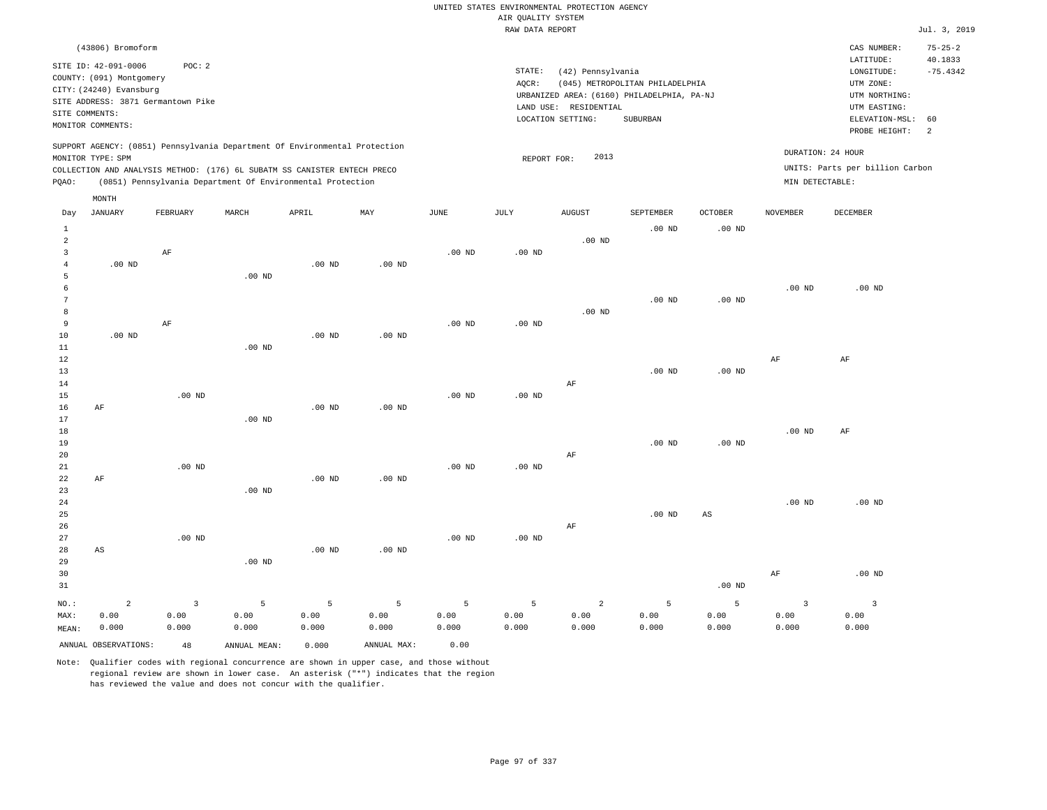UNITED STATES ENVIRONMENTAL PROTECTION AGENCY
AIR QUALITY SYSTEM
RAW DATA REPORT

Jul. 3, 2019

(43806) Bromoform

SITE ID: 42-091-0006 POC: 2
COUNTY: (091) Montgomery
CITY: (24240) Evansburg
SITE ADDRESS: 3871 Germantown Pike
SITE COMMENTS:
MONITOR COMMENTS:

STATE: (42) Pennsylvania
AQCR: (045) METROPOLITAN PHILADELPHIA
URBANIZED AREA: (6160) PHILADELPHIA, PA-NJ
LAND USE: RESIDENTIAL
LOCATION SETTING: SUBURBAN

CAS NUMBER: 75-25-2
LATITUDE: 40.1833
LONGITUDE: -75.4342
UTM ZONE:
UTM NORTHING:
UTM EASTING:
ELEVATION-MSL: 60
PROBE HEIGHT: 2

SUPPORT AGENCY: (0851) Pennsylvania Department Of Environmental Protection
MONITOR TYPE: SPM
COLLECTION AND ANALYSIS METHOD: (176) 6L SUBATM SS CANISTER ENTECH PRECO
PQAO: (0851) Pennsylvania Department Of Environmental Protection

REPORT FOR: 2013

DURATION: 24 HOUR
UNITS: Parts per billion Carbon
MIN DETECTABLE:

| Day | JANUARY | FEBRUARY | MARCH | APRIL | MAY | JUNE | JULY | AUGUST | SEPTEMBER | OCTOBER | NOVEMBER | DECEMBER |
|---|---|---|---|---|---|---|---|---|---|---|---|---|
| 1 | | | | | | | | | .00 ND | .00 ND | | |
| 2 | | | | | | | | .00 ND | | | | |
| 3 | | AF | | | | .00 ND | .00 ND | | | | | |
| 4 | .00 ND | | | .00 ND | .00 ND | | | | | | | |
| 5 | | | .00 ND | | | | | | | | | |
| 6 | | | | | | | | | | | .00 ND | .00 ND |
| 7 | | | | | | | | | .00 ND | .00 ND | | |
| 8 | | | | | | | | .00 ND | | | | |
| 9 | | AF | | | | .00 ND | .00 ND | | | | | |
| 10 | .00 ND | | | .00 ND | .00 ND | | | | | | | |
| 11 | | | .00 ND | | | | | | | | | |
| 12 | | | | | | | | | | | AF | AF |
| 13 | | | | | | | | | .00 ND | .00 ND | | |
| 14 | | | | | | | | AF | | | | |
| 15 | | .00 ND | | | | .00 ND | .00 ND | | | | | |
| 16 | AF | | | .00 ND | .00 ND | | | | | | | |
| 17 | | | .00 ND | | | | | | | | | |
| 18 | | | | | | | | | | | .00 ND | AF |
| 19 | | | | | | | | | .00 ND | .00 ND | | |
| 20 | | | | | | | | AF | | | | |
| 21 | | .00 ND | | | | .00 ND | .00 ND | | | | | |
| 22 | AF | | | .00 ND | .00 ND | | | | | | | |
| 23 | | | .00 ND | | | | | | | | | |
| 24 | | | | | | | | | | | .00 ND | .00 ND |
| 25 | | | | | | | | | .00 ND | AS | | |
| 26 | | | | | | | | AF | | | | |
| 27 | | .00 ND | | | | .00 ND | .00 ND | | | | | |
| 28 | AS | | | .00 ND | .00 ND | | | | | | | |
| 29 | | | .00 ND | | | | | | | | | |
| 30 | | | | | | | | | | | AF | .00 ND |
| 31 | | | | | | | | | | .00 ND | | |
| NO.: | 2 | 3 | 5 | 5 | 5 | 5 | 5 | 2 | 5 | 5 | 3 | 3 |
| MAX: | 0.00 | 0.00 | 0.00 | 0.00 | 0.00 | 0.00 | 0.00 | 0.00 | 0.00 | 0.00 | 0.00 | 0.00 |
| MEAN: | 0.000 | 0.000 | 0.000 | 0.000 | 0.000 | 0.000 | 0.000 | 0.000 | 0.000 | 0.000 | 0.000 | 0.000 |

ANNUAL OBSERVATIONS: 48 ANNUAL MEAN: 0.000 ANNUAL MAX: 0.00

Note: Qualifier codes with regional concurrence are shown in upper case, and those without regional review are shown in lower case. An asterisk ("*") indicates that the region has reviewed the value and does not concur with the qualifier.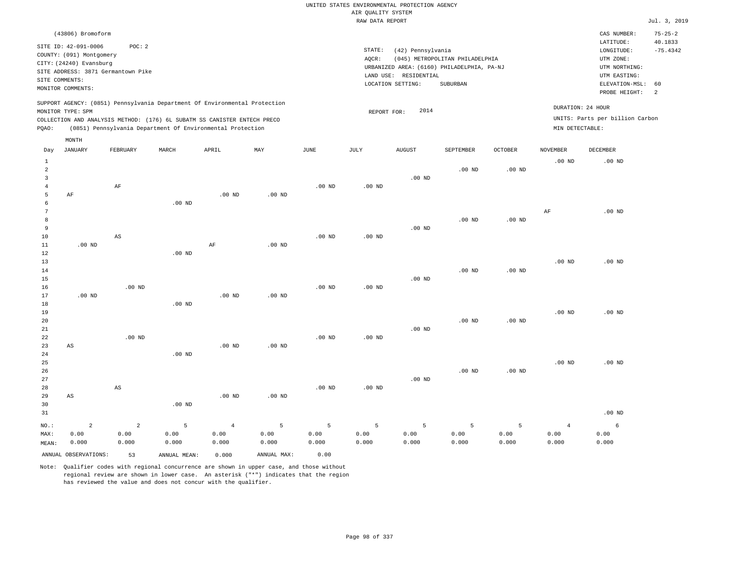UNITED STATES ENVIRONMENTAL PROTECTION AGENCY
AIR QUALITY SYSTEM
RAW DATA REPORT

Jul. 3, 2019

(43806) Bromoform

SITE ID: 42-091-0006 POC: 2
COUNTY: (091) Montgomery
CITY: (24240) Evansburg
SITE ADDRESS: 3871 Germantown Pike
SITE COMMENTS:
MONITOR COMMENTS:

STATE: (42) Pennsylvania
AQCR: (045) METROPOLITAN PHILADELPHIA
URBANIZED AREA: (6160) PHILADELPHIA, PA-NJ
LAND USE: RESIDENTIAL
LOCATION SETTING: SUBURBAN

CAS NUMBER: 75-25-2
LATITUDE: 40.1833
LONGITUDE: -75.4342
UTM ZONE:
UTM NORTHING:
UTM EASTING:
ELEVATION-MSL: 60
PROBE HEIGHT: 2

SUPPORT AGENCY: (0851) Pennsylvania Department Of Environmental Protection
MONITOR TYPE: SPM
COLLECTION AND ANALYSIS METHOD: (176) 6L SUBATM SS CANISTER ENTECH PRECO
PQAO: (0851) Pennsylvania Department Of Environmental Protection

REPORT FOR: 2014

DURATION: 24 HOUR
UNITS: Parts per billion Carbon
MIN DETECTABLE:

| Day | JANUARY | FEBRUARY | MARCH | APRIL | MAY | JUNE | JULY | AUGUST | SEPTEMBER | OCTOBER | NOVEMBER | DECEMBER |
|---|---|---|---|---|---|---|---|---|---|---|---|---|
| 1 | | | | | | | | | | | .00 ND | .00 ND |
| 2 | | | | | | | | | .00 ND | .00 ND | | |
| 3 | | | | | | | | .00 ND | | | | |
| 4 | | AF | | | | .00 ND | .00 ND | | | | | |
| 5 | AF | | | .00 ND | .00 ND | | | | | | | |
| 6 | | | .00 ND | | | | | | | | | |
| 7 | | | | | | | | | | | AF | .00 ND |
| 8 | | | | | | | | | .00 ND | .00 ND | | |
| 9 | | | | | | | | .00 ND | | | | |
| 10 | | AS | | | | .00 ND | .00 ND | | | | | |
| 11 | .00 ND | | | AF | .00 ND | | | | | | | |
| 12 | | | .00 ND | | | | | | | | | |
| 13 | | | | | | | | | | | .00 ND | .00 ND |
| 14 | | | | | | | | | .00 ND | .00 ND | | |
| 15 | | | | | | | | .00 ND | | | | |
| 16 | | .00 ND | | | | .00 ND | .00 ND | | | | | |
| 17 | .00 ND | | | .00 ND | .00 ND | | | | | | | |
| 18 | | | .00 ND | | | | | | | | | |
| 19 | | | | | | | | | | | .00 ND | .00 ND |
| 20 | | | | | | | | | .00 ND | .00 ND | | |
| 21 | | | | | | | | .00 ND | | | | |
| 22 | | .00 ND | | | | .00 ND | .00 ND | | | | | |
| 23 | AS | | | .00 ND | .00 ND | | | | | | | |
| 24 | | | .00 ND | | | | | | | | | |
| 25 | | | | | | | | | | | .00 ND | .00 ND |
| 26 | | | | | | | | | .00 ND | .00 ND | | |
| 27 | | | | | | | | .00 ND | | | | |
| 28 | | AS | | | | .00 ND | .00 ND | | | | | |
| 29 | AS | | | .00 ND | .00 ND | | | | | | | |
| 30 | | | .00 ND | | | | | | | | | |
| 31 | | | | | | | | | | | | .00 ND |
| NO.: | 2 | 2 | 5 | 4 | 5 | 5 | 5 | 5 | 5 | 5 | 4 | 6 |
| MAX: | 0.00 | 0.00 | 0.00 | 0.00 | 0.00 | 0.00 | 0.00 | 0.00 | 0.00 | 0.00 | 0.00 | 0.00 |
| MEAN: | 0.000 | 0.000 | 0.000 | 0.000 | 0.000 | 0.000 | 0.000 | 0.000 | 0.000 | 0.000 | 0.000 | 0.000 |

ANNUAL OBSERVATIONS: 53 ANNUAL MEAN: 0.000 ANNUAL MAX: 0.00

Note: Qualifier codes with regional concurrence are shown in upper case, and those without regional review are shown in lower case. An asterisk ("*") indicates that the region has reviewed the value and does not concur with the qualifier.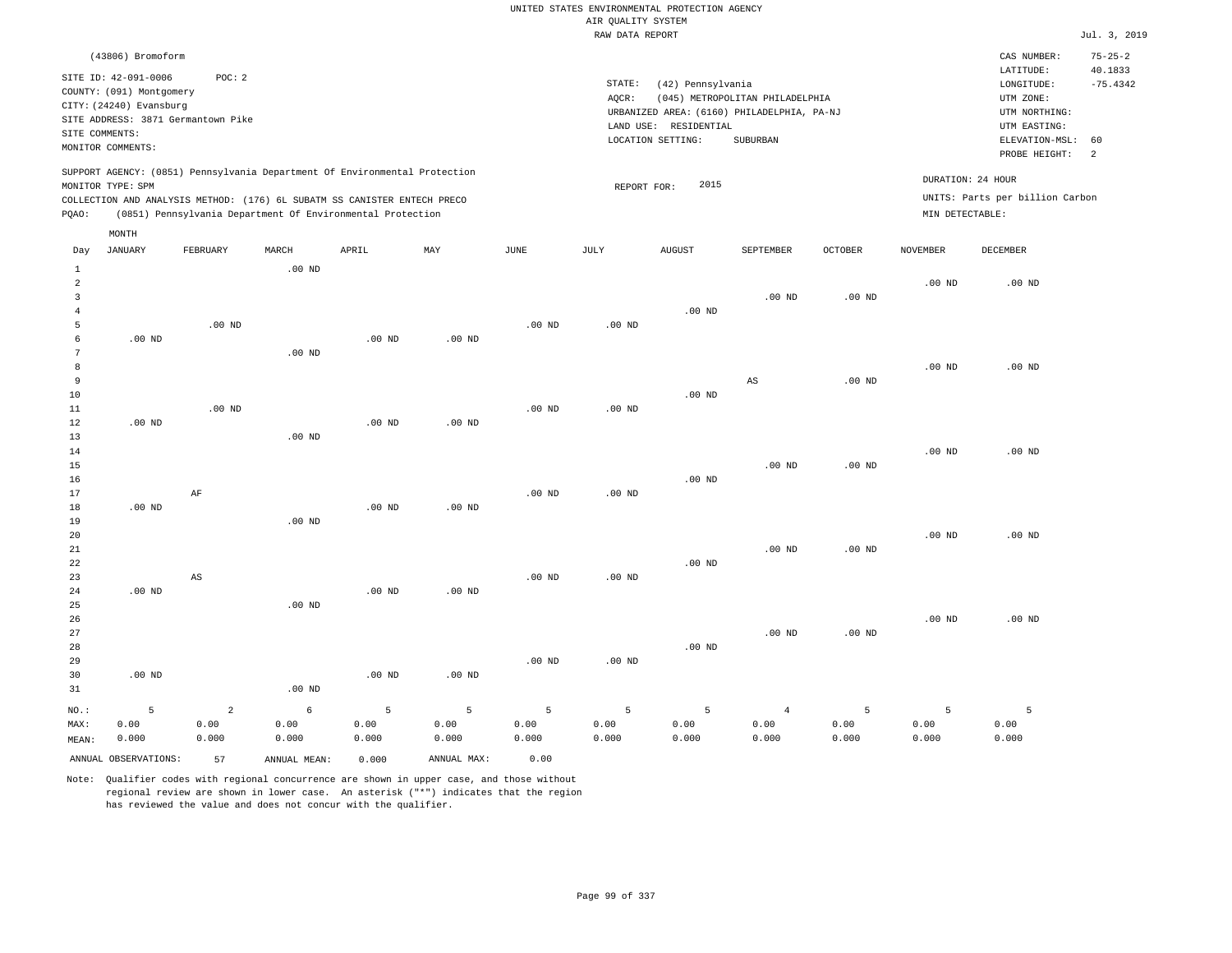UNITED STATES ENVIRONMENTAL PROTECTION AGENCY
AIR QUALITY SYSTEM
RAW DATA REPORT

Jul. 3, 2019

(43806) Bromoform

SITE ID: 42-091-0006 POC: 2
COUNTY: (091) Montgomery
CITY: (24240) Evansburg
SITE ADDRESS: 3871 Germantown Pike
SITE COMMENTS:
MONITOR COMMENTS:

STATE: (42) Pennsylvania
AQCR: (045) METROPOLITAN PHILADELPHIA
URBANIZED AREA: (6160) PHILADELPHIA, PA-NJ
LAND USE: RESIDENTIAL
LOCATION SETTING: SUBURBAN

CAS NUMBER: 75-25-2
LATITUDE: 40.1833
LONGITUDE: -75.4342
UTM ZONE:
UTM NORTHING:
UTM EASTING:
ELEVATION-MSL: 60
PROBE HEIGHT: 2

SUPPORT AGENCY: (0851) Pennsylvania Department Of Environmental Protection
MONITOR TYPE: SPM
COLLECTION AND ANALYSIS METHOD: (176) 6L SUBATM SS CANISTER ENTECH PRECO
PQAO: (0851) Pennsylvania Department Of Environmental Protection

REPORT FOR: 2015

DURATION: 24 HOUR
UNITS: Parts per billion Carbon
MIN DETECTABLE:

| Day | JANUARY | FEBRUARY | MARCH | APRIL | MAY | JUNE | JULY | AUGUST | SEPTEMBER | OCTOBER | NOVEMBER | DECEMBER |
|---|---|---|---|---|---|---|---|---|---|---|---|---|
| 1 | | | .00 ND | | | | | | | | | |
| 2 | | | | | | | | | | | .00 ND | .00 ND |
| 3 | | | | | | | | | .00 ND | .00 ND | | |
| 4 | | | | | | | | .00 ND | | | | |
| 5 | | .00 ND | | | | .00 ND | .00 ND | | | | | |
| 6 | .00 ND | | | .00 ND | .00 ND | | | | | | | |
| 7 | | | .00 ND | | | | | | | | | |
| 8 | | | | | | | | | | | .00 ND | .00 ND |
| 9 | | | | | | | | | AS | .00 ND | | |
| 10 | | | | | | | | .00 ND | | | | |
| 11 | | .00 ND | | | | .00 ND | .00 ND | | | | | |
| 12 | .00 ND | | | .00 ND | .00 ND | | | | | | | |
| 13 | | | .00 ND | | | | | | | | | |
| 14 | | | | | | | | | | | .00 ND | .00 ND |
| 15 | | | | | | | | | .00 ND | .00 ND | | |
| 16 | | | | | | | | .00 ND | | | | |
| 17 | | AF | | | | .00 ND | .00 ND | | | | | |
| 18 | .00 ND | | | .00 ND | .00 ND | | | | | | | |
| 19 | | | .00 ND | | | | | | | | | |
| 20 | | | | | | | | | | | .00 ND | .00 ND |
| 21 | | | | | | | | | .00 ND | .00 ND | | |
| 22 | | | | | | | | .00 ND | | | | |
| 23 | | AS | | | | .00 ND | .00 ND | | | | | |
| 24 | .00 ND | | | .00 ND | .00 ND | | | | | | | |
| 25 | | | .00 ND | | | | | | | | | |
| 26 | | | | | | | | | | | .00 ND | .00 ND |
| 27 | | | | | | | | | .00 ND | .00 ND | | |
| 28 | | | | | | | | .00 ND | | | | |
| 29 | | | | | | .00 ND | .00 ND | | | | | |
| 30 | .00 ND | | | .00 ND | .00 ND | | | | | | | |
| 31 | | | .00 ND | | | | | | | | | |
| NO.: | 5 | 2 | 6 | 5 | 5 | 5 | 5 | 5 | 4 | 5 | 5 | 5 |
| MAX: | 0.00 | 0.00 | 0.00 | 0.00 | 0.00 | 0.00 | 0.00 | 0.00 | 0.00 | 0.00 | 0.00 | 0.00 |
| MEAN: | 0.000 | 0.000 | 0.000 | 0.000 | 0.000 | 0.000 | 0.000 | 0.000 | 0.000 | 0.000 | 0.000 | 0.000 |

ANNUAL OBSERVATIONS: 57 ANNUAL MEAN: 0.000 ANNUAL MAX: 0.00

Note: Qualifier codes with regional concurrence are shown in upper case, and those without regional review are shown in lower case. An asterisk ("*") indicates that the region has reviewed the value and does not concur with the qualifier.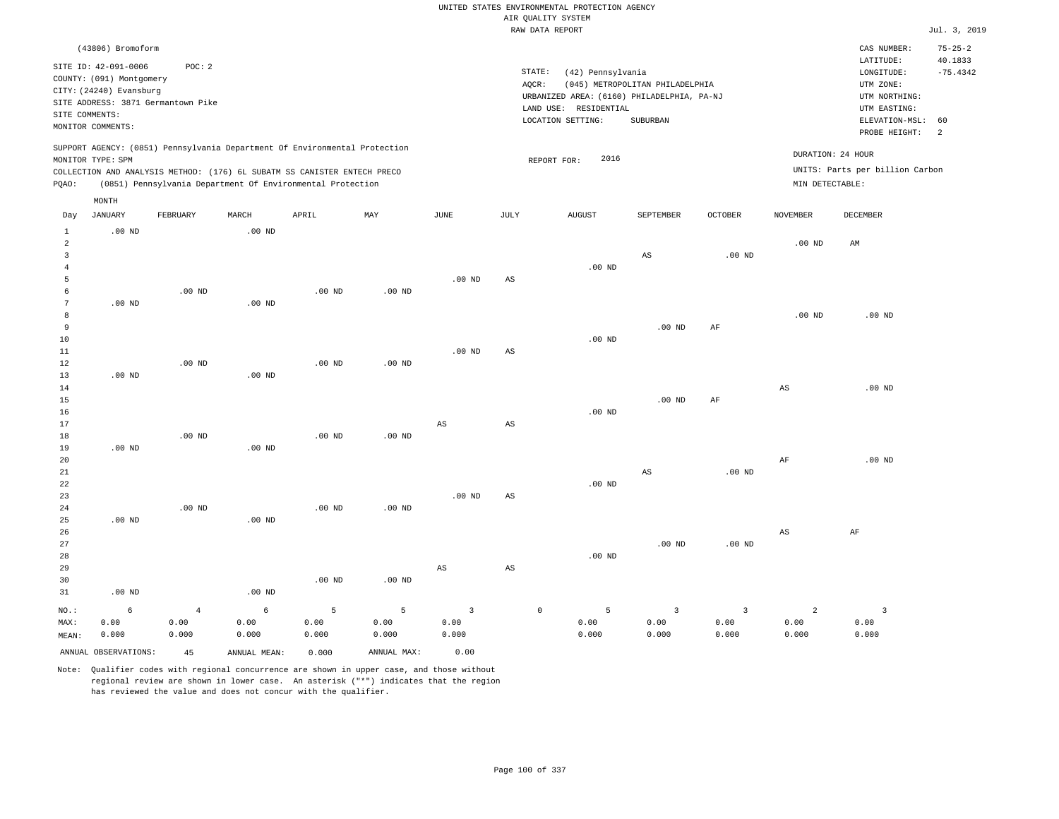UNITED STATES ENVIRONMENTAL PROTECTION AGENCY
AIR QUALITY SYSTEM
RAW DATA REPORT

Jul. 3, 2019

(43806) Bromoform

SITE ID: 42-091-0006 POC: 2
COUNTY: (091) Montgomery
CITY: (24240) Evansburg
SITE ADDRESS: 3871 Germantown Pike
SITE COMMENTS:
MONITOR COMMENTS:

STATE: (42) Pennsylvania
AQCR: (045) METROPOLITAN PHILADELPHIA
URBANIZED AREA: (6160) PHILADELPHIA, PA-NJ
LAND USE: RESIDENTIAL
LOCATION SETTING: SUBURBAN

CAS NUMBER: 75-25-2
LATITUDE: 40.1833
LONGITUDE: -75.4342
UTM ZONE:
UTM NORTHING:
UTM EASTING:
ELEVATION-MSL: 60
PROBE HEIGHT: 2

SUPPORT AGENCY: (0851) Pennsylvania Department Of Environmental Protection
MONITOR TYPE: SPM
COLLECTION AND ANALYSIS METHOD: (176) 6L SUBATM SS CANISTER ENTECH PRECO
PQAO: (0851) Pennsylvania Department Of Environmental Protection

REPORT FOR: 2016

DURATION: 24 HOUR
UNITS: Parts per billion Carbon
MIN DETECTABLE:

| Day | JANUARY | FEBRUARY | MARCH | APRIL | MAY | JUNE | JULY | AUGUST | SEPTEMBER | OCTOBER | NOVEMBER | DECEMBER |
|---|---|---|---|---|---|---|---|---|---|---|---|---|
| 1 | .00 ND | | .00 ND | | | | | | | | | |
| 2 | | | | | | | | | | | .00 ND | AM |
| 3 | | | | | | | | | AS | .00 ND | | |
| 4 | | | | | | | | .00 ND | | | | |
| 5 | | | | | | .00 ND | AS | | | | | |
| 6 | | .00 ND | | .00 ND | .00 ND | | | | | | | |
| 7 | .00 ND | | .00 ND | | | | | | | | | |
| 8 | | | | | | | | | | | .00 ND | .00 ND |
| 9 | | | | | | | | | .00 ND | AF | | |
| 10 | | | | | | | | .00 ND | | | | |
| 11 | | | | | | .00 ND | AS | | | | | |
| 12 | | .00 ND | | .00 ND | .00 ND | | | | | | | |
| 13 | .00 ND | | .00 ND | | | | | | | | | |
| 14 | | | | | | | | | | | AS | .00 ND |
| 15 | | | | | | | | | .00 ND | AF | | |
| 16 | | | | | | | | .00 ND | | | | |
| 17 | | | | | | AS | AS | | | | | |
| 18 | | .00 ND | | .00 ND | .00 ND | | | | | | | |
| 19 | .00 ND | | .00 ND | | | | | | | | | |
| 20 | | | | | | | | | | | AF | .00 ND |
| 21 | | | | | | | | | AS | .00 ND | | |
| 22 | | | | | | | | .00 ND | | | | |
| 23 | | | | | | .00 ND | AS | | | | | |
| 24 | | .00 ND | | .00 ND | .00 ND | | | | | | | |
| 25 | .00 ND | | .00 ND | | | | | | | | | |
| 26 | | | | | | | | | | | AS | AF |
| 27 | | | | | | | | | .00 ND | .00 ND | | |
| 28 | | | | | | | | .00 ND | | | | |
| 29 | | | | | | AS | AS | | | | | |
| 30 | | | | .00 ND | .00 ND | | | | | | | |
| 31 | .00 ND | | .00 ND | | | | | | | | | |
| NO.: | 6 | 4 | 6 | 5 | 5 | 3 | 0 | 5 | 3 | 3 | 2 | 3 |
| MAX: | 0.00 | 0.00 | 0.00 | 0.00 | 0.00 | 0.00 | | 0.00 | 0.00 | 0.00 | 0.00 | 0.00 |
| MEAN: | 0.000 | 0.000 | 0.000 | 0.000 | 0.000 | 0.000 | | 0.000 | 0.000 | 0.000 | 0.000 | 0.000 |

ANNUAL OBSERVATIONS: 45 ANNUAL MEAN: 0.000 ANNUAL MAX: 0.00

Note: Qualifier codes with regional concurrence are shown in upper case, and those without regional review are shown in lower case. An asterisk ("*") indicates that the region has reviewed the value and does not concur with the qualifier.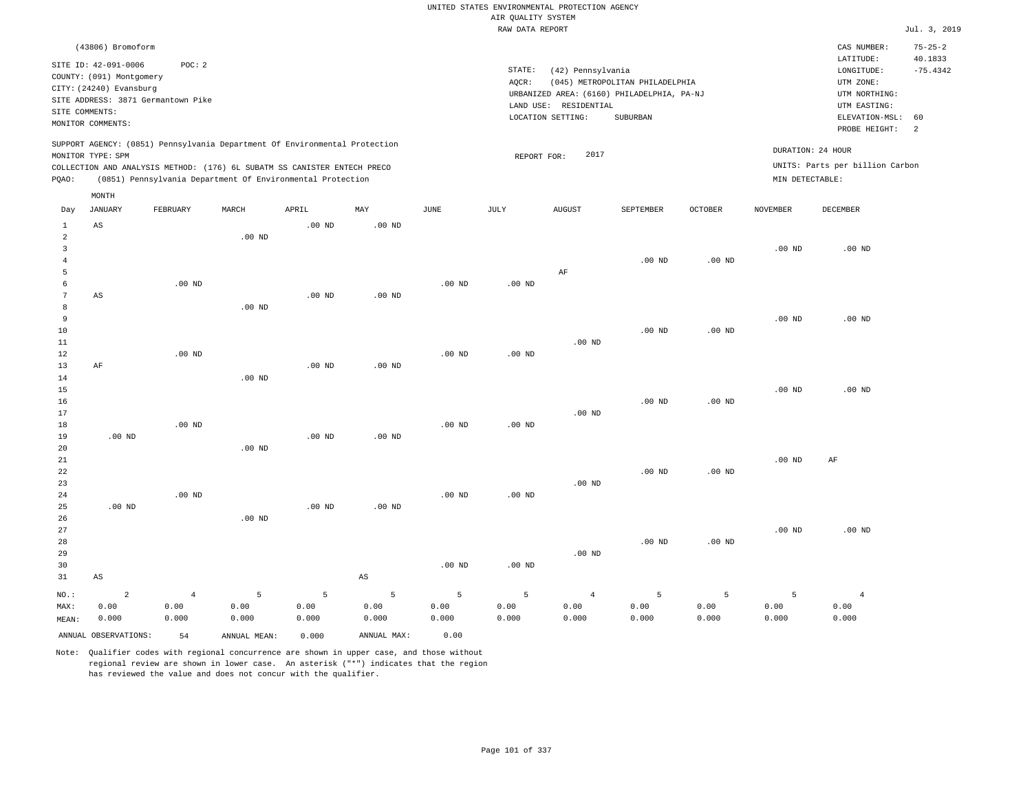UNITED STATES ENVIRONMENTAL PROTECTION AGENCY
AIR QUALITY SYSTEM
RAW DATA REPORT

Jul. 3, 2019

(43806) Bromoform

SITE ID: 42-091-0006 POC: 2
COUNTY: (091) Montgomery
CITY: (24240) Evansburg
SITE ADDRESS: 3871 Germantown Pike
SITE COMMENTS:
MONITOR COMMENTS:

STATE: (42) Pennsylvania
AQCR: (045) METROPOLITAN PHILADELPHIA
URBANIZED AREA: (6160) PHILADELPHIA, PA-NJ
LAND USE: RESIDENTIAL
LOCATION SETTING: SUBURBAN

CAS NUMBER: 75-25-2
LATITUDE: 40.1833
LONGITUDE: -75.4342
UTM ZONE:
UTM NORTHING:
UTM EASTING:
ELEVATION-MSL: 60
PROBE HEIGHT: 2

SUPPORT AGENCY: (0851) Pennsylvania Department Of Environmental Protection
MONITOR TYPE: SPM
COLLECTION AND ANALYSIS METHOD: (176) 6L SUBATM SS CANISTER ENTECH PRECO
PQAO: (0851) Pennsylvania Department Of Environmental Protection

REPORT FOR: 2017

DURATION: 24 HOUR
UNITS: Parts per billion Carbon
MIN DETECTABLE:

| Day | JANUARY | FEBRUARY | MARCH | APRIL | MAY | JUNE | JULY | AUGUST | SEPTEMBER | OCTOBER | NOVEMBER | DECEMBER |
|---|---|---|---|---|---|---|---|---|---|---|---|---|
| 1 | AS | | | .00 ND | .00 ND | | | | | | | |
| 2 | | | .00 ND | | | | | | | | | |
| 3 | | | | | | | | | | | .00 ND | .00 ND |
| 4 | | | | | | | | | .00 ND | .00 ND | | |
| 5 | | | | | | | | AF | | | | |
| 6 | | .00 ND | | | | .00 ND | .00 ND | | | | | |
| 7 | AS | | | .00 ND | .00 ND | | | | | | | |
| 8 | | | .00 ND | | | | | | | | | |
| 9 | | | | | | | | | | | .00 ND | .00 ND |
| 10 | | | | | | | | | .00 ND | .00 ND | | |
| 11 | | | | | | | | .00 ND | | | | |
| 12 | | .00 ND | | | | .00 ND | .00 ND | | | | | |
| 13 | AF | | | .00 ND | .00 ND | | | | | | | |
| 14 | | | .00 ND | | | | | | | | | |
| 15 | | | | | | | | | | | .00 ND | .00 ND |
| 16 | | | | | | | | | .00 ND | .00 ND | | |
| 17 | | | | | | | | .00 ND | | | | |
| 18 | | .00 ND | | | | .00 ND | .00 ND | | | | | |
| 19 | .00 ND | | | .00 ND | .00 ND | | | | | | | |
| 20 | | | .00 ND | | | | | | | | | |
| 21 | | | | | | | | | | | .00 ND | AF |
| 22 | | | | | | | | | .00 ND | .00 ND | | |
| 23 | | | | | | | | .00 ND | | | | |
| 24 | | .00 ND | | | | .00 ND | .00 ND | | | | | |
| 25 | .00 ND | | | .00 ND | .00 ND | | | | | | | |
| 26 | | | .00 ND | | | | | | | | | |
| 27 | | | | | | | | | | | .00 ND | .00 ND |
| 28 | | | | | | | | | .00 ND | .00 ND | | |
| 29 | | | | | | | | .00 ND | | | | |
| 30 | | | | | | .00 ND | .00 ND | | | | | |
| 31 | AS | | | | AS | | | | | | | |
| NO.: | 2 | 4 | 5 | 5 | 5 | 5 | 5 | 4 | 5 | 5 | 5 | 4 |
| MAX: | 0.00 | 0.00 | 0.00 | 0.00 | 0.00 | 0.00 | 0.00 | 0.00 | 0.00 | 0.00 | 0.00 | 0.00 |
| MEAN: | 0.000 | 0.000 | 0.000 | 0.000 | 0.000 | 0.000 | 0.000 | 0.000 | 0.000 | 0.000 | 0.000 | 0.000 |

ANNUAL OBSERVATIONS: 54 ANNUAL MEAN: 0.000 ANNUAL MAX: 0.00

Note: Qualifier codes with regional concurrence are shown in upper case, and those without regional review are shown in lower case. An asterisk ("*") indicates that the region has reviewed the value and does not concur with the qualifier.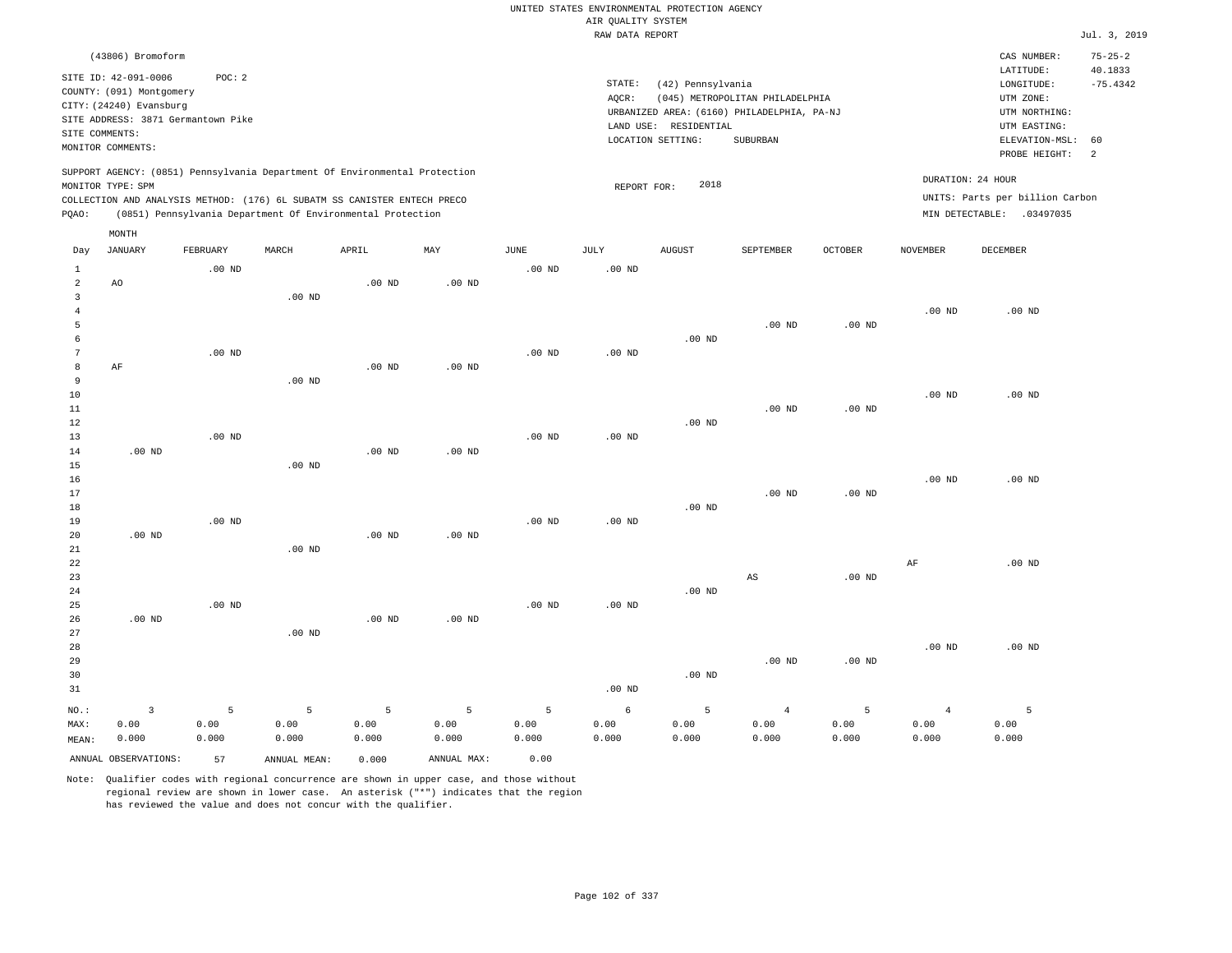UNITED STATES ENVIRONMENTAL PROTECTION AGENCY
AIR QUALITY SYSTEM
RAW DATA REPORT

Jul. 3, 2019

(43806) Bromoform

SITE ID: 42-091-0006 POC: 2
COUNTY: (091) Montgomery
CITY: (24240) Evansburg
SITE ADDRESS: 3871 Germantown Pike
SITE COMMENTS:
MONITOR COMMENTS:

STATE: (42) Pennsylvania
AQCR: (045) METROPOLITAN PHILADELPHIA
URBANIZED AREA: (6160) PHILADELPHIA, PA-NJ
LAND USE: RESIDENTIAL
LOCATION SETTING: SUBURBAN

CAS NUMBER: 75-25-2
LATITUDE: 40.1833
LONGITUDE: -75.4342
UTM ZONE:
UTM NORTHING:
UTM EASTING:
ELEVATION-MSL: 60
PROBE HEIGHT: 2

SUPPORT AGENCY: (0851) Pennsylvania Department Of Environmental Protection
MONITOR TYPE: SPM
COLLECTION AND ANALYSIS METHOD: (176) 6L SUBATM SS CANISTER ENTECH PRECO
PQAO: (0851) Pennsylvania Department Of Environmental Protection

REPORT FOR: 2018

DURATION: 24 HOUR
UNITS: Parts per billion Carbon
MIN DETECTABLE: .03497035

| Day | JANUARY | FEBRUARY | MARCH | APRIL | MAY | JUNE | JULY | AUGUST | SEPTEMBER | OCTOBER | NOVEMBER | DECEMBER |
|---|---|---|---|---|---|---|---|---|---|---|---|---|
| 1 | | .00 ND | | | | .00 ND | .00 ND | | | | | |
| 2 | AO | | | .00 ND | .00 ND | | | | | | | |
| 3 | | | .00 ND | | | | | | | | | |
| 4 | | | | | | | | | | | .00 ND | .00 ND |
| 5 | | | | | | | | | .00 ND | .00 ND | | |
| 6 | | | | | | | | .00 ND | | | | |
| 7 | | .00 ND | | | | .00 ND | .00 ND | | | | | |
| 8 | AF | | | .00 ND | .00 ND | | | | | | | |
| 9 | | | .00 ND | | | | | | | | | |
| 10 | | | | | | | | | | | .00 ND | .00 ND |
| 11 | | | | | | | | | .00 ND | .00 ND | | |
| 12 | | | | | | | | .00 ND | | | | |
| 13 | | .00 ND | | | | .00 ND | .00 ND | | | | | |
| 14 | .00 ND | | | .00 ND | .00 ND | | | | | | | |
| 15 | | | .00 ND | | | | | | | | | |
| 16 | | | | | | | | | | | .00 ND | .00 ND |
| 17 | | | | | | | | | .00 ND | .00 ND | | |
| 18 | | | | | | | | .00 ND | | | | |
| 19 | | .00 ND | | | | .00 ND | .00 ND | | | | | |
| 20 | .00 ND | | | .00 ND | .00 ND | | | | | | | |
| 21 | | | .00 ND | | | | | | | | | |
| 22 | | | | | | | | | | | AF | .00 ND |
| 23 | | | | | | | | | AS | .00 ND | | |
| 24 | | | | | | | | .00 ND | | | | |
| 25 | | .00 ND | | | | .00 ND | .00 ND | | | | | |
| 26 | .00 ND | | | .00 ND | .00 ND | | | | | | | |
| 27 | | | .00 ND | | | | | | | | | |
| 28 | | | | | | | | | | | .00 ND | .00 ND |
| 29 | | | | | | | | | .00 ND | .00 ND | | |
| 30 | | | | | | | | .00 ND | | | | |
| 31 | | | | | | | .00 ND | | | | | |
| NO.: | 3 | 5 | 5 | 5 | 5 | 5 | 6 | 5 | 4 | 5 | 4 | 5 |
| MAX: | 0.00 | 0.00 | 0.00 | 0.00 | 0.00 | 0.00 | 0.00 | 0.00 | 0.00 | 0.00 | 0.00 | 0.00 |
| MEAN: | 0.000 | 0.000 | 0.000 | 0.000 | 0.000 | 0.000 | 0.000 | 0.000 | 0.000 | 0.000 | 0.000 | 0.000 |

ANNUAL OBSERVATIONS: 57 ANNUAL MEAN: 0.000 ANNUAL MAX: 0.00

Note: Qualifier codes with regional concurrence are shown in upper case, and those without regional review are shown in lower case. An asterisk ("*") indicates that the region has reviewed the value and does not concur with the qualifier.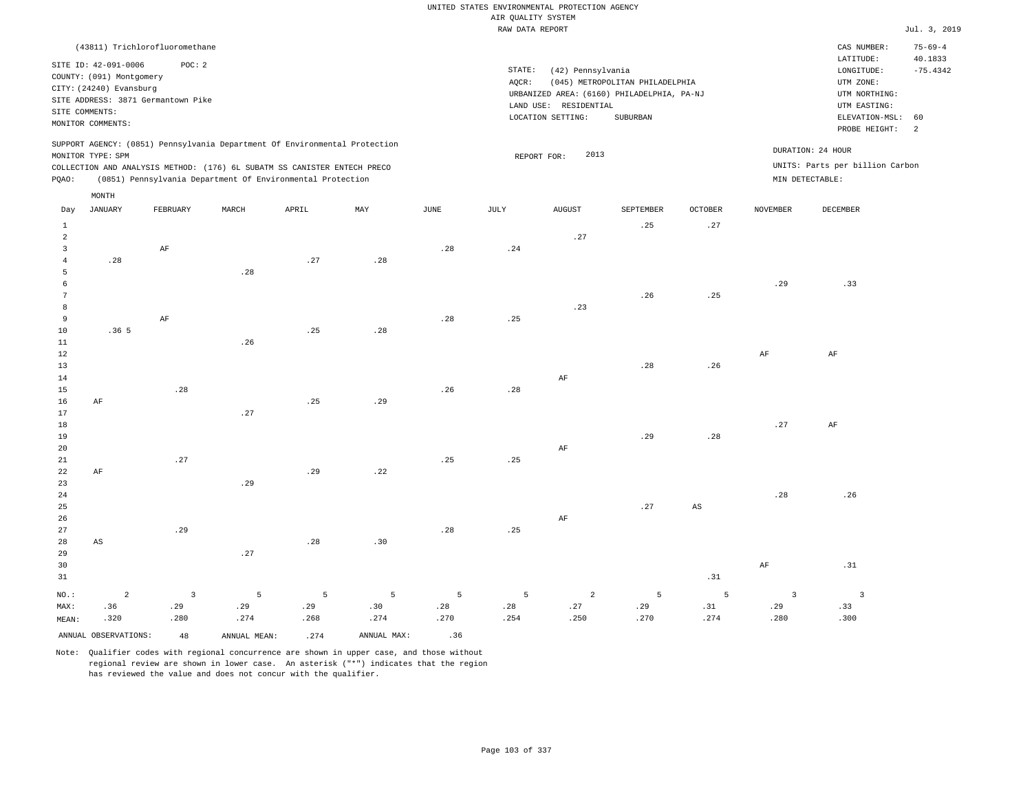UNITED STATES ENVIRONMENTAL PROTECTION AGENCY
AIR QUALITY SYSTEM
RAW DATA REPORT

Jul. 3, 2019

(43811) Trichlorofluoromethane

SITE ID: 42-091-0006 POC: 2
COUNTY: (091) Montgomery
CITY: (24240) Evansburg
SITE ADDRESS: 3871 Germantown Pike
SITE COMMENTS:
MONITOR COMMENTS:

STATE: (42) Pennsylvania
AQCR: (045) METROPOLITAN PHILADELPHIA
URBANIZED AREA: (6160) PHILADELPHIA, PA-NJ
LAND USE: RESIDENTIAL
LOCATION SETTING: SUBURBAN

CAS NUMBER: 75-69-4
LATITUDE: 40.1833
LONGITUDE: -75.4342
UTM ZONE:
UTM NORTHING:
UTM EASTING:
ELEVATION-MSL: 60
PROBE HEIGHT: 2

SUPPORT AGENCY: (0851) Pennsylvania Department Of Environmental Protection
MONITOR TYPE: SPM
COLLECTION AND ANALYSIS METHOD: (176) 6L SUBATM SS CANISTER ENTECH PRECO
PQAO: (0851) Pennsylvania Department Of Environmental Protection

REPORT FOR: 2013

DURATION: 24 HOUR
UNITS: Parts per billion Carbon
MIN DETECTABLE:

| Day | JANUARY | FEBRUARY | MARCH | APRIL | MAY | JUNE | JULY | AUGUST | SEPTEMBER | OCTOBER | NOVEMBER | DECEMBER |
|---|---|---|---|---|---|---|---|---|---|---|---|---|
| 1 | | | | | | | | | .25 | .27 | | |
| 2 | | | | | | | | .27 | | | | |
| 3 | | AF | | | | .28 | .24 | | | | | |
| 4 | .28 | | | .27 | .28 | | | | | | | |
| 5 | | | .28 | | | | | | | | | |
| 6 | | | | | | | | | | | .29 | .33 |
| 7 | | | | | | | | | .26 | .25 | | |
| 8 | | | | | | | | .23 | | | | |
| 9 | | AF | | | | .28 | .25 | | | | | |
| 10 | .36 5 | | | .25 | .28 | | | | | | | |
| 11 | | | .26 | | | | | | | | | |
| 12 | | | | | | | | | | | AF | AF |
| 13 | | | | | | | | | .28 | .26 | | |
| 14 | | | | | | | | AF | | | | |
| 15 | | .28 | | | | .26 | .28 | | | | | |
| 16 | AF | | | .25 | .29 | | | | | | | |
| 17 | | | .27 | | | | | | | | | |
| 18 | | | | | | | | | | | .27 | AF |
| 19 | | | | | | | | | .29 | .28 | | |
| 20 | | | | | | | | AF | | | | |
| 21 | | .27 | | | | .25 | .25 | | | | | |
| 22 | AF | | | .29 | .22 | | | | | | | |
| 23 | | | .29 | | | | | | | | | |
| 24 | | | | | | | | | | | .28 | .26 |
| 25 | | | | | | | | | .27 | AS | | |
| 26 | | | | | | | | AF | | | | |
| 27 | | .29 | | | | .28 | .25 | | | | | |
| 28 | AS | | | .28 | .30 | | | | | | | |
| 29 | | | .27 | | | | | | | | | |
| 30 | | | | | | | | | | | AF | .31 |
| 31 | | | | | | | | | | .31 | | |
| NO.: | 2 | 3 | 5 | 5 | 5 | 5 | 5 | 2 | 5 | 5 | 3 | 3 |
| MAX: | .36 | .29 | .29 | .29 | .30 | .28 | .28 | .27 | .29 | .31 | .29 | .33 |
| MEAN: | .320 | .280 | .274 | .268 | .274 | .270 | .254 | .250 | .270 | .274 | .280 | .300 |

ANNUAL OBSERVATIONS: 48 ANNUAL MEAN: .274 ANNUAL MAX: .36

Note: Qualifier codes with regional concurrence are shown in upper case, and those without regional review are shown in lower case. An asterisk ("*") indicates that the region has reviewed the value and does not concur with the qualifier.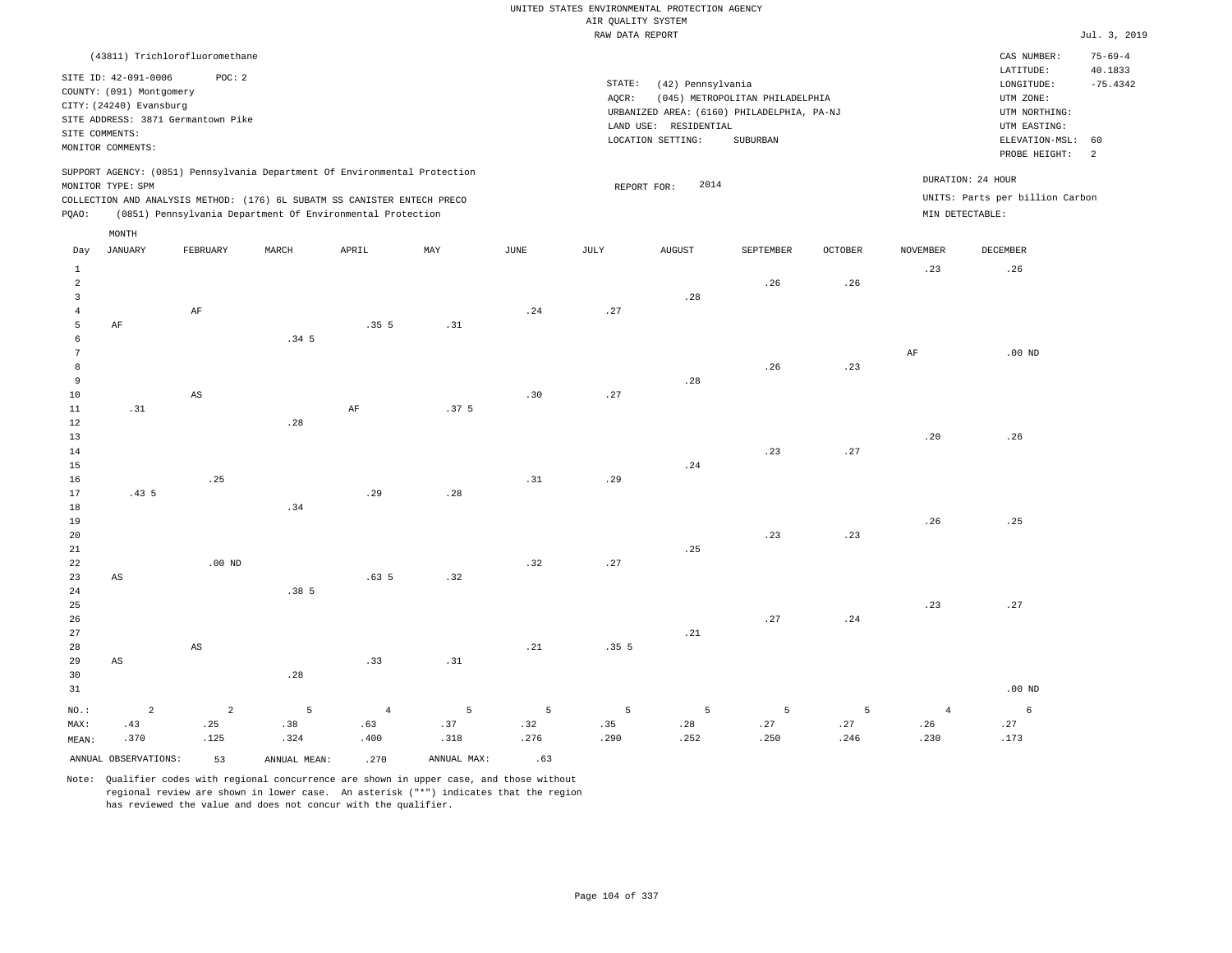UNITED STATES ENVIRONMENTAL PROTECTION AGENCY
AIR QUALITY SYSTEM
RAW DATA REPORT

Jul. 3, 2019

(43811) Trichlorofluoromethane

SITE ID: 42-091-0006 POC: 2
COUNTY: (091) Montgomery
CITY: (24240) Evansburg
SITE ADDRESS: 3871 Germantown Pike
SITE COMMENTS:
MONITOR COMMENTS:

STATE: (42) Pennsylvania
AQCR: (045) METROPOLITAN PHILADELPHIA
URBANIZED AREA: (6160) PHILADELPHIA, PA-NJ
LAND USE: RESIDENTIAL
LOCATION SETTING: SUBURBAN

CAS NUMBER: 75-69-4
LATITUDE: 40.1833
LONGITUDE: -75.4342
UTM ZONE:
UTM NORTHING:
UTM EASTING:
ELEVATION-MSL: 60
PROBE HEIGHT: 2

SUPPORT AGENCY: (0851) Pennsylvania Department Of Environmental Protection
MONITOR TYPE: SPM
COLLECTION AND ANALYSIS METHOD: (176) 6L SUBATM SS CANISTER ENTECH PRECO
PQAO: (0851) Pennsylvania Department Of Environmental Protection

REPORT FOR: 2014

DURATION: 24 HOUR
UNITS: Parts per billion Carbon
MIN DETECTABLE:

| Day | JANUARY | FEBRUARY | MARCH | APRIL | MAY | JUNE | JULY | AUGUST | SEPTEMBER | OCTOBER | NOVEMBER | DECEMBER |
|---|---|---|---|---|---|---|---|---|---|---|---|---|
| 1 | | | | | | | | | | | .23 | .26 |
| 2 | | | | | | | | | .26 | .26 | | |
| 3 | | | | | | | | .28 | | | | |
| 4 | | AF | | | | .24 | .27 | | | | | |
| 5 | AF | | | .35 5 | .31 | | | | | | | |
| 6 | | | .34 5 | | | | | | | | | |
| 7 | | | | | | | | | | | AF | .00 ND |
| 8 | | | | | | | | | .26 | .23 | | |
| 9 | | | | | | | | .28 | | | | |
| 10 | | AS | | | | .30 | .27 | | | | | |
| 11 | .31 | | | AF | .37 5 | | | | | | | |
| 12 | | | .28 | | | | | | | | | |
| 13 | | | | | | | | | | | .20 | .26 |
| 14 | | | | | | | | | .23 | .27 | | |
| 15 | | | | | | | | .24 | | | | |
| 16 | | .25 | | | | .31 | .29 | | | | | |
| 17 | .43 5 | | | .29 | .28 | | | | | | | |
| 18 | | | .34 | | | | | | | | | |
| 19 | | | | | | | | | | | .26 | .25 |
| 20 | | | | | | | | | .23 | .23 | | |
| 21 | | | | | | | | .25 | | | | |
| 22 | | .00 ND | | | | .32 | .27 | | | | | |
| 23 | AS | | | .63 5 | .32 | | | | | | | |
| 24 | | | .38 5 | | | | | | | | | |
| 25 | | | | | | | | | | | .23 | .27 |
| 26 | | | | | | | | | .27 | .24 | | |
| 27 | | | | | | | | .21 | | | | |
| 28 | | AS | | | | .21 | .35 5 | | | | | |
| 29 | AS | | | .33 | .31 | | | | | | | |
| 30 | | | .28 | | | | | | | | | |
| 31 | | | | | | | | | | | | .00 ND |
| NO.: | 2 | 2 | 5 | 4 | 5 | 5 | 5 | 5 | 5 | 5 | 4 | 6 |
| MAX: | .43 | .25 | .38 | .63 | .37 | .32 | .35 | .28 | .27 | .27 | .26 | .27 |
| MEAN: | .370 | .125 | .324 | .400 | .318 | .276 | .290 | .252 | .250 | .246 | .230 | .173 |

ANNUAL OBSERVATIONS: 53 ANNUAL MEAN: .270 ANNUAL MAX: .63

Note: Qualifier codes with regional concurrence are shown in upper case, and those without regional review are shown in lower case. An asterisk ("*") indicates that the region has reviewed the value and does not concur with the qualifier.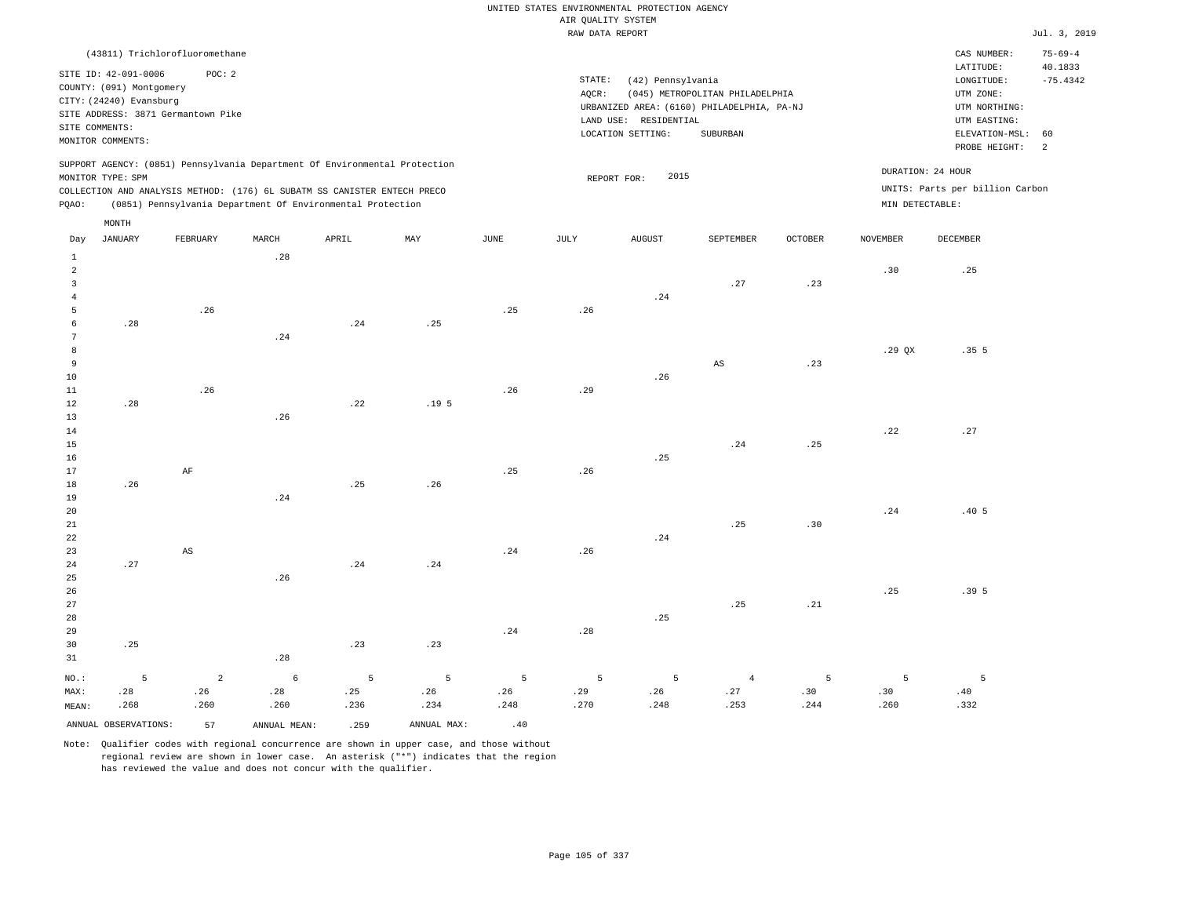UNITED STATES ENVIRONMENTAL PROTECTION AGENCY
AIR QUALITY SYSTEM
RAW DATA REPORT

Jul. 3, 2019

(43811) Trichlorofluoromethane

SITE ID: 42-091-0006 POC: 2
COUNTY: (091) Montgomery
CITY: (24240) Evansburg
SITE ADDRESS: 3871 Germantown Pike
SITE COMMENTS:
MONITOR COMMENTS:

STATE: (42) Pennsylvania
AQCR: (045) METROPOLITAN PHILADELPHIA
URBANIZED AREA: (6160) PHILADELPHIA, PA-NJ
LAND USE: RESIDENTIAL
LOCATION SETTING: SUBURBAN

CAS NUMBER: 75-69-4
LATITUDE: 40.1833
LONGITUDE: -75.4342
UTM ZONE:
UTM NORTHING:
UTM EASTING:
ELEVATION-MSL: 60
PROBE HEIGHT: 2

SUPPORT AGENCY: (0851) Pennsylvania Department Of Environmental Protection
MONITOR TYPE: SPM
COLLECTION AND ANALYSIS METHOD: (176) 6L SUBATM SS CANISTER ENTECH PRECO
PQAO: (0851) Pennsylvania Department Of Environmental Protection

REPORT FOR: 2015

DURATION: 24 HOUR
UNITS: Parts per billion Carbon
MIN DETECTABLE:

| Day | JANUARY | FEBRUARY | MARCH | APRIL | MAY | JUNE | JULY | AUGUST | SEPTEMBER | OCTOBER | NOVEMBER | DECEMBER |
|---|---|---|---|---|---|---|---|---|---|---|---|---|
| 1 | | | .28 | | | | | | | | | |
| 2 | | | | | | | | | | | .30 | .25 |
| 3 | | | | | | | | | .27 | .23 | | |
| 4 | | | | | | | | .24 | | | | |
| 5 | | .26 | | | | .25 | .26 | | | | | |
| 6 | .28 | | | .24 | .25 | | | | | | | |
| 7 | | | .24 | | | | | | | | | |
| 8 | | | | | | | | | | | .29 QX | .35 5 |
| 9 | | | | | | | | | AS | .23 | | |
| 10 | | | | | | | | .26 | | | | |
| 11 | | .26 | | | | .26 | .29 | | | | | |
| 12 | .28 | | | .22 | .19 5 | | | | | | | |
| 13 | | | .26 | | | | | | | | | |
| 14 | | | | | | | | | | | .22 | .27 |
| 15 | | | | | | | | | .24 | .25 | | |
| 16 | | | | | | | | .25 | | | | |
| 17 | | AF | | | | .25 | .26 | | | | | |
| 18 | .26 | | | .25 | .26 | | | | | | | |
| 19 | | | .24 | | | | | | | | | |
| 20 | | | | | | | | | | | .24 | .40 5 |
| 21 | | | | | | | | | .25 | .30 | | |
| 22 | | | | | | | | .24 | | | | |
| 23 | | AS | | | | .24 | .26 | | | | | |
| 24 | .27 | | | .24 | .24 | | | | | | | |
| 25 | | | .26 | | | | | | | | | |
| 26 | | | | | | | | | | | .25 | .39 5 |
| 27 | | | | | | | | | .25 | .21 | | |
| 28 | | | | | | | | .25 | | | | |
| 29 | | | | | | .24 | .28 | | | | | |
| 30 | .25 | | | .23 | .23 | | | | | | | |
| 31 | | | .28 | | | | | | | | | |
| NO.: | 5 | 2 | 6 | 5 | 5 | 5 | 5 | 5 | 4 | 5 | 5 | 5 |
| MAX: | .28 | .26 | .28 | .25 | .26 | .26 | .29 | .26 | .27 | .30 | .30 | .40 |
| MEAN: | .268 | .260 | .260 | .236 | .234 | .248 | .270 | .248 | .253 | .244 | .260 | .332 |

ANNUAL OBSERVATIONS: 57  ANNUAL MEAN: .259  ANNUAL MAX: .40

Note: Qualifier codes with regional concurrence are shown in upper case, and those without regional review are shown in lower case. An asterisk ("*") indicates that the region has reviewed the value and does not concur with the qualifier.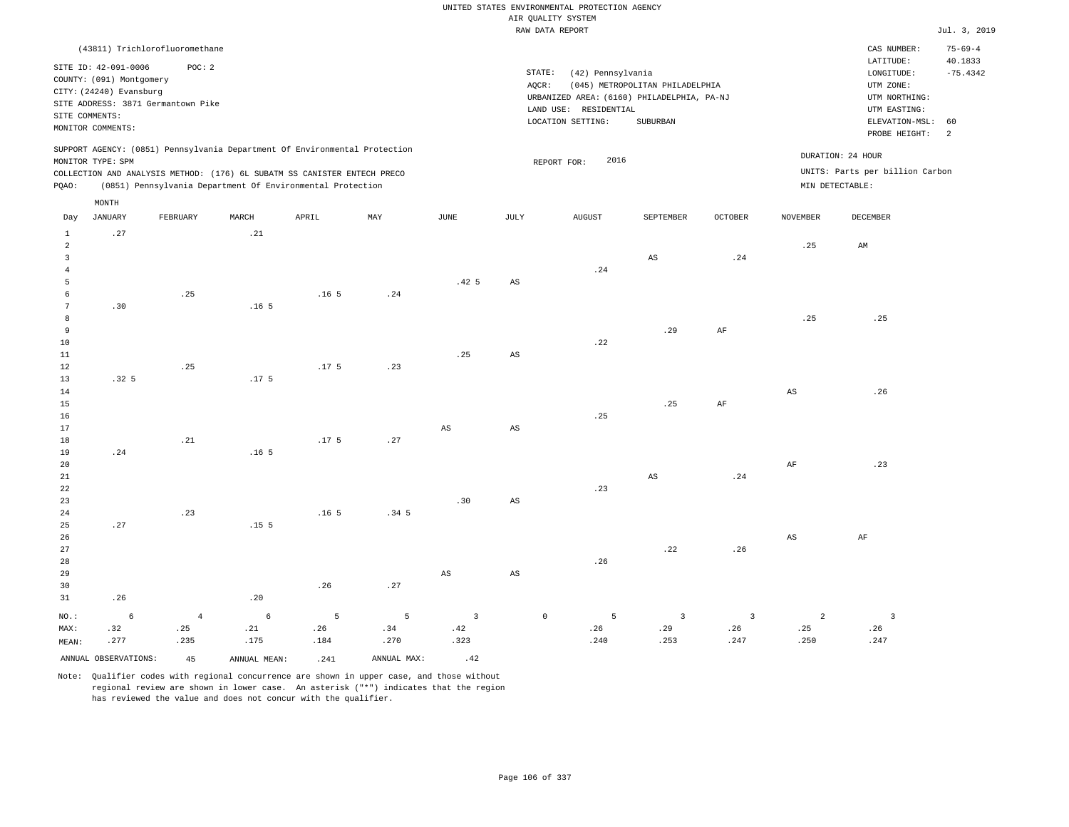UNITED STATES ENVIRONMENTAL PROTECTION AGENCY
AIR QUALITY SYSTEM
RAW DATA REPORT

Jul. 3, 2019

(43811) Trichlorofluoromethane

SITE ID: 42-091-0006 POC: 2
COUNTY: (091) Montgomery
CITY: (24240) Evansburg
SITE ADDRESS: 3871 Germantown Pike
SITE COMMENTS:
MONITOR COMMENTS:

STATE: (42) Pennsylvania
AQCR: (045) METROPOLITAN PHILADELPHIA
URBANIZED AREA: (6160) PHILADELPHIA, PA-NJ
LAND USE: RESIDENTIAL
LOCATION SETTING: SUBURBAN

CAS NUMBER: 75-69-4
LATITUDE: 40.1833
LONGITUDE: -75.4342
UTM ZONE:
UTM NORTHING:
UTM EASTING:
ELEVATION-MSL: 60
PROBE HEIGHT: 2

SUPPORT AGENCY: (0851) Pennsylvania Department Of Environmental Protection
MONITOR TYPE: SPM
COLLECTION AND ANALYSIS METHOD: (176) 6L SUBATM SS CANISTER ENTECH PRECO
PQAO: (0851) Pennsylvania Department Of Environmental Protection

REPORT FOR: 2016

DURATION: 24 HOUR
UNITS: Parts per billion Carbon
MIN DETECTABLE:

| Day | JANUARY | FEBRUARY | MARCH | APRIL | MAY | JUNE | JULY | AUGUST | SEPTEMBER | OCTOBER | NOVEMBER | DECEMBER |
|---|---|---|---|---|---|---|---|---|---|---|---|---|
| 1 | .27 | | .21 | | | | | | | | | |
| 2 | | | | | | | | | | | .25 | AM |
| 3 | | | | | | | | | AS | .24 | | |
| 4 | | | | | | | | .24 | | | | |
| 5 | | | | | | .42 5 | AS | | | | | |
| 6 | | .25 | | .16 5 | .24 | | | | | | | |
| 7 | .30 | | .16 5 | | | | | | | | | |
| 8 | | | | | | | | | | | .25 | .25 |
| 9 | | | | | | | | | .29 | AF | | |
| 10 | | | | | | | | .22 | | | | |
| 11 | | | | | | .25 | AS | | | | | |
| 12 | | .25 | | .17 5 | .23 | | | | | | | |
| 13 | .32 5 | | .17 5 | | | | | | | | | |
| 14 | | | | | | | | | | | AS | .26 |
| 15 | | | | | | | | | .25 | AF | | |
| 16 | | | | | | | | .25 | | | | |
| 17 | | | | | | AS | AS | | | | | |
| 18 | | .21 | | .17 5 | .27 | | | | | | | |
| 19 | .24 | | .16 5 | | | | | | | | | |
| 20 | | | | | | | | | | | AF | .23 |
| 21 | | | | | | | | | AS | .24 | | |
| 22 | | | | | | | | .23 | | | | |
| 23 | | | | | | .30 | AS | | | | | |
| 24 | | .23 | | .16 5 | .34 5 | | | | | | | |
| 25 | .27 | | .15 5 | | | | | | | | | |
| 26 | | | | | | | | | | | AS | AF |
| 27 | | | | | | | | | .22 | .26 | | |
| 28 | | | | | | | | .26 | | | | |
| 29 | | | | | | AS | AS | | | | | |
| 30 | | | | .26 | .27 | | | | | | | |
| 31 | .26 | | .20 | | | | | | | | | |
| NO.: | 6 | 4 | 6 | 5 | 5 | 3 | 0 | 5 | 3 | 3 | 2 | 3 |
| MAX: | .32 | .25 | .21 | .26 | .34 | .42 | | .26 | .29 | .26 | .25 | .26 |
| MEAN: | .277 | .235 | .175 | .184 | .270 | .323 | | .240 | .253 | .247 | .250 | .247 |

ANNUAL OBSERVATIONS: 45 ANNUAL MEAN: .241 ANNUAL MAX: .42

Note: Qualifier codes with regional concurrence are shown in upper case, and those without regional review are shown in lower case. An asterisk ("*") indicates that the region has reviewed the value and does not concur with the qualifier.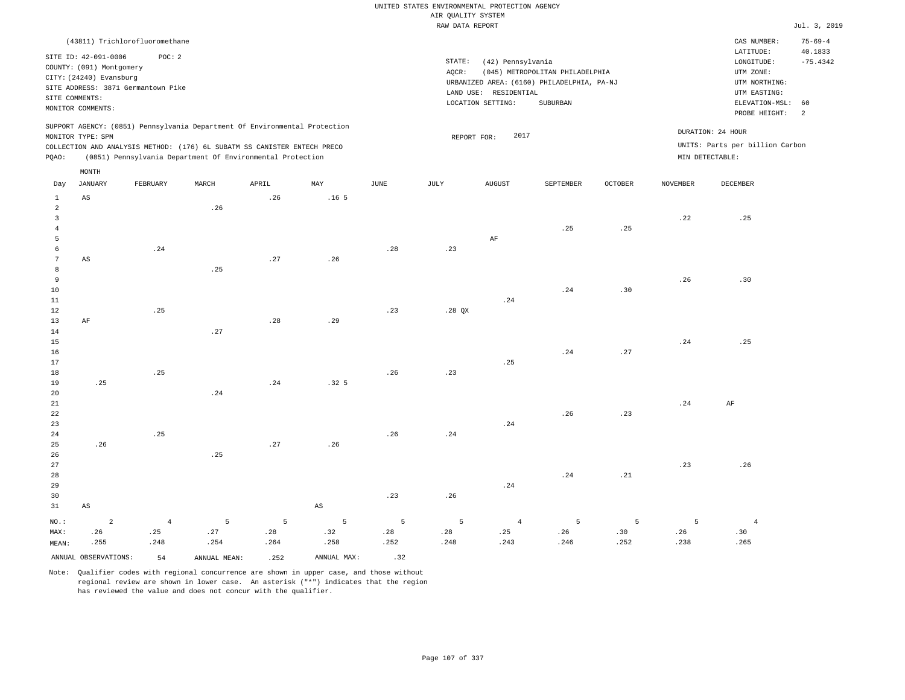UNITED STATES ENVIRONMENTAL PROTECTION AGENCY
AIR QUALITY SYSTEM
RAW DATA REPORT

Jul. 3, 2019

(43811) Trichlorofluoromethane

SITE ID: 42-091-0006 POC: 2
COUNTY: (091) Montgomery
CITY: (24240) Evansburg
SITE ADDRESS: 3871 Germantown Pike
SITE COMMENTS:
MONITOR COMMENTS:

STATE: (42) Pennsylvania
AQCR: (045) METROPOLITAN PHILADELPHIA
URBANIZED AREA: (6160) PHILADELPHIA, PA-NJ
LAND USE: RESIDENTIAL
LOCATION SETTING: SUBURBAN

CAS NUMBER: 75-69-4
LATITUDE: 40.1833
LONGITUDE: -75.4342
UTM ZONE:
UTM NORTHING:
UTM EASTING:
ELEVATION-MSL: 60
PROBE HEIGHT: 2

SUPPORT AGENCY: (0851) Pennsylvania Department Of Environmental Protection
MONITOR TYPE: SPM
COLLECTION AND ANALYSIS METHOD: (176) 6L SUBATM SS CANISTER ENTECH PRECO
PQAO: (0851) Pennsylvania Department Of Environmental Protection

REPORT FOR: 2017

DURATION: 24 HOUR
UNITS: Parts per billion Carbon
MIN DETECTABLE:

| Day | JANUARY | FEBRUARY | MARCH | APRIL | MAY | JUNE | JULY | AUGUST | SEPTEMBER | OCTOBER | NOVEMBER | DECEMBER |
|---|---|---|---|---|---|---|---|---|---|---|---|---|
| 1 | AS | | | .26 | .16 5 | | | | | | | |
| 2 | | | .26 | | | | | | | | | |
| 3 | | | | | | | | | | | .22 | .25 |
| 4 | | | | | | | | | .25 | .25 | | |
| 5 | | | | | | | | AF | | | | |
| 6 | | .24 | | | | .28 | .23 | | | | | |
| 7 | AS | | | .27 | .26 | | | | | | | |
| 8 | | | .25 | | | | | | | | | |
| 9 | | | | | | | | | | | .26 | .30 |
| 10 | | | | | | | | | .24 | .30 | | |
| 11 | | | | | | | | .24 | | | | |
| 12 | | .25 | | | | .23 | .28 QX | | | | | |
| 13 | AF | | | .28 | .29 | | | | | | | |
| 14 | | | .27 | | | | | | | | | |
| 15 | | | | | | | | | | | .24 | .25 |
| 16 | | | | | | | | | .24 | .27 | | |
| 17 | | | | | | | | .25 | | | | |
| 18 | | .25 | | | | .26 | .23 | | | | | |
| 19 | .25 | | | .24 | .32 5 | | | | | | | |
| 20 | | | .24 | | | | | | | | | |
| 21 | | | | | | | | | | | .24 | AF |
| 22 | | | | | | | | | .26 | .23 | | |
| 23 | | | | | | | | .24 | | | | |
| 24 | | .25 | | | | .26 | .24 | | | | | |
| 25 | .26 | | | .27 | .26 | | | | | | | |
| 26 | | | .25 | | | | | | | | | |
| 27 | | | | | | | | | | | .23 | .26 |
| 28 | | | | | | | | | .24 | .21 | | |
| 29 | | | | | | | | .24 | | | | |
| 30 | | | | | | .23 | .26 | | | | | |
| 31 | AS | | | | AS | | | | | | | |
| NO.: | 2 | 4 | 5 | 5 | 5 | 5 | 5 | 4 | 5 | 5 | 5 | 4 |
| MAX: | .26 | .25 | .27 | .28 | .32 | .28 | .28 | .25 | .26 | .30 | .26 | .30 |
| MEAN: | .255 | .248 | .254 | .264 | .258 | .252 | .248 | .243 | .246 | .252 | .238 | .265 |

ANNUAL OBSERVATIONS: 54 ANNUAL MEAN: .252 ANNUAL MAX: .32

Note: Qualifier codes with regional concurrence are shown in upper case, and those without regional review are shown in lower case. An asterisk ("*") indicates that the region has reviewed the value and does not concur with the qualifier.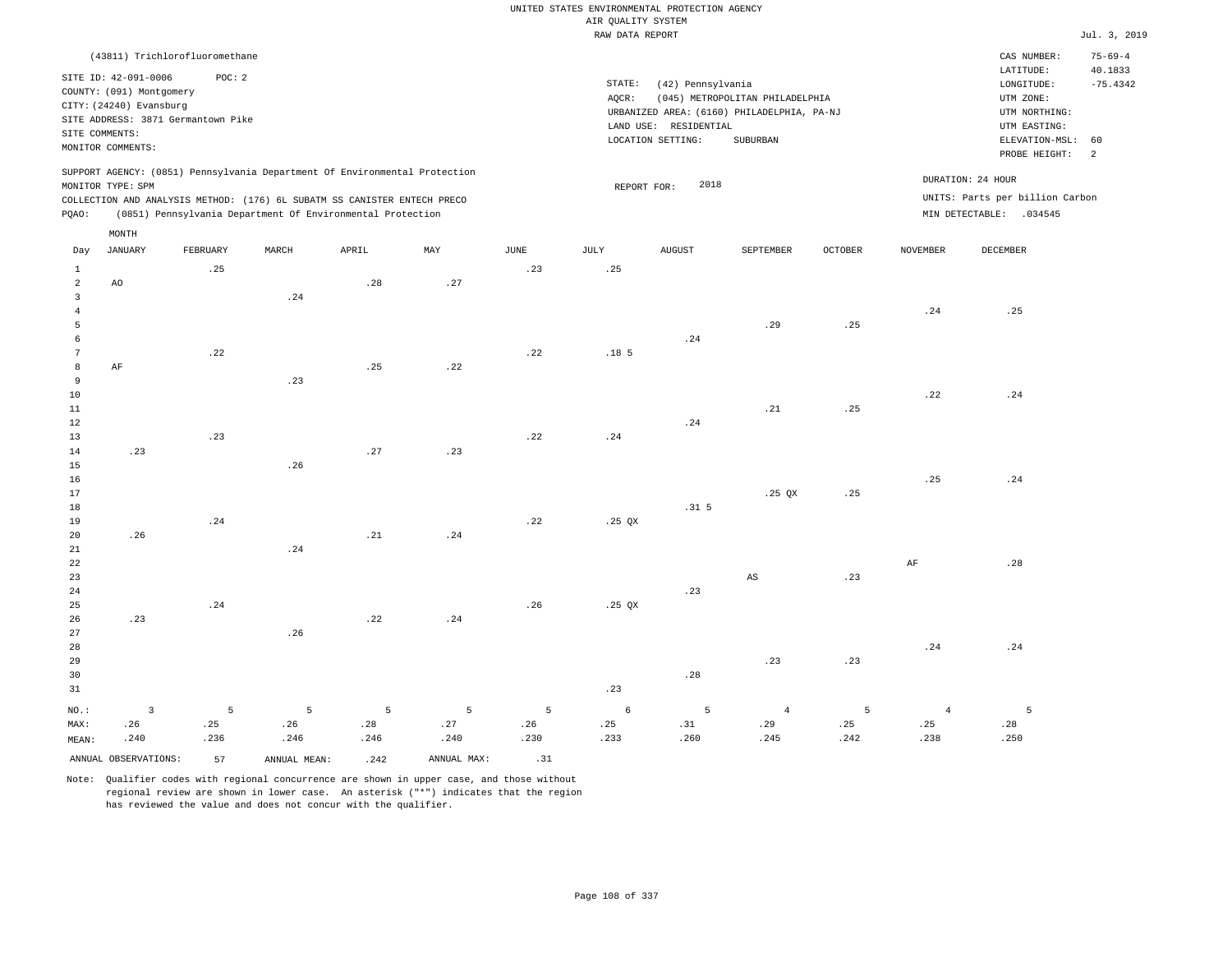UNITED STATES ENVIRONMENTAL PROTECTION AGENCY
AIR QUALITY SYSTEM
RAW DATA REPORT

Jul. 3, 2019

(43811) Trichlorofluoromethane

SITE ID: 42-091-0006 POC: 2
COUNTY: (091) Montgomery
CITY: (24240) Evansburg
SITE ADDRESS: 3871 Germantown Pike
SITE COMMENTS:
MONITOR COMMENTS:

STATE: (42) Pennsylvania
AQCR: (045) METROPOLITAN PHILADELPHIA
URBANIZED AREA: (6160) PHILADELPHIA, PA-NJ
LAND USE: RESIDENTIAL
LOCATION SETTING: SUBURBAN

CAS NUMBER: 75-69-4
LATITUDE: 40.1833
LONGITUDE: -75.4342
UTM ZONE:
UTM NORTHING:
UTM EASTING:
ELEVATION-MSL: 60
PROBE HEIGHT: 2

SUPPORT AGENCY: (0851) Pennsylvania Department Of Environmental Protection
MONITOR TYPE: SPM
COLLECTION AND ANALYSIS METHOD: (176) 6L SUBATM SS CANISTER ENTECH PRECO
PQAO: (0851) Pennsylvania Department Of Environmental Protection

REPORT FOR: 2018

DURATION: 24 HOUR
UNITS: Parts per billion Carbon
MIN DETECTABLE: .034545

| Day | JANUARY | FEBRUARY | MARCH | APRIL | MAY | JUNE | JULY | AUGUST | SEPTEMBER | OCTOBER | NOVEMBER | DECEMBER |
|---|---|---|---|---|---|---|---|---|---|---|---|---|
| 1 | | .25 | | | | .23 | .25 | | | | | |
| 2 | AO | | | .28 | .27 | | | | | | | |
| 3 | | | .24 | | | | | | | | | |
| 4 | | | | | | | | | | | .24 | .25 |
| 5 | | | | | | | | | .29 | .25 | | |
| 6 | | | | | | | | .24 | | | | |
| 7 | | .22 | | | | .22 | .18 5 | | | | | |
| 8 | AF | | | .25 | .22 | | | | | | | |
| 9 | | | .23 | | | | | | | | | |
| 10 | | | | | | | | | | | .22 | .24 |
| 11 | | | | | | | | | .21 | .25 | | |
| 12 | | | | | | | | .24 | | | | |
| 13 | | .23 | | | | .22 | .24 | | | | | |
| 14 | .23 | | | .27 | .23 | | | | | | | |
| 15 | | | .26 | | | | | | | | | |
| 16 | | | | | | | | | | | .25 | .24 |
| 17 | | | | | | | | | .25 QX | .25 | | |
| 18 | | | | | | | | .31 5 | | | | |
| 19 | | .24 | | | | .22 | .25 QX | | | | | |
| 20 | .26 | | | .21 | .24 | | | | | | | |
| 21 | | | .24 | | | | | | | | | |
| 22 | | | | | | | | | | | AF | .28 |
| 23 | | | | | | | | | AS | .23 | | |
| 24 | | | | | | | | .23 | | | | |
| 25 | | .24 | | | | .26 | .25 QX | | | | | |
| 26 | .23 | | | .22 | .24 | | | | | | | |
| 27 | | | .26 | | | | | | | | | |
| 28 | | | | | | | | | | | .24 | .24 |
| 29 | | | | | | | | | .23 | .23 | | |
| 30 | | | | | | | | .28 | | | | |
| 31 | | | | | | | .23 | | | | | |
| NO.: | 3 | 5 | 5 | 5 | 5 | 5 | 6 | 5 | 4 | 5 | 4 | 5 |
| MAX: | .26 | .25 | .26 | .28 | .27 | .26 | .25 | .31 | .29 | .25 | .25 | .28 |
| MEAN: | .240 | .236 | .246 | .246 | .240 | .230 | .233 | .260 | .245 | .242 | .238 | .250 |

ANNUAL OBSERVATIONS: 57 ANNUAL MEAN: .242 ANNUAL MAX: .31

Note: Qualifier codes with regional concurrence are shown in upper case, and those without regional review are shown in lower case. An asterisk ("*") indicates that the region has reviewed the value and does not concur with the qualifier.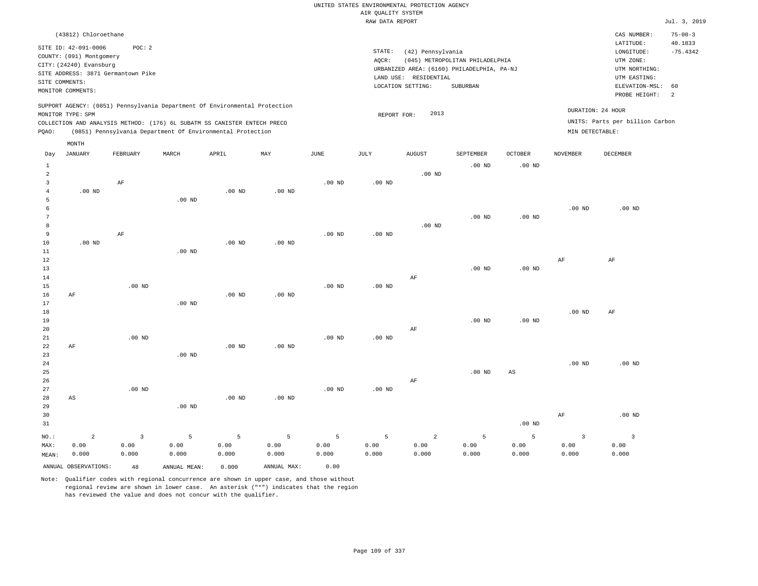UNITED STATES ENVIRONMENTAL PROTECTION AGENCY
AIR QUALITY SYSTEM
RAW DATA REPORT

Jul. 3, 2019

(43812) Chloroethane

SITE ID: 42-091-0006 POC: 2
COUNTY: (091) Montgomery
CITY: (24240) Evansburg
SITE ADDRESS: 3871 Germantown Pike
SITE COMMENTS:
MONITOR COMMENTS:

STATE: (42) Pennsylvania
AQCR: (045) METROPOLITAN PHILADELPHIA
URBANIZED AREA: (6160) PHILADELPHIA, PA-NJ
LAND USE: RESIDENTIAL
LOCATION SETTING: SUBURBAN

CAS NUMBER: 75-00-3
LATITUDE: 40.1833
LONGITUDE: -75.4342
UTM ZONE:
UTM NORTHING:
UTM EASTING:
ELEVATION-MSL: 60
PROBE HEIGHT: 2

SUPPORT AGENCY: (0851) Pennsylvania Department Of Environmental Protection
MONITOR TYPE: SPM
COLLECTION AND ANALYSIS METHOD: (176) 6L SUBATM SS CANISTER ENTECH PRECO
PQAO: (0851) Pennsylvania Department Of Environmental Protection

REPORT FOR: 2013

DURATION: 24 HOUR
UNITS: Parts per billion Carbon
MIN DETECTABLE:

| Day | JANUARY | FEBRUARY | MARCH | APRIL | MAY | JUNE | JULY | AUGUST | SEPTEMBER | OCTOBER | NOVEMBER | DECEMBER |
|---|---|---|---|---|---|---|---|---|---|---|---|---|
| 1 | | | | | | | | | .00 ND | .00 ND | | |
| 2 | | | | | | | | .00 ND | | | | |
| 3 | | AF | | | | .00 ND | .00 ND | | | | | |
| 4 | .00 ND | | | .00 ND | .00 ND | | | | | | | |
| 5 | | | .00 ND | | | | | | | | | |
| 6 | | | | | | | | | | | .00 ND | .00 ND |
| 7 | | | | | | | | | .00 ND | .00 ND | | |
| 8 | | | | | | | | .00 ND | | | | |
| 9 | | AF | | | | .00 ND | .00 ND | | | | | |
| 10 | .00 ND | | | .00 ND | .00 ND | | | | | | | |
| 11 | | | .00 ND | | | | | | | | | |
| 12 | | | | | | | | | | | AF | AF |
| 13 | | | | | | | | | .00 ND | .00 ND | | |
| 14 | | | | | | | | AF | | | | |
| 15 | | .00 ND | | | | .00 ND | .00 ND | | | | | |
| 16 | AF | | | .00 ND | .00 ND | | | | | | | |
| 17 | | | .00 ND | | | | | | | | | |
| 18 | | | | | | | | | | | .00 ND | AF |
| 19 | | | | | | | | | .00 ND | .00 ND | | |
| 20 | | | | | | | | AF | | | | |
| 21 | | .00 ND | | | | .00 ND | .00 ND | | | | | |
| 22 | AF | | | .00 ND | .00 ND | | | | | | | |
| 23 | | | .00 ND | | | | | | | | | |
| 24 | | | | | | | | | | | .00 ND | .00 ND |
| 25 | | | | | | | | | .00 ND | AS | | |
| 26 | | | | | | | | AF | | | | |
| 27 | | .00 ND | | | | .00 ND | .00 ND | | | | | |
| 28 | AS | | | .00 ND | .00 ND | | | | | | | |
| 29 | | | .00 ND | | | | | | | | | |
| 30 | | | | | | | | | | | AF | .00 ND |
| 31 | | | | | | | | | | .00 ND | | |
| NO.: | 2 | 3 | 5 | 5 | 5 | 5 | 5 | 2 | 5 | 5 | 3 | 3 |
| MAX: | 0.00 | 0.00 | 0.00 | 0.00 | 0.00 | 0.00 | 0.00 | 0.00 | 0.00 | 0.00 | 0.00 | 0.00 |
| MEAN: | 0.000 | 0.000 | 0.000 | 0.000 | 0.000 | 0.000 | 0.000 | 0.000 | 0.000 | 0.000 | 0.000 | 0.000 |

ANNUAL OBSERVATIONS: 48 ANNUAL MEAN: 0.000 ANNUAL MAX: 0.00

Note: Qualifier codes with regional concurrence are shown in upper case, and those without regional review are shown in lower case. An asterisk ("*") indicates that the region has reviewed the value and does not concur with the qualifier.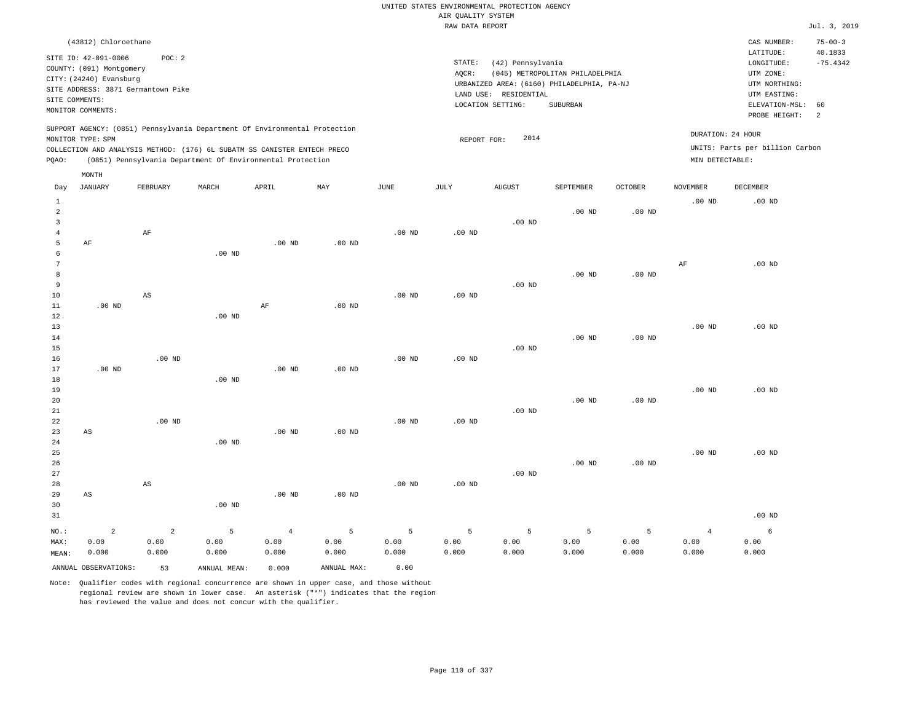UNITED STATES ENVIRONMENTAL PROTECTION AGENCY
AIR QUALITY SYSTEM
RAW DATA REPORT

Jul. 3, 2019

(43812) Chloroethane

SITE ID: 42-091-0006 POC: 2
COUNTY: (091) Montgomery
CITY: (24240) Evansburg
SITE ADDRESS: 3871 Germantown Pike
SITE COMMENTS:
MONITOR COMMENTS:

STATE: (42) Pennsylvania
AQCR: (045) METROPOLITAN PHILADELPHIA
URBANIZED AREA: (6160) PHILADELPHIA, PA-NJ
LAND USE: RESIDENTIAL
LOCATION SETTING: SUBURBAN

CAS NUMBER: 75-00-3
LATITUDE: 40.1833
LONGITUDE: -75.4342
UTM ZONE:
UTM NORTHING:
UTM EASTING:
ELEVATION-MSL: 60
PROBE HEIGHT: 2

SUPPORT AGENCY: (0851) Pennsylvania Department Of Environmental Protection
MONITOR TYPE: SPM
COLLECTION AND ANALYSIS METHOD: (176) 6L SUBATM SS CANISTER ENTECH PRECO
PQAO: (0851) Pennsylvania Department Of Environmental Protection

REPORT FOR: 2014

DURATION: 24 HOUR
UNITS: Parts per billion Carbon
MIN DETECTABLE:

| Day | JANUARY | FEBRUARY | MARCH | APRIL | MAY | JUNE | JULY | AUGUST | SEPTEMBER | OCTOBER | NOVEMBER | DECEMBER |
|---|---|---|---|---|---|---|---|---|---|---|---|---|
| 1 | | | | | | | | | | | .00 ND | .00 ND |
| 2 | | | | | | | | | .00 ND | .00 ND | | |
| 3 | | | | | | | | .00 ND | | | | |
| 4 | | AF | | | | .00 ND | .00 ND | | | | | |
| 5 | AF | | | .00 ND | .00 ND | | | | | | | |
| 6 | | | .00 ND | | | | | | | | | |
| 7 | | | | | | | | | | | AF | .00 ND |
| 8 | | | | | | | | | .00 ND | .00 ND | | |
| 9 | | | | | | | | .00 ND | | | | |
| 10 | | AS | | | | .00 ND | .00 ND | | | | | |
| 11 | .00 ND | | | AF | .00 ND | | | | | | | |
| 12 | | | .00 ND | | | | | | | | | |
| 13 | | | | | | | | | | | .00 ND | .00 ND |
| 14 | | | | | | | | | .00 ND | .00 ND | | |
| 15 | | | | | | | | .00 ND | | | | |
| 16 | | .00 ND | | | | .00 ND | .00 ND | | | | | |
| 17 | .00 ND | | | .00 ND | .00 ND | | | | | | | |
| 18 | | | .00 ND | | | | | | | | | |
| 19 | | | | | | | | | | | .00 ND | .00 ND |
| 20 | | | | | | | | | .00 ND | .00 ND | | |
| 21 | | | | | | | | .00 ND | | | | |
| 22 | | .00 ND | | | | .00 ND | .00 ND | | | | | |
| 23 | AS | | | .00 ND | .00 ND | | | | | | | |
| 24 | | | .00 ND | | | | | | | | | |
| 25 | | | | | | | | | | | .00 ND | .00 ND |
| 26 | | | | | | | | | .00 ND | .00 ND | | |
| 27 | | | | | | | | .00 ND | | | | |
| 28 | | AS | | | | .00 ND | .00 ND | | | | | |
| 29 | AS | | | .00 ND | .00 ND | | | | | | | |
| 30 | | | .00 ND | | | | | | | | | |
| 31 | | | | | | | | | | | | .00 ND |
| NO.: | 2 | 2 | 5 | 4 | 5 | 5 | 5 | 5 | 5 | 5 | 4 | 6 |
| MAX: | 0.00 | 0.00 | 0.00 | 0.00 | 0.00 | 0.00 | 0.00 | 0.00 | 0.00 | 0.00 | 0.00 | 0.00 |
| MEAN: | 0.000 | 0.000 | 0.000 | 0.000 | 0.000 | 0.000 | 0.000 | 0.000 | 0.000 | 0.000 | 0.000 | 0.000 |

ANNUAL OBSERVATIONS: 53 ANNUAL MEAN: 0.000 ANNUAL MAX: 0.00

Note: Qualifier codes with regional concurrence are shown in upper case, and those without regional review are shown in lower case. An asterisk ("*") indicates that the region has reviewed the value and does not concur with the qualifier.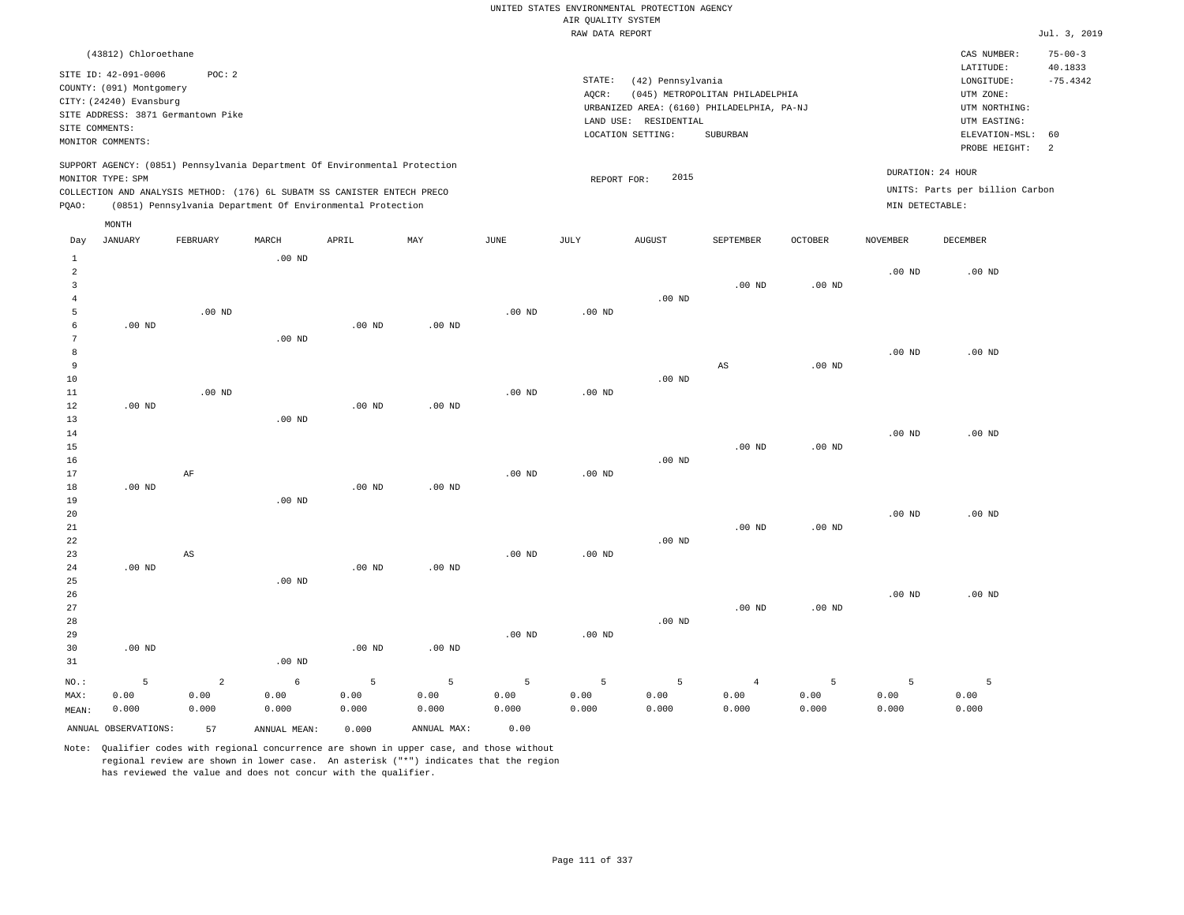UNITED STATES ENVIRONMENTAL PROTECTION AGENCY
AIR QUALITY SYSTEM
RAW DATA REPORT

Jul. 3, 2019

(43812) Chloroethane

SITE ID: 42-091-0006 POC: 2
COUNTY: (091) Montgomery
CITY: (24240) Evansburg
SITE ADDRESS: 3871 Germantown Pike
SITE COMMENTS:
MONITOR COMMENTS:

STATE: (42) Pennsylvania
AQCR: (045) METROPOLITAN PHILADELPHIA
URBANIZED AREA: (6160) PHILADELPHIA, PA-NJ
LAND USE: RESIDENTIAL
LOCATION SETTING: SUBURBAN

CAS NUMBER: 75-00-3
LATITUDE: 40.1833
LONGITUDE: -75.4342
UTM ZONE:
UTM NORTHING:
UTM EASTING:
ELEVATION-MSL: 60
PROBE HEIGHT: 2

SUPPORT AGENCY: (0851) Pennsylvania Department Of Environmental Protection
MONITOR TYPE: SPM
COLLECTION AND ANALYSIS METHOD: (176) 6L SUBATM SS CANISTER ENTECH PRECO
PQAO: (0851) Pennsylvania Department Of Environmental Protection

REPORT FOR: 2015

DURATION: 24 HOUR
UNITS: Parts per billion Carbon
MIN DETECTABLE:

| Day | JANUARY | FEBRUARY | MARCH | APRIL | MAY | JUNE | JULY | AUGUST | SEPTEMBER | OCTOBER | NOVEMBER | DECEMBER |
|---|---|---|---|---|---|---|---|---|---|---|---|---|
| 1 | | | .00 ND | | | | | | | | | |
| 2 | | | | | | | | | | | .00 ND | .00 ND |
| 3 | | | | | | | | | .00 ND | .00 ND | | |
| 4 | | | | | | | | .00 ND | | | | |
| 5 | | .00 ND | | | | .00 ND | .00 ND | | | | | |
| 6 | .00 ND | | | .00 ND | .00 ND | | | | | | | |
| 7 | | | .00 ND | | | | | | | | | |
| 8 | | | | | | | | | | | .00 ND | .00 ND |
| 9 | | | | | | | | | AS | .00 ND | | |
| 10 | | | | | | | | .00 ND | | | | |
| 11 | | .00 ND | | | | .00 ND | .00 ND | | | | | |
| 12 | .00 ND | | | .00 ND | .00 ND | | | | | | | |
| 13 | | | .00 ND | | | | | | | | | |
| 14 | | | | | | | | | | | .00 ND | .00 ND |
| 15 | | | | | | | | | .00 ND | .00 ND | | |
| 16 | | | | | | | | .00 ND | | | | |
| 17 | | AF | | | | .00 ND | .00 ND | | | | | |
| 18 | .00 ND | | | .00 ND | .00 ND | | | | | | | |
| 19 | | | .00 ND | | | | | | | | | |
| 20 | | | | | | | | | | | .00 ND | .00 ND |
| 21 | | | | | | | | | .00 ND | .00 ND | | |
| 22 | | | | | | | | .00 ND | | | | |
| 23 | | AS | | | | .00 ND | .00 ND | | | | | |
| 24 | .00 ND | | | .00 ND | .00 ND | | | | | | | |
| 25 | | | .00 ND | | | | | | | | | |
| 26 | | | | | | | | | | | .00 ND | .00 ND |
| 27 | | | | | | | | | .00 ND | .00 ND | | |
| 28 | | | | | | | | .00 ND | | | | |
| 29 | | | | | | .00 ND | .00 ND | | | | | |
| 30 | .00 ND | | | .00 ND | .00 ND | | | | | | | |
| 31 | | | .00 ND | | | | | | | | | |
| NO.: | 5 | 2 | 6 | 5 | 5 | 5 | 5 | 5 | 4 | 5 | 5 | 5 |
| MAX: | 0.00 | 0.00 | 0.00 | 0.00 | 0.00 | 0.00 | 0.00 | 0.00 | 0.00 | 0.00 | 0.00 | 0.00 |
| MEAN: | 0.000 | 0.000 | 0.000 | 0.000 | 0.000 | 0.000 | 0.000 | 0.000 | 0.000 | 0.000 | 0.000 | 0.000 |

ANNUAL OBSERVATIONS: 57 ANNUAL MEAN: 0.000 ANNUAL MAX: 0.00

Note: Qualifier codes with regional concurrence are shown in upper case, and those without regional review are shown in lower case. An asterisk ("*") indicates that the region has reviewed the value and does not concur with the qualifier.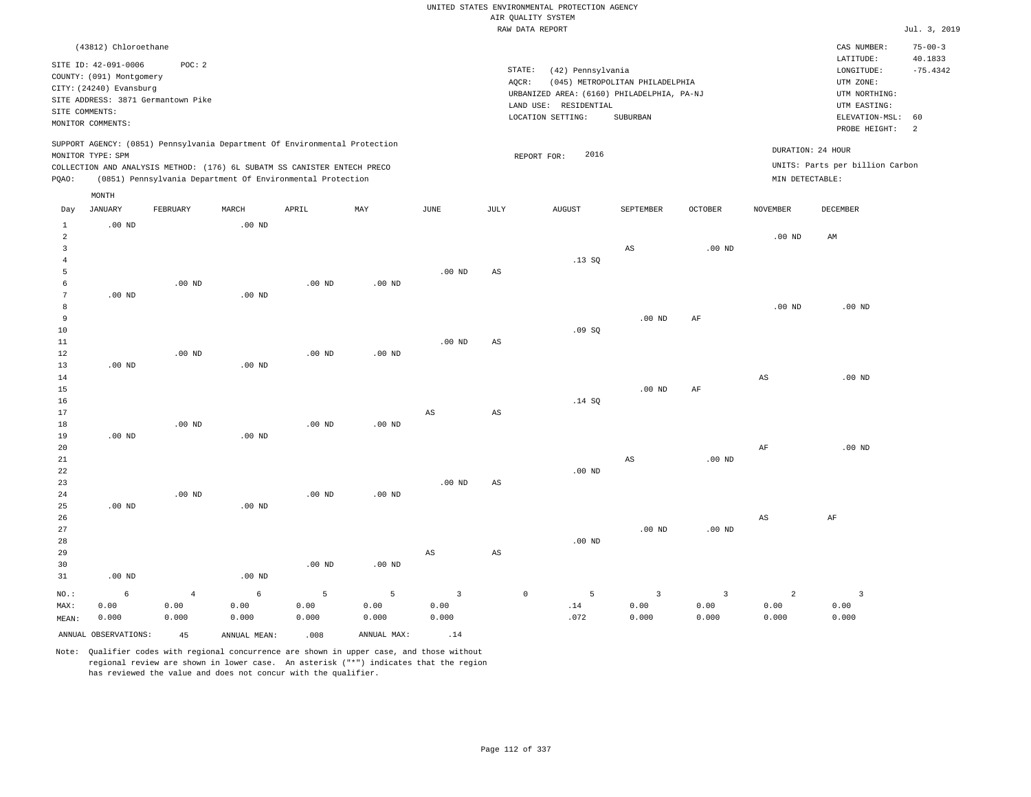UNITED STATES ENVIRONMENTAL PROTECTION AGENCY
AIR QUALITY SYSTEM
RAW DATA REPORT

Jul. 3, 2019

(43812) Chloroethane

SITE ID: 42-091-0006 POC: 2
COUNTY: (091) Montgomery
CITY: (24240) Evansburg
SITE ADDRESS: 3871 Germantown Pike
SITE COMMENTS:
MONITOR COMMENTS:

STATE: (42) Pennsylvania
AQCR: (045) METROPOLITAN PHILADELPHIA
URBANIZED AREA: (6160) PHILADELPHIA, PA-NJ
LAND USE: RESIDENTIAL
LOCATION SETTING: SUBURBAN

CAS NUMBER: 75-00-3
LATITUDE: 40.1833
LONGITUDE: -75.4342
UTM ZONE:
UTM NORTHING:
UTM EASTING:
ELEVATION-MSL: 60
PROBE HEIGHT: 2

SUPPORT AGENCY: (0851) Pennsylvania Department Of Environmental Protection
MONITOR TYPE: SPM
COLLECTION AND ANALYSIS METHOD: (176) 6L SUBATM SS CANISTER ENTECH PRECO
PQAO: (0851) Pennsylvania Department Of Environmental Protection

REPORT FOR: 2016

DURATION: 24 HOUR
UNITS: Parts per billion Carbon
MIN DETECTABLE:

| Day | JANUARY | FEBRUARY | MARCH | APRIL | MAY | JUNE | JULY | AUGUST | SEPTEMBER | OCTOBER | NOVEMBER | DECEMBER |
|---|---|---|---|---|---|---|---|---|---|---|---|---|
| 1 | .00 ND | | .00 ND | | | | | | | | | |
| 2 | | | | | | | | | | | .00 ND | AM |
| 3 | | | | | | | | | AS | .00 ND | | |
| 4 | | | | | | | | .13 SQ | | | | |
| 5 | | | | | | .00 ND | AS | | | | | |
| 6 | | .00 ND | | .00 ND | .00 ND | | | | | | | |
| 7 | .00 ND | | .00 ND | | | | | | | | | |
| 8 | | | | | | | | | | | .00 ND | .00 ND |
| 9 | | | | | | | | | .00 ND | AF | | |
| 10 | | | | | | | | .09 SQ | | | | |
| 11 | | | | | | .00 ND | AS | | | | | |
| 12 | | .00 ND | | .00 ND | .00 ND | | | | | | | |
| 13 | .00 ND | | .00 ND | | | | | | | | | |
| 14 | | | | | | | | | | | AS | .00 ND |
| 15 | | | | | | | | | .00 ND | AF | | |
| 16 | | | | | | | | .14 SQ | | | | |
| 17 | | | | | | AS | AS | | | | | |
| 18 | | .00 ND | | .00 ND | .00 ND | | | | | | | |
| 19 | .00 ND | | .00 ND | | | | | | | | | |
| 20 | | | | | | | | | | | AF | .00 ND |
| 21 | | | | | | | | | AS | .00 ND | | |
| 22 | | | | | | | | .00 ND | | | | |
| 23 | | | | | | .00 ND | AS | | | | | |
| 24 | | .00 ND | | .00 ND | .00 ND | | | | | | | |
| 25 | .00 ND | | .00 ND | | | | | | | | | |
| 26 | | | | | | | | | | | AS | AF |
| 27 | | | | | | | | | .00 ND | .00 ND | | |
| 28 | | | | | | | | .00 ND | | | | |
| 29 | | | | | | AS | AS | | | | | |
| 30 | | | | .00 ND | .00 ND | | | | | | | |
| 31 | .00 ND | | .00 ND | | | | | | | | | |
| NO.: | 6 | 4 | 6 | 5 | 5 | 3 | 0 | 5 | 3 | 3 | 2 | 3 |
| MAX: | 0.00 | 0.00 | 0.00 | 0.00 | 0.00 | 0.00 | | .14 | 0.00 | 0.00 | 0.00 | 0.00 |
| MEAN: | 0.000 | 0.000 | 0.000 | 0.000 | 0.000 | 0.000 | | .072 | 0.000 | 0.000 | 0.000 | 0.000 |

ANNUAL OBSERVATIONS: 45 ANNUAL MEAN: .008 ANNUAL MAX: .14

Note: Qualifier codes with regional concurrence are shown in upper case, and those without regional review are shown in lower case. An asterisk ("*") indicates that the region has reviewed the value and does not concur with the qualifier.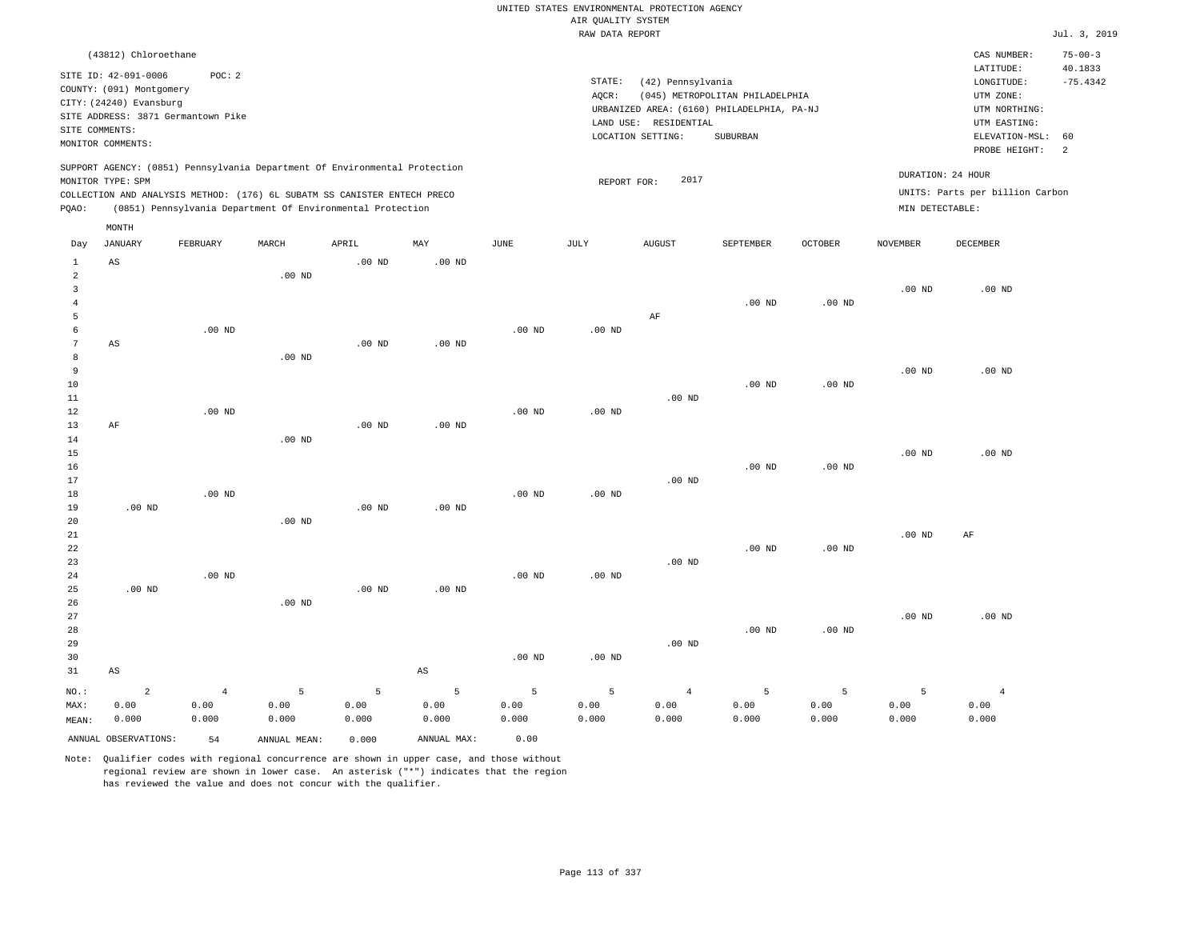UNITED STATES ENVIRONMENTAL PROTECTION AGENCY
AIR QUALITY SYSTEM
RAW DATA REPORT

Jul. 3, 2019

(43812) Chloroethane

SITE ID: 42-091-0006 POC: 2
COUNTY: (091) Montgomery
CITY: (24240) Evansburg
SITE ADDRESS: 3871 Germantown Pike
SITE COMMENTS:
MONITOR COMMENTS:

STATE: (42) Pennsylvania
AQCR: (045) METROPOLITAN PHILADELPHIA
URBANIZED AREA: (6160) PHILADELPHIA, PA-NJ
LAND USE: RESIDENTIAL
LOCATION SETTING: SUBURBAN

CAS NUMBER: 75-00-3
LATITUDE: 40.1833
LONGITUDE: -75.4342
UTM ZONE:
UTM NORTHING:
UTM EASTING:
ELEVATION-MSL: 60
PROBE HEIGHT: 2

SUPPORT AGENCY: (0851) Pennsylvania Department Of Environmental Protection
MONITOR TYPE: SPM
COLLECTION AND ANALYSIS METHOD: (176) 6L SUBATM SS CANISTER ENTECH PRECO
PQAO: (0851) Pennsylvania Department Of Environmental Protection

REPORT FOR: 2017

DURATION: 24 HOUR
UNITS: Parts per billion Carbon
MIN DETECTABLE:

| Day | JANUARY | FEBRUARY | MARCH | APRIL | MAY | JUNE | JULY | AUGUST | SEPTEMBER | OCTOBER | NOVEMBER | DECEMBER |
|---|---|---|---|---|---|---|---|---|---|---|---|---|
| 1 | AS | | | .00 ND | .00 ND | | | | | | | |
| 2 | | | .00 ND | | | | | | | | | |
| 3 | | | | | | | | | | | .00 ND | .00 ND |
| 4 | | | | | | | | | .00 ND | .00 ND | | |
| 5 | | | | | | | | AF | | | | |
| 6 | | .00 ND | | | | .00 ND | .00 ND | | | | | |
| 7 | AS | | | .00 ND | .00 ND | | | | | | | |
| 8 | | | .00 ND | | | | | | | | | |
| 9 | | | | | | | | | | | .00 ND | .00 ND |
| 10 | | | | | | | | | .00 ND | .00 ND | | |
| 11 | | | | | | | | .00 ND | | | | |
| 12 | | .00 ND | | | | .00 ND | .00 ND | | | | | |
| 13 | AF | | | .00 ND | .00 ND | | | | | | | |
| 14 | | | .00 ND | | | | | | | | | |
| 15 | | | | | | | | | | | .00 ND | .00 ND |
| 16 | | | | | | | | | .00 ND | .00 ND | | |
| 17 | | | | | | | | .00 ND | | | | |
| 18 | | .00 ND | | | | .00 ND | .00 ND | | | | | |
| 19 | .00 ND | | | .00 ND | .00 ND | | | | | | | |
| 20 | | | .00 ND | | | | | | | | | |
| 21 | | | | | | | | | | | .00 ND | AF |
| 22 | | | | | | | | | .00 ND | .00 ND | | |
| 23 | | | | | | | | .00 ND | | | | |
| 24 | | .00 ND | | | | .00 ND | .00 ND | | | | | |
| 25 | .00 ND | | | .00 ND | .00 ND | | | | | | | |
| 26 | | | .00 ND | | | | | | | | | |
| 27 | | | | | | | | | | | .00 ND | .00 ND |
| 28 | | | | | | | | | .00 ND | .00 ND | | |
| 29 | | | | | | | | .00 ND | | | | |
| 30 | | | | | | .00 ND | .00 ND | | | | | |
| 31 | AS | | | | AS | | | | | | | |
| NO.: | 2 | 4 | 5 | 5 | 5 | 5 | 5 | 4 | 5 | 5 | 5 | 4 |
| MAX: | 0.00 | 0.00 | 0.00 | 0.00 | 0.00 | 0.00 | 0.00 | 0.00 | 0.00 | 0.00 | 0.00 | 0.00 |
| MEAN: | 0.000 | 0.000 | 0.000 | 0.000 | 0.000 | 0.000 | 0.000 | 0.000 | 0.000 | 0.000 | 0.000 | 0.000 |

ANNUAL OBSERVATIONS: 54 ANNUAL MEAN: 0.000 ANNUAL MAX: 0.00

Note: Qualifier codes with regional concurrence are shown in upper case, and those without regional review are shown in lower case. An asterisk ("*") indicates that the region has reviewed the value and does not concur with the qualifier.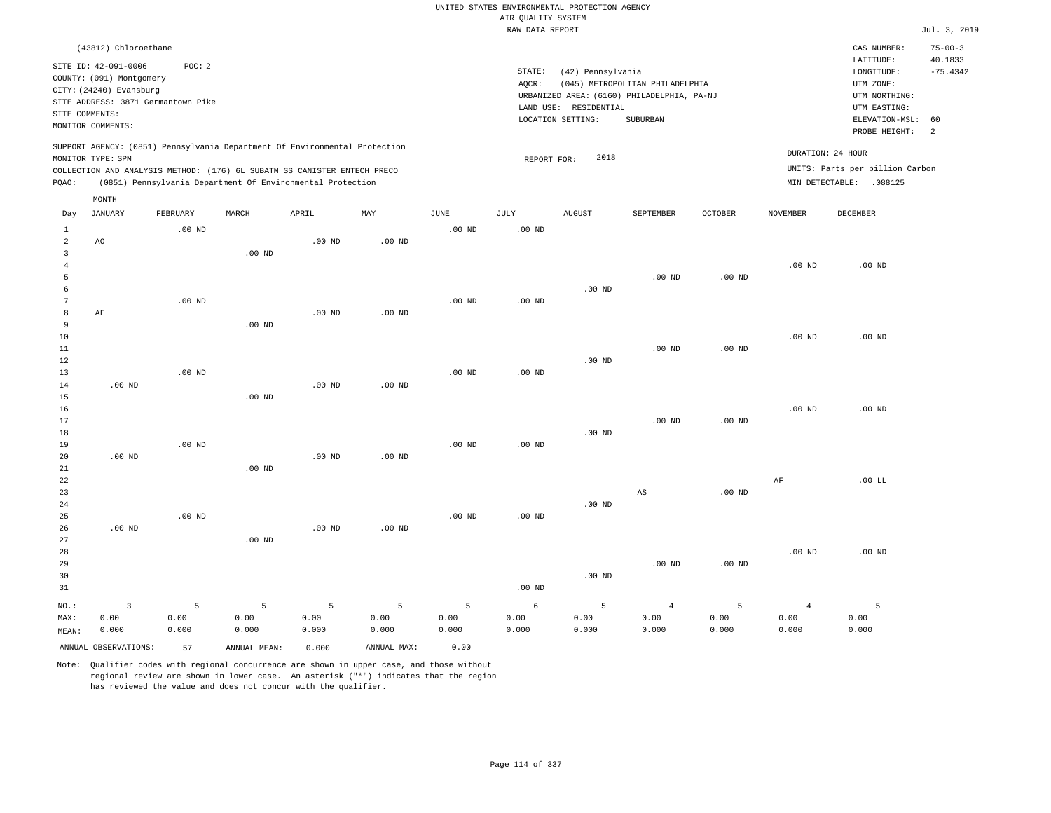UNITED STATES ENVIRONMENTAL PROTECTION AGENCY
AIR QUALITY SYSTEM
RAW DATA REPORT

Jul. 3, 2019

(43812) Chloroethane

SITE ID: 42-091-0006 POC: 2
COUNTY: (091) Montgomery
CITY: (24240) Evansburg
SITE ADDRESS: 3871 Germantown Pike
SITE COMMENTS:
MONITOR COMMENTS:

STATE: (42) Pennsylvania
AQCR: (045) METROPOLITAN PHILADELPHIA
URBANIZED AREA: (6160) PHILADELPHIA, PA-NJ
LAND USE: RESIDENTIAL
LOCATION SETTING: SUBURBAN

CAS NUMBER: 75-00-3
LATITUDE: 40.1833
LONGITUDE: -75.4342
UTM ZONE:
UTM NORTHING:
UTM EASTING:
ELEVATION-MSL: 60
PROBE HEIGHT: 2

SUPPORT AGENCY: (0851) Pennsylvania Department Of Environmental Protection
MONITOR TYPE: SPM
COLLECTION AND ANALYSIS METHOD: (176) 6L SUBATM SS CANISTER ENTECH PRECO
PQAO: (0851) Pennsylvania Department Of Environmental Protection

REPORT FOR: 2018

DURATION: 24 HOUR
UNITS: Parts per billion Carbon
MIN DETECTABLE: .088125

| Day | JANUARY | FEBRUARY | MARCH | APRIL | MAY | JUNE | JULY | AUGUST | SEPTEMBER | OCTOBER | NOVEMBER | DECEMBER |
|---|---|---|---|---|---|---|---|---|---|---|---|---|
| 1 | | .00 ND | | | | .00 ND | .00 ND | | | | | |
| 2 | AO | | | .00 ND | .00 ND | | | | | | | |
| 3 | | | .00 ND | | | | | | | | | |
| 4 | | | | | | | | | | | .00 ND | .00 ND |
| 5 | | | | | | | | | .00 ND | .00 ND | | |
| 6 | | | | | | | | .00 ND | | | | |
| 7 | | .00 ND | | | | .00 ND | .00 ND | | | | | |
| 8 | AF | | | .00 ND | .00 ND | | | | | | | |
| 9 | | | .00 ND | | | | | | | | | |
| 10 | | | | | | | | | | | .00 ND | .00 ND |
| 11 | | | | | | | | | .00 ND | .00 ND | | |
| 12 | | | | | | | | .00 ND | | | | |
| 13 | | .00 ND | | | | .00 ND | .00 ND | | | | | |
| 14 | .00 ND | | | .00 ND | .00 ND | | | | | | | |
| 15 | | | .00 ND | | | | | | | | | |
| 16 | | | | | | | | | | | .00 ND | .00 ND |
| 17 | | | | | | | | | .00 ND | .00 ND | | |
| 18 | | | | | | | | .00 ND | | | | |
| 19 | | .00 ND | | | | .00 ND | .00 ND | | | | | |
| 20 | .00 ND | | | .00 ND | .00 ND | | | | | | | |
| 21 | | | .00 ND | | | | | | | | | |
| 22 | | | | | | | | | | | AF | .00 LL |
| 23 | | | | | | | | | AS | .00 ND | | |
| 24 | | | | | | | | .00 ND | | | | |
| 25 | | .00 ND | | | | .00 ND | .00 ND | | | | | |
| 26 | .00 ND | | | .00 ND | .00 ND | | | | | | | |
| 27 | | | .00 ND | | | | | | | | | |
| 28 | | | | | | | | | | | .00 ND | .00 ND |
| 29 | | | | | | | | | .00 ND | .00 ND | | |
| 30 | | | | | | | | .00 ND | | | | |
| 31 | | | | | | | .00 ND | | | | | |
| NO.: | 3 | 5 | 5 | 5 | 5 | 5 | 6 | 5 | 4 | 5 | 4 | 5 |
| MAX: | 0.00 | 0.00 | 0.00 | 0.00 | 0.00 | 0.00 | 0.00 | 0.00 | 0.00 | 0.00 | 0.00 | 0.00 |
| MEAN: | 0.000 | 0.000 | 0.000 | 0.000 | 0.000 | 0.000 | 0.000 | 0.000 | 0.000 | 0.000 | 0.000 | 0.000 |

ANNUAL OBSERVATIONS: 57 ANNUAL MEAN: 0.000 ANNUAL MAX: 0.00

Note: Qualifier codes with regional concurrence are shown in upper case, and those without regional review are shown in lower case. An asterisk ("*") indicates that the region has reviewed the value and does not concur with the qualifier.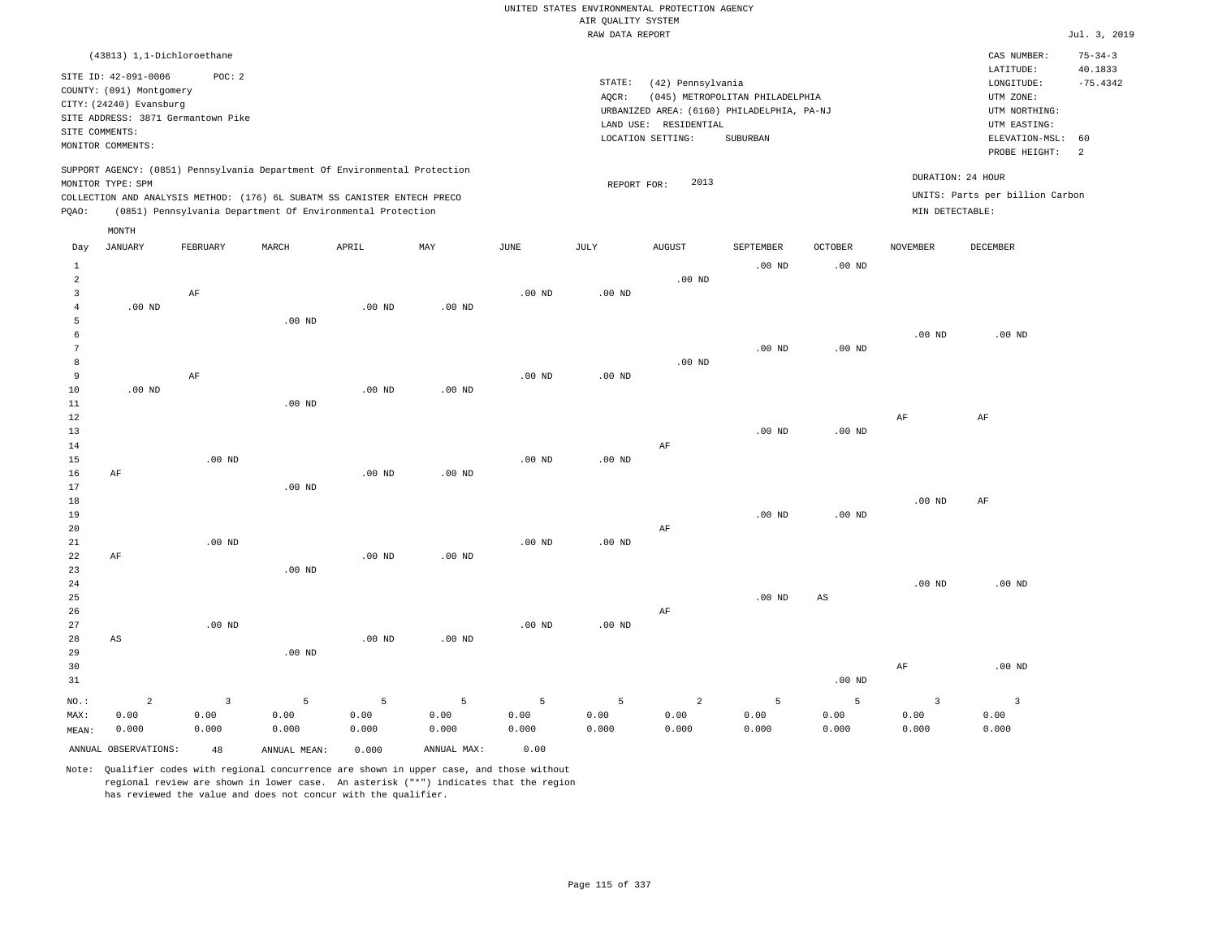UNITED STATES ENVIRONMENTAL PROTECTION AGENCY
AIR QUALITY SYSTEM
RAW DATA REPORT

Jul. 3, 2019

(43813) 1,1-Dichloroethane

SITE ID: 42-091-0006 POC: 2
COUNTY: (091) Montgomery
CITY: (24240) Evansburg
SITE ADDRESS: 3871 Germantown Pike
SITE COMMENTS:
MONITOR COMMENTS:

STATE: (42) Pennsylvania
AQCR: (045) METROPOLITAN PHILADELPHIA
URBANIZED AREA: (6160) PHILADELPHIA, PA-NJ
LAND USE: RESIDENTIAL
LOCATION SETTING: SUBURBAN

CAS NUMBER: 75-34-3
LATITUDE: 40.1833
LONGITUDE: -75.4342
UTM ZONE:
UTM NORTHING:
UTM EASTING:
ELEVATION-MSL: 60
PROBE HEIGHT: 2

SUPPORT AGENCY: (0851) Pennsylvania Department Of Environmental Protection
MONITOR TYPE: SPM
COLLECTION AND ANALYSIS METHOD: (176) 6L SUBATM SS CANISTER ENTECH PRECO
PQAO: (0851) Pennsylvania Department Of Environmental Protection

REPORT FOR: 2013

DURATION: 24 HOUR
UNITS: Parts per billion Carbon
MIN DETECTABLE:

| Day | JANUARY | FEBRUARY | MARCH | APRIL | MAY | JUNE | JULY | AUGUST | SEPTEMBER | OCTOBER | NOVEMBER | DECEMBER |
|---|---|---|---|---|---|---|---|---|---|---|---|---|
| 1 | | | | | | | | | .00 ND | .00 ND | | |
| 2 | | | | | | | | .00 ND | | | | |
| 3 | | AF | | | | .00 ND | .00 ND | | | | | |
| 4 | .00 ND | | | .00 ND | .00 ND | | | | | | | |
| 5 | | | .00 ND | | | | | | | | | |
| 6 | | | | | | | | | | | .00 ND | .00 ND |
| 7 | | | | | | | | | .00 ND | .00 ND | | |
| 8 | | | | | | | | .00 ND | | | | |
| 9 | | AF | | | | .00 ND | .00 ND | | | | | |
| 10 | .00 ND | | | .00 ND | .00 ND | | | | | | | |
| 11 | | | .00 ND | | | | | | | | | |
| 12 | | | | | | | | | | | AF | AF |
| 13 | | | | | | | | | .00 ND | .00 ND | | |
| 14 | | | | | | | | AF | | | | |
| 15 | | .00 ND | | | | .00 ND | .00 ND | | | | | |
| 16 | AF | | | .00 ND | .00 ND | | | | | | | |
| 17 | | | .00 ND | | | | | | | | | |
| 18 | | | | | | | | | | | .00 ND | AF |
| 19 | | | | | | | | | .00 ND | .00 ND | | |
| 20 | | | | | | | | AF | | | | |
| 21 | | .00 ND | | | | .00 ND | .00 ND | | | | | |
| 22 | AF | | | .00 ND | .00 ND | | | | | | | |
| 23 | | | .00 ND | | | | | | | | | |
| 24 | | | | | | | | | | | .00 ND | .00 ND |
| 25 | | | | | | | | | .00 ND | AS | | |
| 26 | | | | | | | | AF | | | | |
| 27 | | .00 ND | | | | .00 ND | .00 ND | | | | | |
| 28 | AS | | | .00 ND | .00 ND | | | | | | | |
| 29 | | | .00 ND | | | | | | | | | |
| 30 | | | | | | | | | | | AF | .00 ND |
| 31 | | | | | | | | | | .00 ND | | |
| NO.: | 2 | 3 | 5 | 5 | 5 | 5 | 5 | 2 | 5 | 5 | 3 | 3 |
| MAX: | 0.00 | 0.00 | 0.00 | 0.00 | 0.00 | 0.00 | 0.00 | 0.00 | 0.00 | 0.00 | 0.00 | 0.00 |
| MEAN: | 0.000 | 0.000 | 0.000 | 0.000 | 0.000 | 0.000 | 0.000 | 0.000 | 0.000 | 0.000 | 0.000 | 0.000 |

ANNUAL OBSERVATIONS: 48 ANNUAL MEAN: 0.000 ANNUAL MAX: 0.00

Note: Qualifier codes with regional concurrence are shown in upper case, and those without regional review are shown in lower case. An asterisk ("*") indicates that the region has reviewed the value and does not concur with the qualifier.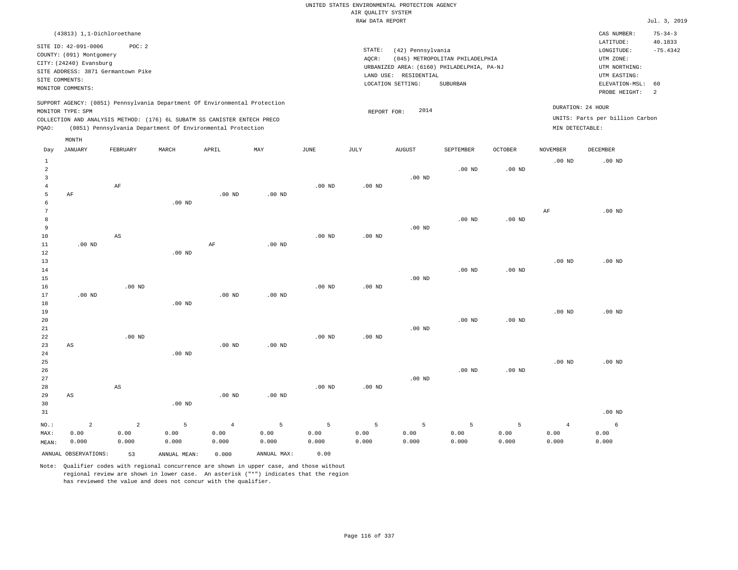UNITED STATES ENVIRONMENTAL PROTECTION AGENCY
AIR QUALITY SYSTEM
RAW DATA REPORT

Jul. 3, 2019

(43813) 1,1-Dichloroethane

SITE ID: 42-091-0006 POC: 2
COUNTY: (091) Montgomery
CITY: (24240) Evansburg
SITE ADDRESS: 3871 Germantown Pike
SITE COMMENTS:
MONITOR COMMENTS:

STATE: (42) Pennsylvania
AQCR: (045) METROPOLITAN PHILADELPHIA
URBANIZED AREA: (6160) PHILADELPHIA, PA-NJ
LAND USE: RESIDENTIAL
LOCATION SETTING: SUBURBAN

CAS NUMBER: 75-34-3
LATITUDE: 40.1833
LONGITUDE: -75.4342
UTM ZONE:
UTM NORTHING:
UTM EASTING:
ELEVATION-MSL: 60
PROBE HEIGHT: 2

SUPPORT AGENCY: (0851) Pennsylvania Department Of Environmental Protection
MONITOR TYPE: SPM
COLLECTION AND ANALYSIS METHOD: (176) 6L SUBATM SS CANISTER ENTECH PRECO
PQAO: (0851) Pennsylvania Department Of Environmental Protection

REPORT FOR: 2014

DURATION: 24 HOUR
UNITS: Parts per billion Carbon
MIN DETECTABLE:

| Day | JANUARY | FEBRUARY | MARCH | APRIL | MAY | JUNE | JULY | AUGUST | SEPTEMBER | OCTOBER | NOVEMBER | DECEMBER |
|---|---|---|---|---|---|---|---|---|---|---|---|---|
| 1 | | | | | | | | | | | .00 ND | .00 ND |
| 2 | | | | | | | | | .00 ND | .00 ND | | |
| 3 | | | | | | | | .00 ND | | | | |
| 4 | | AF | | | | .00 ND | .00 ND | | | | | |
| 5 | AF | | | .00 ND | .00 ND | | | | | | | |
| 6 | | | .00 ND | | | | | | | | | |
| 7 | | | | | | | | | | | AF | .00 ND |
| 8 | | | | | | | | | .00 ND | .00 ND | | |
| 9 | | | | | | | | .00 ND | | | | |
| 10 | | AS | | | | .00 ND | .00 ND | | | | | |
| 11 | .00 ND | | | AF | .00 ND | | | | | | | |
| 12 | | | .00 ND | | | | | | | | | |
| 13 | | | | | | | | | | | .00 ND | .00 ND |
| 14 | | | | | | | | | .00 ND | .00 ND | | |
| 15 | | | | | | | | .00 ND | | | | |
| 16 | | .00 ND | | | | .00 ND | .00 ND | | | | | |
| 17 | .00 ND | | | .00 ND | .00 ND | | | | | | | |
| 18 | | | .00 ND | | | | | | | | | |
| 19 | | | | | | | | | | | .00 ND | .00 ND |
| 20 | | | | | | | | | .00 ND | .00 ND | | |
| 21 | | | | | | | | .00 ND | | | | |
| 22 | | .00 ND | | | | .00 ND | .00 ND | | | | | |
| 23 | AS | | | .00 ND | .00 ND | | | | | | | |
| 24 | | | .00 ND | | | | | | | | | |
| 25 | | | | | | | | | | | .00 ND | .00 ND |
| 26 | | | | | | | | | .00 ND | .00 ND | | |
| 27 | | | | | | | | .00 ND | | | | |
| 28 | | AS | | | | .00 ND | .00 ND | | | | | |
| 29 | AS | | | .00 ND | .00 ND | | | | | | | |
| 30 | | | .00 ND | | | | | | | | | |
| 31 | | | | | | | | | | | | .00 ND |
| NO.: | 2 | 2 | 5 | 4 | 5 | 5 | 5 | 5 | 5 | 5 | 4 | 6 |
| MAX: | 0.00 | 0.00 | 0.00 | 0.00 | 0.00 | 0.00 | 0.00 | 0.00 | 0.00 | 0.00 | 0.00 | 0.00 |
| MEAN: | 0.000 | 0.000 | 0.000 | 0.000 | 0.000 | 0.000 | 0.000 | 0.000 | 0.000 | 0.000 | 0.000 | 0.000 |

ANNUAL OBSERVATIONS: 53 ANNUAL MEAN: 0.000 ANNUAL MAX: 0.00

Note: Qualifier codes with regional concurrence are shown in upper case, and those without regional review are shown in lower case. An asterisk ("*") indicates that the region has reviewed the value and does not concur with the qualifier.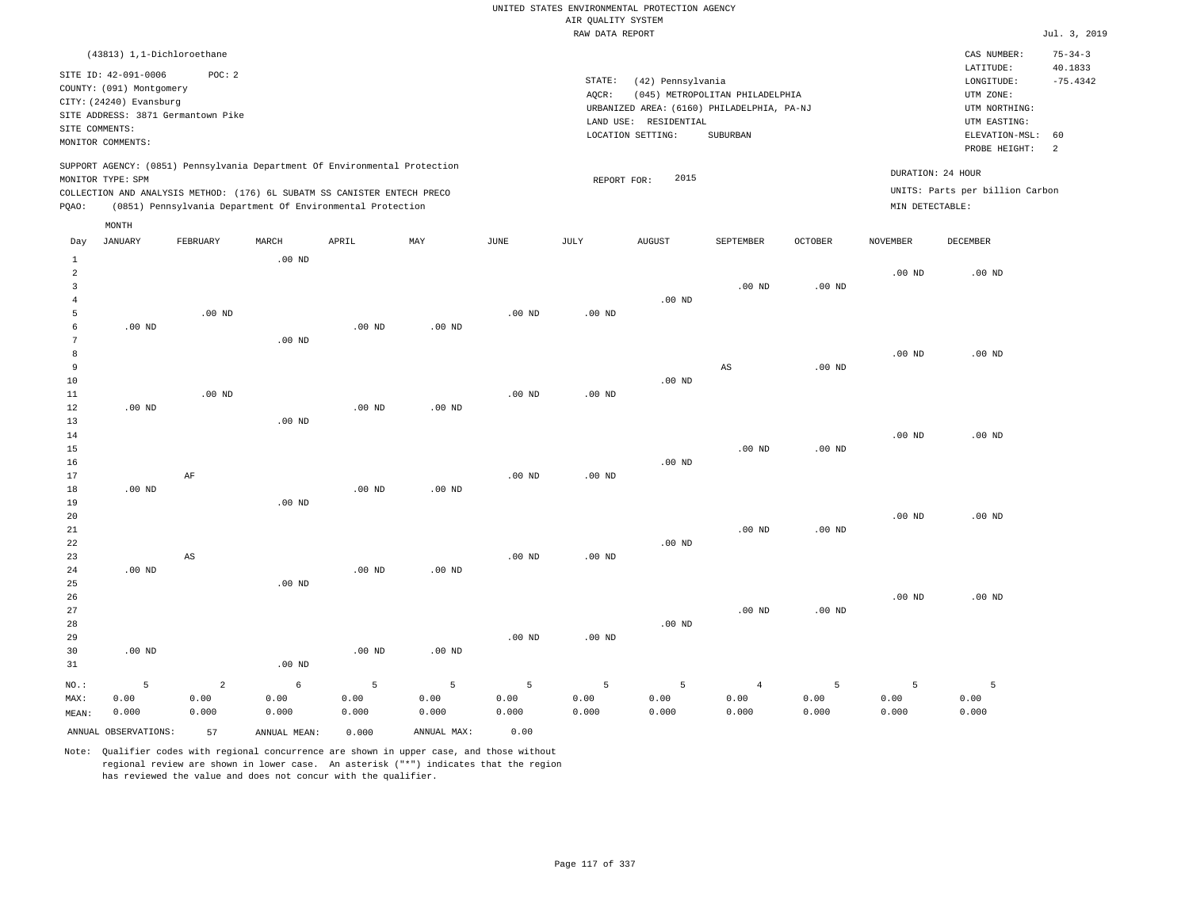UNITED STATES ENVIRONMENTAL PROTECTION AGENCY
AIR QUALITY SYSTEM
RAW DATA REPORT

Jul. 3, 2019

(43813) 1,1-Dichloroethane

SITE ID: 42-091-0006 POC: 2
COUNTY: (091) Montgomery
CITY: (24240) Evansburg
SITE ADDRESS: 3871 Germantown Pike
SITE COMMENTS:
MONITOR COMMENTS:

STATE: (42) Pennsylvania
AQCR: (045) METROPOLITAN PHILADELPHIA
URBANIZED AREA: (6160) PHILADELPHIA, PA-NJ
LAND USE: RESIDENTIAL
LOCATION SETTING: SUBURBAN

CAS NUMBER: 75-34-3
LATITUDE: 40.1833
LONGITUDE: -75.4342
UTM ZONE:
UTM NORTHING:
UTM EASTING:
ELEVATION-MSL: 60
PROBE HEIGHT: 2

SUPPORT AGENCY: (0851) Pennsylvania Department Of Environmental Protection
MONITOR TYPE: SPM
COLLECTION AND ANALYSIS METHOD: (176) 6L SUBATM SS CANISTER ENTECH PRECO
PQAO: (0851) Pennsylvania Department Of Environmental Protection

REPORT FOR: 2015

DURATION: 24 HOUR
UNITS: Parts per billion Carbon
MIN DETECTABLE:

| Day | JANUARY | FEBRUARY | MARCH | APRIL | MAY | JUNE | JULY | AUGUST | SEPTEMBER | OCTOBER | NOVEMBER | DECEMBER |
|---|---|---|---|---|---|---|---|---|---|---|---|---|
| 1 | | | .00 ND | | | | | | | | | |
| 2 | | | | | | | | | | | .00 ND | .00 ND |
| 3 | | | | | | | | | .00 ND | .00 ND | | |
| 4 | | | | | | | | .00 ND | | | | |
| 5 | | .00 ND | | | | .00 ND | .00 ND | | | | | |
| 6 | .00 ND | | | .00 ND | .00 ND | | | | | | | |
| 7 | | | .00 ND | | | | | | | | | |
| 8 | | | | | | | | | | | .00 ND | .00 ND |
| 9 | | | | | | | | | AS | .00 ND | | |
| 10 | | | | | | | | .00 ND | | | | |
| 11 | | .00 ND | | | | .00 ND | .00 ND | | | | | |
| 12 | .00 ND | | | .00 ND | .00 ND | | | | | | | |
| 13 | | | .00 ND | | | | | | | | | |
| 14 | | | | | | | | | | | .00 ND | .00 ND |
| 15 | | | | | | | | | .00 ND | .00 ND | | |
| 16 | | | | | | | | .00 ND | | | | |
| 17 | | AF | | | | .00 ND | .00 ND | | | | | |
| 18 | .00 ND | | | .00 ND | .00 ND | | | | | | | |
| 19 | | | .00 ND | | | | | | | | | |
| 20 | | | | | | | | | | | .00 ND | .00 ND |
| 21 | | | | | | | | | .00 ND | .00 ND | | |
| 22 | | | | | | | | .00 ND | | | | |
| 23 | | AS | | | | .00 ND | .00 ND | | | | | |
| 24 | .00 ND | | | .00 ND | .00 ND | | | | | | | |
| 25 | | | .00 ND | | | | | | | | | |
| 26 | | | | | | | | | | | .00 ND | .00 ND |
| 27 | | | | | | | | | .00 ND | .00 ND | | |
| 28 | | | | | | | | .00 ND | | | | |
| 29 | | | | | | .00 ND | .00 ND | | | | | |
| 30 | .00 ND | | | .00 ND | .00 ND | | | | | | | |
| 31 | | | .00 ND | | | | | | | | | |
| NO.: | 5 | 2 | 6 | 5 | 5 | 5 | 5 | 5 | 4 | 5 | 5 | 5 |
| MAX: | 0.00 | 0.00 | 0.00 | 0.00 | 0.00 | 0.00 | 0.00 | 0.00 | 0.00 | 0.00 | 0.00 | 0.00 |
| MEAN: | 0.000 | 0.000 | 0.000 | 0.000 | 0.000 | 0.000 | 0.000 | 0.000 | 0.000 | 0.000 | 0.000 | 0.000 |

ANNUAL OBSERVATIONS: 57 ANNUAL MEAN: 0.000 ANNUAL MAX: 0.00

Note: Qualifier codes with regional concurrence are shown in upper case, and those without regional review are shown in lower case. An asterisk ("*") indicates that the region has reviewed the value and does not concur with the qualifier.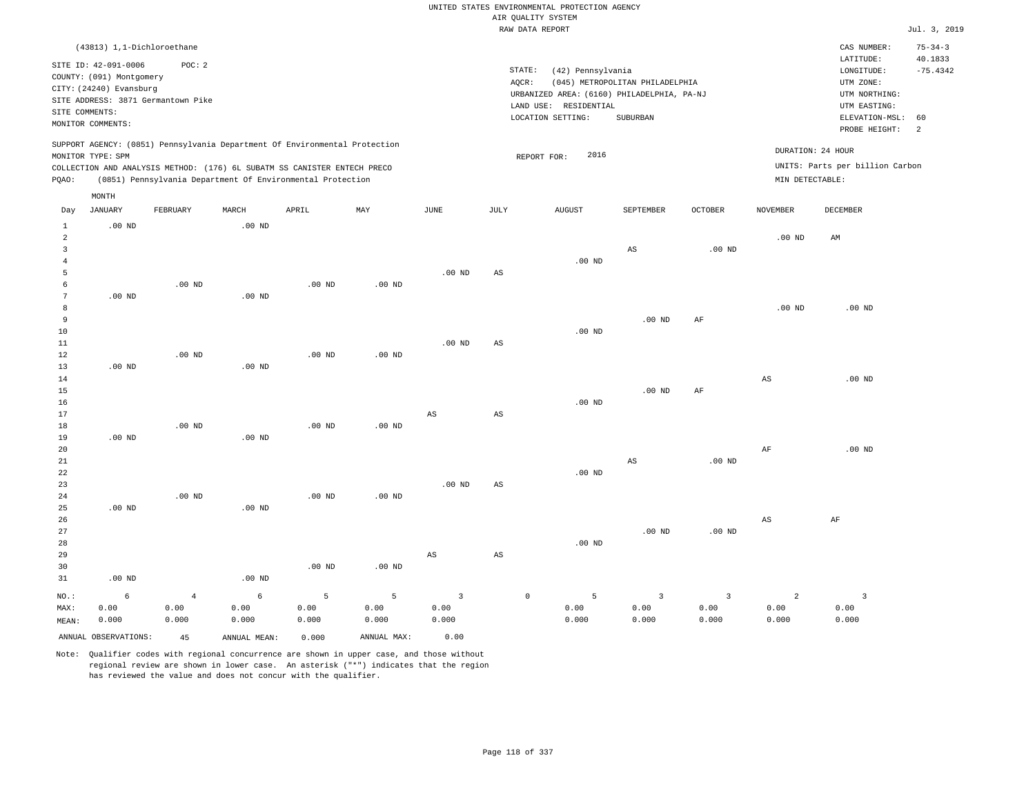UNITED STATES ENVIRONMENTAL PROTECTION AGENCY
AIR QUALITY SYSTEM
RAW DATA REPORT

Jul. 3, 2019

(43813) 1,1-Dichloroethane

SITE ID: 42-091-0006    POC: 2
COUNTY: (091) Montgomery
CITY: (24240) Evansburg
SITE ADDRESS: 3871 Germantown Pike
SITE COMMENTS:
MONITOR COMMENTS:

STATE: (42) Pennsylvania
AQCR: (045) METROPOLITAN PHILADELPHIA
URBANIZED AREA: (6160) PHILADELPHIA, PA-NJ
LAND USE: RESIDENTIAL
LOCATION SETTING: SUBURBAN

CAS NUMBER: 75-34-3
LATITUDE: 40.1833
LONGITUDE: -75.4342
UTM ZONE:
UTM NORTHING:
UTM EASTING:
ELEVATION-MSL: 60
PROBE HEIGHT: 2

SUPPORT AGENCY: (0851) Pennsylvania Department Of Environmental Protection
MONITOR TYPE: SPM
COLLECTION AND ANALYSIS METHOD: (176) 6L SUBATM SS CANISTER ENTECH PRECO
PQAO: (0851) Pennsylvania Department Of Environmental Protection

REPORT FOR: 2016

DURATION: 24 HOUR
UNITS: Parts per billion Carbon
MIN DETECTABLE:

| Day | JANUARY | FEBRUARY | MARCH | APRIL | MAY | JUNE | JULY | AUGUST | SEPTEMBER | OCTOBER | NOVEMBER | DECEMBER |
|---|---|---|---|---|---|---|---|---|---|---|---|---|
| 1 | .00 ND | | .00 ND | | | | | | | | | |
| 2 | | | | | | | | | | | .00 ND | AM |
| 3 | | | | | | | | | AS | .00 ND | | |
| 4 | | | | | | | | .00 ND | | | | |
| 5 | | | | | | .00 ND | AS | | | | | |
| 6 | | .00 ND | | .00 ND | .00 ND | | | | | | | |
| 7 | .00 ND | | .00 ND | | | | | | | | | |
| 8 | | | | | | | | | | | .00 ND | .00 ND |
| 9 | | | | | | | | | .00 ND | AF | | |
| 10 | | | | | | | | .00 ND | | | | |
| 11 | | | | | | .00 ND | AS | | | | | |
| 12 | | .00 ND | | .00 ND | .00 ND | | | | | | | |
| 13 | .00 ND | | .00 ND | | | | | | | | | |
| 14 | | | | | | | | | | | AS | .00 ND |
| 15 | | | | | | | | | .00 ND | AF | | |
| 16 | | | | | | | | .00 ND | | | | |
| 17 | | | | | | AS | AS | | | | | |
| 18 | | .00 ND | | .00 ND | .00 ND | | | | | | | |
| 19 | .00 ND | | .00 ND | | | | | | | | | |
| 20 | | | | | | | | | | | AF | .00 ND |
| 21 | | | | | | | | | AS | .00 ND | | |
| 22 | | | | | | | | .00 ND | | | | |
| 23 | | | | | | .00 ND | AS | | | | | |
| 24 | | .00 ND | | .00 ND | .00 ND | | | | | | | |
| 25 | .00 ND | | .00 ND | | | | | | | | | |
| 26 | | | | | | | | | | | AS | AF |
| 27 | | | | | | | | | .00 ND | .00 ND | | |
| 28 | | | | | | | | .00 ND | | | | |
| 29 | | | | | | AS | AS | | | | | |
| 30 | | | | .00 ND | .00 ND | | | | | | | |
| 31 | .00 ND | | .00 ND | | | | | | | | | |
| NO.: | 6 | 4 | 6 | 5 | 5 | 3 | 0 | 5 | 3 | 3 | 2 | 3 |
| MAX: | 0.00 | 0.00 | 0.00 | 0.00 | 0.00 | 0.00 | | 0.00 | 0.00 | 0.00 | 0.00 | 0.00 |
| MEAN: | 0.000 | 0.000 | 0.000 | 0.000 | 0.000 | 0.000 | | 0.000 | 0.000 | 0.000 | 0.000 | 0.000 |

ANNUAL OBSERVATIONS: 45    ANNUAL MEAN: 0.000    ANNUAL MAX: 0.00

Note: Qualifier codes with regional concurrence are shown in upper case, and those without regional review are shown in lower case. An asterisk ("*") indicates that the region has reviewed the value and does not concur with the qualifier.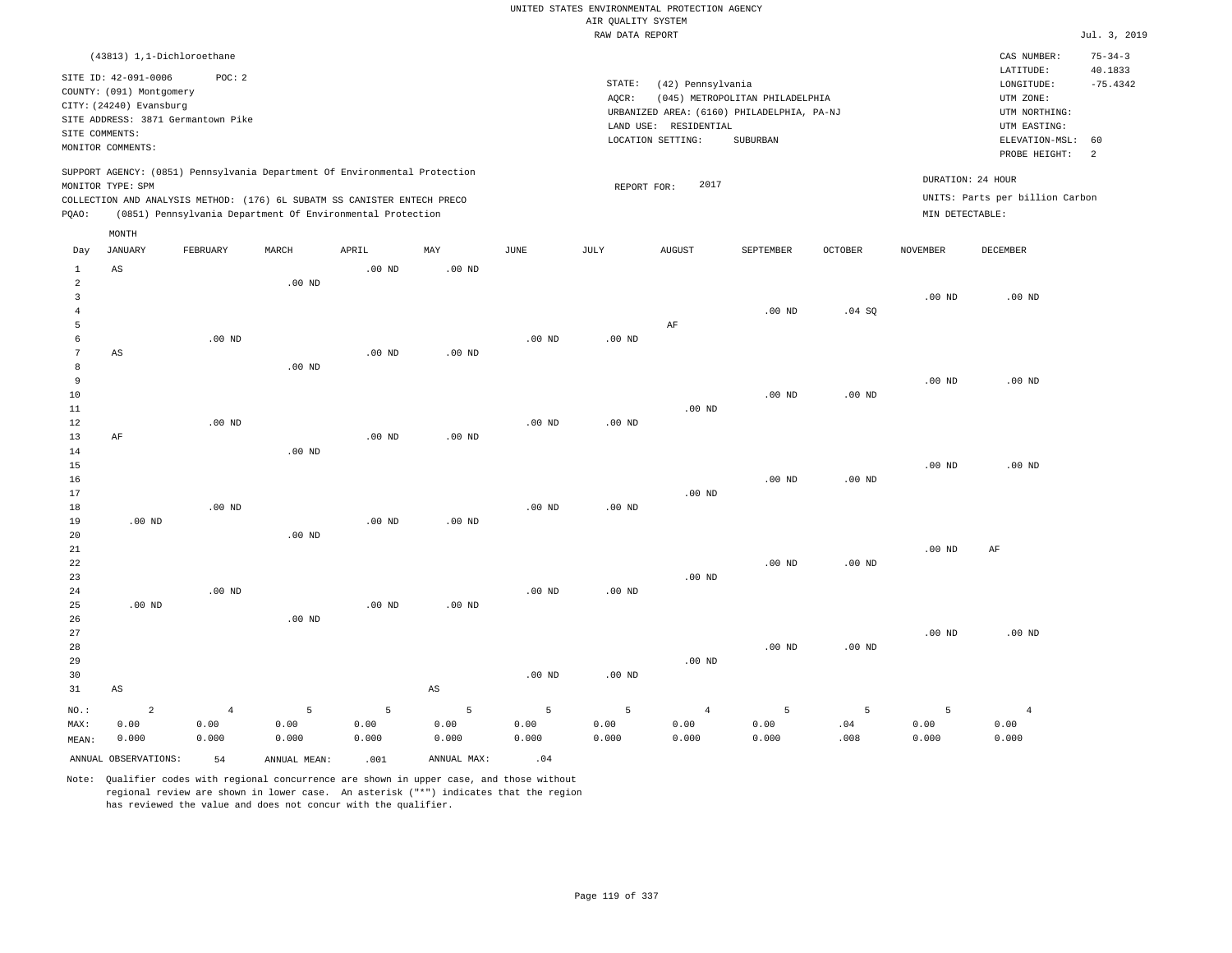UNITED STATES ENVIRONMENTAL PROTECTION AGENCY
AIR QUALITY SYSTEM
RAW DATA REPORT

Jul. 3, 2019

(43813) 1,1-Dichloroethane

SITE ID: 42-091-0006 POC: 2
COUNTY: (091) Montgomery
CITY: (24240) Evansburg
SITE ADDRESS: 3871 Germantown Pike
SITE COMMENTS:
MONITOR COMMENTS:

STATE: (42) Pennsylvania
AQCR: (045) METROPOLITAN PHILADELPHIA
URBANIZED AREA: (6160) PHILADELPHIA, PA-NJ
LAND USE: RESIDENTIAL
LOCATION SETTING: SUBURBAN

CAS NUMBER: 75-34-3
LATITUDE: 40.1833
LONGITUDE: -75.4342
UTM ZONE:
UTM NORTHING:
UTM EASTING:
ELEVATION-MSL: 60
PROBE HEIGHT: 2

SUPPORT AGENCY: (0851) Pennsylvania Department Of Environmental Protection
MONITOR TYPE: SPM
COLLECTION AND ANALYSIS METHOD: (176) 6L SUBATM SS CANISTER ENTECH PRECO
PQAO: (0851) Pennsylvania Department Of Environmental Protection

REPORT FOR: 2017

DURATION: 24 HOUR
UNITS: Parts per billion Carbon
MIN DETECTABLE:

| Day | JANUARY | FEBRUARY | MARCH | APRIL | MAY | JUNE | JULY | AUGUST | SEPTEMBER | OCTOBER | NOVEMBER | DECEMBER |
|---|---|---|---|---|---|---|---|---|---|---|---|---|
| 1 | AS | | | .00 ND | .00 ND | | | | | | | |
| 2 | | | .00 ND | | | | | | | | | |
| 3 | | | | | | | | | | | .00 ND | .00 ND |
| 4 | | | | | | | | | .00 ND | .04 SQ | | |
| 5 | | | | | | | | AF | | | | |
| 6 | | .00 ND | | | | .00 ND | .00 ND | | | | | |
| 7 | AS | | | .00 ND | .00 ND | | | | | | | |
| 8 | | | .00 ND | | | | | | | | | |
| 9 | | | | | | | | | | | .00 ND | .00 ND |
| 10 | | | | | | | | | .00 ND | .00 ND | | |
| 11 | | | | | | | | .00 ND | | | | |
| 12 | | .00 ND | | | | .00 ND | .00 ND | | | | | |
| 13 | AF | | | .00 ND | .00 ND | | | | | | | |
| 14 | | | .00 ND | | | | | | | | | |
| 15 | | | | | | | | | | | .00 ND | .00 ND |
| 16 | | | | | | | | | .00 ND | .00 ND | | |
| 17 | | | | | | | | .00 ND | | | | |
| 18 | | .00 ND | | | | .00 ND | .00 ND | | | | | |
| 19 | .00 ND | | | .00 ND | .00 ND | | | | | | | |
| 20 | | | .00 ND | | | | | | | | | |
| 21 | | | | | | | | | | | .00 ND | AF |
| 22 | | | | | | | | | .00 ND | .00 ND | | |
| 23 | | | | | | | | .00 ND | | | | |
| 24 | | .00 ND | | | | .00 ND | .00 ND | | | | | |
| 25 | .00 ND | | | .00 ND | .00 ND | | | | | | | |
| 26 | | | .00 ND | | | | | | | | | |
| 27 | | | | | | | | | | | .00 ND | .00 ND |
| 28 | | | | | | | | | .00 ND | .00 ND | | |
| 29 | | | | | | | | .00 ND | | | | |
| 30 | | | | | | .00 ND | .00 ND | | | | | |
| 31 | AS | | | | AS | | | | | | | |
| NO.: | 2 | 4 | 5 | 5 | 5 | 5 | 5 | 4 | 5 | 5 | 5 | 4 |
| MAX: | 0.00 | 0.00 | 0.00 | 0.00 | 0.00 | 0.00 | 0.00 | 0.00 | 0.00 | .04 | 0.00 | 0.00 |
| MEAN: | 0.000 | 0.000 | 0.000 | 0.000 | 0.000 | 0.000 | 0.000 | 0.000 | 0.000 | .008 | 0.000 | 0.000 |

ANNUAL OBSERVATIONS: 54 ANNUAL MEAN: .001 ANNUAL MAX: .04

Note: Qualifier codes with regional concurrence are shown in upper case, and those without regional review are shown in lower case. An asterisk ("*") indicates that the region has reviewed the value and does not concur with the qualifier.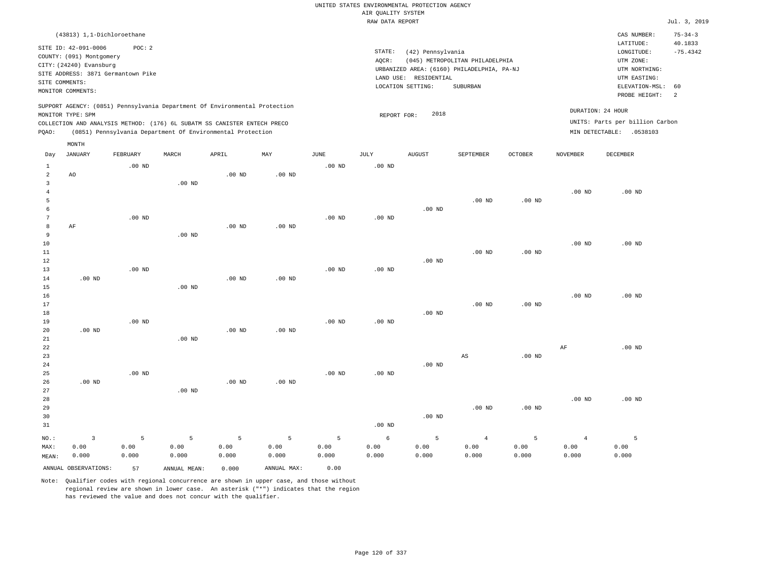UNITED STATES ENVIRONMENTAL PROTECTION AGENCY
AIR QUALITY SYSTEM
RAW DATA REPORT

Jul. 3, 2019

(43813) 1,1-Dichloroethane

SITE ID: 42-091-0006 POC: 2
COUNTY: (091) Montgomery
CITY: (24240) Evansburg
SITE ADDRESS: 3871 Germantown Pike
SITE COMMENTS:
MONITOR COMMENTS:

STATE: (42) Pennsylvania
AQCR: (045) METROPOLITAN PHILADELPHIA
URBANIZED AREA: (6160) PHILADELPHIA, PA-NJ
LAND USE: RESIDENTIAL
LOCATION SETTING: SUBURBAN

CAS NUMBER: 75-34-3
LATITUDE: 40.1833
LONGITUDE: -75.4342
UTM ZONE:
UTM NORTHING:
UTM EASTING:
ELEVATION-MSL: 60
PROBE HEIGHT: 2

SUPPORT AGENCY: (0851) Pennsylvania Department Of Environmental Protection
MONITOR TYPE: SPM
COLLECTION AND ANALYSIS METHOD: (176) 6L SUBATM SS CANISTER ENTECH PRECO
PQAO: (0851) Pennsylvania Department Of Environmental Protection

REPORT FOR: 2018

DURATION: 24 HOUR
UNITS: Parts per billion Carbon
MIN DETECTABLE: .0538103

| Day | JANUARY | FEBRUARY | MARCH | APRIL | MAY | JUNE | JULY | AUGUST | SEPTEMBER | OCTOBER | NOVEMBER | DECEMBER |
|---|---|---|---|---|---|---|---|---|---|---|---|---|
| 1 | | .00 ND | | | | .00 ND | .00 ND | | | | | |
| 2 | AO | | | .00 ND | .00 ND | | | | | | | |
| 3 | | | .00 ND | | | | | | | | | |
| 4 | | | | | | | | | | | .00 ND | .00 ND |
| 5 | | | | | | | | | .00 ND | .00 ND | | |
| 6 | | | | | | | | .00 ND | | | | |
| 7 | | .00 ND | | | | .00 ND | .00 ND | | | | | |
| 8 | AF | | | .00 ND | .00 ND | | | | | | | |
| 9 | | | .00 ND | | | | | | | | | |
| 10 | | | | | | | | | | | .00 ND | .00 ND |
| 11 | | | | | | | | | .00 ND | .00 ND | | |
| 12 | | | | | | | | .00 ND | | | | |
| 13 | | .00 ND | | | | .00 ND | .00 ND | | | | | |
| 14 | .00 ND | | | .00 ND | .00 ND | | | | | | | |
| 15 | | | .00 ND | | | | | | | | | |
| 16 | | | | | | | | | | | .00 ND | .00 ND |
| 17 | | | | | | | | | .00 ND | .00 ND | | |
| 18 | | | | | | | | .00 ND | | | | |
| 19 | | .00 ND | | | | .00 ND | .00 ND | | | | | |
| 20 | .00 ND | | | .00 ND | .00 ND | | | | | | | |
| 21 | | | .00 ND | | | | | | | | | |
| 22 | | | | | | | | | | | AF | .00 ND |
| 23 | | | | | | | | | AS | .00 ND | | |
| 24 | | | | | | | | .00 ND | | | | |
| 25 | | .00 ND | | | | .00 ND | .00 ND | | | | | |
| 26 | .00 ND | | | .00 ND | .00 ND | | | | | | | |
| 27 | | | .00 ND | | | | | | | | | |
| 28 | | | | | | | | | | | .00 ND | .00 ND |
| 29 | | | | | | | | | .00 ND | .00 ND | | |
| 30 | | | | | | | | .00 ND | | | | |
| 31 | | | | | | | .00 ND | | | | | |
| NO.: | 3 | 5 | 5 | 5 | 5 | 5 | 6 | 5 | 4 | 5 | 4 | 5 |
| MAX: | 0.00 | 0.00 | 0.00 | 0.00 | 0.00 | 0.00 | 0.00 | 0.00 | 0.00 | 0.00 | 0.00 | 0.00 |
| MEAN: | 0.000 | 0.000 | 0.000 | 0.000 | 0.000 | 0.000 | 0.000 | 0.000 | 0.000 | 0.000 | 0.000 | 0.000 |

ANNUAL OBSERVATIONS: 57 ANNUAL MEAN: 0.000 ANNUAL MAX: 0.00

Note: Qualifier codes with regional concurrence are shown in upper case, and those without regional review are shown in lower case. An asterisk ("*") indicates that the region has reviewed the value and does not concur with the qualifier.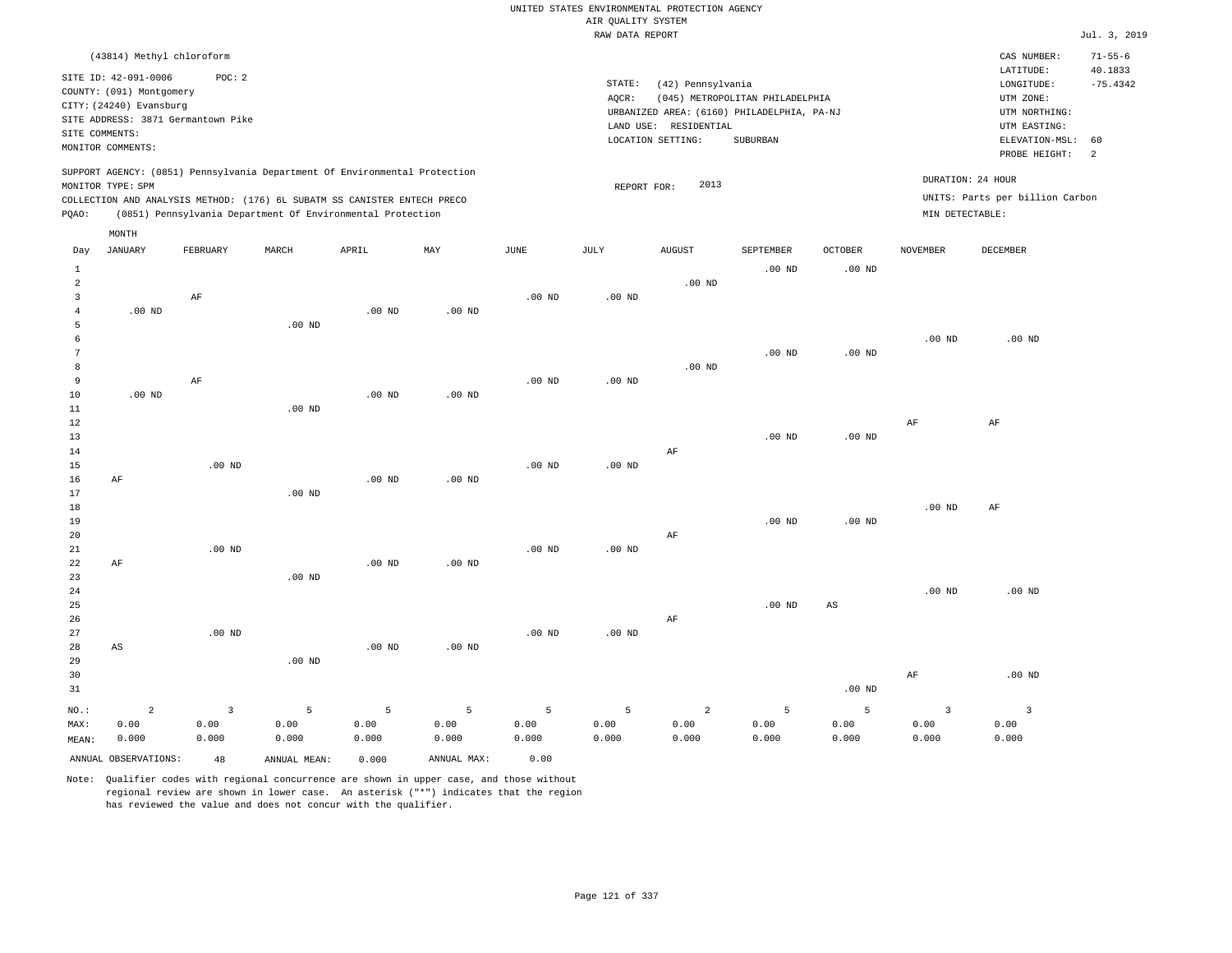UNITED STATES ENVIRONMENTAL PROTECTION AGENCY
AIR QUALITY SYSTEM
RAW DATA REPORT

Jul. 3, 2019

(43814) Methyl chloroform

SITE ID: 42-091-0006 POC: 2
COUNTY: (091) Montgomery
CITY: (24240) Evansburg
SITE ADDRESS: 3871 Germantown Pike
SITE COMMENTS:
MONITOR COMMENTS:

STATE: (42) Pennsylvania
AQCR: (045) METROPOLITAN PHILADELPHIA
URBANIZED AREA: (6160) PHILADELPHIA, PA-NJ
LAND USE: RESIDENTIAL
LOCATION SETTING: SUBURBAN

CAS NUMBER: 71-55-6
LATITUDE: 40.1833
LONGITUDE: -75.4342
UTM ZONE:
UTM NORTHING:
UTM EASTING:
ELEVATION-MSL: 60
PROBE HEIGHT: 2

SUPPORT AGENCY: (0851) Pennsylvania Department Of Environmental Protection
MONITOR TYPE: SPM
COLLECTION AND ANALYSIS METHOD: (176) 6L SUBATM SS CANISTER ENTECH PRECO
PQAO: (0851) Pennsylvania Department Of Environmental Protection

REPORT FOR: 2013

DURATION: 24 HOUR
UNITS: Parts per billion Carbon
MIN DETECTABLE:

| Day | JANUARY | FEBRUARY | MARCH | APRIL | MAY | JUNE | JULY | AUGUST | SEPTEMBER | OCTOBER | NOVEMBER | DECEMBER |
|---|---|---|---|---|---|---|---|---|---|---|---|---|
| 1 | | | | | | | | | .00 ND | .00 ND | | |
| 2 | | | | | | | | .00 ND | | | | |
| 3 | | AF | | | | .00 ND | .00 ND | | | | | |
| 4 | .00 ND | | | .00 ND | .00 ND | | | | | | | |
| 5 | | | .00 ND | | | | | | | | | |
| 6 | | | | | | | | | | | .00 ND | .00 ND |
| 7 | | | | | | | | | .00 ND | .00 ND | | |
| 8 | | | | | | | | .00 ND | | | | |
| 9 | | AF | | | | .00 ND | .00 ND | | | | | |
| 10 | .00 ND | | | .00 ND | .00 ND | | | | | | | |
| 11 | | | .00 ND | | | | | | | | | |
| 12 | | | | | | | | | | | AF | AF |
| 13 | | | | | | | | | .00 ND | .00 ND | | |
| 14 | | | | | | | | AF | | | | |
| 15 | | .00 ND | | | | .00 ND | .00 ND | | | | | |
| 16 | AF | | | .00 ND | .00 ND | | | | | | | |
| 17 | | | .00 ND | | | | | | | | | |
| 18 | | | | | | | | | | | .00 ND | AF |
| 19 | | | | | | | | | .00 ND | .00 ND | | |
| 20 | | | | | | | | AF | | | | |
| 21 | | .00 ND | | | | .00 ND | .00 ND | | | | | |
| 22 | AF | | | .00 ND | .00 ND | | | | | | | |
| 23 | | | .00 ND | | | | | | | | | |
| 24 | | | | | | | | | | | .00 ND | .00 ND |
| 25 | | | | | | | | | .00 ND | AS | | |
| 26 | | | | | | | | AF | | | | |
| 27 | | .00 ND | | | | .00 ND | .00 ND | | | | | |
| 28 | AS | | | .00 ND | .00 ND | | | | | | | |
| 29 | | | .00 ND | | | | | | | | | |
| 30 | | | | | | | | | | | AF | .00 ND |
| 31 | | | | | | | | | | .00 ND | | |
| NO.: | 2 | 3 | 5 | 5 | 5 | 5 | 5 | 2 | 5 | 5 | 3 | 3 |
| MAX: | 0.00 | 0.00 | 0.00 | 0.00 | 0.00 | 0.00 | 0.00 | 0.00 | 0.00 | 0.00 | 0.00 | 0.00 |
| MEAN: | 0.000 | 0.000 | 0.000 | 0.000 | 0.000 | 0.000 | 0.000 | 0.000 | 0.000 | 0.000 | 0.000 | 0.000 |

ANNUAL OBSERVATIONS: 48 ANNUAL MEAN: 0.000 ANNUAL MAX: 0.00

Note: Qualifier codes with regional concurrence are shown in upper case, and those without regional review are shown in lower case. An asterisk ("*") indicates that the region has reviewed the value and does not concur with the qualifier.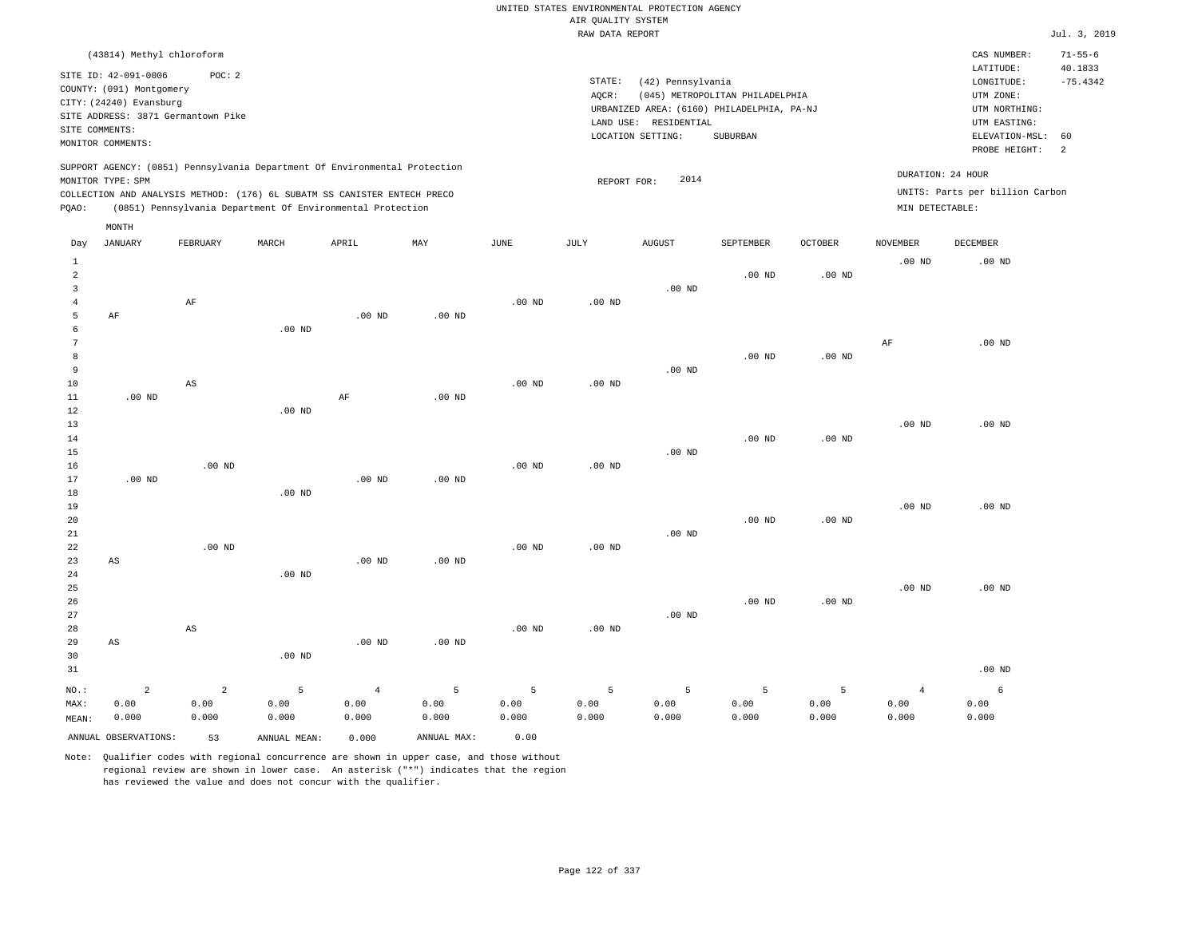UNITED STATES ENVIRONMENTAL PROTECTION AGENCY
AIR QUALITY SYSTEM
RAW DATA REPORT

Jul. 3, 2019

(43814) Methyl chloroform

SITE ID: 42-091-0006 POC: 2
COUNTY: (091) Montgomery
CITY: (24240) Evansburg
SITE ADDRESS: 3871 Germantown Pike
SITE COMMENTS:
MONITOR COMMENTS:

STATE: (42) Pennsylvania
AQCR: (045) METROPOLITAN PHILADELPHIA
URBANIZED AREA: (6160) PHILADELPHIA, PA-NJ
LAND USE: RESIDENTIAL
LOCATION SETTING: SUBURBAN

CAS NUMBER: 71-55-6
LATITUDE: 40.1833
LONGITUDE: -75.4342
UTM ZONE:
UTM NORTHING:
UTM EASTING:
ELEVATION-MSL: 60
PROBE HEIGHT: 2

SUPPORT AGENCY: (0851) Pennsylvania Department Of Environmental Protection
MONITOR TYPE: SPM
COLLECTION AND ANALYSIS METHOD: (176) 6L SUBATM SS CANISTER ENTECH PRECO
PQAO: (0851) Pennsylvania Department Of Environmental Protection

REPORT FOR: 2014

DURATION: 24 HOUR
UNITS: Parts per billion Carbon
MIN DETECTABLE:

| Day | JANUARY | FEBRUARY | MARCH | APRIL | MAY | JUNE | JULY | AUGUST | SEPTEMBER | OCTOBER | NOVEMBER | DECEMBER |
|---|---|---|---|---|---|---|---|---|---|---|---|---|
| 1 | | | | | | | | | | | .00 ND | .00 ND |
| 2 | | | | | | | | | .00 ND | .00 ND | | |
| 3 | | | | | | | | .00 ND | | | | |
| 4 | | AF | | | | .00 ND | .00 ND | | | | | |
| 5 | AF | | | .00 ND | .00 ND | | | | | | | |
| 6 | | | .00 ND | | | | | | | | | |
| 7 | | | | | | | | | | | AF | .00 ND |
| 8 | | | | | | | | | .00 ND | .00 ND | | |
| 9 | | | | | | | | .00 ND | | | | |
| 10 | | AS | | | | .00 ND | .00 ND | | | | | |
| 11 | .00 ND | | | AF | .00 ND | | | | | | | |
| 12 | | | .00 ND | | | | | | | | | |
| 13 | | | | | | | | | | | .00 ND | .00 ND |
| 14 | | | | | | | | | .00 ND | .00 ND | | |
| 15 | | | | | | | | .00 ND | | | | |
| 16 | | .00 ND | | | | .00 ND | .00 ND | | | | | |
| 17 | .00 ND | | | .00 ND | .00 ND | | | | | | | |
| 18 | | | .00 ND | | | | | | | | | |
| 19 | | | | | | | | | | | .00 ND | .00 ND |
| 20 | | | | | | | | | .00 ND | .00 ND | | |
| 21 | | | | | | | | .00 ND | | | | |
| 22 | | .00 ND | | | | .00 ND | .00 ND | | | | | |
| 23 | AS | | | .00 ND | .00 ND | | | | | | | |
| 24 | | | .00 ND | | | | | | | | | |
| 25 | | | | | | | | | | | .00 ND | .00 ND |
| 26 | | | | | | | | | .00 ND | .00 ND | | |
| 27 | | | | | | | | .00 ND | | | | |
| 28 | | AS | | | | .00 ND | .00 ND | | | | | |
| 29 | AS | | | .00 ND | .00 ND | | | | | | | |
| 30 | | | .00 ND | | | | | | | | | |
| 31 | | | | | | | | | | | | .00 ND |
| NO.: | 2 | 2 | 5 | 4 | 5 | 5 | 5 | 5 | 5 | 5 | 4 | 6 |
| MAX: | 0.00 | 0.00 | 0.00 | 0.00 | 0.00 | 0.00 | 0.00 | 0.00 | 0.00 | 0.00 | 0.00 | 0.00 |
| MEAN: | 0.000 | 0.000 | 0.000 | 0.000 | 0.000 | 0.000 | 0.000 | 0.000 | 0.000 | 0.000 | 0.000 | 0.000 |

ANNUAL OBSERVATIONS: 53 ANNUAL MEAN: 0.000 ANNUAL MAX: 0.00

Note: Qualifier codes with regional concurrence are shown in upper case, and those without regional review are shown in lower case. An asterisk ("*") indicates that the region has reviewed the value and does not concur with the qualifier.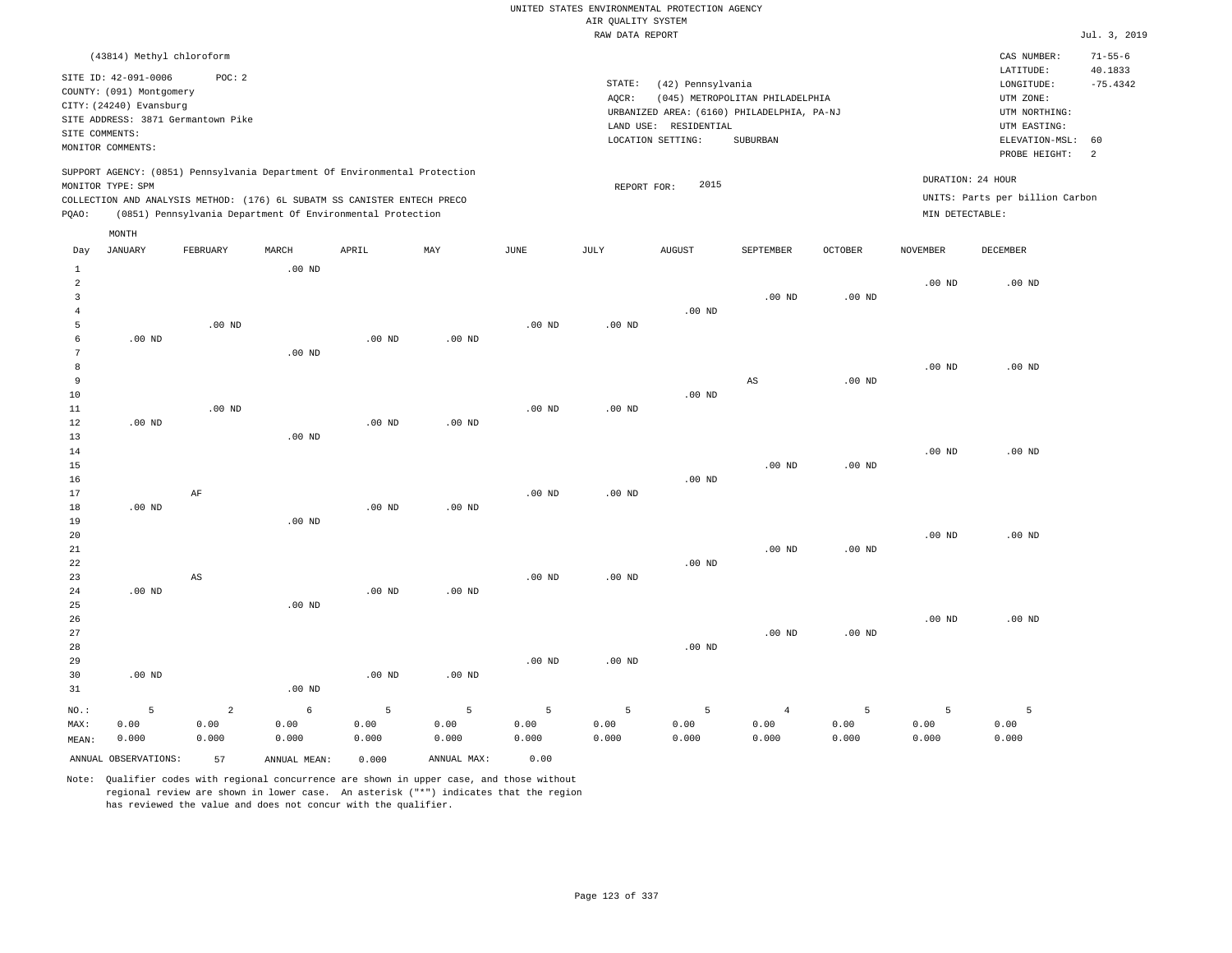UNITED STATES ENVIRONMENTAL PROTECTION AGENCY
AIR QUALITY SYSTEM
RAW DATA REPORT

Jul. 3, 2019

(43814) Methyl chloroform

SITE ID: 42-091-0006 POC: 2
COUNTY: (091) Montgomery
CITY: (24240) Evansburg
SITE ADDRESS: 3871 Germantown Pike
SITE COMMENTS:
MONITOR COMMENTS:

STATE: (42) Pennsylvania
AQCR: (045) METROPOLITAN PHILADELPHIA
URBANIZED AREA: (6160) PHILADELPHIA, PA-NJ
LAND USE: RESIDENTIAL
LOCATION SETTING: SUBURBAN

CAS NUMBER: 71-55-6
LATITUDE: 40.1833
LONGITUDE: -75.4342
UTM ZONE:
UTM NORTHING:
UTM EASTING:
ELEVATION-MSL: 60
PROBE HEIGHT: 2

SUPPORT AGENCY: (0851) Pennsylvania Department Of Environmental Protection
MONITOR TYPE: SPM
COLLECTION AND ANALYSIS METHOD: (176) 6L SUBATM SS CANISTER ENTECH PRECO
PQAO: (0851) Pennsylvania Department Of Environmental Protection

REPORT FOR: 2015

DURATION: 24 HOUR
UNITS: Parts per billion Carbon
MIN DETECTABLE:

| Day | JANUARY | FEBRUARY | MARCH | APRIL | MAY | JUNE | JULY | AUGUST | SEPTEMBER | OCTOBER | NOVEMBER | DECEMBER |
|---|---|---|---|---|---|---|---|---|---|---|---|---|
| 1 | | | .00 ND | | | | | | | | | |
| 2 | | | | | | | | | | | .00 ND | .00 ND |
| 3 | | | | | | | | | .00 ND | .00 ND | | |
| 4 | | | | | | | | .00 ND | | | | |
| 5 | | .00 ND | | | | .00 ND | .00 ND | | | | | |
| 6 | .00 ND | | | .00 ND | .00 ND | | | | | | | |
| 7 | | | .00 ND | | | | | | | | | |
| 8 | | | | | | | | | | | .00 ND | .00 ND |
| 9 | | | | | | | | | AS | .00 ND | | |
| 10 | | | | | | | | .00 ND | | | | |
| 11 | | .00 ND | | | | .00 ND | .00 ND | | | | | |
| 12 | .00 ND | | | .00 ND | .00 ND | | | | | | | |
| 13 | | | .00 ND | | | | | | | | | |
| 14 | | | | | | | | | | | .00 ND | .00 ND |
| 15 | | | | | | | | | .00 ND | .00 ND | | |
| 16 | | | | | | | | .00 ND | | | | |
| 17 | | AF | | | | .00 ND | .00 ND | | | | | |
| 18 | .00 ND | | | .00 ND | .00 ND | | | | | | | |
| 19 | | | .00 ND | | | | | | | | | |
| 20 | | | | | | | | | | | .00 ND | .00 ND |
| 21 | | | | | | | | | .00 ND | .00 ND | | |
| 22 | | | | | | | | .00 ND | | | | |
| 23 | | AS | | | | .00 ND | .00 ND | | | | | |
| 24 | .00 ND | | | .00 ND | .00 ND | | | | | | | |
| 25 | | | .00 ND | | | | | | | | | |
| 26 | | | | | | | | | | | .00 ND | .00 ND |
| 27 | | | | | | | | | .00 ND | .00 ND | | |
| 28 | | | | | | | | .00 ND | | | | |
| 29 | | | | | | .00 ND | .00 ND | | | | | |
| 30 | .00 ND | | | .00 ND | .00 ND | | | | | | | |
| 31 | | | .00 ND | | | | | | | | | |
| NO.: | 5 | 2 | 6 | 5 | 5 | 5 | 5 | 5 | 4 | 5 | 5 | 5 |
| MAX: | 0.00 | 0.00 | 0.00 | 0.00 | 0.00 | 0.00 | 0.00 | 0.00 | 0.00 | 0.00 | 0.00 | 0.00 |
| MEAN: | 0.000 | 0.000 | 0.000 | 0.000 | 0.000 | 0.000 | 0.000 | 0.000 | 0.000 | 0.000 | 0.000 | 0.000 |

ANNUAL OBSERVATIONS: 57 ANNUAL MEAN: 0.000 ANNUAL MAX: 0.00

Note: Qualifier codes with regional concurrence are shown in upper case, and those without regional review are shown in lower case. An asterisk ("*") indicates that the region has reviewed the value and does not concur with the qualifier.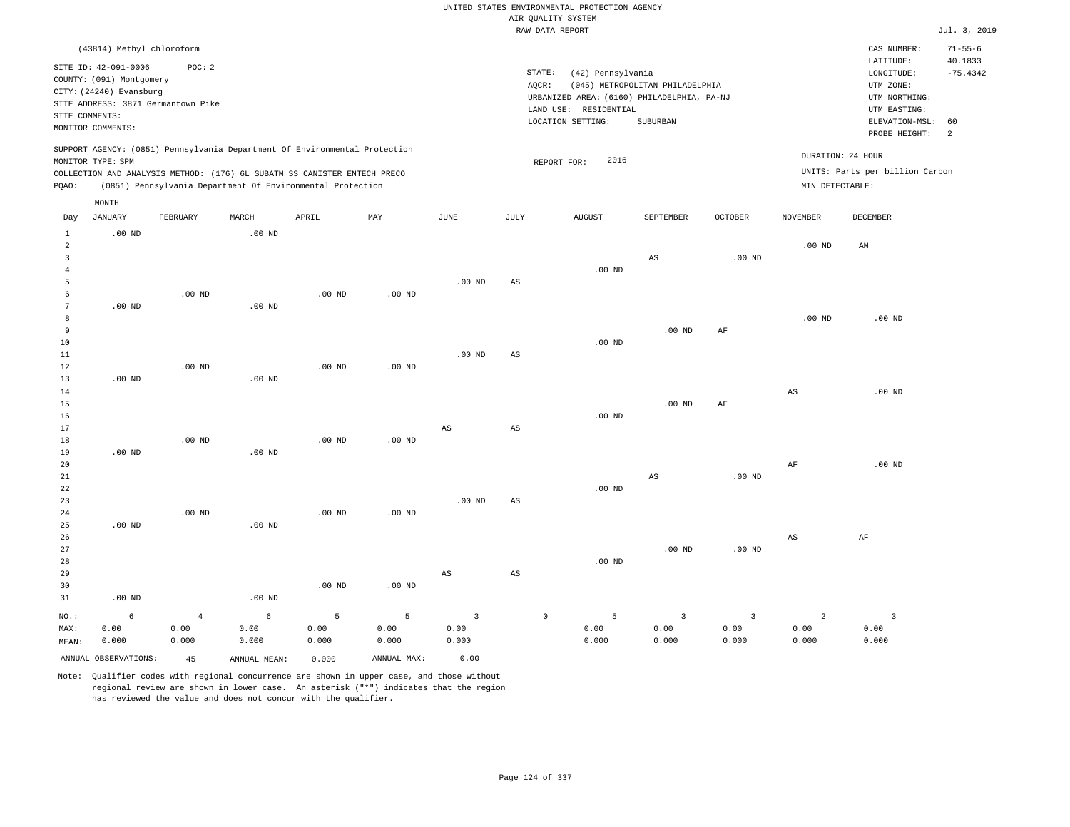UNITED STATES ENVIRONMENTAL PROTECTION AGENCY
AIR QUALITY SYSTEM
RAW DATA REPORT

Jul. 3, 2019

(43814) Methyl chloroform

SITE ID: 42-091-0006 POC: 2
COUNTY: (091) Montgomery
CITY: (24240) Evansburg
SITE ADDRESS: 3871 Germantown Pike
SITE COMMENTS:
MONITOR COMMENTS:

STATE: (42) Pennsylvania
AQCR: (045) METROPOLITAN PHILADELPHIA
URBANIZED AREA: (6160) PHILADELPHIA, PA-NJ
LAND USE: RESIDENTIAL
LOCATION SETTING: SUBURBAN

CAS NUMBER: 71-55-6
LATITUDE: 40.1833
LONGITUDE: -75.4342
UTM ZONE:
UTM NORTHING:
UTM EASTING:
ELEVATION-MSL: 60
PROBE HEIGHT: 2

SUPPORT AGENCY: (0851) Pennsylvania Department Of Environmental Protection
MONITOR TYPE: SPM
COLLECTION AND ANALYSIS METHOD: (176) 6L SUBATM SS CANISTER ENTECH PRECO
PQAO: (0851) Pennsylvania Department Of Environmental Protection

REPORT FOR: 2016

DURATION: 24 HOUR
UNITS: Parts per billion Carbon
MIN DETECTABLE:

| Day | JANUARY | FEBRUARY | MARCH | APRIL | MAY | JUNE | JULY | AUGUST | SEPTEMBER | OCTOBER | NOVEMBER | DECEMBER |
|---|---|---|---|---|---|---|---|---|---|---|---|---|
| 1 | .00 ND | | .00 ND | | | | | | | | | |
| 2 | | | | | | | | | | | .00 ND | AM |
| 3 | | | | | | | | | AS | .00 ND | | |
| 4 | | | | | | | | .00 ND | | | | |
| 5 | | | | | | .00 ND | AS | | | | | |
| 6 | | .00 ND | | .00 ND | .00 ND | | | | | | | |
| 7 | .00 ND | | .00 ND | | | | | | | | | |
| 8 | | | | | | | | | | | .00 ND | .00 ND |
| 9 | | | | | | | | | .00 ND | AF | | |
| 10 | | | | | | | | .00 ND | | | | |
| 11 | | | | | | .00 ND | AS | | | | | |
| 12 | | .00 ND | | .00 ND | .00 ND | | | | | | | |
| 13 | .00 ND | | .00 ND | | | | | | | | | |
| 14 | | | | | | | | | | | AS | .00 ND |
| 15 | | | | | | | | | .00 ND | AF | | |
| 16 | | | | | | | | .00 ND | | | | |
| 17 | | | | | | AS | AS | | | | | |
| 18 | | .00 ND | | .00 ND | .00 ND | | | | | | | |
| 19 | .00 ND | | .00 ND | | | | | | | | | |
| 20 | | | | | | | | | | | AF | .00 ND |
| 21 | | | | | | | | | AS | .00 ND | | |
| 22 | | | | | | | | .00 ND | | | | |
| 23 | | | | | | .00 ND | AS | | | | | |
| 24 | | .00 ND | | .00 ND | .00 ND | | | | | | | |
| 25 | .00 ND | | .00 ND | | | | | | | | | |
| 26 | | | | | | | | | | | AS | AF |
| 27 | | | | | | | | | .00 ND | .00 ND | | |
| 28 | | | | | | | | .00 ND | | | | |
| 29 | | | | | | AS | AS | | | | | |
| 30 | | | | .00 ND | .00 ND | | | | | | | |
| 31 | .00 ND | | .00 ND | | | | | | | | | |
| NO.: | 6 | 4 | 6 | 5 | 5 | 3 | 0 | 5 | 3 | 3 | 2 | 3 |
| MAX: | 0.00 | 0.00 | 0.00 | 0.00 | 0.00 | 0.00 | | 0.00 | 0.00 | 0.00 | 0.00 | 0.00 |
| MEAN: | 0.000 | 0.000 | 0.000 | 0.000 | 0.000 | 0.000 | | 0.000 | 0.000 | 0.000 | 0.000 | 0.000 |

ANNUAL OBSERVATIONS: 45 ANNUAL MEAN: 0.000 ANNUAL MAX: 0.00

Note: Qualifier codes with regional concurrence are shown in upper case, and those without regional review are shown in lower case. An asterisk ("*") indicates that the region has reviewed the value and does not concur with the qualifier.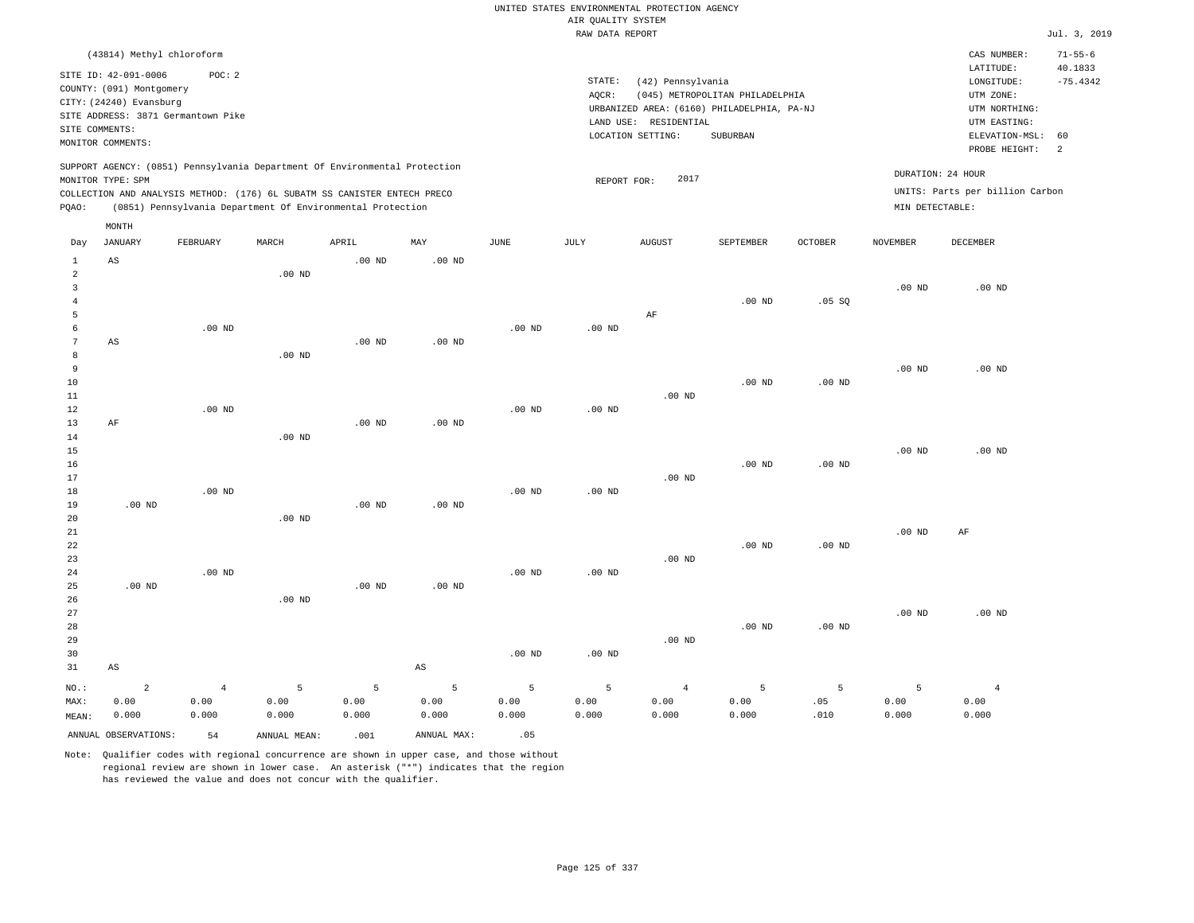UNITED STATES ENVIRONMENTAL PROTECTION AGENCY
AIR QUALITY SYSTEM
RAW DATA REPORT

Jul. 3, 2019

(43814) Methyl chloroform

SITE ID: 42-091-0006    POC: 2
COUNTY: (091) Montgomery
CITY: (24240) Evansburg
SITE ADDRESS: 3871 Germantown Pike
SITE COMMENTS:
MONITOR COMMENTS:

STATE: (42) Pennsylvania
AQCR: (045) METROPOLITAN PHILADELPHIA
URBANIZED AREA: (6160) PHILADELPHIA, PA-NJ
LAND USE: RESIDENTIAL
LOCATION SETTING: SUBURBAN

CAS NUMBER: 71-55-6
LATITUDE: 40.1833
LONGITUDE: -75.4342
UTM ZONE:
UTM NORTHING:
UTM EASTING:
ELEVATION-MSL: 60
PROBE HEIGHT: 2

SUPPORT AGENCY: (0851) Pennsylvania Department Of Environmental Protection
MONITOR TYPE: SPM
COLLECTION AND ANALYSIS METHOD: (176) 6L SUBATM SS CANISTER ENTECH PRECO
PQAO: (0851) Pennsylvania Department Of Environmental Protection

REPORT FOR: 2017

DURATION: 24 HOUR
UNITS: Parts per billion Carbon
MIN DETECTABLE:

| Day | JANUARY | FEBRUARY | MARCH | APRIL | MAY | JUNE | JULY | AUGUST | SEPTEMBER | OCTOBER | NOVEMBER | DECEMBER |
|---|---|---|---|---|---|---|---|---|---|---|---|---|
| 1 | AS | | | .00 ND | .00 ND | | | | | | | |
| 2 | | | .00 ND | | | | | | | | | |
| 3 | | | | | | | | | | | .00 ND | .00 ND |
| 4 | | | | | | | | | .00 ND | .05 SQ | | |
| 5 | | | | | | | | AF | | | | |
| 6 | | .00 ND | | | | .00 ND | .00 ND | | | | | |
| 7 | AS | | | .00 ND | .00 ND | | | | | | | |
| 8 | | | .00 ND | | | | | | | | | |
| 9 | | | | | | | | | | | .00 ND | .00 ND |
| 10 | | | | | | | | | .00 ND | .00 ND | | |
| 11 | | | | | | | | .00 ND | | | | |
| 12 | | .00 ND | | | | .00 ND | .00 ND | | | | | |
| 13 | AF | | | .00 ND | .00 ND | | | | | | | |
| 14 | | | .00 ND | | | | | | | | | |
| 15 | | | | | | | | | | | .00 ND | .00 ND |
| 16 | | | | | | | | | .00 ND | .00 ND | | |
| 17 | | | | | | | | .00 ND | | | | |
| 18 | | .00 ND | | | | .00 ND | .00 ND | | | | | |
| 19 | .00 ND | | | .00 ND | .00 ND | | | | | | | |
| 20 | | | .00 ND | | | | | | | | | |
| 21 | | | | | | | | | | | .00 ND | AF |
| 22 | | | | | | | | | .00 ND | .00 ND | | |
| 23 | | | | | | | | .00 ND | | | | |
| 24 | | .00 ND | | | | .00 ND | .00 ND | | | | | |
| 25 | .00 ND | | | .00 ND | .00 ND | | | | | | | |
| 26 | | | .00 ND | | | | | | | | | |
| 27 | | | | | | | | | | | .00 ND | .00 ND |
| 28 | | | | | | | | | .00 ND | .00 ND | | |
| 29 | | | | | | | | .00 ND | | | | |
| 30 | | | | | | .00 ND | .00 ND | | | | | |
| 31 | AS | | | | AS | | | | | | | |
| NO.: | 2 | 4 | 5 | 5 | 5 | 5 | 5 | 4 | 5 | 5 | 5 | 4 |
| MAX: | 0.00 | 0.00 | 0.00 | 0.00 | 0.00 | 0.00 | 0.00 | 0.00 | 0.00 | .05 | 0.00 | 0.00 |
| MEAN: | 0.000 | 0.000 | 0.000 | 0.000 | 0.000 | 0.000 | 0.000 | 0.000 | 0.000 | .010 | 0.000 | 0.000 |

ANNUAL OBSERVATIONS: 54    ANNUAL MEAN: .001    ANNUAL MAX: .05

Note: Qualifier codes with regional concurrence are shown in upper case, and those without regional review are shown in lower case. An asterisk ("*") indicates that the region has reviewed the value and does not concur with the qualifier.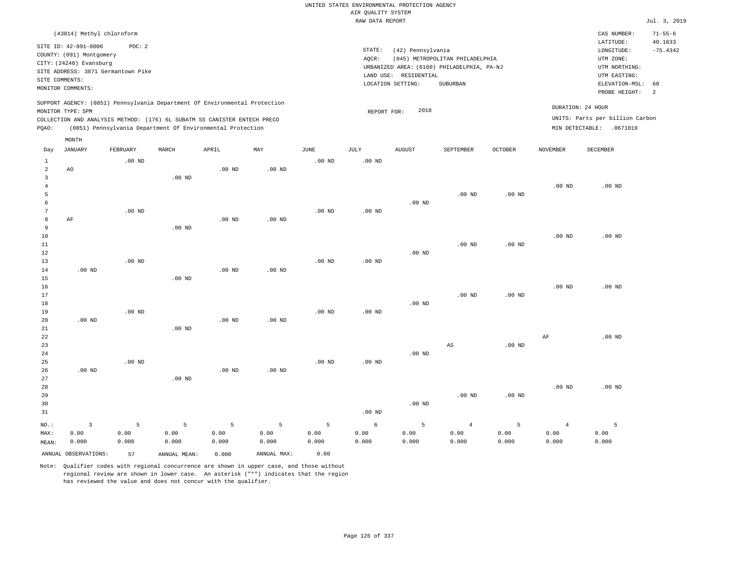UNITED STATES ENVIRONMENTAL PROTECTION AGENCY
AIR QUALITY SYSTEM
RAW DATA REPORT

Jul. 3, 2019

(43814) Methyl chloroform

SITE ID: 42-091-0006 POC: 2
COUNTY: (091) Montgomery
CITY: (24240) Evansburg
SITE ADDRESS: 3871 Germantown Pike
SITE COMMENTS:
MONITOR COMMENTS:

STATE: (42) Pennsylvania
AQCR: (045) METROPOLITAN PHILADELPHIA
URBANIZED AREA: (6160) PHILADELPHIA, PA-NJ
LAND USE: RESIDENTIAL
LOCATION SETTING: SUBURBAN

CAS NUMBER: 71-55-6
LATITUDE: 40.1833
LONGITUDE: -75.4342
UTM ZONE:
UTM NORTHING:
UTM EASTING:
ELEVATION-MSL: 60
PROBE HEIGHT: 2

SUPPORT AGENCY: (0851) Pennsylvania Department Of Environmental Protection
MONITOR TYPE: SPM
COLLECTION AND ANALYSIS METHOD: (176) 6L SUBATM SS CANISTER ENTECH PRECO
PQAO: (0851) Pennsylvania Department Of Environmental Protection

REPORT FOR: 2018

DURATION: 24 HOUR
UNITS: Parts per billion Carbon
MIN DETECTABLE: .0671019

| Day | JANUARY | FEBRUARY | MARCH | APRIL | MAY | JUNE | JULY | AUGUST | SEPTEMBER | OCTOBER | NOVEMBER | DECEMBER |
|---|---|---|---|---|---|---|---|---|---|---|---|---|
| 1 | | .00 ND | | | | .00 ND | .00 ND | | | | | |
| 2 | AO | | | .00 ND | .00 ND | | | | | | | |
| 3 | | | .00 ND | | | | | | | | | |
| 4 | | | | | | | | | | | .00 ND | .00 ND |
| 5 | | | | | | | | | .00 ND | .00 ND | | |
| 6 | | | | | | | | .00 ND | | | | |
| 7 | | .00 ND | | | | .00 ND | .00 ND | | | | | |
| 8 | AF | | | .00 ND | .00 ND | | | | | | | |
| 9 | | | .00 ND | | | | | | | | | |
| 10 | | | | | | | | | | | .00 ND | .00 ND |
| 11 | | | | | | | | | .00 ND | .00 ND | | |
| 12 | | | | | | | | .00 ND | | | | |
| 13 | | .00 ND | | | | .00 ND | .00 ND | | | | | |
| 14 | .00 ND | | | .00 ND | .00 ND | | | | | | | |
| 15 | | | .00 ND | | | | | | | | | |
| 16 | | | | | | | | | | | .00 ND | .00 ND |
| 17 | | | | | | | | | .00 ND | .00 ND | | |
| 18 | | | | | | | | .00 ND | | | | |
| 19 | | .00 ND | | | | .00 ND | .00 ND | | | | | |
| 20 | .00 ND | | | .00 ND | .00 ND | | | | | | | |
| 21 | | | .00 ND | | | | | | | | | |
| 22 | | | | | | | | | | | AF | .00 ND |
| 23 | | | | | | | | | AS | .00 ND | | |
| 24 | | | | | | | | .00 ND | | | | |
| 25 | | .00 ND | | | | .00 ND | .00 ND | | | | | |
| 26 | .00 ND | | | .00 ND | .00 ND | | | | | | | |
| 27 | | | .00 ND | | | | | | | | | |
| 28 | | | | | | | | | | | .00 ND | .00 ND |
| 29 | | | | | | | | | .00 ND | .00 ND | | |
| 30 | | | | | | | | .00 ND | | | | |
| 31 | | | | | | | .00 ND | | | | | |
| NO.: | 3 | 5 | 5 | 5 | 5 | 5 | 6 | 5 | 4 | 5 | 4 | 5 |
| MAX: | 0.00 | 0.00 | 0.00 | 0.00 | 0.00 | 0.00 | 0.00 | 0.00 | 0.00 | 0.00 | 0.00 | 0.00 |
| MEAN: | 0.000 | 0.000 | 0.000 | 0.000 | 0.000 | 0.000 | 0.000 | 0.000 | 0.000 | 0.000 | 0.000 | 0.000 |

ANNUAL OBSERVATIONS: 57 ANNUAL MEAN: 0.000 ANNUAL MAX: 0.00

Note: Qualifier codes with regional concurrence are shown in upper case, and those without regional review are shown in lower case. An asterisk ("*") indicates that the region has reviewed the value and does not concur with the qualifier.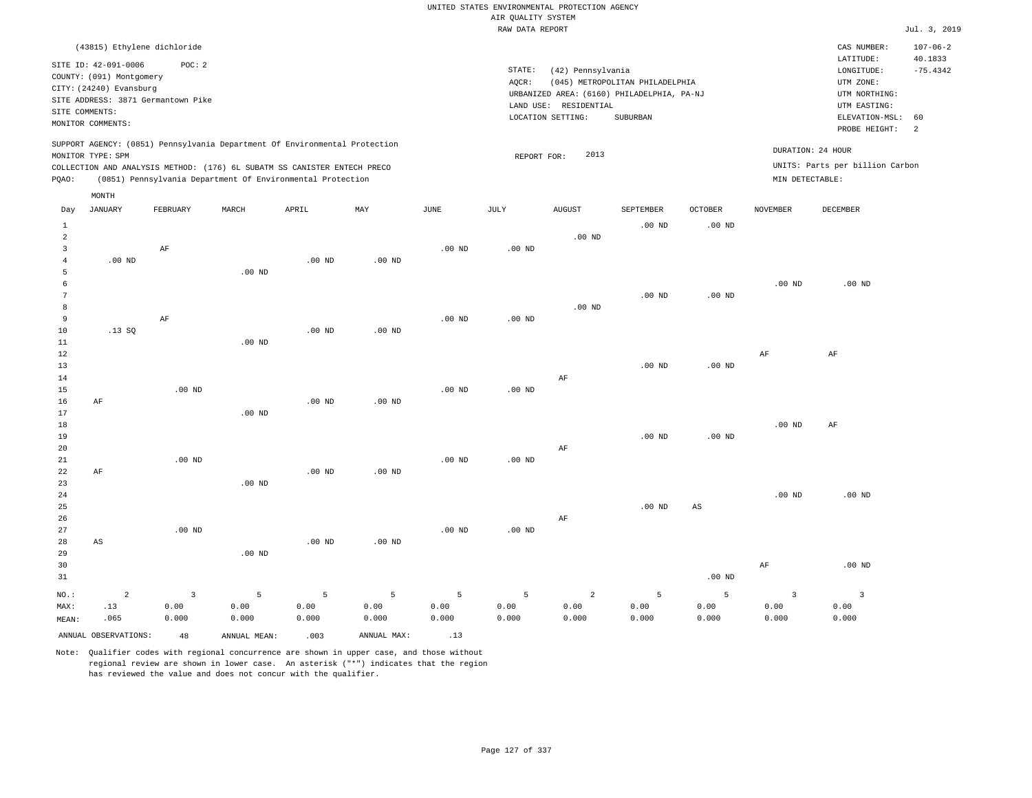UNITED STATES ENVIRONMENTAL PROTECTION AGENCY
AIR QUALITY SYSTEM
RAW DATA REPORT

Jul. 3, 2019

(43815) Ethylene dichloride

SITE ID: 42-091-0006 POC: 2
COUNTY: (091) Montgomery
CITY: (24240) Evansburg
SITE ADDRESS: 3871 Germantown Pike
SITE COMMENTS:
MONITOR COMMENTS:

STATE: (42) Pennsylvania
AQCR: (045) METROPOLITAN PHILADELPHIA
URBANIZED AREA: (6160) PHILADELPHIA, PA-NJ
LAND USE: RESIDENTIAL
LOCATION SETTING: SUBURBAN

CAS NUMBER: 107-06-2
LATITUDE: 40.1833
LONGITUDE: -75.4342
UTM ZONE:
UTM NORTHING:
UTM EASTING:
ELEVATION-MSL: 60
PROBE HEIGHT: 2

SUPPORT AGENCY: (0851) Pennsylvania Department Of Environmental Protection
MONITOR TYPE: SPM
COLLECTION AND ANALYSIS METHOD: (176) 6L SUBATM SS CANISTER ENTECH PRECO
PQAO: (0851) Pennsylvania Department Of Environmental Protection

REPORT FOR: 2013

DURATION: 24 HOUR
UNITS: Parts per billion Carbon
MIN DETECTABLE:

| Day | JANUARY | FEBRUARY | MARCH | APRIL | MAY | JUNE | JULY | AUGUST | SEPTEMBER | OCTOBER | NOVEMBER | DECEMBER |
|---|---|---|---|---|---|---|---|---|---|---|---|---|
| 1 | | | | | | | | | .00 ND | .00 ND | | |
| 2 | | | | | | | | .00 ND | | | | |
| 3 | | AF | | | | .00 ND | .00 ND | | | | | |
| 4 | .00 ND | | | .00 ND | .00 ND | | | | | | | |
| 5 | | | .00 ND | | | | | | | | | |
| 6 | | | | | | | | | | | .00 ND | .00 ND |
| 7 | | | | | | | | | .00 ND | .00 ND | | |
| 8 | | | | | | | | .00 ND | | | | |
| 9 | | AF | | | | .00 ND | .00 ND | | | | | |
| 10 | .13 SQ | | | .00 ND | .00 ND | | | | | | | |
| 11 | | | .00 ND | | | | | | | | | |
| 12 | | | | | | | | | | | AF | AF |
| 13 | | | | | | | | | .00 ND | .00 ND | | |
| 14 | | | | | | | | AF | | | | |
| 15 | | .00 ND | | | | .00 ND | .00 ND | | | | | |
| 16 | AF | | | .00 ND | .00 ND | | | | | | | |
| 17 | | | .00 ND | | | | | | | | | |
| 18 | | | | | | | | | | | .00 ND | AF |
| 19 | | | | | | | | | .00 ND | .00 ND | | |
| 20 | | | | | | | | AF | | | | |
| 21 | | .00 ND | | | | .00 ND | .00 ND | | | | | |
| 22 | AF | | | .00 ND | .00 ND | | | | | | | |
| 23 | | | .00 ND | | | | | | | | | |
| 24 | | | | | | | | | | | .00 ND | .00 ND |
| 25 | | | | | | | | | .00 ND | AS | | |
| 26 | | | | | | | | AF | | | | |
| 27 | | .00 ND | | | | .00 ND | .00 ND | | | | | |
| 28 | AS | | | .00 ND | .00 ND | | | | | | | |
| 29 | | | .00 ND | | | | | | | | | |
| 30 | | | | | | | | | | | AF | .00 ND |
| 31 | | | | | | | | | | .00 ND | | |
| NO.: | 2 | 3 | 5 | 5 | 5 | 5 | 5 | 2 | 5 | 5 | 3 | 3 |
| MAX: | .13 | 0.00 | 0.00 | 0.00 | 0.00 | 0.00 | 0.00 | 0.00 | 0.00 | 0.00 | 0.00 | 0.00 |
| MEAN: | .065 | 0.000 | 0.000 | 0.000 | 0.000 | 0.000 | 0.000 | 0.000 | 0.000 | 0.000 | 0.000 | 0.000 |

ANNUAL OBSERVATIONS: 48 ANNUAL MEAN: .003 ANNUAL MAX: .13

Note: Qualifier codes with regional concurrence are shown in upper case, and those without regional review are shown in lower case. An asterisk ("*") indicates that the region has reviewed the value and does not concur with the qualifier.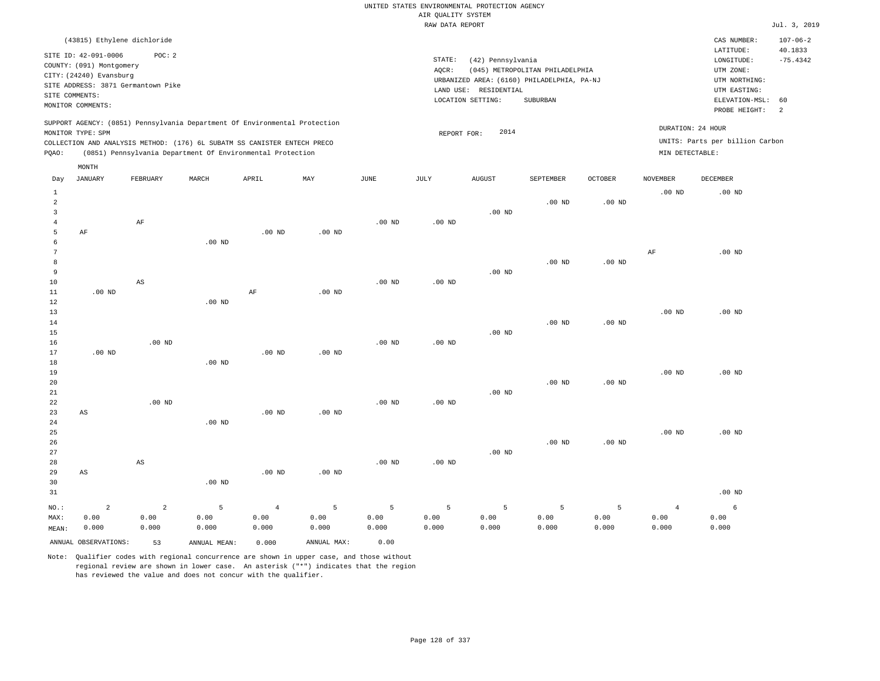UNITED STATES ENVIRONMENTAL PROTECTION AGENCY
AIR QUALITY SYSTEM
RAW DATA REPORT

Jul. 3, 2019

(43815) Ethylene dichloride

SITE ID: 42-091-0006 POC: 2
COUNTY: (091) Montgomery
CITY: (24240) Evansburg
SITE ADDRESS: 3871 Germantown Pike
SITE COMMENTS:
MONITOR COMMENTS:

STATE: (42) Pennsylvania
AQCR: (045) METROPOLITAN PHILADELPHIA
URBANIZED AREA: (6160) PHILADELPHIA, PA-NJ
LAND USE: RESIDENTIAL
LOCATION SETTING: SUBURBAN

CAS NUMBER: 107-06-2
LATITUDE: 40.1833
LONGITUDE: -75.4342
UTM ZONE:
UTM NORTHING:
UTM EASTING:
ELEVATION-MSL: 60
PROBE HEIGHT: 2

SUPPORT AGENCY: (0851) Pennsylvania Department Of Environmental Protection
MONITOR TYPE: SPM
COLLECTION AND ANALYSIS METHOD: (176) 6L SUBATM SS CANISTER ENTECH PRECO
PQAO: (0851) Pennsylvania Department Of Environmental Protection

REPORT FOR: 2014

DURATION: 24 HOUR
UNITS: Parts per billion Carbon
MIN DETECTABLE:

| Day | JANUARY | FEBRUARY | MARCH | APRIL | MAY | JUNE | JULY | AUGUST | SEPTEMBER | OCTOBER | NOVEMBER | DECEMBER |
|---|---|---|---|---|---|---|---|---|---|---|---|---|
| 1 | | | | | | | | | | | .00 ND | .00 ND |
| 2 | | | | | | | | | .00 ND | .00 ND | | |
| 3 | | | | | | | | .00 ND | | | | |
| 4 | | AF | | | | .00 ND | .00 ND | | | | | |
| 5 | AF | | | .00 ND | .00 ND | | | | | | | |
| 6 | | | .00 ND | | | | | | | | | |
| 7 | | | | | | | | | | | AF | .00 ND |
| 8 | | | | | | | | | .00 ND | .00 ND | | |
| 9 | | | | | | | | .00 ND | | | | |
| 10 | | AS | | | | .00 ND | .00 ND | | | | | |
| 11 | .00 ND | | | AF | .00 ND | | | | | | | |
| 12 | | | .00 ND | | | | | | | | | |
| 13 | | | | | | | | | | | .00 ND | .00 ND |
| 14 | | | | | | | | | .00 ND | .00 ND | | |
| 15 | | | | | | | | .00 ND | | | | |
| 16 | | .00 ND | | | | .00 ND | .00 ND | | | | | |
| 17 | .00 ND | | | .00 ND | .00 ND | | | | | | | |
| 18 | | | .00 ND | | | | | | | | | |
| 19 | | | | | | | | | | | .00 ND | .00 ND |
| 20 | | | | | | | | | .00 ND | .00 ND | | |
| 21 | | | | | | | | .00 ND | | | | |
| 22 | | .00 ND | | | | .00 ND | .00 ND | | | | | |
| 23 | AS | | | .00 ND | .00 ND | | | | | | | |
| 24 | | | .00 ND | | | | | | | | | |
| 25 | | | | | | | | | | | .00 ND | .00 ND |
| 26 | | | | | | | | | .00 ND | .00 ND | | |
| 27 | | | | | | | | .00 ND | | | | |
| 28 | | AS | | | | .00 ND | .00 ND | | | | | |
| 29 | AS | | | .00 ND | .00 ND | | | | | | | |
| 30 | | | .00 ND | | | | | | | | | |
| 31 | | | | | | | | | | | | .00 ND |
| NO.: | 2 | 2 | 5 | 4 | 5 | 5 | 5 | 5 | 5 | 5 | 4 | 6 |
| MAX: | 0.00 | 0.00 | 0.00 | 0.00 | 0.00 | 0.00 | 0.00 | 0.00 | 0.00 | 0.00 | 0.00 | 0.00 |
| MEAN: | 0.000 | 0.000 | 0.000 | 0.000 | 0.000 | 0.000 | 0.000 | 0.000 | 0.000 | 0.000 | 0.000 | 0.000 |

ANNUAL OBSERVATIONS: 53 ANNUAL MEAN: 0.000 ANNUAL MAX: 0.00

Note: Qualifier codes with regional concurrence are shown in upper case, and those without regional review are shown in lower case. An asterisk ("*") indicates that the region has reviewed the value and does not concur with the qualifier.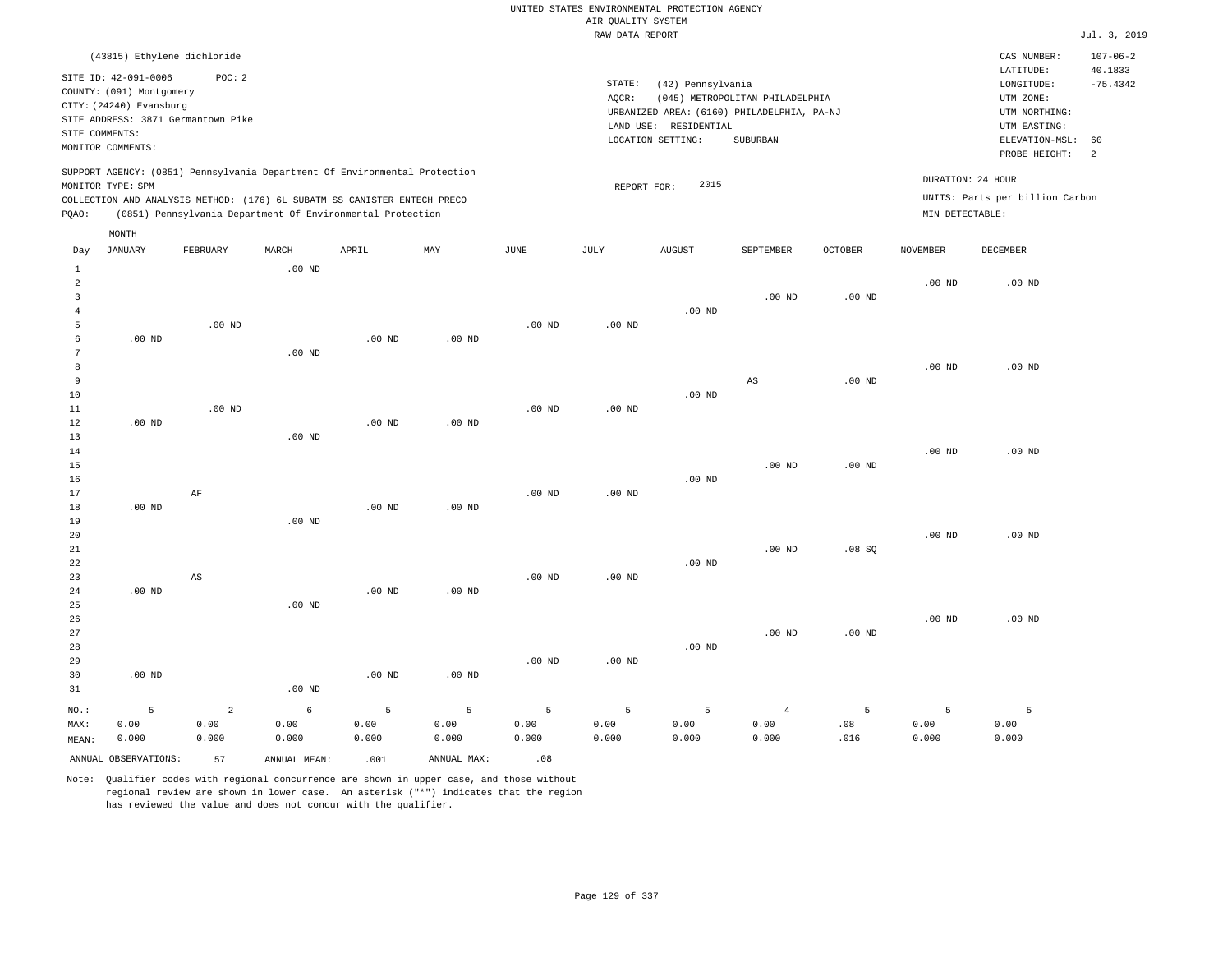UNITED STATES ENVIRONMENTAL PROTECTION AGENCY
AIR QUALITY SYSTEM
RAW DATA REPORT

Jul. 3, 2019

(43815) Ethylene dichloride

SITE ID: 42-091-0006 POC: 2
COUNTY: (091) Montgomery
CITY: (24240) Evansburg
SITE ADDRESS: 3871 Germantown Pike
SITE COMMENTS:
MONITOR COMMENTS:

STATE: (42) Pennsylvania
AQCR: (045) METROPOLITAN PHILADELPHIA
URBANIZED AREA: (6160) PHILADELPHIA, PA-NJ
LAND USE: RESIDENTIAL
LOCATION SETTING: SUBURBAN

CAS NUMBER: 107-06-2
LATITUDE: 40.1833
LONGITUDE: -75.4342
UTM ZONE:
UTM NORTHING:
UTM EASTING:
ELEVATION-MSL: 60
PROBE HEIGHT: 2

SUPPORT AGENCY: (0851) Pennsylvania Department Of Environmental Protection
MONITOR TYPE: SPM
COLLECTION AND ANALYSIS METHOD: (176) 6L SUBATM SS CANISTER ENTECH PRECO
PQAO: (0851) Pennsylvania Department Of Environmental Protection

REPORT FOR: 2015

DURATION: 24 HOUR
UNITS: Parts per billion Carbon
MIN DETECTABLE:

| Day | JANUARY | FEBRUARY | MARCH | APRIL | MAY | JUNE | JULY | AUGUST | SEPTEMBER | OCTOBER | NOVEMBER | DECEMBER |
|---|---|---|---|---|---|---|---|---|---|---|---|---|
| 1 | | | .00 ND | | | | | | | | | |
| 2 | | | | | | | | | | | .00 ND | .00 ND |
| 3 | | | | | | | | | .00 ND | .00 ND | | |
| 4 | | | | | | | | .00 ND | | | | |
| 5 | | .00 ND | | | | .00 ND | .00 ND | | | | | |
| 6 | .00 ND | | | .00 ND | .00 ND | | | | | | | |
| 7 | | | .00 ND | | | | | | | | | |
| 8 | | | | | | | | | | | .00 ND | .00 ND |
| 9 | | | | | | | | | AS | .00 ND | | |
| 10 | | | | | | | | .00 ND | | | | |
| 11 | | .00 ND | | | | .00 ND | .00 ND | | | | | |
| 12 | .00 ND | | | .00 ND | .00 ND | | | | | | | |
| 13 | | | .00 ND | | | | | | | | | |
| 14 | | | | | | | | | | | .00 ND | .00 ND |
| 15 | | | | | | | | | .00 ND | .00 ND | | |
| 16 | | | | | | | | .00 ND | | | | |
| 17 | | AF | | | | .00 ND | .00 ND | | | | | |
| 18 | .00 ND | | | .00 ND | .00 ND | | | | | | | |
| 19 | | | .00 ND | | | | | | | | | |
| 20 | | | | | | | | | | | .00 ND | .00 ND |
| 21 | | | | | | | | | .00 ND | .08 SQ | | |
| 22 | | | | | | | | .00 ND | | | | |
| 23 | | AS | | | | .00 ND | .00 ND | | | | | |
| 24 | .00 ND | | | .00 ND | .00 ND | | | | | | | |
| 25 | | | .00 ND | | | | | | | | | |
| 26 | | | | | | | | | | | .00 ND | .00 ND |
| 27 | | | | | | | | | .00 ND | .00 ND | | |
| 28 | | | | | | | | .00 ND | | | | |
| 29 | | | | | | .00 ND | .00 ND | | | | | |
| 30 | .00 ND | | | .00 ND | .00 ND | | | | | | | |
| 31 | | | .00 ND | | | | | | | | | |
| NO.: | 5 | 2 | 6 | 5 | 5 | 5 | 5 | 5 | 4 | 5 | 5 | 5 |
| MAX: | 0.00 | 0.00 | 0.00 | 0.00 | 0.00 | 0.00 | 0.00 | 0.00 | 0.00 | .08 | 0.00 | 0.00 |
| MEAN: | 0.000 | 0.000 | 0.000 | 0.000 | 0.000 | 0.000 | 0.000 | 0.000 | 0.000 | .016 | 0.000 | 0.000 |

ANNUAL OBSERVATIONS: 57 ANNUAL MEAN: .001 ANNUAL MAX: .08

Note: Qualifier codes with regional concurrence are shown in upper case, and those without regional review are shown in lower case. An asterisk ("*") indicates that the region has reviewed the value and does not concur with the qualifier.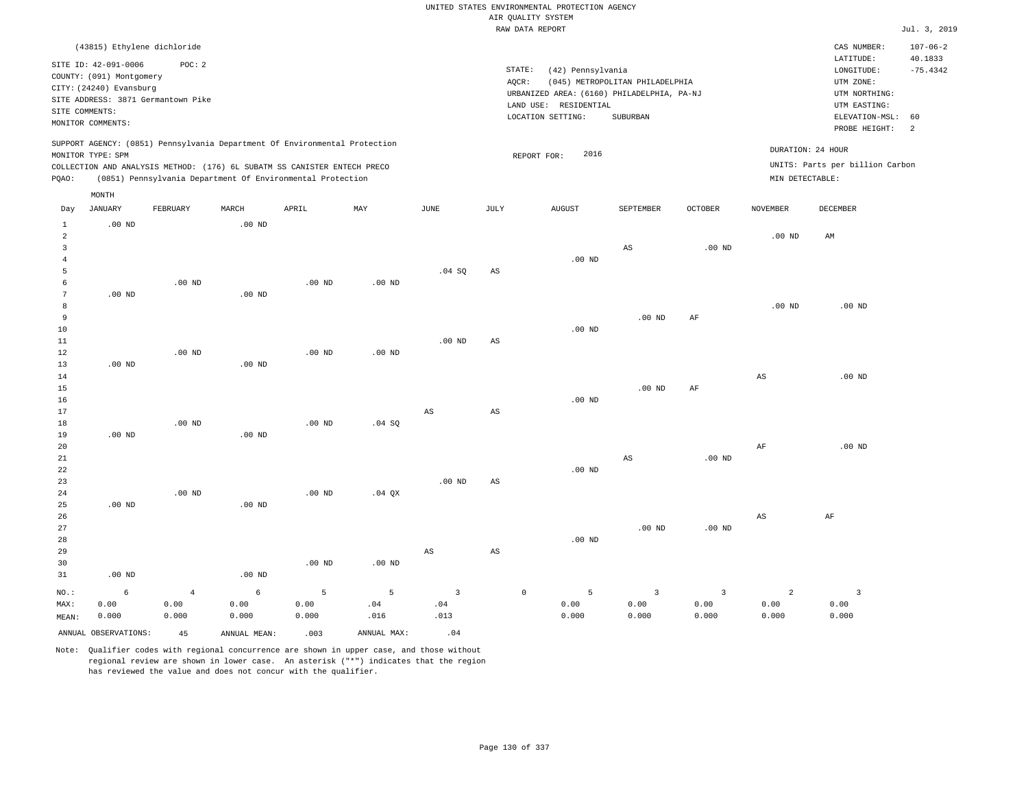UNITED STATES ENVIRONMENTAL PROTECTION AGENCY
AIR QUALITY SYSTEM
RAW DATA REPORT

Jul. 3, 2019

(43815) Ethylene dichloride

SITE ID: 42-091-0006    POC: 2
COUNTY: (091) Montgomery
CITY: (24240) Evansburg
SITE ADDRESS: 3871 Germantown Pike
SITE COMMENTS:
MONITOR COMMENTS:

STATE: (42) Pennsylvania
AQCR: (045) METROPOLITAN PHILADELPHIA
URBANIZED AREA: (6160) PHILADELPHIA, PA-NJ
LAND USE: RESIDENTIAL
LOCATION SETTING: SUBURBAN

CAS NUMBER: 107-06-2
LATITUDE: 40.1833
LONGITUDE: -75.4342
UTM ZONE:
UTM NORTHING:
UTM EASTING:
ELEVATION-MSL: 60
PROBE HEIGHT: 2

SUPPORT AGENCY: (0851) Pennsylvania Department Of Environmental Protection
MONITOR TYPE: SPM
COLLECTION AND ANALYSIS METHOD: (176) 6L SUBATM SS CANISTER ENTECH PRECO
PQAO: (0851) Pennsylvania Department Of Environmental Protection

REPORT FOR: 2016

DURATION: 24 HOUR
UNITS: Parts per billion Carbon
MIN DETECTABLE:

| Day | JANUARY | FEBRUARY | MARCH | APRIL | MAY | JUNE | JULY | AUGUST | SEPTEMBER | OCTOBER | NOVEMBER | DECEMBER |
|---|---|---|---|---|---|---|---|---|---|---|---|---|
| 1 | .00 ND | | .00 ND | | | | | | | | | |
| 2 | | | | | | | | | | | .00 ND | AM |
| 3 | | | | | | | | | AS | .00 ND | | |
| 4 | | | | | | | | .00 ND | | | | |
| 5 | | | | | | .04 SQ | AS | | | | | |
| 6 | | .00 ND | | .00 ND | .00 ND | | | | | | | |
| 7 | .00 ND | | .00 ND | | | | | | | | | |
| 8 | | | | | | | | | | | .00 ND | .00 ND |
| 9 | | | | | | | | | .00 ND | AF | | |
| 10 | | | | | | | | .00 ND | | | | |
| 11 | | | | | | .00 ND | AS | | | | | |
| 12 | | .00 ND | | .00 ND | .00 ND | | | | | | | |
| 13 | .00 ND | | .00 ND | | | | | | | | | |
| 14 | | | | | | | | | | | AS | .00 ND |
| 15 | | | | | | | | | .00 ND | AF | | |
| 16 | | | | | | | | .00 ND | | | | |
| 17 | | | | | | AS | AS | | | | | |
| 18 | | .00 ND | | .00 ND | .04 SQ | | | | | | | |
| 19 | .00 ND | | .00 ND | | | | | | | | | |
| 20 | | | | | | | | | | | AF | .00 ND |
| 21 | | | | | | | | | AS | .00 ND | | |
| 22 | | | | | | | | .00 ND | | | | |
| 23 | | | | | | .00 ND | AS | | | | | |
| 24 | | .00 ND | | .00 ND | .04 QX | | | | | | | |
| 25 | .00 ND | | .00 ND | | | | | | | | | |
| 26 | | | | | | | | | | | AS | AF |
| 27 | | | | | | | | | .00 ND | .00 ND | | |
| 28 | | | | | | | | .00 ND | | | | |
| 29 | | | | | | AS | AS | | | | | |
| 30 | | | | .00 ND | .00 ND | | | | | | | |
| 31 | .00 ND | | .00 ND | | | | | | | | | |
| NO.: | 6 | 4 | 6 | 5 | 5 | 3 | 0 | 5 | 3 | 3 | 2 | 3 |
| MAX: | 0.00 | 0.00 | 0.00 | 0.00 | .04 | .04 | | 0.00 | 0.00 | 0.00 | 0.00 | 0.00 |
| MEAN: | 0.000 | 0.000 | 0.000 | 0.000 | .016 | .013 | | 0.000 | 0.000 | 0.000 | 0.000 | 0.000 |

ANNUAL OBSERVATIONS: 45    ANNUAL MEAN: .003    ANNUAL MAX: .04

Note: Qualifier codes with regional concurrence are shown in upper case, and those without regional review are shown in lower case. An asterisk ("*") indicates that the region has reviewed the value and does not concur with the qualifier.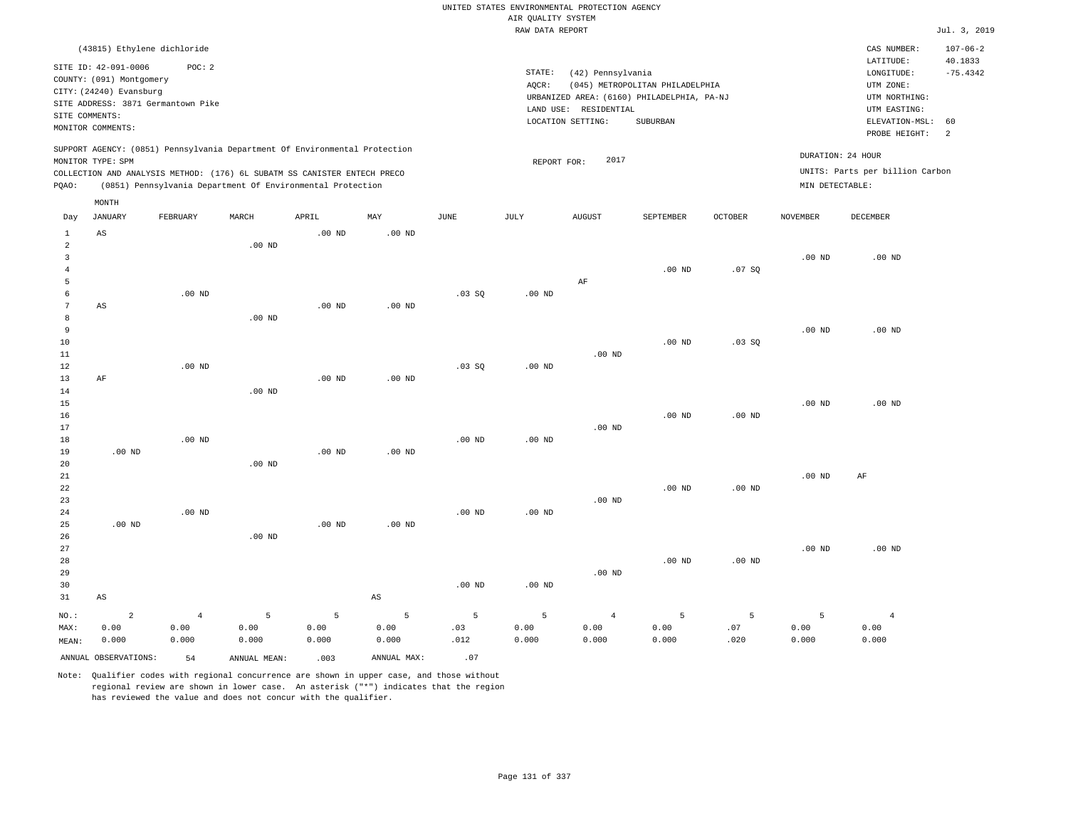UNITED STATES ENVIRONMENTAL PROTECTION AGENCY
AIR QUALITY SYSTEM
RAW DATA REPORT

Jul. 3, 2019

(43815) Ethylene dichloride

SITE ID: 42-091-0006    POC: 2
COUNTY: (091) Montgomery
CITY: (24240) Evansburg
SITE ADDRESS: 3871 Germantown Pike
SITE COMMENTS:
MONITOR COMMENTS:

STATE: (42) Pennsylvania
AQCR: (045) METROPOLITAN PHILADELPHIA
URBANIZED AREA: (6160) PHILADELPHIA, PA-NJ
LAND USE: RESIDENTIAL
LOCATION SETTING: SUBURBAN

CAS NUMBER: 107-06-2
LATITUDE: 40.1833
LONGITUDE: -75.4342
UTM ZONE:
UTM NORTHING:
UTM EASTING:
ELEVATION-MSL: 60
PROBE HEIGHT: 2

SUPPORT AGENCY: (0851) Pennsylvania Department Of Environmental Protection
MONITOR TYPE: SPM
COLLECTION AND ANALYSIS METHOD: (176) 6L SUBATM SS CANISTER ENTECH PRECO
PQAO: (0851) Pennsylvania Department Of Environmental Protection

REPORT FOR: 2017

DURATION: 24 HOUR
UNITS: Parts per billion Carbon
MIN DETECTABLE:

| Day | JANUARY | FEBRUARY | MARCH | APRIL | MAY | JUNE | JULY | AUGUST | SEPTEMBER | OCTOBER | NOVEMBER | DECEMBER |
|---|---|---|---|---|---|---|---|---|---|---|---|---|
| 1 | AS | | | .00 ND | .00 ND | | | | | | | |
| 2 | | | .00 ND | | | | | | | | | |
| 3 | | | | | | | | | | | .00 ND | .00 ND |
| 4 | | | | | | | | | .00 ND | .07 SQ | | |
| 5 | | | | | | | | AF | | | | |
| 6 | | .00 ND | | | | .03 SQ | .00 ND | | | | | |
| 7 | AS | | | .00 ND | .00 ND | | | | | | | |
| 8 | | | .00 ND | | | | | | | | | |
| 9 | | | | | | | | | | | .00 ND | .00 ND |
| 10 | | | | | | | | | .00 ND | .03 SQ | | |
| 11 | | | | | | | | .00 ND | | | | |
| 12 | | .00 ND | | | | .03 SQ | .00 ND | | | | | |
| 13 | AF | | | .00 ND | .00 ND | | | | | | | |
| 14 | | | .00 ND | | | | | | | | | |
| 15 | | | | | | | | | | | .00 ND | .00 ND |
| 16 | | | | | | | | | .00 ND | .00 ND | | |
| 17 | | | | | | | | .00 ND | | | | |
| 18 | | .00 ND | | | | .00 ND | .00 ND | | | | | |
| 19 | .00 ND | | | .00 ND | .00 ND | | | | | | | |
| 20 | | | .00 ND | | | | | | | | | |
| 21 | | | | | | | | | | | .00 ND | AF |
| 22 | | | | | | | | | .00 ND | .00 ND | | |
| 23 | | | | | | | | .00 ND | | | | |
| 24 | | .00 ND | | | | .00 ND | .00 ND | | | | | |
| 25 | .00 ND | | | .00 ND | .00 ND | | | | | | | |
| 26 | | | .00 ND | | | | | | | | | |
| 27 | | | | | | | | | | | .00 ND | .00 ND |
| 28 | | | | | | | | | .00 ND | .00 ND | | |
| 29 | | | | | | | | .00 ND | | | | |
| 30 | | | | | | .00 ND | .00 ND | | | | | |
| 31 | AS | | | | AS | | | | | | | |
| NO.: | 2 | 4 | 5 | 5 | 5 | 5 | 5 | 4 | 5 | 5 | 5 | 4 |
| MAX: | 0.00 | 0.00 | 0.00 | 0.00 | 0.00 | .03 | 0.00 | 0.00 | 0.00 | .07 | 0.00 | 0.00 |
| MEAN: | 0.000 | 0.000 | 0.000 | 0.000 | 0.000 | .012 | 0.000 | 0.000 | 0.000 | .020 | 0.000 | 0.000 |

ANNUAL OBSERVATIONS: 54    ANNUAL MEAN: .003    ANNUAL MAX: .07

Note: Qualifier codes with regional concurrence are shown in upper case, and those without regional review are shown in lower case. An asterisk ("*") indicates that the region has reviewed the value and does not concur with the qualifier.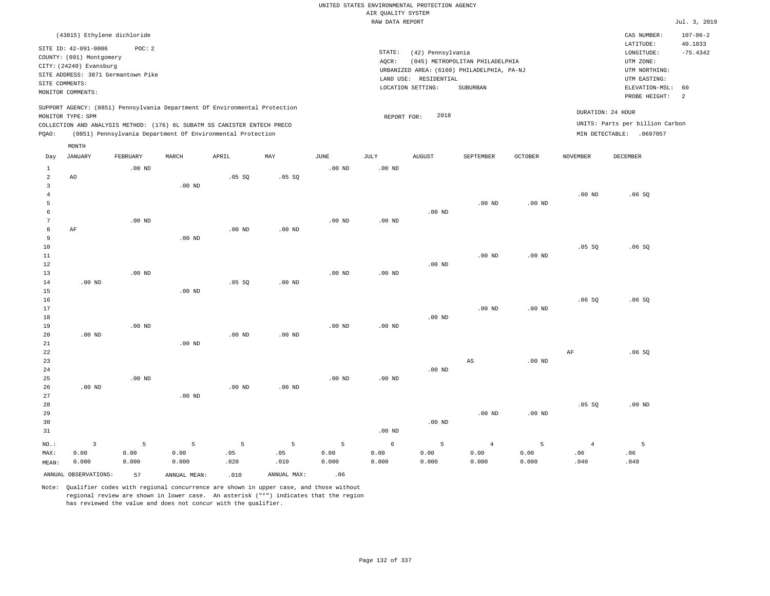UNITED STATES ENVIRONMENTAL PROTECTION AGENCY
AIR QUALITY SYSTEM
RAW DATA REPORT

Jul. 3, 2019

(43815) Ethylene dichloride

SITE ID: 42-091-0006 POC: 2
COUNTY: (091) Montgomery
CITY: (24240) Evansburg
SITE ADDRESS: 3871 Germantown Pike
SITE COMMENTS:
MONITOR COMMENTS:

STATE: (42) Pennsylvania
AQCR: (045) METROPOLITAN PHILADELPHIA
URBANIZED AREA: (6160) PHILADELPHIA, PA-NJ
LAND USE: RESIDENTIAL
LOCATION SETTING: SUBURBAN

CAS NUMBER: 107-06-2
LATITUDE: 40.1833
LONGITUDE: -75.4342
UTM ZONE:
UTM NORTHING:
UTM EASTING:
ELEVATION-MSL: 60
PROBE HEIGHT: 2

SUPPORT AGENCY: (0851) Pennsylvania Department Of Environmental Protection
MONITOR TYPE: SPM
COLLECTION AND ANALYSIS METHOD: (176) 6L SUBATM SS CANISTER ENTECH PRECO
PQAO: (0851) Pennsylvania Department Of Environmental Protection

REPORT FOR: 2018

DURATION: 24 HOUR
UNITS: Parts per billion Carbon
MIN DETECTABLE: .0697057

| Day | JANUARY | FEBRUARY | MARCH | APRIL | MAY | JUNE | JULY | AUGUST | SEPTEMBER | OCTOBER | NOVEMBER | DECEMBER |
|---|---|---|---|---|---|---|---|---|---|---|---|---|
| 1 | | .00 ND | | | | .00 ND | .00 ND | | | | | |
| 2 | AO | | | .05 SQ | .05 SQ | | | | | | | |
| 3 | | | .00 ND | | | | | | | | | |
| 4 | | | | | | | | | | | .00 ND | .06 SQ |
| 5 | | | | | | | | | .00 ND | .00 ND | | |
| 6 | | | | | | | | .00 ND | | | | |
| 7 | | .00 ND | | | | .00 ND | .00 ND | | | | | |
| 8 | AF | | | .00 ND | .00 ND | | | | | | | |
| 9 | | | .00 ND | | | | | | | | | |
| 10 | | | | | | | | | | | .05 SQ | .06 SQ |
| 11 | | | | | | | | | .00 ND | .00 ND | | |
| 12 | | | | | | | | .00 ND | | | | |
| 13 | | .00 ND | | | | .00 ND | .00 ND | | | | | |
| 14 | .00 ND | | | .05 SQ | .00 ND | | | | | | | |
| 15 | | | .00 ND | | | | | | | | | |
| 16 | | | | | | | | | | | .06 SQ | .06 SQ |
| 17 | | | | | | | | | .00 ND | .00 ND | | |
| 18 | | | | | | | | .00 ND | | | | |
| 19 | | .00 ND | | | | .00 ND | .00 ND | | | | | |
| 20 | .00 ND | | | .00 ND | .00 ND | | | | | | | |
| 21 | | | .00 ND | | | | | | | | | |
| 22 | | | | | | | | | | | AF | .06 SQ |
| 23 | | | | | | | | | AS | .00 ND | | |
| 24 | | | | | | | | .00 ND | | | | |
| 25 | | .00 ND | | | | .00 ND | .00 ND | | | | | |
| 26 | .00 ND | | | .00 ND | .00 ND | | | | | | | |
| 27 | | | .00 ND | | | | | | | | | |
| 28 | | | | | | | | | | | .05 SQ | .00 ND |
| 29 | | | | | | | | | .00 ND | .00 ND | | |
| 30 | | | | | | | | .00 ND | | | | |
| 31 | | | | | | | .00 ND | | | | | |
| NO.: | 3 | 5 | 5 | 5 | 5 | 5 | 6 | 5 | 4 | 5 | 4 | 5 |
| MAX: | 0.00 | 0.00 | 0.00 | .05 | .05 | 0.00 | 0.00 | 0.00 | 0.00 | 0.00 | .06 | .06 |
| MEAN: | 0.000 | 0.000 | 0.000 | .020 | .010 | 0.000 | 0.000 | 0.000 | 0.000 | 0.000 | .040 | .048 |

ANNUAL OBSERVATIONS: 57 ANNUAL MEAN: .010 ANNUAL MAX: .06

Note: Qualifier codes with regional concurrence are shown in upper case, and those without regional review are shown in lower case. An asterisk ("*") indicates that the region has reviewed the value and does not concur with the qualifier.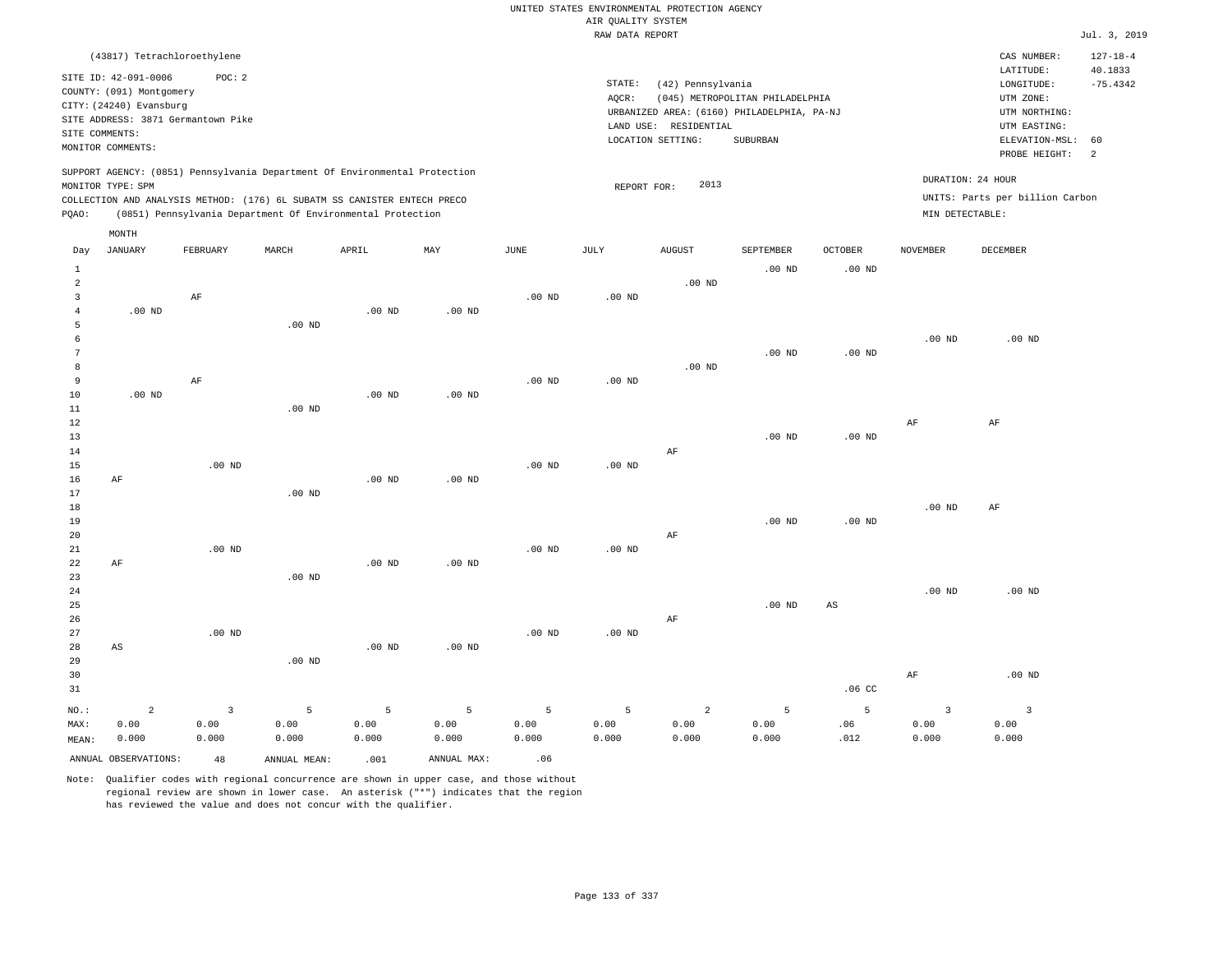UNITED STATES ENVIRONMENTAL PROTECTION AGENCY
AIR QUALITY SYSTEM
RAW DATA REPORT

Jul. 3, 2019

(43817) Tetrachloroethylene

SITE ID: 42-091-0006 POC: 2
COUNTY: (091) Montgomery
CITY: (24240) Evansburg
SITE ADDRESS: 3871 Germantown Pike
SITE COMMENTS:
MONITOR COMMENTS:

STATE: (42) Pennsylvania
AQCR: (045) METROPOLITAN PHILADELPHIA
URBANIZED AREA: (6160) PHILADELPHIA, PA-NJ
LAND USE: RESIDENTIAL
LOCATION SETTING: SUBURBAN

CAS NUMBER: 127-18-4
LATITUDE: 40.1833
LONGITUDE: -75.4342
UTM ZONE:
UTM NORTHING:
UTM EASTING:
ELEVATION-MSL: 60
PROBE HEIGHT: 2

SUPPORT AGENCY: (0851) Pennsylvania Department Of Environmental Protection
MONITOR TYPE: SPM
COLLECTION AND ANALYSIS METHOD: (176) 6L SUBATM SS CANISTER ENTECH PRECO
PQAO: (0851) Pennsylvania Department Of Environmental Protection

REPORT FOR: 2013

DURATION: 24 HOUR
UNITS: Parts per billion Carbon
MIN DETECTABLE:

| Day | JANUARY | FEBRUARY | MARCH | APRIL | MAY | JUNE | JULY | AUGUST | SEPTEMBER | OCTOBER | NOVEMBER | DECEMBER |
|---|---|---|---|---|---|---|---|---|---|---|---|---|
| 1 | | | | | | | | | .00 ND | .00 ND | | |
| 2 | | | | | | | | .00 ND | | | | |
| 3 | | AF | | | | .00 ND | .00 ND | | | | | |
| 4 | .00 ND | | | .00 ND | .00 ND | | | | | | | |
| 5 | | | .00 ND | | | | | | | | | |
| 6 | | | | | | | | | | | .00 ND | .00 ND |
| 7 | | | | | | | | | .00 ND | .00 ND | | |
| 8 | | | | | | | | .00 ND | | | | |
| 9 | | AF | | | | .00 ND | .00 ND | | | | | |
| 10 | .00 ND | | | .00 ND | .00 ND | | | | | | | |
| 11 | | | .00 ND | | | | | | | | | |
| 12 | | | | | | | | | | | AF | AF |
| 13 | | | | | | | | | .00 ND | .00 ND | | |
| 14 | | | | | | | | AF | | | | |
| 15 | | .00 ND | | | | .00 ND | .00 ND | | | | | |
| 16 | AF | | | .00 ND | .00 ND | | | | | | | |
| 17 | | | .00 ND | | | | | | | | | |
| 18 | | | | | | | | | | | .00 ND | AF |
| 19 | | | | | | | | | .00 ND | .00 ND | | |
| 20 | | | | | | | | AF | | | | |
| 21 | | .00 ND | | | | .00 ND | .00 ND | | | | | |
| 22 | AF | | | .00 ND | .00 ND | | | | | | | |
| 23 | | | .00 ND | | | | | | | | | |
| 24 | | | | | | | | | | | .00 ND | .00 ND |
| 25 | | | | | | | | | .00 ND | AS | | |
| 26 | | | | | | | | AF | | | | |
| 27 | | .00 ND | | | | .00 ND | .00 ND | | | | | |
| 28 | AS | | | .00 ND | .00 ND | | | | | | | |
| 29 | | | .00 ND | | | | | | | | | |
| 30 | | | | | | | | | | | AF | .00 ND |
| 31 | | | | | | | | | | .06 CC | | |
| NO.: | 2 | 3 | 5 | 5 | 5 | 5 | 5 | 2 | 5 | 5 | 3 | 3 |
| MAX: | 0.00 | 0.00 | 0.00 | 0.00 | 0.00 | 0.00 | 0.00 | 0.00 | 0.00 | .06 | 0.00 | 0.00 |
| MEAN: | 0.000 | 0.000 | 0.000 | 0.000 | 0.000 | 0.000 | 0.000 | 0.000 | 0.000 | .012 | 0.000 | 0.000 |

ANNUAL OBSERVATIONS: 48 ANNUAL MEAN: .001 ANNUAL MAX: .06

Note: Qualifier codes with regional concurrence are shown in upper case, and those without regional review are shown in lower case. An asterisk ("*") indicates that the region has reviewed the value and does not concur with the qualifier.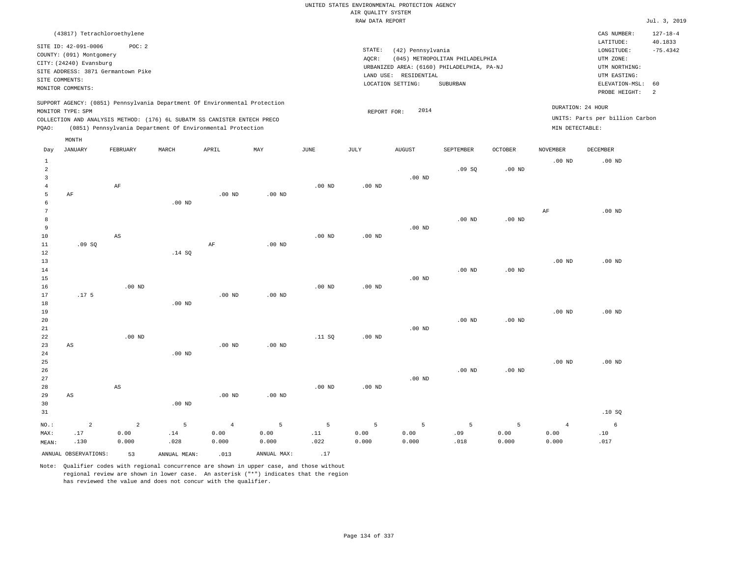UNITED STATES ENVIRONMENTAL PROTECTION AGENCY
AIR QUALITY SYSTEM
RAW DATA REPORT

Jul. 3, 2019

(43817) Tetrachloroethylene

SITE ID: 42-091-0006 POC: 2
COUNTY: (091) Montgomery
CITY: (24240) Evansburg
SITE ADDRESS: 3871 Germantown Pike
SITE COMMENTS:
MONITOR COMMENTS:

STATE: (42) Pennsylvania
AQCR: (045) METROPOLITAN PHILADELPHIA
URBANIZED AREA: (6160) PHILADELPHIA, PA-NJ
LAND USE: RESIDENTIAL
LOCATION SETTING: SUBURBAN

CAS NUMBER: 127-18-4
LATITUDE: 40.1833
LONGITUDE: -75.4342
UTM ZONE:
UTM NORTHING:
UTM EASTING:
ELEVATION-MSL: 60
PROBE HEIGHT: 2

SUPPORT AGENCY: (0851) Pennsylvania Department Of Environmental Protection
MONITOR TYPE: SPM
COLLECTION AND ANALYSIS METHOD: (176) 6L SUBATM SS CANISTER ENTECH PRECO
PQAO: (0851) Pennsylvania Department Of Environmental Protection

REPORT FOR: 2014

DURATION: 24 HOUR
UNITS: Parts per billion Carbon
MIN DETECTABLE:

| Day | JANUARY | FEBRUARY | MARCH | APRIL | MAY | JUNE | JULY | AUGUST | SEPTEMBER | OCTOBER | NOVEMBER | DECEMBER |
|---|---|---|---|---|---|---|---|---|---|---|---|---|
| 1 | | | | | | | | | | | .00 ND | .00 ND |
| 2 | | | | | | | | | .09 SQ | .00 ND | | |
| 3 | | | | | | | | .00 ND | | | | |
| 4 | | AF | | | | .00 ND | .00 ND | | | | | |
| 5 | AF | | | .00 ND | .00 ND | | | | | | | |
| 6 | | | .00 ND | | | | | | | | | |
| 7 | | | | | | | | | | | AF | .00 ND |
| 8 | | | | | | | | | .00 ND | .00 ND | | |
| 9 | | | | | | | | .00 ND | | | | |
| 10 | | AS | | | | .00 ND | .00 ND | | | | | |
| 11 | .09 SQ | | | AF | .00 ND | | | | | | | |
| 12 | | | .14 SQ | | | | | | | | | |
| 13 | | | | | | | | | | | .00 ND | .00 ND |
| 14 | | | | | | | | | .00 ND | .00 ND | | |
| 15 | | | | | | | | .00 ND | | | | |
| 16 | | .00 ND | | | | .00 ND | .00 ND | | | | | |
| 17 | .17 5 | | | .00 ND | .00 ND | | | | | | | |
| 18 | | | .00 ND | | | | | | | | | |
| 19 | | | | | | | | | | | .00 ND | .00 ND |
| 20 | | | | | | | | | .00 ND | .00 ND | | |
| 21 | | | | | | | | .00 ND | | | | |
| 22 | | .00 ND | | | | .11 SQ | .00 ND | | | | | |
| 23 | AS | | | .00 ND | .00 ND | | | | | | | |
| 24 | | | .00 ND | | | | | | | | | |
| 25 | | | | | | | | | | | .00 ND | .00 ND |
| 26 | | | | | | | | | .00 ND | .00 ND | | |
| 27 | | | | | | | | .00 ND | | | | |
| 28 | | AS | | | | .00 ND | .00 ND | | | | | |
| 29 | AS | | | .00 ND | .00 ND | | | | | | | |
| 30 | | | .00 ND | | | | | | | | | |
| 31 | | | | | | | | | | | | .10 SQ |
| NO.: | 2 | 2 | 5 | 4 | 5 | 5 | 5 | 5 | 5 | 5 | 4 | 6 |
| MAX: | .17 | 0.00 | .14 | 0.00 | 0.00 | .11 | 0.00 | 0.00 | .09 | 0.00 | 0.00 | .10 |
| MEAN: | .130 | 0.000 | .028 | 0.000 | 0.000 | .022 | 0.000 | 0.000 | .018 | 0.000 | 0.000 | .017 |

ANNUAL OBSERVATIONS: 53 ANNUAL MEAN: .013 ANNUAL MAX: .17

Note: Qualifier codes with regional concurrence are shown in upper case, and those without regional review are shown in lower case. An asterisk ("*") indicates that the region has reviewed the value and does not concur with the qualifier.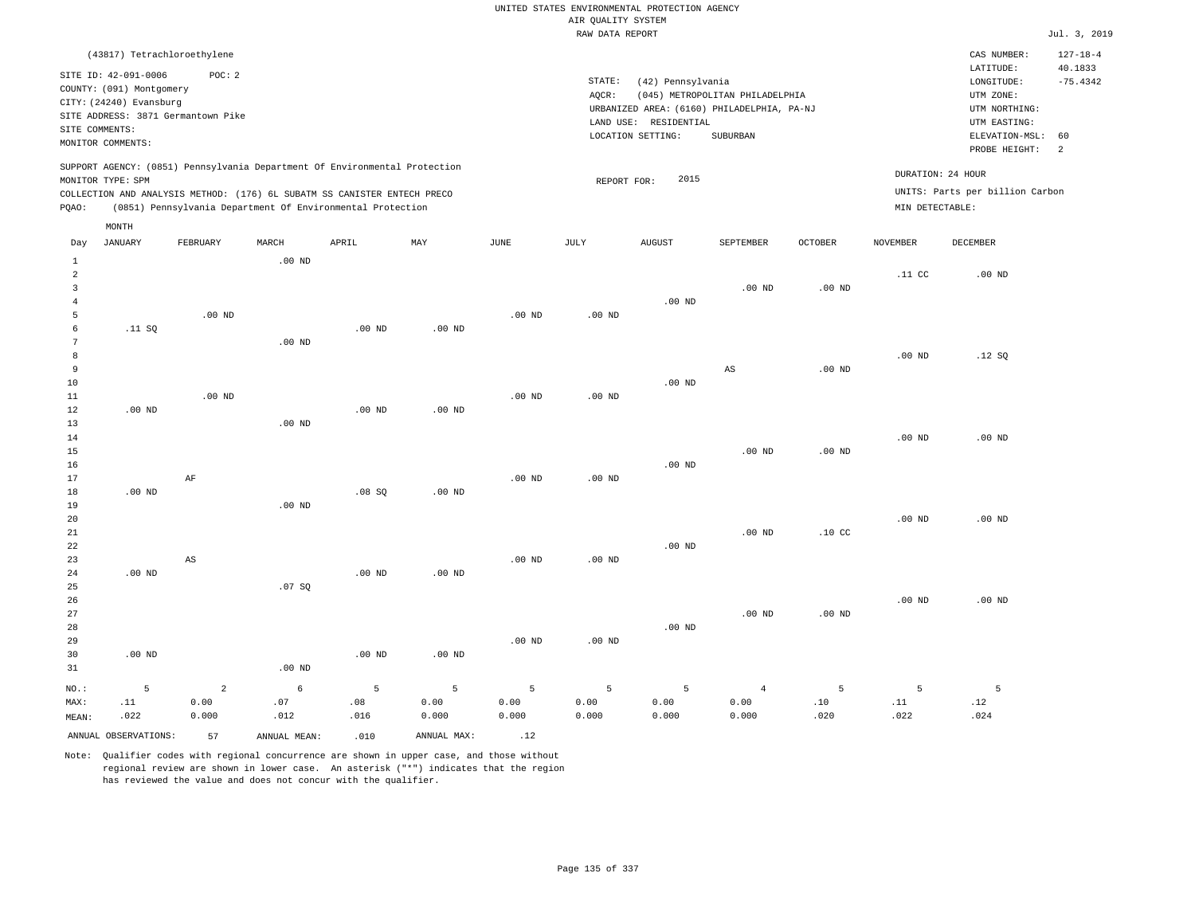UNITED STATES ENVIRONMENTAL PROTECTION AGENCY
AIR QUALITY SYSTEM
RAW DATA REPORT

Jul. 3, 2019

(43817) Tetrachloroethylene

SITE ID: 42-091-0006 POC: 2
COUNTY: (091) Montgomery
CITY: (24240) Evansburg
SITE ADDRESS: 3871 Germantown Pike
SITE COMMENTS:
MONITOR COMMENTS:

STATE: (42) Pennsylvania
AQCR: (045) METROPOLITAN PHILADELPHIA
URBANIZED AREA: (6160) PHILADELPHIA, PA-NJ
LAND USE: RESIDENTIAL
LOCATION SETTING: SUBURBAN

CAS NUMBER: 127-18-4
LATITUDE: 40.1833
LONGITUDE: -75.4342
UTM ZONE:
UTM NORTHING:
UTM EASTING:
ELEVATION-MSL: 60
PROBE HEIGHT: 2

SUPPORT AGENCY: (0851) Pennsylvania Department Of Environmental Protection
MONITOR TYPE: SPM
COLLECTION AND ANALYSIS METHOD: (176) 6L SUBATM SS CANISTER ENTECH PRECO
PQAO: (0851) Pennsylvania Department Of Environmental Protection

REPORT FOR: 2015

DURATION: 24 HOUR
UNITS: Parts per billion Carbon
MIN DETECTABLE:

| Day | JANUARY | FEBRUARY | MARCH | APRIL | MAY | JUNE | JULY | AUGUST | SEPTEMBER | OCTOBER | NOVEMBER | DECEMBER |
|---|---|---|---|---|---|---|---|---|---|---|---|---|
| 1 | | | .00 ND | | | | | | | | | |
| 2 | | | | | | | | | | | .11 CC | .00 ND |
| 3 | | | | | | | | | .00 ND | .00 ND | | |
| 4 | | | | | | | | .00 ND | | | | |
| 5 | | .00 ND | | | | .00 ND | .00 ND | | | | | |
| 6 | .11 SQ | | | .00 ND | .00 ND | | | | | | | |
| 7 | | | .00 ND | | | | | | | | | |
| 8 | | | | | | | | | | | .00 ND | .12 SQ |
| 9 | | | | | | | | | AS | .00 ND | | |
| 10 | | | | | | | | .00 ND | | | | |
| 11 | | .00 ND | | | | .00 ND | .00 ND | | | | | |
| 12 | .00 ND | | | .00 ND | .00 ND | | | | | | | |
| 13 | | | .00 ND | | | | | | | | | |
| 14 | | | | | | | | | | | .00 ND | .00 ND |
| 15 | | | | | | | | | .00 ND | .00 ND | | |
| 16 | | | | | | | | .00 ND | | | | |
| 17 | | AF | | | | .00 ND | .00 ND | | | | | |
| 18 | .00 ND | | | .08 SQ | .00 ND | | | | | | | |
| 19 | | | .00 ND | | | | | | | | | |
| 20 | | | | | | | | | | | .00 ND | .00 ND |
| 21 | | | | | | | | | .00 ND | .10 CC | | |
| 22 | | | | | | | | .00 ND | | | | |
| 23 | | AS | | | | .00 ND | .00 ND | | | | | |
| 24 | .00 ND | | | .00 ND | .00 ND | | | | | | | |
| 25 | | | .07 SQ | | | | | | | | | |
| 26 | | | | | | | | | | | .00 ND | .00 ND |
| 27 | | | | | | | | | .00 ND | .00 ND | | |
| 28 | | | | | | | | .00 ND | | | | |
| 29 | | | | | | .00 ND | .00 ND | | | | | |
| 30 | .00 ND | | | .00 ND | .00 ND | | | | | | | |
| 31 | | | .00 ND | | | | | | | | | |
| NO.: | 5 | 2 | 6 | 5 | 5 | 5 | 5 | 5 | 4 | 5 | 5 | 5 |
| MAX: | .11 | 0.00 | .07 | .08 | 0.00 | 0.00 | 0.00 | 0.00 | 0.00 | .10 | .11 | .12 |
| MEAN: | .022 | 0.000 | .012 | .016 | 0.000 | 0.000 | 0.000 | 0.000 | 0.000 | .020 | .022 | .024 |

ANNUAL OBSERVATIONS: 57 ANNUAL MEAN: .010 ANNUAL MAX: .12

Note: Qualifier codes with regional concurrence are shown in upper case, and those without regional review are shown in lower case. An asterisk ("*") indicates that the region has reviewed the value and does not concur with the qualifier.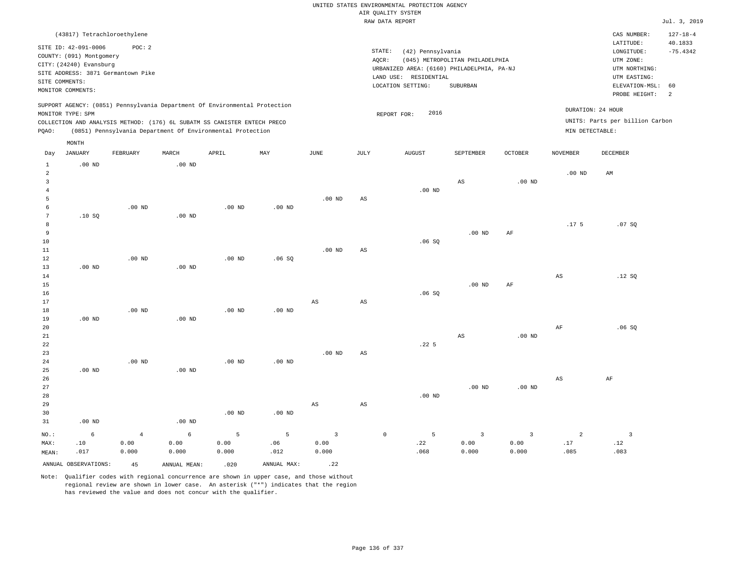UNITED STATES ENVIRONMENTAL PROTECTION AGENCY
AIR QUALITY SYSTEM
RAW DATA REPORT

Jul. 3, 2019

(43817) Tetrachloroethylene

SITE ID: 42-091-0006 POC: 2
COUNTY: (091) Montgomery
CITY: (24240) Evansburg
SITE ADDRESS: 3871 Germantown Pike
SITE COMMENTS:
MONITOR COMMENTS:

STATE: (42) Pennsylvania
AQCR: (045) METROPOLITAN PHILADELPHIA
URBANIZED AREA: (6160) PHILADELPHIA, PA-NJ
LAND USE: RESIDENTIAL
LOCATION SETTING: SUBURBAN

CAS NUMBER: 127-18-4
LATITUDE: 40.1833
LONGITUDE: -75.4342
UTM ZONE:
UTM NORTHING:
UTM EASTING:
ELEVATION-MSL: 60
PROBE HEIGHT: 2

SUPPORT AGENCY: (0851) Pennsylvania Department Of Environmental Protection
MONITOR TYPE: SPM
COLLECTION AND ANALYSIS METHOD: (176) 6L SUBATM SS CANISTER ENTECH PRECO
PQAO: (0851) Pennsylvania Department Of Environmental Protection

REPORT FOR: 2016

DURATION: 24 HOUR
UNITS: Parts per billion Carbon
MIN DETECTABLE:

| Day | JANUARY | FEBRUARY | MARCH | APRIL | MAY | JUNE | JULY | AUGUST | SEPTEMBER | OCTOBER | NOVEMBER | DECEMBER |
|---|---|---|---|---|---|---|---|---|---|---|---|---|
| 1 | .00 ND | | .00 ND | | | | | | | | | |
| 2 | | | | | | | | | | | .00 ND | AM |
| 3 | | | | | | | | | AS | .00 ND | | |
| 4 | | | | | | | | .00 ND | | | | |
| 5 | | | | | | .00 ND | AS | | | | | |
| 6 | | .00 ND | | .00 ND | .00 ND | | | | | | | |
| 7 | .10 SQ | | .00 ND | | | | | | | | | |
| 8 | | | | | | | | | | | .17 5 | .07 SQ |
| 9 | | | | | | | | | .00 ND | AF | | |
| 10 | | | | | | | | .06 SQ | | | | |
| 11 | | | | | | .00 ND | AS | | | | | |
| 12 | | .00 ND | | .00 ND | .06 SQ | | | | | | | |
| 13 | .00 ND | | .00 ND | | | | | | | | | |
| 14 | | | | | | | | | | | AS | .12 SQ |
| 15 | | | | | | | | | .00 ND | AF | | |
| 16 | | | | | | | | .06 SQ | | | | |
| 17 | | | | | | AS | AS | | | | | |
| 18 | | .00 ND | | .00 ND | .00 ND | | | | | | | |
| 19 | .00 ND | | .00 ND | | | | | | | | | |
| 20 | | | | | | | | | | | AF | .06 SQ |
| 21 | | | | | | | | | AS | .00 ND | | |
| 22 | | | | | | | | .22 5 | | | | |
| 23 | | | | | | .00 ND | AS | | | | | |
| 24 | | .00 ND | | .00 ND | .00 ND | | | | | | | |
| 25 | .00 ND | | .00 ND | | | | | | | | | |
| 26 | | | | | | | | | | | AS | AF |
| 27 | | | | | | | | | .00 ND | .00 ND | | |
| 28 | | | | | | | | .00 ND | | | | |
| 29 | | | | | | AS | AS | | | | | |
| 30 | | | | .00 ND | .00 ND | | | | | | | |
| 31 | .00 ND | | .00 ND | | | | | | | | | |
| NO.: | 6 | 4 | 6 | 5 | 5 | 3 | 0 | 5 | 3 | 3 | 2 | 3 |
| MAX: | .10 | 0.00 | 0.00 | 0.00 | .06 | 0.00 | | .22 | 0.00 | 0.00 | .17 | .12 |
| MEAN: | .017 | 0.000 | 0.000 | 0.000 | .012 | 0.000 | | .068 | 0.000 | 0.000 | .085 | .083 |

ANNUAL OBSERVATIONS: 45 ANNUAL MEAN: .020 ANNUAL MAX: .22

Note: Qualifier codes with regional concurrence are shown in upper case, and those without regional review are shown in lower case. An asterisk ("*") indicates that the region has reviewed the value and does not concur with the qualifier.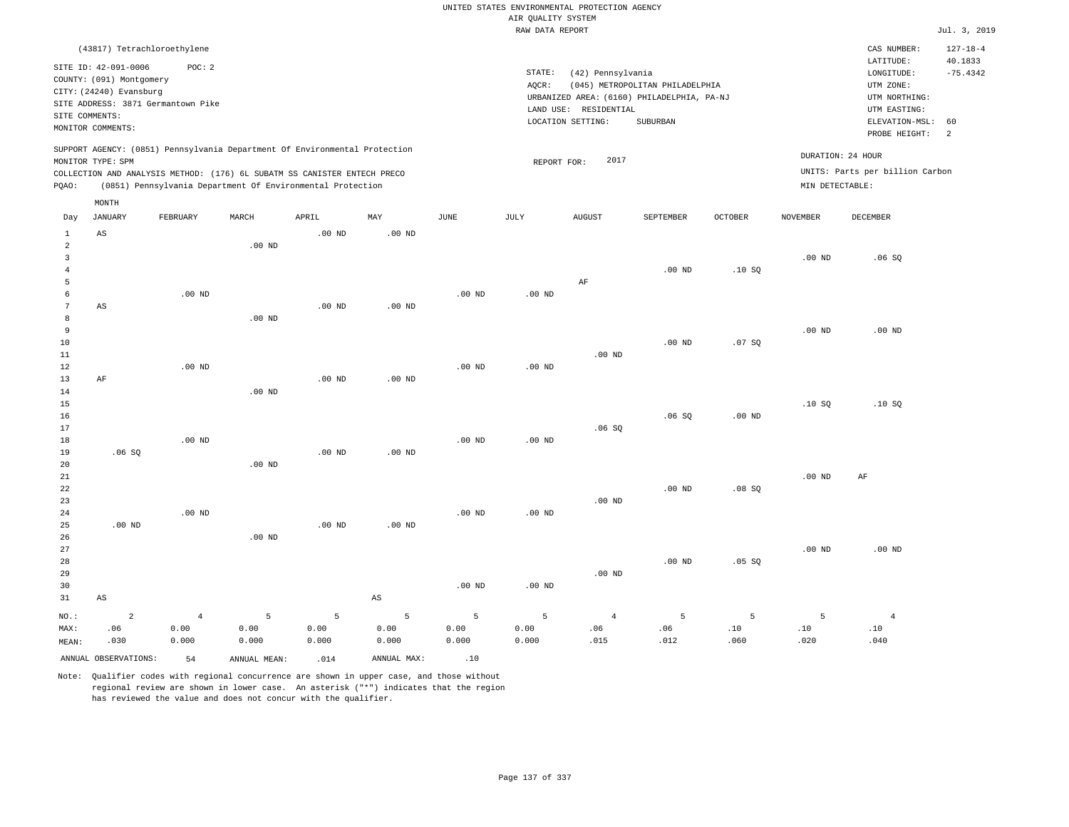UNITED STATES ENVIRONMENTAL PROTECTION AGENCY
AIR QUALITY SYSTEM
RAW DATA REPORT

Jul. 3, 2019

(43817) Tetrachloroethylene

SITE ID: 42-091-0006 POC: 2
COUNTY: (091) Montgomery
CITY: (24240) Evansburg
SITE ADDRESS: 3871 Germantown Pike
SITE COMMENTS:
MONITOR COMMENTS:

STATE: (42) Pennsylvania
AQCR: (045) METROPOLITAN PHILADELPHIA
URBANIZED AREA: (6160) PHILADELPHIA, PA-NJ
LAND USE: RESIDENTIAL
LOCATION SETTING: SUBURBAN

CAS NUMBER: 127-18-4
LATITUDE: 40.1833
LONGITUDE: -75.4342
UTM ZONE:
UTM NORTHING:
UTM EASTING:
ELEVATION-MSL: 60
PROBE HEIGHT: 2

SUPPORT AGENCY: (0851) Pennsylvania Department Of Environmental Protection
MONITOR TYPE: SPM
COLLECTION AND ANALYSIS METHOD: (176) 6L SUBATM SS CANISTER ENTECH PRECO
PQAO: (0851) Pennsylvania Department Of Environmental Protection

REPORT FOR: 2017

DURATION: 24 HOUR
UNITS: Parts per billion Carbon
MIN DETECTABLE:

| Day | JANUARY | FEBRUARY | MARCH | APRIL | MAY | JUNE | JULY | AUGUST | SEPTEMBER | OCTOBER | NOVEMBER | DECEMBER |
|---|---|---|---|---|---|---|---|---|---|---|---|---|
| 1 | AS | | | .00 ND | .00 ND | | | | | | | |
| 2 | | | .00 ND | | | | | | | | | |
| 3 | | | | | | | | | | | .00 ND | .06 SQ |
| 4 | | | | | | | | | .00 ND | .10 SQ | | |
| 5 | | | | | | | | AF | | | | |
| 6 | | .00 ND | | | | .00 ND | .00 ND | | | | | |
| 7 | AS | | | .00 ND | .00 ND | | | | | | | |
| 8 | | | .00 ND | | | | | | | | | |
| 9 | | | | | | | | | | | .00 ND | .00 ND |
| 10 | | | | | | | | | .00 ND | .07 SQ | | |
| 11 | | | | | | | | .00 ND | | | | |
| 12 | | .00 ND | | | | .00 ND | .00 ND | | | | | |
| 13 | AF | | | .00 ND | .00 ND | | | | | | | |
| 14 | | | .00 ND | | | | | | | | | |
| 15 | | | | | | | | | | | .10 SQ | .10 SQ |
| 16 | | | | | | | | | .06 SQ | .00 ND | | |
| 17 | | | | | | | | .06 SQ | | | | |
| 18 | | .00 ND | | | | .00 ND | .00 ND | | | | | |
| 19 | .06 SQ | | | .00 ND | .00 ND | | | | | | | |
| 20 | | | .00 ND | | | | | | | | | |
| 21 | | | | | | | | | | | .00 ND | AF |
| 22 | | | | | | | | | .00 ND | .08 SQ | | |
| 23 | | | | | | | | .00 ND | | | | |
| 24 | | .00 ND | | | | .00 ND | .00 ND | | | | | |
| 25 | .00 ND | | | .00 ND | .00 ND | | | | | | | |
| 26 | | | .00 ND | | | | | | | | | |
| 27 | | | | | | | | | | | .00 ND | .00 ND |
| 28 | | | | | | | | | .00 ND | .05 SQ | | |
| 29 | | | | | | | | .00 ND | | | | |
| 30 | | | | | | .00 ND | .00 ND | | | | | |
| 31 | AS | | | | AS | | | | | | | |
| NO.: | 2 | 4 | 5 | 5 | 5 | 5 | 5 | 4 | 5 | 5 | 5 | 4 |
| MAX: | .06 | 0.00 | 0.00 | 0.00 | 0.00 | 0.00 | 0.00 | .06 | .06 | .10 | .10 | .10 |
| MEAN: | .030 | 0.000 | 0.000 | 0.000 | 0.000 | 0.000 | 0.000 | .015 | .012 | .060 | .020 | .040 |

ANNUAL OBSERVATIONS: 54 ANNUAL MEAN: .014 ANNUAL MAX: .10

Note: Qualifier codes with regional concurrence are shown in upper case, and those without regional review are shown in lower case. An asterisk ("*") indicates that the region has reviewed the value and does not concur with the qualifier.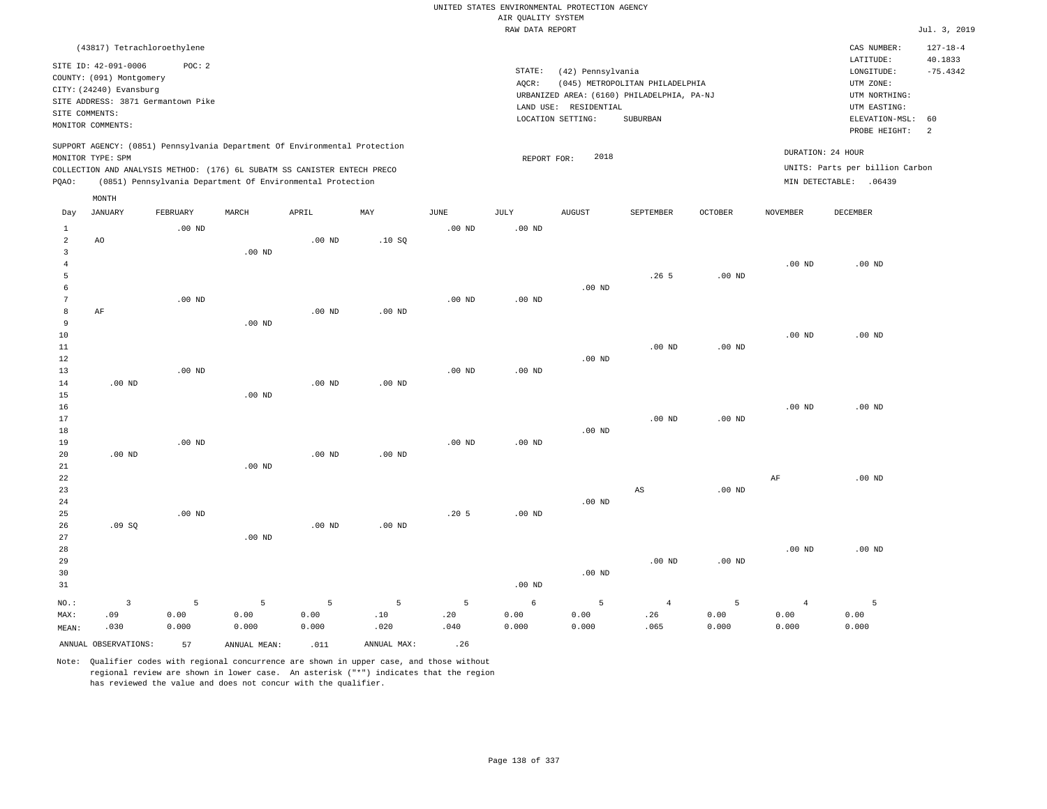UNITED STATES ENVIRONMENTAL PROTECTION AGENCY
AIR QUALITY SYSTEM
RAW DATA REPORT

Jul. 3, 2019

(43817) Tetrachloroethylene

SITE ID: 42-091-0006 POC: 2
COUNTY: (091) Montgomery
CITY: (24240) Evansburg
SITE ADDRESS: 3871 Germantown Pike
SITE COMMENTS:
MONITOR COMMENTS:

STATE: (42) Pennsylvania
AQCR: (045) METROPOLITAN PHILADELPHIA
URBANIZED AREA: (6160) PHILADELPHIA, PA-NJ
LAND USE: RESIDENTIAL
LOCATION SETTING: SUBURBAN

CAS NUMBER: 127-18-4
LATITUDE: 40.1833
LONGITUDE: -75.4342
UTM ZONE:
UTM NORTHING:
UTM EASTING:
ELEVATION-MSL: 60
PROBE HEIGHT: 2

SUPPORT AGENCY: (0851) Pennsylvania Department Of Environmental Protection
MONITOR TYPE: SPM
COLLECTION AND ANALYSIS METHOD: (176) 6L SUBATM SS CANISTER ENTECH PRECO
PQAO: (0851) Pennsylvania Department Of Environmental Protection

REPORT FOR: 2018

DURATION: 24 HOUR
UNITS: Parts per billion Carbon
MIN DETECTABLE: .06439

| Day | JANUARY | FEBRUARY | MARCH | APRIL | MAY | JUNE | JULY | AUGUST | SEPTEMBER | OCTOBER | NOVEMBER | DECEMBER |
|---|---|---|---|---|---|---|---|---|---|---|---|---|
| 1 | | .00 ND | | | | .00 ND | .00 ND | | | | | |
| 2 | AO | | | .00 ND | .10 SQ | | | | | | | |
| 3 | | | .00 ND | | | | | | | | | |
| 4 | | | | | | | | | | | .00 ND | .00 ND |
| 5 | | | | | | | | | .26 5 | .00 ND | | |
| 6 | | | | | | | | .00 ND | | | | |
| 7 | | .00 ND | | | | .00 ND | .00 ND | | | | | |
| 8 | AF | | | .00 ND | .00 ND | | | | | | | |
| 9 | | | .00 ND | | | | | | | | | |
| 10 | | | | | | | | | | | .00 ND | .00 ND |
| 11 | | | | | | | | | .00 ND | .00 ND | | |
| 12 | | | | | | | | .00 ND | | | | |
| 13 | | .00 ND | | | | .00 ND | .00 ND | | | | | |
| 14 | .00 ND | | | .00 ND | .00 ND | | | | | | | |
| 15 | | | .00 ND | | | | | | | | | |
| 16 | | | | | | | | | | | .00 ND | .00 ND |
| 17 | | | | | | | | | .00 ND | .00 ND | | |
| 18 | | | | | | | | .00 ND | | | | |
| 19 | | .00 ND | | | | .00 ND | .00 ND | | | | | |
| 20 | .00 ND | | | .00 ND | .00 ND | | | | | | | |
| 21 | | | .00 ND | | | | | | | | | |
| 22 | | | | | | | | | | | AF | .00 ND |
| 23 | | | | | | | | | AS | .00 ND | | |
| 24 | | | | | | | | .00 ND | | | | |
| 25 | | .00 ND | | | | .20 5 | .00 ND | | | | | |
| 26 | .09 SQ | | | .00 ND | .00 ND | | | | | | | |
| 27 | | | .00 ND | | | | | | | | | |
| 28 | | | | | | | | | | | .00 ND | .00 ND |
| 29 | | | | | | | | | .00 ND | .00 ND | | |
| 30 | | | | | | | | .00 ND | | | | |
| 31 | | | | | | | .00 ND | | | | | |
| NO.: | 3 | 5 | 5 | 5 | 5 | 5 | 6 | 5 | 4 | 5 | 4 | 5 |
| MAX: | .09 | 0.00 | 0.00 | 0.00 | .10 | .20 | 0.00 | 0.00 | .26 | 0.00 | 0.00 | 0.00 |
| MEAN: | .030 | 0.000 | 0.000 | 0.000 | .020 | .040 | 0.000 | 0.000 | .065 | 0.000 | 0.000 | 0.000 |

ANNUAL OBSERVATIONS: 57 ANNUAL MEAN: .011 ANNUAL MAX: .26

Note: Qualifier codes with regional concurrence are shown in upper case, and those without regional review are shown in lower case. An asterisk ("*") indicates that the region has reviewed the value and does not concur with the qualifier.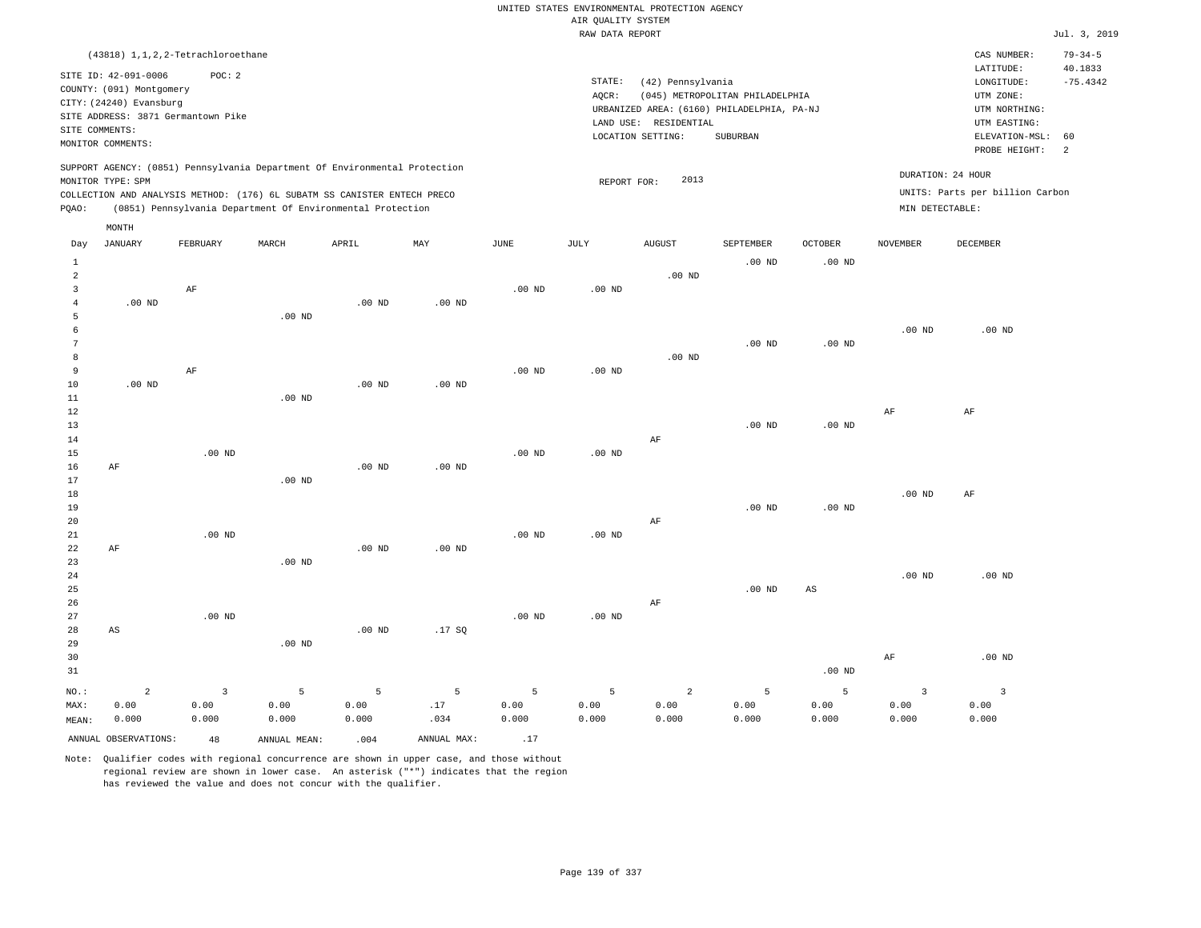UNITED STATES ENVIRONMENTAL PROTECTION AGENCY
AIR QUALITY SYSTEM
RAW DATA REPORT

Jul. 3, 2019

(43818) 1,1,2,2-Tetrachloroethane

SITE ID: 42-091-0006 POC: 2
COUNTY: (091) Montgomery
CITY: (24240) Evansburg
SITE ADDRESS: 3871 Germantown Pike
SITE COMMENTS:
MONITOR COMMENTS:

STATE: (42) Pennsylvania
AQCR: (045) METROPOLITAN PHILADELPHIA
URBANIZED AREA: (6160) PHILADELPHIA, PA-NJ
LAND USE: RESIDENTIAL
LOCATION SETTING: SUBURBAN

CAS NUMBER: 79-34-5
LATITUDE: 40.1833
LONGITUDE: -75.4342
UTM ZONE:
UTM NORTHING:
UTM EASTING:
ELEVATION-MSL: 60
PROBE HEIGHT: 2

SUPPORT AGENCY: (0851) Pennsylvania Department Of Environmental Protection
MONITOR TYPE: SPM
COLLECTION AND ANALYSIS METHOD: (176) 6L SUBATM SS CANISTER ENTECH PRECO
PQAO: (0851) Pennsylvania Department Of Environmental Protection

REPORT FOR: 2013

DURATION: 24 HOUR
UNITS: Parts per billion Carbon
MIN DETECTABLE:

| Day | JANUARY | FEBRUARY | MARCH | APRIL | MAY | JUNE | JULY | AUGUST | SEPTEMBER | OCTOBER | NOVEMBER | DECEMBER |
|---|---|---|---|---|---|---|---|---|---|---|---|---|
| 1 | | | | | | | | | .00 ND | .00 ND | | |
| 2 | | | | | | | | .00 ND | | | | |
| 3 | | AF | | | | .00 ND | .00 ND | | | | | |
| 4 | .00 ND | | | .00 ND | .00 ND | | | | | | | |
| 5 | | | .00 ND | | | | | | | | | |
| 6 | | | | | | | | | | | .00 ND | .00 ND |
| 7 | | | | | | | | | .00 ND | .00 ND | | |
| 8 | | | | | | | | .00 ND | | | | |
| 9 | | AF | | | | .00 ND | .00 ND | | | | | |
| 10 | .00 ND | | | .00 ND | .00 ND | | | | | | | |
| 11 | | | .00 ND | | | | | | | | | |
| 12 | | | | | | | | | | | AF | AF |
| 13 | | | | | | | | | .00 ND | .00 ND | | |
| 14 | | | | | | | | AF | | | | |
| 15 | | .00 ND | | | | .00 ND | .00 ND | | | | | |
| 16 | AF | | | .00 ND | .00 ND | | | | | | | |
| 17 | | | .00 ND | | | | | | | | | |
| 18 | | | | | | | | | | | .00 ND | AF |
| 19 | | | | | | | | | .00 ND | .00 ND | | |
| 20 | | | | | | | | AF | | | | |
| 21 | | .00 ND | | | | .00 ND | .00 ND | | | | | |
| 22 | AF | | | .00 ND | .00 ND | | | | | | | |
| 23 | | | .00 ND | | | | | | | | | |
| 24 | | | | | | | | | | | .00 ND | .00 ND |
| 25 | | | | | | | | | .00 ND | AS | | |
| 26 | | | | | | | | AF | | | | |
| 27 | | .00 ND | | | | .00 ND | .00 ND | | | | | |
| 28 | AS | | | .00 ND | .17 SQ | | | | | | | |
| 29 | | | .00 ND | | | | | | | | | |
| 30 | | | | | | | | | | | AF | .00 ND |
| 31 | | | | | | | | | | .00 ND | | |
| NO.: | 2 | 3 | 5 | 5 | 5 | 5 | 5 | 2 | 5 | 5 | 3 | 3 |
| MAX: | 0.00 | 0.00 | 0.00 | 0.00 | .17 | 0.00 | 0.00 | 0.00 | 0.00 | 0.00 | 0.00 | 0.00 |
| MEAN: | 0.000 | 0.000 | 0.000 | 0.000 | .034 | 0.000 | 0.000 | 0.000 | 0.000 | 0.000 | 0.000 | 0.000 |

ANNUAL OBSERVATIONS: 48 ANNUAL MEAN: .004 ANNUAL MAX: .17

Note: Qualifier codes with regional concurrence are shown in upper case, and those without regional review are shown in lower case. An asterisk ("*") indicates that the region has reviewed the value and does not concur with the qualifier.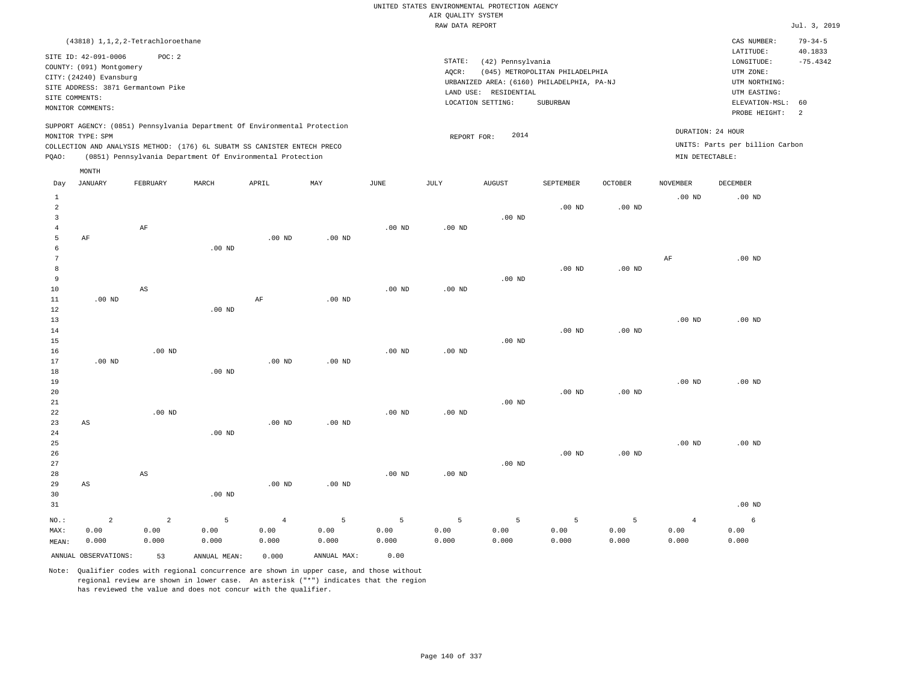UNITED STATES ENVIRONMENTAL PROTECTION AGENCY
AIR QUALITY SYSTEM
RAW DATA REPORT

Jul. 3, 2019

(43818) 1,1,2,2-Tetrachloroethane

SITE ID: 42-091-0006 POC: 2
COUNTY: (091) Montgomery
CITY: (24240) Evansburg
SITE ADDRESS: 3871 Germantown Pike
SITE COMMENTS:
MONITOR COMMENTS:

STATE: (42) Pennsylvania
AQCR: (045) METROPOLITAN PHILADELPHIA
URBANIZED AREA: (6160) PHILADELPHIA, PA-NJ
LAND USE: RESIDENTIAL
LOCATION SETTING: SUBURBAN

CAS NUMBER: 79-34-5
LATITUDE: 40.1833
LONGITUDE: -75.4342
UTM ZONE:
UTM NORTHING:
UTM EASTING:
ELEVATION-MSL: 60
PROBE HEIGHT: 2

SUPPORT AGENCY: (0851) Pennsylvania Department Of Environmental Protection
MONITOR TYPE: SPM
COLLECTION AND ANALYSIS METHOD: (176) 6L SUBATM SS CANISTER ENTECH PRECO
PQAO: (0851) Pennsylvania Department Of Environmental Protection

REPORT FOR: 2014

DURATION: 24 HOUR
UNITS: Parts per billion Carbon
MIN DETECTABLE:

| Day | JANUARY | FEBRUARY | MARCH | APRIL | MAY | JUNE | JULY | AUGUST | SEPTEMBER | OCTOBER | NOVEMBER | DECEMBER |
|---|---|---|---|---|---|---|---|---|---|---|---|---|
| 1 | | | | | | | | | | | .00 ND | .00 ND |
| 2 | | | | | | | | | .00 ND | .00 ND | | |
| 3 | | | | | | | | .00 ND | | | | |
| 4 | | AF | | | | .00 ND | .00 ND | | | | | |
| 5 | AF | | | .00 ND | .00 ND | | | | | | | |
| 6 | | | .00 ND | | | | | | | | | |
| 7 | | | | | | | | | | | AF | .00 ND |
| 8 | | | | | | | | | .00 ND | .00 ND | | |
| 9 | | | | | | | | .00 ND | | | | |
| 10 | | AS | | | | .00 ND | .00 ND | | | | | |
| 11 | .00 ND | | | AF | .00 ND | | | | | | | |
| 12 | | | .00 ND | | | | | | | | | |
| 13 | | | | | | | | | | | .00 ND | .00 ND |
| 14 | | | | | | | | | .00 ND | .00 ND | | |
| 15 | | | | | | | | .00 ND | | | | |
| 16 | | .00 ND | | | | .00 ND | .00 ND | | | | | |
| 17 | .00 ND | | | .00 ND | .00 ND | | | | | | | |
| 18 | | | .00 ND | | | | | | | | | |
| 19 | | | | | | | | | | | .00 ND | .00 ND |
| 20 | | | | | | | | | .00 ND | .00 ND | | |
| 21 | | | | | | | | .00 ND | | | | |
| 22 | | .00 ND | | | | .00 ND | .00 ND | | | | | |
| 23 | AS | | | .00 ND | .00 ND | | | | | | | |
| 24 | | | .00 ND | | | | | | | | | |
| 25 | | | | | | | | | | | .00 ND | .00 ND |
| 26 | | | | | | | | | .00 ND | .00 ND | | |
| 27 | | | | | | | | .00 ND | | | | |
| 28 | | AS | | | | .00 ND | .00 ND | | | | | |
| 29 | AS | | | .00 ND | .00 ND | | | | | | | |
| 30 | | | .00 ND | | | | | | | | | |
| 31 | | | | | | | | | | | | .00 ND |
| NO.: | 2 | 2 | 5 | 4 | 5 | 5 | 5 | 5 | 5 | 5 | 4 | 6 |
| MAX: | 0.00 | 0.00 | 0.00 | 0.00 | 0.00 | 0.00 | 0.00 | 0.00 | 0.00 | 0.00 | 0.00 | 0.00 |
| MEAN: | 0.000 | 0.000 | 0.000 | 0.000 | 0.000 | 0.000 | 0.000 | 0.000 | 0.000 | 0.000 | 0.000 | 0.000 |

ANNUAL OBSERVATIONS: 53 ANNUAL MEAN: 0.000 ANNUAL MAX: 0.00

Note: Qualifier codes with regional concurrence are shown in upper case, and those without regional review are shown in lower case. An asterisk ("*") indicates that the region has reviewed the value and does not concur with the qualifier.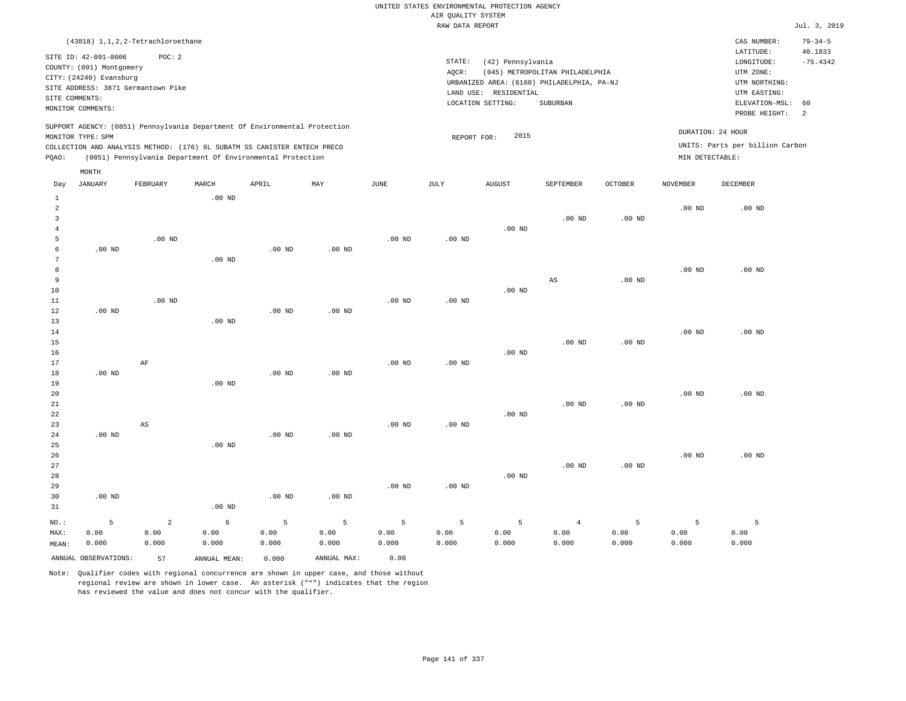UNITED STATES ENVIRONMENTAL PROTECTION AGENCY
AIR QUALITY SYSTEM
RAW DATA REPORT

Jul. 3, 2019

(43818) 1,1,2,2-Tetrachloroethane

SITE ID: 42-091-0006 POC: 2
COUNTY: (091) Montgomery
CITY: (24240) Evansburg
SITE ADDRESS: 3871 Germantown Pike
SITE COMMENTS:
MONITOR COMMENTS:

STATE: (42) Pennsylvania
AQCR: (045) METROPOLITAN PHILADELPHIA
URBANIZED AREA: (6160) PHILADELPHIA, PA-NJ
LAND USE: RESIDENTIAL
LOCATION SETTING: SUBURBAN

CAS NUMBER: 79-34-5
LATITUDE: 40.1833
LONGITUDE: -75.4342
UTM ZONE:
UTM NORTHING:
UTM EASTING:
ELEVATION-MSL: 60
PROBE HEIGHT: 2

SUPPORT AGENCY: (0851) Pennsylvania Department Of Environmental Protection
MONITOR TYPE: SPM
COLLECTION AND ANALYSIS METHOD: (176) 6L SUBATM SS CANISTER ENTECH PRECO
PQAO: (0851) Pennsylvania Department Of Environmental Protection

REPORT FOR: 2015

DURATION: 24 HOUR
UNITS: Parts per billion Carbon
MIN DETECTABLE:

| Day | JANUARY | FEBRUARY | MARCH | APRIL | MAY | JUNE | JULY | AUGUST | SEPTEMBER | OCTOBER | NOVEMBER | DECEMBER |
|---|---|---|---|---|---|---|---|---|---|---|---|---|
| 1 | | | .00 ND | | | | | | | | | |
| 2 | | | | | | | | | | | .00 ND | .00 ND |
| 3 | | | | | | | | | .00 ND | .00 ND | | |
| 4 | | | | | | | | .00 ND | | | | |
| 5 | | .00 ND | | | | .00 ND | .00 ND | | | | | |
| 6 | .00 ND | | | .00 ND | .00 ND | | | | | | | |
| 7 | | | .00 ND | | | | | | | | | |
| 8 | | | | | | | | | | | .00 ND | .00 ND |
| 9 | | | | | | | | | AS | .00 ND | | |
| 10 | | | | | | | | .00 ND | | | | |
| 11 | | .00 ND | | | | .00 ND | .00 ND | | | | | |
| 12 | .00 ND | | | .00 ND | .00 ND | | | | | | | |
| 13 | | | .00 ND | | | | | | | | | |
| 14 | | | | | | | | | | | .00 ND | .00 ND |
| 15 | | | | | | | | | .00 ND | .00 ND | | |
| 16 | | | | | | | | .00 ND | | | | |
| 17 | | AF | | | | .00 ND | .00 ND | | | | | |
| 18 | .00 ND | | | .00 ND | .00 ND | | | | | | | |
| 19 | | | .00 ND | | | | | | | | | |
| 20 | | | | | | | | | | | .00 ND | .00 ND |
| 21 | | | | | | | | | .00 ND | .00 ND | | |
| 22 | | | | | | | | .00 ND | | | | |
| 23 | | AS | | | | .00 ND | .00 ND | | | | | |
| 24 | .00 ND | | | .00 ND | .00 ND | | | | | | | |
| 25 | | | .00 ND | | | | | | | | | |
| 26 | | | | | | | | | | | .00 ND | .00 ND |
| 27 | | | | | | | | | .00 ND | .00 ND | | |
| 28 | | | | | | | | .00 ND | | | | |
| 29 | | | | | | .00 ND | .00 ND | | | | | |
| 30 | .00 ND | | | .00 ND | .00 ND | | | | | | | |
| 31 | | | .00 ND | | | | | | | | | |
| NO.: | 5 | 2 | 6 | 5 | 5 | 5 | 5 | 5 | 4 | 5 | 5 | 5 |
| MAX: | 0.00 | 0.00 | 0.00 | 0.00 | 0.00 | 0.00 | 0.00 | 0.00 | 0.00 | 0.00 | 0.00 | 0.00 |
| MEAN: | 0.000 | 0.000 | 0.000 | 0.000 | 0.000 | 0.000 | 0.000 | 0.000 | 0.000 | 0.000 | 0.000 | 0.000 |

ANNUAL OBSERVATIONS: 57 ANNUAL MEAN: 0.000 ANNUAL MAX: 0.00

Note: Qualifier codes with regional concurrence are shown in upper case, and those without regional review are shown in lower case. An asterisk ("*") indicates that the region has reviewed the value and does not concur with the qualifier.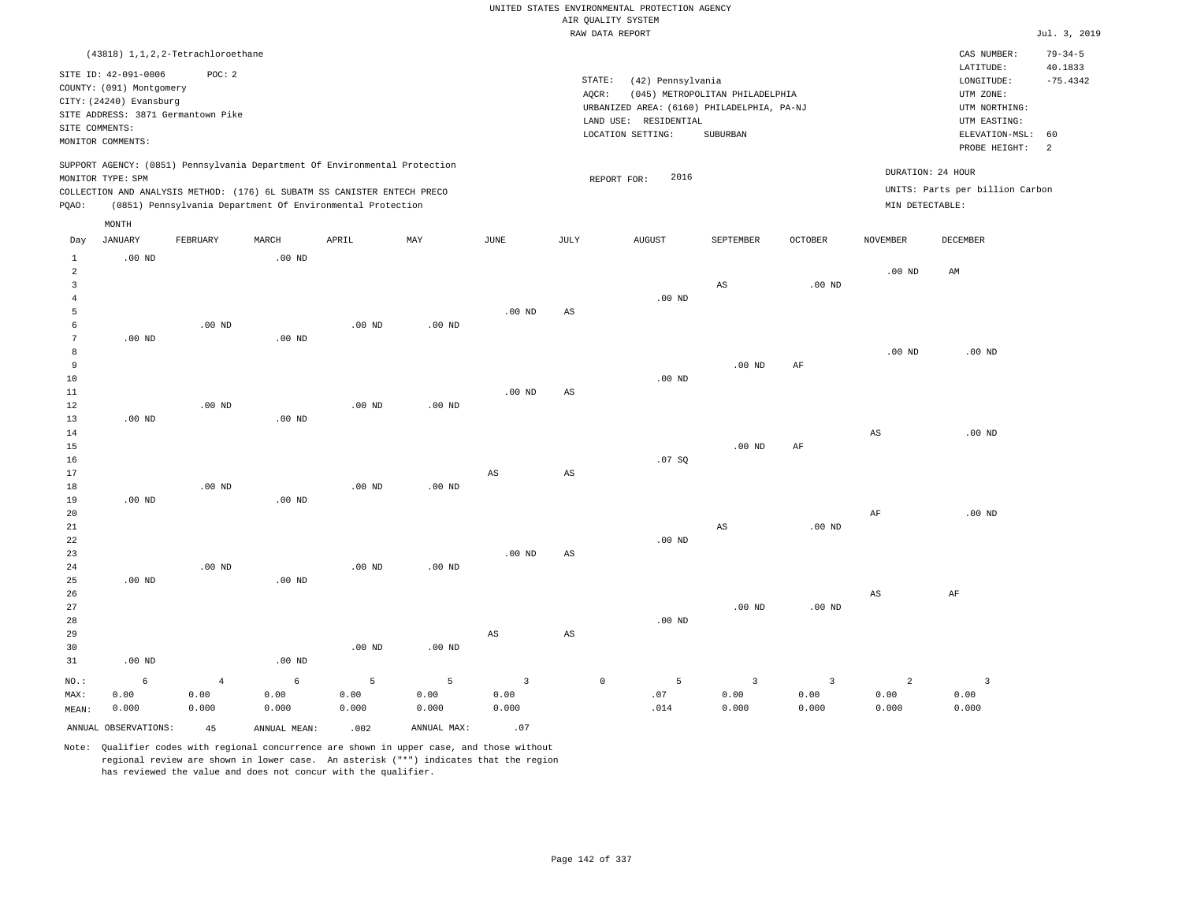UNITED STATES ENVIRONMENTAL PROTECTION AGENCY
AIR QUALITY SYSTEM
RAW DATA REPORT

Jul. 3, 2019

(43818) 1,1,2,2-Tetrachloroethane

SITE ID: 42-091-0006 POC: 2
COUNTY: (091) Montgomery
CITY: (24240) Evansburg
SITE ADDRESS: 3871 Germantown Pike
SITE COMMENTS:
MONITOR COMMENTS:

STATE: (42) Pennsylvania
AQCR: (045) METROPOLITAN PHILADELPHIA
URBANIZED AREA: (6160) PHILADELPHIA, PA-NJ
LAND USE: RESIDENTIAL
LOCATION SETTING: SUBURBAN

CAS NUMBER: 79-34-5
LATITUDE: 40.1833
LONGITUDE: -75.4342
UTM ZONE:
UTM NORTHING:
UTM EASTING:
ELEVATION-MSL: 60
PROBE HEIGHT: 2

SUPPORT AGENCY: (0851) Pennsylvania Department Of Environmental Protection
MONITOR TYPE: SPM
COLLECTION AND ANALYSIS METHOD: (176) 6L SUBATM SS CANISTER ENTECH PRECO
PQAO: (0851) Pennsylvania Department Of Environmental Protection

REPORT FOR: 2016

DURATION: 24 HOUR
UNITS: Parts per billion Carbon
MIN DETECTABLE:

| Day | JANUARY | FEBRUARY | MARCH | APRIL | MAY | JUNE | JULY | AUGUST | SEPTEMBER | OCTOBER | NOVEMBER | DECEMBER |
|---|---|---|---|---|---|---|---|---|---|---|---|---|
| 1 | .00 ND | | .00 ND | | | | | | | | | |
| 2 | | | | | | | | | | | .00 ND | AM |
| 3 | | | | | | | | | AS | .00 ND | | |
| 4 | | | | | | | | .00 ND | | | | |
| 5 | | | | | | .00 ND | AS | | | | | |
| 6 | | .00 ND | | .00 ND | .00 ND | | | | | | | |
| 7 | .00 ND | | .00 ND | | | | | | | | | |
| 8 | | | | | | | | | | | .00 ND | .00 ND |
| 9 | | | | | | | | | .00 ND | AF | | |
| 10 | | | | | | | | .00 ND | | | | |
| 11 | | | | | | .00 ND | AS | | | | | |
| 12 | | .00 ND | | .00 ND | .00 ND | | | | | | | |
| 13 | .00 ND | | .00 ND | | | | | | | | | |
| 14 | | | | | | | | | | | AS | .00 ND |
| 15 | | | | | | | | | .00 ND | AF | | |
| 16 | | | | | | | | .07 SQ | | | | |
| 17 | | | | | | AS | AS | | | | | |
| 18 | | .00 ND | | .00 ND | .00 ND | | | | | | | |
| 19 | .00 ND | | .00 ND | | | | | | | | | |
| 20 | | | | | | | | | | | AF | .00 ND |
| 21 | | | | | | | | | AS | .00 ND | | |
| 22 | | | | | | | | .00 ND | | | | |
| 23 | | | | | | .00 ND | AS | | | | | |
| 24 | | .00 ND | | .00 ND | .00 ND | | | | | | | |
| 25 | .00 ND | | .00 ND | | | | | | | | | |
| 26 | | | | | | | | | | | AS | AF |
| 27 | | | | | | | | | .00 ND | .00 ND | | |
| 28 | | | | | | | | .00 ND | | | | |
| 29 | | | | | | AS | AS | | | | | |
| 30 | | | | .00 ND | .00 ND | | | | | | | |
| 31 | .00 ND | | .00 ND | | | | | | | | | |
| NO.: | 6 | 4 | 6 | 5 | 5 | 3 | 0 | 5 | 3 | 3 | 2 | 3 |
| MAX: | 0.00 | 0.00 | 0.00 | 0.00 | 0.00 | 0.00 | | .07 | 0.00 | 0.00 | 0.00 | 0.00 |
| MEAN: | 0.000 | 0.000 | 0.000 | 0.000 | 0.000 | 0.000 | | .014 | 0.000 | 0.000 | 0.000 | 0.000 |

ANNUAL OBSERVATIONS: 45 ANNUAL MEAN: .002 ANNUAL MAX: .07

Note: Qualifier codes with regional concurrence are shown in upper case, and those without regional review are shown in lower case. An asterisk ("*") indicates that the region has reviewed the value and does not concur with the qualifier.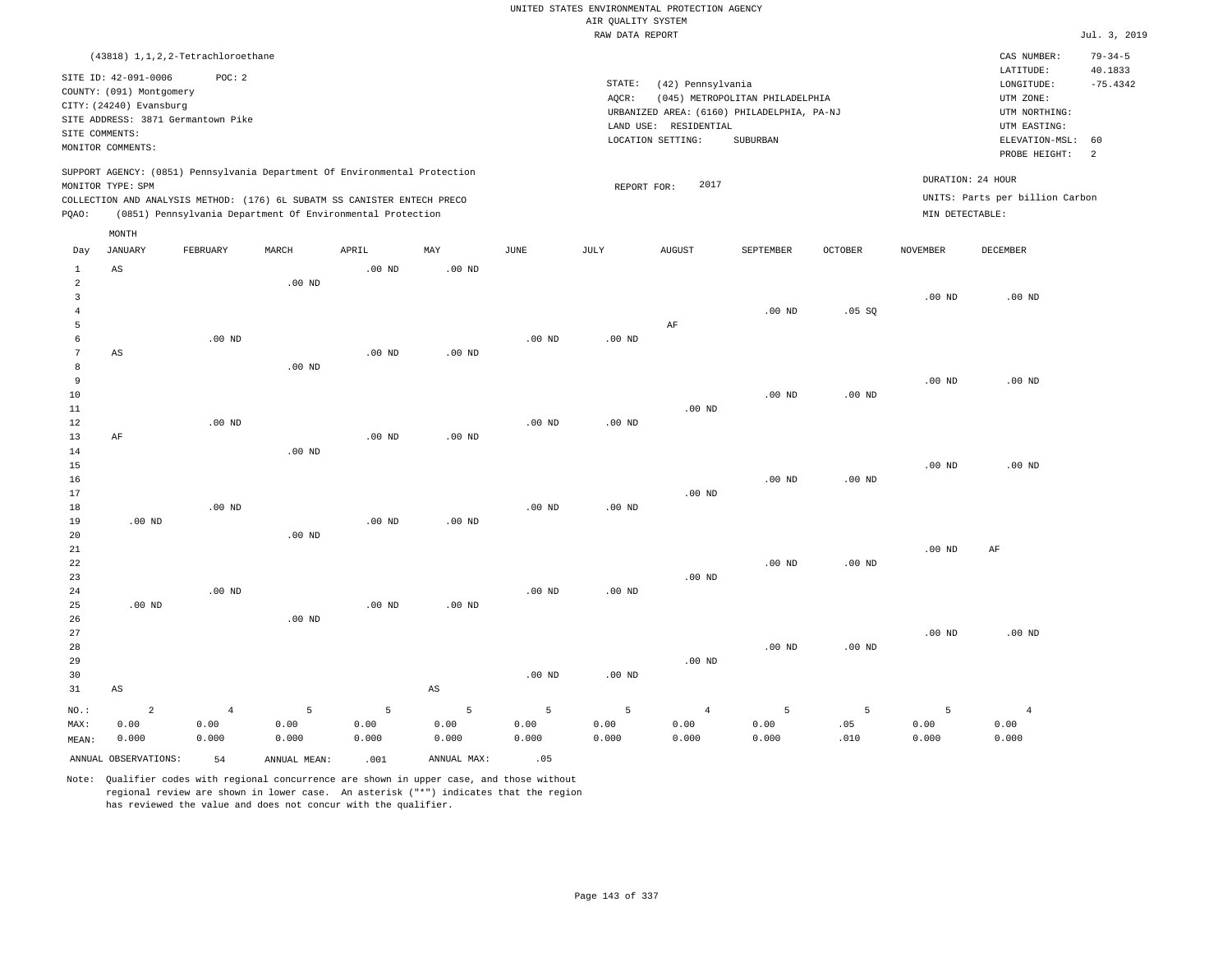UNITED STATES ENVIRONMENTAL PROTECTION AGENCY
AIR QUALITY SYSTEM
RAW DATA REPORT

Jul. 3, 2019

(43818) 1,1,2,2-Tetrachloroethane

SITE ID: 42-091-0006 POC: 2
COUNTY: (091) Montgomery
CITY: (24240) Evansburg
SITE ADDRESS: 3871 Germantown Pike
SITE COMMENTS:
MONITOR COMMENTS:

STATE: (42) Pennsylvania
AQCR: (045) METROPOLITAN PHILADELPHIA
URBANIZED AREA: (6160) PHILADELPHIA, PA-NJ
LAND USE: RESIDENTIAL
LOCATION SETTING: SUBURBAN

CAS NUMBER: 79-34-5
LATITUDE: 40.1833
LONGITUDE: -75.4342
UTM ZONE:
UTM NORTHING:
UTM EASTING:
ELEVATION-MSL: 60
PROBE HEIGHT: 2

SUPPORT AGENCY: (0851) Pennsylvania Department Of Environmental Protection
MONITOR TYPE: SPM
COLLECTION AND ANALYSIS METHOD: (176) 6L SUBATM SS CANISTER ENTECH PRECO
PQAO: (0851) Pennsylvania Department Of Environmental Protection

REPORT FOR: 2017

DURATION: 24 HOUR
UNITS: Parts per billion Carbon
MIN DETECTABLE:

| Day | JANUARY | FEBRUARY | MARCH | APRIL | MAY | JUNE | JULY | AUGUST | SEPTEMBER | OCTOBER | NOVEMBER | DECEMBER |
|---|---|---|---|---|---|---|---|---|---|---|---|---|
| 1 | AS | | | .00 ND | .00 ND | | | | | | | |
| 2 | | | .00 ND | | | | | | | | | |
| 3 | | | | | | | | | | | .00 ND | .00 ND |
| 4 | | | | | | | | | .00 ND | .05 SQ | | |
| 5 | | | | | | | | AF | | | | |
| 6 | | .00 ND | | | | .00 ND | .00 ND | | | | | |
| 7 | AS | | | .00 ND | .00 ND | | | | | | | |
| 8 | | | .00 ND | | | | | | | | | |
| 9 | | | | | | | | | | | .00 ND | .00 ND |
| 10 | | | | | | | | | .00 ND | .00 ND | | |
| 11 | | | | | | | | .00 ND | | | | |
| 12 | | .00 ND | | | | .00 ND | .00 ND | | | | | |
| 13 | AF | | | .00 ND | .00 ND | | | | | | | |
| 14 | | | .00 ND | | | | | | | | | |
| 15 | | | | | | | | | | | .00 ND | .00 ND |
| 16 | | | | | | | | | .00 ND | .00 ND | | |
| 17 | | | | | | | | .00 ND | | | | |
| 18 | | .00 ND | | | | .00 ND | .00 ND | | | | | |
| 19 | .00 ND | | | .00 ND | .00 ND | | | | | | | |
| 20 | | | .00 ND | | | | | | | | | |
| 21 | | | | | | | | | | | .00 ND | AF |
| 22 | | | | | | | | | .00 ND | .00 ND | | |
| 23 | | | | | | | | .00 ND | | | | |
| 24 | | .00 ND | | | | .00 ND | .00 ND | | | | | |
| 25 | .00 ND | | | .00 ND | .00 ND | | | | | | | |
| 26 | | | .00 ND | | | | | | | | | |
| 27 | | | | | | | | | | | .00 ND | .00 ND |
| 28 | | | | | | | | | .00 ND | .00 ND | | |
| 29 | | | | | | | | .00 ND | | | | |
| 30 | | | | | | .00 ND | .00 ND | | | | | |
| 31 | AS | | | | AS | | | | | | | |
| NO.: | 2 | 4 | 5 | 5 | 5 | 5 | 5 | 4 | 5 | 5 | 5 | 4 |
| MAX: | 0.00 | 0.00 | 0.00 | 0.00 | 0.00 | 0.00 | 0.00 | 0.00 | 0.00 | .05 | 0.00 | 0.00 |
| MEAN: | 0.000 | 0.000 | 0.000 | 0.000 | 0.000 | 0.000 | 0.000 | 0.000 | 0.000 | .010 | 0.000 | 0.000 |

ANNUAL OBSERVATIONS: 54   ANNUAL MEAN: .001   ANNUAL MAX: .05

Note: Qualifier codes with regional concurrence are shown in upper case, and those without regional review are shown in lower case. An asterisk ("*") indicates that the region has reviewed the value and does not concur with the qualifier.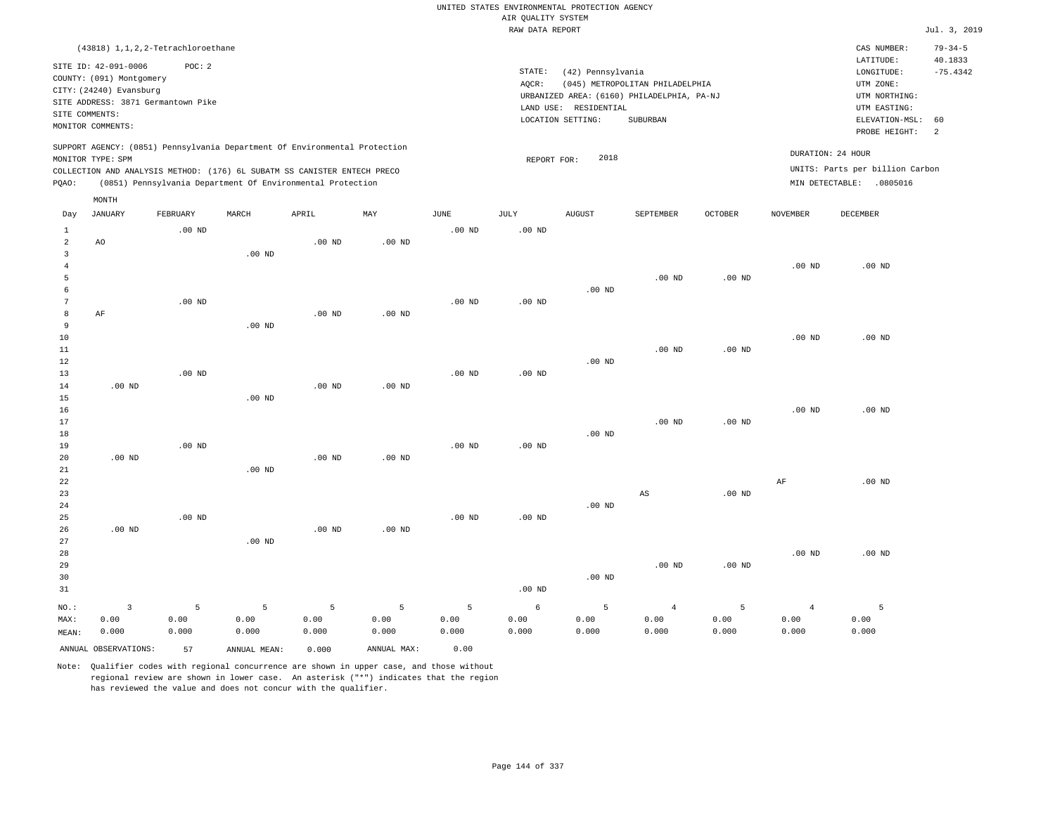UNITED STATES ENVIRONMENTAL PROTECTION AGENCY
AIR QUALITY SYSTEM
RAW DATA REPORT

Jul. 3, 2019

(43818) 1,1,2,2-Tetrachloroethane

SITE ID: 42-091-0006 POC: 2
COUNTY: (091) Montgomery
CITY: (24240) Evansburg
SITE ADDRESS: 3871 Germantown Pike
SITE COMMENTS:
MONITOR COMMENTS:

STATE: (42) Pennsylvania
AQCR: (045) METROPOLITAN PHILADELPHIA
URBANIZED AREA: (6160) PHILADELPHIA, PA-NJ
LAND USE: RESIDENTIAL
LOCATION SETTING: SUBURBAN

CAS NUMBER: 79-34-5
LATITUDE: 40.1833
LONGITUDE: -75.4342
UTM ZONE:
UTM NORTHING:
UTM EASTING:
ELEVATION-MSL: 60
PROBE HEIGHT: 2

SUPPORT AGENCY: (0851) Pennsylvania Department Of Environmental Protection
MONITOR TYPE: SPM
COLLECTION AND ANALYSIS METHOD: (176) 6L SUBATM SS CANISTER ENTECH PRECO
PQAO: (0851) Pennsylvania Department Of Environmental Protection

REPORT FOR: 2018

DURATION: 24 HOUR
UNITS: Parts per billion Carbon
MIN DETECTABLE: .0805016

| Day | JANUARY | FEBRUARY | MARCH | APRIL | MAY | JUNE | JULY | AUGUST | SEPTEMBER | OCTOBER | NOVEMBER | DECEMBER |
|---|---|---|---|---|---|---|---|---|---|---|---|---|
| 1 | | .00 ND | | | | .00 ND | .00 ND | | | | | |
| 2 | AO | | | .00 ND | .00 ND | | | | | | | |
| 3 | | | .00 ND | | | | | | | | | |
| 4 | | | | | | | | | | | .00 ND | .00 ND |
| 5 | | | | | | | | | .00 ND | .00 ND | | |
| 6 | | | | | | | | .00 ND | | | | |
| 7 | | .00 ND | | | | .00 ND | .00 ND | | | | | |
| 8 | AF | | | .00 ND | .00 ND | | | | | | | |
| 9 | | | .00 ND | | | | | | | | | |
| 10 | | | | | | | | | | | .00 ND | .00 ND |
| 11 | | | | | | | | | .00 ND | .00 ND | | |
| 12 | | | | | | | | .00 ND | | | | |
| 13 | | .00 ND | | | | .00 ND | .00 ND | | | | | |
| 14 | .00 ND | | | .00 ND | .00 ND | | | | | | | |
| 15 | | | .00 ND | | | | | | | | | |
| 16 | | | | | | | | | | | .00 ND | .00 ND |
| 17 | | | | | | | | | .00 ND | .00 ND | | |
| 18 | | | | | | | | .00 ND | | | | |
| 19 | | .00 ND | | | | .00 ND | .00 ND | | | | | |
| 20 | .00 ND | | | .00 ND | .00 ND | | | | | | | |
| 21 | | | .00 ND | | | | | | | | | |
| 22 | | | | | | | | | | | AF | .00 ND |
| 23 | | | | | | | | | AS | .00 ND | | |
| 24 | | | | | | | | .00 ND | | | | |
| 25 | | .00 ND | | | | .00 ND | .00 ND | | | | | |
| 26 | .00 ND | | | .00 ND | .00 ND | | | | | | | |
| 27 | | | .00 ND | | | | | | | | | |
| 28 | | | | | | | | | | | .00 ND | .00 ND |
| 29 | | | | | | | | | .00 ND | .00 ND | | |
| 30 | | | | | | | | .00 ND | | | | |
| 31 | | | | | | | .00 ND | | | | | |
| NO.: | 3 | 5 | 5 | 5 | 5 | 5 | 6 | 5 | 4 | 5 | 4 | 5 |
| MAX: | 0.00 | 0.00 | 0.00 | 0.00 | 0.00 | 0.00 | 0.00 | 0.00 | 0.00 | 0.00 | 0.00 | 0.00 |
| MEAN: | 0.000 | 0.000 | 0.000 | 0.000 | 0.000 | 0.000 | 0.000 | 0.000 | 0.000 | 0.000 | 0.000 | 0.000 |

ANNUAL OBSERVATIONS: 57 ANNUAL MEAN: 0.000 ANNUAL MAX: 0.00

Note: Qualifier codes with regional concurrence are shown in upper case, and those without regional review are shown in lower case. An asterisk ("*") indicates that the region has reviewed the value and does not concur with the qualifier.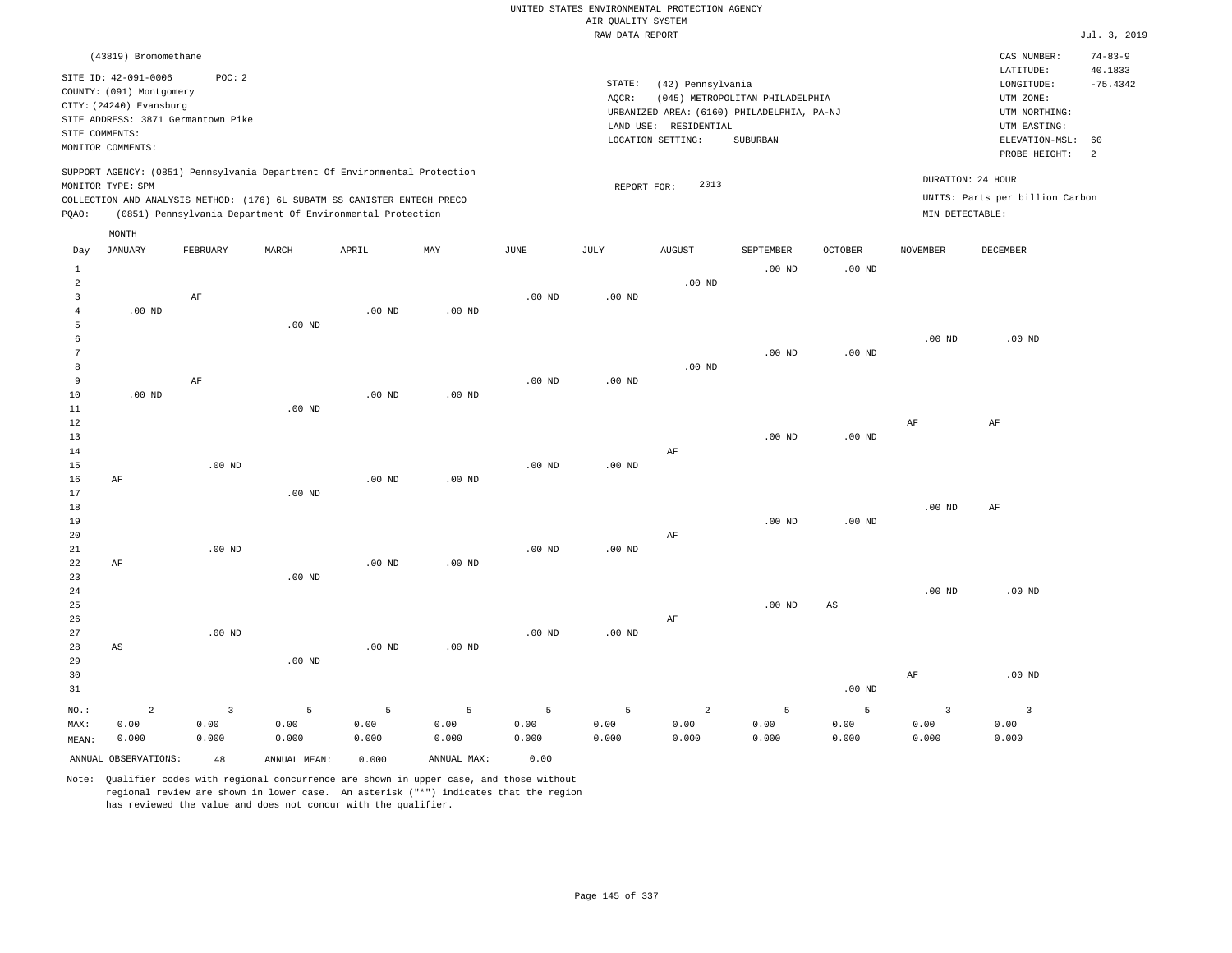UNITED STATES ENVIRONMENTAL PROTECTION AGENCY
AIR QUALITY SYSTEM
RAW DATA REPORT

Jul. 3, 2019

(43819) Bromomethane

SITE ID: 42-091-0006 POC: 2
COUNTY: (091) Montgomery
CITY: (24240) Evansburg
SITE ADDRESS: 3871 Germantown Pike
SITE COMMENTS:
MONITOR COMMENTS:

STATE: (42) Pennsylvania
AQCR: (045) METROPOLITAN PHILADELPHIA
URBANIZED AREA: (6160) PHILADELPHIA, PA-NJ
LAND USE: RESIDENTIAL
LOCATION SETTING: SUBURBAN

CAS NUMBER: 74-83-9
LATITUDE: 40.1833
LONGITUDE: -75.4342
UTM ZONE:
UTM NORTHING:
UTM EASTING:
ELEVATION-MSL: 60
PROBE HEIGHT: 2

SUPPORT AGENCY: (0851) Pennsylvania Department Of Environmental Protection
MONITOR TYPE: SPM
COLLECTION AND ANALYSIS METHOD: (176) 6L SUBATM SS CANISTER ENTECH PRECO
PQAO: (0851) Pennsylvania Department Of Environmental Protection

REPORT FOR: 2013

DURATION: 24 HOUR
UNITS: Parts per billion Carbon
MIN DETECTABLE:

| Day | JANUARY | FEBRUARY | MARCH | APRIL | MAY | JUNE | JULY | AUGUST | SEPTEMBER | OCTOBER | NOVEMBER | DECEMBER |
|---|---|---|---|---|---|---|---|---|---|---|---|---|
| 1 | | | | | | | | | .00 ND | .00 ND | | |
| 2 | | | | | | | | .00 ND | | | | |
| 3 | | AF | | | | .00 ND | .00 ND | | | | | |
| 4 | .00 ND | | | .00 ND | .00 ND | | | | | | | |
| 5 | | | .00 ND | | | | | | | | | |
| 6 | | | | | | | | | | | .00 ND | .00 ND |
| 7 | | | | | | | | | .00 ND | .00 ND | | |
| 8 | | | | | | | | .00 ND | | | | |
| 9 | | AF | | | | .00 ND | .00 ND | | | | | |
| 10 | .00 ND | | | .00 ND | .00 ND | | | | | | | |
| 11 | | | .00 ND | | | | | | | | | |
| 12 | | | | | | | | | | | AF | AF |
| 13 | | | | | | | | | .00 ND | .00 ND | | |
| 14 | | | | | | | | AF | | | | |
| 15 | | .00 ND | | | | .00 ND | .00 ND | | | | | |
| 16 | AF | | | .00 ND | .00 ND | | | | | | | |
| 17 | | | .00 ND | | | | | | | | | |
| 18 | | | | | | | | | | | .00 ND | AF |
| 19 | | | | | | | | | .00 ND | .00 ND | | |
| 20 | | | | | | | | AF | | | | |
| 21 | | .00 ND | | | | .00 ND | .00 ND | | | | | |
| 22 | AF | | | .00 ND | .00 ND | | | | | | | |
| 23 | | | .00 ND | | | | | | | | | |
| 24 | | | | | | | | | | | .00 ND | .00 ND |
| 25 | | | | | | | | | .00 ND | AS | | |
| 26 | | | | | | | | AF | | | | |
| 27 | | .00 ND | | | | .00 ND | .00 ND | | | | | |
| 28 | AS | | | .00 ND | .00 ND | | | | | | | |
| 29 | | | .00 ND | | | | | | | | | |
| 30 | | | | | | | | | | | AF | .00 ND |
| 31 | | | | | | | | | | .00 ND | | |
| NO.: | 2 | 3 | 5 | 5 | 5 | 5 | 5 | 2 | 5 | 5 | 3 | 3 |
| MAX: | 0.00 | 0.00 | 0.00 | 0.00 | 0.00 | 0.00 | 0.00 | 0.00 | 0.00 | 0.00 | 0.00 | 0.00 |
| MEAN: | 0.000 | 0.000 | 0.000 | 0.000 | 0.000 | 0.000 | 0.000 | 0.000 | 0.000 | 0.000 | 0.000 | 0.000 |

ANNUAL OBSERVATIONS: 48 ANNUAL MEAN: 0.000 ANNUAL MAX: 0.00

Note: Qualifier codes with regional concurrence are shown in upper case, and those without regional review are shown in lower case. An asterisk ("*") indicates that the region has reviewed the value and does not concur with the qualifier.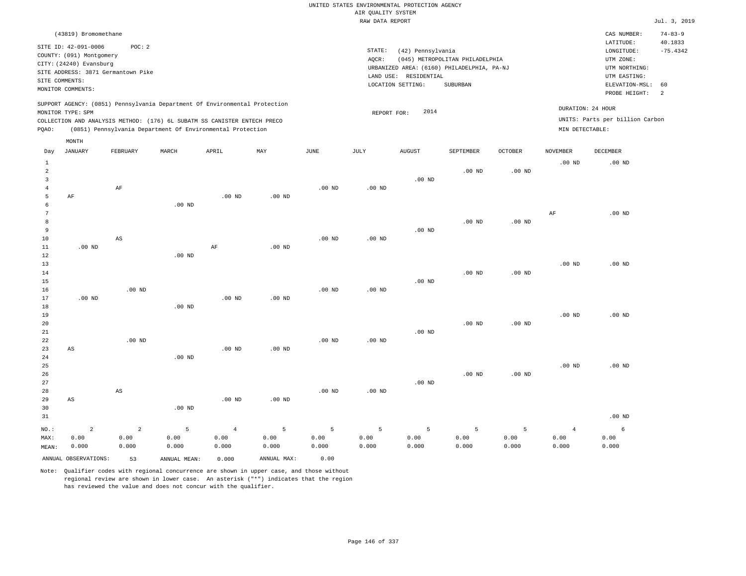UNITED STATES ENVIRONMENTAL PROTECTION AGENCY
AIR QUALITY SYSTEM
RAW DATA REPORT

Jul. 3, 2019

(43819) Bromomethane

SITE ID: 42-091-0006 POC: 2
COUNTY: (091) Montgomery
CITY: (24240) Evansburg
SITE ADDRESS: 3871 Germantown Pike
SITE COMMENTS:
MONITOR COMMENTS:

STATE: (42) Pennsylvania
AQCR: (045) METROPOLITAN PHILADELPHIA
URBANIZED AREA: (6160) PHILADELPHIA, PA-NJ
LAND USE: RESIDENTIAL
LOCATION SETTING: SUBURBAN

CAS NUMBER: 74-83-9
LATITUDE: 40.1833
LONGITUDE: -75.4342
UTM ZONE:
UTM NORTHING:
UTM EASTING:
ELEVATION-MSL: 60
PROBE HEIGHT: 2

SUPPORT AGENCY: (0851) Pennsylvania Department Of Environmental Protection
MONITOR TYPE: SPM
COLLECTION AND ANALYSIS METHOD: (176) 6L SUBATM SS CANISTER ENTECH PRECO
PQAO: (0851) Pennsylvania Department Of Environmental Protection

REPORT FOR: 2014

DURATION: 24 HOUR
UNITS: Parts per billion Carbon
MIN DETECTABLE:

| Day | JANUARY | FEBRUARY | MARCH | APRIL | MAY | JUNE | JULY | AUGUST | SEPTEMBER | OCTOBER | NOVEMBER | DECEMBER |
|---|---|---|---|---|---|---|---|---|---|---|---|---|
| 1 | | | | | | | | | | | .00 ND | .00 ND |
| 2 | | | | | | | | | .00 ND | .00 ND | | |
| 3 | | | | | | | | .00 ND | | | | |
| 4 | | AF | | | | .00 ND | .00 ND | | | | | |
| 5 | AF | | | .00 ND | .00 ND | | | | | | | |
| 6 | | | .00 ND | | | | | | | | | |
| 7 | | | | | | | | | | | AF | .00 ND |
| 8 | | | | | | | | | .00 ND | .00 ND | | |
| 9 | | | | | | | | .00 ND | | | | |
| 10 | | AS | | | | .00 ND | .00 ND | | | | | |
| 11 | .00 ND | | | AF | .00 ND | | | | | | | |
| 12 | | | .00 ND | | | | | | | | | |
| 13 | | | | | | | | | | | .00 ND | .00 ND |
| 14 | | | | | | | | | .00 ND | .00 ND | | |
| 15 | | | | | | | | .00 ND | | | | |
| 16 | | .00 ND | | | | .00 ND | .00 ND | | | | | |
| 17 | .00 ND | | | .00 ND | .00 ND | | | | | | | |
| 18 | | | .00 ND | | | | | | | | | |
| 19 | | | | | | | | | | | .00 ND | .00 ND |
| 20 | | | | | | | | | .00 ND | .00 ND | | |
| 21 | | | | | | | | .00 ND | | | | |
| 22 | | .00 ND | | | | .00 ND | .00 ND | | | | | |
| 23 | AS | | | .00 ND | .00 ND | | | | | | | |
| 24 | | | .00 ND | | | | | | | | | |
| 25 | | | | | | | | | | | .00 ND | .00 ND |
| 26 | | | | | | | | | .00 ND | .00 ND | | |
| 27 | | | | | | | | .00 ND | | | | |
| 28 | | AS | | | | .00 ND | .00 ND | | | | | |
| 29 | AS | | | .00 ND | .00 ND | | | | | | | |
| 30 | | | .00 ND | | | | | | | | | |
| 31 | | | | | | | | | | | | .00 ND |
| NO.: | 2 | 2 | 5 | 4 | 5 | 5 | 5 | 5 | 5 | 5 | 4 | 6 |
| MAX: | 0.00 | 0.00 | 0.00 | 0.00 | 0.00 | 0.00 | 0.00 | 0.00 | 0.00 | 0.00 | 0.00 | 0.00 |
| MEAN: | 0.000 | 0.000 | 0.000 | 0.000 | 0.000 | 0.000 | 0.000 | 0.000 | 0.000 | 0.000 | 0.000 | 0.000 |

ANNUAL OBSERVATIONS: 53 ANNUAL MEAN: 0.000 ANNUAL MAX: 0.00

Note: Qualifier codes with regional concurrence are shown in upper case, and those without regional review are shown in lower case. An asterisk ("*") indicates that the region has reviewed the value and does not concur with the qualifier.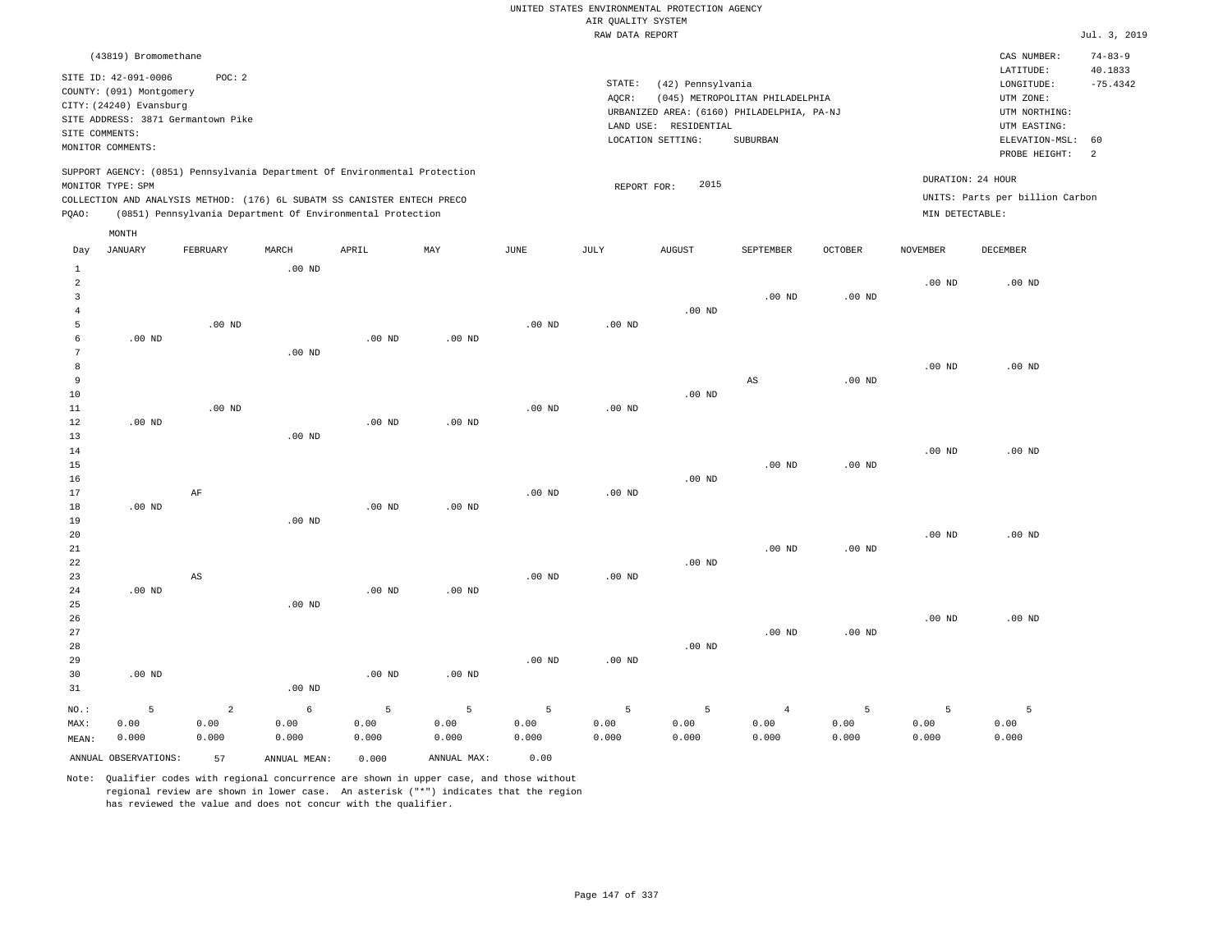UNITED STATES ENVIRONMENTAL PROTECTION AGENCY
AIR QUALITY SYSTEM
RAW DATA REPORT

Jul. 3, 2019

(43819) Bromomethane

SITE ID: 42-091-0006 POC: 2
COUNTY: (091) Montgomery
CITY: (24240) Evansburg
SITE ADDRESS: 3871 Germantown Pike
SITE COMMENTS:
MONITOR COMMENTS:

STATE: (42) Pennsylvania
AQCR: (045) METROPOLITAN PHILADELPHIA
URBANIZED AREA: (6160) PHILADELPHIA, PA-NJ
LAND USE: RESIDENTIAL
LOCATION SETTING: SUBURBAN

CAS NUMBER: 74-83-9
LATITUDE: 40.1833
LONGITUDE: -75.4342
UTM ZONE:
UTM NORTHING:
UTM EASTING:
ELEVATION-MSL: 60
PROBE HEIGHT: 2

SUPPORT AGENCY: (0851) Pennsylvania Department Of Environmental Protection
MONITOR TYPE: SPM
COLLECTION AND ANALYSIS METHOD: (176) 6L SUBATM SS CANISTER ENTECH PRECO
PQAO: (0851) Pennsylvania Department Of Environmental Protection

REPORT FOR: 2015

DURATION: 24 HOUR
UNITS: Parts per billion Carbon
MIN DETECTABLE:

| Day | JANUARY | FEBRUARY | MARCH | APRIL | MAY | JUNE | JULY | AUGUST | SEPTEMBER | OCTOBER | NOVEMBER | DECEMBER |
|---|---|---|---|---|---|---|---|---|---|---|---|---|
| 1 | | | .00 ND | | | | | | | | | |
| 2 | | | | | | | | | | | .00 ND | .00 ND |
| 3 | | | | | | | | | .00 ND | .00 ND | | |
| 4 | | | | | | | | .00 ND | | | | |
| 5 | | .00 ND | | | | .00 ND | .00 ND | | | | | |
| 6 | .00 ND | | | .00 ND | .00 ND | | | | | | | |
| 7 | | | .00 ND | | | | | | | | | |
| 8 | | | | | | | | | | | .00 ND | .00 ND |
| 9 | | | | | | | | | AS | .00 ND | | |
| 10 | | | | | | | | .00 ND | | | | |
| 11 | | .00 ND | | | | .00 ND | .00 ND | | | | | |
| 12 | .00 ND | | | .00 ND | .00 ND | | | | | | | |
| 13 | | | .00 ND | | | | | | | | | |
| 14 | | | | | | | | | | | .00 ND | .00 ND |
| 15 | | | | | | | | | .00 ND | .00 ND | | |
| 16 | | | | | | | | .00 ND | | | | |
| 17 | | AF | | | | .00 ND | .00 ND | | | | | |
| 18 | .00 ND | | | .00 ND | .00 ND | | | | | | | |
| 19 | | | .00 ND | | | | | | | | | |
| 20 | | | | | | | | | | | .00 ND | .00 ND |
| 21 | | | | | | | | | .00 ND | .00 ND | | |
| 22 | | | | | | | | .00 ND | | | | |
| 23 | | AS | | | | .00 ND | .00 ND | | | | | |
| 24 | .00 ND | | | .00 ND | .00 ND | | | | | | | |
| 25 | | | .00 ND | | | | | | | | | |
| 26 | | | | | | | | | | | .00 ND | .00 ND |
| 27 | | | | | | | | | .00 ND | .00 ND | | |
| 28 | | | | | | | | .00 ND | | | | |
| 29 | | | | | | .00 ND | .00 ND | | | | | |
| 30 | .00 ND | | | .00 ND | .00 ND | | | | | | | |
| 31 | | | .00 ND | | | | | | | | | |
| NO.: | 5 | 2 | 6 | 5 | 5 | 5 | 5 | 5 | 4 | 5 | 5 | 5 |
| MAX: | 0.00 | 0.00 | 0.00 | 0.00 | 0.00 | 0.00 | 0.00 | 0.00 | 0.00 | 0.00 | 0.00 | 0.00 |
| MEAN: | 0.000 | 0.000 | 0.000 | 0.000 | 0.000 | 0.000 | 0.000 | 0.000 | 0.000 | 0.000 | 0.000 | 0.000 |

ANNUAL OBSERVATIONS: 57 ANNUAL MEAN: 0.000 ANNUAL MAX: 0.00

Note: Qualifier codes with regional concurrence are shown in upper case, and those without regional review are shown in lower case. An asterisk ("*") indicates that the region has reviewed the value and does not concur with the qualifier.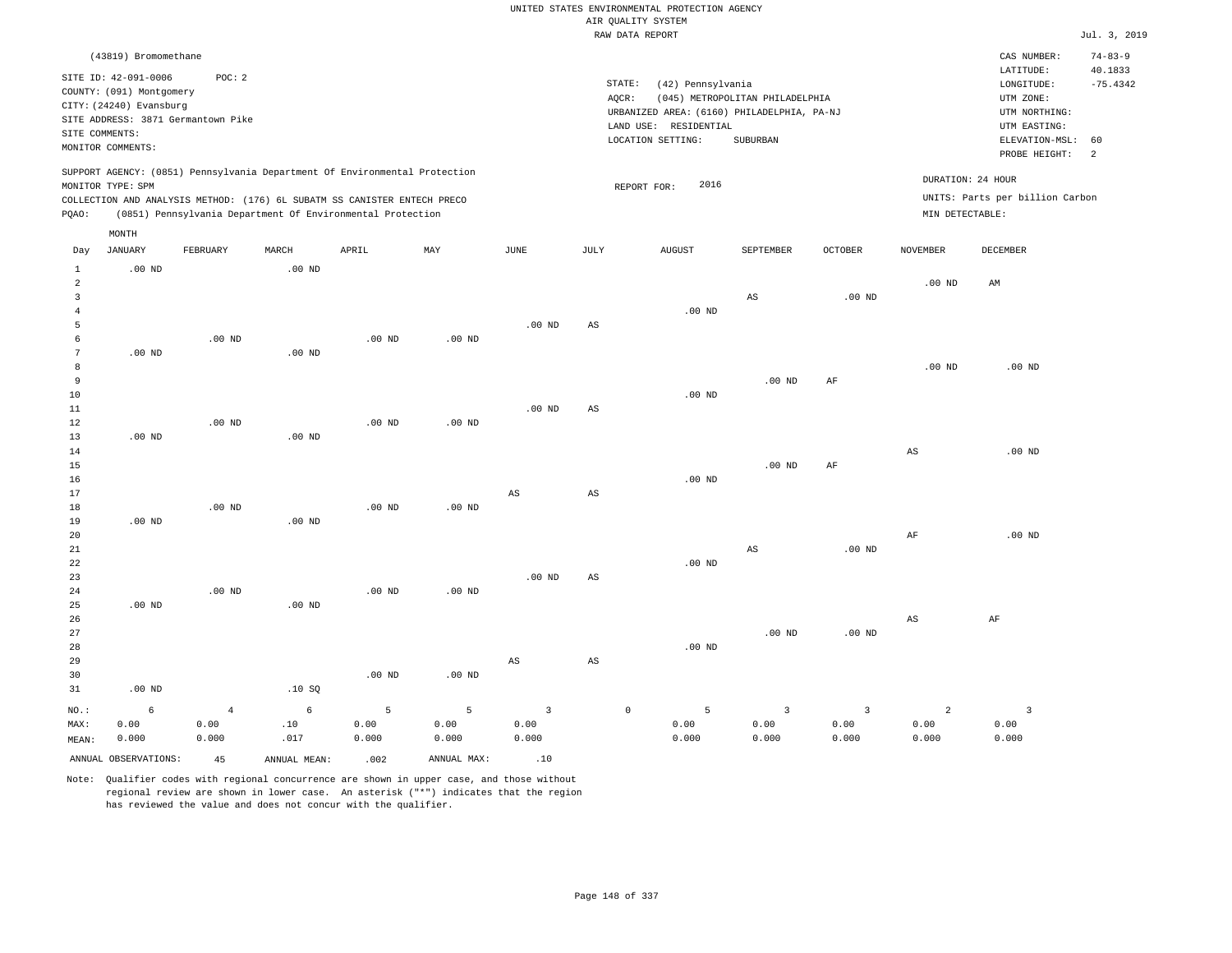UNITED STATES ENVIRONMENTAL PROTECTION AGENCY
AIR QUALITY SYSTEM
RAW DATA REPORT

Jul. 3, 2019

(43819) Bromomethane

SITE ID: 42-091-0006 POC: 2
COUNTY: (091) Montgomery
CITY: (24240) Evansburg
SITE ADDRESS: 3871 Germantown Pike
SITE COMMENTS:
MONITOR COMMENTS:

STATE: (42) Pennsylvania
AQCR: (045) METROPOLITAN PHILADELPHIA
URBANIZED AREA: (6160) PHILADELPHIA, PA-NJ
LAND USE: RESIDENTIAL
LOCATION SETTING: SUBURBAN

CAS NUMBER: 74-83-9
LATITUDE: 40.1833
LONGITUDE: -75.4342
UTM ZONE:
UTM NORTHING:
UTM EASTING:
ELEVATION-MSL: 60
PROBE HEIGHT: 2

SUPPORT AGENCY: (0851) Pennsylvania Department Of Environmental Protection
MONITOR TYPE: SPM
COLLECTION AND ANALYSIS METHOD: (176) 6L SUBATM SS CANISTER ENTECH PRECO
PQAO: (0851) Pennsylvania Department Of Environmental Protection

REPORT FOR: 2016

DURATION: 24 HOUR
UNITS: Parts per billion Carbon
MIN DETECTABLE:

| Day | JANUARY | FEBRUARY | MARCH | APRIL | MAY | JUNE | JULY | AUGUST | SEPTEMBER | OCTOBER | NOVEMBER | DECEMBER |
|---|---|---|---|---|---|---|---|---|---|---|---|---|
| 1 | .00 ND | | .00 ND | | | | | | | | | |
| 2 | | | | | | | | | | | .00 ND | AM |
| 3 | | | | | | | | | AS | .00 ND | | |
| 4 | | | | | | | | .00 ND | | | | |
| 5 | | | | | | .00 ND | AS | | | | | |
| 6 | | .00 ND | | .00 ND | .00 ND | | | | | | | |
| 7 | .00 ND | | .00 ND | | | | | | | | | |
| 8 | | | | | | | | | | | .00 ND | .00 ND |
| 9 | | | | | | | | | .00 ND | AF | | |
| 10 | | | | | | | | .00 ND | | | | |
| 11 | | | | | | .00 ND | AS | | | | | |
| 12 | | .00 ND | | .00 ND | .00 ND | | | | | | | |
| 13 | .00 ND | | .00 ND | | | | | | | | | |
| 14 | | | | | | | | | | | AS | .00 ND |
| 15 | | | | | | | | | .00 ND | AF | | |
| 16 | | | | | | | | .00 ND | | | | |
| 17 | | | | | | AS | AS | | | | | |
| 18 | | .00 ND | | .00 ND | .00 ND | | | | | | | |
| 19 | .00 ND | | .00 ND | | | | | | | | | |
| 20 | | | | | | | | | | | AF | .00 ND |
| 21 | | | | | | | | | AS | .00 ND | | |
| 22 | | | | | | | | .00 ND | | | | |
| 23 | | | | | | .00 ND | AS | | | | | |
| 24 | | .00 ND | | .00 ND | .00 ND | | | | | | | |
| 25 | .00 ND | | .00 ND | | | | | | | | | |
| 26 | | | | | | | | | | | AS | AF |
| 27 | | | | | | | | | .00 ND | .00 ND | | |
| 28 | | | | | | | | .00 ND | | | | |
| 29 | | | | | | AS | AS | | | | | |
| 30 | | | | .00 ND | .00 ND | | | | | | | |
| 31 | .00 ND | | .10 SQ | | | | | | | | | |
| NO.: | 6 | 4 | 6 | 5 | 5 | 3 | 0 | 5 | 3 | 3 | 2 | 3 |
| MAX: | 0.00 | 0.00 | .10 | 0.00 | 0.00 | 0.00 | | 0.00 | 0.00 | 0.00 | 0.00 | 0.00 |
| MEAN: | 0.000 | 0.000 | .017 | 0.000 | 0.000 | 0.000 | | 0.000 | 0.000 | 0.000 | 0.000 | 0.000 |

ANNUAL OBSERVATIONS: 45 ANNUAL MEAN: .002 ANNUAL MAX: .10

Note: Qualifier codes with regional concurrence are shown in upper case, and those without regional review are shown in lower case. An asterisk ("*") indicates that the region has reviewed the value and does not concur with the qualifier.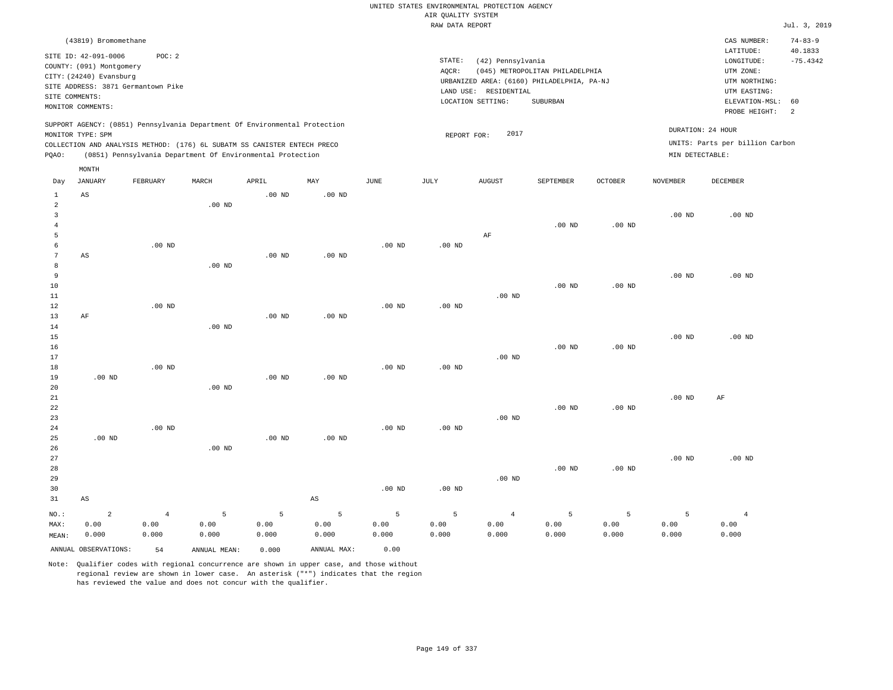UNITED STATES ENVIRONMENTAL PROTECTION AGENCY
AIR QUALITY SYSTEM
RAW DATA REPORT

Jul. 3, 2019

(43819) Bromomethane

SITE ID: 42-091-0006 POC: 2
COUNTY: (091) Montgomery
CITY: (24240) Evansburg
SITE ADDRESS: 3871 Germantown Pike
SITE COMMENTS:
MONITOR COMMENTS:

STATE: (42) Pennsylvania
AQCR: (045) METROPOLITAN PHILADELPHIA
URBANIZED AREA: (6160) PHILADELPHIA, PA-NJ
LAND USE: RESIDENTIAL
LOCATION SETTING: SUBURBAN

CAS NUMBER: 74-83-9
LATITUDE: 40.1833
LONGITUDE: -75.4342
UTM ZONE:
UTM NORTHING:
UTM EASTING:
ELEVATION-MSL: 60
PROBE HEIGHT: 2

SUPPORT AGENCY: (0851) Pennsylvania Department Of Environmental Protection
MONITOR TYPE: SPM
COLLECTION AND ANALYSIS METHOD: (176) 6L SUBATM SS CANISTER ENTECH PRECO
PQAO: (0851) Pennsylvania Department Of Environmental Protection

REPORT FOR: 2017

DURATION: 24 HOUR
UNITS: Parts per billion Carbon
MIN DETECTABLE:

| Day | JANUARY | FEBRUARY | MARCH | APRIL | MAY | JUNE | JULY | AUGUST | SEPTEMBER | OCTOBER | NOVEMBER | DECEMBER |
|---|---|---|---|---|---|---|---|---|---|---|---|---|
| 1 | AS | | | .00 ND | .00 ND | | | | | | | |
| 2 | | | .00 ND | | | | | | | | | |
| 3 | | | | | | | | | | | .00 ND | .00 ND |
| 4 | | | | | | | | | .00 ND | .00 ND | | |
| 5 | | | | | | | | AF | | | | |
| 6 | | .00 ND | | | | .00 ND | .00 ND | | | | | |
| 7 | AS | | | .00 ND | .00 ND | | | | | | | |
| 8 | | | .00 ND | | | | | | | | | |
| 9 | | | | | | | | | | | .00 ND | .00 ND |
| 10 | | | | | | | | | .00 ND | .00 ND | | |
| 11 | | | | | | | | .00 ND | | | | |
| 12 | | .00 ND | | | | .00 ND | .00 ND | | | | | |
| 13 | AF | | | .00 ND | .00 ND | | | | | | | |
| 14 | | | .00 ND | | | | | | | | | |
| 15 | | | | | | | | | | | .00 ND | .00 ND |
| 16 | | | | | | | | | .00 ND | .00 ND | | |
| 17 | | | | | | | | .00 ND | | | | |
| 18 | | .00 ND | | | | .00 ND | .00 ND | | | | | |
| 19 | .00 ND | | | .00 ND | .00 ND | | | | | | | |
| 20 | | | .00 ND | | | | | | | | | |
| 21 | | | | | | | | | | | .00 ND | AF |
| 22 | | | | | | | | | .00 ND | .00 ND | | |
| 23 | | | | | | | | .00 ND | | | | |
| 24 | | .00 ND | | | | .00 ND | .00 ND | | | | | |
| 25 | .00 ND | | | .00 ND | .00 ND | | | | | | | |
| 26 | | | .00 ND | | | | | | | | | |
| 27 | | | | | | | | | | | .00 ND | .00 ND |
| 28 | | | | | | | | | .00 ND | .00 ND | | |
| 29 | | | | | | | | .00 ND | | | | |
| 30 | | | | | | .00 ND | .00 ND | | | | | |
| 31 | AS | | | | AS | | | | | | | |
| NO.: | 2 | 4 | 5 | 5 | 5 | 5 | 5 | 4 | 5 | 5 | 5 | 4 |
| MAX: | 0.00 | 0.00 | 0.00 | 0.00 | 0.00 | 0.00 | 0.00 | 0.00 | 0.00 | 0.00 | 0.00 | 0.00 |
| MEAN: | 0.000 | 0.000 | 0.000 | 0.000 | 0.000 | 0.000 | 0.000 | 0.000 | 0.000 | 0.000 | 0.000 | 0.000 |

ANNUAL OBSERVATIONS: 54 ANNUAL MEAN: 0.000 ANNUAL MAX: 0.00

Note: Qualifier codes with regional concurrence are shown in upper case, and those without regional review are shown in lower case. An asterisk ("*") indicates that the region has reviewed the value and does not concur with the qualifier.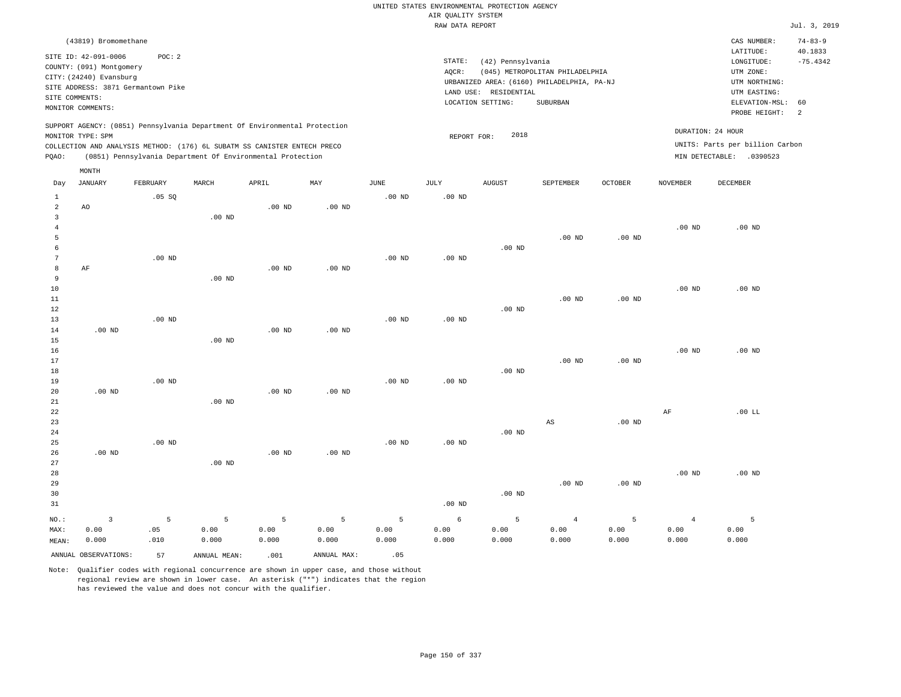UNITED STATES ENVIRONMENTAL PROTECTION AGENCY
AIR QUALITY SYSTEM
RAW DATA REPORT

Jul. 3, 2019

(43819) Bromomethane

SITE ID: 42-091-0006 POC: 2
COUNTY: (091) Montgomery
CITY: (24240) Evansburg
SITE ADDRESS: 3871 Germantown Pike
SITE COMMENTS:
MONITOR COMMENTS:

STATE: (42) Pennsylvania
AQCR: (045) METROPOLITAN PHILADELPHIA
URBANIZED AREA: (6160) PHILADELPHIA, PA-NJ
LAND USE: RESIDENTIAL
LOCATION SETTING: SUBURBAN

CAS NUMBER: 74-83-9
LATITUDE: 40.1833
LONGITUDE: -75.4342
UTM ZONE:
UTM NORTHING:
UTM EASTING:
ELEVATION-MSL: 60
PROBE HEIGHT: 2

SUPPORT AGENCY: (0851) Pennsylvania Department Of Environmental Protection
MONITOR TYPE: SPM
COLLECTION AND ANALYSIS METHOD: (176) 6L SUBATM SS CANISTER ENTECH PRECO
PQAO: (0851) Pennsylvania Department Of Environmental Protection

REPORT FOR: 2018

DURATION: 24 HOUR
UNITS: Parts per billion Carbon
MIN DETECTABLE: .0390523

| Day | JANUARY | FEBRUARY | MARCH | APRIL | MAY | JUNE | JULY | AUGUST | SEPTEMBER | OCTOBER | NOVEMBER | DECEMBER |
|---|---|---|---|---|---|---|---|---|---|---|---|---|
| 1 | | .05 SQ | | | | .00 ND | .00 ND | | | | | |
| 2 | AO | | | .00 ND | .00 ND | | | | | | | |
| 3 | | | .00 ND | | | | | | | | | |
| 4 | | | | | | | | | | | .00 ND | .00 ND |
| 5 | | | | | | | | | .00 ND | .00 ND | | |
| 6 | | | | | | | | .00 ND | | | | |
| 7 | | .00 ND | | | | .00 ND | .00 ND | | | | | |
| 8 | AF | | | .00 ND | .00 ND | | | | | | | |
| 9 | | | .00 ND | | | | | | | | | |
| 10 | | | | | | | | | | | .00 ND | .00 ND |
| 11 | | | | | | | | | .00 ND | .00 ND | | |
| 12 | | | | | | | | .00 ND | | | | |
| 13 | | .00 ND | | | | .00 ND | .00 ND | | | | | |
| 14 | .00 ND | | | .00 ND | .00 ND | | | | | | | |
| 15 | | | .00 ND | | | | | | | | | |
| 16 | | | | | | | | | | | .00 ND | .00 ND |
| 17 | | | | | | | | | .00 ND | .00 ND | | |
| 18 | | | | | | | | .00 ND | | | | |
| 19 | | .00 ND | | | | .00 ND | .00 ND | | | | | |
| 20 | .00 ND | | | .00 ND | .00 ND | | | | | | | |
| 21 | | | .00 ND | | | | | | | | | |
| 22 | | | | | | | | | | | AF | .00 LL |
| 23 | | | | | | | | | AS | .00 ND | | |
| 24 | | | | | | | | .00 ND | | | | |
| 25 | | .00 ND | | | | .00 ND | .00 ND | | | | | |
| 26 | .00 ND | | | .00 ND | .00 ND | | | | | | | |
| 27 | | | .00 ND | | | | | | | | | |
| 28 | | | | | | | | | | | .00 ND | .00 ND |
| 29 | | | | | | | | | .00 ND | .00 ND | | |
| 30 | | | | | | | | .00 ND | | | | |
| 31 | | | | | | | .00 ND | | | | | |
| NO.: | 3 | 5 | 5 | 5 | 5 | 5 | 6 | 5 | 4 | 5 | 4 | 5 |
| MAX: | 0.00 | .05 | 0.00 | 0.00 | 0.00 | 0.00 | 0.00 | 0.00 | 0.00 | 0.00 | 0.00 | 0.00 |
| MEAN: | 0.000 | .010 | 0.000 | 0.000 | 0.000 | 0.000 | 0.000 | 0.000 | 0.000 | 0.000 | 0.000 | 0.000 |

ANNUAL OBSERVATIONS: 57 ANNUAL MEAN: .001 ANNUAL MAX: .05

Note: Qualifier codes with regional concurrence are shown in upper case, and those without regional review are shown in lower case. An asterisk ("*") indicates that the region has reviewed the value and does not concur with the qualifier.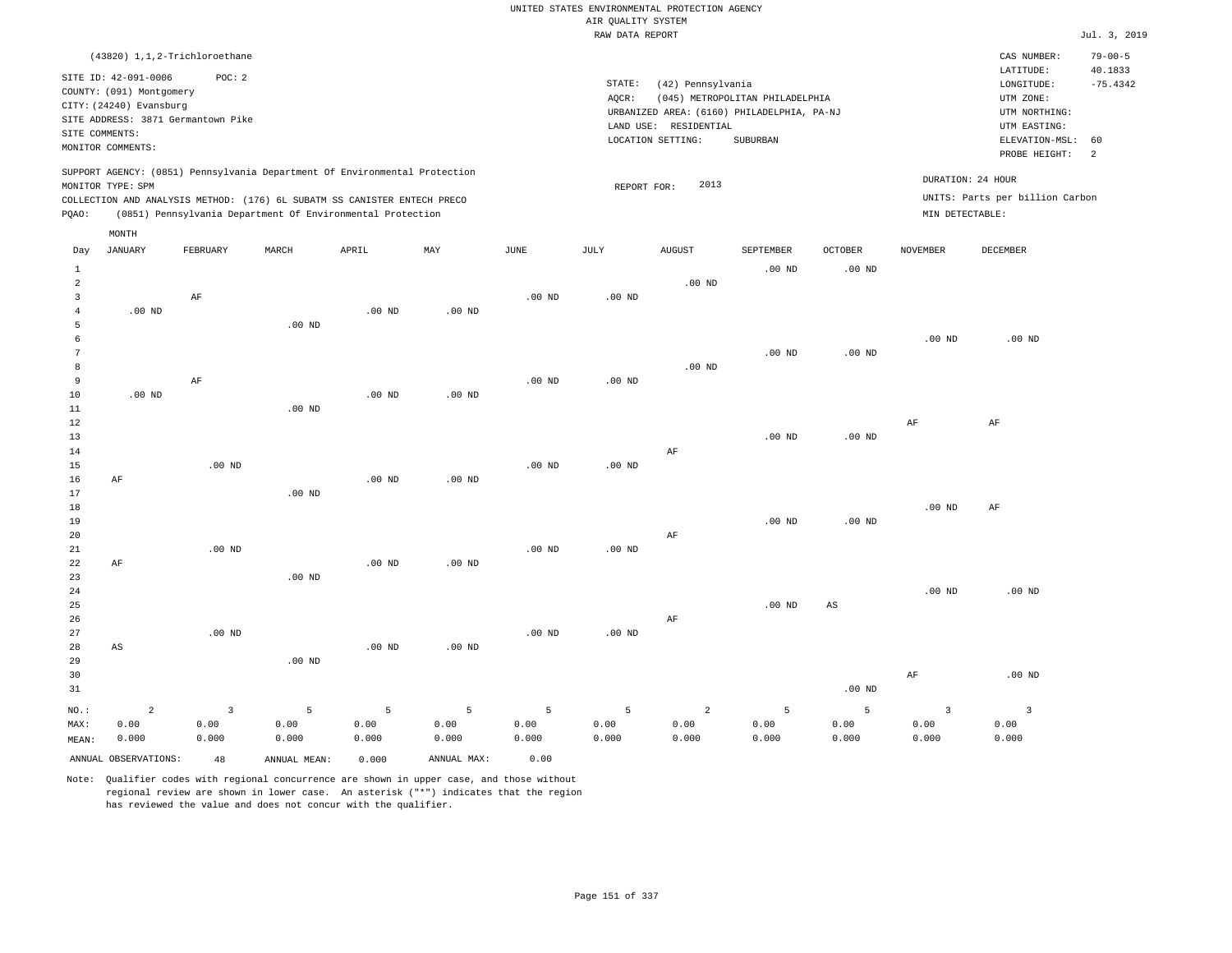UNITED STATES ENVIRONMENTAL PROTECTION AGENCY
AIR QUALITY SYSTEM
RAW DATA REPORT

Jul. 3, 2019

(43820) 1,1,2-Trichloroethane

SITE ID: 42-091-0006 POC: 2
COUNTY: (091) Montgomery
CITY: (24240) Evansburg
SITE ADDRESS: 3871 Germantown Pike
SITE COMMENTS:
MONITOR COMMENTS:

STATE: (42) Pennsylvania
AQCR: (045) METROPOLITAN PHILADELPHIA
URBANIZED AREA: (6160) PHILADELPHIA, PA-NJ
LAND USE: RESIDENTIAL
LOCATION SETTING: SUBURBAN

CAS NUMBER: 79-00-5
LATITUDE: 40.1833
LONGITUDE: -75.4342
UTM ZONE:
UTM NORTHING:
UTM EASTING:
ELEVATION-MSL: 60
PROBE HEIGHT: 2

SUPPORT AGENCY: (0851) Pennsylvania Department Of Environmental Protection
MONITOR TYPE: SPM
COLLECTION AND ANALYSIS METHOD: (176) 6L SUBATM SS CANISTER ENTECH PRECO
PQAO: (0851) Pennsylvania Department Of Environmental Protection

REPORT FOR: 2013

DURATION: 24 HOUR
UNITS: Parts per billion Carbon
MIN DETECTABLE:

| Day | JANUARY | FEBRUARY | MARCH | APRIL | MAY | JUNE | JULY | AUGUST | SEPTEMBER | OCTOBER | NOVEMBER | DECEMBER |
|---|---|---|---|---|---|---|---|---|---|---|---|---|
| 1 | | | | | | | | | .00 ND | .00 ND | | |
| 2 | | | | | | | | .00 ND | | | | |
| 3 | | AF | | | | .00 ND | .00 ND | | | | | |
| 4 | .00 ND | | | .00 ND | .00 ND | | | | | | | |
| 5 | | | .00 ND | | | | | | | | | |
| 6 | | | | | | | | | | | .00 ND | .00 ND |
| 7 | | | | | | | | | .00 ND | .00 ND | | |
| 8 | | | | | | | | .00 ND | | | | |
| 9 | | AF | | | | .00 ND | .00 ND | | | | | |
| 10 | .00 ND | | | .00 ND | .00 ND | | | | | | | |
| 11 | | | .00 ND | | | | | | | | | |
| 12 | | | | | | | | | | | AF | AF |
| 13 | | | | | | | | | .00 ND | .00 ND | | |
| 14 | | | | | | | | AF | | | | |
| 15 | | .00 ND | | | | .00 ND | .00 ND | | | | | |
| 16 | AF | | | .00 ND | .00 ND | | | | | | | |
| 17 | | | .00 ND | | | | | | | | | |
| 18 | | | | | | | | | | | .00 ND | AF |
| 19 | | | | | | | | | .00 ND | .00 ND | | |
| 20 | | | | | | | | AF | | | | |
| 21 | | .00 ND | | | | .00 ND | .00 ND | | | | | |
| 22 | AF | | | .00 ND | .00 ND | | | | | | | |
| 23 | | | .00 ND | | | | | | | | | |
| 24 | | | | | | | | | | | .00 ND | .00 ND |
| 25 | | | | | | | | | .00 ND | AS | | |
| 26 | | | | | | | | AF | | | | |
| 27 | | .00 ND | | | | .00 ND | .00 ND | | | | | |
| 28 | AS | | | .00 ND | .00 ND | | | | | | | |
| 29 | | | .00 ND | | | | | | | | | |
| 30 | | | | | | | | | | | AF | .00 ND |
| 31 | | | | | | | | | | .00 ND | | |
| NO.: | 2 | 3 | 5 | 5 | 5 | 5 | 5 | 2 | 5 | 5 | 3 | 3 |
| MAX: | 0.00 | 0.00 | 0.00 | 0.00 | 0.00 | 0.00 | 0.00 | 0.00 | 0.00 | 0.00 | 0.00 | 0.00 |
| MEAN: | 0.000 | 0.000 | 0.000 | 0.000 | 0.000 | 0.000 | 0.000 | 0.000 | 0.000 | 0.000 | 0.000 | 0.000 |

ANNUAL OBSERVATIONS: 48 ANNUAL MEAN: 0.000 ANNUAL MAX: 0.00

Note: Qualifier codes with regional concurrence are shown in upper case, and those without regional review are shown in lower case. An asterisk ("*") indicates that the region has reviewed the value and does not concur with the qualifier.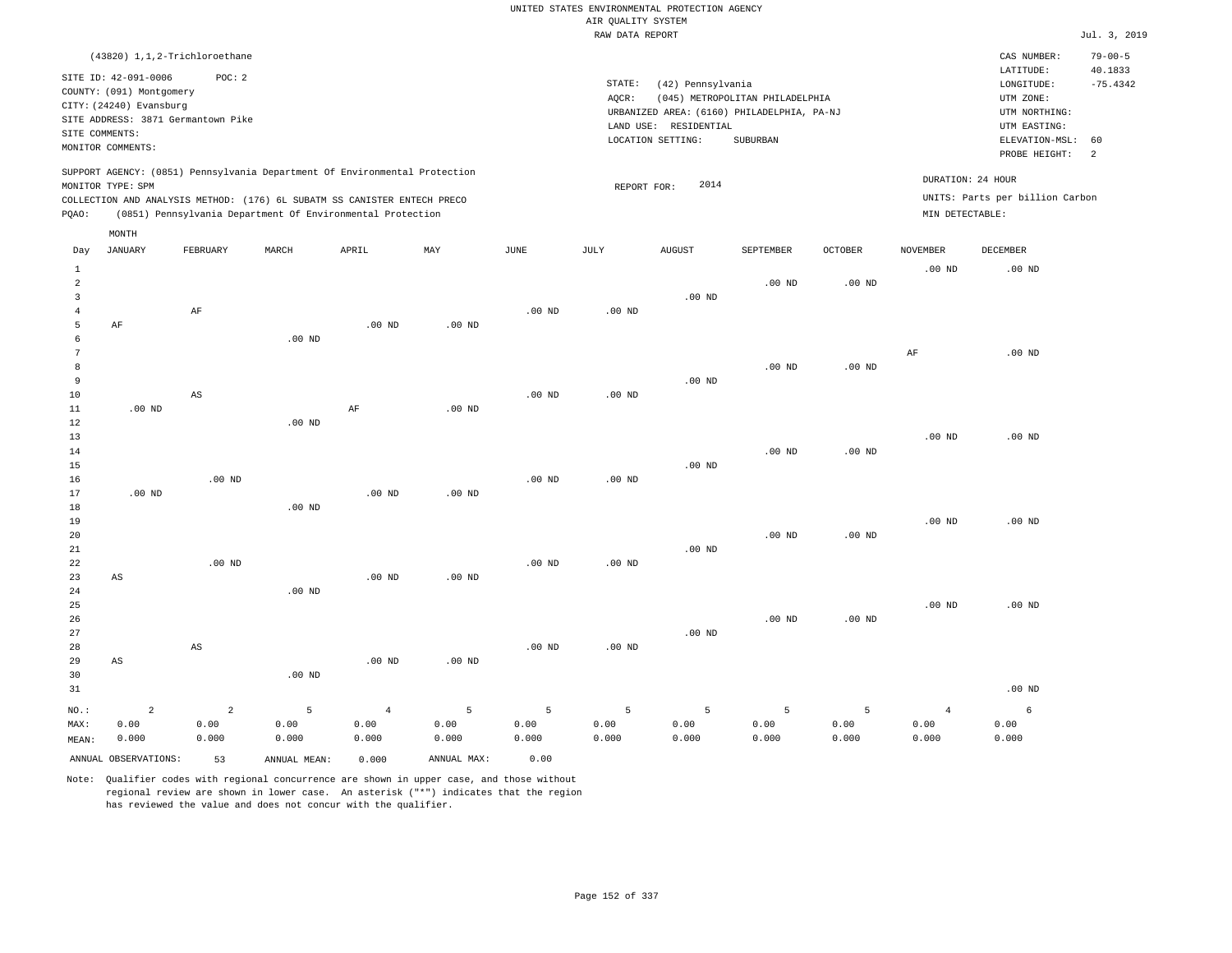UNITED STATES ENVIRONMENTAL PROTECTION AGENCY
AIR QUALITY SYSTEM
RAW DATA REPORT

Jul. 3, 2019

(43820) 1,1,2-Trichloroethane

SITE ID: 42-091-0006 POC: 2
COUNTY: (091) Montgomery
CITY: (24240) Evansburg
SITE ADDRESS: 3871 Germantown Pike
SITE COMMENTS:
MONITOR COMMENTS:

STATE: (42) Pennsylvania
AQCR: (045) METROPOLITAN PHILADELPHIA
URBANIZED AREA: (6160) PHILADELPHIA, PA-NJ
LAND USE: RESIDENTIAL
LOCATION SETTING: SUBURBAN

CAS NUMBER: 79-00-5
LATITUDE: 40.1833
LONGITUDE: -75.4342
UTM ZONE:
UTM NORTHING:
UTM EASTING:
ELEVATION-MSL: 60
PROBE HEIGHT: 2

SUPPORT AGENCY: (0851) Pennsylvania Department Of Environmental Protection
MONITOR TYPE: SPM
COLLECTION AND ANALYSIS METHOD: (176) 6L SUBATM SS CANISTER ENTECH PRECO
PQAO: (0851) Pennsylvania Department Of Environmental Protection

REPORT FOR: 2014

DURATION: 24 HOUR
UNITS: Parts per billion Carbon
MIN DETECTABLE:

| Day | JANUARY | FEBRUARY | MARCH | APRIL | MAY | JUNE | JULY | AUGUST | SEPTEMBER | OCTOBER | NOVEMBER | DECEMBER |
|---|---|---|---|---|---|---|---|---|---|---|---|---|
| 1 | | | | | | | | | | | .00 ND | .00 ND |
| 2 | | | | | | | | | .00 ND | .00 ND | | |
| 3 | | | | | | | | .00 ND | | | | |
| 4 | | AF | | | | .00 ND | .00 ND | | | | | |
| 5 | AF | | | .00 ND | .00 ND | | | | | | | |
| 6 | | | .00 ND | | | | | | | | | |
| 7 | | | | | | | | | | | AF | .00 ND |
| 8 | | | | | | | | | .00 ND | .00 ND | | |
| 9 | | | | | | | | .00 ND | | | | |
| 10 | | AS | | | | .00 ND | .00 ND | | | | | |
| 11 | .00 ND | | | AF | .00 ND | | | | | | | |
| 12 | | | .00 ND | | | | | | | | | |
| 13 | | | | | | | | | | | .00 ND | .00 ND |
| 14 | | | | | | | | | .00 ND | .00 ND | | |
| 15 | | | | | | | | .00 ND | | | | |
| 16 | | .00 ND | | | | .00 ND | .00 ND | | | | | |
| 17 | .00 ND | | | .00 ND | .00 ND | | | | | | | |
| 18 | | | .00 ND | | | | | | | | | |
| 19 | | | | | | | | | | | .00 ND | .00 ND |
| 20 | | | | | | | | | .00 ND | .00 ND | | |
| 21 | | | | | | | | .00 ND | | | | |
| 22 | | .00 ND | | | | .00 ND | .00 ND | | | | | |
| 23 | AS | | | .00 ND | .00 ND | | | | | | | |
| 24 | | | .00 ND | | | | | | | | | |
| 25 | | | | | | | | | | | .00 ND | .00 ND |
| 26 | | | | | | | | | .00 ND | .00 ND | | |
| 27 | | | | | | | | .00 ND | | | | |
| 28 | | AS | | | | .00 ND | .00 ND | | | | | |
| 29 | AS | | | .00 ND | .00 ND | | | | | | | |
| 30 | | | .00 ND | | | | | | | | | |
| 31 | | | | | | | | | | | | .00 ND |
| NO.: | 2 | 2 | 5 | 4 | 5 | 5 | 5 | 5 | 5 | 5 | 4 | 6 |
| MAX: | 0.00 | 0.00 | 0.00 | 0.00 | 0.00 | 0.00 | 0.00 | 0.00 | 0.00 | 0.00 | 0.00 | 0.00 |
| MEAN: | 0.000 | 0.000 | 0.000 | 0.000 | 0.000 | 0.000 | 0.000 | 0.000 | 0.000 | 0.000 | 0.000 | 0.000 |

ANNUAL OBSERVATIONS: 53 ANNUAL MEAN: 0.000 ANNUAL MAX: 0.00

Note: Qualifier codes with regional concurrence are shown in upper case, and those without regional review are shown in lower case. An asterisk ("*") indicates that the region has reviewed the value and does not concur with the qualifier.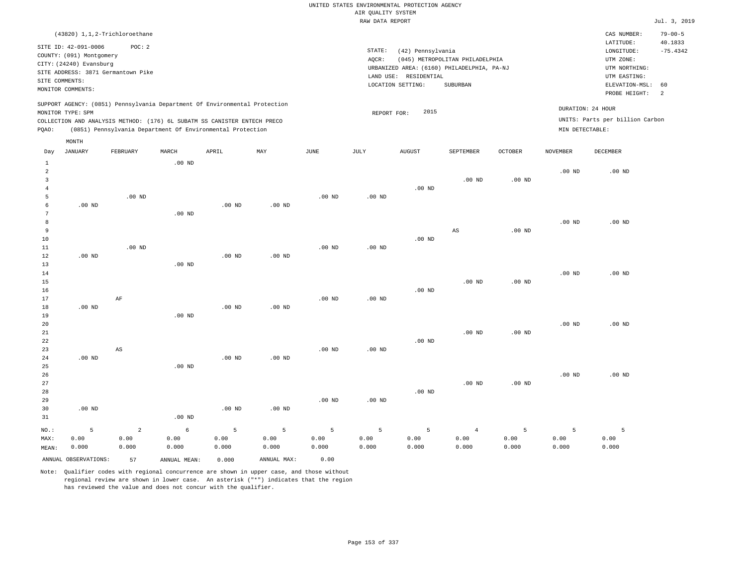UNITED STATES ENVIRONMENTAL PROTECTION AGENCY
AIR QUALITY SYSTEM
RAW DATA REPORT

Jul. 3, 2019

(43820) 1,1,2-Trichloroethane

SITE ID: 42-091-0006 POC: 2
COUNTY: (091) Montgomery
CITY: (24240) Evansburg
SITE ADDRESS: 3871 Germantown Pike
SITE COMMENTS:
MONITOR COMMENTS:

STATE: (42) Pennsylvania
AQCR: (045) METROPOLITAN PHILADELPHIA
URBANIZED AREA: (6160) PHILADELPHIA, PA-NJ
LAND USE: RESIDENTIAL
LOCATION SETTING: SUBURBAN

CAS NUMBER: 79-00-5
LATITUDE: 40.1833
LONGITUDE: -75.4342
UTM ZONE:
UTM NORTHING:
UTM EASTING:
ELEVATION-MSL: 60
PROBE HEIGHT: 2

SUPPORT AGENCY: (0851) Pennsylvania Department Of Environmental Protection
MONITOR TYPE: SPM
COLLECTION AND ANALYSIS METHOD: (176) 6L SUBATM SS CANISTER ENTECH PRECO
PQAO: (0851) Pennsylvania Department Of Environmental Protection

REPORT FOR: 2015

DURATION: 24 HOUR
UNITS: Parts per billion Carbon
MIN DETECTABLE:

| Day | JANUARY | FEBRUARY | MARCH | APRIL | MAY | JUNE | JULY | AUGUST | SEPTEMBER | OCTOBER | NOVEMBER | DECEMBER |
|---|---|---|---|---|---|---|---|---|---|---|---|---|
| 1 | | | .00 ND | | | | | | | | | |
| 2 | | | | | | | | | | | .00 ND | .00 ND |
| 3 | | | | | | | | | .00 ND | .00 ND | | |
| 4 | | | | | | | | .00 ND | | | | |
| 5 | | .00 ND | | | | .00 ND | .00 ND | | | | | |
| 6 | .00 ND | | | .00 ND | .00 ND | | | | | | | |
| 7 | | | .00 ND | | | | | | | | | |
| 8 | | | | | | | | | | | .00 ND | .00 ND |
| 9 | | | | | | | | | AS | .00 ND | | |
| 10 | | | | | | | | .00 ND | | | | |
| 11 | | .00 ND | | | | .00 ND | .00 ND | | | | | |
| 12 | .00 ND | | | .00 ND | .00 ND | | | | | | | |
| 13 | | | .00 ND | | | | | | | | | |
| 14 | | | | | | | | | | | .00 ND | .00 ND |
| 15 | | | | | | | | | .00 ND | .00 ND | | |
| 16 | | | | | | | | .00 ND | | | | |
| 17 | | AF | | | | .00 ND | .00 ND | | | | | |
| 18 | .00 ND | | | .00 ND | .00 ND | | | | | | | |
| 19 | | | .00 ND | | | | | | | | | |
| 20 | | | | | | | | | | | .00 ND | .00 ND |
| 21 | | | | | | | | | .00 ND | .00 ND | | |
| 22 | | | | | | | | .00 ND | | | | |
| 23 | | AS | | | | .00 ND | .00 ND | | | | | |
| 24 | .00 ND | | | .00 ND | .00 ND | | | | | | | |
| 25 | | | .00 ND | | | | | | | | | |
| 26 | | | | | | | | | | | .00 ND | .00 ND |
| 27 | | | | | | | | | .00 ND | .00 ND | | |
| 28 | | | | | | | | .00 ND | | | | |
| 29 | | | | | | .00 ND | .00 ND | | | | | |
| 30 | .00 ND | | | .00 ND | .00 ND | | | | | | | |
| 31 | | | .00 ND | | | | | | | | | |
| NO.: | 5 | 2 | 6 | 5 | 5 | 5 | 5 | 5 | 4 | 5 | 5 | 5 |
| MAX: | 0.00 | 0.00 | 0.00 | 0.00 | 0.00 | 0.00 | 0.00 | 0.00 | 0.00 | 0.00 | 0.00 | 0.00 |
| MEAN: | 0.000 | 0.000 | 0.000 | 0.000 | 0.000 | 0.000 | 0.000 | 0.000 | 0.000 | 0.000 | 0.000 | 0.000 |

ANNUAL OBSERVATIONS: 57 ANNUAL MEAN: 0.000 ANNUAL MAX: 0.00

Note: Qualifier codes with regional concurrence are shown in upper case, and those without regional review are shown in lower case. An asterisk ("*") indicates that the region has reviewed the value and does not concur with the qualifier.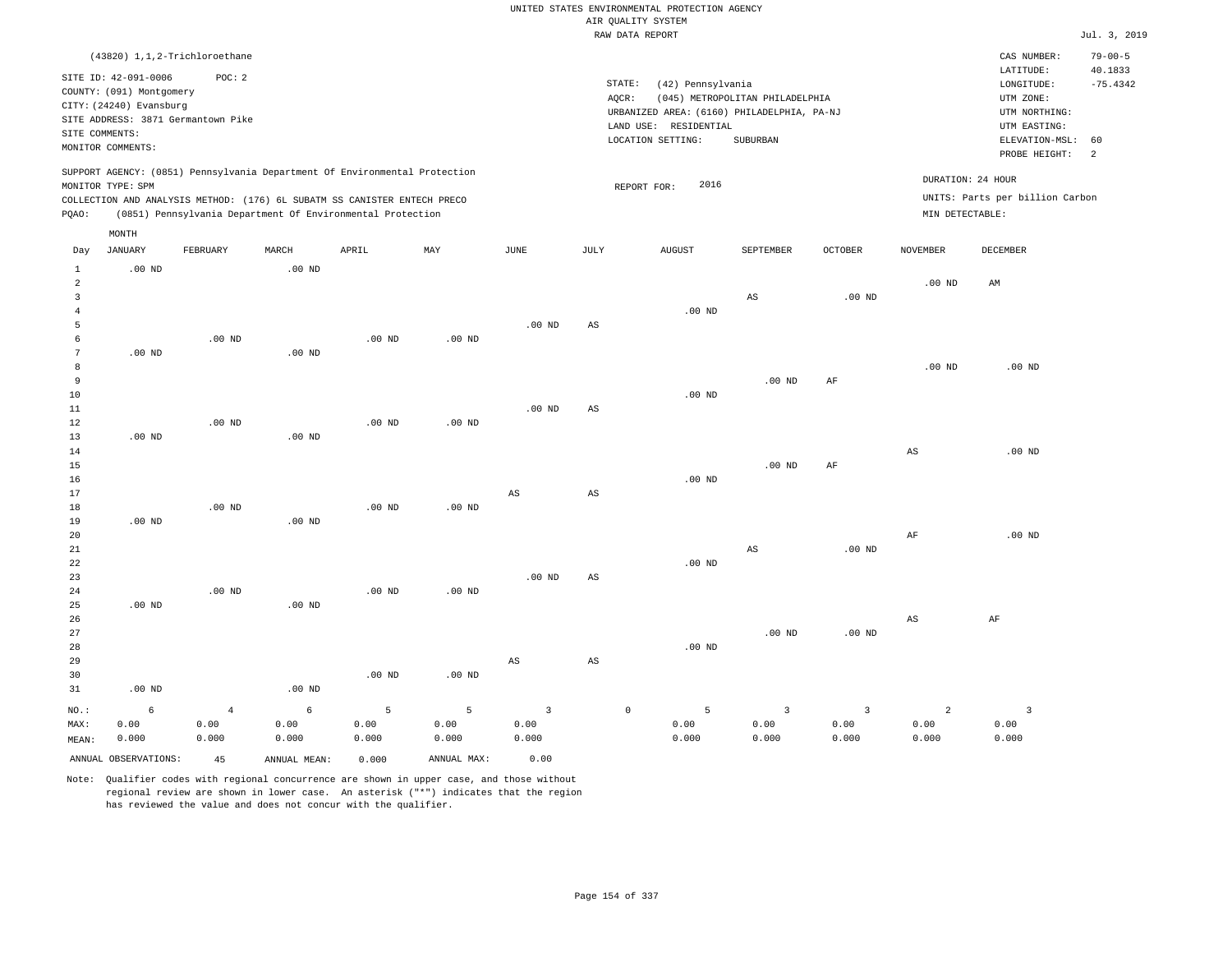UNITED STATES ENVIRONMENTAL PROTECTION AGENCY
AIR QUALITY SYSTEM
RAW DATA REPORT

Jul. 3, 2019

(43820) 1,1,2-Trichloroethane

SITE ID: 42-091-0006 POC: 2
COUNTY: (091) Montgomery
CITY: (24240) Evansburg
SITE ADDRESS: 3871 Germantown Pike
SITE COMMENTS:
MONITOR COMMENTS:

STATE: (42) Pennsylvania
AQCR: (045) METROPOLITAN PHILADELPHIA
URBANIZED AREA: (6160) PHILADELPHIA, PA-NJ
LAND USE: RESIDENTIAL
LOCATION SETTING: SUBURBAN

CAS NUMBER: 79-00-5
LATITUDE: 40.1833
LONGITUDE: -75.4342
UTM ZONE:
UTM NORTHING:
UTM EASTING:
ELEVATION-MSL: 60
PROBE HEIGHT: 2

SUPPORT AGENCY: (0851) Pennsylvania Department Of Environmental Protection
MONITOR TYPE: SPM
COLLECTION AND ANALYSIS METHOD: (176) 6L SUBATM SS CANISTER ENTECH PRECO
PQAO: (0851) Pennsylvania Department Of Environmental Protection

REPORT FOR: 2016

DURATION: 24 HOUR
UNITS: Parts per billion Carbon
MIN DETECTABLE:

| Day | JANUARY | FEBRUARY | MARCH | APRIL | MAY | JUNE | JULY | AUGUST | SEPTEMBER | OCTOBER | NOVEMBER | DECEMBER |
|---|---|---|---|---|---|---|---|---|---|---|---|---|
| 1 | .00 ND | | .00 ND | | | | | | | | | |
| 2 | | | | | | | | | | | .00 ND | AM |
| 3 | | | | | | | | | AS | .00 ND | | |
| 4 | | | | | | | | .00 ND | | | | |
| 5 | | | | | | .00 ND | AS | | | | | |
| 6 | | .00 ND | | .00 ND | .00 ND | | | | | | | |
| 7 | .00 ND | | .00 ND | | | | | | | | | |
| 8 | | | | | | | | | | | .00 ND | .00 ND |
| 9 | | | | | | | | | .00 ND | AF | | |
| 10 | | | | | | | | .00 ND | | | | |
| 11 | | | | | | .00 ND | AS | | | | | |
| 12 | | .00 ND | | .00 ND | .00 ND | | | | | | | |
| 13 | .00 ND | | .00 ND | | | | | | | | | |
| 14 | | | | | | | | | | | AS | .00 ND |
| 15 | | | | | | | | | .00 ND | AF | | |
| 16 | | | | | | | | .00 ND | | | | |
| 17 | | | | | | AS | AS | | | | | |
| 18 | | .00 ND | | .00 ND | .00 ND | | | | | | | |
| 19 | .00 ND | | .00 ND | | | | | | | | | |
| 20 | | | | | | | | | | | AF | .00 ND |
| 21 | | | | | | | | | AS | .00 ND | | |
| 22 | | | | | | | | .00 ND | | | | |
| 23 | | | | | | .00 ND | AS | | | | | |
| 24 | | .00 ND | | .00 ND | .00 ND | | | | | | | |
| 25 | .00 ND | | .00 ND | | | | | | | | | |
| 26 | | | | | | | | | | | AS | AF |
| 27 | | | | | | | | | .00 ND | .00 ND | | |
| 28 | | | | | | | | .00 ND | | | | |
| 29 | | | | | | AS | AS | | | | | |
| 30 | | | | .00 ND | .00 ND | | | | | | | |
| 31 | .00 ND | | .00 ND | | | | | | | | | |
| NO.: | 6 | 4 | 6 | 5 | 5 | 3 | 0 | 5 | 3 | 3 | 2 | 3 |
| MAX: | 0.00 | 0.00 | 0.00 | 0.00 | 0.00 | 0.00 | | 0.00 | 0.00 | 0.00 | 0.00 | 0.00 |
| MEAN: | 0.000 | 0.000 | 0.000 | 0.000 | 0.000 | 0.000 | | 0.000 | 0.000 | 0.000 | 0.000 | 0.000 |

ANNUAL OBSERVATIONS: 45 ANNUAL MEAN: 0.000 ANNUAL MAX: 0.00

Note: Qualifier codes with regional concurrence are shown in upper case, and those without regional review are shown in lower case. An asterisk ("*") indicates that the region has reviewed the value and does not concur with the qualifier.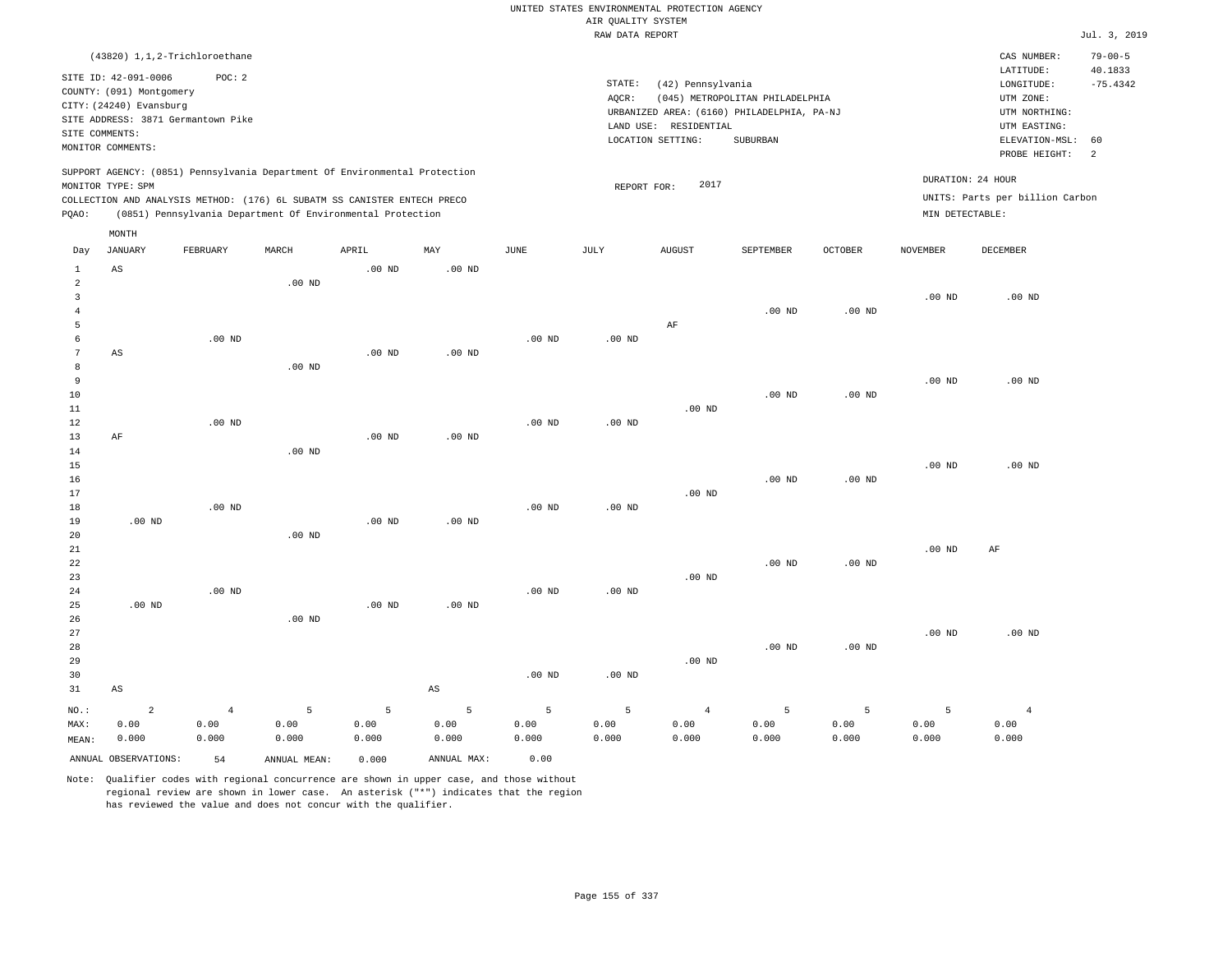UNITED STATES ENVIRONMENTAL PROTECTION AGENCY
AIR QUALITY SYSTEM
RAW DATA REPORT

Jul. 3, 2019

(43820) 1,1,2-Trichloroethane

SITE ID: 42-091-0006 POC: 2
COUNTY: (091) Montgomery
CITY: (24240) Evansburg
SITE ADDRESS: 3871 Germantown Pike
SITE COMMENTS:
MONITOR COMMENTS:

STATE: (42) Pennsylvania
AQCR: (045) METROPOLITAN PHILADELPHIA
URBANIZED AREA: (6160) PHILADELPHIA, PA-NJ
LAND USE: RESIDENTIAL
LOCATION SETTING: SUBURBAN

CAS NUMBER: 79-00-5
LATITUDE: 40.1833
LONGITUDE: -75.4342
UTM ZONE:
UTM NORTHING:
UTM EASTING:
ELEVATION-MSL: 60
PROBE HEIGHT: 2

SUPPORT AGENCY: (0851) Pennsylvania Department Of Environmental Protection
MONITOR TYPE: SPM
COLLECTION AND ANALYSIS METHOD: (176) 6L SUBATM SS CANISTER ENTECH PRECO
PQAO: (0851) Pennsylvania Department Of Environmental Protection

REPORT FOR: 2017

DURATION: 24 HOUR
UNITS: Parts per billion Carbon
MIN DETECTABLE:

| Day | JANUARY | FEBRUARY | MARCH | APRIL | MAY | JUNE | JULY | AUGUST | SEPTEMBER | OCTOBER | NOVEMBER | DECEMBER |
|---|---|---|---|---|---|---|---|---|---|---|---|---|
| 1 | AS | | | .00 ND | .00 ND | | | | | | | |
| 2 | | | .00 ND | | | | | | | | | |
| 3 | | | | | | | | | | | .00 ND | .00 ND |
| 4 | | | | | | | | | .00 ND | .00 ND | | |
| 5 | | | | | | | | AF | | | | |
| 6 | | .00 ND | | | | .00 ND | .00 ND | | | | | |
| 7 | AS | | | .00 ND | .00 ND | | | | | | | |
| 8 | | | .00 ND | | | | | | | | | |
| 9 | | | | | | | | | | | .00 ND | .00 ND |
| 10 | | | | | | | | | .00 ND | .00 ND | | |
| 11 | | | | | | | | .00 ND | | | | |
| 12 | | .00 ND | | | | .00 ND | .00 ND | | | | | |
| 13 | AF | | | .00 ND | .00 ND | | | | | | | |
| 14 | | | .00 ND | | | | | | | | | |
| 15 | | | | | | | | | | | .00 ND | .00 ND |
| 16 | | | | | | | | | .00 ND | .00 ND | | |
| 17 | | | | | | | | .00 ND | | | | |
| 18 | | .00 ND | | | | .00 ND | .00 ND | | | | | |
| 19 | .00 ND | | | .00 ND | .00 ND | | | | | | | |
| 20 | | | .00 ND | | | | | | | | | |
| 21 | | | | | | | | | | | .00 ND | AF |
| 22 | | | | | | | | | .00 ND | .00 ND | | |
| 23 | | | | | | | | .00 ND | | | | |
| 24 | | .00 ND | | | | .00 ND | .00 ND | | | | | |
| 25 | .00 ND | | | .00 ND | .00 ND | | | | | | | |
| 26 | | | .00 ND | | | | | | | | | |
| 27 | | | | | | | | | | | .00 ND | .00 ND |
| 28 | | | | | | | | | .00 ND | .00 ND | | |
| 29 | | | | | | | | .00 ND | | | | |
| 30 | | | | | | .00 ND | .00 ND | | | | | |
| 31 | AS | | | | AS | | | | | | | |
| NO.: | 2 | 4 | 5 | 5 | 5 | 5 | 5 | 4 | 5 | 5 | 5 | 4 |
| MAX: | 0.00 | 0.00 | 0.00 | 0.00 | 0.00 | 0.00 | 0.00 | 0.00 | 0.00 | 0.00 | 0.00 | 0.00 |
| MEAN: | 0.000 | 0.000 | 0.000 | 0.000 | 0.000 | 0.000 | 0.000 | 0.000 | 0.000 | 0.000 | 0.000 | 0.000 |

ANNUAL OBSERVATIONS: 54 ANNUAL MEAN: 0.000 ANNUAL MAX: 0.00

Note: Qualifier codes with regional concurrence are shown in upper case, and those without regional review are shown in lower case. An asterisk ("*") indicates that the region has reviewed the value and does not concur with the qualifier.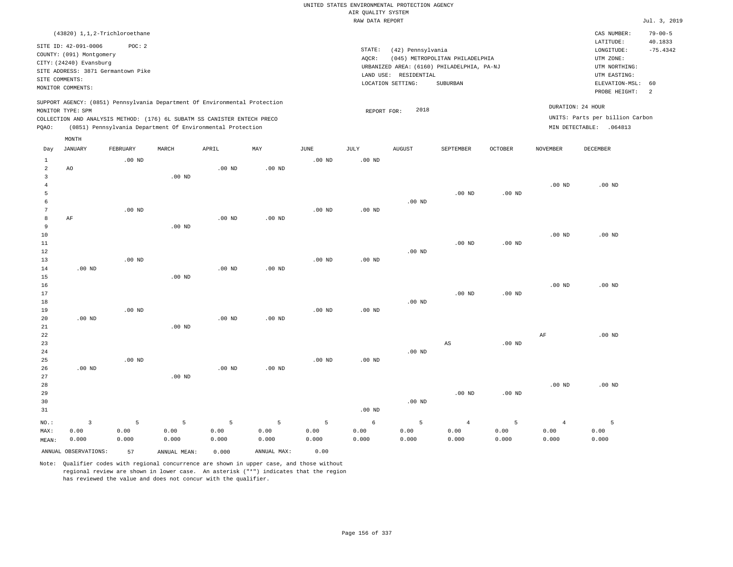UNITED STATES ENVIRONMENTAL PROTECTION AGENCY
AIR QUALITY SYSTEM
RAW DATA REPORT

Jul. 3, 2019

(43820) 1,1,2-Trichloroethane

SITE ID: 42-091-0006 POC: 2
COUNTY: (091) Montgomery
CITY: (24240) Evansburg
SITE ADDRESS: 3871 Germantown Pike
SITE COMMENTS:
MONITOR COMMENTS:

STATE: (42) Pennsylvania
AQCR: (045) METROPOLITAN PHILADELPHIA
URBANIZED AREA: (6160) PHILADELPHIA, PA-NJ
LAND USE: RESIDENTIAL
LOCATION SETTING: SUBURBAN

CAS NUMBER: 79-00-5
LATITUDE: 40.1833
LONGITUDE: -75.4342
UTM ZONE:
UTM NORTHING:
UTM EASTING:
ELEVATION-MSL: 60
PROBE HEIGHT: 2

SUPPORT AGENCY: (0851) Pennsylvania Department Of Environmental Protection
MONITOR TYPE: SPM
COLLECTION AND ANALYSIS METHOD: (176) 6L SUBATM SS CANISTER ENTECH PRECO
PQAO: (0851) Pennsylvania Department Of Environmental Protection

REPORT FOR: 2018

DURATION: 24 HOUR
UNITS: Parts per billion Carbon
MIN DETECTABLE: .064813

| Day | JANUARY | FEBRUARY | MARCH | APRIL | MAY | JUNE | JULY | AUGUST | SEPTEMBER | OCTOBER | NOVEMBER | DECEMBER |
|---|---|---|---|---|---|---|---|---|---|---|---|---|
| 1 | | .00 ND | | | | .00 ND | .00 ND | | | | | |
| 2 | AO | | | .00 ND | .00 ND | | | | | | | |
| 3 | | | .00 ND | | | | | | | | | |
| 4 | | | | | | | | | | | .00 ND | .00 ND |
| 5 | | | | | | | | | .00 ND | .00 ND | | |
| 6 | | | | | | | | .00 ND | | | | |
| 7 | | .00 ND | | | | .00 ND | .00 ND | | | | | |
| 8 | AF | | | .00 ND | .00 ND | | | | | | | |
| 9 | | | .00 ND | | | | | | | | | |
| 10 | | | | | | | | | | | .00 ND | .00 ND |
| 11 | | | | | | | | | .00 ND | .00 ND | | |
| 12 | | | | | | | | .00 ND | | | | |
| 13 | | .00 ND | | | | .00 ND | .00 ND | | | | | |
| 14 | .00 ND | | | .00 ND | .00 ND | | | | | | | |
| 15 | | | .00 ND | | | | | | | | | |
| 16 | | | | | | | | | | | .00 ND | .00 ND |
| 17 | | | | | | | | | .00 ND | .00 ND | | |
| 18 | | | | | | | | .00 ND | | | | |
| 19 | | .00 ND | | | | .00 ND | .00 ND | | | | | |
| 20 | .00 ND | | | .00 ND | .00 ND | | | | | | | |
| 21 | | | .00 ND | | | | | | | | | |
| 22 | | | | | | | | | | | AF | .00 ND |
| 23 | | | | | | | | | AS | .00 ND | | |
| 24 | | | | | | | | .00 ND | | | | |
| 25 | | .00 ND | | | | .00 ND | .00 ND | | | | | |
| 26 | .00 ND | | | .00 ND | .00 ND | | | | | | | |
| 27 | | | .00 ND | | | | | | | | | |
| 28 | | | | | | | | | | | .00 ND | .00 ND |
| 29 | | | | | | | | | .00 ND | .00 ND | | |
| 30 | | | | | | | | .00 ND | | | | |
| 31 | | | | | | | .00 ND | | | | | |
| NO.: | 3 | 5 | 5 | 5 | 5 | 5 | 6 | 5 | 4 | 5 | 4 | 5 |
| MAX: | 0.00 | 0.00 | 0.00 | 0.00 | 0.00 | 0.00 | 0.00 | 0.00 | 0.00 | 0.00 | 0.00 | 0.00 |
| MEAN: | 0.000 | 0.000 | 0.000 | 0.000 | 0.000 | 0.000 | 0.000 | 0.000 | 0.000 | 0.000 | 0.000 | 0.000 |

ANNUAL OBSERVATIONS: 57 ANNUAL MEAN: 0.000 ANNUAL MAX: 0.00

Note: Qualifier codes with regional concurrence are shown in upper case, and those without regional review are shown in lower case. An asterisk ("*") indicates that the region has reviewed the value and does not concur with the qualifier.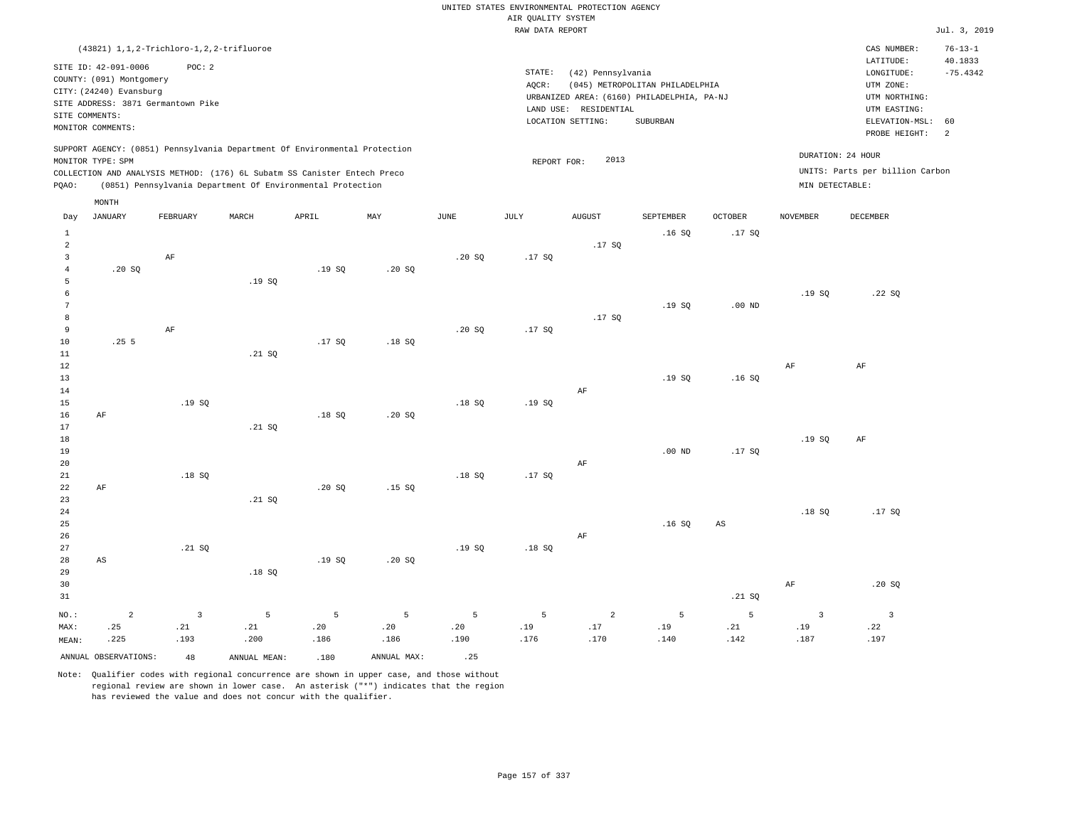UNITED STATES ENVIRONMENTAL PROTECTION AGENCY
AIR QUALITY SYSTEM
RAW DATA REPORT

Jul. 3, 2019

(43821) 1,1,2-Trichloro-1,2,2-trifluoroe

SITE ID: 42-091-0006 POC: 2
COUNTY: (091) Montgomery
CITY: (24240) Evansburg
SITE ADDRESS: 3871 Germantown Pike
SITE COMMENTS:
MONITOR COMMENTS:

STATE: (42) Pennsylvania
AQCR: (045) METROPOLITAN PHILADELPHIA
URBANIZED AREA: (6160) PHILADELPHIA, PA-NJ
LAND USE: RESIDENTIAL
LOCATION SETTING: SUBURBAN

CAS NUMBER: 76-13-1
LATITUDE: 40.1833
LONGITUDE: -75.4342
UTM ZONE:
UTM NORTHING:
UTM EASTING:
ELEVATION-MSL: 60
PROBE HEIGHT: 2

SUPPORT AGENCY: (0851) Pennsylvania Department Of Environmental Protection
MONITOR TYPE: SPM
COLLECTION AND ANALYSIS METHOD: (176) 6L Subatm SS Canister Entech Preco
PQAO: (0851) Pennsylvania Department Of Environmental Protection

REPORT FOR: 2013

DURATION: 24 HOUR
UNITS: Parts per billion Carbon
MIN DETECTABLE:

| Day | JANUARY | FEBRUARY | MARCH | APRIL | MAY | JUNE | JULY | AUGUST | SEPTEMBER | OCTOBER | NOVEMBER | DECEMBER |
|---|---|---|---|---|---|---|---|---|---|---|---|---|
| 1 | | | | | | | | | .16 SQ | .17 SQ | | |
| 2 | | | | | | | | .17 SQ | | | | |
| 3 | | AF | | | | .20 SQ | .17 SQ | | | | | |
| 4 | .20 SQ | | | .19 SQ | .20 SQ | | | | | | | |
| 5 | | | .19 SQ | | | | | | | | | |
| 6 | | | | | | | | | | | .19 SQ | .22 SQ |
| 7 | | | | | | | | | .19 SQ | .00 ND | | |
| 8 | | | | | | | | .17 SQ | | | | |
| 9 | | AF | | | | .20 SQ | .17 SQ | | | | | |
| 10 | .25 5 | | | .17 SQ | .18 SQ | | | | | | | |
| 11 | | | .21 SQ | | | | | | | | | |
| 12 | | | | | | | | | | | AF | AF |
| 13 | | | | | | | | | .19 SQ | .16 SQ | | |
| 14 | | | | | | | | AF | | | | |
| 15 | | .19 SQ | | | | .18 SQ | .19 SQ | | | | | |
| 16 | AF | | | .18 SQ | .20 SQ | | | | | | | |
| 17 | | | .21 SQ | | | | | | | | | |
| 18 | | | | | | | | | | | .19 SQ | AF |
| 19 | | | | | | | | | .00 ND | .17 SQ | | |
| 20 | | | | | | | | AF | | | | |
| 21 | | .18 SQ | | | | .18 SQ | .17 SQ | | | | | |
| 22 | AF | | | .20 SQ | .15 SQ | | | | | | | |
| 23 | | | .21 SQ | | | | | | | | | |
| 24 | | | | | | | | | | | .18 SQ | .17 SQ |
| 25 | | | | | | | | | .16 SQ | AS | | |
| 26 | | | | | | | | AF | | | | |
| 27 | | .21 SQ | | | | .19 SQ | .18 SQ | | | | | |
| 28 | AS | | | .19 SQ | .20 SQ | | | | | | | |
| 29 | | | .18 SQ | | | | | | | | | |
| 30 | | | | | | | | | | | AF | .20 SQ |
| 31 | | | | | | | | | | .21 SQ | | |
| NO.: | 2 | 3 | 5 | 5 | 5 | 5 | 5 | 2 | 5 | 5 | 3 | 3 |
| MAX: | .25 | .21 | .21 | .20 | .20 | .20 | .19 | .17 | .19 | .21 | .19 | .22 |
| MEAN: | .225 | .193 | .200 | .186 | .186 | .190 | .176 | .170 | .140 | .142 | .187 | .197 |

ANNUAL OBSERVATIONS: 48 ANNUAL MEAN: .180 ANNUAL MAX: .25

Note: Qualifier codes with regional concurrence are shown in upper case, and those without regional review are shown in lower case. An asterisk ("*") indicates that the region has reviewed the value and does not concur with the qualifier.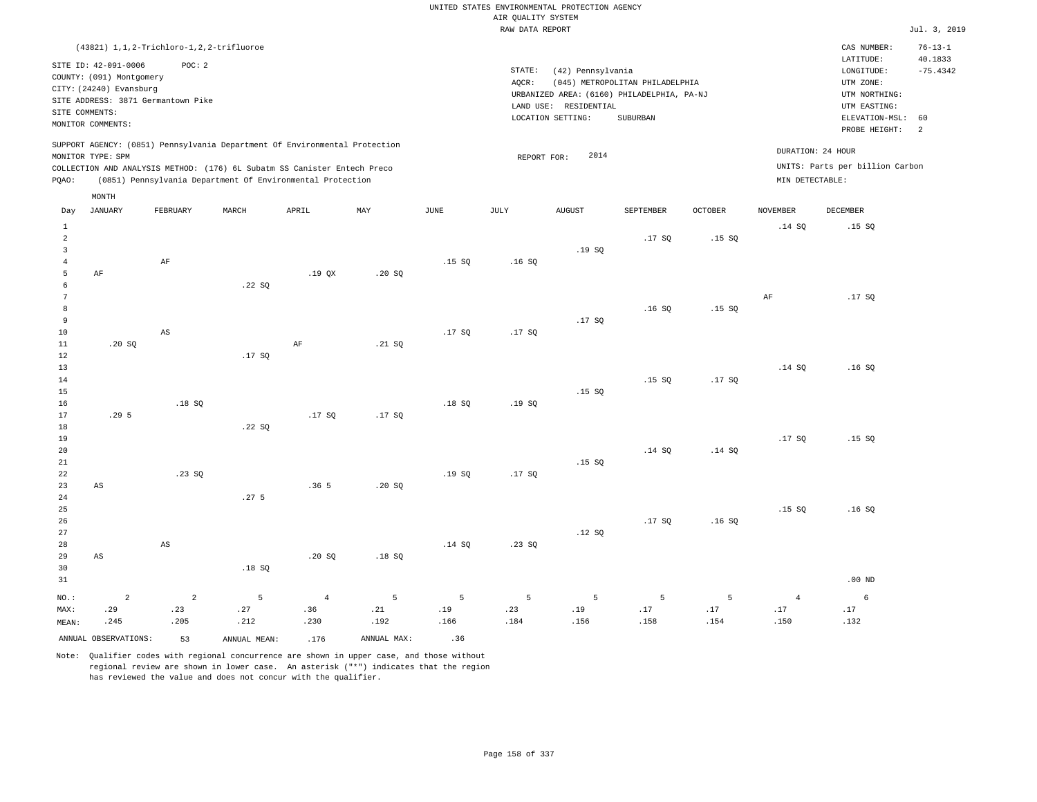UNITED STATES ENVIRONMENTAL PROTECTION AGENCY
AIR QUALITY SYSTEM
RAW DATA REPORT

Jul. 3, 2019

(43821) 1,1,2-Trichloro-1,2,2-trifluoroe

SITE ID: 42-091-0006 POC: 2
COUNTY: (091) Montgomery
CITY: (24240) Evansburg
SITE ADDRESS: 3871 Germantown Pike
SITE COMMENTS:
MONITOR COMMENTS:

STATE: (42) Pennsylvania
AQCR: (045) METROPOLITAN PHILADELPHIA
URBANIZED AREA: (6160) PHILADELPHIA, PA-NJ
LAND USE: RESIDENTIAL
LOCATION SETTING: SUBURBAN

CAS NUMBER: 76-13-1
LATITUDE: 40.1833
LONGITUDE: -75.4342
UTM ZONE:
UTM NORTHING:
UTM EASTING:
ELEVATION-MSL: 60
PROBE HEIGHT: 2

SUPPORT AGENCY: (0851) Pennsylvania Department Of Environmental Protection
MONITOR TYPE: SPM
COLLECTION AND ANALYSIS METHOD: (176) 6L Subatm SS Canister Entech Preco
PQAO: (0851) Pennsylvania Department Of Environmental Protection

REPORT FOR: 2014

DURATION: 24 HOUR
UNITS: Parts per billion Carbon
MIN DETECTABLE:

| Day | JANUARY | FEBRUARY | MARCH | APRIL | MAY | JUNE | JULY | AUGUST | SEPTEMBER | OCTOBER | NOVEMBER | DECEMBER |
|---|---|---|---|---|---|---|---|---|---|---|---|---|
| 1 | | | | | | | | | | | .14 SQ | .15 SQ |
| 2 | | | | | | | | | .17 SQ | .15 SQ | | |
| 3 | | | | | | | | .19 SQ | | | | |
| 4 | | AF | | | | .15 SQ | .16 SQ | | | | | |
| 5 | AF | | | .19 QX | .20 SQ | | | | | | | |
| 6 | | | .22 SQ | | | | | | | | | |
| 7 | | | | | | | | | | | AF | .17 SQ |
| 8 | | | | | | | | | .16 SQ | .15 SQ | | |
| 9 | | | | | | | | .17 SQ | | | | |
| 10 | | AS | | | | .17 SQ | .17 SQ | | | | | |
| 11 | .20 SQ | | | AF | .21 SQ | | | | | | | |
| 12 | | | .17 SQ | | | | | | | | | |
| 13 | | | | | | | | | | | .14 SQ | .16 SQ |
| 14 | | | | | | | | | .15 SQ | .17 SQ | | |
| 15 | | | | | | | | .15 SQ | | | | |
| 16 | | .18 SQ | | | | .18 SQ | .19 SQ | | | | | |
| 17 | .29 5 | | | .17 SQ | .17 SQ | | | | | | | |
| 18 | | | .22 SQ | | | | | | | | | |
| 19 | | | | | | | | | | | .17 SQ | .15 SQ |
| 20 | | | | | | | | | .14 SQ | .14 SQ | | |
| 21 | | | | | | | | .15 SQ | | | | |
| 22 | | .23 SQ | | | | .19 SQ | .17 SQ | | | | | |
| 23 | AS | | | .36 5 | .20 SQ | | | | | | | |
| 24 | | | .27 5 | | | | | | | | | |
| 25 | | | | | | | | | | | .15 SQ | .16 SQ |
| 26 | | | | | | | | | .17 SQ | .16 SQ | | |
| 27 | | | | | | | | .12 SQ | | | | |
| 28 | | AS | | | | .14 SQ | .23 SQ | | | | | |
| 29 | AS | | | .20 SQ | .18 SQ | | | | | | | |
| 30 | | | .18 SQ | | | | | | | | | |
| 31 | | | | | | | | | | | | .00 ND |
| NO.: | 2 | 2 | 5 | 4 | 5 | 5 | 5 | 5 | 5 | 5 | 4 | 6 |
| MAX: | .29 | .23 | .27 | .36 | .21 | .19 | .23 | .19 | .17 | .17 | .17 | .17 |
| MEAN: | .245 | .205 | .212 | .230 | .192 | .166 | .184 | .156 | .158 | .154 | .150 | .132 |

ANNUAL OBSERVATIONS: 53 ANNUAL MEAN: .176 ANNUAL MAX: .36

Note: Qualifier codes with regional concurrence are shown in upper case, and those without regional review are shown in lower case. An asterisk ("*") indicates that the region has reviewed the value and does not concur with the qualifier.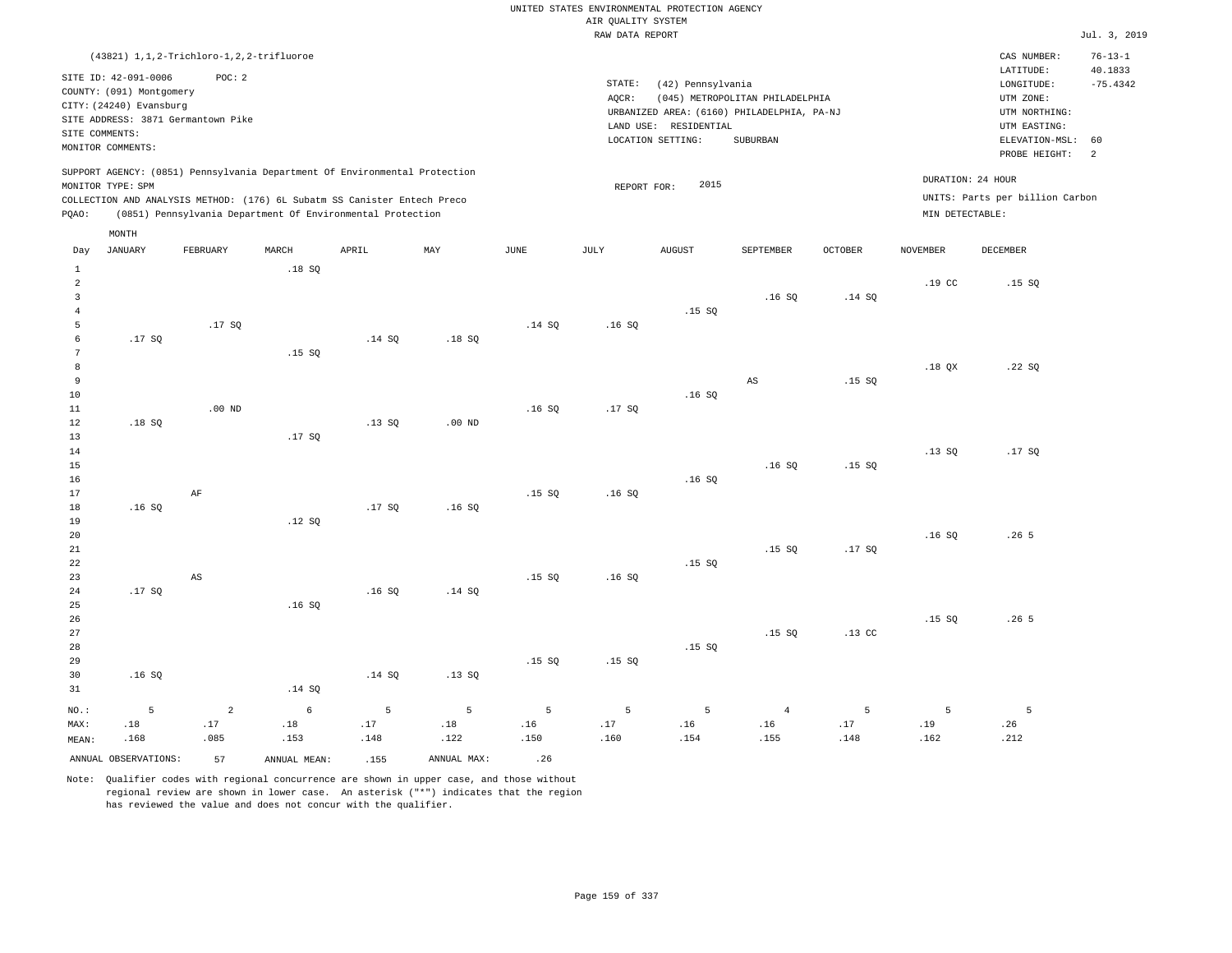UNITED STATES ENVIRONMENTAL PROTECTION AGENCY
AIR QUALITY SYSTEM
RAW DATA REPORT

Jul. 3, 2019

(43821) 1,1,2-Trichloro-1,2,2-trifluoroe

SITE ID: 42-091-0006 POC: 2
COUNTY: (091) Montgomery
CITY: (24240) Evansburg
SITE ADDRESS: 3871 Germantown Pike
SITE COMMENTS:
MONITOR COMMENTS:

STATE: (42) Pennsylvania
AQCR: (045) METROPOLITAN PHILADELPHIA
URBANIZED AREA: (6160) PHILADELPHIA, PA-NJ
LAND USE: RESIDENTIAL
LOCATION SETTING: SUBURBAN

CAS NUMBER: 76-13-1
LATITUDE: 40.1833
LONGITUDE: -75.4342
UTM ZONE:
UTM NORTHING:
UTM EASTING:
ELEVATION-MSL: 60
PROBE HEIGHT: 2

SUPPORT AGENCY: (0851) Pennsylvania Department Of Environmental Protection
MONITOR TYPE: SPM
COLLECTION AND ANALYSIS METHOD: (176) 6L Subatm SS Canister Entech Preco
PQAO: (0851) Pennsylvania Department Of Environmental Protection

REPORT FOR: 2015

DURATION: 24 HOUR
UNITS: Parts per billion Carbon
MIN DETECTABLE:

| Day | JANUARY | FEBRUARY | MARCH | APRIL | MAY | JUNE | JULY | AUGUST | SEPTEMBER | OCTOBER | NOVEMBER | DECEMBER |
|---|---|---|---|---|---|---|---|---|---|---|---|---|
| 1 | | | .18 SQ | | | | | | | | | |
| 2 | | | | | | | | | | | .19 CC | .15 SQ |
| 3 | | | | | | | | | .16 SQ | .14 SQ | | |
| 4 | | | | | | | | .15 SQ | | | | |
| 5 | | .17 SQ | | | | .14 SQ | .16 SQ | | | | | |
| 6 | .17 SQ | | | .14 SQ | .18 SQ | | | | | | | |
| 7 | | | .15 SQ | | | | | | | | | |
| 8 | | | | | | | | | | | .18 QX | .22 SQ |
| 9 | | | | | | | | | AS | .15 SQ | | |
| 10 | | | | | | | | .16 SQ | | | | |
| 11 | | .00 ND | | | | .16 SQ | .17 SQ | | | | | |
| 12 | .18 SQ | | | .13 SQ | .00 ND | | | | | | | |
| 13 | | | .17 SQ | | | | | | | | | |
| 14 | | | | | | | | | | | .13 SQ | .17 SQ |
| 15 | | | | | | | | | .16 SQ | .15 SQ | | |
| 16 | | | | | | | | .16 SQ | | | | |
| 17 | | AF | | | | .15 SQ | .16 SQ | | | | | |
| 18 | .16 SQ | | | .17 SQ | .16 SQ | | | | | | | |
| 19 | | | .12 SQ | | | | | | | | | |
| 20 | | | | | | | | | | | .16 SQ | .26 5 |
| 21 | | | | | | | | | .15 SQ | .17 SQ | | |
| 22 | | | | | | | | .15 SQ | | | | |
| 23 | | AS | | | | .15 SQ | .16 SQ | | | | | |
| 24 | .17 SQ | | | .16 SQ | .14 SQ | | | | | | | |
| 25 | | | .16 SQ | | | | | | | | | |
| 26 | | | | | | | | | | | .15 SQ | .26 5 |
| 27 | | | | | | | | | .15 SQ | .13 CC | | |
| 28 | | | | | | | | .15 SQ | | | | |
| 29 | | | | | | .15 SQ | .15 SQ | | | | | |
| 30 | .16 SQ | | | .14 SQ | .13 SQ | | | | | | | |
| 31 | | | .14 SQ | | | | | | | | | |
| NO.: | 5 | 2 | 6 | 5 | 5 | 5 | 5 | 5 | 4 | 5 | 5 | 5 |
| MAX: | .18 | .17 | .18 | .17 | .18 | .16 | .17 | .16 | .16 | .17 | .19 | .26 |
| MEAN: | .168 | .085 | .153 | .148 | .122 | .150 | .160 | .154 | .155 | .148 | .162 | .212 |

ANNUAL OBSERVATIONS: 57 ANNUAL MEAN: .155 ANNUAL MAX: .26

Note: Qualifier codes with regional concurrence are shown in upper case, and those without regional review are shown in lower case. An asterisk ("*") indicates that the region has reviewed the value and does not concur with the qualifier.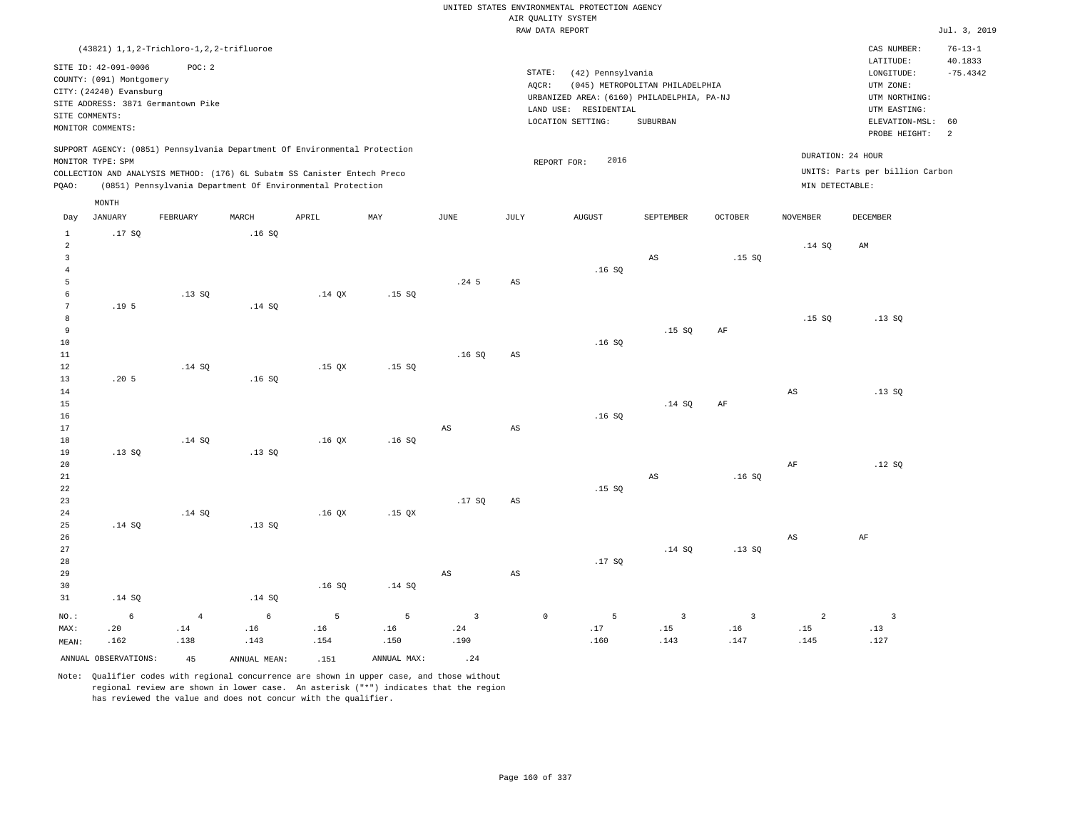UNITED STATES ENVIRONMENTAL PROTECTION AGENCY
AIR QUALITY SYSTEM
RAW DATA REPORT

Jul. 3, 2019

(43821) 1,1,2-Trichloro-1,2,2-trifluoroe

SITE ID: 42-091-0006 POC: 2
COUNTY: (091) Montgomery
CITY: (24240) Evansburg
SITE ADDRESS: 3871 Germantown Pike
SITE COMMENTS:
MONITOR COMMENTS:

STATE: (42) Pennsylvania
AQCR: (045) METROPOLITAN PHILADELPHIA
URBANIZED AREA: (6160) PHILADELPHIA, PA-NJ
LAND USE: RESIDENTIAL
LOCATION SETTING: SUBURBAN

CAS NUMBER: 76-13-1
LATITUDE: 40.1833
LONGITUDE: -75.4342
UTM ZONE:
UTM NORTHING:
UTM EASTING:
ELEVATION-MSL: 60
PROBE HEIGHT: 2

SUPPORT AGENCY: (0851) Pennsylvania Department Of Environmental Protection
MONITOR TYPE: SPM
COLLECTION AND ANALYSIS METHOD: (176) 6L Subatm SS Canister Entech Preco
PQAO: (0851) Pennsylvania Department Of Environmental Protection

REPORT FOR: 2016

DURATION: 24 HOUR
UNITS: Parts per billion Carbon
MIN DETECTABLE:

| Day | JANUARY | FEBRUARY | MARCH | APRIL | MAY | JUNE | JULY | AUGUST | SEPTEMBER | OCTOBER | NOVEMBER | DECEMBER |
|---|---|---|---|---|---|---|---|---|---|---|---|---|
| 1 | .17 SQ | | .16 SQ | | | | | | | | | |
| 2 | | | | | | | | | | | .14 SQ | AM |
| 3 | | | | | | | | | AS | .15 SQ | | |
| 4 | | | | | | | | .16 SQ | | | | |
| 5 | | | | | | .24 5 | AS | | | | | |
| 6 | | .13 SQ | | .14 QX | .15 SQ | | | | | | | |
| 7 | .19 5 | | .14 SQ | | | | | | | | | |
| 8 | | | | | | | | | | | .15 SQ | .13 SQ |
| 9 | | | | | | | | | .15 SQ | AF | | |
| 10 | | | | | | | | .16 SQ | | | | |
| 11 | | | | | | .16 SQ | AS | | | | | |
| 12 | | .14 SQ | | .15 QX | .15 SQ | | | | | | | |
| 13 | .20 5 | | .16 SQ | | | | | | | | | |
| 14 | | | | | | | | | | | AS | .13 SQ |
| 15 | | | | | | | | | .14 SQ | AF | | |
| 16 | | | | | | | | .16 SQ | | | | |
| 17 | | | | | | AS | AS | | | | | |
| 18 | | .14 SQ | | .16 QX | .16 SQ | | | | | | | |
| 19 | .13 SQ | | .13 SQ | | | | | | | | | |
| 20 | | | | | | | | | | | AF | .12 SQ |
| 21 | | | | | | | | | AS | .16 SQ | | |
| 22 | | | | | | | | .15 SQ | | | | |
| 23 | | | | | | .17 SQ | AS | | | | | |
| 24 | | .14 SQ | | .16 QX | .15 QX | | | | | | | |
| 25 | .14 SQ | | .13 SQ | | | | | | | | | |
| 26 | | | | | | | | | | | AS | AF |
| 27 | | | | | | | | | .14 SQ | .13 SQ | | |
| 28 | | | | | | | | .17 SQ | | | | |
| 29 | | | | | | AS | AS | | | | | |
| 30 | | | | .16 SQ | .14 SQ | | | | | | | |
| 31 | .14 SQ | | .14 SQ | | | | | | | | | |
| NO.: | 6 | 4 | 6 | 5 | 5 | 3 | 0 | 5 | 3 | 3 | 2 | 3 |
| MAX: | .20 | .14 | .16 | .16 | .16 | .24 | | .17 | .15 | .16 | .15 | .13 |
| MEAN: | .162 | .138 | .143 | .154 | .150 | .190 | | .160 | .143 | .147 | .145 | .127 |

ANNUAL OBSERVATIONS: 45 ANNUAL MEAN: .151 ANNUAL MAX: .24

Note: Qualifier codes with regional concurrence are shown in upper case, and those without regional review are shown in lower case. An asterisk ("*") indicates that the region has reviewed the value and does not concur with the qualifier.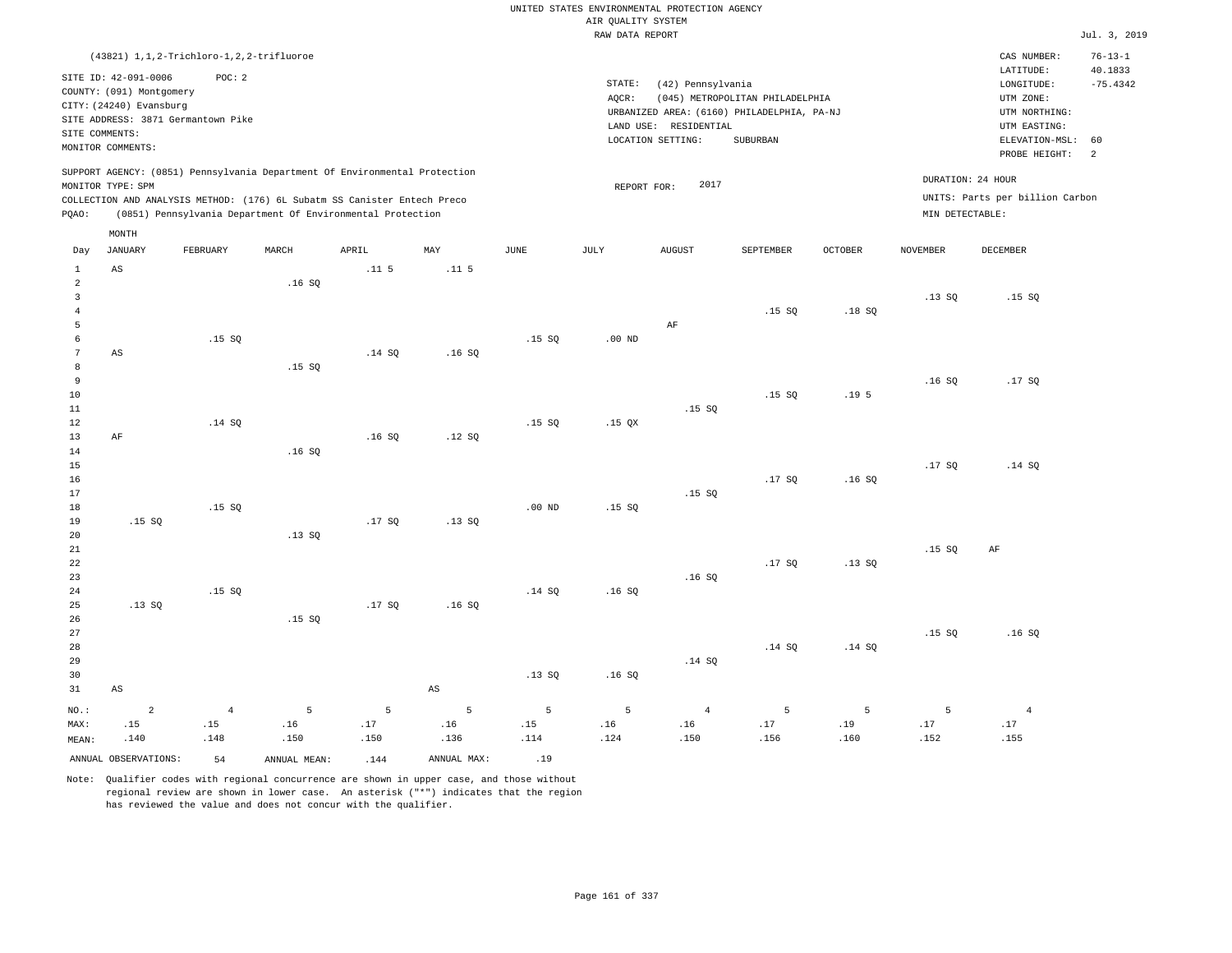UNITED STATES ENVIRONMENTAL PROTECTION AGENCY
AIR QUALITY SYSTEM
RAW DATA REPORT

Jul. 3, 2019

(43821) 1,1,2-Trichloro-1,2,2-trifluoroe

SITE ID: 42-091-0006 POC: 2
COUNTY: (091) Montgomery
CITY: (24240) Evansburg
SITE ADDRESS: 3871 Germantown Pike
SITE COMMENTS:
MONITOR COMMENTS:

STATE: (42) Pennsylvania
AQCR: (045) METROPOLITAN PHILADELPHIA
URBANIZED AREA: (6160) PHILADELPHIA, PA-NJ
LAND USE: RESIDENTIAL
LOCATION SETTING: SUBURBAN

CAS NUMBER: 76-13-1
LATITUDE: 40.1833
LONGITUDE: -75.4342
UTM ZONE:
UTM NORTHING:
UTM EASTING:
ELEVATION-MSL: 60
PROBE HEIGHT: 2

SUPPORT AGENCY: (0851) Pennsylvania Department Of Environmental Protection
MONITOR TYPE: SPM
COLLECTION AND ANALYSIS METHOD: (176) 6L Subatm SS Canister Entech Preco
PQAO: (0851) Pennsylvania Department Of Environmental Protection

REPORT FOR: 2017

DURATION: 24 HOUR
UNITS: Parts per billion Carbon
MIN DETECTABLE:

| Day | JANUARY | FEBRUARY | MARCH | APRIL | MAY | JUNE | JULY | AUGUST | SEPTEMBER | OCTOBER | NOVEMBER | DECEMBER |
|---|---|---|---|---|---|---|---|---|---|---|---|---|
| 1 | AS | | | .11 5 | .11 5 | | | | | | | |
| 2 | | | .16 SQ | | | | | | | | | |
| 3 | | | | | | | | | | | .13 SQ | .15 SQ |
| 4 | | | | | | | | | .15 SQ | .18 SQ | | |
| 5 | | | | | | | | AF | | | | |
| 6 | | .15 SQ | | | | .15 SQ | .00 ND | | | | | |
| 7 | AS | | | .14 SQ | .16 SQ | | | | | | | |
| 8 | | | .15 SQ | | | | | | | | | |
| 9 | | | | | | | | | | | .16 SQ | .17 SQ |
| 10 | | | | | | | | | .15 SQ | .19 5 | | |
| 11 | | | | | | | | .15 SQ | | | | |
| 12 | | .14 SQ | | | | .15 SQ | .15 QX | | | | | |
| 13 | AF | | | .16 SQ | .12 SQ | | | | | | | |
| 14 | | | .16 SQ | | | | | | | | | |
| 15 | | | | | | | | | | | .17 SQ | .14 SQ |
| 16 | | | | | | | | | .17 SQ | .16 SQ | | |
| 17 | | | | | | | | .15 SQ | | | | |
| 18 | | .15 SQ | | | | .00 ND | .15 SQ | | | | | |
| 19 | .15 SQ | | | .17 SQ | .13 SQ | | | | | | | |
| 20 | | | .13 SQ | | | | | | | | | |
| 21 | | | | | | | | | | | .15 SQ | AF |
| 22 | | | | | | | | | .17 SQ | .13 SQ | | |
| 23 | | | | | | | | .16 SQ | | | | |
| 24 | | .15 SQ | | | | .14 SQ | .16 SQ | | | | | |
| 25 | .13 SQ | | | .17 SQ | .16 SQ | | | | | | | |
| 26 | | | .15 SQ | | | | | | | | | |
| 27 | | | | | | | | | | | .15 SQ | .16 SQ |
| 28 | | | | | | | | | .14 SQ | .14 SQ | | |
| 29 | | | | | | | | .14 SQ | | | | |
| 30 | | | | | | .13 SQ | .16 SQ | | | | | |
| 31 | AS | | | | AS | | | | | | | |
| NO.: | 2 | 4 | 5 | 5 | 5 | 5 | 5 | 4 | 5 | 5 | 5 | 4 |
| MAX: | .15 | .15 | .16 | .17 | .16 | .15 | .16 | .16 | .17 | .19 | .17 | .17 |
| MEAN: | .140 | .148 | .150 | .150 | .136 | .114 | .124 | .150 | .156 | .160 | .152 | .155 |

ANNUAL OBSERVATIONS: 54 ANNUAL MEAN: .144 ANNUAL MAX: .19

Note: Qualifier codes with regional concurrence are shown in upper case, and those without regional review are shown in lower case. An asterisk ("*") indicates that the region has reviewed the value and does not concur with the qualifier.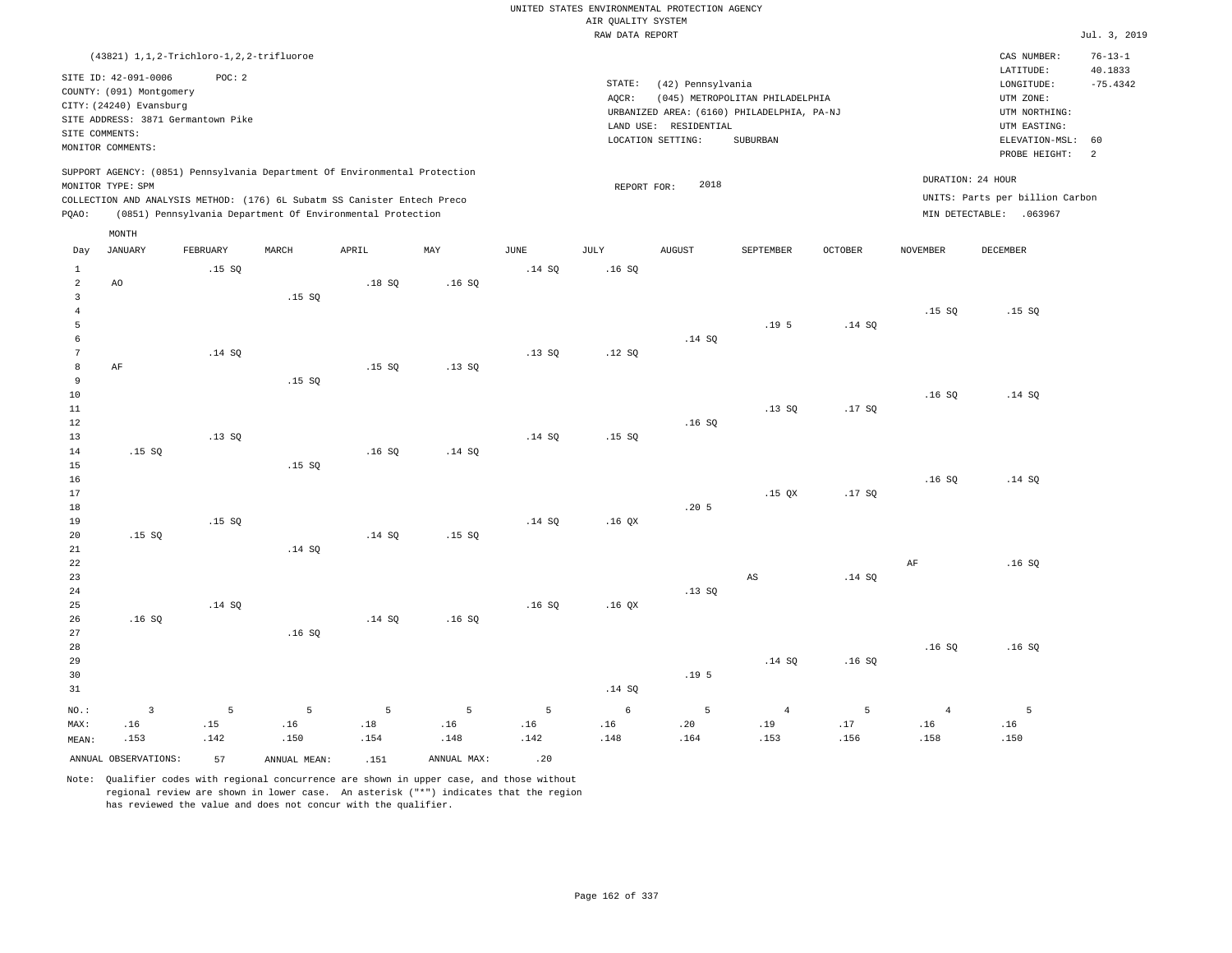UNITED STATES ENVIRONMENTAL PROTECTION AGENCY
AIR QUALITY SYSTEM
RAW DATA REPORT

Jul. 3, 2019

(43821) 1,1,2-Trichloro-1,2,2-trifluoroe

SITE ID: 42-091-0006 POC: 2
COUNTY: (091) Montgomery
CITY: (24240) Evansburg
SITE ADDRESS: 3871 Germantown Pike
SITE COMMENTS:
MONITOR COMMENTS:

STATE: (42) Pennsylvania
AQCR: (045) METROPOLITAN PHILADELPHIA
URBANIZED AREA: (6160) PHILADELPHIA, PA-NJ
LAND USE: RESIDENTIAL
LOCATION SETTING: SUBURBAN

CAS NUMBER: 76-13-1
LATITUDE: 40.1833
LONGITUDE: -75.4342
UTM ZONE:
UTM NORTHING:
UTM EASTING:
ELEVATION-MSL: 60
PROBE HEIGHT: 2

SUPPORT AGENCY: (0851) Pennsylvania Department Of Environmental Protection
MONITOR TYPE: SPM
COLLECTION AND ANALYSIS METHOD: (176) 6L Subatm SS Canister Entech Preco
PQAO: (0851) Pennsylvania Department Of Environmental Protection

REPORT FOR: 2018

DURATION: 24 HOUR
UNITS: Parts per billion Carbon
MIN DETECTABLE: .063967

| Day | JANUARY | FEBRUARY | MARCH | APRIL | MAY | JUNE | JULY | AUGUST | SEPTEMBER | OCTOBER | NOVEMBER | DECEMBER |
|---|---|---|---|---|---|---|---|---|---|---|---|---|
| 1 | | .15 SQ | | | | .14 SQ | .16 SQ | | | | | |
| 2 | AO | | | .18 SQ | .16 SQ | | | | | | | |
| 3 | | | .15 SQ | | | | | | | | | |
| 4 | | | | | | | | | | | .15 SQ | .15 SQ |
| 5 | | | | | | | | | .19 5 | .14 SQ | | |
| 6 | | | | | | | | .14 SQ | | | | |
| 7 | | .14 SQ | | | | .13 SQ | .12 SQ | | | | | |
| 8 | AF | | | .15 SQ | .13 SQ | | | | | | | |
| 9 | | | .15 SQ | | | | | | | | | |
| 10 | | | | | | | | | | | .16 SQ | .14 SQ |
| 11 | | | | | | | | | .13 SQ | .17 SQ | | |
| 12 | | | | | | | | .16 SQ | | | | |
| 13 | | .13 SQ | | | | .14 SQ | .15 SQ | | | | | |
| 14 | .15 SQ | | | .16 SQ | .14 SQ | | | | | | | |
| 15 | | | .15 SQ | | | | | | | | | |
| 16 | | | | | | | | | | | .16 SQ | .14 SQ |
| 17 | | | | | | | | | .15 QX | .17 SQ | | |
| 18 | | | | | | | | .20 5 | | | | |
| 19 | | .15 SQ | | | | .14 SQ | .16 QX | | | | | |
| 20 | .15 SQ | | | .14 SQ | .15 SQ | | | | | | | |
| 21 | | | .14 SQ | | | | | | | | | |
| 22 | | | | | | | | | | | AF | .16 SQ |
| 23 | | | | | | | | | AS | .14 SQ | | |
| 24 | | | | | | | | .13 SQ | | | | |
| 25 | | .14 SQ | | | | .16 SQ | .16 QX | | | | | |
| 26 | .16 SQ | | | .14 SQ | .16 SQ | | | | | | | |
| 27 | | | .16 SQ | | | | | | | | | |
| 28 | | | | | | | | | | | .16 SQ | .16 SQ |
| 29 | | | | | | | | | .14 SQ | .16 SQ | | |
| 30 | | | | | | | | .19 5 | | | | |
| 31 | | | | | | | .14 SQ | | | | | |
| NO.: | 3 | 5 | 5 | 5 | 5 | 5 | 6 | 5 | 4 | 5 | 4 | 5 |
| MAX: | .16 | .15 | .16 | .18 | .16 | .16 | .16 | .20 | .19 | .17 | .16 | .16 |
| MEAN: | .153 | .142 | .150 | .154 | .148 | .142 | .148 | .164 | .153 | .156 | .158 | .150 |

ANNUAL OBSERVATIONS: 57 ANNUAL MEAN: .151 ANNUAL MAX: .20

Note: Qualifier codes with regional concurrence are shown in upper case, and those without regional review are shown in lower case. An asterisk ("*") indicates that the region has reviewed the value and does not concur with the qualifier.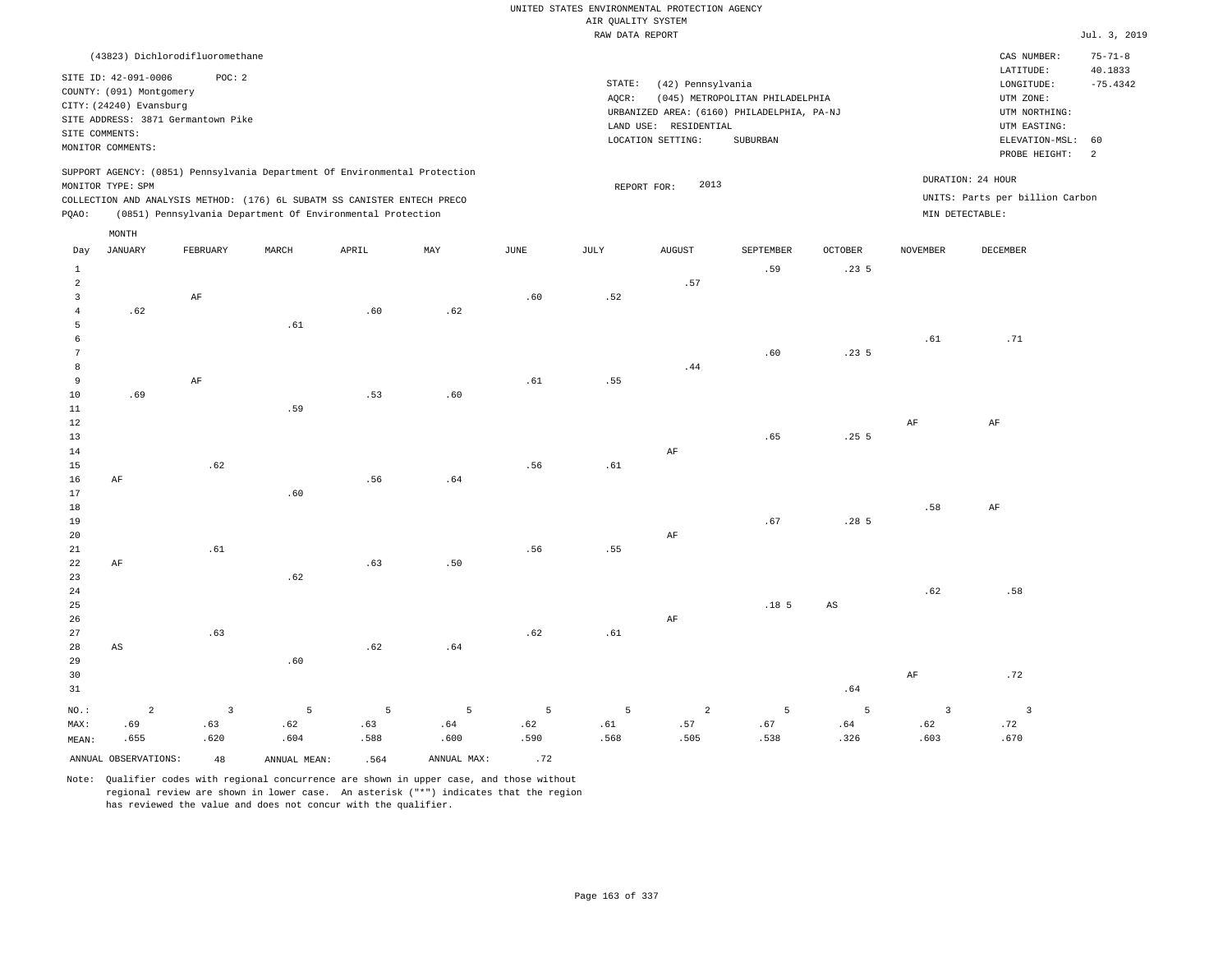UNITED STATES ENVIRONMENTAL PROTECTION AGENCY
AIR QUALITY SYSTEM
RAW DATA REPORT

Jul. 3, 2019

(43823) Dichlorodifluoromethane

SITE ID: 42-091-0006 POC: 2
COUNTY: (091) Montgomery
CITY: (24240) Evansburg
SITE ADDRESS: 3871 Germantown Pike
SITE COMMENTS:
MONITOR COMMENTS:

STATE: (42) Pennsylvania
AQCR: (045) METROPOLITAN PHILADELPHIA
URBANIZED AREA: (6160) PHILADELPHIA, PA-NJ
LAND USE: RESIDENTIAL
LOCATION SETTING: SUBURBAN

CAS NUMBER: 75-71-8
LATITUDE: 40.1833
LONGITUDE: -75.4342
UTM ZONE:
UTM NORTHING:
UTM EASTING:
ELEVATION-MSL: 60
PROBE HEIGHT: 2

SUPPORT AGENCY: (0851) Pennsylvania Department Of Environmental Protection
MONITOR TYPE: SPM
COLLECTION AND ANALYSIS METHOD: (176) 6L SUBATM SS CANISTER ENTECH PRECO
PQAO: (0851) Pennsylvania Department Of Environmental Protection

REPORT FOR: 2013

DURATION: 24 HOUR
UNITS: Parts per billion Carbon
MIN DETECTABLE:

| Day | JANUARY | FEBRUARY | MARCH | APRIL | MAY | JUNE | JULY | AUGUST | SEPTEMBER | OCTOBER | NOVEMBER | DECEMBER |
|---|---|---|---|---|---|---|---|---|---|---|---|---|
| 1 | | | | | | | | | .59 | .23 5 | | |
| 2 | | | | | | | | .57 | | | | |
| 3 | | AF | | | | .60 | .52 | | | | | |
| 4 | .62 | | | .60 | .62 | | | | | | | |
| 5 | | | .61 | | | | | | | | | |
| 6 | | | | | | | | | | | .61 | .71 |
| 7 | | | | | | | | | .60 | .23 5 | | |
| 8 | | | | | | | | .44 | | | | |
| 9 | | AF | | | | .61 | .55 | | | | | |
| 10 | .69 | | | .53 | .60 | | | | | | | |
| 11 | | | .59 | | | | | | | | | |
| 12 | | | | | | | | | | | AF | AF |
| 13 | | | | | | | | | .65 | .25 5 | | |
| 14 | | | | | | | | AF | | | | |
| 15 | | .62 | | | | .56 | .61 | | | | | |
| 16 | AF | | | .56 | .64 | | | | | | | |
| 17 | | | .60 | | | | | | | | | |
| 18 | | | | | | | | | | | .58 | AF |
| 19 | | | | | | | | | .67 | .28 5 | | |
| 20 | | | | | | | | AF | | | | |
| 21 | | .61 | | | | .56 | .55 | | | | | |
| 22 | AF | | | .63 | .50 | | | | | | | |
| 23 | | | .62 | | | | | | | | | |
| 24 | | | | | | | | | | | .62 | .58 |
| 25 | | | | | | | | | .18 5 | AS | | |
| 26 | | | | | | | | AF | | | | |
| 27 | | .63 | | | | .62 | .61 | | | | | |
| 28 | AS | | | .62 | .64 | | | | | | | |
| 29 | | | .60 | | | | | | | | | |
| 30 | | | | | | | | | | | AF | .72 |
| 31 | | | | | | | | | | .64 | | |
| NO.: | 2 | 3 | 5 | 5 | 5 | 5 | 5 | 2 | 5 | 5 | 3 | 3 |
| MAX: | .69 | .63 | .62 | .63 | .64 | .62 | .61 | .57 | .67 | .64 | .62 | .72 |
| MEAN: | .655 | .620 | .604 | .588 | .600 | .590 | .568 | .505 | .538 | .326 | .603 | .670 |

ANNUAL OBSERVATIONS: 48 ANNUAL MEAN: .564 ANNUAL MAX: .72

Note: Qualifier codes with regional concurrence are shown in upper case, and those without regional review are shown in lower case. An asterisk ("*") indicates that the region has reviewed the value and does not concur with the qualifier.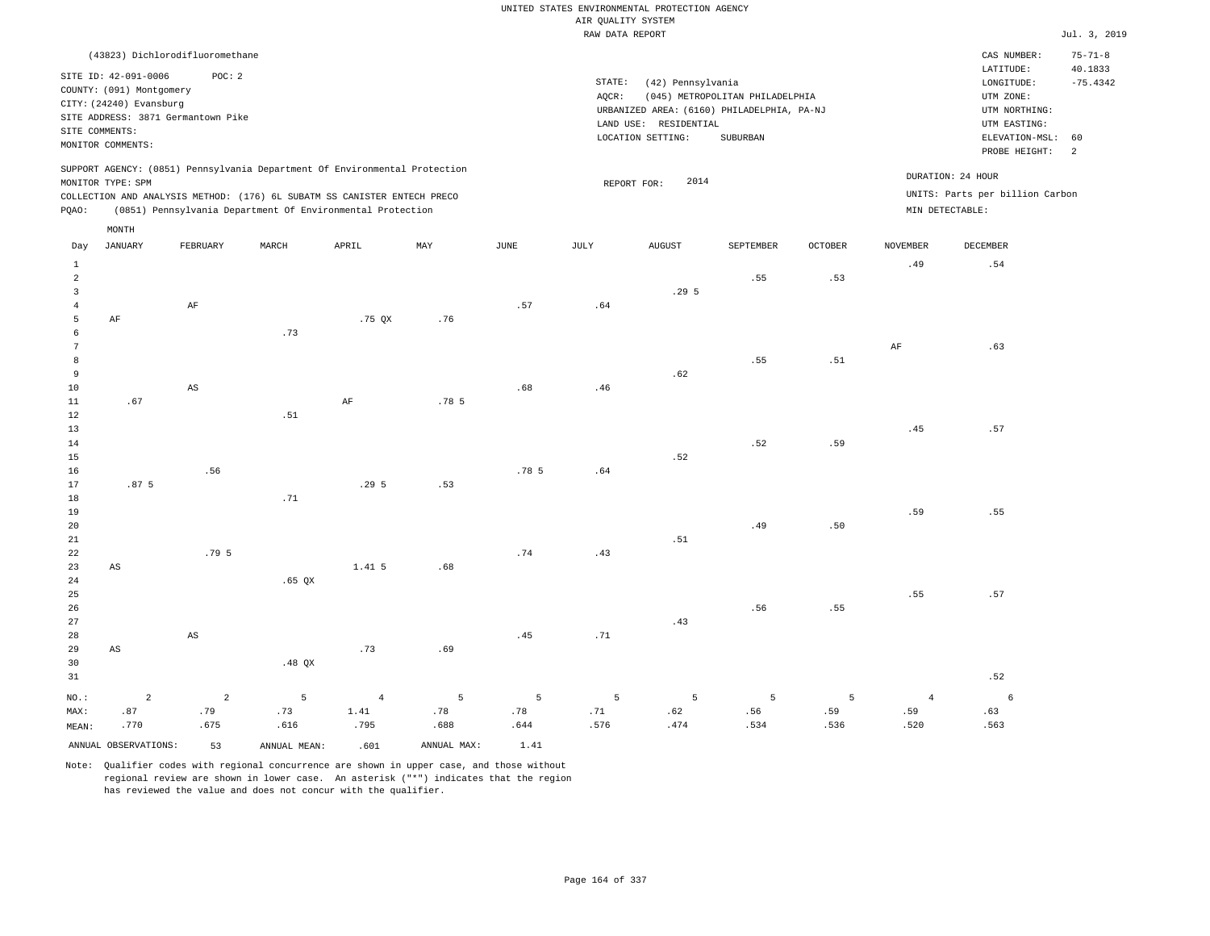UNITED STATES ENVIRONMENTAL PROTECTION AGENCY
AIR QUALITY SYSTEM
RAW DATA REPORT

Jul. 3, 2019

(43823) Dichlorodifluoromethane

SITE ID: 42-091-0006 POC: 2
COUNTY: (091) Montgomery
CITY: (24240) Evansburg
SITE ADDRESS: 3871 Germantown Pike
SITE COMMENTS:
MONITOR COMMENTS:

STATE: (42) Pennsylvania
AQCR: (045) METROPOLITAN PHILADELPHIA
URBANIZED AREA: (6160) PHILADELPHIA, PA-NJ
LAND USE: RESIDENTIAL
LOCATION SETTING: SUBURBAN

CAS NUMBER: 75-71-8
LATITUDE: 40.1833
LONGITUDE: -75.4342
UTM ZONE:
UTM NORTHING:
UTM EASTING:
ELEVATION-MSL: 60
PROBE HEIGHT: 2

SUPPORT AGENCY: (0851) Pennsylvania Department Of Environmental Protection
MONITOR TYPE: SPM
COLLECTION AND ANALYSIS METHOD: (176) 6L SUBATM SS CANISTER ENTECH PRECO
PQAO: (0851) Pennsylvania Department Of Environmental Protection

REPORT FOR: 2014

DURATION: 24 HOUR
UNITS: Parts per billion Carbon
MIN DETECTABLE:

| Day | JANUARY | FEBRUARY | MARCH | APRIL | MAY | JUNE | JULY | AUGUST | SEPTEMBER | OCTOBER | NOVEMBER | DECEMBER |
|---|---|---|---|---|---|---|---|---|---|---|---|---|
| 1 | | | | | | | | | | | .49 | .54 |
| 2 | | | | | | | | | .55 | .53 | | |
| 3 | | | | | | | | .29 5 | | | | |
| 4 | | AF | | | | .57 | .64 | | | | | |
| 5 | AF | | | .75 QX | .76 | | | | | | | |
| 6 | | | .73 | | | | | | | | | |
| 7 | | | | | | | | | | | AF | .63 |
| 8 | | | | | | | | | .55 | .51 | | |
| 9 | | | | | | | | .62 | | | | |
| 10 | | AS | | | | .68 | .46 | | | | | |
| 11 | .67 | | | AF | .78 5 | | | | | | | |
| 12 | | | .51 | | | | | | | | | |
| 13 | | | | | | | | | | | .45 | .57 |
| 14 | | | | | | | | | .52 | .59 | | |
| 15 | | | | | | | | .52 | | | | |
| 16 | | .56 | | | | .78 5 | .64 | | | | | |
| 17 | .87 5 | | | .29 5 | .53 | | | | | | | |
| 18 | | | .71 | | | | | | | | | |
| 19 | | | | | | | | | | | .59 | .55 |
| 20 | | | | | | | | | .49 | .50 | | |
| 21 | | | | | | | | .51 | | | | |
| 22 | | .79 5 | | | | .74 | .43 | | | | | |
| 23 | AS | | | 1.41 5 | .68 | | | | | | | |
| 24 | | | .65 QX | | | | | | | | | |
| 25 | | | | | | | | | | | .55 | .57 |
| 26 | | | | | | | | | .56 | .55 | | |
| 27 | | | | | | | | .43 | | | | |
| 28 | | AS | | | | .45 | .71 | | | | | |
| 29 | AS | | | .73 | .69 | | | | | | | |
| 30 | | | .48 QX | | | | | | | | | |
| 31 | | | | | | | | | | | | .52 |
| NO.: | 2 | 2 | 5 | 4 | 5 | 5 | 5 | 5 | 5 | 5 | 4 | 6 |
| MAX: | .87 | .79 | .73 | 1.41 | .78 | .78 | .71 | .62 | .56 | .59 | .59 | .63 |
| MEAN: | .770 | .675 | .616 | .795 | .688 | .644 | .576 | .474 | .534 | .536 | .520 | .563 |

ANNUAL OBSERVATIONS: 53 ANNUAL MEAN: .601 ANNUAL MAX: 1.41

Note: Qualifier codes with regional concurrence are shown in upper case, and those without regional review are shown in lower case. An asterisk ("*") indicates that the region has reviewed the value and does not concur with the qualifier.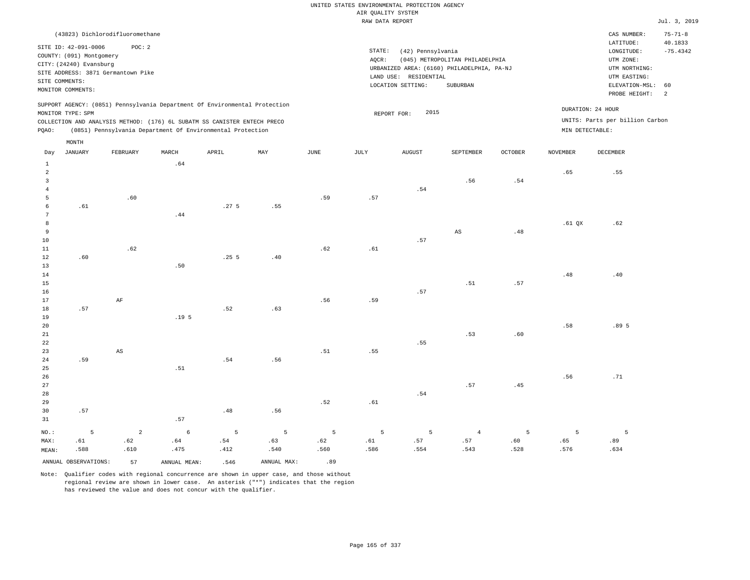UNITED STATES ENVIRONMENTAL PROTECTION AGENCY
AIR QUALITY SYSTEM
RAW DATA REPORT

Jul. 3, 2019

(43823) Dichlorodifluoromethane

SITE ID: 42-091-0006 POC: 2
COUNTY: (091) Montgomery
CITY: (24240) Evansburg
SITE ADDRESS: 3871 Germantown Pike
SITE COMMENTS:
MONITOR COMMENTS:

STATE: (42) Pennsylvania
AQCR: (045) METROPOLITAN PHILADELPHIA
URBANIZED AREA: (6160) PHILADELPHIA, PA-NJ
LAND USE: RESIDENTIAL
LOCATION SETTING: SUBURBAN

CAS NUMBER: 75-71-8
LATITUDE: 40.1833
LONGITUDE: -75.4342
UTM ZONE:
UTM NORTHING:
UTM EASTING:
ELEVATION-MSL: 60
PROBE HEIGHT: 2

SUPPORT AGENCY: (0851) Pennsylvania Department Of Environmental Protection
MONITOR TYPE: SPM
COLLECTION AND ANALYSIS METHOD: (176) 6L SUBATM SS CANISTER ENTECH PRECO
PQAO: (0851) Pennsylvania Department Of Environmental Protection

REPORT FOR: 2015

DURATION: 24 HOUR
UNITS: Parts per billion Carbon
MIN DETECTABLE:

| Day | JANUARY | FEBRUARY | MARCH | APRIL | MAY | JUNE | JULY | AUGUST | SEPTEMBER | OCTOBER | NOVEMBER | DECEMBER |
|---|---|---|---|---|---|---|---|---|---|---|---|---|
| 1 | | | .64 | | | | | | | | | |
| 2 | | | | | | | | | | | .65 | .55 |
| 3 | | | | | | | | | .56 | .54 | | |
| 4 | | | | | | | | .54 | | | | |
| 5 | | .60 | | | | .59 | .57 | | | | | |
| 6 | .61 | | | .27 5 | .55 | | | | | | | |
| 7 | | | .44 | | | | | | | | | |
| 8 | | | | | | | | | | | .61 QX | .62 |
| 9 | | | | | | | | | AS | .48 | | |
| 10 | | | | | | | | .57 | | | | |
| 11 | | .62 | | | | .62 | .61 | | | | | |
| 12 | .60 | | | .25 5 | .40 | | | | | | | |
| 13 | | | .50 | | | | | | | | | |
| 14 | | | | | | | | | | | .48 | .40 |
| 15 | | | | | | | | | .51 | .57 | | |
| 16 | | | | | | | | .57 | | | | |
| 17 | | AF | | | | .56 | .59 | | | | | |
| 18 | .57 | | | .52 | .63 | | | | | | | |
| 19 | | | .19 5 | | | | | | | | | |
| 20 | | | | | | | | | | | .58 | .89 5 |
| 21 | | | | | | | | | .53 | .60 | | |
| 22 | | | | | | | | .55 | | | | |
| 23 | | AS | | | | .51 | .55 | | | | | |
| 24 | .59 | | | .54 | .56 | | | | | | | |
| 25 | | | .51 | | | | | | | | | |
| 26 | | | | | | | | | | | .56 | .71 |
| 27 | | | | | | | | | .57 | .45 | | |
| 28 | | | | | | | | .54 | | | | |
| 29 | | | | | | .52 | .61 | | | | | |
| 30 | .57 | | | .48 | .56 | | | | | | | |
| 31 | | | .57 | | | | | | | | | |
| NO.: | 5 | 2 | 6 | 5 | 5 | 5 | 5 | 5 | 4 | 5 | 5 | 5 |
| MAX: | .61 | .62 | .64 | .54 | .63 | .62 | .61 | .57 | .57 | .60 | .65 | .89 |
| MEAN: | .588 | .610 | .475 | .412 | .540 | .560 | .586 | .554 | .543 | .528 | .576 | .634 |

ANNUAL OBSERVATIONS: 57 ANNUAL MEAN: .546 ANNUAL MAX: .89

Note: Qualifier codes with regional concurrence are shown in upper case, and those without regional review are shown in lower case. An asterisk ("*") indicates that the region has reviewed the value and does not concur with the qualifier.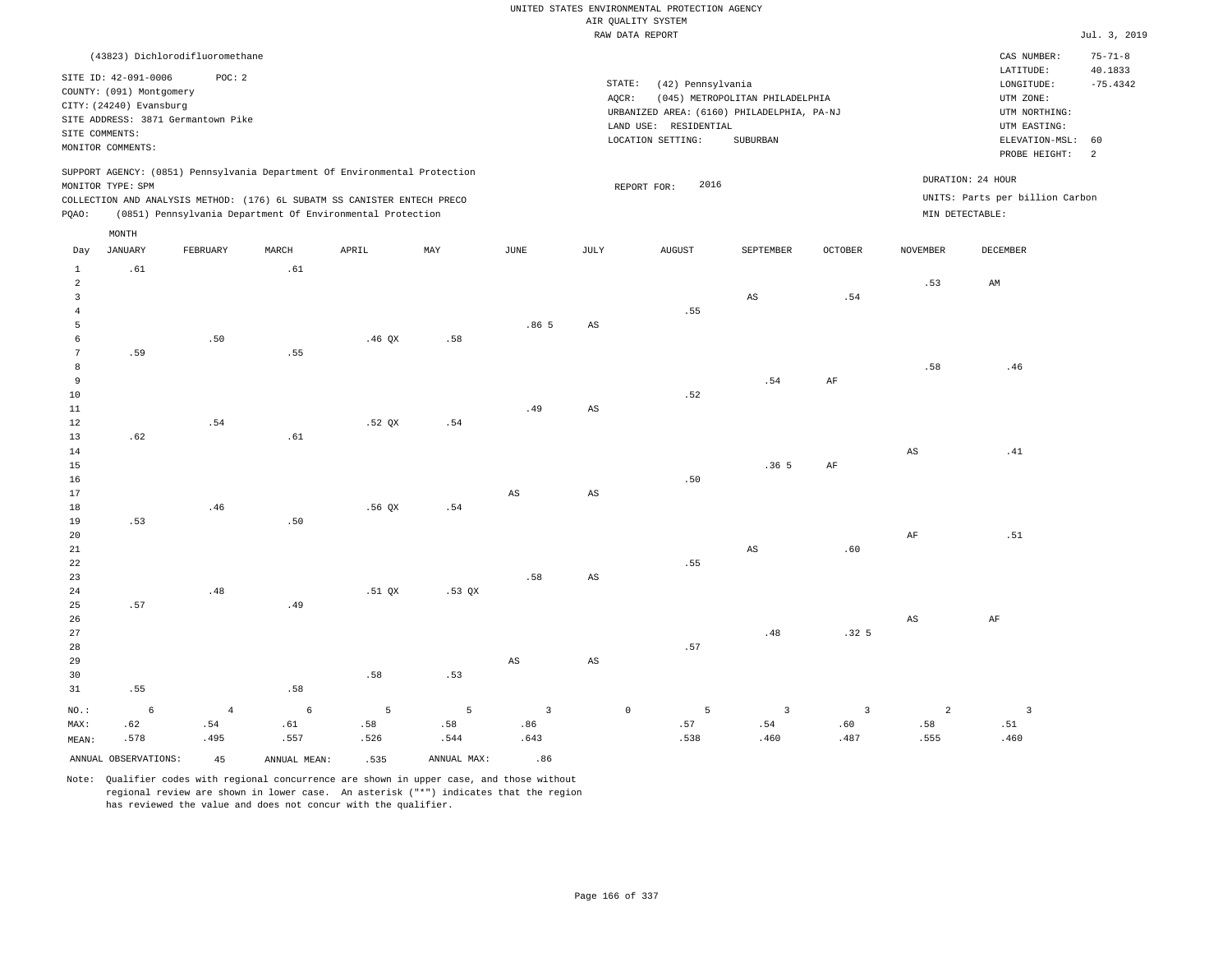UNITED STATES ENVIRONMENTAL PROTECTION AGENCY
AIR QUALITY SYSTEM
RAW DATA REPORT

Jul. 3, 2019

(43823) Dichlorodifluoromethane

SITE ID: 42-091-0006 POC: 2
COUNTY: (091) Montgomery
CITY: (24240) Evansburg
SITE ADDRESS: 3871 Germantown Pike
SITE COMMENTS:
MONITOR COMMENTS:

STATE: (42) Pennsylvania
AQCR: (045) METROPOLITAN PHILADELPHIA
URBANIZED AREA: (6160) PHILADELPHIA, PA-NJ
LAND USE: RESIDENTIAL
LOCATION SETTING: SUBURBAN

CAS NUMBER: 75-71-8
LATITUDE: 40.1833
LONGITUDE: -75.4342
UTM ZONE:
UTM NORTHING:
UTM EASTING:
ELEVATION-MSL: 60
PROBE HEIGHT: 2

SUPPORT AGENCY: (0851) Pennsylvania Department Of Environmental Protection
MONITOR TYPE: SPM
COLLECTION AND ANALYSIS METHOD: (176) 6L SUBATM SS CANISTER ENTECH PRECO
PQAO: (0851) Pennsylvania Department Of Environmental Protection

REPORT FOR: 2016

DURATION: 24 HOUR
UNITS: Parts per billion Carbon
MIN DETECTABLE:

| Day | JANUARY | FEBRUARY | MARCH | APRIL | MAY | JUNE | JULY | AUGUST | SEPTEMBER | OCTOBER | NOVEMBER | DECEMBER |
|---|---|---|---|---|---|---|---|---|---|---|---|---|
| 1 | .61 | | .61 | | | | | | | | | |
| 2 | | | | | | | | | | | .53 | AM |
| 3 | | | | | | | | | AS | .54 | | |
| 4 | | | | | | | | .55 | | | | |
| 5 | | | | | | .86 5 | AS | | | | | |
| 6 | | .50 | | .46 QX | .58 | | | | | | | |
| 7 | .59 | | .55 | | | | | | | | | |
| 8 | | | | | | | | | | | .58 | .46 |
| 9 | | | | | | | | | .54 | AF | | |
| 10 | | | | | | | | .52 | | | | |
| 11 | | | | | | .49 | AS | | | | | |
| 12 | | .54 | | .52 QX | .54 | | | | | | | |
| 13 | .62 | | .61 | | | | | | | | | |
| 14 | | | | | | | | | | | AS | .41 |
| 15 | | | | | | | | | .36 5 | AF | | |
| 16 | | | | | | | | .50 | | | | |
| 17 | | | | | | AS | AS | | | | | |
| 18 | | .46 | | .56 QX | .54 | | | | | | | |
| 19 | .53 | | .50 | | | | | | | | | |
| 20 | | | | | | | | | | | AF | .51 |
| 21 | | | | | | | | | AS | .60 | | |
| 22 | | | | | | | | .55 | | | | |
| 23 | | | | | | .58 | AS | | | | | |
| 24 | | .48 | | .51 QX | .53 QX | | | | | | | |
| 25 | .57 | | .49 | | | | | | | | | |
| 26 | | | | | | | | | | | AS | AF |
| 27 | | | | | | | | | .48 | .32 5 | | |
| 28 | | | | | | | | .57 | | | | |
| 29 | | | | | | AS | AS | | | | | |
| 30 | | | | .58 | .53 | | | | | | | |
| 31 | .55 | | .58 | | | | | | | | | |
| NO.: | 6 | 4 | 6 | 5 | 5 | 3 | 0 | 5 | 3 | 3 | 2 | 3 |
| MAX: | .62 | .54 | .61 | .58 | .58 | .86 | | .57 | .54 | .60 | .58 | .51 |
| MEAN: | .578 | .495 | .557 | .526 | .544 | .643 | | .538 | .460 | .487 | .555 | .460 |

ANNUAL OBSERVATIONS: 45 ANNUAL MEAN: .535 ANNUAL MAX: .86

Note: Qualifier codes with regional concurrence are shown in upper case, and those without regional review are shown in lower case. An asterisk ("*") indicates that the region has reviewed the value and does not concur with the qualifier.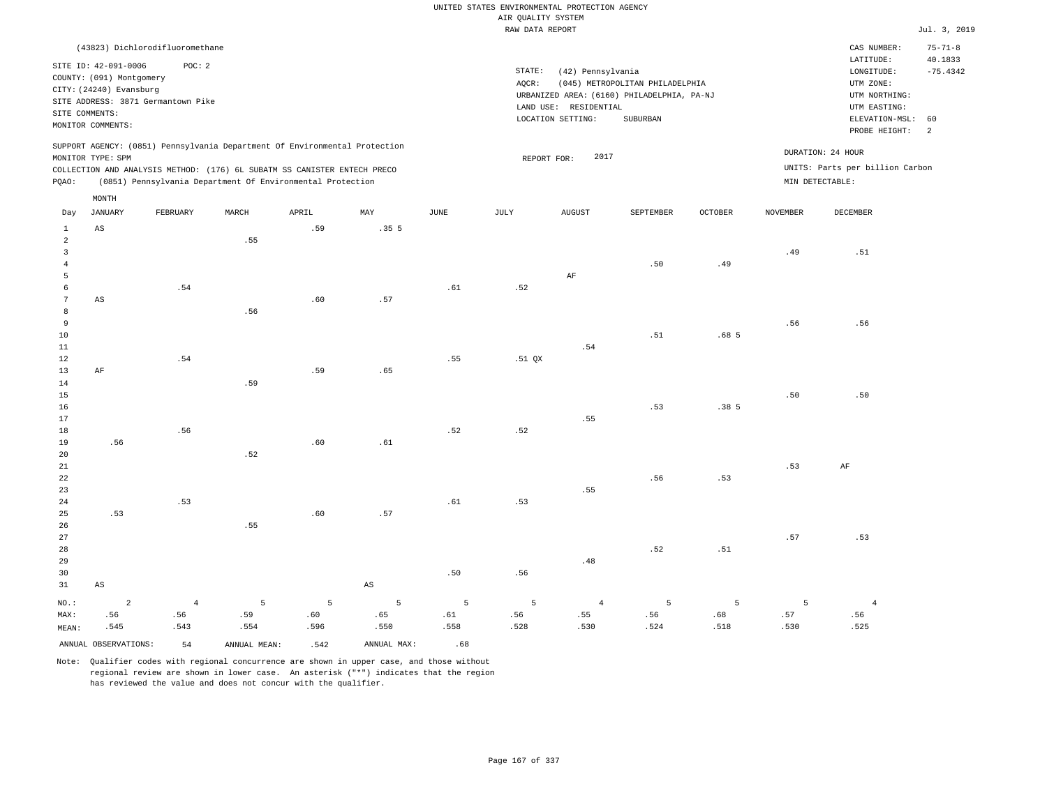UNITED STATES ENVIRONMENTAL PROTECTION AGENCY
AIR QUALITY SYSTEM
RAW DATA REPORT

Jul. 3, 2019

(43823) Dichlorodifluoromethane

SITE ID: 42-091-0006 POC: 2
COUNTY: (091) Montgomery
CITY: (24240) Evansburg
SITE ADDRESS: 3871 Germantown Pike
SITE COMMENTS:
MONITOR COMMENTS:

STATE: (42) Pennsylvania
AQCR: (045) METROPOLITAN PHILADELPHIA
URBANIZED AREA: (6160) PHILADELPHIA, PA-NJ
LAND USE: RESIDENTIAL
LOCATION SETTING: SUBURBAN

CAS NUMBER: 75-71-8
LATITUDE: 40.1833
LONGITUDE: -75.4342
UTM ZONE:
UTM NORTHING:
UTM EASTING:
ELEVATION-MSL: 60
PROBE HEIGHT: 2

SUPPORT AGENCY: (0851) Pennsylvania Department Of Environmental Protection
MONITOR TYPE: SPM
COLLECTION AND ANALYSIS METHOD: (176) 6L SUBATM SS CANISTER ENTECH PRECO
PQAO: (0851) Pennsylvania Department Of Environmental Protection

REPORT FOR: 2017

DURATION: 24 HOUR
UNITS: Parts per billion Carbon
MIN DETECTABLE:

| Day | JANUARY | FEBRUARY | MARCH | APRIL | MAY | JUNE | JULY | AUGUST | SEPTEMBER | OCTOBER | NOVEMBER | DECEMBER |
|---|---|---|---|---|---|---|---|---|---|---|---|---|
| 1 | AS | | | .59 | .35 5 | | | | | | | |
| 2 | | | .55 | | | | | | | | | |
| 3 | | | | | | | | | | | .49 | .51 |
| 4 | | | | | | | | | .50 | .49 | | |
| 5 | | | | | | | | AF | | | | |
| 6 | | .54 | | | | .61 | .52 | | | | | |
| 7 | AS | | | .60 | .57 | | | | | | | |
| 8 | | | .56 | | | | | | | | | |
| 9 | | | | | | | | | | | .56 | .56 |
| 10 | | | | | | | | | .51 | .68 5 | | |
| 11 | | | | | | | | .54 | | | | |
| 12 | | .54 | | | | .55 | .51 QX | | | | | |
| 13 | AF | | | .59 | .65 | | | | | | | |
| 14 | | | .59 | | | | | | | | | |
| 15 | | | | | | | | | | | .50 | .50 |
| 16 | | | | | | | | | .53 | .38 5 | | |
| 17 | | | | | | | | .55 | | | | |
| 18 | | .56 | | | | .52 | .52 | | | | | |
| 19 | .56 | | | .60 | .61 | | | | | | | |
| 20 | | | .52 | | | | | | | | | |
| 21 | | | | | | | | | | | .53 | AF |
| 22 | | | | | | | | | .56 | .53 | | |
| 23 | | | | | | | | .55 | | | | |
| 24 | | .53 | | | | .61 | .53 | | | | | |
| 25 | .53 | | | .60 | .57 | | | | | | | |
| 26 | | | .55 | | | | | | | | | |
| 27 | | | | | | | | | | | .57 | .53 |
| 28 | | | | | | | | | .52 | .51 | | |
| 29 | | | | | | | | .48 | | | | |
| 30 | | | | | | .50 | .56 | | | | | |
| 31 | AS | | | | AS | | | | | | | |
| NO.: | 2 | 4 | 5 | 5 | 5 | 5 | 5 | 4 | 5 | 5 | 5 | 4 |
| MAX: | .56 | .56 | .59 | .60 | .65 | .61 | .56 | .55 | .56 | .68 | .57 | .56 |
| MEAN: | .545 | .543 | .554 | .596 | .550 | .558 | .528 | .530 | .524 | .518 | .530 | .525 |

ANNUAL OBSERVATIONS: 54 ANNUAL MEAN: .542 ANNUAL MAX: .68

Note: Qualifier codes with regional concurrence are shown in upper case, and those without regional review are shown in lower case. An asterisk ("*") indicates that the region has reviewed the value and does not concur with the qualifier.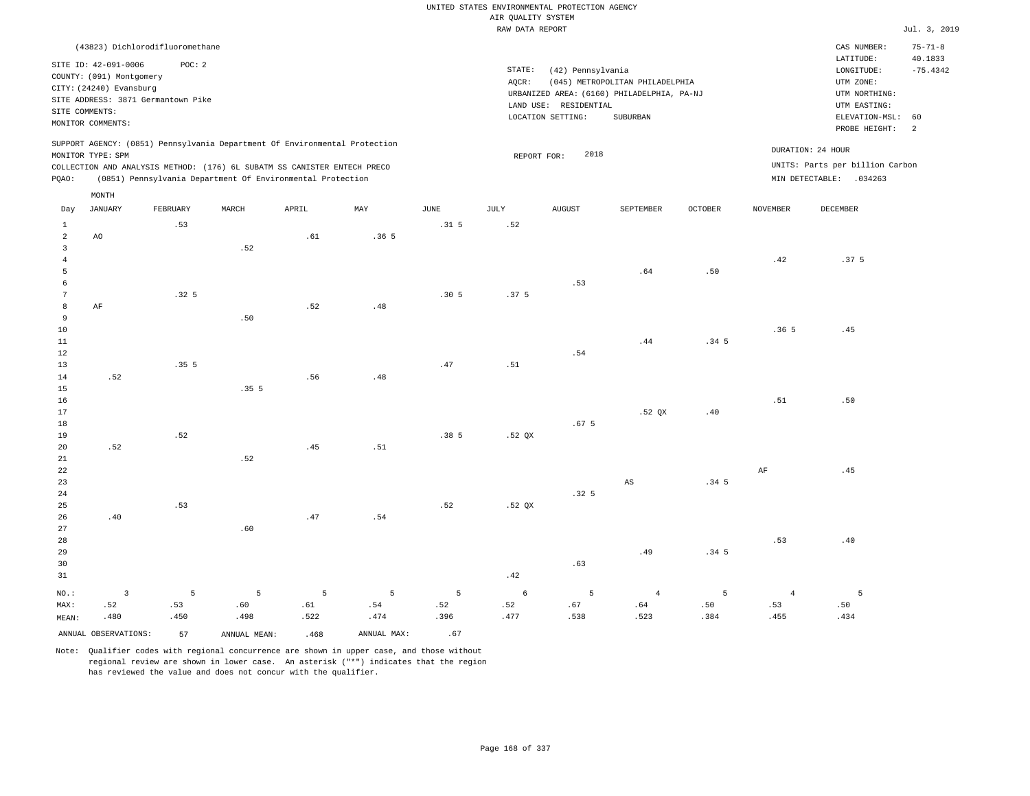UNITED STATES ENVIRONMENTAL PROTECTION AGENCY
AIR QUALITY SYSTEM
RAW DATA REPORT

Jul. 3, 2019

(43823) Dichlorodifluoromethane

SITE ID: 42-091-0006 POC: 2
COUNTY: (091) Montgomery
CITY: (24240) Evansburg
SITE ADDRESS: 3871 Germantown Pike
SITE COMMENTS:
MONITOR COMMENTS:

STATE: (42) Pennsylvania
AQCR: (045) METROPOLITAN PHILADELPHIA
URBANIZED AREA: (6160) PHILADELPHIA, PA-NJ
LAND USE: RESIDENTIAL
LOCATION SETTING: SUBURBAN

CAS NUMBER: 75-71-8
LATITUDE: 40.1833
LONGITUDE: -75.4342
UTM ZONE:
UTM NORTHING:
UTM EASTING:
ELEVATION-MSL: 60
PROBE HEIGHT: 2

SUPPORT AGENCY: (0851) Pennsylvania Department Of Environmental Protection
MONITOR TYPE: SPM
COLLECTION AND ANALYSIS METHOD: (176) 6L SUBATM SS CANISTER ENTECH PRECO
PQAO: (0851) Pennsylvania Department Of Environmental Protection

REPORT FOR: 2018

DURATION: 24 HOUR
UNITS: Parts per billion Carbon
MIN DETECTABLE: .034263

| Day | JANUARY | FEBRUARY | MARCH | APRIL | MAY | JUNE | JULY | AUGUST | SEPTEMBER | OCTOBER | NOVEMBER | DECEMBER |
|---|---|---|---|---|---|---|---|---|---|---|---|---|
| 1 | | .53 | | | | .31 5 | .52 | | | | | |
| 2 | AO | | | .61 | .36 5 | | | | | | | |
| 3 | | | .52 | | | | | | | | | |
| 4 | | | | | | | | | | | .42 | .37 5 |
| 5 | | | | | | | | | .64 | .50 | | |
| 6 | | | | | | | | .53 | | | | |
| 7 | | .32 5 | | | | .30 5 | .37 5 | | | | | |
| 8 | AF | | | .52 | .48 | | | | | | | |
| 9 | | | .50 | | | | | | | | | |
| 10 | | | | | | | | | | | .36 5 | .45 |
| 11 | | | | | | | | | .44 | .34 5 | | |
| 12 | | | | | | | | .54 | | | | |
| 13 | | .35 5 | | | | .47 | .51 | | | | | |
| 14 | .52 | | | .56 | .48 | | | | | | | |
| 15 | | | .35 5 | | | | | | | | | |
| 16 | | | | | | | | | | | .51 | .50 |
| 17 | | | | | | | | | .52 QX | .40 | | |
| 18 | | | | | | | | .67 5 | | | | |
| 19 | | .52 | | | | .38 5 | .52 QX | | | | | |
| 20 | .52 | | | .45 | .51 | | | | | | | |
| 21 | | | .52 | | | | | | | | | |
| 22 | | | | | | | | | | | AF | .45 |
| 23 | | | | | | | | | AS | .34 5 | | |
| 24 | | | | | | | | .32 5 | | | | |
| 25 | | .53 | | | | .52 | .52 QX | | | | | |
| 26 | .40 | | | .47 | .54 | | | | | | | |
| 27 | | | .60 | | | | | | | | | |
| 28 | | | | | | | | | | | .53 | .40 |
| 29 | | | | | | | | | .49 | .34 5 | | |
| 30 | | | | | | | | .63 | | | | |
| 31 | | | | | | | .42 | | | | | |
| NO.: | 3 | 5 | 5 | 5 | 5 | 5 | 6 | 5 | 4 | 5 | 4 | 5 |
| MAX: | .52 | .53 | .60 | .61 | .54 | .52 | .52 | .67 | .64 | .50 | .53 | .50 |
| MEAN: | .480 | .450 | .498 | .522 | .474 | .396 | .477 | .538 | .523 | .384 | .455 | .434 |

ANNUAL OBSERVATIONS: 57  ANNUAL MEAN: .468  ANNUAL MAX: .67

Note: Qualifier codes with regional concurrence are shown in upper case, and those without regional review are shown in lower case. An asterisk ("*") indicates that the region has reviewed the value and does not concur with the qualifier.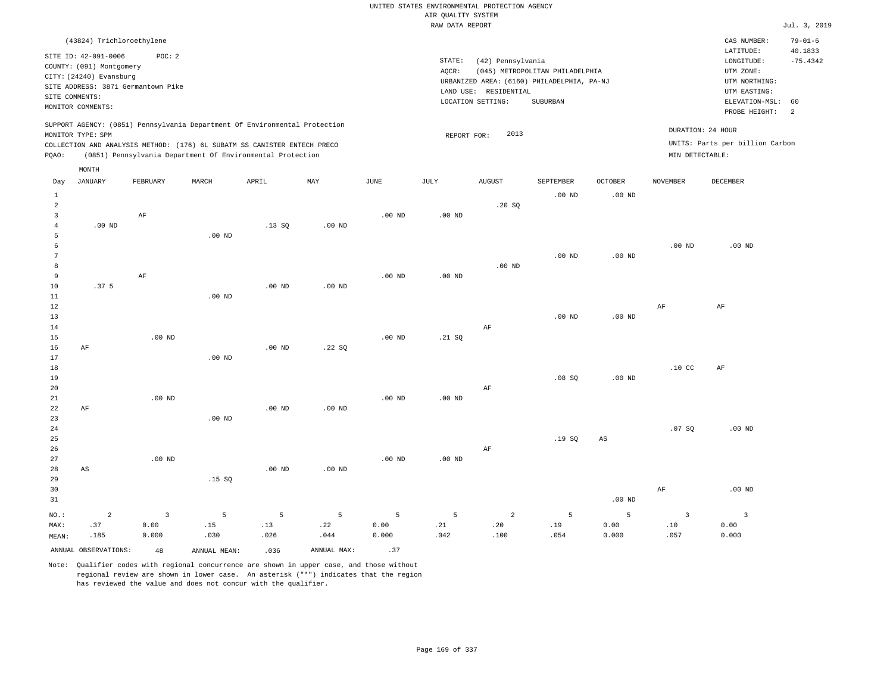UNITED STATES ENVIRONMENTAL PROTECTION AGENCY
AIR QUALITY SYSTEM
RAW DATA REPORT

Jul. 3, 2019

(43824) Trichloroethylene

SITE ID: 42-091-0006 POC: 2
COUNTY: (091) Montgomery
CITY: (24240) Evansburg
SITE ADDRESS: 3871 Germantown Pike
SITE COMMENTS:
MONITOR COMMENTS:

STATE: (42) Pennsylvania
AQCR: (045) METROPOLITAN PHILADELPHIA
URBANIZED AREA: (6160) PHILADELPHIA, PA-NJ
LAND USE: RESIDENTIAL
LOCATION SETTING: SUBURBAN

CAS NUMBER: 79-01-6
LATITUDE: 40.1833
LONGITUDE: -75.4342
UTM ZONE:
UTM NORTHING:
UTM EASTING:
ELEVATION-MSL: 60
PROBE HEIGHT: 2

SUPPORT AGENCY: (0851) Pennsylvania Department Of Environmental Protection
MONITOR TYPE: SPM
COLLECTION AND ANALYSIS METHOD: (176) 6L SUBATM SS CANISTER ENTECH PRECO
PQAO: (0851) Pennsylvania Department Of Environmental Protection

REPORT FOR: 2013

DURATION: 24 HOUR
UNITS: Parts per billion Carbon
MIN DETECTABLE:

| Day | JANUARY | FEBRUARY | MARCH | APRIL | MAY | JUNE | JULY | AUGUST | SEPTEMBER | OCTOBER | NOVEMBER | DECEMBER |
|---|---|---|---|---|---|---|---|---|---|---|---|---|
| 1 | | | | | | | | | .00 ND | .00 ND | | |
| 2 | | | | | | | | .20 SQ | | | | |
| 3 | | AF | | | | .00 ND | .00 ND | | | | | |
| 4 | .00 ND | | | .13 SQ | .00 ND | | | | | | | |
| 5 | | | .00 ND | | | | | | | | | |
| 6 | | | | | | | | | | | .00 ND | .00 ND |
| 7 | | | | | | | | | .00 ND | .00 ND | | |
| 8 | | | | | | | | .00 ND | | | | |
| 9 | | AF | | | | .00 ND | .00 ND | | | | | |
| 10 | .37 5 | | | .00 ND | .00 ND | | | | | | | |
| 11 | | | .00 ND | | | | | | | | | |
| 12 | | | | | | | | | | | AF | AF |
| 13 | | | | | | | | | .00 ND | .00 ND | | |
| 14 | | | | | | | | AF | | | | |
| 15 | | .00 ND | | | | .00 ND | .21 SQ | | | | | |
| 16 | AF | | | .00 ND | .22 SQ | | | | | | | |
| 17 | | | .00 ND | | | | | | | | | |
| 18 | | | | | | | | | | | .10 CC | AF |
| 19 | | | | | | | | | .08 SQ | .00 ND | | |
| 20 | | | | | | | | AF | | | | |
| 21 | | .00 ND | | | | .00 ND | .00 ND | | | | | |
| 22 | AF | | | .00 ND | .00 ND | | | | | | | |
| 23 | | | .00 ND | | | | | | | | | |
| 24 | | | | | | | | | | | .07 SQ | .00 ND |
| 25 | | | | | | | | | .19 SQ | AS | | |
| 26 | | | | | | | | AF | | | | |
| 27 | | .00 ND | | | | .00 ND | .00 ND | | | | | |
| 28 | AS | | | .00 ND | .00 ND | | | | | | | |
| 29 | | | .15 SQ | | | | | | | | | |
| 30 | | | | | | | | | | | AF | .00 ND |
| 31 | | | | | | | | | | .00 ND | | |
| NO.: | 2 | 3 | 5 | 5 | 5 | 5 | 5 | 2 | 5 | 5 | 3 | 3 |
| MAX: | .37 | 0.00 | .15 | .13 | .22 | 0.00 | .21 | .20 | .19 | 0.00 | .10 | 0.00 |
| MEAN: | .185 | 0.000 | .030 | .026 | .044 | 0.000 | .042 | .100 | .054 | 0.000 | .057 | 0.000 |

ANNUAL OBSERVATIONS: 48 ANNUAL MEAN: .036 ANNUAL MAX: .37

Note: Qualifier codes with regional concurrence are shown in upper case, and those without regional review are shown in lower case. An asterisk ("*") indicates that the region has reviewed the value and does not concur with the qualifier.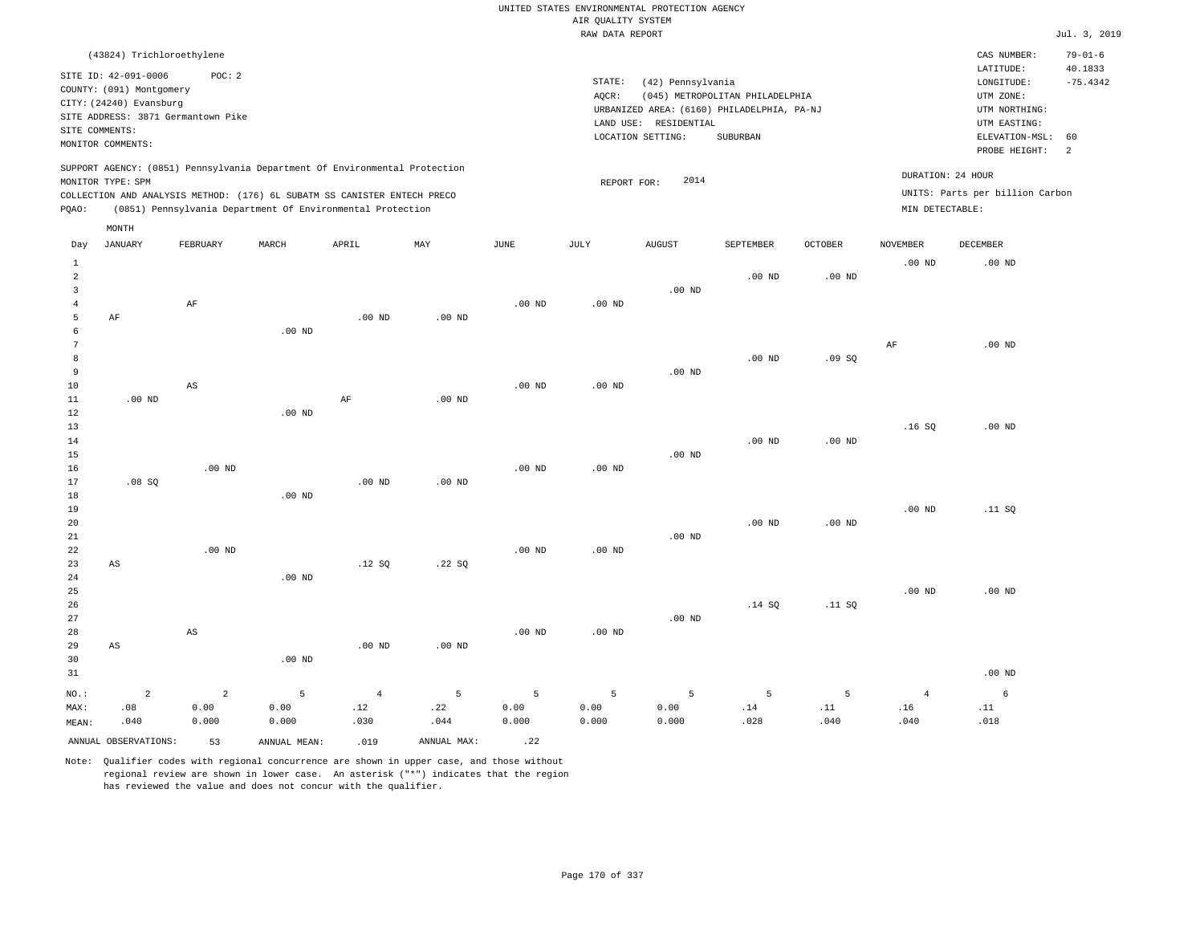UNITED STATES ENVIRONMENTAL PROTECTION AGENCY
AIR QUALITY SYSTEM
RAW DATA REPORT

Jul. 3, 2019

(43824) Trichloroethylene

SITE ID: 42-091-0006 POC: 2
COUNTY: (091) Montgomery
CITY: (24240) Evansburg
SITE ADDRESS: 3871 Germantown Pike
SITE COMMENTS:
MONITOR COMMENTS:

STATE: (42) Pennsylvania
AQCR: (045) METROPOLITAN PHILADELPHIA
URBANIZED AREA: (6160) PHILADELPHIA, PA-NJ
LAND USE: RESIDENTIAL
LOCATION SETTING: SUBURBAN

CAS NUMBER: 79-01-6
LATITUDE: 40.1833
LONGITUDE: -75.4342
UTM ZONE:
UTM NORTHING:
UTM EASTING:
ELEVATION-MSL: 60
PROBE HEIGHT: 2

SUPPORT AGENCY: (0851) Pennsylvania Department Of Environmental Protection
MONITOR TYPE: SPM
COLLECTION AND ANALYSIS METHOD: (176) 6L SUBATM SS CANISTER ENTECH PRECO
PQAO: (0851) Pennsylvania Department Of Environmental Protection

REPORT FOR: 2014

DURATION: 24 HOUR
UNITS: Parts per billion Carbon
MIN DETECTABLE:

| Day | JANUARY | FEBRUARY | MARCH | APRIL | MAY | JUNE | JULY | AUGUST | SEPTEMBER | OCTOBER | NOVEMBER | DECEMBER |
|---|---|---|---|---|---|---|---|---|---|---|---|---|
| 1 | | | | | | | | | | | .00 ND | .00 ND |
| 2 | | | | | | | | | .00 ND | .00 ND | | |
| 3 | | | | | | | | .00 ND | | | | |
| 4 | | AF | | | | .00 ND | .00 ND | | | | | |
| 5 | AF | | | .00 ND | .00 ND | | | | | | | |
| 6 | | | .00 ND | | | | | | | | | |
| 7 | | | | | | | | | | | AF | .00 ND |
| 8 | | | | | | | | | .00 ND | .09 SQ | | |
| 9 | | | | | | | | .00 ND | | | | |
| 10 | | AS | | | | .00 ND | .00 ND | | | | | |
| 11 | .00 ND | | | AF | .00 ND | | | | | | | |
| 12 | | | .00 ND | | | | | | | | | |
| 13 | | | | | | | | | | | .16 SQ | .00 ND |
| 14 | | | | | | | | | .00 ND | .00 ND | | |
| 15 | | | | | | | | .00 ND | | | | |
| 16 | | .00 ND | | | | .00 ND | .00 ND | | | | | |
| 17 | .08 SQ | | | .00 ND | .00 ND | | | | | | | |
| 18 | | | .00 ND | | | | | | | | | |
| 19 | | | | | | | | | | | .00 ND | .11 SQ |
| 20 | | | | | | | | | .00 ND | .00 ND | | |
| 21 | | | | | | | | .00 ND | | | | |
| 22 | | .00 ND | | | | .00 ND | .00 ND | | | | | |
| 23 | AS | | | .12 SQ | .22 SQ | | | | | | | |
| 24 | | | .00 ND | | | | | | | | | |
| 25 | | | | | | | | | | | .00 ND | .00 ND |
| 26 | | | | | | | | | .14 SQ | .11 SQ | | |
| 27 | | | | | | | | .00 ND | | | | |
| 28 | | AS | | | | .00 ND | .00 ND | | | | | |
| 29 | AS | | | .00 ND | .00 ND | | | | | | | |
| 30 | | | .00 ND | | | | | | | | | |
| 31 | | | | | | | | | | | | .00 ND |
| NO.: | 2 | 2 | 5 | 4 | 5 | 5 | 5 | 5 | 5 | 5 | 4 | 6 |
| MAX: | .08 | 0.00 | 0.00 | .12 | .22 | 0.00 | 0.00 | 0.00 | .14 | .11 | .16 | .11 |
| MEAN: | .040 | 0.000 | 0.000 | .030 | .044 | 0.000 | 0.000 | 0.000 | .028 | .040 | .040 | .018 |

ANNUAL OBSERVATIONS: 53 ANNUAL MEAN: .019 ANNUAL MAX: .22

Note: Qualifier codes with regional concurrence are shown in upper case, and those without regional review are shown in lower case. An asterisk ("*") indicates that the region has reviewed the value and does not concur with the qualifier.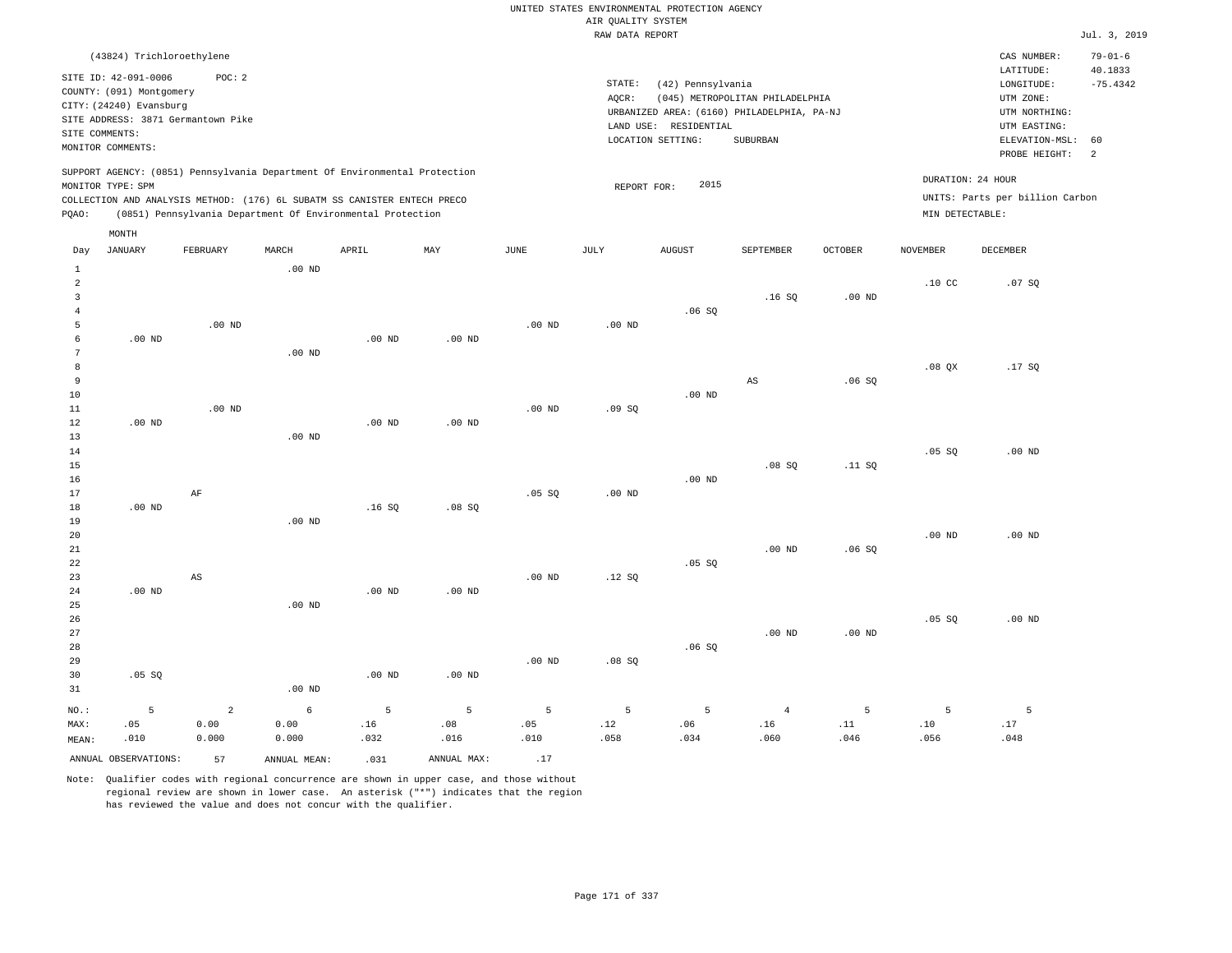UNITED STATES ENVIRONMENTAL PROTECTION AGENCY
AIR QUALITY SYSTEM
RAW DATA REPORT

Jul. 3, 2019

(43824) Trichloroethylene

SITE ID: 42-091-0006 POC: 2
COUNTY: (091) Montgomery
CITY: (24240) Evansburg
SITE ADDRESS: 3871 Germantown Pike
SITE COMMENTS:
MONITOR COMMENTS:

STATE: (42) Pennsylvania
AQCR: (045) METROPOLITAN PHILADELPHIA
URBANIZED AREA: (6160) PHILADELPHIA, PA-NJ
LAND USE: RESIDENTIAL
LOCATION SETTING: SUBURBAN

CAS NUMBER: 79-01-6
LATITUDE: 40.1833
LONGITUDE: -75.4342
UTM ZONE:
UTM NORTHING:
UTM EASTING:
ELEVATION-MSL: 60
PROBE HEIGHT: 2

SUPPORT AGENCY: (0851) Pennsylvania Department Of Environmental Protection
MONITOR TYPE: SPM
COLLECTION AND ANALYSIS METHOD: (176) 6L SUBATM SS CANISTER ENTECH PRECO
PQAO: (0851) Pennsylvania Department Of Environmental Protection

REPORT FOR: 2015

DURATION: 24 HOUR
UNITS: Parts per billion Carbon
MIN DETECTABLE:

| Day | JANUARY | FEBRUARY | MARCH | APRIL | MAY | JUNE | JULY | AUGUST | SEPTEMBER | OCTOBER | NOVEMBER | DECEMBER |
|---|---|---|---|---|---|---|---|---|---|---|---|---|
| 1 | | | .00 ND | | | | | | | | | |
| 2 | | | | | | | | | | | .10 CC | .07 SQ |
| 3 | | | | | | | | | .16 SQ | .00 ND | | |
| 4 | | | | | | | | .06 SQ | | | | |
| 5 | | .00 ND | | | | .00 ND | .00 ND | | | | | |
| 6 | .00 ND | | | .00 ND | .00 ND | | | | | | | |
| 7 | | | .00 ND | | | | | | | | | |
| 8 | | | | | | | | | | | .08 QX | .17 SQ |
| 9 | | | | | | | | | AS | .06 SQ | | |
| 10 | | | | | | | | .00 ND | | | | |
| 11 | | .00 ND | | | | .00 ND | .09 SQ | | | | | |
| 12 | .00 ND | | | .00 ND | .00 ND | | | | | | | |
| 13 | | | .00 ND | | | | | | | | | |
| 14 | | | | | | | | | | | .05 SQ | .00 ND |
| 15 | | | | | | | | | .08 SQ | .11 SQ | | |
| 16 | | | | | | | | .00 ND | | | | |
| 17 | | AF | | | | .05 SQ | .00 ND | | | | | |
| 18 | .00 ND | | | .16 SQ | .08 SQ | | | | | | | |
| 19 | | | .00 ND | | | | | | | | | |
| 20 | | | | | | | | | | | .00 ND | .00 ND |
| 21 | | | | | | | | | .00 ND | .06 SQ | | |
| 22 | | | | | | | | .05 SQ | | | | |
| 23 | | AS | | | | .00 ND | .12 SQ | | | | | |
| 24 | .00 ND | | | .00 ND | .00 ND | | | | | | | |
| 25 | | | .00 ND | | | | | | | | | |
| 26 | | | | | | | | | | | .05 SQ | .00 ND |
| 27 | | | | | | | | | .00 ND | .00 ND | | |
| 28 | | | | | | | | .06 SQ | | | | |
| 29 | | | | | | .00 ND | .08 SQ | | | | | |
| 30 | .05 SQ | | | .00 ND | .00 ND | | | | | | | |
| 31 | | | .00 ND | | | | | | | | | |
| NO.: | 5 | 2 | 6 | 5 | 5 | 5 | 5 | 5 | 4 | 5 | 5 | 5 |
| MAX: | .05 | 0.00 | 0.00 | .16 | .08 | .05 | .12 | .06 | .16 | .11 | .10 | .17 |
| MEAN: | .010 | 0.000 | 0.000 | .032 | .016 | .010 | .058 | .034 | .060 | .046 | .056 | .048 |

ANNUAL OBSERVATIONS: 57 ANNUAL MEAN: .031 ANNUAL MAX: .17

Note: Qualifier codes with regional concurrence are shown in upper case, and those without regional review are shown in lower case. An asterisk ("*") indicates that the region has reviewed the value and does not concur with the qualifier.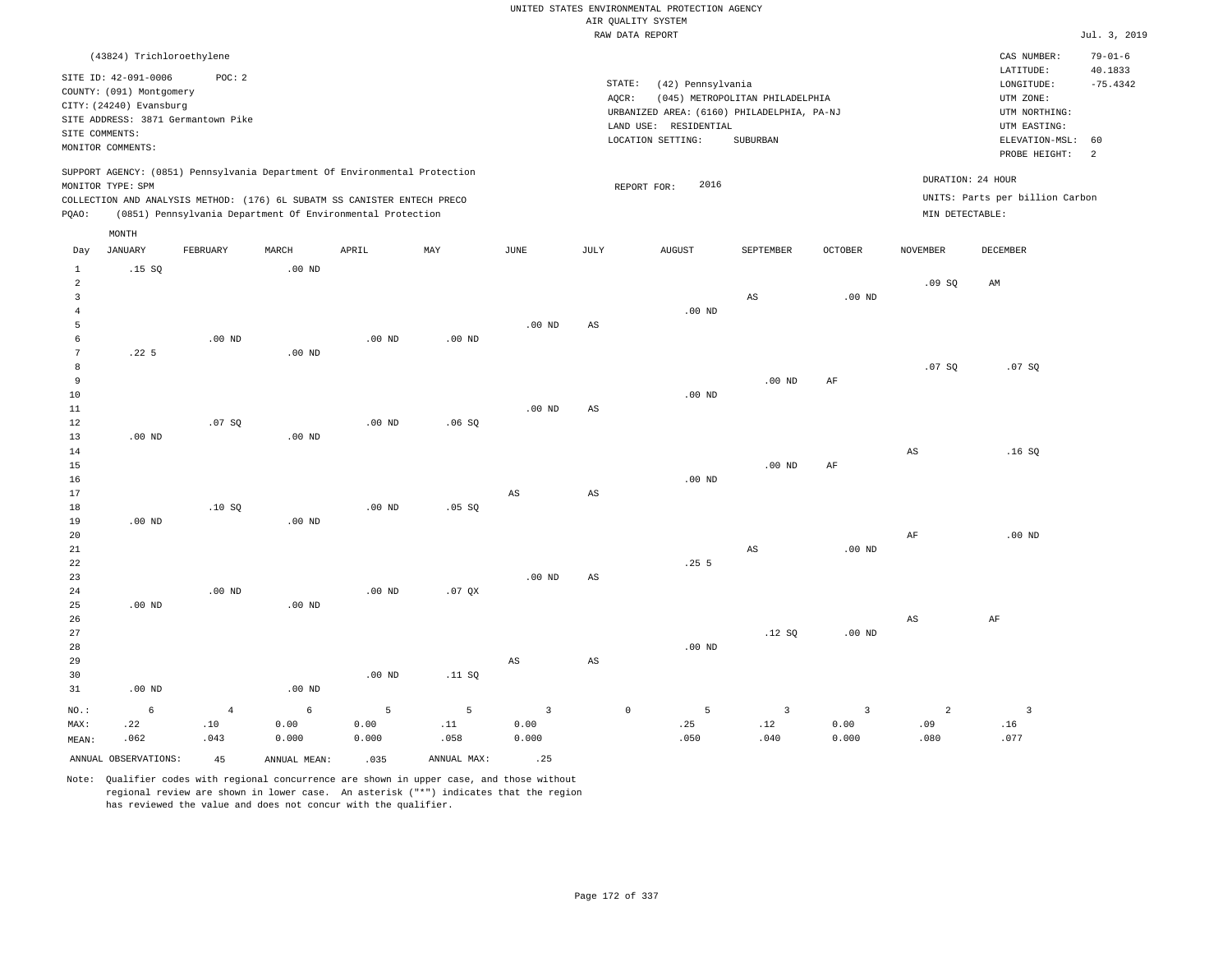UNITED STATES ENVIRONMENTAL PROTECTION AGENCY
AIR QUALITY SYSTEM
RAW DATA REPORT

Jul. 3, 2019

(43824) Trichloroethylene

SITE ID: 42-091-0006 POC: 2
COUNTY: (091) Montgomery
CITY: (24240) Evansburg
SITE ADDRESS: 3871 Germantown Pike
SITE COMMENTS:
MONITOR COMMENTS:

STATE: (42) Pennsylvania
AQCR: (045) METROPOLITAN PHILADELPHIA
URBANIZED AREA: (6160) PHILADELPHIA, PA-NJ
LAND USE: RESIDENTIAL
LOCATION SETTING: SUBURBAN

CAS NUMBER: 79-01-6
LATITUDE: 40.1833
LONGITUDE: -75.4342
UTM ZONE:
UTM NORTHING:
UTM EASTING:
ELEVATION-MSL: 60
PROBE HEIGHT: 2

SUPPORT AGENCY: (0851) Pennsylvania Department Of Environmental Protection
MONITOR TYPE: SPM
COLLECTION AND ANALYSIS METHOD: (176) 6L SUBATM SS CANISTER ENTECH PRECO
PQAO: (0851) Pennsylvania Department Of Environmental Protection

REPORT FOR: 2016

DURATION: 24 HOUR
UNITS: Parts per billion Carbon
MIN DETECTABLE:

| Day | JANUARY | FEBRUARY | MARCH | APRIL | MAY | JUNE | JULY | AUGUST | SEPTEMBER | OCTOBER | NOVEMBER | DECEMBER |
|---|---|---|---|---|---|---|---|---|---|---|---|---|
| 1 | .15 SQ | | .00 ND | | | | | | | | | |
| 2 | | | | | | | | | | | .09 SQ | AM |
| 3 | | | | | | | | | AS | .00 ND | | |
| 4 | | | | | | | | .00 ND | | | | |
| 5 | | | | | | .00 ND | AS | | | | | |
| 6 | | .00 ND | | .00 ND | .00 ND | | | | | | | |
| 7 | .22 5 | | .00 ND | | | | | | | | | |
| 8 | | | | | | | | | | | .07 SQ | .07 SQ |
| 9 | | | | | | | | | .00 ND | AF | | |
| 10 | | | | | | | | .00 ND | | | | |
| 11 | | | | | | .00 ND | AS | | | | | |
| 12 | | .07 SQ | | .00 ND | .06 SQ | | | | | | | |
| 13 | .00 ND | | .00 ND | | | | | | | | | |
| 14 | | | | | | | | | | | AS | .16 SQ |
| 15 | | | | | | | | | .00 ND | AF | | |
| 16 | | | | | | | | .00 ND | | | | |
| 17 | | | | | | AS | AS | | | | | |
| 18 | | .10 SQ | | .00 ND | .05 SQ | | | | | | | |
| 19 | .00 ND | | .00 ND | | | | | | | | | |
| 20 | | | | | | | | | | | AF | .00 ND |
| 21 | | | | | | | | | AS | .00 ND | | |
| 22 | | | | | | | | .25 5 | | | | |
| 23 | | | | | | .00 ND | AS | | | | | |
| 24 | | .00 ND | | .00 ND | .07 QX | | | | | | | |
| 25 | .00 ND | | .00 ND | | | | | | | | | |
| 26 | | | | | | | | | | | AS | AF |
| 27 | | | | | | | | | .12 SQ | .00 ND | | |
| 28 | | | | | | | | .00 ND | | | | |
| 29 | | | | | | AS | AS | | | | | |
| 30 | | | | .00 ND | .11 SQ | | | | | | | |
| 31 | .00 ND | | .00 ND | | | | | | | | | |
| NO.: | 6 | 4 | 6 | 5 | 5 | 3 | 0 | 5 | 3 | 3 | 2 | 3 |
| MAX: | .22 | .10 | 0.00 | 0.00 | .11 | 0.00 | | .25 | .12 | 0.00 | .09 | .16 |
| MEAN: | .062 | .043 | 0.000 | 0.000 | .058 | 0.000 | | .050 | .040 | 0.000 | .080 | .077 |

ANNUAL OBSERVATIONS: 45 ANNUAL MEAN: .035 ANNUAL MAX: .25

Note: Qualifier codes with regional concurrence are shown in upper case, and those without regional review are shown in lower case. An asterisk ("*") indicates that the region has reviewed the value and does not concur with the qualifier.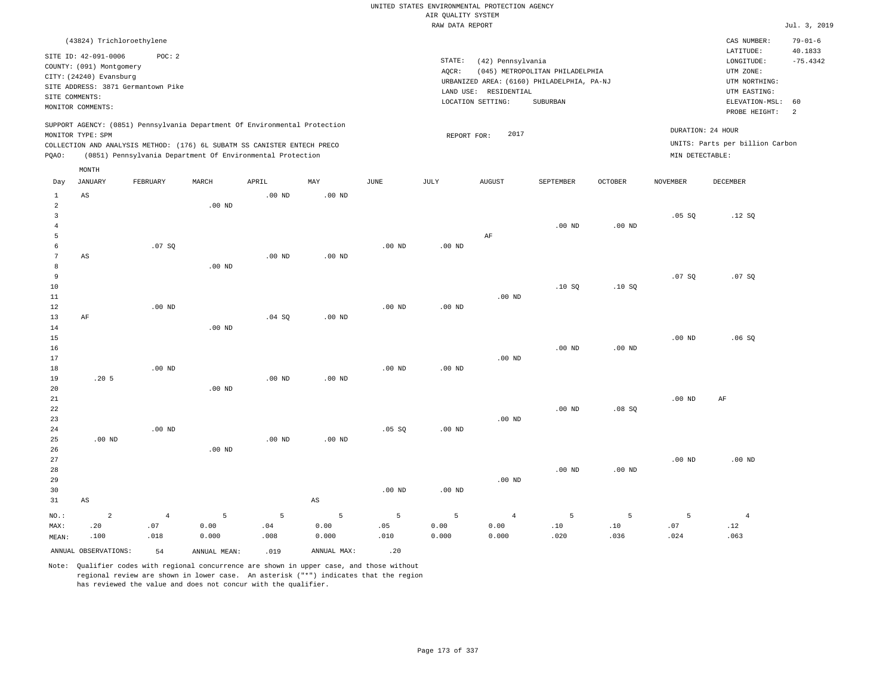UNITED STATES ENVIRONMENTAL PROTECTION AGENCY
AIR QUALITY SYSTEM
RAW DATA REPORT

Jul. 3, 2019

(43824) Trichloroethylene

SITE ID: 42-091-0006 POC: 2
COUNTY: (091) Montgomery
CITY: (24240) Evansburg
SITE ADDRESS: 3871 Germantown Pike
SITE COMMENTS:
MONITOR COMMENTS:

STATE: (42) Pennsylvania
AQCR: (045) METROPOLITAN PHILADELPHIA
URBANIZED AREA: (6160) PHILADELPHIA, PA-NJ
LAND USE: RESIDENTIAL
LOCATION SETTING: SUBURBAN

CAS NUMBER: 79-01-6
LATITUDE: 40.1833
LONGITUDE: -75.4342
UTM ZONE:
UTM NORTHING:
UTM EASTING:
ELEVATION-MSL: 60
PROBE HEIGHT: 2

SUPPORT AGENCY: (0851) Pennsylvania Department Of Environmental Protection
MONITOR TYPE: SPM
COLLECTION AND ANALYSIS METHOD: (176) 6L SUBATM SS CANISTER ENTECH PRECO
PQAO: (0851) Pennsylvania Department Of Environmental Protection

REPORT FOR: 2017

DURATION: 24 HOUR
UNITS: Parts per billion Carbon
MIN DETECTABLE:

| Day | JANUARY | FEBRUARY | MARCH | APRIL | MAY | JUNE | JULY | AUGUST | SEPTEMBER | OCTOBER | NOVEMBER | DECEMBER |
|---|---|---|---|---|---|---|---|---|---|---|---|---|
| 1 | AS | | | .00 ND | .00 ND | | | | | | | |
| 2 | | | .00 ND | | | | | | | | | |
| 3 | | | | | | | | | | | .05 SQ | .12 SQ |
| 4 | | | | | | | | | .00 ND | .00 ND | | |
| 5 | | | | | | | | AF | | | | |
| 6 | | .07 SQ | | | | .00 ND | .00 ND | | | | | |
| 7 | AS | | | .00 ND | .00 ND | | | | | | | |
| 8 | | | .00 ND | | | | | | | | | |
| 9 | | | | | | | | | | | .07 SQ | .07 SQ |
| 10 | | | | | | | | | .10 SQ | .10 SQ | | |
| 11 | | | | | | | | .00 ND | | | | |
| 12 | | .00 ND | | | | .00 ND | .00 ND | | | | | |
| 13 | AF | | | .04 SQ | .00 ND | | | | | | | |
| 14 | | | .00 ND | | | | | | | | | |
| 15 | | | | | | | | | | | .00 ND | .06 SQ |
| 16 | | | | | | | | | .00 ND | .00 ND | | |
| 17 | | | | | | | | .00 ND | | | | |
| 18 | | .00 ND | | | | .00 ND | .00 ND | | | | | |
| 19 | .20 5 | | | .00 ND | .00 ND | | | | | | | |
| 20 | | | .00 ND | | | | | | | | | |
| 21 | | | | | | | | | | | .00 ND | AF |
| 22 | | | | | | | | | .00 ND | .08 SQ | | |
| 23 | | | | | | | | .00 ND | | | | |
| 24 | | .00 ND | | | | .05 SQ | .00 ND | | | | | |
| 25 | .00 ND | | | .00 ND | .00 ND | | | | | | | |
| 26 | | | .00 ND | | | | | | | | | |
| 27 | | | | | | | | | | | .00 ND | .00 ND |
| 28 | | | | | | | | | .00 ND | .00 ND | | |
| 29 | | | | | | | | .00 ND | | | | |
| 30 | | | | | | .00 ND | .00 ND | | | | | |
| 31 | AS | | | | AS | | | | | | | |
| NO.: | 2 | 4 | 5 | 5 | 5 | 5 | 5 | 4 | 5 | 5 | 5 | 4 |
| MAX: | .20 | .07 | 0.00 | .04 | 0.00 | .05 | 0.00 | 0.00 | .10 | .10 | .07 | .12 |
| MEAN: | .100 | .018 | 0.000 | .008 | 0.000 | .010 | 0.000 | 0.000 | .020 | .036 | .024 | .063 |

ANNUAL OBSERVATIONS: 54 ANNUAL MEAN: .019 ANNUAL MAX: .20

Note: Qualifier codes with regional concurrence are shown in upper case, and those without regional review are shown in lower case. An asterisk ("*") indicates that the region has reviewed the value and does not concur with the qualifier.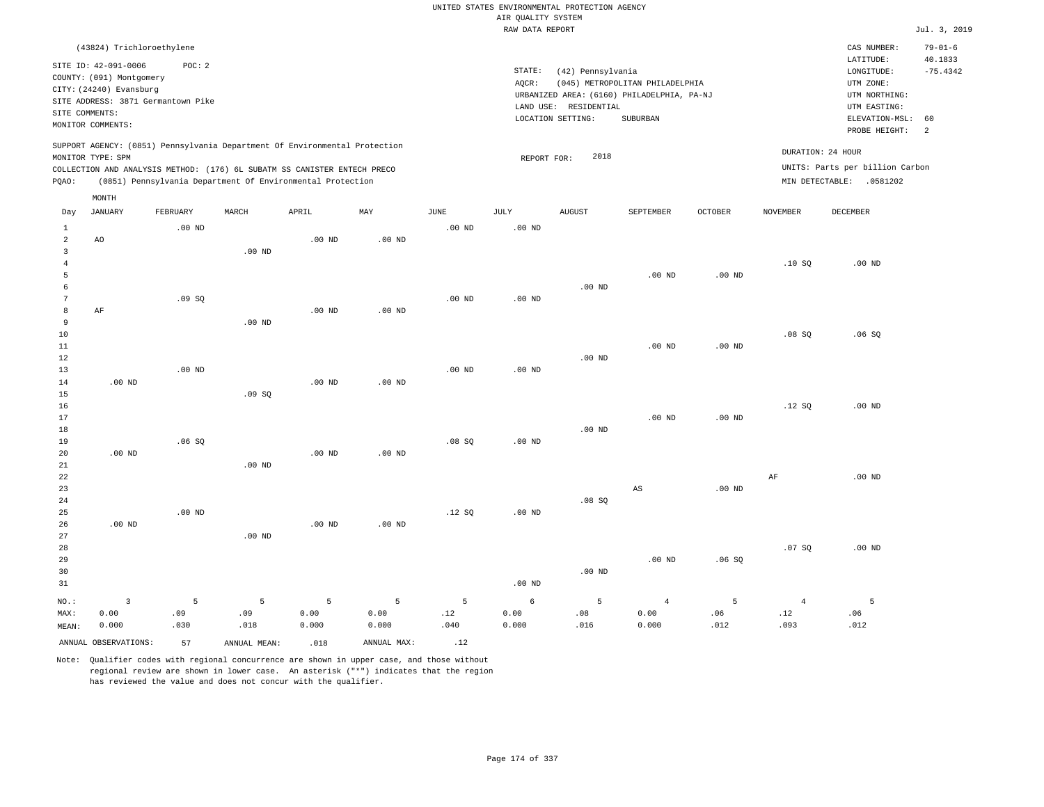UNITED STATES ENVIRONMENTAL PROTECTION AGENCY
AIR QUALITY SYSTEM
RAW DATA REPORT

Jul. 3, 2019

(43824) Trichloroethylene

SITE ID: 42-091-0006 POC: 2
COUNTY: (091) Montgomery
CITY: (24240) Evansburg
SITE ADDRESS: 3871 Germantown Pike
SITE COMMENTS:
MONITOR COMMENTS:

STATE: (42) Pennsylvania
AQCR: (045) METROPOLITAN PHILADELPHIA
URBANIZED AREA: (6160) PHILADELPHIA, PA-NJ
LAND USE: RESIDENTIAL
LOCATION SETTING: SUBURBAN

CAS NUMBER: 79-01-6
LATITUDE: 40.1833
LONGITUDE: -75.4342
UTM ZONE:
UTM NORTHING:
UTM EASTING:
ELEVATION-MSL: 60
PROBE HEIGHT: 2

SUPPORT AGENCY: (0851) Pennsylvania Department Of Environmental Protection
MONITOR TYPE: SPM
COLLECTION AND ANALYSIS METHOD: (176) 6L SUBATM SS CANISTER ENTECH PRECO
PQAO: (0851) Pennsylvania Department Of Environmental Protection

REPORT FOR: 2018

DURATION: 24 HOUR
UNITS: Parts per billion Carbon
MIN DETECTABLE: .0581202

| Day | JANUARY | FEBRUARY | MARCH | APRIL | MAY | JUNE | JULY | AUGUST | SEPTEMBER | OCTOBER | NOVEMBER | DECEMBER |
|---|---|---|---|---|---|---|---|---|---|---|---|---|
| 1 | | .00 ND | | | | .00 ND | .00 ND | | | | | |
| 2 | AO | | | .00 ND | .00 ND | | | | | | | |
| 3 | | | .00 ND | | | | | | | | | |
| 4 | | | | | | | | | | | .10 SQ | .00 ND |
| 5 | | | | | | | | | .00 ND | .00 ND | | |
| 6 | | | | | | | | .00 ND | | | | |
| 7 | | .09 SQ | | | | .00 ND | .00 ND | | | | | |
| 8 | AF | | | .00 ND | .00 ND | | | | | | | |
| 9 | | | .00 ND | | | | | | | | | |
| 10 | | | | | | | | | | | .08 SQ | .06 SQ |
| 11 | | | | | | | | | .00 ND | .00 ND | | |
| 12 | | | | | | | | .00 ND | | | | |
| 13 | | .00 ND | | | | .00 ND | .00 ND | | | | | |
| 14 | .00 ND | | | .00 ND | .00 ND | | | | | | | |
| 15 | | | .09 SQ | | | | | | | | | |
| 16 | | | | | | | | | | | .12 SQ | .00 ND |
| 17 | | | | | | | | | .00 ND | .00 ND | | |
| 18 | | | | | | | | .00 ND | | | | |
| 19 | | .06 SQ | | | | .08 SQ | .00 ND | | | | | |
| 20 | .00 ND | | | .00 ND | .00 ND | | | | | | | |
| 21 | | | .00 ND | | | | | | | | | |
| 22 | | | | | | | | | | | AF | .00 ND |
| 23 | | | | | | | | | AS | .00 ND | | |
| 24 | | | | | | | | .08 SQ | | | | |
| 25 | | .00 ND | | | | .12 SQ | .00 ND | | | | | |
| 26 | .00 ND | | | .00 ND | .00 ND | | | | | | | |
| 27 | | | .00 ND | | | | | | | | | |
| 28 | | | | | | | | | | | .07 SQ | .00 ND |
| 29 | | | | | | | | | .00 ND | .06 SQ | | |
| 30 | | | | | | | | .00 ND | | | | |
| 31 | | | | | | | .00 ND | | | | | |
| NO.: | 3 | 5 | 5 | 5 | 5 | 5 | 6 | 5 | 4 | 5 | 4 | 5 |
| MAX: | 0.00 | .09 | .09 | 0.00 | 0.00 | .12 | 0.00 | .08 | 0.00 | .06 | .12 | .06 |
| MEAN: | 0.000 | .030 | .018 | 0.000 | 0.000 | .040 | 0.000 | .016 | 0.000 | .012 | .093 | .012 |

ANNUAL OBSERVATIONS: 57 ANNUAL MEAN: .018 ANNUAL MAX: .12

Note: Qualifier codes with regional concurrence are shown in upper case, and those without regional review are shown in lower case. An asterisk ("*") indicates that the region has reviewed the value and does not concur with the qualifier.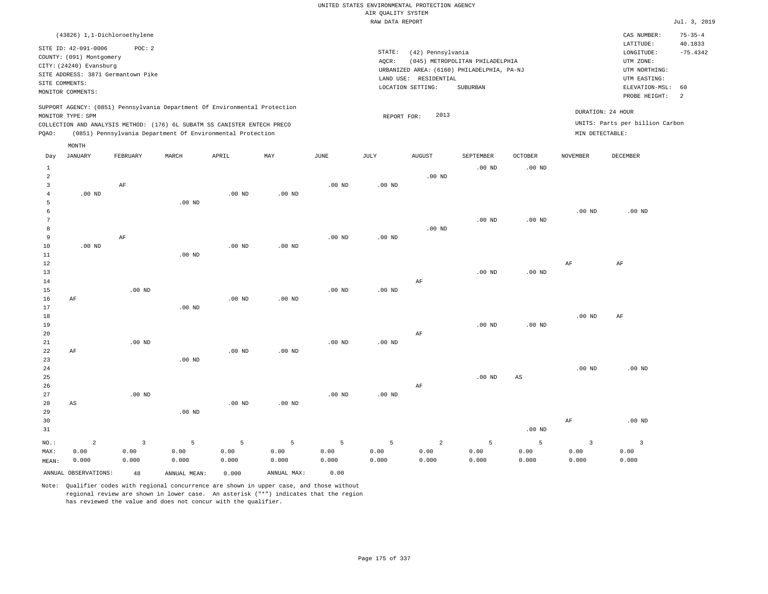UNITED STATES ENVIRONMENTAL PROTECTION AGENCY
AIR QUALITY SYSTEM
RAW DATA REPORT

Jul. 3, 2019

(43826) 1,1-Dichloroethylene

SITE ID: 42-091-0006 POC: 2
COUNTY: (091) Montgomery
CITY: (24240) Evansburg
SITE ADDRESS: 3871 Germantown Pike
SITE COMMENTS:
MONITOR COMMENTS:

STATE: (42) Pennsylvania
AQCR: (045) METROPOLITAN PHILADELPHIA
URBANIZED AREA: (6160) PHILADELPHIA, PA-NJ
LAND USE: RESIDENTIAL
LOCATION SETTING: SUBURBAN

CAS NUMBER: 75-35-4
LATITUDE: 40.1833
LONGITUDE: -75.4342
UTM ZONE:
UTM NORTHING:
UTM EASTING:
ELEVATION-MSL: 60
PROBE HEIGHT: 2

SUPPORT AGENCY: (0851) Pennsylvania Department Of Environmental Protection
MONITOR TYPE: SPM
COLLECTION AND ANALYSIS METHOD: (176) 6L SUBATM SS CANISTER ENTECH PRECO
PQAO: (0851) Pennsylvania Department Of Environmental Protection

REPORT FOR: 2013

DURATION: 24 HOUR
UNITS: Parts per billion Carbon
MIN DETECTABLE:

| Day | JANUARY | FEBRUARY | MARCH | APRIL | MAY | JUNE | JULY | AUGUST | SEPTEMBER | OCTOBER | NOVEMBER | DECEMBER |
|---|---|---|---|---|---|---|---|---|---|---|---|---|
| 1 | | | | | | | | | .00 ND | .00 ND | | |
| 2 | | | | | | | | .00 ND | | | | |
| 3 | | AF | | | | .00 ND | .00 ND | | | | | |
| 4 | .00 ND | | | .00 ND | .00 ND | | | | | | | |
| 5 | | | .00 ND | | | | | | | | | |
| 6 | | | | | | | | | | | .00 ND | .00 ND |
| 7 | | | | | | | | | .00 ND | .00 ND | | |
| 8 | | | | | | | | .00 ND | | | | |
| 9 | | AF | | | | .00 ND | .00 ND | | | | | |
| 10 | .00 ND | | | .00 ND | .00 ND | | | | | | | |
| 11 | | | .00 ND | | | | | | | | | |
| 12 | | | | | | | | | | | AF | AF |
| 13 | | | | | | | | | .00 ND | .00 ND | | |
| 14 | | | | | | | | AF | | | | |
| 15 | | .00 ND | | | | .00 ND | .00 ND | | | | | |
| 16 | AF | | | .00 ND | .00 ND | | | | | | | |
| 17 | | | .00 ND | | | | | | | | | |
| 18 | | | | | | | | | | | .00 ND | AF |
| 19 | | | | | | | | | .00 ND | .00 ND | | |
| 20 | | | | | | | | AF | | | | |
| 21 | | .00 ND | | | | .00 ND | .00 ND | | | | | |
| 22 | AF | | | .00 ND | .00 ND | | | | | | | |
| 23 | | | .00 ND | | | | | | | | | |
| 24 | | | | | | | | | | | .00 ND | .00 ND |
| 25 | | | | | | | | | .00 ND | AS | | |
| 26 | | | | | | | | AF | | | | |
| 27 | | .00 ND | | | | .00 ND | .00 ND | | | | | |
| 28 | AS | | | .00 ND | .00 ND | | | | | | | |
| 29 | | | .00 ND | | | | | | | | | |
| 30 | | | | | | | | | | | AF | .00 ND |
| 31 | | | | | | | | | | .00 ND | | |
| NO.: | 2 | 3 | 5 | 5 | 5 | 5 | 5 | 2 | 5 | 5 | 3 | 3 |
| MAX: | 0.00 | 0.00 | 0.00 | 0.00 | 0.00 | 0.00 | 0.00 | 0.00 | 0.00 | 0.00 | 0.00 | 0.00 |
| MEAN: | 0.000 | 0.000 | 0.000 | 0.000 | 0.000 | 0.000 | 0.000 | 0.000 | 0.000 | 0.000 | 0.000 | 0.000 |

ANNUAL OBSERVATIONS: 48 ANNUAL MEAN: 0.000 ANNUAL MAX: 0.00

Note: Qualifier codes with regional concurrence are shown in upper case, and those without regional review are shown in lower case. An asterisk ("*") indicates that the region has reviewed the value and does not concur with the qualifier.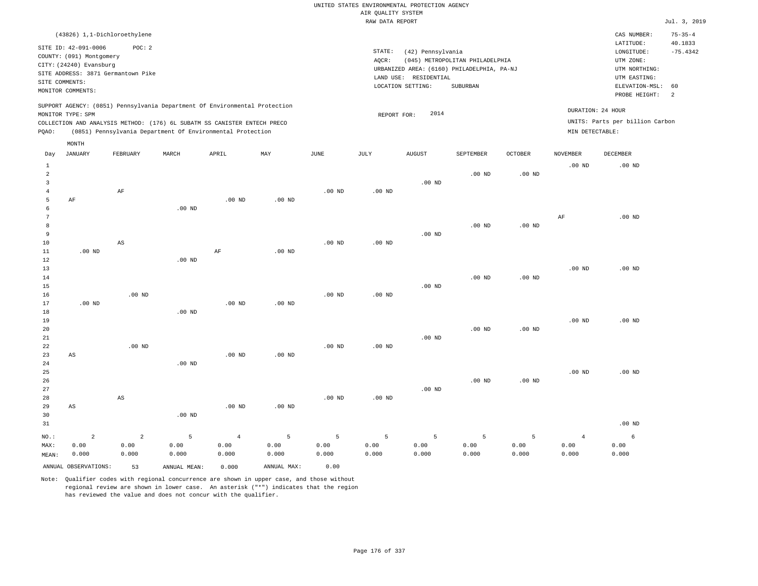UNITED STATES ENVIRONMENTAL PROTECTION AGENCY
AIR QUALITY SYSTEM
RAW DATA REPORT

Jul. 3, 2019

(43826) 1,1-Dichloroethylene

SITE ID: 42-091-0006    POC: 2
COUNTY: (091) Montgomery
CITY: (24240) Evansburg
SITE ADDRESS: 3871 Germantown Pike
SITE COMMENTS:
MONITOR COMMENTS:

STATE: (42) Pennsylvania
AQCR: (045) METROPOLITAN PHILADELPHIA
URBANIZED AREA: (6160) PHILADELPHIA, PA-NJ
LAND USE: RESIDENTIAL
LOCATION SETTING: SUBURBAN

CAS NUMBER: 75-35-4
LATITUDE: 40.1833
LONGITUDE: -75.4342
UTM ZONE:
UTM NORTHING:
UTM EASTING:
ELEVATION-MSL: 60
PROBE HEIGHT: 2

SUPPORT AGENCY: (0851) Pennsylvania Department Of Environmental Protection
MONITOR TYPE: SPM
COLLECTION AND ANALYSIS METHOD: (176) 6L SUBATM SS CANISTER ENTECH PRECO
PQAO: (0851) Pennsylvania Department Of Environmental Protection

REPORT FOR: 2014

DURATION: 24 HOUR
UNITS: Parts per billion Carbon
MIN DETECTABLE:

| Day | JANUARY | FEBRUARY | MARCH | APRIL | MAY | JUNE | JULY | AUGUST | SEPTEMBER | OCTOBER | NOVEMBER | DECEMBER |
|---|---|---|---|---|---|---|---|---|---|---|---|---|
| 1 | | | | | | | | | | | .00 ND | .00 ND |
| 2 | | | | | | | | | .00 ND | .00 ND | | |
| 3 | | | | | | | | .00 ND | | | | |
| 4 | | AF | | | | .00 ND | .00 ND | | | | | |
| 5 | AF | | | .00 ND | .00 ND | | | | | | | |
| 6 | | | .00 ND | | | | | | | | | |
| 7 | | | | | | | | | | | AF | .00 ND |
| 8 | | | | | | | | | .00 ND | .00 ND | | |
| 9 | | | | | | | | .00 ND | | | | |
| 10 | | AS | | | | .00 ND | .00 ND | | | | | |
| 11 | .00 ND | | | AF | .00 ND | | | | | | | |
| 12 | | | .00 ND | | | | | | | | | |
| 13 | | | | | | | | | | | .00 ND | .00 ND |
| 14 | | | | | | | | | .00 ND | .00 ND | | |
| 15 | | | | | | | | .00 ND | | | | |
| 16 | | .00 ND | | | | .00 ND | .00 ND | | | | | |
| 17 | .00 ND | | | .00 ND | .00 ND | | | | | | | |
| 18 | | | .00 ND | | | | | | | | | |
| 19 | | | | | | | | | | | .00 ND | .00 ND |
| 20 | | | | | | | | | .00 ND | .00 ND | | |
| 21 | | | | | | | | .00 ND | | | | |
| 22 | | .00 ND | | | | .00 ND | .00 ND | | | | | |
| 23 | AS | | | .00 ND | .00 ND | | | | | | | |
| 24 | | | .00 ND | | | | | | | | | |
| 25 | | | | | | | | | | | .00 ND | .00 ND |
| 26 | | | | | | | | | .00 ND | .00 ND | | |
| 27 | | | | | | | | .00 ND | | | | |
| 28 | | AS | | | | .00 ND | .00 ND | | | | | |
| 29 | AS | | | .00 ND | .00 ND | | | | | | | |
| 30 | | | .00 ND | | | | | | | | | |
| 31 | | | | | | | | | | | | .00 ND |
| NO.: | 2 | 2 | 5 | 4 | 5 | 5 | 5 | 5 | 5 | 5 | 4 | 6 |
| MAX: | 0.00 | 0.00 | 0.00 | 0.00 | 0.00 | 0.00 | 0.00 | 0.00 | 0.00 | 0.00 | 0.00 | 0.00 |
| MEAN: | 0.000 | 0.000 | 0.000 | 0.000 | 0.000 | 0.000 | 0.000 | 0.000 | 0.000 | 0.000 | 0.000 | 0.000 |

ANNUAL OBSERVATIONS: 53    ANNUAL MEAN: 0.000    ANNUAL MAX: 0.00

Note: Qualifier codes with regional concurrence are shown in upper case, and those without regional review are shown in lower case. An asterisk ("*") indicates that the region has reviewed the value and does not concur with the qualifier.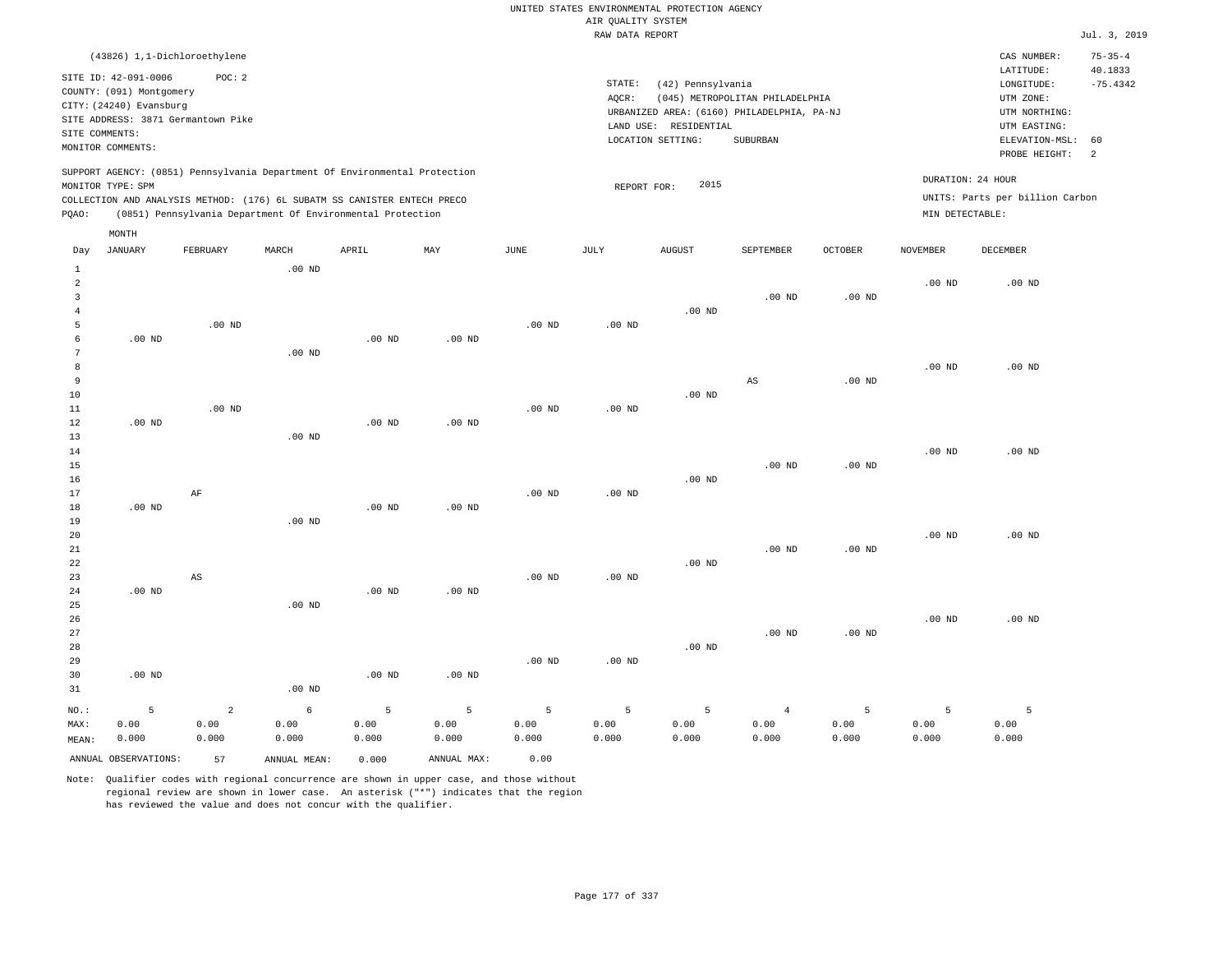UNITED STATES ENVIRONMENTAL PROTECTION AGENCY
AIR QUALITY SYSTEM
RAW DATA REPORT

Jul. 3, 2019

(43826) 1,1-Dichloroethylene

SITE ID: 42-091-0006 POC: 2
COUNTY: (091) Montgomery
CITY: (24240) Evansburg
SITE ADDRESS: 3871 Germantown Pike
SITE COMMENTS:
MONITOR COMMENTS:

STATE: (42) Pennsylvania
AQCR: (045) METROPOLITAN PHILADELPHIA
URBANIZED AREA: (6160) PHILADELPHIA, PA-NJ
LAND USE: RESIDENTIAL
LOCATION SETTING: SUBURBAN

CAS NUMBER: 75-35-4
LATITUDE: 40.1833
LONGITUDE: -75.4342
UTM ZONE:
UTM NORTHING:
UTM EASTING:
ELEVATION-MSL: 60
PROBE HEIGHT: 2

SUPPORT AGENCY: (0851) Pennsylvania Department Of Environmental Protection
MONITOR TYPE: SPM
COLLECTION AND ANALYSIS METHOD: (176) 6L SUBATM SS CANISTER ENTECH PRECO
PQAO: (0851) Pennsylvania Department Of Environmental Protection

REPORT FOR: 2015

DURATION: 24 HOUR
UNITS: Parts per billion Carbon
MIN DETECTABLE:

| Day | JANUARY | FEBRUARY | MARCH | APRIL | MAY | JUNE | JULY | AUGUST | SEPTEMBER | OCTOBER | NOVEMBER | DECEMBER |
|---|---|---|---|---|---|---|---|---|---|---|---|---|
| 1 | | | .00 ND | | | | | | | | | |
| 2 | | | | | | | | | | | .00 ND | .00 ND |
| 3 | | | | | | | | | .00 ND | .00 ND | | |
| 4 | | | | | | | | .00 ND | | | | |
| 5 | | .00 ND | | | | .00 ND | .00 ND | | | | | |
| 6 | .00 ND | | | .00 ND | .00 ND | | | | | | | |
| 7 | | | .00 ND | | | | | | | | | |
| 8 | | | | | | | | | | | .00 ND | .00 ND |
| 9 | | | | | | | | | AS | .00 ND | | |
| 10 | | | | | | | | .00 ND | | | | |
| 11 | | .00 ND | | | | .00 ND | .00 ND | | | | | |
| 12 | .00 ND | | | .00 ND | .00 ND | | | | | | | |
| 13 | | | .00 ND | | | | | | | | | |
| 14 | | | | | | | | | | | .00 ND | .00 ND |
| 15 | | | | | | | | | .00 ND | .00 ND | | |
| 16 | | | | | | | | .00 ND | | | | |
| 17 | | AF | | | | .00 ND | .00 ND | | | | | |
| 18 | .00 ND | | | .00 ND | .00 ND | | | | | | | |
| 19 | | | .00 ND | | | | | | | | | |
| 20 | | | | | | | | | | | .00 ND | .00 ND |
| 21 | | | | | | | | | .00 ND | .00 ND | | |
| 22 | | | | | | | | .00 ND | | | | |
| 23 | | AS | | | | .00 ND | .00 ND | | | | | |
| 24 | .00 ND | | | .00 ND | .00 ND | | | | | | | |
| 25 | | | .00 ND | | | | | | | | | |
| 26 | | | | | | | | | | | .00 ND | .00 ND |
| 27 | | | | | | | | | .00 ND | .00 ND | | |
| 28 | | | | | | | | .00 ND | | | | |
| 29 | | | | | | .00 ND | .00 ND | | | | | |
| 30 | .00 ND | | | .00 ND | .00 ND | | | | | | | |
| 31 | | | .00 ND | | | | | | | | | |
| NO.: | 5 | 2 | 6 | 5 | 5 | 5 | 5 | 5 | 4 | 5 | 5 | 5 |
| MAX: | 0.00 | 0.00 | 0.00 | 0.00 | 0.00 | 0.00 | 0.00 | 0.00 | 0.00 | 0.00 | 0.00 | 0.00 |
| MEAN: | 0.000 | 0.000 | 0.000 | 0.000 | 0.000 | 0.000 | 0.000 | 0.000 | 0.000 | 0.000 | 0.000 | 0.000 |

ANNUAL OBSERVATIONS: 57 ANNUAL MEAN: 0.000 ANNUAL MAX: 0.00

Note: Qualifier codes with regional concurrence are shown in upper case, and those without regional review are shown in lower case. An asterisk ("*") indicates that the region has reviewed the value and does not concur with the qualifier.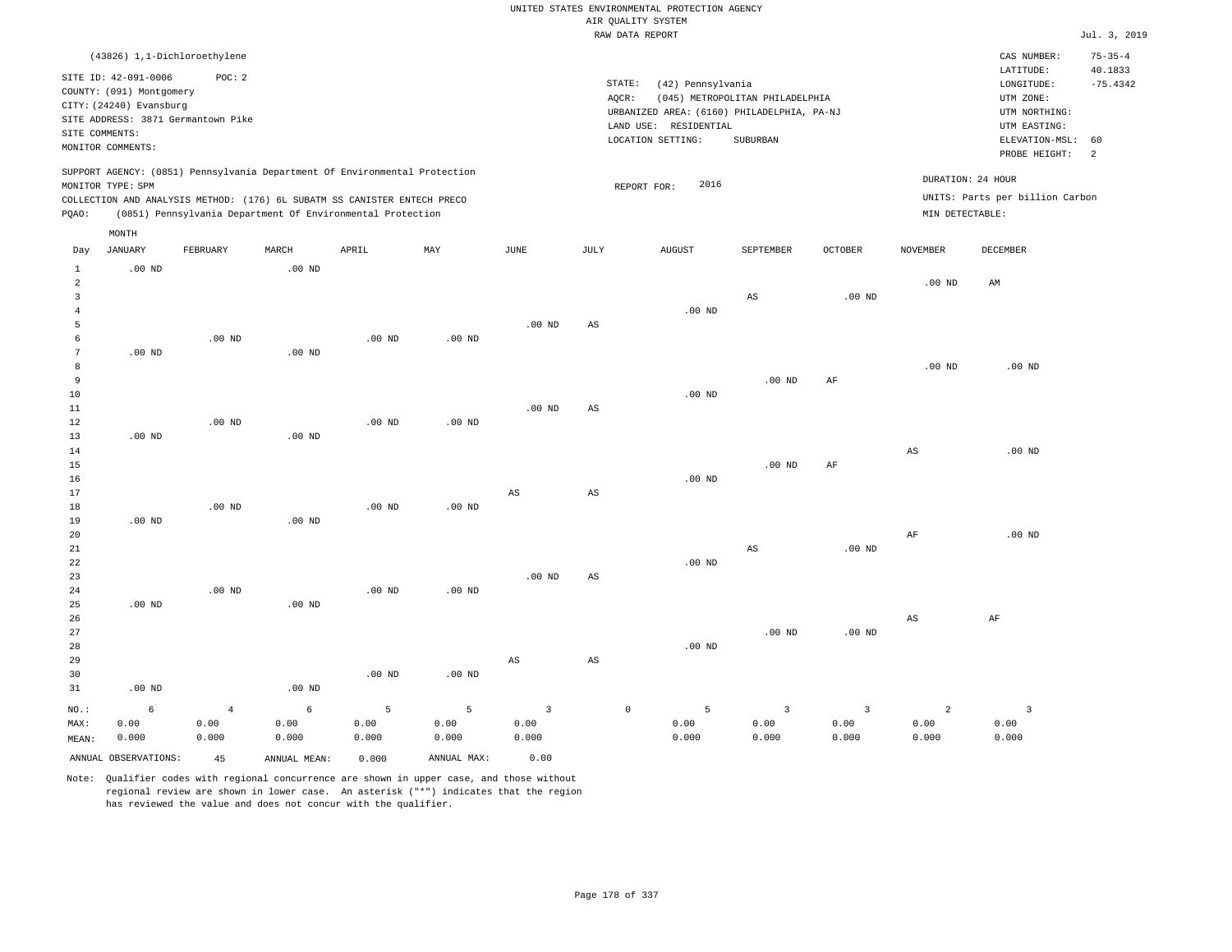UNITED STATES ENVIRONMENTAL PROTECTION AGENCY
AIR QUALITY SYSTEM
RAW DATA REPORT

Jul. 3, 2019

(43826) 1,1-Dichloroethylene

SITE ID: 42-091-0006 POC: 2
COUNTY: (091) Montgomery
CITY: (24240) Evansburg
SITE ADDRESS: 3871 Germantown Pike
SITE COMMENTS:
MONITOR COMMENTS:

STATE: (42) Pennsylvania
AQCR: (045) METROPOLITAN PHILADELPHIA
URBANIZED AREA: (6160) PHILADELPHIA, PA-NJ
LAND USE: RESIDENTIAL
LOCATION SETTING: SUBURBAN

CAS NUMBER: 75-35-4
LATITUDE: 40.1833
LONGITUDE: -75.4342
UTM ZONE:
UTM NORTHING:
UTM EASTING:
ELEVATION-MSL: 60
PROBE HEIGHT: 2

SUPPORT AGENCY: (0851) Pennsylvania Department Of Environmental Protection
MONITOR TYPE: SPM
COLLECTION AND ANALYSIS METHOD: (176) 6L SUBATM SS CANISTER ENTECH PRECO
PQAO: (0851) Pennsylvania Department Of Environmental Protection

REPORT FOR: 2016

DURATION: 24 HOUR
UNITS: Parts per billion Carbon
MIN DETECTABLE:

| Day | JANUARY | FEBRUARY | MARCH | APRIL | MAY | JUNE | JULY | AUGUST | SEPTEMBER | OCTOBER | NOVEMBER | DECEMBER |
|---|---|---|---|---|---|---|---|---|---|---|---|---|
| 1 | .00 ND | | .00 ND | | | | | | | | | |
| 2 | | | | | | | | | | | .00 ND | AM |
| 3 | | | | | | | | | AS | .00 ND | | |
| 4 | | | | | | | | .00 ND | | | | |
| 5 | | | | | | .00 ND | AS | | | | | |
| 6 | | .00 ND | | .00 ND | .00 ND | | | | | | | |
| 7 | .00 ND | | .00 ND | | | | | | | | | |
| 8 | | | | | | | | | | | .00 ND | .00 ND |
| 9 | | | | | | | | | .00 ND | AF | | |
| 10 | | | | | | | | .00 ND | | | | |
| 11 | | | | | | .00 ND | AS | | | | | |
| 12 | | .00 ND | | .00 ND | .00 ND | | | | | | | |
| 13 | .00 ND | | .00 ND | | | | | | | | | |
| 14 | | | | | | | | | | | AS | .00 ND |
| 15 | | | | | | | | | .00 ND | AF | | |
| 16 | | | | | | | | .00 ND | | | | |
| 17 | | | | | | AS | AS | | | | | |
| 18 | | .00 ND | | .00 ND | .00 ND | | | | | | | |
| 19 | .00 ND | | .00 ND | | | | | | | | | |
| 20 | | | | | | | | | | | AF | .00 ND |
| 21 | | | | | | | | | AS | .00 ND | | |
| 22 | | | | | | | | .00 ND | | | | |
| 23 | | | | | | .00 ND | AS | | | | | |
| 24 | | .00 ND | | .00 ND | .00 ND | | | | | | | |
| 25 | .00 ND | | .00 ND | | | | | | | | | |
| 26 | | | | | | | | | | | AS | AF |
| 27 | | | | | | | | | .00 ND | .00 ND | | |
| 28 | | | | | | | | .00 ND | | | | |
| 29 | | | | | | AS | AS | | | | | |
| 30 | | | | .00 ND | .00 ND | | | | | | | |
| 31 | .00 ND | | .00 ND | | | | | | | | | |
| NO.: | 6 | 4 | 6 | 5 | 5 | 3 | 0 | 5 | 3 | 3 | 2 | 3 |
| MAX: | 0.00 | 0.00 | 0.00 | 0.00 | 0.00 | 0.00 | | 0.00 | 0.00 | 0.00 | 0.00 | 0.00 |
| MEAN: | 0.000 | 0.000 | 0.000 | 0.000 | 0.000 | 0.000 | | 0.000 | 0.000 | 0.000 | 0.000 | 0.000 |

ANNUAL OBSERVATIONS: 45 ANNUAL MEAN: 0.000 ANNUAL MAX: 0.00

Note: Qualifier codes with regional concurrence are shown in upper case, and those without regional review are shown in lower case. An asterisk ("*") indicates that the region has reviewed the value and does not concur with the qualifier.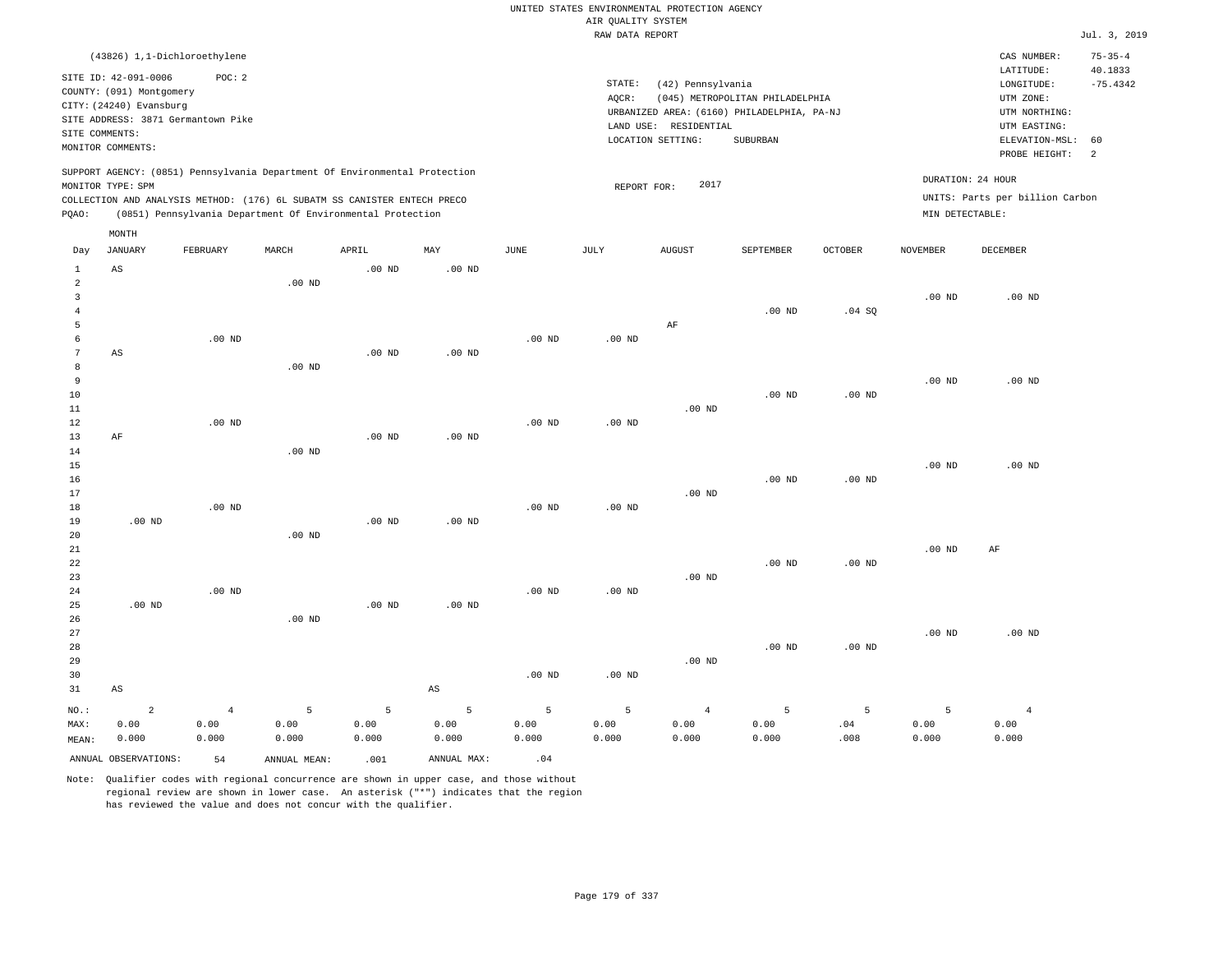UNITED STATES ENVIRONMENTAL PROTECTION AGENCY
AIR QUALITY SYSTEM
RAW DATA REPORT

Jul. 3, 2019

(43826) 1,1-Dichloroethylene

SITE ID: 42-091-0006 POC: 2
COUNTY: (091) Montgomery
CITY: (24240) Evansburg
SITE ADDRESS: 3871 Germantown Pike
SITE COMMENTS:
MONITOR COMMENTS:

STATE: (42) Pennsylvania
AQCR: (045) METROPOLITAN PHILADELPHIA
URBANIZED AREA: (6160) PHILADELPHIA, PA-NJ
LAND USE: RESIDENTIAL
LOCATION SETTING: SUBURBAN

CAS NUMBER: 75-35-4
LATITUDE: 40.1833
LONGITUDE: -75.4342
UTM ZONE:
UTM NORTHING:
UTM EASTING:
ELEVATION-MSL: 60
PROBE HEIGHT: 2

SUPPORT AGENCY: (0851) Pennsylvania Department Of Environmental Protection
MONITOR TYPE: SPM
COLLECTION AND ANALYSIS METHOD: (176) 6L SUBATM SS CANISTER ENTECH PRECO
PQAO: (0851) Pennsylvania Department Of Environmental Protection

REPORT FOR: 2017

DURATION: 24 HOUR
UNITS: Parts per billion Carbon
MIN DETECTABLE:

| Day | JANUARY | FEBRUARY | MARCH | APRIL | MAY | JUNE | JULY | AUGUST | SEPTEMBER | OCTOBER | NOVEMBER | DECEMBER |
|---|---|---|---|---|---|---|---|---|---|---|---|---|
| 1 | AS | | | .00 ND | .00 ND | | | | | | | |
| 2 | | | .00 ND | | | | | | | | | |
| 3 | | | | | | | | | | | .00 ND | .00 ND |
| 4 | | | | | | | | | .00 ND | .04 SQ | | |
| 5 | | | | | | | | AF | | | | |
| 6 | | .00 ND | | | | .00 ND | .00 ND | | | | | |
| 7 | AS | | | .00 ND | .00 ND | | | | | | | |
| 8 | | | .00 ND | | | | | | | | | |
| 9 | | | | | | | | | | | .00 ND | .00 ND |
| 10 | | | | | | | | | .00 ND | .00 ND | | |
| 11 | | | | | | | | .00 ND | | | | |
| 12 | | .00 ND | | | | .00 ND | .00 ND | | | | | |
| 13 | AF | | | .00 ND | .00 ND | | | | | | | |
| 14 | | | .00 ND | | | | | | | | | |
| 15 | | | | | | | | | | | .00 ND | .00 ND |
| 16 | | | | | | | | | .00 ND | .00 ND | | |
| 17 | | | | | | | | .00 ND | | | | |
| 18 | | .00 ND | | | | .00 ND | .00 ND | | | | | |
| 19 | .00 ND | | | .00 ND | .00 ND | | | | | | | |
| 20 | | | .00 ND | | | | | | | | | |
| 21 | | | | | | | | | | | .00 ND | AF |
| 22 | | | | | | | | | .00 ND | .00 ND | | |
| 23 | | | | | | | | .00 ND | | | | |
| 24 | | .00 ND | | | | .00 ND | .00 ND | | | | | |
| 25 | .00 ND | | | .00 ND | .00 ND | | | | | | | |
| 26 | | | .00 ND | | | | | | | | | |
| 27 | | | | | | | | | | | .00 ND | .00 ND |
| 28 | | | | | | | | | .00 ND | .00 ND | | |
| 29 | | | | | | | | .00 ND | | | | |
| 30 | | | | | | .00 ND | .00 ND | | | | | |
| 31 | AS | | | | AS | | | | | | | |
| NO.: | 2 | 4 | 5 | 5 | 5 | 5 | 5 | 4 | 5 | 5 | 5 | 4 |
| MAX: | 0.00 | 0.00 | 0.00 | 0.00 | 0.00 | 0.00 | 0.00 | 0.00 | 0.00 | .04 | 0.00 | 0.00 |
| MEAN: | 0.000 | 0.000 | 0.000 | 0.000 | 0.000 | 0.000 | 0.000 | 0.000 | 0.000 | .008 | 0.000 | 0.000 |

ANNUAL OBSERVATIONS: 54 ANNUAL MEAN: .001 ANNUAL MAX: .04

Note: Qualifier codes with regional concurrence are shown in upper case, and those without regional review are shown in lower case. An asterisk ("*") indicates that the region has reviewed the value and does not concur with the qualifier.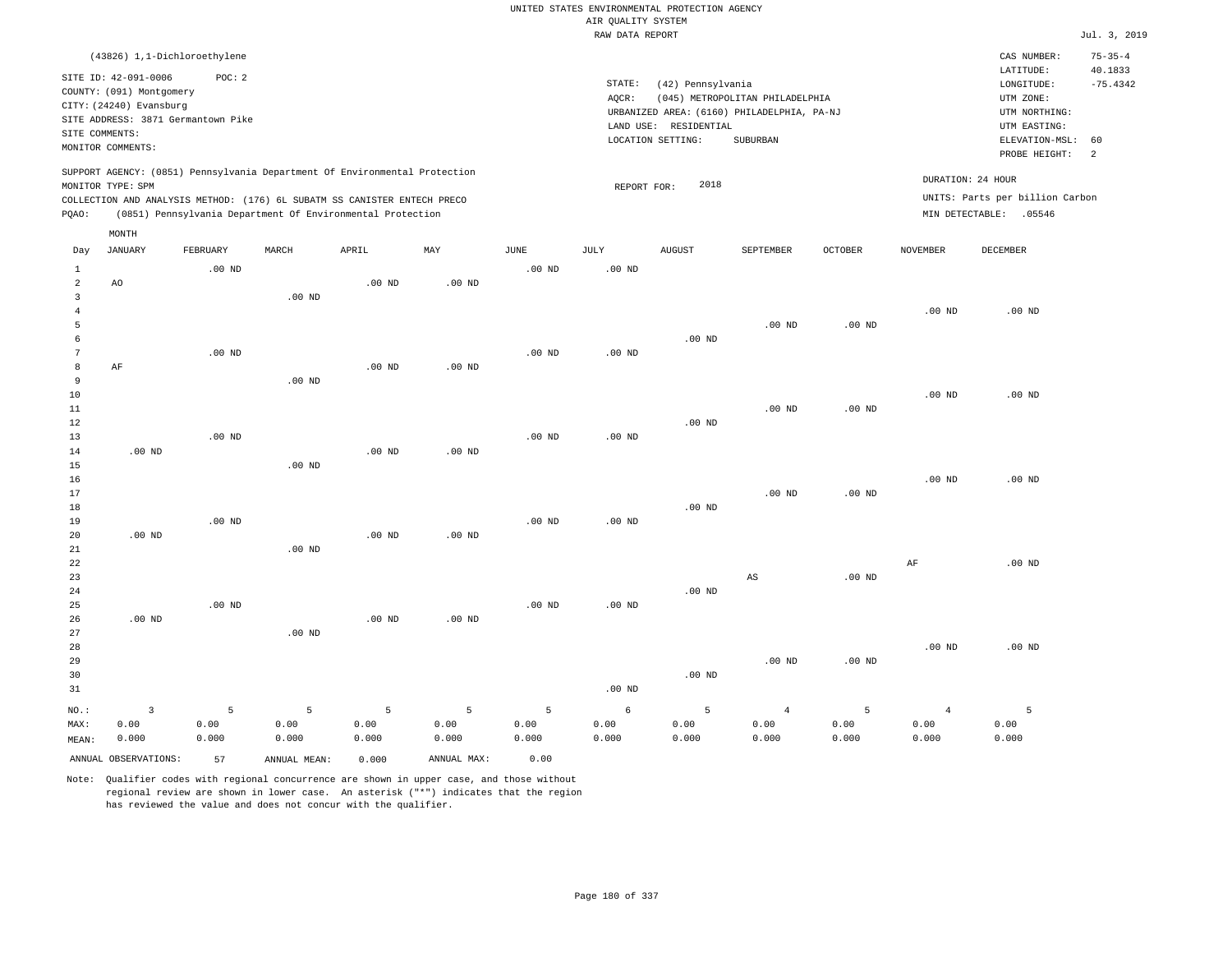UNITED STATES ENVIRONMENTAL PROTECTION AGENCY
AIR QUALITY SYSTEM
RAW DATA REPORT

Jul. 3, 2019

(43826) 1,1-Dichloroethylene

SITE ID: 42-091-0006 POC: 2
COUNTY: (091) Montgomery
CITY: (24240) Evansburg
SITE ADDRESS: 3871 Germantown Pike
SITE COMMENTS:
MONITOR COMMENTS:

STATE: (42) Pennsylvania
AQCR: (045) METROPOLITAN PHILADELPHIA
URBANIZED AREA: (6160) PHILADELPHIA, PA-NJ
LAND USE: RESIDENTIAL
LOCATION SETTING: SUBURBAN

CAS NUMBER: 75-35-4
LATITUDE: 40.1833
LONGITUDE: -75.4342
UTM ZONE:
UTM NORTHING:
UTM EASTING:
ELEVATION-MSL: 60
PROBE HEIGHT: 2

SUPPORT AGENCY: (0851) Pennsylvania Department Of Environmental Protection
MONITOR TYPE: SPM
COLLECTION AND ANALYSIS METHOD: (176) 6L SUBATM SS CANISTER ENTECH PRECO
PQAO: (0851) Pennsylvania Department Of Environmental Protection

REPORT FOR: 2018

DURATION: 24 HOUR
UNITS: Parts per billion Carbon
MIN DETECTABLE: .05546

| Day | JANUARY | FEBRUARY | MARCH | APRIL | MAY | JUNE | JULY | AUGUST | SEPTEMBER | OCTOBER | NOVEMBER | DECEMBER |
|---|---|---|---|---|---|---|---|---|---|---|---|---|
| 1 | | .00 ND | | | | .00 ND | .00 ND | | | | | |
| 2 | AO | | | .00 ND | .00 ND | | | | | | | |
| 3 | | | .00 ND | | | | | | | | | |
| 4 | | | | | | | | | | | .00 ND | .00 ND |
| 5 | | | | | | | | | .00 ND | .00 ND | | |
| 6 | | | | | | | | .00 ND | | | | |
| 7 | | .00 ND | | | | .00 ND | .00 ND | | | | | |
| 8 | AF | | | .00 ND | .00 ND | | | | | | | |
| 9 | | | .00 ND | | | | | | | | | |
| 10 | | | | | | | | | | | .00 ND | .00 ND |
| 11 | | | | | | | | | .00 ND | .00 ND | | |
| 12 | | | | | | | | .00 ND | | | | |
| 13 | | .00 ND | | | | .00 ND | .00 ND | | | | | |
| 14 | .00 ND | | | .00 ND | .00 ND | | | | | | | |
| 15 | | | .00 ND | | | | | | | | | |
| 16 | | | | | | | | | | | .00 ND | .00 ND |
| 17 | | | | | | | | | .00 ND | .00 ND | | |
| 18 | | | | | | | | .00 ND | | | | |
| 19 | | .00 ND | | | | .00 ND | .00 ND | | | | | |
| 20 | .00 ND | | | .00 ND | .00 ND | | | | | | | |
| 21 | | | .00 ND | | | | | | | | | |
| 22 | | | | | | | | | | | AF | .00 ND |
| 23 | | | | | | | | | AS | .00 ND | | |
| 24 | | | | | | | | .00 ND | | | | |
| 25 | | .00 ND | | | | .00 ND | .00 ND | | | | | |
| 26 | .00 ND | | | .00 ND | .00 ND | | | | | | | |
| 27 | | | .00 ND | | | | | | | | | |
| 28 | | | | | | | | | | | .00 ND | .00 ND |
| 29 | | | | | | | | | .00 ND | .00 ND | | |
| 30 | | | | | | | | .00 ND | | | | |
| 31 | | | | | | | .00 ND | | | | | |
| NO.: | 3 | 5 | 5 | 5 | 5 | 5 | 6 | 5 | 4 | 5 | 4 | 5 |
| MAX: | 0.00 | 0.00 | 0.00 | 0.00 | 0.00 | 0.00 | 0.00 | 0.00 | 0.00 | 0.00 | 0.00 | 0.00 |
| MEAN: | 0.000 | 0.000 | 0.000 | 0.000 | 0.000 | 0.000 | 0.000 | 0.000 | 0.000 | 0.000 | 0.000 | 0.000 |

ANNUAL OBSERVATIONS: 57 ANNUAL MEAN: 0.000 ANNUAL MAX: 0.00

Note: Qualifier codes with regional concurrence are shown in upper case, and those without regional review are shown in lower case. An asterisk ("*") indicates that the region has reviewed the value and does not concur with the qualifier.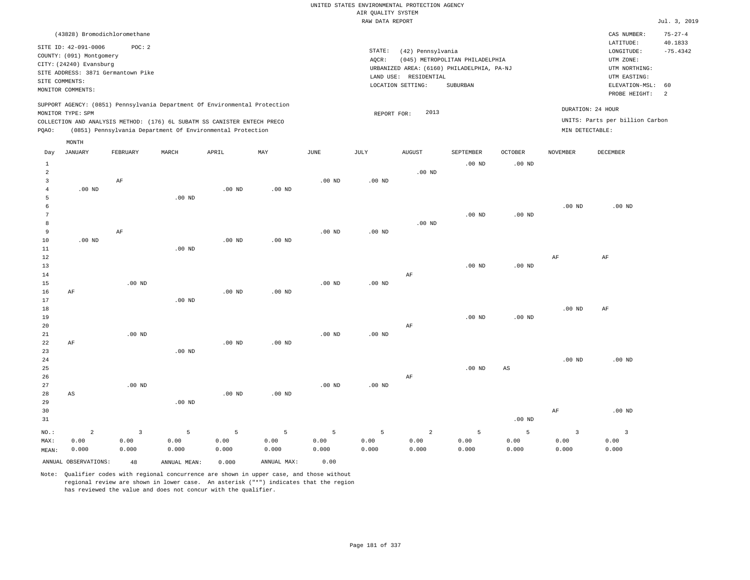UNITED STATES ENVIRONMENTAL PROTECTION AGENCY
AIR QUALITY SYSTEM
RAW DATA REPORT

Jul. 3, 2019

(43828) Bromodichloromethane

SITE ID: 42-091-0006 POC: 2
COUNTY: (091) Montgomery
CITY: (24240) Evansburg
SITE ADDRESS: 3871 Germantown Pike
SITE COMMENTS:
MONITOR COMMENTS:

STATE: (42) Pennsylvania
AQCR: (045) METROPOLITAN PHILADELPHIA
URBANIZED AREA: (6160) PHILADELPHIA, PA-NJ
LAND USE: RESIDENTIAL
LOCATION SETTING: SUBURBAN

CAS NUMBER: 75-27-4
LATITUDE: 40.1833
LONGITUDE: -75.4342
UTM ZONE:
UTM NORTHING:
UTM EASTING:
ELEVATION-MSL: 60
PROBE HEIGHT: 2

SUPPORT AGENCY: (0851) Pennsylvania Department Of Environmental Protection
MONITOR TYPE: SPM
COLLECTION AND ANALYSIS METHOD: (176) 6L SUBATM SS CANISTER ENTECH PRECO
PQAO: (0851) Pennsylvania Department Of Environmental Protection

REPORT FOR: 2013

DURATION: 24 HOUR
UNITS: Parts per billion Carbon
MIN DETECTABLE:

| Day | JANUARY | FEBRUARY | MARCH | APRIL | MAY | JUNE | JULY | AUGUST | SEPTEMBER | OCTOBER | NOVEMBER | DECEMBER |
|---|---|---|---|---|---|---|---|---|---|---|---|---|
| 1 | | | | | | | | | .00 ND | .00 ND | | |
| 2 | | | | | | | | .00 ND | | | | |
| 3 | | AF | | | | .00 ND | .00 ND | | | | | |
| 4 | .00 ND | | | .00 ND | .00 ND | | | | | | | |
| 5 | | | .00 ND | | | | | | | | | |
| 6 | | | | | | | | | | | .00 ND | .00 ND |
| 7 | | | | | | | | | .00 ND | .00 ND | | |
| 8 | | | | | | | | .00 ND | | | | |
| 9 | | AF | | | | .00 ND | .00 ND | | | | | |
| 10 | .00 ND | | | .00 ND | .00 ND | | | | | | | |
| 11 | | | .00 ND | | | | | | | | | |
| 12 | | | | | | | | | | | AF | AF |
| 13 | | | | | | | | | .00 ND | .00 ND | | |
| 14 | | | | | | | | AF | | | | |
| 15 | | .00 ND | | | | .00 ND | .00 ND | | | | | |
| 16 | AF | | | .00 ND | .00 ND | | | | | | | |
| 17 | | | .00 ND | | | | | | | | | |
| 18 | | | | | | | | | | | .00 ND | AF |
| 19 | | | | | | | | | .00 ND | .00 ND | | |
| 20 | | | | | | | | AF | | | | |
| 21 | | .00 ND | | | | .00 ND | .00 ND | | | | | |
| 22 | AF | | | .00 ND | .00 ND | | | | | | | |
| 23 | | | .00 ND | | | | | | | | | |
| 24 | | | | | | | | | | | .00 ND | .00 ND |
| 25 | | | | | | | | | .00 ND | AS | | |
| 26 | | | | | | | | AF | | | | |
| 27 | | .00 ND | | | | .00 ND | .00 ND | | | | | |
| 28 | AS | | | .00 ND | .00 ND | | | | | | | |
| 29 | | | .00 ND | | | | | | | | | |
| 30 | | | | | | | | | | | AF | .00 ND |
| 31 | | | | | | | | | | .00 ND | | |
| NO.: | 2 | 3 | 5 | 5 | 5 | 5 | 5 | 2 | 5 | 5 | 3 | 3 |
| MAX: | 0.00 | 0.00 | 0.00 | 0.00 | 0.00 | 0.00 | 0.00 | 0.00 | 0.00 | 0.00 | 0.00 | 0.00 |
| MEAN: | 0.000 | 0.000 | 0.000 | 0.000 | 0.000 | 0.000 | 0.000 | 0.000 | 0.000 | 0.000 | 0.000 | 0.000 |

ANNUAL OBSERVATIONS: 48 ANNUAL MEAN: 0.000 ANNUAL MAX: 0.00

Note: Qualifier codes with regional concurrence are shown in upper case, and those without regional review are shown in lower case. An asterisk ("*") indicates that the region has reviewed the value and does not concur with the qualifier.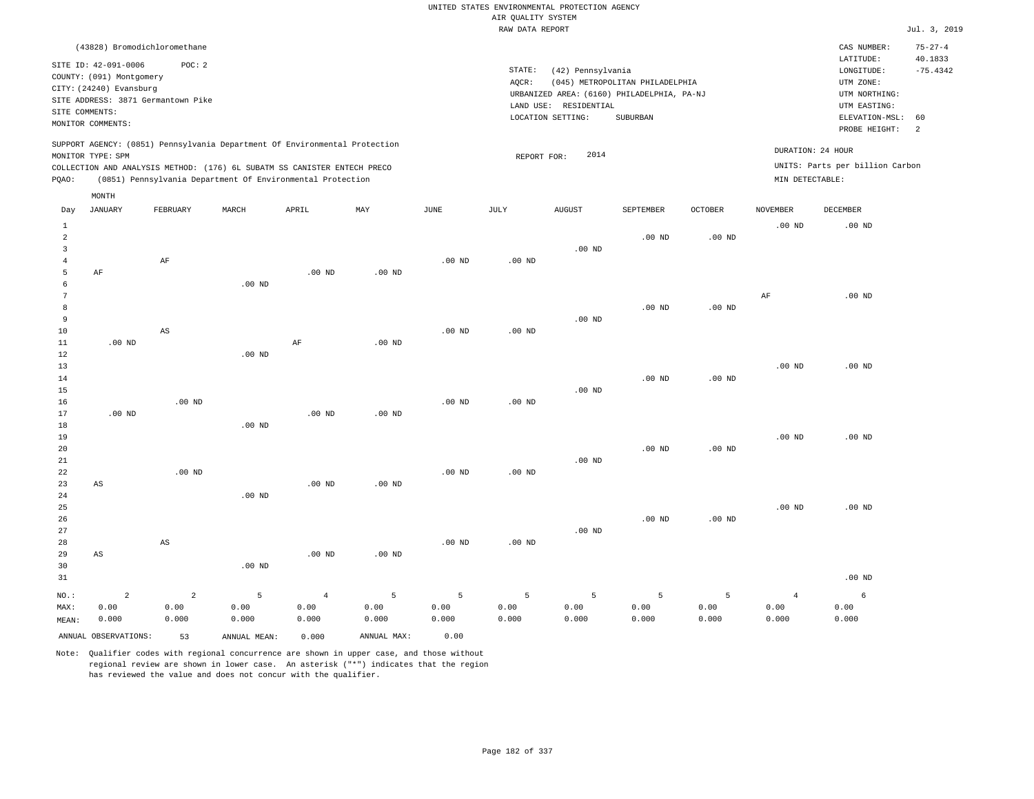UNITED STATES ENVIRONMENTAL PROTECTION AGENCY
AIR QUALITY SYSTEM
RAW DATA REPORT

Jul. 3, 2019

(43828) Bromodichloromethane

SITE ID: 42-091-0006　　POC: 2
COUNTY: (091) Montgomery
CITY: (24240) Evansburg
SITE ADDRESS: 3871 Germantown Pike
SITE COMMENTS:
MONITOR COMMENTS:

STATE: (42) Pennsylvania
AQCR: (045) METROPOLITAN PHILADELPHIA
URBANIZED AREA: (6160) PHILADELPHIA, PA-NJ
LAND USE: RESIDENTIAL
LOCATION SETTING: SUBURBAN

CAS NUMBER: 75-27-4
LATITUDE: 40.1833
LONGITUDE: -75.4342
UTM ZONE:
UTM NORTHING:
UTM EASTING:
ELEVATION-MSL: 60
PROBE HEIGHT: 2

SUPPORT AGENCY: (0851) Pennsylvania Department Of Environmental Protection
MONITOR TYPE: SPM
COLLECTION AND ANALYSIS METHOD: (176) 6L SUBATM SS CANISTER ENTECH PRECO
PQAO: (0851) Pennsylvania Department Of Environmental Protection

REPORT FOR: 2014

DURATION: 24 HOUR
UNITS: Parts per billion Carbon
MIN DETECTABLE:

| Day | JANUARY | FEBRUARY | MARCH | APRIL | MAY | JUNE | JULY | AUGUST | SEPTEMBER | OCTOBER | NOVEMBER | DECEMBER |
|---|---|---|---|---|---|---|---|---|---|---|---|---|
| 1 | | | | | | | | | | | .00 ND | .00 ND |
| 2 | | | | | | | | | .00 ND | .00 ND | | |
| 3 | | | | | | | | .00 ND | | | | |
| 4 | | AF | | | | .00 ND | .00 ND | | | | | |
| 5 | AF | | | .00 ND | .00 ND | | | | | | | |
| 6 | | | .00 ND | | | | | | | | | |
| 7 | | | | | | | | | | | AF | .00 ND |
| 8 | | | | | | | | | .00 ND | .00 ND | | |
| 9 | | | | | | | | .00 ND | | | | |
| 10 | | AS | | | | .00 ND | .00 ND | | | | | |
| 11 | .00 ND | | | AF | .00 ND | | | | | | | |
| 12 | | | .00 ND | | | | | | | | | |
| 13 | | | | | | | | | | | .00 ND | .00 ND |
| 14 | | | | | | | | | .00 ND | .00 ND | | |
| 15 | | | | | | | | .00 ND | | | | |
| 16 | | .00 ND | | | | .00 ND | .00 ND | | | | | |
| 17 | .00 ND | | | .00 ND | .00 ND | | | | | | | |
| 18 | | | .00 ND | | | | | | | | | |
| 19 | | | | | | | | | | | .00 ND | .00 ND |
| 20 | | | | | | | | | .00 ND | .00 ND | | |
| 21 | | | | | | | | .00 ND | | | | |
| 22 | | .00 ND | | | | .00 ND | .00 ND | | | | | |
| 23 | AS | | | .00 ND | .00 ND | | | | | | | |
| 24 | | | .00 ND | | | | | | | | | |
| 25 | | | | | | | | | | | .00 ND | .00 ND |
| 26 | | | | | | | | | .00 ND | .00 ND | | |
| 27 | | | | | | | | .00 ND | | | | |
| 28 | | AS | | | | .00 ND | .00 ND | | | | | |
| 29 | AS | | | .00 ND | .00 ND | | | | | | | |
| 30 | | | .00 ND | | | | | | | | | |
| 31 | | | | | | | | | | | | .00 ND |
| NO.: | 2 | 2 | 5 | 4 | 5 | 5 | 5 | 5 | 5 | 5 | 4 | 6 |
| MAX: | 0.00 | 0.00 | 0.00 | 0.00 | 0.00 | 0.00 | 0.00 | 0.00 | 0.00 | 0.00 | 0.00 | 0.00 |
| MEAN: | 0.000 | 0.000 | 0.000 | 0.000 | 0.000 | 0.000 | 0.000 | 0.000 | 0.000 | 0.000 | 0.000 | 0.000 |

ANNUAL OBSERVATIONS: 53　　ANNUAL MEAN: 0.000　　ANNUAL MAX: 0.00

Note: Qualifier codes with regional concurrence are shown in upper case, and those without regional review are shown in lower case. An asterisk ("*") indicates that the region has reviewed the value and does not concur with the qualifier.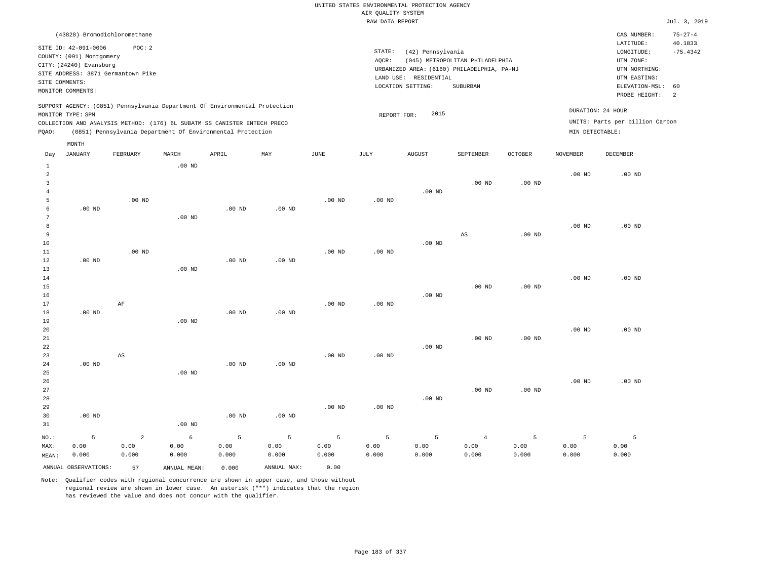UNITED STATES ENVIRONMENTAL PROTECTION AGENCY
AIR QUALITY SYSTEM
RAW DATA REPORT

Jul. 3, 2019

(43828) Bromodichloromethane

SITE ID: 42-091-0006 POC: 2
COUNTY: (091) Montgomery
CITY: (24240) Evansburg
SITE ADDRESS: 3871 Germantown Pike
SITE COMMENTS:
MONITOR COMMENTS:

STATE: (42) Pennsylvania
AQCR: (045) METROPOLITAN PHILADELPHIA
URBANIZED AREA: (6160) PHILADELPHIA, PA-NJ
LAND USE: RESIDENTIAL
LOCATION SETTING: SUBURBAN

CAS NUMBER: 75-27-4
LATITUDE: 40.1833
LONGITUDE: -75.4342
UTM ZONE:
UTM NORTHING:
UTM EASTING:
ELEVATION-MSL: 60
PROBE HEIGHT: 2

SUPPORT AGENCY: (0851) Pennsylvania Department Of Environmental Protection
MONITOR TYPE: SPM
COLLECTION AND ANALYSIS METHOD: (176) 6L SUBATM SS CANISTER ENTECH PRECO
PQAO: (0851) Pennsylvania Department Of Environmental Protection

REPORT FOR: 2015

DURATION: 24 HOUR
UNITS: Parts per billion Carbon
MIN DETECTABLE:

| Day | JANUARY | FEBRUARY | MARCH | APRIL | MAY | JUNE | JULY | AUGUST | SEPTEMBER | OCTOBER | NOVEMBER | DECEMBER |
|---|---|---|---|---|---|---|---|---|---|---|---|---|
| 1 | | | .00 ND | | | | | | | | | |
| 2 | | | | | | | | | | | .00 ND | .00 ND |
| 3 | | | | | | | | | .00 ND | .00 ND | | |
| 4 | | | | | | | | .00 ND | | | | |
| 5 | | .00 ND | | | | .00 ND | .00 ND | | | | | |
| 6 | .00 ND | | | .00 ND | .00 ND | | | | | | | |
| 7 | | | .00 ND | | | | | | | | | |
| 8 | | | | | | | | | | | .00 ND | .00 ND |
| 9 | | | | | | | | | AS | .00 ND | | |
| 10 | | | | | | | | .00 ND | | | | |
| 11 | | .00 ND | | | | .00 ND | .00 ND | | | | | |
| 12 | .00 ND | | | .00 ND | .00 ND | | | | | | | |
| 13 | | | .00 ND | | | | | | | | | |
| 14 | | | | | | | | | | | .00 ND | .00 ND |
| 15 | | | | | | | | | .00 ND | .00 ND | | |
| 16 | | | | | | | | .00 ND | | | | |
| 17 | | AF | | | | .00 ND | .00 ND | | | | | |
| 18 | .00 ND | | | .00 ND | .00 ND | | | | | | | |
| 19 | | | .00 ND | | | | | | | | | |
| 20 | | | | | | | | | | | .00 ND | .00 ND |
| 21 | | | | | | | | | .00 ND | .00 ND | | |
| 22 | | | | | | | | .00 ND | | | | |
| 23 | | AS | | | | .00 ND | .00 ND | | | | | |
| 24 | .00 ND | | | .00 ND | .00 ND | | | | | | | |
| 25 | | | .00 ND | | | | | | | | | |
| 26 | | | | | | | | | | | .00 ND | .00 ND |
| 27 | | | | | | | | | .00 ND | .00 ND | | |
| 28 | | | | | | | | .00 ND | | | | |
| 29 | | | | | | .00 ND | .00 ND | | | | | |
| 30 | .00 ND | | | .00 ND | .00 ND | | | | | | | |
| 31 | | | .00 ND | | | | | | | | | |
| NO.: | 5 | 2 | 6 | 5 | 5 | 5 | 5 | 5 | 4 | 5 | 5 | 5 |
| MAX: | 0.00 | 0.00 | 0.00 | 0.00 | 0.00 | 0.00 | 0.00 | 0.00 | 0.00 | 0.00 | 0.00 | 0.00 |
| MEAN: | 0.000 | 0.000 | 0.000 | 0.000 | 0.000 | 0.000 | 0.000 | 0.000 | 0.000 | 0.000 | 0.000 | 0.000 |

ANNUAL OBSERVATIONS: 57 ANNUAL MEAN: 0.000 ANNUAL MAX: 0.00

Note: Qualifier codes with regional concurrence are shown in upper case, and those without regional review are shown in lower case. An asterisk ("*") indicates that the region has reviewed the value and does not concur with the qualifier.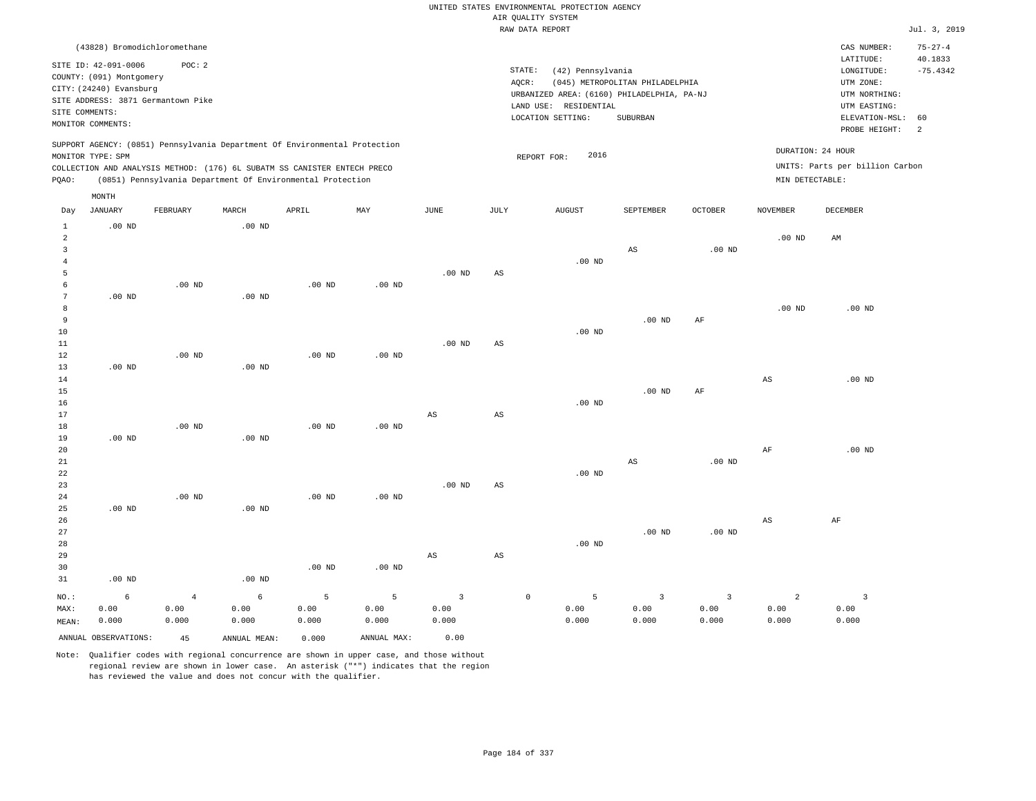UNITED STATES ENVIRONMENTAL PROTECTION AGENCY
AIR QUALITY SYSTEM
RAW DATA REPORT

Jul. 3, 2019

(43828) Bromodichloromethane

SITE ID: 42-091-0006 POC: 2
COUNTY: (091) Montgomery
CITY: (24240) Evansburg
SITE ADDRESS: 3871 Germantown Pike
SITE COMMENTS:
MONITOR COMMENTS:

STATE: (42) Pennsylvania
AQCR: (045) METROPOLITAN PHILADELPHIA
URBANIZED AREA: (6160) PHILADELPHIA, PA-NJ
LAND USE: RESIDENTIAL
LOCATION SETTING: SUBURBAN

CAS NUMBER: 75-27-4
LATITUDE: 40.1833
LONGITUDE: -75.4342
UTM ZONE:
UTM NORTHING:
UTM EASTING:
ELEVATION-MSL: 60
PROBE HEIGHT: 2

SUPPORT AGENCY: (0851) Pennsylvania Department Of Environmental Protection
MONITOR TYPE: SPM
COLLECTION AND ANALYSIS METHOD: (176) 6L SUBATM SS CANISTER ENTECH PRECO
PQAO: (0851) Pennsylvania Department Of Environmental Protection

REPORT FOR: 2016

DURATION: 24 HOUR
UNITS: Parts per billion Carbon
MIN DETECTABLE:

| Day | JANUARY | FEBRUARY | MARCH | APRIL | MAY | JUNE | JULY | AUGUST | SEPTEMBER | OCTOBER | NOVEMBER | DECEMBER |
|---|---|---|---|---|---|---|---|---|---|---|---|---|
| 1 | .00 ND | | .00 ND | | | | | | | | | |
| 2 | | | | | | | | | | | .00 ND | AM |
| 3 | | | | | | | | | AS | .00 ND | | |
| 4 | | | | | | | | .00 ND | | | | |
| 5 | | | | | | .00 ND | AS | | | | | |
| 6 | | .00 ND | | .00 ND | .00 ND | | | | | | | |
| 7 | .00 ND | | .00 ND | | | | | | | | | |
| 8 | | | | | | | | | | | .00 ND | .00 ND |
| 9 | | | | | | | | | .00 ND | AF | | |
| 10 | | | | | | | | .00 ND | | | | |
| 11 | | | | | | .00 ND | AS | | | | | |
| 12 | | .00 ND | | .00 ND | .00 ND | | | | | | | |
| 13 | .00 ND | | .00 ND | | | | | | | | | |
| 14 | | | | | | | | | | | AS | .00 ND |
| 15 | | | | | | | | | .00 ND | AF | | |
| 16 | | | | | | | | .00 ND | | | | |
| 17 | | | | | | AS | AS | | | | | |
| 18 | | .00 ND | | .00 ND | .00 ND | | | | | | | |
| 19 | .00 ND | | .00 ND | | | | | | | | | |
| 20 | | | | | | | | | | | AF | .00 ND |
| 21 | | | | | | | | | AS | .00 ND | | |
| 22 | | | | | | | | .00 ND | | | | |
| 23 | | | | | | .00 ND | AS | | | | | |
| 24 | | .00 ND | | .00 ND | .00 ND | | | | | | | |
| 25 | .00 ND | | .00 ND | | | | | | | | | |
| 26 | | | | | | | | | | | AS | AF |
| 27 | | | | | | | | | .00 ND | .00 ND | | |
| 28 | | | | | | | | .00 ND | | | | |
| 29 | | | | | | AS | AS | | | | | |
| 30 | | | | .00 ND | .00 ND | | | | | | | |
| 31 | .00 ND | | .00 ND | | | | | | | | | |
| NO.: | 6 | 4 | 6 | 5 | 5 | 3 | 0 | 5 | 3 | 3 | 2 | 3 |
| MAX: | 0.00 | 0.00 | 0.00 | 0.00 | 0.00 | 0.00 | | 0.00 | 0.00 | 0.00 | 0.00 | 0.00 |
| MEAN: | 0.000 | 0.000 | 0.000 | 0.000 | 0.000 | 0.000 | | 0.000 | 0.000 | 0.000 | 0.000 | 0.000 |

ANNUAL OBSERVATIONS: 45 ANNUAL MEAN: 0.000 ANNUAL MAX: 0.00

Note: Qualifier codes with regional concurrence are shown in upper case, and those without regional review are shown in lower case. An asterisk ("*") indicates that the region has reviewed the value and does not concur with the qualifier.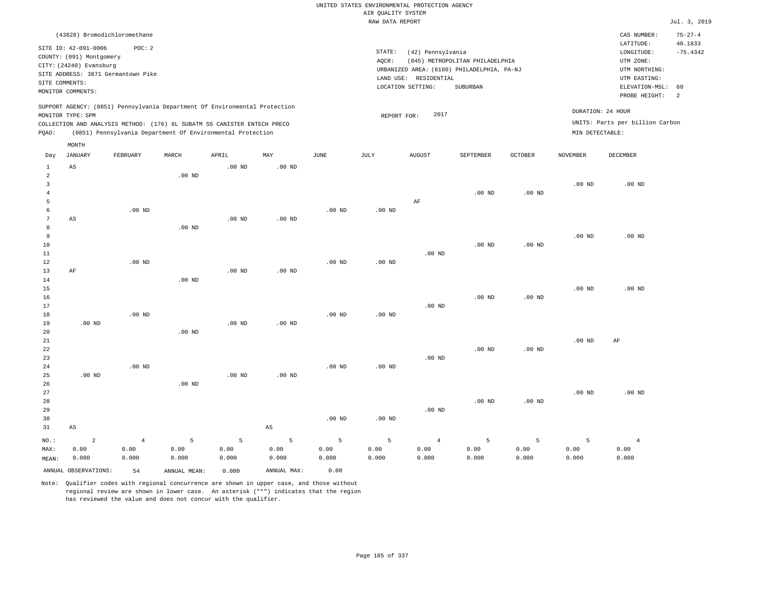UNITED STATES ENVIRONMENTAL PROTECTION AGENCY
AIR QUALITY SYSTEM
RAW DATA REPORT

Jul. 3, 2019

(43828) Bromodichloromethane

SITE ID: 42-091-0006    POC: 2
COUNTY: (091) Montgomery
CITY: (24240) Evansburg
SITE ADDRESS: 3871 Germantown Pike
SITE COMMENTS:
MONITOR COMMENTS:

STATE: (42) Pennsylvania
AQCR: (045) METROPOLITAN PHILADELPHIA
URBANIZED AREA: (6160) PHILADELPHIA, PA-NJ
LAND USE: RESIDENTIAL
LOCATION SETTING: SUBURBAN

CAS NUMBER: 75-27-4
LATITUDE: 40.1833
LONGITUDE: -75.4342
UTM ZONE:
UTM NORTHING:
UTM EASTING:
ELEVATION-MSL: 60
PROBE HEIGHT: 2

SUPPORT AGENCY: (0851) Pennsylvania Department Of Environmental Protection
MONITOR TYPE: SPM
COLLECTION AND ANALYSIS METHOD: (176) 6L SUBATM SS CANISTER ENTECH PRECO
PQAO: (0851) Pennsylvania Department Of Environmental Protection

REPORT FOR: 2017

DURATION: 24 HOUR
UNITS: Parts per billion Carbon
MIN DETECTABLE:

| Day | JANUARY | FEBRUARY | MARCH | APRIL | MAY | JUNE | JULY | AUGUST | SEPTEMBER | OCTOBER | NOVEMBER | DECEMBER |
|---|---|---|---|---|---|---|---|---|---|---|---|---|
| 1 | AS | | | .00 ND | .00 ND | | | | | | | |
| 2 | | | .00 ND | | | | | | | | | |
| 3 | | | | | | | | | | | .00 ND | .00 ND |
| 4 | | | | | | | | | .00 ND | .00 ND | | |
| 5 | | | | | | | | AF | | | | |
| 6 | | .00 ND | | | | .00 ND | .00 ND | | | | | |
| 7 | AS | | | .00 ND | .00 ND | | | | | | | |
| 8 | | | .00 ND | | | | | | | | | |
| 9 | | | | | | | | | | | .00 ND | .00 ND |
| 10 | | | | | | | | | .00 ND | .00 ND | | |
| 11 | | | | | | | | .00 ND | | | | |
| 12 | | .00 ND | | | | .00 ND | .00 ND | | | | | |
| 13 | AF | | | .00 ND | .00 ND | | | | | | | |
| 14 | | | .00 ND | | | | | | | | | |
| 15 | | | | | | | | | | | .00 ND | .00 ND |
| 16 | | | | | | | | | .00 ND | .00 ND | | |
| 17 | | | | | | | | .00 ND | | | | |
| 18 | | .00 ND | | | | .00 ND | .00 ND | | | | | |
| 19 | .00 ND | | | .00 ND | .00 ND | | | | | | | |
| 20 | | | .00 ND | | | | | | | | | |
| 21 | | | | | | | | | | | .00 ND | AF |
| 22 | | | | | | | | | .00 ND | .00 ND | | |
| 23 | | | | | | | | .00 ND | | | | |
| 24 | | .00 ND | | | | .00 ND | .00 ND | | | | | |
| 25 | .00 ND | | | .00 ND | .00 ND | | | | | | | |
| 26 | | | .00 ND | | | | | | | | | |
| 27 | | | | | | | | | | | .00 ND | .00 ND |
| 28 | | | | | | | | | .00 ND | .00 ND | | |
| 29 | | | | | | | | .00 ND | | | | |
| 30 | | | | | | .00 ND | .00 ND | | | | | |
| 31 | AS | | | | AS | | | | | | | |
| NO.: | 2 | 4 | 5 | 5 | 5 | 5 | 5 | 4 | 5 | 5 | 5 | 4 |
| MAX: | 0.00 | 0.00 | 0.00 | 0.00 | 0.00 | 0.00 | 0.00 | 0.00 | 0.00 | 0.00 | 0.00 | 0.00 |
| MEAN: | 0.000 | 0.000 | 0.000 | 0.000 | 0.000 | 0.000 | 0.000 | 0.000 | 0.000 | 0.000 | 0.000 | 0.000 |

ANNUAL OBSERVATIONS: 54    ANNUAL MEAN: 0.000    ANNUAL MAX: 0.00

Note: Qualifier codes with regional concurrence are shown in upper case, and those without regional review are shown in lower case. An asterisk ("*") indicates that the region has reviewed the value and does not concur with the qualifier.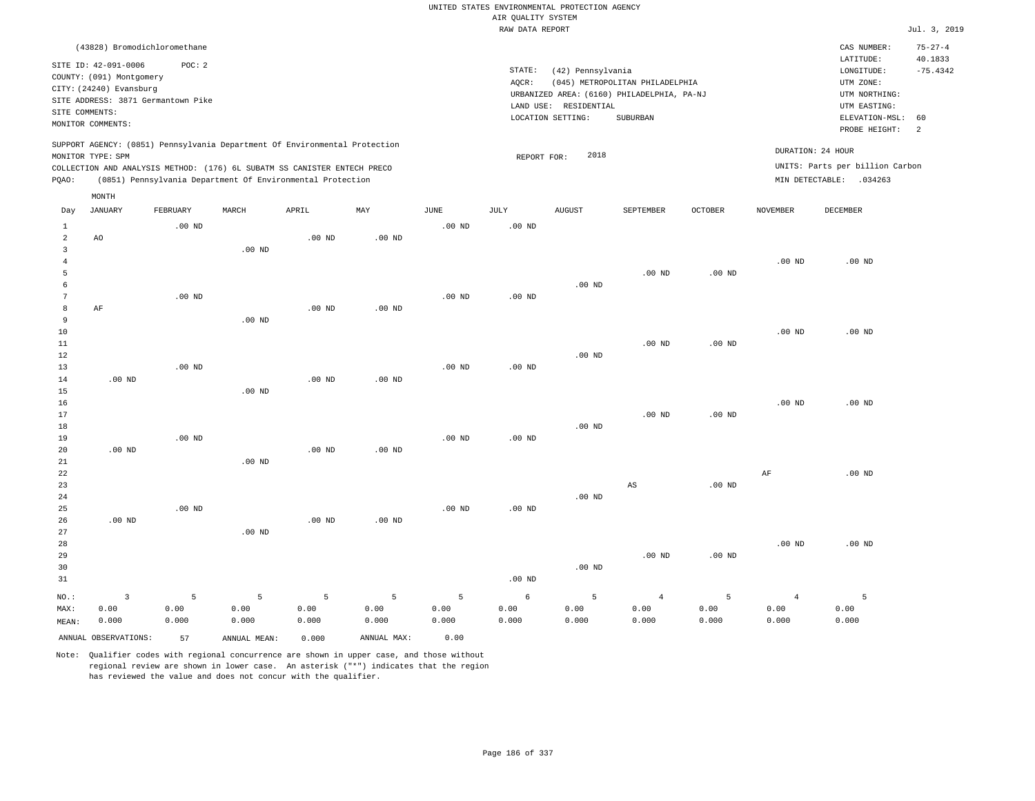UNITED STATES ENVIRONMENTAL PROTECTION AGENCY
AIR QUALITY SYSTEM
RAW DATA REPORT

Jul. 3, 2019

(43828) Bromodichloromethane

SITE ID: 42-091-0006 POC: 2
COUNTY: (091) Montgomery
CITY: (24240) Evansburg
SITE ADDRESS: 3871 Germantown Pike
SITE COMMENTS:
MONITOR COMMENTS:

STATE: (42) Pennsylvania
AQCR: (045) METROPOLITAN PHILADELPHIA
URBANIZED AREA: (6160) PHILADELPHIA, PA-NJ
LAND USE: RESIDENTIAL
LOCATION SETTING: SUBURBAN

CAS NUMBER: 75-27-4
LATITUDE: 40.1833
LONGITUDE: -75.4342
UTM ZONE:
UTM NORTHING:
UTM EASTING:
ELEVATION-MSL: 60
PROBE HEIGHT: 2

SUPPORT AGENCY: (0851) Pennsylvania Department Of Environmental Protection
MONITOR TYPE: SPM
COLLECTION AND ANALYSIS METHOD: (176) 6L SUBATM SS CANISTER ENTECH PRECO
PQAO: (0851) Pennsylvania Department Of Environmental Protection

REPORT FOR: 2018

DURATION: 24 HOUR
UNITS: Parts per billion Carbon
MIN DETECTABLE: .034263

| Day | JANUARY | FEBRUARY | MARCH | APRIL | MAY | JUNE | JULY | AUGUST | SEPTEMBER | OCTOBER | NOVEMBER | DECEMBER |
|---|---|---|---|---|---|---|---|---|---|---|---|---|
| 1 | | .00 ND | | | | .00 ND | .00 ND | | | | | |
| 2 | AO | | | .00 ND | .00 ND | | | | | | | |
| 3 | | | .00 ND | | | | | | | | | |
| 4 | | | | | | | | | | | .00 ND | .00 ND |
| 5 | | | | | | | | | .00 ND | .00 ND | | |
| 6 | | | | | | | | .00 ND | | | | |
| 7 | | .00 ND | | | | .00 ND | .00 ND | | | | | |
| 8 | AF | | | .00 ND | .00 ND | | | | | | | |
| 9 | | | .00 ND | | | | | | | | | |
| 10 | | | | | | | | | | | .00 ND | .00 ND |
| 11 | | | | | | | | | .00 ND | .00 ND | | |
| 12 | | | | | | | | .00 ND | | | | |
| 13 | | .00 ND | | | | .00 ND | .00 ND | | | | | |
| 14 | .00 ND | | | .00 ND | .00 ND | | | | | | | |
| 15 | | | .00 ND | | | | | | | | | |
| 16 | | | | | | | | | | | .00 ND | .00 ND |
| 17 | | | | | | | | | .00 ND | .00 ND | | |
| 18 | | | | | | | | .00 ND | | | | |
| 19 | | .00 ND | | | | .00 ND | .00 ND | | | | | |
| 20 | .00 ND | | | .00 ND | .00 ND | | | | | | | |
| 21 | | | .00 ND | | | | | | | | | |
| 22 | | | | | | | | | | | AF | .00 ND |
| 23 | | | | | | | | | AS | .00 ND | | |
| 24 | | | | | | | | .00 ND | | | | |
| 25 | | .00 ND | | | | .00 ND | .00 ND | | | | | |
| 26 | .00 ND | | | .00 ND | .00 ND | | | | | | | |
| 27 | | | .00 ND | | | | | | | | | |
| 28 | | | | | | | | | | | .00 ND | .00 ND |
| 29 | | | | | | | | | .00 ND | .00 ND | | |
| 30 | | | | | | | | .00 ND | | | | |
| 31 | | | | | | | .00 ND | | | | | |
| NO.: | 3 | 5 | 5 | 5 | 5 | 5 | 6 | 5 | 4 | 5 | 4 | 5 |
| MAX: | 0.00 | 0.00 | 0.00 | 0.00 | 0.00 | 0.00 | 0.00 | 0.00 | 0.00 | 0.00 | 0.00 | 0.00 |
| MEAN: | 0.000 | 0.000 | 0.000 | 0.000 | 0.000 | 0.000 | 0.000 | 0.000 | 0.000 | 0.000 | 0.000 | 0.000 |

ANNUAL OBSERVATIONS: 57 ANNUAL MEAN: 0.000 ANNUAL MAX: 0.00

Note: Qualifier codes with regional concurrence are shown in upper case, and those without regional review are shown in lower case. An asterisk ("*") indicates that the region has reviewed the value and does not concur with the qualifier.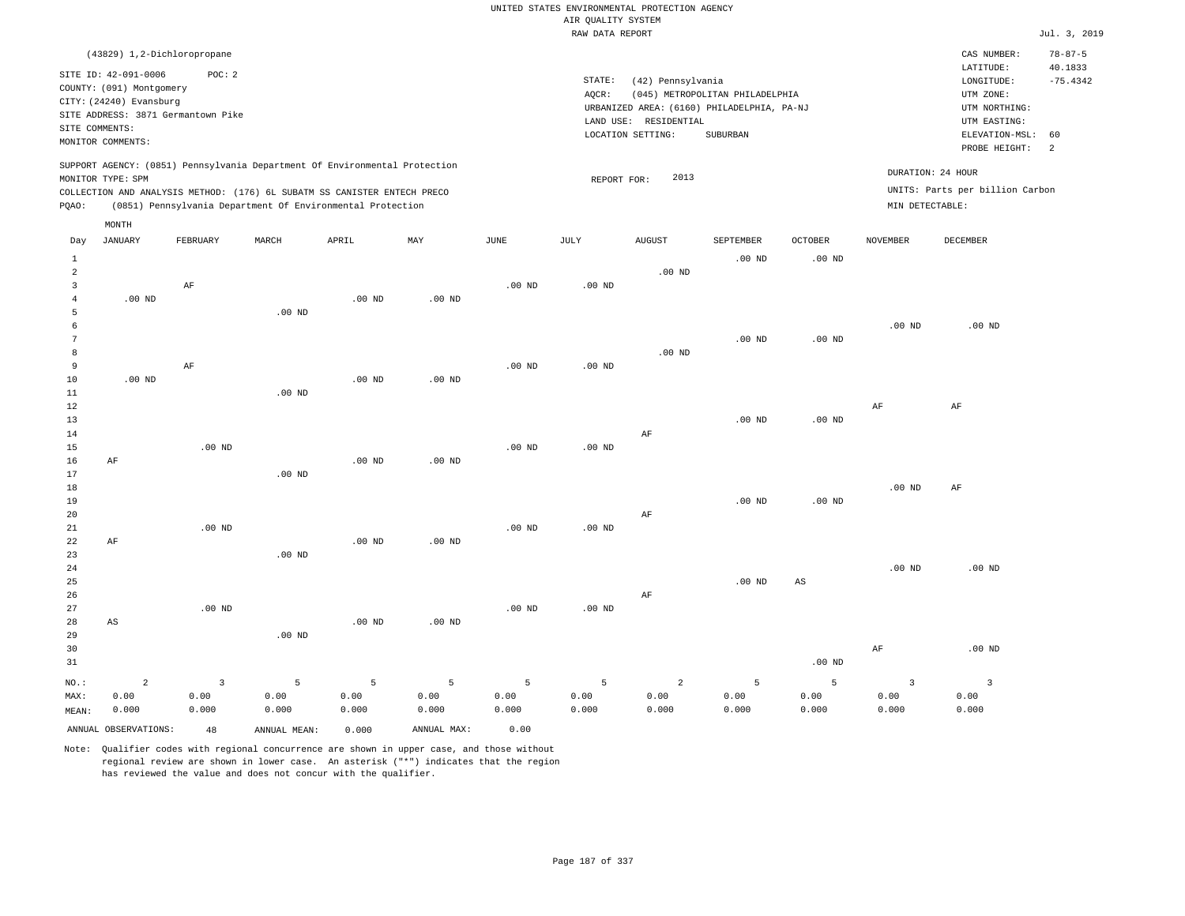UNITED STATES ENVIRONMENTAL PROTECTION AGENCY
AIR QUALITY SYSTEM
RAW DATA REPORT

Jul. 3, 2019

(43829) 1,2-Dichloropropane

SITE ID: 42-091-0006 POC: 2
COUNTY: (091) Montgomery
CITY: (24240) Evansburg
SITE ADDRESS: 3871 Germantown Pike
SITE COMMENTS:
MONITOR COMMENTS:

STATE: (42) Pennsylvania
AQCR: (045) METROPOLITAN PHILADELPHIA
URBANIZED AREA: (6160) PHILADELPHIA, PA-NJ
LAND USE: RESIDENTIAL
LOCATION SETTING: SUBURBAN

CAS NUMBER: 78-87-5
LATITUDE: 40.1833
LONGITUDE: -75.4342
UTM ZONE:
UTM NORTHING:
UTM EASTING:
ELEVATION-MSL: 60
PROBE HEIGHT: 2

SUPPORT AGENCY: (0851) Pennsylvania Department Of Environmental Protection
MONITOR TYPE: SPM
COLLECTION AND ANALYSIS METHOD: (176) 6L SUBATM SS CANISTER ENTECH PRECO
PQAO: (0851) Pennsylvania Department Of Environmental Protection

REPORT FOR: 2013

DURATION: 24 HOUR
UNITS: Parts per billion Carbon
MIN DETECTABLE:

| Day | JANUARY | FEBRUARY | MARCH | APRIL | MAY | JUNE | JULY | AUGUST | SEPTEMBER | OCTOBER | NOVEMBER | DECEMBER |
|---|---|---|---|---|---|---|---|---|---|---|---|---|
| 1 | | | | | | | | | .00 ND | .00 ND | | |
| 2 | | | | | | | | .00 ND | | | | |
| 3 | | AF | | | | .00 ND | .00 ND | | | | | |
| 4 | .00 ND | | | .00 ND | .00 ND | | | | | | | |
| 5 | | | .00 ND | | | | | | | | | |
| 6 | | | | | | | | | | | .00 ND | .00 ND |
| 7 | | | | | | | | | .00 ND | .00 ND | | |
| 8 | | | | | | | | .00 ND | | | | |
| 9 | | AF | | | | .00 ND | .00 ND | | | | | |
| 10 | .00 ND | | | .00 ND | .00 ND | | | | | | | |
| 11 | | | .00 ND | | | | | | | | | |
| 12 | | | | | | | | | | | AF | AF |
| 13 | | | | | | | | | .00 ND | .00 ND | | |
| 14 | | | | | | | | AF | | | | |
| 15 | | .00 ND | | | | .00 ND | .00 ND | | | | | |
| 16 | AF | | | .00 ND | .00 ND | | | | | | | |
| 17 | | | .00 ND | | | | | | | | | |
| 18 | | | | | | | | | | | .00 ND | AF |
| 19 | | | | | | | | | .00 ND | .00 ND | | |
| 20 | | | | | | | | AF | | | | |
| 21 | | .00 ND | | | | .00 ND | .00 ND | | | | | |
| 22 | AF | | | .00 ND | .00 ND | | | | | | | |
| 23 | | | .00 ND | | | | | | | | | |
| 24 | | | | | | | | | | | .00 ND | .00 ND |
| 25 | | | | | | | | | .00 ND | AS | | |
| 26 | | | | | | | | AF | | | | |
| 27 | | .00 ND | | | | .00 ND | .00 ND | | | | | |
| 28 | AS | | | .00 ND | .00 ND | | | | | | | |
| 29 | | | .00 ND | | | | | | | | | |
| 30 | | | | | | | | | | | AF | .00 ND |
| 31 | | | | | | | | | | .00 ND | | |
| NO.: | 2 | 3 | 5 | 5 | 5 | 5 | 5 | 2 | 5 | 5 | 3 | 3 |
| MAX: | 0.00 | 0.00 | 0.00 | 0.00 | 0.00 | 0.00 | 0.00 | 0.00 | 0.00 | 0.00 | 0.00 | 0.00 |
| MEAN: | 0.000 | 0.000 | 0.000 | 0.000 | 0.000 | 0.000 | 0.000 | 0.000 | 0.000 | 0.000 | 0.000 | 0.000 |

ANNUAL OBSERVATIONS: 48 ANNUAL MEAN: 0.000 ANNUAL MAX: 0.00

Note: Qualifier codes with regional concurrence are shown in upper case, and those without regional review are shown in lower case. An asterisk ("*") indicates that the region has reviewed the value and does not concur with the qualifier.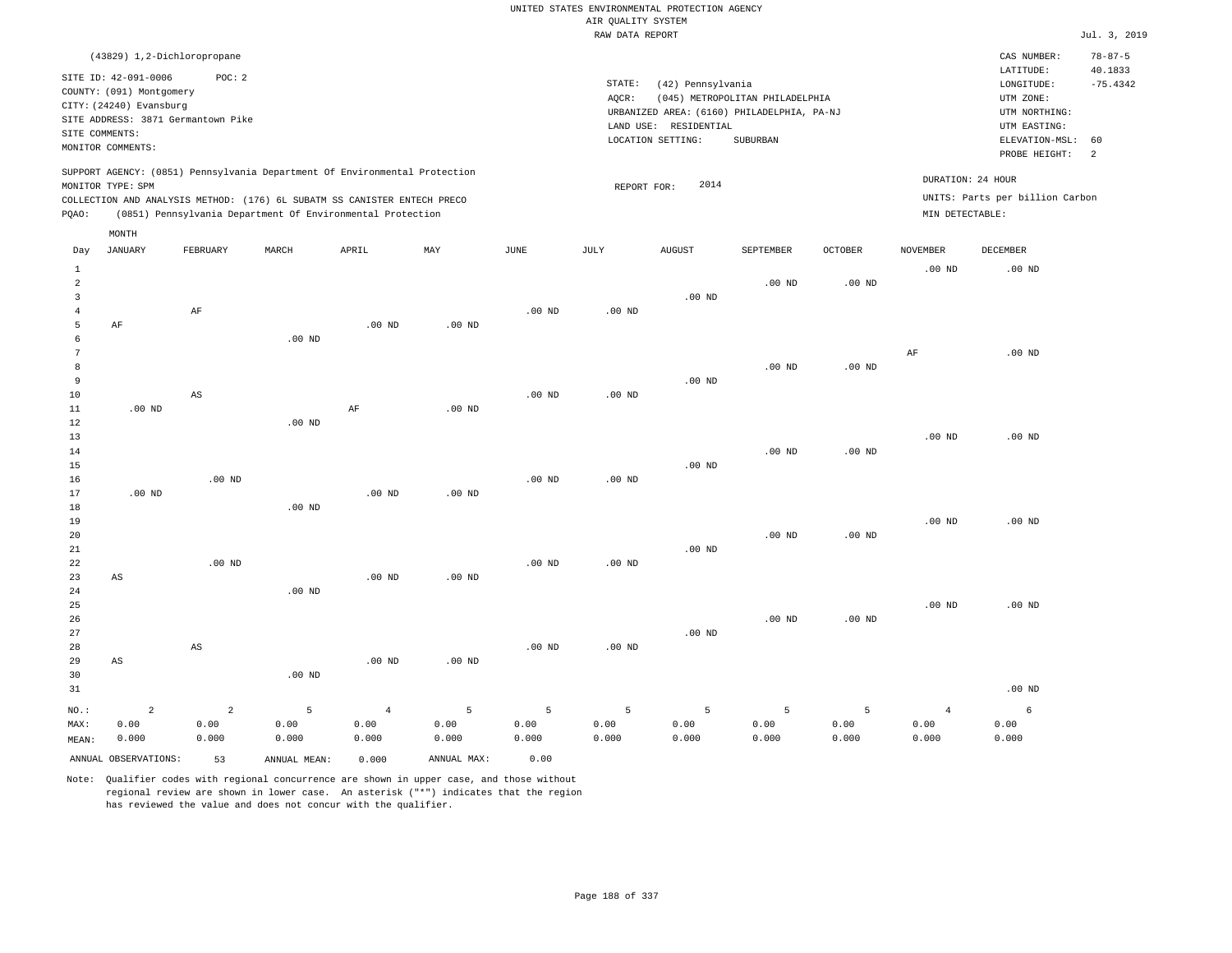UNITED STATES ENVIRONMENTAL PROTECTION AGENCY
AIR QUALITY SYSTEM
RAW DATA REPORT

Jul. 3, 2019

(43829) 1,2-Dichloropropane

SITE ID: 42-091-0006 POC: 2
COUNTY: (091) Montgomery
CITY: (24240) Evansburg
SITE ADDRESS: 3871 Germantown Pike
SITE COMMENTS:
MONITOR COMMENTS:

STATE: (42) Pennsylvania
AQCR: (045) METROPOLITAN PHILADELPHIA
URBANIZED AREA: (6160) PHILADELPHIA, PA-NJ
LAND USE: RESIDENTIAL
LOCATION SETTING: SUBURBAN

CAS NUMBER: 78-87-5
LATITUDE: 40.1833
LONGITUDE: -75.4342
UTM ZONE:
UTM NORTHING:
UTM EASTING:
ELEVATION-MSL: 60
PROBE HEIGHT: 2

SUPPORT AGENCY: (0851) Pennsylvania Department Of Environmental Protection
MONITOR TYPE: SPM
COLLECTION AND ANALYSIS METHOD: (176) 6L SUBATM SS CANISTER ENTECH PRECO
PQAO: (0851) Pennsylvania Department Of Environmental Protection

REPORT FOR: 2014

DURATION: 24 HOUR
UNITS: Parts per billion Carbon
MIN DETECTABLE:

| Day | JANUARY | FEBRUARY | MARCH | APRIL | MAY | JUNE | JULY | AUGUST | SEPTEMBER | OCTOBER | NOVEMBER | DECEMBER |
|---|---|---|---|---|---|---|---|---|---|---|---|---|
| 1 | | | | | | | | | | | .00 ND | .00 ND |
| 2 | | | | | | | | | .00 ND | .00 ND | | |
| 3 | | | | | | | | .00 ND | | | | |
| 4 | | AF | | | | .00 ND | .00 ND | | | | | |
| 5 | AF | | | .00 ND | .00 ND | | | | | | | |
| 6 | | | .00 ND | | | | | | | | | |
| 7 | | | | | | | | | | | AF | .00 ND |
| 8 | | | | | | | | | .00 ND | .00 ND | | |
| 9 | | | | | | | | .00 ND | | | | |
| 10 | | AS | | | | .00 ND | .00 ND | | | | | |
| 11 | .00 ND | | | AF | .00 ND | | | | | | | |
| 12 | | | .00 ND | | | | | | | | | |
| 13 | | | | | | | | | | | .00 ND | .00 ND |
| 14 | | | | | | | | | .00 ND | .00 ND | | |
| 15 | | | | | | | | .00 ND | | | | |
| 16 | | .00 ND | | | | .00 ND | .00 ND | | | | | |
| 17 | .00 ND | | | .00 ND | .00 ND | | | | | | | |
| 18 | | | .00 ND | | | | | | | | | |
| 19 | | | | | | | | | | | .00 ND | .00 ND |
| 20 | | | | | | | | | .00 ND | .00 ND | | |
| 21 | | | | | | | | .00 ND | | | | |
| 22 | | .00 ND | | | | .00 ND | .00 ND | | | | | |
| 23 | AS | | | .00 ND | .00 ND | | | | | | | |
| 24 | | | .00 ND | | | | | | | | | |
| 25 | | | | | | | | | | | .00 ND | .00 ND |
| 26 | | | | | | | | | .00 ND | .00 ND | | |
| 27 | | | | | | | | .00 ND | | | | |
| 28 | | AS | | | | .00 ND | .00 ND | | | | | |
| 29 | AS | | | .00 ND | .00 ND | | | | | | | |
| 30 | | | .00 ND | | | | | | | | | |
| 31 | | | | | | | | | | | | .00 ND |
| NO.: | 2 | 2 | 5 | 4 | 5 | 5 | 5 | 5 | 5 | 5 | 4 | 6 |
| MAX: | 0.00 | 0.00 | 0.00 | 0.00 | 0.00 | 0.00 | 0.00 | 0.00 | 0.00 | 0.00 | 0.00 | 0.00 |
| MEAN: | 0.000 | 0.000 | 0.000 | 0.000 | 0.000 | 0.000 | 0.000 | 0.000 | 0.000 | 0.000 | 0.000 | 0.000 |

ANNUAL OBSERVATIONS: 53 ANNUAL MEAN: 0.000 ANNUAL MAX: 0.00

Note: Qualifier codes with regional concurrence are shown in upper case, and those without regional review are shown in lower case. An asterisk ("*") indicates that the region has reviewed the value and does not concur with the qualifier.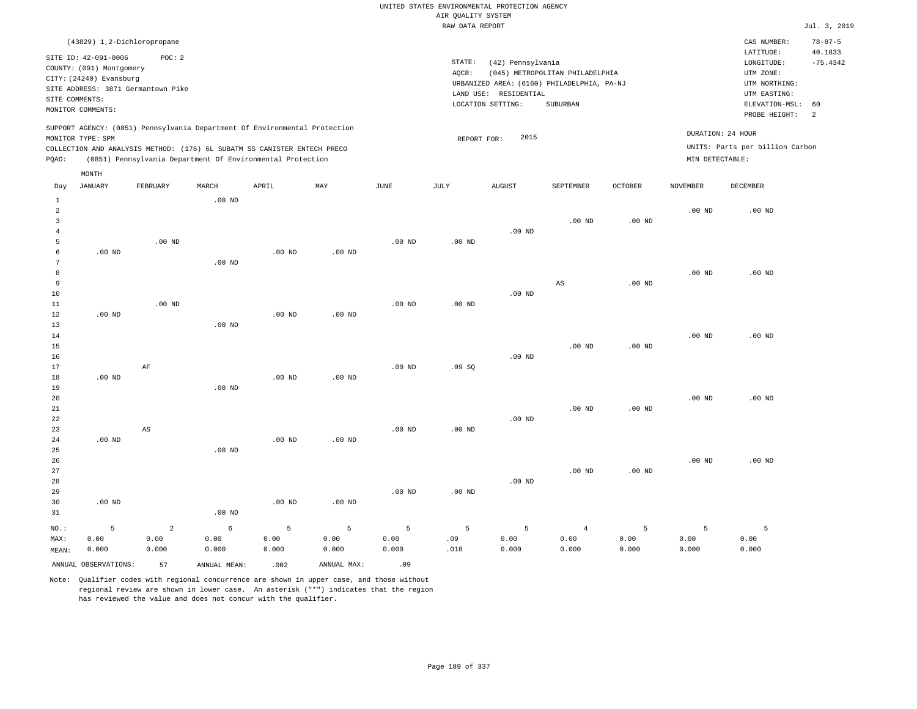UNITED STATES ENVIRONMENTAL PROTECTION AGENCY
AIR QUALITY SYSTEM
RAW DATA REPORT

Jul. 3, 2019

(43829) 1,2-Dichloropropane

SITE ID: 42-091-0006 POC: 2
COUNTY: (091) Montgomery
CITY: (24240) Evansburg
SITE ADDRESS: 3871 Germantown Pike
SITE COMMENTS:
MONITOR COMMENTS:

STATE: (42) Pennsylvania
AQCR: (045) METROPOLITAN PHILADELPHIA
URBANIZED AREA: (6160) PHILADELPHIA, PA-NJ
LAND USE: RESIDENTIAL
LOCATION SETTING: SUBURBAN

CAS NUMBER: 78-87-5
LATITUDE: 40.1833
LONGITUDE: -75.4342
UTM ZONE:
UTM NORTHING:
UTM EASTING:
ELEVATION-MSL: 60
PROBE HEIGHT: 2

SUPPORT AGENCY: (0851) Pennsylvania Department Of Environmental Protection
MONITOR TYPE: SPM
COLLECTION AND ANALYSIS METHOD: (176) 6L SUBATM SS CANISTER ENTECH PRECO
PQAO: (0851) Pennsylvania Department Of Environmental Protection

REPORT FOR: 2015

DURATION: 24 HOUR
UNITS: Parts per billion Carbon
MIN DETECTABLE:

| Day | JANUARY | FEBRUARY | MARCH | APRIL | MAY | JUNE | JULY | AUGUST | SEPTEMBER | OCTOBER | NOVEMBER | DECEMBER |
|---|---|---|---|---|---|---|---|---|---|---|---|---|
| 1 | | | .00 ND | | | | | | | | | |
| 2 | | | | | | | | | | | .00 ND | .00 ND |
| 3 | | | | | | | | | .00 ND | .00 ND | | |
| 4 | | | | | | | | .00 ND | | | | |
| 5 | | .00 ND | | | | .00 ND | .00 ND | | | | | |
| 6 | .00 ND | | | .00 ND | .00 ND | | | | | | | |
| 7 | | | .00 ND | | | | | | | | | |
| 8 | | | | | | | | | | | .00 ND | .00 ND |
| 9 | | | | | | | | | AS | .00 ND | | |
| 10 | | | | | | | | .00 ND | | | | |
| 11 | | .00 ND | | | | .00 ND | .00 ND | | | | | |
| 12 | .00 ND | | | .00 ND | .00 ND | | | | | | | |
| 13 | | | .00 ND | | | | | | | | | |
| 14 | | | | | | | | | | | .00 ND | .00 ND |
| 15 | | | | | | | | | .00 ND | .00 ND | | |
| 16 | | | | | | | | .00 ND | | | | |
| 17 | | AF | | | | .00 ND | .09 SQ | | | | | |
| 18 | .00 ND | | | .00 ND | .00 ND | | | | | | | |
| 19 | | | .00 ND | | | | | | | | | |
| 20 | | | | | | | | | | | .00 ND | .00 ND |
| 21 | | | | | | | | | .00 ND | .00 ND | | |
| 22 | | | | | | | | .00 ND | | | | |
| 23 | | AS | | | | .00 ND | .00 ND | | | | | |
| 24 | .00 ND | | | .00 ND | .00 ND | | | | | | | |
| 25 | | | .00 ND | | | | | | | | | |
| 26 | | | | | | | | | | | .00 ND | .00 ND |
| 27 | | | | | | | | | .00 ND | .00 ND | | |
| 28 | | | | | | | | .00 ND | | | | |
| 29 | | | | | | .00 ND | .00 ND | | | | | |
| 30 | .00 ND | | | .00 ND | .00 ND | | | | | | | |
| 31 | | | .00 ND | | | | | | | | | |
| NO.: | 5 | 2 | 6 | 5 | 5 | 5 | 5 | 5 | 4 | 5 | 5 | 5 |
| MAX: | 0.00 | 0.00 | 0.00 | 0.00 | 0.00 | 0.00 | .09 | 0.00 | 0.00 | 0.00 | 0.00 | 0.00 |
| MEAN: | 0.000 | 0.000 | 0.000 | 0.000 | 0.000 | 0.000 | .018 | 0.000 | 0.000 | 0.000 | 0.000 | 0.000 |

ANNUAL OBSERVATIONS: 57 ANNUAL MEAN: .002 ANNUAL MAX: .09

Note: Qualifier codes with regional concurrence are shown in upper case, and those without regional review are shown in lower case. An asterisk ("*") indicates that the region has reviewed the value and does not concur with the qualifier.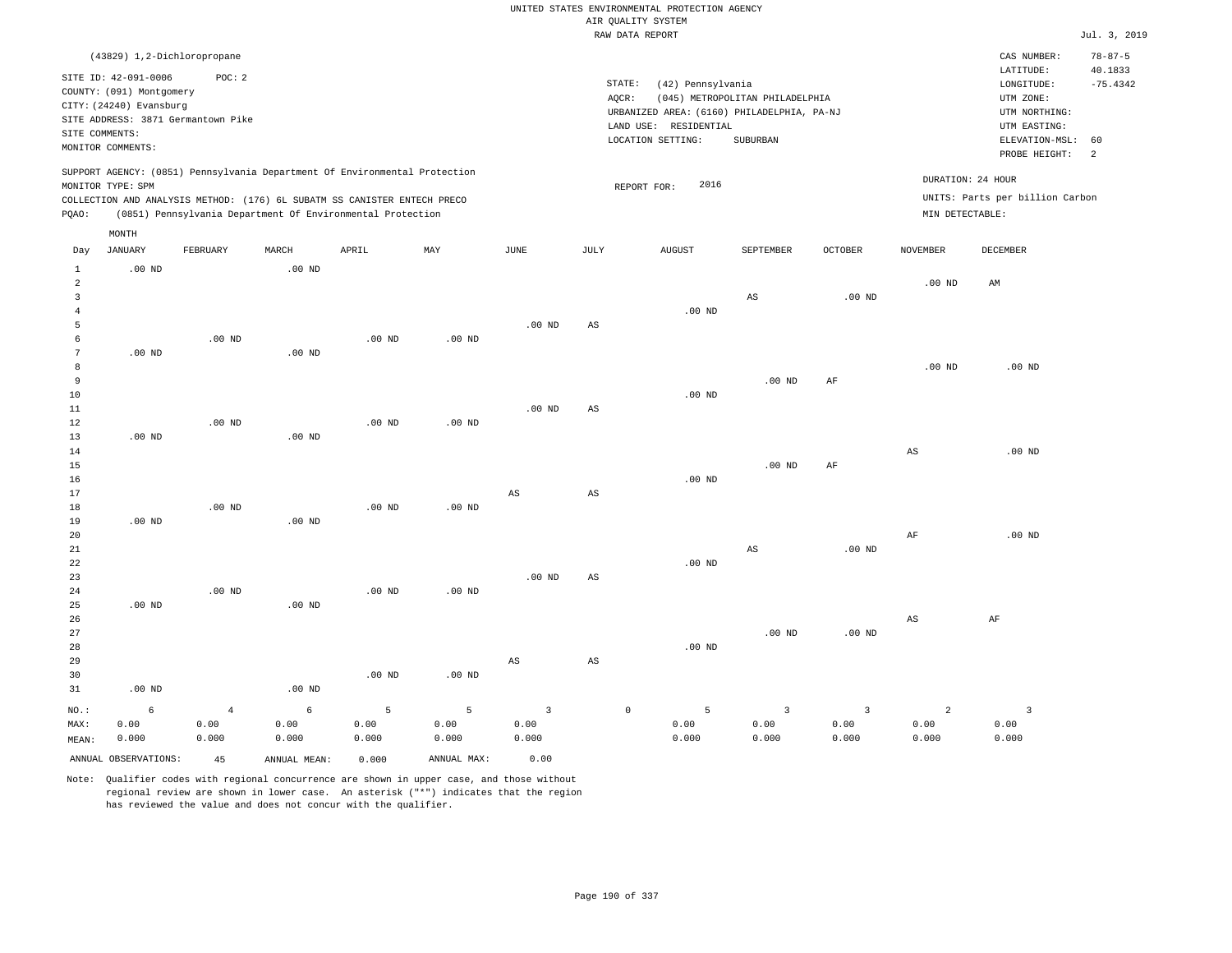UNITED STATES ENVIRONMENTAL PROTECTION AGENCY
AIR QUALITY SYSTEM
RAW DATA REPORT

Jul. 3, 2019

(43829) 1,2-Dichloropropane

SITE ID: 42-091-0006 POC: 2
COUNTY: (091) Montgomery
CITY: (24240) Evansburg
SITE ADDRESS: 3871 Germantown Pike
SITE COMMENTS:
MONITOR COMMENTS:

STATE: (42) Pennsylvania
AQCR: (045) METROPOLITAN PHILADELPHIA
URBANIZED AREA: (6160) PHILADELPHIA, PA-NJ
LAND USE: RESIDENTIAL
LOCATION SETTING: SUBURBAN

CAS NUMBER: 78-87-5
LATITUDE: 40.1833
LONGITUDE: -75.4342
UTM ZONE:
UTM NORTHING:
UTM EASTING:
ELEVATION-MSL: 60
PROBE HEIGHT: 2

SUPPORT AGENCY: (0851) Pennsylvania Department Of Environmental Protection
MONITOR TYPE: SPM
COLLECTION AND ANALYSIS METHOD: (176) 6L SUBATM SS CANISTER ENTECH PRECO
PQAO: (0851) Pennsylvania Department Of Environmental Protection

REPORT FOR: 2016

DURATION: 24 HOUR
UNITS: Parts per billion Carbon
MIN DETECTABLE:

| Day | JANUARY | FEBRUARY | MARCH | APRIL | MAY | JUNE | JULY | AUGUST | SEPTEMBER | OCTOBER | NOVEMBER | DECEMBER |
|---|---|---|---|---|---|---|---|---|---|---|---|---|
| 1 | .00 ND | | .00 ND | | | | | | | | | |
| 2 | | | | | | | | | | | .00 ND | AM |
| 3 | | | | | | | | | AS | .00 ND | | |
| 4 | | | | | | | | .00 ND | | | | |
| 5 | | | | | | .00 ND | AS | | | | | |
| 6 | | .00 ND | | .00 ND | .00 ND | | | | | | | |
| 7 | .00 ND | | .00 ND | | | | | | | | | |
| 8 | | | | | | | | | | | .00 ND | .00 ND |
| 9 | | | | | | | | | .00 ND | AF | | |
| 10 | | | | | | | | .00 ND | | | | |
| 11 | | | | | | .00 ND | AS | | | | | |
| 12 | | .00 ND | | .00 ND | .00 ND | | | | | | | |
| 13 | .00 ND | | .00 ND | | | | | | | | | |
| 14 | | | | | | | | | | | AS | .00 ND |
| 15 | | | | | | | | | .00 ND | AF | | |
| 16 | | | | | | | | .00 ND | | | | |
| 17 | | | | | | AS | AS | | | | | |
| 18 | | .00 ND | | .00 ND | .00 ND | | | | | | | |
| 19 | .00 ND | | .00 ND | | | | | | | | | |
| 20 | | | | | | | | | | | AF | .00 ND |
| 21 | | | | | | | | | AS | .00 ND | | |
| 22 | | | | | | | | .00 ND | | | | |
| 23 | | | | | | .00 ND | AS | | | | | |
| 24 | | .00 ND | | .00 ND | .00 ND | | | | | | | |
| 25 | .00 ND | | .00 ND | | | | | | | | | |
| 26 | | | | | | | | | | | AS | AF |
| 27 | | | | | | | | | .00 ND | .00 ND | | |
| 28 | | | | | | | | .00 ND | | | | |
| 29 | | | | | | AS | AS | | | | | |
| 30 | | | | .00 ND | .00 ND | | | | | | | |
| 31 | .00 ND | | .00 ND | | | | | | | | | |
| NO.: | 6 | 4 | 6 | 5 | 5 | 3 | 0 | 5 | 3 | 3 | 2 | 3 |
| MAX: | 0.00 | 0.00 | 0.00 | 0.00 | 0.00 | 0.00 | | 0.00 | 0.00 | 0.00 | 0.00 | 0.00 |
| MEAN: | 0.000 | 0.000 | 0.000 | 0.000 | 0.000 | 0.000 | | 0.000 | 0.000 | 0.000 | 0.000 | 0.000 |

ANNUAL OBSERVATIONS: 45 ANNUAL MEAN: 0.000 ANNUAL MAX: 0.00

Note: Qualifier codes with regional concurrence are shown in upper case, and those without regional review are shown in lower case. An asterisk ("*") indicates that the region has reviewed the value and does not concur with the qualifier.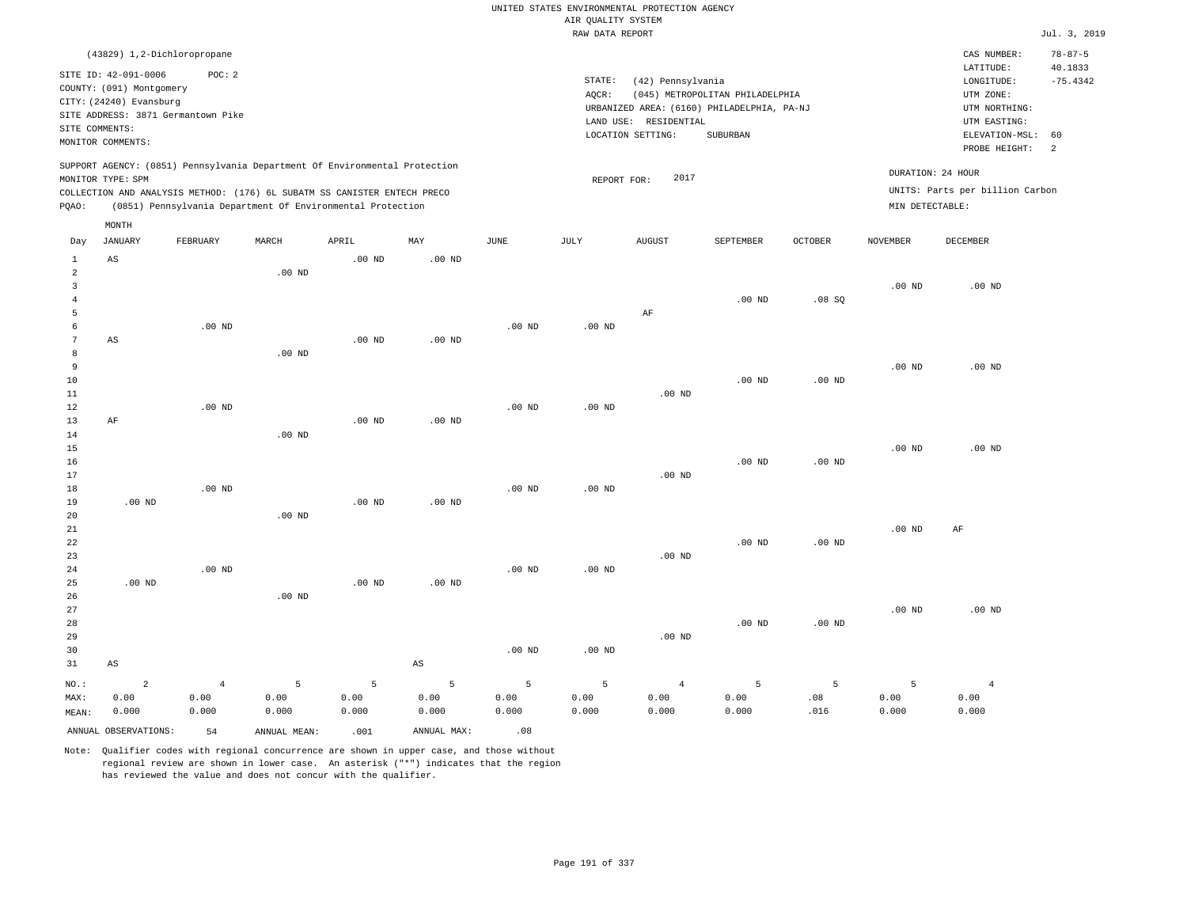UNITED STATES ENVIRONMENTAL PROTECTION AGENCY
AIR QUALITY SYSTEM
RAW DATA REPORT

Jul. 3, 2019

(43829) 1,2-Dichloropropane

SITE ID: 42-091-0006 POC: 2
COUNTY: (091) Montgomery
CITY: (24240) Evansburg
SITE ADDRESS: 3871 Germantown Pike
SITE COMMENTS:
MONITOR COMMENTS:

STATE: (42) Pennsylvania
AQCR: (045) METROPOLITAN PHILADELPHIA
URBANIZED AREA: (6160) PHILADELPHIA, PA-NJ
LAND USE: RESIDENTIAL
LOCATION SETTING: SUBURBAN

CAS NUMBER: 78-87-5
LATITUDE: 40.1833
LONGITUDE: -75.4342
UTM ZONE:
UTM NORTHING:
UTM EASTING:
ELEVATION-MSL: 60
PROBE HEIGHT: 2

SUPPORT AGENCY: (0851) Pennsylvania Department Of Environmental Protection
MONITOR TYPE: SPM
COLLECTION AND ANALYSIS METHOD: (176) 6L SUBATM SS CANISTER ENTECH PRECO
PQAO: (0851) Pennsylvania Department Of Environmental Protection

REPORT FOR: 2017

DURATION: 24 HOUR
UNITS: Parts per billion Carbon
MIN DETECTABLE:

| Day | JANUARY | FEBRUARY | MARCH | APRIL | MAY | JUNE | JULY | AUGUST | SEPTEMBER | OCTOBER | NOVEMBER | DECEMBER |
|---|---|---|---|---|---|---|---|---|---|---|---|---|
| 1 | AS | | | .00 ND | .00 ND | | | | | | | |
| 2 | | | .00 ND | | | | | | | | | |
| 3 | | | | | | | | | | | .00 ND | .00 ND |
| 4 | | | | | | | | | .00 ND | .08 SQ | | |
| 5 | | | | | | | | AF | | | | |
| 6 | | .00 ND | | | | .00 ND | .00 ND | | | | | |
| 7 | AS | | | .00 ND | .00 ND | | | | | | | |
| 8 | | | .00 ND | | | | | | | | | |
| 9 | | | | | | | | | | | .00 ND | .00 ND |
| 10 | | | | | | | | | .00 ND | .00 ND | | |
| 11 | | | | | | | | .00 ND | | | | |
| 12 | | .00 ND | | | | .00 ND | .00 ND | | | | | |
| 13 | AF | | | .00 ND | .00 ND | | | | | | | |
| 14 | | | .00 ND | | | | | | | | | |
| 15 | | | | | | | | | | | .00 ND | .00 ND |
| 16 | | | | | | | | | .00 ND | .00 ND | | |
| 17 | | | | | | | | .00 ND | | | | |
| 18 | | .00 ND | | | | .00 ND | .00 ND | | | | | |
| 19 | .00 ND | | | .00 ND | .00 ND | | | | | | | |
| 20 | | | .00 ND | | | | | | | | | |
| 21 | | | | | | | | | | | .00 ND | AF |
| 22 | | | | | | | | | .00 ND | .00 ND | | |
| 23 | | | | | | | | .00 ND | | | | |
| 24 | | .00 ND | | | | .00 ND | .00 ND | | | | | |
| 25 | .00 ND | | | .00 ND | .00 ND | | | | | | | |
| 26 | | | .00 ND | | | | | | | | | |
| 27 | | | | | | | | | | | .00 ND | .00 ND |
| 28 | | | | | | | | | .00 ND | .00 ND | | |
| 29 | | | | | | | | .00 ND | | | | |
| 30 | | | | | | .00 ND | .00 ND | | | | | |
| 31 | AS | | | | AS | | | | | | | |
| NO.: | 2 | 4 | 5 | 5 | 5 | 5 | 5 | 4 | 5 | 5 | 5 | 4 |
| MAX: | 0.00 | 0.00 | 0.00 | 0.00 | 0.00 | 0.00 | 0.00 | 0.00 | 0.00 | .08 | 0.00 | 0.00 |
| MEAN: | 0.000 | 0.000 | 0.000 | 0.000 | 0.000 | 0.000 | 0.000 | 0.000 | 0.000 | .016 | 0.000 | 0.000 |

ANNUAL OBSERVATIONS: 54 ANNUAL MEAN: .001 ANNUAL MAX: .08

Note: Qualifier codes with regional concurrence are shown in upper case, and those without regional review are shown in lower case. An asterisk ("*") indicates that the region has reviewed the value and does not concur with the qualifier.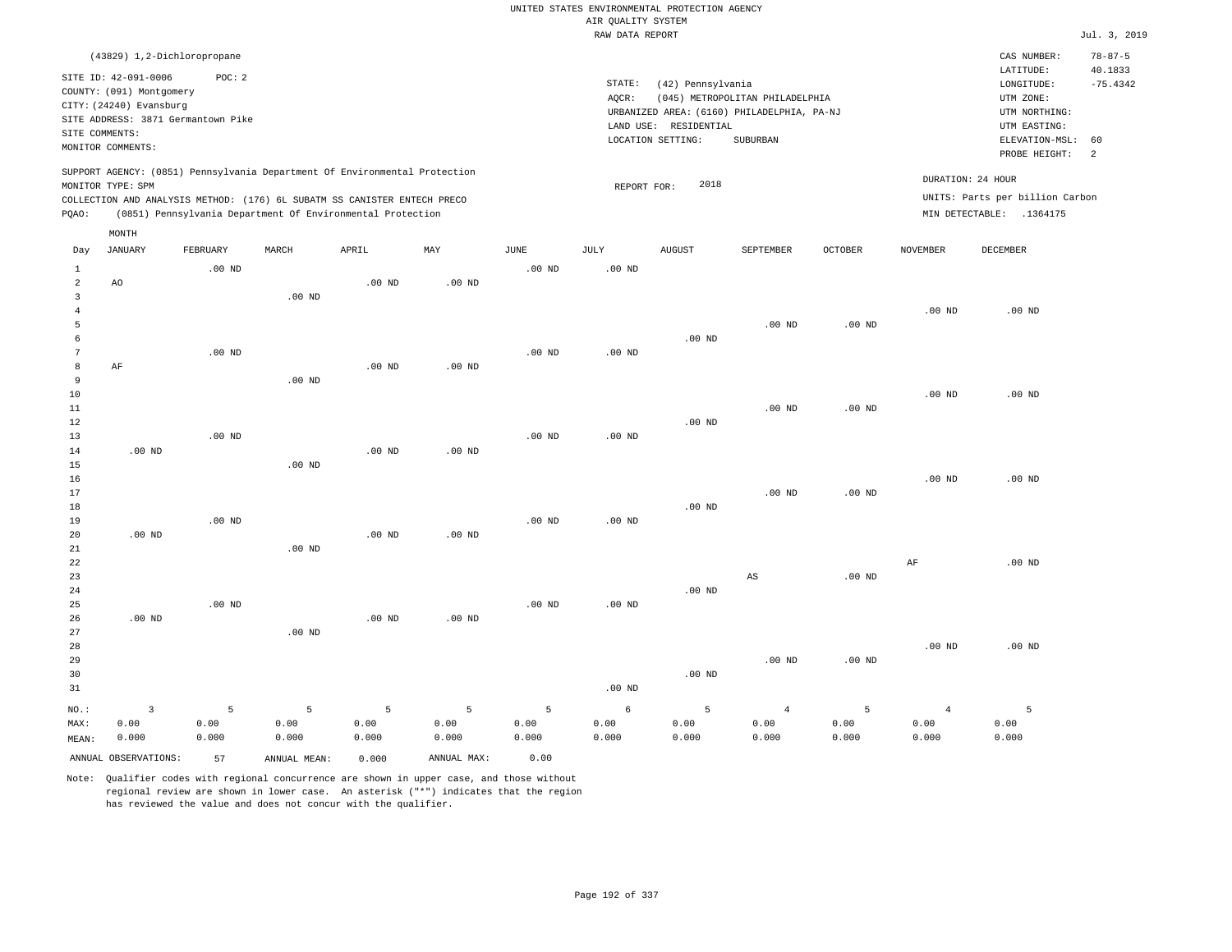UNITED STATES ENVIRONMENTAL PROTECTION AGENCY
AIR QUALITY SYSTEM
RAW DATA REPORT

Jul. 3, 2019

(43829) 1,2-Dichloropropane

SITE ID: 42-091-0006    POC: 2
COUNTY: (091) Montgomery
CITY: (24240) Evansburg
SITE ADDRESS: 3871 Germantown Pike
SITE COMMENTS:
MONITOR COMMENTS:

STATE: (42) Pennsylvania
AQCR: (045) METROPOLITAN PHILADELPHIA
URBANIZED AREA: (6160) PHILADELPHIA, PA-NJ
LAND USE: RESIDENTIAL
LOCATION SETTING: SUBURBAN

CAS NUMBER: 78-87-5
LATITUDE: 40.1833
LONGITUDE: -75.4342
UTM ZONE:
UTM NORTHING:
UTM EASTING:
ELEVATION-MSL: 60
PROBE HEIGHT: 2

SUPPORT AGENCY: (0851) Pennsylvania Department Of Environmental Protection
MONITOR TYPE: SPM
COLLECTION AND ANALYSIS METHOD: (176) 6L SUBATM SS CANISTER ENTECH PRECO
PQAO: (0851) Pennsylvania Department Of Environmental Protection

REPORT FOR: 2018

DURATION: 24 HOUR
UNITS: Parts per billion Carbon
MIN DETECTABLE: .1364175

| Day | JANUARY | FEBRUARY | MARCH | APRIL | MAY | JUNE | JULY | AUGUST | SEPTEMBER | OCTOBER | NOVEMBER | DECEMBER |
|---|---|---|---|---|---|---|---|---|---|---|---|---|
| 1 | | .00 ND | | | | .00 ND | .00 ND | | | | | |
| 2 | AO | | | .00 ND | .00 ND | | | | | | | |
| 3 | | | .00 ND | | | | | | | | | |
| 4 | | | | | | | | | | | .00 ND | .00 ND |
| 5 | | | | | | | | | .00 ND | .00 ND | | |
| 6 | | | | | | | | .00 ND | | | | |
| 7 | | .00 ND | | | | .00 ND | .00 ND | | | | | |
| 8 | AF | | | .00 ND | .00 ND | | | | | | | |
| 9 | | | .00 ND | | | | | | | | | |
| 10 | | | | | | | | | | | .00 ND | .00 ND |
| 11 | | | | | | | | | .00 ND | .00 ND | | |
| 12 | | | | | | | | .00 ND | | | | |
| 13 | | .00 ND | | | | .00 ND | .00 ND | | | | | |
| 14 | .00 ND | | | .00 ND | .00 ND | | | | | | | |
| 15 | | | .00 ND | | | | | | | | | |
| 16 | | | | | | | | | | | .00 ND | .00 ND |
| 17 | | | | | | | | | .00 ND | .00 ND | | |
| 18 | | | | | | | | .00 ND | | | | |
| 19 | | .00 ND | | | | .00 ND | .00 ND | | | | | |
| 20 | .00 ND | | | .00 ND | .00 ND | | | | | | | |
| 21 | | | .00 ND | | | | | | | | | |
| 22 | | | | | | | | | | | AF | .00 ND |
| 23 | | | | | | | | | AS | .00 ND | | |
| 24 | | | | | | | | .00 ND | | | | |
| 25 | | .00 ND | | | | .00 ND | .00 ND | | | | | |
| 26 | .00 ND | | | .00 ND | .00 ND | | | | | | | |
| 27 | | | .00 ND | | | | | | | | | |
| 28 | | | | | | | | | | | .00 ND | .00 ND |
| 29 | | | | | | | | | .00 ND | .00 ND | | |
| 30 | | | | | | | | .00 ND | | | | |
| 31 | | | | | | | .00 ND | | | | | |
| NO.: | 3 | 5 | 5 | 5 | 5 | 5 | 6 | 5 | 4 | 5 | 4 | 5 |
| MAX: | 0.00 | 0.00 | 0.00 | 0.00 | 0.00 | 0.00 | 0.00 | 0.00 | 0.00 | 0.00 | 0.00 | 0.00 |
| MEAN: | 0.000 | 0.000 | 0.000 | 0.000 | 0.000 | 0.000 | 0.000 | 0.000 | 0.000 | 0.000 | 0.000 | 0.000 |

ANNUAL OBSERVATIONS: 57    ANNUAL MEAN: 0.000    ANNUAL MAX: 0.00

Note: Qualifier codes with regional concurrence are shown in upper case, and those without regional review are shown in lower case. An asterisk ("*") indicates that the region has reviewed the value and does not concur with the qualifier.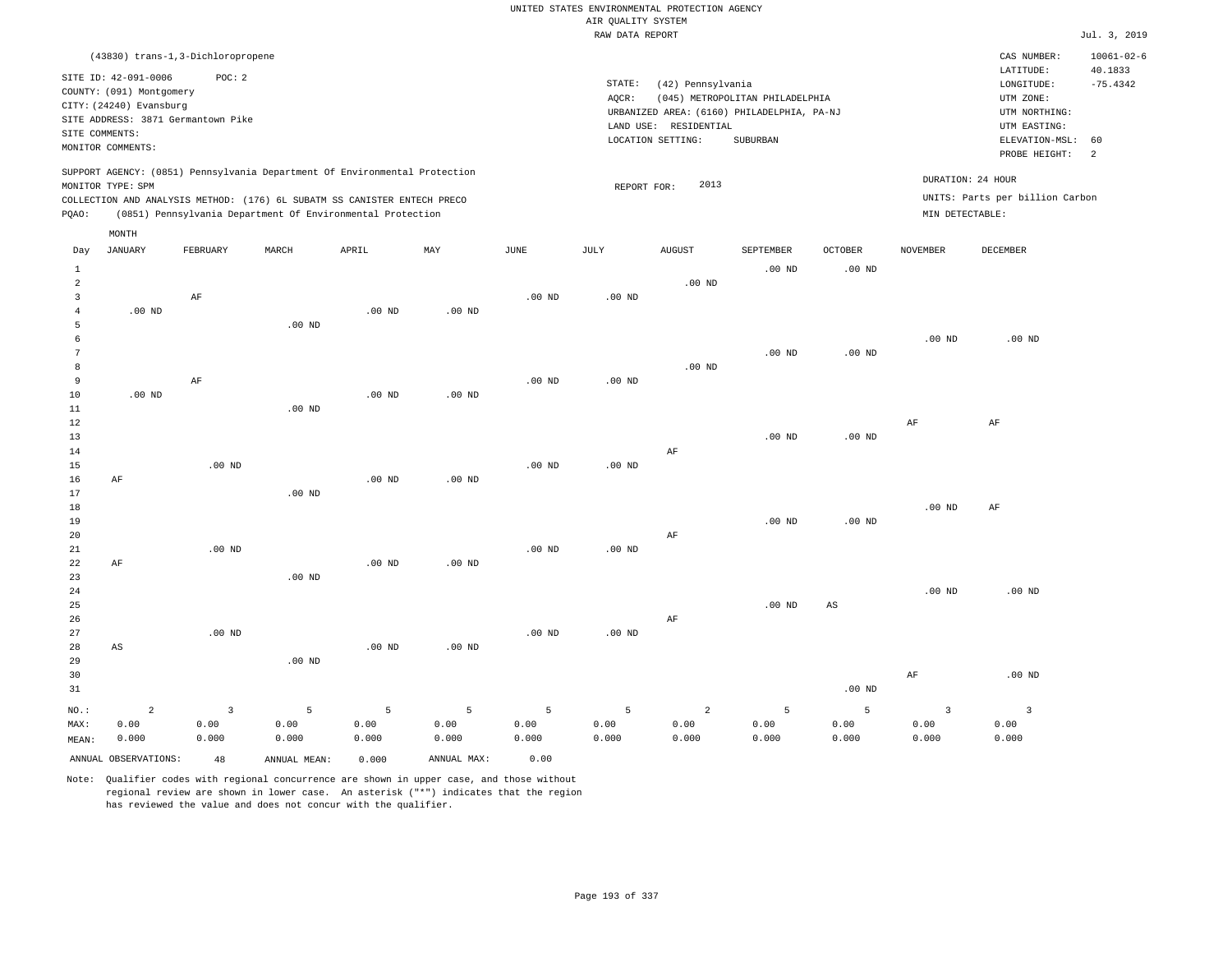UNITED STATES ENVIRONMENTAL PROTECTION AGENCY
AIR QUALITY SYSTEM
RAW DATA REPORT

Jul. 3, 2019

(43830) trans-1,3-Dichloropropene

SITE ID: 42-091-0006 POC: 2
COUNTY: (091) Montgomery
CITY: (24240) Evansburg
SITE ADDRESS: 3871 Germantown Pike
SITE COMMENTS:
MONITOR COMMENTS:

STATE: (42) Pennsylvania
AQCR: (045) METROPOLITAN PHILADELPHIA
URBANIZED AREA: (6160) PHILADELPHIA, PA-NJ
LAND USE: RESIDENTIAL
LOCATION SETTING: SUBURBAN

CAS NUMBER: 10061-02-6
LATITUDE: 40.1833
LONGITUDE: -75.4342
UTM ZONE:
UTM NORTHING:
UTM EASTING:
ELEVATION-MSL: 60
PROBE HEIGHT: 2

SUPPORT AGENCY: (0851) Pennsylvania Department Of Environmental Protection
MONITOR TYPE: SPM
COLLECTION AND ANALYSIS METHOD: (176) 6L SUBATM SS CANISTER ENTECH PRECO
PQAO: (0851) Pennsylvania Department Of Environmental Protection

REPORT FOR: 2013

DURATION: 24 HOUR
UNITS: Parts per billion Carbon
MIN DETECTABLE:

| Day | JANUARY | FEBRUARY | MARCH | APRIL | MAY | JUNE | JULY | AUGUST | SEPTEMBER | OCTOBER | NOVEMBER | DECEMBER |
|---|---|---|---|---|---|---|---|---|---|---|---|---|
| 1 | | | | | | | | | .00 ND | .00 ND | | |
| 2 | | | | | | | | .00 ND | | | | |
| 3 | | AF | | | | .00 ND | .00 ND | | | | | |
| 4 | .00 ND | | | .00 ND | .00 ND | | | | | | | |
| 5 | | | .00 ND | | | | | | | | | |
| 6 | | | | | | | | | | | .00 ND | .00 ND |
| 7 | | | | | | | | | .00 ND | .00 ND | | |
| 8 | | | | | | | | .00 ND | | | | |
| 9 | | AF | | | | .00 ND | .00 ND | | | | | |
| 10 | .00 ND | | | .00 ND | .00 ND | | | | | | | |
| 11 | | | .00 ND | | | | | | | | | |
| 12 | | | | | | | | | | | AF | AF |
| 13 | | | | | | | | | .00 ND | .00 ND | | |
| 14 | | | | | | | | AF | | | | |
| 15 | | .00 ND | | | | .00 ND | .00 ND | | | | | |
| 16 | AF | | | .00 ND | .00 ND | | | | | | | |
| 17 | | | .00 ND | | | | | | | | | |
| 18 | | | | | | | | | | | .00 ND | AF |
| 19 | | | | | | | | | .00 ND | .00 ND | | |
| 20 | | | | | | | | AF | | | | |
| 21 | | .00 ND | | | | .00 ND | .00 ND | | | | | |
| 22 | AF | | | .00 ND | .00 ND | | | | | | | |
| 23 | | | .00 ND | | | | | | | | | |
| 24 | | | | | | | | | | | .00 ND | .00 ND |
| 25 | | | | | | | | | .00 ND | AS | | |
| 26 | | | | | | | | AF | | | | |
| 27 | | .00 ND | | | | .00 ND | .00 ND | | | | | |
| 28 | AS | | | .00 ND | .00 ND | | | | | | | |
| 29 | | | .00 ND | | | | | | | | | |
| 30 | | | | | | | | | | | AF | .00 ND |
| 31 | | | | | | | | | | .00 ND | | |
| NO.: | 2 | 3 | 5 | 5 | 5 | 5 | 5 | 2 | 5 | 5 | 3 | 3 |
| MAX: | 0.00 | 0.00 | 0.00 | 0.00 | 0.00 | 0.00 | 0.00 | 0.00 | 0.00 | 0.00 | 0.00 | 0.00 |
| MEAN: | 0.000 | 0.000 | 0.000 | 0.000 | 0.000 | 0.000 | 0.000 | 0.000 | 0.000 | 0.000 | 0.000 | 0.000 |

ANNUAL OBSERVATIONS: 48 ANNUAL MEAN: 0.000 ANNUAL MAX: 0.00

Note: Qualifier codes with regional concurrence are shown in upper case, and those without regional review are shown in lower case. An asterisk ("*") indicates that the region has reviewed the value and does not concur with the qualifier.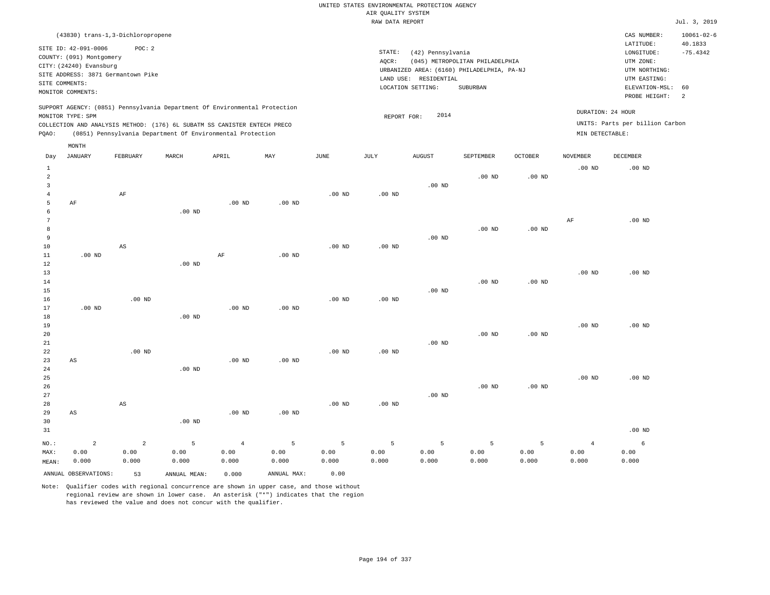UNITED STATES ENVIRONMENTAL PROTECTION AGENCY
AIR QUALITY SYSTEM
RAW DATA REPORT

Jul. 3, 2019

(43830) trans-1,3-Dichloropropene

SITE ID: 42-091-0006 POC: 2
COUNTY: (091) Montgomery
CITY: (24240) Evansburg
SITE ADDRESS: 3871 Germantown Pike
SITE COMMENTS:
MONITOR COMMENTS:

STATE: (42) Pennsylvania
AQCR: (045) METROPOLITAN PHILADELPHIA
URBANIZED AREA: (6160) PHILADELPHIA, PA-NJ
LAND USE: RESIDENTIAL
LOCATION SETTING: SUBURBAN

CAS NUMBER: 10061-02-6
LATITUDE: 40.1833
LONGITUDE: -75.4342
UTM ZONE:
UTM NORTHING:
UTM EASTING:
ELEVATION-MSL: 60
PROBE HEIGHT: 2

SUPPORT AGENCY: (0851) Pennsylvania Department Of Environmental Protection
MONITOR TYPE: SPM
COLLECTION AND ANALYSIS METHOD: (176) 6L SUBATM SS CANISTER ENTECH PRECO
PQAO: (0851) Pennsylvania Department Of Environmental Protection

REPORT FOR: 2014

DURATION: 24 HOUR
UNITS: Parts per billion Carbon
MIN DETECTABLE:

| Day | JANUARY | FEBRUARY | MARCH | APRIL | MAY | JUNE | JULY | AUGUST | SEPTEMBER | OCTOBER | NOVEMBER | DECEMBER |
|---|---|---|---|---|---|---|---|---|---|---|---|---|
| 1 | | | | | | | | | | | .00 ND | .00 ND |
| 2 | | | | | | | | | .00 ND | .00 ND | | |
| 3 | | | | | | | | .00 ND | | | | |
| 4 | | AF | | | | .00 ND | .00 ND | | | | | |
| 5 | AF | | | .00 ND | .00 ND | | | | | | | |
| 6 | | | .00 ND | | | | | | | | | |
| 7 | | | | | | | | | | | AF | .00 ND |
| 8 | | | | | | | | | .00 ND | .00 ND | | |
| 9 | | | | | | | | .00 ND | | | | |
| 10 | | AS | | | | .00 ND | .00 ND | | | | | |
| 11 | .00 ND | | | AF | .00 ND | | | | | | | |
| 12 | | | .00 ND | | | | | | | | | |
| 13 | | | | | | | | | | | .00 ND | .00 ND |
| 14 | | | | | | | | | .00 ND | .00 ND | | |
| 15 | | | | | | | | .00 ND | | | | |
| 16 | | .00 ND | | | | .00 ND | .00 ND | | | | | |
| 17 | .00 ND | | | .00 ND | .00 ND | | | | | | | |
| 18 | | | .00 ND | | | | | | | | | |
| 19 | | | | | | | | | | | .00 ND | .00 ND |
| 20 | | | | | | | | | .00 ND | .00 ND | | |
| 21 | | | | | | | | .00 ND | | | | |
| 22 | | .00 ND | | | | .00 ND | .00 ND | | | | | |
| 23 | AS | | | .00 ND | .00 ND | | | | | | | |
| 24 | | | .00 ND | | | | | | | | | |
| 25 | | | | | | | | | | | .00 ND | .00 ND |
| 26 | | | | | | | | | .00 ND | .00 ND | | |
| 27 | | | | | | | | .00 ND | | | | |
| 28 | | AS | | | | .00 ND | .00 ND | | | | | |
| 29 | AS | | | .00 ND | .00 ND | | | | | | | |
| 30 | | | .00 ND | | | | | | | | | |
| 31 | | | | | | | | | | | | .00 ND |
| NO.: | 2 | 2 | 5 | 4 | 5 | 5 | 5 | 5 | 5 | 5 | 4 | 6 |
| MAX: | 0.00 | 0.00 | 0.00 | 0.00 | 0.00 | 0.00 | 0.00 | 0.00 | 0.00 | 0.00 | 0.00 | 0.00 |
| MEAN: | 0.000 | 0.000 | 0.000 | 0.000 | 0.000 | 0.000 | 0.000 | 0.000 | 0.000 | 0.000 | 0.000 | 0.000 |

ANNUAL OBSERVATIONS: 53 ANNUAL MEAN: 0.000 ANNUAL MAX: 0.00

Note: Qualifier codes with regional concurrence are shown in upper case, and those without regional review are shown in lower case. An asterisk ("*") indicates that the region has reviewed the value and does not concur with the qualifier.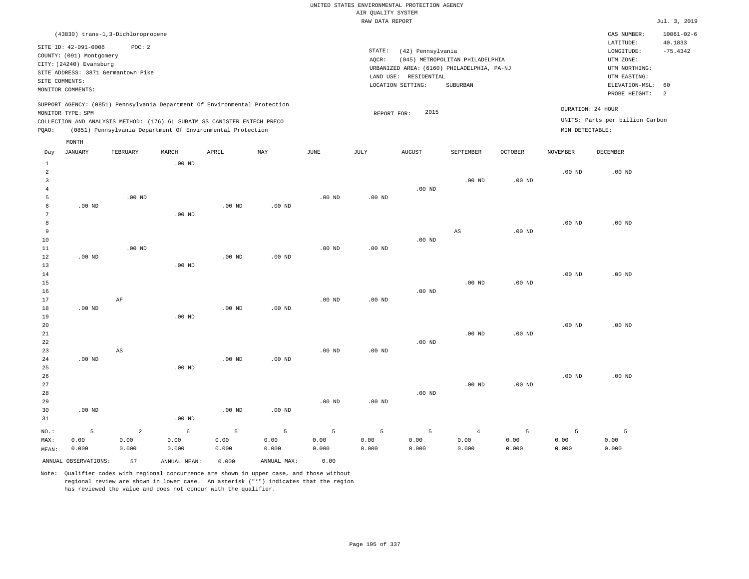UNITED STATES ENVIRONMENTAL PROTECTION AGENCY
AIR QUALITY SYSTEM
RAW DATA REPORT

Jul. 3, 2019

(43830) trans-1,3-Dichloropropene

SITE ID: 42-091-0006 POC: 2
COUNTY: (091) Montgomery
CITY: (24240) Evansburg
SITE ADDRESS: 3871 Germantown Pike
SITE COMMENTS:
MONITOR COMMENTS:

STATE: (42) Pennsylvania
AQCR: (045) METROPOLITAN PHILADELPHIA
URBANIZED AREA: (6160) PHILADELPHIA, PA-NJ
LAND USE: RESIDENTIAL
LOCATION SETTING: SUBURBAN

CAS NUMBER: 10061-02-6
LATITUDE: 40.1833
LONGITUDE: -75.4342
UTM ZONE:
UTM NORTHING:
UTM EASTING:
ELEVATION-MSL: 60
PROBE HEIGHT: 2

SUPPORT AGENCY: (0851) Pennsylvania Department Of Environmental Protection
MONITOR TYPE: SPM
COLLECTION AND ANALYSIS METHOD: (176) 6L SUBATM SS CANISTER ENTECH PRECO
PQAO: (0851) Pennsylvania Department Of Environmental Protection

REPORT FOR: 2015

DURATION: 24 HOUR
UNITS: Parts per billion Carbon
MIN DETECTABLE:

| Day | JANUARY | FEBRUARY | MARCH | APRIL | MAY | JUNE | JULY | AUGUST | SEPTEMBER | OCTOBER | NOVEMBER | DECEMBER |
|---|---|---|---|---|---|---|---|---|---|---|---|---|
| 1 | | | .00 ND | | | | | | | | | |
| 2 | | | | | | | | | | | .00 ND | .00 ND |
| 3 | | | | | | | | | .00 ND | .00 ND | | |
| 4 | | | | | | | | .00 ND | | | | |
| 5 | | .00 ND | | | | .00 ND | .00 ND | | | | | |
| 6 | .00 ND | | | .00 ND | .00 ND | | | | | | | |
| 7 | | | .00 ND | | | | | | | | | |
| 8 | | | | | | | | | | | .00 ND | .00 ND |
| 9 | | | | | | | | | AS | .00 ND | | |
| 10 | | | | | | | | .00 ND | | | | |
| 11 | | .00 ND | | | | .00 ND | .00 ND | | | | | |
| 12 | .00 ND | | | .00 ND | .00 ND | | | | | | | |
| 13 | | | .00 ND | | | | | | | | | |
| 14 | | | | | | | | | | | .00 ND | .00 ND |
| 15 | | | | | | | | | .00 ND | .00 ND | | |
| 16 | | | | | | | | .00 ND | | | | |
| 17 | | AF | | | | .00 ND | .00 ND | | | | | |
| 18 | .00 ND | | | .00 ND | .00 ND | | | | | | | |
| 19 | | | .00 ND | | | | | | | | | |
| 20 | | | | | | | | | | | .00 ND | .00 ND |
| 21 | | | | | | | | | .00 ND | .00 ND | | |
| 22 | | | | | | | | .00 ND | | | | |
| 23 | | AS | | | | .00 ND | .00 ND | | | | | |
| 24 | .00 ND | | | .00 ND | .00 ND | | | | | | | |
| 25 | | | .00 ND | | | | | | | | | |
| 26 | | | | | | | | | | | .00 ND | .00 ND |
| 27 | | | | | | | | | .00 ND | .00 ND | | |
| 28 | | | | | | | | .00 ND | | | | |
| 29 | | | | | | .00 ND | .00 ND | | | | | |
| 30 | .00 ND | | | .00 ND | .00 ND | | | | | | | |
| 31 | | | .00 ND | | | | | | | | | |
| NO.: | 5 | 2 | 6 | 5 | 5 | 5 | 5 | 5 | 4 | 5 | 5 | 5 |
| MAX: | 0.00 | 0.00 | 0.00 | 0.00 | 0.00 | 0.00 | 0.00 | 0.00 | 0.00 | 0.00 | 0.00 | 0.00 |
| MEAN: | 0.000 | 0.000 | 0.000 | 0.000 | 0.000 | 0.000 | 0.000 | 0.000 | 0.000 | 0.000 | 0.000 | 0.000 |

ANNUAL OBSERVATIONS: 57 ANNUAL MEAN: 0.000 ANNUAL MAX: 0.00

Note: Qualifier codes with regional concurrence are shown in upper case, and those without regional review are shown in lower case. An asterisk ("*") indicates that the region has reviewed the value and does not concur with the qualifier.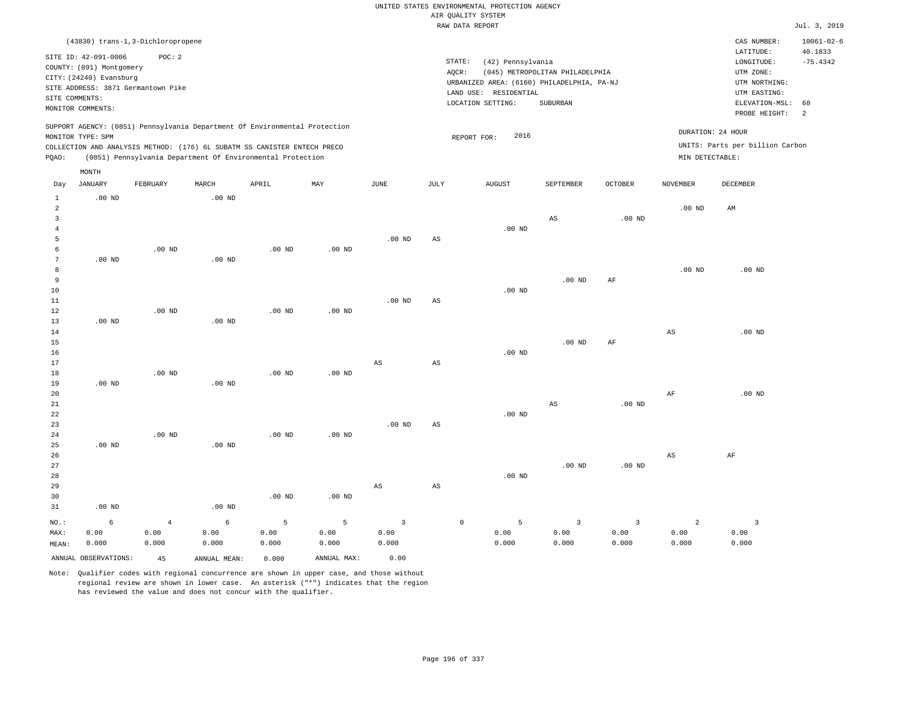UNITED STATES ENVIRONMENTAL PROTECTION AGENCY
AIR QUALITY SYSTEM
RAW DATA REPORT

Jul. 3, 2019

(43830) trans-1,3-Dichloropropene

SITE ID: 42-091-0006  POC: 2
COUNTY: (091) Montgomery
CITY: (24240) Evansburg
SITE ADDRESS: 3871 Germantown Pike
SITE COMMENTS:
MONITOR COMMENTS:

STATE: (42) Pennsylvania
AQCR: (045) METROPOLITAN PHILADELPHIA
URBANIZED AREA: (6160) PHILADELPHIA, PA-NJ
LAND USE: RESIDENTIAL
LOCATION SETTING: SUBURBAN

CAS NUMBER: 10061-02-6
LATITUDE: 40.1833
LONGITUDE: -75.4342
UTM ZONE:
UTM NORTHING:
UTM EASTING:
ELEVATION-MSL: 60
PROBE HEIGHT: 2

SUPPORT AGENCY: (0851) Pennsylvania Department Of Environmental Protection
MONITOR TYPE: SPM
COLLECTION AND ANALYSIS METHOD: (176) 6L SUBATM SS CANISTER ENTECH PRECO
PQAO: (0851) Pennsylvania Department Of Environmental Protection

REPORT FOR: 2016

DURATION: 24 HOUR
UNITS: Parts per billion Carbon
MIN DETECTABLE:

| Day | JANUARY | FEBRUARY | MARCH | APRIL | MAY | JUNE | JULY | AUGUST | SEPTEMBER | OCTOBER | NOVEMBER | DECEMBER |
|---|---|---|---|---|---|---|---|---|---|---|---|---|
| 1 | .00 ND | | .00 ND | | | | | | | | | |
| 2 | | | | | | | | | | | .00 ND | AM |
| 3 | | | | | | | | | AS | .00 ND | | |
| 4 | | | | | | | | .00 ND | | | | |
| 5 | | | | | | .00 ND | AS | | | | | |
| 6 | | .00 ND | | .00 ND | .00 ND | | | | | | | |
| 7 | .00 ND | | .00 ND | | | | | | | | | |
| 8 | | | | | | | | | | | .00 ND | .00 ND |
| 9 | | | | | | | | | .00 ND | AF | | |
| 10 | | | | | | | | .00 ND | | | | |
| 11 | | | | | | .00 ND | AS | | | | | |
| 12 | | .00 ND | | .00 ND | .00 ND | | | | | | | |
| 13 | .00 ND | | .00 ND | | | | | | | | | |
| 14 | | | | | | | | | | | AS | .00 ND |
| 15 | | | | | | | | | .00 ND | AF | | |
| 16 | | | | | | | | .00 ND | | | | |
| 17 | | | | | | AS | AS | | | | | |
| 18 | | .00 ND | | .00 ND | .00 ND | | | | | | | |
| 19 | .00 ND | | .00 ND | | | | | | | | | |
| 20 | | | | | | | | | | | AF | .00 ND |
| 21 | | | | | | | | | AS | .00 ND | | |
| 22 | | | | | | | | .00 ND | | | | |
| 23 | | | | | | .00 ND | AS | | | | | |
| 24 | | .00 ND | | .00 ND | .00 ND | | | | | | | |
| 25 | .00 ND | | .00 ND | | | | | | | | | |
| 26 | | | | | | | | | | | AS | AF |
| 27 | | | | | | | | | .00 ND | .00 ND | | |
| 28 | | | | | | | | .00 ND | | | | |
| 29 | | | | | | AS | AS | | | | | |
| 30 | | | | .00 ND | .00 ND | | | | | | | |
| 31 | .00 ND | | .00 ND | | | | | | | | | |
| NO.: | 6 | 4 | 6 | 5 | 5 | 3 | 0 | 5 | 3 | 3 | 2 | 3 |
| MAX: | 0.00 | 0.00 | 0.00 | 0.00 | 0.00 | 0.00 | | 0.00 | 0.00 | 0.00 | 0.00 | 0.00 |
| MEAN: | 0.000 | 0.000 | 0.000 | 0.000 | 0.000 | 0.000 | | 0.000 | 0.000 | 0.000 | 0.000 | 0.000 |

ANNUAL OBSERVATIONS: 45  ANNUAL MEAN: 0.000  ANNUAL MAX: 0.00

Note: Qualifier codes with regional concurrence are shown in upper case, and those without regional review are shown in lower case. An asterisk ("*") indicates that the region has reviewed the value and does not concur with the qualifier.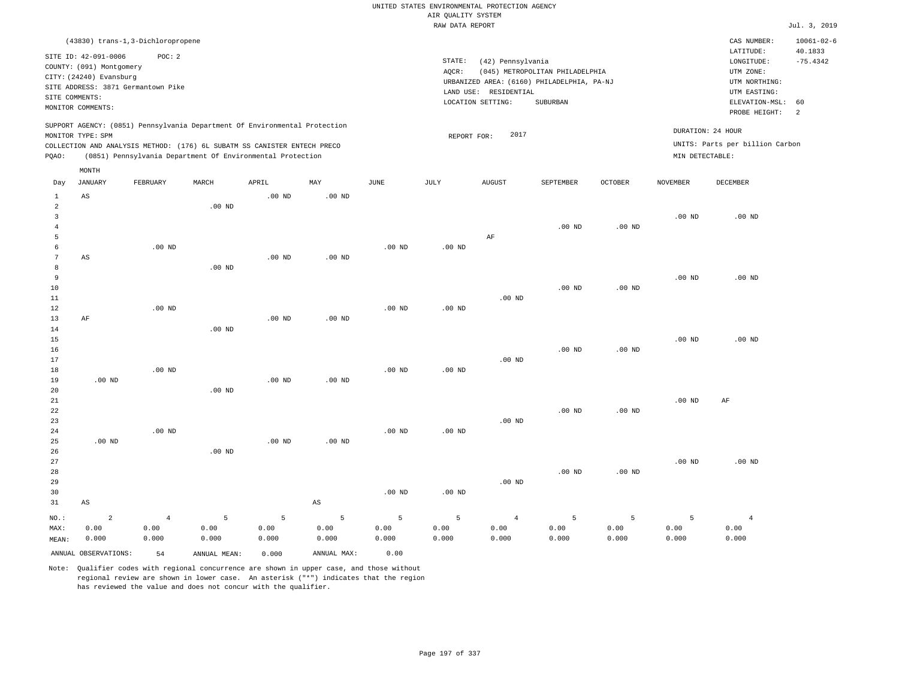UNITED STATES ENVIRONMENTAL PROTECTION AGENCY
AIR QUALITY SYSTEM
RAW DATA REPORT

Jul. 3, 2019

(43830) trans-1,3-Dichloropropene

SITE ID: 42-091-0006 POC: 2
COUNTY: (091) Montgomery
CITY: (24240) Evansburg
SITE ADDRESS: 3871 Germantown Pike
SITE COMMENTS:
MONITOR COMMENTS:

STATE: (42) Pennsylvania
AQCR: (045) METROPOLITAN PHILADELPHIA
URBANIZED AREA: (6160) PHILADELPHIA, PA-NJ
LAND USE: RESIDENTIAL
LOCATION SETTING: SUBURBAN

CAS NUMBER: 10061-02-6
LATITUDE: 40.1833
LONGITUDE: -75.4342
UTM ZONE:
UTM NORTHING:
UTM EASTING:
ELEVATION-MSL: 60
PROBE HEIGHT: 2

SUPPORT AGENCY: (0851) Pennsylvania Department Of Environmental Protection
MONITOR TYPE: SPM
COLLECTION AND ANALYSIS METHOD: (176) 6L SUBATM SS CANISTER ENTECH PRECO
PQAO: (0851) Pennsylvania Department Of Environmental Protection

REPORT FOR: 2017

DURATION: 24 HOUR
UNITS: Parts per billion Carbon
MIN DETECTABLE:

| Day | JANUARY | FEBRUARY | MARCH | APRIL | MAY | JUNE | JULY | AUGUST | SEPTEMBER | OCTOBER | NOVEMBER | DECEMBER |
|---|---|---|---|---|---|---|---|---|---|---|---|---|
| 1 | AS | | | .00 ND | .00 ND | | | | | | | |
| 2 | | | .00 ND | | | | | | | | | |
| 3 | | | | | | | | | | | .00 ND | .00 ND |
| 4 | | | | | | | | | .00 ND | .00 ND | | |
| 5 | | | | | | | | AF | | | | |
| 6 | | .00 ND | | | | .00 ND | .00 ND | | | | | |
| 7 | AS | | | .00 ND | .00 ND | | | | | | | |
| 8 | | | .00 ND | | | | | | | | | |
| 9 | | | | | | | | | | | .00 ND | .00 ND |
| 10 | | | | | | | | | .00 ND | .00 ND | | |
| 11 | | | | | | | | .00 ND | | | | |
| 12 | | .00 ND | | | | .00 ND | .00 ND | | | | | |
| 13 | AF | | | .00 ND | .00 ND | | | | | | | |
| 14 | | | .00 ND | | | | | | | | | |
| 15 | | | | | | | | | | | .00 ND | .00 ND |
| 16 | | | | | | | | | .00 ND | .00 ND | | |
| 17 | | | | | | | | .00 ND | | | | |
| 18 | | .00 ND | | | | .00 ND | .00 ND | | | | | |
| 19 | .00 ND | | | .00 ND | .00 ND | | | | | | | |
| 20 | | | .00 ND | | | | | | | | | |
| 21 | | | | | | | | | | | .00 ND | AF |
| 22 | | | | | | | | | .00 ND | .00 ND | | |
| 23 | | | | | | | | .00 ND | | | | |
| 24 | | .00 ND | | | | .00 ND | .00 ND | | | | | |
| 25 | .00 ND | | | .00 ND | .00 ND | | | | | | | |
| 26 | | | .00 ND | | | | | | | | | |
| 27 | | | | | | | | | | | .00 ND | .00 ND |
| 28 | | | | | | | | | .00 ND | .00 ND | | |
| 29 | | | | | | | | .00 ND | | | | |
| 30 | | | | | | .00 ND | .00 ND | | | | | |
| 31 | AS | | | | AS | | | | | | | |
| NO.: | 2 | 4 | 5 | 5 | 5 | 5 | 5 | 4 | 5 | 5 | 5 | 4 |
| MAX: | 0.00 | 0.00 | 0.00 | 0.00 | 0.00 | 0.00 | 0.00 | 0.00 | 0.00 | 0.00 | 0.00 | 0.00 |
| MEAN: | 0.000 | 0.000 | 0.000 | 0.000 | 0.000 | 0.000 | 0.000 | 0.000 | 0.000 | 0.000 | 0.000 | 0.000 |

ANNUAL OBSERVATIONS: 54 ANNUAL MEAN: 0.000 ANNUAL MAX: 0.00

Note: Qualifier codes with regional concurrence are shown in upper case, and those without regional review are shown in lower case. An asterisk ("*") indicates that the region has reviewed the value and does not concur with the qualifier.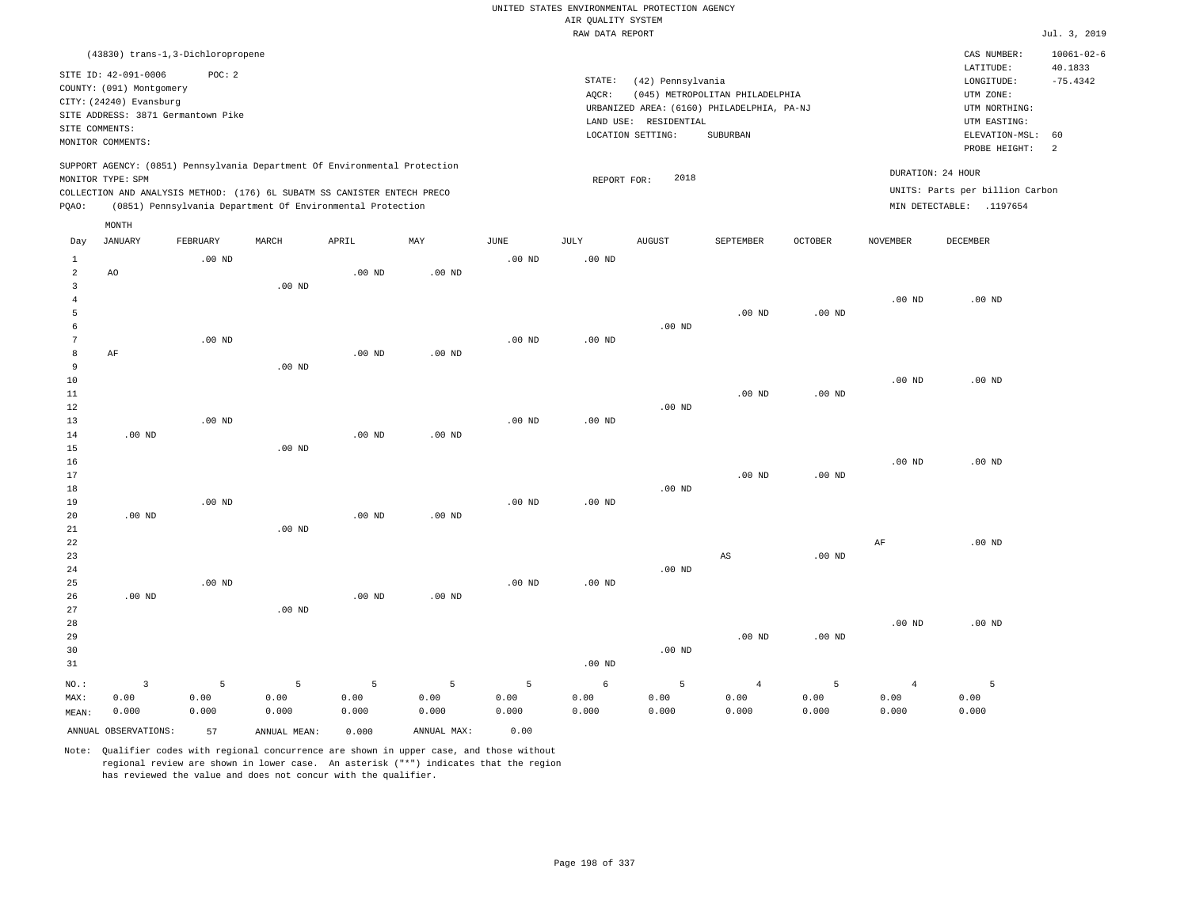UNITED STATES ENVIRONMENTAL PROTECTION AGENCY
AIR QUALITY SYSTEM
RAW DATA REPORT

Jul. 3, 2019

(43830) trans-1,3-Dichloropropene

SITE ID: 42-091-0006 POC: 2
COUNTY: (091) Montgomery
CITY: (24240) Evansburg
SITE ADDRESS: 3871 Germantown Pike
SITE COMMENTS:
MONITOR COMMENTS:

STATE: (42) Pennsylvania
AQCR: (045) METROPOLITAN PHILADELPHIA
URBANIZED AREA: (6160) PHILADELPHIA, PA-NJ
LAND USE: RESIDENTIAL
LOCATION SETTING: SUBURBAN

CAS NUMBER: 10061-02-6
LATITUDE: 40.1833
LONGITUDE: -75.4342
UTM ZONE:
UTM NORTHING:
UTM EASTING:
ELEVATION-MSL: 60
PROBE HEIGHT: 2

SUPPORT AGENCY: (0851) Pennsylvania Department Of Environmental Protection
MONITOR TYPE: SPM
COLLECTION AND ANALYSIS METHOD: (176) 6L SUBATM SS CANISTER ENTECH PRECO
PQAO: (0851) Pennsylvania Department Of Environmental Protection

REPORT FOR: 2018

DURATION: 24 HOUR
UNITS: Parts per billion Carbon
MIN DETECTABLE: .1197654

| Day | JANUARY | FEBRUARY | MARCH | APRIL | MAY | JUNE | JULY | AUGUST | SEPTEMBER | OCTOBER | NOVEMBER | DECEMBER |
|---|---|---|---|---|---|---|---|---|---|---|---|---|
| 1 | | .00 ND | | | | .00 ND | .00 ND | | | | | |
| 2 | AO | | | .00 ND | .00 ND | | | | | | | |
| 3 | | | .00 ND | | | | | | | | | |
| 4 | | | | | | | | | | | .00 ND | .00 ND |
| 5 | | | | | | | | | .00 ND | .00 ND | | |
| 6 | | | | | | | | .00 ND | | | | |
| 7 | | .00 ND | | | | .00 ND | .00 ND | | | | | |
| 8 | AF | | | .00 ND | .00 ND | | | | | | | |
| 9 | | | .00 ND | | | | | | | | | |
| 10 | | | | | | | | | | | .00 ND | .00 ND |
| 11 | | | | | | | | | .00 ND | .00 ND | | |
| 12 | | | | | | | | .00 ND | | | | |
| 13 | | .00 ND | | | | .00 ND | .00 ND | | | | | |
| 14 | .00 ND | | | .00 ND | .00 ND | | | | | | | |
| 15 | | | .00 ND | | | | | | | | | |
| 16 | | | | | | | | | | | .00 ND | .00 ND |
| 17 | | | | | | | | | .00 ND | .00 ND | | |
| 18 | | | | | | | | .00 ND | | | | |
| 19 | | .00 ND | | | | .00 ND | .00 ND | | | | | |
| 20 | .00 ND | | | .00 ND | .00 ND | | | | | | | |
| 21 | | | .00 ND | | | | | | | | | |
| 22 | | | | | | | | | | | AF | .00 ND |
| 23 | | | | | | | | | AS | .00 ND | | |
| 24 | | | | | | | | .00 ND | | | | |
| 25 | | .00 ND | | | | .00 ND | .00 ND | | | | | |
| 26 | .00 ND | | | .00 ND | .00 ND | | | | | | | |
| 27 | | | .00 ND | | | | | | | | | |
| 28 | | | | | | | | | | | .00 ND | .00 ND |
| 29 | | | | | | | | | .00 ND | .00 ND | | |
| 30 | | | | | | | | .00 ND | | | | |
| 31 | | | | | | | .00 ND | | | | | |
| NO.: | 3 | 5 | 5 | 5 | 5 | 5 | 6 | 5 | 4 | 5 | 4 | 5 |
| MAX: | 0.00 | 0.00 | 0.00 | 0.00 | 0.00 | 0.00 | 0.00 | 0.00 | 0.00 | 0.00 | 0.00 | 0.00 |
| MEAN: | 0.000 | 0.000 | 0.000 | 0.000 | 0.000 | 0.000 | 0.000 | 0.000 | 0.000 | 0.000 | 0.000 | 0.000 |

ANNUAL OBSERVATIONS: 57 ANNUAL MEAN: 0.000 ANNUAL MAX: 0.00

Note: Qualifier codes with regional concurrence are shown in upper case, and those without regional review are shown in lower case. An asterisk ("*") indicates that the region has reviewed the value and does not concur with the qualifier.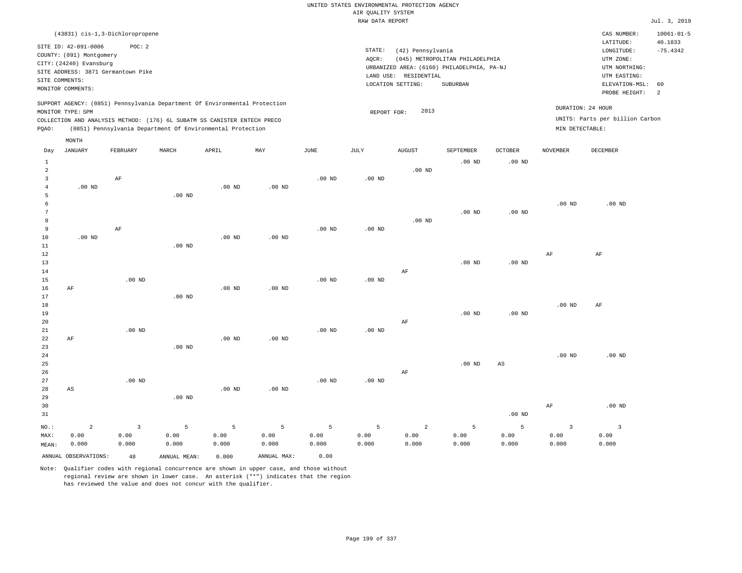UNITED STATES ENVIRONMENTAL PROTECTION AGENCY
AIR QUALITY SYSTEM
RAW DATA REPORT

Jul. 3, 2019

(43831) cis-1,3-Dichloropropene

SITE ID: 42-091-0006 POC: 2
COUNTY: (091) Montgomery
CITY: (24240) Evansburg
SITE ADDRESS: 3871 Germantown Pike
SITE COMMENTS:
MONITOR COMMENTS:

STATE: (42) Pennsylvania
AQCR: (045) METROPOLITAN PHILADELPHIA
URBANIZED AREA: (6160) PHILADELPHIA, PA-NJ
LAND USE: RESIDENTIAL
LOCATION SETTING: SUBURBAN

CAS NUMBER: 10061-01-5
LATITUDE: 40.1833
LONGITUDE: -75.4342
UTM ZONE:
UTM NORTHING:
UTM EASTING:
ELEVATION-MSL: 60
PROBE HEIGHT: 2

SUPPORT AGENCY: (0851) Pennsylvania Department Of Environmental Protection
MONITOR TYPE: SPM
COLLECTION AND ANALYSIS METHOD: (176) 6L SUBATM SS CANISTER ENTECH PRECO
PQAO: (0851) Pennsylvania Department Of Environmental Protection

REPORT FOR: 2013

DURATION: 24 HOUR
UNITS: Parts per billion Carbon
MIN DETECTABLE:

| Day | JANUARY | FEBRUARY | MARCH | APRIL | MAY | JUNE | JULY | AUGUST | SEPTEMBER | OCTOBER | NOVEMBER | DECEMBER |
|---|---|---|---|---|---|---|---|---|---|---|---|---|
| 1 | | | | | | | | | .00 ND | .00 ND | | |
| 2 | | | | | | | | .00 ND | | | | |
| 3 | | AF | | | | .00 ND | .00 ND | | | | | |
| 4 | .00 ND | | | .00 ND | .00 ND | | | | | | | |
| 5 | | | .00 ND | | | | | | | | | |
| 6 | | | | | | | | | | | .00 ND | .00 ND |
| 7 | | | | | | | | | .00 ND | .00 ND | | |
| 8 | | | | | | | | .00 ND | | | | |
| 9 | | AF | | | | .00 ND | .00 ND | | | | | |
| 10 | .00 ND | | | .00 ND | .00 ND | | | | | | | |
| 11 | | | .00 ND | | | | | | | | | |
| 12 | | | | | | | | | | | AF | AF |
| 13 | | | | | | | | | .00 ND | .00 ND | | |
| 14 | | | | | | | | AF | | | | |
| 15 | | .00 ND | | | | .00 ND | .00 ND | | | | | |
| 16 | AF | | | .00 ND | .00 ND | | | | | | | |
| 17 | | | .00 ND | | | | | | | | | |
| 18 | | | | | | | | | | | .00 ND | AF |
| 19 | | | | | | | | | .00 ND | .00 ND | | |
| 20 | | | | | | | | AF | | | | |
| 21 | | .00 ND | | | | .00 ND | .00 ND | | | | | |
| 22 | AF | | | .00 ND | .00 ND | | | | | | | |
| 23 | | | .00 ND | | | | | | | | | |
| 24 | | | | | | | | | | | .00 ND | .00 ND |
| 25 | | | | | | | | | .00 ND | AS | | |
| 26 | | | | | | | | AF | | | | |
| 27 | | .00 ND | | | | .00 ND | .00 ND | | | | | |
| 28 | AS | | | .00 ND | .00 ND | | | | | | | |
| 29 | | | .00 ND | | | | | | | | | |
| 30 | | | | | | | | | | | AF | .00 ND |
| 31 | | | | | | | | | | .00 ND | | |
| NO.: | 2 | 3 | 5 | 5 | 5 | 5 | 5 | 2 | 5 | 5 | 3 | 3 |
| MAX: | 0.00 | 0.00 | 0.00 | 0.00 | 0.00 | 0.00 | 0.00 | 0.00 | 0.00 | 0.00 | 0.00 | 0.00 |
| MEAN: | 0.000 | 0.000 | 0.000 | 0.000 | 0.000 | 0.000 | 0.000 | 0.000 | 0.000 | 0.000 | 0.000 | 0.000 |

ANNUAL OBSERVATIONS: 48 ANNUAL MEAN: 0.000 ANNUAL MAX: 0.00

Note: Qualifier codes with regional concurrence are shown in upper case, and those without regional review are shown in lower case. An asterisk ("*") indicates that the region has reviewed the value and does not concur with the qualifier.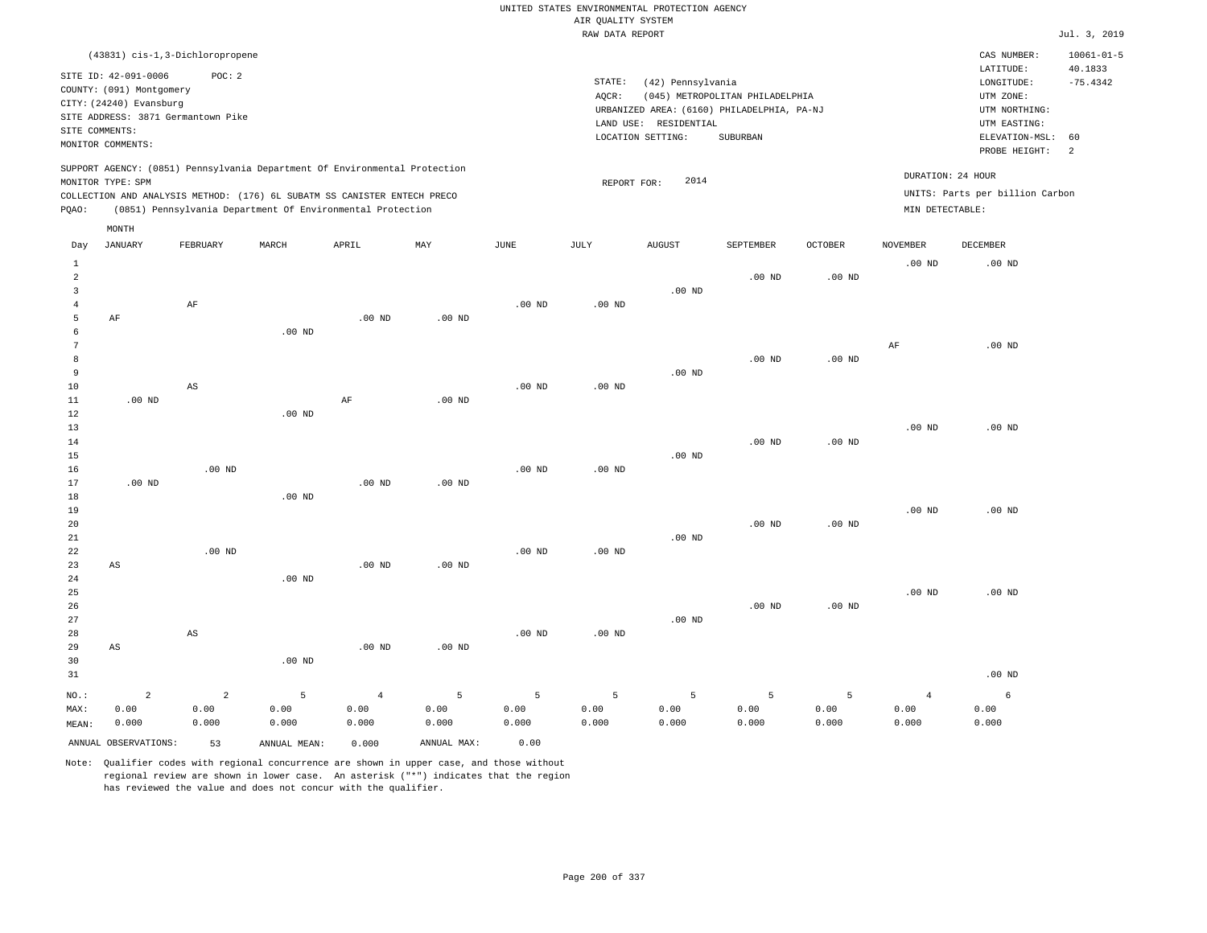UNITED STATES ENVIRONMENTAL PROTECTION AGENCY
AIR QUALITY SYSTEM
RAW DATA REPORT

Jul. 3, 2019

(43831) cis-1,3-Dichloropropene

SITE ID: 42-091-0006 POC: 2
COUNTY: (091) Montgomery
CITY: (24240) Evansburg
SITE ADDRESS: 3871 Germantown Pike
SITE COMMENTS:
MONITOR COMMENTS:

STATE: (42) Pennsylvania
AQCR: (045) METROPOLITAN PHILADELPHIA
URBANIZED AREA: (6160) PHILADELPHIA, PA-NJ
LAND USE: RESIDENTIAL
LOCATION SETTING: SUBURBAN

CAS NUMBER: 10061-01-5
LATITUDE: 40.1833
LONGITUDE: -75.4342
UTM ZONE:
UTM NORTHING:
UTM EASTING:
ELEVATION-MSL: 60
PROBE HEIGHT: 2

SUPPORT AGENCY: (0851) Pennsylvania Department Of Environmental Protection
MONITOR TYPE: SPM
COLLECTION AND ANALYSIS METHOD: (176) 6L SUBATM SS CANISTER ENTECH PRECO
PQAO: (0851) Pennsylvania Department Of Environmental Protection

REPORT FOR: 2014

DURATION: 24 HOUR
UNITS: Parts per billion Carbon
MIN DETECTABLE:

| Day | JANUARY | FEBRUARY | MARCH | APRIL | MAY | JUNE | JULY | AUGUST | SEPTEMBER | OCTOBER | NOVEMBER | DECEMBER |
|---|---|---|---|---|---|---|---|---|---|---|---|---|
| 1 | | | | | | | | | | | .00 ND | .00 ND |
| 2 | | | | | | | | | .00 ND | .00 ND | | |
| 3 | | | | | | | | .00 ND | | | | |
| 4 | | AF | | | | .00 ND | .00 ND | | | | | |
| 5 | AF | | | .00 ND | .00 ND | | | | | | | |
| 6 | | | .00 ND | | | | | | | | | |
| 7 | | | | | | | | | | | AF | .00 ND |
| 8 | | | | | | | | | .00 ND | .00 ND | | |
| 9 | | | | | | | | .00 ND | | | | |
| 10 | | AS | | | | .00 ND | .00 ND | | | | | |
| 11 | .00 ND | | | AF | .00 ND | | | | | | | |
| 12 | | | .00 ND | | | | | | | | | |
| 13 | | | | | | | | | | | .00 ND | .00 ND |
| 14 | | | | | | | | | .00 ND | .00 ND | | |
| 15 | | | | | | | | .00 ND | | | | |
| 16 | | .00 ND | | | | .00 ND | .00 ND | | | | | |
| 17 | .00 ND | | | .00 ND | .00 ND | | | | | | | |
| 18 | | | .00 ND | | | | | | | | | |
| 19 | | | | | | | | | | | .00 ND | .00 ND |
| 20 | | | | | | | | | .00 ND | .00 ND | | |
| 21 | | | | | | | | .00 ND | | | | |
| 22 | | .00 ND | | | | .00 ND | .00 ND | | | | | |
| 23 | AS | | | .00 ND | .00 ND | | | | | | | |
| 24 | | | .00 ND | | | | | | | | | |
| 25 | | | | | | | | | | | .00 ND | .00 ND |
| 26 | | | | | | | | | .00 ND | .00 ND | | |
| 27 | | | | | | | | .00 ND | | | | |
| 28 | | AS | | | | .00 ND | .00 ND | | | | | |
| 29 | AS | | | .00 ND | .00 ND | | | | | | | |
| 30 | | | .00 ND | | | | | | | | | |
| 31 | | | | | | | | | | | | .00 ND |
| NO.: | 2 | 2 | 5 | 4 | 5 | 5 | 5 | 5 | 5 | 5 | 4 | 6 |
| MAX: | 0.00 | 0.00 | 0.00 | 0.00 | 0.00 | 0.00 | 0.00 | 0.00 | 0.00 | 0.00 | 0.00 | 0.00 |
| MEAN: | 0.000 | 0.000 | 0.000 | 0.000 | 0.000 | 0.000 | 0.000 | 0.000 | 0.000 | 0.000 | 0.000 | 0.000 |

ANNUAL OBSERVATIONS: 53 ANNUAL MEAN: 0.000 ANNUAL MAX: 0.00

Note: Qualifier codes with regional concurrence are shown in upper case, and those without regional review are shown in lower case. An asterisk ("*") indicates that the region has reviewed the value and does not concur with the qualifier.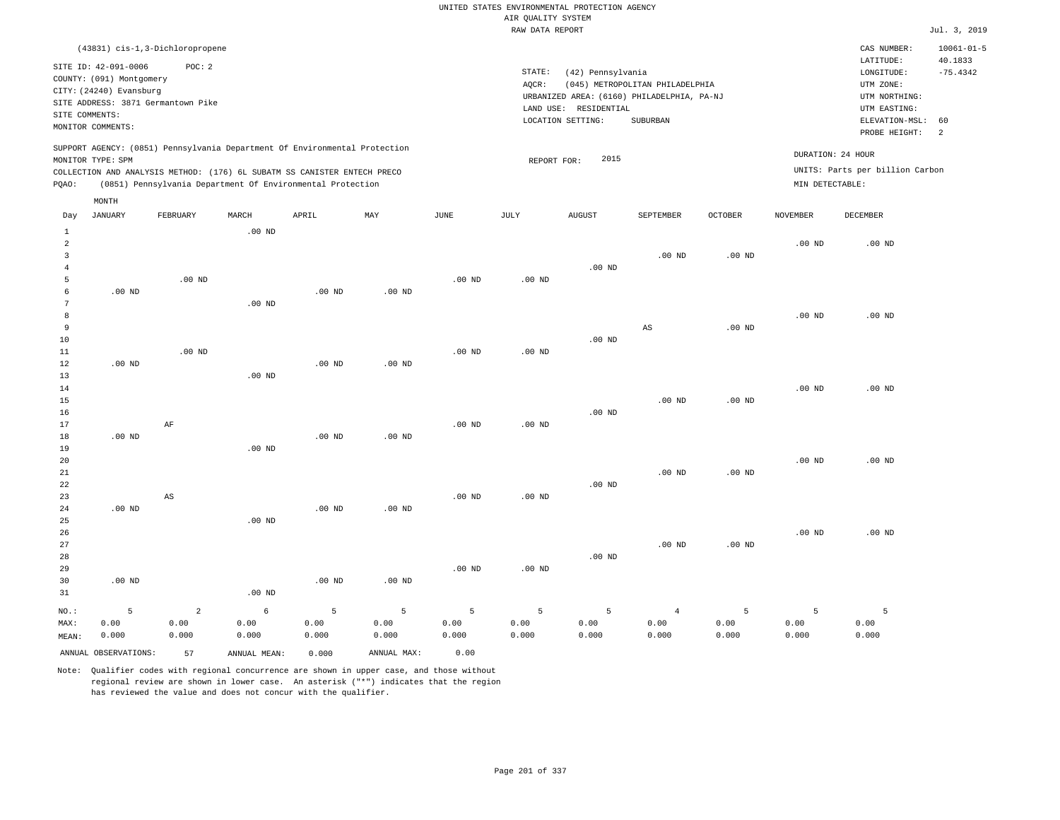UNITED STATES ENVIRONMENTAL PROTECTION AGENCY
AIR QUALITY SYSTEM
RAW DATA REPORT

Jul. 3, 2019

(43831) cis-1,3-Dichloropropene

SITE ID: 42-091-0006 POC: 2
COUNTY: (091) Montgomery
CITY: (24240) Evansburg
SITE ADDRESS: 3871 Germantown Pike
SITE COMMENTS:
MONITOR COMMENTS:

STATE: (42) Pennsylvania
AQCR: (045) METROPOLITAN PHILADELPHIA
URBANIZED AREA: (6160) PHILADELPHIA, PA-NJ
LAND USE: RESIDENTIAL
LOCATION SETTING: SUBURBAN

CAS NUMBER: 10061-01-5
LATITUDE: 40.1833
LONGITUDE: -75.4342
UTM ZONE:
UTM NORTHING:
UTM EASTING:
ELEVATION-MSL: 60
PROBE HEIGHT: 2

SUPPORT AGENCY: (0851) Pennsylvania Department Of Environmental Protection
MONITOR TYPE: SPM
COLLECTION AND ANALYSIS METHOD: (176) 6L SUBATM SS CANISTER ENTECH PRECO
PQAO: (0851) Pennsylvania Department Of Environmental Protection

REPORT FOR: 2015

DURATION: 24 HOUR
UNITS: Parts per billion Carbon
MIN DETECTABLE:

| Day | JANUARY | FEBRUARY | MARCH | APRIL | MAY | JUNE | JULY | AUGUST | SEPTEMBER | OCTOBER | NOVEMBER | DECEMBER |
|---|---|---|---|---|---|---|---|---|---|---|---|---|
| 1 | | | .00 ND | | | | | | | | | |
| 2 | | | | | | | | | | | .00 ND | .00 ND |
| 3 | | | | | | | | | .00 ND | .00 ND | | |
| 4 | | | | | | | | .00 ND | | | | |
| 5 | | .00 ND | | | | .00 ND | .00 ND | | | | | |
| 6 | .00 ND | | | .00 ND | .00 ND | | | | | | | |
| 7 | | | .00 ND | | | | | | | | | |
| 8 | | | | | | | | | | | .00 ND | .00 ND |
| 9 | | | | | | | | | AS | .00 ND | | |
| 10 | | | | | | | | .00 ND | | | | |
| 11 | | .00 ND | | | | .00 ND | .00 ND | | | | | |
| 12 | .00 ND | | | .00 ND | .00 ND | | | | | | | |
| 13 | | | .00 ND | | | | | | | | | |
| 14 | | | | | | | | | | | .00 ND | .00 ND |
| 15 | | | | | | | | | .00 ND | .00 ND | | |
| 16 | | | | | | | | .00 ND | | | | |
| 17 | | AF | | | | .00 ND | .00 ND | | | | | |
| 18 | .00 ND | | | .00 ND | .00 ND | | | | | | | |
| 19 | | | .00 ND | | | | | | | | | |
| 20 | | | | | | | | | | | .00 ND | .00 ND |
| 21 | | | | | | | | | .00 ND | .00 ND | | |
| 22 | | | | | | | | .00 ND | | | | |
| 23 | | AS | | | | .00 ND | .00 ND | | | | | |
| 24 | .00 ND | | | .00 ND | .00 ND | | | | | | | |
| 25 | | | .00 ND | | | | | | | | | |
| 26 | | | | | | | | | | | .00 ND | .00 ND |
| 27 | | | | | | | | | .00 ND | .00 ND | | |
| 28 | | | | | | | | .00 ND | | | | |
| 29 | | | | | | .00 ND | .00 ND | | | | | |
| 30 | .00 ND | | | .00 ND | .00 ND | | | | | | | |
| 31 | | | .00 ND | | | | | | | | | |
| NO.: | 5 | 2 | 6 | 5 | 5 | 5 | 5 | 5 | 4 | 5 | 5 | 5 |
| MAX: | 0.00 | 0.00 | 0.00 | 0.00 | 0.00 | 0.00 | 0.00 | 0.00 | 0.00 | 0.00 | 0.00 | 0.00 |
| MEAN: | 0.000 | 0.000 | 0.000 | 0.000 | 0.000 | 0.000 | 0.000 | 0.000 | 0.000 | 0.000 | 0.000 | 0.000 |

ANNUAL OBSERVATIONS: 57 ANNUAL MEAN: 0.000 ANNUAL MAX: 0.00

Note: Qualifier codes with regional concurrence are shown in upper case, and those without regional review are shown in lower case. An asterisk ("*") indicates that the region has reviewed the value and does not concur with the qualifier.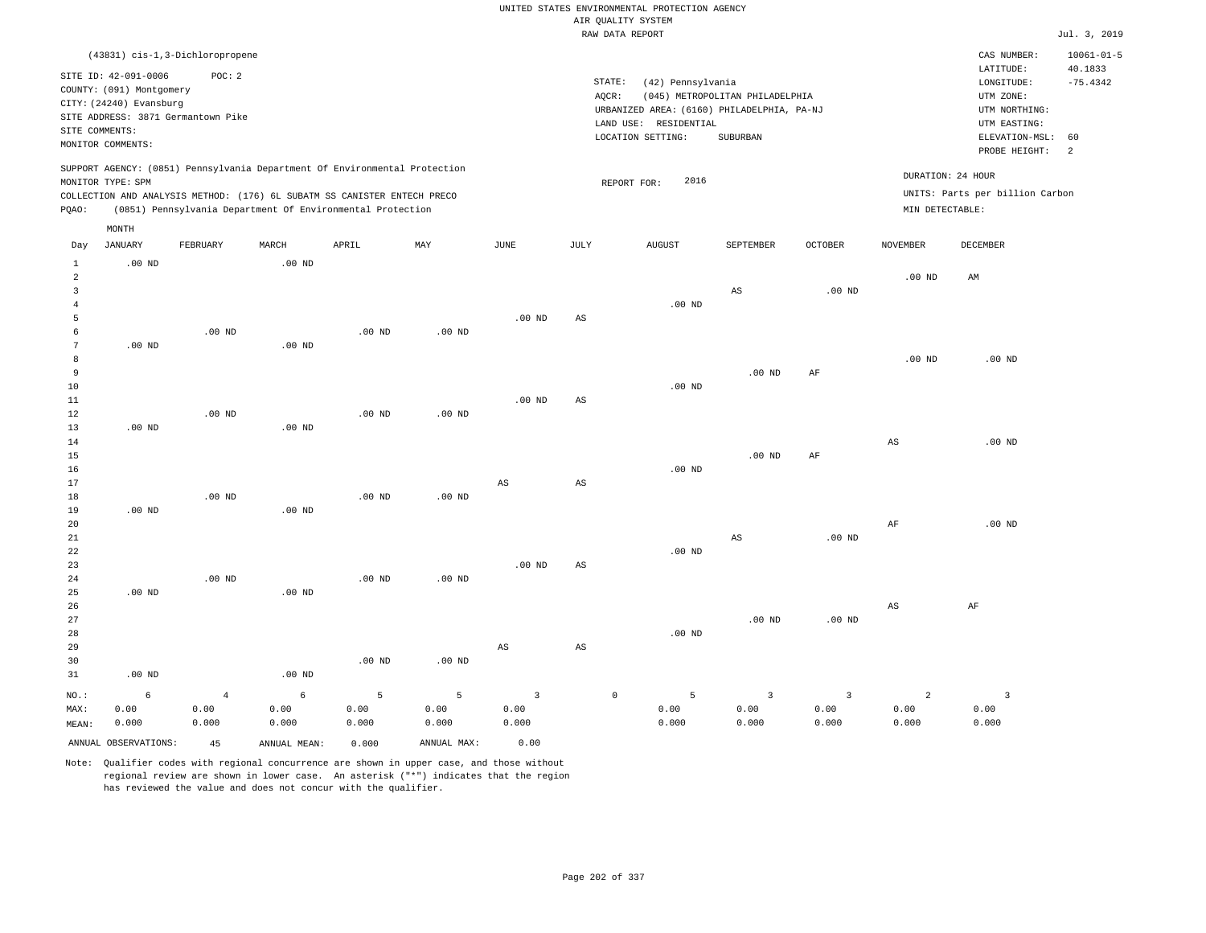UNITED STATES ENVIRONMENTAL PROTECTION AGENCY
AIR QUALITY SYSTEM
RAW DATA REPORT

Jul. 3, 2019

(43831) cis-1,3-Dichloropropene

SITE ID: 42-091-0006 POC: 2
COUNTY: (091) Montgomery
CITY: (24240) Evansburg
SITE ADDRESS: 3871 Germantown Pike
SITE COMMENTS:
MONITOR COMMENTS:

STATE: (42) Pennsylvania
AQCR: (045) METROPOLITAN PHILADELPHIA
URBANIZED AREA: (6160) PHILADELPHIA, PA-NJ
LAND USE: RESIDENTIAL
LOCATION SETTING: SUBURBAN

CAS NUMBER: 10061-01-5
LATITUDE: 40.1833
LONGITUDE: -75.4342
UTM ZONE:
UTM NORTHING:
UTM EASTING:
ELEVATION-MSL: 60
PROBE HEIGHT: 2

SUPPORT AGENCY: (0851) Pennsylvania Department Of Environmental Protection
MONITOR TYPE: SPM
COLLECTION AND ANALYSIS METHOD: (176) 6L SUBATM SS CANISTER ENTECH PRECO
PQAO: (0851) Pennsylvania Department Of Environmental Protection

REPORT FOR: 2016

DURATION: 24 HOUR
UNITS: Parts per billion Carbon
MIN DETECTABLE:

| Day | JANUARY | FEBRUARY | MARCH | APRIL | MAY | JUNE | JULY | AUGUST | SEPTEMBER | OCTOBER | NOVEMBER | DECEMBER |
|---|---|---|---|---|---|---|---|---|---|---|---|---|
| 1 | .00 ND | | .00 ND | | | | | | | | | |
| 2 | | | | | | | | | | | .00 ND | AM |
| 3 | | | | | | | | | AS | .00 ND | | |
| 4 | | | | | | | | .00 ND | | | | |
| 5 | | | | | | .00 ND | AS | | | | | |
| 6 | | .00 ND | | .00 ND | .00 ND | | | | | | | |
| 7 | .00 ND | | .00 ND | | | | | | | | | |
| 8 | | | | | | | | | | | .00 ND | .00 ND |
| 9 | | | | | | | | | .00 ND | AF | | |
| 10 | | | | | | | | .00 ND | | | | |
| 11 | | | | | | .00 ND | AS | | | | | |
| 12 | | .00 ND | | .00 ND | .00 ND | | | | | | | |
| 13 | .00 ND | | .00 ND | | | | | | | | | |
| 14 | | | | | | | | | | | AS | .00 ND |
| 15 | | | | | | | | | .00 ND | AF | | |
| 16 | | | | | | | | .00 ND | | | | |
| 17 | | | | | | AS | AS | | | | | |
| 18 | | .00 ND | | .00 ND | .00 ND | | | | | | | |
| 19 | .00 ND | | .00 ND | | | | | | | | | |
| 20 | | | | | | | | | | | AF | .00 ND |
| 21 | | | | | | | | | AS | .00 ND | | |
| 22 | | | | | | | | .00 ND | | | | |
| 23 | | | | | | .00 ND | AS | | | | | |
| 24 | | .00 ND | | .00 ND | .00 ND | | | | | | | |
| 25 | .00 ND | | .00 ND | | | | | | | | | |
| 26 | | | | | | | | | | | AS | AF |
| 27 | | | | | | | | | .00 ND | .00 ND | | |
| 28 | | | | | | | | .00 ND | | | | |
| 29 | | | | | | AS | AS | | | | | |
| 30 | | | | .00 ND | .00 ND | | | | | | | |
| 31 | .00 ND | | .00 ND | | | | | | | | | |
| NO.: | 6 | 4 | 6 | 5 | 5 | 3 | 0 | 5 | 3 | 3 | 2 | 3 |
| MAX: | 0.00 | 0.00 | 0.00 | 0.00 | 0.00 | 0.00 | | 0.00 | 0.00 | 0.00 | 0.00 | 0.00 |
| MEAN: | 0.000 | 0.000 | 0.000 | 0.000 | 0.000 | 0.000 | | 0.000 | 0.000 | 0.000 | 0.000 | 0.000 |

ANNUAL OBSERVATIONS: 45 ANNUAL MEAN: 0.000 ANNUAL MAX: 0.00

Note: Qualifier codes with regional concurrence are shown in upper case, and those without regional review are shown in lower case. An asterisk ("*") indicates that the region has reviewed the value and does not concur with the qualifier.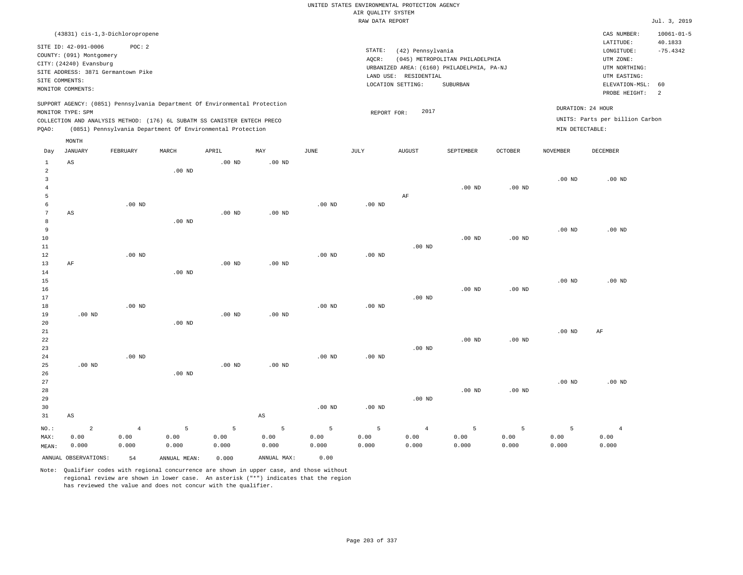UNITED STATES ENVIRONMENTAL PROTECTION AGENCY
AIR QUALITY SYSTEM
RAW DATA REPORT

Jul. 3, 2019

(43831) cis-1,3-Dichloropropene

SITE ID: 42-091-0006 POC: 2
COUNTY: (091) Montgomery
CITY: (24240) Evansburg
SITE ADDRESS: 3871 Germantown Pike
SITE COMMENTS:
MONITOR COMMENTS:

STATE: (42) Pennsylvania
AQCR: (045) METROPOLITAN PHILADELPHIA
URBANIZED AREA: (6160) PHILADELPHIA, PA-NJ
LAND USE: RESIDENTIAL
LOCATION SETTING: SUBURBAN

CAS NUMBER: 10061-01-5
LATITUDE: 40.1833
LONGITUDE: -75.4342
UTM ZONE:
UTM NORTHING:
UTM EASTING:
ELEVATION-MSL: 60
PROBE HEIGHT: 2

SUPPORT AGENCY: (0851) Pennsylvania Department Of Environmental Protection
MONITOR TYPE: SPM
COLLECTION AND ANALYSIS METHOD: (176) 6L SUBATM SS CANISTER ENTECH PRECO
PQAO: (0851) Pennsylvania Department Of Environmental Protection

REPORT FOR: 2017

DURATION: 24 HOUR
UNITS: Parts per billion Carbon
MIN DETECTABLE:

| Day | JANUARY | FEBRUARY | MARCH | APRIL | MAY | JUNE | JULY | AUGUST | SEPTEMBER | OCTOBER | NOVEMBER | DECEMBER |
|---|---|---|---|---|---|---|---|---|---|---|---|---|
| 1 | AS | | | .00 ND | .00 ND | | | | | | | |
| 2 | | | .00 ND | | | | | | | | | |
| 3 | | | | | | | | | | | .00 ND | .00 ND |
| 4 | | | | | | | | | .00 ND | .00 ND | | |
| 5 | | | | | | | | AF | | | | |
| 6 | | .00 ND | | | | .00 ND | .00 ND | | | | | |
| 7 | AS | | | .00 ND | .00 ND | | | | | | | |
| 8 | | | .00 ND | | | | | | | | | |
| 9 | | | | | | | | | | | .00 ND | .00 ND |
| 10 | | | | | | | | | .00 ND | .00 ND | | |
| 11 | | | | | | | | .00 ND | | | | |
| 12 | | .00 ND | | | | .00 ND | .00 ND | | | | | |
| 13 | AF | | | .00 ND | .00 ND | | | | | | | |
| 14 | | | .00 ND | | | | | | | | | |
| 15 | | | | | | | | | | | .00 ND | .00 ND |
| 16 | | | | | | | | | .00 ND | .00 ND | | |
| 17 | | | | | | | | .00 ND | | | | |
| 18 | | .00 ND | | | | .00 ND | .00 ND | | | | | |
| 19 | .00 ND | | | .00 ND | .00 ND | | | | | | | |
| 20 | | | .00 ND | | | | | | | | | |
| 21 | | | | | | | | | | | .00 ND | AF |
| 22 | | | | | | | | | .00 ND | .00 ND | | |
| 23 | | | | | | | | .00 ND | | | | |
| 24 | | .00 ND | | | | .00 ND | .00 ND | | | | | |
| 25 | .00 ND | | | .00 ND | .00 ND | | | | | | | |
| 26 | | | .00 ND | | | | | | | | | |
| 27 | | | | | | | | | | | .00 ND | .00 ND |
| 28 | | | | | | | | | .00 ND | .00 ND | | |
| 29 | | | | | | | | .00 ND | | | | |
| 30 | | | | | | .00 ND | .00 ND | | | | | |
| 31 | AS | | | | AS | | | | | | | |
| NO.: | 2 | 4 | 5 | 5 | 5 | 5 | 5 | 4 | 5 | 5 | 5 | 4 |
| MAX: | 0.00 | 0.00 | 0.00 | 0.00 | 0.00 | 0.00 | 0.00 | 0.00 | 0.00 | 0.00 | 0.00 | 0.00 |
| MEAN: | 0.000 | 0.000 | 0.000 | 0.000 | 0.000 | 0.000 | 0.000 | 0.000 | 0.000 | 0.000 | 0.000 | 0.000 |

ANNUAL OBSERVATIONS: 54 ANNUAL MEAN: 0.000 ANNUAL MAX: 0.00

Note: Qualifier codes with regional concurrence are shown in upper case, and those without regional review are shown in lower case. An asterisk ("*") indicates that the region has reviewed the value and does not concur with the qualifier.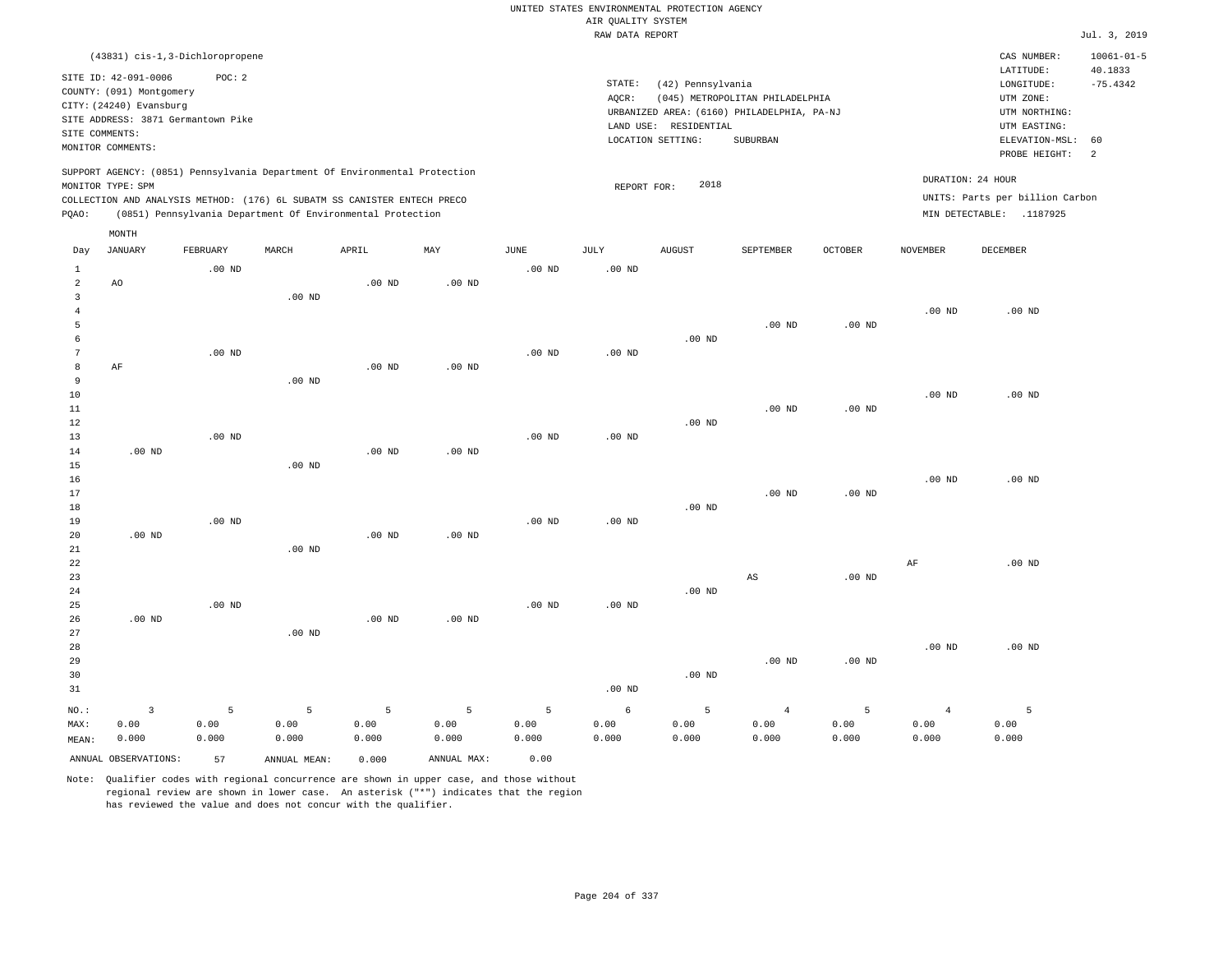UNITED STATES ENVIRONMENTAL PROTECTION AGENCY
AIR QUALITY SYSTEM
RAW DATA REPORT

Jul. 3, 2019

(43831) cis-1,3-Dichloropropene

SITE ID: 42-091-0006 POC: 2
COUNTY: (091) Montgomery
CITY: (24240) Evansburg
SITE ADDRESS: 3871 Germantown Pike
SITE COMMENTS:
MONITOR COMMENTS:

STATE: (42) Pennsylvania
AQCR: (045) METROPOLITAN PHILADELPHIA
URBANIZED AREA: (6160) PHILADELPHIA, PA-NJ
LAND USE: RESIDENTIAL
LOCATION SETTING: SUBURBAN

CAS NUMBER: 10061-01-5
LATITUDE: 40.1833
LONGITUDE: -75.4342
UTM ZONE:
UTM NORTHING:
UTM EASTING:
ELEVATION-MSL: 60
PROBE HEIGHT: 2

SUPPORT AGENCY: (0851) Pennsylvania Department Of Environmental Protection
MONITOR TYPE: SPM
COLLECTION AND ANALYSIS METHOD: (176) 6L SUBATM SS CANISTER ENTECH PRECO
PQAO: (0851) Pennsylvania Department Of Environmental Protection

REPORT FOR: 2018

DURATION: 24 HOUR
UNITS: Parts per billion Carbon
MIN DETECTABLE: .1187925

| Day | JANUARY | FEBRUARY | MARCH | APRIL | MAY | JUNE | JULY | AUGUST | SEPTEMBER | OCTOBER | NOVEMBER | DECEMBER |
|---|---|---|---|---|---|---|---|---|---|---|---|---|
| 1 | | .00 ND | | | | .00 ND | .00 ND | | | | | |
| 2 | AO | | | .00 ND | .00 ND | | | | | | | |
| 3 | | | .00 ND | | | | | | | | | |
| 4 | | | | | | | | | | | .00 ND | .00 ND |
| 5 | | | | | | | | | .00 ND | .00 ND | | |
| 6 | | | | | | | | .00 ND | | | | |
| 7 | | .00 ND | | | | .00 ND | .00 ND | | | | | |
| 8 | AF | | | .00 ND | .00 ND | | | | | | | |
| 9 | | | .00 ND | | | | | | | | | |
| 10 | | | | | | | | | | | .00 ND | .00 ND |
| 11 | | | | | | | | | .00 ND | .00 ND | | |
| 12 | | | | | | | | .00 ND | | | | |
| 13 | | .00 ND | | | | .00 ND | .00 ND | | | | | |
| 14 | .00 ND | | | .00 ND | .00 ND | | | | | | | |
| 15 | | | .00 ND | | | | | | | | | |
| 16 | | | | | | | | | | | .00 ND | .00 ND |
| 17 | | | | | | | | | .00 ND | .00 ND | | |
| 18 | | | | | | | | .00 ND | | | | |
| 19 | | .00 ND | | | | .00 ND | .00 ND | | | | | |
| 20 | .00 ND | | | .00 ND | .00 ND | | | | | | | |
| 21 | | | .00 ND | | | | | | | | | |
| 22 | | | | | | | | | | | AF | .00 ND |
| 23 | | | | | | | | | AS | .00 ND | | |
| 24 | | | | | | | | .00 ND | | | | |
| 25 | | .00 ND | | | | .00 ND | .00 ND | | | | | |
| 26 | .00 ND | | | .00 ND | .00 ND | | | | | | | |
| 27 | | | .00 ND | | | | | | | | | |
| 28 | | | | | | | | | | | .00 ND | .00 ND |
| 29 | | | | | | | | | .00 ND | .00 ND | | |
| 30 | | | | | | | | .00 ND | | | | |
| 31 | | | | | | | .00 ND | | | | | |
| NO.: | 3 | 5 | 5 | 5 | 5 | 5 | 6 | 5 | 4 | 5 | 4 | 5 |
| MAX: | 0.00 | 0.00 | 0.00 | 0.00 | 0.00 | 0.00 | 0.00 | 0.00 | 0.00 | 0.00 | 0.00 | 0.00 |
| MEAN: | 0.000 | 0.000 | 0.000 | 0.000 | 0.000 | 0.000 | 0.000 | 0.000 | 0.000 | 0.000 | 0.000 | 0.000 |

ANNUAL OBSERVATIONS: 57 ANNUAL MEAN: 0.000 ANNUAL MAX: 0.00

Note: Qualifier codes with regional concurrence are shown in upper case, and those without regional review are shown in lower case. An asterisk ("*") indicates that the region has reviewed the value and does not concur with the qualifier.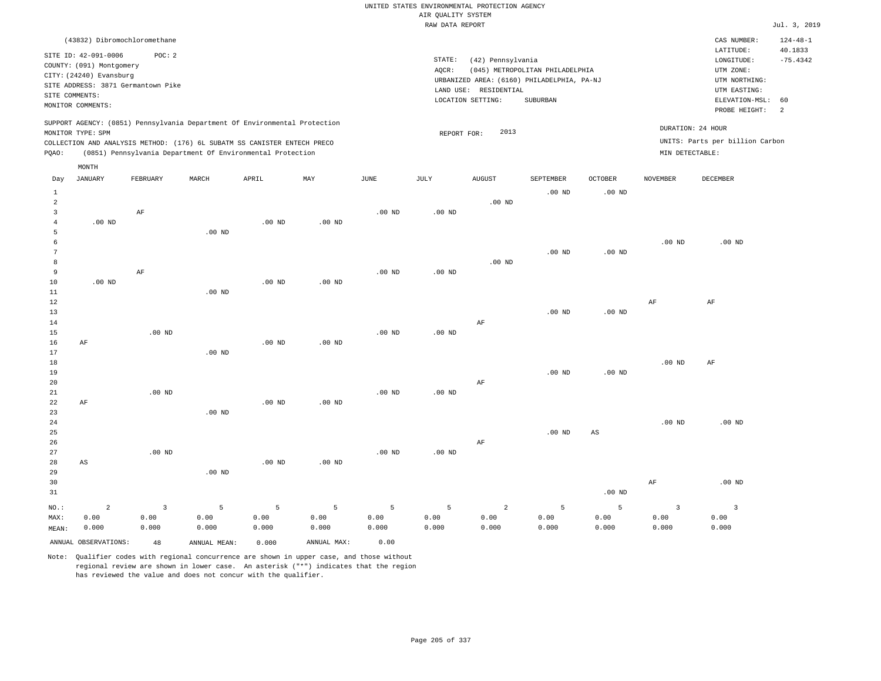UNITED STATES ENVIRONMENTAL PROTECTION AGENCY
AIR QUALITY SYSTEM
RAW DATA REPORT

Jul. 3, 2019

(43832) Dibromochloromethane

SITE ID: 42-091-0006 POC: 2
COUNTY: (091) Montgomery
CITY: (24240) Evansburg
SITE ADDRESS: 3871 Germantown Pike
SITE COMMENTS:
MONITOR COMMENTS:

STATE: (42) Pennsylvania
AQCR: (045) METROPOLITAN PHILADELPHIA
URBANIZED AREA: (6160) PHILADELPHIA, PA-NJ
LAND USE: RESIDENTIAL
LOCATION SETTING: SUBURBAN

CAS NUMBER: 124-48-1
LATITUDE: 40.1833
LONGITUDE: -75.4342
UTM ZONE:
UTM NORTHING:
UTM EASTING:
ELEVATION-MSL: 60
PROBE HEIGHT: 2

SUPPORT AGENCY: (0851) Pennsylvania Department Of Environmental Protection
MONITOR TYPE: SPM
COLLECTION AND ANALYSIS METHOD: (176) 6L SUBATM SS CANISTER ENTECH PRECO
PQAO: (0851) Pennsylvania Department Of Environmental Protection

REPORT FOR: 2013

DURATION: 24 HOUR
UNITS: Parts per billion Carbon
MIN DETECTABLE:

| Day | JANUARY | FEBRUARY | MARCH | APRIL | MAY | JUNE | JULY | AUGUST | SEPTEMBER | OCTOBER | NOVEMBER | DECEMBER |
|---|---|---|---|---|---|---|---|---|---|---|---|---|
| 1 | | | | | | | | | .00 ND | .00 ND | | |
| 2 | | | | | | | | .00 ND | | | | |
| 3 | | AF | | | | .00 ND | .00 ND | | | | | |
| 4 | .00 ND | | | .00 ND | .00 ND | | | | | | | |
| 5 | | | .00 ND | | | | | | | | | |
| 6 | | | | | | | | | | | .00 ND | .00 ND |
| 7 | | | | | | | | | .00 ND | .00 ND | | |
| 8 | | | | | | | | .00 ND | | | | |
| 9 | | AF | | | | .00 ND | .00 ND | | | | | |
| 10 | .00 ND | | | .00 ND | .00 ND | | | | | | | |
| 11 | | | .00 ND | | | | | | | | | |
| 12 | | | | | | | | | | | AF | AF |
| 13 | | | | | | | | | .00 ND | .00 ND | | |
| 14 | | | | | | | | AF | | | | |
| 15 | | .00 ND | | | | .00 ND | .00 ND | | | | | |
| 16 | AF | | | .00 ND | .00 ND | | | | | | | |
| 17 | | | .00 ND | | | | | | | | | |
| 18 | | | | | | | | | | | .00 ND | AF |
| 19 | | | | | | | | | .00 ND | .00 ND | | |
| 20 | | | | | | | | AF | | | | |
| 21 | | .00 ND | | | | .00 ND | .00 ND | | | | | |
| 22 | AF | | | .00 ND | .00 ND | | | | | | | |
| 23 | | | .00 ND | | | | | | | | | |
| 24 | | | | | | | | | | | .00 ND | .00 ND |
| 25 | | | | | | | | | .00 ND | AS | | |
| 26 | | | | | | | | AF | | | | |
| 27 | | .00 ND | | | | .00 ND | .00 ND | | | | | |
| 28 | AS | | | .00 ND | .00 ND | | | | | | | |
| 29 | | | .00 ND | | | | | | | | | |
| 30 | | | | | | | | | | | AF | .00 ND |
| 31 | | | | | | | | | | .00 ND | | |
| NO.: | 2 | 3 | 5 | 5 | 5 | 5 | 5 | 2 | 5 | 5 | 3 | 3 |
| MAX: | 0.00 | 0.00 | 0.00 | 0.00 | 0.00 | 0.00 | 0.00 | 0.00 | 0.00 | 0.00 | 0.00 | 0.00 |
| MEAN: | 0.000 | 0.000 | 0.000 | 0.000 | 0.000 | 0.000 | 0.000 | 0.000 | 0.000 | 0.000 | 0.000 | 0.000 |

ANNUAL OBSERVATIONS: 48 ANNUAL MEAN: 0.000 ANNUAL MAX: 0.00

Note: Qualifier codes with regional concurrence are shown in upper case, and those without regional review are shown in lower case. An asterisk ("*") indicates that the region has reviewed the value and does not concur with the qualifier.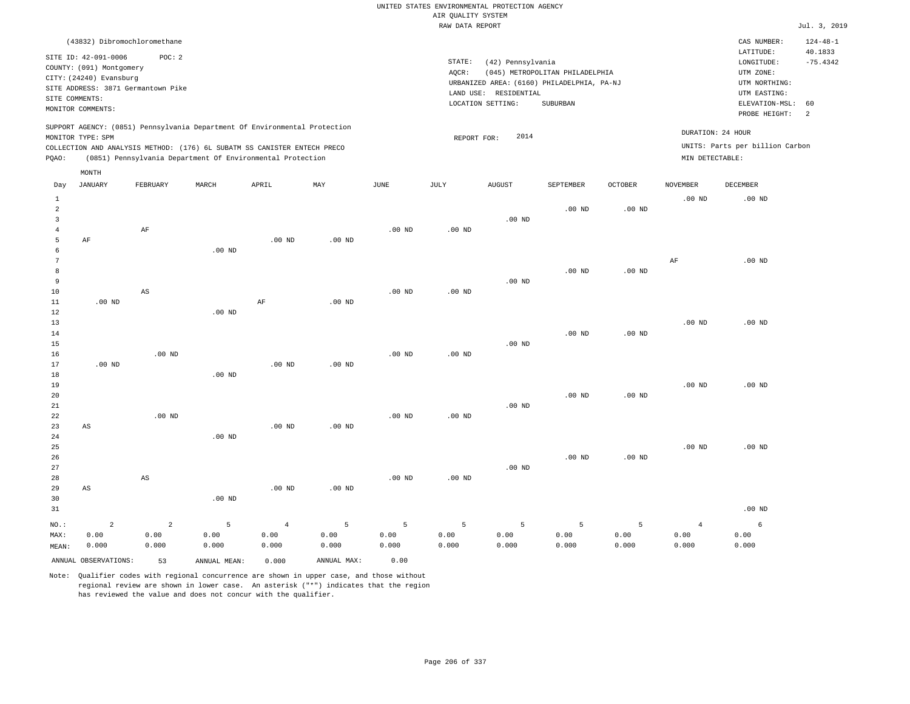UNITED STATES ENVIRONMENTAL PROTECTION AGENCY
AIR QUALITY SYSTEM
RAW DATA REPORT

Jul. 3, 2019

(43832) Dibromochloromethane

SITE ID: 42-091-0006 POC: 2
COUNTY: (091) Montgomery
CITY: (24240) Evansburg
SITE ADDRESS: 3871 Germantown Pike
SITE COMMENTS:
MONITOR COMMENTS:

STATE: (42) Pennsylvania
AQCR: (045) METROPOLITAN PHILADELPHIA
URBANIZED AREA: (6160) PHILADELPHIA, PA-NJ
LAND USE: RESIDENTIAL
LOCATION SETTING: SUBURBAN

CAS NUMBER: 124-48-1
LATITUDE: 40.1833
LONGITUDE: -75.4342
UTM ZONE:
UTM NORTHING:
UTM EASTING:
ELEVATION-MSL: 60
PROBE HEIGHT: 2

SUPPORT AGENCY: (0851) Pennsylvania Department Of Environmental Protection
MONITOR TYPE: SPM
COLLECTION AND ANALYSIS METHOD: (176) 6L SUBATM SS CANISTER ENTECH PRECO
PQAO: (0851) Pennsylvania Department Of Environmental Protection

REPORT FOR: 2014

DURATION: 24 HOUR
UNITS: Parts per billion Carbon
MIN DETECTABLE:

| Day | JANUARY | FEBRUARY | MARCH | APRIL | MAY | JUNE | JULY | AUGUST | SEPTEMBER | OCTOBER | NOVEMBER | DECEMBER |
|---|---|---|---|---|---|---|---|---|---|---|---|---|
| 1 | | | | | | | | | | | .00 ND | .00 ND |
| 2 | | | | | | | | | .00 ND | .00 ND | | |
| 3 | | | | | | | | .00 ND | | | | |
| 4 | | AF | | | | .00 ND | .00 ND | | | | | |
| 5 | AF | | | .00 ND | .00 ND | | | | | | | |
| 6 | | | .00 ND | | | | | | | | | |
| 7 | | | | | | | | | | | AF | .00 ND |
| 8 | | | | | | | | | .00 ND | .00 ND | | |
| 9 | | | | | | | | .00 ND | | | | |
| 10 | | AS | | | | .00 ND | .00 ND | | | | | |
| 11 | .00 ND | | | AF | .00 ND | | | | | | | |
| 12 | | | .00 ND | | | | | | | | | |
| 13 | | | | | | | | | | | .00 ND | .00 ND |
| 14 | | | | | | | | | .00 ND | .00 ND | | |
| 15 | | | | | | | | .00 ND | | | | |
| 16 | | .00 ND | | | | .00 ND | .00 ND | | | | | |
| 17 | .00 ND | | | .00 ND | .00 ND | | | | | | | |
| 18 | | | .00 ND | | | | | | | | | |
| 19 | | | | | | | | | | | .00 ND | .00 ND |
| 20 | | | | | | | | | .00 ND | .00 ND | | |
| 21 | | | | | | | | .00 ND | | | | |
| 22 | | .00 ND | | | | .00 ND | .00 ND | | | | | |
| 23 | AS | | | .00 ND | .00 ND | | | | | | | |
| 24 | | | .00 ND | | | | | | | | | |
| 25 | | | | | | | | | | | .00 ND | .00 ND |
| 26 | | | | | | | | | .00 ND | .00 ND | | |
| 27 | | | | | | | | .00 ND | | | | |
| 28 | | AS | | | | .00 ND | .00 ND | | | | | |
| 29 | AS | | | .00 ND | .00 ND | | | | | | | |
| 30 | | | .00 ND | | | | | | | | | |
| 31 | | | | | | | | | | | | .00 ND |
| NO.: | 2 | 2 | 5 | 4 | 5 | 5 | 5 | 5 | 5 | 5 | 4 | 6 |
| MAX: | 0.00 | 0.00 | 0.00 | 0.00 | 0.00 | 0.00 | 0.00 | 0.00 | 0.00 | 0.00 | 0.00 | 0.00 |
| MEAN: | 0.000 | 0.000 | 0.000 | 0.000 | 0.000 | 0.000 | 0.000 | 0.000 | 0.000 | 0.000 | 0.000 | 0.000 |

ANNUAL OBSERVATIONS: 53 ANNUAL MEAN: 0.000 ANNUAL MAX: 0.00

Note: Qualifier codes with regional concurrence are shown in upper case, and those without regional review are shown in lower case. An asterisk ("*") indicates that the region has reviewed the value and does not concur with the qualifier.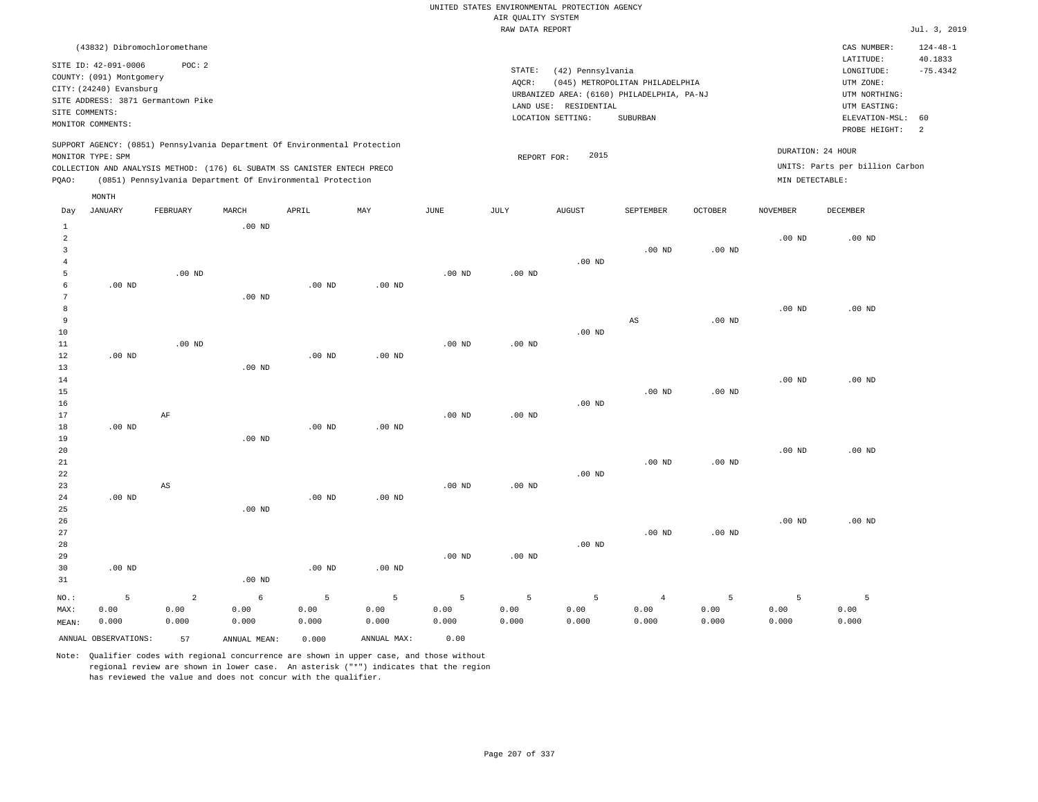UNITED STATES ENVIRONMENTAL PROTECTION AGENCY
AIR QUALITY SYSTEM
RAW DATA REPORT

Jul. 3, 2019

(43832) Dibromochloromethane

SITE ID: 42-091-0006 POC: 2
COUNTY: (091) Montgomery
CITY: (24240) Evansburg
SITE ADDRESS: 3871 Germantown Pike
SITE COMMENTS:
MONITOR COMMENTS:

STATE: (42) Pennsylvania
AQCR: (045) METROPOLITAN PHILADELPHIA
URBANIZED AREA: (6160) PHILADELPHIA, PA-NJ
LAND USE: RESIDENTIAL
LOCATION SETTING: SUBURBAN

CAS NUMBER: 124-48-1
LATITUDE: 40.1833
LONGITUDE: -75.4342
UTM ZONE:
UTM NORTHING:
UTM EASTING:
ELEVATION-MSL: 60
PROBE HEIGHT: 2

SUPPORT AGENCY: (0851) Pennsylvania Department Of Environmental Protection
MONITOR TYPE: SPM
COLLECTION AND ANALYSIS METHOD: (176) 6L SUBATM SS CANISTER ENTECH PRECO
PQAO: (0851) Pennsylvania Department Of Environmental Protection

REPORT FOR: 2015

DURATION: 24 HOUR
UNITS: Parts per billion Carbon
MIN DETECTABLE:

| Day | JANUARY | FEBRUARY | MARCH | APRIL | MAY | JUNE | JULY | AUGUST | SEPTEMBER | OCTOBER | NOVEMBER | DECEMBER |
|---|---|---|---|---|---|---|---|---|---|---|---|---|
| 1 | | | .00 ND | | | | | | | | | |
| 2 | | | | | | | | | | | .00 ND | .00 ND |
| 3 | | | | | | | | | .00 ND | .00 ND | | |
| 4 | | | | | | | | .00 ND | | | | |
| 5 | | .00 ND | | | | .00 ND | .00 ND | | | | | |
| 6 | .00 ND | | | .00 ND | .00 ND | | | | | | | |
| 7 | | | .00 ND | | | | | | | | | |
| 8 | | | | | | | | | | | .00 ND | .00 ND |
| 9 | | | | | | | | | AS | .00 ND | | |
| 10 | | | | | | | | .00 ND | | | | |
| 11 | | .00 ND | | | | .00 ND | .00 ND | | | | | |
| 12 | .00 ND | | | .00 ND | .00 ND | | | | | | | |
| 13 | | | .00 ND | | | | | | | | | |
| 14 | | | | | | | | | | | .00 ND | .00 ND |
| 15 | | | | | | | | | .00 ND | .00 ND | | |
| 16 | | | | | | | | .00 ND | | | | |
| 17 | | AF | | | | .00 ND | .00 ND | | | | | |
| 18 | .00 ND | | | .00 ND | .00 ND | | | | | | | |
| 19 | | | .00 ND | | | | | | | | | |
| 20 | | | | | | | | | | | .00 ND | .00 ND |
| 21 | | | | | | | | | .00 ND | .00 ND | | |
| 22 | | | | | | | | .00 ND | | | | |
| 23 | | AS | | | | .00 ND | .00 ND | | | | | |
| 24 | .00 ND | | | .00 ND | .00 ND | | | | | | | |
| 25 | | | .00 ND | | | | | | | | | |
| 26 | | | | | | | | | | | .00 ND | .00 ND |
| 27 | | | | | | | | | .00 ND | .00 ND | | |
| 28 | | | | | | | | .00 ND | | | | |
| 29 | | | | | | .00 ND | .00 ND | | | | | |
| 30 | .00 ND | | | .00 ND | .00 ND | | | | | | | |
| 31 | | | .00 ND | | | | | | | | | |
| NO.: | 5 | 2 | 6 | 5 | 5 | 5 | 5 | 5 | 4 | 5 | 5 | 5 |
| MAX: | 0.00 | 0.00 | 0.00 | 0.00 | 0.00 | 0.00 | 0.00 | 0.00 | 0.00 | 0.00 | 0.00 | 0.00 |
| MEAN: | 0.000 | 0.000 | 0.000 | 0.000 | 0.000 | 0.000 | 0.000 | 0.000 | 0.000 | 0.000 | 0.000 | 0.000 |

ANNUAL OBSERVATIONS: 57 ANNUAL MEAN: 0.000 ANNUAL MAX: 0.00

Note: Qualifier codes with regional concurrence are shown in upper case, and those without regional review are shown in lower case. An asterisk ("*") indicates that the region has reviewed the value and does not concur with the qualifier.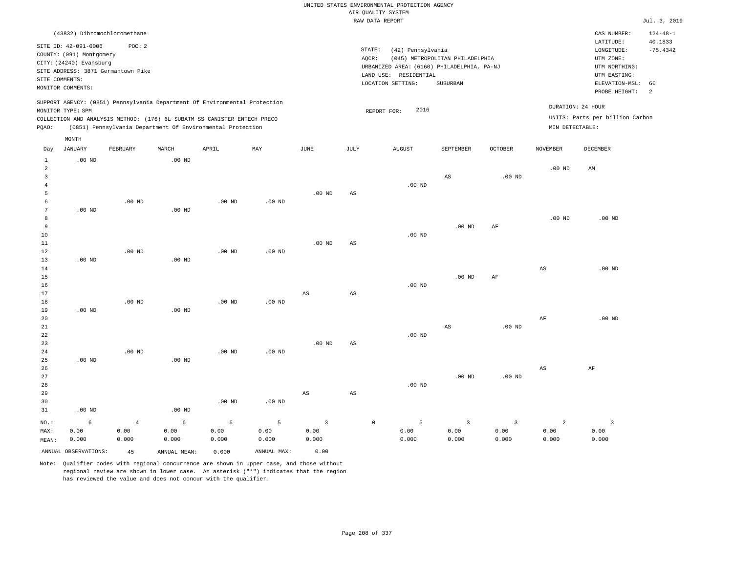UNITED STATES ENVIRONMENTAL PROTECTION AGENCY
AIR QUALITY SYSTEM
RAW DATA REPORT

Jul. 3, 2019

(43832) Dibromochloromethane

SITE ID: 42-091-0006 POC: 2
COUNTY: (091) Montgomery
CITY: (24240) Evansburg
SITE ADDRESS: 3871 Germantown Pike
SITE COMMENTS:
MONITOR COMMENTS:

STATE: (42) Pennsylvania
AQCR: (045) METROPOLITAN PHILADELPHIA
URBANIZED AREA: (6160) PHILADELPHIA, PA-NJ
LAND USE: RESIDENTIAL
LOCATION SETTING: SUBURBAN

CAS NUMBER: 124-48-1
LATITUDE: 40.1833
LONGITUDE: -75.4342
UTM ZONE:
UTM NORTHING:
UTM EASTING:
ELEVATION-MSL: 60
PROBE HEIGHT: 2

SUPPORT AGENCY: (0851) Pennsylvania Department Of Environmental Protection
MONITOR TYPE: SPM
COLLECTION AND ANALYSIS METHOD: (176) 6L SUBATM SS CANISTER ENTECH PRECO
PQAO: (0851) Pennsylvania Department Of Environmental Protection

REPORT FOR: 2016

DURATION: 24 HOUR
UNITS: Parts per billion Carbon
MIN DETECTABLE:

| Day | JANUARY | FEBRUARY | MARCH | APRIL | MAY | JUNE | JULY | AUGUST | SEPTEMBER | OCTOBER | NOVEMBER | DECEMBER |
|---|---|---|---|---|---|---|---|---|---|---|---|---|
| 1 | .00 ND | | .00 ND | | | | | | | | | |
| 2 | | | | | | | | | | | .00 ND | AM |
| 3 | | | | | | | | | AS | .00 ND | | |
| 4 | | | | | | | | .00 ND | | | | |
| 5 | | | | | | .00 ND | AS | | | | | |
| 6 | | .00 ND | | .00 ND | .00 ND | | | | | | | |
| 7 | .00 ND | | .00 ND | | | | | | | | | |
| 8 | | | | | | | | | | | .00 ND | .00 ND |
| 9 | | | | | | | | | .00 ND | AF | | |
| 10 | | | | | | | | .00 ND | | | | |
| 11 | | | | | | .00 ND | AS | | | | | |
| 12 | | .00 ND | | .00 ND | .00 ND | | | | | | | |
| 13 | .00 ND | | .00 ND | | | | | | | | | |
| 14 | | | | | | | | | | | AS | .00 ND |
| 15 | | | | | | | | | .00 ND | AF | | |
| 16 | | | | | | | | .00 ND | | | | |
| 17 | | | | | | AS | AS | | | | | |
| 18 | | .00 ND | | .00 ND | .00 ND | | | | | | | |
| 19 | .00 ND | | .00 ND | | | | | | | | | |
| 20 | | | | | | | | | | | AF | .00 ND |
| 21 | | | | | | | | | AS | .00 ND | | |
| 22 | | | | | | | | .00 ND | | | | |
| 23 | | | | | | .00 ND | AS | | | | | |
| 24 | | .00 ND | | .00 ND | .00 ND | | | | | | | |
| 25 | .00 ND | | .00 ND | | | | | | | | | |
| 26 | | | | | | | | | | | AS | AF |
| 27 | | | | | | | | | .00 ND | .00 ND | | |
| 28 | | | | | | | | .00 ND | | | | |
| 29 | | | | | | AS | AS | | | | | |
| 30 | | | | .00 ND | .00 ND | | | | | | | |
| 31 | .00 ND | | .00 ND | | | | | | | | | |
| NO.: | 6 | 4 | 6 | 5 | 5 | 3 | 0 | 5 | 3 | 3 | 2 | 3 |
| MAX: | 0.00 | 0.00 | 0.00 | 0.00 | 0.00 | 0.00 | | 0.00 | 0.00 | 0.00 | 0.00 | 0.00 |
| MEAN: | 0.000 | 0.000 | 0.000 | 0.000 | 0.000 | 0.000 | | 0.000 | 0.000 | 0.000 | 0.000 | 0.000 |

ANNUAL OBSERVATIONS: 45 ANNUAL MEAN: 0.000 ANNUAL MAX: 0.00

Note: Qualifier codes with regional concurrence are shown in upper case, and those without regional review are shown in lower case. An asterisk ("*") indicates that the region has reviewed the value and does not concur with the qualifier.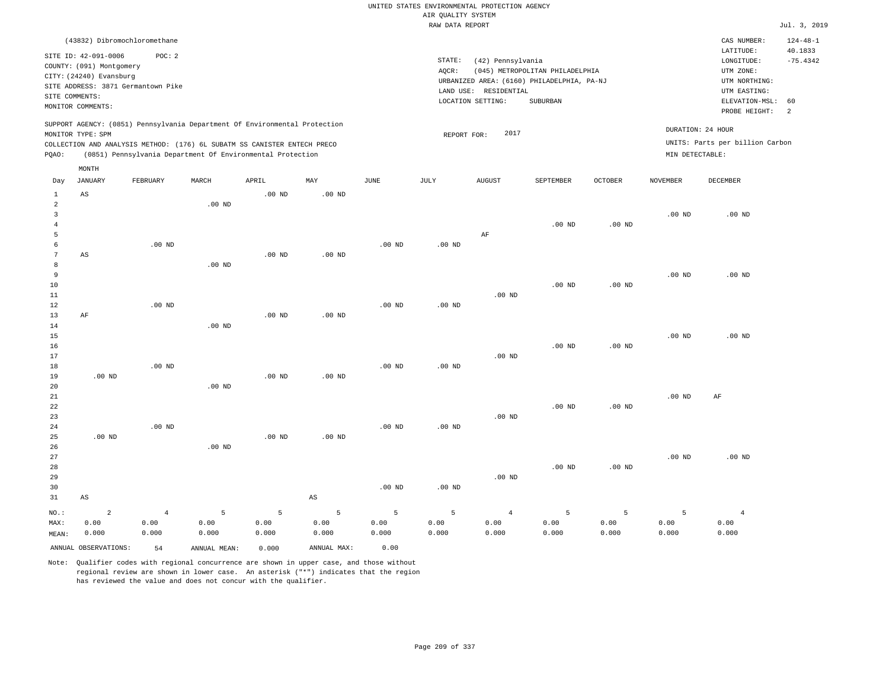UNITED STATES ENVIRONMENTAL PROTECTION AGENCY
AIR QUALITY SYSTEM
RAW DATA REPORT

Jul. 3, 2019

(43832) Dibromochloromethane

SITE ID: 42-091-0006 POC: 2
COUNTY: (091) Montgomery
CITY: (24240) Evansburg
SITE ADDRESS: 3871 Germantown Pike
SITE COMMENTS:
MONITOR COMMENTS:

STATE: (42) Pennsylvania
AQCR: (045) METROPOLITAN PHILADELPHIA
URBANIZED AREA: (6160) PHILADELPHIA, PA-NJ
LAND USE: RESIDENTIAL
LOCATION SETTING: SUBURBAN

CAS NUMBER: 124-48-1
LATITUDE: 40.1833
LONGITUDE: -75.4342
UTM ZONE:
UTM NORTHING:
UTM EASTING:
ELEVATION-MSL: 60
PROBE HEIGHT: 2

SUPPORT AGENCY: (0851) Pennsylvania Department Of Environmental Protection
MONITOR TYPE: SPM
COLLECTION AND ANALYSIS METHOD: (176) 6L SUBATM SS CANISTER ENTECH PRECO
PQAO: (0851) Pennsylvania Department Of Environmental Protection

REPORT FOR: 2017

DURATION: 24 HOUR
UNITS: Parts per billion Carbon
MIN DETECTABLE:

| Day | JANUARY | FEBRUARY | MARCH | APRIL | MAY | JUNE | JULY | AUGUST | SEPTEMBER | OCTOBER | NOVEMBER | DECEMBER |
|---|---|---|---|---|---|---|---|---|---|---|---|---|
| 1 | AS | | | .00 ND | .00 ND | | | | | | | |
| 2 | | | .00 ND | | | | | | | | | |
| 3 | | | | | | | | | | | .00 ND | .00 ND |
| 4 | | | | | | | | | .00 ND | .00 ND | | |
| 5 | | | | | | | | AF | | | | |
| 6 | | .00 ND | | | | .00 ND | .00 ND | | | | | |
| 7 | AS | | | .00 ND | .00 ND | | | | | | | |
| 8 | | | .00 ND | | | | | | | | | |
| 9 | | | | | | | | | | | .00 ND | .00 ND |
| 10 | | | | | | | | | .00 ND | .00 ND | | |
| 11 | | | | | | | | .00 ND | | | | |
| 12 | | .00 ND | | | | .00 ND | .00 ND | | | | | |
| 13 | AF | | | .00 ND | .00 ND | | | | | | | |
| 14 | | | .00 ND | | | | | | | | | |
| 15 | | | | | | | | | | | .00 ND | .00 ND |
| 16 | | | | | | | | | .00 ND | .00 ND | | |
| 17 | | | | | | | | .00 ND | | | | |
| 18 | | .00 ND | | | | .00 ND | .00 ND | | | | | |
| 19 | .00 ND | | | .00 ND | .00 ND | | | | | | | |
| 20 | | | .00 ND | | | | | | | | | |
| 21 | | | | | | | | | | | .00 ND | AF |
| 22 | | | | | | | | | .00 ND | .00 ND | | |
| 23 | | | | | | | | .00 ND | | | | |
| 24 | | .00 ND | | | | .00 ND | .00 ND | | | | | |
| 25 | .00 ND | | | .00 ND | .00 ND | | | | | | | |
| 26 | | | .00 ND | | | | | | | | | |
| 27 | | | | | | | | | | | .00 ND | .00 ND |
| 28 | | | | | | | | | .00 ND | .00 ND | | |
| 29 | | | | | | | | .00 ND | | | | |
| 30 | | | | | | .00 ND | .00 ND | | | | | |
| 31 | AS | | | | AS | | | | | | | |
| NO.: | 2 | 4 | 5 | 5 | 5 | 5 | 5 | 4 | 5 | 5 | 5 | 4 |
| MAX: | 0.00 | 0.00 | 0.00 | 0.00 | 0.00 | 0.00 | 0.00 | 0.00 | 0.00 | 0.00 | 0.00 | 0.00 |
| MEAN: | 0.000 | 0.000 | 0.000 | 0.000 | 0.000 | 0.000 | 0.000 | 0.000 | 0.000 | 0.000 | 0.000 | 0.000 |

ANNUAL OBSERVATIONS: 54 ANNUAL MEAN: 0.000 ANNUAL MAX: 0.00

Note: Qualifier codes with regional concurrence are shown in upper case, and those without regional review are shown in lower case. An asterisk ("*") indicates that the region has reviewed the value and does not concur with the qualifier.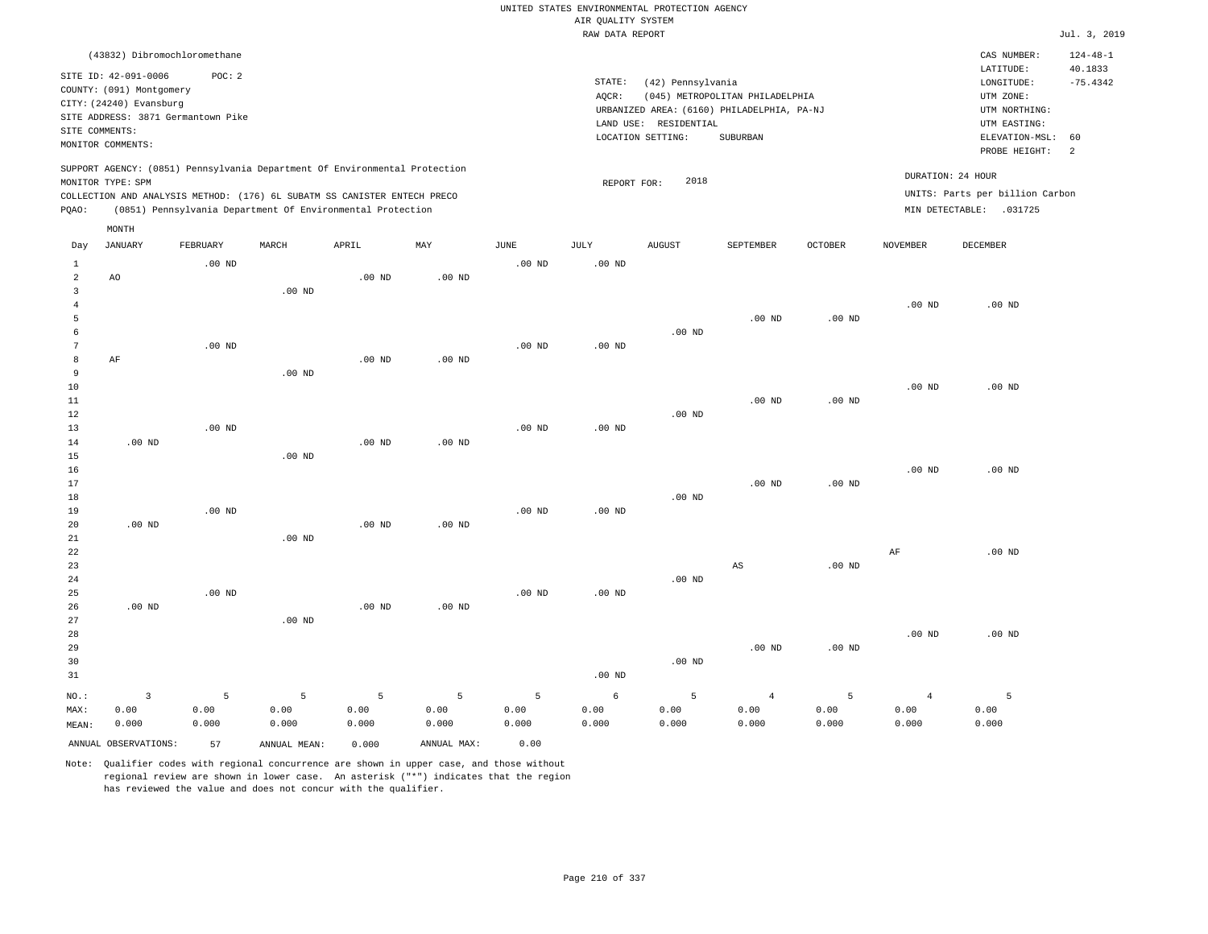UNITED STATES ENVIRONMENTAL PROTECTION AGENCY
AIR QUALITY SYSTEM
RAW DATA REPORT

Jul. 3, 2019

(43832) Dibromochloromethane

SITE ID: 42-091-0006 POC: 2
COUNTY: (091) Montgomery
CITY: (24240) Evansburg
SITE ADDRESS: 3871 Germantown Pike
SITE COMMENTS:
MONITOR COMMENTS:

STATE: (42) Pennsylvania
AQCR: (045) METROPOLITAN PHILADELPHIA
URBANIZED AREA: (6160) PHILADELPHIA, PA-NJ
LAND USE: RESIDENTIAL
LOCATION SETTING: SUBURBAN

CAS NUMBER: 124-48-1
LATITUDE: 40.1833
LONGITUDE: -75.4342
UTM ZONE:
UTM NORTHING:
UTM EASTING:
ELEVATION-MSL: 60
PROBE HEIGHT: 2

SUPPORT AGENCY: (0851) Pennsylvania Department Of Environmental Protection
MONITOR TYPE: SPM
COLLECTION AND ANALYSIS METHOD: (176) 6L SUBATM SS CANISTER ENTECH PRECO
PQAO: (0851) Pennsylvania Department Of Environmental Protection

REPORT FOR: 2018

DURATION: 24 HOUR
UNITS: Parts per billion Carbon
MIN DETECTABLE: .031725

| Day | JANUARY | FEBRUARY | MARCH | APRIL | MAY | JUNE | JULY | AUGUST | SEPTEMBER | OCTOBER | NOVEMBER | DECEMBER |
|---|---|---|---|---|---|---|---|---|---|---|---|---|
| 1 | | .00 ND | | | | .00 ND | .00 ND | | | | | |
| 2 | AO | | | .00 ND | .00 ND | | | | | | | |
| 3 | | | .00 ND | | | | | | | | | |
| 4 | | | | | | | | | | | .00 ND | .00 ND |
| 5 | | | | | | | | | .00 ND | .00 ND | | |
| 6 | | | | | | | | .00 ND | | | | |
| 7 | | .00 ND | | | | .00 ND | .00 ND | | | | | |
| 8 | AF | | | .00 ND | .00 ND | | | | | | | |
| 9 | | | .00 ND | | | | | | | | | |
| 10 | | | | | | | | | | | .00 ND | .00 ND |
| 11 | | | | | | | | | .00 ND | .00 ND | | |
| 12 | | | | | | | | .00 ND | | | | |
| 13 | | .00 ND | | | | .00 ND | .00 ND | | | | | |
| 14 | .00 ND | | | .00 ND | .00 ND | | | | | | | |
| 15 | | | .00 ND | | | | | | | | | |
| 16 | | | | | | | | | | | .00 ND | .00 ND |
| 17 | | | | | | | | | .00 ND | .00 ND | | |
| 18 | | | | | | | | .00 ND | | | | |
| 19 | | .00 ND | | | | .00 ND | .00 ND | | | | | |
| 20 | .00 ND | | | .00 ND | .00 ND | | | | | | | |
| 21 | | | .00 ND | | | | | | | | | |
| 22 | | | | | | | | | | | AF | .00 ND |
| 23 | | | | | | | | | AS | .00 ND | | |
| 24 | | | | | | | | .00 ND | | | | |
| 25 | | .00 ND | | | | .00 ND | .00 ND | | | | | |
| 26 | .00 ND | | | .00 ND | .00 ND | | | | | | | |
| 27 | | | .00 ND | | | | | | | | | |
| 28 | | | | | | | | | | | .00 ND | .00 ND |
| 29 | | | | | | | | | .00 ND | .00 ND | | |
| 30 | | | | | | | | .00 ND | | | | |
| 31 | | | | | | | .00 ND | | | | | |
| NO.: | 3 | 5 | 5 | 5 | 5 | 5 | 6 | 5 | 4 | 5 | 4 | 5 |
| MAX: | 0.00 | 0.00 | 0.00 | 0.00 | 0.00 | 0.00 | 0.00 | 0.00 | 0.00 | 0.00 | 0.00 | 0.00 |
| MEAN: | 0.000 | 0.000 | 0.000 | 0.000 | 0.000 | 0.000 | 0.000 | 0.000 | 0.000 | 0.000 | 0.000 | 0.000 |

ANNUAL OBSERVATIONS: 57 ANNUAL MEAN: 0.000 ANNUAL MAX: 0.00

Note: Qualifier codes with regional concurrence are shown in upper case, and those without regional review are shown in lower case. An asterisk ("*") indicates that the region has reviewed the value and does not concur with the qualifier.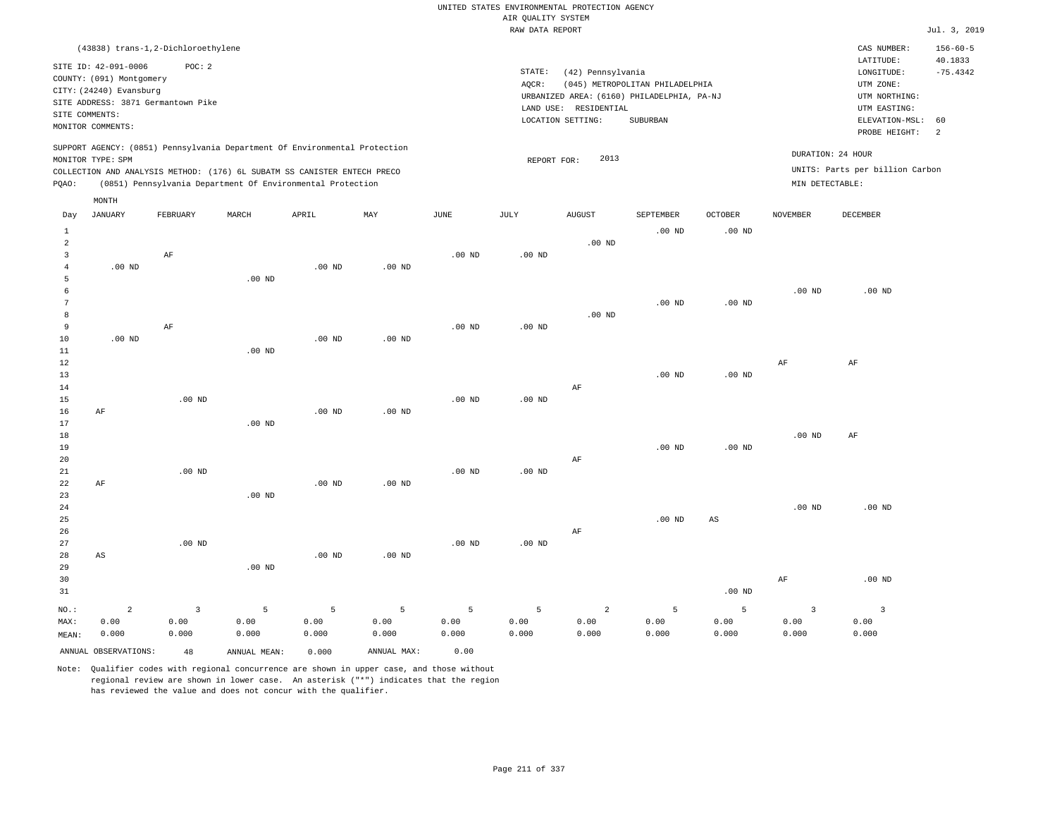UNITED STATES ENVIRONMENTAL PROTECTION AGENCY
AIR QUALITY SYSTEM
RAW DATA REPORT

Jul. 3, 2019

(43838) trans-1,2-Dichloroethylene

SITE ID: 42-091-0006 POC: 2
COUNTY: (091) Montgomery
CITY: (24240) Evansburg
SITE ADDRESS: 3871 Germantown Pike
SITE COMMENTS:
MONITOR COMMENTS:

STATE: (42) Pennsylvania
AQCR: (045) METROPOLITAN PHILADELPHIA
URBANIZED AREA: (6160) PHILADELPHIA, PA-NJ
LAND USE: RESIDENTIAL
LOCATION SETTING: SUBURBAN

CAS NUMBER: 156-60-5
LATITUDE: 40.1833
LONGITUDE: -75.4342
UTM ZONE:
UTM NORTHING:
UTM EASTING:
ELEVATION-MSL: 60
PROBE HEIGHT: 2

SUPPORT AGENCY: (0851) Pennsylvania Department Of Environmental Protection
MONITOR TYPE: SPM
COLLECTION AND ANALYSIS METHOD: (176) 6L SUBATM SS CANISTER ENTECH PRECO
PQAO: (0851) Pennsylvania Department Of Environmental Protection

REPORT FOR: 2013

DURATION: 24 HOUR
UNITS: Parts per billion Carbon
MIN DETECTABLE:

| Day | JANUARY | FEBRUARY | MARCH | APRIL | MAY | JUNE | JULY | AUGUST | SEPTEMBER | OCTOBER | NOVEMBER | DECEMBER |
|---|---|---|---|---|---|---|---|---|---|---|---|---|
| 1 | | | | | | | | | .00 ND | .00 ND | | |
| 2 | | | | | | | | .00 ND | | | | |
| 3 | | AF | | | | .00 ND | .00 ND | | | | | |
| 4 | .00 ND | | | .00 ND | .00 ND | | | | | | | |
| 5 | | | .00 ND | | | | | | | | | |
| 6 | | | | | | | | | | | .00 ND | .00 ND |
| 7 | | | | | | | | | .00 ND | .00 ND | | |
| 8 | | | | | | | | .00 ND | | | | |
| 9 | | AF | | | | .00 ND | .00 ND | | | | | |
| 10 | .00 ND | | | .00 ND | .00 ND | | | | | | | |
| 11 | | | .00 ND | | | | | | | | | |
| 12 | | | | | | | | | | | AF | AF |
| 13 | | | | | | | | | .00 ND | .00 ND | | |
| 14 | | | | | | | | AF | | | | |
| 15 | | .00 ND | | | | .00 ND | .00 ND | | | | | |
| 16 | AF | | | .00 ND | .00 ND | | | | | | | |
| 17 | | | .00 ND | | | | | | | | | |
| 18 | | | | | | | | | | | .00 ND | AF |
| 19 | | | | | | | | | .00 ND | .00 ND | | |
| 20 | | | | | | | | AF | | | | |
| 21 | | .00 ND | | | | .00 ND | .00 ND | | | | | |
| 22 | AF | | | .00 ND | .00 ND | | | | | | | |
| 23 | | | .00 ND | | | | | | | | | |
| 24 | | | | | | | | | | | .00 ND | .00 ND |
| 25 | | | | | | | | | .00 ND | AS | | |
| 26 | | | | | | | | AF | | | | |
| 27 | | .00 ND | | | | .00 ND | .00 ND | | | | | |
| 28 | AS | | | .00 ND | .00 ND | | | | | | | |
| 29 | | | .00 ND | | | | | | | | | |
| 30 | | | | | | | | | | | AF | .00 ND |
| 31 | | | | | | | | | | .00 ND | | |
| NO.: | 2 | 3 | 5 | 5 | 5 | 5 | 5 | 2 | 5 | 5 | 3 | 3 |
| MAX: | 0.00 | 0.00 | 0.00 | 0.00 | 0.00 | 0.00 | 0.00 | 0.00 | 0.00 | 0.00 | 0.00 | 0.00 |
| MEAN: | 0.000 | 0.000 | 0.000 | 0.000 | 0.000 | 0.000 | 0.000 | 0.000 | 0.000 | 0.000 | 0.000 | 0.000 |

ANNUAL OBSERVATIONS: 48 ANNUAL MEAN: 0.000 ANNUAL MAX: 0.00

Note: Qualifier codes with regional concurrence are shown in upper case, and those without regional review are shown in lower case. An asterisk ("*") indicates that the region has reviewed the value and does not concur with the qualifier.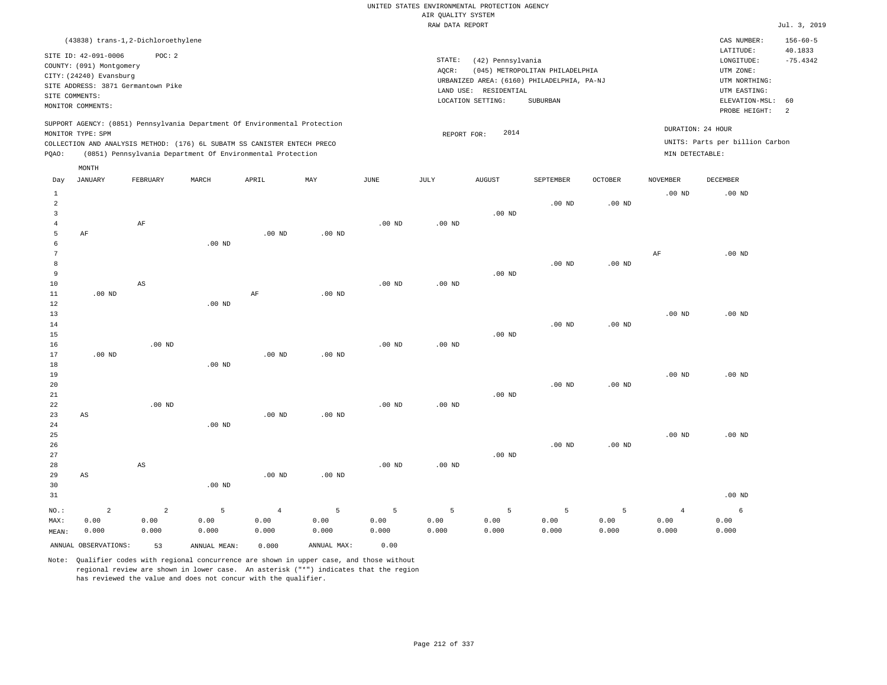UNITED STATES ENVIRONMENTAL PROTECTION AGENCY
AIR QUALITY SYSTEM
RAW DATA REPORT

Jul. 3, 2019

(43838) trans-1,2-Dichloroethylene

SITE ID: 42-091-0006 POC: 2
COUNTY: (091) Montgomery
CITY: (24240) Evansburg
SITE ADDRESS: 3871 Germantown Pike
SITE COMMENTS:
MONITOR COMMENTS:

STATE: (42) Pennsylvania
AQCR: (045) METROPOLITAN PHILADELPHIA
URBANIZED AREA: (6160) PHILADELPHIA, PA-NJ
LAND USE: RESIDENTIAL
LOCATION SETTING: SUBURBAN

CAS NUMBER: 156-60-5
LATITUDE: 40.1833
LONGITUDE: -75.4342
UTM ZONE:
UTM NORTHING:
UTM EASTING:
ELEVATION-MSL: 60
PROBE HEIGHT: 2

SUPPORT AGENCY: (0851) Pennsylvania Department Of Environmental Protection
MONITOR TYPE: SPM
COLLECTION AND ANALYSIS METHOD: (176) 6L SUBATM SS CANISTER ENTECH PRECO
PQAO: (0851) Pennsylvania Department Of Environmental Protection

REPORT FOR: 2014

DURATION: 24 HOUR
UNITS: Parts per billion Carbon
MIN DETECTABLE:

| Day | JANUARY | FEBRUARY | MARCH | APRIL | MAY | JUNE | JULY | AUGUST | SEPTEMBER | OCTOBER | NOVEMBER | DECEMBER |
|---|---|---|---|---|---|---|---|---|---|---|---|---|
| 1 | | | | | | | | | | | .00 ND | .00 ND |
| 2 | | | | | | | | | .00 ND | .00 ND | | |
| 3 | | | | | | | | .00 ND | | | | |
| 4 | | AF | | | | .00 ND | .00 ND | | | | | |
| 5 | AF | | | .00 ND | .00 ND | | | | | | | |
| 6 | | | .00 ND | | | | | | | | | |
| 7 | | | | | | | | | | | AF | .00 ND |
| 8 | | | | | | | | | .00 ND | .00 ND | | |
| 9 | | | | | | | | .00 ND | | | | |
| 10 | | AS | | | | .00 ND | .00 ND | | | | | |
| 11 | .00 ND | | | AF | .00 ND | | | | | | | |
| 12 | | | .00 ND | | | | | | | | | |
| 13 | | | | | | | | | | | .00 ND | .00 ND |
| 14 | | | | | | | | | .00 ND | .00 ND | | |
| 15 | | | | | | | | .00 ND | | | | |
| 16 | | .00 ND | | | | .00 ND | .00 ND | | | | | |
| 17 | .00 ND | | | .00 ND | .00 ND | | | | | | | |
| 18 | | | .00 ND | | | | | | | | | |
| 19 | | | | | | | | | | | .00 ND | .00 ND |
| 20 | | | | | | | | | .00 ND | .00 ND | | |
| 21 | | | | | | | | .00 ND | | | | |
| 22 | | .00 ND | | | | .00 ND | .00 ND | | | | | |
| 23 | AS | | | .00 ND | .00 ND | | | | | | | |
| 24 | | | .00 ND | | | | | | | | | |
| 25 | | | | | | | | | | | .00 ND | .00 ND |
| 26 | | | | | | | | | .00 ND | .00 ND | | |
| 27 | | | | | | | | .00 ND | | | | |
| 28 | | AS | | | | .00 ND | .00 ND | | | | | |
| 29 | AS | | | .00 ND | .00 ND | | | | | | | |
| 30 | | | .00 ND | | | | | | | | | |
| 31 | | | | | | | | | | | | .00 ND |
| NO.: | 2 | 2 | 5 | 4 | 5 | 5 | 5 | 5 | 5 | 5 | 4 | 6 |
| MAX: | 0.00 | 0.00 | 0.00 | 0.00 | 0.00 | 0.00 | 0.00 | 0.00 | 0.00 | 0.00 | 0.00 | 0.00 |
| MEAN: | 0.000 | 0.000 | 0.000 | 0.000 | 0.000 | 0.000 | 0.000 | 0.000 | 0.000 | 0.000 | 0.000 | 0.000 |

ANNUAL OBSERVATIONS: 53 ANNUAL MEAN: 0.000 ANNUAL MAX: 0.00

Note: Qualifier codes with regional concurrence are shown in upper case, and those without regional review are shown in lower case. An asterisk ("*") indicates that the region has reviewed the value and does not concur with the qualifier.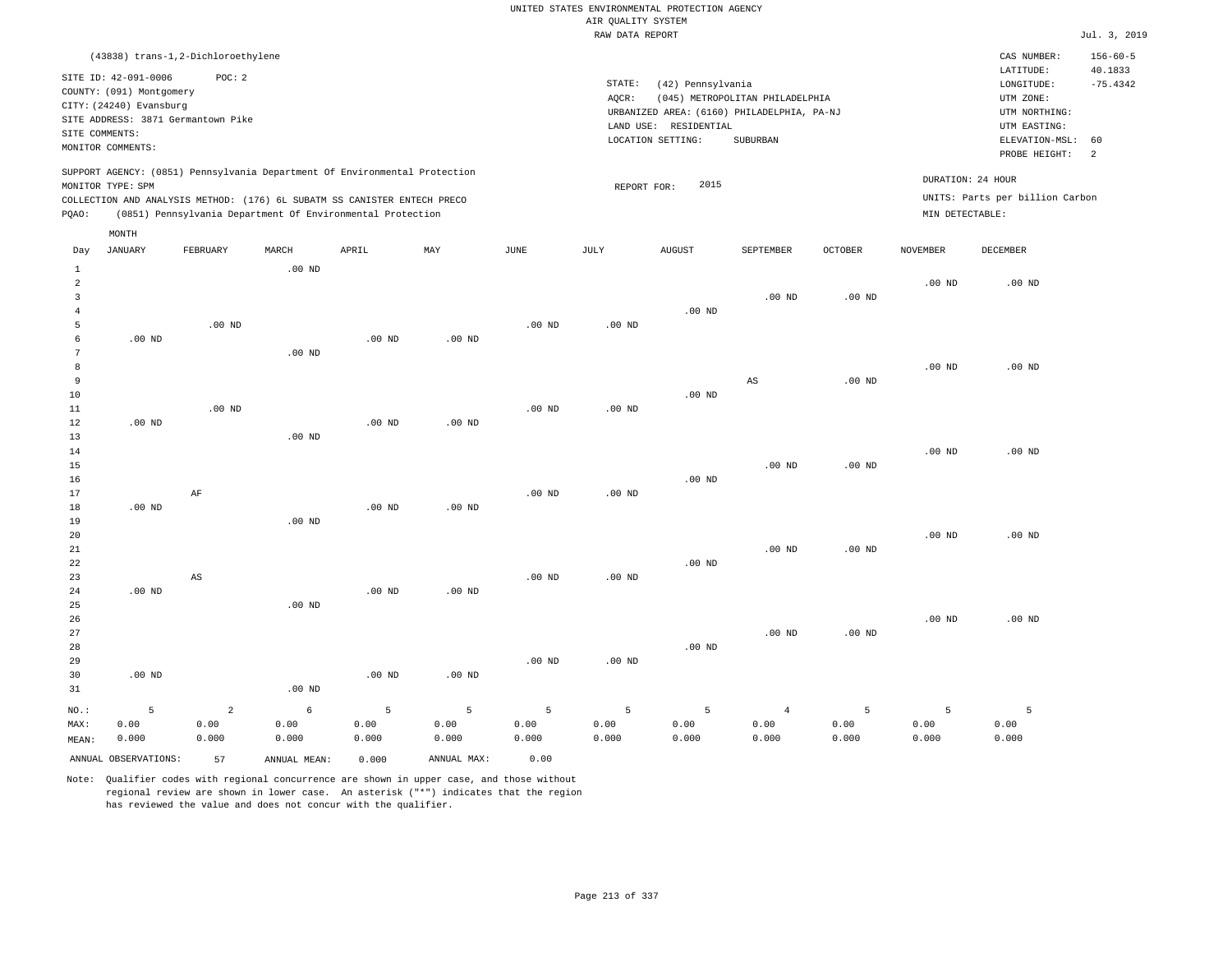UNITED STATES ENVIRONMENTAL PROTECTION AGENCY
AIR QUALITY SYSTEM
RAW DATA REPORT

Jul. 3, 2019

(43838) trans-1,2-Dichloroethylene

SITE ID: 42-091-0006 POC: 2
COUNTY: (091) Montgomery
CITY: (24240) Evansburg
SITE ADDRESS: 3871 Germantown Pike
SITE COMMENTS:
MONITOR COMMENTS:

STATE: (42) Pennsylvania
AQCR: (045) METROPOLITAN PHILADELPHIA
URBANIZED AREA: (6160) PHILADELPHIA, PA-NJ
LAND USE: RESIDENTIAL
LOCATION SETTING: SUBURBAN

CAS NUMBER: 156-60-5
LATITUDE: 40.1833
LONGITUDE: -75.4342
UTM ZONE:
UTM NORTHING:
UTM EASTING:
ELEVATION-MSL: 60
PROBE HEIGHT: 2

SUPPORT AGENCY: (0851) Pennsylvania Department Of Environmental Protection
MONITOR TYPE: SPM
COLLECTION AND ANALYSIS METHOD: (176) 6L SUBATM SS CANISTER ENTECH PRECO
PQAO: (0851) Pennsylvania Department Of Environmental Protection

REPORT FOR: 2015

DURATION: 24 HOUR
UNITS: Parts per billion Carbon
MIN DETECTABLE:

| Day | JANUARY | FEBRUARY | MARCH | APRIL | MAY | JUNE | JULY | AUGUST | SEPTEMBER | OCTOBER | NOVEMBER | DECEMBER |
|---|---|---|---|---|---|---|---|---|---|---|---|---|
| 1 | | | .00 ND | | | | | | | | | |
| 2 | | | | | | | | | | | .00 ND | .00 ND |
| 3 | | | | | | | | | .00 ND | .00 ND | | |
| 4 | | | | | | | | .00 ND | | | | |
| 5 | | .00 ND | | | | .00 ND | .00 ND | | | | | |
| 6 | .00 ND | | | .00 ND | .00 ND | | | | | | | |
| 7 | | | .00 ND | | | | | | | | | |
| 8 | | | | | | | | | | | .00 ND | .00 ND |
| 9 | | | | | | | | | AS | .00 ND | | |
| 10 | | | | | | | | .00 ND | | | | |
| 11 | | .00 ND | | | | .00 ND | .00 ND | | | | | |
| 12 | .00 ND | | | .00 ND | .00 ND | | | | | | | |
| 13 | | | .00 ND | | | | | | | | | |
| 14 | | | | | | | | | | | .00 ND | .00 ND |
| 15 | | | | | | | | | .00 ND | .00 ND | | |
| 16 | | | | | | | | .00 ND | | | | |
| 17 | | AF | | | | .00 ND | .00 ND | | | | | |
| 18 | .00 ND | | | .00 ND | .00 ND | | | | | | | |
| 19 | | | .00 ND | | | | | | | | | |
| 20 | | | | | | | | | | | .00 ND | .00 ND |
| 21 | | | | | | | | | .00 ND | .00 ND | | |
| 22 | | | | | | | | .00 ND | | | | |
| 23 | | AS | | | | .00 ND | .00 ND | | | | | |
| 24 | .00 ND | | | .00 ND | .00 ND | | | | | | | |
| 25 | | | .00 ND | | | | | | | | | |
| 26 | | | | | | | | | | | .00 ND | .00 ND |
| 27 | | | | | | | | | .00 ND | .00 ND | | |
| 28 | | | | | | | | .00 ND | | | | |
| 29 | | | | | | .00 ND | .00 ND | | | | | |
| 30 | .00 ND | | | .00 ND | .00 ND | | | | | | | |
| 31 | | | .00 ND | | | | | | | | | |
| NO.: | 5 | 2 | 6 | 5 | 5 | 5 | 5 | 5 | 4 | 5 | 5 | 5 |
| MAX: | 0.00 | 0.00 | 0.00 | 0.00 | 0.00 | 0.00 | 0.00 | 0.00 | 0.00 | 0.00 | 0.00 | 0.00 |
| MEAN: | 0.000 | 0.000 | 0.000 | 0.000 | 0.000 | 0.000 | 0.000 | 0.000 | 0.000 | 0.000 | 0.000 | 0.000 |

ANNUAL OBSERVATIONS: 57 ANNUAL MEAN: 0.000 ANNUAL MAX: 0.00

Note: Qualifier codes with regional concurrence are shown in upper case, and those without regional review are shown in lower case. An asterisk ("*") indicates that the region has reviewed the value and does not concur with the qualifier.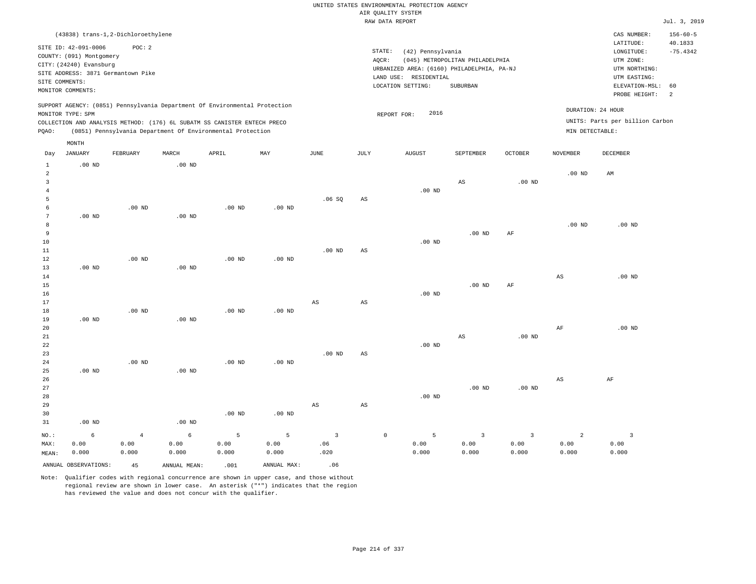UNITED STATES ENVIRONMENTAL PROTECTION AGENCY
AIR QUALITY SYSTEM
RAW DATA REPORT

Jul. 3, 2019

(43838) trans-1,2-Dichloroethylene

SITE ID: 42-091-0006 POC: 2
COUNTY: (091) Montgomery
CITY: (24240) Evansburg
SITE ADDRESS: 3871 Germantown Pike
SITE COMMENTS:
MONITOR COMMENTS:

STATE: (42) Pennsylvania
AQCR: (045) METROPOLITAN PHILADELPHIA
URBANIZED AREA: (6160) PHILADELPHIA, PA-NJ
LAND USE: RESIDENTIAL
LOCATION SETTING: SUBURBAN

CAS NUMBER: 156-60-5
LATITUDE: 40.1833
LONGITUDE: -75.4342
UTM ZONE:
UTM NORTHING:
UTM EASTING:
ELEVATION-MSL: 60
PROBE HEIGHT: 2

SUPPORT AGENCY: (0851) Pennsylvania Department Of Environmental Protection
MONITOR TYPE: SPM
COLLECTION AND ANALYSIS METHOD: (176) 6L SUBATM SS CANISTER ENTECH PRECO
PQAO: (0851) Pennsylvania Department Of Environmental Protection

REPORT FOR: 2016

DURATION: 24 HOUR
UNITS: Parts per billion Carbon
MIN DETECTABLE:

| Day | JANUARY | FEBRUARY | MARCH | APRIL | MAY | JUNE | JULY | AUGUST | SEPTEMBER | OCTOBER | NOVEMBER | DECEMBER |
|---|---|---|---|---|---|---|---|---|---|---|---|---|
| 1 | .00 ND | | .00 ND | | | | | | | | | |
| 2 | | | | | | | | | | | .00 ND | AM |
| 3 | | | | | | | | | AS | .00 ND | | |
| 4 | | | | | | | | .00 ND | | | | |
| 5 | | | | | | .06 SQ | AS | | | | | |
| 6 | | .00 ND | | .00 ND | .00 ND | | | | | | | |
| 7 | .00 ND | | .00 ND | | | | | | | | | |
| 8 | | | | | | | | | | | .00 ND | .00 ND |
| 9 | | | | | | | | | .00 ND | AF | | |
| 10 | | | | | | | | .00 ND | | | | |
| 11 | | | | | | .00 ND | AS | | | | | |
| 12 | | .00 ND | | .00 ND | .00 ND | | | | | | | |
| 13 | .00 ND | | .00 ND | | | | | | | | | |
| 14 | | | | | | | | | | | AS | .00 ND |
| 15 | | | | | | | | | .00 ND | AF | | |
| 16 | | | | | | | | .00 ND | | | | |
| 17 | | | | | | AS | AS | | | | | |
| 18 | | .00 ND | | .00 ND | .00 ND | | | | | | | |
| 19 | .00 ND | | .00 ND | | | | | | | | | |
| 20 | | | | | | | | | | | AF | .00 ND |
| 21 | | | | | | | | | AS | .00 ND | | |
| 22 | | | | | | | | .00 ND | | | | |
| 23 | | | | | | .00 ND | AS | | | | | |
| 24 | | .00 ND | | .00 ND | .00 ND | | | | | | | |
| 25 | .00 ND | | .00 ND | | | | | | | | | |
| 26 | | | | | | | | | | | AS | AF |
| 27 | | | | | | | | | .00 ND | .00 ND | | |
| 28 | | | | | | | | .00 ND | | | | |
| 29 | | | | | | AS | AS | | | | | |
| 30 | | | | .00 ND | .00 ND | | | | | | | |
| 31 | .00 ND | | .00 ND | | | | | | | | | |
| NO.: | 6 | 4 | 6 | 5 | 5 | 3 | 0 | 5 | 3 | 3 | 2 | 3 |
| MAX: | 0.00 | 0.00 | 0.00 | 0.00 | 0.00 | .06 | | 0.00 | 0.00 | 0.00 | 0.00 | 0.00 |
| MEAN: | 0.000 | 0.000 | 0.000 | 0.000 | 0.000 | .020 | | 0.000 | 0.000 | 0.000 | 0.000 | 0.000 |

ANNUAL OBSERVATIONS: 45 ANNUAL MEAN: .001 ANNUAL MAX: .06

Note: Qualifier codes with regional concurrence are shown in upper case, and those without regional review are shown in lower case. An asterisk ("*") indicates that the region has reviewed the value and does not concur with the qualifier.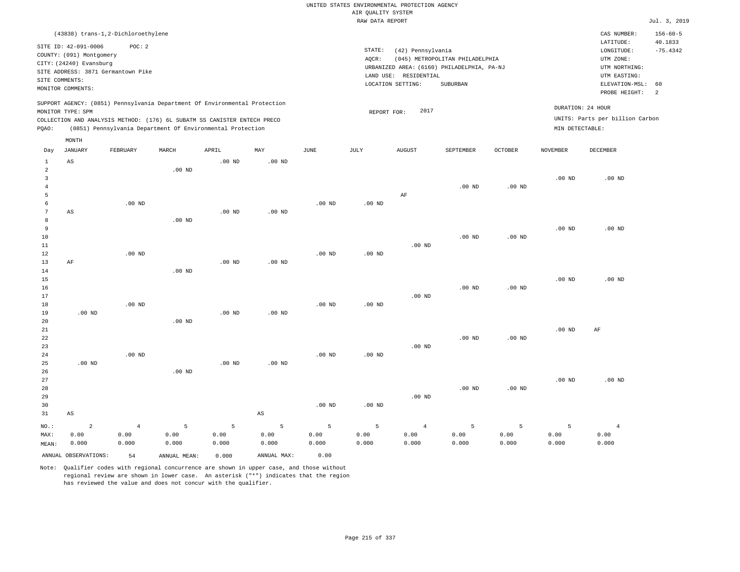UNITED STATES ENVIRONMENTAL PROTECTION AGENCY
AIR QUALITY SYSTEM
RAW DATA REPORT

Jul. 3, 2019

(43838) trans-1,2-Dichloroethylene

SITE ID: 42-091-0006 POC: 2
COUNTY: (091) Montgomery
CITY: (24240) Evansburg
SITE ADDRESS: 3871 Germantown Pike
SITE COMMENTS:
MONITOR COMMENTS:

STATE: (42) Pennsylvania
AQCR: (045) METROPOLITAN PHILADELPHIA
URBANIZED AREA: (6160) PHILADELPHIA, PA-NJ
LAND USE: RESIDENTIAL
LOCATION SETTING: SUBURBAN

CAS NUMBER: 156-60-5
LATITUDE: 40.1833
LONGITUDE: -75.4342
UTM ZONE:
UTM NORTHING:
UTM EASTING:
ELEVATION-MSL: 60
PROBE HEIGHT: 2

SUPPORT AGENCY: (0851) Pennsylvania Department Of Environmental Protection
MONITOR TYPE: SPM
COLLECTION AND ANALYSIS METHOD: (176) 6L SUBATM SS CANISTER ENTECH PRECO
PQAO: (0851) Pennsylvania Department Of Environmental Protection

REPORT FOR: 2017

DURATION: 24 HOUR
UNITS: Parts per billion Carbon
MIN DETECTABLE:

| Day | JANUARY | FEBRUARY | MARCH | APRIL | MAY | JUNE | JULY | AUGUST | SEPTEMBER | OCTOBER | NOVEMBER | DECEMBER |
|---|---|---|---|---|---|---|---|---|---|---|---|---|
| 1 | AS | | | .00 ND | .00 ND | | | | | | | |
| 2 | | | .00 ND | | | | | | | | | |
| 3 | | | | | | | | | | | .00 ND | .00 ND |
| 4 | | | | | | | | | .00 ND | .00 ND | | |
| 5 | | | | | | | | AF | | | | |
| 6 | | .00 ND | | | | .00 ND | .00 ND | | | | | |
| 7 | AS | | | .00 ND | .00 ND | | | | | | | |
| 8 | | | .00 ND | | | | | | | | | |
| 9 | | | | | | | | | | | .00 ND | .00 ND |
| 10 | | | | | | | | | .00 ND | .00 ND | | |
| 11 | | | | | | | | .00 ND | | | | |
| 12 | | .00 ND | | | | .00 ND | .00 ND | | | | | |
| 13 | AF | | | .00 ND | .00 ND | | | | | | | |
| 14 | | | .00 ND | | | | | | | | | |
| 15 | | | | | | | | | | | .00 ND | .00 ND |
| 16 | | | | | | | | | .00 ND | .00 ND | | |
| 17 | | | | | | | | .00 ND | | | | |
| 18 | | .00 ND | | | | .00 ND | .00 ND | | | | | |
| 19 | .00 ND | | | .00 ND | .00 ND | | | | | | | |
| 20 | | | .00 ND | | | | | | | | | |
| 21 | | | | | | | | | | | .00 ND | AF |
| 22 | | | | | | | | | .00 ND | .00 ND | | |
| 23 | | | | | | | | .00 ND | | | | |
| 24 | | .00 ND | | | | .00 ND | .00 ND | | | | | |
| 25 | .00 ND | | | .00 ND | .00 ND | | | | | | | |
| 26 | | | .00 ND | | | | | | | | | |
| 27 | | | | | | | | | | | .00 ND | .00 ND |
| 28 | | | | | | | | | .00 ND | .00 ND | | |
| 29 | | | | | | | | .00 ND | | | | |
| 30 | | | | | | .00 ND | .00 ND | | | | | |
| 31 | AS | | | | AS | | | | | | | |
| NO.: | 2 | 4 | 5 | 5 | 5 | 5 | 5 | 4 | 5 | 5 | 5 | 4 |
| MAX: | 0.00 | 0.00 | 0.00 | 0.00 | 0.00 | 0.00 | 0.00 | 0.00 | 0.00 | 0.00 | 0.00 | 0.00 |
| MEAN: | 0.000 | 0.000 | 0.000 | 0.000 | 0.000 | 0.000 | 0.000 | 0.000 | 0.000 | 0.000 | 0.000 | 0.000 |

ANNUAL OBSERVATIONS: 54 ANNUAL MEAN: 0.000 ANNUAL MAX: 0.00

Note: Qualifier codes with regional concurrence are shown in upper case, and those without regional review are shown in lower case. An asterisk ("*") indicates that the region has reviewed the value and does not concur with the qualifier.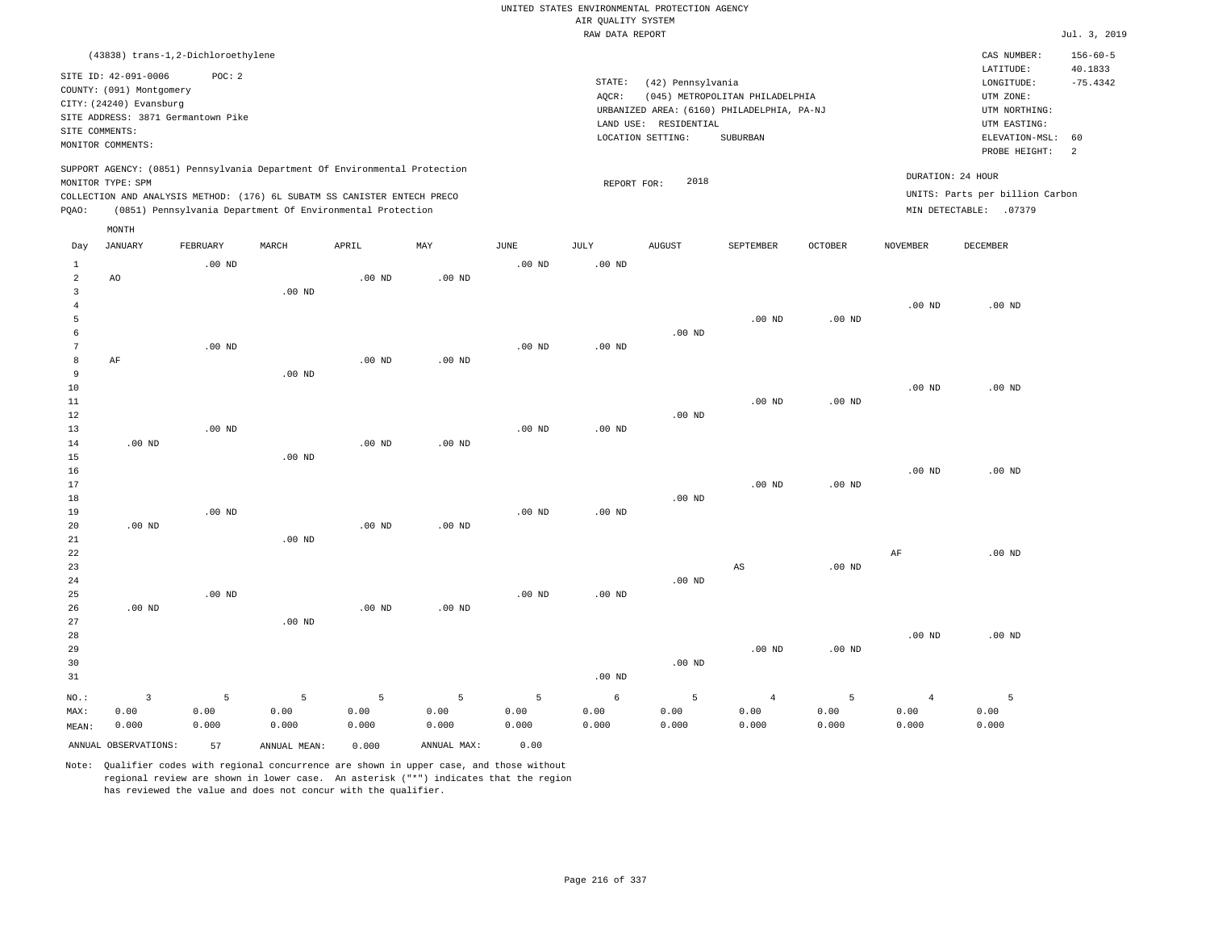UNITED STATES ENVIRONMENTAL PROTECTION AGENCY
AIR QUALITY SYSTEM
RAW DATA REPORT

Jul. 3, 2019

(43838) trans-1,2-Dichloroethylene

SITE ID: 42-091-0006 POC: 2
COUNTY: (091) Montgomery
CITY: (24240) Evansburg
SITE ADDRESS: 3871 Germantown Pike
SITE COMMENTS:
MONITOR COMMENTS:

STATE: (42) Pennsylvania
AQCR: (045) METROPOLITAN PHILADELPHIA
URBANIZED AREA: (6160) PHILADELPHIA, PA-NJ
LAND USE: RESIDENTIAL
LOCATION SETTING: SUBURBAN

CAS NUMBER: 156-60-5
LATITUDE: 40.1833
LONGITUDE: -75.4342
UTM ZONE:
UTM NORTHING:
UTM EASTING:
ELEVATION-MSL: 60
PROBE HEIGHT: 2

SUPPORT AGENCY: (0851) Pennsylvania Department Of Environmental Protection
MONITOR TYPE: SPM
COLLECTION AND ANALYSIS METHOD: (176) 6L SUBATM SS CANISTER ENTECH PRECO
PQAO: (0851) Pennsylvania Department Of Environmental Protection

REPORT FOR: 2018

DURATION: 24 HOUR
UNITS: Parts per billion Carbon
MIN DETECTABLE: .07379

| Day | JANUARY | FEBRUARY | MARCH | APRIL | MAY | JUNE | JULY | AUGUST | SEPTEMBER | OCTOBER | NOVEMBER | DECEMBER |
|---|---|---|---|---|---|---|---|---|---|---|---|---|
| 1 | | .00 ND | | | | .00 ND | .00 ND | | | | | |
| 2 | AO | | | .00 ND | .00 ND | | | | | | | |
| 3 | | | .00 ND | | | | | | | | | |
| 4 | | | | | | | | | | | .00 ND | .00 ND |
| 5 | | | | | | | | | .00 ND | .00 ND | | |
| 6 | | | | | | | | .00 ND | | | | |
| 7 | | .00 ND | | | | .00 ND | .00 ND | | | | | |
| 8 | AF | | | .00 ND | .00 ND | | | | | | | |
| 9 | | | .00 ND | | | | | | | | | |
| 10 | | | | | | | | | | | .00 ND | .00 ND |
| 11 | | | | | | | | | .00 ND | .00 ND | | |
| 12 | | | | | | | | .00 ND | | | | |
| 13 | | .00 ND | | | | .00 ND | .00 ND | | | | | |
| 14 | .00 ND | | | .00 ND | .00 ND | | | | | | | |
| 15 | | | .00 ND | | | | | | | | | |
| 16 | | | | | | | | | | | .00 ND | .00 ND |
| 17 | | | | | | | | | .00 ND | .00 ND | | |
| 18 | | | | | | | | .00 ND | | | | |
| 19 | | .00 ND | | | | .00 ND | .00 ND | | | | | |
| 20 | .00 ND | | | .00 ND | .00 ND | | | | | | | |
| 21 | | | .00 ND | | | | | | | | | |
| 22 | | | | | | | | | | | AF | .00 ND |
| 23 | | | | | | | | | AS | .00 ND | | |
| 24 | | | | | | | | .00 ND | | | | |
| 25 | | .00 ND | | | | .00 ND | .00 ND | | | | | |
| 26 | .00 ND | | | .00 ND | .00 ND | | | | | | | |
| 27 | | | .00 ND | | | | | | | | | |
| 28 | | | | | | | | | | | .00 ND | .00 ND |
| 29 | | | | | | | | | .00 ND | .00 ND | | |
| 30 | | | | | | | | .00 ND | | | | |
| 31 | | | | | | | .00 ND | | | | | |
| NO.: | 3 | 5 | 5 | 5 | 5 | 5 | 6 | 5 | 4 | 5 | 4 | 5 |
| MAX: | 0.00 | 0.00 | 0.00 | 0.00 | 0.00 | 0.00 | 0.00 | 0.00 | 0.00 | 0.00 | 0.00 | 0.00 |
| MEAN: | 0.000 | 0.000 | 0.000 | 0.000 | 0.000 | 0.000 | 0.000 | 0.000 | 0.000 | 0.000 | 0.000 | 0.000 |

ANNUAL OBSERVATIONS: 57 ANNUAL MEAN: 0.000 ANNUAL MAX: 0.00

Note: Qualifier codes with regional concurrence are shown in upper case, and those without regional review are shown in lower case. An asterisk ("*") indicates that the region has reviewed the value and does not concur with the qualifier.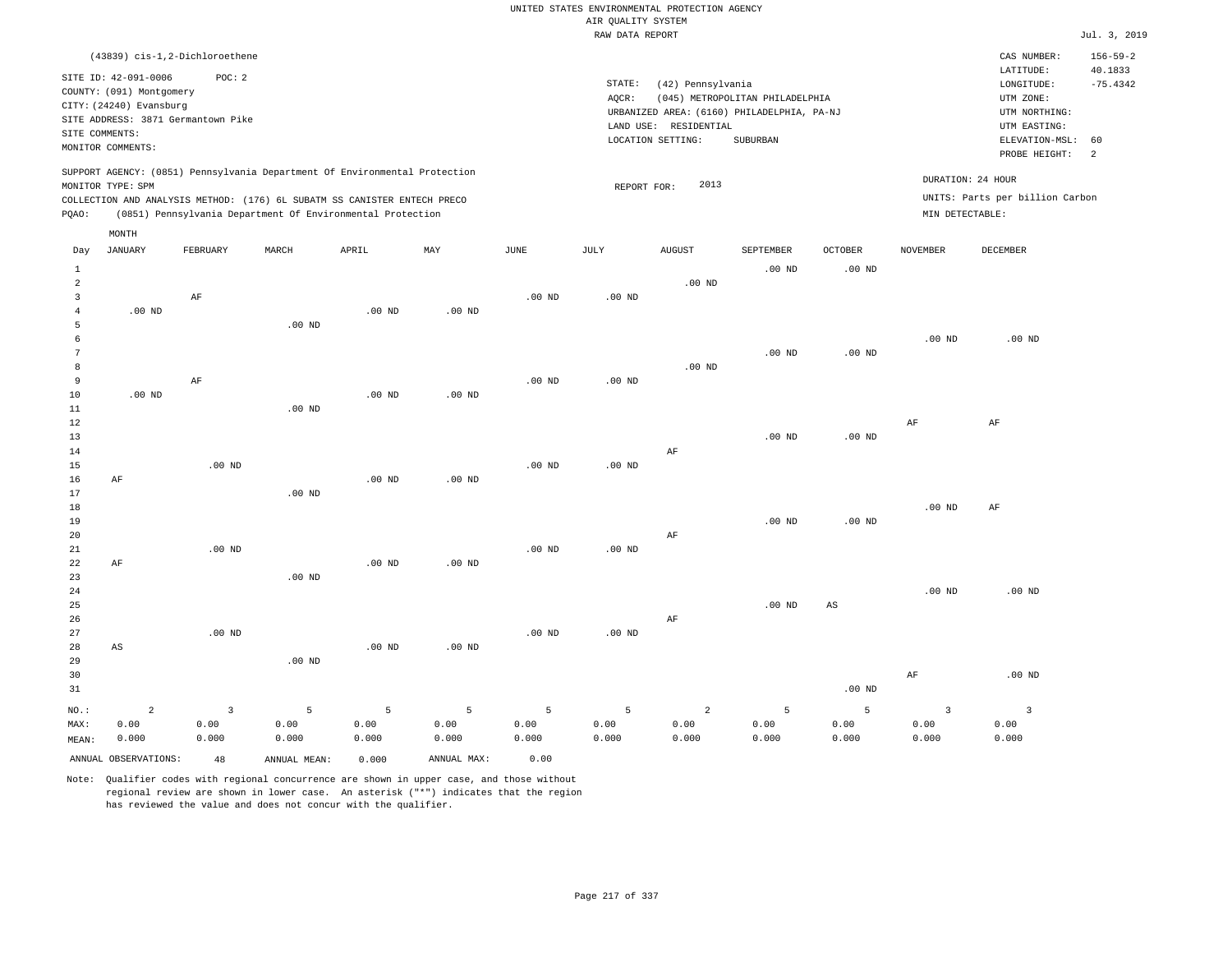UNITED STATES ENVIRONMENTAL PROTECTION AGENCY
AIR QUALITY SYSTEM
RAW DATA REPORT

Jul. 3, 2019

(43839) cis-1,2-Dichloroethene

SITE ID: 42-091-0006 POC: 2
COUNTY: (091) Montgomery
CITY: (24240) Evansburg
SITE ADDRESS: 3871 Germantown Pike
SITE COMMENTS:
MONITOR COMMENTS:

STATE: (42) Pennsylvania
AQCR: (045) METROPOLITAN PHILADELPHIA
URBANIZED AREA: (6160) PHILADELPHIA, PA-NJ
LAND USE: RESIDENTIAL
LOCATION SETTING: SUBURBAN

CAS NUMBER: 156-59-2
LATITUDE: 40.1833
LONGITUDE: -75.4342
UTM ZONE:
UTM NORTHING:
UTM EASTING:
ELEVATION-MSL: 60
PROBE HEIGHT: 2

SUPPORT AGENCY: (0851) Pennsylvania Department Of Environmental Protection
MONITOR TYPE: SPM
COLLECTION AND ANALYSIS METHOD: (176) 6L SUBATM SS CANISTER ENTECH PRECO
PQAO: (0851) Pennsylvania Department Of Environmental Protection

REPORT FOR: 2013

DURATION: 24 HOUR
UNITS: Parts per billion Carbon
MIN DETECTABLE:

| Day | JANUARY | FEBRUARY | MARCH | APRIL | MAY | JUNE | JULY | AUGUST | SEPTEMBER | OCTOBER | NOVEMBER | DECEMBER |
|---|---|---|---|---|---|---|---|---|---|---|---|---|
| 1 | | | | | | | | | .00 ND | .00 ND | | |
| 2 | | | | | | | | .00 ND | | | | |
| 3 | | AF | | | | .00 ND | .00 ND | | | | | |
| 4 | .00 ND | | | .00 ND | .00 ND | | | | | | | |
| 5 | | | .00 ND | | | | | | | | | |
| 6 | | | | | | | | | | | .00 ND | .00 ND |
| 7 | | | | | | | | | .00 ND | .00 ND | | |
| 8 | | | | | | | | .00 ND | | | | |
| 9 | | AF | | | | .00 ND | .00 ND | | | | | |
| 10 | .00 ND | | | .00 ND | .00 ND | | | | | | | |
| 11 | | | .00 ND | | | | | | | | | |
| 12 | | | | | | | | | | | AF | AF |
| 13 | | | | | | | | | .00 ND | .00 ND | | |
| 14 | | | | | | | | AF | | | | |
| 15 | | .00 ND | | | | .00 ND | .00 ND | | | | | |
| 16 | AF | | | .00 ND | .00 ND | | | | | | | |
| 17 | | | .00 ND | | | | | | | | | |
| 18 | | | | | | | | | | | .00 ND | AF |
| 19 | | | | | | | | | .00 ND | .00 ND | | |
| 20 | | | | | | | | AF | | | | |
| 21 | | .00 ND | | | | .00 ND | .00 ND | | | | | |
| 22 | AF | | | .00 ND | .00 ND | | | | | | | |
| 23 | | | .00 ND | | | | | | | | | |
| 24 | | | | | | | | | | | .00 ND | .00 ND |
| 25 | | | | | | | | | .00 ND | AS | | |
| 26 | | | | | | | | AF | | | | |
| 27 | | .00 ND | | | | .00 ND | .00 ND | | | | | |
| 28 | AS | | | .00 ND | .00 ND | | | | | | | |
| 29 | | | .00 ND | | | | | | | | | |
| 30 | | | | | | | | | | | AF | .00 ND |
| 31 | | | | | | | | | | .00 ND | | |
| NO.: | 2 | 3 | 5 | 5 | 5 | 5 | 5 | 2 | 5 | 5 | 3 | 3 |
| MAX: | 0.00 | 0.00 | 0.00 | 0.00 | 0.00 | 0.00 | 0.00 | 0.00 | 0.00 | 0.00 | 0.00 | 0.00 |
| MEAN: | 0.000 | 0.000 | 0.000 | 0.000 | 0.000 | 0.000 | 0.000 | 0.000 | 0.000 | 0.000 | 0.000 | 0.000 |

ANNUAL OBSERVATIONS: 48 ANNUAL MEAN: 0.000 ANNUAL MAX: 0.00

Note: Qualifier codes with regional concurrence are shown in upper case, and those without regional review are shown in lower case. An asterisk ("*") indicates that the region has reviewed the value and does not concur with the qualifier.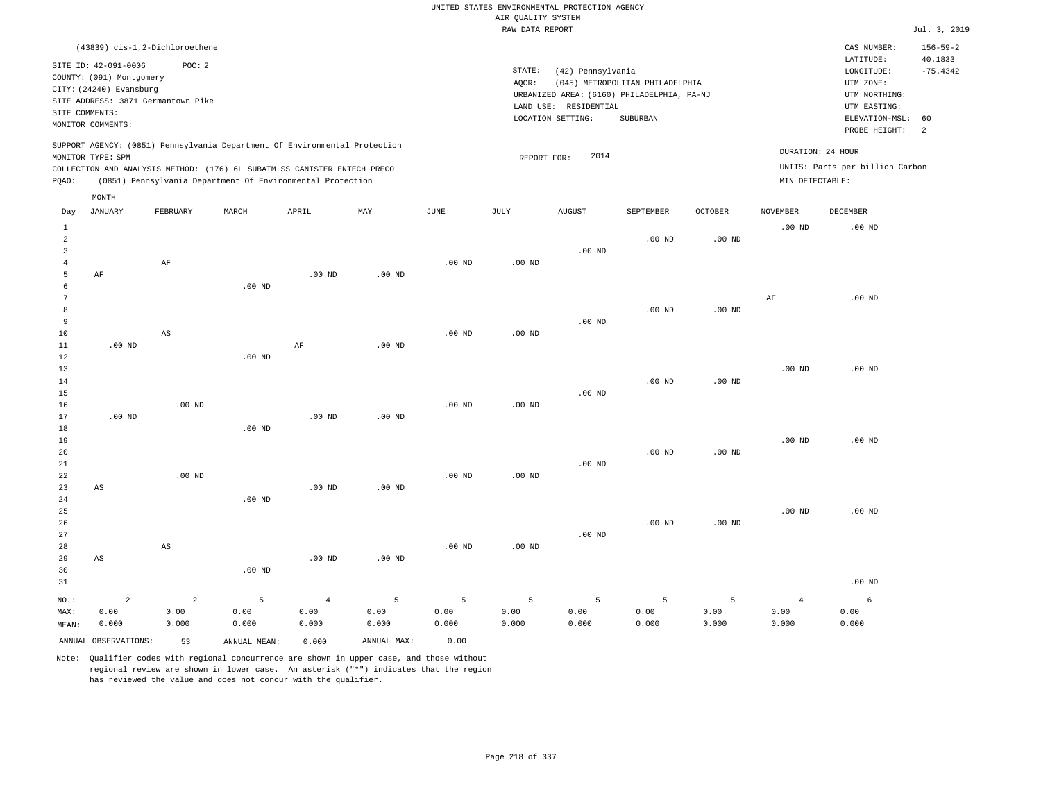UNITED STATES ENVIRONMENTAL PROTECTION AGENCY
AIR QUALITY SYSTEM
RAW DATA REPORT

Jul. 3, 2019

(43839) cis-1,2-Dichloroethene

SITE ID: 42-091-0006 POC: 2
COUNTY: (091) Montgomery
CITY: (24240) Evansburg
SITE ADDRESS: 3871 Germantown Pike
SITE COMMENTS:
MONITOR COMMENTS:

STATE: (42) Pennsylvania
AQCR: (045) METROPOLITAN PHILADELPHIA
URBANIZED AREA: (6160) PHILADELPHIA, PA-NJ
LAND USE: RESIDENTIAL
LOCATION SETTING: SUBURBAN

CAS NUMBER: 156-59-2
LATITUDE: 40.1833
LONGITUDE: -75.4342
UTM ZONE:
UTM NORTHING:
UTM EASTING:
ELEVATION-MSL: 60
PROBE HEIGHT: 2

SUPPORT AGENCY: (0851) Pennsylvania Department Of Environmental Protection
MONITOR TYPE: SPM
COLLECTION AND ANALYSIS METHOD: (176) 6L SUBATM SS CANISTER ENTECH PRECO
PQAO: (0851) Pennsylvania Department Of Environmental Protection

REPORT FOR: 2014

DURATION: 24 HOUR
UNITS: Parts per billion Carbon
MIN DETECTABLE:

| Day | JANUARY | FEBRUARY | MARCH | APRIL | MAY | JUNE | JULY | AUGUST | SEPTEMBER | OCTOBER | NOVEMBER | DECEMBER |
|---|---|---|---|---|---|---|---|---|---|---|---|---|
| 1 | | | | | | | | | | | .00 ND | .00 ND |
| 2 | | | | | | | | | .00 ND | .00 ND | | |
| 3 | | | | | | | | .00 ND | | | | |
| 4 | | AF | | | | .00 ND | .00 ND | | | | | |
| 5 | AF | | | .00 ND | .00 ND | | | | | | | |
| 6 | | | .00 ND | | | | | | | | | |
| 7 | | | | | | | | | | | AF | .00 ND |
| 8 | | | | | | | | | .00 ND | .00 ND | | |
| 9 | | | | | | | | .00 ND | | | | |
| 10 | | AS | | | | .00 ND | .00 ND | | | | | |
| 11 | .00 ND | | | AF | .00 ND | | | | | | | |
| 12 | | | .00 ND | | | | | | | | | |
| 13 | | | | | | | | | | | .00 ND | .00 ND |
| 14 | | | | | | | | | .00 ND | .00 ND | | |
| 15 | | | | | | | | .00 ND | | | | |
| 16 | | .00 ND | | | | .00 ND | .00 ND | | | | | |
| 17 | .00 ND | | | .00 ND | .00 ND | | | | | | | |
| 18 | | | .00 ND | | | | | | | | | |
| 19 | | | | | | | | | | | .00 ND | .00 ND |
| 20 | | | | | | | | | .00 ND | .00 ND | | |
| 21 | | | | | | | | .00 ND | | | | |
| 22 | | .00 ND | | | | .00 ND | .00 ND | | | | | |
| 23 | AS | | | .00 ND | .00 ND | | | | | | | |
| 24 | | | .00 ND | | | | | | | | | |
| 25 | | | | | | | | | | | .00 ND | .00 ND |
| 26 | | | | | | | | | .00 ND | .00 ND | | |
| 27 | | | | | | | | .00 ND | | | | |
| 28 | | AS | | | | .00 ND | .00 ND | | | | | |
| 29 | AS | | | .00 ND | .00 ND | | | | | | | |
| 30 | | | .00 ND | | | | | | | | | |
| 31 | | | | | | | | | | | | .00 ND |
| NO.: | 2 | 2 | 5 | 4 | 5 | 5 | 5 | 5 | 5 | 5 | 4 | 6 |
| MAX: | 0.00 | 0.00 | 0.00 | 0.00 | 0.00 | 0.00 | 0.00 | 0.00 | 0.00 | 0.00 | 0.00 | 0.00 |
| MEAN: | 0.000 | 0.000 | 0.000 | 0.000 | 0.000 | 0.000 | 0.000 | 0.000 | 0.000 | 0.000 | 0.000 | 0.000 |

ANNUAL OBSERVATIONS: 53 ANNUAL MEAN: 0.000 ANNUAL MAX: 0.00

Note: Qualifier codes with regional concurrence are shown in upper case, and those without regional review are shown in lower case. An asterisk ("*") indicates that the region has reviewed the value and does not concur with the qualifier.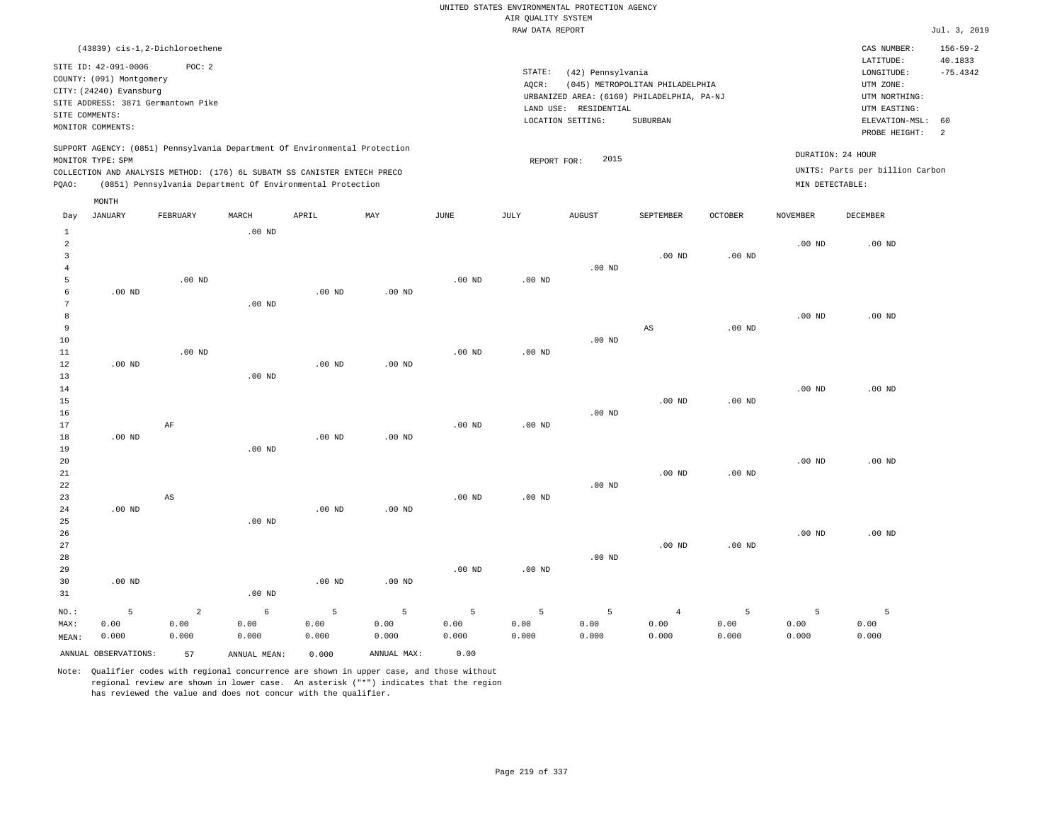UNITED STATES ENVIRONMENTAL PROTECTION AGENCY
AIR QUALITY SYSTEM
RAW DATA REPORT

Jul. 3, 2019

(43839) cis-1,2-Dichloroethene

SITE ID: 42-091-0006 POC: 2
COUNTY: (091) Montgomery
CITY: (24240) Evansburg
SITE ADDRESS: 3871 Germantown Pike
SITE COMMENTS:
MONITOR COMMENTS:

STATE: (42) Pennsylvania
AQCR: (045) METROPOLITAN PHILADELPHIA
URBANIZED AREA: (6160) PHILADELPHIA, PA-NJ
LAND USE: RESIDENTIAL
LOCATION SETTING: SUBURBAN

CAS NUMBER: 156-59-2
LATITUDE: 40.1833
LONGITUDE: -75.4342
UTM ZONE:
UTM NORTHING:
UTM EASTING:
ELEVATION-MSL: 60
PROBE HEIGHT: 2

SUPPORT AGENCY: (0851) Pennsylvania Department Of Environmental Protection
MONITOR TYPE: SPM
COLLECTION AND ANALYSIS METHOD: (176) 6L SUBATM SS CANISTER ENTECH PRECO
PQAO: (0851) Pennsylvania Department Of Environmental Protection

REPORT FOR: 2015

DURATION: 24 HOUR
UNITS: Parts per billion Carbon
MIN DETECTABLE:

| Day | JANUARY | FEBRUARY | MARCH | APRIL | MAY | JUNE | JULY | AUGUST | SEPTEMBER | OCTOBER | NOVEMBER | DECEMBER |
|---|---|---|---|---|---|---|---|---|---|---|---|---|
| 1 | | | .00 ND | | | | | | | | | |
| 2 | | | | | | | | | | | .00 ND | .00 ND |
| 3 | | | | | | | | | .00 ND | .00 ND | | |
| 4 | | | | | | | | .00 ND | | | | |
| 5 | | .00 ND | | | | .00 ND | .00 ND | | | | | |
| 6 | .00 ND | | | .00 ND | .00 ND | | | | | | | |
| 7 | | | .00 ND | | | | | | | | | |
| 8 | | | | | | | | | | | .00 ND | .00 ND |
| 9 | | | | | | | | | AS | .00 ND | | |
| 10 | | | | | | | | .00 ND | | | | |
| 11 | | .00 ND | | | | .00 ND | .00 ND | | | | | |
| 12 | .00 ND | | | .00 ND | .00 ND | | | | | | | |
| 13 | | | .00 ND | | | | | | | | | |
| 14 | | | | | | | | | | | .00 ND | .00 ND |
| 15 | | | | | | | | | .00 ND | .00 ND | | |
| 16 | | | | | | | | .00 ND | | | | |
| 17 | | AF | | | | .00 ND | .00 ND | | | | | |
| 18 | .00 ND | | | .00 ND | .00 ND | | | | | | | |
| 19 | | | .00 ND | | | | | | | | | |
| 20 | | | | | | | | | | | .00 ND | .00 ND |
| 21 | | | | | | | | | .00 ND | .00 ND | | |
| 22 | | | | | | | | .00 ND | | | | |
| 23 | | AS | | | | .00 ND | .00 ND | | | | | |
| 24 | .00 ND | | | .00 ND | .00 ND | | | | | | | |
| 25 | | | .00 ND | | | | | | | | | |
| 26 | | | | | | | | | | | .00 ND | .00 ND |
| 27 | | | | | | | | | .00 ND | .00 ND | | |
| 28 | | | | | | | | .00 ND | | | | |
| 29 | | | | | | .00 ND | .00 ND | | | | | |
| 30 | .00 ND | | | .00 ND | .00 ND | | | | | | | |
| 31 | | | .00 ND | | | | | | | | | |
| NO.: | 5 | 2 | 6 | 5 | 5 | 5 | 5 | 5 | 4 | 5 | 5 | 5 |
| MAX: | 0.00 | 0.00 | 0.00 | 0.00 | 0.00 | 0.00 | 0.00 | 0.00 | 0.00 | 0.00 | 0.00 | 0.00 |
| MEAN: | 0.000 | 0.000 | 0.000 | 0.000 | 0.000 | 0.000 | 0.000 | 0.000 | 0.000 | 0.000 | 0.000 | 0.000 |

ANNUAL OBSERVATIONS: 57 ANNUAL MEAN: 0.000 ANNUAL MAX: 0.00

Note: Qualifier codes with regional concurrence are shown in upper case, and those without regional review are shown in lower case. An asterisk ("*") indicates that the region has reviewed the value and does not concur with the qualifier.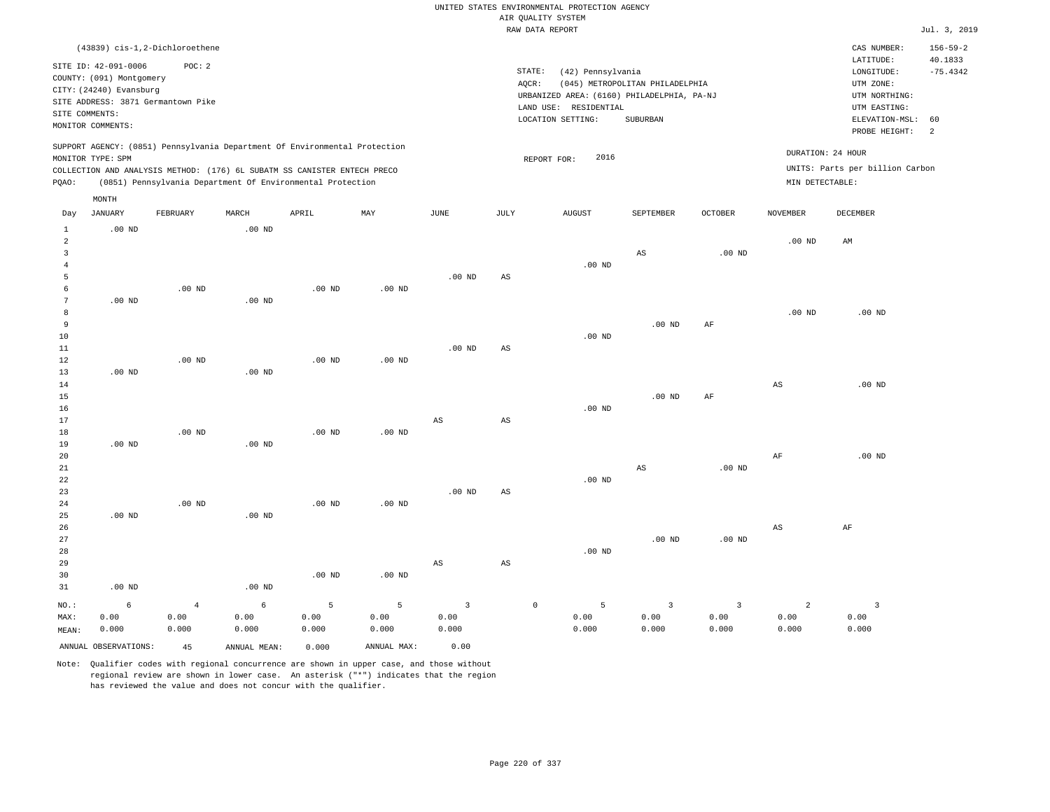UNITED STATES ENVIRONMENTAL PROTECTION AGENCY
AIR QUALITY SYSTEM
RAW DATA REPORT

Jul. 3, 2019

(43839) cis-1,2-Dichloroethene

SITE ID: 42-091-0006 POC: 2
COUNTY: (091) Montgomery
CITY: (24240) Evansburg
SITE ADDRESS: 3871 Germantown Pike
SITE COMMENTS:
MONITOR COMMENTS:

STATE: (42) Pennsylvania
AQCR: (045) METROPOLITAN PHILADELPHIA
URBANIZED AREA: (6160) PHILADELPHIA, PA-NJ
LAND USE: RESIDENTIAL
LOCATION SETTING: SUBURBAN

CAS NUMBER: 156-59-2
LATITUDE: 40.1833
LONGITUDE: -75.4342
UTM ZONE:
UTM NORTHING:
UTM EASTING:
ELEVATION-MSL: 60
PROBE HEIGHT: 2

SUPPORT AGENCY: (0851) Pennsylvania Department Of Environmental Protection
MONITOR TYPE: SPM
COLLECTION AND ANALYSIS METHOD: (176) 6L SUBATM SS CANISTER ENTECH PRECO
PQAO: (0851) Pennsylvania Department Of Environmental Protection

REPORT FOR: 2016

DURATION: 24 HOUR
UNITS: Parts per billion Carbon
MIN DETECTABLE:

| Day | JANUARY | FEBRUARY | MARCH | APRIL | MAY | JUNE | JULY | AUGUST | SEPTEMBER | OCTOBER | NOVEMBER | DECEMBER |
|---|---|---|---|---|---|---|---|---|---|---|---|---|
| 1 | .00 ND | | .00 ND | | | | | | | | | |
| 2 | | | | | | | | | | | .00 ND | AM |
| 3 | | | | | | | | | AS | .00 ND | | |
| 4 | | | | | | | | .00 ND | | | | |
| 5 | | | | | | .00 ND | AS | | | | | |
| 6 | | .00 ND | | .00 ND | .00 ND | | | | | | | |
| 7 | .00 ND | | .00 ND | | | | | | | | | |
| 8 | | | | | | | | | | | .00 ND | .00 ND |
| 9 | | | | | | | | | .00 ND | AF | | |
| 10 | | | | | | | | .00 ND | | | | |
| 11 | | | | | | .00 ND | AS | | | | | |
| 12 | | .00 ND | | .00 ND | .00 ND | | | | | | | |
| 13 | .00 ND | | .00 ND | | | | | | | | | |
| 14 | | | | | | | | | | | AS | .00 ND |
| 15 | | | | | | | | | .00 ND | AF | | |
| 16 | | | | | | | | .00 ND | | | | |
| 17 | | | | | | AS | AS | | | | | |
| 18 | | .00 ND | | .00 ND | .00 ND | | | | | | | |
| 19 | .00 ND | | .00 ND | | | | | | | | | |
| 20 | | | | | | | | | | | AF | .00 ND |
| 21 | | | | | | | | | AS | .00 ND | | |
| 22 | | | | | | | | .00 ND | | | | |
| 23 | | | | | | .00 ND | AS | | | | | |
| 24 | | .00 ND | | .00 ND | .00 ND | | | | | | | |
| 25 | .00 ND | | .00 ND | | | | | | | | | |
| 26 | | | | | | | | | | | AS | AF |
| 27 | | | | | | | | | .00 ND | .00 ND | | |
| 28 | | | | | | | | .00 ND | | | | |
| 29 | | | | | | AS | AS | | | | | |
| 30 | | | | .00 ND | .00 ND | | | | | | | |
| 31 | .00 ND | | .00 ND | | | | | | | | | |
| NO.: | 6 | 4 | 6 | 5 | 5 | 3 | 0 | 5 | 3 | 3 | 2 | 3 |
| MAX: | 0.00 | 0.00 | 0.00 | 0.00 | 0.00 | 0.00 | | 0.00 | 0.00 | 0.00 | 0.00 | 0.00 |
| MEAN: | 0.000 | 0.000 | 0.000 | 0.000 | 0.000 | 0.000 | | 0.000 | 0.000 | 0.000 | 0.000 | 0.000 |

ANNUAL OBSERVATIONS: 45 ANNUAL MEAN: 0.000 ANNUAL MAX: 0.00

Note: Qualifier codes with regional concurrence are shown in upper case, and those without regional review are shown in lower case. An asterisk ("*") indicates that the region has reviewed the value and does not concur with the qualifier.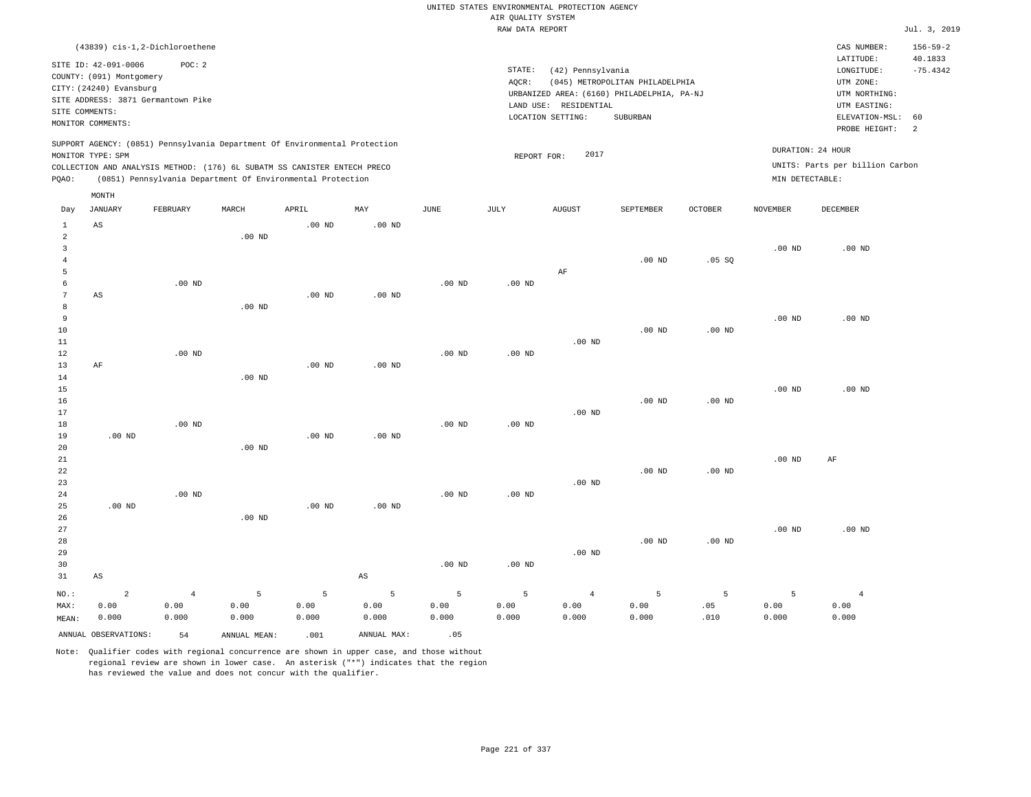UNITED STATES ENVIRONMENTAL PROTECTION AGENCY
AIR QUALITY SYSTEM
RAW DATA REPORT

Jul. 3, 2019

(43839) cis-1,2-Dichloroethene

SITE ID: 42-091-0006 POC: 2
COUNTY: (091) Montgomery
CITY: (24240) Evansburg
SITE ADDRESS: 3871 Germantown Pike
SITE COMMENTS:
MONITOR COMMENTS:

STATE: (42) Pennsylvania
AQCR: (045) METROPOLITAN PHILADELPHIA
URBANIZED AREA: (6160) PHILADELPHIA, PA-NJ
LAND USE: RESIDENTIAL
LOCATION SETTING: SUBURBAN

CAS NUMBER: 156-59-2
LATITUDE: 40.1833
LONGITUDE: -75.4342
UTM ZONE:
UTM NORTHING:
UTM EASTING:
ELEVATION-MSL: 60
PROBE HEIGHT: 2

SUPPORT AGENCY: (0851) Pennsylvania Department Of Environmental Protection
MONITOR TYPE: SPM
COLLECTION AND ANALYSIS METHOD: (176) 6L SUBATM SS CANISTER ENTECH PRECO
PQAO: (0851) Pennsylvania Department Of Environmental Protection

REPORT FOR: 2017

DURATION: 24 HOUR
UNITS: Parts per billion Carbon
MIN DETECTABLE:

| Day | JANUARY | FEBRUARY | MARCH | APRIL | MAY | JUNE | JULY | AUGUST | SEPTEMBER | OCTOBER | NOVEMBER | DECEMBER |
|---|---|---|---|---|---|---|---|---|---|---|---|---|
| 1 | AS | | | .00 ND | .00 ND | | | | | | | |
| 2 | | | .00 ND | | | | | | | | | |
| 3 | | | | | | | | | | | .00 ND | .00 ND |
| 4 | | | | | | | | | .00 ND | .05 SQ | | |
| 5 | | | | | | | | AF | | | | |
| 6 | | .00 ND | | | | .00 ND | .00 ND | | | | | |
| 7 | AS | | | .00 ND | .00 ND | | | | | | | |
| 8 | | | .00 ND | | | | | | | | | |
| 9 | | | | | | | | | | | .00 ND | .00 ND |
| 10 | | | | | | | | | .00 ND | .00 ND | | |
| 11 | | | | | | | | .00 ND | | | | |
| 12 | | .00 ND | | | | .00 ND | .00 ND | | | | | |
| 13 | AF | | | .00 ND | .00 ND | | | | | | | |
| 14 | | | .00 ND | | | | | | | | | |
| 15 | | | | | | | | | | | .00 ND | .00 ND |
| 16 | | | | | | | | | .00 ND | .00 ND | | |
| 17 | | | | | | | | .00 ND | | | | |
| 18 | | .00 ND | | | | .00 ND | .00 ND | | | | | |
| 19 | .00 ND | | | .00 ND | .00 ND | | | | | | | |
| 20 | | | .00 ND | | | | | | | | | |
| 21 | | | | | | | | | | | .00 ND | AF |
| 22 | | | | | | | | | .00 ND | .00 ND | | |
| 23 | | | | | | | | .00 ND | | | | |
| 24 | | .00 ND | | | | .00 ND | .00 ND | | | | | |
| 25 | .00 ND | | | .00 ND | .00 ND | | | | | | | |
| 26 | | | .00 ND | | | | | | | | | |
| 27 | | | | | | | | | | | .00 ND | .00 ND |
| 28 | | | | | | | | | .00 ND | .00 ND | | |
| 29 | | | | | | | | .00 ND | | | | |
| 30 | | | | | | .00 ND | .00 ND | | | | | |
| 31 | AS | | | | AS | | | | | | | |
| NO.: | 2 | 4 | 5 | 5 | 5 | 5 | 5 | 4 | 5 | 5 | 5 | 4 |
| MAX: | 0.00 | 0.00 | 0.00 | 0.00 | 0.00 | 0.00 | 0.00 | 0.00 | 0.00 | .05 | 0.00 | 0.00 |
| MEAN: | 0.000 | 0.000 | 0.000 | 0.000 | 0.000 | 0.000 | 0.000 | 0.000 | 0.000 | .010 | 0.000 | 0.000 |

ANNUAL OBSERVATIONS: 54 ANNUAL MEAN: .001 ANNUAL MAX: .05

Note: Qualifier codes with regional concurrence are shown in upper case, and those without regional review are shown in lower case. An asterisk ("*") indicates that the region has reviewed the value and does not concur with the qualifier.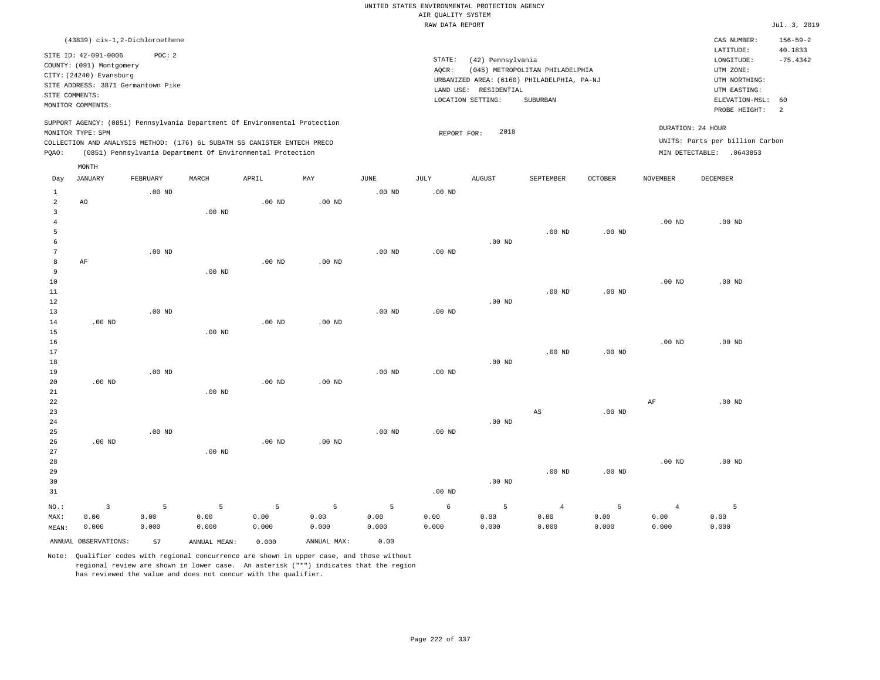UNITED STATES ENVIRONMENTAL PROTECTION AGENCY
AIR QUALITY SYSTEM
RAW DATA REPORT

Jul. 3, 2019

(43839) cis-1,2-Dichloroethene

SITE ID: 42-091-0006 POC: 2
COUNTY: (091) Montgomery
CITY: (24240) Evansburg
SITE ADDRESS: 3871 Germantown Pike
SITE COMMENTS:
MONITOR COMMENTS:

STATE: (42) Pennsylvania
AQCR: (045) METROPOLITAN PHILADELPHIA
URBANIZED AREA: (6160) PHILADELPHIA, PA-NJ
LAND USE: RESIDENTIAL
LOCATION SETTING: SUBURBAN

CAS NUMBER: 156-59-2
LATITUDE: 40.1833
LONGITUDE: -75.4342
UTM ZONE:
UTM NORTHING:
UTM EASTING:
ELEVATION-MSL: 60
PROBE HEIGHT: 2

SUPPORT AGENCY: (0851) Pennsylvania Department Of Environmental Protection
MONITOR TYPE: SPM
COLLECTION AND ANALYSIS METHOD: (176) 6L SUBATM SS CANISTER ENTECH PRECO
PQAO: (0851) Pennsylvania Department Of Environmental Protection

REPORT FOR: 2018

DURATION: 24 HOUR
UNITS: Parts per billion Carbon
MIN DETECTABLE: .0643853

| Day | JANUARY | FEBRUARY | MARCH | APRIL | MAY | JUNE | JULY | AUGUST | SEPTEMBER | OCTOBER | NOVEMBER | DECEMBER |
|---|---|---|---|---|---|---|---|---|---|---|---|---|
| 1 | | .00 ND | | | | .00 ND | .00 ND | | | | | |
| 2 | AO | | | .00 ND | .00 ND | | | | | | | |
| 3 | | | .00 ND | | | | | | | | | |
| 4 | | | | | | | | | | | .00 ND | .00 ND |
| 5 | | | | | | | | | .00 ND | .00 ND | | |
| 6 | | | | | | | | .00 ND | | | | |
| 7 | | .00 ND | | | | .00 ND | .00 ND | | | | | |
| 8 | AF | | | .00 ND | .00 ND | | | | | | | |
| 9 | | | .00 ND | | | | | | | | | |
| 10 | | | | | | | | | | | .00 ND | .00 ND |
| 11 | | | | | | | | | .00 ND | .00 ND | | |
| 12 | | | | | | | | .00 ND | | | | |
| 13 | | .00 ND | | | | .00 ND | .00 ND | | | | | |
| 14 | .00 ND | | | .00 ND | .00 ND | | | | | | | |
| 15 | | | .00 ND | | | | | | | | | |
| 16 | | | | | | | | | | | .00 ND | .00 ND |
| 17 | | | | | | | | | .00 ND | .00 ND | | |
| 18 | | | | | | | | .00 ND | | | | |
| 19 | | .00 ND | | | | .00 ND | .00 ND | | | | | |
| 20 | .00 ND | | | .00 ND | .00 ND | | | | | | | |
| 21 | | | .00 ND | | | | | | | | | |
| 22 | | | | | | | | | | | AF | .00 ND |
| 23 | | | | | | | | | AS | .00 ND | | |
| 24 | | | | | | | | .00 ND | | | | |
| 25 | | .00 ND | | | | .00 ND | .00 ND | | | | | |
| 26 | .00 ND | | | .00 ND | .00 ND | | | | | | | |
| 27 | | | .00 ND | | | | | | | | | |
| 28 | | | | | | | | | | | .00 ND | .00 ND |
| 29 | | | | | | | | | .00 ND | .00 ND | | |
| 30 | | | | | | | | .00 ND | | | | |
| 31 | | | | | | | .00 ND | | | | | |
| NO.: | 3 | 5 | 5 | 5 | 5 | 5 | 6 | 5 | 4 | 5 | 4 | 5 |
| MAX: | 0.00 | 0.00 | 0.00 | 0.00 | 0.00 | 0.00 | 0.00 | 0.00 | 0.00 | 0.00 | 0.00 | 0.00 |
| MEAN: | 0.000 | 0.000 | 0.000 | 0.000 | 0.000 | 0.000 | 0.000 | 0.000 | 0.000 | 0.000 | 0.000 | 0.000 |

ANNUAL OBSERVATIONS: 57 ANNUAL MEAN: 0.000 ANNUAL MAX: 0.00

Note: Qualifier codes with regional concurrence are shown in upper case, and those without regional review are shown in lower case. An asterisk ("*") indicates that the region has reviewed the value and does not concur with the qualifier.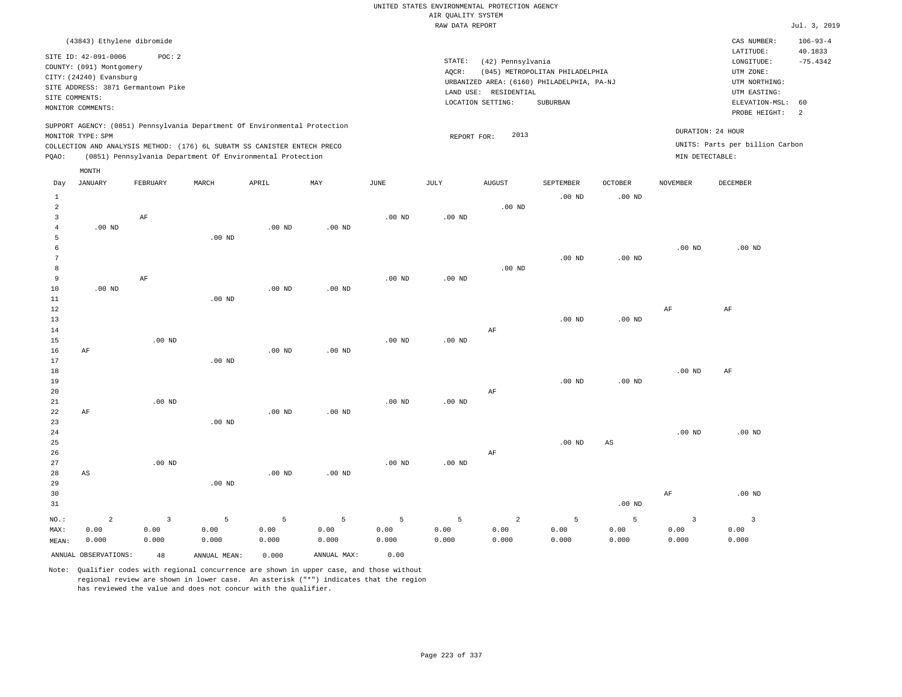UNITED STATES ENVIRONMENTAL PROTECTION AGENCY
AIR QUALITY SYSTEM
RAW DATA REPORT

Jul. 3, 2019

(43843) Ethylene dibromide

SITE ID: 42-091-0006 POC: 2
COUNTY: (091) Montgomery
CITY: (24240) Evansburg
SITE ADDRESS: 3871 Germantown Pike
SITE COMMENTS:
MONITOR COMMENTS:

STATE: (42) Pennsylvania
AQCR: (045) METROPOLITAN PHILADELPHIA
URBANIZED AREA: (6160) PHILADELPHIA, PA-NJ
LAND USE: RESIDENTIAL
LOCATION SETTING: SUBURBAN

CAS NUMBER: 106-93-4
LATITUDE: 40.1833
LONGITUDE: -75.4342
UTM ZONE:
UTM NORTHING:
UTM EASTING:
ELEVATION-MSL: 60
PROBE HEIGHT: 2

SUPPORT AGENCY: (0851) Pennsylvania Department Of Environmental Protection
MONITOR TYPE: SPM
COLLECTION AND ANALYSIS METHOD: (176) 6L SUBATM SS CANISTER ENTECH PRECO
PQAO: (0851) Pennsylvania Department Of Environmental Protection

REPORT FOR: 2013

DURATION: 24 HOUR
UNITS: Parts per billion Carbon
MIN DETECTABLE:

| Day | JANUARY | FEBRUARY | MARCH | APRIL | MAY | JUNE | JULY | AUGUST | SEPTEMBER | OCTOBER | NOVEMBER | DECEMBER |
|---|---|---|---|---|---|---|---|---|---|---|---|---|
| 1 | | | | | | | | | .00 ND | .00 ND | | |
| 2 | | | | | | | | .00 ND | | | | |
| 3 | | AF | | | | .00 ND | .00 ND | | | | | |
| 4 | .00 ND | | | .00 ND | .00 ND | | | | | | | |
| 5 | | | .00 ND | | | | | | | | | |
| 6 | | | | | | | | | | | .00 ND | .00 ND |
| 7 | | | | | | | | | .00 ND | .00 ND | | |
| 8 | | | | | | | | .00 ND | | | | |
| 9 | | AF | | | | .00 ND | .00 ND | | | | | |
| 10 | .00 ND | | | .00 ND | .00 ND | | | | | | | |
| 11 | | | .00 ND | | | | | | | | | |
| 12 | | | | | | | | | | | AF | AF |
| 13 | | | | | | | | | .00 ND | .00 ND | | |
| 14 | | | | | | | | AF | | | | |
| 15 | | .00 ND | | | | .00 ND | .00 ND | | | | | |
| 16 | AF | | | .00 ND | .00 ND | | | | | | | |
| 17 | | | .00 ND | | | | | | | | | |
| 18 | | | | | | | | | | | .00 ND | AF |
| 19 | | | | | | | | | .00 ND | .00 ND | | |
| 20 | | | | | | | | AF | | | | |
| 21 | | .00 ND | | | | .00 ND | .00 ND | | | | | |
| 22 | AF | | | .00 ND | .00 ND | | | | | | | |
| 23 | | | .00 ND | | | | | | | | | |
| 24 | | | | | | | | | | | .00 ND | .00 ND |
| 25 | | | | | | | | | .00 ND | AS | | |
| 26 | | | | | | | | AF | | | | |
| 27 | | .00 ND | | | | .00 ND | .00 ND | | | | | |
| 28 | AS | | | .00 ND | .00 ND | | | | | | | |
| 29 | | | .00 ND | | | | | | | | | |
| 30 | | | | | | | | | | | AF | .00 ND |
| 31 | | | | | | | | | | .00 ND | | |
| NO.: | 2 | 3 | 5 | 5 | 5 | 5 | 5 | 2 | 5 | 5 | 3 | 3 |
| MAX: | 0.00 | 0.00 | 0.00 | 0.00 | 0.00 | 0.00 | 0.00 | 0.00 | 0.00 | 0.00 | 0.00 | 0.00 |
| MEAN: | 0.000 | 0.000 | 0.000 | 0.000 | 0.000 | 0.000 | 0.000 | 0.000 | 0.000 | 0.000 | 0.000 | 0.000 |

ANNUAL OBSERVATIONS: 48 ANNUAL MEAN: 0.000 ANNUAL MAX: 0.00

Note: Qualifier codes with regional concurrence are shown in upper case, and those without regional review are shown in lower case. An asterisk ("*") indicates that the region has reviewed the value and does not concur with the qualifier.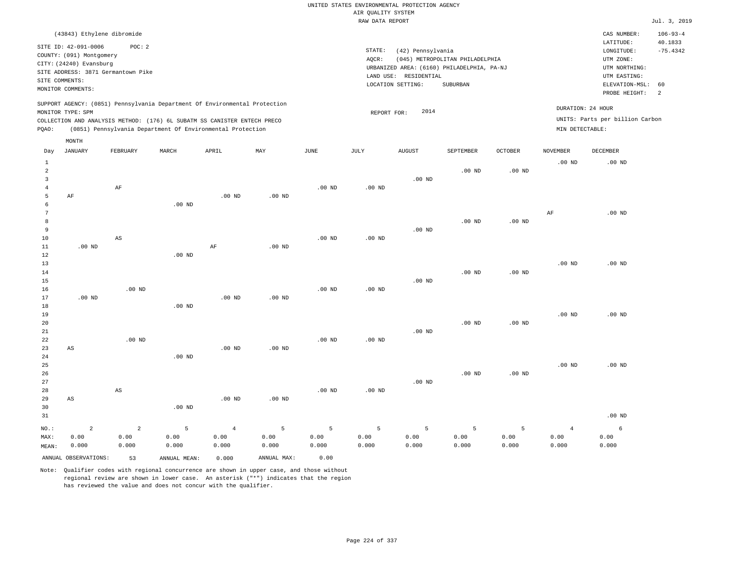UNITED STATES ENVIRONMENTAL PROTECTION AGENCY
AIR QUALITY SYSTEM
RAW DATA REPORT

Jul. 3, 2019

(43843) Ethylene dibromide

SITE ID: 42-091-0006   POC: 2
COUNTY: (091) Montgomery
CITY: (24240) Evansburg
SITE ADDRESS: 3871 Germantown Pike
SITE COMMENTS:
MONITOR COMMENTS:

STATE: (42) Pennsylvania
AQCR: (045) METROPOLITAN PHILADELPHIA
URBANIZED AREA: (6160) PHILADELPHIA, PA-NJ
LAND USE: RESIDENTIAL
LOCATION SETTING: SUBURBAN

CAS NUMBER: 106-93-4
LATITUDE: 40.1833
LONGITUDE: -75.4342
UTM ZONE:
UTM NORTHING:
UTM EASTING:
ELEVATION-MSL: 60
PROBE HEIGHT: 2

SUPPORT AGENCY: (0851) Pennsylvania Department Of Environmental Protection
MONITOR TYPE: SPM
COLLECTION AND ANALYSIS METHOD: (176) 6L SUBATM SS CANISTER ENTECH PRECO
PQAO: (0851) Pennsylvania Department Of Environmental Protection

REPORT FOR: 2014

DURATION: 24 HOUR
UNITS: Parts per billion Carbon
MIN DETECTABLE:

| Day | JANUARY | FEBRUARY | MARCH | APRIL | MAY | JUNE | JULY | AUGUST | SEPTEMBER | OCTOBER | NOVEMBER | DECEMBER |
|---|---|---|---|---|---|---|---|---|---|---|---|---|
| 1 | | | | | | | | | | | .00 ND | .00 ND |
| 2 | | | | | | | | | .00 ND | .00 ND | | |
| 3 | | | | | | | | .00 ND | | | | |
| 4 | | AF | | | | .00 ND | .00 ND | | | | | |
| 5 | AF | | | .00 ND | .00 ND | | | | | | | |
| 6 | | | .00 ND | | | | | | | | | |
| 7 | | | | | | | | | | | AF | .00 ND |
| 8 | | | | | | | | | .00 ND | .00 ND | | |
| 9 | | | | | | | | .00 ND | | | | |
| 10 | | AS | | | | .00 ND | .00 ND | | | | | |
| 11 | .00 ND | | | AF | .00 ND | | | | | | | |
| 12 | | | .00 ND | | | | | | | | | |
| 13 | | | | | | | | | | | .00 ND | .00 ND |
| 14 | | | | | | | | | .00 ND | .00 ND | | |
| 15 | | | | | | | | .00 ND | | | | |
| 16 | | .00 ND | | | | .00 ND | .00 ND | | | | | |
| 17 | .00 ND | | | .00 ND | .00 ND | | | | | | | |
| 18 | | | .00 ND | | | | | | | | | |
| 19 | | | | | | | | | | | .00 ND | .00 ND |
| 20 | | | | | | | | | .00 ND | .00 ND | | |
| 21 | | | | | | | | .00 ND | | | | |
| 22 | | .00 ND | | | | .00 ND | .00 ND | | | | | |
| 23 | AS | | | .00 ND | .00 ND | | | | | | | |
| 24 | | | .00 ND | | | | | | | | | |
| 25 | | | | | | | | | | | .00 ND | .00 ND |
| 26 | | | | | | | | | .00 ND | .00 ND | | |
| 27 | | | | | | | | .00 ND | | | | |
| 28 | | AS | | | | .00 ND | .00 ND | | | | | |
| 29 | AS | | | .00 ND | .00 ND | | | | | | | |
| 30 | | | .00 ND | | | | | | | | | |
| 31 | | | | | | | | | | | | .00 ND |
| NO.: | 2 | 2 | 5 | 4 | 5 | 5 | 5 | 5 | 5 | 5 | 4 | 6 |
| MAX: | 0.00 | 0.00 | 0.00 | 0.00 | 0.00 | 0.00 | 0.00 | 0.00 | 0.00 | 0.00 | 0.00 | 0.00 |
| MEAN: | 0.000 | 0.000 | 0.000 | 0.000 | 0.000 | 0.000 | 0.000 | 0.000 | 0.000 | 0.000 | 0.000 | 0.000 |

ANNUAL OBSERVATIONS: 53   ANNUAL MEAN: 0.000   ANNUAL MAX: 0.00

Note: Qualifier codes with regional concurrence are shown in upper case, and those without regional review are shown in lower case. An asterisk ("*") indicates that the region has reviewed the value and does not concur with the qualifier.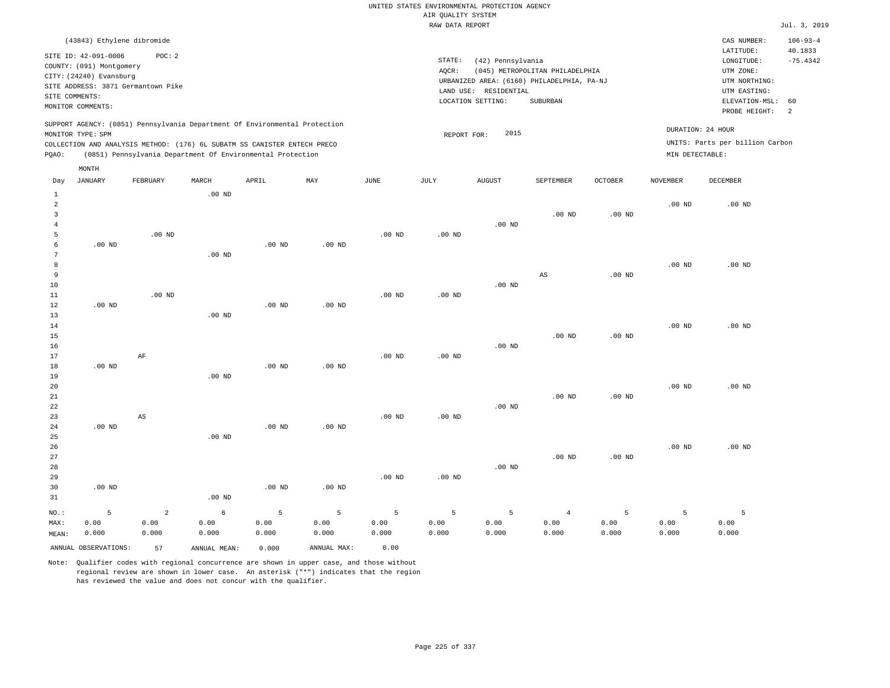UNITED STATES ENVIRONMENTAL PROTECTION AGENCY
AIR QUALITY SYSTEM
RAW DATA REPORT

Jul. 3, 2019

(43843) Ethylene dibromide

SITE ID: 42-091-0006 POC: 2
COUNTY: (091) Montgomery
CITY: (24240) Evansburg
SITE ADDRESS: 3871 Germantown Pike
SITE COMMENTS:
MONITOR COMMENTS:

STATE: (42) Pennsylvania
AQCR: (045) METROPOLITAN PHILADELPHIA
URBANIZED AREA: (6160) PHILADELPHIA, PA-NJ
LAND USE: RESIDENTIAL
LOCATION SETTING: SUBURBAN

CAS NUMBER: 106-93-4
LATITUDE: 40.1833
LONGITUDE: -75.4342
UTM ZONE:
UTM NORTHING:
UTM EASTING:
ELEVATION-MSL: 60
PROBE HEIGHT: 2

SUPPORT AGENCY: (0851) Pennsylvania Department Of Environmental Protection
MONITOR TYPE: SPM
COLLECTION AND ANALYSIS METHOD: (176) 6L SUBATM SS CANISTER ENTECH PRECO
PQAO: (0851) Pennsylvania Department Of Environmental Protection

REPORT FOR: 2015

DURATION: 24 HOUR
UNITS: Parts per billion Carbon
MIN DETECTABLE:

| Day | JANUARY | FEBRUARY | MARCH | APRIL | MAY | JUNE | JULY | AUGUST | SEPTEMBER | OCTOBER | NOVEMBER | DECEMBER |
|---|---|---|---|---|---|---|---|---|---|---|---|---|
| 1 | | | .00 ND | | | | | | | | | |
| 2 | | | | | | | | | | | .00 ND | .00 ND |
| 3 | | | | | | | | | .00 ND | .00 ND | | |
| 4 | | | | | | | | .00 ND | | | | |
| 5 | | .00 ND | | | | .00 ND | .00 ND | | | | | |
| 6 | .00 ND | | | .00 ND | .00 ND | | | | | | | |
| 7 | | | .00 ND | | | | | | | | | |
| 8 | | | | | | | | | | | .00 ND | .00 ND |
| 9 | | | | | | | | | AS | .00 ND | | |
| 10 | | | | | | | | .00 ND | | | | |
| 11 | | .00 ND | | | | .00 ND | .00 ND | | | | | |
| 12 | .00 ND | | | .00 ND | .00 ND | | | | | | | |
| 13 | | | .00 ND | | | | | | | | | |
| 14 | | | | | | | | | | | .00 ND | .00 ND |
| 15 | | | | | | | | | .00 ND | .00 ND | | |
| 16 | | | | | | | | .00 ND | | | | |
| 17 | | AF | | | | .00 ND | .00 ND | | | | | |
| 18 | .00 ND | | | .00 ND | .00 ND | | | | | | | |
| 19 | | | .00 ND | | | | | | | | | |
| 20 | | | | | | | | | | | .00 ND | .00 ND |
| 21 | | | | | | | | | .00 ND | .00 ND | | |
| 22 | | | | | | | | .00 ND | | | | |
| 23 | | AS | | | | .00 ND | .00 ND | | | | | |
| 24 | .00 ND | | | .00 ND | .00 ND | | | | | | | |
| 25 | | | .00 ND | | | | | | | | | |
| 26 | | | | | | | | | | | .00 ND | .00 ND |
| 27 | | | | | | | | | .00 ND | .00 ND | | |
| 28 | | | | | | | | .00 ND | | | | |
| 29 | | | | | | .00 ND | .00 ND | | | | | |
| 30 | .00 ND | | | .00 ND | .00 ND | | | | | | | |
| 31 | | | .00 ND | | | | | | | | | |
| NO.: | 5 | 2 | 6 | 5 | 5 | 5 | 5 | 5 | 4 | 5 | 5 | 5 |
| MAX: | 0.00 | 0.00 | 0.00 | 0.00 | 0.00 | 0.00 | 0.00 | 0.00 | 0.00 | 0.00 | 0.00 | 0.00 |
| MEAN: | 0.000 | 0.000 | 0.000 | 0.000 | 0.000 | 0.000 | 0.000 | 0.000 | 0.000 | 0.000 | 0.000 | 0.000 |

ANNUAL OBSERVATIONS: 57 ANNUAL MEAN: 0.000 ANNUAL MAX: 0.00

Note: Qualifier codes with regional concurrence are shown in upper case, and those without regional review are shown in lower case. An asterisk ("*") indicates that the region has reviewed the value and does not concur with the qualifier.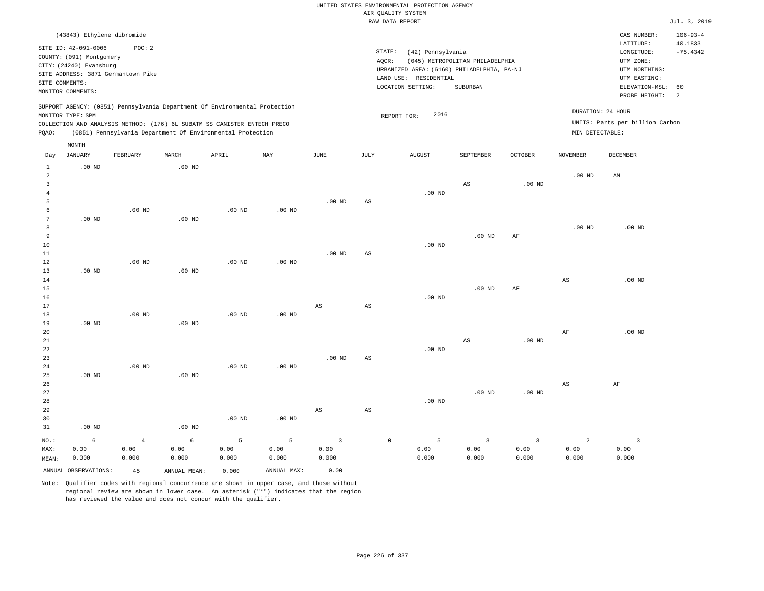UNITED STATES ENVIRONMENTAL PROTECTION AGENCY
AIR QUALITY SYSTEM
RAW DATA REPORT

Jul. 3, 2019

(43843) Ethylene dibromide

SITE ID: 42-091-0006  POC: 2
COUNTY: (091) Montgomery
CITY: (24240) Evansburg
SITE ADDRESS: 3871 Germantown Pike
SITE COMMENTS:
MONITOR COMMENTS:

STATE: (42) Pennsylvania
AQCR: (045) METROPOLITAN PHILADELPHIA
URBANIZED AREA: (6160) PHILADELPHIA, PA-NJ
LAND USE: RESIDENTIAL
LOCATION SETTING: SUBURBAN

CAS NUMBER: 106-93-4
LATITUDE: 40.1833
LONGITUDE: -75.4342
UTM ZONE:
UTM NORTHING:
UTM EASTING:
ELEVATION-MSL: 60
PROBE HEIGHT: 2

SUPPORT AGENCY: (0851) Pennsylvania Department Of Environmental Protection
MONITOR TYPE: SPM
COLLECTION AND ANALYSIS METHOD: (176) 6L SUBATM SS CANISTER ENTECH PRECO
PQAO: (0851) Pennsylvania Department Of Environmental Protection

REPORT FOR: 2016

DURATION: 24 HOUR
UNITS: Parts per billion Carbon
MIN DETECTABLE:

| Day | JANUARY | FEBRUARY | MARCH | APRIL | MAY | JUNE | JULY | AUGUST | SEPTEMBER | OCTOBER | NOVEMBER | DECEMBER |
|---|---|---|---|---|---|---|---|---|---|---|---|---|
| 1 | .00 ND | | .00 ND | | | | | | | | | |
| 2 | | | | | | | | | | | .00 ND | AM |
| 3 | | | | | | | | | AS | .00 ND | | |
| 4 | | | | | | | | .00 ND | | | | |
| 5 | | | | | | .00 ND | AS | | | | | |
| 6 | | .00 ND | | .00 ND | .00 ND | | | | | | | |
| 7 | .00 ND | | .00 ND | | | | | | | | | |
| 8 | | | | | | | | | | | .00 ND | .00 ND |
| 9 | | | | | | | | | .00 ND | AF | | |
| 10 | | | | | | | | .00 ND | | | | |
| 11 | | | | | | .00 ND | AS | | | | | |
| 12 | | .00 ND | | .00 ND | .00 ND | | | | | | | |
| 13 | .00 ND | | .00 ND | | | | | | | | | |
| 14 | | | | | | | | | | | AS | .00 ND |
| 15 | | | | | | | | | .00 ND | AF | | |
| 16 | | | | | | | | .00 ND | | | | |
| 17 | | | | | | AS | AS | | | | | |
| 18 | | .00 ND | | .00 ND | .00 ND | | | | | | | |
| 19 | .00 ND | | .00 ND | | | | | | | | | |
| 20 | | | | | | | | | | | AF | .00 ND |
| 21 | | | | | | | | | AS | .00 ND | | |
| 22 | | | | | | | | .00 ND | | | | |
| 23 | | | | | | .00 ND | AS | | | | | |
| 24 | | .00 ND | | .00 ND | .00 ND | | | | | | | |
| 25 | .00 ND | | .00 ND | | | | | | | | | |
| 26 | | | | | | | | | | | AS | AF |
| 27 | | | | | | | | | .00 ND | .00 ND | | |
| 28 | | | | | | | | .00 ND | | | | |
| 29 | | | | | | AS | AS | | | | | |
| 30 | | | | .00 ND | .00 ND | | | | | | | |
| 31 | .00 ND | | .00 ND | | | | | | | | | |
| NO.: | 6 | 4 | 6 | 5 | 5 | 3 | 0 | 5 | 3 | 3 | 2 | 3 |
| MAX: | 0.00 | 0.00 | 0.00 | 0.00 | 0.00 | 0.00 | | 0.00 | 0.00 | 0.00 | 0.00 | 0.00 |
| MEAN: | 0.000 | 0.000 | 0.000 | 0.000 | 0.000 | 0.000 | | 0.000 | 0.000 | 0.000 | 0.000 | 0.000 |

ANNUAL OBSERVATIONS: 45  ANNUAL MEAN: 0.000  ANNUAL MAX: 0.00

Note: Qualifier codes with regional concurrence are shown in upper case, and those without regional review are shown in lower case. An asterisk ("*") indicates that the region has reviewed the value and does not concur with the qualifier.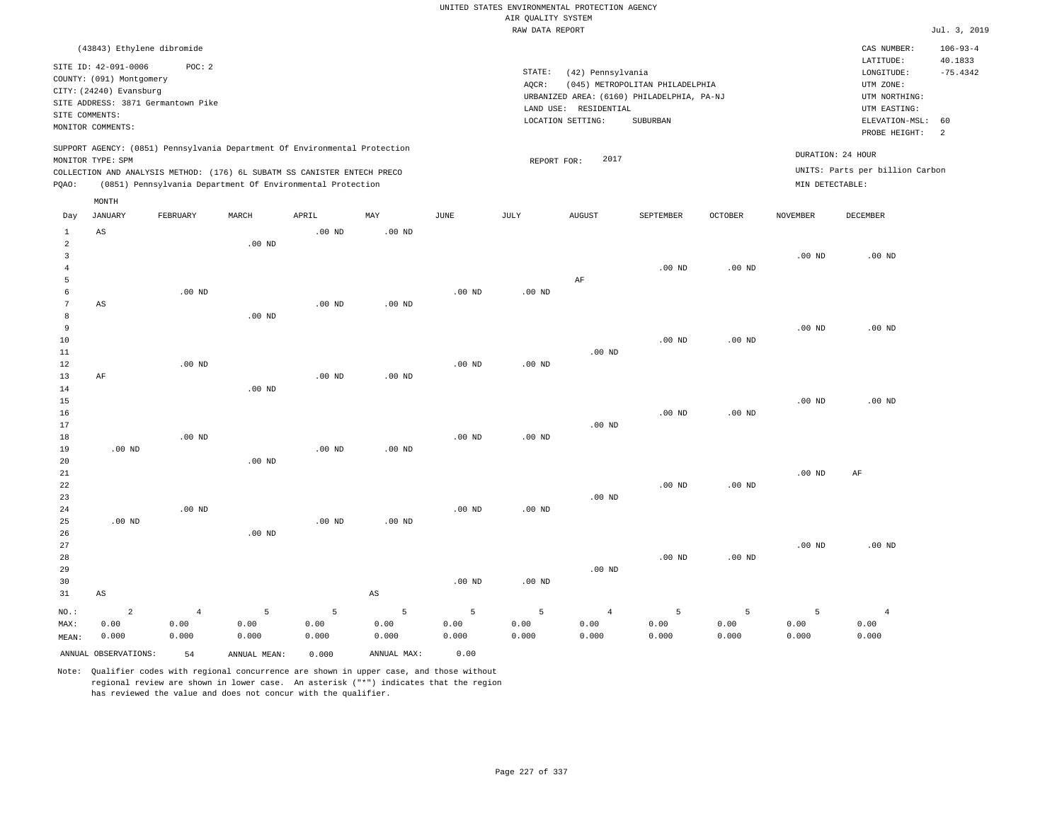UNITED STATES ENVIRONMENTAL PROTECTION AGENCY
AIR QUALITY SYSTEM
RAW DATA REPORT

Jul. 3, 2019

(43843) Ethylene dibromide

SITE ID: 42-091-0006 POC: 2
COUNTY: (091) Montgomery
CITY: (24240) Evansburg
SITE ADDRESS: 3871 Germantown Pike
SITE COMMENTS:
MONITOR COMMENTS:

STATE: (42) Pennsylvania
AQCR: (045) METROPOLITAN PHILADELPHIA
URBANIZED AREA: (6160) PHILADELPHIA, PA-NJ
LAND USE: RESIDENTIAL
LOCATION SETTING: SUBURBAN

CAS NUMBER: 106-93-4
LATITUDE: 40.1833
LONGITUDE: -75.4342
UTM ZONE:
UTM NORTHING:
UTM EASTING:
ELEVATION-MSL: 60
PROBE HEIGHT: 2

SUPPORT AGENCY: (0851) Pennsylvania Department Of Environmental Protection
MONITOR TYPE: SPM
COLLECTION AND ANALYSIS METHOD: (176) 6L SUBATM SS CANISTER ENTECH PRECO
PQAO: (0851) Pennsylvania Department Of Environmental Protection

REPORT FOR: 2017

DURATION: 24 HOUR
UNITS: Parts per billion Carbon
MIN DETECTABLE:

| Day | JANUARY | FEBRUARY | MARCH | APRIL | MAY | JUNE | JULY | AUGUST | SEPTEMBER | OCTOBER | NOVEMBER | DECEMBER |
|---|---|---|---|---|---|---|---|---|---|---|---|---|
| 1 | AS | | | .00 ND | .00 ND | | | | | | | |
| 2 | | | .00 ND | | | | | | | | | |
| 3 | | | | | | | | | | | .00 ND | .00 ND |
| 4 | | | | | | | | | .00 ND | .00 ND | | |
| 5 | | | | | | | | AF | | | | |
| 6 | | .00 ND | | | | .00 ND | .00 ND | | | | | |
| 7 | AS | | | .00 ND | .00 ND | | | | | | | |
| 8 | | | .00 ND | | | | | | | | | |
| 9 | | | | | | | | | | | .00 ND | .00 ND |
| 10 | | | | | | | | | .00 ND | .00 ND | | |
| 11 | | | | | | | | .00 ND | | | | |
| 12 | | .00 ND | | | | .00 ND | .00 ND | | | | | |
| 13 | AF | | | .00 ND | .00 ND | | | | | | | |
| 14 | | | .00 ND | | | | | | | | | |
| 15 | | | | | | | | | | | .00 ND | .00 ND |
| 16 | | | | | | | | | .00 ND | .00 ND | | |
| 17 | | | | | | | | .00 ND | | | | |
| 18 | | .00 ND | | | | .00 ND | .00 ND | | | | | |
| 19 | .00 ND | | | .00 ND | .00 ND | | | | | | | |
| 20 | | | .00 ND | | | | | | | | | |
| 21 | | | | | | | | | | | .00 ND | AF |
| 22 | | | | | | | | | .00 ND | .00 ND | | |
| 23 | | | | | | | | .00 ND | | | | |
| 24 | | .00 ND | | | | .00 ND | .00 ND | | | | | |
| 25 | .00 ND | | | .00 ND | .00 ND | | | | | | | |
| 26 | | | .00 ND | | | | | | | | | |
| 27 | | | | | | | | | | | .00 ND | .00 ND |
| 28 | | | | | | | | | .00 ND | .00 ND | | |
| 29 | | | | | | | | .00 ND | | | | |
| 30 | | | | | | .00 ND | .00 ND | | | | | |
| 31 | AS | | | | AS | | | | | | | |
| NO.: | 2 | 4 | 5 | 5 | 5 | 5 | 5 | 4 | 5 | 5 | 5 | 4 |
| MAX: | 0.00 | 0.00 | 0.00 | 0.00 | 0.00 | 0.00 | 0.00 | 0.00 | 0.00 | 0.00 | 0.00 | 0.00 |
| MEAN: | 0.000 | 0.000 | 0.000 | 0.000 | 0.000 | 0.000 | 0.000 | 0.000 | 0.000 | 0.000 | 0.000 | 0.000 |

ANNUAL OBSERVATIONS: 54 ANNUAL MEAN: 0.000 ANNUAL MAX: 0.00

Note: Qualifier codes with regional concurrence are shown in upper case, and those without regional review are shown in lower case. An asterisk ("*") indicates that the region has reviewed the value and does not concur with the qualifier.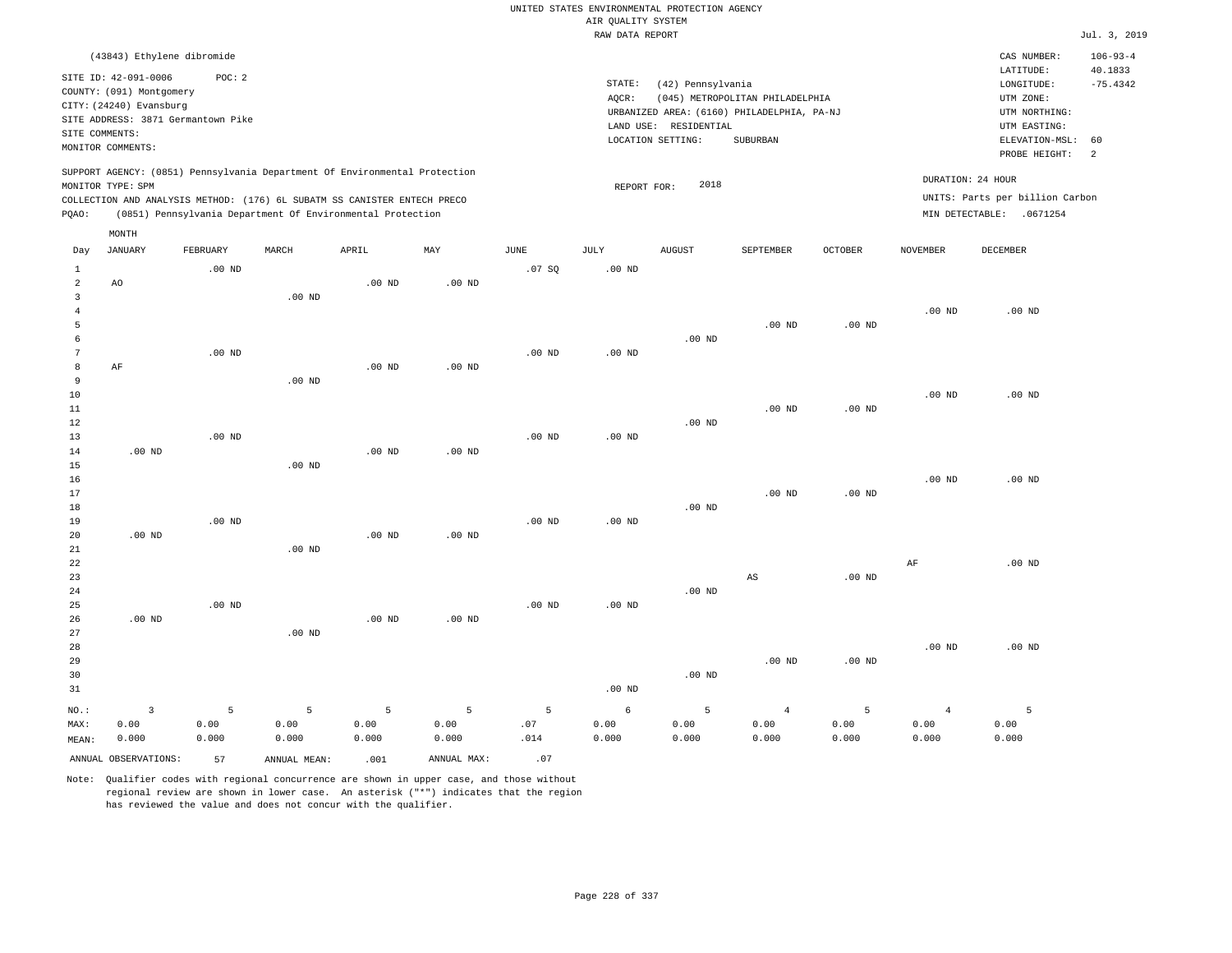UNITED STATES ENVIRONMENTAL PROTECTION AGENCY
AIR QUALITY SYSTEM
RAW DATA REPORT

Jul. 3, 2019

(43843) Ethylene dibromide

SITE ID: 42-091-0006 POC: 2
COUNTY: (091) Montgomery
CITY: (24240) Evansburg
SITE ADDRESS: 3871 Germantown Pike
SITE COMMENTS:
MONITOR COMMENTS:

STATE: (42) Pennsylvania
AQCR: (045) METROPOLITAN PHILADELPHIA
URBANIZED AREA: (6160) PHILADELPHIA, PA-NJ
LAND USE: RESIDENTIAL
LOCATION SETTING: SUBURBAN

CAS NUMBER: 106-93-4
LATITUDE: 40.1833
LONGITUDE: -75.4342
UTM ZONE:
UTM NORTHING:
UTM EASTING:
ELEVATION-MSL: 60
PROBE HEIGHT: 2

SUPPORT AGENCY: (0851) Pennsylvania Department Of Environmental Protection
MONITOR TYPE: SPM
COLLECTION AND ANALYSIS METHOD: (176) 6L SUBATM SS CANISTER ENTECH PRECO
PQAO: (0851) Pennsylvania Department Of Environmental Protection

REPORT FOR: 2018

DURATION: 24 HOUR
UNITS: Parts per billion Carbon
MIN DETECTABLE: .0671254

| Day | JANUARY | FEBRUARY | MARCH | APRIL | MAY | JUNE | JULY | AUGUST | SEPTEMBER | OCTOBER | NOVEMBER | DECEMBER |
|---|---|---|---|---|---|---|---|---|---|---|---|---|
| 1 | | .00 ND | | | | .07 SQ | .00 ND | | | | | |
| 2 | AO | | | .00 ND | .00 ND | | | | | | | |
| 3 | | | .00 ND | | | | | | | | | |
| 4 | | | | | | | | | | | .00 ND | .00 ND |
| 5 | | | | | | | | | .00 ND | .00 ND | | |
| 6 | | | | | | | | .00 ND | | | | |
| 7 | | .00 ND | | | | .00 ND | .00 ND | | | | | |
| 8 | AF | | | .00 ND | .00 ND | | | | | | | |
| 9 | | | .00 ND | | | | | | | | | |
| 10 | | | | | | | | | | | .00 ND | .00 ND |
| 11 | | | | | | | | | .00 ND | .00 ND | | |
| 12 | | | | | | | | .00 ND | | | | |
| 13 | | .00 ND | | | | .00 ND | .00 ND | | | | | |
| 14 | .00 ND | | | .00 ND | .00 ND | | | | | | | |
| 15 | | | .00 ND | | | | | | | | | |
| 16 | | | | | | | | | | | .00 ND | .00 ND |
| 17 | | | | | | | | | .00 ND | .00 ND | | |
| 18 | | | | | | | | .00 ND | | | | |
| 19 | | .00 ND | | | | .00 ND | .00 ND | | | | | |
| 20 | .00 ND | | | .00 ND | .00 ND | | | | | | | |
| 21 | | | .00 ND | | | | | | | | | |
| 22 | | | | | | | | | | | AF | .00 ND |
| 23 | | | | | | | | | AS | .00 ND | | |
| 24 | | | | | | | | .00 ND | | | | |
| 25 | | .00 ND | | | | .00 ND | .00 ND | | | | | |
| 26 | .00 ND | | | .00 ND | .00 ND | | | | | | | |
| 27 | | | .00 ND | | | | | | | | | |
| 28 | | | | | | | | | | | .00 ND | .00 ND |
| 29 | | | | | | | | | .00 ND | .00 ND | | |
| 30 | | | | | | | | .00 ND | | | | |
| 31 | | | | | | | .00 ND | | | | | |
| NO.: | 3 | 5 | 5 | 5 | 5 | 5 | 6 | 5 | 4 | 5 | 4 | 5 |
| MAX: | 0.00 | 0.00 | 0.00 | 0.00 | 0.00 | .07 | 0.00 | 0.00 | 0.00 | 0.00 | 0.00 | 0.00 |
| MEAN: | 0.000 | 0.000 | 0.000 | 0.000 | 0.000 | .014 | 0.000 | 0.000 | 0.000 | 0.000 | 0.000 | 0.000 |

ANNUAL OBSERVATIONS: 57 ANNUAL MEAN: .001 ANNUAL MAX: .07

Note: Qualifier codes with regional concurrence are shown in upper case, and those without regional review are shown in lower case. An asterisk ("*") indicates that the region has reviewed the value and does not concur with the qualifier.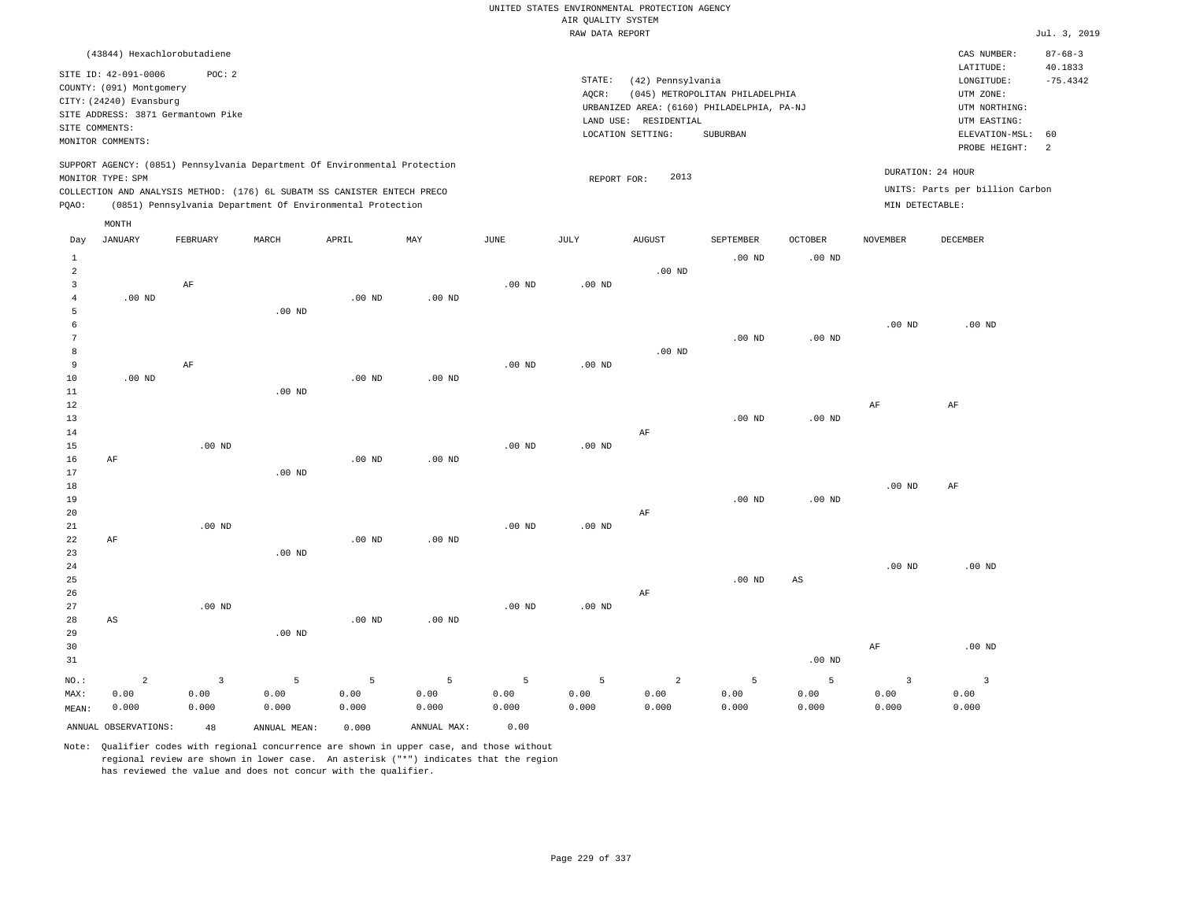UNITED STATES ENVIRONMENTAL PROTECTION AGENCY
AIR QUALITY SYSTEM
RAW DATA REPORT

Jul. 3, 2019

(43844) Hexachlorobutadiene

SITE ID: 42-091-0006 POC: 2
COUNTY: (091) Montgomery
CITY: (24240) Evansburg
SITE ADDRESS: 3871 Germantown Pike
SITE COMMENTS:
MONITOR COMMENTS:

STATE: (42) Pennsylvania
AQCR: (045) METROPOLITAN PHILADELPHIA
URBANIZED AREA: (6160) PHILADELPHIA, PA-NJ
LAND USE: RESIDENTIAL
LOCATION SETTING: SUBURBAN

CAS NUMBER: 87-68-3
LATITUDE: 40.1833
LONGITUDE: -75.4342
UTM ZONE:
UTM NORTHING:
UTM EASTING:
ELEVATION-MSL: 60
PROBE HEIGHT: 2

SUPPORT AGENCY: (0851) Pennsylvania Department Of Environmental Protection
MONITOR TYPE: SPM
COLLECTION AND ANALYSIS METHOD: (176) 6L SUBATM SS CANISTER ENTECH PRECO
PQAO: (0851) Pennsylvania Department Of Environmental Protection

REPORT FOR: 2013

DURATION: 24 HOUR
UNITS: Parts per billion Carbon
MIN DETECTABLE:

| Day | JANUARY | FEBRUARY | MARCH | APRIL | MAY | JUNE | JULY | AUGUST | SEPTEMBER | OCTOBER | NOVEMBER | DECEMBER |
|---|---|---|---|---|---|---|---|---|---|---|---|---|
| 1 | | | | | | | | | .00 ND | .00 ND | | |
| 2 | | | | | | | | .00 ND | | | | |
| 3 | | AF | | | | .00 ND | .00 ND | | | | | |
| 4 | .00 ND | | | .00 ND | .00 ND | | | | | | | |
| 5 | | | .00 ND | | | | | | | | | |
| 6 | | | | | | | | | | | .00 ND | .00 ND |
| 7 | | | | | | | | | .00 ND | .00 ND | | |
| 8 | | | | | | | | .00 ND | | | | |
| 9 | | AF | | | | .00 ND | .00 ND | | | | | |
| 10 | .00 ND | | | .00 ND | .00 ND | | | | | | | |
| 11 | | | .00 ND | | | | | | | | | |
| 12 | | | | | | | | | | | AF | AF |
| 13 | | | | | | | | | .00 ND | .00 ND | | |
| 14 | | | | | | | | AF | | | | |
| 15 | | .00 ND | | | | .00 ND | .00 ND | | | | | |
| 16 | AF | | | .00 ND | .00 ND | | | | | | | |
| 17 | | | .00 ND | | | | | | | | | |
| 18 | | | | | | | | | | | .00 ND | AF |
| 19 | | | | | | | | | .00 ND | .00 ND | | |
| 20 | | | | | | | | AF | | | | |
| 21 | | .00 ND | | | | .00 ND | .00 ND | | | | | |
| 22 | AF | | | .00 ND | .00 ND | | | | | | | |
| 23 | | | .00 ND | | | | | | | | | |
| 24 | | | | | | | | | | | .00 ND | .00 ND |
| 25 | | | | | | | | | .00 ND | AS | | |
| 26 | | | | | | | | AF | | | | |
| 27 | | .00 ND | | | | .00 ND | .00 ND | | | | | |
| 28 | AS | | | .00 ND | .00 ND | | | | | | | |
| 29 | | | .00 ND | | | | | | | | | |
| 30 | | | | | | | | | | | AF | .00 ND |
| 31 | | | | | | | | | | .00 ND | | |
| NO.: | 2 | 3 | 5 | 5 | 5 | 5 | 5 | 2 | 5 | 5 | 3 | 3 |
| MAX: | 0.00 | 0.00 | 0.00 | 0.00 | 0.00 | 0.00 | 0.00 | 0.00 | 0.00 | 0.00 | 0.00 | 0.00 |
| MEAN: | 0.000 | 0.000 | 0.000 | 0.000 | 0.000 | 0.000 | 0.000 | 0.000 | 0.000 | 0.000 | 0.000 | 0.000 |

ANNUAL OBSERVATIONS: 48 ANNUAL MEAN: 0.000 ANNUAL MAX: 0.00

Note: Qualifier codes with regional concurrence are shown in upper case, and those without regional review are shown in lower case. An asterisk ("*") indicates that the region has reviewed the value and does not concur with the qualifier.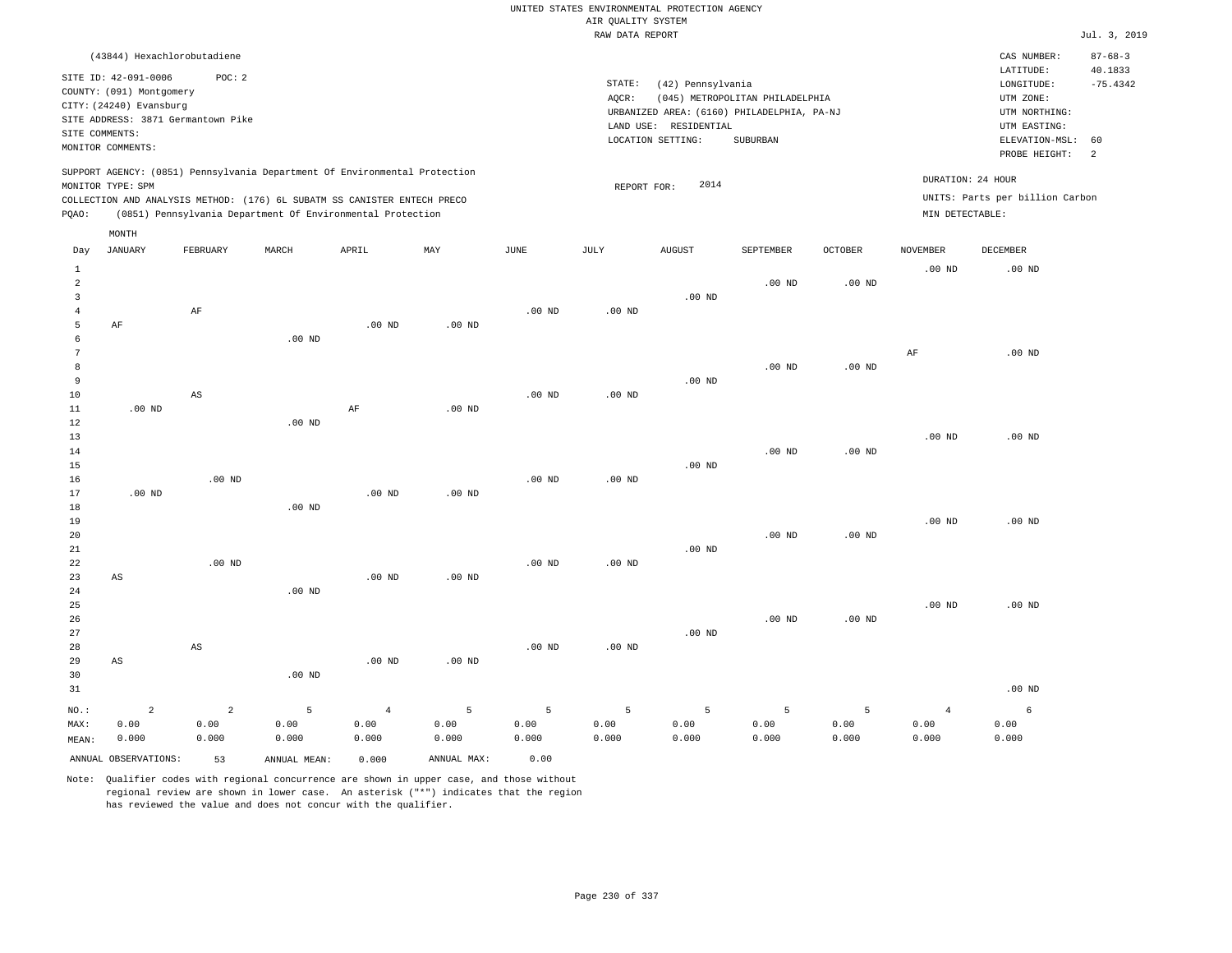UNITED STATES ENVIRONMENTAL PROTECTION AGENCY
AIR QUALITY SYSTEM
RAW DATA REPORT

Jul. 3, 2019

(43844) Hexachlorobutadiene

SITE ID: 42-091-0006 POC: 2
COUNTY: (091) Montgomery
CITY: (24240) Evansburg
SITE ADDRESS: 3871 Germantown Pike
SITE COMMENTS:
MONITOR COMMENTS:

STATE: (42) Pennsylvania
AQCR: (045) METROPOLITAN PHILADELPHIA
URBANIZED AREA: (6160) PHILADELPHIA, PA-NJ
LAND USE: RESIDENTIAL
LOCATION SETTING: SUBURBAN

CAS NUMBER: 87-68-3
LATITUDE: 40.1833
LONGITUDE: -75.4342
UTM ZONE:
UTM NORTHING:
UTM EASTING:
ELEVATION-MSL: 60
PROBE HEIGHT: 2

SUPPORT AGENCY: (0851) Pennsylvania Department Of Environmental Protection
MONITOR TYPE: SPM
COLLECTION AND ANALYSIS METHOD: (176) 6L SUBATM SS CANISTER ENTECH PRECO
PQAO: (0851) Pennsylvania Department Of Environmental Protection

REPORT FOR: 2014

DURATION: 24 HOUR
UNITS: Parts per billion Carbon
MIN DETECTABLE:

| Day | JANUARY | FEBRUARY | MARCH | APRIL | MAY | JUNE | JULY | AUGUST | SEPTEMBER | OCTOBER | NOVEMBER | DECEMBER |
|---|---|---|---|---|---|---|---|---|---|---|---|---|
| 1 | | | | | | | | | | | .00 ND | .00 ND |
| 2 | | | | | | | | | .00 ND | .00 ND | | |
| 3 | | | | | | | | .00 ND | | | | |
| 4 | | AF | | | | .00 ND | .00 ND | | | | | |
| 5 | AF | | | .00 ND | .00 ND | | | | | | | |
| 6 | | | .00 ND | | | | | | | | | |
| 7 | | | | | | | | | | | AF | .00 ND |
| 8 | | | | | | | | | .00 ND | .00 ND | | |
| 9 | | | | | | | | .00 ND | | | | |
| 10 | | AS | | | | .00 ND | .00 ND | | | | | |
| 11 | .00 ND | | | AF | .00 ND | | | | | | | |
| 12 | | | .00 ND | | | | | | | | | |
| 13 | | | | | | | | | | | .00 ND | .00 ND |
| 14 | | | | | | | | | .00 ND | .00 ND | | |
| 15 | | | | | | | | .00 ND | | | | |
| 16 | | .00 ND | | | | .00 ND | .00 ND | | | | | |
| 17 | .00 ND | | | .00 ND | .00 ND | | | | | | | |
| 18 | | | .00 ND | | | | | | | | | |
| 19 | | | | | | | | | | | .00 ND | .00 ND |
| 20 | | | | | | | | | .00 ND | .00 ND | | |
| 21 | | | | | | | | .00 ND | | | | |
| 22 | | .00 ND | | | | .00 ND | .00 ND | | | | | |
| 23 | AS | | | .00 ND | .00 ND | | | | | | | |
| 24 | | | .00 ND | | | | | | | | | |
| 25 | | | | | | | | | | | .00 ND | .00 ND |
| 26 | | | | | | | | | .00 ND | .00 ND | | |
| 27 | | | | | | | | .00 ND | | | | |
| 28 | | AS | | | | .00 ND | .00 ND | | | | | |
| 29 | AS | | | .00 ND | .00 ND | | | | | | | |
| 30 | | | .00 ND | | | | | | | | | |
| 31 | | | | | | | | | | | | .00 ND |
| NO.: | 2 | 2 | 5 | 4 | 5 | 5 | 5 | 5 | 5 | 5 | 4 | 6 |
| MAX: | 0.00 | 0.00 | 0.00 | 0.00 | 0.00 | 0.00 | 0.00 | 0.00 | 0.00 | 0.00 | 0.00 | 0.00 |
| MEAN: | 0.000 | 0.000 | 0.000 | 0.000 | 0.000 | 0.000 | 0.000 | 0.000 | 0.000 | 0.000 | 0.000 | 0.000 |

ANNUAL OBSERVATIONS: 53 ANNUAL MEAN: 0.000 ANNUAL MAX: 0.00

Note: Qualifier codes with regional concurrence are shown in upper case, and those without regional review are shown in lower case. An asterisk ("*") indicates that the region has reviewed the value and does not concur with the qualifier.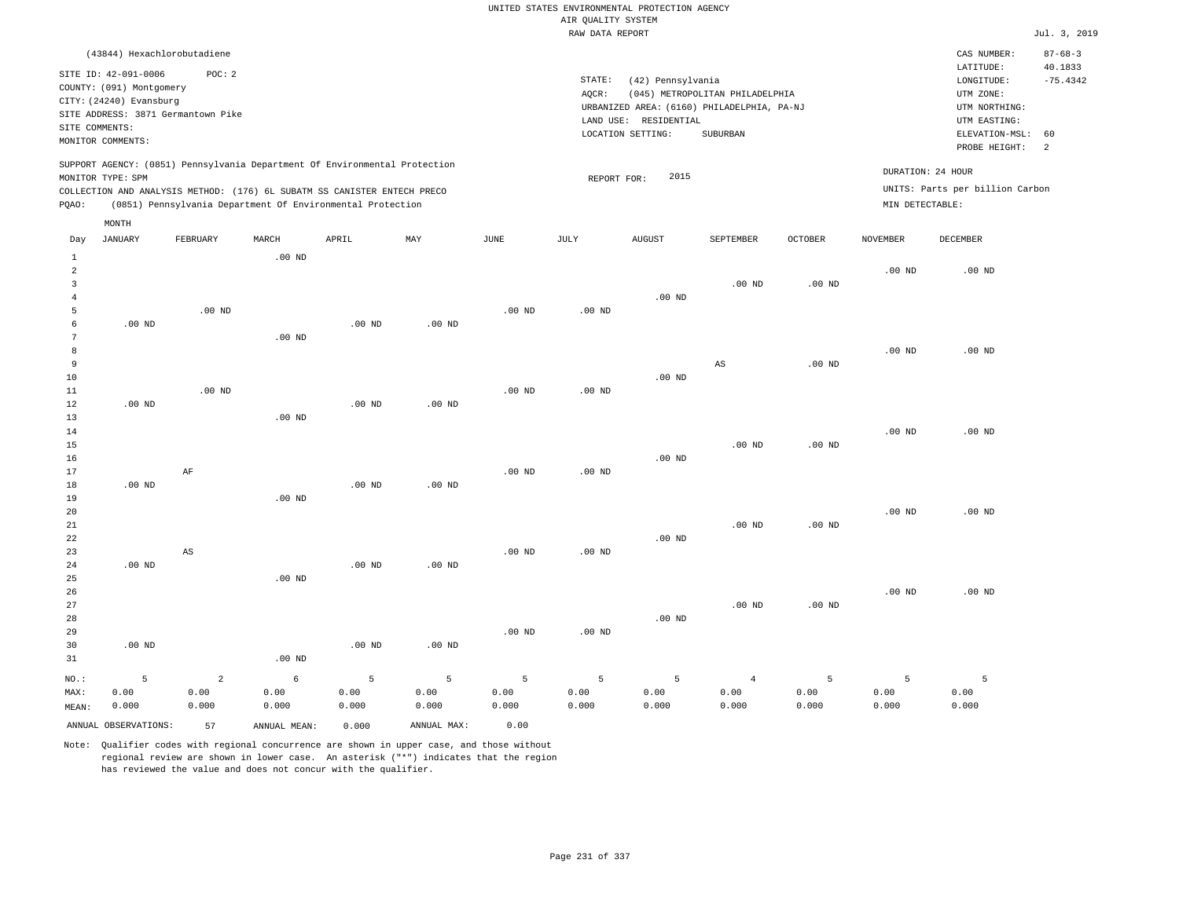UNITED STATES ENVIRONMENTAL PROTECTION AGENCY
AIR QUALITY SYSTEM
RAW DATA REPORT

Jul. 3, 2019

(43844) Hexachlorobutadiene

SITE ID: 42-091-0006    POC: 2
COUNTY: (091) Montgomery
CITY: (24240) Evansburg
SITE ADDRESS: 3871 Germantown Pike
SITE COMMENTS:
MONITOR COMMENTS:

STATE: (42) Pennsylvania
AQCR: (045) METROPOLITAN PHILADELPHIA
URBANIZED AREA: (6160) PHILADELPHIA, PA-NJ
LAND USE: RESIDENTIAL
LOCATION SETTING: SUBURBAN

CAS NUMBER: 87-68-3
LATITUDE: 40.1833
LONGITUDE: -75.4342
UTM ZONE:
UTM NORTHING:
UTM EASTING:
ELEVATION-MSL: 60
PROBE HEIGHT: 2

SUPPORT AGENCY: (0851) Pennsylvania Department Of Environmental Protection
MONITOR TYPE: SPM
COLLECTION AND ANALYSIS METHOD: (176) 6L SUBATM SS CANISTER ENTECH PRECO
PQAO: (0851) Pennsylvania Department Of Environmental Protection

REPORT FOR: 2015

DURATION: 24 HOUR
UNITS: Parts per billion Carbon
MIN DETECTABLE:

| Day | JANUARY | FEBRUARY | MARCH | APRIL | MAY | JUNE | JULY | AUGUST | SEPTEMBER | OCTOBER | NOVEMBER | DECEMBER |
|---|---|---|---|---|---|---|---|---|---|---|---|---|
| 1 | | | .00 ND | | | | | | | | | |
| 2 | | | | | | | | | | | .00 ND | .00 ND |
| 3 | | | | | | | | | .00 ND | .00 ND | | |
| 4 | | | | | | | | .00 ND | | | | |
| 5 | | .00 ND | | | | .00 ND | .00 ND | | | | | |
| 6 | .00 ND | | | .00 ND | .00 ND | | | | | | | |
| 7 | | | .00 ND | | | | | | | | | |
| 8 | | | | | | | | | | | .00 ND | .00 ND |
| 9 | | | | | | | | | AS | .00 ND | | |
| 10 | | | | | | | | .00 ND | | | | |
| 11 | | .00 ND | | | | .00 ND | .00 ND | | | | | |
| 12 | .00 ND | | | .00 ND | .00 ND | | | | | | | |
| 13 | | | .00 ND | | | | | | | | | |
| 14 | | | | | | | | | | | .00 ND | .00 ND |
| 15 | | | | | | | | | .00 ND | .00 ND | | |
| 16 | | | | | | | | .00 ND | | | | |
| 17 | | AF | | | | .00 ND | .00 ND | | | | | |
| 18 | .00 ND | | | .00 ND | .00 ND | | | | | | | |
| 19 | | | .00 ND | | | | | | | | | |
| 20 | | | | | | | | | | | .00 ND | .00 ND |
| 21 | | | | | | | | | .00 ND | .00 ND | | |
| 22 | | | | | | | | .00 ND | | | | |
| 23 | | AS | | | | .00 ND | .00 ND | | | | | |
| 24 | .00 ND | | | .00 ND | .00 ND | | | | | | | |
| 25 | | | .00 ND | | | | | | | | | |
| 26 | | | | | | | | | | | .00 ND | .00 ND |
| 27 | | | | | | | | | .00 ND | .00 ND | | |
| 28 | | | | | | | | .00 ND | | | | |
| 29 | | | | | | .00 ND | .00 ND | | | | | |
| 30 | .00 ND | | | .00 ND | .00 ND | | | | | | | |
| 31 | | | .00 ND | | | | | | | | | |
| NO.: | 5 | 2 | 6 | 5 | 5 | 5 | 5 | 5 | 4 | 5 | 5 | 5 |
| MAX: | 0.00 | 0.00 | 0.00 | 0.00 | 0.00 | 0.00 | 0.00 | 0.00 | 0.00 | 0.00 | 0.00 | 0.00 |
| MEAN: | 0.000 | 0.000 | 0.000 | 0.000 | 0.000 | 0.000 | 0.000 | 0.000 | 0.000 | 0.000 | 0.000 | 0.000 |

ANNUAL OBSERVATIONS: 57    ANNUAL MEAN: 0.000    ANNUAL MAX: 0.00

Note: Qualifier codes with regional concurrence are shown in upper case, and those without regional review are shown in lower case. An asterisk ("*") indicates that the region has reviewed the value and does not concur with the qualifier.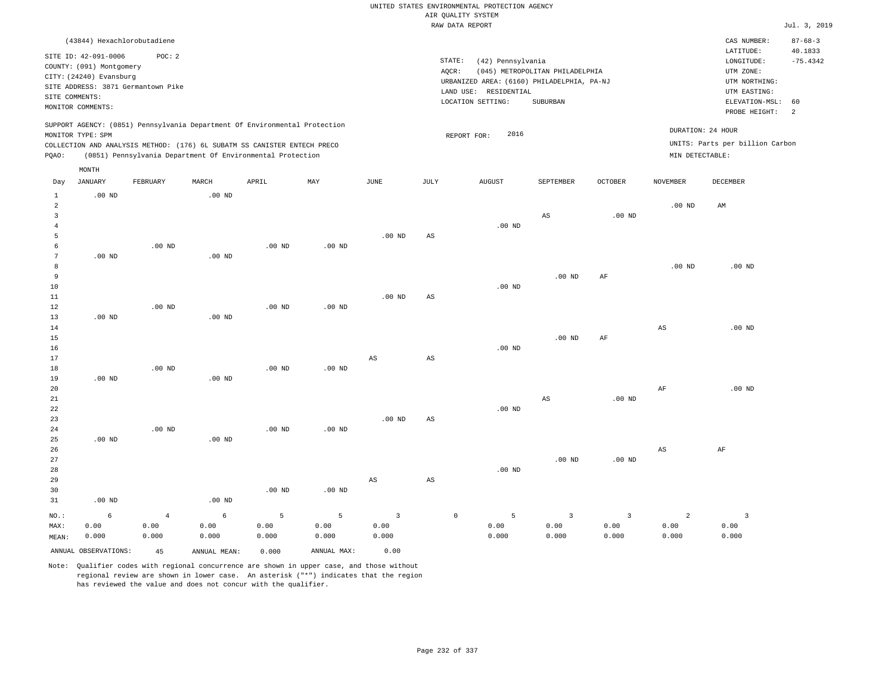UNITED STATES ENVIRONMENTAL PROTECTION AGENCY
AIR QUALITY SYSTEM
RAW DATA REPORT

Jul. 3, 2019

(43844) Hexachlorobutadiene

SITE ID: 42-091-0006 POC: 2
COUNTY: (091) Montgomery
CITY: (24240) Evansburg
SITE ADDRESS: 3871 Germantown Pike
SITE COMMENTS:
MONITOR COMMENTS:

STATE: (42) Pennsylvania
AQCR: (045) METROPOLITAN PHILADELPHIA
URBANIZED AREA: (6160) PHILADELPHIA, PA-NJ
LAND USE: RESIDENTIAL
LOCATION SETTING: SUBURBAN

CAS NUMBER: 87-68-3
LATITUDE: 40.1833
LONGITUDE: -75.4342
UTM ZONE:
UTM NORTHING:
UTM EASTING:
ELEVATION-MSL: 60
PROBE HEIGHT: 2

SUPPORT AGENCY: (0851) Pennsylvania Department Of Environmental Protection
MONITOR TYPE: SPM
COLLECTION AND ANALYSIS METHOD: (176) 6L SUBATM SS CANISTER ENTECH PRECO
PQAO: (0851) Pennsylvania Department Of Environmental Protection

REPORT FOR: 2016

DURATION: 24 HOUR
UNITS: Parts per billion Carbon
MIN DETECTABLE:

| Day | JANUARY | FEBRUARY | MARCH | APRIL | MAY | JUNE | JULY | AUGUST | SEPTEMBER | OCTOBER | NOVEMBER | DECEMBER |
|---|---|---|---|---|---|---|---|---|---|---|---|---|
| 1 | .00 ND | | .00 ND | | | | | | | | | |
| 2 | | | | | | | | | | | .00 ND | AM |
| 3 | | | | | | | | | AS | .00 ND | | |
| 4 | | | | | | | | .00 ND | | | | |
| 5 | | | | | | .00 ND | AS | | | | | |
| 6 | | .00 ND | | .00 ND | .00 ND | | | | | | | |
| 7 | .00 ND | | .00 ND | | | | | | | | | |
| 8 | | | | | | | | | | | .00 ND | .00 ND |
| 9 | | | | | | | | | .00 ND | AF | | |
| 10 | | | | | | | | .00 ND | | | | |
| 11 | | | | | | .00 ND | AS | | | | | |
| 12 | | .00 ND | | .00 ND | .00 ND | | | | | | | |
| 13 | .00 ND | | .00 ND | | | | | | | | | |
| 14 | | | | | | | | | | | AS | .00 ND |
| 15 | | | | | | | | | .00 ND | AF | | |
| 16 | | | | | | | | .00 ND | | | | |
| 17 | | | | | | AS | AS | | | | | |
| 18 | | .00 ND | | .00 ND | .00 ND | | | | | | | |
| 19 | .00 ND | | .00 ND | | | | | | | | | |
| 20 | | | | | | | | | | | AF | .00 ND |
| 21 | | | | | | | | | AS | .00 ND | | |
| 22 | | | | | | | | .00 ND | | | | |
| 23 | | | | | | .00 ND | AS | | | | | |
| 24 | | .00 ND | | .00 ND | .00 ND | | | | | | | |
| 25 | .00 ND | | .00 ND | | | | | | | | | |
| 26 | | | | | | | | | | | AS | AF |
| 27 | | | | | | | | | .00 ND | .00 ND | | |
| 28 | | | | | | | | .00 ND | | | | |
| 29 | | | | | | AS | AS | | | | | |
| 30 | | | | .00 ND | .00 ND | | | | | | | |
| 31 | .00 ND | | .00 ND | | | | | | | | | |
| NO.: | 6 | 4 | 6 | 5 | 5 | 3 | 0 | 5 | 3 | 3 | 2 | 3 |
| MAX: | 0.00 | 0.00 | 0.00 | 0.00 | 0.00 | 0.00 | | 0.00 | 0.00 | 0.00 | 0.00 | 0.00 |
| MEAN: | 0.000 | 0.000 | 0.000 | 0.000 | 0.000 | 0.000 | | 0.000 | 0.000 | 0.000 | 0.000 | 0.000 |

ANNUAL OBSERVATIONS: 45 ANNUAL MEAN: 0.000 ANNUAL MAX: 0.00

Note: Qualifier codes with regional concurrence are shown in upper case, and those without regional review are shown in lower case. An asterisk ("*") indicates that the region has reviewed the value and does not concur with the qualifier.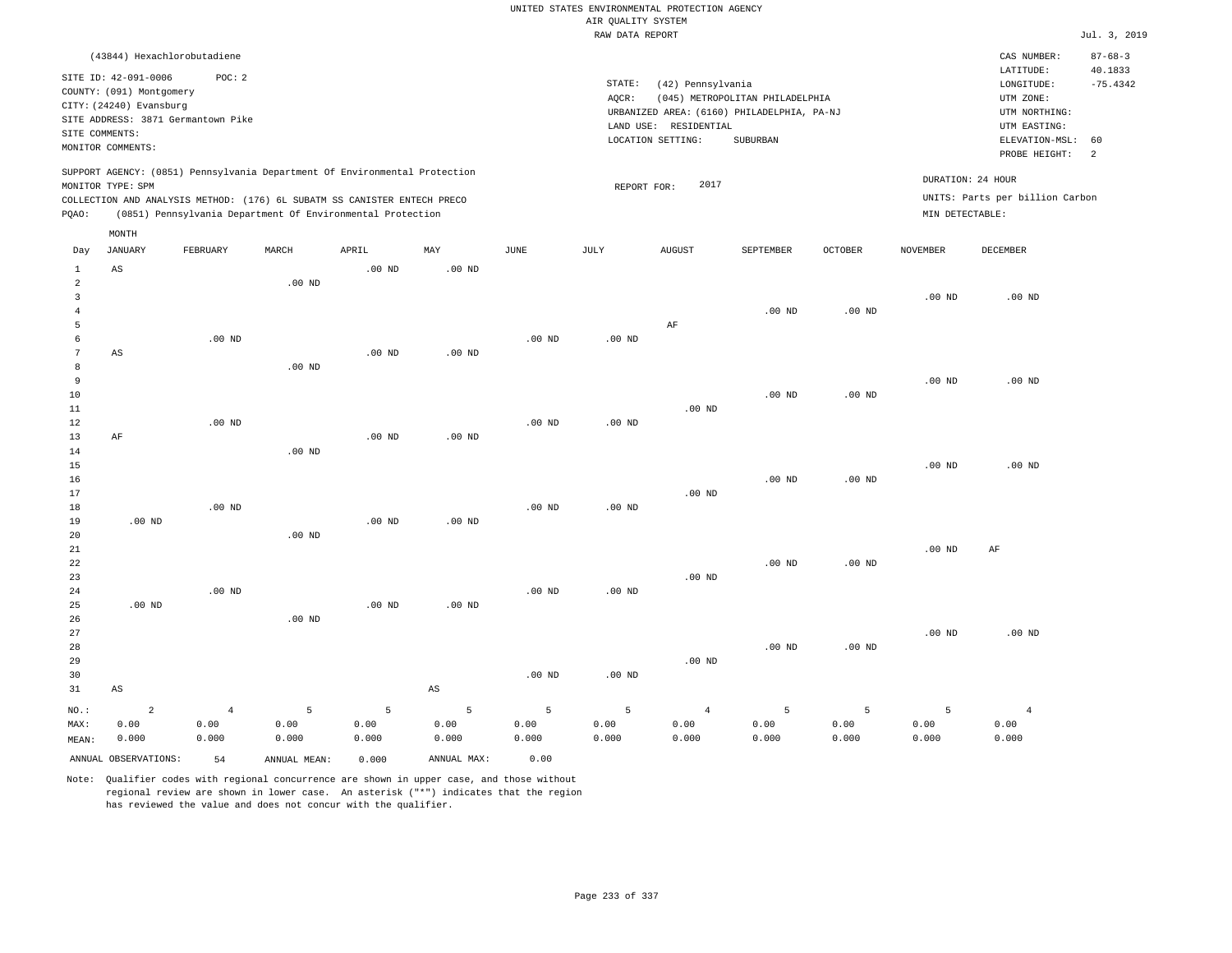UNITED STATES ENVIRONMENTAL PROTECTION AGENCY
AIR QUALITY SYSTEM
RAW DATA REPORT

Jul. 3, 2019

(43844) Hexachlorobutadiene

SITE ID: 42-091-0006 POC: 2
COUNTY: (091) Montgomery
CITY: (24240) Evansburg
SITE ADDRESS: 3871 Germantown Pike
SITE COMMENTS:
MONITOR COMMENTS:

STATE: (42) Pennsylvania
AQCR: (045) METROPOLITAN PHILADELPHIA
URBANIZED AREA: (6160) PHILADELPHIA, PA-NJ
LAND USE: RESIDENTIAL
LOCATION SETTING: SUBURBAN

CAS NUMBER: 87-68-3
LATITUDE: 40.1833
LONGITUDE: -75.4342
UTM ZONE:
UTM NORTHING:
UTM EASTING:
ELEVATION-MSL: 60
PROBE HEIGHT: 2

SUPPORT AGENCY: (0851) Pennsylvania Department Of Environmental Protection
MONITOR TYPE: SPM
COLLECTION AND ANALYSIS METHOD: (176) 6L SUBATM SS CANISTER ENTECH PRECO
PQAO: (0851) Pennsylvania Department Of Environmental Protection

REPORT FOR: 2017

DURATION: 24 HOUR
UNITS: Parts per billion Carbon
MIN DETECTABLE:

| Day | JANUARY | FEBRUARY | MARCH | APRIL | MAY | JUNE | JULY | AUGUST | SEPTEMBER | OCTOBER | NOVEMBER | DECEMBER |
|---|---|---|---|---|---|---|---|---|---|---|---|---|
| 1 | AS | | | .00 ND | .00 ND | | | | | | | |
| 2 | | | .00 ND | | | | | | | | | |
| 3 | | | | | | | | | | | .00 ND | .00 ND |
| 4 | | | | | | | | | .00 ND | .00 ND | | |
| 5 | | | | | | | | AF | | | | |
| 6 | | .00 ND | | | | .00 ND | .00 ND | | | | | |
| 7 | AS | | | .00 ND | .00 ND | | | | | | | |
| 8 | | | .00 ND | | | | | | | | | |
| 9 | | | | | | | | | | | .00 ND | .00 ND |
| 10 | | | | | | | | | .00 ND | .00 ND | | |
| 11 | | | | | | | | .00 ND | | | | |
| 12 | | .00 ND | | | | .00 ND | .00 ND | | | | | |
| 13 | AF | | | .00 ND | .00 ND | | | | | | | |
| 14 | | | .00 ND | | | | | | | | | |
| 15 | | | | | | | | | | | .00 ND | .00 ND |
| 16 | | | | | | | | | .00 ND | .00 ND | | |
| 17 | | | | | | | | .00 ND | | | | |
| 18 | | .00 ND | | | | .00 ND | .00 ND | | | | | |
| 19 | .00 ND | | | .00 ND | .00 ND | | | | | | | |
| 20 | | | .00 ND | | | | | | | | | |
| 21 | | | | | | | | | | | .00 ND | AF |
| 22 | | | | | | | | | .00 ND | .00 ND | | |
| 23 | | | | | | | | .00 ND | | | | |
| 24 | | .00 ND | | | | .00 ND | .00 ND | | | | | |
| 25 | .00 ND | | | .00 ND | .00 ND | | | | | | | |
| 26 | | | .00 ND | | | | | | | | | |
| 27 | | | | | | | | | | | .00 ND | .00 ND |
| 28 | | | | | | | | | .00 ND | .00 ND | | |
| 29 | | | | | | | | .00 ND | | | | |
| 30 | | | | | | .00 ND | .00 ND | | | | | |
| 31 | AS | | | | AS | | | | | | | |
| NO.: | 2 | 4 | 5 | 5 | 5 | 5 | 5 | 4 | 5 | 5 | 5 | 4 |
| MAX: | 0.00 | 0.00 | 0.00 | 0.00 | 0.00 | 0.00 | 0.00 | 0.00 | 0.00 | 0.00 | 0.00 | 0.00 |
| MEAN: | 0.000 | 0.000 | 0.000 | 0.000 | 0.000 | 0.000 | 0.000 | 0.000 | 0.000 | 0.000 | 0.000 | 0.000 |

ANNUAL OBSERVATIONS: 54 ANNUAL MEAN: 0.000 ANNUAL MAX: 0.00

Note: Qualifier codes with regional concurrence are shown in upper case, and those without regional review are shown in lower case. An asterisk ("*") indicates that the region has reviewed the value and does not concur with the qualifier.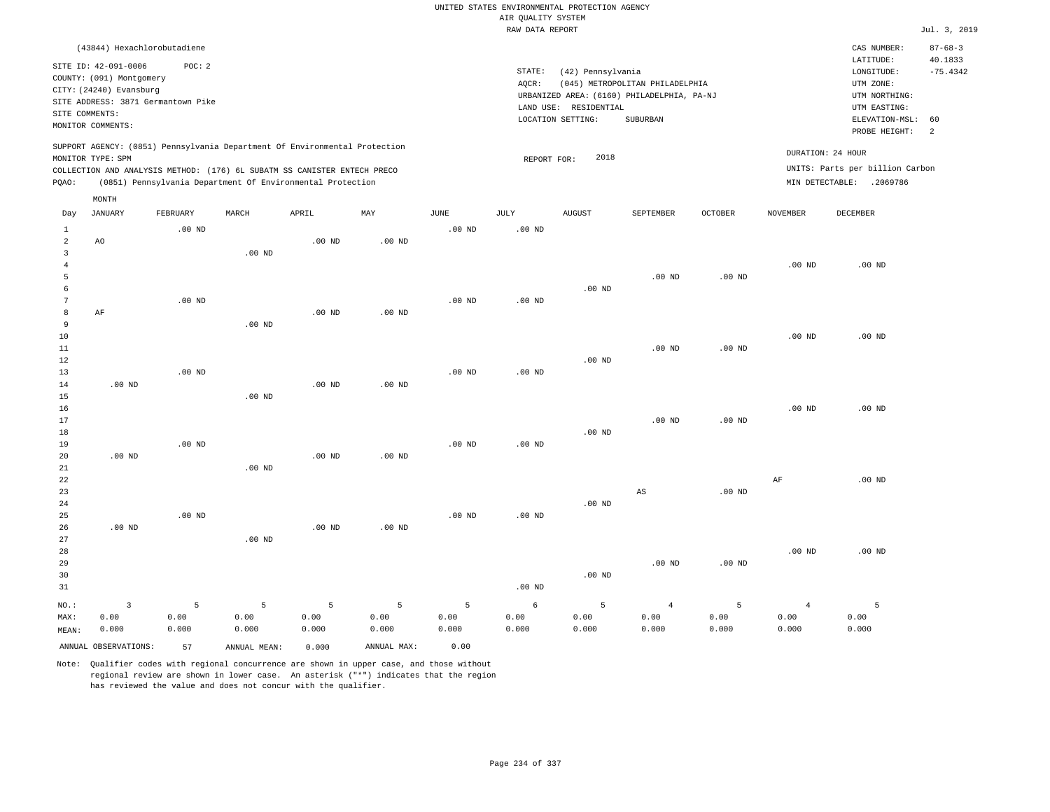UNITED STATES ENVIRONMENTAL PROTECTION AGENCY
AIR QUALITY SYSTEM
RAW DATA REPORT

Jul. 3, 2019

(43844) Hexachlorobutadiene

SITE ID: 42-091-0006 POC: 2
COUNTY: (091) Montgomery
CITY: (24240) Evansburg
SITE ADDRESS: 3871 Germantown Pike
SITE COMMENTS:
MONITOR COMMENTS:

STATE: (42) Pennsylvania
AQCR: (045) METROPOLITAN PHILADELPHIA
URBANIZED AREA: (6160) PHILADELPHIA, PA-NJ
LAND USE: RESIDENTIAL
LOCATION SETTING: SUBURBAN

CAS NUMBER: 87-68-3
LATITUDE: 40.1833
LONGITUDE: -75.4342
UTM ZONE:
UTM NORTHING:
UTM EASTING:
ELEVATION-MSL: 60
PROBE HEIGHT: 2

SUPPORT AGENCY: (0851) Pennsylvania Department Of Environmental Protection
MONITOR TYPE: SPM
COLLECTION AND ANALYSIS METHOD: (176) 6L SUBATM SS CANISTER ENTECH PRECO
PQAO: (0851) Pennsylvania Department Of Environmental Protection

REPORT FOR: 2018

DURATION: 24 HOUR
UNITS: Parts per billion Carbon
MIN DETECTABLE: .2069786

| Day | JANUARY | FEBRUARY | MARCH | APRIL | MAY | JUNE | JULY | AUGUST | SEPTEMBER | OCTOBER | NOVEMBER | DECEMBER |
|---|---|---|---|---|---|---|---|---|---|---|---|---|
| 1 | | .00 ND | | | | .00 ND | .00 ND | | | | | |
| 2 | AO | | | .00 ND | .00 ND | | | | | | | |
| 3 | | | .00 ND | | | | | | | | | |
| 4 | | | | | | | | | | | .00 ND | .00 ND |
| 5 | | | | | | | | | .00 ND | .00 ND | | |
| 6 | | | | | | | | .00 ND | | | | |
| 7 | | .00 ND | | | | .00 ND | .00 ND | | | | | |
| 8 | AF | | | .00 ND | .00 ND | | | | | | | |
| 9 | | | .00 ND | | | | | | | | | |
| 10 | | | | | | | | | | | .00 ND | .00 ND |
| 11 | | | | | | | | | .00 ND | .00 ND | | |
| 12 | | | | | | | | .00 ND | | | | |
| 13 | | .00 ND | | | | .00 ND | .00 ND | | | | | |
| 14 | .00 ND | | | .00 ND | .00 ND | | | | | | | |
| 15 | | | .00 ND | | | | | | | | | |
| 16 | | | | | | | | | | | .00 ND | .00 ND |
| 17 | | | | | | | | | .00 ND | .00 ND | | |
| 18 | | | | | | | | .00 ND | | | | |
| 19 | | .00 ND | | | | .00 ND | .00 ND | | | | | |
| 20 | .00 ND | | | .00 ND | .00 ND | | | | | | | |
| 21 | | | .00 ND | | | | | | | | | |
| 22 | | | | | | | | | | | AF | .00 ND |
| 23 | | | | | | | | | AS | .00 ND | | |
| 24 | | | | | | | | .00 ND | | | | |
| 25 | | .00 ND | | | | .00 ND | .00 ND | | | | | |
| 26 | .00 ND | | | .00 ND | .00 ND | | | | | | | |
| 27 | | | .00 ND | | | | | | | | | |
| 28 | | | | | | | | | | | .00 ND | .00 ND |
| 29 | | | | | | | | | .00 ND | .00 ND | | |
| 30 | | | | | | | | .00 ND | | | | |
| 31 | | | | | | | .00 ND | | | | | |
| NO.: | 3 | 5 | 5 | 5 | 5 | 5 | 6 | 5 | 4 | 5 | 4 | 5 |
| MAX: | 0.00 | 0.00 | 0.00 | 0.00 | 0.00 | 0.00 | 0.00 | 0.00 | 0.00 | 0.00 | 0.00 | 0.00 |
| MEAN: | 0.000 | 0.000 | 0.000 | 0.000 | 0.000 | 0.000 | 0.000 | 0.000 | 0.000 | 0.000 | 0.000 | 0.000 |

ANNUAL OBSERVATIONS: 57 ANNUAL MEAN: 0.000 ANNUAL MAX: 0.00

Note: Qualifier codes with regional concurrence are shown in upper case, and those without regional review are shown in lower case. An asterisk ("*") indicates that the region has reviewed the value and does not concur with the qualifier.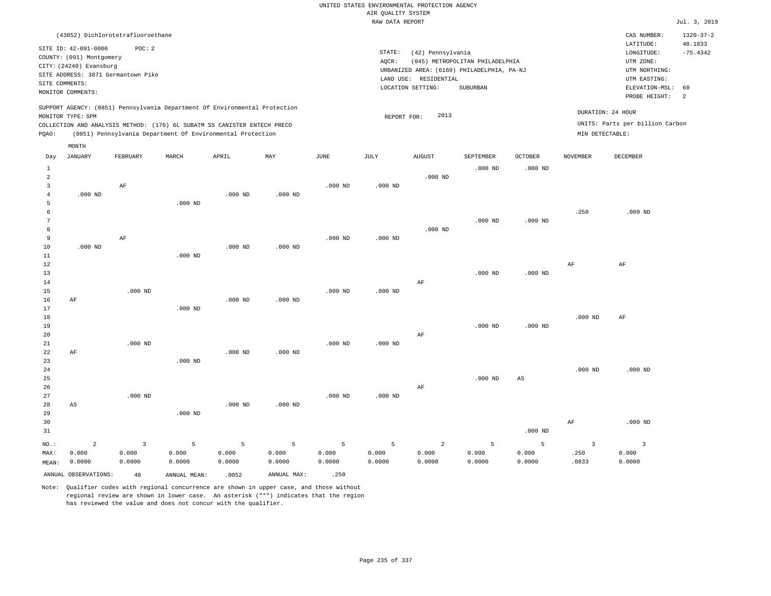UNITED STATES ENVIRONMENTAL PROTECTION AGENCY
AIR QUALITY SYSTEM
RAW DATA REPORT

Jul. 3, 2019

(43852) Dichlorotetrafluoroethane

SITE ID: 42-091-0006    POC: 2
COUNTY: (091) Montgomery
CITY: (24240) Evansburg
SITE ADDRESS: 3871 Germantown Pike
SITE COMMENTS:
MONITOR COMMENTS:

STATE: (42) Pennsylvania
AQCR: (045) METROPOLITAN PHILADELPHIA
URBANIZED AREA: (6160) PHILADELPHIA, PA-NJ
LAND USE: RESIDENTIAL
LOCATION SETTING: SUBURBAN

CAS NUMBER: 1320-37-2
LATITUDE: 40.1833
LONGITUDE: -75.4342
UTM ZONE:
UTM NORTHING:
UTM EASTING:
ELEVATION-MSL: 60
PROBE HEIGHT: 2

SUPPORT AGENCY: (0851) Pennsylvania Department Of Environmental Protection
MONITOR TYPE: SPM
COLLECTION AND ANALYSIS METHOD: (176) 6L SUBATM SS CANISTER ENTECH PRECO
PQAO: (0851) Pennsylvania Department Of Environmental Protection

REPORT FOR: 2013

DURATION: 24 HOUR
UNITS: Parts per billion Carbon
MIN DETECTABLE:

| Day | JANUARY | FEBRUARY | MARCH | APRIL | MAY | JUNE | JULY | AUGUST | SEPTEMBER | OCTOBER | NOVEMBER | DECEMBER |
|---|---|---|---|---|---|---|---|---|---|---|---|---|
| 1 | | | | | | | | | .000 ND | .000 ND | | |
| 2 | | | | | | | | .000 ND | | | | |
| 3 | | AF | | | | .000 ND | .000 ND | | | | | |
| 4 | .000 ND | | | .000 ND | .000 ND | | | | | | | |
| 5 | | | .000 ND | | | | | | | | | |
| 6 | | | | | | | | | | | .250 | .000 ND |
| 7 | | | | | | | | | .000 ND | .000 ND | | |
| 8 | | | | | | | | .000 ND | | | | |
| 9 | | AF | | | | .000 ND | .000 ND | | | | | |
| 10 | .000 ND | | | .000 ND | .000 ND | | | | | | | |
| 11 | | | .000 ND | | | | | | | | | |
| 12 | | | | | | | | | | | AF | AF |
| 13 | | | | | | | | | .000 ND | .000 ND | | |
| 14 | | | | | | | | AF | | | | |
| 15 | | .000 ND | | | | .000 ND | .000 ND | | | | | |
| 16 | AF | | | .000 ND | .000 ND | | | | | | | |
| 17 | | | .000 ND | | | | | | | | | |
| 18 | | | | | | | | | | | .000 ND | AF |
| 19 | | | | | | | | | .000 ND | .000 ND | | |
| 20 | | | | | | | | AF | | | | |
| 21 | | .000 ND | | | | .000 ND | .000 ND | | | | | |
| 22 | AF | | | .000 ND | .000 ND | | | | | | | |
| 23 | | | .000 ND | | | | | | | | | |
| 24 | | | | | | | | | | | .000 ND | .000 ND |
| 25 | | | | | | | | | .000 ND | AS | | |
| 26 | | | | | | | | AF | | | | |
| 27 | | .000 ND | | | | .000 ND | .000 ND | | | | | |
| 28 | AS | | | .000 ND | .000 ND | | | | | | | |
| 29 | | | .000 ND | | | | | | | | | |
| 30 | | | | | | | | | | | AF | .000 ND |
| 31 | | | | | | | | | | .000 ND | | |
| NO.: | 2 | 3 | 5 | 5 | 5 | 5 | 5 | 2 | 5 | 5 | 3 | 3 |
| MAX: | 0.000 | 0.000 | 0.000 | 0.000 | 0.000 | 0.000 | 0.000 | 0.000 | 0.000 | 0.000 | .250 | 0.000 |
| MEAN: | 0.0000 | 0.0000 | 0.0000 | 0.0000 | 0.0000 | 0.0000 | 0.0000 | 0.0000 | 0.0000 | 0.0000 | .0833 | 0.0000 |

ANNUAL OBSERVATIONS: 48    ANNUAL MEAN: .0052    ANNUAL MAX: .250

Note: Qualifier codes with regional concurrence are shown in upper case, and those without regional review are shown in lower case. An asterisk ("*") indicates that the region has reviewed the value and does not concur with the qualifier.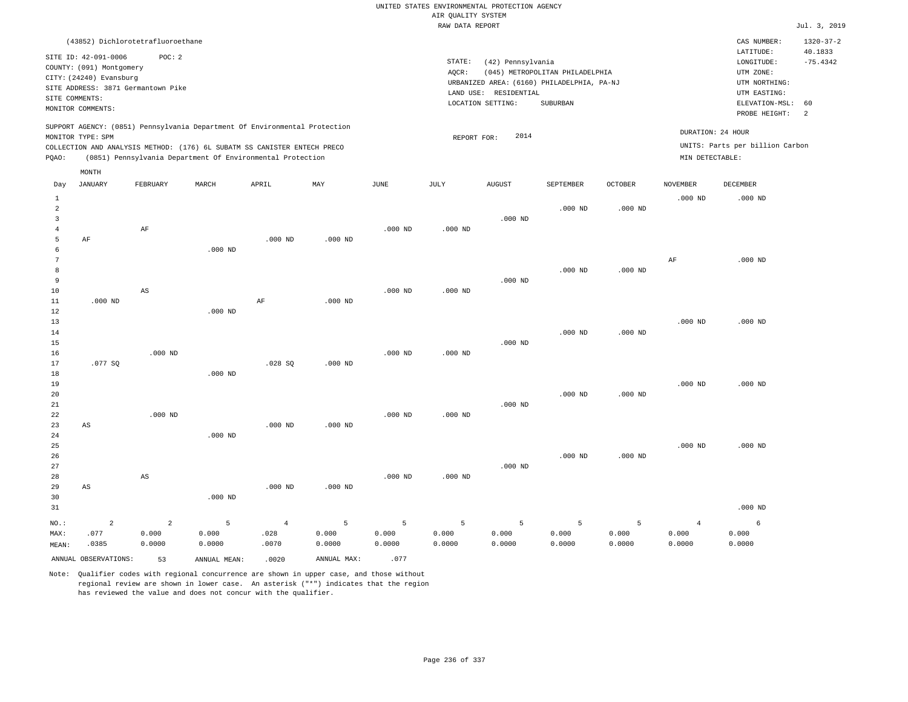UNITED STATES ENVIRONMENTAL PROTECTION AGENCY
AIR QUALITY SYSTEM
RAW DATA REPORT

Jul. 3, 2019

(43852) Dichlorotetrafluoroethane

SITE ID: 42-091-0006 POC: 2
COUNTY: (091) Montgomery
CITY: (24240) Evansburg
SITE ADDRESS: 3871 Germantown Pike
SITE COMMENTS:
MONITOR COMMENTS:

STATE: (42) Pennsylvania
AQCR: (045) METROPOLITAN PHILADELPHIA
URBANIZED AREA: (6160) PHILADELPHIA, PA-NJ
LAND USE: RESIDENTIAL
LOCATION SETTING: SUBURBAN

CAS NUMBER: 1320-37-2
LATITUDE: 40.1833
LONGITUDE: -75.4342
UTM ZONE:
UTM NORTHING:
UTM EASTING:
ELEVATION-MSL: 60
PROBE HEIGHT: 2

SUPPORT AGENCY: (0851) Pennsylvania Department Of Environmental Protection
MONITOR TYPE: SPM
COLLECTION AND ANALYSIS METHOD: (176) 6L SUBATM SS CANISTER ENTECH PRECO
PQAO: (0851) Pennsylvania Department Of Environmental Protection

REPORT FOR: 2014

DURATION: 24 HOUR
UNITS: Parts per billion Carbon
MIN DETECTABLE:

| Day | JANUARY | FEBRUARY | MARCH | APRIL | MAY | JUNE | JULY | AUGUST | SEPTEMBER | OCTOBER | NOVEMBER | DECEMBER |
|---|---|---|---|---|---|---|---|---|---|---|---|---|
| 1 | | | | | | | | | | | .000 ND | .000 ND |
| 2 | | | | | | | | | .000 ND | .000 ND | | |
| 3 | | | | | | | | .000 ND | | | | |
| 4 | | AF | | | | .000 ND | .000 ND | | | | | |
| 5 | AF | | | .000 ND | .000 ND | | | | | | | |
| 6 | | | .000 ND | | | | | | | | | |
| 7 | | | | | | | | | | | AF | .000 ND |
| 8 | | | | | | | | | .000 ND | .000 ND | | |
| 9 | | | | | | | | .000 ND | | | | |
| 10 | | AS | | | | .000 ND | .000 ND | | | | | |
| 11 | .000 ND | | | AF | .000 ND | | | | | | | |
| 12 | | | .000 ND | | | | | | | | | |
| 13 | | | | | | | | | | | .000 ND | .000 ND |
| 14 | | | | | | | | | .000 ND | .000 ND | | |
| 15 | | | | | | | | .000 ND | | | | |
| 16 | | .000 ND | | | | .000 ND | .000 ND | | | | | |
| 17 | .077 SQ | | | .028 SQ | .000 ND | | | | | | | |
| 18 | | | .000 ND | | | | | | | | | |
| 19 | | | | | | | | | | | .000 ND | .000 ND |
| 20 | | | | | | | | | .000 ND | .000 ND | | |
| 21 | | | | | | | | .000 ND | | | | |
| 22 | | .000 ND | | | | .000 ND | .000 ND | | | | | |
| 23 | AS | | | .000 ND | .000 ND | | | | | | | |
| 24 | | | .000 ND | | | | | | | | | |
| 25 | | | | | | | | | | | .000 ND | .000 ND |
| 26 | | | | | | | | | .000 ND | .000 ND | | |
| 27 | | | | | | | | .000 ND | | | | |
| 28 | | AS | | | | .000 ND | .000 ND | | | | | |
| 29 | AS | | | .000 ND | .000 ND | | | | | | | |
| 30 | | | .000 ND | | | | | | | | | |
| 31 | | | | | | | | | | | | .000 ND |
| NO.: | 2 | 2 | 5 | 4 | 5 | 5 | 5 | 5 | 5 | 5 | 4 | 6 |
| MAX: | .077 | 0.000 | 0.000 | .028 | 0.000 | 0.000 | 0.000 | 0.000 | 0.000 | 0.000 | 0.000 | 0.000 |
| MEAN: | .0385 | 0.0000 | 0.0000 | .0070 | 0.0000 | 0.0000 | 0.0000 | 0.0000 | 0.0000 | 0.0000 | 0.0000 | 0.0000 |

ANNUAL OBSERVATIONS: 53 ANNUAL MEAN: .0020 ANNUAL MAX: .077

Note: Qualifier codes with regional concurrence are shown in upper case, and those without regional review are shown in lower case. An asterisk ("*") indicates that the region has reviewed the value and does not concur with the qualifier.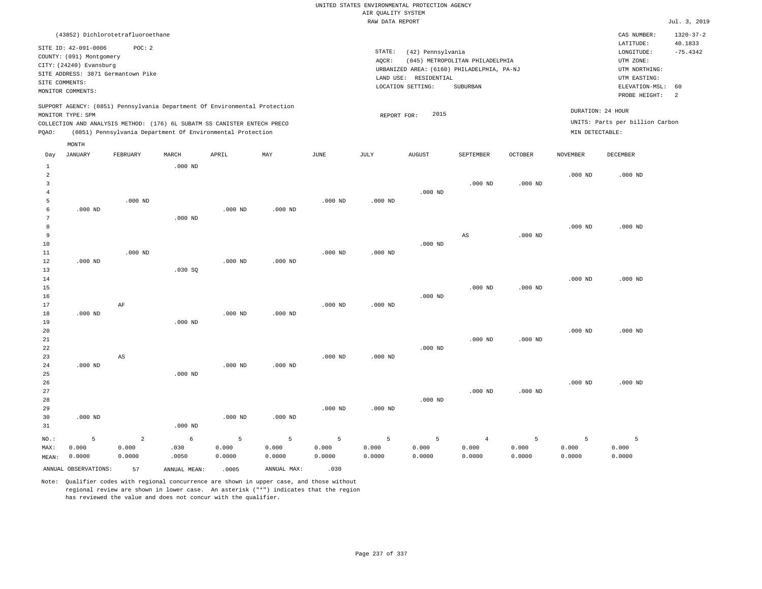UNITED STATES ENVIRONMENTAL PROTECTION AGENCY
AIR QUALITY SYSTEM
RAW DATA REPORT

Jul. 3, 2019

(43852) Dichlorotetrafluoroethane

SITE ID: 42-091-0006 POC: 2
COUNTY: (091) Montgomery
CITY: (24240) Evansburg
SITE ADDRESS: 3871 Germantown Pike
SITE COMMENTS:
MONITOR COMMENTS:

STATE: (42) Pennsylvania
AQCR: (045) METROPOLITAN PHILADELPHIA
URBANIZED AREA: (6160) PHILADELPHIA, PA-NJ
LAND USE: RESIDENTIAL
LOCATION SETTING: SUBURBAN

CAS NUMBER: 1320-37-2
LATITUDE: 40.1833
LONGITUDE: -75.4342
UTM ZONE:
UTM NORTHING:
UTM EASTING:
ELEVATION-MSL: 60
PROBE HEIGHT: 2

SUPPORT AGENCY: (0851) Pennsylvania Department Of Environmental Protection
MONITOR TYPE: SPM
COLLECTION AND ANALYSIS METHOD: (176) 6L SUBATM SS CANISTER ENTECH PRECO
PQAO: (0851) Pennsylvania Department Of Environmental Protection

REPORT FOR: 2015

DURATION: 24 HOUR
UNITS: Parts per billion Carbon
MIN DETECTABLE:

| Day | JANUARY | FEBRUARY | MARCH | APRIL | MAY | JUNE | JULY | AUGUST | SEPTEMBER | OCTOBER | NOVEMBER | DECEMBER |
|---|---|---|---|---|---|---|---|---|---|---|---|---|
| 1 | | | .000 ND | | | | | | | | | |
| 2 | | | | | | | | | | | .000 ND | .000 ND |
| 3 | | | | | | | | | .000 ND | .000 ND | | |
| 4 | | | | | | | | .000 ND | | | | |
| 5 | | .000 ND | | | | .000 ND | .000 ND | | | | | |
| 6 | .000 ND | | | .000 ND | .000 ND | | | | | | | |
| 7 | | | .000 ND | | | | | | | | | |
| 8 | | | | | | | | | | | .000 ND | .000 ND |
| 9 | | | | | | | | | AS | .000 ND | | |
| 10 | | | | | | | | .000 ND | | | | |
| 11 | | .000 ND | | | | .000 ND | .000 ND | | | | | |
| 12 | .000 ND | | | .000 ND | .000 ND | | | | | | | |
| 13 | | | .030 SQ | | | | | | | | | |
| 14 | | | | | | | | | | | .000 ND | .000 ND |
| 15 | | | | | | | | | .000 ND | .000 ND | | |
| 16 | | | | | | | | .000 ND | | | | |
| 17 | | AF | | | | .000 ND | .000 ND | | | | | |
| 18 | .000 ND | | | .000 ND | .000 ND | | | | | | | |
| 19 | | | .000 ND | | | | | | | | | |
| 20 | | | | | | | | | | | .000 ND | .000 ND |
| 21 | | | | | | | | | .000 ND | .000 ND | | |
| 22 | | | | | | | | .000 ND | | | | |
| 23 | | AS | | | | .000 ND | .000 ND | | | | | |
| 24 | .000 ND | | | .000 ND | .000 ND | | | | | | | |
| 25 | | | .000 ND | | | | | | | | | |
| 26 | | | | | | | | | | | .000 ND | .000 ND |
| 27 | | | | | | | | | .000 ND | .000 ND | | |
| 28 | | | | | | | | .000 ND | | | | |
| 29 | | | | | | .000 ND | .000 ND | | | | | |
| 30 | .000 ND | | | .000 ND | .000 ND | | | | | | | |
| 31 | | | .000 ND | | | | | | | | | |
| NO.: | 5 | 2 | 6 | 5 | 5 | 5 | 5 | 5 | 4 | 5 | 5 | 5 |
| MAX: | 0.000 | 0.000 | .030 | 0.000 | 0.000 | 0.000 | 0.000 | 0.000 | 0.000 | 0.000 | 0.000 | 0.000 |
| MEAN: | 0.0000 | 0.0000 | .0050 | 0.0000 | 0.0000 | 0.0000 | 0.0000 | 0.0000 | 0.0000 | 0.0000 | 0.0000 | 0.0000 |

ANNUAL OBSERVATIONS: 57 ANNUAL MEAN: .0005 ANNUAL MAX: .030

Note: Qualifier codes with regional concurrence are shown in upper case, and those without regional review are shown in lower case. An asterisk ("*") indicates that the region has reviewed the value and does not concur with the qualifier.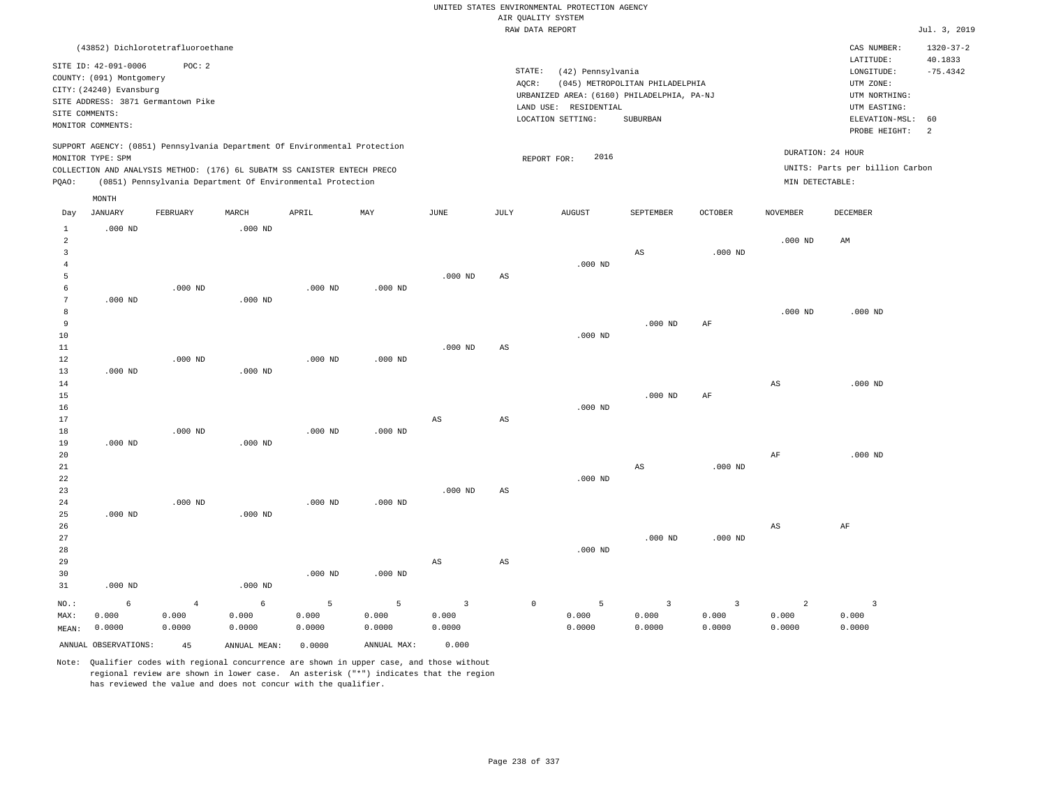UNITED STATES ENVIRONMENTAL PROTECTION AGENCY
AIR QUALITY SYSTEM
RAW DATA REPORT

Jul. 3, 2019

(43852) Dichlorotetrafluoroethane

SITE ID: 42-091-0006 POC: 2
COUNTY: (091) Montgomery
CITY: (24240) Evansburg
SITE ADDRESS: 3871 Germantown Pike
SITE COMMENTS:
MONITOR COMMENTS:

STATE: (42) Pennsylvania
AQCR: (045) METROPOLITAN PHILADELPHIA
URBANIZED AREA: (6160) PHILADELPHIA, PA-NJ
LAND USE: RESIDENTIAL
LOCATION SETTING: SUBURBAN

CAS NUMBER: 1320-37-2
LATITUDE: 40.1833
LONGITUDE: -75.4342
UTM ZONE:
UTM NORTHING:
UTM EASTING:
ELEVATION-MSL: 60
PROBE HEIGHT: 2

SUPPORT AGENCY: (0851) Pennsylvania Department Of Environmental Protection
MONITOR TYPE: SPM
COLLECTION AND ANALYSIS METHOD: (176) 6L SUBATM SS CANISTER ENTECH PRECO
PQAO: (0851) Pennsylvania Department Of Environmental Protection

REPORT FOR: 2016

DURATION: 24 HOUR
UNITS: Parts per billion Carbon
MIN DETECTABLE:

| Day | JANUARY | FEBRUARY | MARCH | APRIL | MAY | JUNE | JULY | AUGUST | SEPTEMBER | OCTOBER | NOVEMBER | DECEMBER |
|---|---|---|---|---|---|---|---|---|---|---|---|---|
| 1 | .000 ND | | .000 ND | | | | | | | | | |
| 2 | | | | | | | | | | | .000 ND | AM |
| 3 | | | | | | | | | AS | .000 ND | | |
| 4 | | | | | | | | .000 ND | | | | |
| 5 | | | | | | .000 ND | AS | | | | | |
| 6 | | .000 ND | | .000 ND | .000 ND | | | | | | | |
| 7 | .000 ND | | .000 ND | | | | | | | | | |
| 8 | | | | | | | | | | | .000 ND | .000 ND |
| 9 | | | | | | | | | .000 ND | AF | | |
| 10 | | | | | | | | .000 ND | | | | |
| 11 | | | | | | .000 ND | AS | | | | | |
| 12 | | .000 ND | | .000 ND | .000 ND | | | | | | | |
| 13 | .000 ND | | .000 ND | | | | | | | | | |
| 14 | | | | | | | | | | | AS | .000 ND |
| 15 | | | | | | | | | .000 ND | AF | | |
| 16 | | | | | | | | .000 ND | | | | |
| 17 | | | | | | AS | AS | | | | | |
| 18 | | .000 ND | | .000 ND | .000 ND | | | | | | | |
| 19 | .000 ND | | .000 ND | | | | | | | | | |
| 20 | | | | | | | | | | | AF | .000 ND |
| 21 | | | | | | | | | AS | .000 ND | | |
| 22 | | | | | | | | .000 ND | | | | |
| 23 | | | | | | .000 ND | AS | | | | | |
| 24 | | .000 ND | | .000 ND | .000 ND | | | | | | | |
| 25 | .000 ND | | .000 ND | | | | | | | | | |
| 26 | | | | | | | | | | | AS | AF |
| 27 | | | | | | | | | .000 ND | .000 ND | | |
| 28 | | | | | | | | .000 ND | | | | |
| 29 | | | | | | AS | AS | | | | | |
| 30 | | | | .000 ND | .000 ND | | | | | | | |
| 31 | .000 ND | | .000 ND | | | | | | | | | |
| NO.: | 6 | 4 | 6 | 5 | 5 | 3 | 0 | 5 | 3 | 3 | 2 | 3 |
| MAX: | 0.000 | 0.000 | 0.000 | 0.000 | 0.000 | 0.000 | | 0.000 | 0.000 | 0.000 | 0.000 | 0.000 |
| MEAN: | 0.0000 | 0.0000 | 0.0000 | 0.0000 | 0.0000 | 0.0000 | | 0.0000 | 0.0000 | 0.0000 | 0.0000 | 0.0000 |

ANNUAL OBSERVATIONS: 45 ANNUAL MEAN: 0.0000 ANNUAL MAX: 0.000

Note: Qualifier codes with regional concurrence are shown in upper case, and those without regional review are shown in lower case. An asterisk ("*") indicates that the region has reviewed the value and does not concur with the qualifier.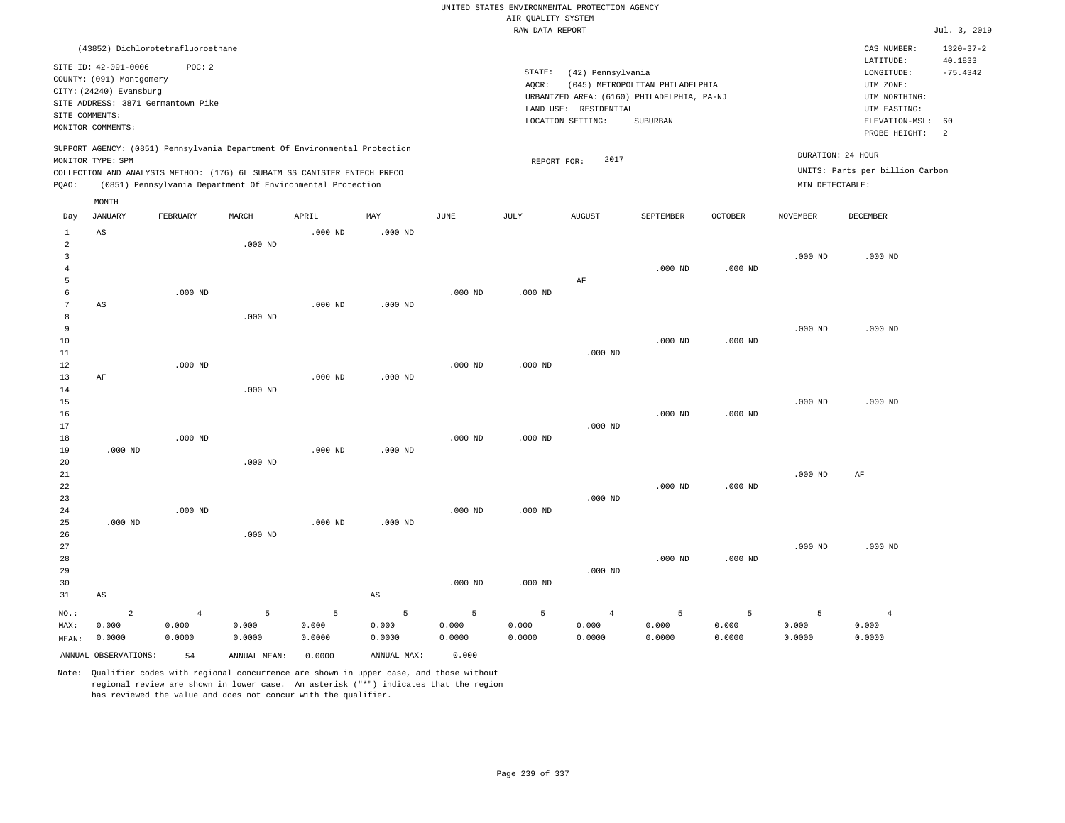UNITED STATES ENVIRONMENTAL PROTECTION AGENCY
AIR QUALITY SYSTEM
RAW DATA REPORT

Jul. 3, 2019

(43852) Dichlorotetrafluoroethane

SITE ID: 42-091-0006 POC: 2
COUNTY: (091) Montgomery
CITY: (24240) Evansburg
SITE ADDRESS: 3871 Germantown Pike
SITE COMMENTS:
MONITOR COMMENTS:

STATE: (42) Pennsylvania
AQCR: (045) METROPOLITAN PHILADELPHIA
URBANIZED AREA: (6160) PHILADELPHIA, PA-NJ
LAND USE: RESIDENTIAL
LOCATION SETTING: SUBURBAN

CAS NUMBER: 1320-37-2
LATITUDE: 40.1833
LONGITUDE: -75.4342
UTM ZONE:
UTM NORTHING:
UTM EASTING:
ELEVATION-MSL: 60
PROBE HEIGHT: 2

SUPPORT AGENCY: (0851) Pennsylvania Department Of Environmental Protection
MONITOR TYPE: SPM
COLLECTION AND ANALYSIS METHOD: (176) 6L SUBATM SS CANISTER ENTECH PRECO
PQAO: (0851) Pennsylvania Department Of Environmental Protection

REPORT FOR: 2017

DURATION: 24 HOUR
UNITS: Parts per billion Carbon
MIN DETECTABLE:

| Day | JANUARY | FEBRUARY | MARCH | APRIL | MAY | JUNE | JULY | AUGUST | SEPTEMBER | OCTOBER | NOVEMBER | DECEMBER |
|---|---|---|---|---|---|---|---|---|---|---|---|---|
| 1 | AS | | | .000 ND | .000 ND | | | | | | | |
| 2 | | | .000 ND | | | | | | | | | |
| 3 | | | | | | | | | | | .000 ND | .000 ND |
| 4 | | | | | | | | | .000 ND | .000 ND | | |
| 5 | | | | | | | | AF | | | | |
| 6 | | .000 ND | | | | .000 ND | .000 ND | | | | | |
| 7 | AS | | | .000 ND | .000 ND | | | | | | | |
| 8 | | | .000 ND | | | | | | | | | |
| 9 | | | | | | | | | | | .000 ND | .000 ND |
| 10 | | | | | | | | | .000 ND | .000 ND | | |
| 11 | | | | | | | | .000 ND | | | | |
| 12 | | .000 ND | | | | .000 ND | .000 ND | | | | | |
| 13 | AF | | | .000 ND | .000 ND | | | | | | | |
| 14 | | | .000 ND | | | | | | | | | |
| 15 | | | | | | | | | | | .000 ND | .000 ND |
| 16 | | | | | | | | | .000 ND | .000 ND | | |
| 17 | | | | | | | | .000 ND | | | | |
| 18 | | .000 ND | | | | .000 ND | .000 ND | | | | | |
| 19 | .000 ND | | | .000 ND | .000 ND | | | | | | | |
| 20 | | | .000 ND | | | | | | | | | |
| 21 | | | | | | | | | | | .000 ND | AF |
| 22 | | | | | | | | | .000 ND | .000 ND | | |
| 23 | | | | | | | | .000 ND | | | | |
| 24 | | .000 ND | | | | .000 ND | .000 ND | | | | | |
| 25 | .000 ND | | | .000 ND | .000 ND | | | | | | | |
| 26 | | | .000 ND | | | | | | | | | |
| 27 | | | | | | | | | | | .000 ND | .000 ND |
| 28 | | | | | | | | | .000 ND | .000 ND | | |
| 29 | | | | | | | | .000 ND | | | | |
| 30 | | | | | | .000 ND | .000 ND | | | | | |
| 31 | AS | | | | AS | | | | | | | |
| NO.: | 2 | 4 | 5 | 5 | 5 | 5 | 5 | 4 | 5 | 5 | 5 | 4 |
| MAX: | 0.000 | 0.000 | 0.000 | 0.000 | 0.000 | 0.000 | 0.000 | 0.000 | 0.000 | 0.000 | 0.000 | 0.000 |
| MEAN: | 0.0000 | 0.0000 | 0.0000 | 0.0000 | 0.0000 | 0.0000 | 0.0000 | 0.0000 | 0.0000 | 0.0000 | 0.0000 | 0.0000 |

ANNUAL OBSERVATIONS: 54 ANNUAL MEAN: 0.0000 ANNUAL MAX: 0.000

Note: Qualifier codes with regional concurrence are shown in upper case, and those without regional review are shown in lower case. An asterisk ("*") indicates that the region has reviewed the value and does not concur with the qualifier.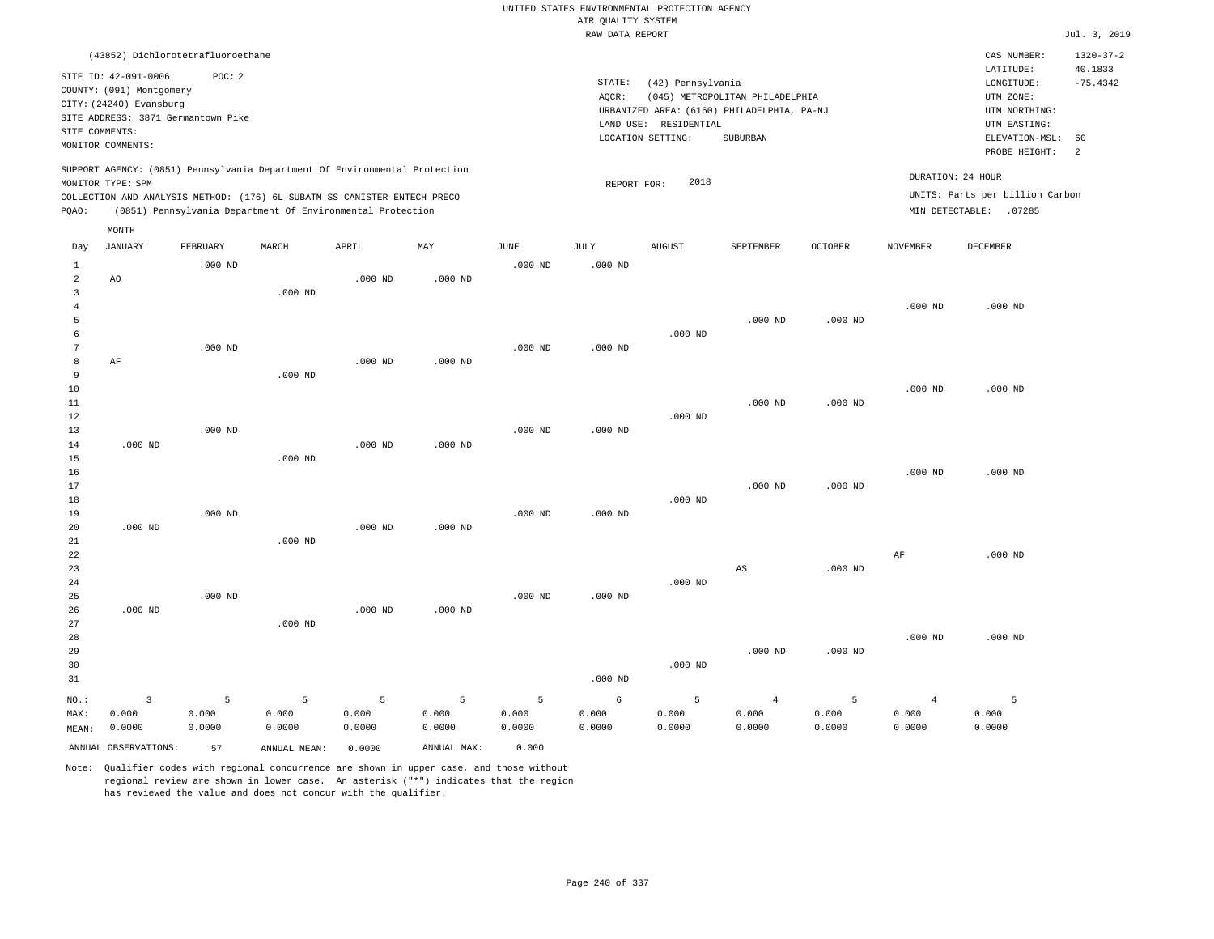UNITED STATES ENVIRONMENTAL PROTECTION AGENCY
AIR QUALITY SYSTEM
RAW DATA REPORT

Jul. 3, 2019

(43852) Dichlorotetrafluoroethane

SITE ID: 42-091-0006 POC: 2
COUNTY: (091) Montgomery
CITY: (24240) Evansburg
SITE ADDRESS: 3871 Germantown Pike
SITE COMMENTS:
MONITOR COMMENTS:

STATE: (42) Pennsylvania
AQCR: (045) METROPOLITAN PHILADELPHIA
URBANIZED AREA: (6160) PHILADELPHIA, PA-NJ
LAND USE: RESIDENTIAL
LOCATION SETTING: SUBURBAN

CAS NUMBER: 1320-37-2
LATITUDE: 40.1833
LONGITUDE: -75.4342
UTM ZONE:
UTM NORTHING:
UTM EASTING:
ELEVATION-MSL: 60
PROBE HEIGHT: 2

SUPPORT AGENCY: (0851) Pennsylvania Department Of Environmental Protection
MONITOR TYPE: SPM
COLLECTION AND ANALYSIS METHOD: (176) 6L SUBATM SS CANISTER ENTECH PRECO
PQAO: (0851) Pennsylvania Department Of Environmental Protection

REPORT FOR: 2018

DURATION: 24 HOUR
UNITS: Parts per billion Carbon
MIN DETECTABLE: .07285

| Day | JANUARY | FEBRUARY | MARCH | APRIL | MAY | JUNE | JULY | AUGUST | SEPTEMBER | OCTOBER | NOVEMBER | DECEMBER |
|---|---|---|---|---|---|---|---|---|---|---|---|---|
| 1 | | .000 ND | | | | .000 ND | .000 ND | | | | | |
| 2 | AO | | | .000 ND | .000 ND | | | | | | | |
| 3 | | | .000 ND | | | | | | | | | |
| 4 | | | | | | | | | | | .000 ND | .000 ND |
| 5 | | | | | | | | | .000 ND | .000 ND | | |
| 6 | | | | | | | | .000 ND | | | | |
| 7 | | .000 ND | | | | .000 ND | .000 ND | | | | | |
| 8 | AF | | | .000 ND | .000 ND | | | | | | | |
| 9 | | | .000 ND | | | | | | | | | |
| 10 | | | | | | | | | | | .000 ND | .000 ND |
| 11 | | | | | | | | | .000 ND | .000 ND | | |
| 12 | | | | | | | | .000 ND | | | | |
| 13 | | .000 ND | | | | .000 ND | .000 ND | | | | | |
| 14 | .000 ND | | | .000 ND | .000 ND | | | | | | | |
| 15 | | | .000 ND | | | | | | | | | |
| 16 | | | | | | | | | | | .000 ND | .000 ND |
| 17 | | | | | | | | | .000 ND | .000 ND | | |
| 18 | | | | | | | | .000 ND | | | | |
| 19 | | .000 ND | | | | .000 ND | .000 ND | | | | | |
| 20 | .000 ND | | | .000 ND | .000 ND | | | | | | | |
| 21 | | | .000 ND | | | | | | | | | |
| 22 | | | | | | | | | | | AF | .000 ND |
| 23 | | | | | | | | | AS | .000 ND | | |
| 24 | | | | | | | | .000 ND | | | | |
| 25 | | .000 ND | | | | .000 ND | .000 ND | | | | | |
| 26 | .000 ND | | | .000 ND | .000 ND | | | | | | | |
| 27 | | | .000 ND | | | | | | | | | |
| 28 | | | | | | | | | | | .000 ND | .000 ND |
| 29 | | | | | | | | | .000 ND | .000 ND | | |
| 30 | | | | | | | | .000 ND | | | | |
| 31 | | | | | | | .000 ND | | | | | |
| NO.: | 3 | 5 | 5 | 5 | 5 | 5 | 6 | 5 | 4 | 5 | 4 | 5 |
| MAX: | 0.000 | 0.000 | 0.000 | 0.000 | 0.000 | 0.000 | 0.000 | 0.000 | 0.000 | 0.000 | 0.000 | 0.000 |
| MEAN: | 0.0000 | 0.0000 | 0.0000 | 0.0000 | 0.0000 | 0.0000 | 0.0000 | 0.0000 | 0.0000 | 0.0000 | 0.0000 | 0.0000 |

ANNUAL OBSERVATIONS: 57 ANNUAL MEAN: 0.0000 ANNUAL MAX: 0.000

Note: Qualifier codes with regional concurrence are shown in upper case, and those without regional review are shown in lower case. An asterisk ("*") indicates that the region has reviewed the value and does not concur with the qualifier.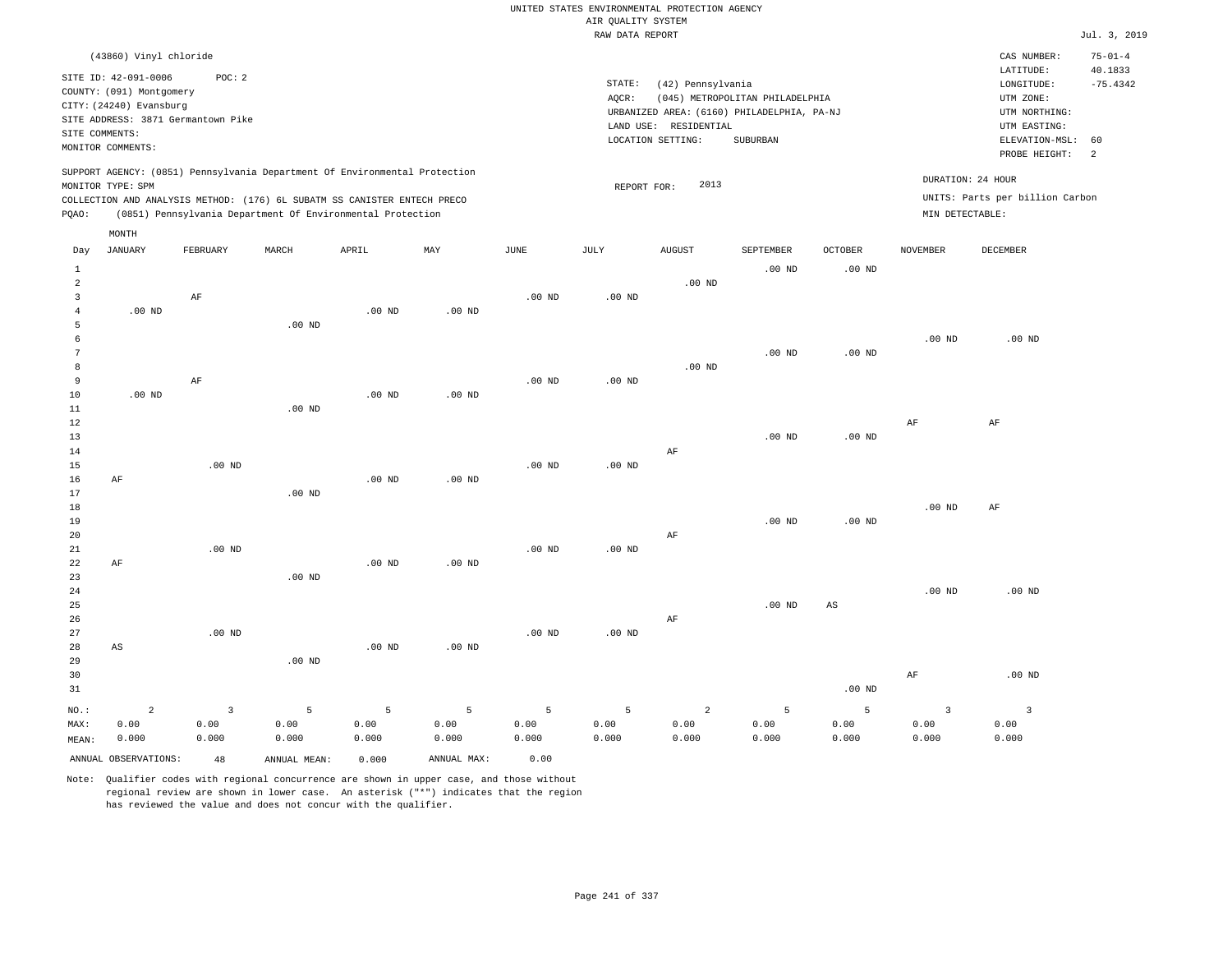UNITED STATES ENVIRONMENTAL PROTECTION AGENCY
AIR QUALITY SYSTEM
RAW DATA REPORT

Jul. 3, 2019

(43860) Vinyl chloride

SITE ID: 42-091-0006 POC: 2
COUNTY: (091) Montgomery
CITY: (24240) Evansburg
SITE ADDRESS: 3871 Germantown Pike
SITE COMMENTS:
MONITOR COMMENTS:

STATE: (42) Pennsylvania
AQCR: (045) METROPOLITAN PHILADELPHIA
URBANIZED AREA: (6160) PHILADELPHIA, PA-NJ
LAND USE: RESIDENTIAL
LOCATION SETTING: SUBURBAN

CAS NUMBER: 75-01-4
LATITUDE: 40.1833
LONGITUDE: -75.4342
UTM ZONE:
UTM NORTHING:
UTM EASTING:
ELEVATION-MSL: 60
PROBE HEIGHT: 2

SUPPORT AGENCY: (0851) Pennsylvania Department Of Environmental Protection
MONITOR TYPE: SPM
COLLECTION AND ANALYSIS METHOD: (176) 6L SUBATM SS CANISTER ENTECH PRECO
PQAO: (0851) Pennsylvania Department Of Environmental Protection

REPORT FOR: 2013

DURATION: 24 HOUR
UNITS: Parts per billion Carbon
MIN DETECTABLE:

| Day | JANUARY | FEBRUARY | MARCH | APRIL | MAY | JUNE | JULY | AUGUST | SEPTEMBER | OCTOBER | NOVEMBER | DECEMBER |
|---|---|---|---|---|---|---|---|---|---|---|---|---|
| 1 | | | | | | | | | .00 ND | .00 ND | | |
| 2 | | | | | | | | .00 ND | | | | |
| 3 | | AF | | | | .00 ND | .00 ND | | | | | |
| 4 | .00 ND | | | .00 ND | .00 ND | | | | | | | |
| 5 | | | .00 ND | | | | | | | | | |
| 6 | | | | | | | | | | | .00 ND | .00 ND |
| 7 | | | | | | | | | .00 ND | .00 ND | | |
| 8 | | | | | | | | .00 ND | | | | |
| 9 | | AF | | | | .00 ND | .00 ND | | | | | |
| 10 | .00 ND | | | .00 ND | .00 ND | | | | | | | |
| 11 | | | .00 ND | | | | | | | | | |
| 12 | | | | | | | | | | | AF | AF |
| 13 | | | | | | | | | .00 ND | .00 ND | | |
| 14 | | | | | | | | AF | | | | |
| 15 | | .00 ND | | | | .00 ND | .00 ND | | | | | |
| 16 | AF | | | .00 ND | .00 ND | | | | | | | |
| 17 | | | .00 ND | | | | | | | | | |
| 18 | | | | | | | | | | | .00 ND | AF |
| 19 | | | | | | | | | .00 ND | .00 ND | | |
| 20 | | | | | | | | AF | | | | |
| 21 | | .00 ND | | | | .00 ND | .00 ND | | | | | |
| 22 | AF | | | .00 ND | .00 ND | | | | | | | |
| 23 | | | .00 ND | | | | | | | | | |
| 24 | | | | | | | | | | | .00 ND | .00 ND |
| 25 | | | | | | | | | .00 ND | AS | | |
| 26 | | | | | | | | AF | | | | |
| 27 | | .00 ND | | | | .00 ND | .00 ND | | | | | |
| 28 | AS | | | .00 ND | .00 ND | | | | | | | |
| 29 | | | .00 ND | | | | | | | | | |
| 30 | | | | | | | | | | | AF | .00 ND |
| 31 | | | | | | | | | | .00 ND | | |
| NO.: | 2 | 3 | 5 | 5 | 5 | 5 | 5 | 2 | 5 | 5 | 3 | 3 |
| MAX: | 0.00 | 0.00 | 0.00 | 0.00 | 0.00 | 0.00 | 0.00 | 0.00 | 0.00 | 0.00 | 0.00 | 0.00 |
| MEAN: | 0.000 | 0.000 | 0.000 | 0.000 | 0.000 | 0.000 | 0.000 | 0.000 | 0.000 | 0.000 | 0.000 | 0.000 |

ANNUAL OBSERVATIONS: 48 ANNUAL MEAN: 0.000 ANNUAL MAX: 0.00

Note: Qualifier codes with regional concurrence are shown in upper case, and those without regional review are shown in lower case. An asterisk ("*") indicates that the region has reviewed the value and does not concur with the qualifier.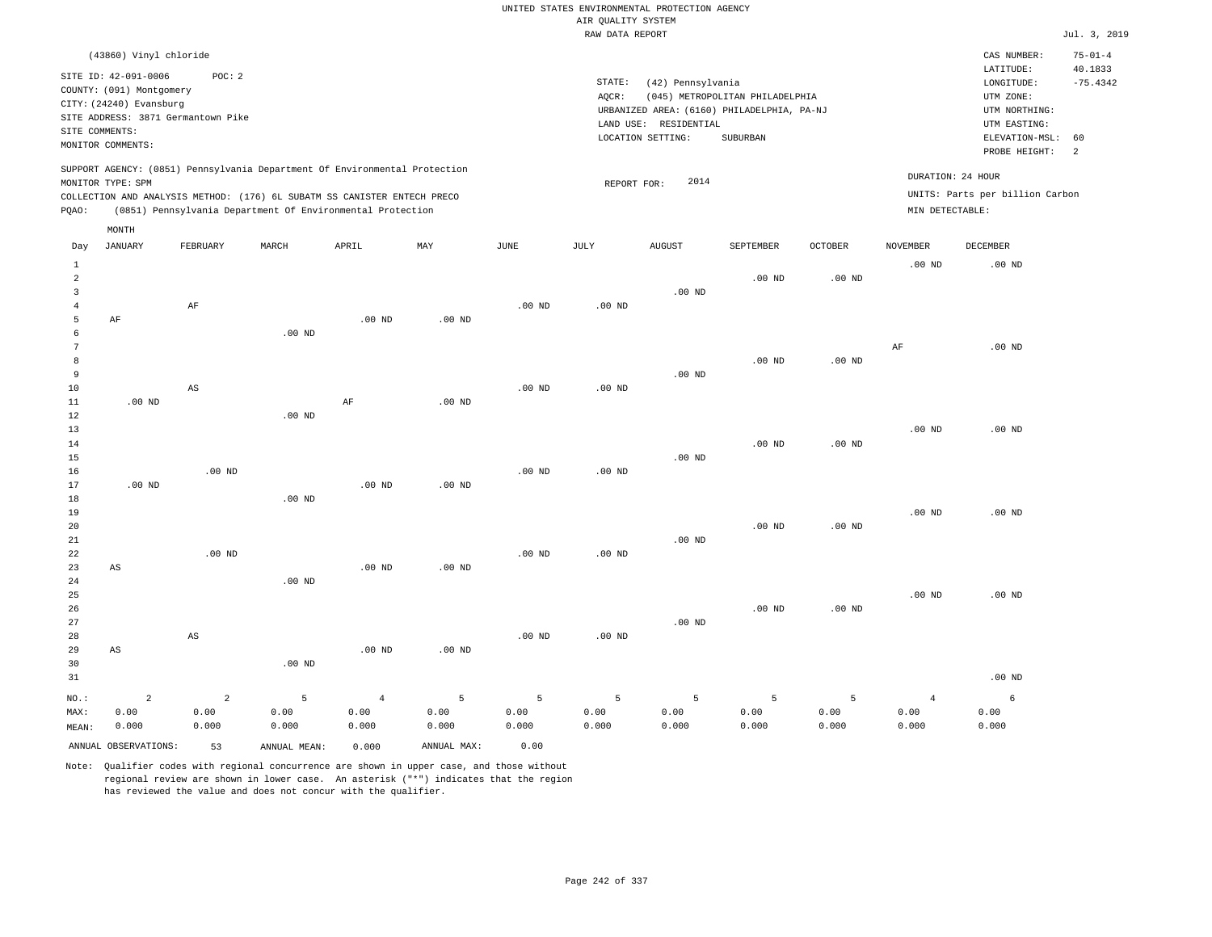UNITED STATES ENVIRONMENTAL PROTECTION AGENCY
AIR QUALITY SYSTEM
RAW DATA REPORT

Jul. 3, 2019

(43860) Vinyl chloride

SITE ID: 42-091-0006 POC: 2
COUNTY: (091) Montgomery
CITY: (24240) Evansburg
SITE ADDRESS: 3871 Germantown Pike
SITE COMMENTS:
MONITOR COMMENTS:

STATE: (42) Pennsylvania
AQCR: (045) METROPOLITAN PHILADELPHIA
URBANIZED AREA: (6160) PHILADELPHIA, PA-NJ
LAND USE: RESIDENTIAL
LOCATION SETTING: SUBURBAN

CAS NUMBER: 75-01-4
LATITUDE: 40.1833
LONGITUDE: -75.4342
UTM ZONE:
UTM NORTHING:
UTM EASTING:
ELEVATION-MSL: 60
PROBE HEIGHT: 2

SUPPORT AGENCY: (0851) Pennsylvania Department Of Environmental Protection
MONITOR TYPE: SPM
COLLECTION AND ANALYSIS METHOD: (176) 6L SUBATM SS CANISTER ENTECH PRECO
PQAO: (0851) Pennsylvania Department Of Environmental Protection

REPORT FOR: 2014

DURATION: 24 HOUR
UNITS: Parts per billion Carbon
MIN DETECTABLE:

| Day | JANUARY | FEBRUARY | MARCH | APRIL | MAY | JUNE | JULY | AUGUST | SEPTEMBER | OCTOBER | NOVEMBER | DECEMBER |
|---|---|---|---|---|---|---|---|---|---|---|---|---|
| 1 | | | | | | | | | | | .00 ND | .00 ND |
| 2 | | | | | | | | | .00 ND | .00 ND | | |
| 3 | | | | | | | | .00 ND | | | | |
| 4 | | AF | | | | .00 ND | .00 ND | | | | | |
| 5 | AF | | | .00 ND | .00 ND | | | | | | | |
| 6 | | | .00 ND | | | | | | | | | |
| 7 | | | | | | | | | | | AF | .00 ND |
| 8 | | | | | | | | | .00 ND | .00 ND | | |
| 9 | | | | | | | | .00 ND | | | | |
| 10 | | AS | | | | .00 ND | .00 ND | | | | | |
| 11 | .00 ND | | | AF | .00 ND | | | | | | | |
| 12 | | | .00 ND | | | | | | | | | |
| 13 | | | | | | | | | | | .00 ND | .00 ND |
| 14 | | | | | | | | | .00 ND | .00 ND | | |
| 15 | | | | | | | | .00 ND | | | | |
| 16 | | .00 ND | | | | .00 ND | .00 ND | | | | | |
| 17 | .00 ND | | | .00 ND | .00 ND | | | | | | | |
| 18 | | | .00 ND | | | | | | | | | |
| 19 | | | | | | | | | | | .00 ND | .00 ND |
| 20 | | | | | | | | | .00 ND | .00 ND | | |
| 21 | | | | | | | | .00 ND | | | | |
| 22 | | .00 ND | | | | .00 ND | .00 ND | | | | | |
| 23 | AS | | | .00 ND | .00 ND | | | | | | | |
| 24 | | | .00 ND | | | | | | | | | |
| 25 | | | | | | | | | | | .00 ND | .00 ND |
| 26 | | | | | | | | | .00 ND | .00 ND | | |
| 27 | | | | | | | | .00 ND | | | | |
| 28 | | AS | | | | .00 ND | .00 ND | | | | | |
| 29 | AS | | | .00 ND | .00 ND | | | | | | | |
| 30 | | | .00 ND | | | | | | | | | |
| 31 | | | | | | | | | | | | .00 ND |
| NO.: | 2 | 2 | 5 | 4 | 5 | 5 | 5 | 5 | 5 | 5 | 4 | 6 |
| MAX: | 0.00 | 0.00 | 0.00 | 0.00 | 0.00 | 0.00 | 0.00 | 0.00 | 0.00 | 0.00 | 0.00 | 0.00 |
| MEAN: | 0.000 | 0.000 | 0.000 | 0.000 | 0.000 | 0.000 | 0.000 | 0.000 | 0.000 | 0.000 | 0.000 | 0.000 |

ANNUAL OBSERVATIONS: 53 ANNUAL MEAN: 0.000 ANNUAL MAX: 0.00

Note: Qualifier codes with regional concurrence are shown in upper case, and those without regional review are shown in lower case. An asterisk ("*") indicates that the region has reviewed the value and does not concur with the qualifier.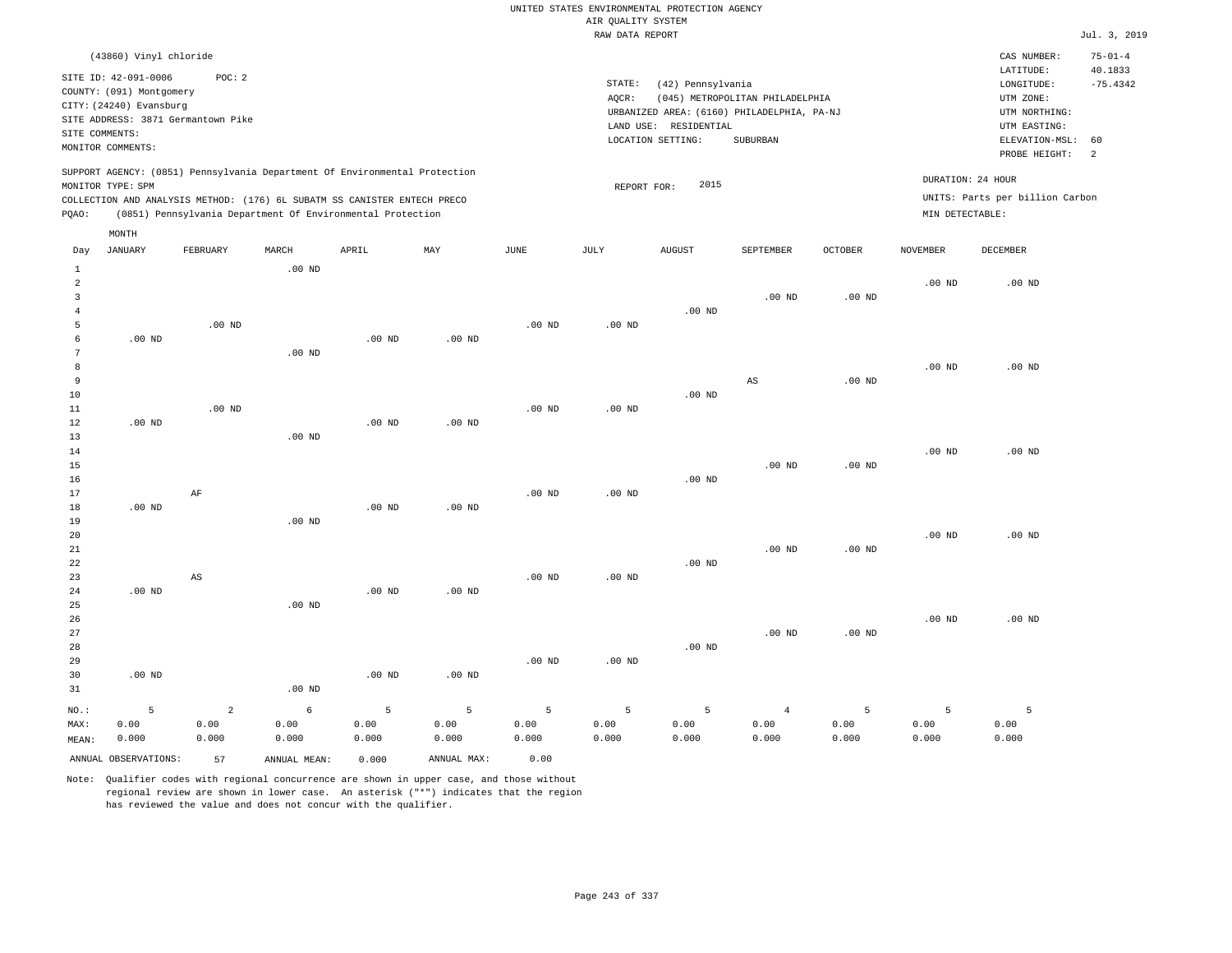UNITED STATES ENVIRONMENTAL PROTECTION AGENCY
AIR QUALITY SYSTEM
RAW DATA REPORT

Jul. 3, 2019

(43860) Vinyl chloride

SITE ID: 42-091-0006 POC: 2
COUNTY: (091) Montgomery
CITY: (24240) Evansburg
SITE ADDRESS: 3871 Germantown Pike
SITE COMMENTS:
MONITOR COMMENTS:

STATE: (42) Pennsylvania
AQCR: (045) METROPOLITAN PHILADELPHIA
URBANIZED AREA: (6160) PHILADELPHIA, PA-NJ
LAND USE: RESIDENTIAL
LOCATION SETTING: SUBURBAN

CAS NUMBER: 75-01-4
LATITUDE: 40.1833
LONGITUDE: -75.4342
UTM ZONE:
UTM NORTHING:
UTM EASTING:
ELEVATION-MSL: 60
PROBE HEIGHT: 2

SUPPORT AGENCY: (0851) Pennsylvania Department Of Environmental Protection
MONITOR TYPE: SPM
COLLECTION AND ANALYSIS METHOD: (176) 6L SUBATM SS CANISTER ENTECH PRECO
PQAO: (0851) Pennsylvania Department Of Environmental Protection

REPORT FOR: 2015

DURATION: 24 HOUR
UNITS: Parts per billion Carbon
MIN DETECTABLE:

| Day | JANUARY | FEBRUARY | MARCH | APRIL | MAY | JUNE | JULY | AUGUST | SEPTEMBER | OCTOBER | NOVEMBER | DECEMBER |
|---|---|---|---|---|---|---|---|---|---|---|---|---|
| 1 | | | .00 ND | | | | | | | | | |
| 2 | | | | | | | | | | | .00 ND | .00 ND |
| 3 | | | | | | | | | .00 ND | .00 ND | | |
| 4 | | | | | | | | .00 ND | | | | |
| 5 | | .00 ND | | | | .00 ND | .00 ND | | | | | |
| 6 | .00 ND | | | .00 ND | .00 ND | | | | | | | |
| 7 | | | .00 ND | | | | | | | | | |
| 8 | | | | | | | | | | | .00 ND | .00 ND |
| 9 | | | | | | | | | AS | .00 ND | | |
| 10 | | | | | | | | .00 ND | | | | |
| 11 | | .00 ND | | | | .00 ND | .00 ND | | | | | |
| 12 | .00 ND | | | .00 ND | .00 ND | | | | | | | |
| 13 | | | .00 ND | | | | | | | | | |
| 14 | | | | | | | | | | | .00 ND | .00 ND |
| 15 | | | | | | | | | .00 ND | .00 ND | | |
| 16 | | | | | | | | .00 ND | | | | |
| 17 | | AF | | | | .00 ND | .00 ND | | | | | |
| 18 | .00 ND | | | .00 ND | .00 ND | | | | | | | |
| 19 | | | .00 ND | | | | | | | | | |
| 20 | | | | | | | | | | | .00 ND | .00 ND |
| 21 | | | | | | | | | .00 ND | .00 ND | | |
| 22 | | | | | | | | .00 ND | | | | |
| 23 | | AS | | | | .00 ND | .00 ND | | | | | |
| 24 | .00 ND | | | .00 ND | .00 ND | | | | | | | |
| 25 | | | .00 ND | | | | | | | | | |
| 26 | | | | | | | | | | | .00 ND | .00 ND |
| 27 | | | | | | | | | .00 ND | .00 ND | | |
| 28 | | | | | | | | .00 ND | | | | |
| 29 | | | | | | .00 ND | .00 ND | | | | | |
| 30 | .00 ND | | | .00 ND | .00 ND | | | | | | | |
| 31 | | | .00 ND | | | | | | | | | |
| NO.: | 5 | 2 | 6 | 5 | 5 | 5 | 5 | 5 | 4 | 5 | 5 | 5 |
| MAX: | 0.00 | 0.00 | 0.00 | 0.00 | 0.00 | 0.00 | 0.00 | 0.00 | 0.00 | 0.00 | 0.00 | 0.00 |
| MEAN: | 0.000 | 0.000 | 0.000 | 0.000 | 0.000 | 0.000 | 0.000 | 0.000 | 0.000 | 0.000 | 0.000 | 0.000 |

ANNUAL OBSERVATIONS: 57 ANNUAL MEAN: 0.000 ANNUAL MAX: 0.00

Note: Qualifier codes with regional concurrence are shown in upper case, and those without regional review are shown in lower case. An asterisk ("*") indicates that the region has reviewed the value and does not concur with the qualifier.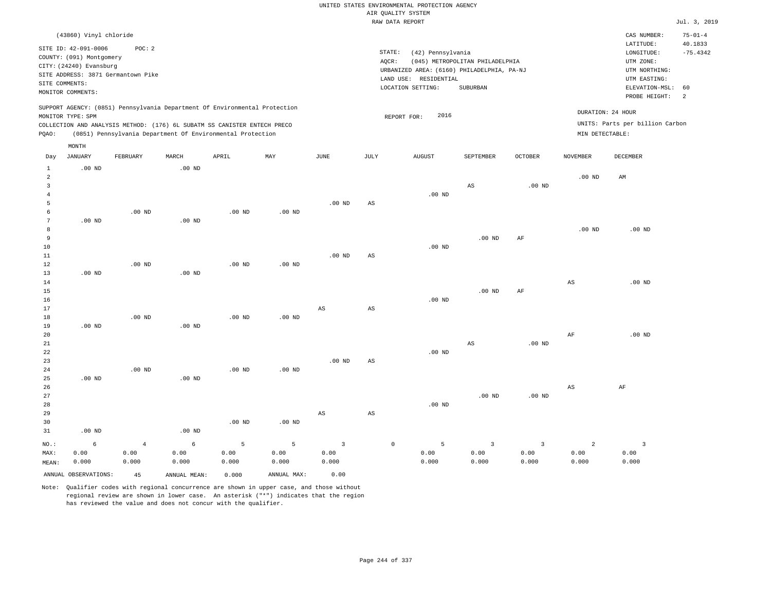UNITED STATES ENVIRONMENTAL PROTECTION AGENCY
AIR QUALITY SYSTEM
RAW DATA REPORT

Jul. 3, 2019

(43860) Vinyl chloride

SITE ID: 42-091-0006 POC: 2
COUNTY: (091) Montgomery
CITY: (24240) Evansburg
SITE ADDRESS: 3871 Germantown Pike
SITE COMMENTS:
MONITOR COMMENTS:

STATE: (42) Pennsylvania
AQCR: (045) METROPOLITAN PHILADELPHIA
URBANIZED AREA: (6160) PHILADELPHIA, PA-NJ
LAND USE: RESIDENTIAL
LOCATION SETTING: SUBURBAN

CAS NUMBER: 75-01-4
LATITUDE: 40.1833
LONGITUDE: -75.4342
UTM ZONE:
UTM NORTHING:
UTM EASTING:
ELEVATION-MSL: 60
PROBE HEIGHT: 2

SUPPORT AGENCY: (0851) Pennsylvania Department Of Environmental Protection
MONITOR TYPE: SPM
COLLECTION AND ANALYSIS METHOD: (176) 6L SUBATM SS CANISTER ENTECH PRECO
PQAO: (0851) Pennsylvania Department Of Environmental Protection

REPORT FOR: 2016

DURATION: 24 HOUR
UNITS: Parts per billion Carbon
MIN DETECTABLE:

| Day | JANUARY | FEBRUARY | MARCH | APRIL | MAY | JUNE | JULY | AUGUST | SEPTEMBER | OCTOBER | NOVEMBER | DECEMBER |
|---|---|---|---|---|---|---|---|---|---|---|---|---|
| 1 | .00 ND | | .00 ND | | | | | | | | | |
| 2 | | | | | | | | | | | .00 ND | AM |
| 3 | | | | | | | | | AS | .00 ND | | |
| 4 | | | | | | | | .00 ND | | | | |
| 5 | | | | | | .00 ND | AS | | | | | |
| 6 | | .00 ND | | .00 ND | .00 ND | | | | | | | |
| 7 | .00 ND | | .00 ND | | | | | | | | | |
| 8 | | | | | | | | | | | .00 ND | .00 ND |
| 9 | | | | | | | | | .00 ND | AF | | |
| 10 | | | | | | | | .00 ND | | | | |
| 11 | | | | | | .00 ND | AS | | | | | |
| 12 | | .00 ND | | .00 ND | .00 ND | | | | | | | |
| 13 | .00 ND | | .00 ND | | | | | | | | | |
| 14 | | | | | | | | | | | AS | .00 ND |
| 15 | | | | | | | | | .00 ND | AF | | |
| 16 | | | | | | | | .00 ND | | | | |
| 17 | | | | | | AS | AS | | | | | |
| 18 | | .00 ND | | .00 ND | .00 ND | | | | | | | |
| 19 | .00 ND | | .00 ND | | | | | | | | | |
| 20 | | | | | | | | | | | AF | .00 ND |
| 21 | | | | | | | | | AS | .00 ND | | |
| 22 | | | | | | | | .00 ND | | | | |
| 23 | | | | | | .00 ND | AS | | | | | |
| 24 | | .00 ND | | .00 ND | .00 ND | | | | | | | |
| 25 | .00 ND | | .00 ND | | | | | | | | | |
| 26 | | | | | | | | | | | AS | AF |
| 27 | | | | | | | | | .00 ND | .00 ND | | |
| 28 | | | | | | | | .00 ND | | | | |
| 29 | | | | | | AS | AS | | | | | |
| 30 | | | | .00 ND | .00 ND | | | | | | | |
| 31 | .00 ND | | .00 ND | | | | | | | | | |
| NO.: | 6 | 4 | 6 | 5 | 5 | 3 | 0 | 5 | 3 | 3 | 2 | 3 |
| MAX: | 0.00 | 0.00 | 0.00 | 0.00 | 0.00 | 0.00 | | 0.00 | 0.00 | 0.00 | 0.00 | 0.00 |
| MEAN: | 0.000 | 0.000 | 0.000 | 0.000 | 0.000 | 0.000 | | 0.000 | 0.000 | 0.000 | 0.000 | 0.000 |

ANNUAL OBSERVATIONS: 45 ANNUAL MEAN: 0.000 ANNUAL MAX: 0.00

Note: Qualifier codes with regional concurrence are shown in upper case, and those without regional review are shown in lower case. An asterisk ("*") indicates that the region has reviewed the value and does not concur with the qualifier.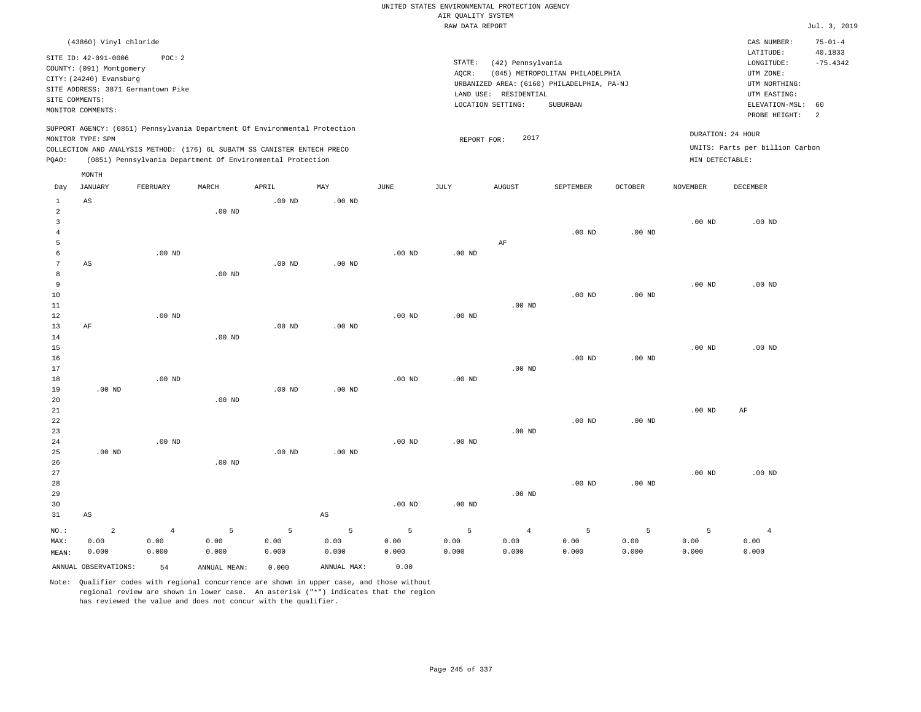UNITED STATES ENVIRONMENTAL PROTECTION AGENCY
AIR QUALITY SYSTEM
RAW DATA REPORT

Jul. 3, 2019

(43860) Vinyl chloride

SITE ID: 42-091-0006 POC: 2
COUNTY: (091) Montgomery
CITY: (24240) Evansburg
SITE ADDRESS: 3871 Germantown Pike
SITE COMMENTS:
MONITOR COMMENTS:

STATE: (42) Pennsylvania
AQCR: (045) METROPOLITAN PHILADELPHIA
URBANIZED AREA: (6160) PHILADELPHIA, PA-NJ
LAND USE: RESIDENTIAL
LOCATION SETTING: SUBURBAN

CAS NUMBER: 75-01-4
LATITUDE: 40.1833
LONGITUDE: -75.4342
UTM ZONE:
UTM NORTHING:
UTM EASTING:
ELEVATION-MSL: 60
PROBE HEIGHT: 2

SUPPORT AGENCY: (0851) Pennsylvania Department Of Environmental Protection
MONITOR TYPE: SPM
COLLECTION AND ANALYSIS METHOD: (176) 6L SUBATM SS CANISTER ENTECH PRECO
PQAO: (0851) Pennsylvania Department Of Environmental Protection

REPORT FOR: 2017

DURATION: 24 HOUR
UNITS: Parts per billion Carbon
MIN DETECTABLE:

| Day | JANUARY | FEBRUARY | MARCH | APRIL | MAY | JUNE | JULY | AUGUST | SEPTEMBER | OCTOBER | NOVEMBER | DECEMBER |
|---|---|---|---|---|---|---|---|---|---|---|---|---|
| 1 | AS | | | .00 ND | .00 ND | | | | | | | |
| 2 | | | .00 ND | | | | | | | | | |
| 3 | | | | | | | | | | | .00 ND | .00 ND |
| 4 | | | | | | | | | .00 ND | .00 ND | | |
| 5 | | | | | | | | AF | | | | |
| 6 | | .00 ND | | | | .00 ND | .00 ND | | | | | |
| 7 | AS | | | .00 ND | .00 ND | | | | | | | |
| 8 | | | .00 ND | | | | | | | | | |
| 9 | | | | | | | | | | | .00 ND | .00 ND |
| 10 | | | | | | | | | .00 ND | .00 ND | | |
| 11 | | | | | | | | .00 ND | | | | |
| 12 | | .00 ND | | | | .00 ND | .00 ND | | | | | |
| 13 | AF | | | .00 ND | .00 ND | | | | | | | |
| 14 | | | .00 ND | | | | | | | | | |
| 15 | | | | | | | | | | | .00 ND | .00 ND |
| 16 | | | | | | | | | .00 ND | .00 ND | | |
| 17 | | | | | | | | .00 ND | | | | |
| 18 | | .00 ND | | | | .00 ND | .00 ND | | | | | |
| 19 | .00 ND | | | .00 ND | .00 ND | | | | | | | |
| 20 | | | .00 ND | | | | | | | | | |
| 21 | | | | | | | | | | | .00 ND | AF |
| 22 | | | | | | | | | .00 ND | .00 ND | | |
| 23 | | | | | | | | .00 ND | | | | |
| 24 | | .00 ND | | | | .00 ND | .00 ND | | | | | |
| 25 | .00 ND | | | .00 ND | .00 ND | | | | | | | |
| 26 | | | .00 ND | | | | | | | | | |
| 27 | | | | | | | | | | | .00 ND | .00 ND |
| 28 | | | | | | | | | .00 ND | .00 ND | | |
| 29 | | | | | | | | .00 ND | | | | |
| 30 | | | | | | .00 ND | .00 ND | | | | | |
| 31 | AS | | | | AS | | | | | | | |
| NO.: | 2 | 4 | 5 | 5 | 5 | 5 | 5 | 4 | 5 | 5 | 5 | 4 |
| MAX: | 0.00 | 0.00 | 0.00 | 0.00 | 0.00 | 0.00 | 0.00 | 0.00 | 0.00 | 0.00 | 0.00 | 0.00 |
| MEAN: | 0.000 | 0.000 | 0.000 | 0.000 | 0.000 | 0.000 | 0.000 | 0.000 | 0.000 | 0.000 | 0.000 | 0.000 |

ANNUAL OBSERVATIONS: 54 ANNUAL MEAN: 0.000 ANNUAL MAX: 0.00

Note: Qualifier codes with regional concurrence are shown in upper case, and those without regional review are shown in lower case. An asterisk ("*") indicates that the region has reviewed the value and does not concur with the qualifier.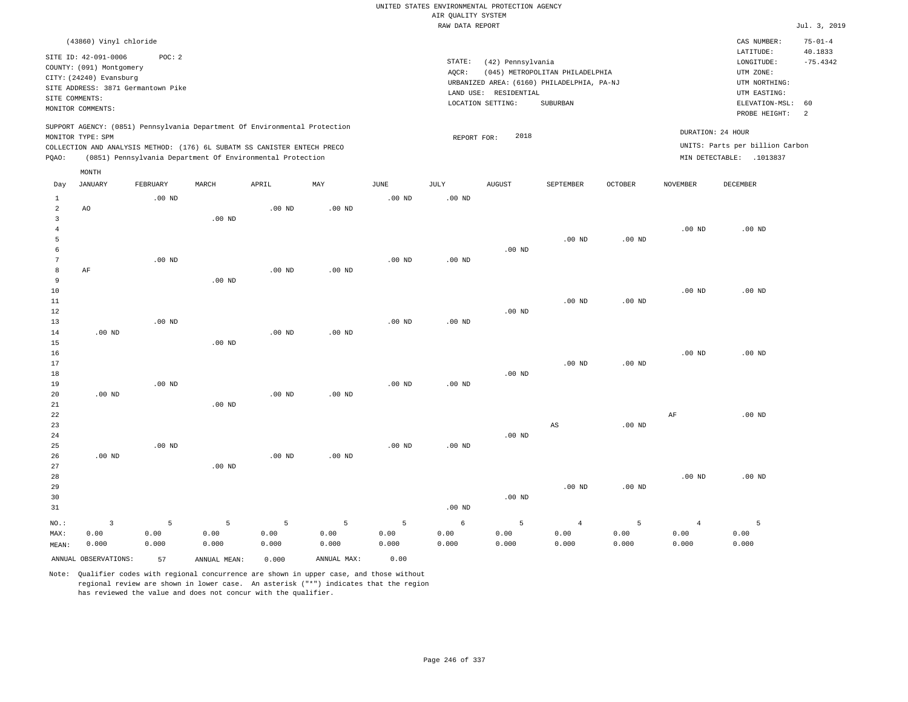UNITED STATES ENVIRONMENTAL PROTECTION AGENCY
AIR QUALITY SYSTEM
RAW DATA REPORT

Jul. 3, 2019

(43860) Vinyl chloride

SITE ID: 42-091-0006 POC: 2
COUNTY: (091) Montgomery
CITY: (24240) Evansburg
SITE ADDRESS: 3871 Germantown Pike
SITE COMMENTS:
MONITOR COMMENTS:

STATE: (42) Pennsylvania
AQCR: (045) METROPOLITAN PHILADELPHIA
URBANIZED AREA: (6160) PHILADELPHIA, PA-NJ
LAND USE: RESIDENTIAL
LOCATION SETTING: SUBURBAN

CAS NUMBER: 75-01-4
LATITUDE: 40.1833
LONGITUDE: -75.4342
UTM ZONE:
UTM NORTHING:
UTM EASTING:
ELEVATION-MSL: 60
PROBE HEIGHT: 2

SUPPORT AGENCY: (0851) Pennsylvania Department Of Environmental Protection
MONITOR TYPE: SPM
COLLECTION AND ANALYSIS METHOD: (176) 6L SUBATM SS CANISTER ENTECH PRECO
PQAO: (0851) Pennsylvania Department Of Environmental Protection

REPORT FOR: 2018

DURATION: 24 HOUR
UNITS: Parts per billion Carbon
MIN DETECTABLE: .1013837

| Day | JANUARY | FEBRUARY | MARCH | APRIL | MAY | JUNE | JULY | AUGUST | SEPTEMBER | OCTOBER | NOVEMBER | DECEMBER |
|---|---|---|---|---|---|---|---|---|---|---|---|---|
| 1 | | .00 ND | | | | .00 ND | .00 ND | | | | | |
| 2 | AO | | | .00 ND | .00 ND | | | | | | | |
| 3 | | | .00 ND | | | | | | | | | |
| 4 | | | | | | | | | | | .00 ND | .00 ND |
| 5 | | | | | | | | | .00 ND | .00 ND | | |
| 6 | | | | | | | | .00 ND | | | | |
| 7 | | .00 ND | | | | .00 ND | .00 ND | | | | | |
| 8 | AF | | | .00 ND | .00 ND | | | | | | | |
| 9 | | | .00 ND | | | | | | | | | |
| 10 | | | | | | | | | | | .00 ND | .00 ND |
| 11 | | | | | | | | | .00 ND | .00 ND | | |
| 12 | | | | | | | | .00 ND | | | | |
| 13 | | .00 ND | | | | .00 ND | .00 ND | | | | | |
| 14 | .00 ND | | | .00 ND | .00 ND | | | | | | | |
| 15 | | | .00 ND | | | | | | | | | |
| 16 | | | | | | | | | | | .00 ND | .00 ND |
| 17 | | | | | | | | | .00 ND | .00 ND | | |
| 18 | | | | | | | | .00 ND | | | | |
| 19 | | .00 ND | | | | .00 ND | .00 ND | | | | | |
| 20 | .00 ND | | | .00 ND | .00 ND | | | | | | | |
| 21 | | | .00 ND | | | | | | | | | |
| 22 | | | | | | | | | | | AF | .00 ND |
| 23 | | | | | | | | | AS | .00 ND | | |
| 24 | | | | | | | | .00 ND | | | | |
| 25 | | .00 ND | | | | .00 ND | .00 ND | | | | | |
| 26 | .00 ND | | | .00 ND | .00 ND | | | | | | | |
| 27 | | | .00 ND | | | | | | | | | |
| 28 | | | | | | | | | | | .00 ND | .00 ND |
| 29 | | | | | | | | | .00 ND | .00 ND | | |
| 30 | | | | | | | | .00 ND | | | | |
| 31 | | | | | | | .00 ND | | | | | |
| NO.: | 3 | 5 | 5 | 5 | 5 | 5 | 6 | 5 | 4 | 5 | 4 | 5 |
| MAX: | 0.00 | 0.00 | 0.00 | 0.00 | 0.00 | 0.00 | 0.00 | 0.00 | 0.00 | 0.00 | 0.00 | 0.00 |
| MEAN: | 0.000 | 0.000 | 0.000 | 0.000 | 0.000 | 0.000 | 0.000 | 0.000 | 0.000 | 0.000 | 0.000 | 0.000 |

ANNUAL OBSERVATIONS: 57 ANNUAL MEAN: 0.000 ANNUAL MAX: 0.00

Note: Qualifier codes with regional concurrence are shown in upper case, and those without regional review are shown in lower case. An asterisk ("*") indicates that the region has reviewed the value and does not concur with the qualifier.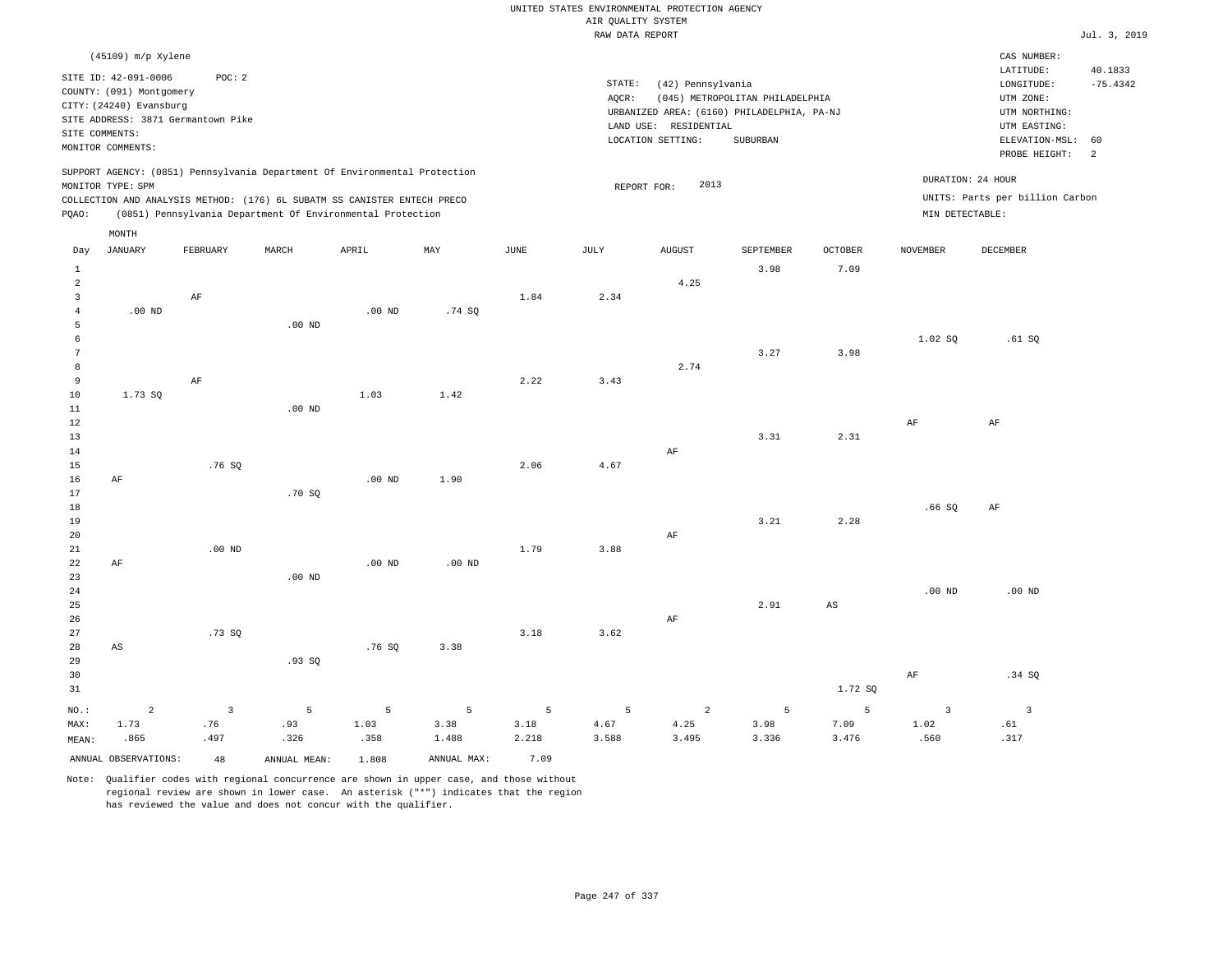UNITED STATES ENVIRONMENTAL PROTECTION AGENCY
AIR QUALITY SYSTEM
RAW DATA REPORT

Jul. 3, 2019

(45109) m/p Xylene

SITE ID: 42-091-0006 POC: 2
COUNTY: (091) Montgomery
CITY: (24240) Evansburg
SITE ADDRESS: 3871 Germantown Pike
SITE COMMENTS:
MONITOR COMMENTS:

STATE: (42) Pennsylvania
AQCR: (045) METROPOLITAN PHILADELPHIA
URBANIZED AREA: (6160) PHILADELPHIA, PA-NJ
LAND USE: RESIDENTIAL
LOCATION SETTING: SUBURBAN

CAS NUMBER:
LATITUDE: 40.1833
LONGITUDE: -75.4342
UTM ZONE:
UTM NORTHING:
UTM EASTING:
ELEVATION-MSL: 60
PROBE HEIGHT: 2

SUPPORT AGENCY: (0851) Pennsylvania Department Of Environmental Protection
MONITOR TYPE: SPM
COLLECTION AND ANALYSIS METHOD: (176) 6L SUBATM SS CANISTER ENTECH PRECO
PQAO: (0851) Pennsylvania Department Of Environmental Protection

REPORT FOR: 2013

DURATION: 24 HOUR
UNITS: Parts per billion Carbon
MIN DETECTABLE:

| Day | JANUARY | FEBRUARY | MARCH | APRIL | MAY | JUNE | JULY | AUGUST | SEPTEMBER | OCTOBER | NOVEMBER | DECEMBER |
|---|---|---|---|---|---|---|---|---|---|---|---|---|
| 1 | | | | | | | | | 3.98 | 7.09 | | |
| 2 | | | | | | | | 4.25 | | | | |
| 3 | | AF | | | | 1.84 | 2.34 | | | | | |
| 4 | .00 ND | | | .00 ND | .74 SQ | | | | | | | |
| 5 | | | .00 ND | | | | | | | | | |
| 6 | | | | | | | | | | | 1.02 SQ | .61 SQ |
| 7 | | | | | | | | | 3.27 | 3.98 | | |
| 8 | | | | | | | | 2.74 | | | | |
| 9 | | AF | | | | 2.22 | 3.43 | | | | | |
| 10 | 1.73 SQ | | | 1.03 | 1.42 | | | | | | | |
| 11 | | | .00 ND | | | | | | | | | |
| 12 | | | | | | | | | | | AF | AF |
| 13 | | | | | | | | | 3.31 | 2.31 | | |
| 14 | | | | | | | | AF | | | | |
| 15 | | .76 SQ | | | | 2.06 | 4.67 | | | | | |
| 16 | AF | | | .00 ND | 1.90 | | | | | | | |
| 17 | | | .70 SQ | | | | | | | | | |
| 18 | | | | | | | | | | | .66 SQ | AF |
| 19 | | | | | | | | | 3.21 | 2.28 | | |
| 20 | | | | | | | | AF | | | | |
| 21 | | .00 ND | | | | 1.79 | 3.88 | | | | | |
| 22 | AF | | | .00 ND | .00 ND | | | | | | | |
| 23 | | | .00 ND | | | | | | | | | |
| 24 | | | | | | | | | | | .00 ND | .00 ND |
| 25 | | | | | | | | | 2.91 | AS | | |
| 26 | | | | | | | | AF | | | | |
| 27 | | .73 SQ | | | | 3.18 | 3.62 | | | | | |
| 28 | AS | | | .76 SQ | 3.38 | | | | | | | |
| 29 | | | .93 SQ | | | | | | | | | |
| 30 | | | | | | | | | | | AF | .34 SQ |
| 31 | | | | | | | | | | 1.72 SQ | | |
| NO.: | 2 | 3 | 5 | 5 | 5 | 5 | 5 | 2 | 5 | 5 | 3 | 3 |
| MAX: | 1.73 | .76 | .93 | 1.03 | 3.38 | 3.18 | 4.67 | 4.25 | 3.98 | 7.09 | 1.02 | .61 |
| MEAN: | .865 | .497 | .326 | .358 | 1.488 | 2.218 | 3.588 | 3.495 | 3.336 | 3.476 | .560 | .317 |

ANNUAL OBSERVATIONS: 48 ANNUAL MEAN: 1.808 ANNUAL MAX: 7.09

Note: Qualifier codes with regional concurrence are shown in upper case, and those without regional review are shown in lower case. An asterisk ("*") indicates that the region has reviewed the value and does not concur with the qualifier.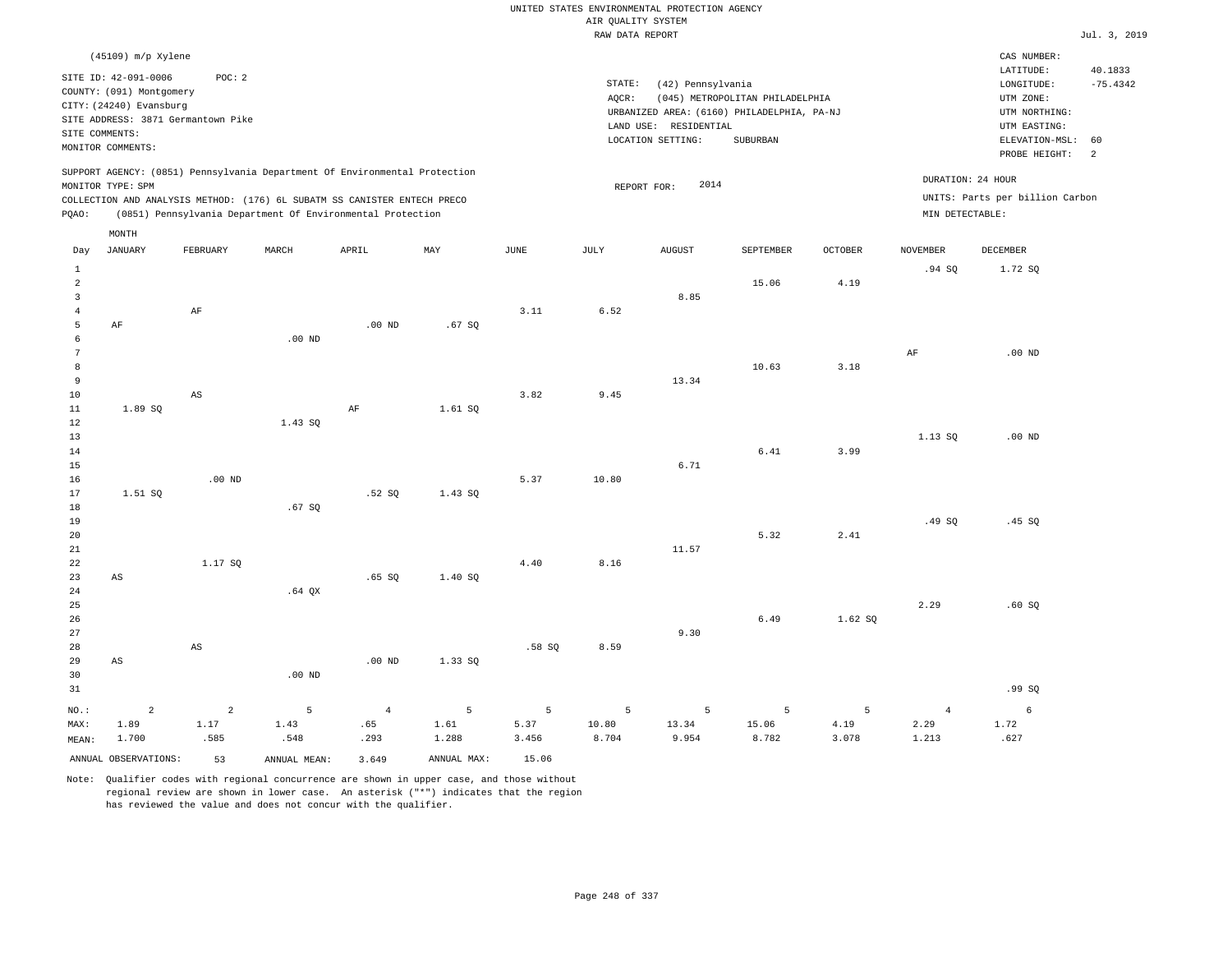UNITED STATES ENVIRONMENTAL PROTECTION AGENCY
AIR QUALITY SYSTEM
RAW DATA REPORT

Jul. 3, 2019

(45109) m/p Xylene

SITE ID: 42-091-0006  POC: 2
COUNTY: (091) Montgomery
CITY: (24240) Evansburg
SITE ADDRESS: 3871 Germantown Pike
SITE COMMENTS:
MONITOR COMMENTS:

STATE: (42) Pennsylvania
AQCR: (045) METROPOLITAN PHILADELPHIA
URBANIZED AREA: (6160) PHILADELPHIA, PA-NJ
LAND USE: RESIDENTIAL
LOCATION SETTING: SUBURBAN

CAS NUMBER:
LATITUDE: 40.1833
LONGITUDE: -75.4342
UTM ZONE:
UTM NORTHING:
UTM EASTING:
ELEVATION-MSL: 60
PROBE HEIGHT: 2

SUPPORT AGENCY: (0851) Pennsylvania Department Of Environmental Protection
MONITOR TYPE: SPM
COLLECTION AND ANALYSIS METHOD: (176) 6L SUBATM SS CANISTER ENTECH PRECO
PQAO: (0851) Pennsylvania Department Of Environmental Protection

REPORT FOR: 2014

DURATION: 24 HOUR
UNITS: Parts per billion Carbon
MIN DETECTABLE:

| Day | JANUARY | FEBRUARY | MARCH | APRIL | MAY | JUNE | JULY | AUGUST | SEPTEMBER | OCTOBER | NOVEMBER | DECEMBER |
|---|---|---|---|---|---|---|---|---|---|---|---|---|
| 1 | | | | | | | | | | | .94 SQ | 1.72 SQ |
| 2 | | | | | | | | | 15.06 | 4.19 | | |
| 3 | | | | | | | | 8.85 | | | | |
| 4 | | AF | | | | 3.11 | 6.52 | | | | | |
| 5 | AF | | | .00 ND | .67 SQ | | | | | | | |
| 6 | | | .00 ND | | | | | | | | | |
| 7 | | | | | | | | | | | AF | .00 ND |
| 8 | | | | | | | | | 10.63 | 3.18 | | |
| 9 | | | | | | | | 13.34 | | | | |
| 10 | | AS | | | | 3.82 | 9.45 | | | | | |
| 11 | 1.89 SQ | | | AF | 1.61 SQ | | | | | | | |
| 12 | | | 1.43 SQ | | | | | | | | | |
| 13 | | | | | | | | | | | 1.13 SQ | .00 ND |
| 14 | | | | | | | | | 6.41 | 3.99 | | |
| 15 | | | | | | | | 6.71 | | | | |
| 16 | | .00 ND | | | | 5.37 | 10.80 | | | | | |
| 17 | 1.51 SQ | | | .52 SQ | 1.43 SQ | | | | | | | |
| 18 | | | .67 SQ | | | | | | | | | |
| 19 | | | | | | | | | | | .49 SQ | .45 SQ |
| 20 | | | | | | | | | 5.32 | 2.41 | | |
| 21 | | | | | | | | 11.57 | | | | |
| 22 | | 1.17 SQ | | | | 4.40 | 8.16 | | | | | |
| 23 | AS | | | .65 SQ | 1.40 SQ | | | | | | | |
| 24 | | | .64 QX | | | | | | | | | |
| 25 | | | | | | | | | | | 2.29 | .60 SQ |
| 26 | | | | | | | | | 6.49 | 1.62 SQ | | |
| 27 | | | | | | | | 9.30 | | | | |
| 28 | | AS | | | | .58 SQ | 8.59 | | | | | |
| 29 | AS | | | .00 ND | 1.33 SQ | | | | | | | |
| 30 | | | .00 ND | | | | | | | | | |
| 31 | | | | | | | | | | | | .99 SQ |
| NO.: | 2 | 2 | 5 | 4 | 5 | 5 | 5 | 5 | 5 | 5 | 4 | 6 |
| MAX: | 1.89 | 1.17 | 1.43 | .65 | 1.61 | 5.37 | 10.80 | 13.34 | 15.06 | 4.19 | 2.29 | 1.72 |
| MEAN: | 1.700 | .585 | .548 | .293 | 1.288 | 3.456 | 8.704 | 9.954 | 8.782 | 3.078 | 1.213 | .627 |

ANNUAL OBSERVATIONS: 53  ANNUAL MEAN: 3.649  ANNUAL MAX: 15.06

Note: Qualifier codes with regional concurrence are shown in upper case, and those without regional review are shown in lower case. An asterisk ("*") indicates that the region has reviewed the value and does not concur with the qualifier.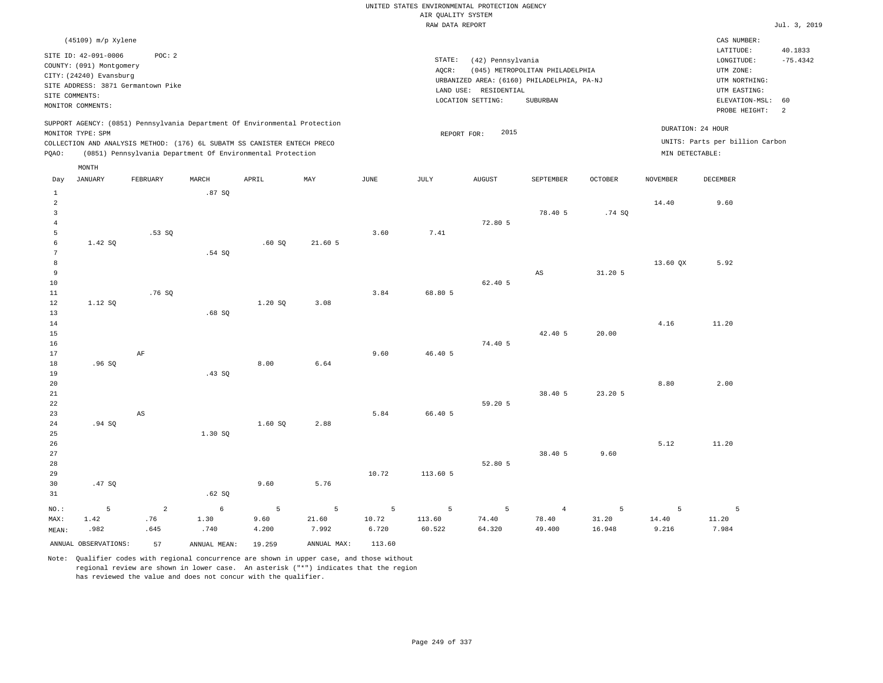UNITED STATES ENVIRONMENTAL PROTECTION AGENCY
AIR QUALITY SYSTEM
RAW DATA REPORT

Jul. 3, 2019

(45109) m/p Xylene

SITE ID: 42-091-0006 POC: 2
COUNTY: (091) Montgomery
CITY: (24240) Evansburg
SITE ADDRESS: 3871 Germantown Pike
SITE COMMENTS:
MONITOR COMMENTS:

STATE: (42) Pennsylvania
AQCR: (045) METROPOLITAN PHILADELPHIA
URBANIZED AREA: (6160) PHILADELPHIA, PA-NJ
LAND USE: RESIDENTIAL
LOCATION SETTING: SUBURBAN

CAS NUMBER:
LATITUDE: 40.1833
LONGITUDE: -75.4342
UTM ZONE:
UTM NORTHING:
UTM EASTING:
ELEVATION-MSL: 60
PROBE HEIGHT: 2

SUPPORT AGENCY: (0851) Pennsylvania Department Of Environmental Protection
MONITOR TYPE: SPM
COLLECTION AND ANALYSIS METHOD: (176) 6L SUBATM SS CANISTER ENTECH PRECO
PQAO: (0851) Pennsylvania Department Of Environmental Protection

REPORT FOR: 2015

DURATION: 24 HOUR
UNITS: Parts per billion Carbon
MIN DETECTABLE:

| Day | JANUARY | FEBRUARY | MARCH | APRIL | MAY | JUNE | JULY | AUGUST | SEPTEMBER | OCTOBER | NOVEMBER | DECEMBER |
|---|---|---|---|---|---|---|---|---|---|---|---|---|
| 1 | | | .87 SQ | | | | | | | | | |
| 2 | | | | | | | | | | | 14.40 | 9.60 |
| 3 | | | | | | | | | 78.40 5 | .74 SQ | | |
| 4 | | | | | | | | 72.80 5 | | | | |
| 5 | | .53 SQ | | | | 3.60 | 7.41 | | | | | |
| 6 | 1.42 SQ | | | .60 SQ | 21.60 5 | | | | | | | |
| 7 | | | .54 SQ | | | | | | | | | |
| 8 | | | | | | | | | | | 13.60 QX | 5.92 |
| 9 | | | | | | | | | AS | 31.20 5 | | |
| 10 | | | | | | | | 62.40 5 | | | | |
| 11 | | .76 SQ | | | | 3.84 | 68.80 5 | | | | | |
| 12 | 1.12 SQ | | | 1.20 SQ | 3.08 | | | | | | | |
| 13 | | | .68 SQ | | | | | | | | | |
| 14 | | | | | | | | | | | 4.16 | 11.20 |
| 15 | | | | | | | | | 42.40 5 | 20.00 | | |
| 16 | | | | | | | | 74.40 5 | | | | |
| 17 | | AF | | | | 9.60 | 46.40 5 | | | | | |
| 18 | .96 SQ | | | 8.00 | 6.64 | | | | | | | |
| 19 | | | .43 SQ | | | | | | | | | |
| 20 | | | | | | | | | | | 8.80 | 2.00 |
| 21 | | | | | | | | | 38.40 5 | 23.20 5 | | |
| 22 | | | | | | | | 59.20 5 | | | | |
| 23 | | AS | | | | 5.84 | 66.40 5 | | | | | |
| 24 | .94 SQ | | | 1.60 SQ | 2.88 | | | | | | | |
| 25 | | | 1.30 SQ | | | | | | | | | |
| 26 | | | | | | | | | | | 5.12 | 11.20 |
| 27 | | | | | | | | | 38.40 5 | 9.60 | | |
| 28 | | | | | | | | 52.80 5 | | | | |
| 29 | | | | | | 10.72 | 113.60 5 | | | | | |
| 30 | .47 SQ | | | 9.60 | 5.76 | | | | | | | |
| 31 | | | .62 SQ | | | | | | | | | |
| NO.: | 5 | 2 | 6 | 5 | 5 | 5 | 5 | 5 | 4 | 5 | 5 | 5 |
| MAX: | 1.42 | .76 | 1.30 | 9.60 | 21.60 | 10.72 | 113.60 | 74.40 | 78.40 | 31.20 | 14.40 | 11.20 |
| MEAN: | .982 | .645 | .740 | 4.200 | 7.992 | 6.720 | 60.522 | 64.320 | 49.400 | 16.948 | 9.216 | 7.984 |

ANNUAL OBSERVATIONS: 57 ANNUAL MEAN: 19.259 ANNUAL MAX: 113.60

Note: Qualifier codes with regional concurrence are shown in upper case, and those without regional review are shown in lower case. An asterisk ("*") indicates that the region has reviewed the value and does not concur with the qualifier.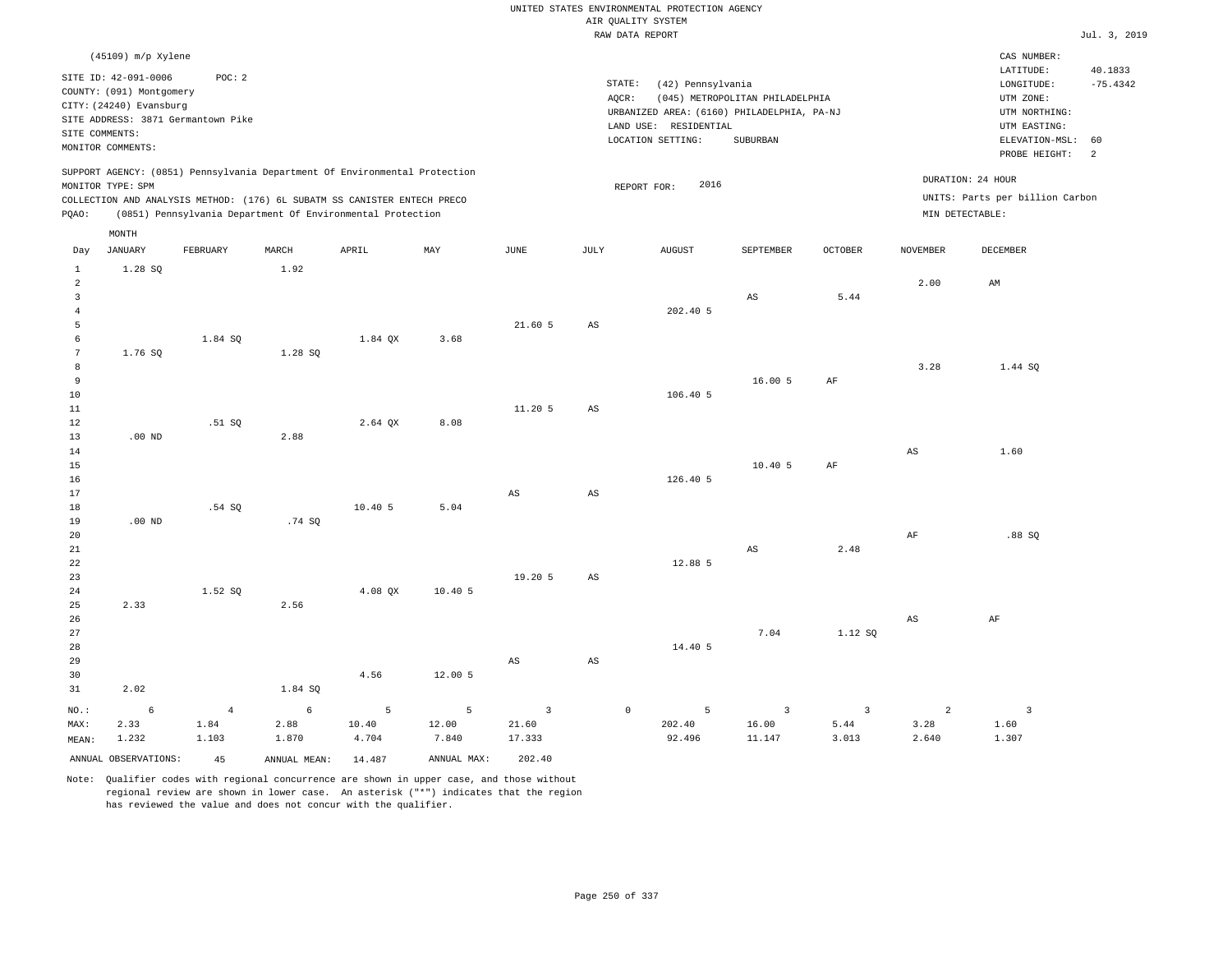UNITED STATES ENVIRONMENTAL PROTECTION AGENCY
AIR QUALITY SYSTEM
RAW DATA REPORT

Jul. 3, 2019

(45109) m/p Xylene

SITE ID: 42-091-0006 POC: 2
COUNTY: (091) Montgomery
CITY: (24240) Evansburg
SITE ADDRESS: 3871 Germantown Pike
SITE COMMENTS:
MONITOR COMMENTS:

STATE: (42) Pennsylvania
AQCR: (045) METROPOLITAN PHILADELPHIA
URBANIZED AREA: (6160) PHILADELPHIA, PA-NJ
LAND USE: RESIDENTIAL
LOCATION SETTING: SUBURBAN

CAS NUMBER:
LATITUDE: 40.1833
LONGITUDE: -75.4342
UTM ZONE:
UTM NORTHING:
UTM EASTING:
ELEVATION-MSL: 60
PROBE HEIGHT: 2

SUPPORT AGENCY: (0851) Pennsylvania Department Of Environmental Protection
MONITOR TYPE: SPM
COLLECTION AND ANALYSIS METHOD: (176) 6L SUBATM SS CANISTER ENTECH PRECO
PQAO: (0851) Pennsylvania Department Of Environmental Protection

REPORT FOR: 2016

DURATION: 24 HOUR
UNITS: Parts per billion Carbon
MIN DETECTABLE:

| Day | JANUARY | FEBRUARY | MARCH | APRIL | MAY | JUNE | JULY | AUGUST | SEPTEMBER | OCTOBER | NOVEMBER | DECEMBER |
|---|---|---|---|---|---|---|---|---|---|---|---|---|
| 1 | 1.28 SQ | | 1.92 | | | | | | | | | |
| 2 | | | | | | | | | | | 2.00 | AM |
| 3 | | | | | | | | | AS | 5.44 | | |
| 4 | | | | | | | | 202.40 5 | | | | |
| 5 | | | | | | 21.60 5 | AS | | | | | |
| 6 | | 1.84 SQ | | 1.84 QX | 3.68 | | | | | | | |
| 7 | 1.76 SQ | | 1.28 SQ | | | | | | | | | |
| 8 | | | | | | | | | | | 3.28 | 1.44 SQ |
| 9 | | | | | | | | | 16.00 5 | AF | | |
| 10 | | | | | | | | 106.40 5 | | | | |
| 11 | | | | | | 11.20 5 | AS | | | | | |
| 12 | | .51 SQ | | 2.64 QX | 8.08 | | | | | | | |
| 13 | .00 ND | | 2.88 | | | | | | | | | |
| 14 | | | | | | | | | | | AS | 1.60 |
| 15 | | | | | | | | | 10.40 5 | AF | | |
| 16 | | | | | | | | 126.40 5 | | | | |
| 17 | | | | | | AS | AS | | | | | |
| 18 | | .54 SQ | | 10.40 5 | 5.04 | | | | | | | |
| 19 | .00 ND | | .74 SQ | | | | | | | | | |
| 20 | | | | | | | | | | | AF | .88 SQ |
| 21 | | | | | | | | | AS | 2.48 | | |
| 22 | | | | | | | | 12.88 5 | | | | |
| 23 | | | | | | 19.20 5 | AS | | | | | |
| 24 | | 1.52 SQ | | 4.08 QX | 10.40 5 | | | | | | | |
| 25 | 2.33 | | 2.56 | | | | | | | | | |
| 26 | | | | | | | | | | | AS | AF |
| 27 | | | | | | | | | 7.04 | 1.12 SQ | | |
| 28 | | | | | | | | 14.40 5 | | | | |
| 29 | | | | | | AS | AS | | | | | |
| 30 | | | | 4.56 | 12.00 5 | | | | | | | |
| 31 | 2.02 | | 1.84 SQ | | | | | | | | | |
| NO.: | 6 | 4 | 6 | 5 | 5 | 3 | 0 | 5 | 3 | 3 | 2 | 3 |
| MAX: | 2.33 | 1.84 | 2.88 | 10.40 | 12.00 | 21.60 | | 202.40 | 16.00 | 5.44 | 3.28 | 1.60 |
| MEAN: | 1.232 | 1.103 | 1.870 | 4.704 | 7.840 | 17.333 | | 92.496 | 11.147 | 3.013 | 2.640 | 1.307 |

ANNUAL OBSERVATIONS: 45 ANNUAL MEAN: 14.487 ANNUAL MAX: 202.40

Note: Qualifier codes with regional concurrence are shown in upper case, and those without regional review are shown in lower case. An asterisk ("*") indicates that the region has reviewed the value and does not concur with the qualifier.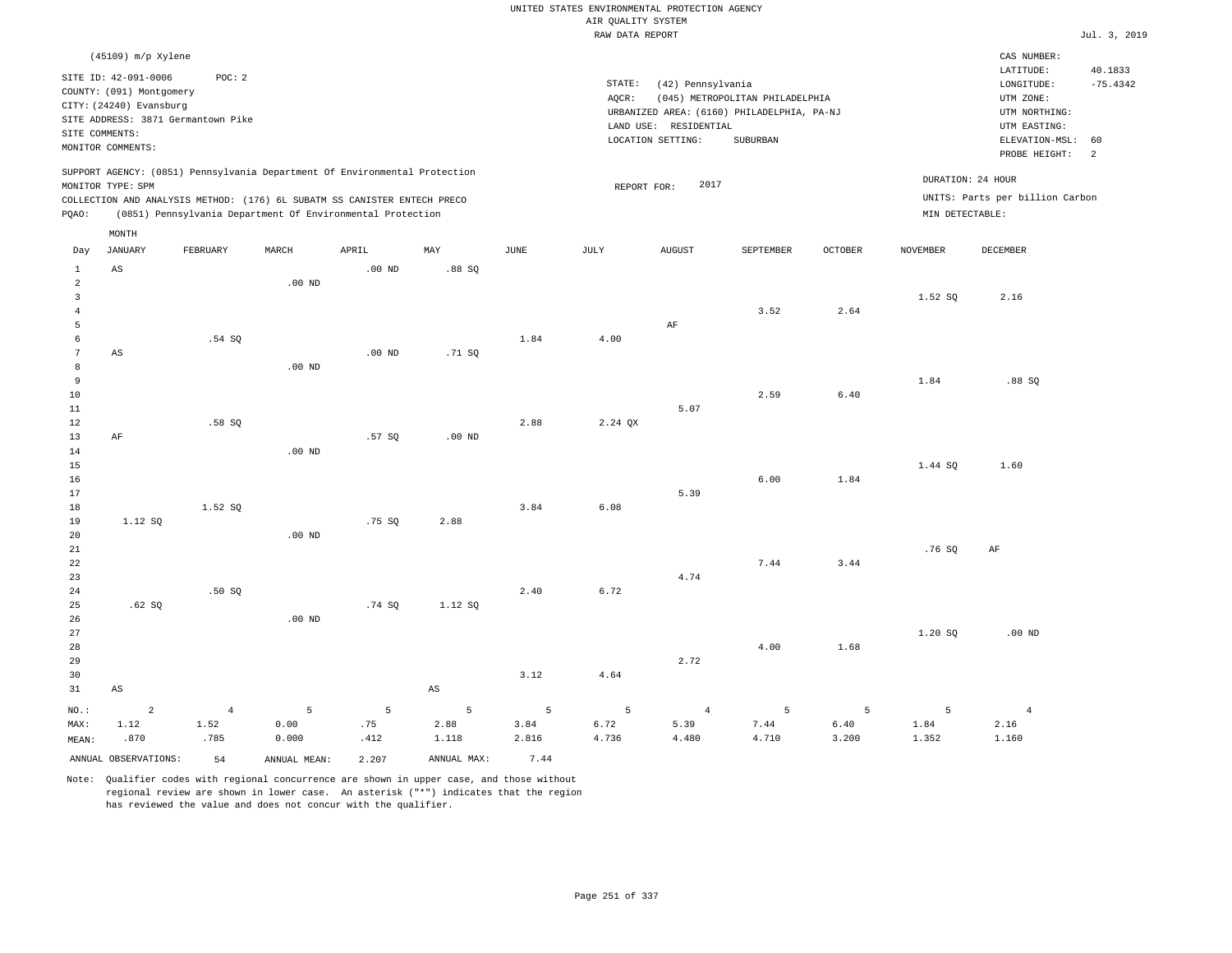UNITED STATES ENVIRONMENTAL PROTECTION AGENCY
AIR QUALITY SYSTEM
RAW DATA REPORT

Jul. 3, 2019

(45109) m/p Xylene

SITE ID: 42-091-0006 POC: 2
COUNTY: (091) Montgomery
CITY: (24240) Evansburg
SITE ADDRESS: 3871 Germantown Pike
SITE COMMENTS:
MONITOR COMMENTS:

STATE: (42) Pennsylvania
AQCR: (045) METROPOLITAN PHILADELPHIA
URBANIZED AREA: (6160) PHILADELPHIA, PA-NJ
LAND USE: RESIDENTIAL
LOCATION SETTING: SUBURBAN

CAS NUMBER:
LATITUDE: 40.1833
LONGITUDE: -75.4342
UTM ZONE:
UTM NORTHING:
UTM EASTING:
ELEVATION-MSL: 60
PROBE HEIGHT: 2

SUPPORT AGENCY: (0851) Pennsylvania Department Of Environmental Protection
MONITOR TYPE: SPM
COLLECTION AND ANALYSIS METHOD: (176) 6L SUBATM SS CANISTER ENTECH PRECO
PQAO: (0851) Pennsylvania Department Of Environmental Protection

REPORT FOR: 2017

DURATION: 24 HOUR
UNITS: Parts per billion Carbon
MIN DETECTABLE:

| Day | JANUARY | FEBRUARY | MARCH | APRIL | MAY | JUNE | JULY | AUGUST | SEPTEMBER | OCTOBER | NOVEMBER | DECEMBER |
|---|---|---|---|---|---|---|---|---|---|---|---|---|
| 1 | AS | | | .00 ND | .88 SQ | | | | | | | |
| 2 | | | .00 ND | | | | | | | | | |
| 3 | | | | | | | | | | | 1.52 SQ | 2.16 |
| 4 | | | | | | | | | 3.52 | 2.64 | | |
| 5 | | | | | | | | AF | | | | |
| 6 | | .54 SQ | | | | 1.84 | 4.00 | | | | | |
| 7 | AS | | | .00 ND | .71 SQ | | | | | | | |
| 8 | | | .00 ND | | | | | | | | | |
| 9 | | | | | | | | | | | 1.84 | .88 SQ |
| 10 | | | | | | | | | 2.59 | 6.40 | | |
| 11 | | | | | | | | 5.07 | | | | |
| 12 | | .58 SQ | | | | 2.88 | 2.24 QX | | | | | |
| 13 | AF | | | .57 SQ | .00 ND | | | | | | | |
| 14 | | | .00 ND | | | | | | | | | |
| 15 | | | | | | | | | | | 1.44 SQ | 1.60 |
| 16 | | | | | | | | | 6.00 | 1.84 | | |
| 17 | | | | | | | | 5.39 | | | | |
| 18 | | 1.52 SQ | | | | 3.84 | 6.08 | | | | | |
| 19 | 1.12 SQ | | | .75 SQ | 2.88 | | | | | | | |
| 20 | | | .00 ND | | | | | | | | | |
| 21 | | | | | | | | | | | .76 SQ | AF |
| 22 | | | | | | | | | 7.44 | 3.44 | | |
| 23 | | | | | | | | 4.74 | | | | |
| 24 | | .50 SQ | | | | 2.40 | 6.72 | | | | | |
| 25 | .62 SQ | | | .74 SQ | 1.12 SQ | | | | | | | |
| 26 | | | .00 ND | | | | | | | | | |
| 27 | | | | | | | | | | | 1.20 SQ | .00 ND |
| 28 | | | | | | | | | 4.00 | 1.68 | | |
| 29 | | | | | | | | 2.72 | | | | |
| 30 | | | | | | 3.12 | 4.64 | | | | | |
| 31 | AS | | | | AS | | | | | | | |
| NO.: | 2 | 4 | 5 | 5 | 5 | 5 | 5 | 4 | 5 | 5 | 5 | 4 |
| MAX: | 1.12 | 1.52 | 0.00 | .75 | 2.88 | 3.84 | 6.72 | 5.39 | 7.44 | 6.40 | 1.84 | 2.16 |
| MEAN: | .870 | .785 | 0.000 | .412 | 1.118 | 2.816 | 4.736 | 4.480 | 4.710 | 3.200 | 1.352 | 1.160 |

ANNUAL OBSERVATIONS: 54 ANNUAL MEAN: 2.207 ANNUAL MAX: 7.44

Note: Qualifier codes with regional concurrence are shown in upper case, and those without regional review are shown in lower case. An asterisk ("*") indicates that the region has reviewed the value and does not concur with the qualifier.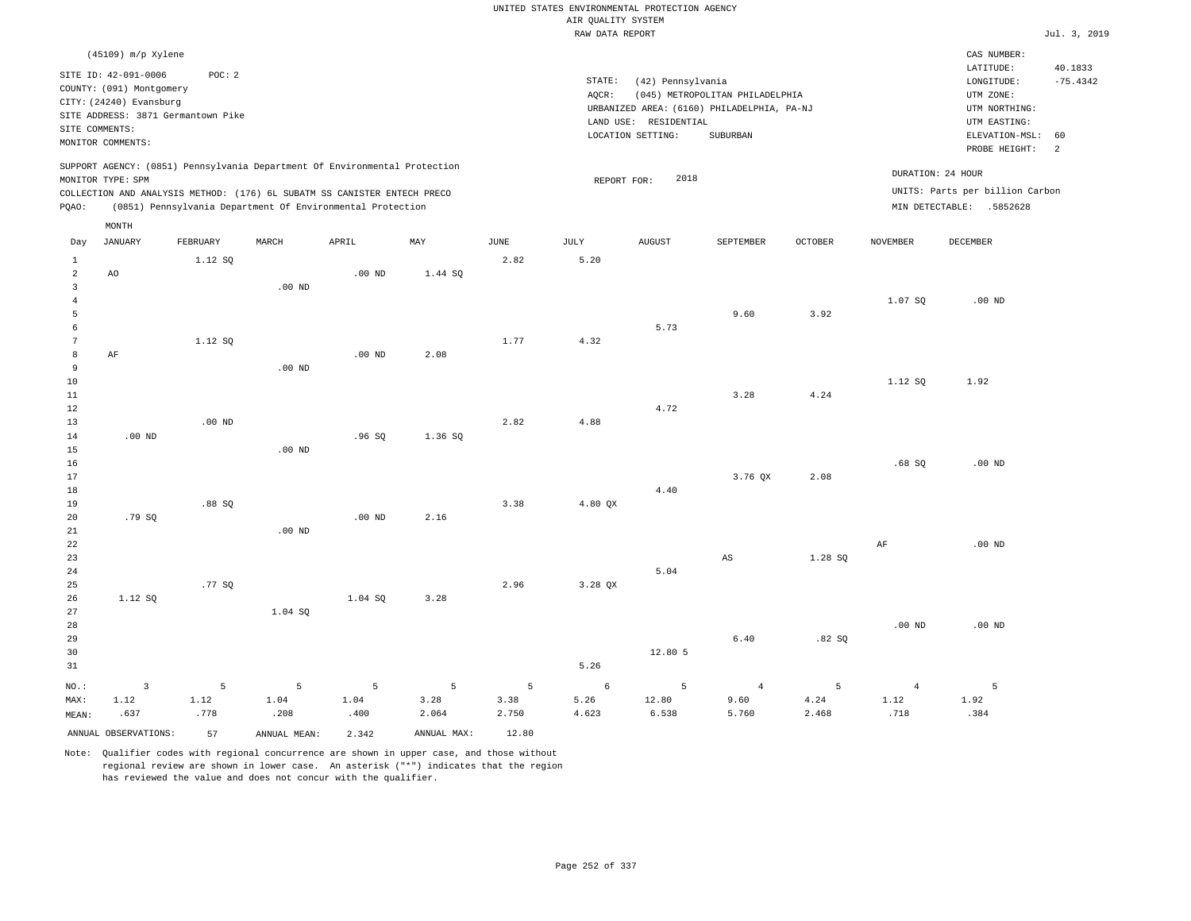UNITED STATES ENVIRONMENTAL PROTECTION AGENCY
AIR QUALITY SYSTEM
RAW DATA REPORT

Jul. 3, 2019

(45109) m/p Xylene

SITE ID: 42-091-0006 POC: 2
COUNTY: (091) Montgomery
CITY: (24240) Evansburg
SITE ADDRESS: 3871 Germantown Pike
SITE COMMENTS:
MONITOR COMMENTS:

STATE: (42) Pennsylvania
AQCR: (045) METROPOLITAN PHILADELPHIA
URBANIZED AREA: (6160) PHILADELPHIA, PA-NJ
LAND USE: RESIDENTIAL
LOCATION SETTING: SUBURBAN

CAS NUMBER:
LATITUDE: 40.1833
LONGITUDE: -75.4342
UTM ZONE:
UTM NORTHING:
UTM EASTING:
ELEVATION-MSL: 60
PROBE HEIGHT: 2

SUPPORT AGENCY: (0851) Pennsylvania Department Of Environmental Protection
MONITOR TYPE: SPM
COLLECTION AND ANALYSIS METHOD: (176) 6L SUBATM SS CANISTER ENTECH PRECO
PQAO: (0851) Pennsylvania Department Of Environmental Protection

REPORT FOR: 2018

DURATION: 24 HOUR
UNITS: Parts per billion Carbon
MIN DETECTABLE: .5852628

| Day | JANUARY | FEBRUARY | MARCH | APRIL | MAY | JUNE | JULY | AUGUST | SEPTEMBER | OCTOBER | NOVEMBER | DECEMBER |
|---|---|---|---|---|---|---|---|---|---|---|---|---|
| 1 | | 1.12 SQ | | | | 2.82 | 5.20 | | | | | |
| 2 | AO | | | .00 ND | 1.44 SQ | | | | | | | |
| 3 | | | .00 ND | | | | | | | | | |
| 4 | | | | | | | | | | | 1.07 SQ | .00 ND |
| 5 | | | | | | | | | 9.60 | 3.92 | | |
| 6 | | | | | | | | 5.73 | | | | |
| 7 | | 1.12 SQ | | | | 1.77 | 4.32 | | | | | |
| 8 | AF | | | .00 ND | 2.08 | | | | | | | |
| 9 | | | .00 ND | | | | | | | | | |
| 10 | | | | | | | | | | | 1.12 SQ | 1.92 |
| 11 | | | | | | | | | 3.28 | 4.24 | | |
| 12 | | | | | | | | 4.72 | | | | |
| 13 | | .00 ND | | | | 2.82 | 4.88 | | | | | |
| 14 | .00 ND | | | .96 SQ | 1.36 SQ | | | | | | | |
| 15 | | | .00 ND | | | | | | | | | |
| 16 | | | | | | | | | | | .68 SQ | .00 ND |
| 17 | | | | | | | | | 3.76 QX | 2.08 | | |
| 18 | | | | | | | | 4.40 | | | | |
| 19 | | .88 SQ | | | | 3.38 | 4.80 QX | | | | | |
| 20 | .79 SQ | | | .00 ND | 2.16 | | | | | | | |
| 21 | | | .00 ND | | | | | | | | | |
| 22 | | | | | | | | | | | AF | .00 ND |
| 23 | | | | | | | | | AS | 1.28 SQ | | |
| 24 | | | | | | | | 5.04 | | | | |
| 25 | | .77 SQ | | | | 2.96 | 3.28 QX | | | | | |
| 26 | 1.12 SQ | | | 1.04 SQ | 3.28 | | | | | | | |
| 27 | | | 1.04 SQ | | | | | | | | | |
| 28 | | | | | | | | | | | .00 ND | .00 ND |
| 29 | | | | | | | | | 6.40 | .82 SQ | | |
| 30 | | | | | | | | 12.80 5 | | | | |
| 31 | | | | | | | 5.26 | | | | | |
| NO.: | 3 | 5 | 5 | 5 | 5 | 5 | 6 | 5 | 4 | 5 | 4 | 5 |
| MAX: | 1.12 | 1.12 | 1.04 | 1.04 | 3.28 | 3.38 | 5.26 | 12.80 | 9.60 | 4.24 | 1.12 | 1.92 |
| MEAN: | .637 | .778 | .208 | .400 | 2.064 | 2.750 | 4.623 | 6.538 | 5.760 | 2.468 | .718 | .384 |

ANNUAL OBSERVATIONS: 57  ANNUAL MEAN: 2.342  ANNUAL MAX: 12.80

Note: Qualifier codes with regional concurrence are shown in upper case, and those without regional review are shown in lower case. An asterisk ("*") indicates that the region has reviewed the value and does not concur with the qualifier.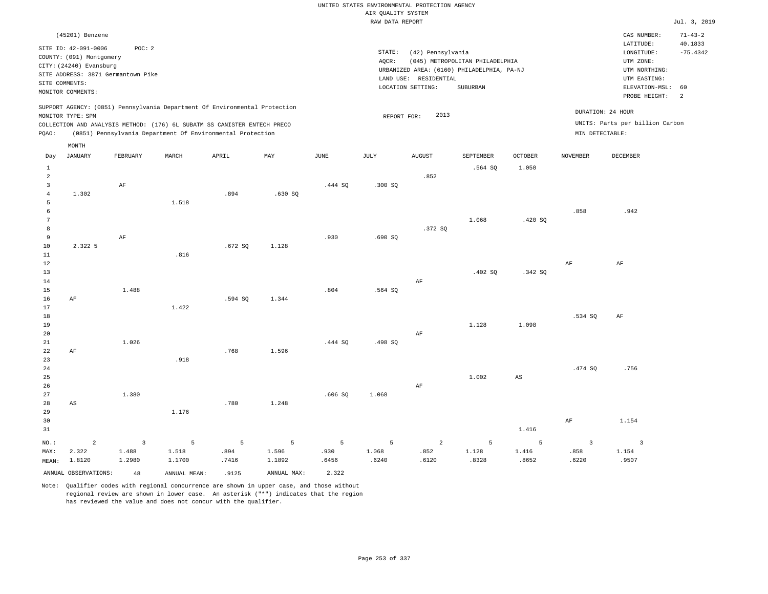UNITED STATES ENVIRONMENTAL PROTECTION AGENCY
AIR QUALITY SYSTEM
RAW DATA REPORT

Jul. 3, 2019

(45201) Benzene

SITE ID: 42-091-0006 POC: 2
COUNTY: (091) Montgomery
CITY: (24240) Evansburg
SITE ADDRESS: 3871 Germantown Pike
SITE COMMENTS:
MONITOR COMMENTS:

STATE: (42) Pennsylvania
AQCR: (045) METROPOLITAN PHILADELPHIA
URBANIZED AREA: (6160) PHILADELPHIA, PA-NJ
LAND USE: RESIDENTIAL
LOCATION SETTING: SUBURBAN

CAS NUMBER: 71-43-2
LATITUDE: 40.1833
LONGITUDE: -75.4342
UTM ZONE:
UTM NORTHING:
UTM EASTING:
ELEVATION-MSL: 60
PROBE HEIGHT: 2

SUPPORT AGENCY: (0851) Pennsylvania Department Of Environmental Protection
MONITOR TYPE: SPM
COLLECTION AND ANALYSIS METHOD: (176) 6L SUBATM SS CANISTER ENTECH PRECO
PQAO: (0851) Pennsylvania Department Of Environmental Protection

REPORT FOR: 2013

DURATION: 24 HOUR
UNITS: Parts per billion Carbon
MIN DETECTABLE:

| Day | JANUARY | FEBRUARY | MARCH | APRIL | MAY | JUNE | JULY | AUGUST | SEPTEMBER | OCTOBER | NOVEMBER | DECEMBER |
|---|---|---|---|---|---|---|---|---|---|---|---|---|
| 1 | | | | | | | | | .564 SQ | 1.050 | | |
| 2 | | | | | | | | .852 | | | | |
| 3 | | AF | | | | .444 SQ | .300 SQ | | | | | |
| 4 | 1.302 | | | .894 | .630 SQ | | | | | | | |
| 5 | | | 1.518 | | | | | | | | | |
| 6 | | | | | | | | | | | .858 | .942 |
| 7 | | | | | | | | | 1.068 | .420 SQ | | |
| 8 | | | | | | | | .372 SQ | | | | |
| 9 | | AF | | | | .930 | .690 SQ | | | | | |
| 10 | 2.322 5 | | | .672 SQ | 1.128 | | | | | | | |
| 11 | | | .816 | | | | | | | | | |
| 12 | | | | | | | | | | | AF | AF |
| 13 | | | | | | | | | .402 SQ | .342 SQ | | |
| 14 | | | | | | | | AF | | | | |
| 15 | | 1.488 | | | | .804 | .564 SQ | | | | | |
| 16 | AF | | | .594 SQ | 1.344 | | | | | | | |
| 17 | | | 1.422 | | | | | | | | | |
| 18 | | | | | | | | | | | .534 SQ | AF |
| 19 | | | | | | | | | 1.128 | 1.098 | | |
| 20 | | | | | | | | AF | | | | |
| 21 | | 1.026 | | | | .444 SQ | .498 SQ | | | | | |
| 22 | AF | | | .768 | 1.596 | | | | | | | |
| 23 | | | .918 | | | | | | | | | |
| 24 | | | | | | | | | | | .474 SQ | .756 |
| 25 | | | | | | | | | 1.002 | AS | | |
| 26 | | | | | | | | AF | | | | |
| 27 | | 1.380 | | | | .606 SQ | 1.068 | | | | | |
| 28 | AS | | | .780 | 1.248 | | | | | | | |
| 29 | | | 1.176 | | | | | | | | | |
| 30 | | | | | | | | | | | AF | 1.154 |
| 31 | | | | | | | | | | 1.416 | | |
| NO.: | 2 | 3 | 5 | 5 | 5 | 5 | 5 | 2 | 5 | 5 | 3 | 3 |
| MAX: | 2.322 | 1.488 | 1.518 | .894 | 1.596 | .930 | 1.068 | .852 | 1.128 | 1.416 | .858 | 1.154 |
| MEAN: | 1.8120 | 1.2980 | 1.1700 | .7416 | 1.1892 | .6456 | .6240 | .6120 | .8328 | .8652 | .6220 | .9507 |

ANNUAL OBSERVATIONS: 48 ANNUAL MEAN: .9125 ANNUAL MAX: 2.322

Note: Qualifier codes with regional concurrence are shown in upper case, and those without regional review are shown in lower case. An asterisk ("*") indicates that the region has reviewed the value and does not concur with the qualifier.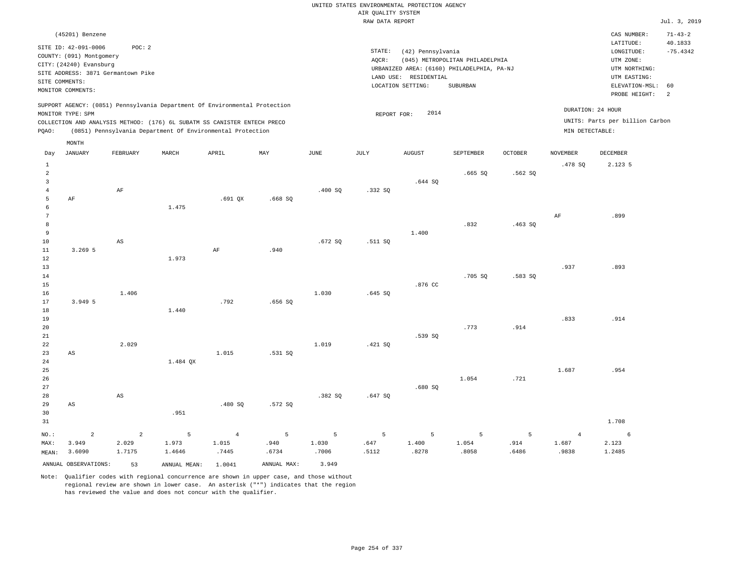UNITED STATES ENVIRONMENTAL PROTECTION AGENCY
AIR QUALITY SYSTEM
RAW DATA REPORT

Jul. 3, 2019

(45201) Benzene

SITE ID: 42-091-0006 POC: 2
COUNTY: (091) Montgomery
CITY: (24240) Evansburg
SITE ADDRESS: 3871 Germantown Pike
SITE COMMENTS:
MONITOR COMMENTS:

STATE: (42) Pennsylvania
AQCR: (045) METROPOLITAN PHILADELPHIA
URBANIZED AREA: (6160) PHILADELPHIA, PA-NJ
LAND USE: RESIDENTIAL
LOCATION SETTING: SUBURBAN

CAS NUMBER: 71-43-2
LATITUDE: 40.1833
LONGITUDE: -75.4342
UTM ZONE:
UTM NORTHING:
UTM EASTING:
ELEVATION-MSL: 60
PROBE HEIGHT: 2

SUPPORT AGENCY: (0851) Pennsylvania Department Of Environmental Protection
MONITOR TYPE: SPM
COLLECTION AND ANALYSIS METHOD: (176) 6L SUBATM SS CANISTER ENTECH PRECO
PQAO: (0851) Pennsylvania Department Of Environmental Protection

REPORT FOR: 2014

DURATION: 24 HOUR
UNITS: Parts per billion Carbon
MIN DETECTABLE:

| Day | JANUARY | FEBRUARY | MARCH | APRIL | MAY | JUNE | JULY | AUGUST | SEPTEMBER | OCTOBER | NOVEMBER | DECEMBER |
|---|---|---|---|---|---|---|---|---|---|---|---|---|
| 1 | | | | | | | | | | | .478 SQ | 2.123 5 |
| 2 | | | | | | | | | .665 SQ | .562 SQ | | |
| 3 | | | | | | | | .644 SQ | | | | |
| 4 | | AF | | | | .400 SQ | .332 SQ | | | | | |
| 5 | AF | | | .691 QX | .668 SQ | | | | | | | |
| 6 | | | 1.475 | | | | | | | | | |
| 7 | | | | | | | | | | | AF | .899 |
| 8 | | | | | | | | | .832 | .463 SQ | | |
| 9 | | | | | | | | 1.400 | | | | |
| 10 | | AS | | | | .672 SQ | .511 SQ | | | | | |
| 11 | 3.269 5 | | | AF | .940 | | | | | | | |
| 12 | | | 1.973 | | | | | | | | | |
| 13 | | | | | | | | | | | .937 | .893 |
| 14 | | | | | | | | | .705 SQ | .583 SQ | | |
| 15 | | | | | | | | .876 CC | | | | |
| 16 | | 1.406 | | | | 1.030 | .645 SQ | | | | | |
| 17 | 3.949 5 | | | .792 | .656 SQ | | | | | | | |
| 18 | | | 1.440 | | | | | | | | | |
| 19 | | | | | | | | | | | .833 | .914 |
| 20 | | | | | | | | | .773 | .914 | | |
| 21 | | | | | | | | .539 SQ | | | | |
| 22 | | 2.029 | | | | 1.019 | .421 SQ | | | | | |
| 23 | AS | | | 1.015 | .531 SQ | | | | | | | |
| 24 | | | 1.484 QX | | | | | | | | | |
| 25 | | | | | | | | | | | 1.687 | .954 |
| 26 | | | | | | | | | 1.054 | .721 | | |
| 27 | | | | | | | | .680 SQ | | | | |
| 28 | | AS | | | | .382 SQ | .647 SQ | | | | | |
| 29 | AS | | | .480 SQ | .572 SQ | | | | | | | |
| 30 | | | .951 | | | | | | | | | |
| 31 | | | | | | | | | | | | 1.708 |
| NO.: | 2 | 2 | 5 | 4 | 5 | 5 | 5 | 5 | 5 | 5 | 4 | 6 |
| MAX: | 3.949 | 2.029 | 1.973 | 1.015 | .940 | 1.030 | .647 | 1.400 | 1.054 | .914 | 1.687 | 2.123 |
| MEAN: | 3.6090 | 1.7175 | 1.4646 | .7445 | .6734 | .7006 | .5112 | .8278 | .8058 | .6486 | .9838 | 1.2485 |

ANNUAL OBSERVATIONS: 53 ANNUAL MEAN: 1.0041 ANNUAL MAX: 3.949

Note: Qualifier codes with regional concurrence are shown in upper case, and those without regional review are shown in lower case. An asterisk ("*") indicates that the region has reviewed the value and does not concur with the qualifier.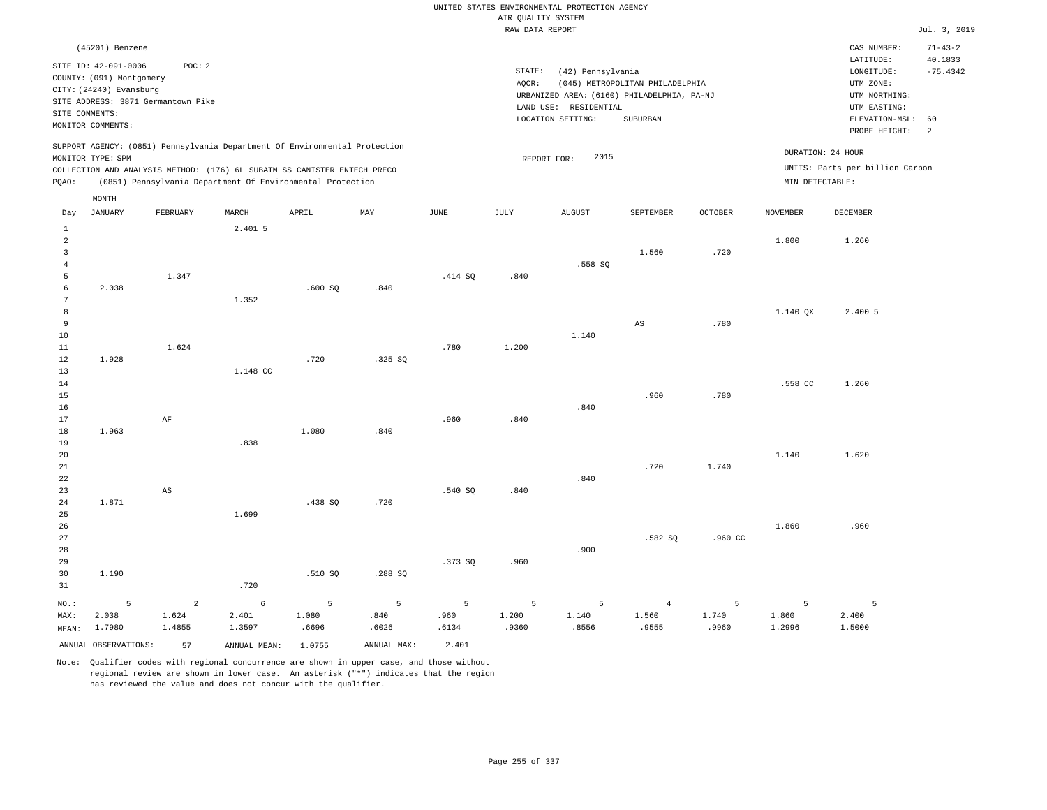UNITED STATES ENVIRONMENTAL PROTECTION AGENCY
AIR QUALITY SYSTEM
RAW DATA REPORT

Jul. 3, 2019

(45201) Benzene

SITE ID: 42-091-0006 POC: 2
COUNTY: (091) Montgomery
CITY: (24240) Evansburg
SITE ADDRESS: 3871 Germantown Pike
SITE COMMENTS:
MONITOR COMMENTS:

STATE: (42) Pennsylvania
AQCR: (045) METROPOLITAN PHILADELPHIA
URBANIZED AREA: (6160) PHILADELPHIA, PA-NJ
LAND USE: RESIDENTIAL
LOCATION SETTING: SUBURBAN

CAS NUMBER: 71-43-2
LATITUDE: 40.1833
LONGITUDE: -75.4342
UTM ZONE:
UTM NORTHING:
UTM EASTING:
ELEVATION-MSL: 60
PROBE HEIGHT: 2

SUPPORT AGENCY: (0851) Pennsylvania Department Of Environmental Protection
MONITOR TYPE: SPM
COLLECTION AND ANALYSIS METHOD: (176) 6L SUBATM SS CANISTER ENTECH PRECO
PQAO: (0851) Pennsylvania Department Of Environmental Protection

REPORT FOR: 2015

DURATION: 24 HOUR
UNITS: Parts per billion Carbon
MIN DETECTABLE:

| Day | JANUARY | FEBRUARY | MARCH | APRIL | MAY | JUNE | JULY | AUGUST | SEPTEMBER | OCTOBER | NOVEMBER | DECEMBER |
|---|---|---|---|---|---|---|---|---|---|---|---|---|
| 1 | | | 2.401 5 | | | | | | | | | |
| 2 | | | | | | | | | | | 1.800 | 1.260 |
| 3 | | | | | | | | | 1.560 | .720 | | |
| 4 | | | | | | | | .558 SQ | | | | |
| 5 | | 1.347 | | | | .414 SQ | .840 | | | | | |
| 6 | 2.038 | | | .600 SQ | .840 | | | | | | | |
| 7 | | | 1.352 | | | | | | | | | |
| 8 | | | | | | | | | | | 1.140 QX | 2.400 5 |
| 9 | | | | | | | | | AS | .780 | | |
| 10 | | | | | | | | 1.140 | | | | |
| 11 | | 1.624 | | | | .780 | 1.200 | | | | | |
| 12 | 1.928 | | | .720 | .325 SQ | | | | | | | |
| 13 | | | 1.148 CC | | | | | | | | | |
| 14 | | | | | | | | | | | .558 CC | 1.260 |
| 15 | | | | | | | | | .960 | .780 | | |
| 16 | | | | | | | | .840 | | | | |
| 17 | | AF | | | | .960 | .840 | | | | | |
| 18 | 1.963 | | | 1.080 | .840 | | | | | | | |
| 19 | | | .838 | | | | | | | | | |
| 20 | | | | | | | | | | | 1.140 | 1.620 |
| 21 | | | | | | | | | .720 | 1.740 | | |
| 22 | | | | | | | | .840 | | | | |
| 23 | | AS | | | | .540 SQ | .840 | | | | | |
| 24 | 1.871 | | | .438 SQ | .720 | | | | | | | |
| 25 | | | 1.699 | | | | | | | | | |
| 26 | | | | | | | | | | | 1.860 | .960 |
| 27 | | | | | | | | | .582 SQ | .960 CC | | |
| 28 | | | | | | | | .900 | | | | |
| 29 | | | | | | .373 SQ | .960 | | | | | |
| 30 | 1.190 | | | .510 SQ | .288 SQ | | | | | | | |
| 31 | | | .720 | | | | | | | | | |
| NO.: | 5 | 2 | 6 | 5 | 5 | 5 | 5 | 5 | 4 | 5 | 5 | 5 |
| MAX: | 2.038 | 1.624 | 2.401 | 1.080 | .840 | .960 | 1.200 | 1.140 | 1.560 | 1.740 | 1.860 | 2.400 |
| MEAN: | 1.7980 | 1.4855 | 1.3597 | .6696 | .6026 | .6134 | .9360 | .8556 | .9555 | .9960 | 1.2996 | 1.5000 |

ANNUAL OBSERVATIONS: 57 ANNUAL MEAN: 1.0755 ANNUAL MAX: 2.401

Note: Qualifier codes with regional concurrence are shown in upper case, and those without regional review are shown in lower case. An asterisk ("*") indicates that the region has reviewed the value and does not concur with the qualifier.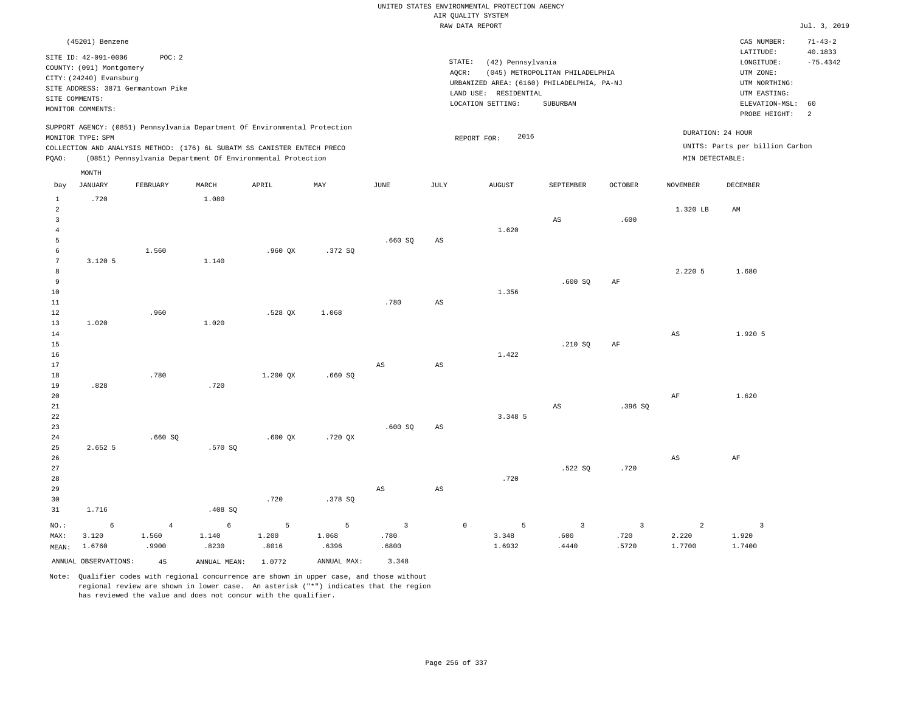UNITED STATES ENVIRONMENTAL PROTECTION AGENCY
AIR QUALITY SYSTEM
RAW DATA REPORT

Jul. 3, 2019

(45201) Benzene

SITE ID: 42-091-0006 POC: 2
COUNTY: (091) Montgomery
CITY: (24240) Evansburg
SITE ADDRESS: 3871 Germantown Pike
SITE COMMENTS:
MONITOR COMMENTS:

STATE: (42) Pennsylvania
AQCR: (045) METROPOLITAN PHILADELPHIA
URBANIZED AREA: (6160) PHILADELPHIA, PA-NJ
LAND USE: RESIDENTIAL
LOCATION SETTING: SUBURBAN

CAS NUMBER: 71-43-2
LATITUDE: 40.1833
LONGITUDE: -75.4342
UTM ZONE:
UTM NORTHING:
UTM EASTING:
ELEVATION-MSL: 60
PROBE HEIGHT: 2

SUPPORT AGENCY: (0851) Pennsylvania Department Of Environmental Protection
MONITOR TYPE: SPM
COLLECTION AND ANALYSIS METHOD: (176) 6L SUBATM SS CANISTER ENTECH PRECO
PQAO: (0851) Pennsylvania Department Of Environmental Protection

REPORT FOR: 2016

DURATION: 24 HOUR
UNITS: Parts per billion Carbon
MIN DETECTABLE:

| Day | JANUARY | FEBRUARY | MARCH | APRIL | MAY | JUNE | JULY | AUGUST | SEPTEMBER | OCTOBER | NOVEMBER | DECEMBER |
|---|---|---|---|---|---|---|---|---|---|---|---|---|
| 1 | .720 | | 1.080 | | | | | | | | | |
| 2 | | | | | | | | | | | 1.320 LB | AM |
| 3 | | | | | | | | | AS | .600 | | |
| 4 | | | | | | | | 1.620 | | | | |
| 5 | | | | | | .660 SQ | AS | | | | | |
| 6 | | 1.560 | | .960 QX | .372 SQ | | | | | | | |
| 7 | 3.120 5 | | 1.140 | | | | | | | | | |
| 8 | | | | | | | | | | | 2.220 5 | 1.680 |
| 9 | | | | | | | | | .600 SQ | AF | | |
| 10 | | | | | | | | 1.356 | | | | |
| 11 | | | | | | .780 | AS | | | | | |
| 12 | | .960 | | .528 QX | 1.068 | | | | | | | |
| 13 | 1.020 | | 1.020 | | | | | | | | | |
| 14 | | | | | | | | | | | AS | 1.920 5 |
| 15 | | | | | | | | | .210 SQ | AF | | |
| 16 | | | | | | | | 1.422 | | | | |
| 17 | | | | | | AS | AS | | | | | |
| 18 | | .780 | | 1.200 QX | .660 SQ | | | | | | | |
| 19 | .828 | | .720 | | | | | | | | | |
| 20 | | | | | | | | | | | AF | 1.620 |
| 21 | | | | | | | | | AS | .396 SQ | | |
| 22 | | | | | | | | 3.348 5 | | | | |
| 23 | | | | | | .600 SQ | AS | | | | | |
| 24 | | .660 SQ | | .600 QX | .720 QX | | | | | | | |
| 25 | 2.652 5 | | .570 SQ | | | | | | | | | |
| 26 | | | | | | | | | | | AS | AF |
| 27 | | | | | | | | | .522 SQ | .720 | | |
| 28 | | | | | | | | .720 | | | | |
| 29 | | | | | | AS | AS | | | | | |
| 30 | | | | .720 | .378 SQ | | | | | | | |
| 31 | 1.716 | | .408 SQ | | | | | | | | | |
| NO.: | 6 | 4 | 6 | 5 | 5 | 3 | 0 | 5 | 3 | 3 | 2 | 3 |
| MAX: | 3.120 | 1.560 | 1.140 | 1.200 | 1.068 | .780 | | 3.348 | .600 | .720 | 2.220 | 1.920 |
| MEAN: | 1.6760 | .9900 | .8230 | .8016 | .6396 | .6800 | | 1.6932 | .4440 | .5720 | 1.7700 | 1.7400 |

ANNUAL OBSERVATIONS: 45 ANNUAL MEAN: 1.0772 ANNUAL MAX: 3.348

Note: Qualifier codes with regional concurrence are shown in upper case, and those without regional review are shown in lower case. An asterisk ("*") indicates that the region has reviewed the value and does not concur with the qualifier.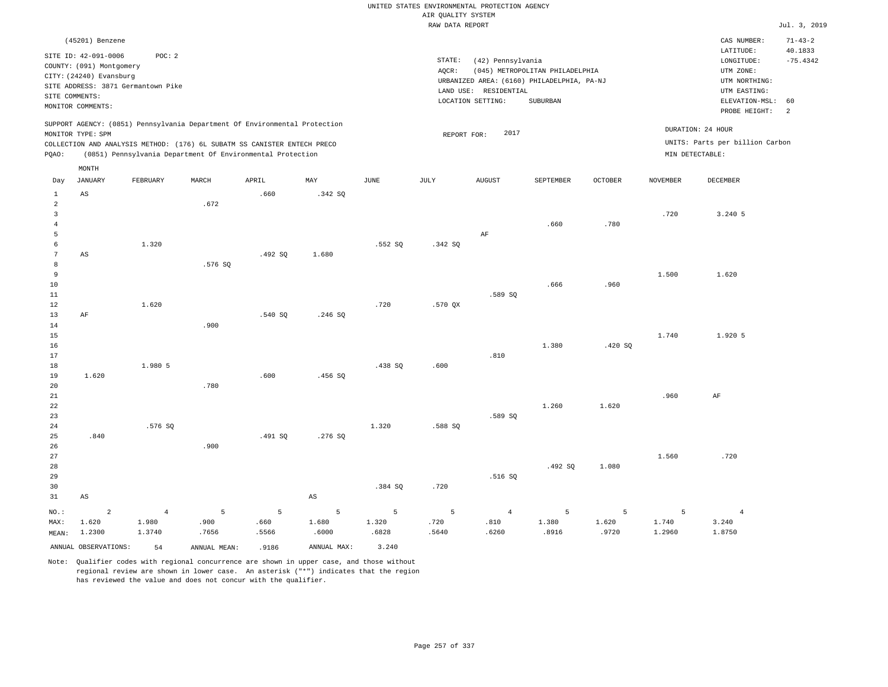UNITED STATES ENVIRONMENTAL PROTECTION AGENCY
AIR QUALITY SYSTEM
RAW DATA REPORT

Jul. 3, 2019

(45201) Benzene

SITE ID: 42-091-0006 POC: 2
COUNTY: (091) Montgomery
CITY: (24240) Evansburg
SITE ADDRESS: 3871 Germantown Pike
SITE COMMENTS:
MONITOR COMMENTS:

STATE: (42) Pennsylvania
AQCR: (045) METROPOLITAN PHILADELPHIA
URBANIZED AREA: (6160) PHILADELPHIA, PA-NJ
LAND USE: RESIDENTIAL
LOCATION SETTING: SUBURBAN

CAS NUMBER: 71-43-2
LATITUDE: 40.1833
LONGITUDE: -75.4342
UTM ZONE:
UTM NORTHING:
UTM EASTING:
ELEVATION-MSL: 60
PROBE HEIGHT: 2

SUPPORT AGENCY: (0851) Pennsylvania Department Of Environmental Protection
MONITOR TYPE: SPM
COLLECTION AND ANALYSIS METHOD: (176) 6L SUBATM SS CANISTER ENTECH PRECO
PQAO: (0851) Pennsylvania Department Of Environmental Protection

REPORT FOR: 2017

DURATION: 24 HOUR
UNITS: Parts per billion Carbon
MIN DETECTABLE:

| Day | JANUARY | FEBRUARY | MARCH | APRIL | MAY | JUNE | JULY | AUGUST | SEPTEMBER | OCTOBER | NOVEMBER | DECEMBER |
|---|---|---|---|---|---|---|---|---|---|---|---|---|
| 1 | AS | | | .660 | .342 SQ | | | | | | | |
| 2 | | | .672 | | | | | | | | | |
| 3 | | | | | | | | | | | .720 | 3.240 5 |
| 4 | | | | | | | | | .660 | .780 | | |
| 5 | | | | | | | | AF | | | | |
| 6 | | 1.320 | | | | .552 SQ | .342 SQ | | | | | |
| 7 | AS | | | .492 SQ | 1.680 | | | | | | | |
| 8 | | | .576 SQ | | | | | | | | | |
| 9 | | | | | | | | | | | 1.500 | 1.620 |
| 10 | | | | | | | | | .666 | .960 | | |
| 11 | | | | | | | | .589 SQ | | | | |
| 12 | | 1.620 | | | | .720 | .570 QX | | | | | |
| 13 | AF | | | .540 SQ | .246 SQ | | | | | | | |
| 14 | | | .900 | | | | | | | | | |
| 15 | | | | | | | | | | | 1.740 | 1.920 5 |
| 16 | | | | | | | | | 1.380 | .420 SQ | | |
| 17 | | | | | | | | .810 | | | | |
| 18 | | 1.980 5 | | | | .438 SQ | .600 | | | | | |
| 19 | 1.620 | | | .600 | .456 SQ | | | | | | | |
| 20 | | | .780 | | | | | | | | | |
| 21 | | | | | | | | | | | .960 | AF |
| 22 | | | | | | | | | 1.260 | 1.620 | | |
| 23 | | | | | | | | .589 SQ | | | | |
| 24 | | .576 SQ | | | | 1.320 | .588 SQ | | | | | |
| 25 | .840 | | | .491 SQ | .276 SQ | | | | | | | |
| 26 | | | .900 | | | | | | | | | |
| 27 | | | | | | | | | | | 1.560 | .720 |
| 28 | | | | | | | | | .492 SQ | 1.080 | | |
| 29 | | | | | | | | .516 SQ | | | | |
| 30 | | | | | | .384 SQ | .720 | | | | | |
| 31 | AS | | | | AS | | | | | | | |
| NO.: | 2 | 4 | 5 | 5 | 5 | 5 | 5 | 4 | 5 | 5 | 5 | 4 |
| MAX: | 1.620 | 1.980 | .900 | .660 | 1.680 | 1.320 | .720 | .810 | 1.380 | 1.620 | 1.740 | 3.240 |
| MEAN: | 1.2300 | 1.3740 | .7656 | .5566 | .6000 | .6828 | .5640 | .6260 | .8916 | .9720 | 1.2960 | 1.8750 |

ANNUAL OBSERVATIONS: 54 ANNUAL MEAN: .9186 ANNUAL MAX: 3.240

Note: Qualifier codes with regional concurrence are shown in upper case, and those without regional review are shown in lower case. An asterisk ("*") indicates that the region has reviewed the value and does not concur with the qualifier.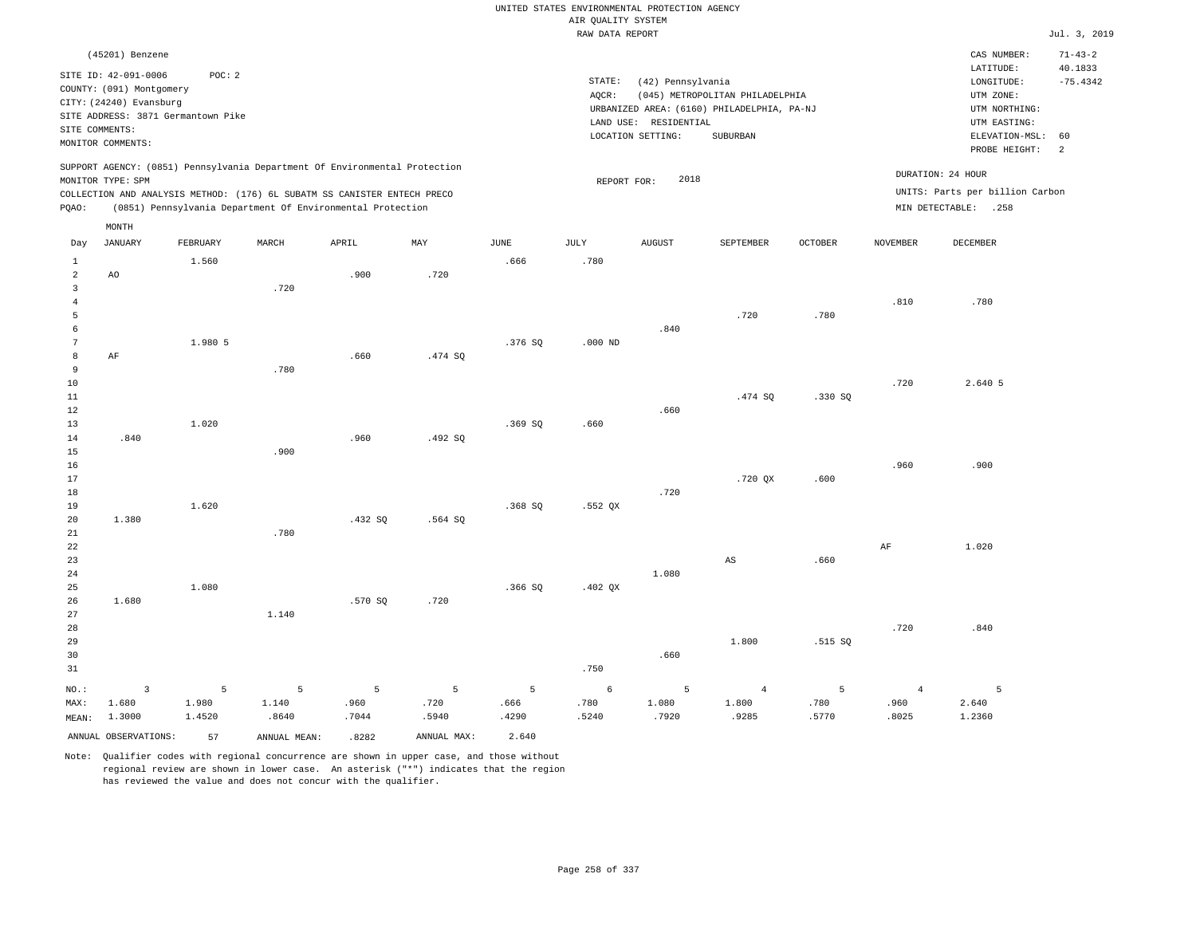UNITED STATES ENVIRONMENTAL PROTECTION AGENCY
AIR QUALITY SYSTEM
RAW DATA REPORT

Jul. 3, 2019

(45201) Benzene

SITE ID: 42-091-0006 POC: 2
COUNTY: (091) Montgomery
CITY: (24240) Evansburg
SITE ADDRESS: 3871 Germantown Pike
SITE COMMENTS:
MONITOR COMMENTS:

STATE: (42) Pennsylvania
AQCR: (045) METROPOLITAN PHILADELPHIA
URBANIZED AREA: (6160) PHILADELPHIA, PA-NJ
LAND USE: RESIDENTIAL
LOCATION SETTING: SUBURBAN

CAS NUMBER: 71-43-2
LATITUDE: 40.1833
LONGITUDE: -75.4342
UTM ZONE:
UTM NORTHING:
UTM EASTING:
ELEVATION-MSL: 60
PROBE HEIGHT: 2

SUPPORT AGENCY: (0851) Pennsylvania Department Of Environmental Protection
MONITOR TYPE: SPM
COLLECTION AND ANALYSIS METHOD: (176) 6L SUBATM SS CANISTER ENTECH PRECO
PQAO: (0851) Pennsylvania Department Of Environmental Protection

REPORT FOR: 2018

DURATION: 24 HOUR
UNITS: Parts per billion Carbon
MIN DETECTABLE: .258

| Day | JANUARY | FEBRUARY | MARCH | APRIL | MAY | JUNE | JULY | AUGUST | SEPTEMBER | OCTOBER | NOVEMBER | DECEMBER |
|---|---|---|---|---|---|---|---|---|---|---|---|---|
| 1 | | 1.560 | | | | .666 | .780 | | | | | |
| 2 | AO | | | .900 | .720 | | | | | | | |
| 3 | | | .720 | | | | | | | | | |
| 4 | | | | | | | | | | | .810 | .780 |
| 5 | | | | | | | | | .720 | .780 | | |
| 6 | | | | | | | | .840 | | | | |
| 7 | | 1.980 5 | | | | .376 SQ | .000 ND | | | | | |
| 8 | AF | | | .660 | .474 SQ | | | | | | | |
| 9 | | | .780 | | | | | | | | | |
| 10 | | | | | | | | | | | .720 | 2.640 5 |
| 11 | | | | | | | | | .474 SQ | .330 SQ | | |
| 12 | | | | | | | | .660 | | | | |
| 13 | | 1.020 | | | | .369 SQ | .660 | | | | | |
| 14 | .840 | | | .960 | .492 SQ | | | | | | | |
| 15 | | | .900 | | | | | | | | | |
| 16 | | | | | | | | | | | .960 | .900 |
| 17 | | | | | | | | | .720 QX | .600 | | |
| 18 | | | | | | | | .720 | | | | |
| 19 | | 1.620 | | | | .368 SQ | .552 QX | | | | | |
| 20 | 1.380 | | | .432 SQ | .564 SQ | | | | | | | |
| 21 | | | .780 | | | | | | | | | |
| 22 | | | | | | | | | | | AF | 1.020 |
| 23 | | | | | | | | | AS | .660 | | |
| 24 | | | | | | | | 1.080 | | | | |
| 25 | | 1.080 | | | | .366 SQ | .402 QX | | | | | |
| 26 | 1.680 | | | .570 SQ | .720 | | | | | | | |
| 27 | | | 1.140 | | | | | | | | | |
| 28 | | | | | | | | | | | .720 | .840 |
| 29 | | | | | | | | | 1.800 | .515 SQ | | |
| 30 | | | | | | | | .660 | | | | |
| 31 | | | | | | | .750 | | | | | |
| NO.: | 3 | 5 | 5 | 5 | 5 | 5 | 6 | 5 | 4 | 5 | 4 | 5 |
| MAX: | 1.680 | 1.980 | 1.140 | .960 | .720 | .666 | .780 | 1.080 | 1.800 | .780 | .960 | 2.640 |
| MEAN: | 1.3000 | 1.4520 | .8640 | .7044 | .5940 | .4290 | .5240 | .7920 | .9285 | .5770 | .8025 | 1.2360 |

ANNUAL OBSERVATIONS: 57 ANNUAL MEAN: .8282 ANNUAL MAX: 2.640

Note: Qualifier codes with regional concurrence are shown in upper case, and those without regional review are shown in lower case. An asterisk ("*") indicates that the region has reviewed the value and does not concur with the qualifier.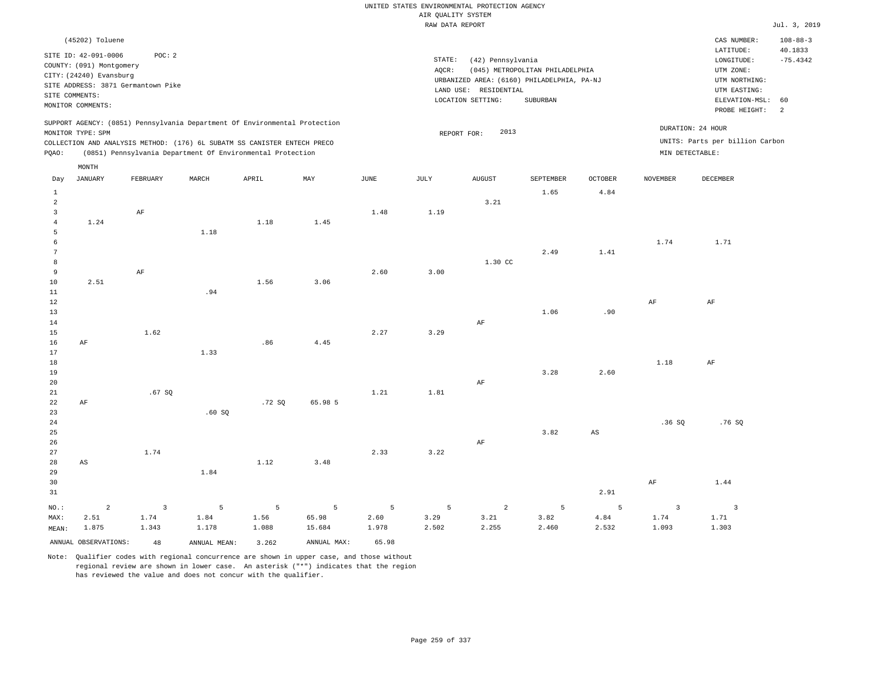UNITED STATES ENVIRONMENTAL PROTECTION AGENCY
AIR QUALITY SYSTEM
RAW DATA REPORT

Jul. 3, 2019

(45202) Toluene

SITE ID: 42-091-0006 POC: 2
COUNTY: (091) Montgomery
CITY: (24240) Evansburg
SITE ADDRESS: 3871 Germantown Pike
SITE COMMENTS:
MONITOR COMMENTS:

STATE: (42) Pennsylvania
AQCR: (045) METROPOLITAN PHILADELPHIA
URBANIZED AREA: (6160) PHILADELPHIA, PA-NJ
LAND USE: RESIDENTIAL
LOCATION SETTING: SUBURBAN

CAS NUMBER: 108-88-3
LATITUDE: 40.1833
LONGITUDE: -75.4342
UTM ZONE:
UTM NORTHING:
UTM EASTING:
ELEVATION-MSL: 60
PROBE HEIGHT: 2

SUPPORT AGENCY: (0851) Pennsylvania Department Of Environmental Protection
MONITOR TYPE: SPM
COLLECTION AND ANALYSIS METHOD: (176) 6L SUBATM SS CANISTER ENTECH PRECO
PQAO: (0851) Pennsylvania Department Of Environmental Protection

REPORT FOR: 2013

DURATION: 24 HOUR
UNITS: Parts per billion Carbon
MIN DETECTABLE:

| Day | JANUARY | FEBRUARY | MARCH | APRIL | MAY | JUNE | JULY | AUGUST | SEPTEMBER | OCTOBER | NOVEMBER | DECEMBER |
|---|---|---|---|---|---|---|---|---|---|---|---|---|
| 1 | | | | | | | | | 1.65 | 4.84 | | |
| 2 | | | | | | | | 3.21 | | | | |
| 3 | | AF | | | | 1.48 | 1.19 | | | | | |
| 4 | 1.24 | | | 1.18 | 1.45 | | | | | | | |
| 5 | | | 1.18 | | | | | | | | | |
| 6 | | | | | | | | | | | 1.74 | 1.71 |
| 7 | | | | | | | | | 2.49 | 1.41 | | |
| 8 | | | | | | | | 1.30 CC | | | | |
| 9 | | AF | | | | 2.60 | 3.00 | | | | | |
| 10 | 2.51 | | | 1.56 | 3.06 | | | | | | | |
| 11 | | | .94 | | | | | | | | | |
| 12 | | | | | | | | | | | AF | AF |
| 13 | | | | | | | | | 1.06 | .90 | | |
| 14 | | | | | | | | AF | | | | |
| 15 | | 1.62 | | | | 2.27 | 3.29 | | | | | |
| 16 | AF | | | .86 | 4.45 | | | | | | | |
| 17 | | | 1.33 | | | | | | | | | |
| 18 | | | | | | | | | | | 1.18 | AF |
| 19 | | | | | | | | | 3.28 | 2.60 | | |
| 20 | | | | | | | | AF | | | | |
| 21 | | .67 SQ | | | | 1.21 | 1.81 | | | | | |
| 22 | AF | | | .72 SQ | 65.98 5 | | | | | | | |
| 23 | | | .60 SQ | | | | | | | | | |
| 24 | | | | | | | | | | | .36 SQ | .76 SQ |
| 25 | | | | | | | | | 3.82 | AS | | |
| 26 | | | | | | | | AF | | | | |
| 27 | | 1.74 | | | | 2.33 | 3.22 | | | | | |
| 28 | AS | | | 1.12 | 3.48 | | | | | | | |
| 29 | | | 1.84 | | | | | | | | | |
| 30 | | | | | | | | | | | AF | 1.44 |
| 31 | | | | | | | | | | 2.91 | | |
| NO.: | 2 | 3 | 5 | 5 | 5 | 5 | 5 | 2 | 5 | 5 | 3 | 3 |
| MAX: | 2.51 | 1.74 | 1.84 | 1.56 | 65.98 | 2.60 | 3.29 | 3.21 | 3.82 | 4.84 | 1.74 | 1.71 |
| MEAN: | 1.875 | 1.343 | 1.178 | 1.088 | 15.684 | 1.978 | 2.502 | 2.255 | 2.460 | 2.532 | 1.093 | 1.303 |

ANNUAL OBSERVATIONS: 48 ANNUAL MEAN: 3.262 ANNUAL MAX: 65.98

Note: Qualifier codes with regional concurrence are shown in upper case, and those without regional review are shown in lower case. An asterisk ("*") indicates that the region has reviewed the value and does not concur with the qualifier.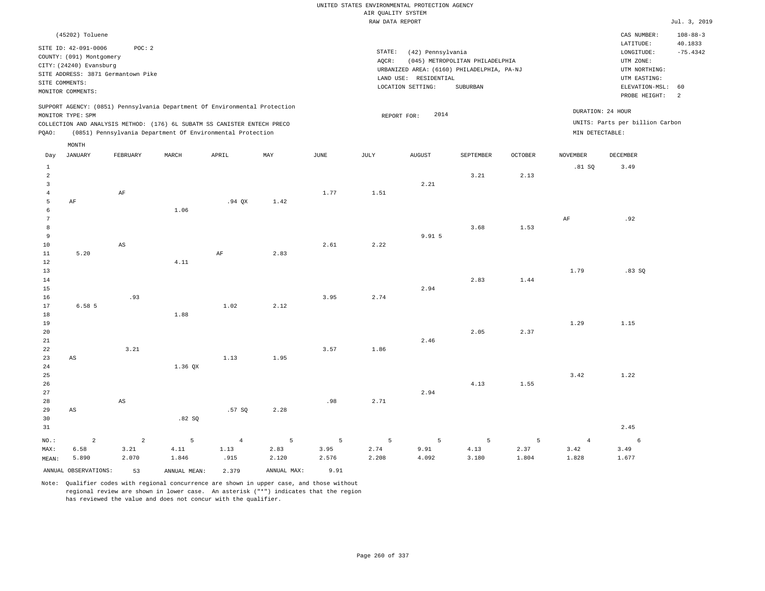UNITED STATES ENVIRONMENTAL PROTECTION AGENCY
AIR QUALITY SYSTEM
RAW DATA REPORT

Jul. 3, 2019

(45202) Toluene

SITE ID: 42-091-0006 POC: 2
COUNTY: (091) Montgomery
CITY: (24240) Evansburg
SITE ADDRESS: 3871 Germantown Pike
SITE COMMENTS:
MONITOR COMMENTS:

STATE: (42) Pennsylvania
AQCR: (045) METROPOLITAN PHILADELPHIA
URBANIZED AREA: (6160) PHILADELPHIA, PA-NJ
LAND USE: RESIDENTIAL
LOCATION SETTING: SUBURBAN

CAS NUMBER: 108-88-3
LATITUDE: 40.1833
LONGITUDE: -75.4342
UTM ZONE:
UTM NORTHING:
UTM EASTING:
ELEVATION-MSL: 60
PROBE HEIGHT: 2

SUPPORT AGENCY: (0851) Pennsylvania Department Of Environmental Protection
MONITOR TYPE: SPM
COLLECTION AND ANALYSIS METHOD: (176) 6L SUBATM SS CANISTER ENTECH PRECO
PQAO: (0851) Pennsylvania Department Of Environmental Protection

REPORT FOR: 2014

DURATION: 24 HOUR
UNITS: Parts per billion Carbon
MIN DETECTABLE:

| Day | JANUARY | FEBRUARY | MARCH | APRIL | MAY | JUNE | JULY | AUGUST | SEPTEMBER | OCTOBER | NOVEMBER | DECEMBER |
|---|---|---|---|---|---|---|---|---|---|---|---|---|
| 1 | | | | | | | | | | | .81 SQ | 3.49 |
| 2 | | | | | | | | | 3.21 | 2.13 | | |
| 3 | | | | | | | | 2.21 | | | | |
| 4 | | AF | | | | 1.77 | 1.51 | | | | | |
| 5 | AF | | | .94 QX | 1.42 | | | | | | | |
| 6 | | | 1.06 | | | | | | | | | |
| 7 | | | | | | | | | | | AF | .92 |
| 8 | | | | | | | | | 3.68 | 1.53 | | |
| 9 | | | | | | | | 9.91 5 | | | | |
| 10 | | AS | | | | 2.61 | 2.22 | | | | | |
| 11 | 5.20 | | | AF | 2.83 | | | | | | | |
| 12 | | | 4.11 | | | | | | | | | |
| 13 | | | | | | | | | | | 1.79 | .83 SQ |
| 14 | | | | | | | | | 2.83 | 1.44 | | |
| 15 | | | | | | | | 2.94 | | | | |
| 16 | | .93 | | | | 3.95 | 2.74 | | | | | |
| 17 | 6.58 5 | | | 1.02 | 2.12 | | | | | | | |
| 18 | | | 1.88 | | | | | | | | | |
| 19 | | | | | | | | | | | 1.29 | 1.15 |
| 20 | | | | | | | | | 2.05 | 2.37 | | |
| 21 | | | | | | | | 2.46 | | | | |
| 22 | | 3.21 | | | | 3.57 | 1.86 | | | | | |
| 23 | AS | | | 1.13 | 1.95 | | | | | | | |
| 24 | | | 1.36 QX | | | | | | | | | |
| 25 | | | | | | | | | | | 3.42 | 1.22 |
| 26 | | | | | | | | | 4.13 | 1.55 | | |
| 27 | | | | | | | | 2.94 | | | | |
| 28 | | AS | | | | .98 | 2.71 | | | | | |
| 29 | AS | | | .57 SQ | 2.28 | | | | | | | |
| 30 | | | .82 SQ | | | | | | | | | |
| 31 | | | | | | | | | | | | 2.45 |
| NO.: | 2 | 2 | 5 | 4 | 5 | 5 | 5 | 5 | 5 | 5 | 4 | 6 |
| MAX: | 6.58 | 3.21 | 4.11 | 1.13 | 2.83 | 3.95 | 2.74 | 9.91 | 4.13 | 2.37 | 3.42 | 3.49 |
| MEAN: | 5.890 | 2.070 | 1.846 | .915 | 2.120 | 2.576 | 2.208 | 4.092 | 3.180 | 1.804 | 1.828 | 1.677 |

ANNUAL OBSERVATIONS: 53 ANNUAL MEAN: 2.379 ANNUAL MAX: 9.91

Note: Qualifier codes with regional concurrence are shown in upper case, and those without regional review are shown in lower case. An asterisk ("*") indicates that the region has reviewed the value and does not concur with the qualifier.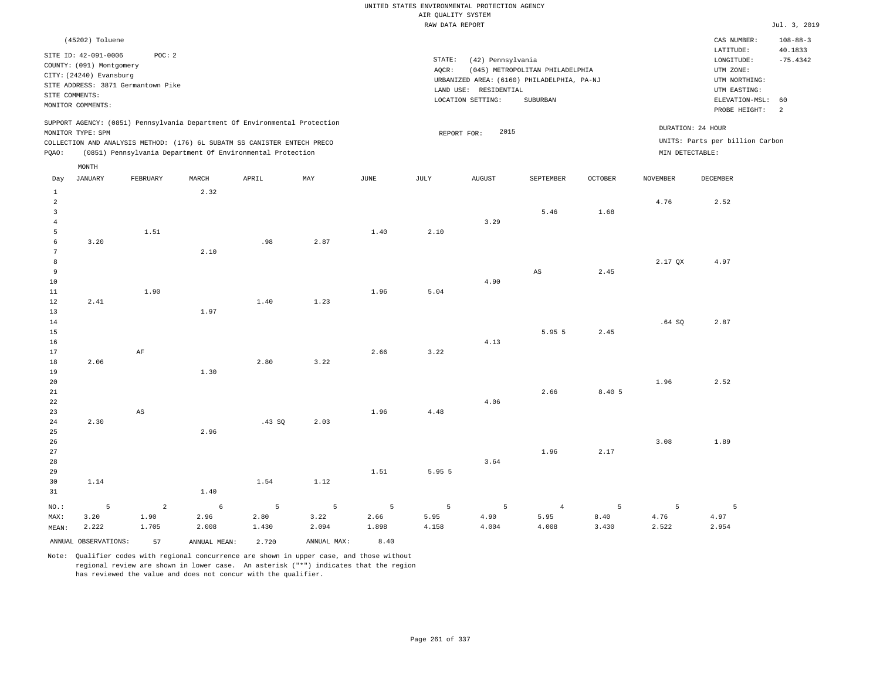UNITED STATES ENVIRONMENTAL PROTECTION AGENCY
AIR QUALITY SYSTEM
RAW DATA REPORT

Jul. 3, 2019

(45202) Toluene

SITE ID: 42-091-0006 POC: 2
COUNTY: (091) Montgomery
CITY: (24240) Evansburg
SITE ADDRESS: 3871 Germantown Pike
SITE COMMENTS:
MONITOR COMMENTS:

STATE: (42) Pennsylvania
AQCR: (045) METROPOLITAN PHILADELPHIA
URBANIZED AREA: (6160) PHILADELPHIA, PA-NJ
LAND USE: RESIDENTIAL
LOCATION SETTING: SUBURBAN

CAS NUMBER: 108-88-3
LATITUDE: 40.1833
LONGITUDE: -75.4342
UTM ZONE:
UTM NORTHING:
UTM EASTING:
ELEVATION-MSL: 60
PROBE HEIGHT: 2

SUPPORT AGENCY: (0851) Pennsylvania Department Of Environmental Protection
MONITOR TYPE: SPM
COLLECTION AND ANALYSIS METHOD: (176) 6L SUBATM SS CANISTER ENTECH PRECO
PQAO: (0851) Pennsylvania Department Of Environmental Protection

REPORT FOR: 2015

DURATION: 24 HOUR
UNITS: Parts per billion Carbon
MIN DETECTABLE:

| Day | JANUARY | FEBRUARY | MARCH | APRIL | MAY | JUNE | JULY | AUGUST | SEPTEMBER | OCTOBER | NOVEMBER | DECEMBER |
|---|---|---|---|---|---|---|---|---|---|---|---|---|
| 1 | | | 2.32 | | | | | | | | | |
| 2 | | | | | | | | | | | 4.76 | 2.52 |
| 3 | | | | | | | | | 5.46 | 1.68 | | |
| 4 | | | | | | | | 3.29 | | | | |
| 5 | | 1.51 | | | | 1.40 | 2.10 | | | | | |
| 6 | 3.20 | | | .98 | 2.87 | | | | | | | |
| 7 | | | 2.10 | | | | | | | | | |
| 8 | | | | | | | | | | | 2.17 QX | 4.97 |
| 9 | | | | | | | | | AS | 2.45 | | |
| 10 | | | | | | | | 4.90 | | | | |
| 11 | | 1.90 | | | | 1.96 | 5.04 | | | | | |
| 12 | 2.41 | | | 1.40 | 1.23 | | | | | | | |
| 13 | | | 1.97 | | | | | | | | | |
| 14 | | | | | | | | | | | .64 SQ | 2.87 |
| 15 | | | | | | | | | 5.95 5 | 2.45 | | |
| 16 | | | | | | | | 4.13 | | | | |
| 17 | | AF | | | | 2.66 | 3.22 | | | | | |
| 18 | 2.06 | | | 2.80 | 3.22 | | | | | | | |
| 19 | | | 1.30 | | | | | | | | | |
| 20 | | | | | | | | | | | 1.96 | 2.52 |
| 21 | | | | | | | | | 2.66 | 8.40 5 | | |
| 22 | | | | | | | | 4.06 | | | | |
| 23 | | AS | | | | 1.96 | 4.48 | | | | | |
| 24 | 2.30 | | | .43 SQ | 2.03 | | | | | | | |
| 25 | | | 2.96 | | | | | | | | | |
| 26 | | | | | | | | | | | 3.08 | 1.89 |
| 27 | | | | | | | | | 1.96 | 2.17 | | |
| 28 | | | | | | | | 3.64 | | | | |
| 29 | | | | | | 1.51 | 5.95 5 | | | | | |
| 30 | 1.14 | | | 1.54 | 1.12 | | | | | | | |
| 31 | | | 1.40 | | | | | | | | | |
| NO.: | 5 | 2 | 6 | 5 | 5 | 5 | 5 | 5 | 4 | 5 | 5 | 5 |
| MAX: | 3.20 | 1.90 | 2.96 | 2.80 | 3.22 | 2.66 | 5.95 | 4.90 | 5.95 | 8.40 | 4.76 | 4.97 |
| MEAN: | 2.222 | 1.705 | 2.008 | 1.430 | 2.094 | 1.898 | 4.158 | 4.004 | 4.008 | 3.430 | 2.522 | 2.954 |

ANNUAL OBSERVATIONS: 57 ANNUAL MEAN: 2.720 ANNUAL MAX: 8.40

Note: Qualifier codes with regional concurrence are shown in upper case, and those without regional review are shown in lower case. An asterisk ("*") indicates that the region has reviewed the value and does not concur with the qualifier.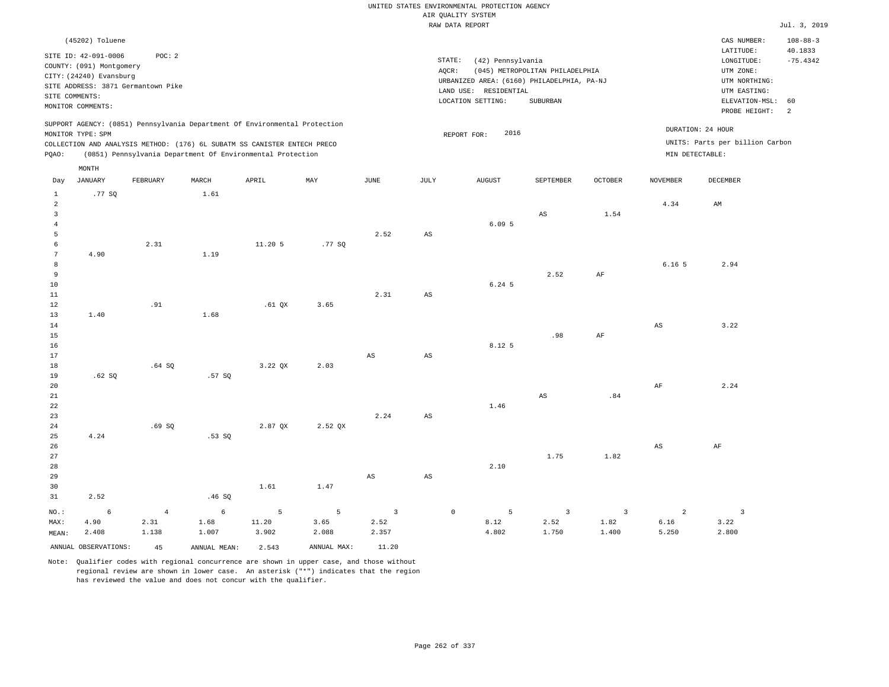UNITED STATES ENVIRONMENTAL PROTECTION AGENCY
AIR QUALITY SYSTEM
RAW DATA REPORT

Jul. 3, 2019

(45202) Toluene

SITE ID: 42-091-0006 POC: 2
COUNTY: (091) Montgomery
CITY: (24240) Evansburg
SITE ADDRESS: 3871 Germantown Pike
SITE COMMENTS:
MONITOR COMMENTS:

STATE: (42) Pennsylvania
AQCR: (045) METROPOLITAN PHILADELPHIA
URBANIZED AREA: (6160) PHILADELPHIA, PA-NJ
LAND USE: RESIDENTIAL
LOCATION SETTING: SUBURBAN

CAS NUMBER: 108-88-3
LATITUDE: 40.1833
LONGITUDE: -75.4342
UTM ZONE:
UTM NORTHING:
UTM EASTING:
ELEVATION-MSL: 60
PROBE HEIGHT: 2

SUPPORT AGENCY: (0851) Pennsylvania Department Of Environmental Protection
MONITOR TYPE: SPM
COLLECTION AND ANALYSIS METHOD: (176) 6L SUBATM SS CANISTER ENTECH PRECO
PQAO: (0851) Pennsylvania Department Of Environmental Protection

REPORT FOR: 2016

DURATION: 24 HOUR
UNITS: Parts per billion Carbon
MIN DETECTABLE:

| Day | JANUARY | FEBRUARY | MARCH | APRIL | MAY | JUNE | JULY | AUGUST | SEPTEMBER | OCTOBER | NOVEMBER | DECEMBER |
|---|---|---|---|---|---|---|---|---|---|---|---|---|
| 1 | .77 SQ | | 1.61 | | | | | | | | | |
| 2 | | | | | | | | | | | 4.34 | AM |
| 3 | | | | | | | | | AS | 1.54 | | |
| 4 | | | | | | | | 6.09 5 | | | | |
| 5 | | | | | | 2.52 | AS | | | | | |
| 6 | | 2.31 | | 11.20 5 | .77 SQ | | | | | | | |
| 7 | 4.90 | | 1.19 | | | | | | | | | |
| 8 | | | | | | | | | | | 6.16 5 | 2.94 |
| 9 | | | | | | | | | 2.52 | AF | | |
| 10 | | | | | | | | 6.24 5 | | | | |
| 11 | | | | | | 2.31 | AS | | | | | |
| 12 | | .91 | | .61 QX | 3.65 | | | | | | | |
| 13 | 1.40 | | 1.68 | | | | | | | | | |
| 14 | | | | | | | | | | | AS | 3.22 |
| 15 | | | | | | | | | .98 | AF | | |
| 16 | | | | | | | | 8.12 5 | | | | |
| 17 | | | | | | AS | AS | | | | | |
| 18 | | .64 SQ | | 3.22 QX | 2.03 | | | | | | | |
| 19 | .62 SQ | | .57 SQ | | | | | | | | | |
| 20 | | | | | | | | | | | AF | 2.24 |
| 21 | | | | | | | | | AS | .84 | | |
| 22 | | | | | | | | 1.46 | | | | |
| 23 | | | | | | 2.24 | AS | | | | | |
| 24 | | .69 SQ | | 2.87 QX | 2.52 QX | | | | | | | |
| 25 | 4.24 | | .53 SQ | | | | | | | | | |
| 26 | | | | | | | | | | | AS | AF |
| 27 | | | | | | | | | 1.75 | 1.82 | | |
| 28 | | | | | | | | 2.10 | | | | |
| 29 | | | | | | AS | AS | | | | | |
| 30 | | | | 1.61 | 1.47 | | | | | | | |
| 31 | 2.52 | | .46 SQ | | | | | | | | | |
| NO.: | 6 | 4 | 6 | 5 | 5 | 3 | 0 | 5 | 3 | 3 | 2 | 3 |
| MAX: | 4.90 | 2.31 | 1.68 | 11.20 | 3.65 | 2.52 | | 8.12 | 2.52 | 1.82 | 6.16 | 3.22 |
| MEAN: | 2.408 | 1.138 | 1.007 | 3.902 | 2.088 | 2.357 | | 4.802 | 1.750 | 1.400 | 5.250 | 2.800 |

ANNUAL OBSERVATIONS: 45 ANNUAL MEAN: 2.543 ANNUAL MAX: 11.20

Note: Qualifier codes with regional concurrence are shown in upper case, and those without regional review are shown in lower case. An asterisk ("*") indicates that the region has reviewed the value and does not concur with the qualifier.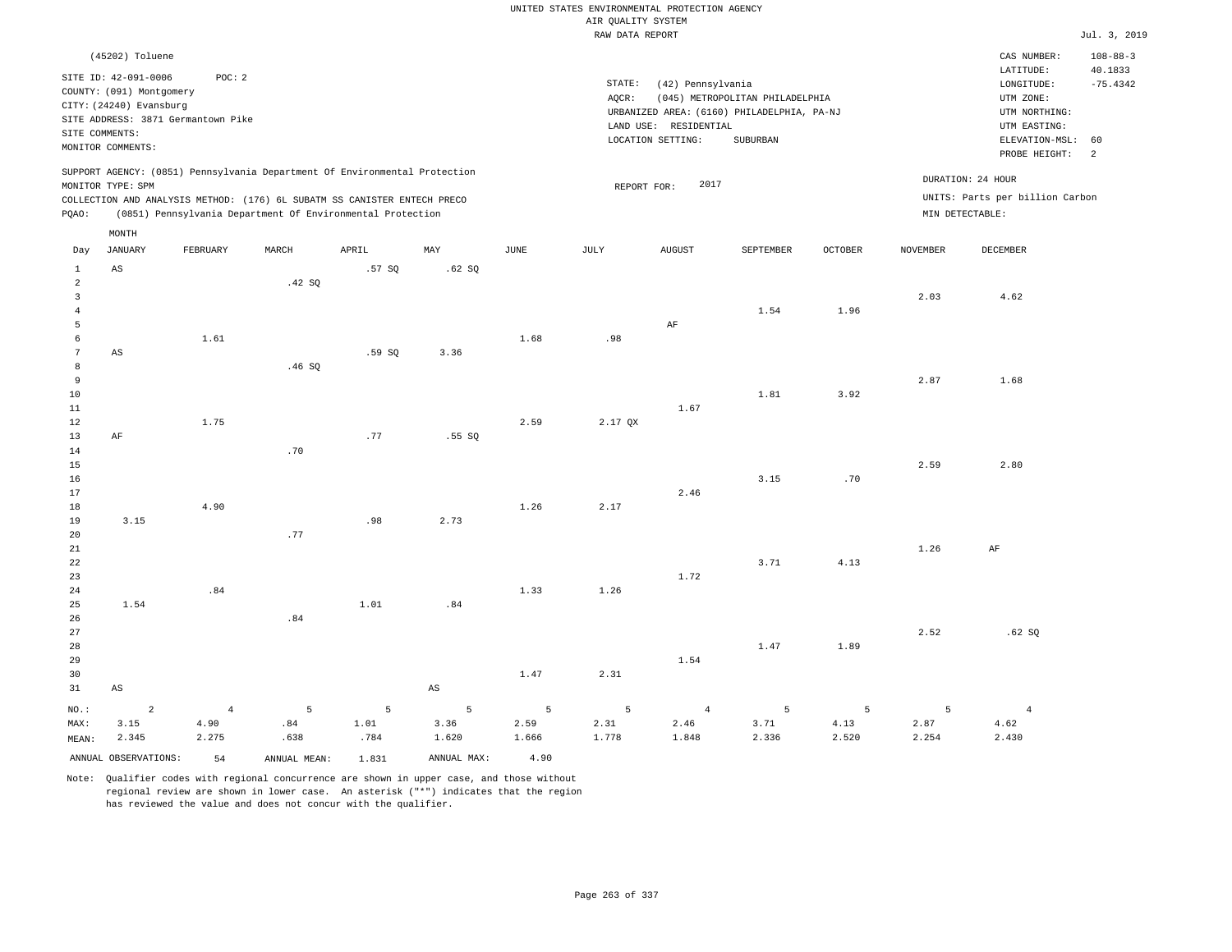UNITED STATES ENVIRONMENTAL PROTECTION AGENCY
AIR QUALITY SYSTEM
RAW DATA REPORT

Jul. 3, 2019

(45202) Toluene

SITE ID: 42-091-0006 POC: 2
COUNTY: (091) Montgomery
CITY: (24240) Evansburg
SITE ADDRESS: 3871 Germantown Pike
SITE COMMENTS:
MONITOR COMMENTS:

STATE: (42) Pennsylvania
AQCR: (045) METROPOLITAN PHILADELPHIA
URBANIZED AREA: (6160) PHILADELPHIA, PA-NJ
LAND USE: RESIDENTIAL
LOCATION SETTING: SUBURBAN

CAS NUMBER: 108-88-3
LATITUDE: 40.1833
LONGITUDE: -75.4342
UTM ZONE:
UTM NORTHING:
UTM EASTING:
ELEVATION-MSL: 60
PROBE HEIGHT: 2

SUPPORT AGENCY: (0851) Pennsylvania Department Of Environmental Protection
MONITOR TYPE: SPM
COLLECTION AND ANALYSIS METHOD: (176) 6L SUBATM SS CANISTER ENTECH PRECO
PQAO: (0851) Pennsylvania Department Of Environmental Protection

REPORT FOR: 2017

DURATION: 24 HOUR
UNITS: Parts per billion Carbon
MIN DETECTABLE:

| Day | JANUARY | FEBRUARY | MARCH | APRIL | MAY | JUNE | JULY | AUGUST | SEPTEMBER | OCTOBER | NOVEMBER | DECEMBER |
|---|---|---|---|---|---|---|---|---|---|---|---|---|
| 1 | AS | | | .57 SQ | .62 SQ | | | | | | | |
| 2 | | | .42 SQ | | | | | | | | | |
| 3 | | | | | | | | | | | 2.03 | 4.62 |
| 4 | | | | | | | | | 1.54 | 1.96 | | |
| 5 | | | | | | | | AF | | | | |
| 6 | | 1.61 | | | | 1.68 | .98 | | | | | |
| 7 | AS | | | .59 SQ | 3.36 | | | | | | | |
| 8 | | | .46 SQ | | | | | | | | | |
| 9 | | | | | | | | | | | 2.87 | 1.68 |
| 10 | | | | | | | | | 1.81 | 3.92 | | |
| 11 | | | | | | | | 1.67 | | | | |
| 12 | | 1.75 | | | | 2.59 | 2.17 QX | | | | | |
| 13 | AF | | | .77 | .55 SQ | | | | | | | |
| 14 | | | .70 | | | | | | | | | |
| 15 | | | | | | | | | | | 2.59 | 2.80 |
| 16 | | | | | | | | | 3.15 | .70 | | |
| 17 | | | | | | | | 2.46 | | | | |
| 18 | | 4.90 | | | | 1.26 | 2.17 | | | | | |
| 19 | 3.15 | | | .98 | 2.73 | | | | | | | |
| 20 | | | .77 | | | | | | | | | |
| 21 | | | | | | | | | | | 1.26 | AF |
| 22 | | | | | | | | | 3.71 | 4.13 | | |
| 23 | | | | | | | | 1.72 | | | | |
| 24 | | .84 | | | | 1.33 | 1.26 | | | | | |
| 25 | 1.54 | | | 1.01 | .84 | | | | | | | |
| 26 | | | .84 | | | | | | | | | |
| 27 | | | | | | | | | | | 2.52 | .62 SQ |
| 28 | | | | | | | | | 1.47 | 1.89 | | |
| 29 | | | | | | | | 1.54 | | | | |
| 30 | | | | | | 1.47 | 2.31 | | | | | |
| 31 | AS | | | | AS | | | | | | | |
| NO.: | 2 | 4 | 5 | 5 | 5 | 5 | 5 | 4 | 5 | 5 | 5 | 4 |
| MAX: | 3.15 | 4.90 | .84 | 1.01 | 3.36 | 2.59 | 2.31 | 2.46 | 3.71 | 4.13 | 2.87 | 4.62 |
| MEAN: | 2.345 | 2.275 | .638 | .784 | 1.620 | 1.666 | 1.778 | 1.848 | 2.336 | 2.520 | 2.254 | 2.430 |

ANNUAL OBSERVATIONS: 54 ANNUAL MEAN: 1.831 ANNUAL MAX: 4.90

Note: Qualifier codes with regional concurrence are shown in upper case, and those without regional review are shown in lower case. An asterisk ("*") indicates that the region has reviewed the value and does not concur with the qualifier.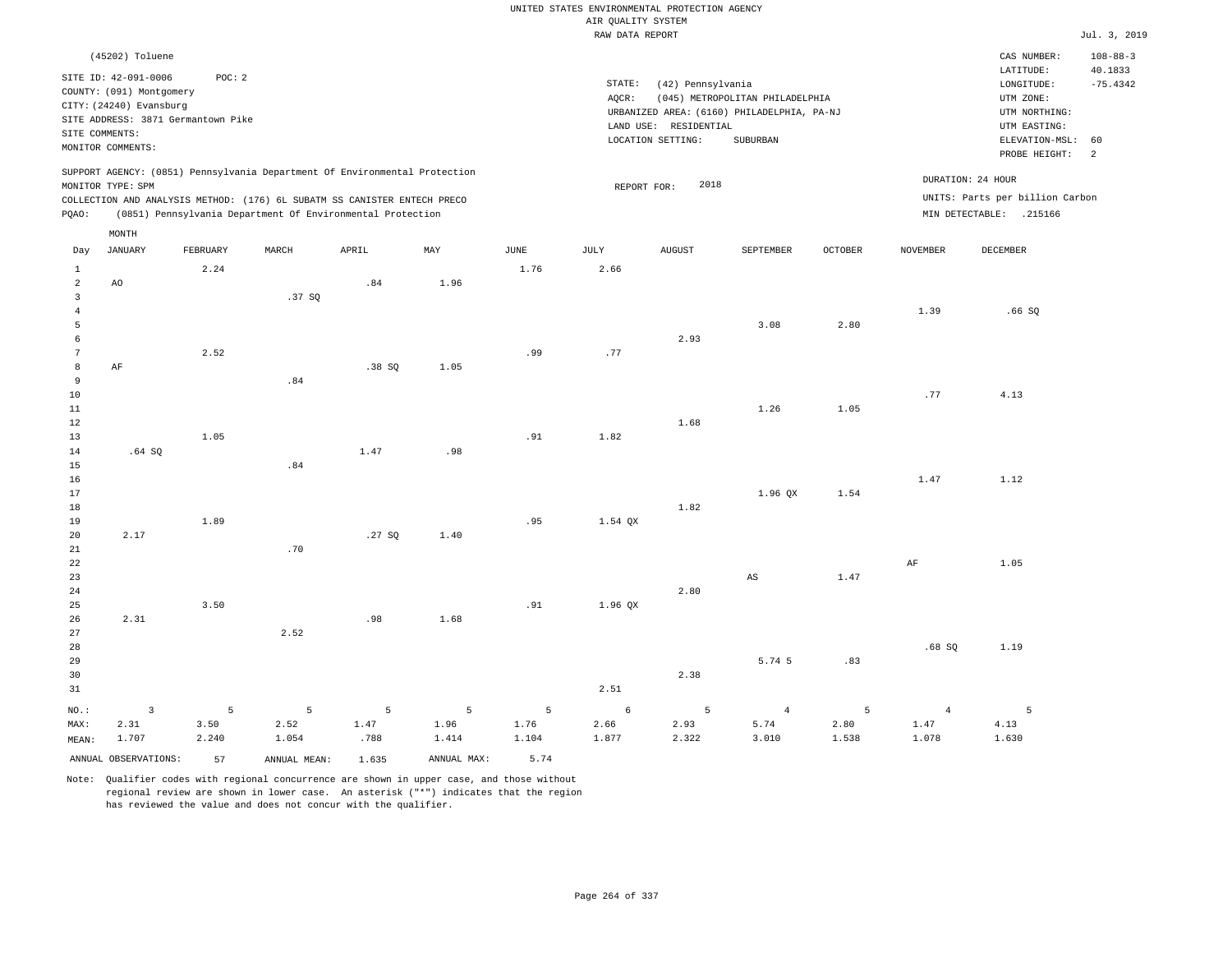UNITED STATES ENVIRONMENTAL PROTECTION AGENCY
AIR QUALITY SYSTEM
RAW DATA REPORT

Jul. 3, 2019

(45202) Toluene

SITE ID: 42-091-0006 POC: 2
COUNTY: (091) Montgomery
CITY: (24240) Evansburg
SITE ADDRESS: 3871 Germantown Pike
SITE COMMENTS:
MONITOR COMMENTS:

STATE: (42) Pennsylvania
AQCR: (045) METROPOLITAN PHILADELPHIA
URBANIZED AREA: (6160) PHILADELPHIA, PA-NJ
LAND USE: RESIDENTIAL
LOCATION SETTING: SUBURBAN

CAS NUMBER: 108-88-3
LATITUDE: 40.1833
LONGITUDE: -75.4342
UTM ZONE:
UTM NORTHING:
UTM EASTING:
ELEVATION-MSL: 60
PROBE HEIGHT: 2

SUPPORT AGENCY: (0851) Pennsylvania Department Of Environmental Protection
MONITOR TYPE: SPM
COLLECTION AND ANALYSIS METHOD: (176) 6L SUBATM SS CANISTER ENTECH PRECO
PQAO: (0851) Pennsylvania Department Of Environmental Protection

REPORT FOR: 2018

DURATION: 24 HOUR
UNITS: Parts per billion Carbon
MIN DETECTABLE: .215166

| Day | JANUARY | FEBRUARY | MARCH | APRIL | MAY | JUNE | JULY | AUGUST | SEPTEMBER | OCTOBER | NOVEMBER | DECEMBER |
|---|---|---|---|---|---|---|---|---|---|---|---|---|
| 1 | | 2.24 | | | | 1.76 | 2.66 | | | | | |
| 2 | AO | | | .84 | 1.96 | | | | | | | |
| 3 | | | .37 SQ | | | | | | | | | |
| 4 | | | | | | | | | | | 1.39 | .66 SQ |
| 5 | | | | | | | | | 3.08 | 2.80 | | |
| 6 | | | | | | | | 2.93 | | | | |
| 7 | | 2.52 | | | | .99 | .77 | | | | | |
| 8 | AF | | | .38 SQ | 1.05 | | | | | | | |
| 9 | | | .84 | | | | | | | | | |
| 10 | | | | | | | | | | | .77 | 4.13 |
| 11 | | | | | | | | | 1.26 | 1.05 | | |
| 12 | | | | | | | | 1.68 | | | | |
| 13 | | 1.05 | | | | .91 | 1.82 | | | | | |
| 14 | .64 SQ | | | 1.47 | .98 | | | | | | | |
| 15 | | | .84 | | | | | | | | | |
| 16 | | | | | | | | | | | 1.47 | 1.12 |
| 17 | | | | | | | | | 1.96 QX | 1.54 | | |
| 18 | | | | | | | | 1.82 | | | | |
| 19 | | 1.89 | | | | .95 | 1.54 QX | | | | | |
| 20 | 2.17 | | | .27 SQ | 1.40 | | | | | | | |
| 21 | | | .70 | | | | | | | | | |
| 22 | | | | | | | | | | | AF | 1.05 |
| 23 | | | | | | | | | AS | 1.47 | | |
| 24 | | | | | | | | 2.80 | | | | |
| 25 | | 3.50 | | | | .91 | 1.96 QX | | | | | |
| 26 | 2.31 | | | .98 | 1.68 | | | | | | | |
| 27 | | | 2.52 | | | | | | | | | |
| 28 | | | | | | | | | | | .68 SQ | 1.19 |
| 29 | | | | | | | | | 5.74 5 | .83 | | |
| 30 | | | | | | | | 2.38 | | | | |
| 31 | | | | | | | 2.51 | | | | | |
| NO.: | 3 | 5 | 5 | 5 | 5 | 5 | 6 | 5 | 4 | 5 | 4 | 5 |
| MAX: | 2.31 | 3.50 | 2.52 | 1.47 | 1.96 | 1.76 | 2.66 | 2.93 | 5.74 | 2.80 | 1.47 | 4.13 |
| MEAN: | 1.707 | 2.240 | 1.054 | .788 | 1.414 | 1.104 | 1.877 | 2.322 | 3.010 | 1.538 | 1.078 | 1.630 |

ANNUAL OBSERVATIONS: 57 ANNUAL MEAN: 1.635 ANNUAL MAX: 5.74

Note: Qualifier codes with regional concurrence are shown in upper case, and those without regional review are shown in lower case. An asterisk ("*") indicates that the region has reviewed the value and does not concur with the qualifier.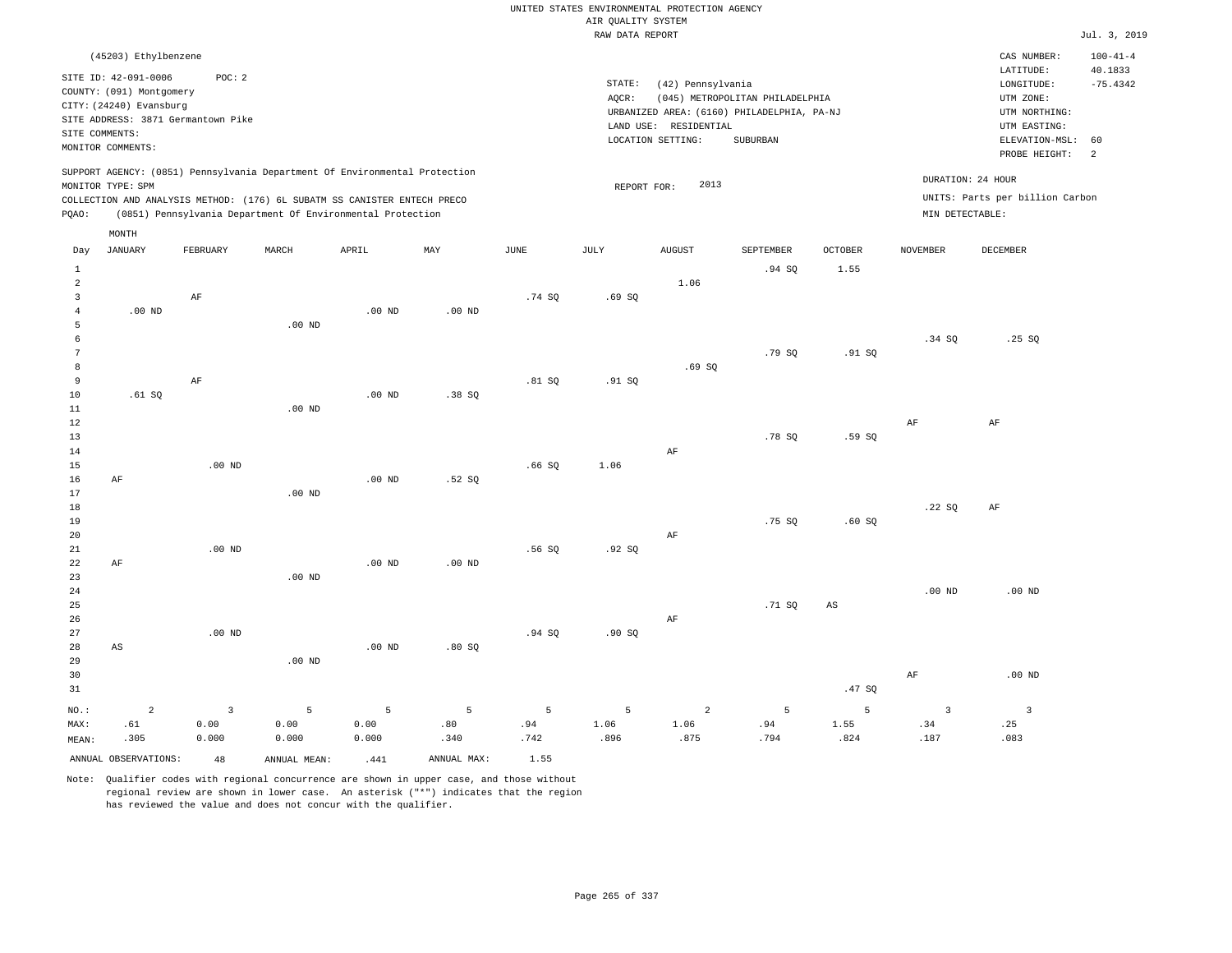UNITED STATES ENVIRONMENTAL PROTECTION AGENCY
AIR QUALITY SYSTEM
RAW DATA REPORT

Jul. 3, 2019

(45203) Ethylbenzene

SITE ID: 42-091-0006 POC: 2
COUNTY: (091) Montgomery
CITY: (24240) Evansburg
SITE ADDRESS: 3871 Germantown Pike
SITE COMMENTS:
MONITOR COMMENTS:

STATE: (42) Pennsylvania
AQCR: (045) METROPOLITAN PHILADELPHIA
URBANIZED AREA: (6160) PHILADELPHIA, PA-NJ
LAND USE: RESIDENTIAL
LOCATION SETTING: SUBURBAN

CAS NUMBER: 100-41-4
LATITUDE: 40.1833
LONGITUDE: -75.4342
UTM ZONE:
UTM NORTHING:
UTM EASTING:
ELEVATION-MSL: 60
PROBE HEIGHT: 2

SUPPORT AGENCY: (0851) Pennsylvania Department Of Environmental Protection
MONITOR TYPE: SPM
COLLECTION AND ANALYSIS METHOD: (176) 6L SUBATM SS CANISTER ENTECH PRECO
PQAO: (0851) Pennsylvania Department Of Environmental Protection

REPORT FOR: 2013

DURATION: 24 HOUR
UNITS: Parts per billion Carbon
MIN DETECTABLE:

| Day | JANUARY | FEBRUARY | MARCH | APRIL | MAY | JUNE | JULY | AUGUST | SEPTEMBER | OCTOBER | NOVEMBER | DECEMBER |
|---|---|---|---|---|---|---|---|---|---|---|---|---|
| 1 | | | | | | | | | .94 SQ | 1.55 | | |
| 2 | | | | | | | | 1.06 | | | | |
| 3 | | AF | | | | .74 SQ | .69 SQ | | | | | |
| 4 | .00 ND | | | .00 ND | .00 ND | | | | | | | |
| 5 | | | .00 ND | | | | | | | | | |
| 6 | | | | | | | | | | | .34 SQ | .25 SQ |
| 7 | | | | | | | | | .79 SQ | .91 SQ | | |
| 8 | | | | | | | | .69 SQ | | | | |
| 9 | | AF | | | | .81 SQ | .91 SQ | | | | | |
| 10 | .61 SQ | | | .00 ND | .38 SQ | | | | | | | |
| 11 | | | .00 ND | | | | | | | | | |
| 12 | | | | | | | | | | | AF | AF |
| 13 | | | | | | | | | .78 SQ | .59 SQ | | |
| 14 | | | | | | | | AF | | | | |
| 15 | | .00 ND | | | | .66 SQ | 1.06 | | | | | |
| 16 | AF | | | .00 ND | .52 SQ | | | | | | | |
| 17 | | | .00 ND | | | | | | | | | |
| 18 | | | | | | | | | | | .22 SQ | AF |
| 19 | | | | | | | | | .75 SQ | .60 SQ | | |
| 20 | | | | | | | | AF | | | | |
| 21 | | .00 ND | | | | .56 SQ | .92 SQ | | | | | |
| 22 | AF | | | .00 ND | .00 ND | | | | | | | |
| 23 | | | .00 ND | | | | | | | | | |
| 24 | | | | | | | | | | | .00 ND | .00 ND |
| 25 | | | | | | | | | .71 SQ | AS | | |
| 26 | | | | | | | | AF | | | | |
| 27 | | .00 ND | | | | .94 SQ | .90 SQ | | | | | |
| 28 | AS | | | .00 ND | .80 SQ | | | | | | | |
| 29 | | | .00 ND | | | | | | | | | |
| 30 | | | | | | | | | | | AF | .00 ND |
| 31 | | | | | | | | | | .47 SQ | | |
| NO.: | 2 | 3 | 5 | 5 | 5 | 5 | 5 | 2 | 5 | 5 | 3 | 3 |
| MAX: | .61 | 0.00 | 0.00 | 0.00 | .80 | .94 | 1.06 | 1.06 | .94 | 1.55 | .34 | .25 |
| MEAN: | .305 | 0.000 | 0.000 | 0.000 | .340 | .742 | .896 | .875 | .794 | .824 | .187 | .083 |

ANNUAL OBSERVATIONS: 48 ANNUAL MEAN: .441 ANNUAL MAX: 1.55

Note: Qualifier codes with regional concurrence are shown in upper case, and those without regional review are shown in lower case. An asterisk ("*") indicates that the region has reviewed the value and does not concur with the qualifier.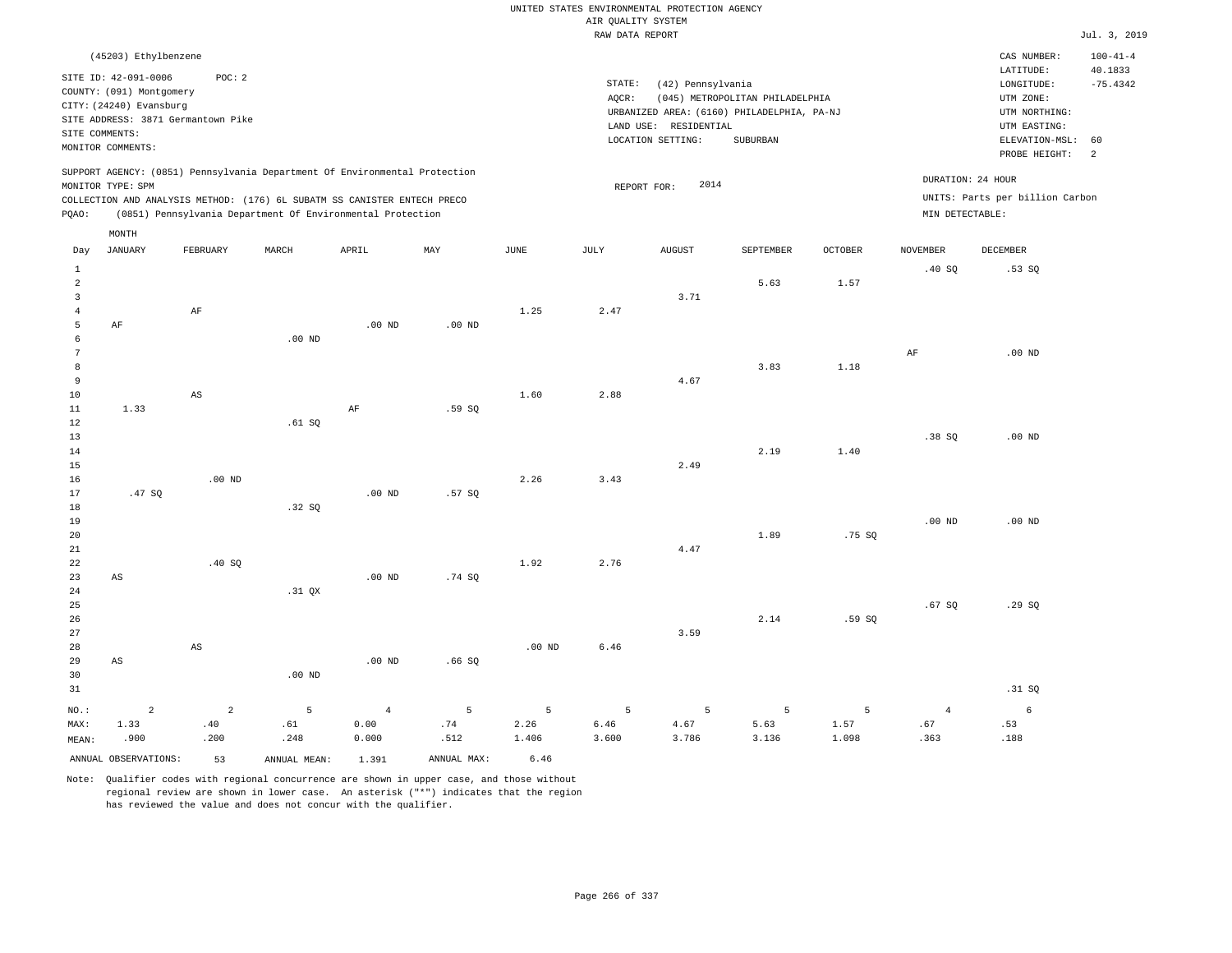UNITED STATES ENVIRONMENTAL PROTECTION AGENCY
AIR QUALITY SYSTEM
RAW DATA REPORT

Jul. 3, 2019

(45203) Ethylbenzene

SITE ID: 42-091-0006 POC: 2
COUNTY: (091) Montgomery
CITY: (24240) Evansburg
SITE ADDRESS: 3871 Germantown Pike
SITE COMMENTS:
MONITOR COMMENTS:

STATE: (42) Pennsylvania
AQCR: (045) METROPOLITAN PHILADELPHIA
URBANIZED AREA: (6160) PHILADELPHIA, PA-NJ
LAND USE: RESIDENTIAL
LOCATION SETTING: SUBURBAN

CAS NUMBER: 100-41-4
LATITUDE: 40.1833
LONGITUDE: -75.4342
UTM ZONE:
UTM NORTHING:
UTM EASTING:
ELEVATION-MSL: 60
PROBE HEIGHT: 2

SUPPORT AGENCY: (0851) Pennsylvania Department Of Environmental Protection
MONITOR TYPE: SPM
COLLECTION AND ANALYSIS METHOD: (176) 6L SUBATM SS CANISTER ENTECH PRECO
PQAO: (0851) Pennsylvania Department Of Environmental Protection

REPORT FOR: 2014

DURATION: 24 HOUR
UNITS: Parts per billion Carbon
MIN DETECTABLE:

| Day | JANUARY | FEBRUARY | MARCH | APRIL | MAY | JUNE | JULY | AUGUST | SEPTEMBER | OCTOBER | NOVEMBER | DECEMBER |
|---|---|---|---|---|---|---|---|---|---|---|---|---|
| 1 | | | | | | | | | | | .40 SQ | .53 SQ |
| 2 | | | | | | | | | 5.63 | 1.57 | | |
| 3 | | | | | | | | 3.71 | | | | |
| 4 | | AF | | | | 1.25 | 2.47 | | | | | |
| 5 | AF | | | .00 ND | .00 ND | | | | | | | |
| 6 | | | .00 ND | | | | | | | | | |
| 7 | | | | | | | | | | | AF | .00 ND |
| 8 | | | | | | | | | 3.83 | 1.18 | | |
| 9 | | | | | | | | 4.67 | | | | |
| 10 | | AS | | | | 1.60 | 2.88 | | | | | |
| 11 | 1.33 | | | AF | .59 SQ | | | | | | | |
| 12 | | | .61 SQ | | | | | | | | | |
| 13 | | | | | | | | | | | .38 SQ | .00 ND |
| 14 | | | | | | | | | 2.19 | 1.40 | | |
| 15 | | | | | | | | 2.49 | | | | |
| 16 | | .00 ND | | | | 2.26 | 3.43 | | | | | |
| 17 | .47 SQ | | | .00 ND | .57 SQ | | | | | | | |
| 18 | | | .32 SQ | | | | | | | | | |
| 19 | | | | | | | | | | | .00 ND | .00 ND |
| 20 | | | | | | | | | 1.89 | .75 SQ | | |
| 21 | | | | | | | | 4.47 | | | | |
| 22 | | .40 SQ | | | | 1.92 | 2.76 | | | | | |
| 23 | AS | | | .00 ND | .74 SQ | | | | | | | |
| 24 | | | .31 QX | | | | | | | | | |
| 25 | | | | | | | | | | | .67 SQ | .29 SQ |
| 26 | | | | | | | | | 2.14 | .59 SQ | | |
| 27 | | | | | | | | 3.59 | | | | |
| 28 | | AS | | | | .00 ND | 6.46 | | | | | |
| 29 | AS | | | .00 ND | .66 SQ | | | | | | | |
| 30 | | | .00 ND | | | | | | | | | |
| 31 | | | | | | | | | | | | .31 SQ |
| NO.: | 2 | 2 | 5 | 4 | 5 | 5 | 5 | 5 | 5 | 5 | 4 | 6 |
| MAX: | 1.33 | .40 | .61 | 0.00 | .74 | 2.26 | 6.46 | 4.67 | 5.63 | 1.57 | .67 | .53 |
| MEAN: | .900 | .200 | .248 | 0.000 | .512 | 1.406 | 3.600 | 3.786 | 3.136 | 1.098 | .363 | .188 |

ANNUAL OBSERVATIONS: 53 ANNUAL MEAN: 1.391 ANNUAL MAX: 6.46

Note: Qualifier codes with regional concurrence are shown in upper case, and those without regional review are shown in lower case. An asterisk ("*") indicates that the region has reviewed the value and does not concur with the qualifier.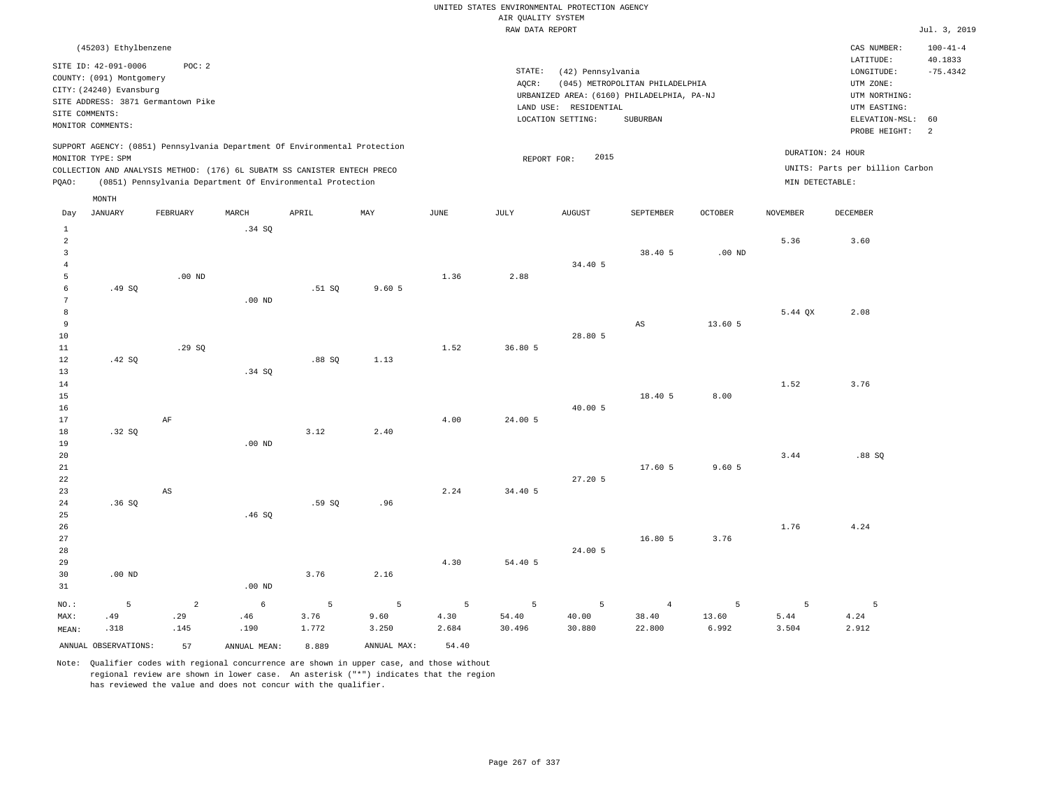UNITED STATES ENVIRONMENTAL PROTECTION AGENCY
AIR QUALITY SYSTEM
RAW DATA REPORT

Jul. 3, 2019

(45203) Ethylbenzene

SITE ID: 42-091-0006 POC: 2
COUNTY: (091) Montgomery
CITY: (24240) Evansburg
SITE ADDRESS: 3871 Germantown Pike
SITE COMMENTS:
MONITOR COMMENTS:

STATE: (42) Pennsylvania
AQCR: (045) METROPOLITAN PHILADELPHIA
URBANIZED AREA: (6160) PHILADELPHIA, PA-NJ
LAND USE: RESIDENTIAL
LOCATION SETTING: SUBURBAN

CAS NUMBER: 100-41-4
LATITUDE: 40.1833
LONGITUDE: -75.4342
UTM ZONE:
UTM NORTHING:
UTM EASTING:
ELEVATION-MSL: 60
PROBE HEIGHT: 2

SUPPORT AGENCY: (0851) Pennsylvania Department Of Environmental Protection
MONITOR TYPE: SPM
COLLECTION AND ANALYSIS METHOD: (176) 6L SUBATM SS CANISTER ENTECH PRECO
PQAO: (0851) Pennsylvania Department Of Environmental Protection

REPORT FOR: 2015

DURATION: 24 HOUR
UNITS: Parts per billion Carbon
MIN DETECTABLE:

| Day | JANUARY | FEBRUARY | MARCH | APRIL | MAY | JUNE | JULY | AUGUST | SEPTEMBER | OCTOBER | NOVEMBER | DECEMBER |
|---|---|---|---|---|---|---|---|---|---|---|---|---|
| 1 | | | .34 SQ | | | | | | | | | |
| 2 | | | | | | | | | | | 5.36 | 3.60 |
| 3 | | | | | | | | | 38.40 5 | .00 ND | | |
| 4 | | | | | | | | 34.40 5 | | | | |
| 5 | | .00 ND | | | | 1.36 | 2.88 | | | | | |
| 6 | .49 SQ | | | .51 SQ | 9.60 5 | | | | | | | |
| 7 | | | .00 ND | | | | | | | | | |
| 8 | | | | | | | | | | | 5.44 QX | 2.08 |
| 9 | | | | | | | | | AS | 13.60 5 | | |
| 10 | | | | | | | | 28.80 5 | | | | |
| 11 | | .29 SQ | | | | 1.52 | 36.80 5 | | | | | |
| 12 | .42 SQ | | | .88 SQ | 1.13 | | | | | | | |
| 13 | | | .34 SQ | | | | | | | | | |
| 14 | | | | | | | | | | | 1.52 | 3.76 |
| 15 | | | | | | | | | 18.40 5 | 8.00 | | |
| 16 | | | | | | | | 40.00 5 | | | | |
| 17 | | AF | | | | 4.00 | 24.00 5 | | | | | |
| 18 | .32 SQ | | | 3.12 | 2.40 | | | | | | | |
| 19 | | | .00 ND | | | | | | | | | |
| 20 | | | | | | | | | | | 3.44 | .88 SQ |
| 21 | | | | | | | | | 17.60 5 | 9.60 5 | | |
| 22 | | | | | | | | 27.20 5 | | | | |
| 23 | | AS | | | | 2.24 | 34.40 5 | | | | | |
| 24 | .36 SQ | | | .59 SQ | .96 | | | | | | | |
| 25 | | | .46 SQ | | | | | | | | | |
| 26 | | | | | | | | | | | 1.76 | 4.24 |
| 27 | | | | | | | | | 16.80 5 | 3.76 | | |
| 28 | | | | | | | | 24.00 5 | | | | |
| 29 | | | | | | 4.30 | 54.40 5 | | | | | |
| 30 | .00 ND | | | 3.76 | 2.16 | | | | | | | |
| 31 | | | .00 ND | | | | | | | | | |
| NO.: | 5 | 2 | 6 | 5 | 5 | 5 | 5 | 5 | 4 | 5 | 5 | 5 |
| MAX: | .49 | .29 | .46 | 3.76 | 9.60 | 4.30 | 54.40 | 40.00 | 38.40 | 13.60 | 5.44 | 4.24 |
| MEAN: | .318 | .145 | .190 | 1.772 | 3.250 | 2.684 | 30.496 | 30.880 | 22.800 | 6.992 | 3.504 | 2.912 |

ANNUAL OBSERVATIONS: 57 ANNUAL MEAN: 8.889 ANNUAL MAX: 54.40

Note: Qualifier codes with regional concurrence are shown in upper case, and those without regional review are shown in lower case. An asterisk ("*") indicates that the region has reviewed the value and does not concur with the qualifier.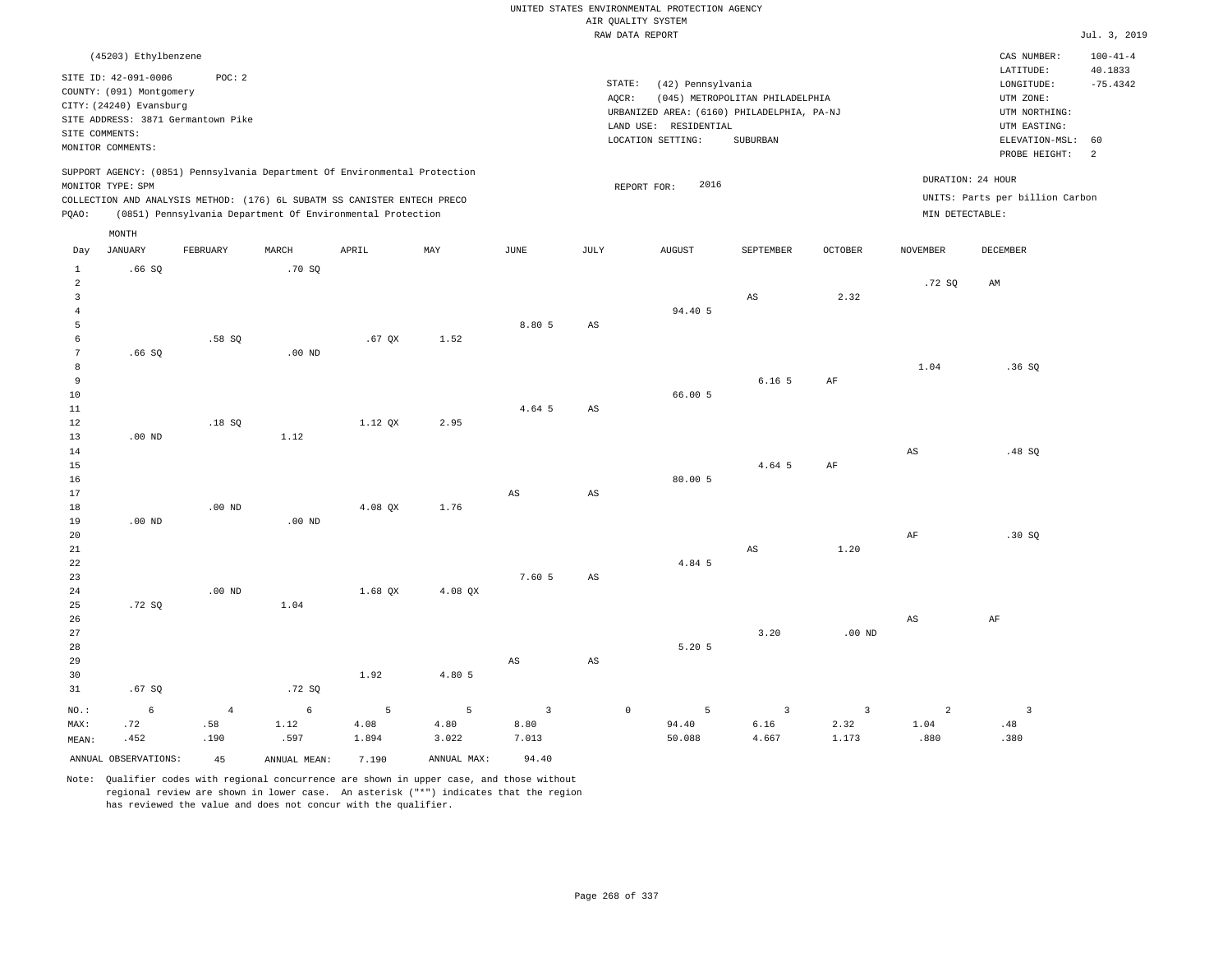UNITED STATES ENVIRONMENTAL PROTECTION AGENCY
AIR QUALITY SYSTEM
RAW DATA REPORT

Jul. 3, 2019

(45203) Ethylbenzene

SITE ID: 42-091-0006    POC: 2
COUNTY: (091) Montgomery
CITY: (24240) Evansburg
SITE ADDRESS: 3871 Germantown Pike
SITE COMMENTS:
MONITOR COMMENTS:

STATE: (42) Pennsylvania
AQCR: (045) METROPOLITAN PHILADELPHIA
URBANIZED AREA: (6160) PHILADELPHIA, PA-NJ
LAND USE: RESIDENTIAL
LOCATION SETTING: SUBURBAN

CAS NUMBER: 100-41-4
LATITUDE: 40.1833
LONGITUDE: -75.4342
UTM ZONE:
UTM NORTHING:
UTM EASTING:
ELEVATION-MSL: 60
PROBE HEIGHT: 2

SUPPORT AGENCY: (0851) Pennsylvania Department Of Environmental Protection
MONITOR TYPE: SPM
COLLECTION AND ANALYSIS METHOD: (176) 6L SUBATM SS CANISTER ENTECH PRECO
PQAO: (0851) Pennsylvania Department Of Environmental Protection

REPORT FOR: 2016

DURATION: 24 HOUR
UNITS: Parts per billion Carbon
MIN DETECTABLE:

| Day | JANUARY | FEBRUARY | MARCH | APRIL | MAY | JUNE | JULY | AUGUST | SEPTEMBER | OCTOBER | NOVEMBER | DECEMBER |
|---|---|---|---|---|---|---|---|---|---|---|---|---|
| 1 | .66 SQ | | .70 SQ | | | | | | | | | |
| 2 | | | | | | | | | | | .72 SQ | AM |
| 3 | | | | | | | | | AS | 2.32 | | |
| 4 | | | | | | | | 94.40 5 | | | | |
| 5 | | | | | | 8.80 5 | AS | | | | | |
| 6 | | .58 SQ | | .67 QX | 1.52 | | | | | | | |
| 7 | .66 SQ | | .00 ND | | | | | | | | | |
| 8 | | | | | | | | | | | 1.04 | .36 SQ |
| 9 | | | | | | | | | 6.16 5 | AF | | |
| 10 | | | | | | | | 66.00 5 | | | | |
| 11 | | | | | | 4.64 5 | AS | | | | | |
| 12 | | .18 SQ | | 1.12 QX | 2.95 | | | | | | | |
| 13 | .00 ND | | 1.12 | | | | | | | | | |
| 14 | | | | | | | | | | | AS | .48 SQ |
| 15 | | | | | | | | | 4.64 5 | AF | | |
| 16 | | | | | | | | 80.00 5 | | | | |
| 17 | | | | | | AS | AS | | | | | |
| 18 | | .00 ND | | 4.08 QX | 1.76 | | | | | | | |
| 19 | .00 ND | | .00 ND | | | | | | | | | |
| 20 | | | | | | | | | | | AF | .30 SQ |
| 21 | | | | | | | | | AS | 1.20 | | |
| 22 | | | | | | | | 4.84 5 | | | | |
| 23 | | | | | | 7.60 5 | AS | | | | | |
| 24 | | .00 ND | | 1.68 QX | 4.08 QX | | | | | | | |
| 25 | .72 SQ | | 1.04 | | | | | | | | | |
| 26 | | | | | | | | | | | AS | AF |
| 27 | | | | | | | | | 3.20 | .00 ND | | |
| 28 | | | | | | | | 5.20 5 | | | | |
| 29 | | | | | | AS | AS | | | | | |
| 30 | | | | 1.92 | 4.80 5 | | | | | | | |
| 31 | .67 SQ | | .72 SQ | | | | | | | | | |
| NO.: | 6 | 4 | 6 | 5 | 5 | 3 | 0 | 5 | 3 | 3 | 2 | 3 |
| MAX: | .72 | .58 | 1.12 | 4.08 | 4.80 | 8.80 | | 94.40 | 6.16 | 2.32 | 1.04 | .48 |
| MEAN: | .452 | .190 | .597 | 1.894 | 3.022 | 7.013 | | 50.088 | 4.667 | 1.173 | .880 | .380 |

ANNUAL OBSERVATIONS: 45    ANNUAL MEAN: 7.190    ANNUAL MAX: 94.40

Note: Qualifier codes with regional concurrence are shown in upper case, and those without regional review are shown in lower case. An asterisk ("*") indicates that the region has reviewed the value and does not concur with the qualifier.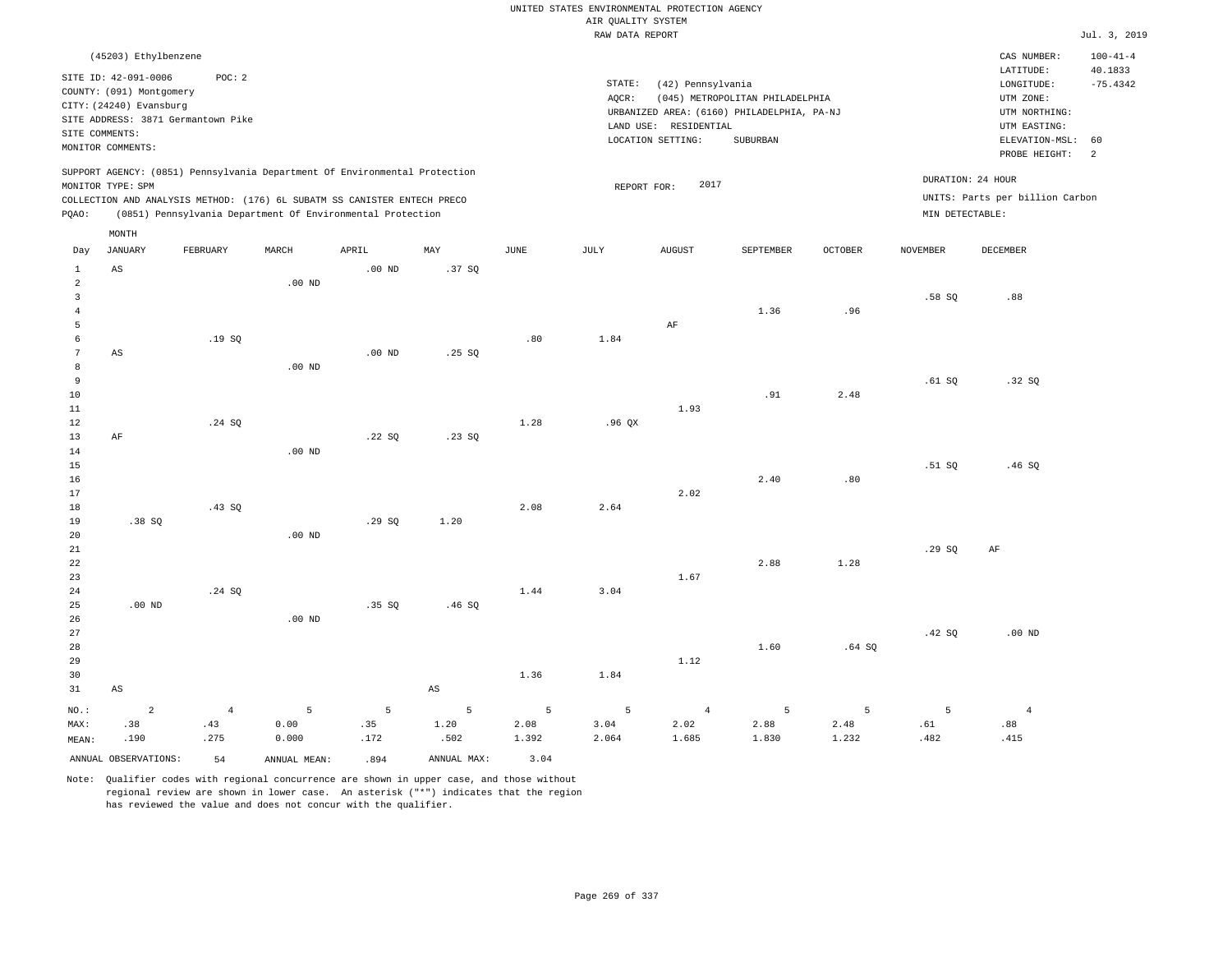UNITED STATES ENVIRONMENTAL PROTECTION AGENCY
AIR QUALITY SYSTEM
RAW DATA REPORT

Jul. 3, 2019

(45203) Ethylbenzene

SITE ID: 42-091-0006 POC: 2
COUNTY: (091) Montgomery
CITY: (24240) Evansburg
SITE ADDRESS: 3871 Germantown Pike
SITE COMMENTS:
MONITOR COMMENTS:

STATE: (42) Pennsylvania
AQCR: (045) METROPOLITAN PHILADELPHIA
URBANIZED AREA: (6160) PHILADELPHIA, PA-NJ
LAND USE: RESIDENTIAL
LOCATION SETTING: SUBURBAN

CAS NUMBER: 100-41-4
LATITUDE: 40.1833
LONGITUDE: -75.4342
UTM ZONE:
UTM NORTHING:
UTM EASTING:
ELEVATION-MSL: 60
PROBE HEIGHT: 2

SUPPORT AGENCY: (0851) Pennsylvania Department Of Environmental Protection
MONITOR TYPE: SPM
COLLECTION AND ANALYSIS METHOD: (176) 6L SUBATM SS CANISTER ENTECH PRECO
PQAO: (0851) Pennsylvania Department Of Environmental Protection

REPORT FOR: 2017

DURATION: 24 HOUR
UNITS: Parts per billion Carbon
MIN DETECTABLE:

| Day | JANUARY | FEBRUARY | MARCH | APRIL | MAY | JUNE | JULY | AUGUST | SEPTEMBER | OCTOBER | NOVEMBER | DECEMBER |
|---|---|---|---|---|---|---|---|---|---|---|---|---|
| 1 | AS | | | .00 ND | .37 SQ | | | | | | | |
| 2 | | | .00 ND | | | | | | | | | |
| 3 | | | | | | | | | | | .58 SQ | .88 |
| 4 | | | | | | | | | 1.36 | .96 | | |
| 5 | | | | | | | | AF | | | | |
| 6 | | .19 SQ | | | | .80 | 1.84 | | | | | |
| 7 | AS | | | .00 ND | .25 SQ | | | | | | | |
| 8 | | | .00 ND | | | | | | | | | |
| 9 | | | | | | | | | | | .61 SQ | .32 SQ |
| 10 | | | | | | | | | .91 | 2.48 | | |
| 11 | | | | | | | | 1.93 | | | | |
| 12 | | .24 SQ | | | | 1.28 | .96 QX | | | | | |
| 13 | AF | | | .22 SQ | .23 SQ | | | | | | | |
| 14 | | | .00 ND | | | | | | | | | |
| 15 | | | | | | | | | | | .51 SQ | .46 SQ |
| 16 | | | | | | | | | 2.40 | .80 | | |
| 17 | | | | | | | | 2.02 | | | | |
| 18 | | .43 SQ | | | | 2.08 | 2.64 | | | | | |
| 19 | .38 SQ | | | .29 SQ | 1.20 | | | | | | | |
| 20 | | | .00 ND | | | | | | | | | |
| 21 | | | | | | | | | | | .29 SQ | AF |
| 22 | | | | | | | | | 2.88 | 1.28 | | |
| 23 | | | | | | | | 1.67 | | | | |
| 24 | | .24 SQ | | | | 1.44 | 3.04 | | | | | |
| 25 | .00 ND | | | .35 SQ | .46 SQ | | | | | | | |
| 26 | | | .00 ND | | | | | | | | | |
| 27 | | | | | | | | | | | .42 SQ | .00 ND |
| 28 | | | | | | | | | 1.60 | .64 SQ | | |
| 29 | | | | | | | | 1.12 | | | | |
| 30 | | | | | | 1.36 | 1.84 | | | | | |
| 31 | AS | | | | AS | | | | | | | |
| NO.: | 2 | 4 | 5 | 5 | 5 | 5 | 5 | 4 | 5 | 5 | 5 | 4 |
| MAX: | .38 | .43 | 0.00 | .35 | 1.20 | 2.08 | 3.04 | 2.02 | 2.88 | 2.48 | .61 | .88 |
| MEAN: | .190 | .275 | 0.000 | .172 | .502 | 1.392 | 2.064 | 1.685 | 1.830 | 1.232 | .482 | .415 |

ANNUAL OBSERVATIONS: 54 ANNUAL MEAN: .894 ANNUAL MAX: 3.04

Note: Qualifier codes with regional concurrence are shown in upper case, and those without regional review are shown in lower case. An asterisk ("*") indicates that the region has reviewed the value and does not concur with the qualifier.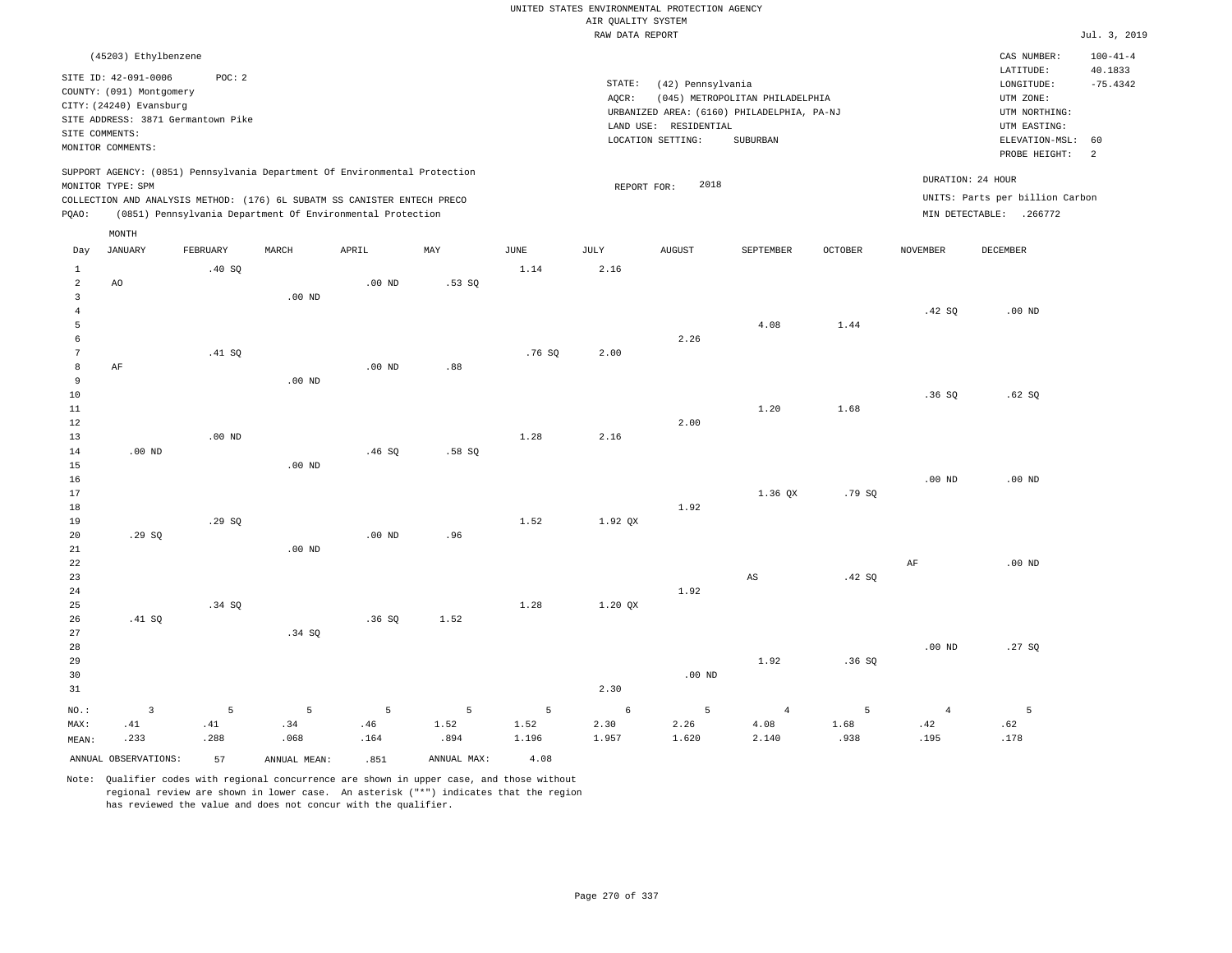UNITED STATES ENVIRONMENTAL PROTECTION AGENCY
AIR QUALITY SYSTEM
RAW DATA REPORT

Jul. 3, 2019

(45203) Ethylbenzene

SITE ID: 42-091-0006 POC: 2
COUNTY: (091) Montgomery
CITY: (24240) Evansburg
SITE ADDRESS: 3871 Germantown Pike
SITE COMMENTS:
MONITOR COMMENTS:

STATE: (42) Pennsylvania
AQCR: (045) METROPOLITAN PHILADELPHIA
URBANIZED AREA: (6160) PHILADELPHIA, PA-NJ
LAND USE: RESIDENTIAL
LOCATION SETTING: SUBURBAN

CAS NUMBER: 100-41-4
LATITUDE: 40.1833
LONGITUDE: -75.4342
UTM ZONE:
UTM NORTHING:
UTM EASTING:
ELEVATION-MSL: 60
PROBE HEIGHT: 2

SUPPORT AGENCY: (0851) Pennsylvania Department Of Environmental Protection
MONITOR TYPE: SPM
COLLECTION AND ANALYSIS METHOD: (176) 6L SUBATM SS CANISTER ENTECH PRECO
PQAO: (0851) Pennsylvania Department Of Environmental Protection

REPORT FOR: 2018

DURATION: 24 HOUR
UNITS: Parts per billion Carbon
MIN DETECTABLE: .266772

| Day | JANUARY | FEBRUARY | MARCH | APRIL | MAY | JUNE | JULY | AUGUST | SEPTEMBER | OCTOBER | NOVEMBER | DECEMBER |
|---|---|---|---|---|---|---|---|---|---|---|---|---|
| 1 | | .40 SQ | | | | 1.14 | 2.16 | | | | | |
| 2 | AO | | | .00 ND | .53 SQ | | | | | | | |
| 3 | | | .00 ND | | | | | | | | | |
| 4 | | | | | | | | | | | .42 SQ | .00 ND |
| 5 | | | | | | | | | 4.08 | 1.44 | | |
| 6 | | | | | | | | 2.26 | | | | |
| 7 | | .41 SQ | | | | .76 SQ | 2.00 | | | | | |
| 8 | AF | | | .00 ND | .88 | | | | | | | |
| 9 | | | .00 ND | | | | | | | | | |
| 10 | | | | | | | | | | | .36 SQ | .62 SQ |
| 11 | | | | | | | | | 1.20 | 1.68 | | |
| 12 | | | | | | | | 2.00 | | | | |
| 13 | | .00 ND | | | | 1.28 | 2.16 | | | | | |
| 14 | .00 ND | | | .46 SQ | .58 SQ | | | | | | | |
| 15 | | | .00 ND | | | | | | | | | |
| 16 | | | | | | | | | | | .00 ND | .00 ND |
| 17 | | | | | | | | | 1.36 QX | .79 SQ | | |
| 18 | | | | | | | | 1.92 | | | | |
| 19 | | .29 SQ | | | | 1.52 | 1.92 QX | | | | | |
| 20 | .29 SQ | | | .00 ND | .96 | | | | | | | |
| 21 | | | .00 ND | | | | | | | | | |
| 22 | | | | | | | | | | | AF | .00 ND |
| 23 | | | | | | | | | AS | .42 SQ | | |
| 24 | | | | | | | | 1.92 | | | | |
| 25 | | .34 SQ | | | | 1.28 | 1.20 QX | | | | | |
| 26 | .41 SQ | | | .36 SQ | 1.52 | | | | | | | |
| 27 | | | .34 SQ | | | | | | | | | |
| 28 | | | | | | | | | | | .00 ND | .27 SQ |
| 29 | | | | | | | | | 1.92 | .36 SQ | | |
| 30 | | | | | | | | .00 ND | | | | |
| 31 | | | | | | | 2.30 | | | | | |
| NO.: | 3 | 5 | 5 | 5 | 5 | 5 | 6 | 5 | 4 | 5 | 4 | 5 |
| MAX: | .41 | .41 | .34 | .46 | 1.52 | 1.52 | 2.30 | 2.26 | 4.08 | 1.68 | .42 | .62 |
| MEAN: | .233 | .288 | .068 | .164 | .894 | 1.196 | 1.957 | 1.620 | 2.140 | .938 | .195 | .178 |

ANNUAL OBSERVATIONS: 57 ANNUAL MEAN: .851 ANNUAL MAX: 4.08

Note: Qualifier codes with regional concurrence are shown in upper case, and those without regional review are shown in lower case. An asterisk ("*") indicates that the region has reviewed the value and does not concur with the qualifier.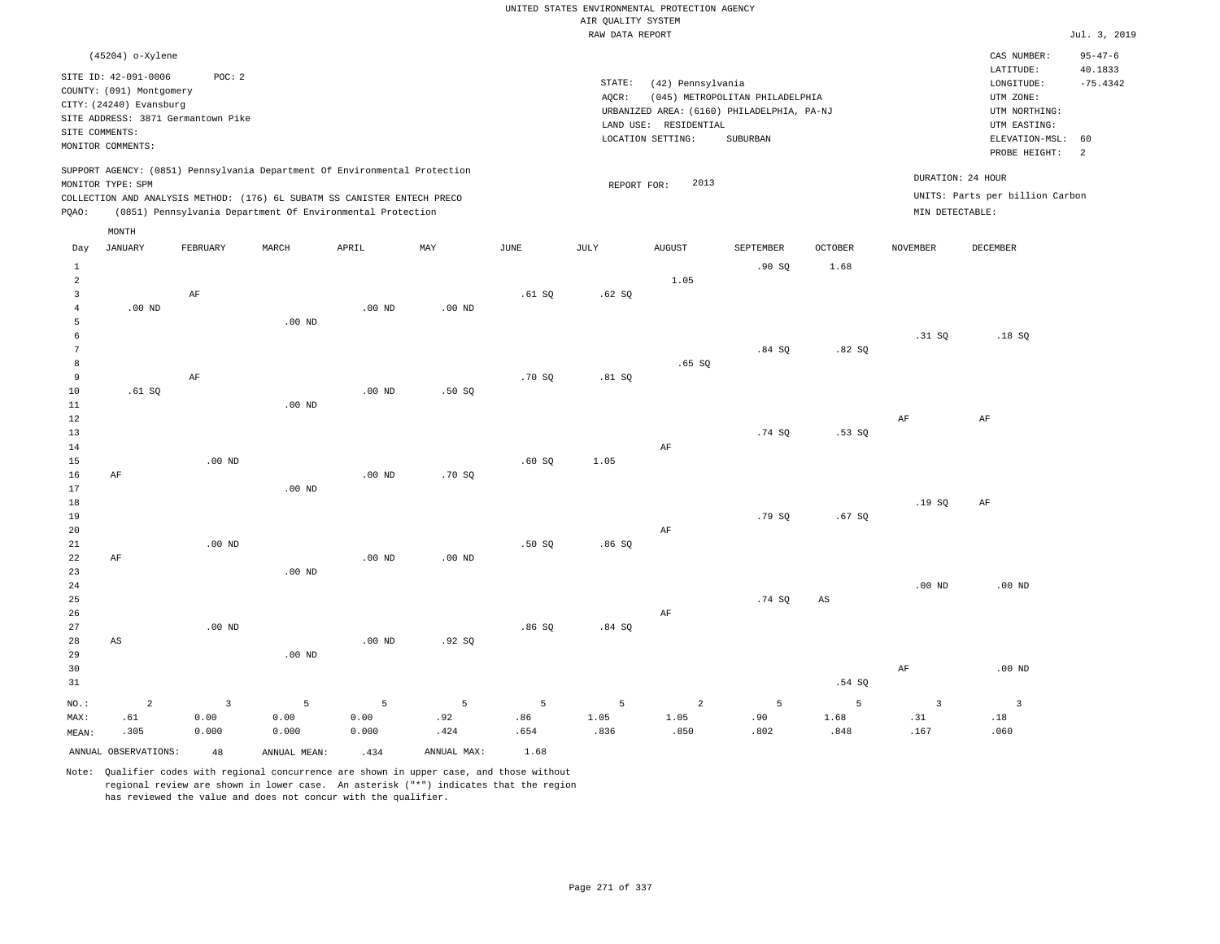UNITED STATES ENVIRONMENTAL PROTECTION AGENCY
AIR QUALITY SYSTEM
RAW DATA REPORT

Jul. 3, 2019

(45204) o-Xylene

SITE ID: 42-091-0006  POC: 2
COUNTY: (091) Montgomery
CITY: (24240) Evansburg
SITE ADDRESS: 3871 Germantown Pike
SITE COMMENTS:
MONITOR COMMENTS:

STATE: (42) Pennsylvania
AQCR: (045) METROPOLITAN PHILADELPHIA
URBANIZED AREA: (6160) PHILADELPHIA, PA-NJ
LAND USE: RESIDENTIAL
LOCATION SETTING: SUBURBAN

CAS NUMBER: 95-47-6
LATITUDE: 40.1833
LONGITUDE: -75.4342
UTM ZONE:
UTM NORTHING:
UTM EASTING:
ELEVATION-MSL: 60
PROBE HEIGHT: 2

SUPPORT AGENCY: (0851) Pennsylvania Department Of Environmental Protection
MONITOR TYPE: SPM
COLLECTION AND ANALYSIS METHOD: (176) 6L SUBATM SS CANISTER ENTECH PRECO
PQAO: (0851) Pennsylvania Department Of Environmental Protection

REPORT FOR: 2013

DURATION: 24 HOUR
UNITS: Parts per billion Carbon
MIN DETECTABLE:

| Day | JANUARY | FEBRUARY | MARCH | APRIL | MAY | JUNE | JULY | AUGUST | SEPTEMBER | OCTOBER | NOVEMBER | DECEMBER |
|---|---|---|---|---|---|---|---|---|---|---|---|---|
| 1 | | | | | | | | | .90 SQ | 1.68 | | |
| 2 | | | | | | | | 1.05 | | | | |
| 3 | | AF | | | | .61 SQ | .62 SQ | | | | | |
| 4 | .00 ND | | | .00 ND | .00 ND | | | | | | | |
| 5 | | | .00 ND | | | | | | | | | |
| 6 | | | | | | | | | | | .31 SQ | .18 SQ |
| 7 | | | | | | | | | .84 SQ | .82 SQ | | |
| 8 | | | | | | | | .65 SQ | | | | |
| 9 | | AF | | | | .70 SQ | .81 SQ | | | | | |
| 10 | .61 SQ | | | .00 ND | .50 SQ | | | | | | | |
| 11 | | | .00 ND | | | | | | | | | |
| 12 | | | | | | | | | | | AF | AF |
| 13 | | | | | | | | | .74 SQ | .53 SQ | | |
| 14 | | | | | | | | AF | | | | |
| 15 | | .00 ND | | | | .60 SQ | 1.05 | | | | | |
| 16 | AF | | | .00 ND | .70 SQ | | | | | | | |
| 17 | | | .00 ND | | | | | | | | | |
| 18 | | | | | | | | | | | .19 SQ | AF |
| 19 | | | | | | | | | .79 SQ | .67 SQ | | |
| 20 | | | | | | | | AF | | | | |
| 21 | | .00 ND | | | | .50 SQ | .86 SQ | | | | | |
| 22 | AF | | | .00 ND | .00 ND | | | | | | | |
| 23 | | | .00 ND | | | | | | | | | |
| 24 | | | | | | | | | | | .00 ND | .00 ND |
| 25 | | | | | | | | | .74 SQ | AS | | |
| 26 | | | | | | | | AF | | | | |
| 27 | | .00 ND | | | | .86 SQ | .84 SQ | | | | | |
| 28 | AS | | | .00 ND | .92 SQ | | | | | | | |
| 29 | | | .00 ND | | | | | | | | | |
| 30 | | | | | | | | | | | AF | .00 ND |
| 31 | | | | | | | | | | .54 SQ | | |
| NO.: | 2 | 3 | 5 | 5 | 5 | 5 | 5 | 2 | 5 | 5 | 3 | 3 |
| MAX: | .61 | 0.00 | 0.00 | 0.00 | .92 | .86 | 1.05 | 1.05 | .90 | 1.68 | .31 | .18 |
| MEAN: | .305 | 0.000 | 0.000 | 0.000 | .424 | .654 | .836 | .850 | .802 | .848 | .167 | .060 |

ANNUAL OBSERVATIONS: 48  ANNUAL MEAN: .434  ANNUAL MAX: 1.68

Note: Qualifier codes with regional concurrence are shown in upper case, and those without regional review are shown in lower case. An asterisk ("*") indicates that the region has reviewed the value and does not concur with the qualifier.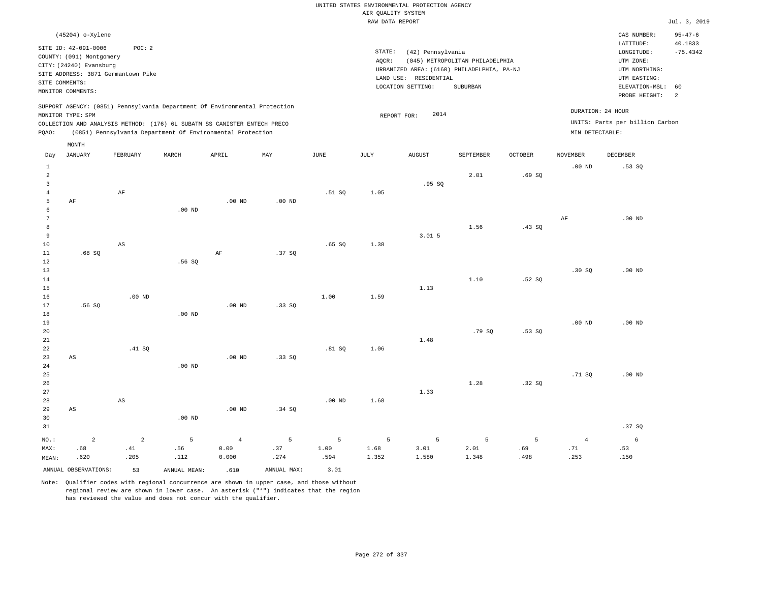UNITED STATES ENVIRONMENTAL PROTECTION AGENCY
AIR QUALITY SYSTEM
RAW DATA REPORT

Jul. 3, 2019

(45204) o-Xylene

SITE ID: 42-091-0006 POC: 2
COUNTY: (091) Montgomery
CITY: (24240) Evansburg
SITE ADDRESS: 3871 Germantown Pike
SITE COMMENTS:
MONITOR COMMENTS:

STATE: (42) Pennsylvania
AQCR: (045) METROPOLITAN PHILADELPHIA
URBANIZED AREA: (6160) PHILADELPHIA, PA-NJ
LAND USE: RESIDENTIAL
LOCATION SETTING: SUBURBAN

CAS NUMBER: 95-47-6
LATITUDE: 40.1833
LONGITUDE: -75.4342
UTM ZONE:
UTM NORTHING:
UTM EASTING:
ELEVATION-MSL: 60
PROBE HEIGHT: 2

SUPPORT AGENCY: (0851) Pennsylvania Department Of Environmental Protection
MONITOR TYPE: SPM
COLLECTION AND ANALYSIS METHOD: (176) 6L SUBATM SS CANISTER ENTECH PRECO
PQAO: (0851) Pennsylvania Department Of Environmental Protection

REPORT FOR: 2014

DURATION: 24 HOUR
UNITS: Parts per billion Carbon
MIN DETECTABLE:

| Day | JANUARY | FEBRUARY | MARCH | APRIL | MAY | JUNE | JULY | AUGUST | SEPTEMBER | OCTOBER | NOVEMBER | DECEMBER |
|---|---|---|---|---|---|---|---|---|---|---|---|---|
| 1 | | | | | | | | | | | .00 ND | .53 SQ |
| 2 | | | | | | | | | 2.01 | .69 SQ | | |
| 3 | | | | | | | | .95 SQ | | | | |
| 4 | | AF | | | | .51 SQ | 1.05 | | | | | |
| 5 | AF | | | .00 ND | .00 ND | | | | | | | |
| 6 | | | .00 ND | | | | | | | | | |
| 7 | | | | | | | | | | | AF | .00 ND |
| 8 | | | | | | | | | 1.56 | .43 SQ | | |
| 9 | | | | | | | | 3.01 5 | | | | |
| 10 | | AS | | | | .65 SQ | 1.38 | | | | | |
| 11 | .68 SQ | | | AF | .37 SQ | | | | | | | |
| 12 | | | .56 SQ | | | | | | | | | |
| 13 | | | | | | | | | | | .30 SQ | .00 ND |
| 14 | | | | | | | | | 1.10 | .52 SQ | | |
| 15 | | | | | | | | 1.13 | | | | |
| 16 | | .00 ND | | | | 1.00 | 1.59 | | | | | |
| 17 | .56 SQ | | | .00 ND | .33 SQ | | | | | | | |
| 18 | | | .00 ND | | | | | | | | | |
| 19 | | | | | | | | | | | .00 ND | .00 ND |
| 20 | | | | | | | | | .79 SQ | .53 SQ | | |
| 21 | | | | | | | | 1.48 | | | | |
| 22 | | .41 SQ | | | | .81 SQ | 1.06 | | | | | |
| 23 | AS | | | .00 ND | .33 SQ | | | | | | | |
| 24 | | | .00 ND | | | | | | | | | |
| 25 | | | | | | | | | | | .71 SQ | .00 ND |
| 26 | | | | | | | | | 1.28 | .32 SQ | | |
| 27 | | | | | | | | 1.33 | | | | |
| 28 | | AS | | | | .00 ND | 1.68 | | | | | |
| 29 | AS | | | .00 ND | .34 SQ | | | | | | | |
| 30 | | | .00 ND | | | | | | | | | |
| 31 | | | | | | | | | | | | .37 SQ |
| NO.: | 2 | 2 | 5 | 4 | 5 | 5 | 5 | 5 | 5 | 5 | 4 | 6 |
| MAX: | .68 | .41 | .56 | 0.00 | .37 | 1.00 | 1.68 | 3.01 | 2.01 | .69 | .71 | .53 |
| MEAN: | .620 | .205 | .112 | 0.000 | .274 | .594 | 1.352 | 1.580 | 1.348 | .498 | .253 | .150 |

ANNUAL OBSERVATIONS: 53 ANNUAL MEAN: .610 ANNUAL MAX: 3.01

Note: Qualifier codes with regional concurrence are shown in upper case, and those without regional review are shown in lower case. An asterisk ("*") indicates that the region has reviewed the value and does not concur with the qualifier.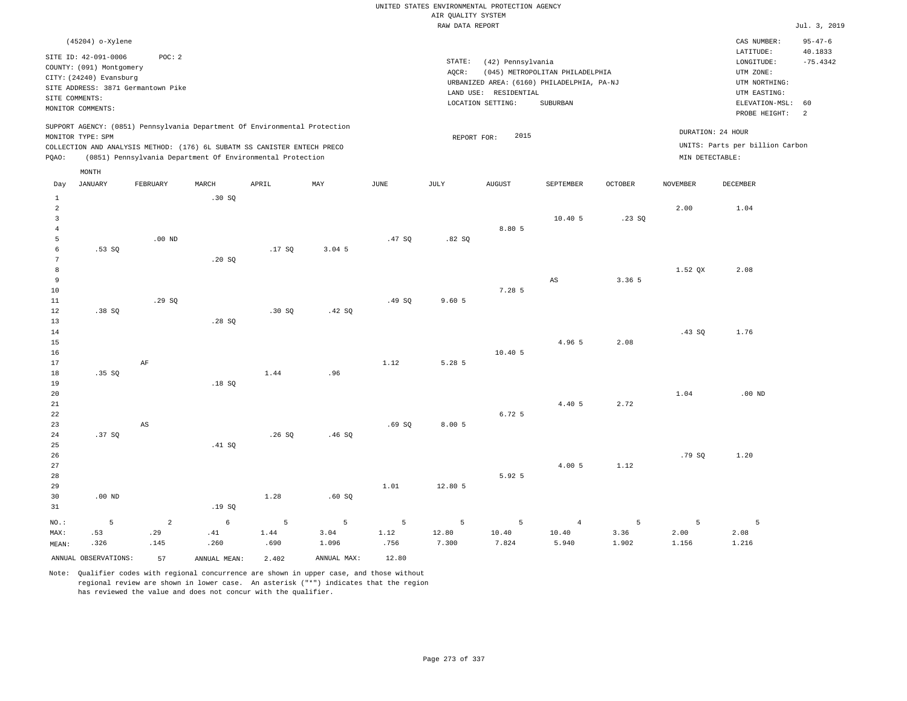UNITED STATES ENVIRONMENTAL PROTECTION AGENCY
AIR QUALITY SYSTEM
RAW DATA REPORT

Jul. 3, 2019

(45204) o-Xylene

SITE ID: 42-091-0006 POC: 2
COUNTY: (091) Montgomery
CITY: (24240) Evansburg
SITE ADDRESS: 3871 Germantown Pike
SITE COMMENTS:
MONITOR COMMENTS:

STATE: (42) Pennsylvania
AQCR: (045) METROPOLITAN PHILADELPHIA
URBANIZED AREA: (6160) PHILADELPHIA, PA-NJ
LAND USE: RESIDENTIAL
LOCATION SETTING: SUBURBAN

CAS NUMBER: 95-47-6
LATITUDE: 40.1833
LONGITUDE: -75.4342
UTM ZONE:
UTM NORTHING:
UTM EASTING:
ELEVATION-MSL: 60
PROBE HEIGHT: 2

SUPPORT AGENCY: (0851) Pennsylvania Department Of Environmental Protection
MONITOR TYPE: SPM
COLLECTION AND ANALYSIS METHOD: (176) 6L SUBATM SS CANISTER ENTECH PRECO
PQAO: (0851) Pennsylvania Department Of Environmental Protection

REPORT FOR: 2015

DURATION: 24 HOUR
UNITS: Parts per billion Carbon
MIN DETECTABLE:

| Day | JANUARY | FEBRUARY | MARCH | APRIL | MAY | JUNE | JULY | AUGUST | SEPTEMBER | OCTOBER | NOVEMBER | DECEMBER |
|---|---|---|---|---|---|---|---|---|---|---|---|---|
| 1 | | | .30 SQ | | | | | | | | | |
| 2 | | | | | | | | | | | 2.00 | 1.04 |
| 3 | | | | | | | | | 10.40 5 | .23 SQ | | |
| 4 | | | | | | | | 8.80 5 | | | | |
| 5 | | .00 ND | | | | .47 SQ | .82 SQ | | | | | |
| 6 | .53 SQ | | | .17 SQ | 3.04 5 | | | | | | | |
| 7 | | | .20 SQ | | | | | | | | | |
| 8 | | | | | | | | | | | 1.52 QX | 2.08 |
| 9 | | | | | | | | | AS | 3.36 5 | | |
| 10 | | | | | | | | 7.28 5 | | | | |
| 11 | | .29 SQ | | | | .49 SQ | 9.60 5 | | | | | |
| 12 | .38 SQ | | | .30 SQ | .42 SQ | | | | | | | |
| 13 | | | .28 SQ | | | | | | | | | |
| 14 | | | | | | | | | | | .43 SQ | 1.76 |
| 15 | | | | | | | | | 4.96 5 | 2.08 | | |
| 16 | | | | | | | | 10.40 5 | | | | |
| 17 | | AF | | | | 1.12 | 5.28 5 | | | | | |
| 18 | .35 SQ | | | 1.44 | .96 | | | | | | | |
| 19 | | | .18 SQ | | | | | | | | | |
| 20 | | | | | | | | | | | 1.04 | .00 ND |
| 21 | | | | | | | | | 4.40 5 | 2.72 | | |
| 22 | | | | | | | | 6.72 5 | | | | |
| 23 | | AS | | | | .69 SQ | 8.00 5 | | | | | |
| 24 | .37 SQ | | | .26 SQ | .46 SQ | | | | | | | |
| 25 | | | .41 SQ | | | | | | | | | |
| 26 | | | | | | | | | | | .79 SQ | 1.20 |
| 27 | | | | | | | | | 4.00 5 | 1.12 | | |
| 28 | | | | | | | | 5.92 5 | | | | |
| 29 | | | | | | 1.01 | 12.80 5 | | | | | |
| 30 | .00 ND | | | 1.28 | .60 SQ | | | | | | | |
| 31 | | | .19 SQ | | | | | | | | | |
| NO.: | 5 | 2 | 6 | 5 | 5 | 5 | 5 | 5 | 4 | 5 | 5 | 5 |
| MAX: | .53 | .29 | .41 | 1.44 | 3.04 | 1.12 | 12.80 | 10.40 | 10.40 | 3.36 | 2.00 | 2.08 |
| MEAN: | .326 | .145 | .260 | .690 | 1.096 | .756 | 7.300 | 7.824 | 5.940 | 1.902 | 1.156 | 1.216 |

ANNUAL OBSERVATIONS: 57 ANNUAL MEAN: 2.402 ANNUAL MAX: 12.80

Note: Qualifier codes with regional concurrence are shown in upper case, and those without regional review are shown in lower case. An asterisk ("*") indicates that the region has reviewed the value and does not concur with the qualifier.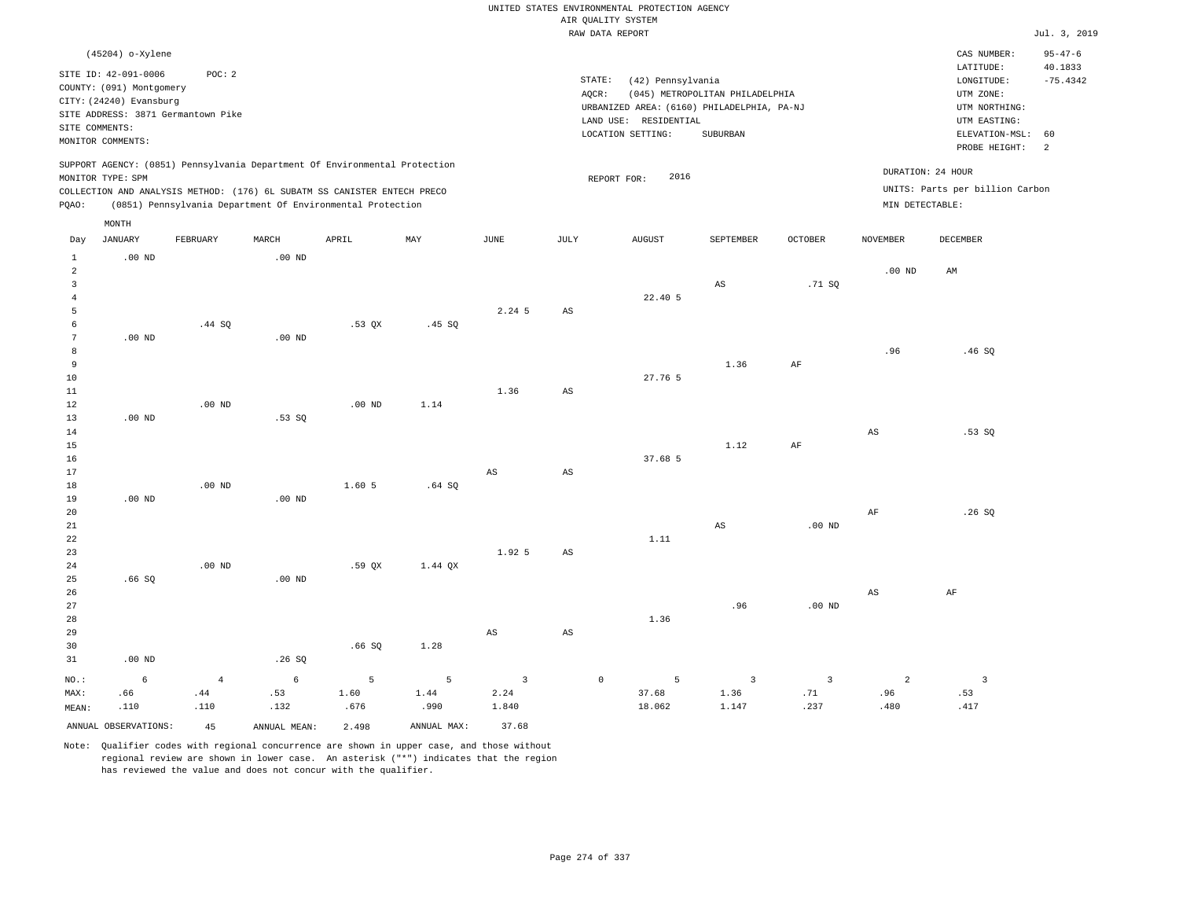UNITED STATES ENVIRONMENTAL PROTECTION AGENCY
AIR QUALITY SYSTEM
RAW DATA REPORT

Jul. 3, 2019

(45204) o-Xylene

SITE ID: 42-091-0006 POC: 2
COUNTY: (091) Montgomery
CITY: (24240) Evansburg
SITE ADDRESS: 3871 Germantown Pike
SITE COMMENTS:
MONITOR COMMENTS:

STATE: (42) Pennsylvania
AQCR: (045) METROPOLITAN PHILADELPHIA
URBANIZED AREA: (6160) PHILADELPHIA, PA-NJ
LAND USE: RESIDENTIAL
LOCATION SETTING: SUBURBAN

CAS NUMBER: 95-47-6
LATITUDE: 40.1833
LONGITUDE: -75.4342
UTM ZONE:
UTM NORTHING:
UTM EASTING:
ELEVATION-MSL: 60
PROBE HEIGHT: 2

SUPPORT AGENCY: (0851) Pennsylvania Department Of Environmental Protection
MONITOR TYPE: SPM
COLLECTION AND ANALYSIS METHOD: (176) 6L SUBATM SS CANISTER ENTECH PRECO
PQAO: (0851) Pennsylvania Department Of Environmental Protection

REPORT FOR: 2016

DURATION: 24 HOUR
UNITS: Parts per billion Carbon
MIN DETECTABLE:

| Day | JANUARY | FEBRUARY | MARCH | APRIL | MAY | JUNE | JULY | AUGUST | SEPTEMBER | OCTOBER | NOVEMBER | DECEMBER |
|---|---|---|---|---|---|---|---|---|---|---|---|---|
| 1 | .00 ND | | .00 ND | | | | | | | | | |
| 2 | | | | | | | | | | | .00 ND | AM |
| 3 | | | | | | | | | AS | .71 SQ | | |
| 4 | | | | | | | | 22.40 5 | | | | |
| 5 | | | | | | 2.24 5 | AS | | | | | |
| 6 | | .44 SQ | | .53 QX | .45 SQ | | | | | | | |
| 7 | .00 ND | | .00 ND | | | | | | | | | |
| 8 | | | | | | | | | | | .96 | .46 SQ |
| 9 | | | | | | | | | 1.36 | AF | | |
| 10 | | | | | | | | 27.76 5 | | | | |
| 11 | | | | | | 1.36 | AS | | | | | |
| 12 | | .00 ND | | .00 ND | 1.14 | | | | | | | |
| 13 | .00 ND | | .53 SQ | | | | | | | | | |
| 14 | | | | | | | | | | | AS | .53 SQ |
| 15 | | | | | | | | | 1.12 | AF | | |
| 16 | | | | | | | | 37.68 5 | | | | |
| 17 | | | | | | AS | AS | | | | | |
| 18 | | .00 ND | | 1.60 5 | .64 SQ | | | | | | | |
| 19 | .00 ND | | .00 ND | | | | | | | | | |
| 20 | | | | | | | | | | | AF | .26 SQ |
| 21 | | | | | | | | | AS | .00 ND | | |
| 22 | | | | | | | | 1.11 | | | | |
| 23 | | | | | | 1.92 5 | AS | | | | | |
| 24 | | .00 ND | | .59 QX | 1.44 QX | | | | | | | |
| 25 | .66 SQ | | .00 ND | | | | | | | | | |
| 26 | | | | | | | | | | | AS | AF |
| 27 | | | | | | | | | .96 | .00 ND | | |
| 28 | | | | | | | | 1.36 | | | | |
| 29 | | | | | | AS | AS | | | | | |
| 30 | | | | .66 SQ | 1.28 | | | | | | | |
| 31 | .00 ND | | .26 SQ | | | | | | | | | |
| NO.: | 6 | 4 | 6 | 5 | 5 | 3 | 0 | 5 | 3 | 3 | 2 | 3 |
| MAX: | .66 | .44 | .53 | 1.60 | 1.44 | 2.24 | | 37.68 | 1.36 | .71 | .96 | .53 |
| MEAN: | .110 | .110 | .132 | .676 | .990 | 1.840 | | 18.062 | 1.147 | .237 | .480 | .417 |

ANNUAL OBSERVATIONS: 45 ANNUAL MEAN: 2.498 ANNUAL MAX: 37.68

Note: Qualifier codes with regional concurrence are shown in upper case, and those without regional review are shown in lower case. An asterisk ("*") indicates that the region has reviewed the value and does not concur with the qualifier.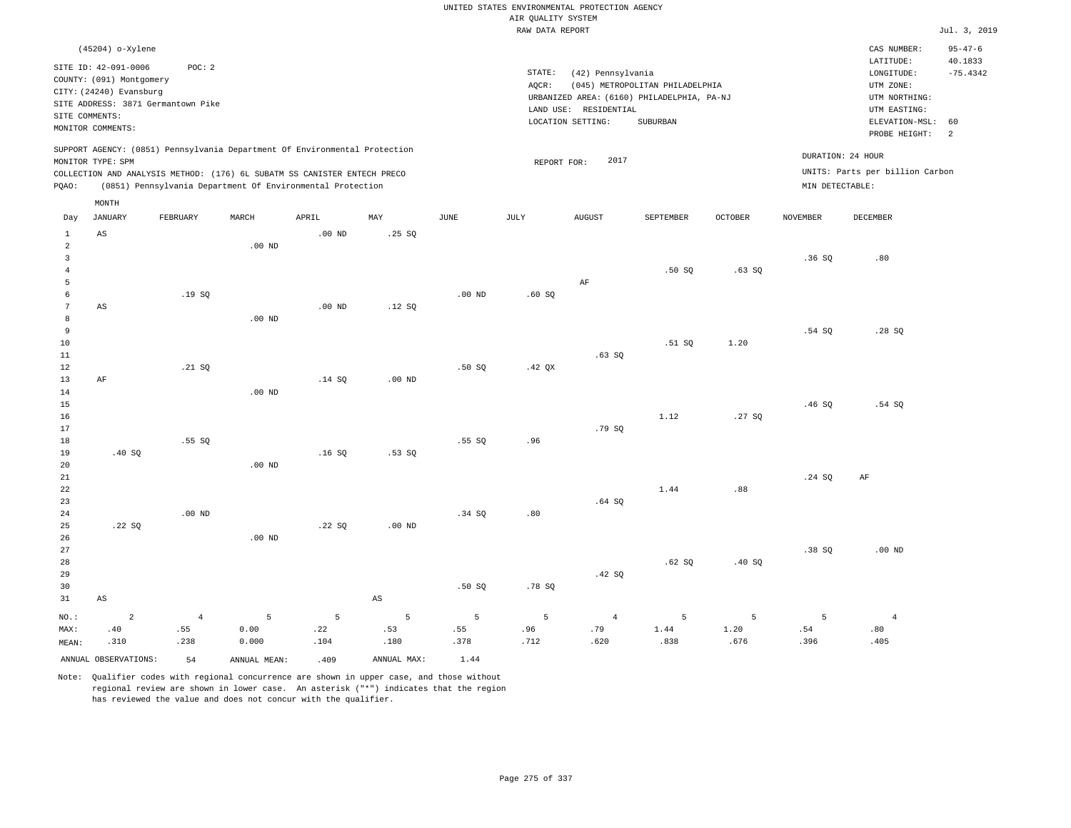UNITED STATES ENVIRONMENTAL PROTECTION AGENCY
AIR QUALITY SYSTEM
RAW DATA REPORT

Jul. 3, 2019

(45204) o-Xylene

SITE ID: 42-091-0006 POC: 2
COUNTY: (091) Montgomery
CITY: (24240) Evansburg
SITE ADDRESS: 3871 Germantown Pike
SITE COMMENTS:
MONITOR COMMENTS:

STATE: (42) Pennsylvania
AQCR: (045) METROPOLITAN PHILADELPHIA
URBANIZED AREA: (6160) PHILADELPHIA, PA-NJ
LAND USE: RESIDENTIAL
LOCATION SETTING: SUBURBAN

CAS NUMBER: 95-47-6
LATITUDE: 40.1833
LONGITUDE: -75.4342
UTM ZONE:
UTM NORTHING:
UTM EASTING:
ELEVATION-MSL: 60
PROBE HEIGHT: 2

SUPPORT AGENCY: (0851) Pennsylvania Department Of Environmental Protection
MONITOR TYPE: SPM
COLLECTION AND ANALYSIS METHOD: (176) 6L SUBATM SS CANISTER ENTECH PRECO
PQAO: (0851) Pennsylvania Department Of Environmental Protection

REPORT FOR: 2017

DURATION: 24 HOUR
UNITS: Parts per billion Carbon
MIN DETECTABLE:

| Day | JANUARY | FEBRUARY | MARCH | APRIL | MAY | JUNE | JULY | AUGUST | SEPTEMBER | OCTOBER | NOVEMBER | DECEMBER |
|---|---|---|---|---|---|---|---|---|---|---|---|---|
| 1 | AS | | | .00 ND | .25 SQ | | | | | | | |
| 2 | | | .00 ND | | | | | | | | | |
| 3 | | | | | | | | | | | .36 SQ | .80 |
| 4 | | | | | | | | | .50 SQ | .63 SQ | | |
| 5 | | | | | | | | AF | | | | |
| 6 | | .19 SQ | | | | .00 ND | .60 SQ | | | | | |
| 7 | AS | | | .00 ND | .12 SQ | | | | | | | |
| 8 | | | .00 ND | | | | | | | | | |
| 9 | | | | | | | | | | | .54 SQ | .28 SQ |
| 10 | | | | | | | | | .51 SQ | 1.20 | | |
| 11 | | | | | | | | .63 SQ | | | | |
| 12 | | .21 SQ | | | | .50 SQ | .42 QX | | | | | |
| 13 | AF | | | .14 SQ | .00 ND | | | | | | | |
| 14 | | | .00 ND | | | | | | | | | |
| 15 | | | | | | | | | | | .46 SQ | .54 SQ |
| 16 | | | | | | | | | 1.12 | .27 SQ | | |
| 17 | | | | | | | | .79 SQ | | | | |
| 18 | | .55 SQ | | | | .55 SQ | .96 | | | | | |
| 19 | .40 SQ | | | .16 SQ | .53 SQ | | | | | | | |
| 20 | | | .00 ND | | | | | | | | | |
| 21 | | | | | | | | | | | .24 SQ | AF |
| 22 | | | | | | | | | 1.44 | .88 | | |
| 23 | | | | | | | | .64 SQ | | | | |
| 24 | | .00 ND | | | | .34 SQ | .80 | | | | | |
| 25 | .22 SQ | | | .22 SQ | .00 ND | | | | | | | |
| 26 | | | .00 ND | | | | | | | | | |
| 27 | | | | | | | | | | | .38 SQ | .00 ND |
| 28 | | | | | | | | | .62 SQ | .40 SQ | | |
| 29 | | | | | | | | .42 SQ | | | | |
| 30 | | | | | | .50 SQ | .78 SQ | | | | | |
| 31 | AS | | | | AS | | | | | | | |
| NO.: | 2 | 4 | 5 | 5 | 5 | 5 | 5 | 4 | 5 | 5 | 5 | 4 |
| MAX: | .40 | .55 | 0.00 | .22 | .53 | .55 | .96 | .79 | 1.44 | 1.20 | .54 | .80 |
| MEAN: | .310 | .238 | 0.000 | .104 | .180 | .378 | .712 | .620 | .838 | .676 | .396 | .405 |

ANNUAL OBSERVATIONS: 54 ANNUAL MEAN: .409 ANNUAL MAX: 1.44

Note: Qualifier codes with regional concurrence are shown in upper case, and those without regional review are shown in lower case. An asterisk ("*") indicates that the region has reviewed the value and does not concur with the qualifier.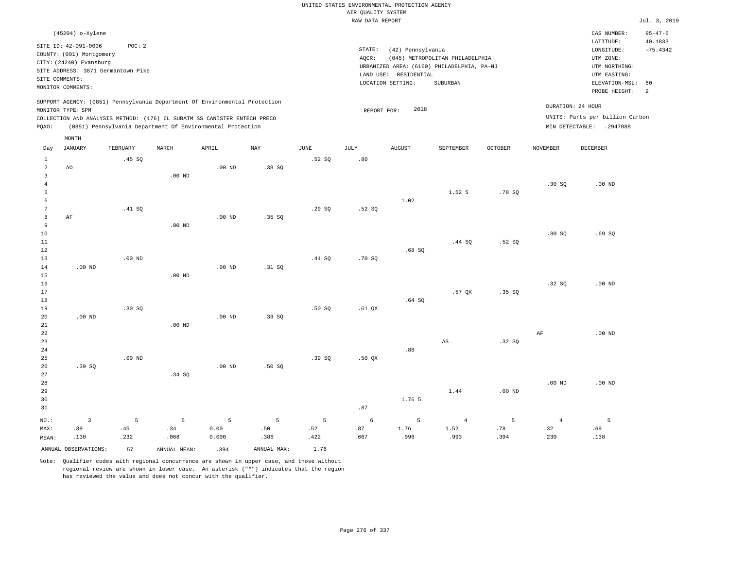UNITED STATES ENVIRONMENTAL PROTECTION AGENCY
AIR QUALITY SYSTEM
RAW DATA REPORT

Jul. 3, 2019

(45204) o-Xylene

SITE ID: 42-091-0006    POC: 2
COUNTY: (091) Montgomery
CITY: (24240) Evansburg
SITE ADDRESS: 3871 Germantown Pike
SITE COMMENTS:
MONITOR COMMENTS:

STATE: (42) Pennsylvania
AQCR: (045) METROPOLITAN PHILADELPHIA
URBANIZED AREA: (6160) PHILADELPHIA, PA-NJ
LAND USE: RESIDENTIAL
LOCATION SETTING: SUBURBAN

CAS NUMBER: 95-47-6
LATITUDE: 40.1833
LONGITUDE: -75.4342
UTM ZONE:
UTM NORTHING:
UTM EASTING:
ELEVATION-MSL: 60
PROBE HEIGHT: 2

SUPPORT AGENCY: (0851) Pennsylvania Department Of Environmental Protection
MONITOR TYPE: SPM
COLLECTION AND ANALYSIS METHOD: (176) 6L SUBATM SS CANISTER ENTECH PRECO
PQAO: (0851) Pennsylvania Department Of Environmental Protection

REPORT FOR: 2018

DURATION: 24 HOUR
UNITS: Parts per billion Carbon
MIN DETECTABLE: .2947088

| Day | JANUARY | FEBRUARY | MARCH | APRIL | MAY | JUNE | JULY | AUGUST | SEPTEMBER | OCTOBER | NOVEMBER | DECEMBER |
|---|---|---|---|---|---|---|---|---|---|---|---|---|
| 1 | | .45 SQ | | | | .52 SQ | .80 | | | | | |
| 2 | AO | | | .00 ND | .38 SQ | | | | | | | |
| 3 | | | .00 ND | | | | | | | | | |
| 4 | | | | | | | | | | | .30 SQ | .00 ND |
| 5 | | | | | | | | | 1.52 5 | .78 SQ | | |
| 6 | | | | | | | | 1.02 | | | | |
| 7 | | .41 SQ | | | | .29 SQ | .52 SQ | | | | | |
| 8 | AF | | | .00 ND | .35 SQ | | | | | | | |
| 9 | | | .00 ND | | | | | | | | | |
| 10 | | | | | | | | | | | .30 SQ | .69 SQ |
| 11 | | | | | | | | | .44 SQ | .52 SQ | | |
| 12 | | | | | | | | .68 SQ | | | | |
| 13 | | .00 ND | | | | .41 SQ | .70 SQ | | | | | |
| 14 | .00 ND | | | .00 ND | .31 SQ | | | | | | | |
| 15 | | | .00 ND | | | | | | | | | |
| 16 | | | | | | | | | | | .32 SQ | .00 ND |
| 17 | | | | | | | | | .57 QX | .35 SQ | | |
| 18 | | | | | | | | .64 SQ | | | | |
| 19 | | .30 SQ | | | | .50 SQ | .61 QX | | | | | |
| 20 | .00 ND | | | .00 ND | .39 SQ | | | | | | | |
| 21 | | | .00 ND | | | | | | | | | |
| 22 | | | | | | | | | | | AF | .00 ND |
| 23 | | | | | | | | | AS | .32 SQ | | |
| 24 | | | | | | | | .88 | | | | |
| 25 | | .00 ND | | | | .39 SQ | .50 QX | | | | | |
| 26 | .39 SQ | | | .00 ND | .50 SQ | | | | | | | |
| 27 | | | .34 SQ | | | | | | | | | |
| 28 | | | | | | | | | | | .00 ND | .00 ND |
| 29 | | | | | | | | | 1.44 | .00 ND | | |
| 30 | | | | | | | | 1.76 5 | | | | |
| 31 | | | | | | | .87 | | | | | |
| NO.: | 3 | 5 | 5 | 5 | 5 | 5 | 6 | 5 | 4 | 5 | 4 | 5 |
| MAX: | .39 | .45 | .34 | 0.00 | .50 | .52 | .87 | 1.76 | 1.52 | .78 | .32 | .69 |
| MEAN: | .130 | .232 | .068 | 0.000 | .386 | .422 | .667 | .996 | .993 | .394 | .230 | .138 |

ANNUAL OBSERVATIONS: 57    ANNUAL MEAN: .394    ANNUAL MAX: 1.76

Note: Qualifier codes with regional concurrence are shown in upper case, and those without regional review are shown in lower case. An asterisk ("*") indicates that the region has reviewed the value and does not concur with the qualifier.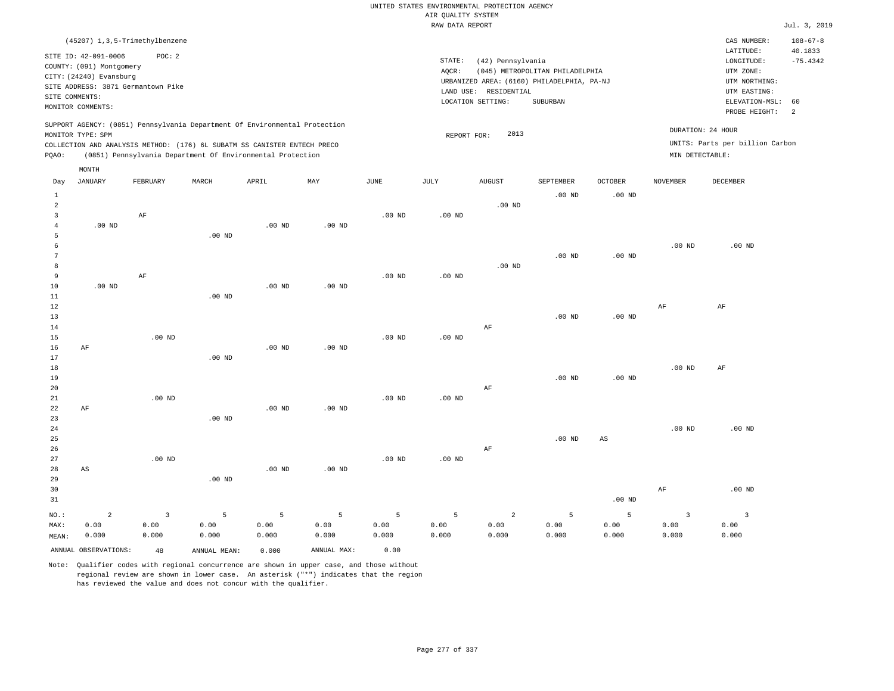UNITED STATES ENVIRONMENTAL PROTECTION AGENCY
AIR QUALITY SYSTEM
RAW DATA REPORT

Jul. 3, 2019

(45207) 1,3,5-Trimethylbenzene

SITE ID: 42-091-0006 POC: 2
COUNTY: (091) Montgomery
CITY: (24240) Evansburg
SITE ADDRESS: 3871 Germantown Pike
SITE COMMENTS:
MONITOR COMMENTS:

STATE: (42) Pennsylvania
AQCR: (045) METROPOLITAN PHILADELPHIA
URBANIZED AREA: (6160) PHILADELPHIA, PA-NJ
LAND USE: RESIDENTIAL
LOCATION SETTING: SUBURBAN

CAS NUMBER: 108-67-8
LATITUDE: 40.1833
LONGITUDE: -75.4342
UTM ZONE:
UTM NORTHING:
UTM EASTING:
ELEVATION-MSL: 60
PROBE HEIGHT: 2

SUPPORT AGENCY: (0851) Pennsylvania Department Of Environmental Protection
MONITOR TYPE: SPM
COLLECTION AND ANALYSIS METHOD: (176) 6L SUBATM SS CANISTER ENTECH PRECO
PQAO: (0851) Pennsylvania Department Of Environmental Protection

REPORT FOR: 2013

DURATION: 24 HOUR
UNITS: Parts per billion Carbon
MIN DETECTABLE:

| Day | JANUARY | FEBRUARY | MARCH | APRIL | MAY | JUNE | JULY | AUGUST | SEPTEMBER | OCTOBER | NOVEMBER | DECEMBER |
|---|---|---|---|---|---|---|---|---|---|---|---|---|
| 1 | | | | | | | | | .00 ND | .00 ND | | |
| 2 | | | | | | | | .00 ND | | | | |
| 3 | | AF | | | | .00 ND | .00 ND | | | | | |
| 4 | .00 ND | | | .00 ND | .00 ND | | | | | | | |
| 5 | | | .00 ND | | | | | | | | | |
| 6 | | | | | | | | | | | .00 ND | .00 ND |
| 7 | | | | | | | | | .00 ND | .00 ND | | |
| 8 | | | | | | | | .00 ND | | | | |
| 9 | | AF | | | | .00 ND | .00 ND | | | | | |
| 10 | .00 ND | | | .00 ND | .00 ND | | | | | | | |
| 11 | | | .00 ND | | | | | | | | | |
| 12 | | | | | | | | | | | AF | AF |
| 13 | | | | | | | | | .00 ND | .00 ND | | |
| 14 | | | | | | | | AF | | | | |
| 15 | | .00 ND | | | | .00 ND | .00 ND | | | | | |
| 16 | AF | | | .00 ND | .00 ND | | | | | | | |
| 17 | | | .00 ND | | | | | | | | | |
| 18 | | | | | | | | | | | .00 ND | AF |
| 19 | | | | | | | | | .00 ND | .00 ND | | |
| 20 | | | | | | | | AF | | | | |
| 21 | | .00 ND | | | | .00 ND | .00 ND | | | | | |
| 22 | AF | | | .00 ND | .00 ND | | | | | | | |
| 23 | | | .00 ND | | | | | | | | | |
| 24 | | | | | | | | | | | .00 ND | .00 ND |
| 25 | | | | | | | | | .00 ND | AS | | |
| 26 | | | | | | | | AF | | | | |
| 27 | | .00 ND | | | | .00 ND | .00 ND | | | | | |
| 28 | AS | | | .00 ND | .00 ND | | | | | | | |
| 29 | | | .00 ND | | | | | | | | | |
| 30 | | | | | | | | | | | AF | .00 ND |
| 31 | | | | | | | | | | .00 ND | | |
| NO.: | 2 | 3 | 5 | 5 | 5 | 5 | 5 | 2 | 5 | 5 | 3 | 3 |
| MAX: | 0.00 | 0.00 | 0.00 | 0.00 | 0.00 | 0.00 | 0.00 | 0.00 | 0.00 | 0.00 | 0.00 | 0.00 |
| MEAN: | 0.000 | 0.000 | 0.000 | 0.000 | 0.000 | 0.000 | 0.000 | 0.000 | 0.000 | 0.000 | 0.000 | 0.000 |

ANNUAL OBSERVATIONS: 48 ANNUAL MEAN: 0.000 ANNUAL MAX: 0.00

Note: Qualifier codes with regional concurrence are shown in upper case, and those without regional review are shown in lower case. An asterisk ("*") indicates that the region has reviewed the value and does not concur with the qualifier.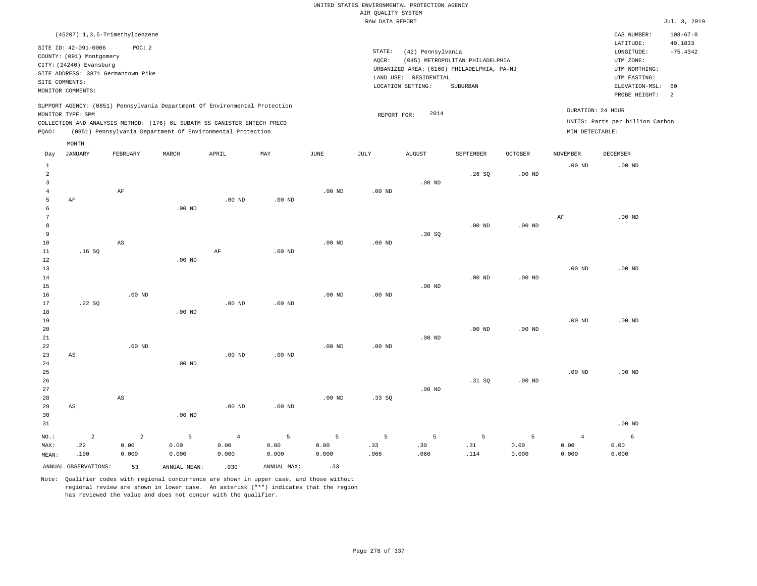UNITED STATES ENVIRONMENTAL PROTECTION AGENCY
AIR QUALITY SYSTEM
RAW DATA REPORT

Jul. 3, 2019

(45207) 1,3,5-Trimethylbenzene

SITE ID: 42-091-0006 POC: 2
COUNTY: (091) Montgomery
CITY: (24240) Evansburg
SITE ADDRESS: 3871 Germantown Pike
SITE COMMENTS:
MONITOR COMMENTS:

STATE: (42) Pennsylvania
AQCR: (045) METROPOLITAN PHILADELPHIA
URBANIZED AREA: (6160) PHILADELPHIA, PA-NJ
LAND USE: RESIDENTIAL
LOCATION SETTING: SUBURBAN

CAS NUMBER: 108-67-8
LATITUDE: 40.1833
LONGITUDE: -75.4342
UTM ZONE:
UTM NORTHING:
UTM EASTING:
ELEVATION-MSL: 60
PROBE HEIGHT: 2

SUPPORT AGENCY: (0851) Pennsylvania Department Of Environmental Protection
MONITOR TYPE: SPM
COLLECTION AND ANALYSIS METHOD: (176) 6L SUBATM SS CANISTER ENTECH PRECO
PQAO: (0851) Pennsylvania Department Of Environmental Protection

REPORT FOR: 2014

DURATION: 24 HOUR
UNITS: Parts per billion Carbon
MIN DETECTABLE:

| Day | JANUARY | FEBRUARY | MARCH | APRIL | MAY | JUNE | JULY | AUGUST | SEPTEMBER | OCTOBER | NOVEMBER | DECEMBER |
|---|---|---|---|---|---|---|---|---|---|---|---|---|
| 1 | | | | | | | | | | | .00 ND | .00 ND |
| 2 | | | | | | | | | .26 SQ | .00 ND | | |
| 3 | | | | | | | | .00 ND | | | | |
| 4 | | AF | | | | .00 ND | .00 ND | | | | | |
| 5 | AF | | | .00 ND | .00 ND | | | | | | | |
| 6 | | | .00 ND | | | | | | | | | |
| 7 | | | | | | | | | | | AF | .00 ND |
| 8 | | | | | | | | | .00 ND | .00 ND | | |
| 9 | | | | | | | | .30 SQ | | | | |
| 10 | | AS | | | | .00 ND | .00 ND | | | | | |
| 11 | .16 SQ | | | AF | .00 ND | | | | | | | |
| 12 | | | .00 ND | | | | | | | | | |
| 13 | | | | | | | | | | | .00 ND | .00 ND |
| 14 | | | | | | | | | .00 ND | .00 ND | | |
| 15 | | | | | | | | .00 ND | | | | |
| 16 | | .00 ND | | | | .00 ND | .00 ND | | | | | |
| 17 | .22 SQ | | | .00 ND | .00 ND | | | | | | | |
| 18 | | | .00 ND | | | | | | | | | |
| 19 | | | | | | | | | | | .00 ND | .00 ND |
| 20 | | | | | | | | | .00 ND | .00 ND | | |
| 21 | | | | | | | | .00 ND | | | | |
| 22 | | .00 ND | | | | .00 ND | .00 ND | | | | | |
| 23 | AS | | | .00 ND | .00 ND | | | | | | | |
| 24 | | | .00 ND | | | | | | | | | |
| 25 | | | | | | | | | | | .00 ND | .00 ND |
| 26 | | | | | | | | | .31 SQ | .00 ND | | |
| 27 | | | | | | | | .00 ND | | | | |
| 28 | | AS | | | | .00 ND | .33 SQ | | | | | |
| 29 | AS | | | .00 ND | .00 ND | | | | | | | |
| 30 | | | .00 ND | | | | | | | | | |
| 31 | | | | | | | | | | | | .00 ND |
| NO.: | 2 | 2 | 5 | 4 | 5 | 5 | 5 | 5 | 5 | 5 | 4 | 6 |
| MAX: | .22 | 0.00 | 0.00 | 0.00 | 0.00 | 0.00 | .33 | .30 | .31 | 0.00 | 0.00 | 0.00 |
| MEAN: | .190 | 0.000 | 0.000 | 0.000 | 0.000 | 0.000 | .066 | .060 | .114 | 0.000 | 0.000 | 0.000 |

ANNUAL OBSERVATIONS: 53 ANNUAL MEAN: .030 ANNUAL MAX: .33

Note: Qualifier codes with regional concurrence are shown in upper case, and those without regional review are shown in lower case. An asterisk ("*") indicates that the region has reviewed the value and does not concur with the qualifier.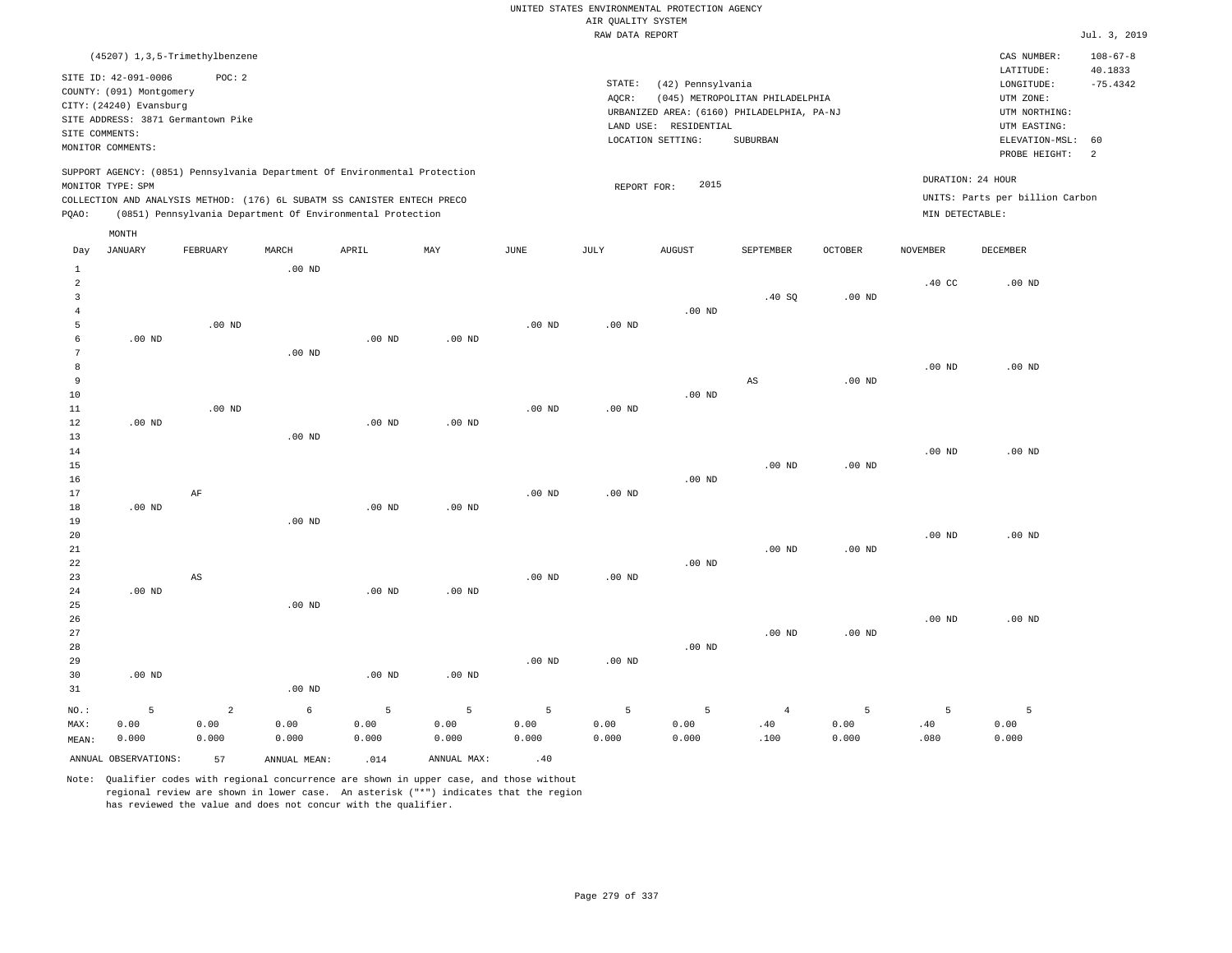UNITED STATES ENVIRONMENTAL PROTECTION AGENCY
AIR QUALITY SYSTEM
RAW DATA REPORT

Jul. 3, 2019

(45207) 1,3,5-Trimethylbenzene

SITE ID: 42-091-0006 POC: 2
COUNTY: (091) Montgomery
CITY: (24240) Evansburg
SITE ADDRESS: 3871 Germantown Pike
SITE COMMENTS:
MONITOR COMMENTS:

STATE: (42) Pennsylvania
AQCR: (045) METROPOLITAN PHILADELPHIA
URBANIZED AREA: (6160) PHILADELPHIA, PA-NJ
LAND USE: RESIDENTIAL
LOCATION SETTING: SUBURBAN

CAS NUMBER: 108-67-8
LATITUDE: 40.1833
LONGITUDE: -75.4342
UTM ZONE:
UTM NORTHING:
UTM EASTING:
ELEVATION-MSL: 60
PROBE HEIGHT: 2

SUPPORT AGENCY: (0851) Pennsylvania Department Of Environmental Protection
MONITOR TYPE: SPM
COLLECTION AND ANALYSIS METHOD: (176) 6L SUBATM SS CANISTER ENTECH PRECO
PQAO: (0851) Pennsylvania Department Of Environmental Protection

REPORT FOR: 2015

DURATION: 24 HOUR
UNITS: Parts per billion Carbon
MIN DETECTABLE:

| Day | JANUARY | FEBRUARY | MARCH | APRIL | MAY | JUNE | JULY | AUGUST | SEPTEMBER | OCTOBER | NOVEMBER | DECEMBER |
|---|---|---|---|---|---|---|---|---|---|---|---|---|
| 1 | | | .00 ND | | | | | | | | | |
| 2 | | | | | | | | | | | .40 CC | .00 ND |
| 3 | | | | | | | | | .40 SQ | .00 ND | | |
| 4 | | | | | | | | .00 ND | | | | |
| 5 | | .00 ND | | | | .00 ND | .00 ND | | | | | |
| 6 | .00 ND | | | .00 ND | .00 ND | | | | | | | |
| 7 | | | .00 ND | | | | | | | | | |
| 8 | | | | | | | | | | | .00 ND | .00 ND |
| 9 | | | | | | | | | AS | .00 ND | | |
| 10 | | | | | | | | .00 ND | | | | |
| 11 | | .00 ND | | | | .00 ND | .00 ND | | | | | |
| 12 | .00 ND | | | .00 ND | .00 ND | | | | | | | |
| 13 | | | .00 ND | | | | | | | | | |
| 14 | | | | | | | | | | | .00 ND | .00 ND |
| 15 | | | | | | | | | .00 ND | .00 ND | | |
| 16 | | | | | | | | .00 ND | | | | |
| 17 | | AF | | | | .00 ND | .00 ND | | | | | |
| 18 | .00 ND | | | .00 ND | .00 ND | | | | | | | |
| 19 | | | .00 ND | | | | | | | | | |
| 20 | | | | | | | | | | | .00 ND | .00 ND |
| 21 | | | | | | | | | .00 ND | .00 ND | | |
| 22 | | | | | | | | .00 ND | | | | |
| 23 | | AS | | | | .00 ND | .00 ND | | | | | |
| 24 | .00 ND | | | .00 ND | .00 ND | | | | | | | |
| 25 | | | .00 ND | | | | | | | | | |
| 26 | | | | | | | | | | | .00 ND | .00 ND |
| 27 | | | | | | | | | .00 ND | .00 ND | | |
| 28 | | | | | | | | .00 ND | | | | |
| 29 | | | | | | .00 ND | .00 ND | | | | | |
| 30 | .00 ND | | | .00 ND | .00 ND | | | | | | | |
| 31 | | | .00 ND | | | | | | | | | |
| NO.: | 5 | 2 | 6 | 5 | 5 | 5 | 5 | 5 | 4 | 5 | 5 | 5 |
| MAX: | 0.00 | 0.00 | 0.00 | 0.00 | 0.00 | 0.00 | 0.00 | 0.00 | .40 | 0.00 | .40 | 0.00 |
| MEAN: | 0.000 | 0.000 | 0.000 | 0.000 | 0.000 | 0.000 | 0.000 | 0.000 | .100 | 0.000 | .080 | 0.000 |

ANNUAL OBSERVATIONS: 57 ANNUAL MEAN: .014 ANNUAL MAX: .40

Note: Qualifier codes with regional concurrence are shown in upper case, and those without regional review are shown in lower case. An asterisk ("*") indicates that the region has reviewed the value and does not concur with the qualifier.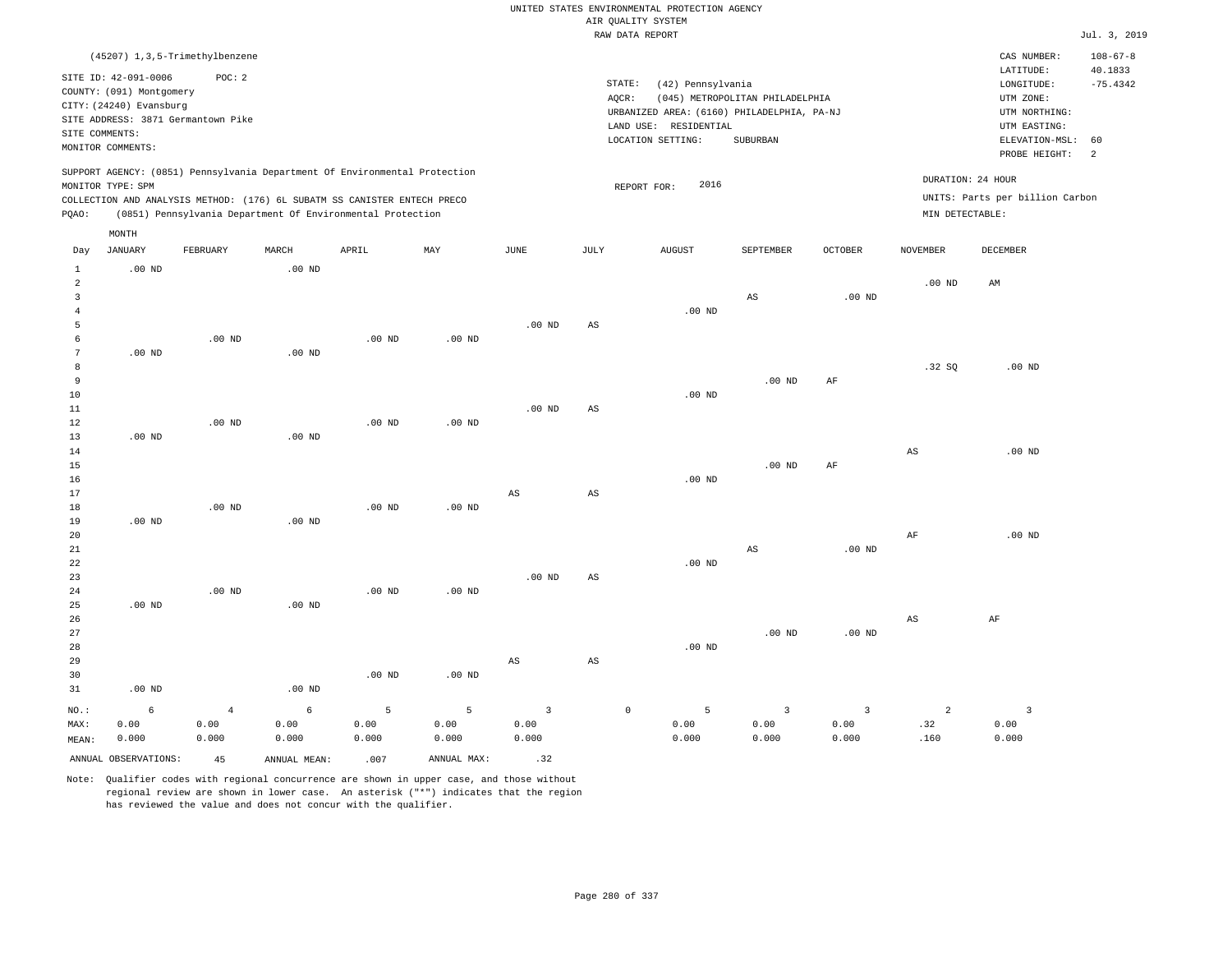UNITED STATES ENVIRONMENTAL PROTECTION AGENCY
AIR QUALITY SYSTEM
RAW DATA REPORT

Jul. 3, 2019

(45207) 1,3,5-Trimethylbenzene

SITE ID: 42-091-0006  POC: 2
COUNTY: (091) Montgomery
CITY: (24240) Evansburg
SITE ADDRESS: 3871 Germantown Pike
SITE COMMENTS:
MONITOR COMMENTS:

STATE: (42) Pennsylvania
AQCR: (045) METROPOLITAN PHILADELPHIA
URBANIZED AREA: (6160) PHILADELPHIA, PA-NJ
LAND USE: RESIDENTIAL
LOCATION SETTING: SUBURBAN

CAS NUMBER: 108-67-8
LATITUDE: 40.1833
LONGITUDE: -75.4342
UTM ZONE:
UTM NORTHING:
UTM EASTING:
ELEVATION-MSL: 60
PROBE HEIGHT: 2

SUPPORT AGENCY: (0851) Pennsylvania Department Of Environmental Protection
MONITOR TYPE: SPM
COLLECTION AND ANALYSIS METHOD: (176) 6L SUBATM SS CANISTER ENTECH PRECO
PQAO: (0851) Pennsylvania Department Of Environmental Protection

REPORT FOR: 2016

DURATION: 24 HOUR
UNITS: Parts per billion Carbon
MIN DETECTABLE:

| Day | JANUARY | FEBRUARY | MARCH | APRIL | MAY | JUNE | JULY | AUGUST | SEPTEMBER | OCTOBER | NOVEMBER | DECEMBER |
|---|---|---|---|---|---|---|---|---|---|---|---|---|
| 1 | .00 ND | | .00 ND | | | | | | | | | |
| 2 | | | | | | | | | | | .00 ND | AM |
| 3 | | | | | | | | | AS | .00 ND | | |
| 4 | | | | | | | | .00 ND | | | | |
| 5 | | | | | | .00 ND | AS | | | | | |
| 6 | | .00 ND | | .00 ND | .00 ND | | | | | | | |
| 7 | .00 ND | | .00 ND | | | | | | | | | |
| 8 | | | | | | | | | | | .32 SQ | .00 ND |
| 9 | | | | | | | | | .00 ND | AF | | |
| 10 | | | | | | | | .00 ND | | | | |
| 11 | | | | | | .00 ND | AS | | | | | |
| 12 | | .00 ND | | .00 ND | .00 ND | | | | | | | |
| 13 | .00 ND | | .00 ND | | | | | | | | | |
| 14 | | | | | | | | | | | AS | .00 ND |
| 15 | | | | | | | | | .00 ND | AF | | |
| 16 | | | | | | | | .00 ND | | | | |
| 17 | | | | | | AS | AS | | | | | |
| 18 | | .00 ND | | .00 ND | .00 ND | | | | | | | |
| 19 | .00 ND | | .00 ND | | | | | | | | | |
| 20 | | | | | | | | | | | AF | .00 ND |
| 21 | | | | | | | | | AS | .00 ND | | |
| 22 | | | | | | | | .00 ND | | | | |
| 23 | | | | | | .00 ND | AS | | | | | |
| 24 | | .00 ND | | .00 ND | .00 ND | | | | | | | |
| 25 | .00 ND | | .00 ND | | | | | | | | | |
| 26 | | | | | | | | | | | AS | AF |
| 27 | | | | | | | | | .00 ND | .00 ND | | |
| 28 | | | | | | | | .00 ND | | | | |
| 29 | | | | | | AS | AS | | | | | |
| 30 | | | | .00 ND | .00 ND | | | | | | | |
| 31 | .00 ND | | .00 ND | | | | | | | | | |
| NO.: | 6 | 4 | 6 | 5 | 5 | 3 | 0 | 5 | 3 | 3 | 2 | 3 |
| MAX: | 0.00 | 0.00 | 0.00 | 0.00 | 0.00 | 0.00 | | 0.00 | 0.00 | 0.00 | .32 | 0.00 |
| MEAN: | 0.000 | 0.000 | 0.000 | 0.000 | 0.000 | 0.000 | | 0.000 | 0.000 | 0.000 | .160 | 0.000 |

ANNUAL OBSERVATIONS: 45  ANNUAL MEAN: .007  ANNUAL MAX: .32

Note: Qualifier codes with regional concurrence are shown in upper case, and those without regional review are shown in lower case. An asterisk ("*") indicates that the region has reviewed the value and does not concur with the qualifier.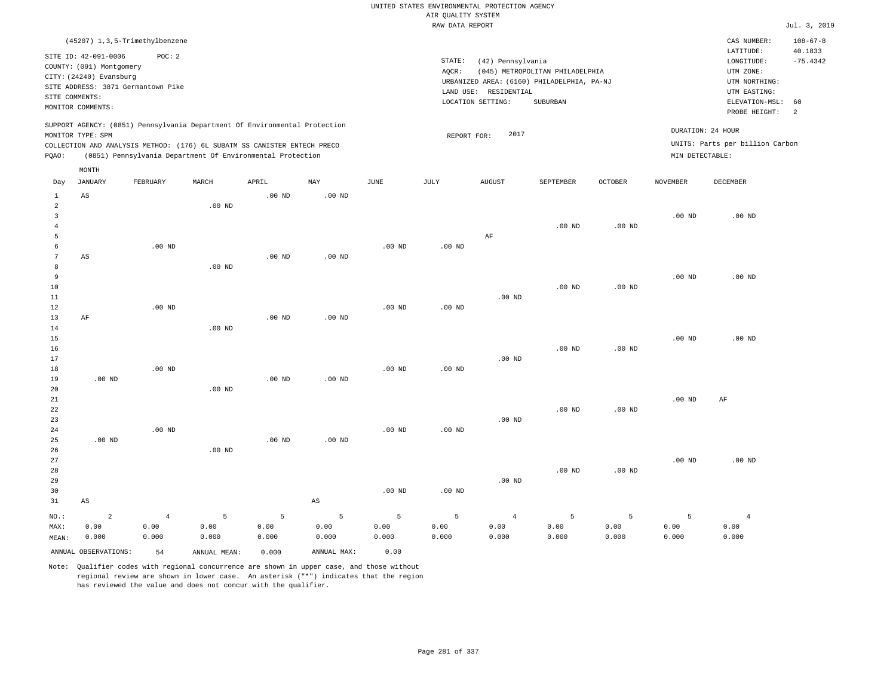UNITED STATES ENVIRONMENTAL PROTECTION AGENCY
AIR QUALITY SYSTEM
RAW DATA REPORT

Jul. 3, 2019

(45207) 1,3,5-Trimethylbenzene

SITE ID: 42-091-0006 POC: 2
COUNTY: (091) Montgomery
CITY: (24240) Evansburg
SITE ADDRESS: 3871 Germantown Pike
SITE COMMENTS:
MONITOR COMMENTS:

STATE: (42) Pennsylvania
AQCR: (045) METROPOLITAN PHILADELPHIA
URBANIZED AREA: (6160) PHILADELPHIA, PA-NJ
LAND USE: RESIDENTIAL
LOCATION SETTING: SUBURBAN

CAS NUMBER: 108-67-8
LATITUDE: 40.1833
LONGITUDE: -75.4342
UTM ZONE:
UTM NORTHING:
UTM EASTING:
ELEVATION-MSL: 60
PROBE HEIGHT: 2

SUPPORT AGENCY: (0851) Pennsylvania Department Of Environmental Protection
MONITOR TYPE: SPM
COLLECTION AND ANALYSIS METHOD: (176) 6L SUBATM SS CANISTER ENTECH PRECO
PQAO: (0851) Pennsylvania Department Of Environmental Protection

REPORT FOR: 2017

DURATION: 24 HOUR
UNITS: Parts per billion Carbon
MIN DETECTABLE:

| Day | JANUARY | FEBRUARY | MARCH | APRIL | MAY | JUNE | JULY | AUGUST | SEPTEMBER | OCTOBER | NOVEMBER | DECEMBER |
|---|---|---|---|---|---|---|---|---|---|---|---|---|
| 1 | AS | | | .00 ND | .00 ND | | | | | | | |
| 2 | | | .00 ND | | | | | | | | | |
| 3 | | | | | | | | | | | .00 ND | .00 ND |
| 4 | | | | | | | | | .00 ND | .00 ND | | |
| 5 | | | | | | | | AF | | | | |
| 6 | | .00 ND | | | | .00 ND | .00 ND | | | | | |
| 7 | AS | | | .00 ND | .00 ND | | | | | | | |
| 8 | | | .00 ND | | | | | | | | | |
| 9 | | | | | | | | | | | .00 ND | .00 ND |
| 10 | | | | | | | | | .00 ND | .00 ND | | |
| 11 | | | | | | | | .00 ND | | | | |
| 12 | | .00 ND | | | | .00 ND | .00 ND | | | | | |
| 13 | AF | | | .00 ND | .00 ND | | | | | | | |
| 14 | | | .00 ND | | | | | | | | | |
| 15 | | | | | | | | | | | .00 ND | .00 ND |
| 16 | | | | | | | | | .00 ND | .00 ND | | |
| 17 | | | | | | | | .00 ND | | | | |
| 18 | | .00 ND | | | | .00 ND | .00 ND | | | | | |
| 19 | .00 ND | | | .00 ND | .00 ND | | | | | | | |
| 20 | | | .00 ND | | | | | | | | | |
| 21 | | | | | | | | | | | .00 ND | AF |
| 22 | | | | | | | | | .00 ND | .00 ND | | |
| 23 | | | | | | | | .00 ND | | | | |
| 24 | | .00 ND | | | | .00 ND | .00 ND | | | | | |
| 25 | .00 ND | | | .00 ND | .00 ND | | | | | | | |
| 26 | | | .00 ND | | | | | | | | | |
| 27 | | | | | | | | | | | .00 ND | .00 ND |
| 28 | | | | | | | | | .00 ND | .00 ND | | |
| 29 | | | | | | | | .00 ND | | | | |
| 30 | | | | | | .00 ND | .00 ND | | | | | |
| 31 | AS | | | | AS | | | | | | | |
| NO.: | 2 | 4 | 5 | 5 | 5 | 5 | 5 | 4 | 5 | 5 | 5 | 4 |
| MAX: | 0.00 | 0.00 | 0.00 | 0.00 | 0.00 | 0.00 | 0.00 | 0.00 | 0.00 | 0.00 | 0.00 | 0.00 |
| MEAN: | 0.000 | 0.000 | 0.000 | 0.000 | 0.000 | 0.000 | 0.000 | 0.000 | 0.000 | 0.000 | 0.000 | 0.000 |

ANNUAL OBSERVATIONS: 54 ANNUAL MEAN: 0.000 ANNUAL MAX: 0.00

Note: Qualifier codes with regional concurrence are shown in upper case, and those without regional review are shown in lower case. An asterisk ("*") indicates that the region has reviewed the value and does not concur with the qualifier.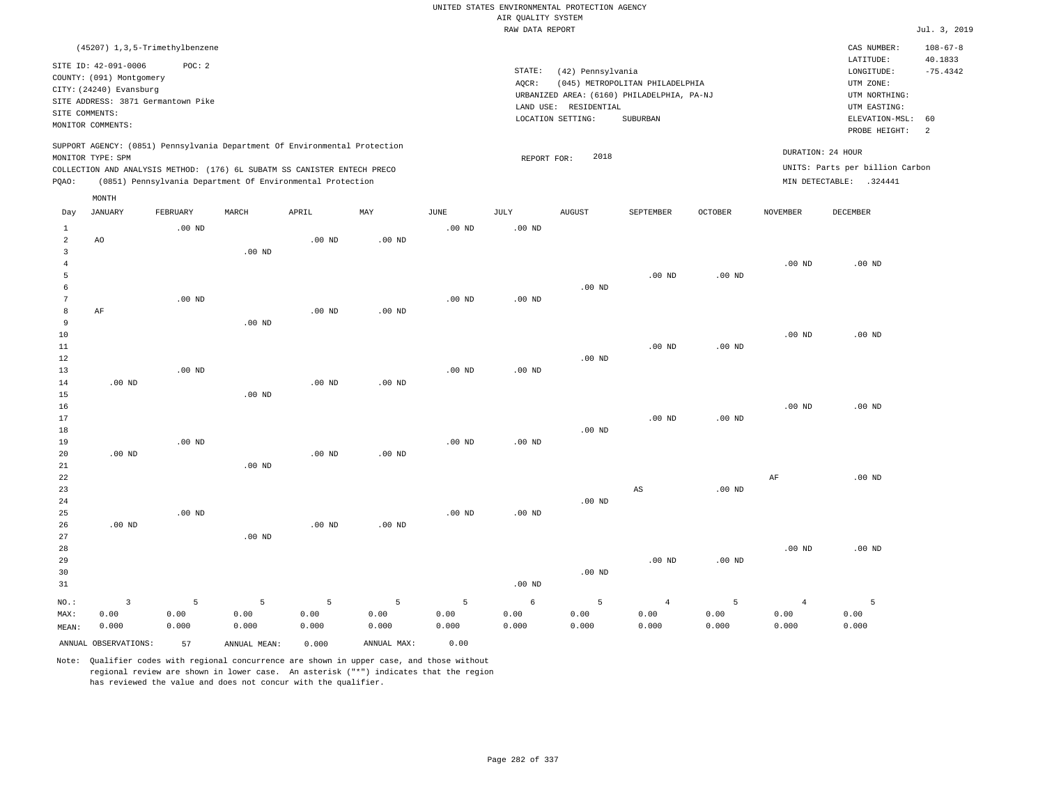UNITED STATES ENVIRONMENTAL PROTECTION AGENCY
AIR QUALITY SYSTEM
RAW DATA REPORT

Jul. 3, 2019

(45207) 1,3,5-Trimethylbenzene

SITE ID: 42-091-0006 POC: 2
COUNTY: (091) Montgomery
CITY: (24240) Evansburg
SITE ADDRESS: 3871 Germantown Pike
SITE COMMENTS:
MONITOR COMMENTS:

STATE: (42) Pennsylvania
AQCR: (045) METROPOLITAN PHILADELPHIA
URBANIZED AREA: (6160) PHILADELPHIA, PA-NJ
LAND USE: RESIDENTIAL
LOCATION SETTING: SUBURBAN

CAS NUMBER: 108-67-8
LATITUDE: 40.1833
LONGITUDE: -75.4342
UTM ZONE:
UTM NORTHING:
UTM EASTING:
ELEVATION-MSL: 60
PROBE HEIGHT: 2

SUPPORT AGENCY: (0851) Pennsylvania Department Of Environmental Protection
MONITOR TYPE: SPM
COLLECTION AND ANALYSIS METHOD: (176) 6L SUBATM SS CANISTER ENTECH PRECO
PQAO: (0851) Pennsylvania Department Of Environmental Protection

REPORT FOR: 2018

DURATION: 24 HOUR
UNITS: Parts per billion Carbon
MIN DETECTABLE: .324441

| Day | JANUARY | FEBRUARY | MARCH | APRIL | MAY | JUNE | JULY | AUGUST | SEPTEMBER | OCTOBER | NOVEMBER | DECEMBER |
|---|---|---|---|---|---|---|---|---|---|---|---|---|
| 1 | | .00 ND | | | | .00 ND | .00 ND | | | | | |
| 2 | AO | | | .00 ND | .00 ND | | | | | | | |
| 3 | | | .00 ND | | | | | | | | | |
| 4 | | | | | | | | | | | .00 ND | .00 ND |
| 5 | | | | | | | | | .00 ND | .00 ND | | |
| 6 | | | | | | | | .00 ND | | | | |
| 7 | | .00 ND | | | | .00 ND | .00 ND | | | | | |
| 8 | AF | | | .00 ND | .00 ND | | | | | | | |
| 9 | | | .00 ND | | | | | | | | | |
| 10 | | | | | | | | | | | .00 ND | .00 ND |
| 11 | | | | | | | | | .00 ND | .00 ND | | |
| 12 | | | | | | | | .00 ND | | | | |
| 13 | | .00 ND | | | | .00 ND | .00 ND | | | | | |
| 14 | .00 ND | | | .00 ND | .00 ND | | | | | | | |
| 15 | | | .00 ND | | | | | | | | | |
| 16 | | | | | | | | | | | .00 ND | .00 ND |
| 17 | | | | | | | | | .00 ND | .00 ND | | |
| 18 | | | | | | | | .00 ND | | | | |
| 19 | | .00 ND | | | | .00 ND | .00 ND | | | | | |
| 20 | .00 ND | | | .00 ND | .00 ND | | | | | | | |
| 21 | | | .00 ND | | | | | | | | | |
| 22 | | | | | | | | | | | AF | .00 ND |
| 23 | | | | | | | | | AS | .00 ND | | |
| 24 | | | | | | | | .00 ND | | | | |
| 25 | | .00 ND | | | | .00 ND | .00 ND | | | | | |
| 26 | .00 ND | | | .00 ND | .00 ND | | | | | | | |
| 27 | | | .00 ND | | | | | | | | | |
| 28 | | | | | | | | | | | .00 ND | .00 ND |
| 29 | | | | | | | | | .00 ND | .00 ND | | |
| 30 | | | | | | | | .00 ND | | | | |
| 31 | | | | | | | .00 ND | | | | | |
| NO.: | 3 | 5 | 5 | 5 | 5 | 5 | 6 | 5 | 4 | 5 | 4 | 5 |
| MAX: | 0.00 | 0.00 | 0.00 | 0.00 | 0.00 | 0.00 | 0.00 | 0.00 | 0.00 | 0.00 | 0.00 | 0.00 |
| MEAN: | 0.000 | 0.000 | 0.000 | 0.000 | 0.000 | 0.000 | 0.000 | 0.000 | 0.000 | 0.000 | 0.000 | 0.000 |

ANNUAL OBSERVATIONS: 57 ANNUAL MEAN: 0.000 ANNUAL MAX: 0.00

Note: Qualifier codes with regional concurrence are shown in upper case, and those without regional review are shown in lower case. An asterisk ("*") indicates that the region has reviewed the value and does not concur with the qualifier.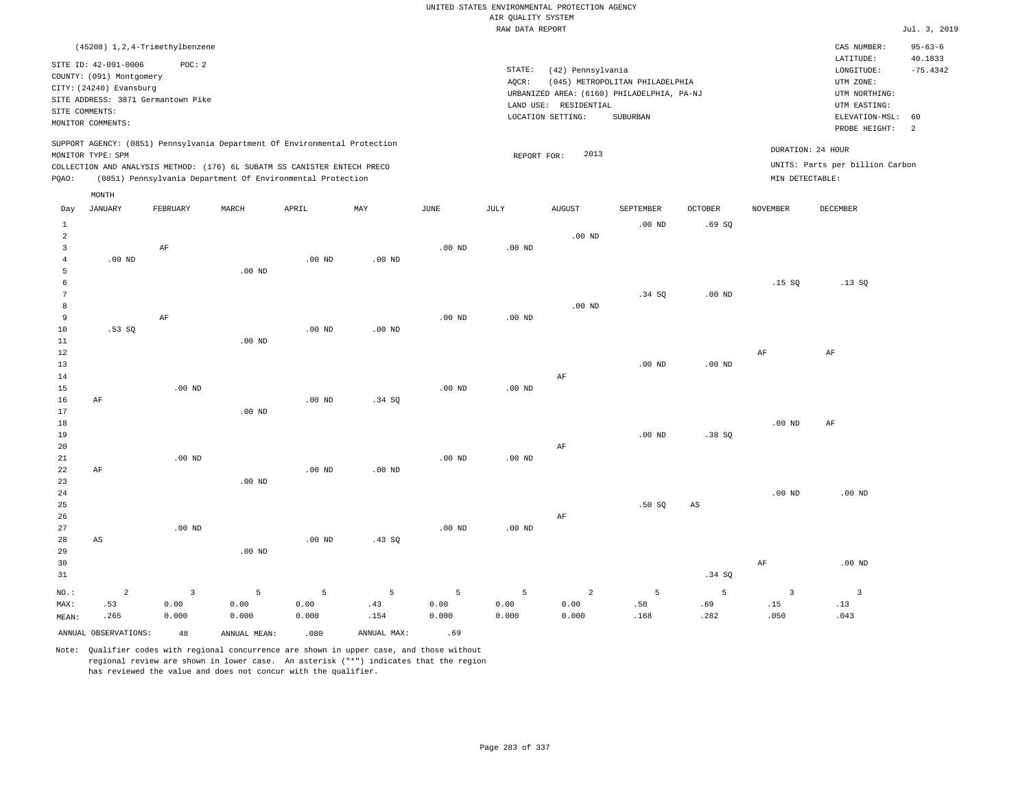UNITED STATES ENVIRONMENTAL PROTECTION AGENCY
AIR QUALITY SYSTEM
RAW DATA REPORT

Jul. 3, 2019

(45208) 1,2,4-Trimethylbenzene

SITE ID: 42-091-0006 POC: 2
COUNTY: (091) Montgomery
CITY: (24240) Evansburg
SITE ADDRESS: 3871 Germantown Pike
SITE COMMENTS:
MONITOR COMMENTS:

STATE: (42) Pennsylvania
AQCR: (045) METROPOLITAN PHILADELPHIA
URBANIZED AREA: (6160) PHILADELPHIA, PA-NJ
LAND USE: RESIDENTIAL
LOCATION SETTING: SUBURBAN

CAS NUMBER: 95-63-6
LATITUDE: 40.1833
LONGITUDE: -75.4342
UTM ZONE:
UTM NORTHING:
UTM EASTING:
ELEVATION-MSL: 60
PROBE HEIGHT: 2

SUPPORT AGENCY: (0851) Pennsylvania Department Of Environmental Protection
MONITOR TYPE: SPM
COLLECTION AND ANALYSIS METHOD: (176) 6L SUBATM SS CANISTER ENTECH PRECO
PQAO: (0851) Pennsylvania Department Of Environmental Protection

REPORT FOR: 2013

DURATION: 24 HOUR
UNITS: Parts per billion Carbon
MIN DETECTABLE:

| Day | JANUARY | FEBRUARY | MARCH | APRIL | MAY | JUNE | JULY | AUGUST | SEPTEMBER | OCTOBER | NOVEMBER | DECEMBER |
|---|---|---|---|---|---|---|---|---|---|---|---|---|
| 1 | | | | | | | | | .00 ND | .69 SQ | | |
| 2 | | | | | | | | .00 ND | | | | |
| 3 | | AF | | | | .00 ND | .00 ND | | | | | |
| 4 | .00 ND | | | .00 ND | .00 ND | | | | | | | |
| 5 | | | .00 ND | | | | | | | | | |
| 6 | | | | | | | | | | | .15 SQ | .13 SQ |
| 7 | | | | | | | | | .34 SQ | .00 ND | | |
| 8 | | | | | | | | .00 ND | | | | |
| 9 | | AF | | | | .00 ND | .00 ND | | | | | |
| 10 | .53 SQ | | | .00 ND | .00 ND | | | | | | | |
| 11 | | | .00 ND | | | | | | | | | |
| 12 | | | | | | | | | | | AF | AF |
| 13 | | | | | | | | | .00 ND | .00 ND | | |
| 14 | | | | | | | | AF | | | | |
| 15 | | .00 ND | | | | .00 ND | .00 ND | | | | | |
| 16 | AF | | | .00 ND | .34 SQ | | | | | | | |
| 17 | | | .00 ND | | | | | | | | | |
| 18 | | | | | | | | | | | .00 ND | AF |
| 19 | | | | | | | | | .00 ND | .38 SQ | | |
| 20 | | | | | | | | AF | | | | |
| 21 | | .00 ND | | | | .00 ND | .00 ND | | | | | |
| 22 | AF | | | .00 ND | .00 ND | | | | | | | |
| 23 | | | .00 ND | | | | | | | | | |
| 24 | | | | | | | | | | | .00 ND | .00 ND |
| 25 | | | | | | | | | .50 SQ | AS | | |
| 26 | | | | | | | | AF | | | | |
| 27 | | .00 ND | | | | .00 ND | .00 ND | | | | | |
| 28 | AS | | | .00 ND | .43 SQ | | | | | | | |
| 29 | | | .00 ND | | | | | | | | | |
| 30 | | | | | | | | | | | AF | .00 ND |
| 31 | | | | | | | | | | .34 SQ | | |
| NO.: | 2 | 3 | 5 | 5 | 5 | 5 | 5 | 2 | 5 | 5 | 3 | 3 |
| MAX: | .53 | 0.00 | 0.00 | 0.00 | .43 | 0.00 | 0.00 | 0.00 | .50 | .69 | .15 | .13 |
| MEAN: | .265 | 0.000 | 0.000 | 0.000 | .154 | 0.000 | 0.000 | 0.000 | .168 | .282 | .050 | .043 |

ANNUAL OBSERVATIONS: 48 ANNUAL MEAN: .080 ANNUAL MAX: .69

Note: Qualifier codes with regional concurrence are shown in upper case, and those without regional review are shown in lower case. An asterisk ("*") indicates that the region has reviewed the value and does not concur with the qualifier.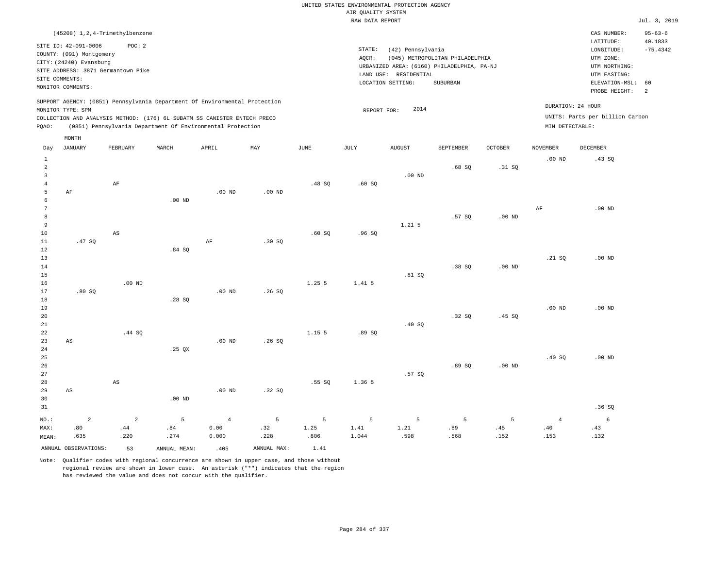UNITED STATES ENVIRONMENTAL PROTECTION AGENCY
AIR QUALITY SYSTEM
RAW DATA REPORT

Jul. 3, 2019

(45208) 1,2,4-Trimethylbenzene

SITE ID: 42-091-0006 POC: 2
COUNTY: (091) Montgomery
CITY: (24240) Evansburg
SITE ADDRESS: 3871 Germantown Pike
SITE COMMENTS:
MONITOR COMMENTS:

STATE: (42) Pennsylvania
AQCR: (045) METROPOLITAN PHILADELPHIA
URBANIZED AREA: (6160) PHILADELPHIA, PA-NJ
LAND USE: RESIDENTIAL
LOCATION SETTING: SUBURBAN

CAS NUMBER: 95-63-6
LATITUDE: 40.1833
LONGITUDE: -75.4342
UTM ZONE:
UTM NORTHING:
UTM EASTING:
ELEVATION-MSL: 60
PROBE HEIGHT: 2

SUPPORT AGENCY: (0851) Pennsylvania Department Of Environmental Protection
MONITOR TYPE: SPM
COLLECTION AND ANALYSIS METHOD: (176) 6L SUBATM SS CANISTER ENTECH PRECO
PQAO: (0851) Pennsylvania Department Of Environmental Protection

REPORT FOR: 2014

DURATION: 24 HOUR
UNITS: Parts per billion Carbon
MIN DETECTABLE:

| Day | JANUARY | FEBRUARY | MARCH | APRIL | MAY | JUNE | JULY | AUGUST | SEPTEMBER | OCTOBER | NOVEMBER | DECEMBER |
|---|---|---|---|---|---|---|---|---|---|---|---|---|
| 1 | | | | | | | | | | | .00 ND | .43 SQ |
| 2 | | | | | | | | | .68 SQ | .31 SQ | | |
| 3 | | | | | | | | .00 ND | | | | |
| 4 | | AF | | | | .48 SQ | .60 SQ | | | | | |
| 5 | AF | | | .00 ND | .00 ND | | | | | | | |
| 6 | | | .00 ND | | | | | | | | | |
| 7 | | | | | | | | | | | AF | .00 ND |
| 8 | | | | | | | | | .57 SQ | .00 ND | | |
| 9 | | | | | | | | 1.21 5 | | | | |
| 10 | | AS | | | | .60 SQ | .96 SQ | | | | | |
| 11 | .47 SQ | | | AF | .30 SQ | | | | | | | |
| 12 | | | .84 SQ | | | | | | | | | |
| 13 | | | | | | | | | | | .21 SQ | .00 ND |
| 14 | | | | | | | | | .38 SQ | .00 ND | | |
| 15 | | | | | | | | .81 SQ | | | | |
| 16 | | .00 ND | | | | 1.25 5 | 1.41 5 | | | | | |
| 17 | .80 SQ | | | .00 ND | .26 SQ | | | | | | | |
| 18 | | | .28 SQ | | | | | | | | | |
| 19 | | | | | | | | | | | .00 ND | .00 ND |
| 20 | | | | | | | | | .32 SQ | .45 SQ | | |
| 21 | | | | | | | | .40 SQ | | | | |
| 22 | | .44 SQ | | | | 1.15 5 | .89 SQ | | | | | |
| 23 | AS | | | .00 ND | .26 SQ | | | | | | | |
| 24 | | | .25 QX | | | | | | | | | |
| 25 | | | | | | | | | | | .40 SQ | .00 ND |
| 26 | | | | | | | | | .89 SQ | .00 ND | | |
| 27 | | | | | | | | .57 SQ | | | | |
| 28 | | AS | | | | .55 SQ | 1.36 5 | | | | | |
| 29 | AS | | | .00 ND | .32 SQ | | | | | | | |
| 30 | | | .00 ND | | | | | | | | | |
| 31 | | | | | | | | | | | | .36 SQ |
| NO.: | 2 | 2 | 5 | 4 | 5 | 5 | 5 | 5 | 5 | 5 | 4 | 6 |
| MAX: | .80 | .44 | .84 | 0.00 | .32 | 1.25 | 1.41 | 1.21 | .89 | .45 | .40 | .43 |
| MEAN: | .635 | .220 | .274 | 0.000 | .228 | .806 | 1.044 | .598 | .568 | .152 | .153 | .132 |

ANNUAL OBSERVATIONS: 53 ANNUAL MEAN: .405 ANNUAL MAX: 1.41

Note: Qualifier codes with regional concurrence are shown in upper case, and those without regional review are shown in lower case. An asterisk ("*") indicates that the region has reviewed the value and does not concur with the qualifier.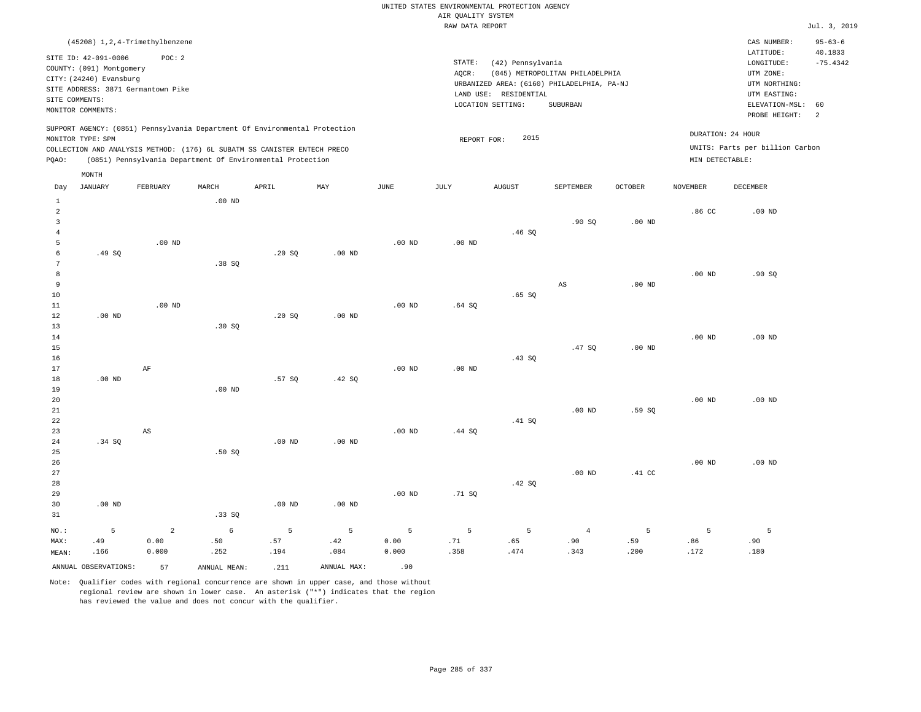UNITED STATES ENVIRONMENTAL PROTECTION AGENCY
AIR QUALITY SYSTEM
RAW DATA REPORT

Jul. 3, 2019

(45208) 1,2,4-Trimethylbenzene

SITE ID: 42-091-0006 POC: 2
COUNTY: (091) Montgomery
CITY: (24240) Evansburg
SITE ADDRESS: 3871 Germantown Pike
SITE COMMENTS:
MONITOR COMMENTS:

STATE: (42) Pennsylvania
AQCR: (045) METROPOLITAN PHILADELPHIA
URBANIZED AREA: (6160) PHILADELPHIA, PA-NJ
LAND USE: RESIDENTIAL
LOCATION SETTING: SUBURBAN

CAS NUMBER: 95-63-6
LATITUDE: 40.1833
LONGITUDE: -75.4342
UTM ZONE:
UTM NORTHING:
UTM EASTING:
ELEVATION-MSL: 60
PROBE HEIGHT: 2

SUPPORT AGENCY: (0851) Pennsylvania Department Of Environmental Protection
MONITOR TYPE: SPM
COLLECTION AND ANALYSIS METHOD: (176) 6L SUBATM SS CANISTER ENTECH PRECO
PQAO: (0851) Pennsylvania Department Of Environmental Protection

REPORT FOR: 2015

DURATION: 24 HOUR
UNITS: Parts per billion Carbon
MIN DETECTABLE:

| Day | JANUARY | FEBRUARY | MARCH | APRIL | MAY | JUNE | JULY | AUGUST | SEPTEMBER | OCTOBER | NOVEMBER | DECEMBER |
|---|---|---|---|---|---|---|---|---|---|---|---|---|
| 1 | | | .00 ND | | | | | | | | | |
| 2 | | | | | | | | | | | .86 CC | .00 ND |
| 3 | | | | | | | | | .90 SQ | .00 ND | | |
| 4 | | | | | | | | .46 SQ | | | | |
| 5 | | .00 ND | | | | .00 ND | .00 ND | | | | | |
| 6 | .49 SQ | | | .20 SQ | .00 ND | | | | | | | |
| 7 | | | .38 SQ | | | | | | | | | |
| 8 | | | | | | | | | | | .00 ND | .90 SQ |
| 9 | | | | | | | | | AS | .00 ND | | |
| 10 | | | | | | | | .65 SQ | | | | |
| 11 | | .00 ND | | | | .00 ND | .64 SQ | | | | | |
| 12 | .00 ND | | | .20 SQ | .00 ND | | | | | | | |
| 13 | | | .30 SQ | | | | | | | | | |
| 14 | | | | | | | | | | | .00 ND | .00 ND |
| 15 | | | | | | | | | .47 SQ | .00 ND | | |
| 16 | | | | | | | | .43 SQ | | | | |
| 17 | | AF | | | | .00 ND | .00 ND | | | | | |
| 18 | .00 ND | | | .57 SQ | .42 SQ | | | | | | | |
| 19 | | | .00 ND | | | | | | | | | |
| 20 | | | | | | | | | | | .00 ND | .00 ND |
| 21 | | | | | | | | | .00 ND | .59 SQ | | |
| 22 | | | | | | | | .41 SQ | | | | |
| 23 | | AS | | | | .00 ND | .44 SQ | | | | | |
| 24 | .34 SQ | | | .00 ND | .00 ND | | | | | | | |
| 25 | | | .50 SQ | | | | | | | | | |
| 26 | | | | | | | | | | | .00 ND | .00 ND |
| 27 | | | | | | | | | .00 ND | .41 CC | | |
| 28 | | | | | | | | .42 SQ | | | | |
| 29 | | | | | | .00 ND | .71 SQ | | | | | |
| 30 | .00 ND | | | .00 ND | .00 ND | | | | | | | |
| 31 | | | .33 SQ | | | | | | | | | |
| NO.: | 5 | 2 | 6 | 5 | 5 | 5 | 5 | 5 | 4 | 5 | 5 | 5 |
| MAX: | .49 | 0.00 | .50 | .57 | .42 | 0.00 | .71 | .65 | .90 | .59 | .86 | .90 |
| MEAN: | .166 | 0.000 | .252 | .194 | .084 | 0.000 | .358 | .474 | .343 | .200 | .172 | .180 |

ANNUAL OBSERVATIONS: 57 ANNUAL MEAN: .211 ANNUAL MAX: .90

Note: Qualifier codes with regional concurrence are shown in upper case, and those without regional review are shown in lower case. An asterisk ("*") indicates that the region has reviewed the value and does not concur with the qualifier.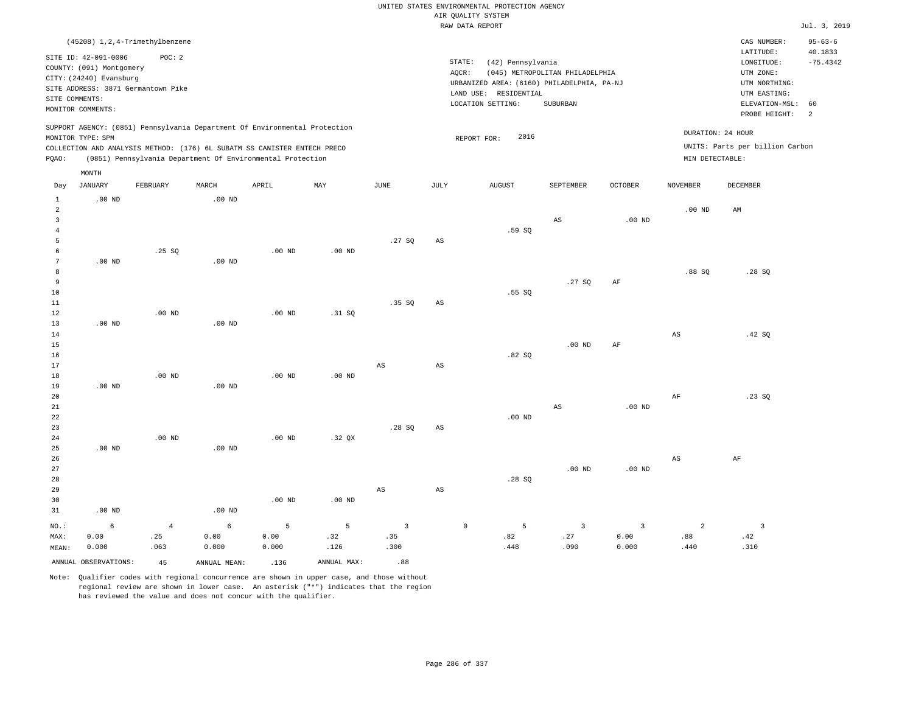UNITED STATES ENVIRONMENTAL PROTECTION AGENCY
AIR QUALITY SYSTEM
RAW DATA REPORT

Jul. 3, 2019

(45208) 1,2,4-Trimethylbenzene

SITE ID: 42-091-0006 POC: 2
COUNTY: (091) Montgomery
CITY: (24240) Evansburg
SITE ADDRESS: 3871 Germantown Pike
SITE COMMENTS:
MONITOR COMMENTS:

STATE: (42) Pennsylvania
AQCR: (045) METROPOLITAN PHILADELPHIA
URBANIZED AREA: (6160) PHILADELPHIA, PA-NJ
LAND USE: RESIDENTIAL
LOCATION SETTING: SUBURBAN

CAS NUMBER: 95-63-6
LATITUDE: 40.1833
LONGITUDE: -75.4342
UTM ZONE:
UTM NORTHING:
UTM EASTING:
ELEVATION-MSL: 60
PROBE HEIGHT: 2

SUPPORT AGENCY: (0851) Pennsylvania Department Of Environmental Protection
MONITOR TYPE: SPM
COLLECTION AND ANALYSIS METHOD: (176) 6L SUBATM SS CANISTER ENTECH PRECO
PQAO: (0851) Pennsylvania Department Of Environmental Protection

REPORT FOR: 2016

DURATION: 24 HOUR
UNITS: Parts per billion Carbon
MIN DETECTABLE:

| Day | JANUARY | FEBRUARY | MARCH | APRIL | MAY | JUNE | JULY | AUGUST | SEPTEMBER | OCTOBER | NOVEMBER | DECEMBER |
|---|---|---|---|---|---|---|---|---|---|---|---|---|
| 1 | .00 ND | | .00 ND | | | | | | | | | |
| 2 | | | | | | | | | | | .00 ND | AM |
| 3 | | | | | | | | | AS | .00 ND | | |
| 4 | | | | | | | | .59 SQ | | | | |
| 5 | | | | | | .27 SQ | AS | | | | | |
| 6 | | .25 SQ | | .00 ND | .00 ND | | | | | | | |
| 7 | .00 ND | | .00 ND | | | | | | | | | |
| 8 | | | | | | | | | | | .88 SQ | .28 SQ |
| 9 | | | | | | | | | .27 SQ | AF | | |
| 10 | | | | | | | | .55 SQ | | | | |
| 11 | | | | | | .35 SQ | AS | | | | | |
| 12 | | .00 ND | | .00 ND | .31 SQ | | | | | | | |
| 13 | .00 ND | | .00 ND | | | | | | | | | |
| 14 | | | | | | | | | | | AS | .42 SQ |
| 15 | | | | | | | | | .00 ND | AF | | |
| 16 | | | | | | | | .82 SQ | | | | |
| 17 | | | | | | AS | AS | | | | | |
| 18 | | .00 ND | | .00 ND | .00 ND | | | | | | | |
| 19 | .00 ND | | .00 ND | | | | | | | | | |
| 20 | | | | | | | | | | | AF | .23 SQ |
| 21 | | | | | | | | | AS | .00 ND | | |
| 22 | | | | | | | | .00 ND | | | | |
| 23 | | | | | | .28 SQ | AS | | | | | |
| 24 | | .00 ND | | .00 ND | .32 QX | | | | | | | |
| 25 | .00 ND | | .00 ND | | | | | | | | | |
| 26 | | | | | | | | | | | AS | AF |
| 27 | | | | | | | | | .00 ND | .00 ND | | |
| 28 | | | | | | | | .28 SQ | | | | |
| 29 | | | | | | AS | AS | | | | | |
| 30 | | | | .00 ND | .00 ND | | | | | | | |
| 31 | .00 ND | | .00 ND | | | | | | | | | |
| NO.: | 6 | 4 | 6 | 5 | 5 | 3 | 0 | 5 | 3 | 3 | 2 | 3 |
| MAX: | 0.00 | .25 | 0.00 | 0.00 | .32 | .35 | | .82 | .27 | 0.00 | .88 | .42 |
| MEAN: | 0.000 | .063 | 0.000 | 0.000 | .126 | .300 | | .448 | .090 | 0.000 | .440 | .310 |

ANNUAL OBSERVATIONS: 45 ANNUAL MEAN: .136 ANNUAL MAX: .88

Note: Qualifier codes with regional concurrence are shown in upper case, and those without regional review are shown in lower case. An asterisk ("*") indicates that the region has reviewed the value and does not concur with the qualifier.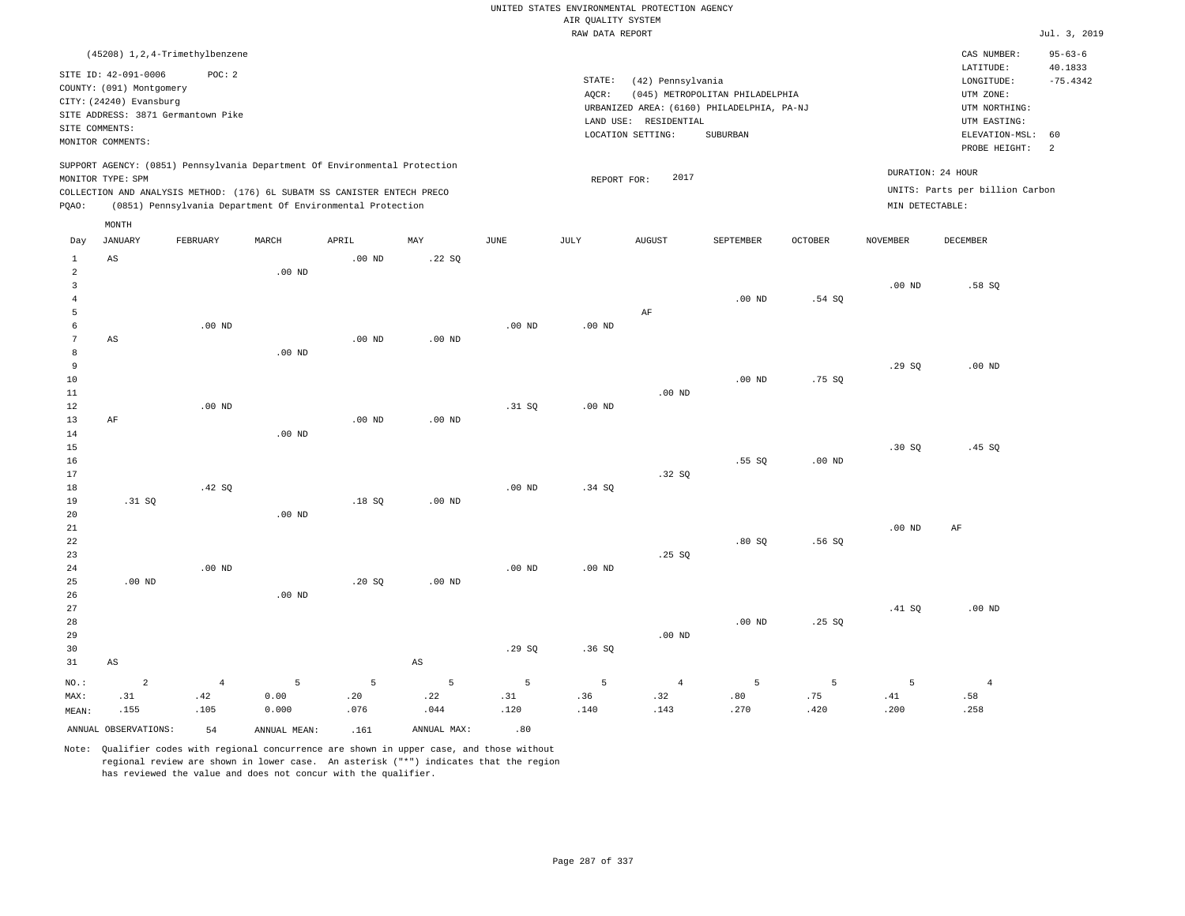UNITED STATES ENVIRONMENTAL PROTECTION AGENCY
AIR QUALITY SYSTEM
RAW DATA REPORT

Jul. 3, 2019

(45208) 1,2,4-Trimethylbenzene

SITE ID: 42-091-0006    POC: 2
COUNTY: (091) Montgomery
CITY: (24240) Evansburg
SITE ADDRESS: 3871 Germantown Pike
SITE COMMENTS:
MONITOR COMMENTS:

STATE: (42) Pennsylvania
AQCR: (045) METROPOLITAN PHILADELPHIA
URBANIZED AREA: (6160) PHILADELPHIA, PA-NJ
LAND USE: RESIDENTIAL
LOCATION SETTING: SUBURBAN

CAS NUMBER: 95-63-6
LATITUDE: 40.1833
LONGITUDE: -75.4342
UTM ZONE:
UTM NORTHING:
UTM EASTING:
ELEVATION-MSL: 60
PROBE HEIGHT: 2

SUPPORT AGENCY: (0851) Pennsylvania Department Of Environmental Protection
MONITOR TYPE: SPM
COLLECTION AND ANALYSIS METHOD: (176) 6L SUBATM SS CANISTER ENTECH PRECO
PQAO: (0851) Pennsylvania Department Of Environmental Protection

REPORT FOR: 2017

DURATION: 24 HOUR
UNITS: Parts per billion Carbon
MIN DETECTABLE:

| Day | JANUARY | FEBRUARY | MARCH | APRIL | MAY | JUNE | JULY | AUGUST | SEPTEMBER | OCTOBER | NOVEMBER | DECEMBER |
|---|---|---|---|---|---|---|---|---|---|---|---|---|
| 1 | AS | | | .00 ND | .22 SQ | | | | | | | |
| 2 | | | .00 ND | | | | | | | | | |
| 3 | | | | | | | | | | | .00 ND | .58 SQ |
| 4 | | | | | | | | | .00 ND | .54 SQ | | |
| 5 | | | | | | | | AF | | | | |
| 6 | | .00 ND | | | | .00 ND | .00 ND | | | | | |
| 7 | AS | | | .00 ND | .00 ND | | | | | | | |
| 8 | | | .00 ND | | | | | | | | | |
| 9 | | | | | | | | | | | .29 SQ | .00 ND |
| 10 | | | | | | | | | .00 ND | .75 SQ | | |
| 11 | | | | | | | | .00 ND | | | | |
| 12 | | .00 ND | | | | .31 SQ | .00 ND | | | | | |
| 13 | AF | | | .00 ND | .00 ND | | | | | | | |
| 14 | | | .00 ND | | | | | | | | | |
| 15 | | | | | | | | | | | .30 SQ | .45 SQ |
| 16 | | | | | | | | | .55 SQ | .00 ND | | |
| 17 | | | | | | | | .32 SQ | | | | |
| 18 | | .42 SQ | | | | .00 ND | .34 SQ | | | | | |
| 19 | .31 SQ | | | .18 SQ | .00 ND | | | | | | | |
| 20 | | | .00 ND | | | | | | | | | |
| 21 | | | | | | | | | | | .00 ND | AF |
| 22 | | | | | | | | | .80 SQ | .56 SQ | | |
| 23 | | | | | | | | .25 SQ | | | | |
| 24 | | .00 ND | | | | .00 ND | .00 ND | | | | | |
| 25 | .00 ND | | | .20 SQ | .00 ND | | | | | | | |
| 26 | | | .00 ND | | | | | | | | | |
| 27 | | | | | | | | | | | .41 SQ | .00 ND |
| 28 | | | | | | | | | .00 ND | .25 SQ | | |
| 29 | | | | | | | | .00 ND | | | | |
| 30 | | | | | | .29 SQ | .36 SQ | | | | | |
| 31 | AS | | | | AS | | | | | | | |
| NO.: | 2 | 4 | 5 | 5 | 5 | 5 | 5 | 4 | 5 | 5 | 5 | 4 |
| MAX: | .31 | .42 | 0.00 | .20 | .22 | .31 | .36 | .32 | .80 | .75 | .41 | .58 |
| MEAN: | .155 | .105 | 0.000 | .076 | .044 | .120 | .140 | .143 | .270 | .420 | .200 | .258 |

ANNUAL OBSERVATIONS: 54    ANNUAL MEAN: .161    ANNUAL MAX: .80

Note: Qualifier codes with regional concurrence are shown in upper case, and those without regional review are shown in lower case. An asterisk ("*") indicates that the region has reviewed the value and does not concur with the qualifier.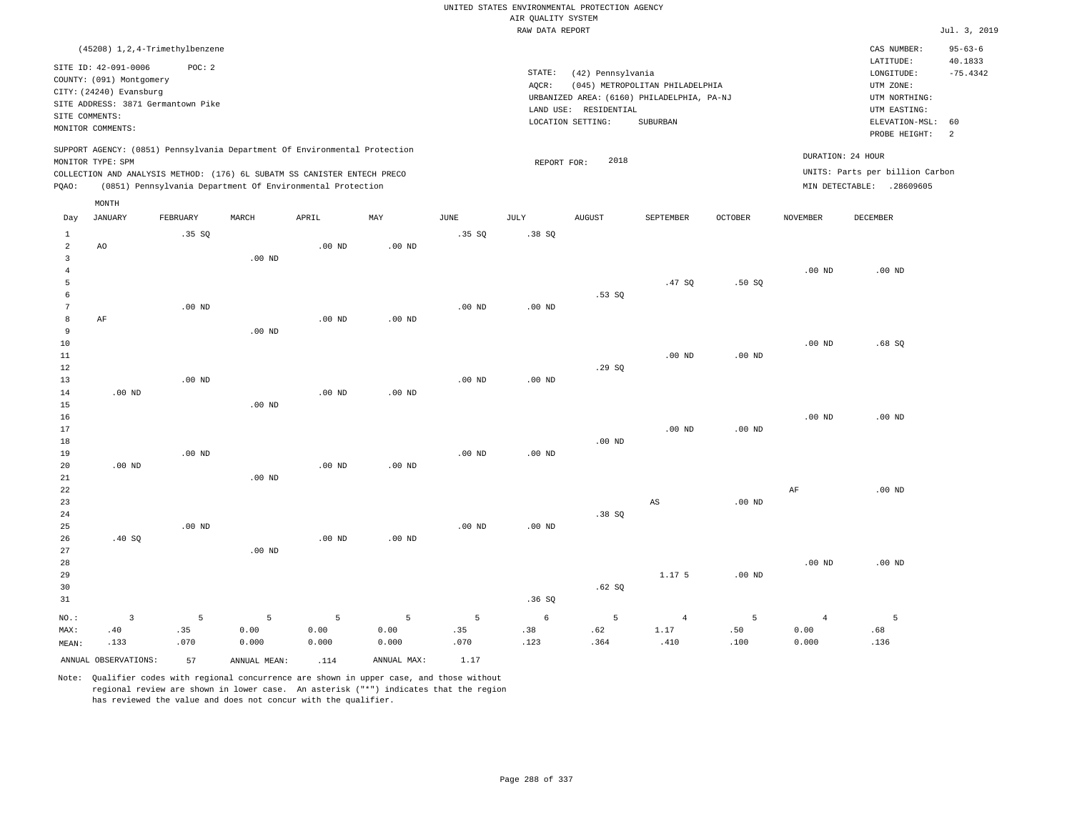UNITED STATES ENVIRONMENTAL PROTECTION AGENCY
AIR QUALITY SYSTEM
RAW DATA REPORT

Jul. 3, 2019

(45208) 1,2,4-Trimethylbenzene

SITE ID: 42-091-0006 POC: 2
COUNTY: (091) Montgomery
CITY: (24240) Evansburg
SITE ADDRESS: 3871 Germantown Pike
SITE COMMENTS:
MONITOR COMMENTS:

STATE: (42) Pennsylvania
AQCR: (045) METROPOLITAN PHILADELPHIA
URBANIZED AREA: (6160) PHILADELPHIA, PA-NJ
LAND USE: RESIDENTIAL
LOCATION SETTING: SUBURBAN

CAS NUMBER: 95-63-6
LATITUDE: 40.1833
LONGITUDE: -75.4342
UTM ZONE:
UTM NORTHING:
UTM EASTING:
ELEVATION-MSL: 60
PROBE HEIGHT: 2

SUPPORT AGENCY: (0851) Pennsylvania Department Of Environmental Protection
MONITOR TYPE: SPM
COLLECTION AND ANALYSIS METHOD: (176) 6L SUBATM SS CANISTER ENTECH PRECO
PQAO: (0851) Pennsylvania Department Of Environmental Protection

REPORT FOR: 2018

DURATION: 24 HOUR
UNITS: Parts per billion Carbon
MIN DETECTABLE: .28609605

| Day | JANUARY | FEBRUARY | MARCH | APRIL | MAY | JUNE | JULY | AUGUST | SEPTEMBER | OCTOBER | NOVEMBER | DECEMBER |
|---|---|---|---|---|---|---|---|---|---|---|---|---|
| 1 | | .35 SQ | | | | .35 SQ | .38 SQ | | | | | |
| 2 | AO | | | .00 ND | .00 ND | | | | | | | |
| 3 | | | .00 ND | | | | | | | | | |
| 4 | | | | | | | | | | | .00 ND | .00 ND |
| 5 | | | | | | | | | .47 SQ | .50 SQ | | |
| 6 | | | | | | | | .53 SQ | | | | |
| 7 | | .00 ND | | | | .00 ND | .00 ND | | | | | |
| 8 | AF | | | .00 ND | .00 ND | | | | | | | |
| 9 | | | .00 ND | | | | | | | | | |
| 10 | | | | | | | | | | | .00 ND | .68 SQ |
| 11 | | | | | | | | | .00 ND | .00 ND | | |
| 12 | | | | | | | | .29 SQ | | | | |
| 13 | | .00 ND | | | | .00 ND | .00 ND | | | | | |
| 14 | .00 ND | | | .00 ND | .00 ND | | | | | | | |
| 15 | | | .00 ND | | | | | | | | | |
| 16 | | | | | | | | | | | .00 ND | .00 ND |
| 17 | | | | | | | | | .00 ND | .00 ND | | |
| 18 | | | | | | | | .00 ND | | | | |
| 19 | | .00 ND | | | | .00 ND | .00 ND | | | | | |
| 20 | .00 ND | | | .00 ND | .00 ND | | | | | | | |
| 21 | | | .00 ND | | | | | | | | | |
| 22 | | | | | | | | | | | AF | .00 ND |
| 23 | | | | | | | | | AS | .00 ND | | |
| 24 | | | | | | | | .38 SQ | | | | |
| 25 | | .00 ND | | | | .00 ND | .00 ND | | | | | |
| 26 | .40 SQ | | | .00 ND | .00 ND | | | | | | | |
| 27 | | | .00 ND | | | | | | | | | |
| 28 | | | | | | | | | | | .00 ND | .00 ND |
| 29 | | | | | | | | | 1.17 5 | .00 ND | | |
| 30 | | | | | | | | .62 SQ | | | | |
| 31 | | | | | | | .36 SQ | | | | | |
| NO.: | 3 | 5 | 5 | 5 | 5 | 5 | 6 | 5 | 4 | 5 | 4 | 5 |
| MAX: | .40 | .35 | 0.00 | 0.00 | 0.00 | .35 | .38 | .62 | 1.17 | .50 | 0.00 | .68 |
| MEAN: | .133 | .070 | 0.000 | 0.000 | 0.000 | .070 | .123 | .364 | .410 | .100 | 0.000 | .136 |

ANNUAL OBSERVATIONS: 57 ANNUAL MEAN: .114 ANNUAL MAX: 1.17

Note: Qualifier codes with regional concurrence are shown in upper case, and those without regional review are shown in lower case. An asterisk ("*") indicates that the region has reviewed the value and does not concur with the qualifier.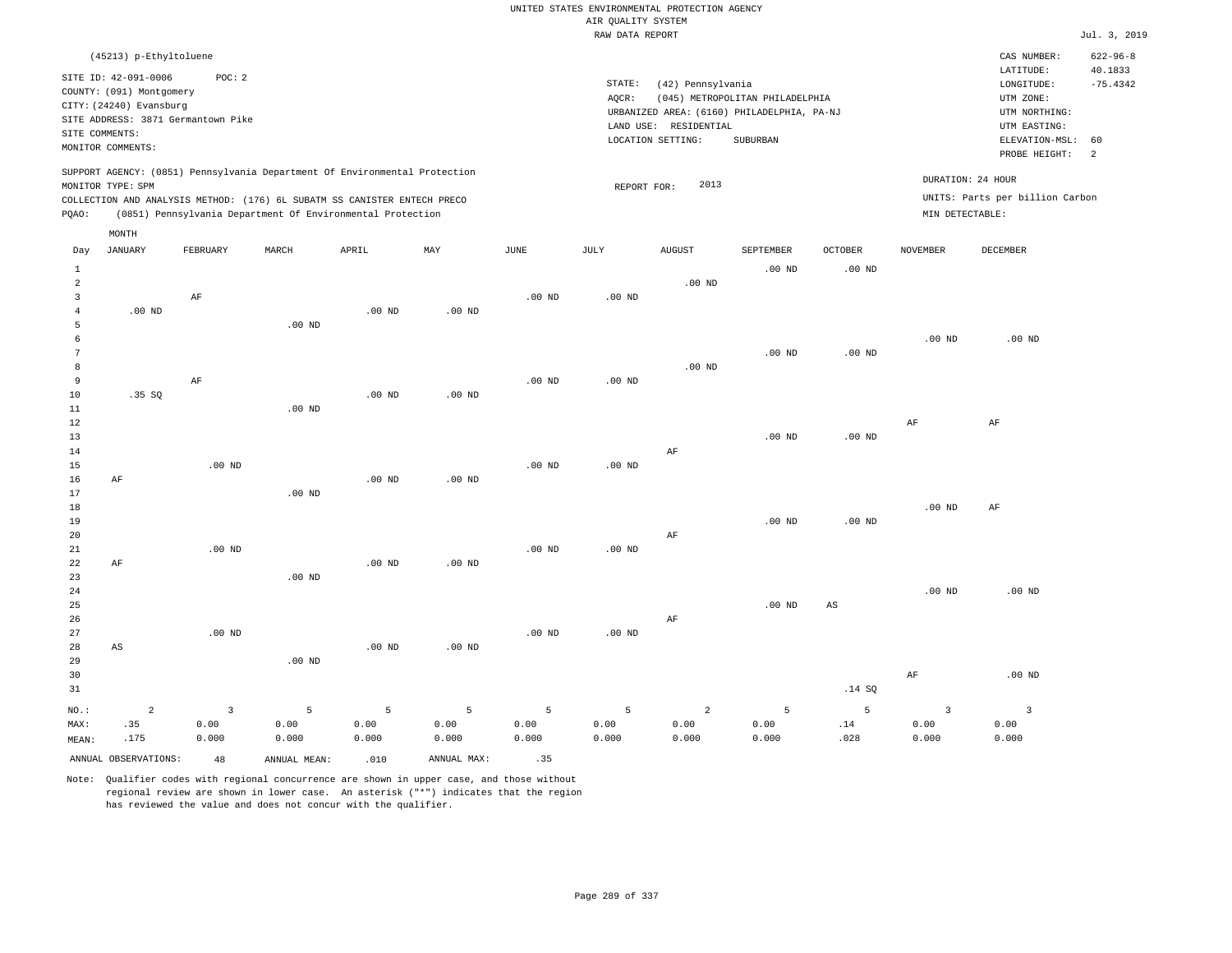UNITED STATES ENVIRONMENTAL PROTECTION AGENCY
AIR QUALITY SYSTEM
RAW DATA REPORT

Jul. 3, 2019

(45213) p-Ethyltoluene

SITE ID: 42-091-0006 POC: 2
COUNTY: (091) Montgomery
CITY: (24240) Evansburg
SITE ADDRESS: 3871 Germantown Pike
SITE COMMENTS:
MONITOR COMMENTS:

STATE: (42) Pennsylvania
AQCR: (045) METROPOLITAN PHILADELPHIA
URBANIZED AREA: (6160) PHILADELPHIA, PA-NJ
LAND USE: RESIDENTIAL
LOCATION SETTING: SUBURBAN

CAS NUMBER: 622-96-8
LATITUDE: 40.1833
LONGITUDE: -75.4342
UTM ZONE:
UTM NORTHING:
UTM EASTING:
ELEVATION-MSL: 60
PROBE HEIGHT: 2

SUPPORT AGENCY: (0851) Pennsylvania Department Of Environmental Protection
MONITOR TYPE: SPM
COLLECTION AND ANALYSIS METHOD: (176) 6L SUBATM SS CANISTER ENTECH PRECO
PQAO: (0851) Pennsylvania Department Of Environmental Protection

REPORT FOR: 2013

DURATION: 24 HOUR
UNITS: Parts per billion Carbon
MIN DETECTABLE:

| Day | JANUARY | FEBRUARY | MARCH | APRIL | MAY | JUNE | JULY | AUGUST | SEPTEMBER | OCTOBER | NOVEMBER | DECEMBER |
|---|---|---|---|---|---|---|---|---|---|---|---|---|
| 1 | | | | | | | | | .00 ND | .00 ND | | |
| 2 | | | | | | | | .00 ND | | | | |
| 3 | | AF | | | | .00 ND | .00 ND | | | | | |
| 4 | .00 ND | | | .00 ND | .00 ND | | | | | | | |
| 5 | | | .00 ND | | | | | | | | | |
| 6 | | | | | | | | | | | .00 ND | .00 ND |
| 7 | | | | | | | | | .00 ND | .00 ND | | |
| 8 | | | | | | | | .00 ND | | | | |
| 9 | | AF | | | | .00 ND | .00 ND | | | | | |
| 10 | .35 SQ | | | .00 ND | .00 ND | | | | | | | |
| 11 | | | .00 ND | | | | | | | | | |
| 12 | | | | | | | | | | | AF | AF |
| 13 | | | | | | | | | .00 ND | .00 ND | | |
| 14 | | | | | | | | AF | | | | |
| 15 | | .00 ND | | | | .00 ND | .00 ND | | | | | |
| 16 | AF | | | .00 ND | .00 ND | | | | | | | |
| 17 | | | .00 ND | | | | | | | | | |
| 18 | | | | | | | | | | | .00 ND | AF |
| 19 | | | | | | | | | .00 ND | .00 ND | | |
| 20 | | | | | | | | AF | | | | |
| 21 | | .00 ND | | | | .00 ND | .00 ND | | | | | |
| 22 | AF | | | .00 ND | .00 ND | | | | | | | |
| 23 | | | .00 ND | | | | | | | | | |
| 24 | | | | | | | | | | | .00 ND | .00 ND |
| 25 | | | | | | | | | .00 ND | AS | | |
| 26 | | | | | | | | AF | | | | |
| 27 | | .00 ND | | | | .00 ND | .00 ND | | | | | |
| 28 | AS | | | .00 ND | .00 ND | | | | | | | |
| 29 | | | .00 ND | | | | | | | | | |
| 30 | | | | | | | | | | | AF | .00 ND |
| 31 | | | | | | | | | | .14 SQ | | |
| NO.: | 2 | 3 | 5 | 5 | 5 | 5 | 5 | 2 | 5 | 5 | 3 | 3 |
| MAX: | .35 | 0.00 | 0.00 | 0.00 | 0.00 | 0.00 | 0.00 | 0.00 | 0.00 | .14 | 0.00 | 0.00 |
| MEAN: | .175 | 0.000 | 0.000 | 0.000 | 0.000 | 0.000 | 0.000 | 0.000 | 0.000 | .028 | 0.000 | 0.000 |

ANNUAL OBSERVATIONS: 48 ANNUAL MEAN: .010 ANNUAL MAX: .35

Note: Qualifier codes with regional concurrence are shown in upper case, and those without regional review are shown in lower case. An asterisk ("*") indicates that the region has reviewed the value and does not concur with the qualifier.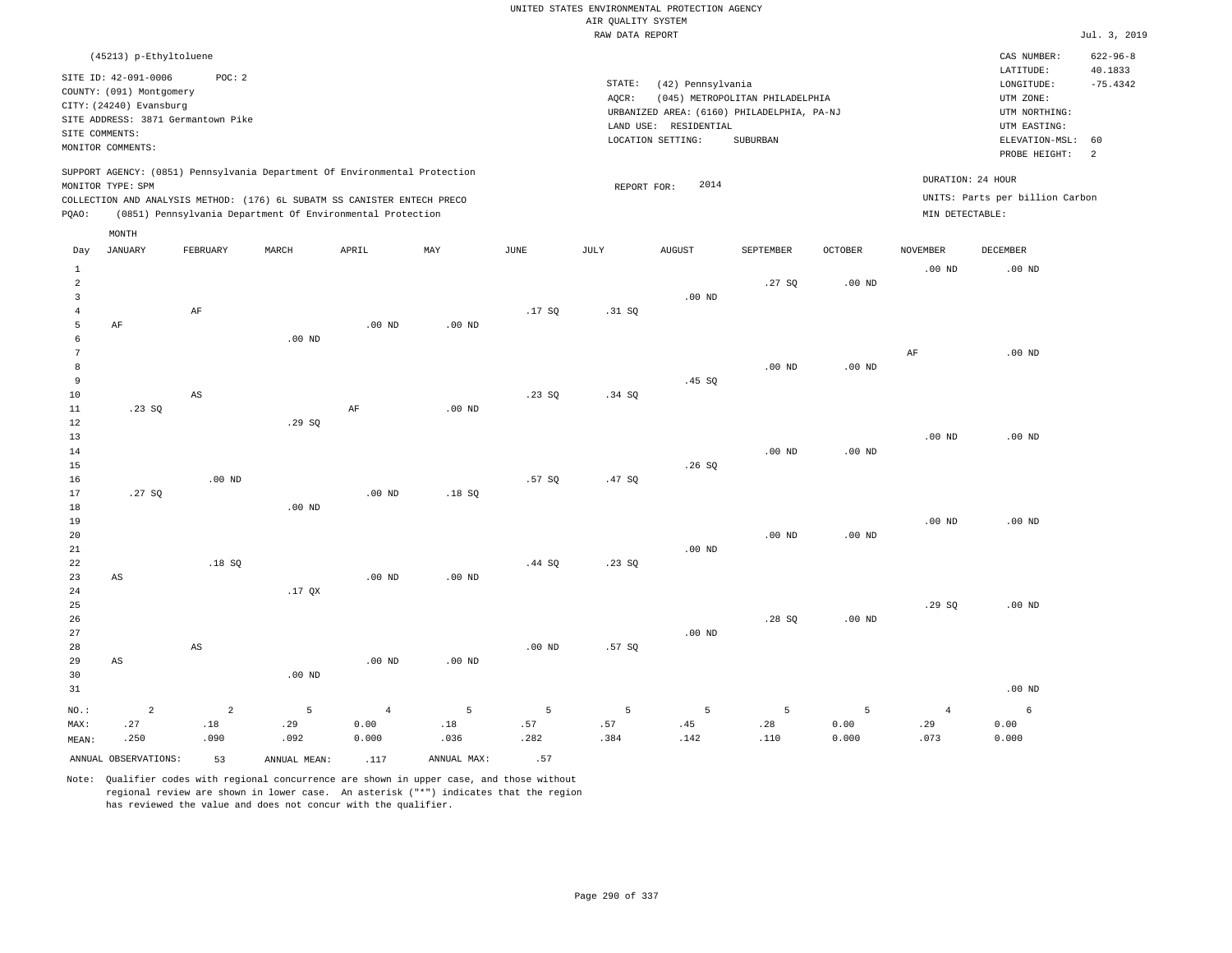UNITED STATES ENVIRONMENTAL PROTECTION AGENCY
AIR QUALITY SYSTEM
RAW DATA REPORT

Jul. 3, 2019

(45213) p-Ethyltoluene

SITE ID: 42-091-0006   POC: 2
COUNTY: (091) Montgomery
CITY: (24240) Evansburg
SITE ADDRESS: 3871 Germantown Pike
SITE COMMENTS:
MONITOR COMMENTS:

STATE: (42) Pennsylvania
AQCR: (045) METROPOLITAN PHILADELPHIA
URBANIZED AREA: (6160) PHILADELPHIA, PA-NJ
LAND USE: RESIDENTIAL
LOCATION SETTING: SUBURBAN

CAS NUMBER: 622-96-8
LATITUDE: 40.1833
LONGITUDE: -75.4342
UTM ZONE:
UTM NORTHING:
UTM EASTING:
ELEVATION-MSL: 60
PROBE HEIGHT: 2

SUPPORT AGENCY: (0851) Pennsylvania Department Of Environmental Protection
MONITOR TYPE: SPM
COLLECTION AND ANALYSIS METHOD: (176) 6L SUBATM SS CANISTER ENTECH PRECO
PQAO: (0851) Pennsylvania Department Of Environmental Protection

REPORT FOR: 2014

DURATION: 24 HOUR
UNITS: Parts per billion Carbon
MIN DETECTABLE:

| Day | JANUARY | FEBRUARY | MARCH | APRIL | MAY | JUNE | JULY | AUGUST | SEPTEMBER | OCTOBER | NOVEMBER | DECEMBER |
|---|---|---|---|---|---|---|---|---|---|---|---|---|
| 1 | | | | | | | | | | | .00 ND | .00 ND |
| 2 | | | | | | | | | .27 SQ | .00 ND | | |
| 3 | | | | | | | | .00 ND | | | | |
| 4 | | AF | | | | .17 SQ | .31 SQ | | | | | |
| 5 | AF | | | .00 ND | .00 ND | | | | | | | |
| 6 | | | .00 ND | | | | | | | | | |
| 7 | | | | | | | | | | | AF | .00 ND |
| 8 | | | | | | | | | .00 ND | .00 ND | | |
| 9 | | | | | | | | .45 SQ | | | | |
| 10 | | AS | | | | .23 SQ | .34 SQ | | | | | |
| 11 | .23 SQ | | | AF | .00 ND | | | | | | | |
| 12 | | | .29 SQ | | | | | | | | | |
| 13 | | | | | | | | | | | .00 ND | .00 ND |
| 14 | | | | | | | | | .00 ND | .00 ND | | |
| 15 | | | | | | | | .26 SQ | | | | |
| 16 | | .00 ND | | | | .57 SQ | .47 SQ | | | | | |
| 17 | .27 SQ | | | .00 ND | .18 SQ | | | | | | | |
| 18 | | | .00 ND | | | | | | | | | |
| 19 | | | | | | | | | | | .00 ND | .00 ND |
| 20 | | | | | | | | | .00 ND | .00 ND | | |
| 21 | | | | | | | | .00 ND | | | | |
| 22 | | .18 SQ | | | | .44 SQ | .23 SQ | | | | | |
| 23 | AS | | | .00 ND | .00 ND | | | | | | | |
| 24 | | | .17 QX | | | | | | | | | |
| 25 | | | | | | | | | | | .29 SQ | .00 ND |
| 26 | | | | | | | | | .28 SQ | .00 ND | | |
| 27 | | | | | | | | .00 ND | | | | |
| 28 | | AS | | | | .00 ND | .57 SQ | | | | | |
| 29 | AS | | | .00 ND | .00 ND | | | | | | | |
| 30 | | | .00 ND | | | | | | | | | |
| 31 | | | | | | | | | | | | .00 ND |
| NO.: | 2 | 2 | 5 | 4 | 5 | 5 | 5 | 5 | 5 | 5 | 4 | 6 |
| MAX: | .27 | .18 | .29 | 0.00 | .18 | .57 | .57 | .45 | .28 | 0.00 | .29 | 0.00 |
| MEAN: | .250 | .090 | .092 | 0.000 | .036 | .282 | .384 | .142 | .110 | 0.000 | .073 | 0.000 |

ANNUAL OBSERVATIONS: 53   ANNUAL MEAN: .117   ANNUAL MAX: .57

Note: Qualifier codes with regional concurrence are shown in upper case, and those without regional review are shown in lower case. An asterisk ("*") indicates that the region has reviewed the value and does not concur with the qualifier.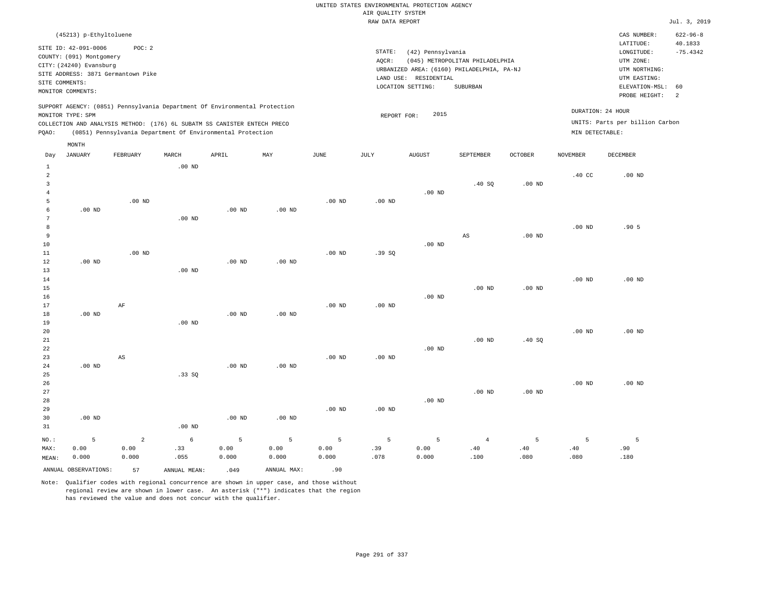UNITED STATES ENVIRONMENTAL PROTECTION AGENCY
AIR QUALITY SYSTEM
RAW DATA REPORT

Jul. 3, 2019

(45213) p-Ethyltoluene

SITE ID: 42-091-0006 POC: 2
COUNTY: (091) Montgomery
CITY: (24240) Evansburg
SITE ADDRESS: 3871 Germantown Pike
SITE COMMENTS:
MONITOR COMMENTS:

STATE: (42) Pennsylvania
AQCR: (045) METROPOLITAN PHILADELPHIA
URBANIZED AREA: (6160) PHILADELPHIA, PA-NJ
LAND USE: RESIDENTIAL
LOCATION SETTING: SUBURBAN

CAS NUMBER: 622-96-8
LATITUDE: 40.1833
LONGITUDE: -75.4342
UTM ZONE:
UTM NORTHING:
UTM EASTING:
ELEVATION-MSL: 60
PROBE HEIGHT: 2

SUPPORT AGENCY: (0851) Pennsylvania Department Of Environmental Protection
MONITOR TYPE: SPM
COLLECTION AND ANALYSIS METHOD: (176) 6L SUBATM SS CANISTER ENTECH PRECO
PQAO: (0851) Pennsylvania Department Of Environmental Protection

REPORT FOR: 2015

DURATION: 24 HOUR
UNITS: Parts per billion Carbon
MIN DETECTABLE:

| Day | JANUARY | FEBRUARY | MARCH | APRIL | MAY | JUNE | JULY | AUGUST | SEPTEMBER | OCTOBER | NOVEMBER | DECEMBER |
|---|---|---|---|---|---|---|---|---|---|---|---|---|
| 1 | | | .00 ND | | | | | | | | | |
| 2 | | | | | | | | | | | .40 CC | .00 ND |
| 3 | | | | | | | | | .40 SQ | .00 ND | | |
| 4 | | | | | | | | .00 ND | | | | |
| 5 | | .00 ND | | | | .00 ND | .00 ND | | | | | |
| 6 | .00 ND | | | .00 ND | .00 ND | | | | | | | |
| 7 | | | .00 ND | | | | | | | | | |
| 8 | | | | | | | | | | | .00 ND | .90 5 |
| 9 | | | | | | | | | AS | .00 ND | | |
| 10 | | | | | | | | .00 ND | | | | |
| 11 | | .00 ND | | | | .00 ND | .39 SQ | | | | | |
| 12 | .00 ND | | | .00 ND | .00 ND | | | | | | | |
| 13 | | | .00 ND | | | | | | | | | |
| 14 | | | | | | | | | | | .00 ND | .00 ND |
| 15 | | | | | | | | | .00 ND | .00 ND | | |
| 16 | | | | | | | | .00 ND | | | | |
| 17 | | AF | | | | .00 ND | .00 ND | | | | | |
| 18 | .00 ND | | | .00 ND | .00 ND | | | | | | | |
| 19 | | | .00 ND | | | | | | | | | |
| 20 | | | | | | | | | | | .00 ND | .00 ND |
| 21 | | | | | | | | | .00 ND | .40 SQ | | |
| 22 | | | | | | | | .00 ND | | | | |
| 23 | | AS | | | | .00 ND | .00 ND | | | | | |
| 24 | .00 ND | | | .00 ND | .00 ND | | | | | | | |
| 25 | | | .33 SQ | | | | | | | | | |
| 26 | | | | | | | | | | | .00 ND | .00 ND |
| 27 | | | | | | | | | .00 ND | .00 ND | | |
| 28 | | | | | | | | .00 ND | | | | |
| 29 | | | | | | .00 ND | .00 ND | | | | | |
| 30 | .00 ND | | | .00 ND | .00 ND | | | | | | | |
| 31 | | | .00 ND | | | | | | | | | |
| NO.: | 5 | 2 | 6 | 5 | 5 | 5 | 5 | 5 | 4 | 5 | 5 | 5 |
| MAX: | 0.00 | 0.00 | .33 | 0.00 | 0.00 | 0.00 | .39 | 0.00 | .40 | .40 | .40 | .90 |
| MEAN: | 0.000 | 0.000 | .055 | 0.000 | 0.000 | 0.000 | .078 | 0.000 | .100 | .080 | .080 | .180 |

ANNUAL OBSERVATIONS: 57 ANNUAL MEAN: .049 ANNUAL MAX: .90

Note: Qualifier codes with regional concurrence are shown in upper case, and those without regional review are shown in lower case. An asterisk ("*") indicates that the region has reviewed the value and does not concur with the qualifier.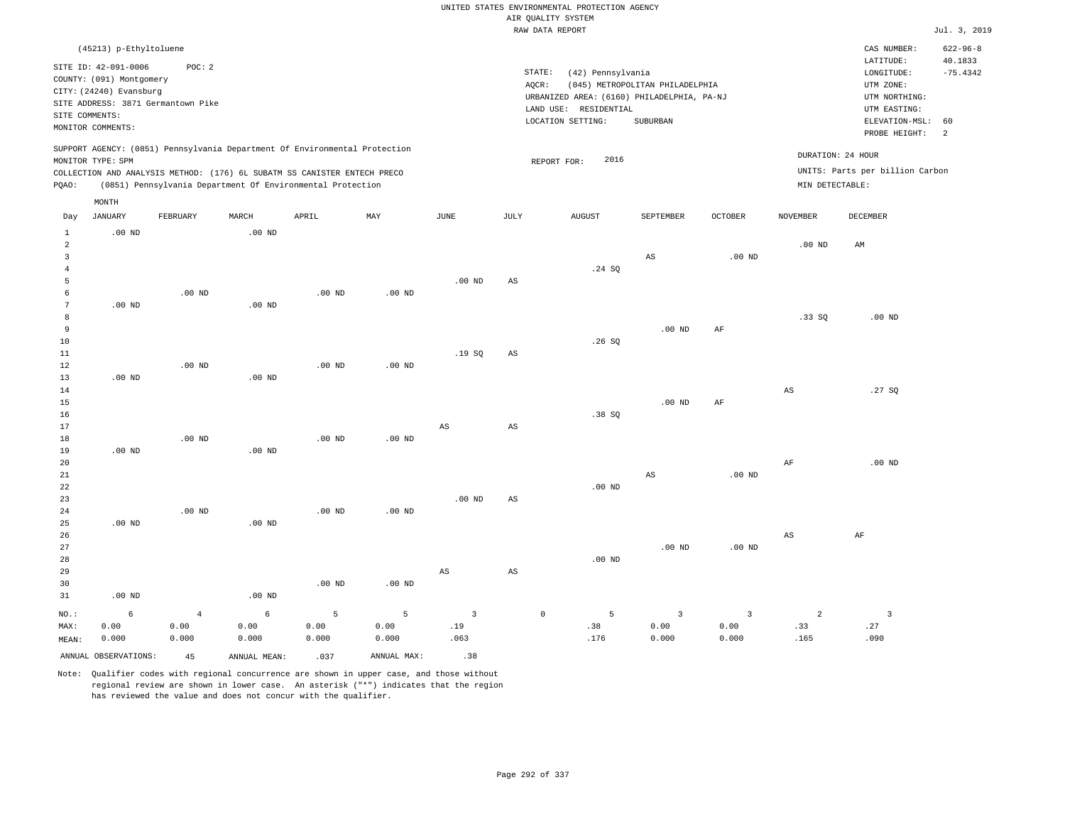UNITED STATES ENVIRONMENTAL PROTECTION AGENCY
AIR QUALITY SYSTEM
RAW DATA REPORT

Jul. 3, 2019

(45213) p-Ethyltoluene

SITE ID: 42-091-0006 POC: 2
COUNTY: (091) Montgomery
CITY: (24240) Evansburg
SITE ADDRESS: 3871 Germantown Pike
SITE COMMENTS:
MONITOR COMMENTS:

STATE: (42) Pennsylvania
AQCR: (045) METROPOLITAN PHILADELPHIA
URBANIZED AREA: (6160) PHILADELPHIA, PA-NJ
LAND USE: RESIDENTIAL
LOCATION SETTING: SUBURBAN

CAS NUMBER: 622-96-8
LATITUDE: 40.1833
LONGITUDE: -75.4342
UTM ZONE:
UTM NORTHING:
UTM EASTING:
ELEVATION-MSL: 60
PROBE HEIGHT: 2

SUPPORT AGENCY: (0851) Pennsylvania Department Of Environmental Protection
MONITOR TYPE: SPM
COLLECTION AND ANALYSIS METHOD: (176) 6L SUBATM SS CANISTER ENTECH PRECO
PQAO: (0851) Pennsylvania Department Of Environmental Protection

REPORT FOR: 2016

DURATION: 24 HOUR
UNITS: Parts per billion Carbon
MIN DETECTABLE:

| Day | JANUARY | FEBRUARY | MARCH | APRIL | MAY | JUNE | JULY | AUGUST | SEPTEMBER | OCTOBER | NOVEMBER | DECEMBER |
|---|---|---|---|---|---|---|---|---|---|---|---|---|
| 1 | .00 ND | | .00 ND | | | | | | | | | |
| 2 | | | | | | | | | | | .00 ND | AM |
| 3 | | | | | | | | | AS | .00 ND | | |
| 4 | | | | | | | | .24 SQ | | | | |
| 5 | | | | | | .00 ND | AS | | | | | |
| 6 | | .00 ND | | .00 ND | .00 ND | | | | | | | |
| 7 | .00 ND | | .00 ND | | | | | | | | | |
| 8 | | | | | | | | | | | .33 SQ | .00 ND |
| 9 | | | | | | | | | .00 ND | AF | | |
| 10 | | | | | | | | .26 SQ | | | | |
| 11 | | | | | | .19 SQ | AS | | | | | |
| 12 | | .00 ND | | .00 ND | .00 ND | | | | | | | |
| 13 | .00 ND | | .00 ND | | | | | | | | | |
| 14 | | | | | | | | | | | AS | .27 SQ |
| 15 | | | | | | | | | .00 ND | AF | | |
| 16 | | | | | | | | .38 SQ | | | | |
| 17 | | | | | | AS | AS | | | | | |
| 18 | | .00 ND | | .00 ND | .00 ND | | | | | | | |
| 19 | .00 ND | | .00 ND | | | | | | | | | |
| 20 | | | | | | | | | | | AF | .00 ND |
| 21 | | | | | | | | | AS | .00 ND | | |
| 22 | | | | | | | | .00 ND | | | | |
| 23 | | | | | | .00 ND | AS | | | | | |
| 24 | | .00 ND | | .00 ND | .00 ND | | | | | | | |
| 25 | .00 ND | | .00 ND | | | | | | | | | |
| 26 | | | | | | | | | | | AS | AF |
| 27 | | | | | | | | | .00 ND | .00 ND | | |
| 28 | | | | | | | | .00 ND | | | | |
| 29 | | | | | | AS | AS | | | | | |
| 30 | | | | .00 ND | .00 ND | | | | | | | |
| 31 | .00 ND | | .00 ND | | | | | | | | | |
| NO.: | 6 | 4 | 6 | 5 | 5 | 3 | 0 | 5 | 3 | 3 | 2 | 3 |
| MAX: | 0.00 | 0.00 | 0.00 | 0.00 | 0.00 | .19 | | .38 | 0.00 | 0.00 | .33 | .27 |
| MEAN: | 0.000 | 0.000 | 0.000 | 0.000 | 0.000 | .063 | | .176 | 0.000 | 0.000 | .165 | .090 |

ANNUAL OBSERVATIONS: 45 ANNUAL MEAN: .037 ANNUAL MAX: .38

Note: Qualifier codes with regional concurrence are shown in upper case, and those without regional review are shown in lower case. An asterisk ("*") indicates that the region has reviewed the value and does not concur with the qualifier.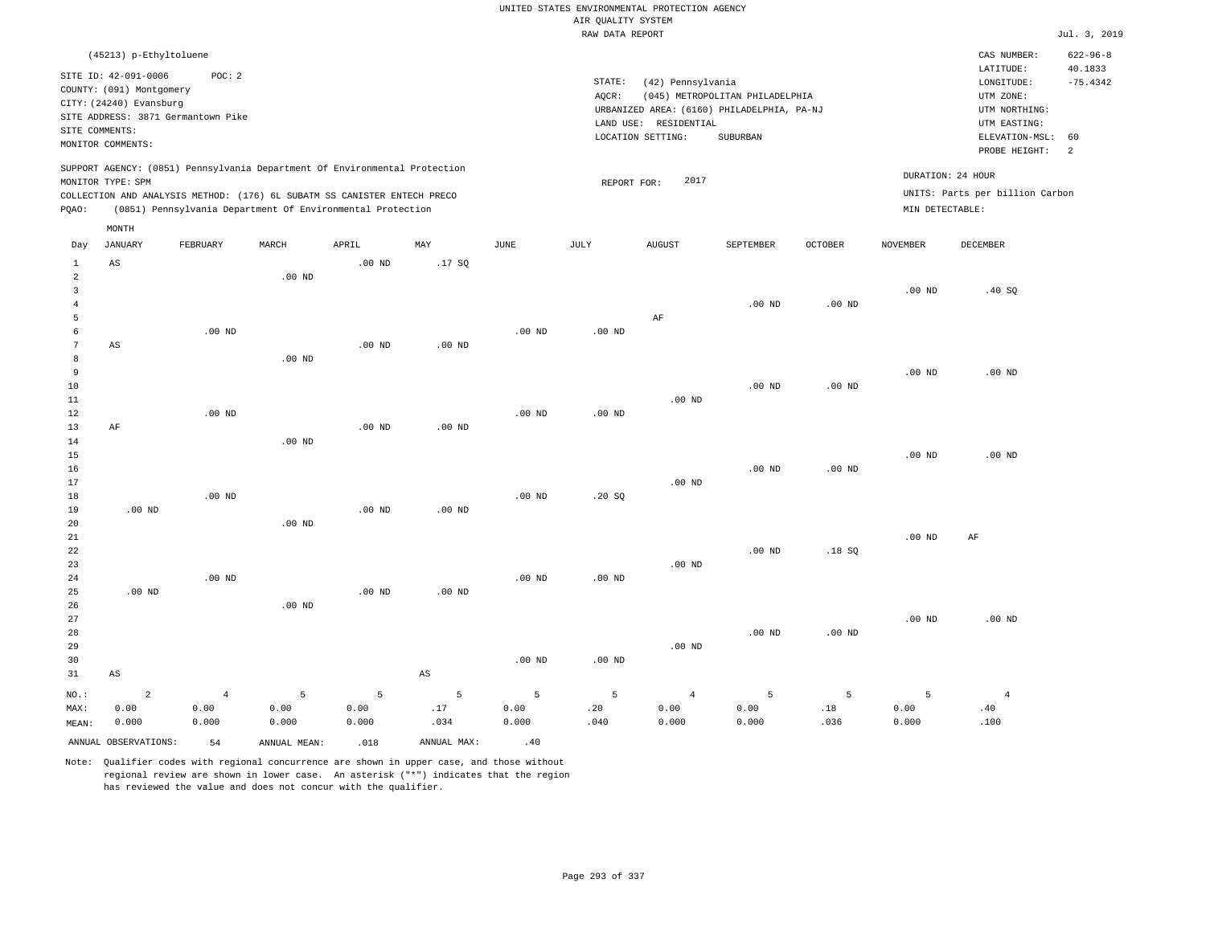UNITED STATES ENVIRONMENTAL PROTECTION AGENCY
AIR QUALITY SYSTEM
RAW DATA REPORT

Jul. 3, 2019

(45213) p-Ethyltoluene

SITE ID: 42-091-0006 POC: 2
COUNTY: (091) Montgomery
CITY: (24240) Evansburg
SITE ADDRESS: 3871 Germantown Pike
SITE COMMENTS:
MONITOR COMMENTS:

STATE: (42) Pennsylvania
AQCR: (045) METROPOLITAN PHILADELPHIA
URBANIZED AREA: (6160) PHILADELPHIA, PA-NJ
LAND USE: RESIDENTIAL
LOCATION SETTING: SUBURBAN

CAS NUMBER: 622-96-8
LATITUDE: 40.1833
LONGITUDE: -75.4342
UTM ZONE:
UTM NORTHING:
UTM EASTING:
ELEVATION-MSL: 60
PROBE HEIGHT: 2

SUPPORT AGENCY: (0851) Pennsylvania Department Of Environmental Protection
MONITOR TYPE: SPM
COLLECTION AND ANALYSIS METHOD: (176) 6L SUBATM SS CANISTER ENTECH PRECO
PQAO: (0851) Pennsylvania Department Of Environmental Protection

REPORT FOR: 2017

DURATION: 24 HOUR
UNITS: Parts per billion Carbon
MIN DETECTABLE:

| Day | JANUARY | FEBRUARY | MARCH | APRIL | MAY | JUNE | JULY | AUGUST | SEPTEMBER | OCTOBER | NOVEMBER | DECEMBER |
|---|---|---|---|---|---|---|---|---|---|---|---|---|
| 1 | AS | | | .00 ND | .17 SQ | | | | | | | |
| 2 | | | .00 ND | | | | | | | | | |
| 3 | | | | | | | | | | | .00 ND | .40 SQ |
| 4 | | | | | | | | | .00 ND | .00 ND | | |
| 5 | | | | | | | | AF | | | | |
| 6 | | .00 ND | | | | .00 ND | .00 ND | | | | | |
| 7 | AS | | | .00 ND | .00 ND | | | | | | | |
| 8 | | | .00 ND | | | | | | | | | |
| 9 | | | | | | | | | | | .00 ND | .00 ND |
| 10 | | | | | | | | | .00 ND | .00 ND | | |
| 11 | | | | | | | | .00 ND | | | | |
| 12 | | .00 ND | | | | .00 ND | .00 ND | | | | | |
| 13 | AF | | | .00 ND | .00 ND | | | | | | | |
| 14 | | | .00 ND | | | | | | | | | |
| 15 | | | | | | | | | | | .00 ND | .00 ND |
| 16 | | | | | | | | | .00 ND | .00 ND | | |
| 17 | | | | | | | | .00 ND | | | | |
| 18 | | .00 ND | | | | .00 ND | .20 SQ | | | | | |
| 19 | .00 ND | | | .00 ND | .00 ND | | | | | | | |
| 20 | | | .00 ND | | | | | | | | | |
| 21 | | | | | | | | | | | .00 ND | AF |
| 22 | | | | | | | | | .00 ND | .18 SQ | | |
| 23 | | | | | | | | .00 ND | | | | |
| 24 | | .00 ND | | | | .00 ND | .00 ND | | | | | |
| 25 | .00 ND | | | .00 ND | .00 ND | | | | | | | |
| 26 | | | .00 ND | | | | | | | | | |
| 27 | | | | | | | | | | | .00 ND | .00 ND |
| 28 | | | | | | | | | .00 ND | .00 ND | | |
| 29 | | | | | | | | .00 ND | | | | |
| 30 | | | | | | .00 ND | .00 ND | | | | | |
| 31 | AS | | | | AS | | | | | | | |
| NO.: | 2 | 4 | 5 | 5 | 5 | 5 | 5 | 4 | 5 | 5 | 5 | 4 |
| MAX: | 0.00 | 0.00 | 0.00 | 0.00 | .17 | 0.00 | .20 | 0.00 | 0.00 | .18 | 0.00 | .40 |
| MEAN: | 0.000 | 0.000 | 0.000 | 0.000 | .034 | 0.000 | .040 | 0.000 | 0.000 | .036 | 0.000 | .100 |

ANNUAL OBSERVATIONS: 54 ANNUAL MEAN: .018 ANNUAL MAX: .40

Note: Qualifier codes with regional concurrence are shown in upper case, and those without regional review are shown in lower case. An asterisk ("*") indicates that the region has reviewed the value and does not concur with the qualifier.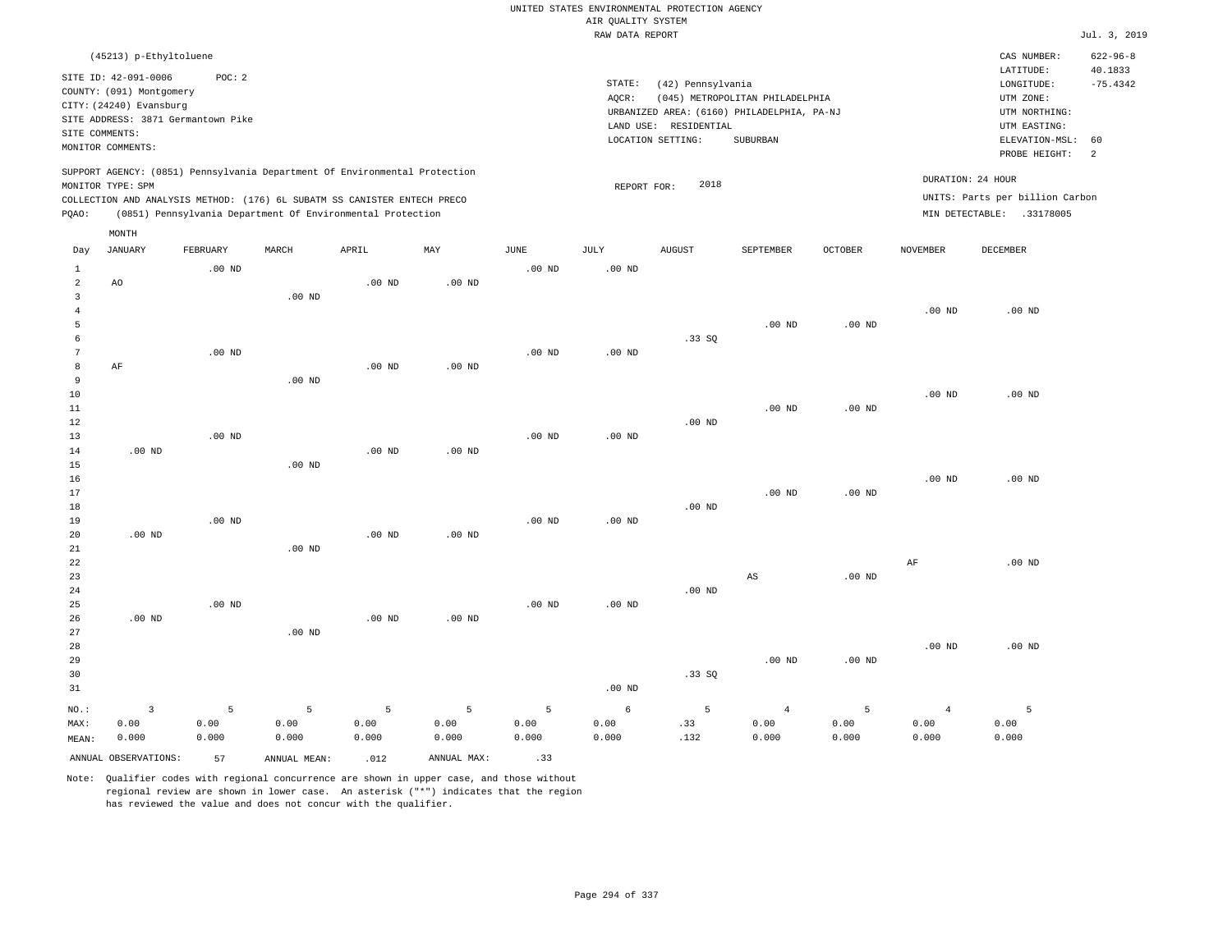UNITED STATES ENVIRONMENTAL PROTECTION AGENCY
AIR QUALITY SYSTEM
RAW DATA REPORT

Jul. 3, 2019

(45213) p-Ethyltoluene

SITE ID: 42-091-0006 POC: 2
COUNTY: (091) Montgomery
CITY: (24240) Evansburg
SITE ADDRESS: 3871 Germantown Pike
SITE COMMENTS:
MONITOR COMMENTS:

STATE: (42) Pennsylvania
AQCR: (045) METROPOLITAN PHILADELPHIA
URBANIZED AREA: (6160) PHILADELPHIA, PA-NJ
LAND USE: RESIDENTIAL
LOCATION SETTING: SUBURBAN

CAS NUMBER: 622-96-8
LATITUDE: 40.1833
LONGITUDE: -75.4342
UTM ZONE:
UTM NORTHING:
UTM EASTING:
ELEVATION-MSL: 60
PROBE HEIGHT: 2

SUPPORT AGENCY: (0851) Pennsylvania Department Of Environmental Protection
MONITOR TYPE: SPM
COLLECTION AND ANALYSIS METHOD: (176) 6L SUBATM SS CANISTER ENTECH PRECO
PQAO: (0851) Pennsylvania Department Of Environmental Protection

REPORT FOR: 2018

DURATION: 24 HOUR
UNITS: Parts per billion Carbon
MIN DETECTABLE: .33178005

| Day | JANUARY | FEBRUARY | MARCH | APRIL | MAY | JUNE | JULY | AUGUST | SEPTEMBER | OCTOBER | NOVEMBER | DECEMBER |
|---|---|---|---|---|---|---|---|---|---|---|---|---|
| 1 | | .00 ND | | | | .00 ND | .00 ND | | | | | |
| 2 | AO | | | .00 ND | .00 ND | | | | | | | |
| 3 | | | .00 ND | | | | | | | | | |
| 4 | | | | | | | | | | | .00 ND | .00 ND |
| 5 | | | | | | | | | .00 ND | .00 ND | | |
| 6 | | | | | | | | .33 SQ | | | | |
| 7 | | .00 ND | | | | .00 ND | .00 ND | | | | | |
| 8 | AF | | | .00 ND | .00 ND | | | | | | | |
| 9 | | | .00 ND | | | | | | | | | |
| 10 | | | | | | | | | | | .00 ND | .00 ND |
| 11 | | | | | | | | | .00 ND | .00 ND | | |
| 12 | | | | | | | | .00 ND | | | | |
| 13 | | .00 ND | | | | .00 ND | .00 ND | | | | | |
| 14 | .00 ND | | | .00 ND | .00 ND | | | | | | | |
| 15 | | | .00 ND | | | | | | | | | |
| 16 | | | | | | | | | | | .00 ND | .00 ND |
| 17 | | | | | | | | | .00 ND | .00 ND | | |
| 18 | | | | | | | | .00 ND | | | | |
| 19 | | .00 ND | | | | .00 ND | .00 ND | | | | | |
| 20 | .00 ND | | | .00 ND | .00 ND | | | | | | | |
| 21 | | | .00 ND | | | | | | | | | |
| 22 | | | | | | | | | | | AF | .00 ND |
| 23 | | | | | | | | | AS | .00 ND | | |
| 24 | | | | | | | | .00 ND | | | | |
| 25 | | .00 ND | | | | .00 ND | .00 ND | | | | | |
| 26 | .00 ND | | | .00 ND | .00 ND | | | | | | | |
| 27 | | | .00 ND | | | | | | | | | |
| 28 | | | | | | | | | | | .00 ND | .00 ND |
| 29 | | | | | | | | | .00 ND | .00 ND | | |
| 30 | | | | | | | | .33 SQ | | | | |
| 31 | | | | | | | .00 ND | | | | | |
| NO.: | 3 | 5 | 5 | 5 | 5 | 5 | 6 | 5 | 4 | 5 | 4 | 5 |
| MAX: | 0.00 | 0.00 | 0.00 | 0.00 | 0.00 | 0.00 | 0.00 | .33 | 0.00 | 0.00 | 0.00 | 0.00 |
| MEAN: | 0.000 | 0.000 | 0.000 | 0.000 | 0.000 | 0.000 | 0.000 | .132 | 0.000 | 0.000 | 0.000 | 0.000 |

ANNUAL OBSERVATIONS: 57 ANNUAL MEAN: .012 ANNUAL MAX: .33

Note: Qualifier codes with regional concurrence are shown in upper case, and those without regional review are shown in lower case. An asterisk ("*") indicates that the region has reviewed the value and does not concur with the qualifier.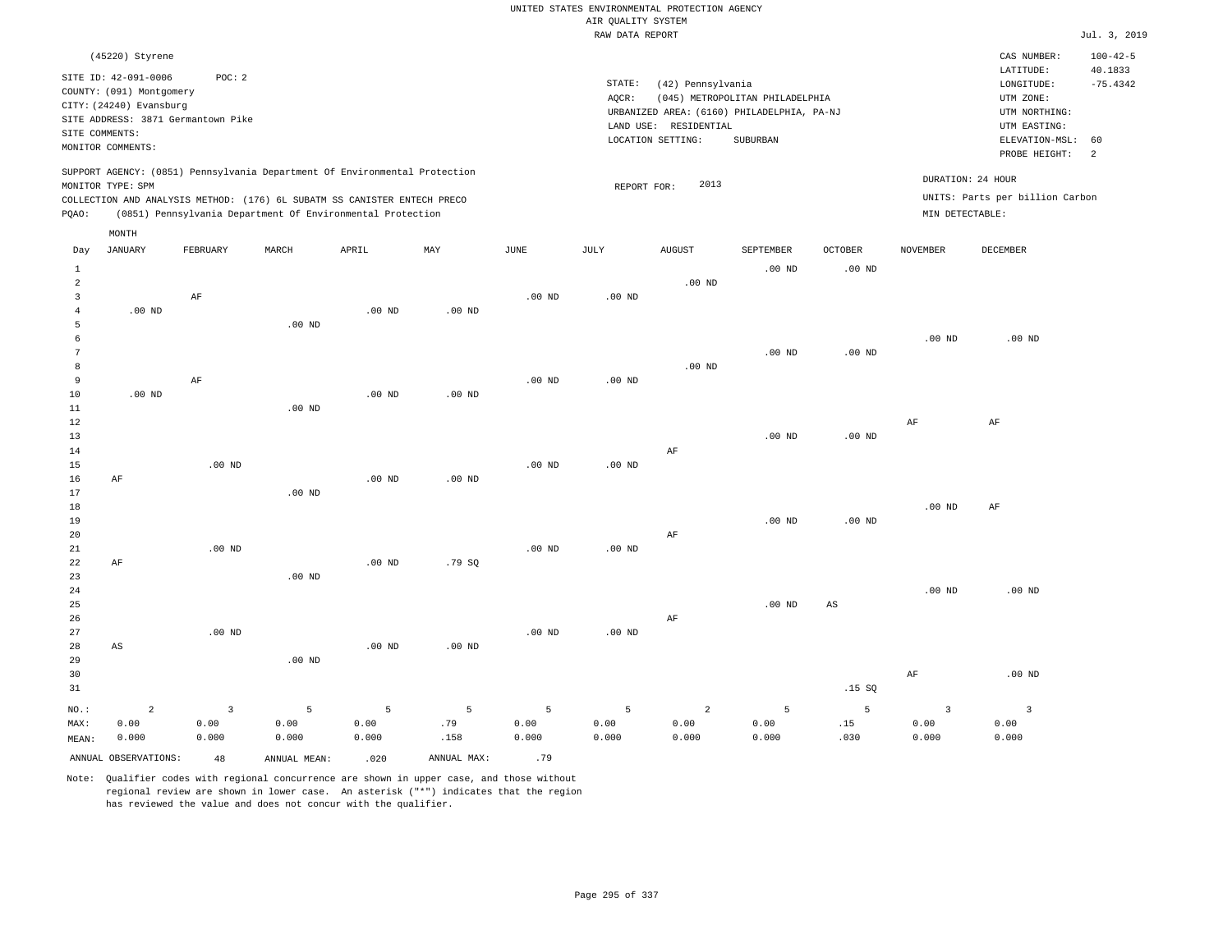UNITED STATES ENVIRONMENTAL PROTECTION AGENCY
AIR QUALITY SYSTEM
RAW DATA REPORT

Jul. 3, 2019

(45220) Styrene

SITE ID: 42-091-0006 POC: 2
COUNTY: (091) Montgomery
CITY: (24240) Evansburg
SITE ADDRESS: 3871 Germantown Pike
SITE COMMENTS:
MONITOR COMMENTS:

STATE: (42) Pennsylvania
AQCR: (045) METROPOLITAN PHILADELPHIA
URBANIZED AREA: (6160) PHILADELPHIA, PA-NJ
LAND USE: RESIDENTIAL
LOCATION SETTING: SUBURBAN

CAS NUMBER: 100-42-5
LATITUDE: 40.1833
LONGITUDE: -75.4342
UTM ZONE:
UTM NORTHING:
UTM EASTING:
ELEVATION-MSL: 60
PROBE HEIGHT: 2

SUPPORT AGENCY: (0851) Pennsylvania Department Of Environmental Protection
MONITOR TYPE: SPM
COLLECTION AND ANALYSIS METHOD: (176) 6L SUBATM SS CANISTER ENTECH PRECO
PQAO: (0851) Pennsylvania Department Of Environmental Protection

REPORT FOR: 2013

DURATION: 24 HOUR
UNITS: Parts per billion Carbon
MIN DETECTABLE:

| Day | JANUARY | FEBRUARY | MARCH | APRIL | MAY | JUNE | JULY | AUGUST | SEPTEMBER | OCTOBER | NOVEMBER | DECEMBER |
|---|---|---|---|---|---|---|---|---|---|---|---|---|
| 1 | | | | | | | | | .00 ND | .00 ND | | |
| 2 | | | | | | | | .00 ND | | | | |
| 3 | | AF | | | | .00 ND | .00 ND | | | | | |
| 4 | .00 ND | | | .00 ND | .00 ND | | | | | | | |
| 5 | | | .00 ND | | | | | | | | | |
| 6 | | | | | | | | | | | .00 ND | .00 ND |
| 7 | | | | | | | | | .00 ND | .00 ND | | |
| 8 | | | | | | | | .00 ND | | | | |
| 9 | | AF | | | | .00 ND | .00 ND | | | | | |
| 10 | .00 ND | | | .00 ND | .00 ND | | | | | | | |
| 11 | | | .00 ND | | | | | | | | | |
| 12 | | | | | | | | | | | AF | AF |
| 13 | | | | | | | | | .00 ND | .00 ND | | |
| 14 | | | | | | | | AF | | | | |
| 15 | | .00 ND | | | | .00 ND | .00 ND | | | | | |
| 16 | AF | | | .00 ND | .00 ND | | | | | | | |
| 17 | | | .00 ND | | | | | | | | | |
| 18 | | | | | | | | | | | .00 ND | AF |
| 19 | | | | | | | | | .00 ND | .00 ND | | |
| 20 | | | | | | | | AF | | | | |
| 21 | | .00 ND | | | | .00 ND | .00 ND | | | | | |
| 22 | AF | | | .00 ND | .79 SQ | | | | | | | |
| 23 | | | .00 ND | | | | | | | | | |
| 24 | | | | | | | | | | | .00 ND | .00 ND |
| 25 | | | | | | | | | .00 ND | AS | | |
| 26 | | | | | | | | AF | | | | |
| 27 | | .00 ND | | | | .00 ND | .00 ND | | | | | |
| 28 | AS | | | .00 ND | .00 ND | | | | | | | |
| 29 | | | .00 ND | | | | | | | | | |
| 30 | | | | | | | | | | | AF | .00 ND |
| 31 | | | | | | | | | | .15 SQ | | |
| NO.: | 2 | 3 | 5 | 5 | 5 | 5 | 5 | 2 | 5 | 5 | 3 | 3 |
| MAX: | 0.00 | 0.00 | 0.00 | 0.00 | .79 | 0.00 | 0.00 | 0.00 | 0.00 | .15 | 0.00 | 0.00 |
| MEAN: | 0.000 | 0.000 | 0.000 | 0.000 | .158 | 0.000 | 0.000 | 0.000 | 0.000 | .030 | 0.000 | 0.000 |

ANNUAL OBSERVATIONS: 48 ANNUAL MEAN: .020 ANNUAL MAX: .79

Note: Qualifier codes with regional concurrence are shown in upper case, and those without regional review are shown in lower case. An asterisk ("*") indicates that the region has reviewed the value and does not concur with the qualifier.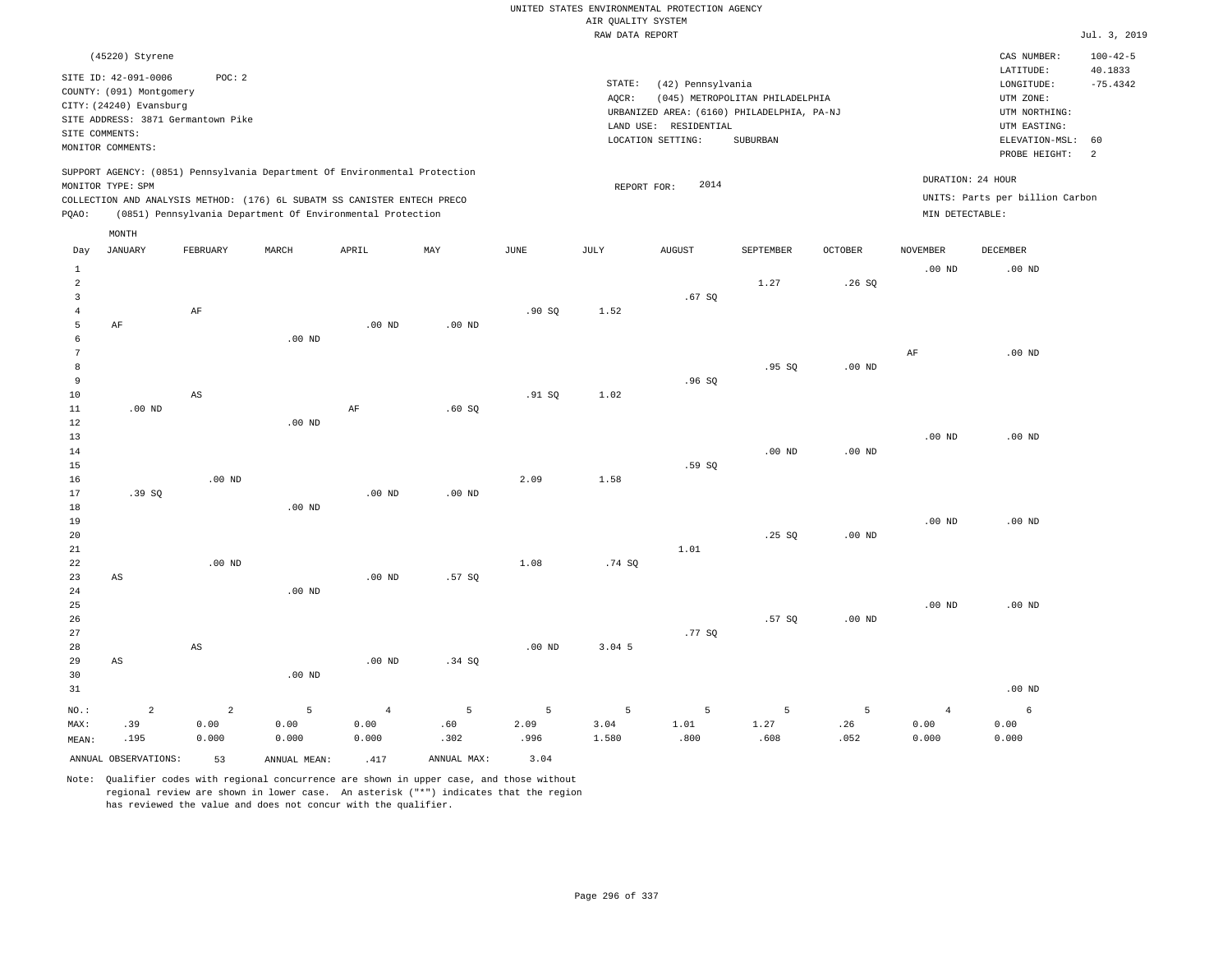UNITED STATES ENVIRONMENTAL PROTECTION AGENCY
AIR QUALITY SYSTEM
RAW DATA REPORT

Jul. 3, 2019

(45220) Styrene

SITE ID: 42-091-0006 POC: 2
COUNTY: (091) Montgomery
CITY: (24240) Evansburg
SITE ADDRESS: 3871 Germantown Pike
SITE COMMENTS:
MONITOR COMMENTS:

STATE: (42) Pennsylvania
AQCR: (045) METROPOLITAN PHILADELPHIA
URBANIZED AREA: (6160) PHILADELPHIA, PA-NJ
LAND USE: RESIDENTIAL
LOCATION SETTING: SUBURBAN

CAS NUMBER: 100-42-5
LATITUDE: 40.1833
LONGITUDE: -75.4342
UTM ZONE:
UTM NORTHING:
UTM EASTING:
ELEVATION-MSL: 60
PROBE HEIGHT: 2

SUPPORT AGENCY: (0851) Pennsylvania Department Of Environmental Protection
MONITOR TYPE: SPM
COLLECTION AND ANALYSIS METHOD: (176) 6L SUBATM SS CANISTER ENTECH PRECO
PQAO: (0851) Pennsylvania Department Of Environmental Protection

REPORT FOR: 2014

DURATION: 24 HOUR
UNITS: Parts per billion Carbon
MIN DETECTABLE:

| Day | JANUARY | FEBRUARY | MARCH | APRIL | MAY | JUNE | JULY | AUGUST | SEPTEMBER | OCTOBER | NOVEMBER | DECEMBER |
|---|---|---|---|---|---|---|---|---|---|---|---|---|
| 1 | | | | | | | | | | | .00 ND | .00 ND |
| 2 | | | | | | | | | 1.27 | .26 SQ | | |
| 3 | | | | | | | | .67 SQ | | | | |
| 4 | | AF | | | | .90 SQ | 1.52 | | | | | |
| 5 | AF | | | .00 ND | .00 ND | | | | | | | |
| 6 | | | .00 ND | | | | | | | | | |
| 7 | | | | | | | | | | | AF | .00 ND |
| 8 | | | | | | | | | .95 SQ | .00 ND | | |
| 9 | | | | | | | | .96 SQ | | | | |
| 10 | | AS | | | | .91 SQ | 1.02 | | | | | |
| 11 | .00 ND | | | AF | .60 SQ | | | | | | | |
| 12 | | | .00 ND | | | | | | | | | |
| 13 | | | | | | | | | | | .00 ND | .00 ND |
| 14 | | | | | | | | | .00 ND | .00 ND | | |
| 15 | | | | | | | | .59 SQ | | | | |
| 16 | | .00 ND | | | | 2.09 | 1.58 | | | | | |
| 17 | .39 SQ | | | .00 ND | .00 ND | | | | | | | |
| 18 | | | .00 ND | | | | | | | | | |
| 19 | | | | | | | | | | | .00 ND | .00 ND |
| 20 | | | | | | | | | .25 SQ | .00 ND | | |
| 21 | | | | | | | | 1.01 | | | | |
| 22 | | .00 ND | | | | 1.08 | .74 SQ | | | | | |
| 23 | AS | | | .00 ND | .57 SQ | | | | | | | |
| 24 | | | .00 ND | | | | | | | | | |
| 25 | | | | | | | | | | | .00 ND | .00 ND |
| 26 | | | | | | | | | .57 SQ | .00 ND | | |
| 27 | | | | | | | | .77 SQ | | | | |
| 28 | | AS | | | | .00 ND | 3.04 5 | | | | | |
| 29 | AS | | | .00 ND | .34 SQ | | | | | | | |
| 30 | | | .00 ND | | | | | | | | | |
| 31 | | | | | | | | | | | | .00 ND |
| NO.: | 2 | 2 | 5 | 4 | 5 | 5 | 5 | 5 | 5 | 5 | 4 | 6 |
| MAX: | .39 | 0.00 | 0.00 | 0.00 | .60 | 2.09 | 3.04 | 1.01 | 1.27 | .26 | 0.00 | 0.00 |
| MEAN: | .195 | 0.000 | 0.000 | 0.000 | .302 | .996 | 1.580 | .800 | .608 | .052 | 0.000 | 0.000 |

ANNUAL OBSERVATIONS: 53 ANNUAL MEAN: .417 ANNUAL MAX: 3.04

Note: Qualifier codes with regional concurrence are shown in upper case, and those without regional review are shown in lower case. An asterisk ("*") indicates that the region has reviewed the value and does not concur with the qualifier.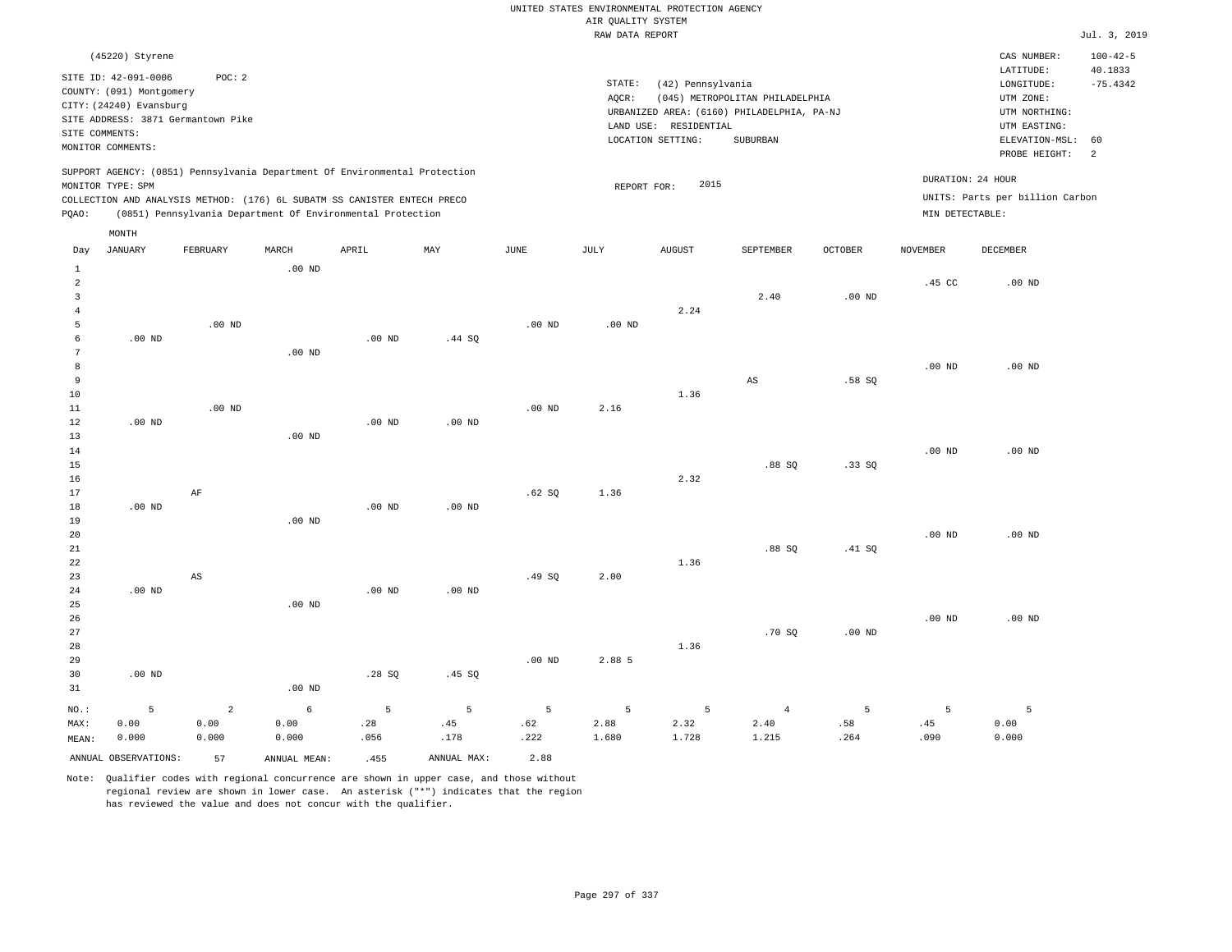UNITED STATES ENVIRONMENTAL PROTECTION AGENCY
AIR QUALITY SYSTEM
RAW DATA REPORT

Jul. 3, 2019

(45220) Styrene

SITE ID: 42-091-0006 POC: 2
COUNTY: (091) Montgomery
CITY: (24240) Evansburg
SITE ADDRESS: 3871 Germantown Pike
SITE COMMENTS:
MONITOR COMMENTS:

STATE: (42) Pennsylvania
AQCR: (045) METROPOLITAN PHILADELPHIA
URBANIZED AREA: (6160) PHILADELPHIA, PA-NJ
LAND USE: RESIDENTIAL
LOCATION SETTING: SUBURBAN

CAS NUMBER: 100-42-5
LATITUDE: 40.1833
LONGITUDE: -75.4342
UTM ZONE:
UTM NORTHING:
UTM EASTING:
ELEVATION-MSL: 60
PROBE HEIGHT: 2

SUPPORT AGENCY: (0851) Pennsylvania Department Of Environmental Protection
MONITOR TYPE: SPM
COLLECTION AND ANALYSIS METHOD: (176) 6L SUBATM SS CANISTER ENTECH PRECO
PQAO: (0851) Pennsylvania Department Of Environmental Protection

REPORT FOR: 2015

DURATION: 24 HOUR
UNITS: Parts per billion Carbon
MIN DETECTABLE:

| Day | JANUARY | FEBRUARY | MARCH | APRIL | MAY | JUNE | JULY | AUGUST | SEPTEMBER | OCTOBER | NOVEMBER | DECEMBER |
|---|---|---|---|---|---|---|---|---|---|---|---|---|
| 1 | | | .00 ND | | | | | | | | | |
| 2 | | | | | | | | | | | .45 CC | .00 ND |
| 3 | | | | | | | | | 2.40 | .00 ND | | |
| 4 | | | | | | | | 2.24 | | | | |
| 5 | | .00 ND | | | | .00 ND | .00 ND | | | | | |
| 6 | .00 ND | | | .00 ND | .44 SQ | | | | | | | |
| 7 | | | .00 ND | | | | | | | | | |
| 8 | | | | | | | | | | | .00 ND | .00 ND |
| 9 | | | | | | | | | AS | .58 SQ | | |
| 10 | | | | | | | | 1.36 | | | | |
| 11 | | .00 ND | | | | .00 ND | 2.16 | | | | | |
| 12 | .00 ND | | | .00 ND | .00 ND | | | | | | | |
| 13 | | | .00 ND | | | | | | | | | |
| 14 | | | | | | | | | | | .00 ND | .00 ND |
| 15 | | | | | | | | | .88 SQ | .33 SQ | | |
| 16 | | | | | | | | 2.32 | | | | |
| 17 | | AF | | | | .62 SQ | 1.36 | | | | | |
| 18 | .00 ND | | | .00 ND | .00 ND | | | | | | | |
| 19 | | | .00 ND | | | | | | | | | |
| 20 | | | | | | | | | | | .00 ND | .00 ND |
| 21 | | | | | | | | | .88 SQ | .41 SQ | | |
| 22 | | | | | | | | 1.36 | | | | |
| 23 | | AS | | | | .49 SQ | 2.00 | | | | | |
| 24 | .00 ND | | | .00 ND | .00 ND | | | | | | | |
| 25 | | | .00 ND | | | | | | | | | |
| 26 | | | | | | | | | | | .00 ND | .00 ND |
| 27 | | | | | | | | | .70 SQ | .00 ND | | |
| 28 | | | | | | | | 1.36 | | | | |
| 29 | | | | | | .00 ND | 2.88 5 | | | | | |
| 30 | .00 ND | | | .28 SQ | .45 SQ | | | | | | | |
| 31 | | | .00 ND | | | | | | | | | |
| NO.: | 5 | 2 | 6 | 5 | 5 | 5 | 5 | 5 | 4 | 5 | 5 | 5 |
| MAX: | 0.00 | 0.00 | 0.00 | .28 | .45 | .62 | 2.88 | 2.32 | 2.40 | .58 | .45 | 0.00 |
| MEAN: | 0.000 | 0.000 | 0.000 | .056 | .178 | .222 | 1.680 | 1.728 | 1.215 | .264 | .090 | 0.000 |

ANNUAL OBSERVATIONS: 57 ANNUAL MEAN: .455 ANNUAL MAX: 2.88

Note: Qualifier codes with regional concurrence are shown in upper case, and those without regional review are shown in lower case. An asterisk ("*") indicates that the region has reviewed the value and does not concur with the qualifier.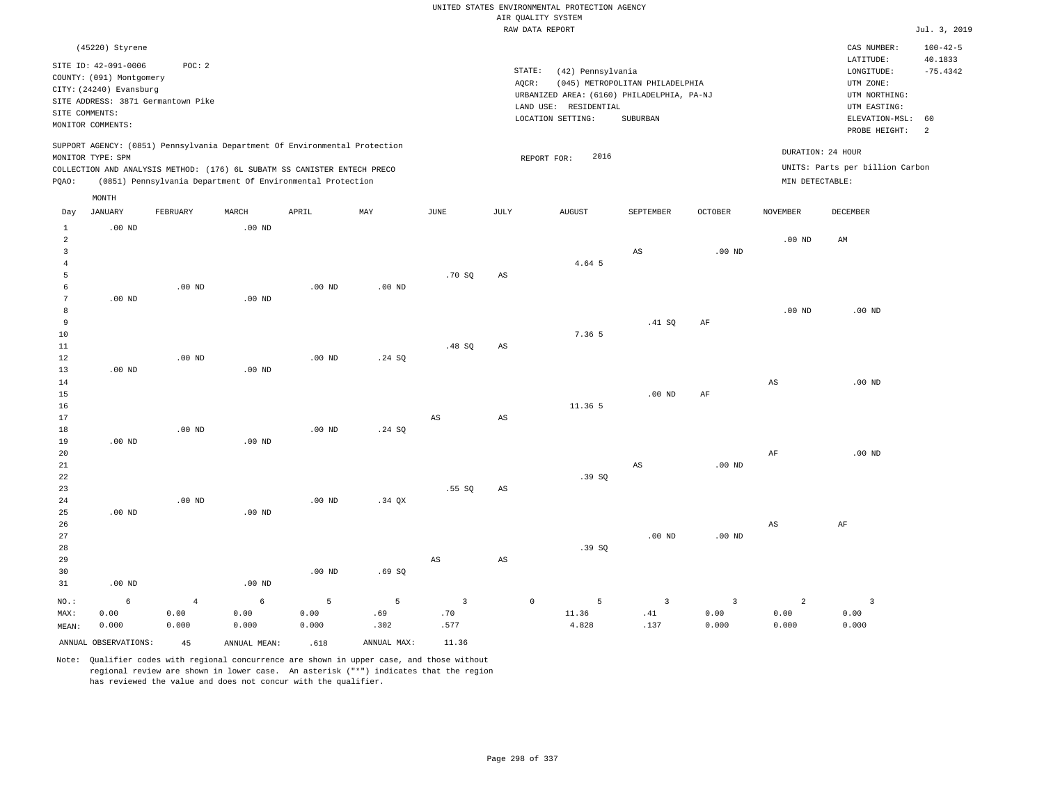UNITED STATES ENVIRONMENTAL PROTECTION AGENCY
AIR QUALITY SYSTEM
RAW DATA REPORT

Jul. 3, 2019

(45220) Styrene

SITE ID: 42-091-0006 POC: 2
COUNTY: (091) Montgomery
CITY: (24240) Evansburg
SITE ADDRESS: 3871 Germantown Pike
SITE COMMENTS:
MONITOR COMMENTS:

STATE: (42) Pennsylvania
AQCR: (045) METROPOLITAN PHILADELPHIA
URBANIZED AREA: (6160) PHILADELPHIA, PA-NJ
LAND USE: RESIDENTIAL
LOCATION SETTING: SUBURBAN

CAS NUMBER: 100-42-5
LATITUDE: 40.1833
LONGITUDE: -75.4342
UTM ZONE:
UTM NORTHING:
UTM EASTING:
ELEVATION-MSL: 60
PROBE HEIGHT: 2

SUPPORT AGENCY: (0851) Pennsylvania Department Of Environmental Protection
MONITOR TYPE: SPM
COLLECTION AND ANALYSIS METHOD: (176) 6L SUBATM SS CANISTER ENTECH PRECO
PQAO: (0851) Pennsylvania Department Of Environmental Protection

REPORT FOR: 2016

DURATION: 24 HOUR
UNITS: Parts per billion Carbon
MIN DETECTABLE:

| Day | JANUARY | FEBRUARY | MARCH | APRIL | MAY | JUNE | JULY | AUGUST | SEPTEMBER | OCTOBER | NOVEMBER | DECEMBER |
|---|---|---|---|---|---|---|---|---|---|---|---|---|
| 1 | .00 ND | | .00 ND | | | | | | | | | |
| 2 | | | | | | | | | | | .00 ND | AM |
| 3 | | | | | | | | | AS | .00 ND | | |
| 4 | | | | | | | | 4.64 5 | | | | |
| 5 | | | | | | .70 SQ | AS | | | | | |
| 6 | | .00 ND | | .00 ND | .00 ND | | | | | | | |
| 7 | .00 ND | | .00 ND | | | | | | | | | |
| 8 | | | | | | | | | | | .00 ND | .00 ND |
| 9 | | | | | | | | | .41 SQ | AF | | |
| 10 | | | | | | | | 7.36 5 | | | | |
| 11 | | | | | | .48 SQ | AS | | | | | |
| 12 | | .00 ND | | .00 ND | .24 SQ | | | | | | | |
| 13 | .00 ND | | .00 ND | | | | | | | | | |
| 14 | | | | | | | | | | | AS | .00 ND |
| 15 | | | | | | | | | .00 ND | AF | | |
| 16 | | | | | | | | 11.36 5 | | | | |
| 17 | | | | | | AS | AS | | | | | |
| 18 | | .00 ND | | .00 ND | .24 SQ | | | | | | | |
| 19 | .00 ND | | .00 ND | | | | | | | | | |
| 20 | | | | | | | | | | | AF | .00 ND |
| 21 | | | | | | | | | AS | .00 ND | | |
| 22 | | | | | | | | .39 SQ | | | | |
| 23 | | | | | | .55 SQ | AS | | | | | |
| 24 | | .00 ND | | .00 ND | .34 QX | | | | | | | |
| 25 | .00 ND | | .00 ND | | | | | | | | | |
| 26 | | | | | | | | | | | AS | AF |
| 27 | | | | | | | | | .00 ND | .00 ND | | |
| 28 | | | | | | | | .39 SQ | | | | |
| 29 | | | | | | AS | AS | | | | | |
| 30 | | | | .00 ND | .69 SQ | | | | | | | |
| 31 | .00 ND | | .00 ND | | | | | | | | | |
| NO.: | 6 | 4 | 6 | 5 | 5 | 3 | 0 | 5 | 3 | 3 | 2 | 3 |
| MAX: | 0.00 | 0.00 | 0.00 | 0.00 | .69 | .70 | | 11.36 | .41 | 0.00 | 0.00 | 0.00 |
| MEAN: | 0.000 | 0.000 | 0.000 | 0.000 | .302 | .577 | | 4.828 | .137 | 0.000 | 0.000 | 0.000 |

ANNUAL OBSERVATIONS: 45 ANNUAL MEAN: .618 ANNUAL MAX: 11.36

Note: Qualifier codes with regional concurrence are shown in upper case, and those without regional review are shown in lower case. An asterisk ("*") indicates that the region has reviewed the value and does not concur with the qualifier.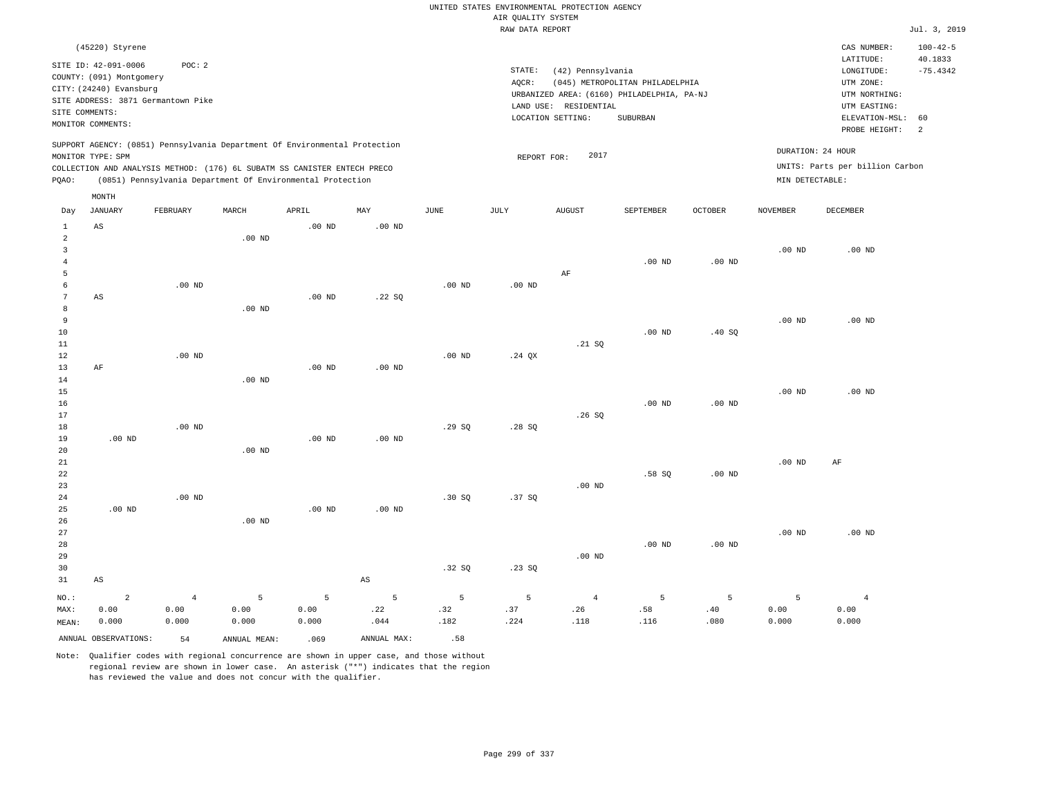UNITED STATES ENVIRONMENTAL PROTECTION AGENCY
AIR QUALITY SYSTEM
RAW DATA REPORT

Jul. 3, 2019

(45220) Styrene

SITE ID: 42-091-0006 POC: 2
COUNTY: (091) Montgomery
CITY: (24240) Evansburg
SITE ADDRESS: 3871 Germantown Pike
SITE COMMENTS:
MONITOR COMMENTS:

STATE: (42) Pennsylvania
AQCR: (045) METROPOLITAN PHILADELPHIA
URBANIZED AREA: (6160) PHILADELPHIA, PA-NJ
LAND USE: RESIDENTIAL
LOCATION SETTING: SUBURBAN

CAS NUMBER: 100-42-5
LATITUDE: 40.1833
LONGITUDE: -75.4342
UTM ZONE:
UTM NORTHING:
UTM EASTING:
ELEVATION-MSL: 60
PROBE HEIGHT: 2

SUPPORT AGENCY: (0851) Pennsylvania Department Of Environmental Protection
MONITOR TYPE: SPM
COLLECTION AND ANALYSIS METHOD: (176) 6L SUBATM SS CANISTER ENTECH PRECO
PQAO: (0851) Pennsylvania Department Of Environmental Protection

REPORT FOR: 2017

DURATION: 24 HOUR
UNITS: Parts per billion Carbon
MIN DETECTABLE:

| Day | JANUARY | FEBRUARY | MARCH | APRIL | MAY | JUNE | JULY | AUGUST | SEPTEMBER | OCTOBER | NOVEMBER | DECEMBER |
|---|---|---|---|---|---|---|---|---|---|---|---|---|
| 1 | AS | | | .00 ND | .00 ND | | | | | | | |
| 2 | | | .00 ND | | | | | | | | | |
| 3 | | | | | | | | | | | .00 ND | .00 ND |
| 4 | | | | | | | | | .00 ND | .00 ND | | |
| 5 | | | | | | | | AF | | | | |
| 6 | | .00 ND | | | | .00 ND | .00 ND | | | | | |
| 7 | AS | | | .00 ND | .22 SQ | | | | | | | |
| 8 | | | .00 ND | | | | | | | | | |
| 9 | | | | | | | | | | | .00 ND | .00 ND |
| 10 | | | | | | | | | .00 ND | .40 SQ | | |
| 11 | | | | | | | | .21 SQ | | | | |
| 12 | | .00 ND | | | | .00 ND | .24 QX | | | | | |
| 13 | AF | | | .00 ND | .00 ND | | | | | | | |
| 14 | | | .00 ND | | | | | | | | | |
| 15 | | | | | | | | | | | .00 ND | .00 ND |
| 16 | | | | | | | | | .00 ND | .00 ND | | |
| 17 | | | | | | | | .26 SQ | | | | |
| 18 | | .00 ND | | | | .29 SQ | .28 SQ | | | | | |
| 19 | .00 ND | | | .00 ND | .00 ND | | | | | | | |
| 20 | | | .00 ND | | | | | | | | | |
| 21 | | | | | | | | | | | .00 ND | AF |
| 22 | | | | | | | | | .58 SQ | .00 ND | | |
| 23 | | | | | | | | .00 ND | | | | |
| 24 | | .00 ND | | | | .30 SQ | .37 SQ | | | | | |
| 25 | .00 ND | | | .00 ND | .00 ND | | | | | | | |
| 26 | | | .00 ND | | | | | | | | | |
| 27 | | | | | | | | | | | .00 ND | .00 ND |
| 28 | | | | | | | | | .00 ND | .00 ND | | |
| 29 | | | | | | | | .00 ND | | | | |
| 30 | | | | | | .32 SQ | .23 SQ | | | | | |
| 31 | AS | | | | AS | | | | | | | |
| NO.: | 2 | 4 | 5 | 5 | 5 | 5 | 5 | 4 | 5 | 5 | 5 | 4 |
| MAX: | 0.00 | 0.00 | 0.00 | 0.00 | .22 | .32 | .37 | .26 | .58 | .40 | 0.00 | 0.00 |
| MEAN: | 0.000 | 0.000 | 0.000 | 0.000 | .044 | .182 | .224 | .118 | .116 | .080 | 0.000 | 0.000 |

ANNUAL OBSERVATIONS: 54 ANNUAL MEAN: .069 ANNUAL MAX: .58

Note: Qualifier codes with regional concurrence are shown in upper case, and those without regional review are shown in lower case. An asterisk ("*") indicates that the region has reviewed the value and does not concur with the qualifier.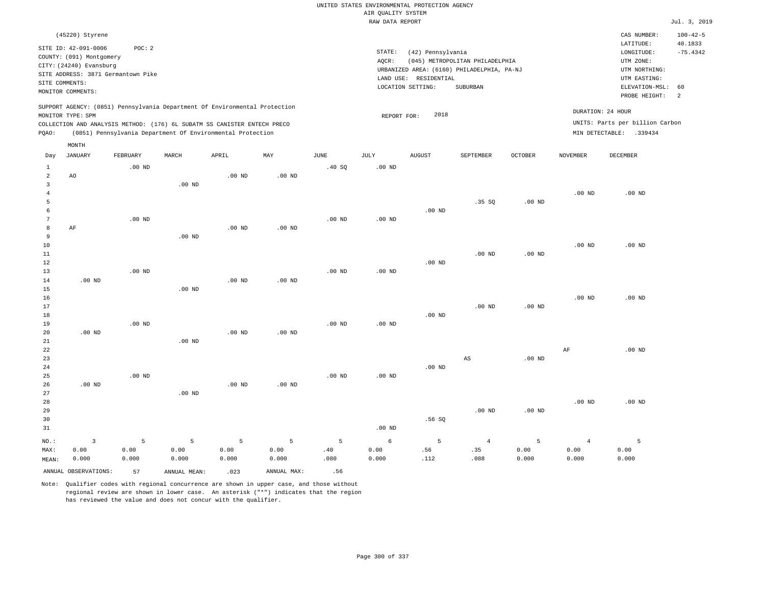UNITED STATES ENVIRONMENTAL PROTECTION AGENCY
AIR QUALITY SYSTEM
RAW DATA REPORT

Jul. 3, 2019

(45220) Styrene

SITE ID: 42-091-0006 POC: 2
COUNTY: (091) Montgomery
CITY: (24240) Evansburg
SITE ADDRESS: 3871 Germantown Pike
SITE COMMENTS:
MONITOR COMMENTS:

STATE: (42) Pennsylvania
AQCR: (045) METROPOLITAN PHILADELPHIA
URBANIZED AREA: (6160) PHILADELPHIA, PA-NJ
LAND USE: RESIDENTIAL
LOCATION SETTING: SUBURBAN

CAS NUMBER: 100-42-5
LATITUDE: 40.1833
LONGITUDE: -75.4342
UTM ZONE:
UTM NORTHING:
UTM EASTING:
ELEVATION-MSL: 60
PROBE HEIGHT: 2

SUPPORT AGENCY: (0851) Pennsylvania Department Of Environmental Protection
MONITOR TYPE: SPM
COLLECTION AND ANALYSIS METHOD: (176) 6L SUBATM SS CANISTER ENTECH PRECO
PQAO: (0851) Pennsylvania Department Of Environmental Protection

REPORT FOR: 2018

DURATION: 24 HOUR
UNITS: Parts per billion Carbon
MIN DETECTABLE: .339434

| Day | JANUARY | FEBRUARY | MARCH | APRIL | MAY | JUNE | JULY | AUGUST | SEPTEMBER | OCTOBER | NOVEMBER | DECEMBER |
|---|---|---|---|---|---|---|---|---|---|---|---|---|
| 1 | | .00 ND | | | | .40 SQ | .00 ND | | | | | |
| 2 | AO | | | .00 ND | .00 ND | | | | | | | |
| 3 | | | .00 ND | | | | | | | | | |
| 4 | | | | | | | | | | | .00 ND | .00 ND |
| 5 | | | | | | | | | .35 SQ | .00 ND | | |
| 6 | | | | | | | | .00 ND | | | | |
| 7 | | .00 ND | | | | .00 ND | .00 ND | | | | | |
| 8 | AF | | | .00 ND | .00 ND | | | | | | | |
| 9 | | | .00 ND | | | | | | | | | |
| 10 | | | | | | | | | | | .00 ND | .00 ND |
| 11 | | | | | | | | | .00 ND | .00 ND | | |
| 12 | | | | | | | | .00 ND | | | | |
| 13 | | .00 ND | | | | .00 ND | .00 ND | | | | | |
| 14 | .00 ND | | | .00 ND | .00 ND | | | | | | | |
| 15 | | | .00 ND | | | | | | | | | |
| 16 | | | | | | | | | | | .00 ND | .00 ND |
| 17 | | | | | | | | | .00 ND | .00 ND | | |
| 18 | | | | | | | | .00 ND | | | | |
| 19 | | .00 ND | | | | .00 ND | .00 ND | | | | | |
| 20 | .00 ND | | | .00 ND | .00 ND | | | | | | | |
| 21 | | | .00 ND | | | | | | | | | |
| 22 | | | | | | | | | | | AF | .00 ND |
| 23 | | | | | | | | | AS | .00 ND | | |
| 24 | | | | | | | | .00 ND | | | | |
| 25 | | .00 ND | | | | .00 ND | .00 ND | | | | | |
| 26 | .00 ND | | | .00 ND | .00 ND | | | | | | | |
| 27 | | | .00 ND | | | | | | | | | |
| 28 | | | | | | | | | | | .00 ND | .00 ND |
| 29 | | | | | | | | | .00 ND | .00 ND | | |
| 30 | | | | | | | | .56 SQ | | | | |
| 31 | | | | | | | .00 ND | | | | | |
| NO.: | 3 | 5 | 5 | 5 | 5 | 5 | 6 | 5 | 4 | 5 | 4 | 5 |
| MAX: | 0.00 | 0.00 | 0.00 | 0.00 | 0.00 | .40 | 0.00 | .56 | .35 | 0.00 | 0.00 | 0.00 |
| MEAN: | 0.000 | 0.000 | 0.000 | 0.000 | 0.000 | .080 | 0.000 | .112 | .088 | 0.000 | 0.000 | 0.000 |

ANNUAL OBSERVATIONS: 57 ANNUAL MEAN: .023 ANNUAL MAX: .56

Note: Qualifier codes with regional concurrence are shown in upper case, and those without regional review are shown in lower case. An asterisk ("*") indicates that the region has reviewed the value and does not concur with the qualifier.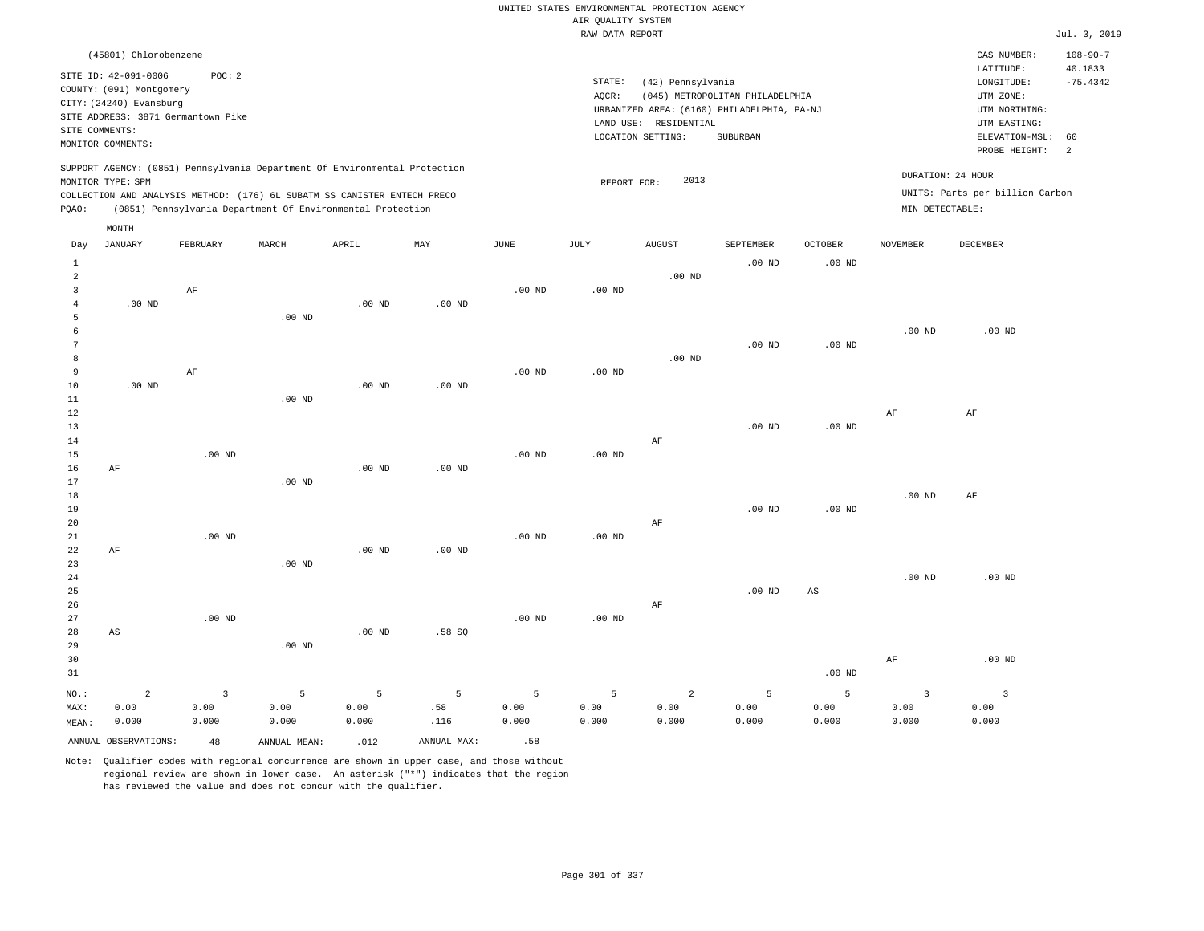UNITED STATES ENVIRONMENTAL PROTECTION AGENCY
AIR QUALITY SYSTEM
RAW DATA REPORT

Jul. 3, 2019

(45801) Chlorobenzene

SITE ID: 42-091-0006 POC: 2
COUNTY: (091) Montgomery
CITY: (24240) Evansburg
SITE ADDRESS: 3871 Germantown Pike
SITE COMMENTS:
MONITOR COMMENTS:

STATE: (42) Pennsylvania
AQCR: (045) METROPOLITAN PHILADELPHIA
URBANIZED AREA: (6160) PHILADELPHIA, PA-NJ
LAND USE: RESIDENTIAL
LOCATION SETTING: SUBURBAN

CAS NUMBER: 108-90-7
LATITUDE: 40.1833
LONGITUDE: -75.4342
UTM ZONE:
UTM NORTHING:
UTM EASTING:
ELEVATION-MSL: 60
PROBE HEIGHT: 2

SUPPORT AGENCY: (0851) Pennsylvania Department Of Environmental Protection
MONITOR TYPE: SPM
COLLECTION AND ANALYSIS METHOD: (176) 6L SUBATM SS CANISTER ENTECH PRECO
PQAO: (0851) Pennsylvania Department Of Environmental Protection

REPORT FOR: 2013

DURATION: 24 HOUR
UNITS: Parts per billion Carbon
MIN DETECTABLE:

| Day | JANUARY | FEBRUARY | MARCH | APRIL | MAY | JUNE | JULY | AUGUST | SEPTEMBER | OCTOBER | NOVEMBER | DECEMBER |
|---|---|---|---|---|---|---|---|---|---|---|---|---|
| 1 | | | | | | | | | .00 ND | .00 ND | | |
| 2 | | | | | | | | .00 ND | | | | |
| 3 | | AF | | | | .00 ND | .00 ND | | | | | |
| 4 | .00 ND | | | .00 ND | .00 ND | | | | | | | |
| 5 | | | .00 ND | | | | | | | | | |
| 6 | | | | | | | | | | | .00 ND | .00 ND |
| 7 | | | | | | | | | .00 ND | .00 ND | | |
| 8 | | | | | | | | .00 ND | | | | |
| 9 | | AF | | | | .00 ND | .00 ND | | | | | |
| 10 | .00 ND | | | .00 ND | .00 ND | | | | | | | |
| 11 | | | .00 ND | | | | | | | | | |
| 12 | | | | | | | | | | | AF | AF |
| 13 | | | | | | | | | .00 ND | .00 ND | | |
| 14 | | | | | | | | AF | | | | |
| 15 | | .00 ND | | | | .00 ND | .00 ND | | | | | |
| 16 | AF | | | .00 ND | .00 ND | | | | | | | |
| 17 | | | .00 ND | | | | | | | | | |
| 18 | | | | | | | | | | | .00 ND | AF |
| 19 | | | | | | | | | .00 ND | .00 ND | | |
| 20 | | | | | | | | AF | | | | |
| 21 | | .00 ND | | | | .00 ND | .00 ND | | | | | |
| 22 | AF | | | .00 ND | .00 ND | | | | | | | |
| 23 | | | .00 ND | | | | | | | | | |
| 24 | | | | | | | | | | | .00 ND | .00 ND |
| 25 | | | | | | | | | .00 ND | AS | | |
| 26 | | | | | | | | AF | | | | |
| 27 | | .00 ND | | | | .00 ND | .00 ND | | | | | |
| 28 | AS | | | .00 ND | .58 SQ | | | | | | | |
| 29 | | | .00 ND | | | | | | | | | |
| 30 | | | | | | | | | | | AF | .00 ND |
| 31 | | | | | | | | | | .00 ND | | |
| NO.: | 2 | 3 | 5 | 5 | 5 | 5 | 5 | 2 | 5 | 5 | 3 | 3 |
| MAX: | 0.00 | 0.00 | 0.00 | 0.00 | .58 | 0.00 | 0.00 | 0.00 | 0.00 | 0.00 | 0.00 | 0.00 |
| MEAN: | 0.000 | 0.000 | 0.000 | 0.000 | .116 | 0.000 | 0.000 | 0.000 | 0.000 | 0.000 | 0.000 | 0.000 |

ANNUAL OBSERVATIONS: 48 ANNUAL MEAN: .012 ANNUAL MAX: .58

Note: Qualifier codes with regional concurrence are shown in upper case, and those without regional review are shown in lower case. An asterisk ("*") indicates that the region has reviewed the value and does not concur with the qualifier.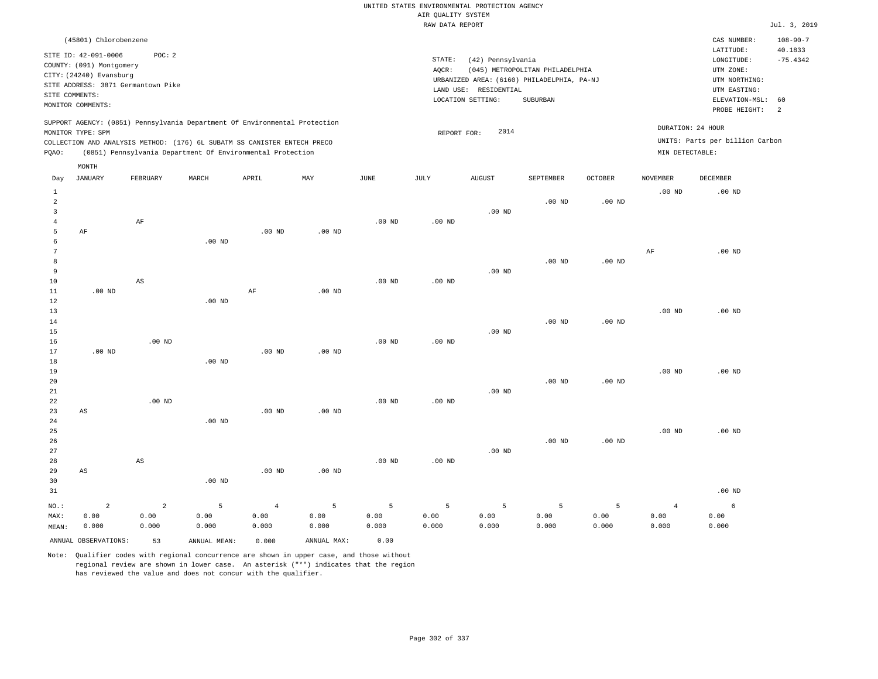UNITED STATES ENVIRONMENTAL PROTECTION AGENCY
AIR QUALITY SYSTEM
RAW DATA REPORT

Jul. 3, 2019

(45801) Chlorobenzene

SITE ID: 42-091-0006 POC: 2
COUNTY: (091) Montgomery
CITY: (24240) Evansburg
SITE ADDRESS: 3871 Germantown Pike
SITE COMMENTS:
MONITOR COMMENTS:

STATE: (42) Pennsylvania
AQCR: (045) METROPOLITAN PHILADELPHIA
URBANIZED AREA: (6160) PHILADELPHIA, PA-NJ
LAND USE: RESIDENTIAL
LOCATION SETTING: SUBURBAN

CAS NUMBER: 108-90-7
LATITUDE: 40.1833
LONGITUDE: -75.4342
UTM ZONE:
UTM NORTHING:
UTM EASTING:
ELEVATION-MSL: 60
PROBE HEIGHT: 2

SUPPORT AGENCY: (0851) Pennsylvania Department Of Environmental Protection
MONITOR TYPE: SPM
COLLECTION AND ANALYSIS METHOD: (176) 6L SUBATM SS CANISTER ENTECH PRECO
PQAO: (0851) Pennsylvania Department Of Environmental Protection

REPORT FOR: 2014

DURATION: 24 HOUR
UNITS: Parts per billion Carbon
MIN DETECTABLE:

| Day | JANUARY | FEBRUARY | MARCH | APRIL | MAY | JUNE | JULY | AUGUST | SEPTEMBER | OCTOBER | NOVEMBER | DECEMBER |
|---|---|---|---|---|---|---|---|---|---|---|---|---|
| 1 | | | | | | | | | | | .00 ND | .00 ND |
| 2 | | | | | | | | | .00 ND | .00 ND | | |
| 3 | | | | | | | | .00 ND | | | | |
| 4 | | AF | | | | .00 ND | .00 ND | | | | | |
| 5 | AF | | | .00 ND | .00 ND | | | | | | | |
| 6 | | | .00 ND | | | | | | | | | |
| 7 | | | | | | | | | | | AF | .00 ND |
| 8 | | | | | | | | | .00 ND | .00 ND | | |
| 9 | | | | | | | | .00 ND | | | | |
| 10 | | AS | | | | .00 ND | .00 ND | | | | | |
| 11 | .00 ND | | | AF | .00 ND | | | | | | | |
| 12 | | | .00 ND | | | | | | | | | |
| 13 | | | | | | | | | | | .00 ND | .00 ND |
| 14 | | | | | | | | | .00 ND | .00 ND | | |
| 15 | | | | | | | | .00 ND | | | | |
| 16 | | .00 ND | | | | .00 ND | .00 ND | | | | | |
| 17 | .00 ND | | | .00 ND | .00 ND | | | | | | | |
| 18 | | | .00 ND | | | | | | | | | |
| 19 | | | | | | | | | | | .00 ND | .00 ND |
| 20 | | | | | | | | | .00 ND | .00 ND | | |
| 21 | | | | | | | | .00 ND | | | | |
| 22 | | .00 ND | | | | .00 ND | .00 ND | | | | | |
| 23 | AS | | | .00 ND | .00 ND | | | | | | | |
| 24 | | | .00 ND | | | | | | | | | |
| 25 | | | | | | | | | | | .00 ND | .00 ND |
| 26 | | | | | | | | | .00 ND | .00 ND | | |
| 27 | | | | | | | | .00 ND | | | | |
| 28 | | AS | | | | .00 ND | .00 ND | | | | | |
| 29 | AS | | | .00 ND | .00 ND | | | | | | | |
| 30 | | | .00 ND | | | | | | | | | |
| 31 | | | | | | | | | | | | .00 ND |
| NO.: | 2 | 2 | 5 | 4 | 5 | 5 | 5 | 5 | 5 | 5 | 4 | 6 |
| MAX: | 0.00 | 0.00 | 0.00 | 0.00 | 0.00 | 0.00 | 0.00 | 0.00 | 0.00 | 0.00 | 0.00 | 0.00 |
| MEAN: | 0.000 | 0.000 | 0.000 | 0.000 | 0.000 | 0.000 | 0.000 | 0.000 | 0.000 | 0.000 | 0.000 | 0.000 |

ANNUAL OBSERVATIONS: 53 ANNUAL MEAN: 0.000 ANNUAL MAX: 0.00

Note: Qualifier codes with regional concurrence are shown in upper case, and those without regional review are shown in lower case. An asterisk ("*") indicates that the region has reviewed the value and does not concur with the qualifier.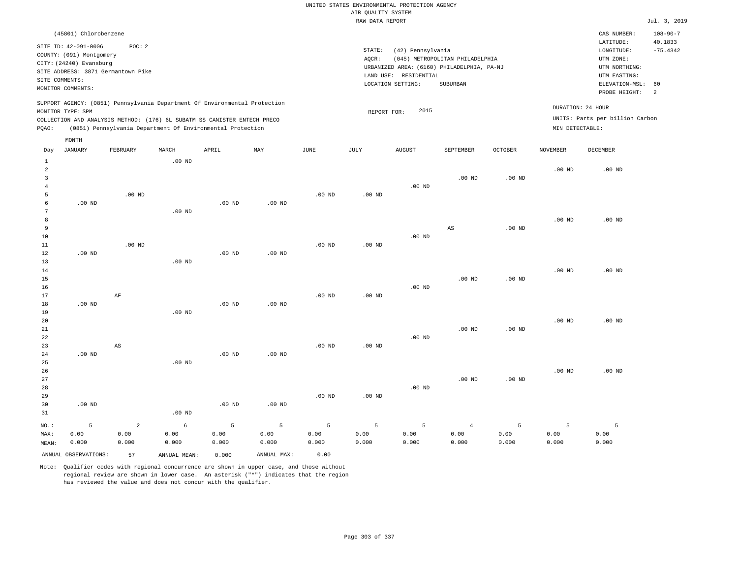UNITED STATES ENVIRONMENTAL PROTECTION AGENCY
AIR QUALITY SYSTEM
RAW DATA REPORT

Jul. 3, 2019

(45801) Chlorobenzene

SITE ID: 42-091-0006 POC: 2
COUNTY: (091) Montgomery
CITY: (24240) Evansburg
SITE ADDRESS: 3871 Germantown Pike
SITE COMMENTS:
MONITOR COMMENTS:

STATE: (42) Pennsylvania
AQCR: (045) METROPOLITAN PHILADELPHIA
URBANIZED AREA: (6160) PHILADELPHIA, PA-NJ
LAND USE: RESIDENTIAL
LOCATION SETTING: SUBURBAN

CAS NUMBER: 108-90-7
LATITUDE: 40.1833
LONGITUDE: -75.4342
UTM ZONE:
UTM NORTHING:
UTM EASTING:
ELEVATION-MSL: 60
PROBE HEIGHT: 2

SUPPORT AGENCY: (0851) Pennsylvania Department Of Environmental Protection
MONITOR TYPE: SPM
COLLECTION AND ANALYSIS METHOD: (176) 6L SUBATM SS CANISTER ENTECH PRECO
PQAO: (0851) Pennsylvania Department Of Environmental Protection

REPORT FOR: 2015

DURATION: 24 HOUR
UNITS: Parts per billion Carbon
MIN DETECTABLE:

| Day | JANUARY | FEBRUARY | MARCH | APRIL | MAY | JUNE | JULY | AUGUST | SEPTEMBER | OCTOBER | NOVEMBER | DECEMBER |
|---|---|---|---|---|---|---|---|---|---|---|---|---|
| 1 | | | .00 ND | | | | | | | | | |
| 2 | | | | | | | | | | | .00 ND | .00 ND |
| 3 | | | | | | | | | .00 ND | .00 ND | | |
| 4 | | | | | | | | .00 ND | | | | |
| 5 | | .00 ND | | | | .00 ND | .00 ND | | | | | |
| 6 | .00 ND | | | .00 ND | .00 ND | | | | | | | |
| 7 | | | .00 ND | | | | | | | | | |
| 8 | | | | | | | | | | | .00 ND | .00 ND |
| 9 | | | | | | | | | AS | .00 ND | | |
| 10 | | | | | | | | .00 ND | | | | |
| 11 | | .00 ND | | | | .00 ND | .00 ND | | | | | |
| 12 | .00 ND | | | .00 ND | .00 ND | | | | | | | |
| 13 | | | .00 ND | | | | | | | | | |
| 14 | | | | | | | | | | | .00 ND | .00 ND |
| 15 | | | | | | | | | .00 ND | .00 ND | | |
| 16 | | | | | | | | .00 ND | | | | |
| 17 | | AF | | | | .00 ND | .00 ND | | | | | |
| 18 | .00 ND | | | .00 ND | .00 ND | | | | | | | |
| 19 | | | .00 ND | | | | | | | | | |
| 20 | | | | | | | | | | | .00 ND | .00 ND |
| 21 | | | | | | | | | .00 ND | .00 ND | | |
| 22 | | | | | | | | .00 ND | | | | |
| 23 | | AS | | | | .00 ND | .00 ND | | | | | |
| 24 | .00 ND | | | .00 ND | .00 ND | | | | | | | |
| 25 | | | .00 ND | | | | | | | | | |
| 26 | | | | | | | | | | | .00 ND | .00 ND |
| 27 | | | | | | | | | .00 ND | .00 ND | | |
| 28 | | | | | | | | .00 ND | | | | |
| 29 | | | | | | .00 ND | .00 ND | | | | | |
| 30 | .00 ND | | | .00 ND | .00 ND | | | | | | | |
| 31 | | | .00 ND | | | | | | | | | |
| NO.: | 5 | 2 | 6 | 5 | 5 | 5 | 5 | 5 | 4 | 5 | 5 | 5 |
| MAX: | 0.00 | 0.00 | 0.00 | 0.00 | 0.00 | 0.00 | 0.00 | 0.00 | 0.00 | 0.00 | 0.00 | 0.00 |
| MEAN: | 0.000 | 0.000 | 0.000 | 0.000 | 0.000 | 0.000 | 0.000 | 0.000 | 0.000 | 0.000 | 0.000 | 0.000 |

ANNUAL OBSERVATIONS: 57 ANNUAL MEAN: 0.000 ANNUAL MAX: 0.00

Note: Qualifier codes with regional concurrence are shown in upper case, and those without regional review are shown in lower case. An asterisk ("*") indicates that the region has reviewed the value and does not concur with the qualifier.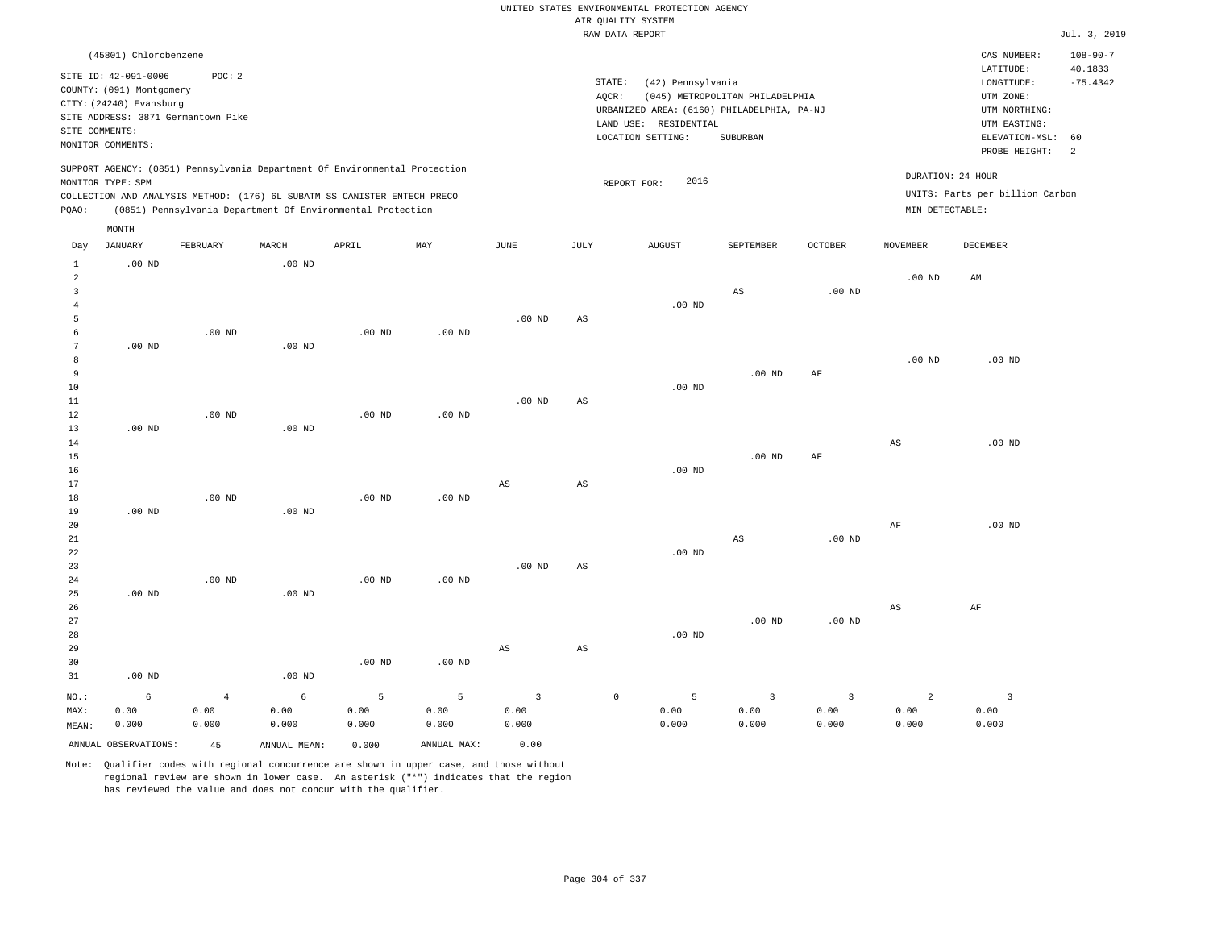UNITED STATES ENVIRONMENTAL PROTECTION AGENCY
AIR QUALITY SYSTEM
RAW DATA REPORT

Jul. 3, 2019

(45801) Chlorobenzene

SITE ID: 42-091-0006 POC: 2
COUNTY: (091) Montgomery
CITY: (24240) Evansburg
SITE ADDRESS: 3871 Germantown Pike
SITE COMMENTS:
MONITOR COMMENTS:

STATE: (42) Pennsylvania
AQCR: (045) METROPOLITAN PHILADELPHIA
URBANIZED AREA: (6160) PHILADELPHIA, PA-NJ
LAND USE: RESIDENTIAL
LOCATION SETTING: SUBURBAN

CAS NUMBER: 108-90-7
LATITUDE: 40.1833
LONGITUDE: -75.4342
UTM ZONE:
UTM NORTHING:
UTM EASTING:
ELEVATION-MSL: 60
PROBE HEIGHT: 2

SUPPORT AGENCY: (0851) Pennsylvania Department Of Environmental Protection
MONITOR TYPE: SPM
COLLECTION AND ANALYSIS METHOD: (176) 6L SUBATM SS CANISTER ENTECH PRECO
PQAO: (0851) Pennsylvania Department Of Environmental Protection

REPORT FOR: 2016

DURATION: 24 HOUR
UNITS: Parts per billion Carbon
MIN DETECTABLE:

| Day | JANUARY | FEBRUARY | MARCH | APRIL | MAY | JUNE | JULY | AUGUST | SEPTEMBER | OCTOBER | NOVEMBER | DECEMBER |
|---|---|---|---|---|---|---|---|---|---|---|---|---|
| 1 | .00 ND | | .00 ND | | | | | | | | | |
| 2 | | | | | | | | | | | .00 ND | AM |
| 3 | | | | | | | | | AS | .00 ND | | |
| 4 | | | | | | | | .00 ND | | | | |
| 5 | | | | | | .00 ND | AS | | | | | |
| 6 | | .00 ND | | .00 ND | .00 ND | | | | | | | |
| 7 | .00 ND | | .00 ND | | | | | | | | | |
| 8 | | | | | | | | | | | .00 ND | .00 ND |
| 9 | | | | | | | | | .00 ND | AF | | |
| 10 | | | | | | | | .00 ND | | | | |
| 11 | | | | | | .00 ND | AS | | | | | |
| 12 | | .00 ND | | .00 ND | .00 ND | | | | | | | |
| 13 | .00 ND | | .00 ND | | | | | | | | | |
| 14 | | | | | | | | | | | AS | .00 ND |
| 15 | | | | | | | | | .00 ND | AF | | |
| 16 | | | | | | | | .00 ND | | | | |
| 17 | | | | | | AS | AS | | | | | |
| 18 | | .00 ND | | .00 ND | .00 ND | | | | | | | |
| 19 | .00 ND | | .00 ND | | | | | | | | | |
| 20 | | | | | | | | | | | AF | .00 ND |
| 21 | | | | | | | | | AS | .00 ND | | |
| 22 | | | | | | | | .00 ND | | | | |
| 23 | | | | | | .00 ND | AS | | | | | |
| 24 | | .00 ND | | .00 ND | .00 ND | | | | | | | |
| 25 | .00 ND | | .00 ND | | | | | | | | | |
| 26 | | | | | | | | | | | AS | AF |
| 27 | | | | | | | | | .00 ND | .00 ND | | |
| 28 | | | | | | | | .00 ND | | | | |
| 29 | | | | | | AS | AS | | | | | |
| 30 | | | | .00 ND | .00 ND | | | | | | | |
| 31 | .00 ND | | .00 ND | | | | | | | | | |
| NO.: | 6 | 4 | 6 | 5 | 5 | 3 | 0 | 5 | 3 | 3 | 2 | 3 |
| MAX: | 0.00 | 0.00 | 0.00 | 0.00 | 0.00 | 0.00 | | 0.00 | 0.00 | 0.00 | 0.00 | 0.00 |
| MEAN: | 0.000 | 0.000 | 0.000 | 0.000 | 0.000 | 0.000 | | 0.000 | 0.000 | 0.000 | 0.000 | 0.000 |

ANNUAL OBSERVATIONS: 45 ANNUAL MEAN: 0.000 ANNUAL MAX: 0.00

Note: Qualifier codes with regional concurrence are shown in upper case, and those without regional review are shown in lower case. An asterisk ("*") indicates that the region has reviewed the value and does not concur with the qualifier.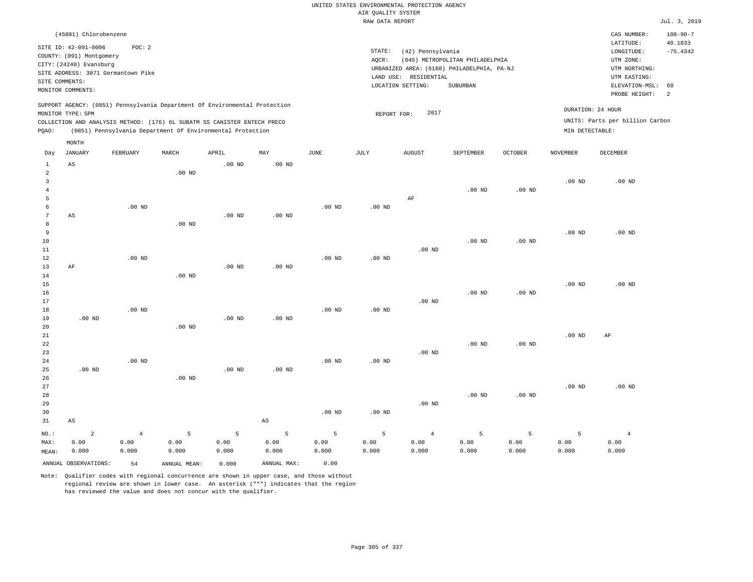UNITED STATES ENVIRONMENTAL PROTECTION AGENCY
AIR QUALITY SYSTEM
RAW DATA REPORT

Jul. 3, 2019

(45801) Chlorobenzene

SITE ID: 42-091-0006 POC: 2
COUNTY: (091) Montgomery
CITY: (24240) Evansburg
SITE ADDRESS: 3871 Germantown Pike
SITE COMMENTS:
MONITOR COMMENTS:

STATE: (42) Pennsylvania
AQCR: (045) METROPOLITAN PHILADELPHIA
URBANIZED AREA: (6160) PHILADELPHIA, PA-NJ
LAND USE: RESIDENTIAL
LOCATION SETTING: SUBURBAN

CAS NUMBER: 108-90-7
LATITUDE: 40.1833
LONGITUDE: -75.4342
UTM ZONE:
UTM NORTHING:
UTM EASTING:
ELEVATION-MSL: 60
PROBE HEIGHT: 2

SUPPORT AGENCY: (0851) Pennsylvania Department Of Environmental Protection
MONITOR TYPE: SPM
COLLECTION AND ANALYSIS METHOD: (176) 6L SUBATM SS CANISTER ENTECH PRECO
PQAO: (0851) Pennsylvania Department Of Environmental Protection

REPORT FOR: 2017

DURATION: 24 HOUR
UNITS: Parts per billion Carbon
MIN DETECTABLE:

| Day | JANUARY | FEBRUARY | MARCH | APRIL | MAY | JUNE | JULY | AUGUST | SEPTEMBER | OCTOBER | NOVEMBER | DECEMBER |
|---|---|---|---|---|---|---|---|---|---|---|---|---|
| 1 | AS | | | .00 ND | .00 ND | | | | | | | |
| 2 | | | .00 ND | | | | | | | | | |
| 3 | | | | | | | | | | | .00 ND | .00 ND |
| 4 | | | | | | | | | .00 ND | .00 ND | | |
| 5 | | | | | | | | AF | | | | |
| 6 | | .00 ND | | | | .00 ND | .00 ND | | | | | |
| 7 | AS | | | .00 ND | .00 ND | | | | | | | |
| 8 | | | .00 ND | | | | | | | | | |
| 9 | | | | | | | | | | | .00 ND | .00 ND |
| 10 | | | | | | | | | .00 ND | .00 ND | | |
| 11 | | | | | | | | .00 ND | | | | |
| 12 | | .00 ND | | | | .00 ND | .00 ND | | | | | |
| 13 | AF | | | .00 ND | .00 ND | | | | | | | |
| 14 | | | .00 ND | | | | | | | | | |
| 15 | | | | | | | | | | | .00 ND | .00 ND |
| 16 | | | | | | | | | .00 ND | .00 ND | | |
| 17 | | | | | | | | .00 ND | | | | |
| 18 | | .00 ND | | | | .00 ND | .00 ND | | | | | |
| 19 | .00 ND | | | .00 ND | .00 ND | | | | | | | |
| 20 | | | .00 ND | | | | | | | | | |
| 21 | | | | | | | | | | | .00 ND | AF |
| 22 | | | | | | | | | .00 ND | .00 ND | | |
| 23 | | | | | | | | .00 ND | | | | |
| 24 | | .00 ND | | | | .00 ND | .00 ND | | | | | |
| 25 | .00 ND | | | .00 ND | .00 ND | | | | | | | |
| 26 | | | .00 ND | | | | | | | | | |
| 27 | | | | | | | | | | | .00 ND | .00 ND |
| 28 | | | | | | | | | .00 ND | .00 ND | | |
| 29 | | | | | | | | .00 ND | | | | |
| 30 | | | | | | .00 ND | .00 ND | | | | | |
| 31 | AS | | | | AS | | | | | | | |
| NO.: | 2 | 4 | 5 | 5 | 5 | 5 | 5 | 4 | 5 | 5 | 5 | 4 |
| MAX: | 0.00 | 0.00 | 0.00 | 0.00 | 0.00 | 0.00 | 0.00 | 0.00 | 0.00 | 0.00 | 0.00 | 0.00 |
| MEAN: | 0.000 | 0.000 | 0.000 | 0.000 | 0.000 | 0.000 | 0.000 | 0.000 | 0.000 | 0.000 | 0.000 | 0.000 |

ANNUAL OBSERVATIONS: 54 ANNUAL MEAN: 0.000 ANNUAL MAX: 0.00

Note: Qualifier codes with regional concurrence are shown in upper case, and those without regional review are shown in lower case. An asterisk ("*") indicates that the region has reviewed the value and does not concur with the qualifier.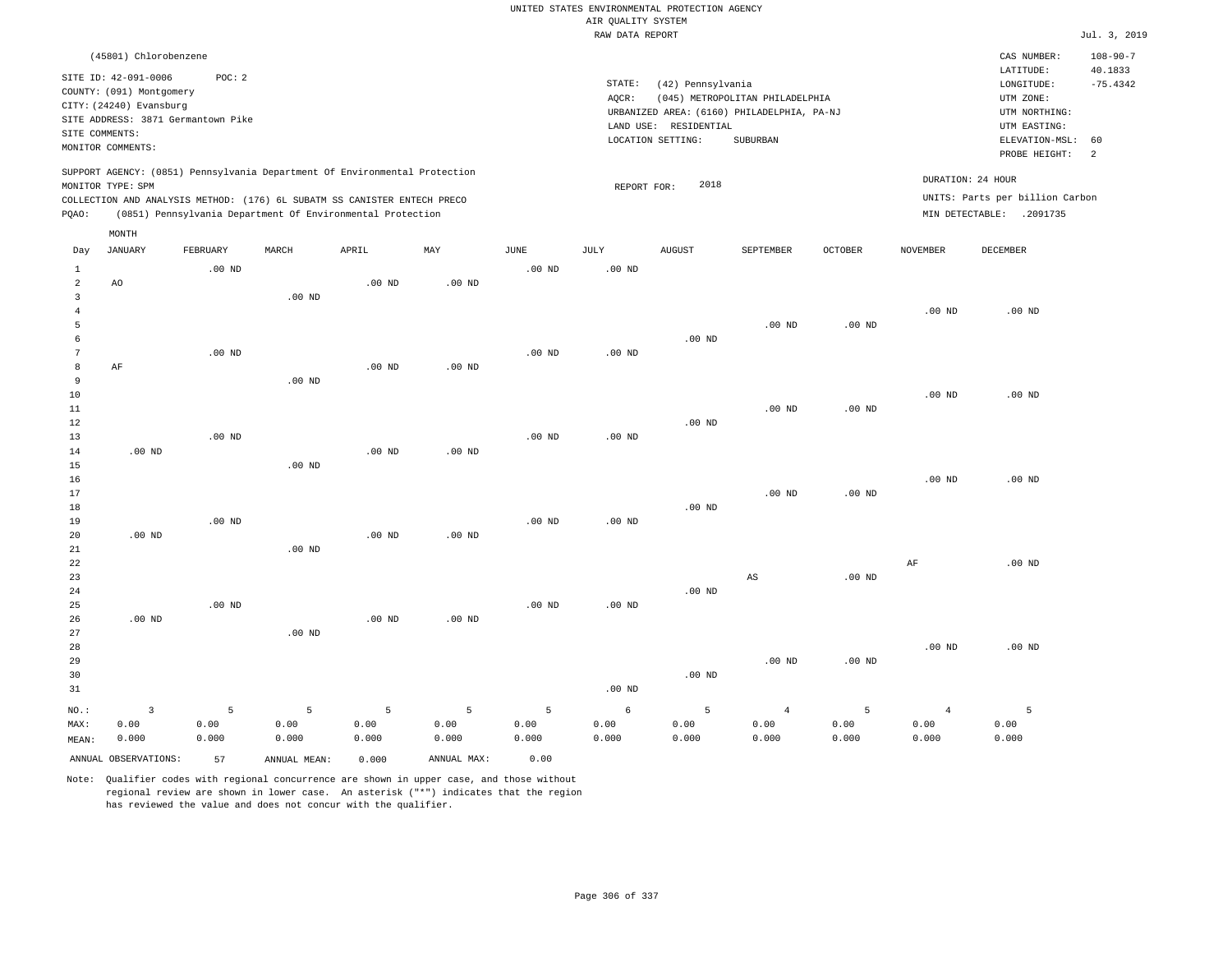UNITED STATES ENVIRONMENTAL PROTECTION AGENCY
AIR QUALITY SYSTEM
RAW DATA REPORT

Jul. 3, 2019

(45801) Chlorobenzene

SITE ID: 42-091-0006 POC: 2
COUNTY: (091) Montgomery
CITY: (24240) Evansburg
SITE ADDRESS: 3871 Germantown Pike
SITE COMMENTS:
MONITOR COMMENTS:

STATE: (42) Pennsylvania
AQCR: (045) METROPOLITAN PHILADELPHIA
URBANIZED AREA: (6160) PHILADELPHIA, PA-NJ
LAND USE: RESIDENTIAL
LOCATION SETTING: SUBURBAN

CAS NUMBER: 108-90-7
LATITUDE: 40.1833
LONGITUDE: -75.4342
UTM ZONE:
UTM NORTHING:
UTM EASTING:
ELEVATION-MSL: 60
PROBE HEIGHT: 2

SUPPORT AGENCY: (0851) Pennsylvania Department Of Environmental Protection
MONITOR TYPE: SPM
COLLECTION AND ANALYSIS METHOD: (176) 6L SUBATM SS CANISTER ENTECH PRECO
PQAO: (0851) Pennsylvania Department Of Environmental Protection

REPORT FOR: 2018

DURATION: 24 HOUR
UNITS: Parts per billion Carbon
MIN DETECTABLE: .2091735

| Day | JANUARY | FEBRUARY | MARCH | APRIL | MAY | JUNE | JULY | AUGUST | SEPTEMBER | OCTOBER | NOVEMBER | DECEMBER |
|---|---|---|---|---|---|---|---|---|---|---|---|---|
| 1 | | .00 ND | | | | .00 ND | .00 ND | | | | | |
| 2 | AO | | | .00 ND | .00 ND | | | | | | | |
| 3 | | | .00 ND | | | | | | | | | |
| 4 | | | | | | | | | | | .00 ND | .00 ND |
| 5 | | | | | | | | | .00 ND | .00 ND | | |
| 6 | | | | | | | | .00 ND | | | | |
| 7 | | .00 ND | | | | .00 ND | .00 ND | | | | | |
| 8 | AF | | | .00 ND | .00 ND | | | | | | | |
| 9 | | | .00 ND | | | | | | | | | |
| 10 | | | | | | | | | | | .00 ND | .00 ND |
| 11 | | | | | | | | | .00 ND | .00 ND | | |
| 12 | | | | | | | | .00 ND | | | | |
| 13 | | .00 ND | | | | .00 ND | .00 ND | | | | | |
| 14 | .00 ND | | | .00 ND | .00 ND | | | | | | | |
| 15 | | | .00 ND | | | | | | | | | |
| 16 | | | | | | | | | | | .00 ND | .00 ND |
| 17 | | | | | | | | | .00 ND | .00 ND | | |
| 18 | | | | | | | | .00 ND | | | | |
| 19 | | .00 ND | | | | .00 ND | .00 ND | | | | | |
| 20 | .00 ND | | | .00 ND | .00 ND | | | | | | | |
| 21 | | | .00 ND | | | | | | | | | |
| 22 | | | | | | | | | | | AF | .00 ND |
| 23 | | | | | | | | | AS | .00 ND | | |
| 24 | | | | | | | | .00 ND | | | | |
| 25 | | .00 ND | | | | .00 ND | .00 ND | | | | | |
| 26 | .00 ND | | | .00 ND | .00 ND | | | | | | | |
| 27 | | | .00 ND | | | | | | | | | |
| 28 | | | | | | | | | | | .00 ND | .00 ND |
| 29 | | | | | | | | | .00 ND | .00 ND | | |
| 30 | | | | | | | | .00 ND | | | | |
| 31 | | | | | | | .00 ND | | | | | |
| NO.: | 3 | 5 | 5 | 5 | 5 | 5 | 6 | 5 | 4 | 5 | 4 | 5 |
| MAX: | 0.00 | 0.00 | 0.00 | 0.00 | 0.00 | 0.00 | 0.00 | 0.00 | 0.00 | 0.00 | 0.00 | 0.00 |
| MEAN: | 0.000 | 0.000 | 0.000 | 0.000 | 0.000 | 0.000 | 0.000 | 0.000 | 0.000 | 0.000 | 0.000 | 0.000 |

ANNUAL OBSERVATIONS: 57 ANNUAL MEAN: 0.000 ANNUAL MAX: 0.00

Note: Qualifier codes with regional concurrence are shown in upper case, and those without regional review are shown in lower case. An asterisk ("*") indicates that the region has reviewed the value and does not concur with the qualifier.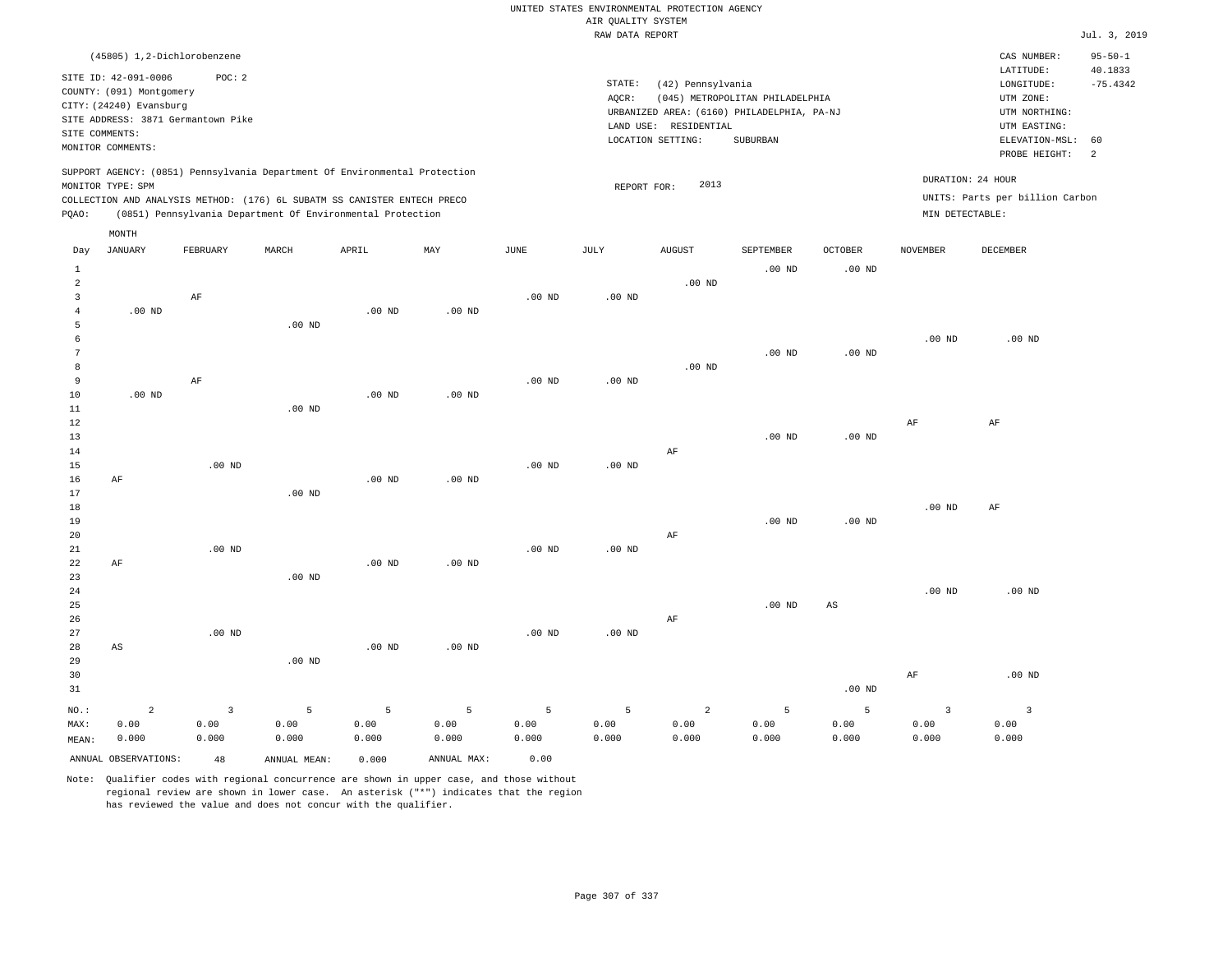UNITED STATES ENVIRONMENTAL PROTECTION AGENCY
AIR QUALITY SYSTEM
RAW DATA REPORT

Jul. 3, 2019

(45805) 1,2-Dichlorobenzene

SITE ID: 42-091-0006 POC: 2
COUNTY: (091) Montgomery
CITY: (24240) Evansburg
SITE ADDRESS: 3871 Germantown Pike
SITE COMMENTS:
MONITOR COMMENTS:

STATE: (42) Pennsylvania
AQCR: (045) METROPOLITAN PHILADELPHIA
URBANIZED AREA: (6160) PHILADELPHIA, PA-NJ
LAND USE: RESIDENTIAL
LOCATION SETTING: SUBURBAN

CAS NUMBER: 95-50-1
LATITUDE: 40.1833
LONGITUDE: -75.4342
UTM ZONE:
UTM NORTHING:
UTM EASTING:
ELEVATION-MSL: 60
PROBE HEIGHT: 2

SUPPORT AGENCY: (0851) Pennsylvania Department Of Environmental Protection
MONITOR TYPE: SPM
COLLECTION AND ANALYSIS METHOD: (176) 6L SUBATM SS CANISTER ENTECH PRECO
PQAO: (0851) Pennsylvania Department Of Environmental Protection

REPORT FOR: 2013

DURATION: 24 HOUR
UNITS: Parts per billion Carbon
MIN DETECTABLE:

| Day | JANUARY | FEBRUARY | MARCH | APRIL | MAY | JUNE | JULY | AUGUST | SEPTEMBER | OCTOBER | NOVEMBER | DECEMBER |
|---|---|---|---|---|---|---|---|---|---|---|---|---|
| 1 | | | | | | | | | .00 ND | .00 ND | | |
| 2 | | | | | | | | .00 ND | | | | |
| 3 | | AF | | | | .00 ND | .00 ND | | | | | |
| 4 | .00 ND | | | .00 ND | .00 ND | | | | | | | |
| 5 | | | .00 ND | | | | | | | | | |
| 6 | | | | | | | | | | | .00 ND | .00 ND |
| 7 | | | | | | | | | .00 ND | .00 ND | | |
| 8 | | | | | | | | .00 ND | | | | |
| 9 | | AF | | | | .00 ND | .00 ND | | | | | |
| 10 | .00 ND | | | .00 ND | .00 ND | | | | | | | |
| 11 | | | .00 ND | | | | | | | | | |
| 12 | | | | | | | | | | | AF | AF |
| 13 | | | | | | | | | .00 ND | .00 ND | | |
| 14 | | | | | | | | AF | | | | |
| 15 | | .00 ND | | | | .00 ND | .00 ND | | | | | |
| 16 | AF | | | .00 ND | .00 ND | | | | | | | |
| 17 | | | .00 ND | | | | | | | | | |
| 18 | | | | | | | | | | | .00 ND | AF |
| 19 | | | | | | | | | .00 ND | .00 ND | | |
| 20 | | | | | | | | AF | | | | |
| 21 | | .00 ND | | | | .00 ND | .00 ND | | | | | |
| 22 | AF | | | .00 ND | .00 ND | | | | | | | |
| 23 | | | .00 ND | | | | | | | | | |
| 24 | | | | | | | | | | | .00 ND | .00 ND |
| 25 | | | | | | | | | .00 ND | AS | | |
| 26 | | | | | | | | AF | | | | |
| 27 | | .00 ND | | | | .00 ND | .00 ND | | | | | |
| 28 | AS | | | .00 ND | .00 ND | | | | | | | |
| 29 | | | .00 ND | | | | | | | | | |
| 30 | | | | | | | | | | | AF | .00 ND |
| 31 | | | | | | | | | | .00 ND | | |
| NO.: | 2 | 3 | 5 | 5 | 5 | 5 | 5 | 2 | 5 | 5 | 3 | 3 |
| MAX: | 0.00 | 0.00 | 0.00 | 0.00 | 0.00 | 0.00 | 0.00 | 0.00 | 0.00 | 0.00 | 0.00 | 0.00 |
| MEAN: | 0.000 | 0.000 | 0.000 | 0.000 | 0.000 | 0.000 | 0.000 | 0.000 | 0.000 | 0.000 | 0.000 | 0.000 |

ANNUAL OBSERVATIONS: 48 ANNUAL MEAN: 0.000 ANNUAL MAX: 0.00

Note: Qualifier codes with regional concurrence are shown in upper case, and those without regional review are shown in lower case. An asterisk ("*") indicates that the region has reviewed the value and does not concur with the qualifier.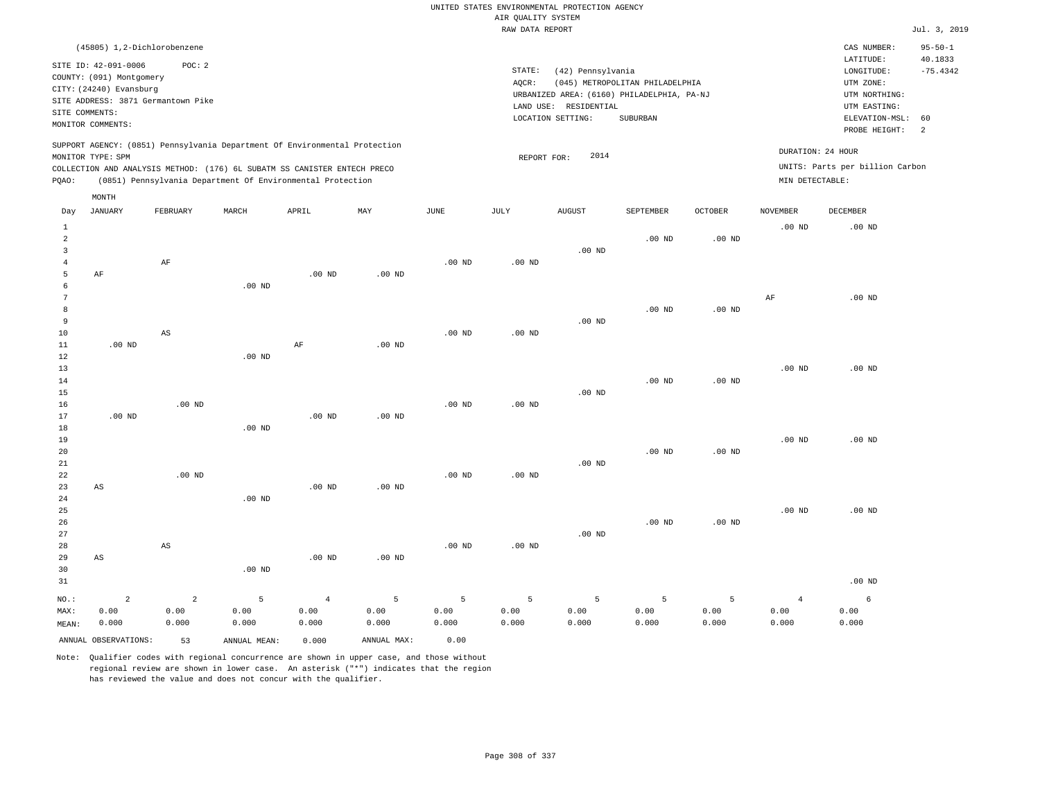UNITED STATES ENVIRONMENTAL PROTECTION AGENCY
AIR QUALITY SYSTEM
RAW DATA REPORT

Jul. 3, 2019

(45805) 1,2-Dichlorobenzene

SITE ID: 42-091-0006 POC: 2
COUNTY: (091) Montgomery
CITY: (24240) Evansburg
SITE ADDRESS: 3871 Germantown Pike
SITE COMMENTS:
MONITOR COMMENTS:

STATE: (42) Pennsylvania
AQCR: (045) METROPOLITAN PHILADELPHIA
URBANIZED AREA: (6160) PHILADELPHIA, PA-NJ
LAND USE: RESIDENTIAL
LOCATION SETTING: SUBURBAN

CAS NUMBER: 95-50-1
LATITUDE: 40.1833
LONGITUDE: -75.4342
UTM ZONE:
UTM NORTHING:
UTM EASTING:
ELEVATION-MSL: 60
PROBE HEIGHT: 2

SUPPORT AGENCY: (0851) Pennsylvania Department Of Environmental Protection
MONITOR TYPE: SPM
COLLECTION AND ANALYSIS METHOD: (176) 6L SUBATM SS CANISTER ENTECH PRECO
PQAO: (0851) Pennsylvania Department Of Environmental Protection

REPORT FOR: 2014

DURATION: 24 HOUR
UNITS: Parts per billion Carbon
MIN DETECTABLE:

| Day | JANUARY | FEBRUARY | MARCH | APRIL | MAY | JUNE | JULY | AUGUST | SEPTEMBER | OCTOBER | NOVEMBER | DECEMBER |
|---|---|---|---|---|---|---|---|---|---|---|---|---|
| 1 | | | | | | | | | | | .00 ND | .00 ND |
| 2 | | | | | | | | | .00 ND | .00 ND | | |
| 3 | | | | | | | | .00 ND | | | | |
| 4 | | AF | | | | .00 ND | .00 ND | | | | | |
| 5 | AF | | | .00 ND | .00 ND | | | | | | | |
| 6 | | | .00 ND | | | | | | | | | |
| 7 | | | | | | | | | | | AF | .00 ND |
| 8 | | | | | | | | | .00 ND | .00 ND | | |
| 9 | | | | | | | | .00 ND | | | | |
| 10 | | AS | | | | .00 ND | .00 ND | | | | | |
| 11 | .00 ND | | | AF | .00 ND | | | | | | | |
| 12 | | | .00 ND | | | | | | | | | |
| 13 | | | | | | | | | | | .00 ND | .00 ND |
| 14 | | | | | | | | | .00 ND | .00 ND | | |
| 15 | | | | | | | | .00 ND | | | | |
| 16 | | .00 ND | | | | .00 ND | .00 ND | | | | | |
| 17 | .00 ND | | | .00 ND | .00 ND | | | | | | | |
| 18 | | | .00 ND | | | | | | | | | |
| 19 | | | | | | | | | | | .00 ND | .00 ND |
| 20 | | | | | | | | | .00 ND | .00 ND | | |
| 21 | | | | | | | | .00 ND | | | | |
| 22 | | .00 ND | | | | .00 ND | .00 ND | | | | | |
| 23 | AS | | | .00 ND | .00 ND | | | | | | | |
| 24 | | | .00 ND | | | | | | | | | |
| 25 | | | | | | | | | | | .00 ND | .00 ND |
| 26 | | | | | | | | | .00 ND | .00 ND | | |
| 27 | | | | | | | | .00 ND | | | | |
| 28 | | AS | | | | .00 ND | .00 ND | | | | | |
| 29 | AS | | | .00 ND | .00 ND | | | | | | | |
| 30 | | | .00 ND | | | | | | | | | |
| 31 | | | | | | | | | | | | .00 ND |
| NO.: | 2 | 2 | 5 | 4 | 5 | 5 | 5 | 5 | 5 | 5 | 4 | 6 |
| MAX: | 0.00 | 0.00 | 0.00 | 0.00 | 0.00 | 0.00 | 0.00 | 0.00 | 0.00 | 0.00 | 0.00 | 0.00 |
| MEAN: | 0.000 | 0.000 | 0.000 | 0.000 | 0.000 | 0.000 | 0.000 | 0.000 | 0.000 | 0.000 | 0.000 | 0.000 |

ANNUAL OBSERVATIONS: 53 ANNUAL MEAN: 0.000 ANNUAL MAX: 0.00

Note: Qualifier codes with regional concurrence are shown in upper case, and those without regional review are shown in lower case. An asterisk ("*") indicates that the region has reviewed the value and does not concur with the qualifier.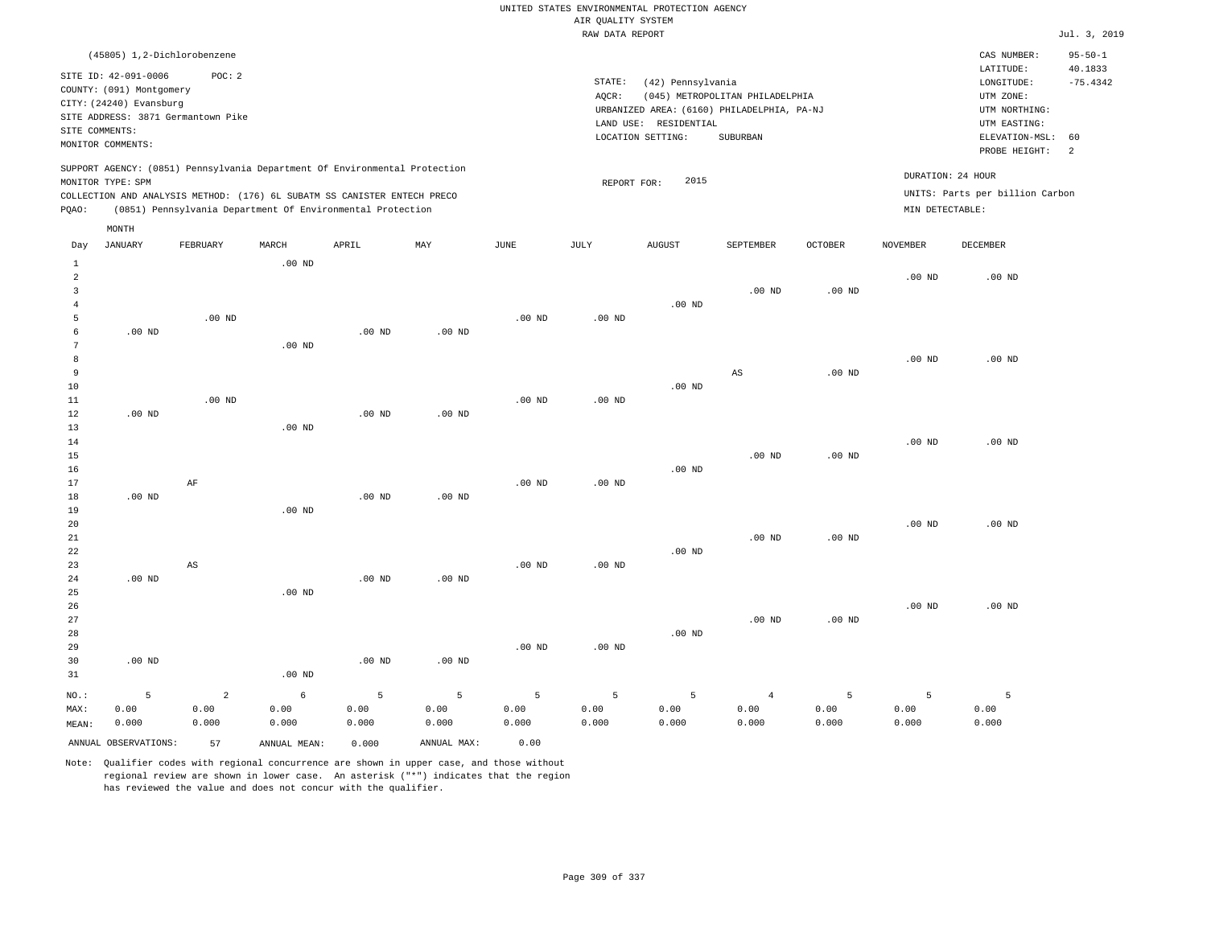UNITED STATES ENVIRONMENTAL PROTECTION AGENCY
AIR QUALITY SYSTEM
RAW DATA REPORT

Jul. 3, 2019

(45805) 1,2-Dichlorobenzene

SITE ID: 42-091-0006 POC: 2
COUNTY: (091) Montgomery
CITY: (24240) Evansburg
SITE ADDRESS: 3871 Germantown Pike
SITE COMMENTS:
MONITOR COMMENTS:

STATE: (42) Pennsylvania
AQCR: (045) METROPOLITAN PHILADELPHIA
URBANIZED AREA: (6160) PHILADELPHIA, PA-NJ
LAND USE: RESIDENTIAL
LOCATION SETTING: SUBURBAN

CAS NUMBER: 95-50-1
LATITUDE: 40.1833
LONGITUDE: -75.4342
UTM ZONE:
UTM NORTHING:
UTM EASTING:
ELEVATION-MSL: 60
PROBE HEIGHT: 2

SUPPORT AGENCY: (0851) Pennsylvania Department Of Environmental Protection
MONITOR TYPE: SPM
COLLECTION AND ANALYSIS METHOD: (176) 6L SUBATM SS CANISTER ENTECH PRECO
PQAO: (0851) Pennsylvania Department Of Environmental Protection

REPORT FOR: 2015

DURATION: 24 HOUR
UNITS: Parts per billion Carbon
MIN DETECTABLE:

| Day | JANUARY | FEBRUARY | MARCH | APRIL | MAY | JUNE | JULY | AUGUST | SEPTEMBER | OCTOBER | NOVEMBER | DECEMBER |
|---|---|---|---|---|---|---|---|---|---|---|---|---|
| 1 | | | .00 ND | | | | | | | | | |
| 2 | | | | | | | | | | | .00 ND | .00 ND |
| 3 | | | | | | | | | .00 ND | .00 ND | | |
| 4 | | | | | | | | .00 ND | | | | |
| 5 | | .00 ND | | | | .00 ND | .00 ND | | | | | |
| 6 | .00 ND | | | .00 ND | .00 ND | | | | | | | |
| 7 | | | .00 ND | | | | | | | | | |
| 8 | | | | | | | | | | | .00 ND | .00 ND |
| 9 | | | | | | | | | AS | .00 ND | | |
| 10 | | | | | | | | .00 ND | | | | |
| 11 | | .00 ND | | | | .00 ND | .00 ND | | | | | |
| 12 | .00 ND | | | .00 ND | .00 ND | | | | | | | |
| 13 | | | .00 ND | | | | | | | | | |
| 14 | | | | | | | | | | | .00 ND | .00 ND |
| 15 | | | | | | | | | .00 ND | .00 ND | | |
| 16 | | | | | | | | .00 ND | | | | |
| 17 | | AF | | | | .00 ND | .00 ND | | | | | |
| 18 | .00 ND | | | .00 ND | .00 ND | | | | | | | |
| 19 | | | .00 ND | | | | | | | | | |
| 20 | | | | | | | | | | | .00 ND | .00 ND |
| 21 | | | | | | | | | .00 ND | .00 ND | | |
| 22 | | | | | | | | .00 ND | | | | |
| 23 | | AS | | | | .00 ND | .00 ND | | | | | |
| 24 | .00 ND | | | .00 ND | .00 ND | | | | | | | |
| 25 | | | .00 ND | | | | | | | | | |
| 26 | | | | | | | | | | | .00 ND | .00 ND |
| 27 | | | | | | | | | .00 ND | .00 ND | | |
| 28 | | | | | | | | .00 ND | | | | |
| 29 | | | | | | .00 ND | .00 ND | | | | | |
| 30 | .00 ND | | | .00 ND | .00 ND | | | | | | | |
| 31 | | | .00 ND | | | | | | | | | |
| NO.: | 5 | 2 | 6 | 5 | 5 | 5 | 5 | 5 | 4 | 5 | 5 | 5 |
| MAX: | 0.00 | 0.00 | 0.00 | 0.00 | 0.00 | 0.00 | 0.00 | 0.00 | 0.00 | 0.00 | 0.00 | 0.00 |
| MEAN: | 0.000 | 0.000 | 0.000 | 0.000 | 0.000 | 0.000 | 0.000 | 0.000 | 0.000 | 0.000 | 0.000 | 0.000 |

ANNUAL OBSERVATIONS: 57 ANNUAL MEAN: 0.000 ANNUAL MAX: 0.00

Note: Qualifier codes with regional concurrence are shown in upper case, and those without regional review are shown in lower case. An asterisk ("*") indicates that the region has reviewed the value and does not concur with the qualifier.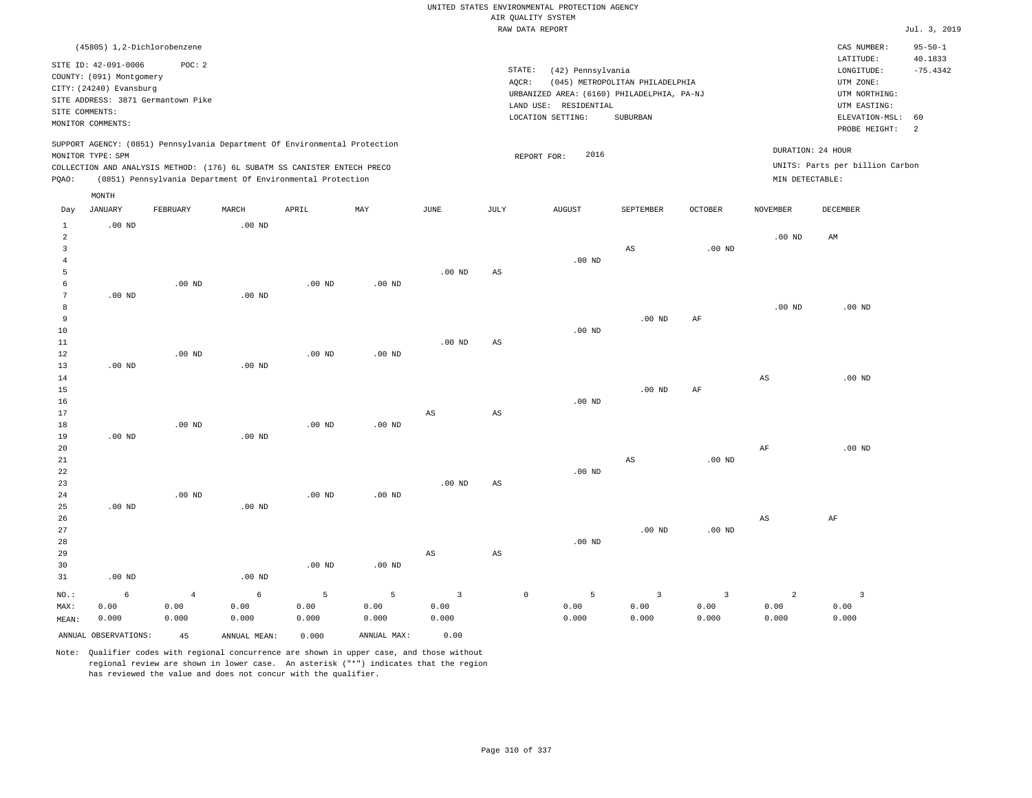UNITED STATES ENVIRONMENTAL PROTECTION AGENCY
AIR QUALITY SYSTEM
RAW DATA REPORT

Jul. 3, 2019

(45805) 1,2-Dichlorobenzene

SITE ID: 42-091-0006 POC: 2
COUNTY: (091) Montgomery
CITY: (24240) Evansburg
SITE ADDRESS: 3871 Germantown Pike
SITE COMMENTS:
MONITOR COMMENTS:

STATE: (42) Pennsylvania
AQCR: (045) METROPOLITAN PHILADELPHIA
URBANIZED AREA: (6160) PHILADELPHIA, PA-NJ
LAND USE: RESIDENTIAL
LOCATION SETTING: SUBURBAN

CAS NUMBER: 95-50-1
LATITUDE: 40.1833
LONGITUDE: -75.4342
UTM ZONE:
UTM NORTHING:
UTM EASTING:
ELEVATION-MSL: 60
PROBE HEIGHT: 2

SUPPORT AGENCY: (0851) Pennsylvania Department Of Environmental Protection
MONITOR TYPE: SPM
COLLECTION AND ANALYSIS METHOD: (176) 6L SUBATM SS CANISTER ENTECH PRECO
PQAO: (0851) Pennsylvania Department Of Environmental Protection

REPORT FOR: 2016

DURATION: 24 HOUR
UNITS: Parts per billion Carbon
MIN DETECTABLE:

| Day | JANUARY | FEBRUARY | MARCH | APRIL | MAY | JUNE | JULY | AUGUST | SEPTEMBER | OCTOBER | NOVEMBER | DECEMBER |
|---|---|---|---|---|---|---|---|---|---|---|---|---|
| 1 | .00 ND | | .00 ND | | | | | | | | | |
| 2 | | | | | | | | | | | .00 ND | AM |
| 3 | | | | | | | | | AS | .00 ND | | |
| 4 | | | | | | | | .00 ND | | | | |
| 5 | | | | | | .00 ND | AS | | | | | |
| 6 | | .00 ND | | .00 ND | .00 ND | | | | | | | |
| 7 | .00 ND | | .00 ND | | | | | | | | | |
| 8 | | | | | | | | | | | .00 ND | .00 ND |
| 9 | | | | | | | | | .00 ND | AF | | |
| 10 | | | | | | | | .00 ND | | | | |
| 11 | | | | | | .00 ND | AS | | | | | |
| 12 | | .00 ND | | .00 ND | .00 ND | | | | | | | |
| 13 | .00 ND | | .00 ND | | | | | | | | | |
| 14 | | | | | | | | | | | AS | .00 ND |
| 15 | | | | | | | | | .00 ND | AF | | |
| 16 | | | | | | | | .00 ND | | | | |
| 17 | | | | | | AS | AS | | | | | |
| 18 | | .00 ND | | .00 ND | .00 ND | | | | | | | |
| 19 | .00 ND | | .00 ND | | | | | | | | | |
| 20 | | | | | | | | | | | AF | .00 ND |
| 21 | | | | | | | | | AS | .00 ND | | |
| 22 | | | | | | | | .00 ND | | | | |
| 23 | | | | | | .00 ND | AS | | | | | |
| 24 | | .00 ND | | .00 ND | .00 ND | | | | | | | |
| 25 | .00 ND | | .00 ND | | | | | | | | | |
| 26 | | | | | | | | | | | AS | AF |
| 27 | | | | | | | | | .00 ND | .00 ND | | |
| 28 | | | | | | | | .00 ND | | | | |
| 29 | | | | | | AS | AS | | | | | |
| 30 | | | | .00 ND | .00 ND | | | | | | | |
| 31 | .00 ND | | .00 ND | | | | | | | | | |
| NO.: | 6 | 4 | 6 | 5 | 5 | 3 | 0 | 5 | 3 | 3 | 2 | 3 |
| MAX: | 0.00 | 0.00 | 0.00 | 0.00 | 0.00 | 0.00 | | 0.00 | 0.00 | 0.00 | 0.00 | 0.00 |
| MEAN: | 0.000 | 0.000 | 0.000 | 0.000 | 0.000 | 0.000 | | 0.000 | 0.000 | 0.000 | 0.000 | 0.000 |

ANNUAL OBSERVATIONS: 45 ANNUAL MEAN: 0.000 ANNUAL MAX: 0.00

Note: Qualifier codes with regional concurrence are shown in upper case, and those without regional review are shown in lower case. An asterisk ("*") indicates that the region has reviewed the value and does not concur with the qualifier.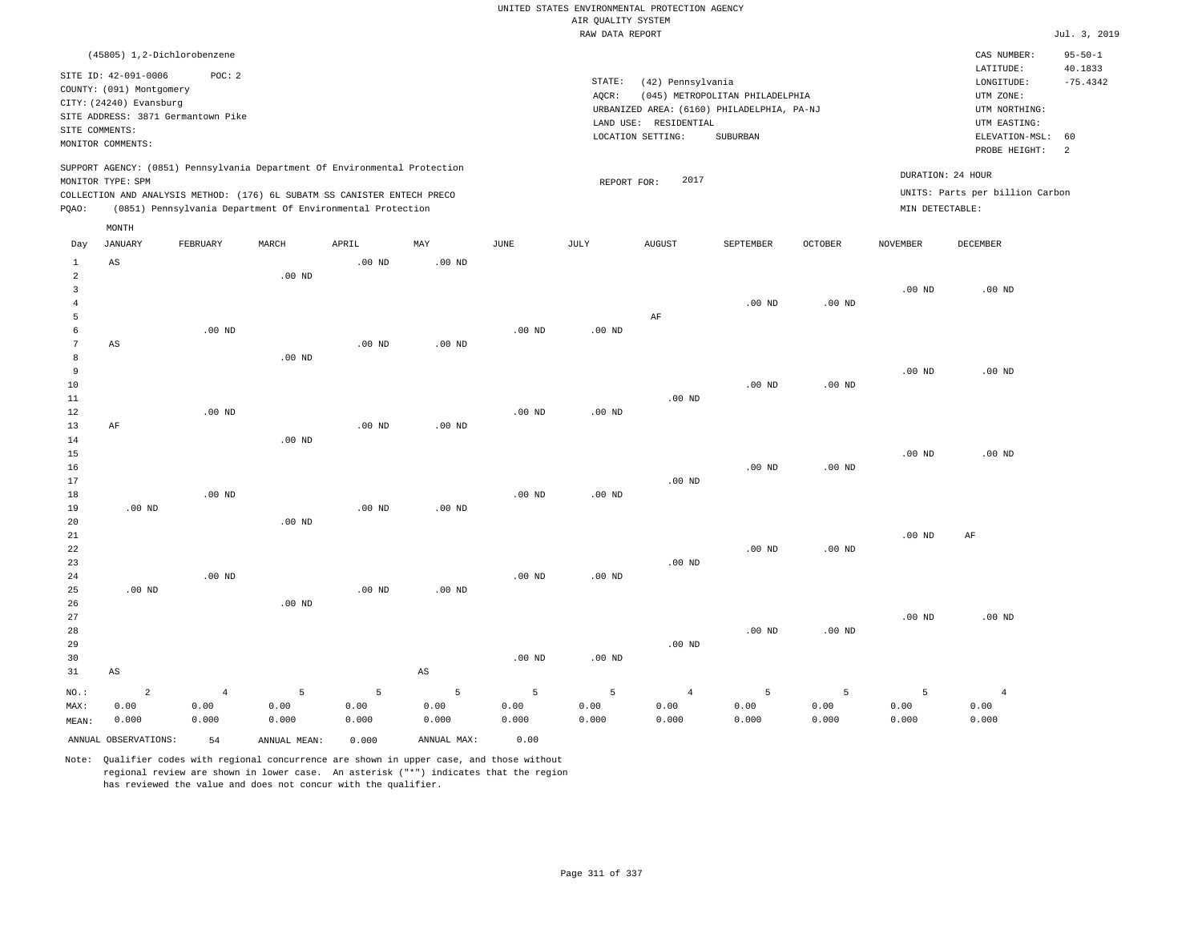UNITED STATES ENVIRONMENTAL PROTECTION AGENCY
AIR QUALITY SYSTEM
RAW DATA REPORT

Jul. 3, 2019

(45805) 1,2-Dichlorobenzene

SITE ID: 42-091-0006 POC: 2
COUNTY: (091) Montgomery
CITY: (24240) Evansburg
SITE ADDRESS: 3871 Germantown Pike
SITE COMMENTS:
MONITOR COMMENTS:

STATE: (42) Pennsylvania
AQCR: (045) METROPOLITAN PHILADELPHIA
URBANIZED AREA: (6160) PHILADELPHIA, PA-NJ
LAND USE: RESIDENTIAL
LOCATION SETTING: SUBURBAN

CAS NUMBER: 95-50-1
LATITUDE: 40.1833
LONGITUDE: -75.4342
UTM ZONE:
UTM NORTHING:
UTM EASTING:
ELEVATION-MSL: 60
PROBE HEIGHT: 2

SUPPORT AGENCY: (0851) Pennsylvania Department Of Environmental Protection
MONITOR TYPE: SPM
COLLECTION AND ANALYSIS METHOD: (176) 6L SUBATM SS CANISTER ENTECH PRECO
PQAO: (0851) Pennsylvania Department Of Environmental Protection

REPORT FOR: 2017

DURATION: 24 HOUR
UNITS: Parts per billion Carbon
MIN DETECTABLE:

| Day | JANUARY | FEBRUARY | MARCH | APRIL | MAY | JUNE | JULY | AUGUST | SEPTEMBER | OCTOBER | NOVEMBER | DECEMBER |
|---|---|---|---|---|---|---|---|---|---|---|---|---|
| 1 | AS | | | .00 ND | .00 ND | | | | | | | |
| 2 | | | .00 ND | | | | | | | | | |
| 3 | | | | | | | | | | | .00 ND | .00 ND |
| 4 | | | | | | | | | .00 ND | .00 ND | | |
| 5 | | | | | | | | AF | | | | |
| 6 | | .00 ND | | | | .00 ND | .00 ND | | | | | |
| 7 | AS | | | .00 ND | .00 ND | | | | | | | |
| 8 | | | .00 ND | | | | | | | | | |
| 9 | | | | | | | | | | | .00 ND | .00 ND |
| 10 | | | | | | | | | .00 ND | .00 ND | | |
| 11 | | | | | | | | .00 ND | | | | |
| 12 | | .00 ND | | | | .00 ND | .00 ND | | | | | |
| 13 | AF | | | .00 ND | .00 ND | | | | | | | |
| 14 | | | .00 ND | | | | | | | | | |
| 15 | | | | | | | | | | | .00 ND | .00 ND |
| 16 | | | | | | | | | .00 ND | .00 ND | | |
| 17 | | | | | | | | .00 ND | | | | |
| 18 | | .00 ND | | | | .00 ND | .00 ND | | | | | |
| 19 | .00 ND | | | .00 ND | .00 ND | | | | | | | |
| 20 | | | .00 ND | | | | | | | | | |
| 21 | | | | | | | | | | | .00 ND | AF |
| 22 | | | | | | | | | .00 ND | .00 ND | | |
| 23 | | | | | | | | .00 ND | | | | |
| 24 | | .00 ND | | | | .00 ND | .00 ND | | | | | |
| 25 | .00 ND | | | .00 ND | .00 ND | | | | | | | |
| 26 | | | .00 ND | | | | | | | | | |
| 27 | | | | | | | | | | | .00 ND | .00 ND |
| 28 | | | | | | | | | .00 ND | .00 ND | | |
| 29 | | | | | | | | .00 ND | | | | |
| 30 | | | | | | .00 ND | .00 ND | | | | | |
| 31 | AS | | | | AS | | | | | | | |
| NO.: | 2 | 4 | 5 | 5 | 5 | 5 | 5 | 4 | 5 | 5 | 5 | 4 |
| MAX: | 0.00 | 0.00 | 0.00 | 0.00 | 0.00 | 0.00 | 0.00 | 0.00 | 0.00 | 0.00 | 0.00 | 0.00 |
| MEAN: | 0.000 | 0.000 | 0.000 | 0.000 | 0.000 | 0.000 | 0.000 | 0.000 | 0.000 | 0.000 | 0.000 | 0.000 |

ANNUAL OBSERVATIONS: 54 ANNUAL MEAN: 0.000 ANNUAL MAX: 0.00

Note: Qualifier codes with regional concurrence are shown in upper case, and those without regional review are shown in lower case. An asterisk ("*") indicates that the region has reviewed the value and does not concur with the qualifier.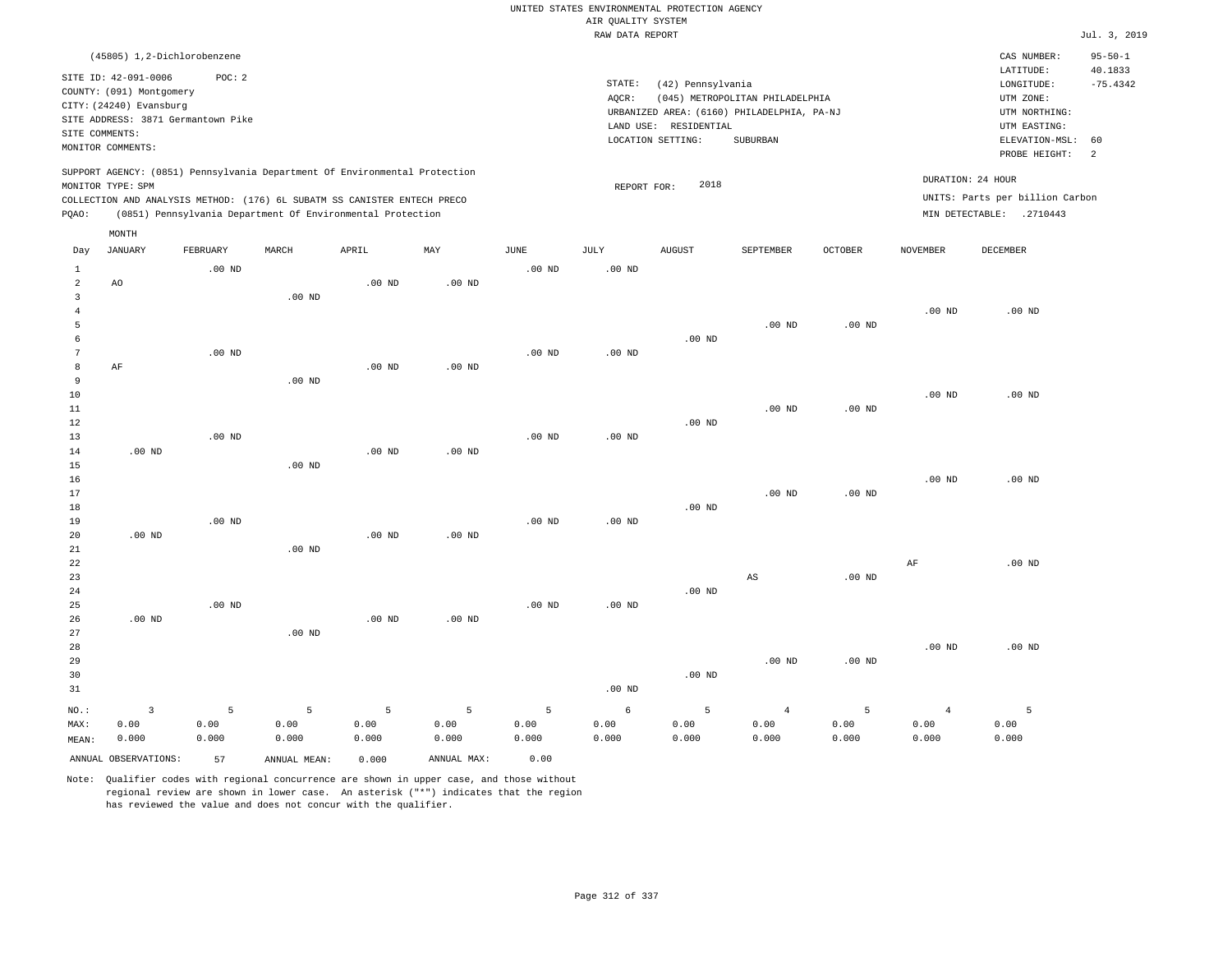UNITED STATES ENVIRONMENTAL PROTECTION AGENCY
AIR QUALITY SYSTEM
RAW DATA REPORT

Jul. 3, 2019

(45805) 1,2-Dichlorobenzene

SITE ID: 42-091-0006 POC: 2
COUNTY: (091) Montgomery
CITY: (24240) Evansburg
SITE ADDRESS: 3871 Germantown Pike
SITE COMMENTS:
MONITOR COMMENTS:

STATE: (42) Pennsylvania
AQCR: (045) METROPOLITAN PHILADELPHIA
URBANIZED AREA: (6160) PHILADELPHIA, PA-NJ
LAND USE: RESIDENTIAL
LOCATION SETTING: SUBURBAN

CAS NUMBER: 95-50-1
LATITUDE: 40.1833
LONGITUDE: -75.4342
UTM ZONE:
UTM NORTHING:
UTM EASTING:
ELEVATION-MSL: 60
PROBE HEIGHT: 2

SUPPORT AGENCY: (0851) Pennsylvania Department Of Environmental Protection
MONITOR TYPE: SPM
COLLECTION AND ANALYSIS METHOD: (176) 6L SUBATM SS CANISTER ENTECH PRECO
PQAO: (0851) Pennsylvania Department Of Environmental Protection

REPORT FOR: 2018

DURATION: 24 HOUR
UNITS: Parts per billion Carbon
MIN DETECTABLE: .2710443

| Day | JANUARY | FEBRUARY | MARCH | APRIL | MAY | JUNE | JULY | AUGUST | SEPTEMBER | OCTOBER | NOVEMBER | DECEMBER |
|---|---|---|---|---|---|---|---|---|---|---|---|---|
| 1 | | .00 ND | | | | .00 ND | .00 ND | | | | | |
| 2 | AO | | | .00 ND | .00 ND | | | | | | | |
| 3 | | | .00 ND | | | | | | | | | |
| 4 | | | | | | | | | | | .00 ND | .00 ND |
| 5 | | | | | | | | | .00 ND | .00 ND | | |
| 6 | | | | | | | | .00 ND | | | | |
| 7 | | .00 ND | | | | .00 ND | .00 ND | | | | | |
| 8 | AF | | | .00 ND | .00 ND | | | | | | | |
| 9 | | | .00 ND | | | | | | | | | |
| 10 | | | | | | | | | | | .00 ND | .00 ND |
| 11 | | | | | | | | | .00 ND | .00 ND | | |
| 12 | | | | | | | | .00 ND | | | | |
| 13 | | .00 ND | | | | .00 ND | .00 ND | | | | | |
| 14 | .00 ND | | | .00 ND | .00 ND | | | | | | | |
| 15 | | | .00 ND | | | | | | | | | |
| 16 | | | | | | | | | | | .00 ND | .00 ND |
| 17 | | | | | | | | | .00 ND | .00 ND | | |
| 18 | | | | | | | | .00 ND | | | | |
| 19 | | .00 ND | | | | .00 ND | .00 ND | | | | | |
| 20 | .00 ND | | | .00 ND | .00 ND | | | | | | | |
| 21 | | | .00 ND | | | | | | | | | |
| 22 | | | | | | | | | | | AF | .00 ND |
| 23 | | | | | | | | | AS | .00 ND | | |
| 24 | | | | | | | | .00 ND | | | | |
| 25 | | .00 ND | | | | .00 ND | .00 ND | | | | | |
| 26 | .00 ND | | | .00 ND | .00 ND | | | | | | | |
| 27 | | | .00 ND | | | | | | | | | |
| 28 | | | | | | | | | | | .00 ND | .00 ND |
| 29 | | | | | | | | | .00 ND | .00 ND | | |
| 30 | | | | | | | | .00 ND | | | | |
| 31 | | | | | | | .00 ND | | | | | |
| NO.: | 3 | 5 | 5 | 5 | 5 | 5 | 6 | 5 | 4 | 5 | 4 | 5 |
| MAX: | 0.00 | 0.00 | 0.00 | 0.00 | 0.00 | 0.00 | 0.00 | 0.00 | 0.00 | 0.00 | 0.00 | 0.00 |
| MEAN: | 0.000 | 0.000 | 0.000 | 0.000 | 0.000 | 0.000 | 0.000 | 0.000 | 0.000 | 0.000 | 0.000 | 0.000 |

ANNUAL OBSERVATIONS: 57 ANNUAL MEAN: 0.000 ANNUAL MAX: 0.00

Note: Qualifier codes with regional concurrence are shown in upper case, and those without regional review are shown in lower case. An asterisk ("*") indicates that the region has reviewed the value and does not concur with the qualifier.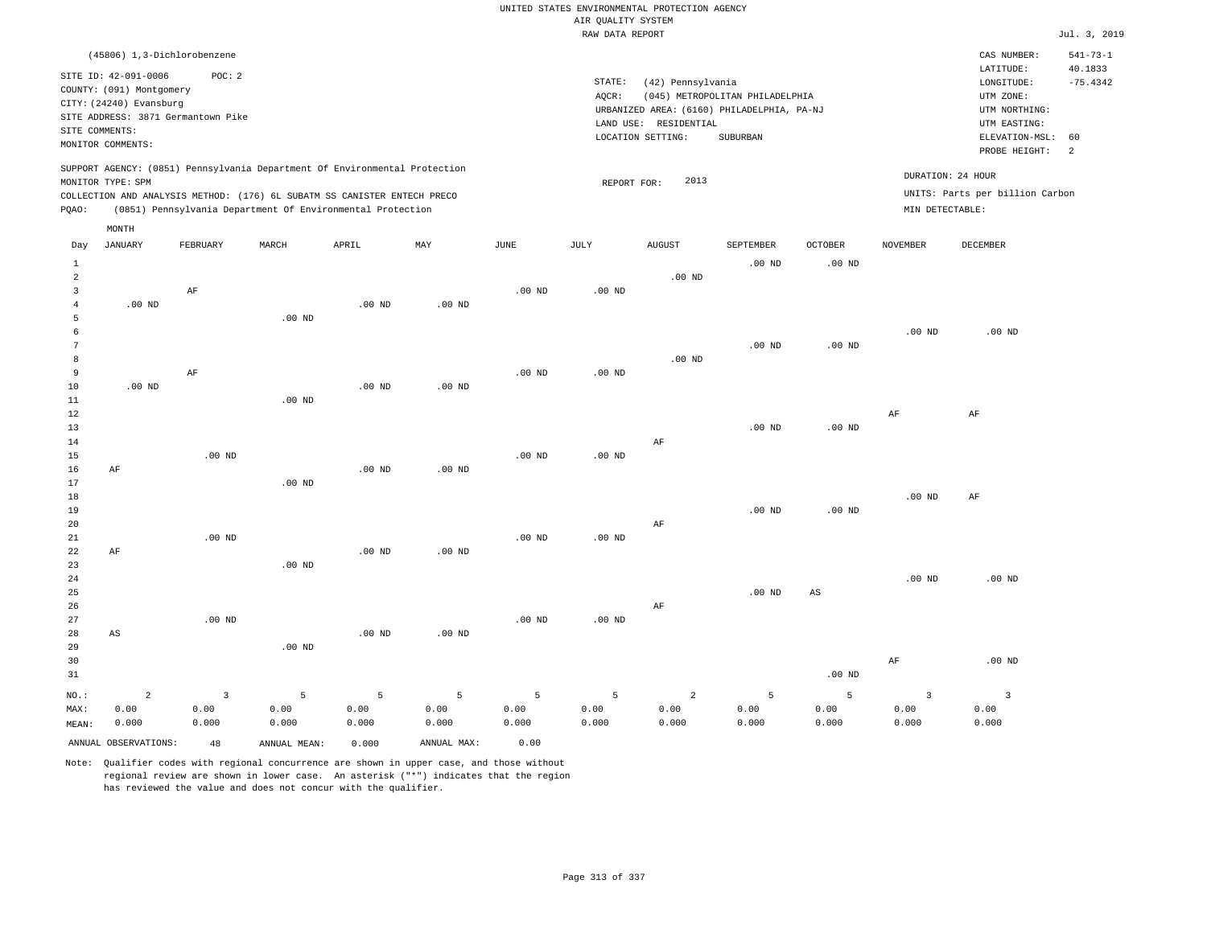UNITED STATES ENVIRONMENTAL PROTECTION AGENCY
AIR QUALITY SYSTEM
RAW DATA REPORT

Jul. 3, 2019

(45806) 1,3-Dichlorobenzene

SITE ID: 42-091-0006 POC: 2
COUNTY: (091) Montgomery
CITY: (24240) Evansburg
SITE ADDRESS: 3871 Germantown Pike
SITE COMMENTS:
MONITOR COMMENTS:

STATE: (42) Pennsylvania
AQCR: (045) METROPOLITAN PHILADELPHIA
URBANIZED AREA: (6160) PHILADELPHIA, PA-NJ
LAND USE: RESIDENTIAL
LOCATION SETTING: SUBURBAN

CAS NUMBER: 541-73-1
LATITUDE: 40.1833
LONGITUDE: -75.4342
UTM ZONE:
UTM NORTHING:
UTM EASTING:
ELEVATION-MSL: 60
PROBE HEIGHT: 2

SUPPORT AGENCY: (0851) Pennsylvania Department Of Environmental Protection
MONITOR TYPE: SPM
COLLECTION AND ANALYSIS METHOD: (176) 6L SUBATM SS CANISTER ENTECH PRECO
PQAO: (0851) Pennsylvania Department Of Environmental Protection

REPORT FOR: 2013

DURATION: 24 HOUR
UNITS: Parts per billion Carbon
MIN DETECTABLE:

| Day | JANUARY | FEBRUARY | MARCH | APRIL | MAY | JUNE | JULY | AUGUST | SEPTEMBER | OCTOBER | NOVEMBER | DECEMBER |
|---|---|---|---|---|---|---|---|---|---|---|---|---|
| 1 | | | | | | | | | .00 ND | .00 ND | | |
| 2 | | | | | | | | .00 ND | | | | |
| 3 | | AF | | | | .00 ND | .00 ND | | | | | |
| 4 | .00 ND | | | .00 ND | .00 ND | | | | | | | |
| 5 | | | .00 ND | | | | | | | | | |
| 6 | | | | | | | | | | | .00 ND | .00 ND |
| 7 | | | | | | | | | .00 ND | .00 ND | | |
| 8 | | | | | | | | .00 ND | | | | |
| 9 | | AF | | | | .00 ND | .00 ND | | | | | |
| 10 | .00 ND | | | .00 ND | .00 ND | | | | | | | |
| 11 | | | .00 ND | | | | | | | | | |
| 12 | | | | | | | | | | | AF | AF |
| 13 | | | | | | | | | .00 ND | .00 ND | | |
| 14 | | | | | | | | AF | | | | |
| 15 | | .00 ND | | | | .00 ND | .00 ND | | | | | |
| 16 | AF | | | .00 ND | .00 ND | | | | | | | |
| 17 | | | .00 ND | | | | | | | | | |
| 18 | | | | | | | | | | | .00 ND | AF |
| 19 | | | | | | | | | .00 ND | .00 ND | | |
| 20 | | | | | | | | AF | | | | |
| 21 | | .00 ND | | | | .00 ND | .00 ND | | | | | |
| 22 | AF | | | .00 ND | .00 ND | | | | | | | |
| 23 | | | .00 ND | | | | | | | | | |
| 24 | | | | | | | | | | | .00 ND | .00 ND |
| 25 | | | | | | | | | .00 ND | AS | | |
| 26 | | | | | | | | AF | | | | |
| 27 | | .00 ND | | | | .00 ND | .00 ND | | | | | |
| 28 | AS | | | .00 ND | .00 ND | | | | | | | |
| 29 | | | .00 ND | | | | | | | | | |
| 30 | | | | | | | | | | | AF | .00 ND |
| 31 | | | | | | | | | | .00 ND | | |
| NO.: | 2 | 3 | 5 | 5 | 5 | 5 | 5 | 2 | 5 | 5 | 3 | 3 |
| MAX: | 0.00 | 0.00 | 0.00 | 0.00 | 0.00 | 0.00 | 0.00 | 0.00 | 0.00 | 0.00 | 0.00 | 0.00 |
| MEAN: | 0.000 | 0.000 | 0.000 | 0.000 | 0.000 | 0.000 | 0.000 | 0.000 | 0.000 | 0.000 | 0.000 | 0.000 |

ANNUAL OBSERVATIONS: 48 ANNUAL MEAN: 0.000 ANNUAL MAX: 0.00

Note: Qualifier codes with regional concurrence are shown in upper case, and those without regional review are shown in lower case. An asterisk ("*") indicates that the region has reviewed the value and does not concur with the qualifier.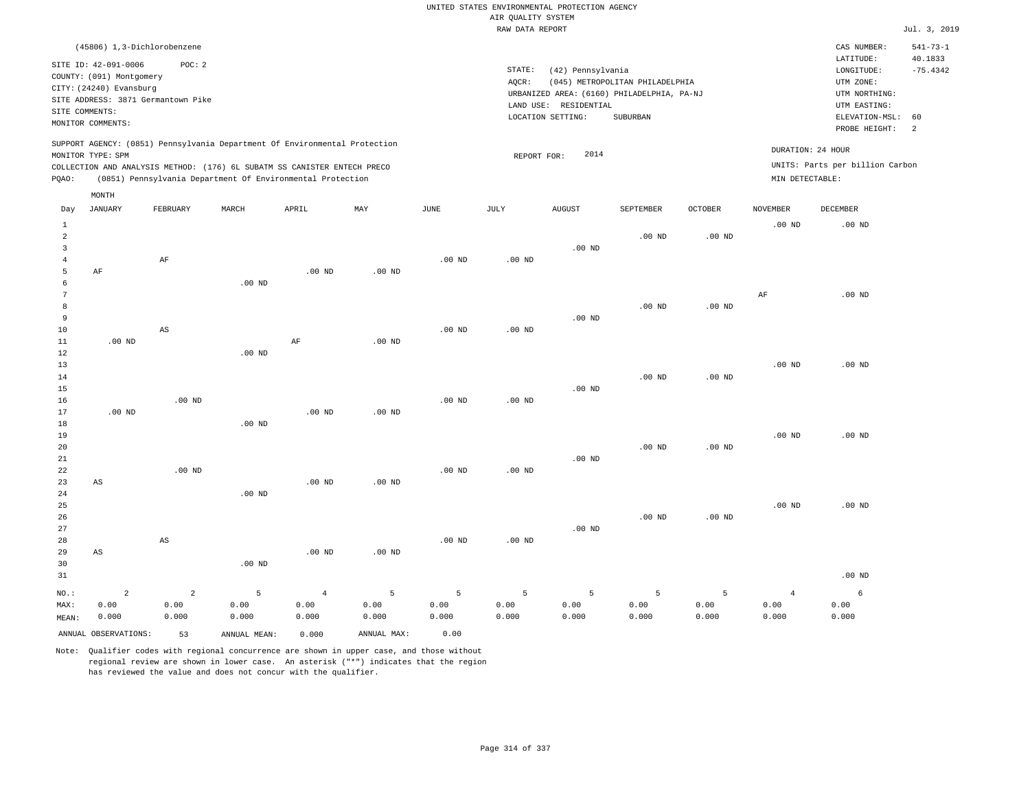UNITED STATES ENVIRONMENTAL PROTECTION AGENCY
AIR QUALITY SYSTEM
RAW DATA REPORT

Jul. 3, 2019

(45806) 1,3-Dichlorobenzene

SITE ID: 42-091-0006 POC: 2
COUNTY: (091) Montgomery
CITY: (24240) Evansburg
SITE ADDRESS: 3871 Germantown Pike
SITE COMMENTS:
MONITOR COMMENTS:

STATE: (42) Pennsylvania
AQCR: (045) METROPOLITAN PHILADELPHIA
URBANIZED AREA: (6160) PHILADELPHIA, PA-NJ
LAND USE: RESIDENTIAL
LOCATION SETTING: SUBURBAN

CAS NUMBER: 541-73-1
LATITUDE: 40.1833
LONGITUDE: -75.4342
UTM ZONE:
UTM NORTHING:
UTM EASTING:
ELEVATION-MSL: 60
PROBE HEIGHT: 2

SUPPORT AGENCY: (0851) Pennsylvania Department Of Environmental Protection
MONITOR TYPE: SPM
COLLECTION AND ANALYSIS METHOD: (176) 6L SUBATM SS CANISTER ENTECH PRECO
PQAO: (0851) Pennsylvania Department Of Environmental Protection

REPORT FOR: 2014

DURATION: 24 HOUR
UNITS: Parts per billion Carbon
MIN DETECTABLE:

| Day | JANUARY | FEBRUARY | MARCH | APRIL | MAY | JUNE | JULY | AUGUST | SEPTEMBER | OCTOBER | NOVEMBER | DECEMBER |
|---|---|---|---|---|---|---|---|---|---|---|---|---|
| 1 | | | | | | | | | | | .00 ND | .00 ND |
| 2 | | | | | | | | | .00 ND | .00 ND | | |
| 3 | | | | | | | | .00 ND | | | | |
| 4 | | AF | | | | .00 ND | .00 ND | | | | | |
| 5 | AF | | | .00 ND | .00 ND | | | | | | | |
| 6 | | | .00 ND | | | | | | | | | |
| 7 | | | | | | | | | | | AF | .00 ND |
| 8 | | | | | | | | | .00 ND | .00 ND | | |
| 9 | | | | | | | | .00 ND | | | | |
| 10 | | AS | | | | .00 ND | .00 ND | | | | | |
| 11 | .00 ND | | | AF | .00 ND | | | | | | | |
| 12 | | | .00 ND | | | | | | | | | |
| 13 | | | | | | | | | | | .00 ND | .00 ND |
| 14 | | | | | | | | | .00 ND | .00 ND | | |
| 15 | | | | | | | | .00 ND | | | | |
| 16 | | .00 ND | | | | .00 ND | .00 ND | | | | | |
| 17 | .00 ND | | | .00 ND | .00 ND | | | | | | | |
| 18 | | | .00 ND | | | | | | | | | |
| 19 | | | | | | | | | | | .00 ND | .00 ND |
| 20 | | | | | | | | | .00 ND | .00 ND | | |
| 21 | | | | | | | | .00 ND | | | | |
| 22 | | .00 ND | | | | .00 ND | .00 ND | | | | | |
| 23 | AS | | | .00 ND | .00 ND | | | | | | | |
| 24 | | | .00 ND | | | | | | | | | |
| 25 | | | | | | | | | | | .00 ND | .00 ND |
| 26 | | | | | | | | | .00 ND | .00 ND | | |
| 27 | | | | | | | | .00 ND | | | | |
| 28 | | AS | | | | .00 ND | .00 ND | | | | | |
| 29 | AS | | | .00 ND | .00 ND | | | | | | | |
| 30 | | | .00 ND | | | | | | | | | |
| 31 | | | | | | | | | | | | .00 ND |
| NO.: | 2 | 2 | 5 | 4 | 5 | 5 | 5 | 5 | 5 | 5 | 4 | 6 |
| MAX: | 0.00 | 0.00 | 0.00 | 0.00 | 0.00 | 0.00 | 0.00 | 0.00 | 0.00 | 0.00 | 0.00 | 0.00 |
| MEAN: | 0.000 | 0.000 | 0.000 | 0.000 | 0.000 | 0.000 | 0.000 | 0.000 | 0.000 | 0.000 | 0.000 | 0.000 |

ANNUAL OBSERVATIONS: 53 ANNUAL MEAN: 0.000 ANNUAL MAX: 0.00

Note: Qualifier codes with regional concurrence are shown in upper case, and those without regional review are shown in lower case. An asterisk ("*") indicates that the region has reviewed the value and does not concur with the qualifier.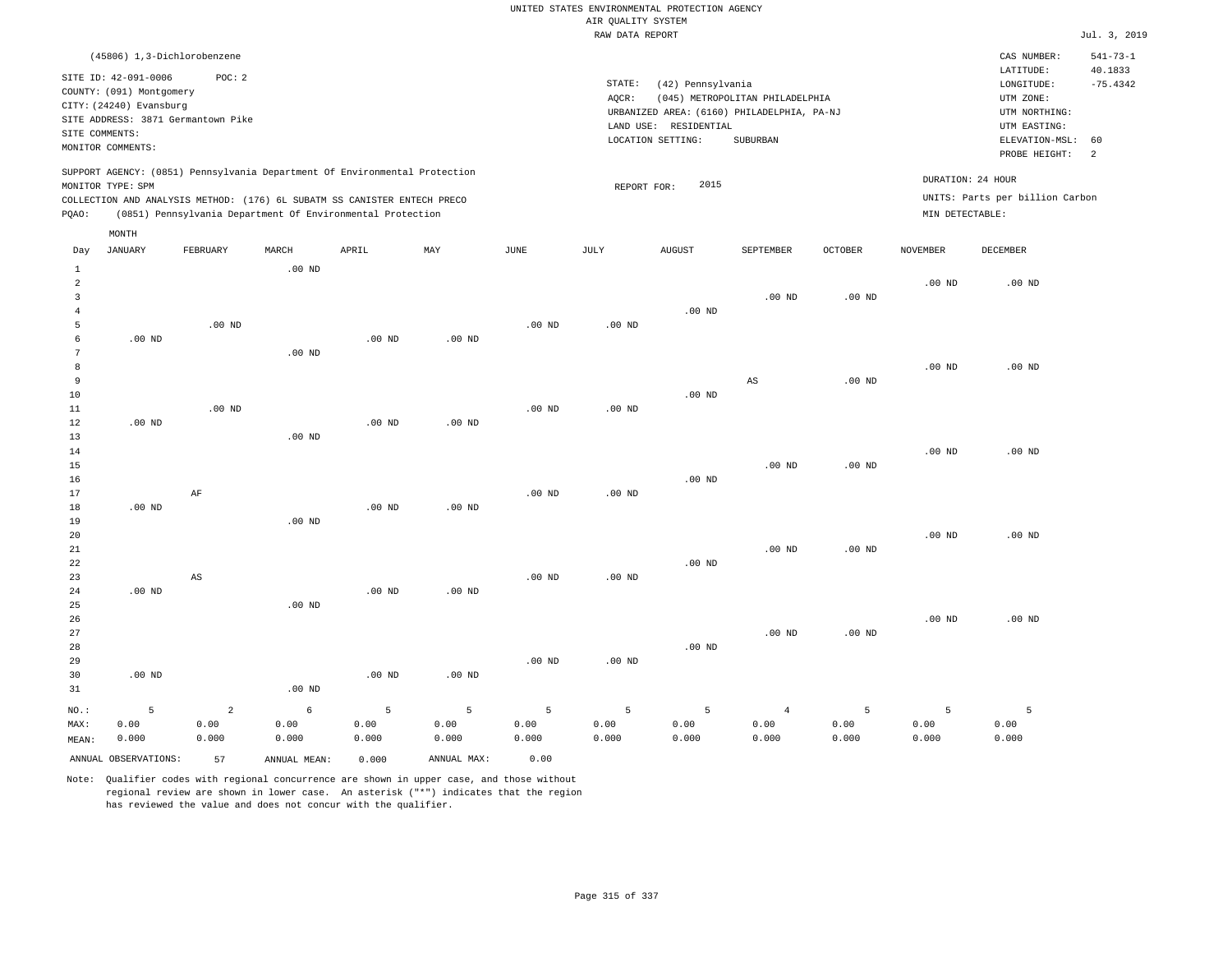UNITED STATES ENVIRONMENTAL PROTECTION AGENCY
AIR QUALITY SYSTEM
RAW DATA REPORT

Jul. 3, 2019

(45806) 1,3-Dichlorobenzene

SITE ID: 42-091-0006  POC: 2
COUNTY: (091) Montgomery
CITY: (24240) Evansburg
SITE ADDRESS: 3871 Germantown Pike
SITE COMMENTS:
MONITOR COMMENTS:

STATE: (42) Pennsylvania
AQCR: (045) METROPOLITAN PHILADELPHIA
URBANIZED AREA: (6160) PHILADELPHIA, PA-NJ
LAND USE: RESIDENTIAL
LOCATION SETTING: SUBURBAN

CAS NUMBER: 541-73-1
LATITUDE: 40.1833
LONGITUDE: -75.4342
UTM ZONE:
UTM NORTHING:
UTM EASTING:
ELEVATION-MSL: 60
PROBE HEIGHT: 2

SUPPORT AGENCY: (0851) Pennsylvania Department Of Environmental Protection
MONITOR TYPE: SPM
COLLECTION AND ANALYSIS METHOD: (176) 6L SUBATM SS CANISTER ENTECH PRECO
PQAO: (0851) Pennsylvania Department Of Environmental Protection

REPORT FOR: 2015

DURATION: 24 HOUR
UNITS: Parts per billion Carbon
MIN DETECTABLE:

| Day | JANUARY | FEBRUARY | MARCH | APRIL | MAY | JUNE | JULY | AUGUST | SEPTEMBER | OCTOBER | NOVEMBER | DECEMBER |
|---|---|---|---|---|---|---|---|---|---|---|---|---|
| 1 | | | .00 ND | | | | | | | | | |
| 2 | | | | | | | | | | | .00 ND | .00 ND |
| 3 | | | | | | | | | .00 ND | .00 ND | | |
| 4 | | | | | | | | .00 ND | | | | |
| 5 | | .00 ND | | | | .00 ND | .00 ND | | | | | |
| 6 | .00 ND | | | .00 ND | .00 ND | | | | | | | |
| 7 | | | .00 ND | | | | | | | | | |
| 8 | | | | | | | | | | | .00 ND | .00 ND |
| 9 | | | | | | | | | AS | .00 ND | | |
| 10 | | | | | | | | .00 ND | | | | |
| 11 | | .00 ND | | | | .00 ND | .00 ND | | | | | |
| 12 | .00 ND | | | .00 ND | .00 ND | | | | | | | |
| 13 | | | .00 ND | | | | | | | | | |
| 14 | | | | | | | | | | | .00 ND | .00 ND |
| 15 | | | | | | | | | .00 ND | .00 ND | | |
| 16 | | | | | | | | .00 ND | | | | |
| 17 | | AF | | | | .00 ND | .00 ND | | | | | |
| 18 | .00 ND | | | .00 ND | .00 ND | | | | | | | |
| 19 | | | .00 ND | | | | | | | | | |
| 20 | | | | | | | | | | | .00 ND | .00 ND |
| 21 | | | | | | | | | .00 ND | .00 ND | | |
| 22 | | | | | | | | .00 ND | | | | |
| 23 | | AS | | | | .00 ND | .00 ND | | | | | |
| 24 | .00 ND | | | .00 ND | .00 ND | | | | | | | |
| 25 | | | .00 ND | | | | | | | | | |
| 26 | | | | | | | | | | | .00 ND | .00 ND |
| 27 | | | | | | | | | .00 ND | .00 ND | | |
| 28 | | | | | | | | .00 ND | | | | |
| 29 | | | | | | .00 ND | .00 ND | | | | | |
| 30 | .00 ND | | | .00 ND | .00 ND | | | | | | | |
| 31 | | | .00 ND | | | | | | | | | |
| NO.: | 5 | 2 | 6 | 5 | 5 | 5 | 5 | 5 | 4 | 5 | 5 | 5 |
| MAX: | 0.00 | 0.00 | 0.00 | 0.00 | 0.00 | 0.00 | 0.00 | 0.00 | 0.00 | 0.00 | 0.00 | 0.00 |
| MEAN: | 0.000 | 0.000 | 0.000 | 0.000 | 0.000 | 0.000 | 0.000 | 0.000 | 0.000 | 0.000 | 0.000 | 0.000 |

ANNUAL OBSERVATIONS: 57  ANNUAL MEAN: 0.000  ANNUAL MAX: 0.00

Note: Qualifier codes with regional concurrence are shown in upper case, and those without regional review are shown in lower case. An asterisk ("*") indicates that the region has reviewed the value and does not concur with the qualifier.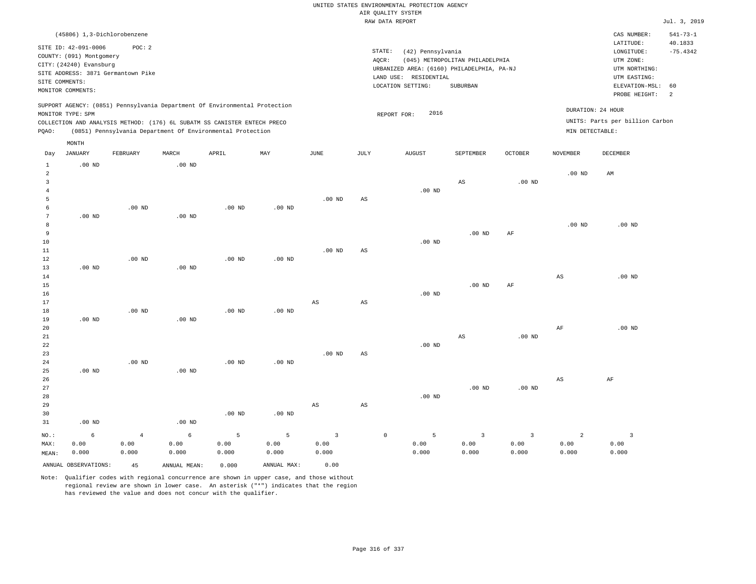UNITED STATES ENVIRONMENTAL PROTECTION AGENCY
AIR QUALITY SYSTEM
RAW DATA REPORT

Jul. 3, 2019

(45806) 1,3-Dichlorobenzene

SITE ID: 42-091-0006 POC: 2
COUNTY: (091) Montgomery
CITY: (24240) Evansburg
SITE ADDRESS: 3871 Germantown Pike
SITE COMMENTS:
MONITOR COMMENTS:

STATE: (42) Pennsylvania
AQCR: (045) METROPOLITAN PHILADELPHIA
URBANIZED AREA: (6160) PHILADELPHIA, PA-NJ
LAND USE: RESIDENTIAL
LOCATION SETTING: SUBURBAN

CAS NUMBER: 541-73-1
LATITUDE: 40.1833
LONGITUDE: -75.4342
UTM ZONE:
UTM NORTHING:
UTM EASTING:
ELEVATION-MSL: 60
PROBE HEIGHT: 2

SUPPORT AGENCY: (0851) Pennsylvania Department Of Environmental Protection
MONITOR TYPE: SPM
COLLECTION AND ANALYSIS METHOD: (176) 6L SUBATM SS CANISTER ENTECH PRECO
PQAO: (0851) Pennsylvania Department Of Environmental Protection

REPORT FOR: 2016

DURATION: 24 HOUR
UNITS: Parts per billion Carbon
MIN DETECTABLE:

| Day | JANUARY | FEBRUARY | MARCH | APRIL | MAY | JUNE | JULY | AUGUST | SEPTEMBER | OCTOBER | NOVEMBER | DECEMBER |
|---|---|---|---|---|---|---|---|---|---|---|---|---|
| 1 | .00 ND | | .00 ND | | | | | | | | | |
| 2 | | | | | | | | | | | .00 ND | AM |
| 3 | | | | | | | | | AS | .00 ND | | |
| 4 | | | | | | | | .00 ND | | | | |
| 5 | | | | | | .00 ND | AS | | | | | |
| 6 | | .00 ND | | .00 ND | .00 ND | | | | | | | |
| 7 | .00 ND | | .00 ND | | | | | | | | | |
| 8 | | | | | | | | | | | .00 ND | .00 ND |
| 9 | | | | | | | | | .00 ND | AF | | |
| 10 | | | | | | | | .00 ND | | | | |
| 11 | | | | | | .00 ND | AS | | | | | |
| 12 | | .00 ND | | .00 ND | .00 ND | | | | | | | |
| 13 | .00 ND | | .00 ND | | | | | | | | | |
| 14 | | | | | | | | | | | AS | .00 ND |
| 15 | | | | | | | | | .00 ND | AF | | |
| 16 | | | | | | | | .00 ND | | | | |
| 17 | | | | | | AS | AS | | | | | |
| 18 | | .00 ND | | .00 ND | .00 ND | | | | | | | |
| 19 | .00 ND | | .00 ND | | | | | | | | | |
| 20 | | | | | | | | | | | AF | .00 ND |
| 21 | | | | | | | | | AS | .00 ND | | |
| 22 | | | | | | | | .00 ND | | | | |
| 23 | | | | | | .00 ND | AS | | | | | |
| 24 | | .00 ND | | .00 ND | .00 ND | | | | | | | |
| 25 | .00 ND | | .00 ND | | | | | | | | | |
| 26 | | | | | | | | | | | AS | AF |
| 27 | | | | | | | | | .00 ND | .00 ND | | |
| 28 | | | | | | | | .00 ND | | | | |
| 29 | | | | | | AS | AS | | | | | |
| 30 | | | | .00 ND | .00 ND | | | | | | | |
| 31 | .00 ND | | .00 ND | | | | | | | | | |
| NO.: | 6 | 4 | 6 | 5 | 5 | 3 | 0 | 5 | 3 | 3 | 2 | 3 |
| MAX: | 0.00 | 0.00 | 0.00 | 0.00 | 0.00 | 0.00 | | 0.00 | 0.00 | 0.00 | 0.00 | 0.00 |
| MEAN: | 0.000 | 0.000 | 0.000 | 0.000 | 0.000 | 0.000 | | 0.000 | 0.000 | 0.000 | 0.000 | 0.000 |

ANNUAL OBSERVATIONS: 45 ANNUAL MEAN: 0.000 ANNUAL MAX: 0.00

Note: Qualifier codes with regional concurrence are shown in upper case, and those without regional review are shown in lower case. An asterisk ("*") indicates that the region has reviewed the value and does not concur with the qualifier.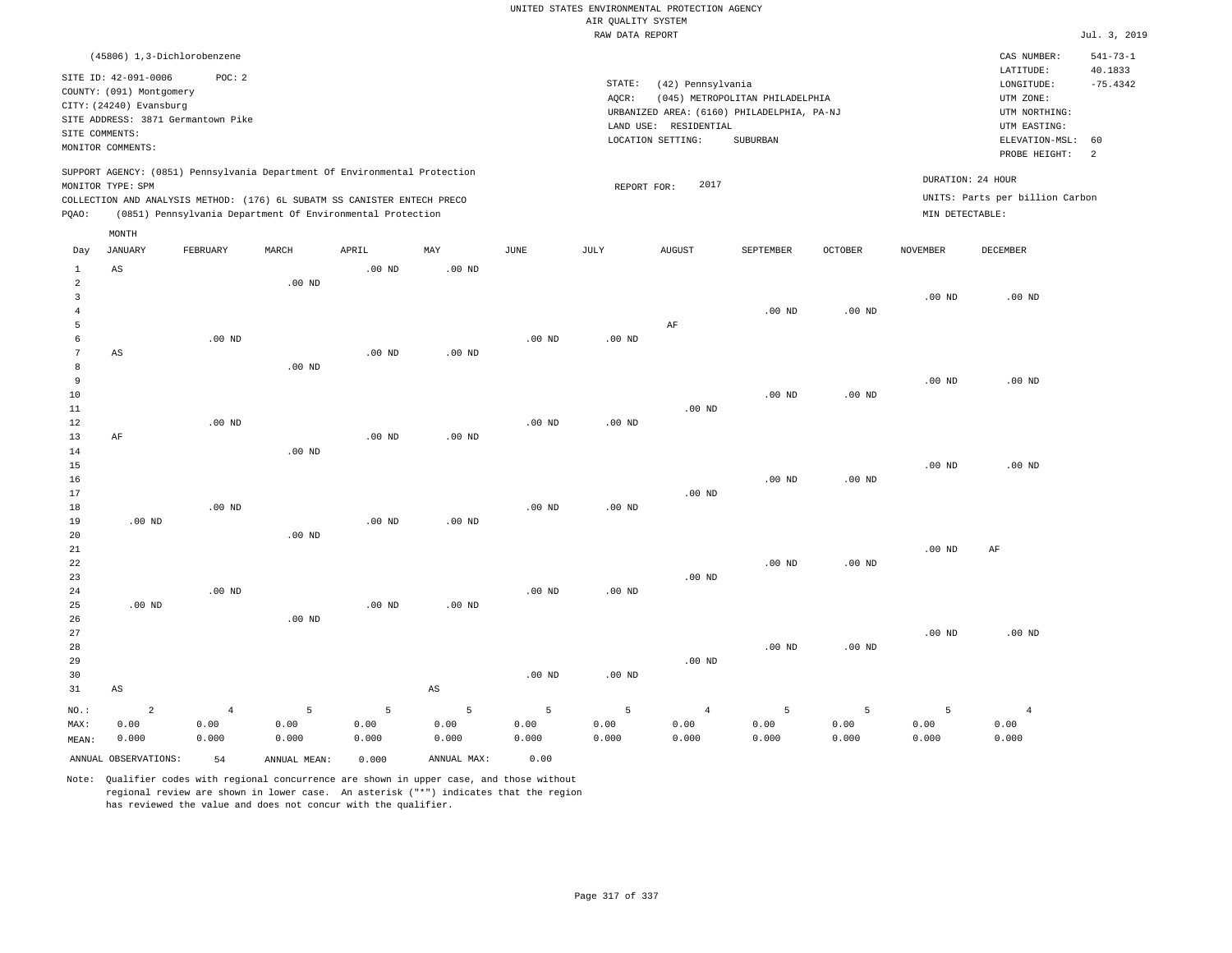UNITED STATES ENVIRONMENTAL PROTECTION AGENCY
AIR QUALITY SYSTEM
RAW DATA REPORT

Jul. 3, 2019

(45806) 1,3-Dichlorobenzene

SITE ID: 42-091-0006 POC: 2
COUNTY: (091) Montgomery
CITY: (24240) Evansburg
SITE ADDRESS: 3871 Germantown Pike
SITE COMMENTS:
MONITOR COMMENTS:

STATE: (42) Pennsylvania
AQCR: (045) METROPOLITAN PHILADELPHIA
URBANIZED AREA: (6160) PHILADELPHIA, PA-NJ
LAND USE: RESIDENTIAL
LOCATION SETTING: SUBURBAN

CAS NUMBER: 541-73-1
LATITUDE: 40.1833
LONGITUDE: -75.4342
UTM ZONE:
UTM NORTHING:
UTM EASTING:
ELEVATION-MSL: 60
PROBE HEIGHT: 2

SUPPORT AGENCY: (0851) Pennsylvania Department Of Environmental Protection
MONITOR TYPE: SPM
COLLECTION AND ANALYSIS METHOD: (176) 6L SUBATM SS CANISTER ENTECH PRECO
PQAO: (0851) Pennsylvania Department Of Environmental Protection

REPORT FOR: 2017

DURATION: 24 HOUR
UNITS: Parts per billion Carbon
MIN DETECTABLE:

| Day | JANUARY | FEBRUARY | MARCH | APRIL | MAY | JUNE | JULY | AUGUST | SEPTEMBER | OCTOBER | NOVEMBER | DECEMBER |
|---|---|---|---|---|---|---|---|---|---|---|---|---|
| 1 | AS | | | .00 ND | .00 ND | | | | | | | |
| 2 | | | .00 ND | | | | | | | | | |
| 3 | | | | | | | | | | | .00 ND | .00 ND |
| 4 | | | | | | | | | .00 ND | .00 ND | | |
| 5 | | | | | | | | AF | | | | |
| 6 | | .00 ND | | | | .00 ND | .00 ND | | | | | |
| 7 | AS | | | .00 ND | .00 ND | | | | | | | |
| 8 | | | .00 ND | | | | | | | | | |
| 9 | | | | | | | | | | | .00 ND | .00 ND |
| 10 | | | | | | | | | .00 ND | .00 ND | | |
| 11 | | | | | | | | .00 ND | | | | |
| 12 | | .00 ND | | | | .00 ND | .00 ND | | | | | |
| 13 | AF | | | .00 ND | .00 ND | | | | | | | |
| 14 | | | .00 ND | | | | | | | | | |
| 15 | | | | | | | | | | | .00 ND | .00 ND |
| 16 | | | | | | | | | .00 ND | .00 ND | | |
| 17 | | | | | | | | .00 ND | | | | |
| 18 | | .00 ND | | | | .00 ND | .00 ND | | | | | |
| 19 | .00 ND | | | .00 ND | .00 ND | | | | | | | |
| 20 | | | .00 ND | | | | | | | | | |
| 21 | | | | | | | | | | | .00 ND | AF |
| 22 | | | | | | | | | .00 ND | .00 ND | | |
| 23 | | | | | | | | .00 ND | | | | |
| 24 | | .00 ND | | | | .00 ND | .00 ND | | | | | |
| 25 | .00 ND | | | .00 ND | .00 ND | | | | | | | |
| 26 | | | .00 ND | | | | | | | | | |
| 27 | | | | | | | | | | | .00 ND | .00 ND |
| 28 | | | | | | | | | .00 ND | .00 ND | | |
| 29 | | | | | | | | .00 ND | | | | |
| 30 | | | | | | .00 ND | .00 ND | | | | | |
| 31 | AS | | | | AS | | | | | | | |
| NO.: | 2 | 4 | 5 | 5 | 5 | 5 | 5 | 4 | 5 | 5 | 5 | 4 |
| MAX: | 0.00 | 0.00 | 0.00 | 0.00 | 0.00 | 0.00 | 0.00 | 0.00 | 0.00 | 0.00 | 0.00 | 0.00 |
| MEAN: | 0.000 | 0.000 | 0.000 | 0.000 | 0.000 | 0.000 | 0.000 | 0.000 | 0.000 | 0.000 | 0.000 | 0.000 |

ANNUAL OBSERVATIONS: 54 ANNUAL MEAN: 0.000 ANNUAL MAX: 0.00

Note: Qualifier codes with regional concurrence are shown in upper case, and those without regional review are shown in lower case. An asterisk ("*") indicates that the region has reviewed the value and does not concur with the qualifier.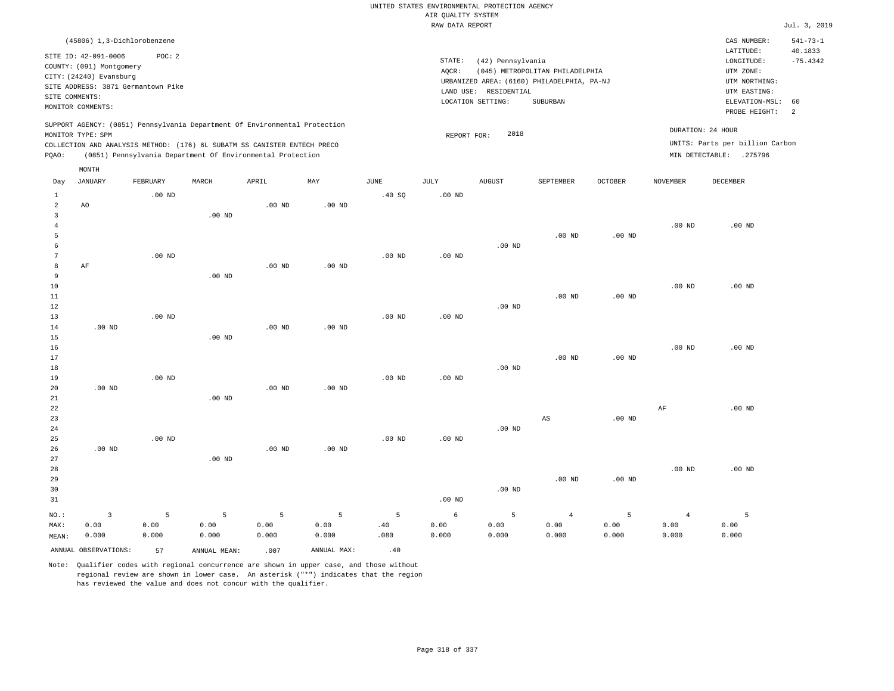UNITED STATES ENVIRONMENTAL PROTECTION AGENCY
AIR QUALITY SYSTEM
RAW DATA REPORT

Jul. 3, 2019

(45806) 1,3-Dichlorobenzene

SITE ID: 42-091-0006 POC: 2
COUNTY: (091) Montgomery
CITY: (24240) Evansburg
SITE ADDRESS: 3871 Germantown Pike
SITE COMMENTS:
MONITOR COMMENTS:

STATE: (42) Pennsylvania
AQCR: (045) METROPOLITAN PHILADELPHIA
URBANIZED AREA: (6160) PHILADELPHIA, PA-NJ
LAND USE: RESIDENTIAL
LOCATION SETTING: SUBURBAN

CAS NUMBER: 541-73-1
LATITUDE: 40.1833
LONGITUDE: -75.4342
UTM ZONE:
UTM NORTHING:
UTM EASTING:
ELEVATION-MSL: 60
PROBE HEIGHT: 2

SUPPORT AGENCY: (0851) Pennsylvania Department Of Environmental Protection
MONITOR TYPE: SPM
COLLECTION AND ANALYSIS METHOD: (176) 6L SUBATM SS CANISTER ENTECH PRECO
PQAO: (0851) Pennsylvania Department Of Environmental Protection

REPORT FOR: 2018

DURATION: 24 HOUR
UNITS: Parts per billion Carbon
MIN DETECTABLE: .275796

| Day | JANUARY | FEBRUARY | MARCH | APRIL | MAY | JUNE | JULY | AUGUST | SEPTEMBER | OCTOBER | NOVEMBER | DECEMBER |
|---|---|---|---|---|---|---|---|---|---|---|---|---|
| 1 | | .00 ND | | | | .40 SQ | .00 ND | | | | | |
| 2 | AO | | | .00 ND | .00 ND | | | | | | | |
| 3 | | | .00 ND | | | | | | | | | |
| 4 | | | | | | | | | | | .00 ND | .00 ND |
| 5 | | | | | | | | | .00 ND | .00 ND | | |
| 6 | | | | | | | | .00 ND | | | | |
| 7 | | .00 ND | | | | .00 ND | .00 ND | | | | | |
| 8 | AF | | | .00 ND | .00 ND | | | | | | | |
| 9 | | | .00 ND | | | | | | | | | |
| 10 | | | | | | | | | | | .00 ND | .00 ND |
| 11 | | | | | | | | | .00 ND | .00 ND | | |
| 12 | | | | | | | | .00 ND | | | | |
| 13 | | .00 ND | | | | .00 ND | .00 ND | | | | | |
| 14 | .00 ND | | | .00 ND | .00 ND | | | | | | | |
| 15 | | | .00 ND | | | | | | | | | |
| 16 | | | | | | | | | | | .00 ND | .00 ND |
| 17 | | | | | | | | | .00 ND | .00 ND | | |
| 18 | | | | | | | | .00 ND | | | | |
| 19 | | .00 ND | | | | .00 ND | .00 ND | | | | | |
| 20 | .00 ND | | | .00 ND | .00 ND | | | | | | | |
| 21 | | | .00 ND | | | | | | | | | |
| 22 | | | | | | | | | | | AF | .00 ND |
| 23 | | | | | | | | | AS | .00 ND | | |
| 24 | | | | | | | | .00 ND | | | | |
| 25 | | .00 ND | | | | .00 ND | .00 ND | | | | | |
| 26 | .00 ND | | | .00 ND | .00 ND | | | | | | | |
| 27 | | | .00 ND | | | | | | | | | |
| 28 | | | | | | | | | | | .00 ND | .00 ND |
| 29 | | | | | | | | | .00 ND | .00 ND | | |
| 30 | | | | | | | | .00 ND | | | | |
| 31 | | | | | | | .00 ND | | | | | |
| NO.: | 3 | 5 | 5 | 5 | 5 | 5 | 6 | 5 | 4 | 5 | 4 | 5 |
| MAX: | 0.00 | 0.00 | 0.00 | 0.00 | 0.00 | .40 | 0.00 | 0.00 | 0.00 | 0.00 | 0.00 | 0.00 |
| MEAN: | 0.000 | 0.000 | 0.000 | 0.000 | 0.000 | .080 | 0.000 | 0.000 | 0.000 | 0.000 | 0.000 | 0.000 |

ANNUAL OBSERVATIONS: 57 ANNUAL MEAN: .007 ANNUAL MAX: .40

Note: Qualifier codes with regional concurrence are shown in upper case, and those without regional review are shown in lower case. An asterisk ("*") indicates that the region has reviewed the value and does not concur with the qualifier.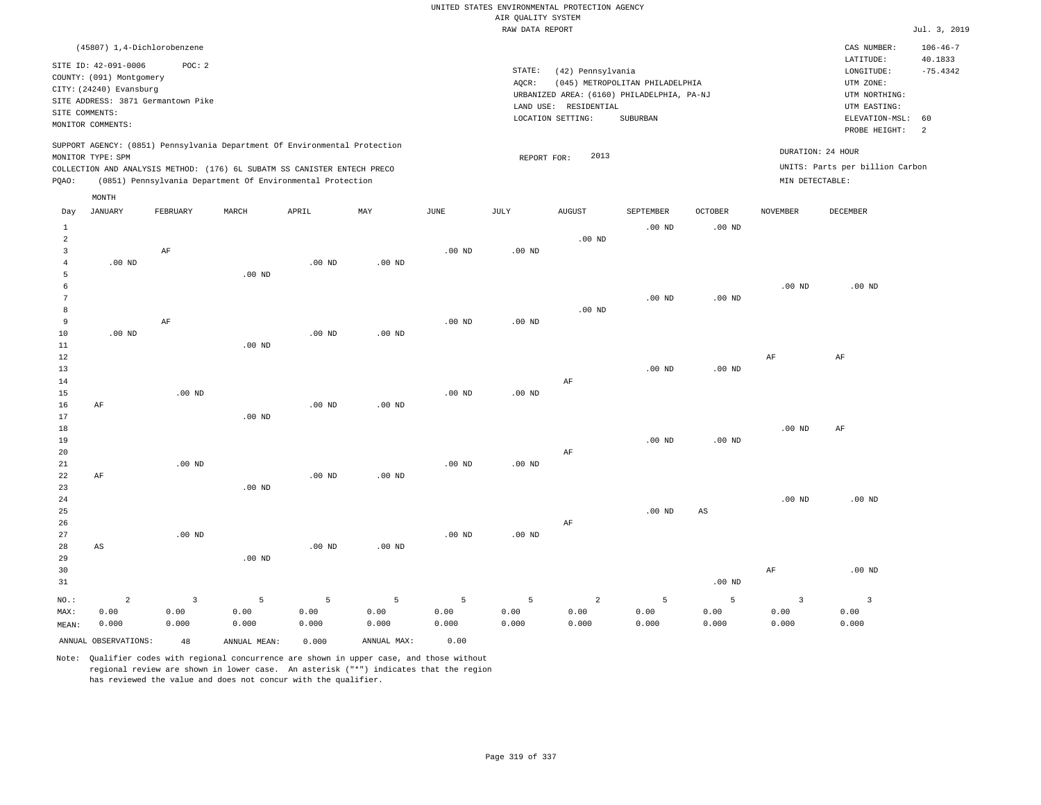UNITED STATES ENVIRONMENTAL PROTECTION AGENCY
AIR QUALITY SYSTEM
RAW DATA REPORT

Jul. 3, 2019

(45807) 1,4-Dichlorobenzene

SITE ID: 42-091-0006 POC: 2
COUNTY: (091) Montgomery
CITY: (24240) Evansburg
SITE ADDRESS: 3871 Germantown Pike
SITE COMMENTS:
MONITOR COMMENTS:

STATE: (42) Pennsylvania
AQCR: (045) METROPOLITAN PHILADELPHIA
URBANIZED AREA: (6160) PHILADELPHIA, PA-NJ
LAND USE: RESIDENTIAL
LOCATION SETTING: SUBURBAN

CAS NUMBER: 106-46-7
LATITUDE: 40.1833
LONGITUDE: -75.4342
UTM ZONE:
UTM NORTHING:
UTM EASTING:
ELEVATION-MSL: 60
PROBE HEIGHT: 2

SUPPORT AGENCY: (0851) Pennsylvania Department Of Environmental Protection
MONITOR TYPE: SPM
COLLECTION AND ANALYSIS METHOD: (176) 6L SUBATM SS CANISTER ENTECH PRECO
PQAO: (0851) Pennsylvania Department Of Environmental Protection

REPORT FOR: 2013

DURATION: 24 HOUR
UNITS: Parts per billion Carbon
MIN DETECTABLE:

| Day | JANUARY | FEBRUARY | MARCH | APRIL | MAY | JUNE | JULY | AUGUST | SEPTEMBER | OCTOBER | NOVEMBER | DECEMBER |
|---|---|---|---|---|---|---|---|---|---|---|---|---|
| 1 | | | | | | | | | .00 ND | .00 ND | | |
| 2 | | | | | | | | .00 ND | | | | |
| 3 | | AF | | | | .00 ND | .00 ND | | | | | |
| 4 | .00 ND | | | .00 ND | .00 ND | | | | | | | |
| 5 | | | .00 ND | | | | | | | | | |
| 6 | | | | | | | | | | | .00 ND | .00 ND |
| 7 | | | | | | | | | .00 ND | .00 ND | | |
| 8 | | | | | | | | .00 ND | | | | |
| 9 | | AF | | | | .00 ND | .00 ND | | | | | |
| 10 | .00 ND | | | .00 ND | .00 ND | | | | | | | |
| 11 | | | .00 ND | | | | | | | | | |
| 12 | | | | | | | | | | | AF | AF |
| 13 | | | | | | | | | .00 ND | .00 ND | | |
| 14 | | | | | | | | AF | | | | |
| 15 | | .00 ND | | | | .00 ND | .00 ND | | | | | |
| 16 | AF | | | .00 ND | .00 ND | | | | | | | |
| 17 | | | .00 ND | | | | | | | | | |
| 18 | | | | | | | | | | | .00 ND | AF |
| 19 | | | | | | | | | .00 ND | .00 ND | | |
| 20 | | | | | | | | AF | | | | |
| 21 | | .00 ND | | | | .00 ND | .00 ND | | | | | |
| 22 | AF | | | .00 ND | .00 ND | | | | | | | |
| 23 | | | .00 ND | | | | | | | | | |
| 24 | | | | | | | | | | | .00 ND | .00 ND |
| 25 | | | | | | | | | .00 ND | AS | | |
| 26 | | | | | | | | AF | | | | |
| 27 | | .00 ND | | | | .00 ND | .00 ND | | | | | |
| 28 | AS | | | .00 ND | .00 ND | | | | | | | |
| 29 | | | .00 ND | | | | | | | | | |
| 30 | | | | | | | | | | | AF | .00 ND |
| 31 | | | | | | | | | | .00 ND | | |
| NO.: | 2 | 3 | 5 | 5 | 5 | 5 | 5 | 2 | 5 | 5 | 3 | 3 |
| MAX: | 0.00 | 0.00 | 0.00 | 0.00 | 0.00 | 0.00 | 0.00 | 0.00 | 0.00 | 0.00 | 0.00 | 0.00 |
| MEAN: | 0.000 | 0.000 | 0.000 | 0.000 | 0.000 | 0.000 | 0.000 | 0.000 | 0.000 | 0.000 | 0.000 | 0.000 |

ANNUAL OBSERVATIONS: 48 ANNUAL MEAN: 0.000 ANNUAL MAX: 0.00

Note: Qualifier codes with regional concurrence are shown in upper case, and those without regional review are shown in lower case. An asterisk ("*") indicates that the region has reviewed the value and does not concur with the qualifier.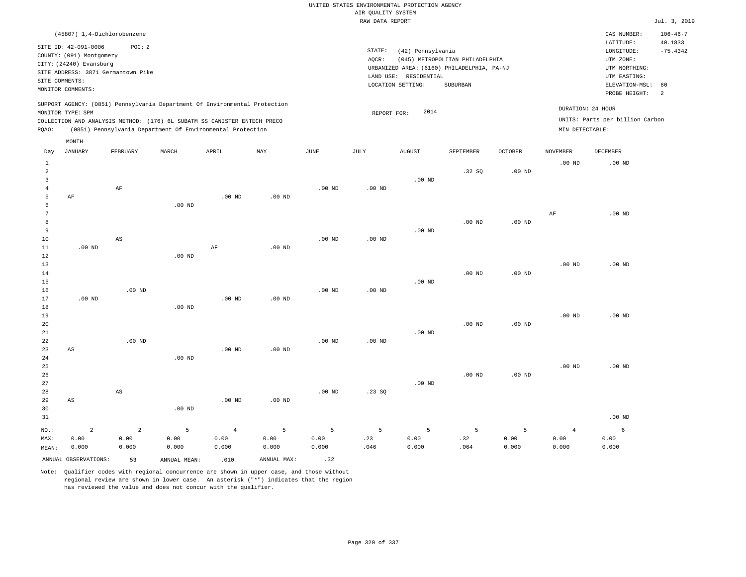UNITED STATES ENVIRONMENTAL PROTECTION AGENCY
AIR QUALITY SYSTEM
RAW DATA REPORT

Jul. 3, 2019

(45807) 1,4-Dichlorobenzene

SITE ID: 42-091-0006 POC: 2
COUNTY: (091) Montgomery
CITY: (24240) Evansburg
SITE ADDRESS: 3871 Germantown Pike
SITE COMMENTS:
MONITOR COMMENTS:

STATE: (42) Pennsylvania
AQCR: (045) METROPOLITAN PHILADELPHIA
URBANIZED AREA: (6160) PHILADELPHIA, PA-NJ
LAND USE: RESIDENTIAL
LOCATION SETTING: SUBURBAN

CAS NUMBER: 106-46-7
LATITUDE: 40.1833
LONGITUDE: -75.4342
UTM ZONE:
UTM NORTHING:
UTM EASTING:
ELEVATION-MSL: 60
PROBE HEIGHT: 2

SUPPORT AGENCY: (0851) Pennsylvania Department Of Environmental Protection
MONITOR TYPE: SPM
COLLECTION AND ANALYSIS METHOD: (176) 6L SUBATM SS CANISTER ENTECH PRECO
PQAO: (0851) Pennsylvania Department Of Environmental Protection

REPORT FOR: 2014

DURATION: 24 HOUR
UNITS: Parts per billion Carbon
MIN DETECTABLE:

| Day | JANUARY | FEBRUARY | MARCH | APRIL | MAY | JUNE | JULY | AUGUST | SEPTEMBER | OCTOBER | NOVEMBER | DECEMBER |
|---|---|---|---|---|---|---|---|---|---|---|---|---|
| 1 | | | | | | | | | | | .00 ND | .00 ND |
| 2 | | | | | | | | | .32 SQ | .00 ND | | |
| 3 | | | | | | | | .00 ND | | | | |
| 4 | | AF | | | | .00 ND | .00 ND | | | | | |
| 5 | AF | | | .00 ND | .00 ND | | | | | | | |
| 6 | | | .00 ND | | | | | | | | | |
| 7 | | | | | | | | | | | AF | .00 ND |
| 8 | | | | | | | | | .00 ND | .00 ND | | |
| 9 | | | | | | | | .00 ND | | | | |
| 10 | | AS | | | | .00 ND | .00 ND | | | | | |
| 11 | .00 ND | | | AF | .00 ND | | | | | | | |
| 12 | | | .00 ND | | | | | | | | | |
| 13 | | | | | | | | | | | .00 ND | .00 ND |
| 14 | | | | | | | | | .00 ND | .00 ND | | |
| 15 | | | | | | | | .00 ND | | | | |
| 16 | | .00 ND | | | | .00 ND | .00 ND | | | | | |
| 17 | .00 ND | | | .00 ND | .00 ND | | | | | | | |
| 18 | | | .00 ND | | | | | | | | | |
| 19 | | | | | | | | | | | .00 ND | .00 ND |
| 20 | | | | | | | | | .00 ND | .00 ND | | |
| 21 | | | | | | | | .00 ND | | | | |
| 22 | | .00 ND | | | | .00 ND | .00 ND | | | | | |
| 23 | AS | | | .00 ND | .00 ND | | | | | | | |
| 24 | | | .00 ND | | | | | | | | | |
| 25 | | | | | | | | | | | .00 ND | .00 ND |
| 26 | | | | | | | | | .00 ND | .00 ND | | |
| 27 | | | | | | | | .00 ND | | | | |
| 28 | | AS | | | | .00 ND | .23 SQ | | | | | |
| 29 | AS | | | .00 ND | .00 ND | | | | | | | |
| 30 | | | .00 ND | | | | | | | | | |
| 31 | | | | | | | | | | | | .00 ND |
| NO.: | 2 | 2 | 5 | 4 | 5 | 5 | 5 | 5 | 5 | 5 | 4 | 6 |
| MAX: | 0.00 | 0.00 | 0.00 | 0.00 | 0.00 | 0.00 | .23 | 0.00 | .32 | 0.00 | 0.00 | 0.00 |
| MEAN: | 0.000 | 0.000 | 0.000 | 0.000 | 0.000 | 0.000 | .046 | 0.000 | .064 | 0.000 | 0.000 | 0.000 |

ANNUAL OBSERVATIONS: 53 ANNUAL MEAN: .010 ANNUAL MAX: .32

Note: Qualifier codes with regional concurrence are shown in upper case, and those without regional review are shown in lower case. An asterisk ("*") indicates that the region has reviewed the value and does not concur with the qualifier.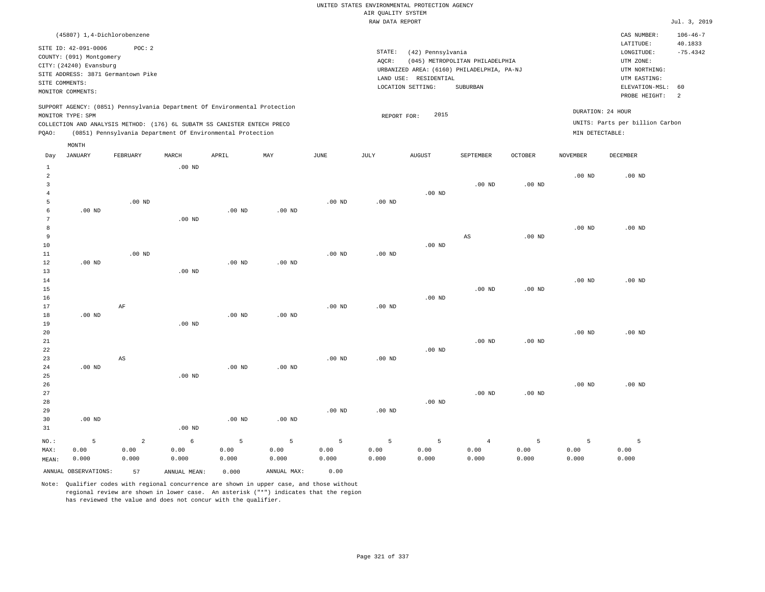UNITED STATES ENVIRONMENTAL PROTECTION AGENCY
AIR QUALITY SYSTEM
RAW DATA REPORT

Jul. 3, 2019

(45807) 1,4-Dichlorobenzene

SITE ID: 42-091-0006 POC: 2
COUNTY: (091) Montgomery
CITY: (24240) Evansburg
SITE ADDRESS: 3871 Germantown Pike
SITE COMMENTS:
MONITOR COMMENTS:

STATE: (42) Pennsylvania
AQCR: (045) METROPOLITAN PHILADELPHIA
URBANIZED AREA: (6160) PHILADELPHIA, PA-NJ
LAND USE: RESIDENTIAL
LOCATION SETTING: SUBURBAN

CAS NUMBER: 106-46-7
LATITUDE: 40.1833
LONGITUDE: -75.4342
UTM ZONE:
UTM NORTHING:
UTM EASTING:
ELEVATION-MSL: 60
PROBE HEIGHT: 2

SUPPORT AGENCY: (0851) Pennsylvania Department Of Environmental Protection
MONITOR TYPE: SPM
COLLECTION AND ANALYSIS METHOD: (176) 6L SUBATM SS CANISTER ENTECH PRECO
PQAO: (0851) Pennsylvania Department Of Environmental Protection

REPORT FOR: 2015

DURATION: 24 HOUR
UNITS: Parts per billion Carbon
MIN DETECTABLE:

| Day | JANUARY | FEBRUARY | MARCH | APRIL | MAY | JUNE | JULY | AUGUST | SEPTEMBER | OCTOBER | NOVEMBER | DECEMBER |
|---|---|---|---|---|---|---|---|---|---|---|---|---|
| 1 | | | .00 ND | | | | | | | | | |
| 2 | | | | | | | | | | | .00 ND | .00 ND |
| 3 | | | | | | | | | .00 ND | .00 ND | | |
| 4 | | | | | | | | .00 ND | | | | |
| 5 | | .00 ND | | | | .00 ND | .00 ND | | | | | |
| 6 | .00 ND | | | .00 ND | .00 ND | | | | | | | |
| 7 | | | .00 ND | | | | | | | | | |
| 8 | | | | | | | | | | | .00 ND | .00 ND |
| 9 | | | | | | | | | AS | .00 ND | | |
| 10 | | | | | | | | .00 ND | | | | |
| 11 | | .00 ND | | | | .00 ND | .00 ND | | | | | |
| 12 | .00 ND | | | .00 ND | .00 ND | | | | | | | |
| 13 | | | .00 ND | | | | | | | | | |
| 14 | | | | | | | | | | | .00 ND | .00 ND |
| 15 | | | | | | | | | .00 ND | .00 ND | | |
| 16 | | | | | | | | .00 ND | | | | |
| 17 | | AF | | | | .00 ND | .00 ND | | | | | |
| 18 | .00 ND | | | .00 ND | .00 ND | | | | | | | |
| 19 | | | .00 ND | | | | | | | | | |
| 20 | | | | | | | | | | | .00 ND | .00 ND |
| 21 | | | | | | | | | .00 ND | .00 ND | | |
| 22 | | | | | | | | .00 ND | | | | |
| 23 | | AS | | | | .00 ND | .00 ND | | | | | |
| 24 | .00 ND | | | .00 ND | .00 ND | | | | | | | |
| 25 | | | .00 ND | | | | | | | | | |
| 26 | | | | | | | | | | | .00 ND | .00 ND |
| 27 | | | | | | | | | .00 ND | .00 ND | | |
| 28 | | | | | | | | .00 ND | | | | |
| 29 | | | | | | .00 ND | .00 ND | | | | | |
| 30 | .00 ND | | | .00 ND | .00 ND | | | | | | | |
| 31 | | | .00 ND | | | | | | | | | |
| NO.: | 5 | 2 | 6 | 5 | 5 | 5 | 5 | 5 | 4 | 5 | 5 | 5 |
| MAX: | 0.00 | 0.00 | 0.00 | 0.00 | 0.00 | 0.00 | 0.00 | 0.00 | 0.00 | 0.00 | 0.00 | 0.00 |
| MEAN: | 0.000 | 0.000 | 0.000 | 0.000 | 0.000 | 0.000 | 0.000 | 0.000 | 0.000 | 0.000 | 0.000 | 0.000 |

ANNUAL OBSERVATIONS: 57 ANNUAL MEAN: 0.000 ANNUAL MAX: 0.00

Note: Qualifier codes with regional concurrence are shown in upper case, and those without regional review are shown in lower case. An asterisk ("*") indicates that the region has reviewed the value and does not concur with the qualifier.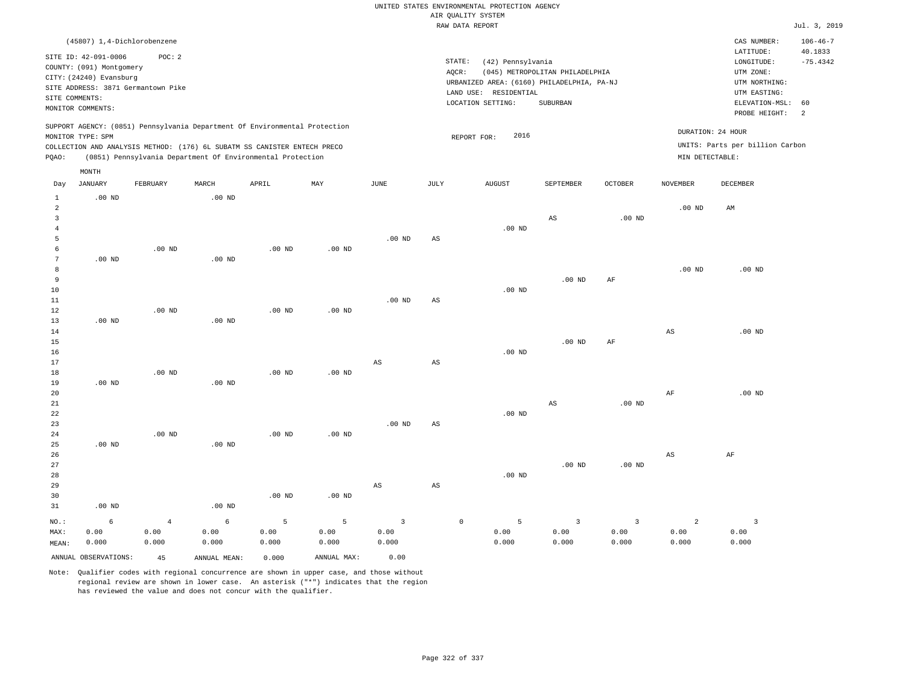UNITED STATES ENVIRONMENTAL PROTECTION AGENCY
AIR QUALITY SYSTEM
RAW DATA REPORT

Jul. 3, 2019

(45807) 1,4-Dichlorobenzene

SITE ID: 42-091-0006 POC: 2
COUNTY: (091) Montgomery
CITY: (24240) Evansburg
SITE ADDRESS: 3871 Germantown Pike
SITE COMMENTS:
MONITOR COMMENTS:

STATE: (42) Pennsylvania
AQCR: (045) METROPOLITAN PHILADELPHIA
URBANIZED AREA: (6160) PHILADELPHIA, PA-NJ
LAND USE: RESIDENTIAL
LOCATION SETTING: SUBURBAN

CAS NUMBER: 106-46-7
LATITUDE: 40.1833
LONGITUDE: -75.4342
UTM ZONE:
UTM NORTHING:
UTM EASTING:
ELEVATION-MSL: 60
PROBE HEIGHT: 2

SUPPORT AGENCY: (0851) Pennsylvania Department Of Environmental Protection
MONITOR TYPE: SPM
COLLECTION AND ANALYSIS METHOD: (176) 6L SUBATM SS CANISTER ENTECH PRECO
PQAO: (0851) Pennsylvania Department Of Environmental Protection

REPORT FOR: 2016

DURATION: 24 HOUR
UNITS: Parts per billion Carbon
MIN DETECTABLE:

| Day | JANUARY | FEBRUARY | MARCH | APRIL | MAY | JUNE | JULY | AUGUST | SEPTEMBER | OCTOBER | NOVEMBER | DECEMBER |
|---|---|---|---|---|---|---|---|---|---|---|---|---|
| 1 | .00 ND | | .00 ND | | | | | | | | | |
| 2 | | | | | | | | | | | .00 ND | AM |
| 3 | | | | | | | | | AS | .00 ND | | |
| 4 | | | | | | | | .00 ND | | | | |
| 5 | | | | | | .00 ND | AS | | | | | |
| 6 | | .00 ND | | .00 ND | .00 ND | | | | | | | |
| 7 | .00 ND | | .00 ND | | | | | | | | | |
| 8 | | | | | | | | | | | .00 ND | .00 ND |
| 9 | | | | | | | | | .00 ND | AF | | |
| 10 | | | | | | | | .00 ND | | | | |
| 11 | | | | | | .00 ND | AS | | | | | |
| 12 | | .00 ND | | .00 ND | .00 ND | | | | | | | |
| 13 | .00 ND | | .00 ND | | | | | | | | | |
| 14 | | | | | | | | | | | AS | .00 ND |
| 15 | | | | | | | | | .00 ND | AF | | |
| 16 | | | | | | | | .00 ND | | | | |
| 17 | | | | | | AS | AS | | | | | |
| 18 | | .00 ND | | .00 ND | .00 ND | | | | | | | |
| 19 | .00 ND | | .00 ND | | | | | | | | | |
| 20 | | | | | | | | | | | AF | .00 ND |
| 21 | | | | | | | | | AS | .00 ND | | |
| 22 | | | | | | | | .00 ND | | | | |
| 23 | | | | | | .00 ND | AS | | | | | |
| 24 | | .00 ND | | .00 ND | .00 ND | | | | | | | |
| 25 | .00 ND | | .00 ND | | | | | | | | | |
| 26 | | | | | | | | | | | AS | AF |
| 27 | | | | | | | | | .00 ND | .00 ND | | |
| 28 | | | | | | | | .00 ND | | | | |
| 29 | | | | | | AS | AS | | | | | |
| 30 | | | | .00 ND | .00 ND | | | | | | | |
| 31 | .00 ND | | .00 ND | | | | | | | | | |
| NO.: | 6 | 4 | 6 | 5 | 5 | 3 | 0 | 5 | 3 | 3 | 2 | 3 |
| MAX: | 0.00 | 0.00 | 0.00 | 0.00 | 0.00 | 0.00 | | 0.00 | 0.00 | 0.00 | 0.00 | 0.00 |
| MEAN: | 0.000 | 0.000 | 0.000 | 0.000 | 0.000 | 0.000 | | 0.000 | 0.000 | 0.000 | 0.000 | 0.000 |

ANNUAL OBSERVATIONS: 45 ANNUAL MEAN: 0.000 ANNUAL MAX: 0.00

Note: Qualifier codes with regional concurrence are shown in upper case, and those without regional review are shown in lower case. An asterisk ("*") indicates that the region has reviewed the value and does not concur with the qualifier.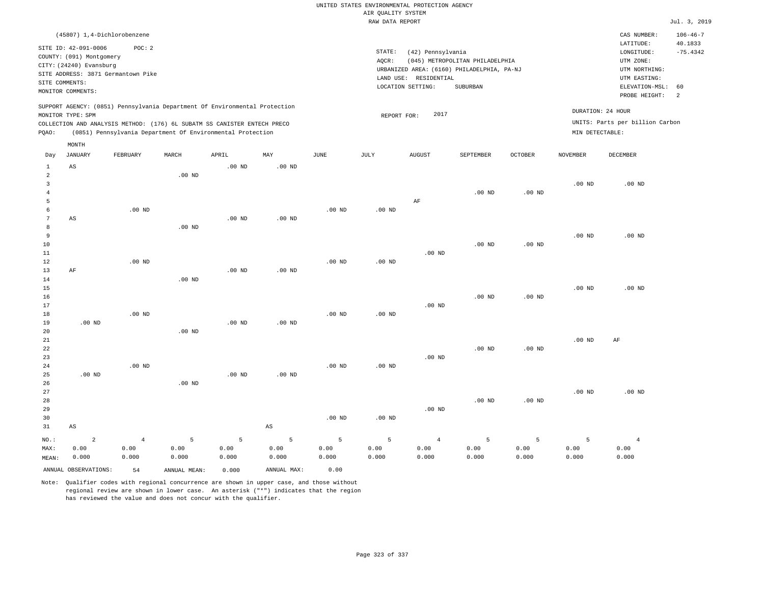UNITED STATES ENVIRONMENTAL PROTECTION AGENCY
AIR QUALITY SYSTEM
RAW DATA REPORT

Jul. 3, 2019

(45807) 1,4-Dichlorobenzene

SITE ID: 42-091-0006 POC: 2
COUNTY: (091) Montgomery
CITY: (24240) Evansburg
SITE ADDRESS: 3871 Germantown Pike
SITE COMMENTS:
MONITOR COMMENTS:

STATE: (42) Pennsylvania
AQCR: (045) METROPOLITAN PHILADELPHIA
URBANIZED AREA: (6160) PHILADELPHIA, PA-NJ
LAND USE: RESIDENTIAL
LOCATION SETTING: SUBURBAN

CAS NUMBER: 106-46-7
LATITUDE: 40.1833
LONGITUDE: -75.4342
UTM ZONE:
UTM NORTHING:
UTM EASTING:
ELEVATION-MSL: 60
PROBE HEIGHT: 2

SUPPORT AGENCY: (0851) Pennsylvania Department Of Environmental Protection
MONITOR TYPE: SPM
COLLECTION AND ANALYSIS METHOD: (176) 6L SUBATM SS CANISTER ENTECH PRECO
PQAO: (0851) Pennsylvania Department Of Environmental Protection

REPORT FOR: 2017

DURATION: 24 HOUR
UNITS: Parts per billion Carbon
MIN DETECTABLE:

| Day | JANUARY | FEBRUARY | MARCH | APRIL | MAY | JUNE | JULY | AUGUST | SEPTEMBER | OCTOBER | NOVEMBER | DECEMBER |
|---|---|---|---|---|---|---|---|---|---|---|---|---|
| 1 | AS | | | .00 ND | .00 ND | | | | | | | |
| 2 | | | .00 ND | | | | | | | | | |
| 3 | | | | | | | | | | | .00 ND | .00 ND |
| 4 | | | | | | | | | .00 ND | .00 ND | | |
| 5 | | | | | | | | AF | | | | |
| 6 | | .00 ND | | | | .00 ND | .00 ND | | | | | |
| 7 | AS | | | .00 ND | .00 ND | | | | | | | |
| 8 | | | .00 ND | | | | | | | | | |
| 9 | | | | | | | | | | | .00 ND | .00 ND |
| 10 | | | | | | | | | .00 ND | .00 ND | | |
| 11 | | | | | | | | .00 ND | | | | |
| 12 | | .00 ND | | | | .00 ND | .00 ND | | | | | |
| 13 | AF | | | .00 ND | .00 ND | | | | | | | |
| 14 | | | .00 ND | | | | | | | | | |
| 15 | | | | | | | | | | | .00 ND | .00 ND |
| 16 | | | | | | | | | .00 ND | .00 ND | | |
| 17 | | | | | | | | .00 ND | | | | |
| 18 | | .00 ND | | | | .00 ND | .00 ND | | | | | |
| 19 | .00 ND | | | .00 ND | .00 ND | | | | | | | |
| 20 | | | .00 ND | | | | | | | | | |
| 21 | | | | | | | | | | | .00 ND | AF |
| 22 | | | | | | | | | .00 ND | .00 ND | | |
| 23 | | | | | | | | .00 ND | | | | |
| 24 | | .00 ND | | | | .00 ND | .00 ND | | | | | |
| 25 | .00 ND | | | .00 ND | .00 ND | | | | | | | |
| 26 | | | .00 ND | | | | | | | | | |
| 27 | | | | | | | | | | | .00 ND | .00 ND |
| 28 | | | | | | | | | .00 ND | .00 ND | | |
| 29 | | | | | | | | .00 ND | | | | |
| 30 | | | | | | .00 ND | .00 ND | | | | | |
| 31 | AS | | | | AS | | | | | | | |
| NO.: | 2 | 4 | 5 | 5 | 5 | 5 | 5 | 4 | 5 | 5 | 5 | 4 |
| MAX: | 0.00 | 0.00 | 0.00 | 0.00 | 0.00 | 0.00 | 0.00 | 0.00 | 0.00 | 0.00 | 0.00 | 0.00 |
| MEAN: | 0.000 | 0.000 | 0.000 | 0.000 | 0.000 | 0.000 | 0.000 | 0.000 | 0.000 | 0.000 | 0.000 | 0.000 |

ANNUAL OBSERVATIONS: 54 ANNUAL MEAN: 0.000 ANNUAL MAX: 0.00

Note: Qualifier codes with regional concurrence are shown in upper case, and those without regional review are shown in lower case. An asterisk ("*") indicates that the region has reviewed the value and does not concur with the qualifier.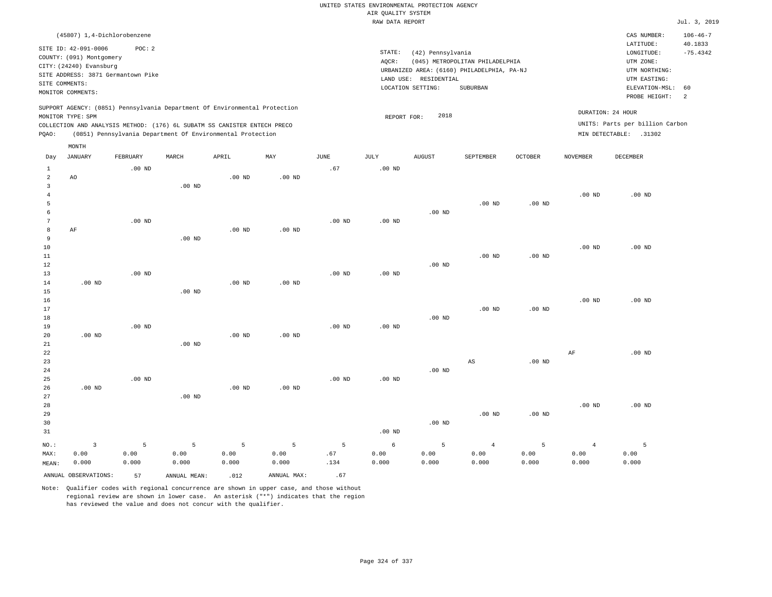UNITED STATES ENVIRONMENTAL PROTECTION AGENCY
AIR QUALITY SYSTEM
RAW DATA REPORT

Jul. 3, 2019

(45807) 1,4-Dichlorobenzene

SITE ID: 42-091-0006 POC: 2
COUNTY: (091) Montgomery
CITY: (24240) Evansburg
SITE ADDRESS: 3871 Germantown Pike
SITE COMMENTS:
MONITOR COMMENTS:

STATE: (42) Pennsylvania
AQCR: (045) METROPOLITAN PHILADELPHIA
URBANIZED AREA: (6160) PHILADELPHIA, PA-NJ
LAND USE: RESIDENTIAL
LOCATION SETTING: SUBURBAN

CAS NUMBER: 106-46-7
LATITUDE: 40.1833
LONGITUDE: -75.4342
UTM ZONE:
UTM NORTHING:
UTM EASTING:
ELEVATION-MSL: 60
PROBE HEIGHT: 2

SUPPORT AGENCY: (0851) Pennsylvania Department Of Environmental Protection
MONITOR TYPE: SPM
COLLECTION AND ANALYSIS METHOD: (176) 6L SUBATM SS CANISTER ENTECH PRECO
PQAO: (0851) Pennsylvania Department Of Environmental Protection

REPORT FOR: 2018

DURATION: 24 HOUR
UNITS: Parts per billion Carbon
MIN DETECTABLE: .31302

| Day | JANUARY | FEBRUARY | MARCH | APRIL | MAY | JUNE | JULY | AUGUST | SEPTEMBER | OCTOBER | NOVEMBER | DECEMBER |
|---|---|---|---|---|---|---|---|---|---|---|---|---|
| 1 | | .00 ND | | | | .67 | .00 ND | | | | | |
| 2 | AO | | | .00 ND | .00 ND | | | | | | | |
| 3 | | | .00 ND | | | | | | | | | |
| 4 | | | | | | | | | | | .00 ND | .00 ND |
| 5 | | | | | | | | | .00 ND | .00 ND | | |
| 6 | | | | | | | | .00 ND | | | | |
| 7 | | .00 ND | | | | .00 ND | .00 ND | | | | | |
| 8 | AF | | | .00 ND | .00 ND | | | | | | | |
| 9 | | | .00 ND | | | | | | | | | |
| 10 | | | | | | | | | | | .00 ND | .00 ND |
| 11 | | | | | | | | | .00 ND | .00 ND | | |
| 12 | | | | | | | | .00 ND | | | | |
| 13 | | .00 ND | | | | .00 ND | .00 ND | | | | | |
| 14 | .00 ND | | | .00 ND | .00 ND | | | | | | | |
| 15 | | | .00 ND | | | | | | | | | |
| 16 | | | | | | | | | | | .00 ND | .00 ND |
| 17 | | | | | | | | | .00 ND | .00 ND | | |
| 18 | | | | | | | | .00 ND | | | | |
| 19 | | .00 ND | | | | .00 ND | .00 ND | | | | | |
| 20 | .00 ND | | | .00 ND | .00 ND | | | | | | | |
| 21 | | | .00 ND | | | | | | | | | |
| 22 | | | | | | | | | | | AF | .00 ND |
| 23 | | | | | | | | | AS | .00 ND | | |
| 24 | | | | | | | | .00 ND | | | | |
| 25 | | .00 ND | | | | .00 ND | .00 ND | | | | | |
| 26 | .00 ND | | | .00 ND | .00 ND | | | | | | | |
| 27 | | | .00 ND | | | | | | | | | |
| 28 | | | | | | | | | | | .00 ND | .00 ND |
| 29 | | | | | | | | | .00 ND | .00 ND | | |
| 30 | | | | | | | | .00 ND | | | | |
| 31 | | | | | | | .00 ND | | | | | |
| NO.: | 3 | 5 | 5 | 5 | 5 | 5 | 6 | 5 | 4 | 5 | 4 | 5 |
| MAX: | 0.00 | 0.00 | 0.00 | 0.00 | 0.00 | .67 | 0.00 | 0.00 | 0.00 | 0.00 | 0.00 | 0.00 |
| MEAN: | 0.000 | 0.000 | 0.000 | 0.000 | 0.000 | .134 | 0.000 | 0.000 | 0.000 | 0.000 | 0.000 | 0.000 |

ANNUAL OBSERVATIONS: 57 ANNUAL MEAN: .012 ANNUAL MAX: .67

Note: Qualifier codes with regional concurrence are shown in upper case, and those without regional review are shown in lower case. An asterisk ("*") indicates that the region has reviewed the value and does not concur with the qualifier.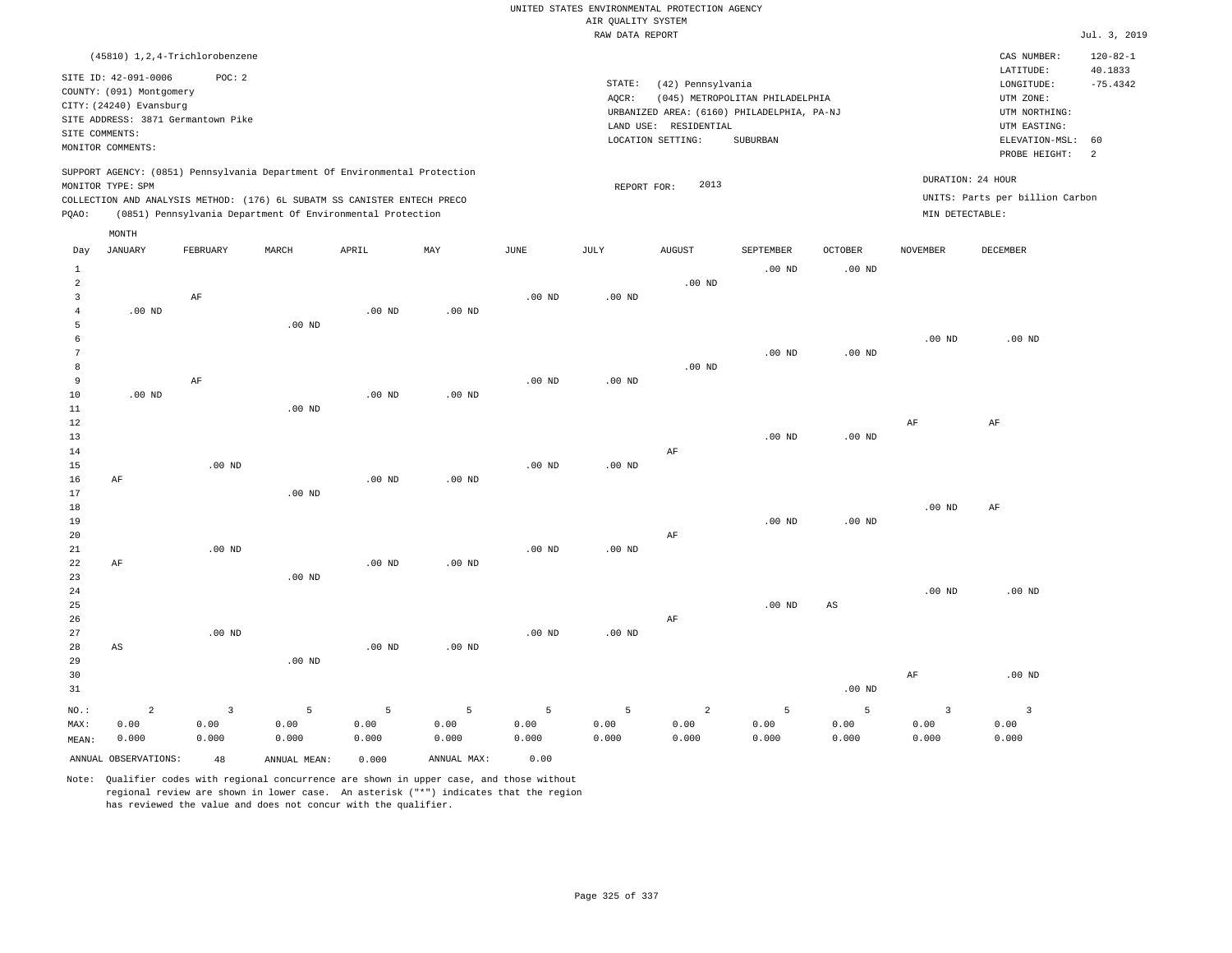UNITED STATES ENVIRONMENTAL PROTECTION AGENCY
AIR QUALITY SYSTEM
RAW DATA REPORT

Jul. 3, 2019

(45810) 1,2,4-Trichlorobenzene

SITE ID: 42-091-0006 POC: 2
COUNTY: (091) Montgomery
CITY: (24240) Evansburg
SITE ADDRESS: 3871 Germantown Pike
SITE COMMENTS:
MONITOR COMMENTS:

STATE: (42) Pennsylvania
AQCR: (045) METROPOLITAN PHILADELPHIA
URBANIZED AREA: (6160) PHILADELPHIA, PA-NJ
LAND USE: RESIDENTIAL
LOCATION SETTING: SUBURBAN

CAS NUMBER: 120-82-1
LATITUDE: 40.1833
LONGITUDE: -75.4342
UTM ZONE:
UTM NORTHING:
UTM EASTING:
ELEVATION-MSL: 60
PROBE HEIGHT: 2

SUPPORT AGENCY: (0851) Pennsylvania Department Of Environmental Protection
MONITOR TYPE: SPM
COLLECTION AND ANALYSIS METHOD: (176) 6L SUBATM SS CANISTER ENTECH PRECO
PQAO: (0851) Pennsylvania Department Of Environmental Protection

REPORT FOR: 2013

DURATION: 24 HOUR
UNITS: Parts per billion Carbon
MIN DETECTABLE:

| Day | JANUARY | FEBRUARY | MARCH | APRIL | MAY | JUNE | JULY | AUGUST | SEPTEMBER | OCTOBER | NOVEMBER | DECEMBER |
|---|---|---|---|---|---|---|---|---|---|---|---|---|
| 1 | | | | | | | | | .00 ND | .00 ND | | |
| 2 | | | | | | | | .00 ND | | | | |
| 3 | | AF | | | | .00 ND | .00 ND | | | | | |
| 4 | .00 ND | | | .00 ND | .00 ND | | | | | | | |
| 5 | | | .00 ND | | | | | | | | | |
| 6 | | | | | | | | | | | .00 ND | .00 ND |
| 7 | | | | | | | | | .00 ND | .00 ND | | |
| 8 | | | | | | | | .00 ND | | | | |
| 9 | | AF | | | | .00 ND | .00 ND | | | | | |
| 10 | .00 ND | | | .00 ND | .00 ND | | | | | | | |
| 11 | | | .00 ND | | | | | | | | | |
| 12 | | | | | | | | | | | AF | AF |
| 13 | | | | | | | | | .00 ND | .00 ND | | |
| 14 | | | | | | | | AF | | | | |
| 15 | | .00 ND | | | | .00 ND | .00 ND | | | | | |
| 16 | AF | | | .00 ND | .00 ND | | | | | | | |
| 17 | | | .00 ND | | | | | | | | | |
| 18 | | | | | | | | | | | .00 ND | AF |
| 19 | | | | | | | | | .00 ND | .00 ND | | |
| 20 | | | | | | | | AF | | | | |
| 21 | | .00 ND | | | | .00 ND | .00 ND | | | | | |
| 22 | AF | | | .00 ND | .00 ND | | | | | | | |
| 23 | | | .00 ND | | | | | | | | | |
| 24 | | | | | | | | | | | .00 ND | .00 ND |
| 25 | | | | | | | | | .00 ND | AS | | |
| 26 | | | | | | | | AF | | | | |
| 27 | | .00 ND | | | | .00 ND | .00 ND | | | | | |
| 28 | AS | | | .00 ND | .00 ND | | | | | | | |
| 29 | | | .00 ND | | | | | | | | | |
| 30 | | | | | | | | | | | AF | .00 ND |
| 31 | | | | | | | | | | .00 ND | | |
| NO.: | 2 | 3 | 5 | 5 | 5 | 5 | 5 | 2 | 5 | 5 | 3 | 3 |
| MAX: | 0.00 | 0.00 | 0.00 | 0.00 | 0.00 | 0.00 | 0.00 | 0.00 | 0.00 | 0.00 | 0.00 | 0.00 |
| MEAN: | 0.000 | 0.000 | 0.000 | 0.000 | 0.000 | 0.000 | 0.000 | 0.000 | 0.000 | 0.000 | 0.000 | 0.000 |

ANNUAL OBSERVATIONS: 48 ANNUAL MEAN: 0.000 ANNUAL MAX: 0.00

Note: Qualifier codes with regional concurrence are shown in upper case, and those without regional review are shown in lower case. An asterisk ("*") indicates that the region has reviewed the value and does not concur with the qualifier.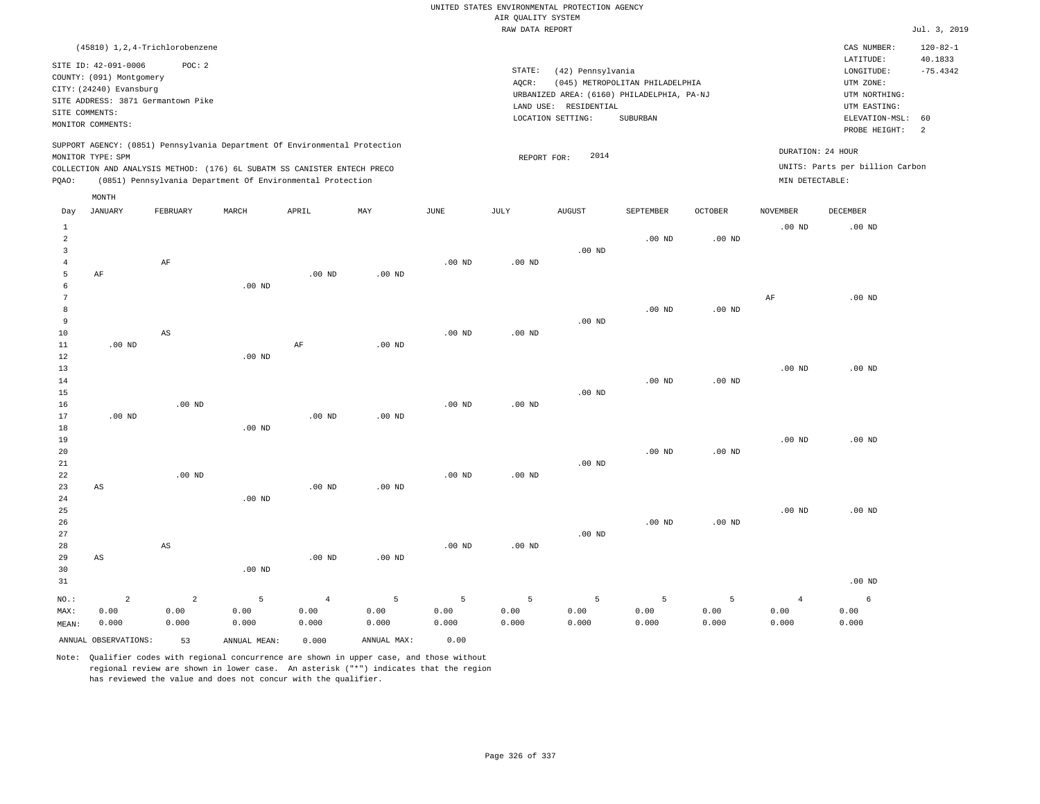UNITED STATES ENVIRONMENTAL PROTECTION AGENCY
AIR QUALITY SYSTEM
RAW DATA REPORT

Jul. 3, 2019

(45810) 1,2,4-Trichlorobenzene

SITE ID: 42-091-0006 POC: 2
COUNTY: (091) Montgomery
CITY: (24240) Evansburg
SITE ADDRESS: 3871 Germantown Pike
SITE COMMENTS:
MONITOR COMMENTS:

STATE: (42) Pennsylvania
AQCR: (045) METROPOLITAN PHILADELPHIA
URBANIZED AREA: (6160) PHILADELPHIA, PA-NJ
LAND USE: RESIDENTIAL
LOCATION SETTING: SUBURBAN

CAS NUMBER: 120-82-1
LATITUDE: 40.1833
LONGITUDE: -75.4342
UTM ZONE:
UTM NORTHING:
UTM EASTING:
ELEVATION-MSL: 60
PROBE HEIGHT: 2

SUPPORT AGENCY: (0851) Pennsylvania Department Of Environmental Protection
MONITOR TYPE: SPM
COLLECTION AND ANALYSIS METHOD: (176) 6L SUBATM SS CANISTER ENTECH PRECO
PQAO: (0851) Pennsylvania Department Of Environmental Protection

REPORT FOR: 2014

DURATION: 24 HOUR
UNITS: Parts per billion Carbon
MIN DETECTABLE:

| Day | JANUARY | FEBRUARY | MARCH | APRIL | MAY | JUNE | JULY | AUGUST | SEPTEMBER | OCTOBER | NOVEMBER | DECEMBER |
|---|---|---|---|---|---|---|---|---|---|---|---|---|
| 1 | | | | | | | | | | | .00 ND | .00 ND |
| 2 | | | | | | | | | .00 ND | .00 ND | | |
| 3 | | | | | | | | .00 ND | | | | |
| 4 | | AF | | | | .00 ND | .00 ND | | | | | |
| 5 | AF | | | .00 ND | .00 ND | | | | | | | |
| 6 | | | .00 ND | | | | | | | | | |
| 7 | | | | | | | | | | | AF | .00 ND |
| 8 | | | | | | | | | .00 ND | .00 ND | | |
| 9 | | | | | | | | .00 ND | | | | |
| 10 | | AS | | | | .00 ND | .00 ND | | | | | |
| 11 | .00 ND | | | AF | .00 ND | | | | | | | |
| 12 | | | .00 ND | | | | | | | | | |
| 13 | | | | | | | | | | | .00 ND | .00 ND |
| 14 | | | | | | | | | .00 ND | .00 ND | | |
| 15 | | | | | | | | .00 ND | | | | |
| 16 | | .00 ND | | | | .00 ND | .00 ND | | | | | |
| 17 | .00 ND | | | .00 ND | .00 ND | | | | | | | |
| 18 | | | .00 ND | | | | | | | | | |
| 19 | | | | | | | | | | | .00 ND | .00 ND |
| 20 | | | | | | | | | .00 ND | .00 ND | | |
| 21 | | | | | | | | .00 ND | | | | |
| 22 | | .00 ND | | | | .00 ND | .00 ND | | | | | |
| 23 | AS | | | .00 ND | .00 ND | | | | | | | |
| 24 | | | .00 ND | | | | | | | | | |
| 25 | | | | | | | | | | | .00 ND | .00 ND |
| 26 | | | | | | | | | .00 ND | .00 ND | | |
| 27 | | | | | | | | .00 ND | | | | |
| 28 | | AS | | | | .00 ND | .00 ND | | | | | |
| 29 | AS | | | .00 ND | .00 ND | | | | | | | |
| 30 | | | .00 ND | | | | | | | | | |
| 31 | | | | | | | | | | | | .00 ND |
| NO.: | 2 | 2 | 5 | 4 | 5 | 5 | 5 | 5 | 5 | 5 | 4 | 6 |
| MAX: | 0.00 | 0.00 | 0.00 | 0.00 | 0.00 | 0.00 | 0.00 | 0.00 | 0.00 | 0.00 | 0.00 | 0.00 |
| MEAN: | 0.000 | 0.000 | 0.000 | 0.000 | 0.000 | 0.000 | 0.000 | 0.000 | 0.000 | 0.000 | 0.000 | 0.000 |

ANNUAL OBSERVATIONS: 53 ANNUAL MEAN: 0.000 ANNUAL MAX: 0.00

Note: Qualifier codes with regional concurrence are shown in upper case, and those without regional review are shown in lower case. An asterisk ("*") indicates that the region has reviewed the value and does not concur with the qualifier.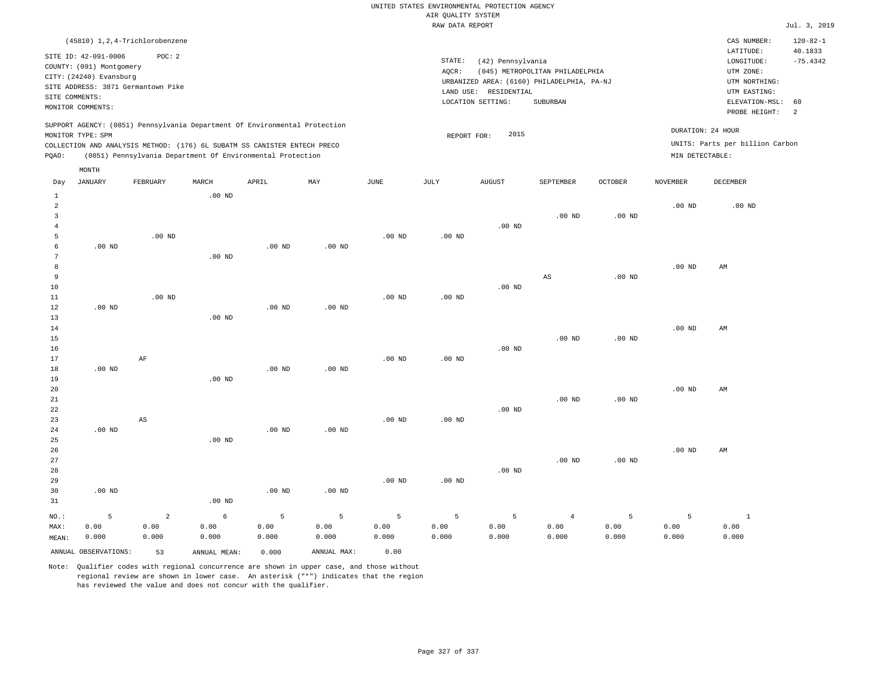UNITED STATES ENVIRONMENTAL PROTECTION AGENCY
AIR QUALITY SYSTEM
RAW DATA REPORT

Jul. 3, 2019

(45810) 1,2,4-Trichlorobenzene

SITE ID: 42-091-0006 POC: 2
COUNTY: (091) Montgomery
CITY: (24240) Evansburg
SITE ADDRESS: 3871 Germantown Pike
SITE COMMENTS:
MONITOR COMMENTS:

STATE: (42) Pennsylvania
AQCR: (045) METROPOLITAN PHILADELPHIA
URBANIZED AREA: (6160) PHILADELPHIA, PA-NJ
LAND USE: RESIDENTIAL
LOCATION SETTING: SUBURBAN

CAS NUMBER: 120-82-1
LATITUDE: 40.1833
LONGITUDE: -75.4342
UTM ZONE:
UTM NORTHING:
UTM EASTING:
ELEVATION-MSL: 60
PROBE HEIGHT: 2

SUPPORT AGENCY: (0851) Pennsylvania Department Of Environmental Protection
MONITOR TYPE: SPM
COLLECTION AND ANALYSIS METHOD: (176) 6L SUBATM SS CANISTER ENTECH PRECO
PQAO: (0851) Pennsylvania Department Of Environmental Protection

REPORT FOR: 2015

DURATION: 24 HOUR
UNITS: Parts per billion Carbon
MIN DETECTABLE:

| Day | JANUARY | FEBRUARY | MARCH | APRIL | MAY | JUNE | JULY | AUGUST | SEPTEMBER | OCTOBER | NOVEMBER | DECEMBER |
|---|---|---|---|---|---|---|---|---|---|---|---|---|
| 1 | | | .00 ND | | | | | | | | | |
| 2 | | | | | | | | | | | .00 ND | .00 ND |
| 3 | | | | | | | | | .00 ND | .00 ND | | |
| 4 | | | | | | | | .00 ND | | | | |
| 5 | | .00 ND | | | | .00 ND | .00 ND | | | | | |
| 6 | .00 ND | | | .00 ND | .00 ND | | | | | | | |
| 7 | | | .00 ND | | | | | | | | | |
| 8 | | | | | | | | | | | .00 ND | AM |
| 9 | | | | | | | | | AS | .00 ND | | |
| 10 | | | | | | | | .00 ND | | | | |
| 11 | | .00 ND | | | | .00 ND | .00 ND | | | | | |
| 12 | .00 ND | | | .00 ND | .00 ND | | | | | | | |
| 13 | | | .00 ND | | | | | | | | | |
| 14 | | | | | | | | | | | .00 ND | AM |
| 15 | | | | | | | | | .00 ND | .00 ND | | |
| 16 | | | | | | | | .00 ND | | | | |
| 17 | | AF | | | | .00 ND | .00 ND | | | | | |
| 18 | .00 ND | | | .00 ND | .00 ND | | | | | | | |
| 19 | | | .00 ND | | | | | | | | | |
| 20 | | | | | | | | | | | .00 ND | AM |
| 21 | | | | | | | | | .00 ND | .00 ND | | |
| 22 | | | | | | | | .00 ND | | | | |
| 23 | | AS | | | | .00 ND | .00 ND | | | | | |
| 24 | .00 ND | | | .00 ND | .00 ND | | | | | | | |
| 25 | | | .00 ND | | | | | | | | | |
| 26 | | | | | | | | | | | .00 ND | AM |
| 27 | | | | | | | | | .00 ND | .00 ND | | |
| 28 | | | | | | | | .00 ND | | | | |
| 29 | | | | | | .00 ND | .00 ND | | | | | |
| 30 | .00 ND | | | .00 ND | .00 ND | | | | | | | |
| 31 | | | .00 ND | | | | | | | | | |
| NO.: | 5 | 2 | 6 | 5 | 5 | 5 | 5 | 5 | 4 | 5 | 5 | 1 |
| MAX: | 0.00 | 0.00 | 0.00 | 0.00 | 0.00 | 0.00 | 0.00 | 0.00 | 0.00 | 0.00 | 0.00 | 0.00 |
| MEAN: | 0.000 | 0.000 | 0.000 | 0.000 | 0.000 | 0.000 | 0.000 | 0.000 | 0.000 | 0.000 | 0.000 | 0.000 |

ANNUAL OBSERVATIONS: 53 ANNUAL MEAN: 0.000 ANNUAL MAX: 0.00

Note: Qualifier codes with regional concurrence are shown in upper case, and those without regional review are shown in lower case. An asterisk ("*") indicates that the region has reviewed the value and does not concur with the qualifier.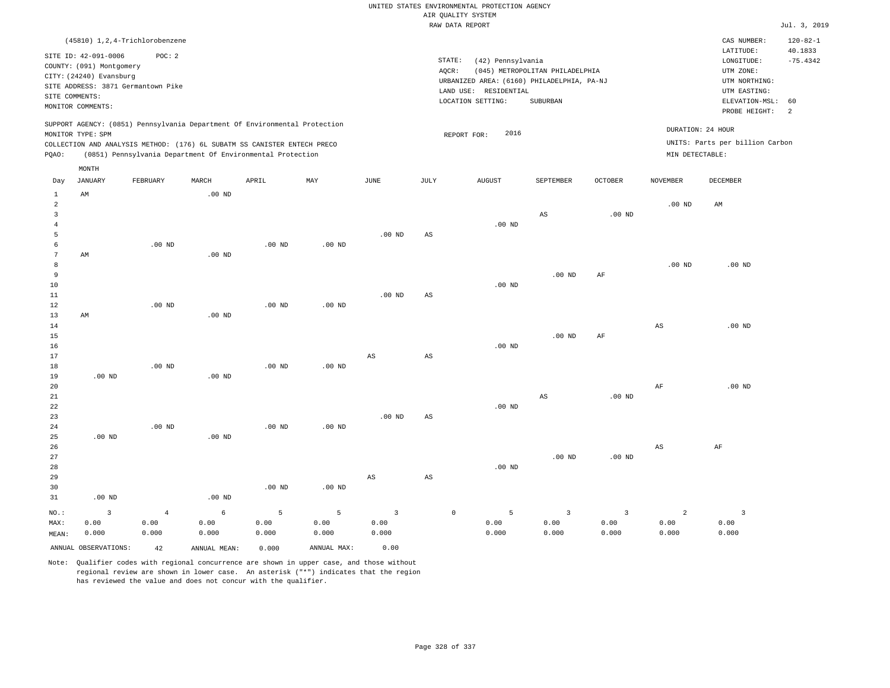UNITED STATES ENVIRONMENTAL PROTECTION AGENCY
AIR QUALITY SYSTEM
RAW DATA REPORT

Jul. 3, 2019

(45810) 1,2,4-Trichlorobenzene

SITE ID: 42-091-0006 POC: 2
COUNTY: (091) Montgomery
CITY: (24240) Evansburg
SITE ADDRESS: 3871 Germantown Pike
SITE COMMENTS:
MONITOR COMMENTS:

STATE: (42) Pennsylvania
AQCR: (045) METROPOLITAN PHILADELPHIA
URBANIZED AREA: (6160) PHILADELPHIA, PA-NJ
LAND USE: RESIDENTIAL
LOCATION SETTING: SUBURBAN

CAS NUMBER: 120-82-1
LATITUDE: 40.1833
LONGITUDE: -75.4342
UTM ZONE:
UTM NORTHING:
UTM EASTING:
ELEVATION-MSL: 60
PROBE HEIGHT: 2

SUPPORT AGENCY: (0851) Pennsylvania Department Of Environmental Protection
MONITOR TYPE: SPM
COLLECTION AND ANALYSIS METHOD: (176) 6L SUBATM SS CANISTER ENTECH PRECO
PQAO: (0851) Pennsylvania Department Of Environmental Protection

REPORT FOR: 2016

DURATION: 24 HOUR
UNITS: Parts per billion Carbon
MIN DETECTABLE:

| Day | JANUARY | FEBRUARY | MARCH | APRIL | MAY | JUNE | JULY | AUGUST | SEPTEMBER | OCTOBER | NOVEMBER | DECEMBER |
|---|---|---|---|---|---|---|---|---|---|---|---|---|
| 1 | AM | | .00 ND | | | | | | | | | |
| 2 | | | | | | | | | | | .00 ND | AM |
| 3 | | | | | | | | | AS | .00 ND | | |
| 4 | | | | | | | | .00 ND | | | | |
| 5 | | | | | | .00 ND | AS | | | | | |
| 6 | | .00 ND | | .00 ND | .00 ND | | | | | | | |
| 7 | AM | | .00 ND | | | | | | | | | |
| 8 | | | | | | | | | | | .00 ND | .00 ND |
| 9 | | | | | | | | | .00 ND | AF | | |
| 10 | | | | | | | | .00 ND | | | | |
| 11 | | | | | | .00 ND | AS | | | | | |
| 12 | | .00 ND | | .00 ND | .00 ND | | | | | | | |
| 13 | AM | | .00 ND | | | | | | | | | |
| 14 | | | | | | | | | | | AS | .00 ND |
| 15 | | | | | | | | | .00 ND | AF | | |
| 16 | | | | | | | | .00 ND | | | | |
| 17 | | | | | | AS | AS | | | | | |
| 18 | | .00 ND | | .00 ND | .00 ND | | | | | | | |
| 19 | .00 ND | | .00 ND | | | | | | | | | |
| 20 | | | | | | | | | | | AF | .00 ND |
| 21 | | | | | | | | | AS | .00 ND | | |
| 22 | | | | | | | | .00 ND | | | | |
| 23 | | | | | | .00 ND | AS | | | | | |
| 24 | | .00 ND | | .00 ND | .00 ND | | | | | | | |
| 25 | .00 ND | | .00 ND | | | | | | | | | |
| 26 | | | | | | | | | | | AS | AF |
| 27 | | | | | | | | | .00 ND | .00 ND | | |
| 28 | | | | | | | | .00 ND | | | | |
| 29 | | | | | | AS | AS | | | | | |
| 30 | | | | .00 ND | .00 ND | | | | | | | |
| 31 | .00 ND | | .00 ND | | | | | | | | | |
| NO.: | 3 | 4 | 6 | 5 | 5 | 3 | 0 | 5 | 3 | 3 | 2 | 3 |
| MAX: | 0.00 | 0.00 | 0.00 | 0.00 | 0.00 | 0.00 | | 0.00 | 0.00 | 0.00 | 0.00 | 0.00 |
| MEAN: | 0.000 | 0.000 | 0.000 | 0.000 | 0.000 | 0.000 | | 0.000 | 0.000 | 0.000 | 0.000 | 0.000 |

ANNUAL OBSERVATIONS: 42 ANNUAL MEAN: 0.000 ANNUAL MAX: 0.00

Note: Qualifier codes with regional concurrence are shown in upper case, and those without regional review are shown in lower case. An asterisk ("*") indicates that the region has reviewed the value and does not concur with the qualifier.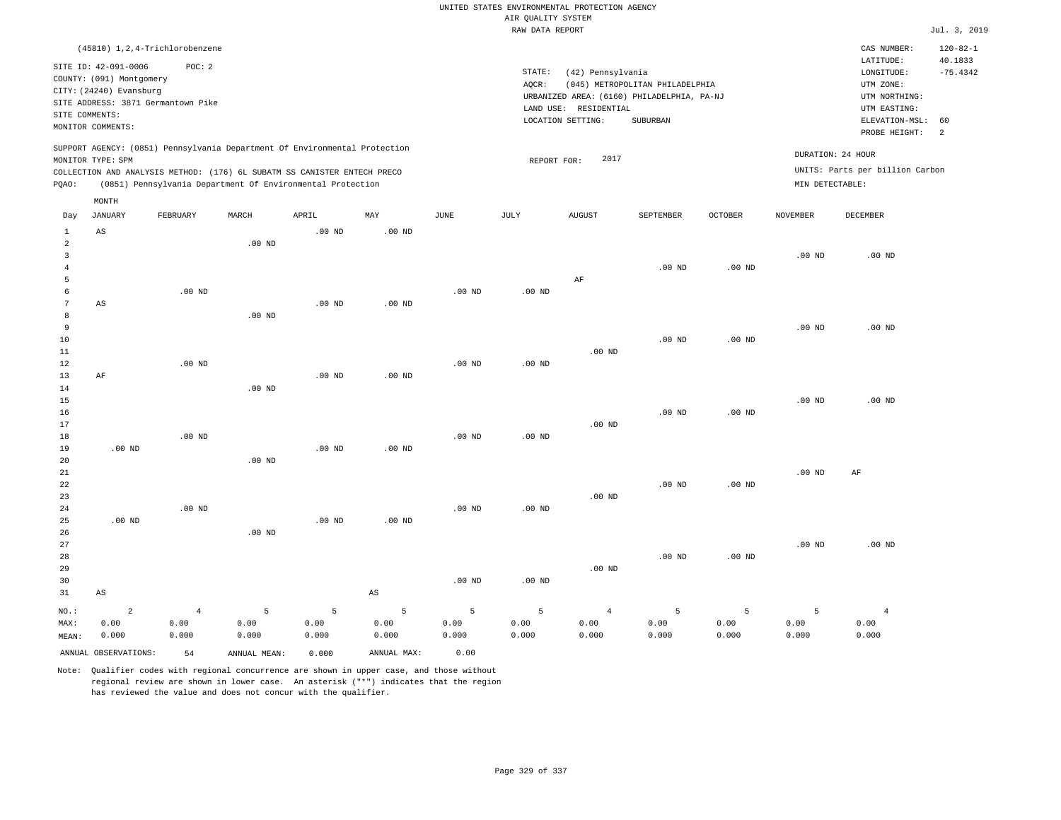UNITED STATES ENVIRONMENTAL PROTECTION AGENCY
AIR QUALITY SYSTEM
RAW DATA REPORT

Jul. 3, 2019

(45810) 1,2,4-Trichlorobenzene

SITE ID: 42-091-0006 POC: 2
COUNTY: (091) Montgomery
CITY: (24240) Evansburg
SITE ADDRESS: 3871 Germantown Pike
SITE COMMENTS:
MONITOR COMMENTS:

STATE: (42) Pennsylvania
AQCR: (045) METROPOLITAN PHILADELPHIA
URBANIZED AREA: (6160) PHILADELPHIA, PA-NJ
LAND USE: RESIDENTIAL
LOCATION SETTING: SUBURBAN

CAS NUMBER: 120-82-1
LATITUDE: 40.1833
LONGITUDE: -75.4342
UTM ZONE:
UTM NORTHING:
UTM EASTING:
ELEVATION-MSL: 60
PROBE HEIGHT: 2

SUPPORT AGENCY: (0851) Pennsylvania Department Of Environmental Protection
MONITOR TYPE: SPM
COLLECTION AND ANALYSIS METHOD: (176) 6L SUBATM SS CANISTER ENTECH PRECO
PQAO: (0851) Pennsylvania Department Of Environmental Protection

REPORT FOR: 2017

DURATION: 24 HOUR
UNITS: Parts per billion Carbon
MIN DETECTABLE:

| Day | JANUARY | FEBRUARY | MARCH | APRIL | MAY | JUNE | JULY | AUGUST | SEPTEMBER | OCTOBER | NOVEMBER | DECEMBER |
|---|---|---|---|---|---|---|---|---|---|---|---|---|
| 1 | AS | | | .00 ND | .00 ND | | | | | | | |
| 2 | | | .00 ND | | | | | | | | | |
| 3 | | | | | | | | | | | .00 ND | .00 ND |
| 4 | | | | | | | | | .00 ND | .00 ND | | |
| 5 | | | | | | | | AF | | | | |
| 6 | | .00 ND | | | | .00 ND | .00 ND | | | | | |
| 7 | AS | | | .00 ND | .00 ND | | | | | | | |
| 8 | | | .00 ND | | | | | | | | | |
| 9 | | | | | | | | | | | .00 ND | .00 ND |
| 10 | | | | | | | | | .00 ND | .00 ND | | |
| 11 | | | | | | | | .00 ND | | | | |
| 12 | | .00 ND | | | | .00 ND | .00 ND | | | | | |
| 13 | AF | | | .00 ND | .00 ND | | | | | | | |
| 14 | | | .00 ND | | | | | | | | | |
| 15 | | | | | | | | | | | .00 ND | .00 ND |
| 16 | | | | | | | | | .00 ND | .00 ND | | |
| 17 | | | | | | | | .00 ND | | | | |
| 18 | | .00 ND | | | | .00 ND | .00 ND | | | | | |
| 19 | .00 ND | | | .00 ND | .00 ND | | | | | | | |
| 20 | | | .00 ND | | | | | | | | | |
| 21 | | | | | | | | | | | .00 ND | AF |
| 22 | | | | | | | | | .00 ND | .00 ND | | |
| 23 | | | | | | | | .00 ND | | | | |
| 24 | | .00 ND | | | | .00 ND | .00 ND | | | | | |
| 25 | .00 ND | | | .00 ND | .00 ND | | | | | | | |
| 26 | | | .00 ND | | | | | | | | | |
| 27 | | | | | | | | | | | .00 ND | .00 ND |
| 28 | | | | | | | | | .00 ND | .00 ND | | |
| 29 | | | | | | | | .00 ND | | | | |
| 30 | | | | | | .00 ND | .00 ND | | | | | |
| 31 | AS | | | | AS | | | | | | | |
| NO.: | 2 | 4 | 5 | 5 | 5 | 5 | 5 | 4 | 5 | 5 | 5 | 4 |
| MAX: | 0.00 | 0.00 | 0.00 | 0.00 | 0.00 | 0.00 | 0.00 | 0.00 | 0.00 | 0.00 | 0.00 | 0.00 |
| MEAN: | 0.000 | 0.000 | 0.000 | 0.000 | 0.000 | 0.000 | 0.000 | 0.000 | 0.000 | 0.000 | 0.000 | 0.000 |

ANNUAL OBSERVATIONS: 54 ANNUAL MEAN: 0.000 ANNUAL MAX: 0.00

Note: Qualifier codes with regional concurrence are shown in upper case, and those without regional review are shown in lower case. An asterisk ("*") indicates that the region has reviewed the value and does not concur with the qualifier.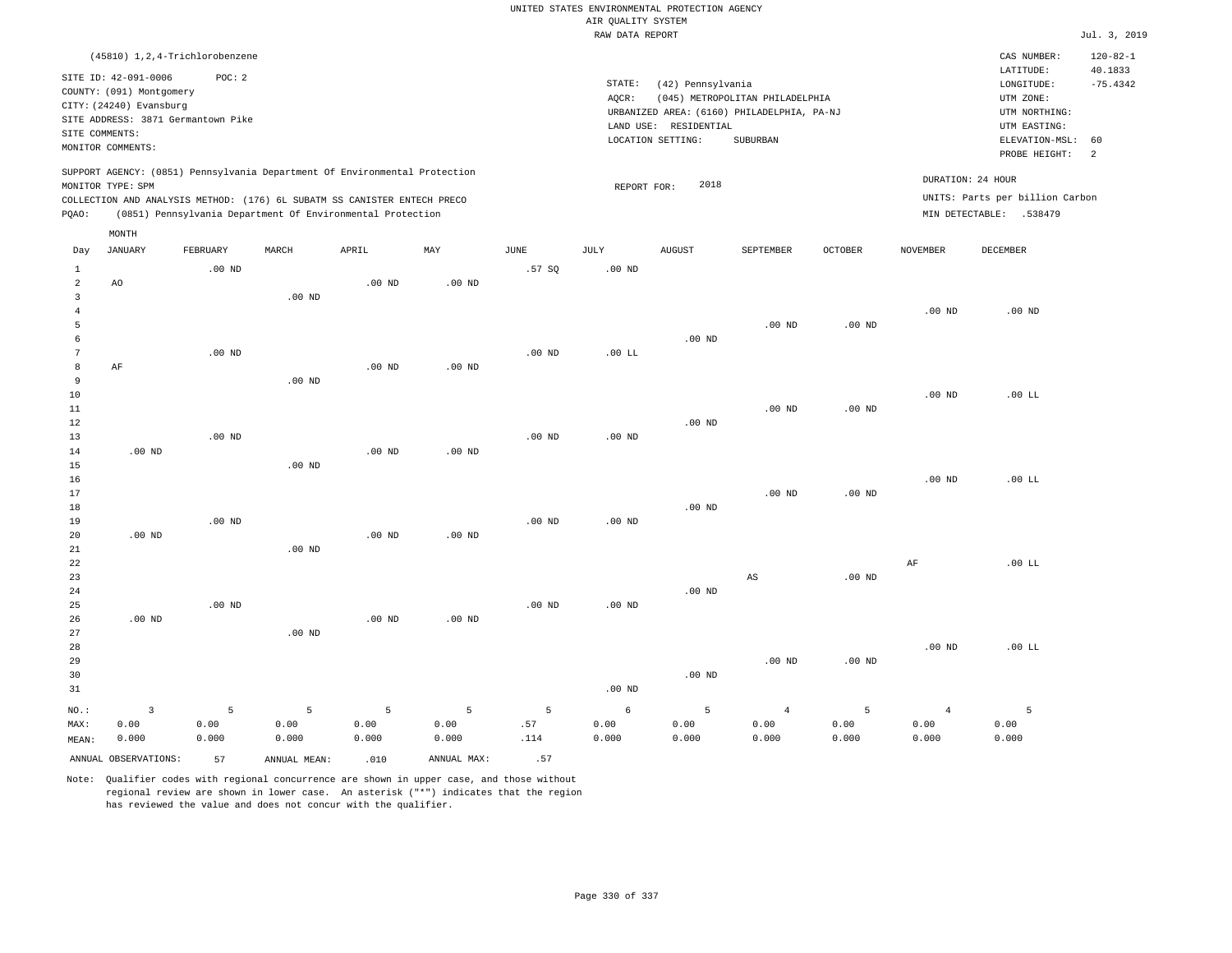UNITED STATES ENVIRONMENTAL PROTECTION AGENCY
AIR QUALITY SYSTEM
RAW DATA REPORT

Jul. 3, 2019

(45810) 1,2,4-Trichlorobenzene

SITE ID: 42-091-0006 POC: 2
COUNTY: (091) Montgomery
CITY: (24240) Evansburg
SITE ADDRESS: 3871 Germantown Pike
SITE COMMENTS:
MONITOR COMMENTS:

STATE: (42) Pennsylvania
AQCR: (045) METROPOLITAN PHILADELPHIA
URBANIZED AREA: (6160) PHILADELPHIA, PA-NJ
LAND USE: RESIDENTIAL
LOCATION SETTING: SUBURBAN

CAS NUMBER: 120-82-1
LATITUDE: 40.1833
LONGITUDE: -75.4342
UTM ZONE:
UTM NORTHING:
UTM EASTING:
ELEVATION-MSL: 60
PROBE HEIGHT: 2

SUPPORT AGENCY: (0851) Pennsylvania Department Of Environmental Protection
MONITOR TYPE: SPM
COLLECTION AND ANALYSIS METHOD: (176) 6L SUBATM SS CANISTER ENTECH PRECO
PQAO: (0851) Pennsylvania Department Of Environmental Protection

REPORT FOR: 2018

DURATION: 24 HOUR
UNITS: Parts per billion Carbon
MIN DETECTABLE: .538479

| Day | JANUARY | FEBRUARY | MARCH | APRIL | MAY | JUNE | JULY | AUGUST | SEPTEMBER | OCTOBER | NOVEMBER | DECEMBER |
|---|---|---|---|---|---|---|---|---|---|---|---|---|
| 1 | | .00 ND | | | | .57 SQ | .00 ND | | | | | |
| 2 | AO | | | .00 ND | .00 ND | | | | | | | |
| 3 | | | .00 ND | | | | | | | | | |
| 4 | | | | | | | | | | | .00 ND | .00 ND |
| 5 | | | | | | | | | .00 ND | .00 ND | | |
| 6 | | | | | | | | .00 ND | | | | |
| 7 | | .00 ND | | | | .00 ND | .00 LL | | | | | |
| 8 | AF | | | .00 ND | .00 ND | | | | | | | |
| 9 | | | .00 ND | | | | | | | | | |
| 10 | | | | | | | | | | | .00 ND | .00 LL |
| 11 | | | | | | | | | .00 ND | .00 ND | | |
| 12 | | | | | | | | .00 ND | | | | |
| 13 | | .00 ND | | | | .00 ND | .00 ND | | | | | |
| 14 | .00 ND | | | .00 ND | .00 ND | | | | | | | |
| 15 | | | .00 ND | | | | | | | | | |
| 16 | | | | | | | | | | | .00 ND | .00 LL |
| 17 | | | | | | | | | .00 ND | .00 ND | | |
| 18 | | | | | | | | .00 ND | | | | |
| 19 | | .00 ND | | | | .00 ND | .00 ND | | | | | |
| 20 | .00 ND | | | .00 ND | .00 ND | | | | | | | |
| 21 | | | .00 ND | | | | | | | | | |
| 22 | | | | | | | | | | | AF | .00 LL |
| 23 | | | | | | | | | AS | .00 ND | | |
| 24 | | | | | | | | .00 ND | | | | |
| 25 | | .00 ND | | | | .00 ND | .00 ND | | | | | |
| 26 | .00 ND | | | .00 ND | .00 ND | | | | | | | |
| 27 | | | .00 ND | | | | | | | | | |
| 28 | | | | | | | | | | | .00 ND | .00 LL |
| 29 | | | | | | | | | .00 ND | .00 ND | | |
| 30 | | | | | | | | .00 ND | | | | |
| 31 | | | | | | | .00 ND | | | | | |
| NO.: | 3 | 5 | 5 | 5 | 5 | 5 | 6 | 5 | 4 | 5 | 4 | 5 |
| MAX: | 0.00 | 0.00 | 0.00 | 0.00 | 0.00 | .57 | 0.00 | 0.00 | 0.00 | 0.00 | 0.00 | 0.00 |
| MEAN: | 0.000 | 0.000 | 0.000 | 0.000 | 0.000 | .114 | 0.000 | 0.000 | 0.000 | 0.000 | 0.000 | 0.000 |

ANNUAL OBSERVATIONS: 57 ANNUAL MEAN: .010 ANNUAL MAX: .57

Note: Qualifier codes with regional concurrence are shown in upper case, and those without regional review are shown in lower case. An asterisk ("*") indicates that the region has reviewed the value and does not concur with the qualifier.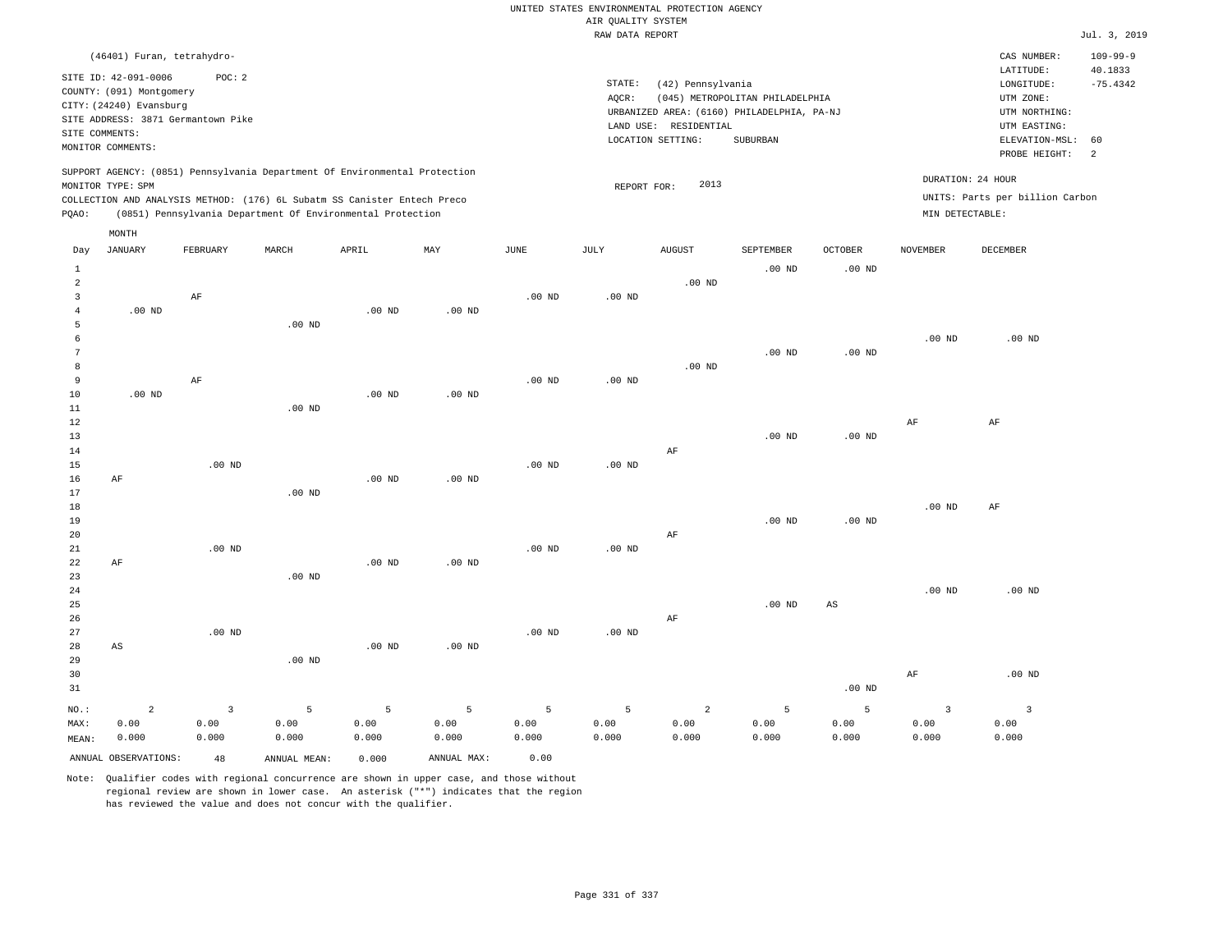UNITED STATES ENVIRONMENTAL PROTECTION AGENCY
AIR QUALITY SYSTEM
RAW DATA REPORT

Jul. 3, 2019

(46401) Furan, tetrahydro-

SITE ID: 42-091-0006 POC: 2
COUNTY: (091) Montgomery
CITY: (24240) Evansburg
SITE ADDRESS: 3871 Germantown Pike
SITE COMMENTS:
MONITOR COMMENTS:

STATE: (42) Pennsylvania
AQCR: (045) METROPOLITAN PHILADELPHIA
URBANIZED AREA: (6160) PHILADELPHIA, PA-NJ
LAND USE: RESIDENTIAL
LOCATION SETTING: SUBURBAN

CAS NUMBER: 109-99-9
LATITUDE: 40.1833
LONGITUDE: -75.4342
UTM ZONE:
UTM NORTHING:
UTM EASTING:
ELEVATION-MSL: 60
PROBE HEIGHT: 2

SUPPORT AGENCY: (0851) Pennsylvania Department Of Environmental Protection
MONITOR TYPE: SPM
COLLECTION AND ANALYSIS METHOD: (176) 6L Subatm SS Canister Entech Preco
PQAO: (0851) Pennsylvania Department Of Environmental Protection

REPORT FOR: 2013

DURATION: 24 HOUR
UNITS: Parts per billion Carbon
MIN DETECTABLE:

| Day | JANUARY | FEBRUARY | MARCH | APRIL | MAY | JUNE | JULY | AUGUST | SEPTEMBER | OCTOBER | NOVEMBER | DECEMBER |
|---|---|---|---|---|---|---|---|---|---|---|---|---|
| 1 | | | | | | | | | .00 ND | .00 ND | | |
| 2 | | | | | | | | .00 ND | | | | |
| 3 | | AF | | | | .00 ND | .00 ND | | | | | |
| 4 | .00 ND | | | .00 ND | .00 ND | | | | | | | |
| 5 | | | .00 ND | | | | | | | | | |
| 6 | | | | | | | | | | | .00 ND | .00 ND |
| 7 | | | | | | | | | .00 ND | .00 ND | | |
| 8 | | | | | | | | .00 ND | | | | |
| 9 | | AF | | | | .00 ND | .00 ND | | | | | |
| 10 | .00 ND | | | .00 ND | .00 ND | | | | | | | |
| 11 | | | .00 ND | | | | | | | | | |
| 12 | | | | | | | | | | | AF | AF |
| 13 | | | | | | | | | .00 ND | .00 ND | | |
| 14 | | | | | | | | AF | | | | |
| 15 | | .00 ND | | | | .00 ND | .00 ND | | | | | |
| 16 | AF | | | .00 ND | .00 ND | | | | | | | |
| 17 | | | .00 ND | | | | | | | | | |
| 18 | | | | | | | | | | | .00 ND | AF |
| 19 | | | | | | | | | .00 ND | .00 ND | | |
| 20 | | | | | | | | AF | | | | |
| 21 | | .00 ND | | | | .00 ND | .00 ND | | | | | |
| 22 | AF | | | .00 ND | .00 ND | | | | | | | |
| 23 | | | .00 ND | | | | | | | | | |
| 24 | | | | | | | | | | | .00 ND | .00 ND |
| 25 | | | | | | | | | .00 ND | AS | | |
| 26 | | | | | | | | AF | | | | |
| 27 | | .00 ND | | | | .00 ND | .00 ND | | | | | |
| 28 | AS | | | .00 ND | .00 ND | | | | | | | |
| 29 | | | .00 ND | | | | | | | | | |
| 30 | | | | | | | | | | | AF | .00 ND |
| 31 | | | | | | | | | | .00 ND | | |
| NO.: | 2 | 3 | 5 | 5 | 5 | 5 | 5 | 2 | 5 | 5 | 3 | 3 |
| MAX: | 0.00 | 0.00 | 0.00 | 0.00 | 0.00 | 0.00 | 0.00 | 0.00 | 0.00 | 0.00 | 0.00 | 0.00 |
| MEAN: | 0.000 | 0.000 | 0.000 | 0.000 | 0.000 | 0.000 | 0.000 | 0.000 | 0.000 | 0.000 | 0.000 | 0.000 |

ANNUAL OBSERVATIONS: 48 ANNUAL MEAN: 0.000 ANNUAL MAX: 0.00

Note: Qualifier codes with regional concurrence are shown in upper case, and those without regional review are shown in lower case. An asterisk ("*") indicates that the region has reviewed the value and does not concur with the qualifier.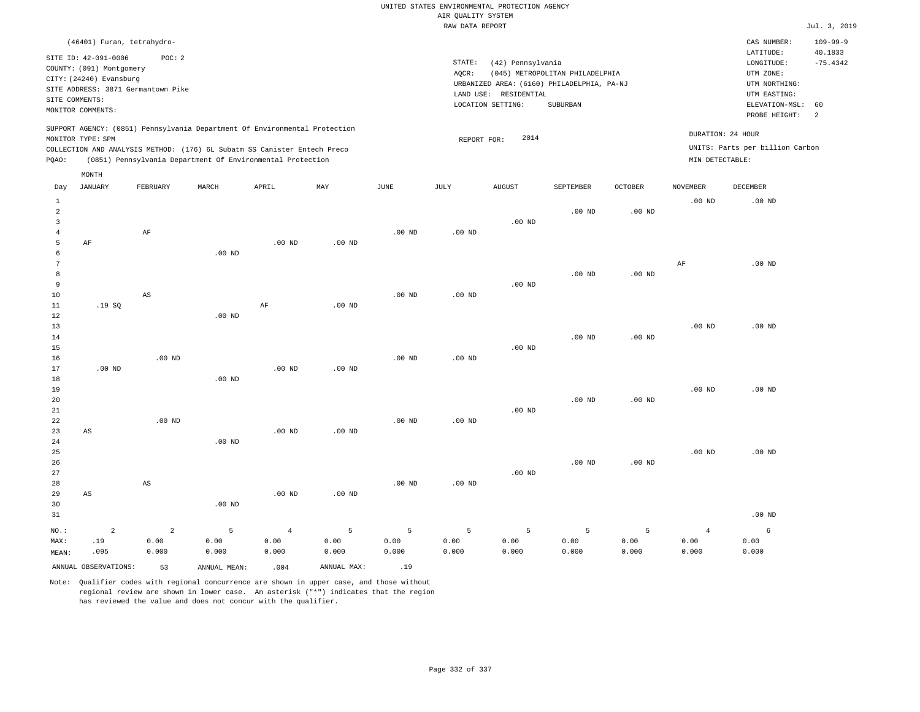UNITED STATES ENVIRONMENTAL PROTECTION AGENCY
AIR QUALITY SYSTEM
RAW DATA REPORT

Jul. 3, 2019

(46401) Furan, tetrahydro-

SITE ID: 42-091-0006  POC: 2
COUNTY: (091) Montgomery
CITY: (24240) Evansburg
SITE ADDRESS: 3871 Germantown Pike
SITE COMMENTS:
MONITOR COMMENTS:

STATE: (42) Pennsylvania
AQCR: (045) METROPOLITAN PHILADELPHIA
URBANIZED AREA: (6160) PHILADELPHIA, PA-NJ
LAND USE: RESIDENTIAL
LOCATION SETTING: SUBURBAN

CAS NUMBER: 109-99-9
LATITUDE: 40.1833
LONGITUDE: -75.4342
UTM ZONE:
UTM NORTHING:
UTM EASTING:
ELEVATION-MSL: 60
PROBE HEIGHT: 2

SUPPORT AGENCY: (0851) Pennsylvania Department Of Environmental Protection
MONITOR TYPE: SPM
COLLECTION AND ANALYSIS METHOD: (176) 6L Subatm SS Canister Entech Preco
PQAO: (0851) Pennsylvania Department Of Environmental Protection

REPORT FOR: 2014

DURATION: 24 HOUR
UNITS: Parts per billion Carbon
MIN DETECTABLE:

| Day | JANUARY | FEBRUARY | MARCH | APRIL | MAY | JUNE | JULY | AUGUST | SEPTEMBER | OCTOBER | NOVEMBER | DECEMBER |
|---|---|---|---|---|---|---|---|---|---|---|---|---|
| 1 | | | | | | | | | | | .00 ND | .00 ND |
| 2 | | | | | | | | | .00 ND | .00 ND | | |
| 3 | | | | | | | | .00 ND | | | | |
| 4 | | AF | | | | .00 ND | .00 ND | | | | | |
| 5 | AF | | | .00 ND | .00 ND | | | | | | | |
| 6 | | | .00 ND | | | | | | | | | |
| 7 | | | | | | | | | | | AF | .00 ND |
| 8 | | | | | | | | | .00 ND | .00 ND | | |
| 9 | | | | | | | | .00 ND | | | | |
| 10 | | AS | | | | .00 ND | .00 ND | | | | | |
| 11 | .19 SQ | | | AF | .00 ND | | | | | | | |
| 12 | | | .00 ND | | | | | | | | | |
| 13 | | | | | | | | | | | .00 ND | .00 ND |
| 14 | | | | | | | | | .00 ND | .00 ND | | |
| 15 | | | | | | | | .00 ND | | | | |
| 16 | | .00 ND | | | | .00 ND | .00 ND | | | | | |
| 17 | .00 ND | | | .00 ND | .00 ND | | | | | | | |
| 18 | | | .00 ND | | | | | | | | | |
| 19 | | | | | | | | | | | .00 ND | .00 ND |
| 20 | | | | | | | | | .00 ND | .00 ND | | |
| 21 | | | | | | | | .00 ND | | | | |
| 22 | | .00 ND | | | | .00 ND | .00 ND | | | | | |
| 23 | AS | | | .00 ND | .00 ND | | | | | | | |
| 24 | | | .00 ND | | | | | | | | | |
| 25 | | | | | | | | | | | .00 ND | .00 ND |
| 26 | | | | | | | | | .00 ND | .00 ND | | |
| 27 | | | | | | | | .00 ND | | | | |
| 28 | | AS | | | | .00 ND | .00 ND | | | | | |
| 29 | AS | | | .00 ND | .00 ND | | | | | | | |
| 30 | | | .00 ND | | | | | | | | | |
| 31 | | | | | | | | | | | | .00 ND |
| NO.: | 2 | 2 | 5 | 4 | 5 | 5 | 5 | 5 | 5 | 5 | 4 | 6 |
| MAX: | .19 | 0.00 | 0.00 | 0.00 | 0.00 | 0.00 | 0.00 | 0.00 | 0.00 | 0.00 | 0.00 | 0.00 |
| MEAN: | .095 | 0.000 | 0.000 | 0.000 | 0.000 | 0.000 | 0.000 | 0.000 | 0.000 | 0.000 | 0.000 | 0.000 |

ANNUAL OBSERVATIONS: 53  ANNUAL MEAN: .004  ANNUAL MAX: .19

Note: Qualifier codes with regional concurrence are shown in upper case, and those without regional review are shown in lower case. An asterisk ("*") indicates that the region has reviewed the value and does not concur with the qualifier.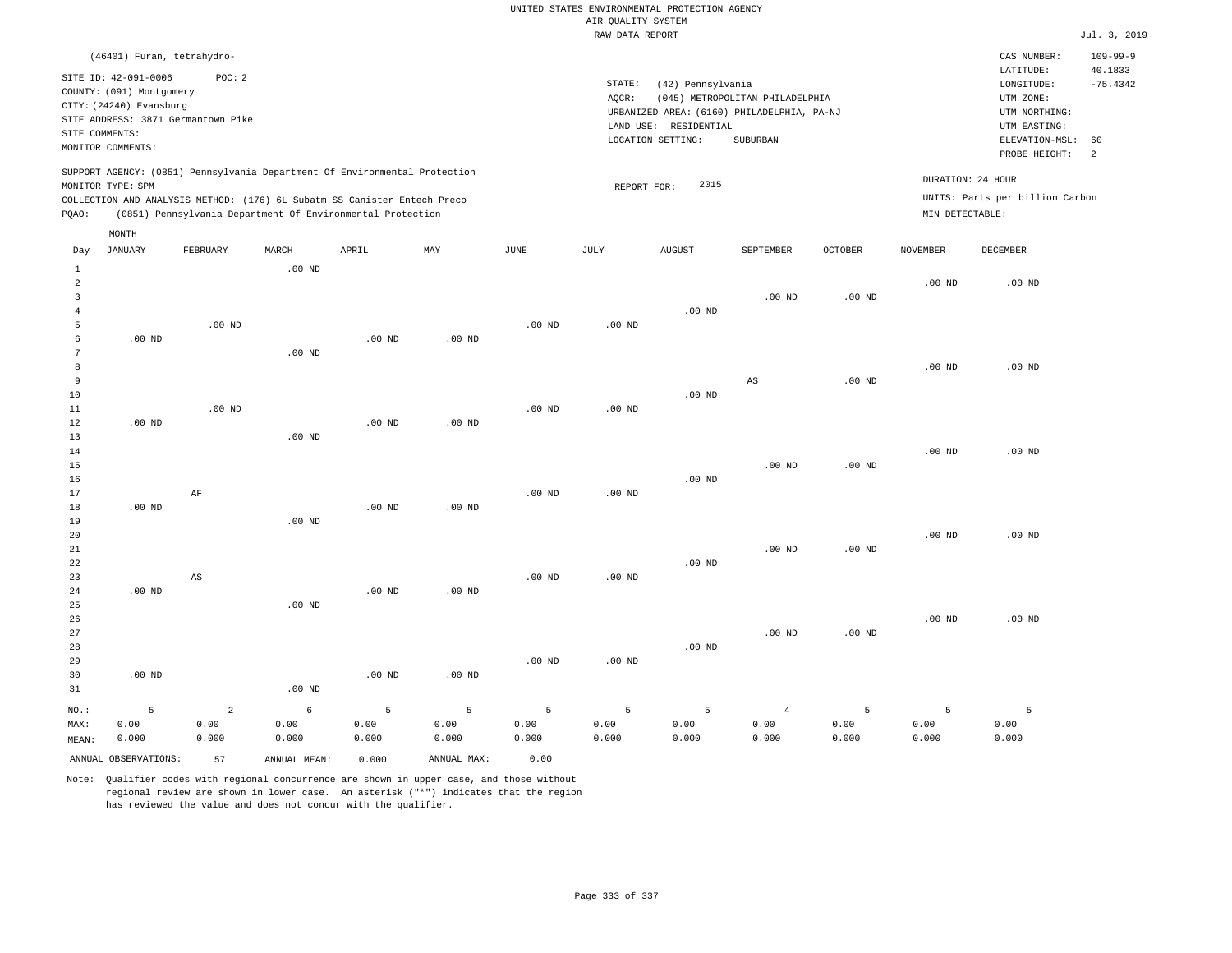UNITED STATES ENVIRONMENTAL PROTECTION AGENCY
AIR QUALITY SYSTEM
RAW DATA REPORT

Jul. 3, 2019

(46401) Furan, tetrahydro-

SITE ID: 42-091-0006    POC: 2
COUNTY: (091) Montgomery
CITY: (24240) Evansburg
SITE ADDRESS: 3871 Germantown Pike
SITE COMMENTS:
MONITOR COMMENTS:

STATE: (42) Pennsylvania
AQCR: (045) METROPOLITAN PHILADELPHIA
URBANIZED AREA: (6160) PHILADELPHIA, PA-NJ
LAND USE: RESIDENTIAL
LOCATION SETTING: SUBURBAN

CAS NUMBER: 109-99-9
LATITUDE: 40.1833
LONGITUDE: -75.4342
UTM ZONE:
UTM NORTHING:
UTM EASTING:
ELEVATION-MSL: 60
PROBE HEIGHT: 2

SUPPORT AGENCY: (0851) Pennsylvania Department Of Environmental Protection
MONITOR TYPE: SPM
COLLECTION AND ANALYSIS METHOD: (176) 6L Subatm SS Canister Entech Preco
PQAO: (0851) Pennsylvania Department Of Environmental Protection

REPORT FOR: 2015

DURATION: 24 HOUR
UNITS: Parts per billion Carbon
MIN DETECTABLE:

| Day | JANUARY | FEBRUARY | MARCH | APRIL | MAY | JUNE | JULY | AUGUST | SEPTEMBER | OCTOBER | NOVEMBER | DECEMBER |
|---|---|---|---|---|---|---|---|---|---|---|---|---|
| 1 | | | .00 ND | | | | | | | | | |
| 2 | | | | | | | | | | | .00 ND | .00 ND |
| 3 | | | | | | | | | .00 ND | .00 ND | | |
| 4 | | | | | | | | .00 ND | | | | |
| 5 | | .00 ND | | | | .00 ND | .00 ND | | | | | |
| 6 | .00 ND | | | .00 ND | .00 ND | | | | | | | |
| 7 | | | .00 ND | | | | | | | | | |
| 8 | | | | | | | | | | | .00 ND | .00 ND |
| 9 | | | | | | | | | AS | .00 ND | | |
| 10 | | | | | | | | .00 ND | | | | |
| 11 | | .00 ND | | | | .00 ND | .00 ND | | | | | |
| 12 | .00 ND | | | .00 ND | .00 ND | | | | | | | |
| 13 | | | .00 ND | | | | | | | | | |
| 14 | | | | | | | | | | | .00 ND | .00 ND |
| 15 | | | | | | | | | .00 ND | .00 ND | | |
| 16 | | | | | | | | .00 ND | | | | |
| 17 | | AF | | | | .00 ND | .00 ND | | | | | |
| 18 | .00 ND | | | .00 ND | .00 ND | | | | | | | |
| 19 | | | .00 ND | | | | | | | | | |
| 20 | | | | | | | | | | | .00 ND | .00 ND |
| 21 | | | | | | | | | .00 ND | .00 ND | | |
| 22 | | | | | | | | .00 ND | | | | |
| 23 | | AS | | | | .00 ND | .00 ND | | | | | |
| 24 | .00 ND | | | .00 ND | .00 ND | | | | | | | |
| 25 | | | .00 ND | | | | | | | | | |
| 26 | | | | | | | | | | | .00 ND | .00 ND |
| 27 | | | | | | | | | .00 ND | .00 ND | | |
| 28 | | | | | | | | .00 ND | | | | |
| 29 | | | | | | .00 ND | .00 ND | | | | | |
| 30 | .00 ND | | | .00 ND | .00 ND | | | | | | | |
| 31 | | | .00 ND | | | | | | | | | |
| NO.: | 5 | 2 | 6 | 5 | 5 | 5 | 5 | 5 | 4 | 5 | 5 | 5 |
| MAX: | 0.00 | 0.00 | 0.00 | 0.00 | 0.00 | 0.00 | 0.00 | 0.00 | 0.00 | 0.00 | 0.00 | 0.00 |
| MEAN: | 0.000 | 0.000 | 0.000 | 0.000 | 0.000 | 0.000 | 0.000 | 0.000 | 0.000 | 0.000 | 0.000 | 0.000 |

ANNUAL OBSERVATIONS: 57    ANNUAL MEAN: 0.000    ANNUAL MAX: 0.00

Note: Qualifier codes with regional concurrence are shown in upper case, and those without regional review are shown in lower case. An asterisk ("*") indicates that the region has reviewed the value and does not concur with the qualifier.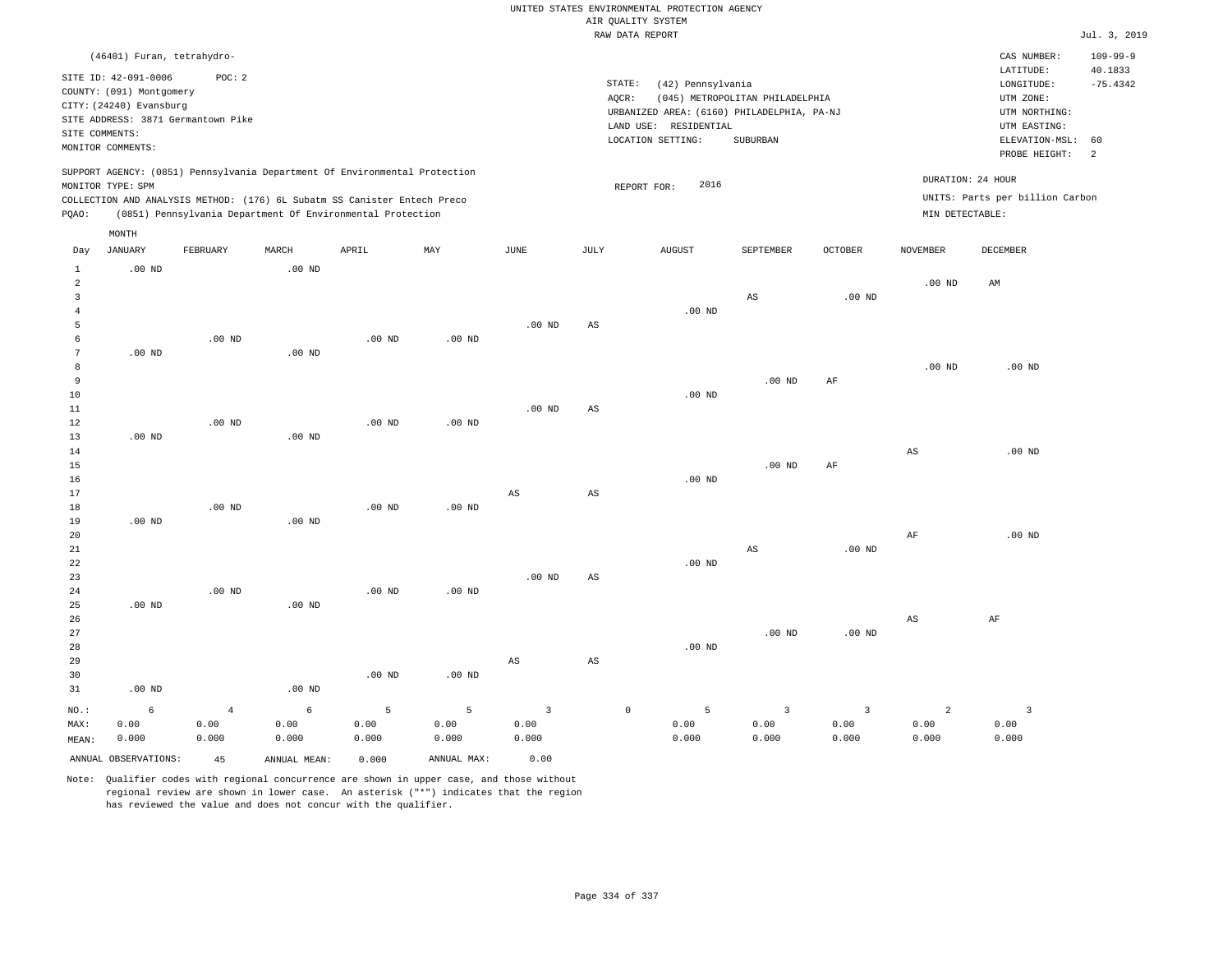UNITED STATES ENVIRONMENTAL PROTECTION AGENCY
AIR QUALITY SYSTEM
RAW DATA REPORT

Jul. 3, 2019

(46401) Furan, tetrahydro-

SITE ID: 42-091-0006 POC: 2
COUNTY: (091) Montgomery
CITY: (24240) Evansburg
SITE ADDRESS: 3871 Germantown Pike
SITE COMMENTS:
MONITOR COMMENTS:

STATE: (42) Pennsylvania
AQCR: (045) METROPOLITAN PHILADELPHIA
URBANIZED AREA: (6160) PHILADELPHIA, PA-NJ
LAND USE: RESIDENTIAL
LOCATION SETTING: SUBURBAN

CAS NUMBER: 109-99-9
LATITUDE: 40.1833
LONGITUDE: -75.4342
UTM ZONE:
UTM NORTHING:
UTM EASTING:
ELEVATION-MSL: 60
PROBE HEIGHT: 2

SUPPORT AGENCY: (0851) Pennsylvania Department Of Environmental Protection
MONITOR TYPE: SPM
COLLECTION AND ANALYSIS METHOD: (176) 6L Subatm SS Canister Entech Preco
PQAO: (0851) Pennsylvania Department Of Environmental Protection

REPORT FOR: 2016

DURATION: 24 HOUR
UNITS: Parts per billion Carbon
MIN DETECTABLE:

| Day | JANUARY | FEBRUARY | MARCH | APRIL | MAY | JUNE | JULY | AUGUST | SEPTEMBER | OCTOBER | NOVEMBER | DECEMBER |
|---|---|---|---|---|---|---|---|---|---|---|---|---|
| 1 | .00 ND | | .00 ND | | | | | | | | | |
| 2 | | | | | | | | | | | .00 ND | AM |
| 3 | | | | | | | | | AS | .00 ND | | |
| 4 | | | | | | | | .00 ND | | | | |
| 5 | | | | | | .00 ND | AS | | | | | |
| 6 | | .00 ND | | .00 ND | .00 ND | | | | | | | |
| 7 | .00 ND | | .00 ND | | | | | | | | | |
| 8 | | | | | | | | | | | .00 ND | .00 ND |
| 9 | | | | | | | | | .00 ND | AF | | |
| 10 | | | | | | | | .00 ND | | | | |
| 11 | | | | | | .00 ND | AS | | | | | |
| 12 | | .00 ND | | .00 ND | .00 ND | | | | | | | |
| 13 | .00 ND | | .00 ND | | | | | | | | | |
| 14 | | | | | | | | | | | AS | .00 ND |
| 15 | | | | | | | | | .00 ND | AF | | |
| 16 | | | | | | | | .00 ND | | | | |
| 17 | | | | | | AS | AS | | | | | |
| 18 | | .00 ND | | .00 ND | .00 ND | | | | | | | |
| 19 | .00 ND | | .00 ND | | | | | | | | | |
| 20 | | | | | | | | | | | AF | .00 ND |
| 21 | | | | | | | | | AS | .00 ND | | |
| 22 | | | | | | | | .00 ND | | | | |
| 23 | | | | | | .00 ND | AS | | | | | |
| 24 | | .00 ND | | .00 ND | .00 ND | | | | | | | |
| 25 | .00 ND | | .00 ND | | | | | | | | | |
| 26 | | | | | | | | | | | AS | AF |
| 27 | | | | | | | | | .00 ND | .00 ND | | |
| 28 | | | | | | | | .00 ND | | | | |
| 29 | | | | | | AS | AS | | | | | |
| 30 | | | | .00 ND | .00 ND | | | | | | | |
| 31 | .00 ND | | .00 ND | | | | | | | | | |
| NO.: | 6 | 4 | 6 | 5 | 5 | 3 | 0 | 5 | 3 | 3 | 2 | 3 |
| MAX: | 0.00 | 0.00 | 0.00 | 0.00 | 0.00 | 0.00 | | 0.00 | 0.00 | 0.00 | 0.00 | 0.00 |
| MEAN: | 0.000 | 0.000 | 0.000 | 0.000 | 0.000 | 0.000 | | 0.000 | 0.000 | 0.000 | 0.000 | 0.000 |

ANNUAL OBSERVATIONS: 45 ANNUAL MEAN: 0.000 ANNUAL MAX: 0.00

Note: Qualifier codes with regional concurrence are shown in upper case, and those without regional review are shown in lower case. An asterisk ("*") indicates that the region has reviewed the value and does not concur with the qualifier.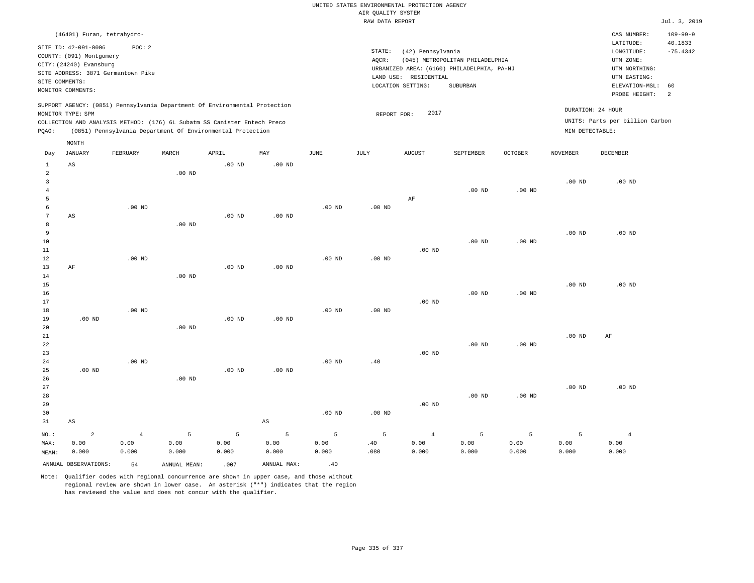UNITED STATES ENVIRONMENTAL PROTECTION AGENCY
AIR QUALITY SYSTEM
RAW DATA REPORT

Jul. 3, 2019

(46401) Furan, tetrahydro-

SITE ID: 42-091-0006 POC: 2
COUNTY: (091) Montgomery
CITY: (24240) Evansburg
SITE ADDRESS: 3871 Germantown Pike
SITE COMMENTS:
MONITOR COMMENTS:

STATE: (42) Pennsylvania
AQCR: (045) METROPOLITAN PHILADELPHIA
URBANIZED AREA: (6160) PHILADELPHIA, PA-NJ
LAND USE: RESIDENTIAL
LOCATION SETTING: SUBURBAN

CAS NUMBER: 109-99-9
LATITUDE: 40.1833
LONGITUDE: -75.4342
UTM ZONE:
UTM NORTHING:
UTM EASTING:
ELEVATION-MSL: 60
PROBE HEIGHT: 2

SUPPORT AGENCY: (0851) Pennsylvania Department Of Environmental Protection
MONITOR TYPE: SPM
COLLECTION AND ANALYSIS METHOD: (176) 6L Subatm SS Canister Entech Preco
PQAO: (0851) Pennsylvania Department Of Environmental Protection

REPORT FOR: 2017

DURATION: 24 HOUR
UNITS: Parts per billion Carbon
MIN DETECTABLE:

| Day | JANUARY | FEBRUARY | MARCH | APRIL | MAY | JUNE | JULY | AUGUST | SEPTEMBER | OCTOBER | NOVEMBER | DECEMBER |
|---|---|---|---|---|---|---|---|---|---|---|---|---|
| 1 | AS | | | .00 ND | .00 ND | | | | | | | |
| 2 | | | .00 ND | | | | | | | | | |
| 3 | | | | | | | | | | | .00 ND | .00 ND |
| 4 | | | | | | | | | .00 ND | .00 ND | | |
| 5 | | | | | | | | AF | | | | |
| 6 | | .00 ND | | | | .00 ND | .00 ND | | | | | |
| 7 | AS | | | .00 ND | .00 ND | | | | | | | |
| 8 | | | .00 ND | | | | | | | | | |
| 9 | | | | | | | | | | | .00 ND | .00 ND |
| 10 | | | | | | | | | .00 ND | .00 ND | | |
| 11 | | | | | | | | .00 ND | | | | |
| 12 | | .00 ND | | | | .00 ND | .00 ND | | | | | |
| 13 | AF | | | .00 ND | .00 ND | | | | | | | |
| 14 | | | .00 ND | | | | | | | | | |
| 15 | | | | | | | | | | | .00 ND | .00 ND |
| 16 | | | | | | | | | .00 ND | .00 ND | | |
| 17 | | | | | | | | .00 ND | | | | |
| 18 | | .00 ND | | | | .00 ND | .00 ND | | | | | |
| 19 | .00 ND | | | .00 ND | .00 ND | | | | | | | |
| 20 | | | .00 ND | | | | | | | | | |
| 21 | | | | | | | | | | | .00 ND | AF |
| 22 | | | | | | | | | .00 ND | .00 ND | | |
| 23 | | | | | | | | .00 ND | | | | |
| 24 | | .00 ND | | | | .00 ND | .40 | | | | | |
| 25 | .00 ND | | | .00 ND | .00 ND | | | | | | | |
| 26 | | | .00 ND | | | | | | | | | |
| 27 | | | | | | | | | | | .00 ND | .00 ND |
| 28 | | | | | | | | | .00 ND | .00 ND | | |
| 29 | | | | | | | | .00 ND | | | | |
| 30 | | | | | | .00 ND | .00 ND | | | | | |
| 31 | AS | | | | AS | | | | | | | |
| NO.: | 2 | 4 | 5 | 5 | 5 | 5 | 5 | 4 | 5 | 5 | 5 | 4 |
| MAX: | 0.00 | 0.00 | 0.00 | 0.00 | 0.00 | 0.00 | .40 | 0.00 | 0.00 | 0.00 | 0.00 | 0.00 |
| MEAN: | 0.000 | 0.000 | 0.000 | 0.000 | 0.000 | 0.000 | .080 | 0.000 | 0.000 | 0.000 | 0.000 | 0.000 |

ANNUAL OBSERVATIONS: 54 ANNUAL MEAN: .007 ANNUAL MAX: .40

Note: Qualifier codes with regional concurrence are shown in upper case, and those without regional review are shown in lower case. An asterisk ("*") indicates that the region has reviewed the value and does not concur with the qualifier.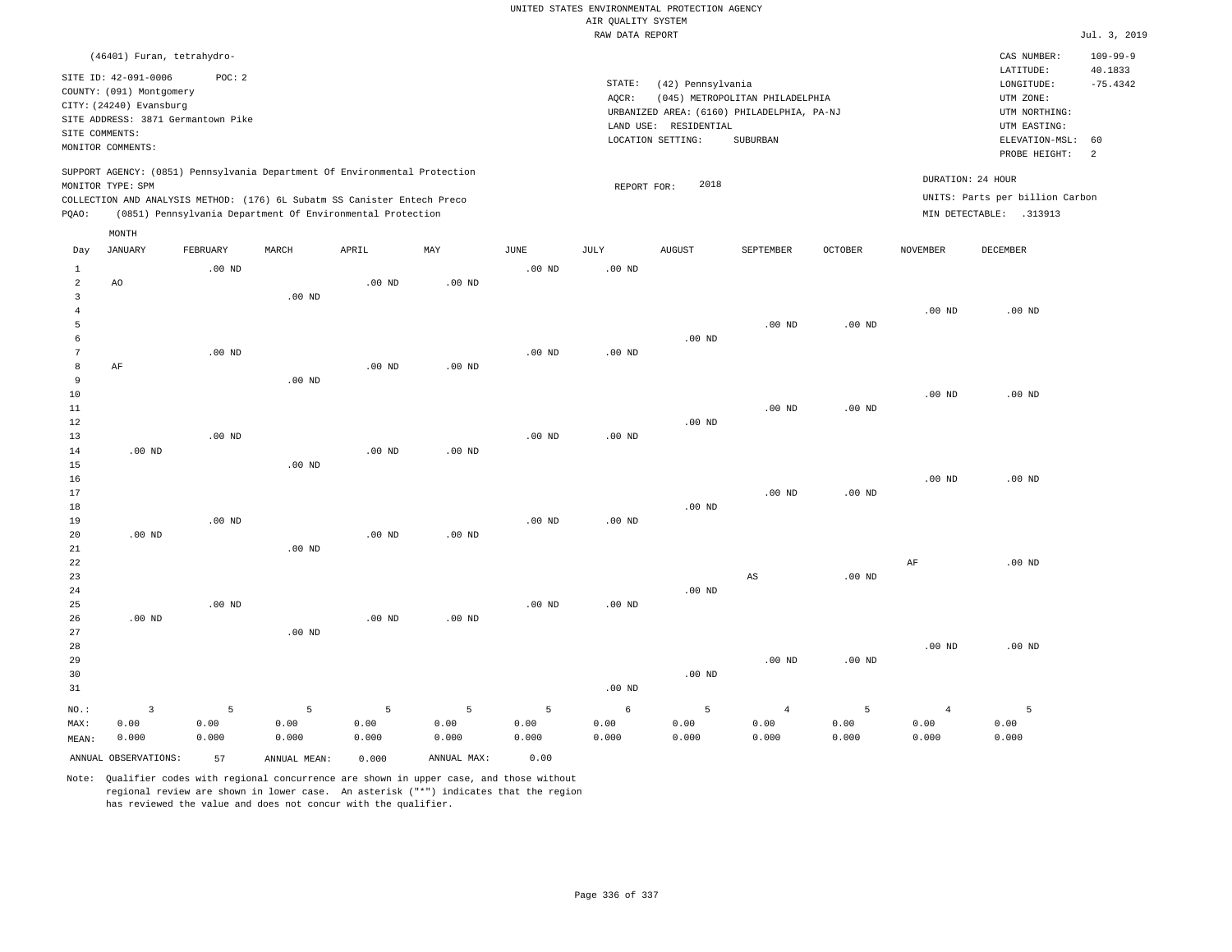UNITED STATES ENVIRONMENTAL PROTECTION AGENCY
AIR QUALITY SYSTEM
RAW DATA REPORT

Jul. 3, 2019

(46401) Furan, tetrahydro-

SITE ID: 42-091-0006 POC: 2
COUNTY: (091) Montgomery
CITY: (24240) Evansburg
SITE ADDRESS: 3871 Germantown Pike
SITE COMMENTS:
MONITOR COMMENTS:

STATE: (42) Pennsylvania
AQCR: (045) METROPOLITAN PHILADELPHIA
URBANIZED AREA: (6160) PHILADELPHIA, PA-NJ
LAND USE: RESIDENTIAL
LOCATION SETTING: SUBURBAN

CAS NUMBER: 109-99-9
LATITUDE: 40.1833
LONGITUDE: -75.4342
UTM ZONE:
UTM NORTHING:
UTM EASTING:
ELEVATION-MSL: 60
PROBE HEIGHT: 2

SUPPORT AGENCY: (0851) Pennsylvania Department Of Environmental Protection
MONITOR TYPE: SPM
COLLECTION AND ANALYSIS METHOD: (176) 6L Subatm SS Canister Entech Preco
PQAO: (0851) Pennsylvania Department Of Environmental Protection

REPORT FOR: 2018

DURATION: 24 HOUR
UNITS: Parts per billion Carbon
MIN DETECTABLE: .313913

| Day | JANUARY | FEBRUARY | MARCH | APRIL | MAY | JUNE | JULY | AUGUST | SEPTEMBER | OCTOBER | NOVEMBER | DECEMBER |
|---|---|---|---|---|---|---|---|---|---|---|---|---|
| 1 | | .00 ND | | | | .00 ND | .00 ND | | | | | |
| 2 | AO | | | .00 ND | .00 ND | | | | | | | |
| 3 | | | .00 ND | | | | | | | | | |
| 4 | | | | | | | | | | | .00 ND | .00 ND |
| 5 | | | | | | | | | .00 ND | .00 ND | | |
| 6 | | | | | | | | .00 ND | | | | |
| 7 | | .00 ND | | | | .00 ND | .00 ND | | | | | |
| 8 | AF | | | .00 ND | .00 ND | | | | | | | |
| 9 | | | .00 ND | | | | | | | | | |
| 10 | | | | | | | | | | | .00 ND | .00 ND |
| 11 | | | | | | | | | .00 ND | .00 ND | | |
| 12 | | | | | | | | .00 ND | | | | |
| 13 | | .00 ND | | | | .00 ND | .00 ND | | | | | |
| 14 | .00 ND | | | .00 ND | .00 ND | | | | | | | |
| 15 | | | .00 ND | | | | | | | | | |
| 16 | | | | | | | | | | | .00 ND | .00 ND |
| 17 | | | | | | | | | .00 ND | .00 ND | | |
| 18 | | | | | | | | .00 ND | | | | |
| 19 | | .00 ND | | | | .00 ND | .00 ND | | | | | |
| 20 | .00 ND | | | .00 ND | .00 ND | | | | | | | |
| 21 | | | .00 ND | | | | | | | | | |
| 22 | | | | | | | | | | | AF | .00 ND |
| 23 | | | | | | | | | AS | .00 ND | | |
| 24 | | | | | | | | .00 ND | | | | |
| 25 | | .00 ND | | | | .00 ND | .00 ND | | | | | |
| 26 | .00 ND | | | .00 ND | .00 ND | | | | | | | |
| 27 | | | .00 ND | | | | | | | | | |
| 28 | | | | | | | | | | | .00 ND | .00 ND |
| 29 | | | | | | | | | .00 ND | .00 ND | | |
| 30 | | | | | | | | .00 ND | | | | |
| 31 | | | | | | | .00 ND | | | | | |
| NO.: | 3 | 5 | 5 | 5 | 5 | 5 | 6 | 5 | 4 | 5 | 4 | 5 |
| MAX: | 0.00 | 0.00 | 0.00 | 0.00 | 0.00 | 0.00 | 0.00 | 0.00 | 0.00 | 0.00 | 0.00 | 0.00 |
| MEAN: | 0.000 | 0.000 | 0.000 | 0.000 | 0.000 | 0.000 | 0.000 | 0.000 | 0.000 | 0.000 | 0.000 | 0.000 |

ANNUAL OBSERVATIONS: 57  ANNUAL MEAN: 0.000  ANNUAL MAX: 0.00

Note: Qualifier codes with regional concurrence are shown in upper case, and those without regional review are shown in lower case. An asterisk ("*") indicates that the region has reviewed the value and does not concur with the qualifier.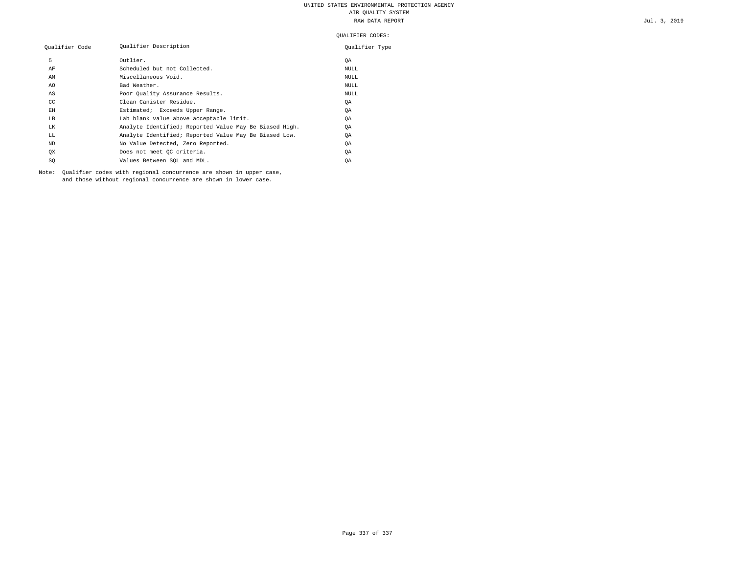QUALIFIER CODES:

| Qualifier Code | Qualifier Description | Qualifier Type |
|---|---|---|
| 5 | Outlier. | QA |
| AF | Scheduled but not Collected. | NULL |
| AM | Miscellaneous Void. | NULL |
| AO | Bad Weather. | NULL |
| AS | Poor Quality Assurance Results. | NULL |
| CC | Clean Canister Residue. | QA |
| EH | Estimated; Exceeds Upper Range. | QA |
| LB | Lab blank value above acceptable limit. | QA |
| LK | Analyte Identified; Reported Value May Be Biased High. | QA |
| LL | Analyte Identified; Reported Value May Be Biased Low. | QA |
| ND | No Value Detected, Zero Reported. | QA |
| QX | Does not meet QC criteria. | QA |
| SQ | Values Between SQL and MDL. | QA |

Note: Qualifier codes with regional concurrence are shown in upper case, and those without regional concurrence are shown in lower case.